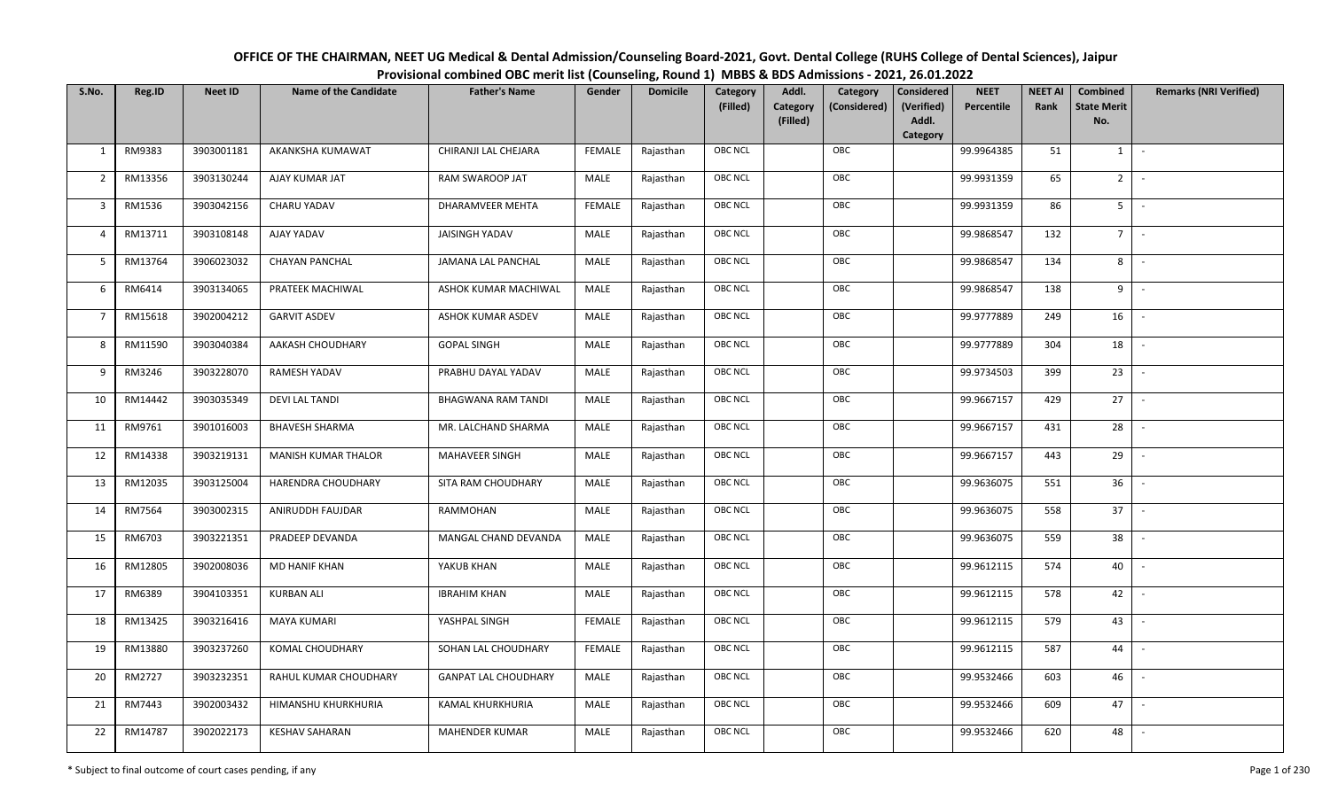# OFFICE OF THE CHAIRMAN, NEET UG Medical & Dental Admission/Counseling Board-2021, Govt. Dental College (RUHS College of Dental Sciences), Jaipur

## Provisional combined OBC merit list (Counseling, Round 1) MBBS & BDS Admissions - 2021, 26.01.2022

| S.No. | Reg.ID | Neet ID | Name of the Candidate | Father's Name | Gender | Domicile | Category (Filled) | Addl. Category (Filled) | Category (Considered) | Considered (Verified) Addl. Category | NEET Percentile | NEET AI Rank | Combined State Merit No. | Remarks (NRI Verified) |
|---|---|---|---|---|---|---|---|---|---|---|---|---|---|---|
| 1 | RM9383 | 3903001181 | AKANKSHA KUMAWAT | CHIRANJI LAL CHEJARA | FEMALE | Rajasthan | OBC NCL | | OBC | | 99.9964385 | 51 | 1 | - |
| 2 | RM13356 | 3903130244 | AJAY KUMAR JAT | RAM SWAROOP JAT | MALE | Rajasthan | OBC NCL | | OBC | | 99.9931359 | 65 | 2 | - |
| 3 | RM1536 | 3903042156 | CHARU YADAV | DHARAMVEER MEHTA | FEMALE | Rajasthan | OBC NCL | | OBC | | 99.9931359 | 86 | 5 | - |
| 4 | RM13711 | 3903108148 | AJAY YADAV | JAISINGH YADAV | MALE | Rajasthan | OBC NCL | | OBC | | 99.9868547 | 132 | 7 | - |
| 5 | RM13764 | 3906023032 | CHAYAN PANCHAL | JAMANA LAL PANCHAL | MALE | Rajasthan | OBC NCL | | OBC | | 99.9868547 | 134 | 8 | - |
| 6 | RM6414 | 3903134065 | PRATEEK MACHIWAL | ASHOK KUMAR MACHIWAL | MALE | Rajasthan | OBC NCL | | OBC | | 99.9868547 | 138 | 9 | - |
| 7 | RM15618 | 3902004212 | GARVIT ASDEV | ASHOK KUMAR ASDEV | MALE | Rajasthan | OBC NCL | | OBC | | 99.9777889 | 249 | 16 | - |
| 8 | RM11590 | 3903040384 | AAKASH CHOUDHARY | GOPAL SINGH | MALE | Rajasthan | OBC NCL | | OBC | | 99.9777889 | 304 | 18 | - |
| 9 | RM3246 | 3903228070 | RAMESH YADAV | PRABHU DAYAL YADAV | MALE | Rajasthan | OBC NCL | | OBC | | 99.9734503 | 399 | 23 | - |
| 10 | RM14442 | 3903035349 | DEVI LAL TANDI | BHAGWANA RAM TANDI | MALE | Rajasthan | OBC NCL | | OBC | | 99.9667157 | 429 | 27 | - |
| 11 | RM9761 | 3901016003 | BHAVESH SHARMA | MR. LALCHAND SHARMA | MALE | Rajasthan | OBC NCL | | OBC | | 99.9667157 | 431 | 28 | - |
| 12 | RM14338 | 3903219131 | MANISH KUMAR THALOR | MAHAVEER SINGH | MALE | Rajasthan | OBC NCL | | OBC | | 99.9667157 | 443 | 29 | - |
| 13 | RM12035 | 3903125004 | HARENDRA CHOUDHARY | SITA RAM CHOUDHARY | MALE | Rajasthan | OBC NCL | | OBC | | 99.9636075 | 551 | 36 | - |
| 14 | RM7564 | 3903002315 | ANIRUDDH FAUJDAR | RAMMOHAN | MALE | Rajasthan | OBC NCL | | OBC | | 99.9636075 | 558 | 37 | - |
| 15 | RM6703 | 3903221351 | PRADEEP DEVANDA | MANGAL CHAND DEVANDA | MALE | Rajasthan | OBC NCL | | OBC | | 99.9636075 | 559 | 38 | - |
| 16 | RM12805 | 3902008036 | MD HANIF KHAN | YAKUB KHAN | MALE | Rajasthan | OBC NCL | | OBC | | 99.9612115 | 574 | 40 | - |
| 17 | RM6389 | 3904103351 | KURBAN ALI | IBRAHIM KHAN | MALE | Rajasthan | OBC NCL | | OBC | | 99.9612115 | 578 | 42 | - |
| 18 | RM13425 | 3903216416 | MAYA KUMARI | YASHPAL SINGH | FEMALE | Rajasthan | OBC NCL | | OBC | | 99.9612115 | 579 | 43 | - |
| 19 | RM13880 | 3903237260 | KOMAL CHOUDHARY | SOHAN LAL CHOUDHARY | FEMALE | Rajasthan | OBC NCL | | OBC | | 99.9612115 | 587 | 44 | - |
| 20 | RM2727 | 3903232351 | RAHUL KUMAR CHOUDHARY | GANPAT LAL CHOUDHARY | MALE | Rajasthan | OBC NCL | | OBC | | 99.9532466 | 603 | 46 | - |
| 21 | RM7443 | 3902003432 | HIMANSHU KHURKHURIA | KAMAL KHURKHURIA | MALE | Rajasthan | OBC NCL | | OBC | | 99.9532466 | 609 | 47 | - |
| 22 | RM14787 | 3902022173 | KESHAV SAHARAN | MAHENDER KUMAR | MALE | Rajasthan | OBC NCL | | OBC | | 99.9532466 | 620 | 48 | - |

\* Subject to final outcome of court cases pending, if any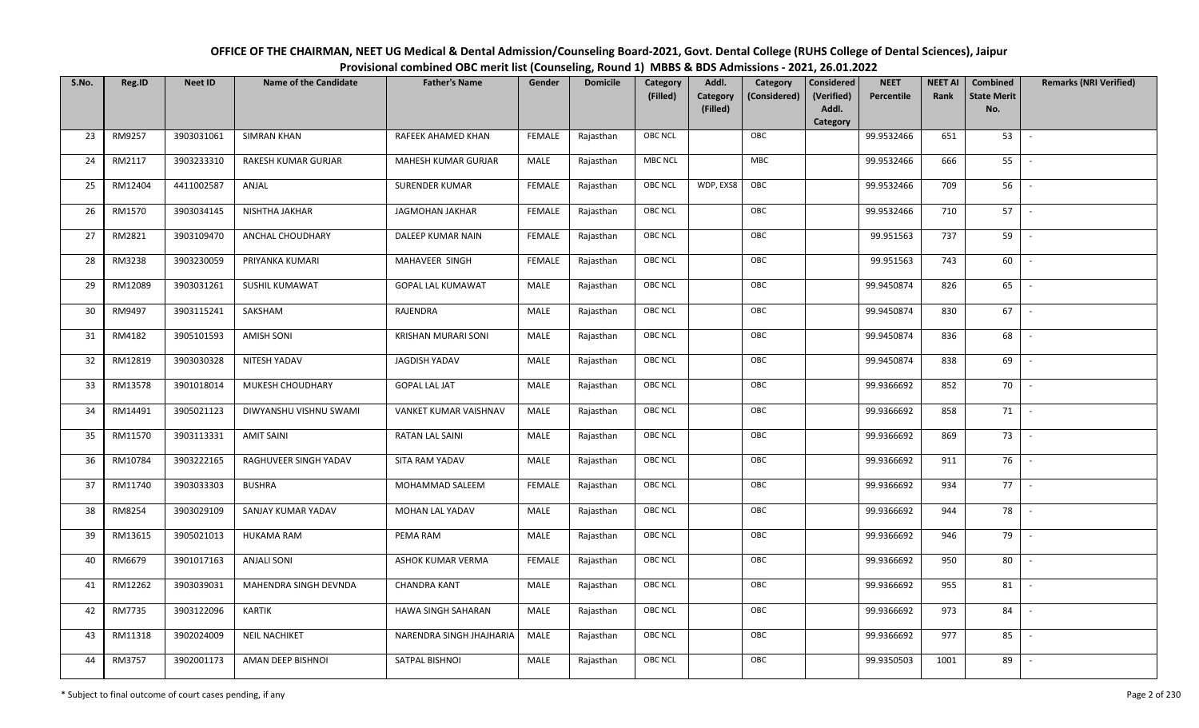**OFFICE OF THE CHAIRMAN, NEET UG Medical & Dental Admission/Counseling Board-2021, Govt. Dental College (RUHS College of Dental Sciences), Jaipur**

**Provisional combined OBC merit list (Counseling, Round 1) MBBS & BDS Admissions - 2021, 26.01.2022**

| S.No. | Reg.ID | Neet ID | Name of the Candidate | Father's Name | Gender | Domicile | Category (Filled) | Addl. Category (Filled) | Category (Considered) | Considered (Verified) Addl. Category | NEET Percentile | NEET AI Rank | Combined State Merit No. | Remarks (NRI Verified) |
|---|---|---|---|---|---|---|---|---|---|---|---|---|---|---|
| 23 | RM9257 | 3903031061 | SIMRAN KHAN | RAFEEK AHAMED KHAN | FEMALE | Rajasthan | OBC NCL | | OBC | | 99.9532466 | 651 | 53 | - |
| 24 | RM2117 | 3903233310 | RAKESH KUMAR GURJAR | MAHESH KUMAR GURJAR | MALE | Rajasthan | MBC NCL | | MBC | | 99.9532466 | 666 | 55 | - |
| 25 | RM12404 | 4411002587 | ANJAL | SURENDER KUMAR | FEMALE | Rajasthan | OBC NCL | WDP, EXS8 | OBC | | 99.9532466 | 709 | 56 | - |
| 26 | RM1570 | 3903034145 | NISHTHA JAKHAR | JAGMOHAN JAKHAR | FEMALE | Rajasthan | OBC NCL | | OBC | | 99.9532466 | 710 | 57 | - |
| 27 | RM2821 | 3903109470 | ANCHAL CHOUDHARY | DALEEP KUMAR NAIN | FEMALE | Rajasthan | OBC NCL | | OBC | | 99.951563 | 737 | 59 | - |
| 28 | RM3238 | 3903230059 | PRIYANKA KUMARI | MAHAVEER SINGH | FEMALE | Rajasthan | OBC NCL | | OBC | | 99.951563 | 743 | 60 | - |
| 29 | RM12089 | 3903031261 | SUSHIL KUMAWAT | GOPAL LAL KUMAWAT | MALE | Rajasthan | OBC NCL | | OBC | | 99.9450874 | 826 | 65 | - |
| 30 | RM9497 | 3903115241 | SAKSHAM | RAJENDRA | MALE | Rajasthan | OBC NCL | | OBC | | 99.9450874 | 830 | 67 | - |
| 31 | RM4182 | 3905101593 | AMISH SONI | KRISHAN MURARI SONI | MALE | Rajasthan | OBC NCL | | OBC | | 99.9450874 | 836 | 68 | - |
| 32 | RM12819 | 3903030328 | NITESH YADAV | JAGDISH YADAV | MALE | Rajasthan | OBC NCL | | OBC | | 99.9450874 | 838 | 69 | - |
| 33 | RM13578 | 3901018014 | MUKESH CHOUDHARY | GOPAL LAL JAT | MALE | Rajasthan | OBC NCL | | OBC | | 99.9366692 | 852 | 70 | - |
| 34 | RM14491 | 3905021123 | DIWYANSHU VISHNU SWAMI | VANKET KUMAR VAISHNAV | MALE | Rajasthan | OBC NCL | | OBC | | 99.9366692 | 858 | 71 | - |
| 35 | RM11570 | 3903113331 | AMIT SAINI | RATAN LAL SAINI | MALE | Rajasthan | OBC NCL | | OBC | | 99.9366692 | 869 | 73 | - |
| 36 | RM10784 | 3903222165 | RAGHUVEER SINGH YADAV | SITA RAM YADAV | MALE | Rajasthan | OBC NCL | | OBC | | 99.9366692 | 911 | 76 | - |
| 37 | RM11740 | 3903033303 | BUSHRA | MOHAMMAD SALEEM | FEMALE | Rajasthan | OBC NCL | | OBC | | 99.9366692 | 934 | 77 | - |
| 38 | RM8254 | 3903029109 | SANJAY KUMAR YADAV | MOHAN LAL YADAV | MALE | Rajasthan | OBC NCL | | OBC | | 99.9366692 | 944 | 78 | - |
| 39 | RM13615 | 3905021013 | HUKAMA RAM | PEMA RAM | MALE | Rajasthan | OBC NCL | | OBC | | 99.9366692 | 946 | 79 | - |
| 40 | RM6679 | 3901017163 | ANJALI SONI | ASHOK KUMAR VERMA | FEMALE | Rajasthan | OBC NCL | | OBC | | 99.9366692 | 950 | 80 | - |
| 41 | RM12262 | 3903039031 | MAHENDRA SINGH DEVNDA | CHANDRA KANT | MALE | Rajasthan | OBC NCL | | OBC | | 99.9366692 | 955 | 81 | - |
| 42 | RM7735 | 3903122096 | KARTIK | HAWA SINGH SAHARAN | MALE | Rajasthan | OBC NCL | | OBC | | 99.9366692 | 973 | 84 | - |
| 43 | RM11318 | 3902024009 | NEIL NACHIKET | NARENDRA SINGH JHAJHARIA | MALE | Rajasthan | OBC NCL | | OBC | | 99.9366692 | 977 | 85 | - |
| 44 | RM3757 | 3902001173 | AMAN DEEP BISHNOI | SATPAL BISHNOI | MALE | Rajasthan | OBC NCL | | OBC | | 99.9350503 | 1001 | 89 | - |

\* Subject to final outcome of court cases pending, if any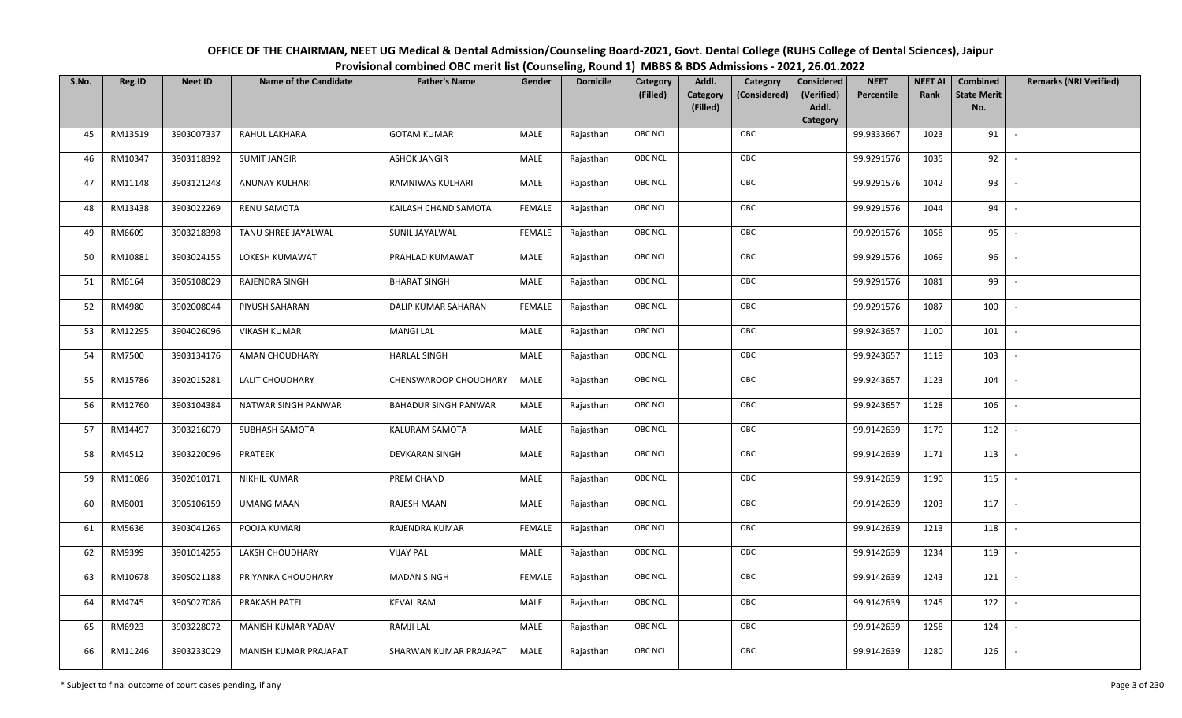# OFFICE OF THE CHAIRMAN, NEET UG Medical & Dental Admission/Counseling Board-2021, Govt. Dental College (RUHS College of Dental Sciences), Jaipur

## Provisional combined OBC merit list (Counseling, Round 1) MBBS & BDS Admissions - 2021, 26.01.2022

| S.No. | Reg.ID | Neet ID | Name of the Candidate | Father's Name | Gender | Domicile | Category (Filled) | Addl. Category (Filled) | Category (Considered) | Considered (Verified) Addl. Category | NEET Percentile | NEET AI Rank | Combined State Merit No. | Remarks (NRI Verified) |
|---|---|---|---|---|---|---|---|---|---|---|---|---|---|---|
| 45 | RM13519 | 3903007337 | RAHUL LAKHARA | GOTAM KUMAR | MALE | Rajasthan | OBC NCL | | OBC | | 99.9333667 | 1023 | 91 | - |
| 46 | RM10347 | 3903118392 | SUMIT JANGIR | ASHOK JANGIR | MALE | Rajasthan | OBC NCL | | OBC | | 99.9291576 | 1035 | 92 | - |
| 47 | RM11148 | 3903121248 | ANUNAY KULHARI | RAMNIWAS KULHARI | MALE | Rajasthan | OBC NCL | | OBC | | 99.9291576 | 1042 | 93 | - |
| 48 | RM13438 | 3903022269 | RENU SAMOTA | KAILASH CHAND SAMOTA | FEMALE | Rajasthan | OBC NCL | | OBC | | 99.9291576 | 1044 | 94 | - |
| 49 | RM6609 | 3903218398 | TANU SHREE JAYALWAL | SUNIL JAYALWAL | FEMALE | Rajasthan | OBC NCL | | OBC | | 99.9291576 | 1058 | 95 | - |
| 50 | RM10881 | 3903024155 | LOKESH KUMAWAT | PRAHLAD KUMAWAT | MALE | Rajasthan | OBC NCL | | OBC | | 99.9291576 | 1069 | 96 | - |
| 51 | RM6164 | 3905108029 | RAJENDRA SINGH | BHARAT SINGH | MALE | Rajasthan | OBC NCL | | OBC | | 99.9291576 | 1081 | 99 | - |
| 52 | RM4980 | 3902008044 | PIYUSH SAHARAN | DALIP KUMAR SAHARAN | FEMALE | Rajasthan | OBC NCL | | OBC | | 99.9291576 | 1087 | 100 | - |
| 53 | RM12295 | 3904026096 | VIKASH KUMAR | MANGI LAL | MALE | Rajasthan | OBC NCL | | OBC | | 99.9243657 | 1100 | 101 | - |
| 54 | RM7500 | 3903134176 | AMAN CHOUDHARY | HARLAL SINGH | MALE | Rajasthan | OBC NCL | | OBC | | 99.9243657 | 1119 | 103 | - |
| 55 | RM15786 | 3902015281 | LALIT CHOUDHARY | CHENSWAROOP CHOUDHARY | MALE | Rajasthan | OBC NCL | | OBC | | 99.9243657 | 1123 | 104 | - |
| 56 | RM12760 | 3903104384 | NATWAR SINGH PANWAR | BAHADUR SINGH PANWAR | MALE | Rajasthan | OBC NCL | | OBC | | 99.9243657 | 1128 | 106 | - |
| 57 | RM14497 | 3903216079 | SUBHASH SAMOTA | KALURAM SAMOTA | MALE | Rajasthan | OBC NCL | | OBC | | 99.9142639 | 1170 | 112 | - |
| 58 | RM4512 | 3903220096 | PRATEEK | DEVKARAN SINGH | MALE | Rajasthan | OBC NCL | | OBC | | 99.9142639 | 1171 | 113 | - |
| 59 | RM11086 | 3902010171 | NIKHIL KUMAR | PREM CHAND | MALE | Rajasthan | OBC NCL | | OBC | | 99.9142639 | 1190 | 115 | - |
| 60 | RM8001 | 3905106159 | UMANG MAAN | RAJESH MAAN | MALE | Rajasthan | OBC NCL | | OBC | | 99.9142639 | 1203 | 117 | - |
| 61 | RM5636 | 3903041265 | POOJA KUMARI | RAJENDRA KUMAR | FEMALE | Rajasthan | OBC NCL | | OBC | | 99.9142639 | 1213 | 118 | - |
| 62 | RM9399 | 3901014255 | LAKSH CHOUDHARY | VIJAY PAL | MALE | Rajasthan | OBC NCL | | OBC | | 99.9142639 | 1234 | 119 | - |
| 63 | RM10678 | 3905021188 | PRIYANKA CHOUDHARY | MADAN SINGH | FEMALE | Rajasthan | OBC NCL | | OBC | | 99.9142639 | 1243 | 121 | - |
| 64 | RM4745 | 3905027086 | PRAKASH PATEL | KEVAL RAM | MALE | Rajasthan | OBC NCL | | OBC | | 99.9142639 | 1245 | 122 | - |
| 65 | RM6923 | 3903228072 | MANISH KUMAR YADAV | RAMJI LAL | MALE | Rajasthan | OBC NCL | | OBC | | 99.9142639 | 1258 | 124 | - |
| 66 | RM11246 | 3903233029 | MANISH KUMAR PRAJAPAT | SHARWAN KUMAR PRAJAPAT | MALE | Rajasthan | OBC NCL | | OBC | | 99.9142639 | 1280 | 126 | - |

\* Subject to final outcome of court cases pending, if any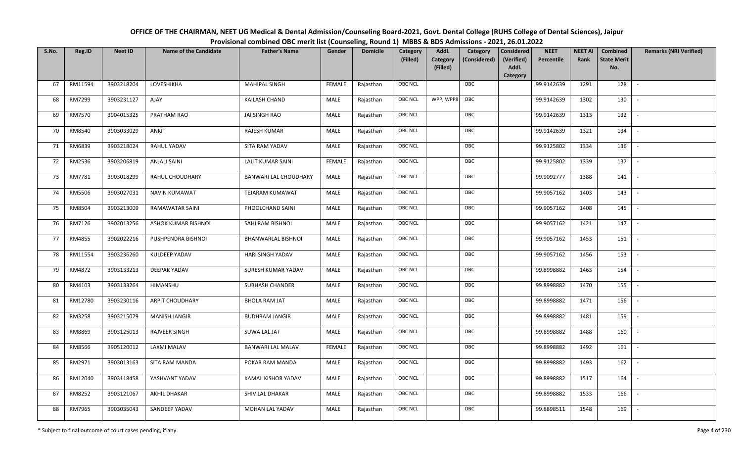# OFFICE OF THE CHAIRMAN, NEET UG Medical & Dental Admission/Counseling Board-2021, Govt. Dental College (RUHS College of Dental Sciences), Jaipur

## Provisional combined OBC merit list (Counseling, Round 1) MBBS & BDS Admissions - 2021, 26.01.2022

| S.No. | Reg.ID | Neet ID | Name of the Candidate | Father's Name | Gender | Domicile | Category (Filled) | Addl. Category (Filled) | Category (Considered) | Considered (Verified) Addl. Category | NEET Percentile | NEET AI Rank | Combined State Merit No. | Remarks (NRI Verified) |
|---|---|---|---|---|---|---|---|---|---|---|---|---|---|---|
| 67 | RM11594 | 3903218204 | LOVESHIKHA | MAHIPAL SINGH | FEMALE | Rajasthan | OBC NCL | | OBC | | 99.9142639 | 1291 | 128 | - |
| 68 | RM7299 | 3903231127 | AJAY | KAILASH CHAND | MALE | Rajasthan | OBC NCL | WPP, WPP8 | OBC | | 99.9142639 | 1302 | 130 | - |
| 69 | RM7570 | 3904015325 | PRATHAM RAO | JAI SINGH RAO | MALE | Rajasthan | OBC NCL | | OBC | | 99.9142639 | 1313 | 132 | - |
| 70 | RM8540 | 3903033029 | ANKIT | RAJESH KUMAR | MALE | Rajasthan | OBC NCL | | OBC | | 99.9142639 | 1321 | 134 | - |
| 71 | RM6839 | 3903218024 | RAHUL YADAV | SITA RAM YADAV | MALE | Rajasthan | OBC NCL | | OBC | | 99.9125802 | 1334 | 136 | - |
| 72 | RM2536 | 3903206819 | ANJALI SAINI | LALIT KUMAR SAINI | FEMALE | Rajasthan | OBC NCL | | OBC | | 99.9125802 | 1339 | 137 | - |
| 73 | RM7781 | 3903018299 | RAHUL CHOUDHARY | BANWARI LAL CHOUDHARY | MALE | Rajasthan | OBC NCL | | OBC | | 99.9092777 | 1388 | 141 | - |
| 74 | RM5506 | 3903027031 | NAVIN KUMAWAT | TEJARAM KUMAWAT | MALE | Rajasthan | OBC NCL | | OBC | | 99.9057162 | 1403 | 143 | - |
| 75 | RM8504 | 3903213009 | RAMAWATAR SAINI | PHOOLCHAND SAINI | MALE | Rajasthan | OBC NCL | | OBC | | 99.9057162 | 1408 | 145 | - |
| 76 | RM7126 | 3902013256 | ASHOK KUMAR BISHNOI | SAHI RAM BISHNOI | MALE | Rajasthan | OBC NCL | | OBC | | 99.9057162 | 1421 | 147 | - |
| 77 | RM4855 | 3902022216 | PUSHPENDRA BISHNOI | BHANWARLAL BISHNOI | MALE | Rajasthan | OBC NCL | | OBC | | 99.9057162 | 1453 | 151 | - |
| 78 | RM11554 | 3903236260 | KULDEEP YADAV | HARI SINGH YADAV | MALE | Rajasthan | OBC NCL | | OBC | | 99.9057162 | 1456 | 153 | - |
| 79 | RM4872 | 3903133213 | DEEPAK YADAV | SURESH KUMAR YADAV | MALE | Rajasthan | OBC NCL | | OBC | | 99.8998882 | 1463 | 154 | - |
| 80 | RM4103 | 3903133264 | HIMANSHU | SUBHASH CHANDER | MALE | Rajasthan | OBC NCL | | OBC | | 99.8998882 | 1470 | 155 | - |
| 81 | RM12780 | 3903230116 | ARPIT CHOUDHARY | BHOLA RAM JAT | MALE | Rajasthan | OBC NCL | | OBC | | 99.8998882 | 1471 | 156 | - |
| 82 | RM3258 | 3903215079 | MANISH JANGIR | BUDHRAM JANGIR | MALE | Rajasthan | OBC NCL | | OBC | | 99.8998882 | 1481 | 159 | - |
| 83 | RM8869 | 3903125013 | RAJVEER SINGH | SUWA LAL JAT | MALE | Rajasthan | OBC NCL | | OBC | | 99.8998882 | 1488 | 160 | - |
| 84 | RM8566 | 3905120012 | LAXMI MALAV | BANWARI LAL MALAV | FEMALE | Rajasthan | OBC NCL | | OBC | | 99.8998882 | 1492 | 161 | - |
| 85 | RM2971 | 3903013163 | SITA RAM MANDA | POKAR RAM MANDA | MALE | Rajasthan | OBC NCL | | OBC | | 99.8998882 | 1493 | 162 | - |
| 86 | RM12040 | 3903118458 | YASHVANT YADAV | KAMAL KISHOR YADAV | MALE | Rajasthan | OBC NCL | | OBC | | 99.8998882 | 1517 | 164 | - |
| 87 | RM8252 | 3903121067 | AKHIL DHAKAR | SHIV LAL DHAKAR | MALE | Rajasthan | OBC NCL | | OBC | | 99.8998882 | 1533 | 166 | - |
| 88 | RM7965 | 3903035043 | SANDEEP YADAV | MOHAN LAL YADAV | MALE | Rajasthan | OBC NCL | | OBC | | 99.8898511 | 1548 | 169 | - |

\* Subject to final outcome of court cases pending, if any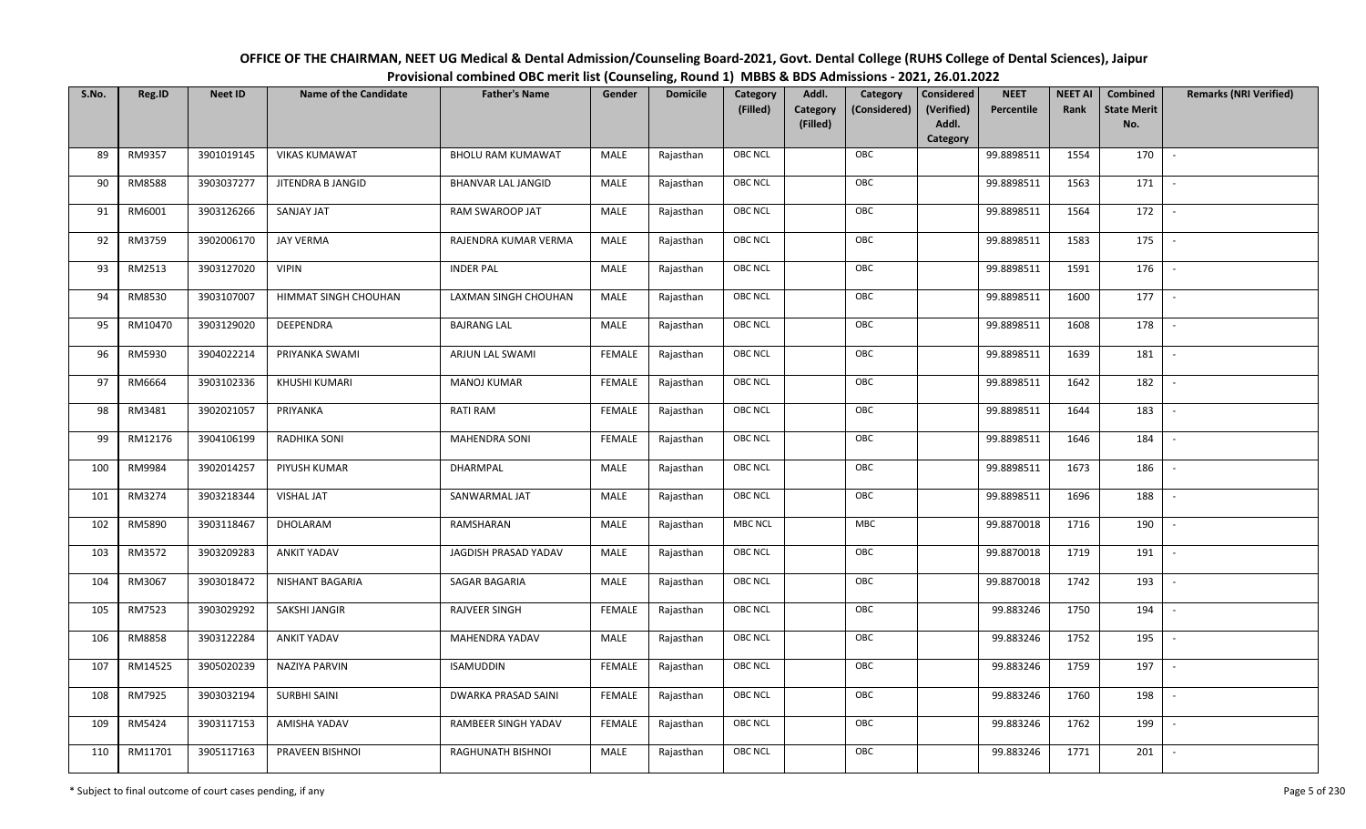# OFFICE OF THE CHAIRMAN, NEET UG Medical & Dental Admission/Counseling Board-2021, Govt. Dental College (RUHS College of Dental Sciences), Jaipur

## Provisional combined OBC merit list (Counseling, Round 1) MBBS & BDS Admissions - 2021, 26.01.2022

| S.No. | Reg.ID | Neet ID | Name of the Candidate | Father's Name | Gender | Domicile | Category (Filled) | Addl. Category (Filled) | Category (Considered) | Considered (Verified) Addl. Category | NEET Percentile | NEET AI Rank | Combined State Merit No. | Remarks (NRI Verified) |
|---|---|---|---|---|---|---|---|---|---|---|---|---|---|---|
| 89 | RM9357 | 3901019145 | VIKAS KUMAWAT | BHOLU RAM KUMAWAT | MALE | Rajasthan | OBC NCL | | OBC | | 99.8898511 | 1554 | 170 | - |
| 90 | RM8588 | 3903037277 | JITENDRA B JANGID | BHANVAR LAL JANGID | MALE | Rajasthan | OBC NCL | | OBC | | 99.8898511 | 1563 | 171 | - |
| 91 | RM6001 | 3903126266 | SANJAY JAT | RAM SWAROOP JAT | MALE | Rajasthan | OBC NCL | | OBC | | 99.8898511 | 1564 | 172 | - |
| 92 | RM3759 | 3902006170 | JAY VERMA | RAJENDRA KUMAR VERMA | MALE | Rajasthan | OBC NCL | | OBC | | 99.8898511 | 1583 | 175 | - |
| 93 | RM2513 | 3903127020 | VIPIN | INDER PAL | MALE | Rajasthan | OBC NCL | | OBC | | 99.8898511 | 1591 | 176 | - |
| 94 | RM8530 | 3903107007 | HIMMAT SINGH CHOUHAN | LAXMAN SINGH CHOUHAN | MALE | Rajasthan | OBC NCL | | OBC | | 99.8898511 | 1600 | 177 | - |
| 95 | RM10470 | 3903129020 | DEEPENDRA | BAJRANG LAL | MALE | Rajasthan | OBC NCL | | OBC | | 99.8898511 | 1608 | 178 | - |
| 96 | RM5930 | 3904022214 | PRIYANKA SWAMI | ARJUN LAL SWAMI | FEMALE | Rajasthan | OBC NCL | | OBC | | 99.8898511 | 1639 | 181 | - |
| 97 | RM6664 | 3903102336 | KHUSHI KUMARI | MANOJ KUMAR | FEMALE | Rajasthan | OBC NCL | | OBC | | 99.8898511 | 1642 | 182 | - |
| 98 | RM3481 | 3902021057 | PRIYANKA | RATI RAM | FEMALE | Rajasthan | OBC NCL | | OBC | | 99.8898511 | 1644 | 183 | - |
| 99 | RM12176 | 3904106199 | RADHIKA SONI | MAHENDRA SONI | FEMALE | Rajasthan | OBC NCL | | OBC | | 99.8898511 | 1646 | 184 | - |
| 100 | RM9984 | 3902014257 | PIYUSH KUMAR | DHARMPAL | MALE | Rajasthan | OBC NCL | | OBC | | 99.8898511 | 1673 | 186 | - |
| 101 | RM3274 | 3903218344 | VISHAL JAT | SANWARMAL JAT | MALE | Rajasthan | OBC NCL | | OBC | | 99.8898511 | 1696 | 188 | - |
| 102 | RM5890 | 3903118467 | DHOLARAM | RAMSHARAN | MALE | Rajasthan | MBC NCL | | MBC | | 99.8870018 | 1716 | 190 | - |
| 103 | RM3572 | 3903209283 | ANKIT YADAV | JAGDISH PRASAD YADAV | MALE | Rajasthan | OBC NCL | | OBC | | 99.8870018 | 1719 | 191 | - |
| 104 | RM3067 | 3903018472 | NISHANT BAGARIA | SAGAR BAGARIA | MALE | Rajasthan | OBC NCL | | OBC | | 99.8870018 | 1742 | 193 | - |
| 105 | RM7523 | 3903029292 | SAKSHI JANGIR | RAJVEER SINGH | FEMALE | Rajasthan | OBC NCL | | OBC | | 99.883246 | 1750 | 194 | - |
| 106 | RM8858 | 3903122284 | ANKIT YADAV | MAHENDRA YADAV | MALE | Rajasthan | OBC NCL | | OBC | | 99.883246 | 1752 | 195 | - |
| 107 | RM14525 | 3905020239 | NAZIYA PARVIN | ISAMUDDIN | FEMALE | Rajasthan | OBC NCL | | OBC | | 99.883246 | 1759 | 197 | - |
| 108 | RM7925 | 3903032194 | SURBHI SAINI | DWARKA PRASAD SAINI | FEMALE | Rajasthan | OBC NCL | | OBC | | 99.883246 | 1760 | 198 | - |
| 109 | RM5424 | 3903117153 | AMISHA YADAV | RAMBEER SINGH YADAV | FEMALE | Rajasthan | OBC NCL | | OBC | | 99.883246 | 1762 | 199 | - |
| 110 | RM11701 | 3905117163 | PRAVEEN BISHNOI | RAGHUNATH BISHNOI | MALE | Rajasthan | OBC NCL | | OBC | | 99.883246 | 1771 | 201 | - |

\* Subject to final outcome of court cases pending, if any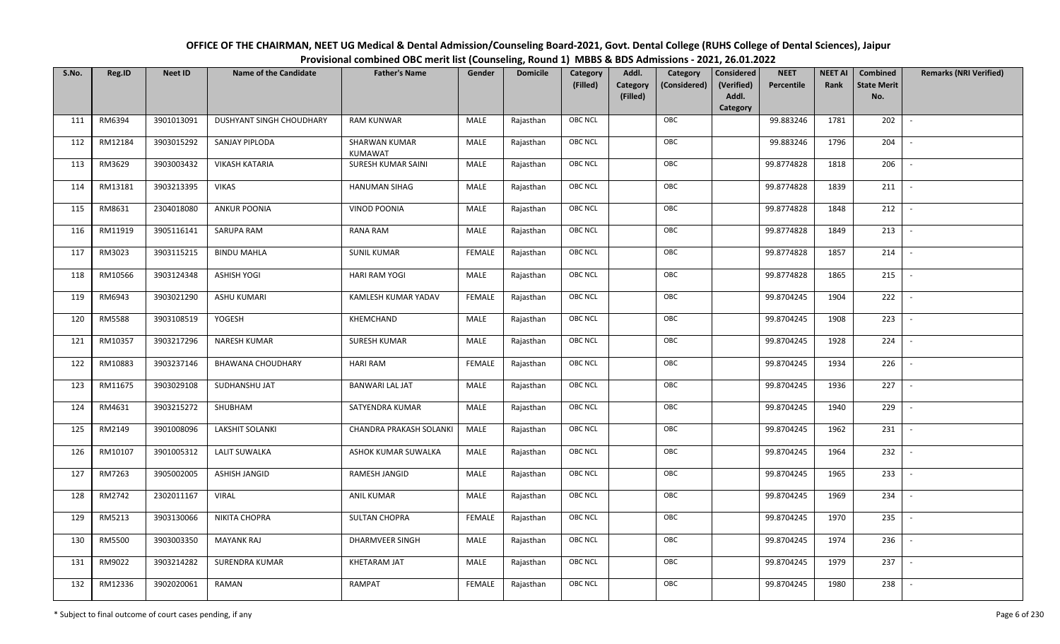# OFFICE OF THE CHAIRMAN, NEET UG Medical & Dental Admission/Counseling Board-2021, Govt. Dental College (RUHS College of Dental Sciences), Jaipur

## Provisional combined OBC merit list (Counseling, Round 1) MBBS & BDS Admissions - 2021, 26.01.2022

| S.No. | Reg.ID | Neet ID | Name of the Candidate | Father's Name | Gender | Domicile | Category (Filled) | Addl. Category (Filled) | Category (Considered) | Considered (Verified) Addl. Category | NEET Percentile | NEET AI Rank | Combined State Merit No. | Remarks (NRI Verified) |
|---|---|---|---|---|---|---|---|---|---|---|---|---|---|---|
| 111 | RM6394 | 3901013091 | DUSHYANT SINGH CHOUDHARY | RAM KUNWAR | MALE | Rajasthan | OBC NCL | | OBC | | 99.883246 | 1781 | 202 | - |
| 112 | RM12184 | 3903015292 | SANJAY PIPLODA | SHARWAN KUMAR KUMAWAT | MALE | Rajasthan | OBC NCL | | OBC | | 99.883246 | 1796 | 204 | - |
| 113 | RM3629 | 3903003432 | VIKASH KATARIA | SURESH KUMAR SAINI | MALE | Rajasthan | OBC NCL | | OBC | | 99.8774828 | 1818 | 206 | - |
| 114 | RM13181 | 3903213395 | VIKAS | HANUMAN SIHAG | MALE | Rajasthan | OBC NCL | | OBC | | 99.8774828 | 1839 | 211 | - |
| 115 | RM8631 | 2304018080 | ANKUR POONIA | VINOD POONIA | MALE | Rajasthan | OBC NCL | | OBC | | 99.8774828 | 1848 | 212 | - |
| 116 | RM11919 | 3905116141 | SARUPA RAM | RANA RAM | MALE | Rajasthan | OBC NCL | | OBC | | 99.8774828 | 1849 | 213 | - |
| 117 | RM3023 | 3903115215 | BINDU MAHLA | SUNIL KUMAR | FEMALE | Rajasthan | OBC NCL | | OBC | | 99.8774828 | 1857 | 214 | - |
| 118 | RM10566 | 3903124348 | ASHISH YOGI | HARI RAM YOGI | MALE | Rajasthan | OBC NCL | | OBC | | 99.8774828 | 1865 | 215 | - |
| 119 | RM6943 | 3903021290 | ASHU KUMARI | KAMLESH KUMAR YADAV | FEMALE | Rajasthan | OBC NCL | | OBC | | 99.8704245 | 1904 | 222 | - |
| 120 | RM5588 | 3903108519 | YOGESH | KHEMCHAND | MALE | Rajasthan | OBC NCL | | OBC | | 99.8704245 | 1908 | 223 | - |
| 121 | RM10357 | 3903217296 | NARESH KUMAR | SURESH KUMAR | MALE | Rajasthan | OBC NCL | | OBC | | 99.8704245 | 1928 | 224 | - |
| 122 | RM10883 | 3903237146 | BHAWANA CHOUDHARY | HARI RAM | FEMALE | Rajasthan | OBC NCL | | OBC | | 99.8704245 | 1934 | 226 | - |
| 123 | RM11675 | 3903029108 | SUDHANSHU JAT | BANWARI LAL JAT | MALE | Rajasthan | OBC NCL | | OBC | | 99.8704245 | 1936 | 227 | - |
| 124 | RM4631 | 3903215272 | SHUBHAM | SATYENDRA KUMAR | MALE | Rajasthan | OBC NCL | | OBC | | 99.8704245 | 1940 | 229 | - |
| 125 | RM2149 | 3901008096 | LAKSHIT SOLANKI | CHANDRA PRAKASH SOLANKI | MALE | Rajasthan | OBC NCL | | OBC | | 99.8704245 | 1962 | 231 | - |
| 126 | RM10107 | 3901005312 | LALIT SUWALKA | ASHOK KUMAR SUWALKA | MALE | Rajasthan | OBC NCL | | OBC | | 99.8704245 | 1964 | 232 | - |
| 127 | RM7263 | 3905002005 | ASHISH JANGID | RAMESH JANGID | MALE | Rajasthan | OBC NCL | | OBC | | 99.8704245 | 1965 | 233 | - |
| 128 | RM2742 | 2302011167 | VIRAL | ANIL KUMAR | MALE | Rajasthan | OBC NCL | | OBC | | 99.8704245 | 1969 | 234 | - |
| 129 | RM5213 | 3903130066 | NIKITA CHOPRA | SULTAN CHOPRA | FEMALE | Rajasthan | OBC NCL | | OBC | | 99.8704245 | 1970 | 235 | - |
| 130 | RM5500 | 3903003350 | MAYANK RAJ | DHARMVEER SINGH | MALE | Rajasthan | OBC NCL | | OBC | | 99.8704245 | 1974 | 236 | - |
| 131 | RM9022 | 3903214282 | SURENDRA KUMAR | KHETARAM JAT | MALE | Rajasthan | OBC NCL | | OBC | | 99.8704245 | 1979 | 237 | - |
| 132 | RM12336 | 3902020061 | RAMAN | RAMPAT | FEMALE | Rajasthan | OBC NCL | | OBC | | 99.8704245 | 1980 | 238 | - |

* Subject to final outcome of court cases pending, if any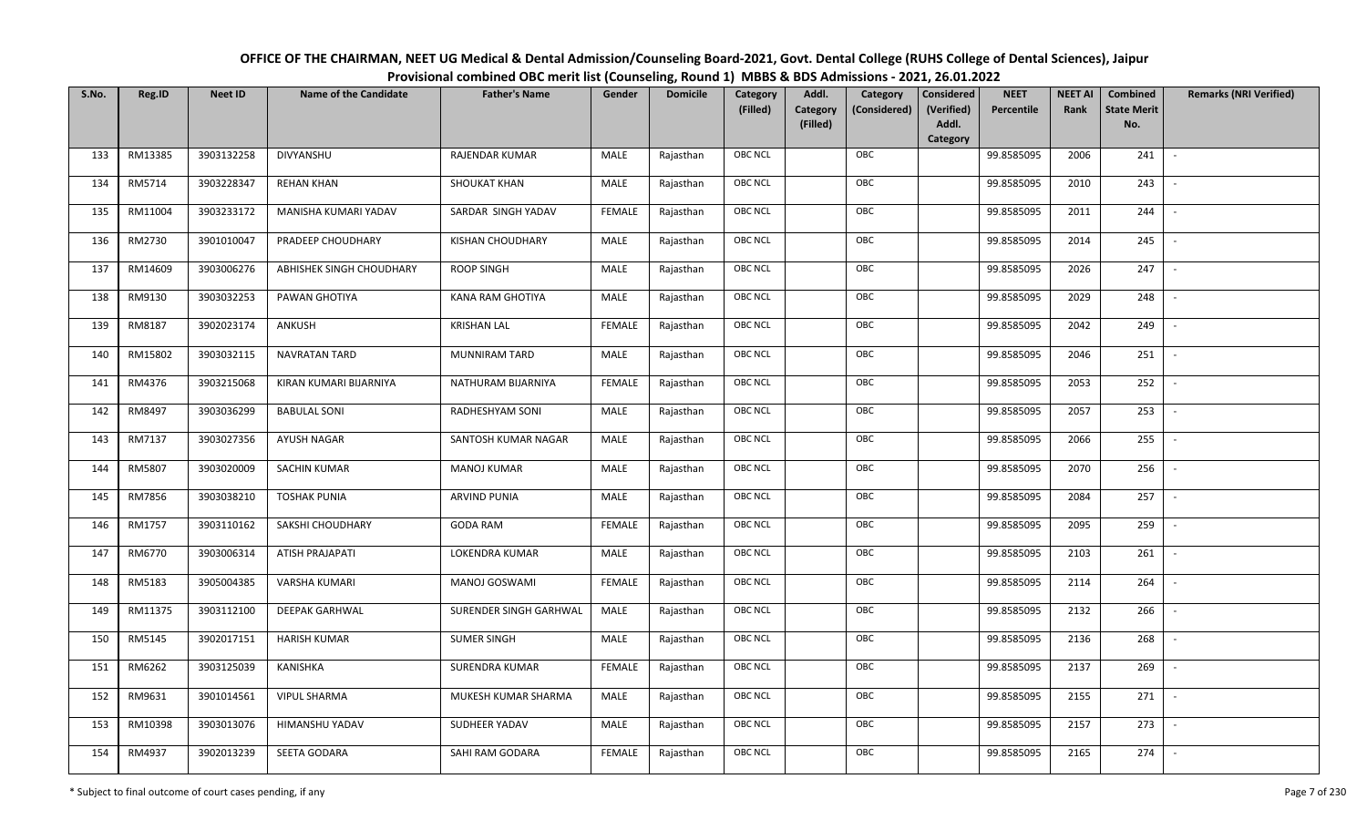# OFFICE OF THE CHAIRMAN, NEET UG Medical & Dental Admission/Counseling Board-2021, Govt. Dental College (RUHS College of Dental Sciences), Jaipur

## Provisional combined OBC merit list (Counseling, Round 1) MBBS & BDS Admissions - 2021, 26.01.2022

| S.No. | Reg.ID | Neet ID | Name of the Candidate | Father's Name | Gender | Domicile | Category (Filled) | Addl. Category (Filled) | Category (Considered) | Considered (Verified) Addl. Category | NEET Percentile | NEET AI Rank | Combined State Merit No. | Remarks (NRI Verified) |
|---|---|---|---|---|---|---|---|---|---|---|---|---|---|---|
| 133 | RM13385 | 3903132258 | DIVYANSHU | RAJENDAR KUMAR | MALE | Rajasthan | OBC NCL | | OBC | | 99.8585095 | 2006 | 241 | - |
| 134 | RM5714 | 3903228347 | REHAN KHAN | SHOUKAT KHAN | MALE | Rajasthan | OBC NCL | | OBC | | 99.8585095 | 2010 | 243 | - |
| 135 | RM11004 | 3903233172 | MANISHA KUMARI YADAV | SARDAR SINGH YADAV | FEMALE | Rajasthan | OBC NCL | | OBC | | 99.8585095 | 2011 | 244 | - |
| 136 | RM2730 | 3901010047 | PRADEEP CHOUDHARY | KISHAN CHOUDHARY | MALE | Rajasthan | OBC NCL | | OBC | | 99.8585095 | 2014 | 245 | - |
| 137 | RM14609 | 3903006276 | ABHISHEK SINGH CHOUDHARY | ROOP SINGH | MALE | Rajasthan | OBC NCL | | OBC | | 99.8585095 | 2026 | 247 | - |
| 138 | RM9130 | 3903032253 | PAWAN GHOTIYA | KANA RAM GHOTIYA | MALE | Rajasthan | OBC NCL | | OBC | | 99.8585095 | 2029 | 248 | - |
| 139 | RM8187 | 3902023174 | ANKUSH | KRISHAN LAL | FEMALE | Rajasthan | OBC NCL | | OBC | | 99.8585095 | 2042 | 249 | - |
| 140 | RM15802 | 3903032115 | NAVRATAN TARD | MUNNIRAM TARD | MALE | Rajasthan | OBC NCL | | OBC | | 99.8585095 | 2046 | 251 | - |
| 141 | RM4376 | 3903215068 | KIRAN KUMARI BIJARNIYA | NATHURAM BIJARNIYA | FEMALE | Rajasthan | OBC NCL | | OBC | | 99.8585095 | 2053 | 252 | - |
| 142 | RM8497 | 3903036299 | BABULAL SONI | RADHESHYAM SONI | MALE | Rajasthan | OBC NCL | | OBC | | 99.8585095 | 2057 | 253 | - |
| 143 | RM7137 | 3903027356 | AYUSH NAGAR | SANTOSH KUMAR NAGAR | MALE | Rajasthan | OBC NCL | | OBC | | 99.8585095 | 2066 | 255 | - |
| 144 | RM5807 | 3903020009 | SACHIN KUMAR | MANOJ KUMAR | MALE | Rajasthan | OBC NCL | | OBC | | 99.8585095 | 2070 | 256 | - |
| 145 | RM7856 | 3903038210 | TOSHAK PUNIA | ARVIND PUNIA | MALE | Rajasthan | OBC NCL | | OBC | | 99.8585095 | 2084 | 257 | - |
| 146 | RM1757 | 3903110162 | SAKSHI CHOUDHARY | GODA RAM | FEMALE | Rajasthan | OBC NCL | | OBC | | 99.8585095 | 2095 | 259 | - |
| 147 | RM6770 | 3903006314 | ATISH PRAJAPATI | LOKENDRA KUMAR | MALE | Rajasthan | OBC NCL | | OBC | | 99.8585095 | 2103 | 261 | - |
| 148 | RM5183 | 3905004385 | VARSHA KUMARI | MANOJ GOSWAMI | FEMALE | Rajasthan | OBC NCL | | OBC | | 99.8585095 | 2114 | 264 | - |
| 149 | RM11375 | 3903112100 | DEEPAK GARHWAL | SURENDER SINGH GARHWAL | MALE | Rajasthan | OBC NCL | | OBC | | 99.8585095 | 2132 | 266 | - |
| 150 | RM5145 | 3902017151 | HARISH KUMAR | SUMER SINGH | MALE | Rajasthan | OBC NCL | | OBC | | 99.8585095 | 2136 | 268 | - |
| 151 | RM6262 | 3903125039 | KANISHKA | SURENDRA KUMAR | FEMALE | Rajasthan | OBC NCL | | OBC | | 99.8585095 | 2137 | 269 | - |
| 152 | RM9631 | 3901014561 | VIPUL SHARMA | MUKESH KUMAR SHARMA | MALE | Rajasthan | OBC NCL | | OBC | | 99.8585095 | 2155 | 271 | - |
| 153 | RM10398 | 3903013076 | HIMANSHU YADAV | SUDHEER YADAV | MALE | Rajasthan | OBC NCL | | OBC | | 99.8585095 | 2157 | 273 | - |
| 154 | RM4937 | 3902013239 | SEETA GODARA | SAHI RAM GODARA | FEMALE | Rajasthan | OBC NCL | | OBC | | 99.8585095 | 2165 | 274 | - |

\* Subject to final outcome of court cases pending, if any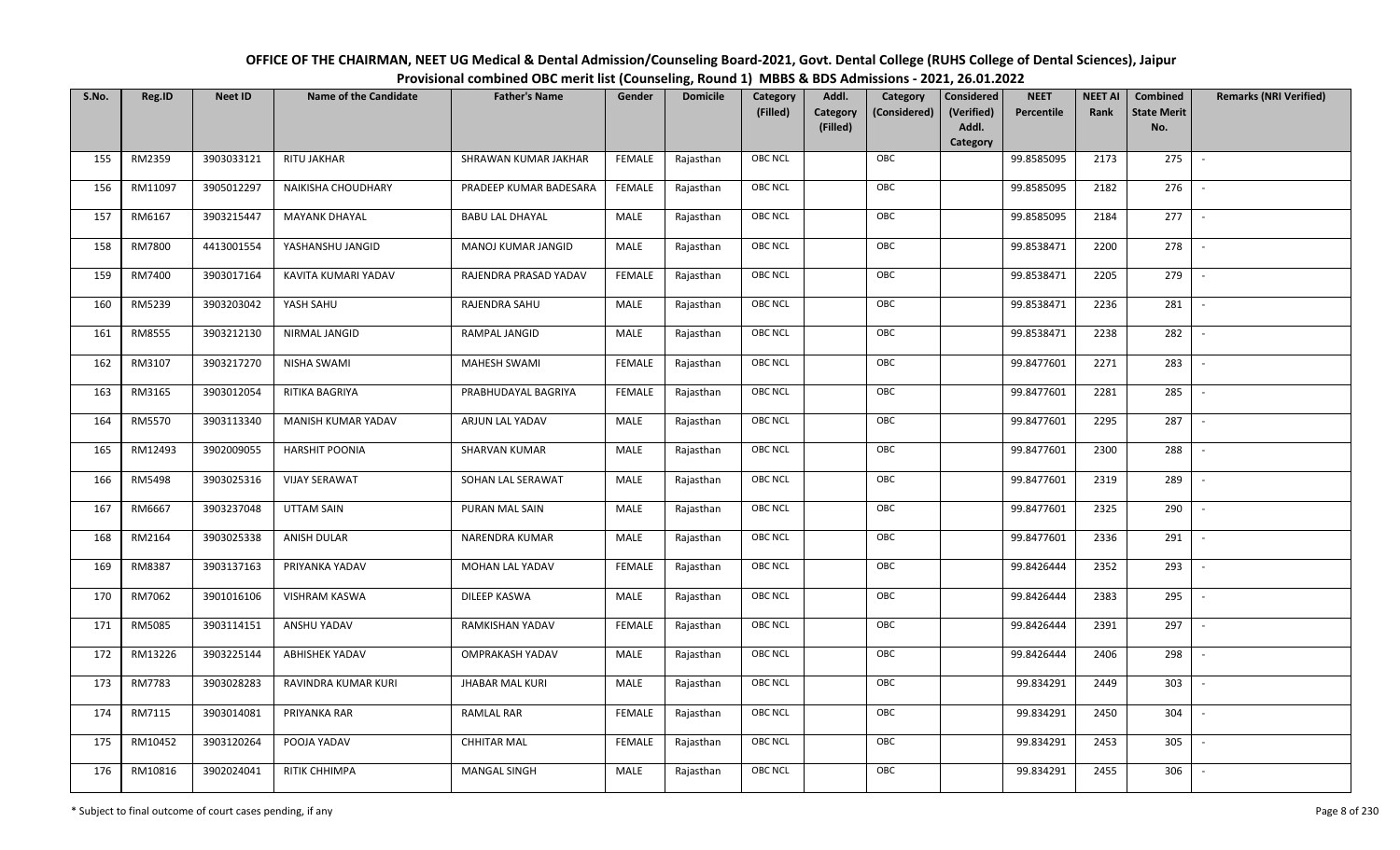# OFFICE OF THE CHAIRMAN, NEET UG Medical & Dental Admission/Counseling Board-2021, Govt. Dental College (RUHS College of Dental Sciences), Jaipur

## Provisional combined OBC merit list (Counseling, Round 1) MBBS & BDS Admissions - 2021, 26.01.2022

| S.No. | Reg.ID | Neet ID | Name of the Candidate | Father's Name | Gender | Domicile | Category (Filled) | Addl. Category (Filled) | Category (Considered) | Considered (Verified) Addl. Category | NEET Percentile | NEET AI Rank | Combined State Merit No. | Remarks (NRI Verified) |
|---|---|---|---|---|---|---|---|---|---|---|---|---|---|---|
| 155 | RM2359 | 3903033121 | RITU JAKHAR | SHRAWAN KUMAR JAKHAR | FEMALE | Rajasthan | OBC NCL | | OBC | | 99.8585095 | 2173 | 275 | - |
| 156 | RM11097 | 3905012297 | NAIKISHA CHOUDHARY | PRADEEP KUMAR BADESARA | FEMALE | Rajasthan | OBC NCL | | OBC | | 99.8585095 | 2182 | 276 | - |
| 157 | RM6167 | 3903215447 | MAYANK DHAYAL | BABU LAL DHAYAL | MALE | Rajasthan | OBC NCL | | OBC | | 99.8585095 | 2184 | 277 | - |
| 158 | RM7800 | 4413001554 | YASHANSHU JANGID | MANOJ KUMAR JANGID | MALE | Rajasthan | OBC NCL | | OBC | | 99.8538471 | 2200 | 278 | - |
| 159 | RM7400 | 3903017164 | KAVITA KUMARI YADAV | RAJENDRA PRASAD YADAV | FEMALE | Rajasthan | OBC NCL | | OBC | | 99.8538471 | 2205 | 279 | - |
| 160 | RM5239 | 3903203042 | YASH SAHU | RAJENDRA SAHU | MALE | Rajasthan | OBC NCL | | OBC | | 99.8538471 | 2236 | 281 | - |
| 161 | RM8555 | 3903212130 | NIRMAL JANGID | RAMPAL JANGID | MALE | Rajasthan | OBC NCL | | OBC | | 99.8538471 | 2238 | 282 | - |
| 162 | RM3107 | 3903217270 | NISHA SWAMI | MAHESH SWAMI | FEMALE | Rajasthan | OBC NCL | | OBC | | 99.8477601 | 2271 | 283 | - |
| 163 | RM3165 | 3903012054 | RITIKA BAGRIYA | PRABHUDAYAL BAGRIYA | FEMALE | Rajasthan | OBC NCL | | OBC | | 99.8477601 | 2281 | 285 | - |
| 164 | RM5570 | 3903113340 | MANISH KUMAR YADAV | ARJUN LAL YADAV | MALE | Rajasthan | OBC NCL | | OBC | | 99.8477601 | 2295 | 287 | - |
| 165 | RM12493 | 3902009055 | HARSHIT POONIA | SHARVAN KUMAR | MALE | Rajasthan | OBC NCL | | OBC | | 99.8477601 | 2300 | 288 | - |
| 166 | RM5498 | 3903025316 | VIJAY SERAWAT | SOHAN LAL SERAWAT | MALE | Rajasthan | OBC NCL | | OBC | | 99.8477601 | 2319 | 289 | - |
| 167 | RM6667 | 3903237048 | UTTAM SAIN | PURAN MAL SAIN | MALE | Rajasthan | OBC NCL | | OBC | | 99.8477601 | 2325 | 290 | - |
| 168 | RM2164 | 3903025338 | ANISH DULAR | NARENDRA KUMAR | MALE | Rajasthan | OBC NCL | | OBC | | 99.8477601 | 2336 | 291 | - |
| 169 | RM8387 | 3903137163 | PRIYANKA YADAV | MOHAN LAL YADAV | FEMALE | Rajasthan | OBC NCL | | OBC | | 99.8426444 | 2352 | 293 | - |
| 170 | RM7062 | 3901016106 | VISHRAM KASWA | DILEEP KASWA | MALE | Rajasthan | OBC NCL | | OBC | | 99.8426444 | 2383 | 295 | - |
| 171 | RM5085 | 3903114151 | ANSHU YADAV | RAMKISHAN YADAV | FEMALE | Rajasthan | OBC NCL | | OBC | | 99.8426444 | 2391 | 297 | - |
| 172 | RM13226 | 3903225144 | ABHISHEK YADAV | OMPRAKASH YADAV | MALE | Rajasthan | OBC NCL | | OBC | | 99.8426444 | 2406 | 298 | - |
| 173 | RM7783 | 3903028283 | RAVINDRA KUMAR KURI | JHABAR MAL KURI | MALE | Rajasthan | OBC NCL | | OBC | | 99.834291 | 2449 | 303 | - |
| 174 | RM7115 | 3903014081 | PRIYANKA RAR | RAMLAL RAR | FEMALE | Rajasthan | OBC NCL | | OBC | | 99.834291 | 2450 | 304 | - |
| 175 | RM10452 | 3903120264 | POOJA YADAV | CHHITAR MAL | FEMALE | Rajasthan | OBC NCL | | OBC | | 99.834291 | 2453 | 305 | - |
| 176 | RM10816 | 3902024041 | RITIK CHHIMPA | MANGAL SINGH | MALE | Rajasthan | OBC NCL | | OBC | | 99.834291 | 2455 | 306 | - |

\* Subject to final outcome of court cases pending, if any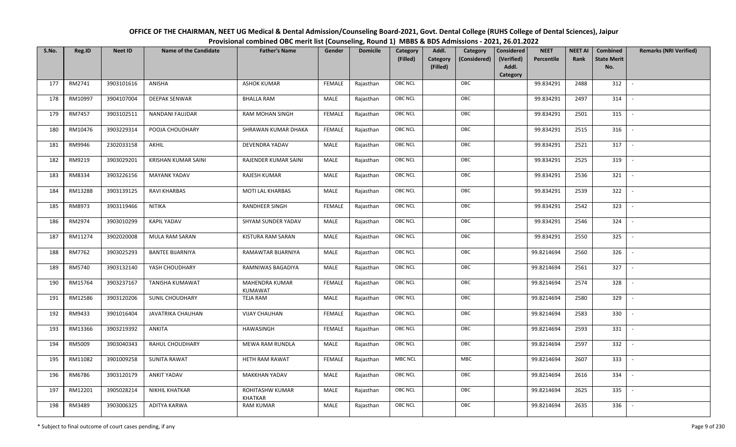**OFFICE OF THE CHAIRMAN, NEET UG Medical & Dental Admission/Counseling Board-2021, Govt. Dental College (RUHS College of Dental Sciences), Jaipur**

**Provisional combined OBC merit list (Counseling, Round 1) MBBS & BDS Admissions - 2021, 26.01.2022**

| S.No. | Reg.ID | Neet ID | Name of the Candidate | Father's Name | Gender | Domicile | Category (Filled) | Addl. Category (Filled) | Category (Considered) | Considered (Verified) Addl. Category | NEET Percentile | NEET AI Rank | Combined State Merit No. | Remarks (NRI Verified) |
|---|---|---|---|---|---|---|---|---|---|---|---|---|---|---|
| 177 | RM2741 | 3903101616 | ANISHA | ASHOK KUMAR | FEMALE | Rajasthan | OBC NCL | | OBC | | 99.834291 | 2488 | 312 | - |
| 178 | RM10997 | 3904107004 | DEEPAK SENWAR | BHALLA RAM | MALE | Rajasthan | OBC NCL | | OBC | | 99.834291 | 2497 | 314 | - |
| 179 | RM7457 | 3903102511 | NANDANI FAUJDAR | RAM MOHAN SINGH | FEMALE | Rajasthan | OBC NCL | | OBC | | 99.834291 | 2501 | 315 | - |
| 180 | RM10476 | 3903229314 | POOJA CHOUDHARY | SHRAWAN KUMAR DHAKA | FEMALE | Rajasthan | OBC NCL | | OBC | | 99.834291 | 2515 | 316 | - |
| 181 | RM9946 | 2302033158 | AKHIL | DEVENDRA YADAV | MALE | Rajasthan | OBC NCL | | OBC | | 99.834291 | 2521 | 317 | - |
| 182 | RM9219 | 3903029201 | KRISHAN KUMAR SAINI | RAJENDER KUMAR SAINI | MALE | Rajasthan | OBC NCL | | OBC | | 99.834291 | 2525 | 319 | - |
| 183 | RM8334 | 3903226156 | MAYANK YADAV | RAJESH KUMAR | MALE | Rajasthan | OBC NCL | | OBC | | 99.834291 | 2536 | 321 | - |
| 184 | RM13288 | 3903139125 | RAVI KHARBAS | MOTI LAL KHARBAS | MALE | Rajasthan | OBC NCL | | OBC | | 99.834291 | 2539 | 322 | - |
| 185 | RM8973 | 3903119466 | NITIKA | RANDHEER SINGH | FEMALE | Rajasthan | OBC NCL | | OBC | | 99.834291 | 2542 | 323 | - |
| 186 | RM2974 | 3903010299 | KAPIL YADAV | SHYAM SUNDER YADAV | MALE | Rajasthan | OBC NCL | | OBC | | 99.834291 | 2546 | 324 | - |
| 187 | RM11274 | 3902020008 | MULA RAM SARAN | KISTURA RAM SARAN | MALE | Rajasthan | OBC NCL | | OBC | | 99.834291 | 2550 | 325 | - |
| 188 | RM7762 | 3903025293 | BANTEE BIJARNIYA | RAMAWTAR BIJARNIYA | MALE | Rajasthan | OBC NCL | | OBC | | 99.8214694 | 2560 | 326 | - |
| 189 | RM5740 | 3903132140 | YASH CHOUDHARY | RAMNIWAS BAGADIYA | MALE | Rajasthan | OBC NCL | | OBC | | 99.8214694 | 2561 | 327 | - |
| 190 | RM15764 | 3903237167 | TANISHA KUMAWAT | MAHENDRA KUMAR KUMAWAT | FEMALE | Rajasthan | OBC NCL | | OBC | | 99.8214694 | 2574 | 328 | - |
| 191 | RM12586 | 3903120206 | SUNIL CHOUDHARY | TEJA RAM | MALE | Rajasthan | OBC NCL | | OBC | | 99.8214694 | 2580 | 329 | - |
| 192 | RM9433 | 3901016404 | JAVATRIKA CHAUHAN | VIJAY CHAUHAN | FEMALE | Rajasthan | OBC NCL | | OBC | | 99.8214694 | 2583 | 330 | - |
| 193 | RM13366 | 3903219392 | ANKITA | HAWASINGH | FEMALE | Rajasthan | OBC NCL | | OBC | | 99.8214694 | 2593 | 331 | - |
| 194 | RM5009 | 3903040343 | RAHUL CHOUDHARY | MEWA RAM RUNDLA | MALE | Rajasthan | OBC NCL | | OBC | | 99.8214694 | 2597 | 332 | - |
| 195 | RM11082 | 3901009258 | SUNITA RAWAT | HETH RAM RAWAT | FEMALE | Rajasthan | MBC NCL | | MBC | | 99.8214694 | 2607 | 333 | - |
| 196 | RM6786 | 3903120179 | ANKIT YADAV | MAKKHAN YADAV | MALE | Rajasthan | OBC NCL | | OBC | | 99.8214694 | 2616 | 334 | - |
| 197 | RM12201 | 3905028214 | NIKHIL KHATKAR | ROHITASHW KUMAR KHATKAR | MALE | Rajasthan | OBC NCL | | OBC | | 99.8214694 | 2625 | 335 | - |
| 198 | RM3489 | 3903006325 | ADITYA KARWA | RAM KUMAR | MALE | Rajasthan | OBC NCL | | OBC | | 99.8214694 | 2635 | 336 | - |

\* Subject to final outcome of court cases pending, if any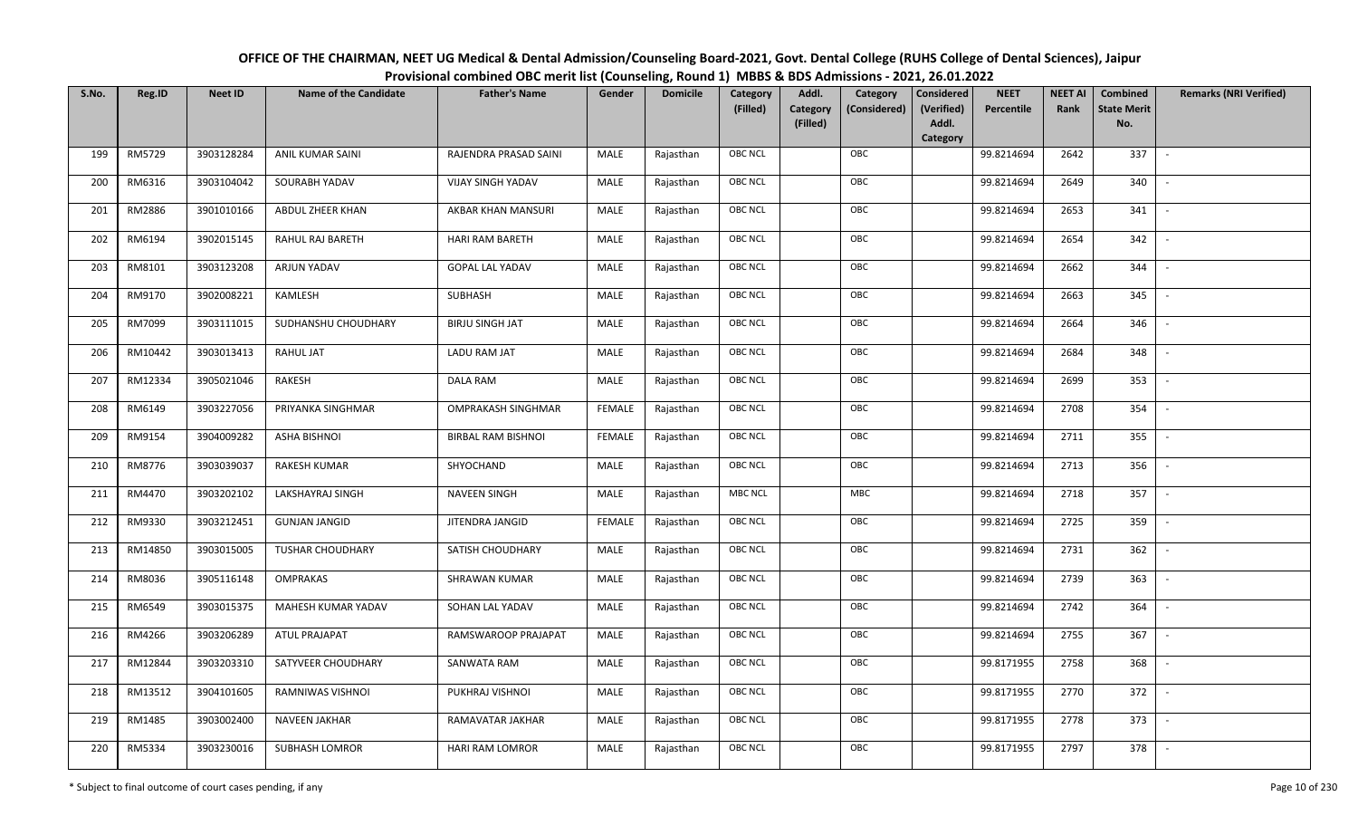**OFFICE OF THE CHAIRMAN, NEET UG Medical & Dental Admission/Counseling Board-2021, Govt. Dental College (RUHS College of Dental Sciences), Jaipur**

**Provisional combined OBC merit list (Counseling, Round 1) MBBS & BDS Admissions - 2021, 26.01.2022**

| S.No. | Reg.ID | Neet ID | Name of the Candidate | Father's Name | Gender | Domicile | Category (Filled) | Addl. Category (Filled) | Category (Considered) | Considered (Verified) Addl. Category | NEET Percentile | NEET AI Rank | Combined State Merit No. | Remarks (NRI Verified) |
|---|---|---|---|---|---|---|---|---|---|---|---|---|---|---|
| 199 | RM5729 | 3903128284 | ANIL KUMAR SAINI | RAJENDRA PRASAD SAINI | MALE | Rajasthan | OBC NCL | | OBC | | 99.8214694 | 2642 | 337 | - |
| 200 | RM6316 | 3903104042 | SOURABH YADAV | VIJAY SINGH YADAV | MALE | Rajasthan | OBC NCL | | OBC | | 99.8214694 | 2649 | 340 | - |
| 201 | RM2886 | 3901010166 | ABDUL ZHEER KHAN | AKBAR KHAN MANSURI | MALE | Rajasthan | OBC NCL | | OBC | | 99.8214694 | 2653 | 341 | - |
| 202 | RM6194 | 3902015145 | RAHUL RAJ BARETH | HARI RAM BARETH | MALE | Rajasthan | OBC NCL | | OBC | | 99.8214694 | 2654 | 342 | - |
| 203 | RM8101 | 3903123208 | ARJUN YADAV | GOPAL LAL YADAV | MALE | Rajasthan | OBC NCL | | OBC | | 99.8214694 | 2662 | 344 | - |
| 204 | RM9170 | 3902008221 | KAMLESH | SUBHASH | MALE | Rajasthan | OBC NCL | | OBC | | 99.8214694 | 2663 | 345 | - |
| 205 | RM7099 | 3903111015 | SUDHANSHU CHOUDHARY | BIRJU SINGH JAT | MALE | Rajasthan | OBC NCL | | OBC | | 99.8214694 | 2664 | 346 | - |
| 206 | RM10442 | 3903013413 | RAHUL JAT | LADU RAM JAT | MALE | Rajasthan | OBC NCL | | OBC | | 99.8214694 | 2684 | 348 | - |
| 207 | RM12334 | 3905021046 | RAKESH | DALA RAM | MALE | Rajasthan | OBC NCL | | OBC | | 99.8214694 | 2699 | 353 | - |
| 208 | RM6149 | 3903227056 | PRIYANKA SINGHMAR | OMPRAKASH SINGHMAR | FEMALE | Rajasthan | OBC NCL | | OBC | | 99.8214694 | 2708 | 354 | - |
| 209 | RM9154 | 3904009282 | ASHA BISHNOI | BIRBAL RAM BISHNOI | FEMALE | Rajasthan | OBC NCL | | OBC | | 99.8214694 | 2711 | 355 | - |
| 210 | RM8776 | 3903039037 | RAKESH KUMAR | SHYOCHAND | MALE | Rajasthan | OBC NCL | | OBC | | 99.8214694 | 2713 | 356 | - |
| 211 | RM4470 | 3903202102 | LAKSHAYRAJ SINGH | NAVEEN SINGH | MALE | Rajasthan | MBC NCL | | MBC | | 99.8214694 | 2718 | 357 | - |
| 212 | RM9330 | 3903212451 | GUNJAN JANGID | JITENDRA JANGID | FEMALE | Rajasthan | OBC NCL | | OBC | | 99.8214694 | 2725 | 359 | - |
| 213 | RM14850 | 3903015005 | TUSHAR CHOUDHARY | SATISH CHOUDHARY | MALE | Rajasthan | OBC NCL | | OBC | | 99.8214694 | 2731 | 362 | - |
| 214 | RM8036 | 3905116148 | OMPRAKAS | SHRAWAN KUMAR | MALE | Rajasthan | OBC NCL | | OBC | | 99.8214694 | 2739 | 363 | - |
| 215 | RM6549 | 3903015375 | MAHESH KUMAR YADAV | SOHAN LAL YADAV | MALE | Rajasthan | OBC NCL | | OBC | | 99.8214694 | 2742 | 364 | - |
| 216 | RM4266 | 3903206289 | ATUL PRAJAPAT | RAMSWAROOP PRAJAPAT | MALE | Rajasthan | OBC NCL | | OBC | | 99.8214694 | 2755 | 367 | - |
| 217 | RM12844 | 3903203310 | SATYVEER CHOUDHARY | SANWATA RAM | MALE | Rajasthan | OBC NCL | | OBC | | 99.8171955 | 2758 | 368 | - |
| 218 | RM13512 | 3904101605 | RAMNIWAS VISHNOI | PUKHRAJ VISHNOI | MALE | Rajasthan | OBC NCL | | OBC | | 99.8171955 | 2770 | 372 | - |
| 219 | RM1485 | 3903002400 | NAVEEN JAKHAR | RAMAVATAR JAKHAR | MALE | Rajasthan | OBC NCL | | OBC | | 99.8171955 | 2778 | 373 | - |
| 220 | RM5334 | 3903230016 | SUBHASH LOMROR | HARI RAM LOMROR | MALE | Rajasthan | OBC NCL | | OBC | | 99.8171955 | 2797 | 378 | - |

\* Subject to final outcome of court cases pending, if any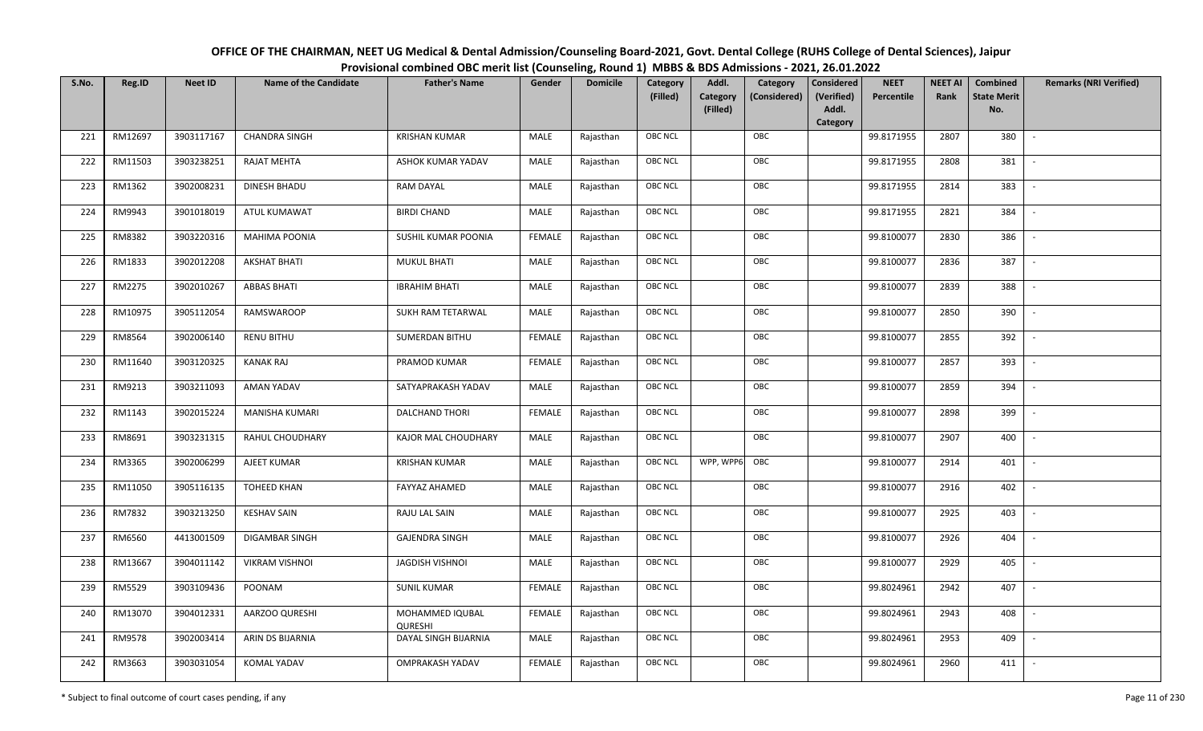# OFFICE OF THE CHAIRMAN, NEET UG Medical & Dental Admission/Counseling Board-2021, Govt. Dental College (RUHS College of Dental Sciences), Jaipur

## Provisional combined OBC merit list (Counseling, Round 1) MBBS & BDS Admissions - 2021, 26.01.2022

| S.No. | Reg.ID | Neet ID | Name of the Candidate | Father's Name | Gender | Domicile | Category (Filled) | Addl. Category (Filled) | Category (Considered) | Considered (Verified) Addl. Category | NEET Percentile | NEET AI Rank | Combined State Merit No. | Remarks (NRI Verified) |
|---|---|---|---|---|---|---|---|---|---|---|---|---|---|---|
| 221 | RM12697 | 3903117167 | CHANDRA SINGH | KRISHAN KUMAR | MALE | Rajasthan | OBC NCL | | OBC | | 99.8171955 | 2807 | 380 | - |
| 222 | RM11503 | 3903238251 | RAJAT MEHTA | ASHOK KUMAR YADAV | MALE | Rajasthan | OBC NCL | | OBC | | 99.8171955 | 2808 | 381 | - |
| 223 | RM1362 | 3902008231 | DINESH BHADU | RAM DAYAL | MALE | Rajasthan | OBC NCL | | OBC | | 99.8171955 | 2814 | 383 | - |
| 224 | RM9943 | 3901018019 | ATUL KUMAWAT | BIRDI CHAND | MALE | Rajasthan | OBC NCL | | OBC | | 99.8171955 | 2821 | 384 | - |
| 225 | RM8382 | 3903220316 | MAHIMA POONIA | SUSHIL KUMAR POONIA | FEMALE | Rajasthan | OBC NCL | | OBC | | 99.8100077 | 2830 | 386 | - |
| 226 | RM1833 | 3902012208 | AKSHAT BHATI | MUKUL BHATI | MALE | Rajasthan | OBC NCL | | OBC | | 99.8100077 | 2836 | 387 | - |
| 227 | RM2275 | 3902010267 | ABBAS BHATI | IBRAHIM BHATI | MALE | Rajasthan | OBC NCL | | OBC | | 99.8100077 | 2839 | 388 | - |
| 228 | RM10975 | 3905112054 | RAMSWAROOP | SUKH RAM TETARWAL | MALE | Rajasthan | OBC NCL | | OBC | | 99.8100077 | 2850 | 390 | - |
| 229 | RM8564 | 3902006140 | RENU BITHU | SUMERDAN BITHU | FEMALE | Rajasthan | OBC NCL | | OBC | | 99.8100077 | 2855 | 392 | - |
| 230 | RM11640 | 3903120325 | KANAK RAJ | PRAMOD KUMAR | FEMALE | Rajasthan | OBC NCL | | OBC | | 99.8100077 | 2857 | 393 | - |
| 231 | RM9213 | 3903211093 | AMAN YADAV | SATYAPRAKASH YADAV | MALE | Rajasthan | OBC NCL | | OBC | | 99.8100077 | 2859 | 394 | - |
| 232 | RM1143 | 3902015224 | MANISHA KUMARI | DALCHAND THORI | FEMALE | Rajasthan | OBC NCL | | OBC | | 99.8100077 | 2898 | 399 | - |
| 233 | RM8691 | 3903231315 | RAHUL CHOUDHARY | KAJOR MAL CHOUDHARY | MALE | Rajasthan | OBC NCL | | OBC | | 99.8100077 | 2907 | 400 | - |
| 234 | RM3365 | 3902006299 | AJEET KUMAR | KRISHAN KUMAR | MALE | Rajasthan | OBC NCL | WPP, WPP6 | OBC | | 99.8100077 | 2914 | 401 | - |
| 235 | RM11050 | 3905116135 | TOHEED KHAN | FAYYAZ AHAMED | MALE | Rajasthan | OBC NCL | | OBC | | 99.8100077 | 2916 | 402 | - |
| 236 | RM7832 | 3903213250 | KESHAV SAIN | RAJU LAL SAIN | MALE | Rajasthan | OBC NCL | | OBC | | 99.8100077 | 2925 | 403 | - |
| 237 | RM6560 | 4413001509 | DIGAMBAR SINGH | GAJENDRA SINGH | MALE | Rajasthan | OBC NCL | | OBC | | 99.8100077 | 2926 | 404 | - |
| 238 | RM13667 | 3904011142 | VIKRAM VISHNOI | JAGDISH VISHNOI | MALE | Rajasthan | OBC NCL | | OBC | | 99.8100077 | 2929 | 405 | - |
| 239 | RM5529 | 3903109436 | POONAM | SUNIL KUMAR | FEMALE | Rajasthan | OBC NCL | | OBC | | 99.8024961 | 2942 | 407 | - |
| 240 | RM13070 | 3904012331 | AARZOO QURESHI | MOHAMMED IQUBAL QURESHI | FEMALE | Rajasthan | OBC NCL | | OBC | | 99.8024961 | 2943 | 408 | - |
| 241 | RM9578 | 3902003414 | ARIN DS BIJARNIA | DAYAL SINGH BIJARNIA | MALE | Rajasthan | OBC NCL | | OBC | | 99.8024961 | 2953 | 409 | - |
| 242 | RM3663 | 3903031054 | KOMAL YADAV | OMPRAKASH YADAV | FEMALE | Rajasthan | OBC NCL | | OBC | | 99.8024961 | 2960 | 411 | - |

\* Subject to final outcome of court cases pending, if any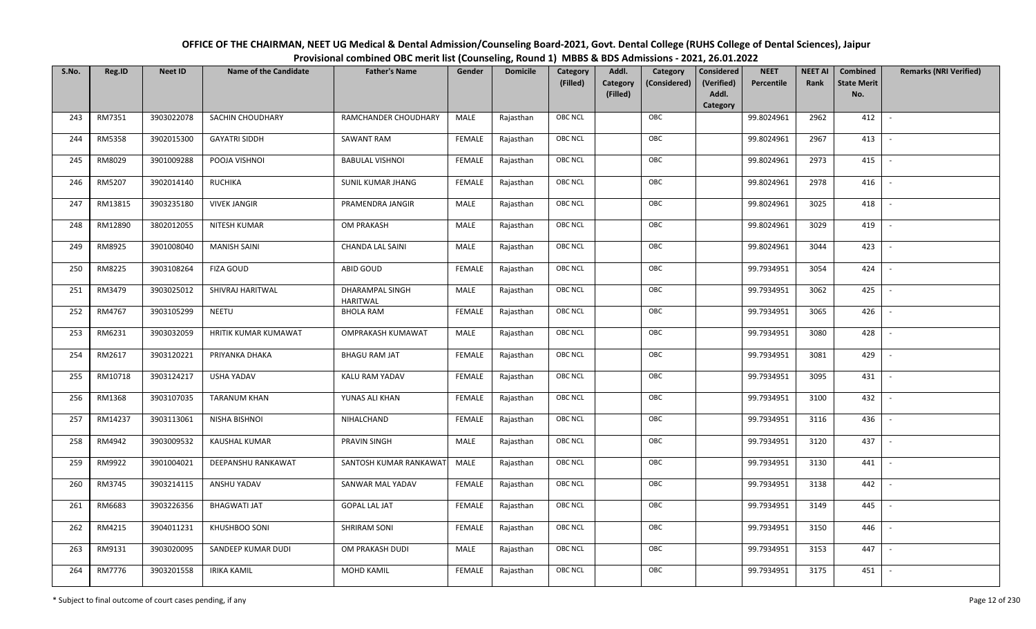OFFICE OF THE CHAIRMAN, NEET UG Medical & Dental Admission/Counseling Board-2021, Govt. Dental College (RUHS College of Dental Sciences), Jaipur
Provisional combined OBC merit list (Counseling, Round 1) MBBS & BDS Admissions - 2021, 26.01.2022

| S.No. | Reg.ID | Neet ID | Name of the Candidate | Father's Name | Gender | Domicile | Category (Filled) | Addl. Category (Filled) | Category (Considered) | Considered (Verified) Addl. Category | NEET Percentile | NEET AI Rank | Combined State Merit No. | Remarks (NRI Verified) |
|---|---|---|---|---|---|---|---|---|---|---|---|---|---|---|
| 243 | RM7351 | 3903022078 | SACHIN CHOUDHARY | RAMCHANDER CHOUDHARY | MALE | Rajasthan | OBC NCL | | OBC | | 99.8024961 | 2962 | 412 | - |
| 244 | RM5358 | 3902015300 | GAYATRI SIDDH | SAWANT RAM | FEMALE | Rajasthan | OBC NCL | | OBC | | 99.8024961 | 2967 | 413 | - |
| 245 | RM8029 | 3901009288 | POOJA VISHNOI | BABULAL VISHNOI | FEMALE | Rajasthan | OBC NCL | | OBC | | 99.8024961 | 2973 | 415 | - |
| 246 | RM5207 | 3902014140 | RUCHIKA | SUNIL KUMAR JHANG | FEMALE | Rajasthan | OBC NCL | | OBC | | 99.8024961 | 2978 | 416 | - |
| 247 | RM13815 | 3903235180 | VIVEK JANGIR | PRAMENDRA JANGIR | MALE | Rajasthan | OBC NCL | | OBC | | 99.8024961 | 3025 | 418 | - |
| 248 | RM12890 | 3802012055 | NITESH KUMAR | OM PRAKASH | MALE | Rajasthan | OBC NCL | | OBC | | 99.8024961 | 3029 | 419 | - |
| 249 | RM8925 | 3901008040 | MANISH SAINI | CHANDA LAL SAINI | MALE | Rajasthan | OBC NCL | | OBC | | 99.8024961 | 3044 | 423 | - |
| 250 | RM8225 | 3903108264 | FIZA GOUD | ABID GOUD | FEMALE | Rajasthan | OBC NCL | | OBC | | 99.7934951 | 3054 | 424 | - |
| 251 | RM3479 | 3903025012 | SHIVRAJ HARITWAL | DHARAMPAL SINGH HARITWAL | MALE | Rajasthan | OBC NCL | | OBC | | 99.7934951 | 3062 | 425 | - |
| 252 | RM4767 | 3903105299 | NEETU | BHOLA RAM | FEMALE | Rajasthan | OBC NCL | | OBC | | 99.7934951 | 3065 | 426 | - |
| 253 | RM6231 | 3903032059 | HRITIK KUMAR KUMAWAT | OMPRAKASH KUMAWAT | MALE | Rajasthan | OBC NCL | | OBC | | 99.7934951 | 3080 | 428 | - |
| 254 | RM2617 | 3903120221 | PRIYANKA DHAKA | BHAGU RAM JAT | FEMALE | Rajasthan | OBC NCL | | OBC | | 99.7934951 | 3081 | 429 | - |
| 255 | RM10718 | 3903124217 | USHA YADAV | KALU RAM YADAV | FEMALE | Rajasthan | OBC NCL | | OBC | | 99.7934951 | 3095 | 431 | - |
| 256 | RM1368 | 3903107035 | TARANUM KHAN | YUNAS ALI KHAN | FEMALE | Rajasthan | OBC NCL | | OBC | | 99.7934951 | 3100 | 432 | - |
| 257 | RM14237 | 3903113061 | NISHA BISHNOI | NIHALCHAND | FEMALE | Rajasthan | OBC NCL | | OBC | | 99.7934951 | 3116 | 436 | - |
| 258 | RM4942 | 3903009532 | KAUSHAL KUMAR | PRAVIN SINGH | MALE | Rajasthan | OBC NCL | | OBC | | 99.7934951 | 3120 | 437 | - |
| 259 | RM9922 | 3901004021 | DEEPANSHU RANKAWAT | SANTOSH KUMAR RANKAWAT | MALE | Rajasthan | OBC NCL | | OBC | | 99.7934951 | 3130 | 441 | - |
| 260 | RM3745 | 3903214115 | ANSHU YADAV | SANWAR MAL YADAV | FEMALE | Rajasthan | OBC NCL | | OBC | | 99.7934951 | 3138 | 442 | - |
| 261 | RM6683 | 3903226356 | BHAGWATI JAT | GOPAL LAL JAT | FEMALE | Rajasthan | OBC NCL | | OBC | | 99.7934951 | 3149 | 445 | - |
| 262 | RM4215 | 3904011231 | KHUSHBOO SONI | SHRIRAM SONI | FEMALE | Rajasthan | OBC NCL | | OBC | | 99.7934951 | 3150 | 446 | - |
| 263 | RM9131 | 3903020095 | SANDEEP KUMAR DUDI | OM PRAKASH DUDI | MALE | Rajasthan | OBC NCL | | OBC | | 99.7934951 | 3153 | 447 | - |
| 264 | RM7776 | 3903201558 | IRIKA KAMIL | MOHD KAMIL | FEMALE | Rajasthan | OBC NCL | | OBC | | 99.7934951 | 3175 | 451 | - |

\* Subject to final outcome of court cases pending, if any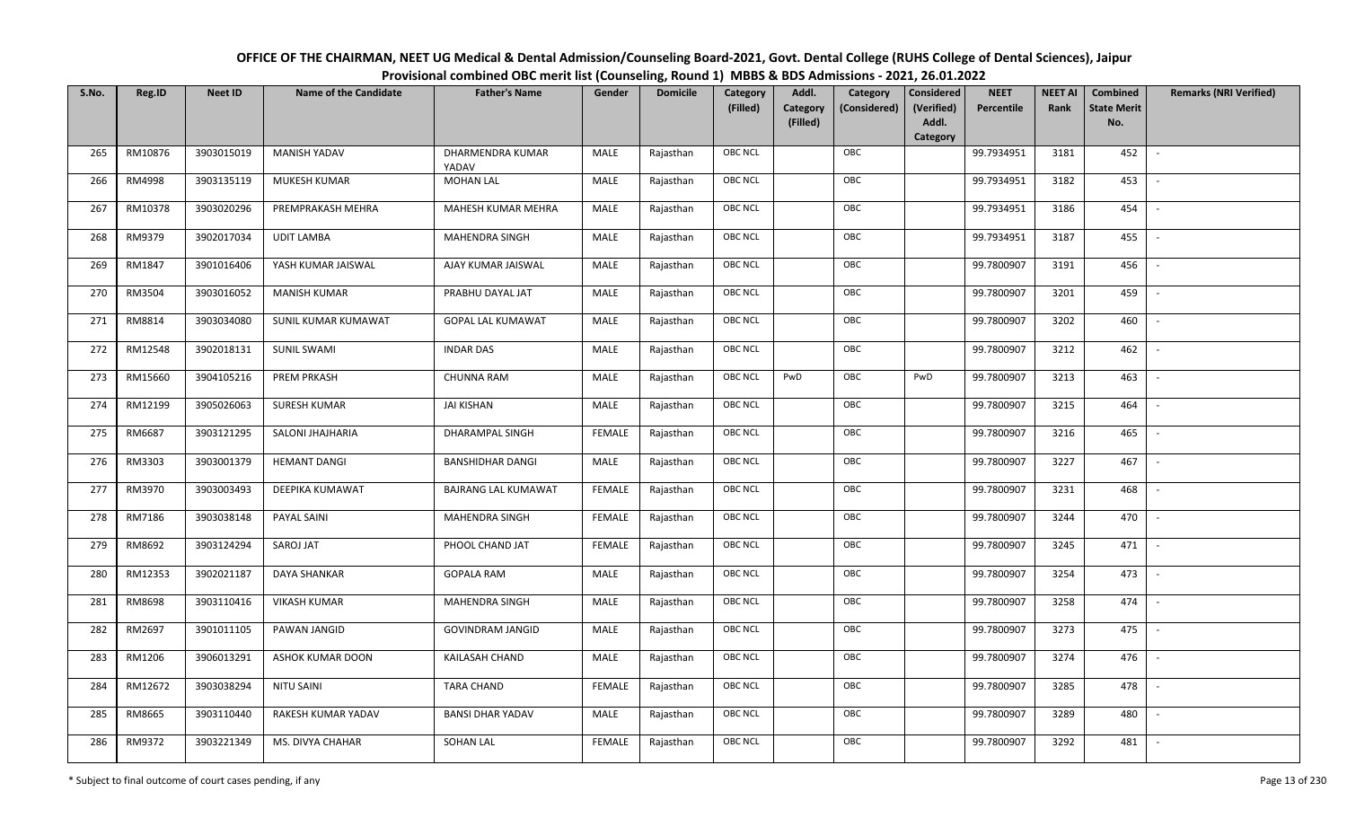# OFFICE OF THE CHAIRMAN, NEET UG Medical & Dental Admission/Counseling Board-2021, Govt. Dental College (RUHS College of Dental Sciences), Jaipur

## Provisional combined OBC merit list (Counseling, Round 1) MBBS & BDS Admissions - 2021, 26.01.2022

| S.No. | Reg.ID | Neet ID | Name of the Candidate | Father's Name | Gender | Domicile | Category (Filled) | Addl. Category (Filled) | Category (Considered) | Considered (Verified) Addl. Category | NEET Percentile | NEET AI Rank | Combined State Merit No. | Remarks (NRI Verified) |
|---|---|---|---|---|---|---|---|---|---|---|---|---|---|---|
| 265 | RM10876 | 3903015019 | MANISH YADAV | DHARMENDRA KUMAR YADAV | MALE | Rajasthan | OBC NCL | | OBC | | 99.7934951 | 3181 | 452 | - |
| 266 | RM4998 | 3903135119 | MUKESH KUMAR | MOHAN LAL | MALE | Rajasthan | OBC NCL | | OBC | | 99.7934951 | 3182 | 453 | - |
| 267 | RM10378 | 3903020296 | PREMPRAKASH MEHRA | MAHESH KUMAR MEHRA | MALE | Rajasthan | OBC NCL | | OBC | | 99.7934951 | 3186 | 454 | - |
| 268 | RM9379 | 3902017034 | UDIT LAMBA | MAHENDRA SINGH | MALE | Rajasthan | OBC NCL | | OBC | | 99.7934951 | 3187 | 455 | - |
| 269 | RM1847 | 3901016406 | YASH KUMAR JAISWAL | AJAY KUMAR JAISWAL | MALE | Rajasthan | OBC NCL | | OBC | | 99.7800907 | 3191 | 456 | - |
| 270 | RM3504 | 3903016052 | MANISH KUMAR | PRABHU DAYAL JAT | MALE | Rajasthan | OBC NCL | | OBC | | 99.7800907 | 3201 | 459 | - |
| 271 | RM8814 | 3903034080 | SUNIL KUMAR KUMAWAT | GOPAL LAL KUMAWAT | MALE | Rajasthan | OBC NCL | | OBC | | 99.7800907 | 3202 | 460 | - |
| 272 | RM12548 | 3902018131 | SUNIL SWAMI | INDAR DAS | MALE | Rajasthan | OBC NCL | | OBC | | 99.7800907 | 3212 | 462 | - |
| 273 | RM15660 | 3904105216 | PREM PRKASH | CHUNNA RAM | MALE | Rajasthan | OBC NCL | PwD | OBC | PwD | 99.7800907 | 3213 | 463 | - |
| 274 | RM12199 | 3905026063 | SURESH KUMAR | JAI KISHAN | MALE | Rajasthan | OBC NCL | | OBC | | 99.7800907 | 3215 | 464 | - |
| 275 | RM6687 | 3903121295 | SALONI JHAJHARIA | DHARAMPAL SINGH | FEMALE | Rajasthan | OBC NCL | | OBC | | 99.7800907 | 3216 | 465 | - |
| 276 | RM3303 | 3903001379 | HEMANT DANGI | BANSHIDHAR DANGI | MALE | Rajasthan | OBC NCL | | OBC | | 99.7800907 | 3227 | 467 | - |
| 277 | RM3970 | 3903003493 | DEEPIKA KUMAWAT | BAJRANG LAL KUMAWAT | FEMALE | Rajasthan | OBC NCL | | OBC | | 99.7800907 | 3231 | 468 | - |
| 278 | RM7186 | 3903038148 | PAYAL SAINI | MAHENDRA SINGH | FEMALE | Rajasthan | OBC NCL | | OBC | | 99.7800907 | 3244 | 470 | - |
| 279 | RM8692 | 3903124294 | SAROJ JAT | PHOOL CHAND JAT | FEMALE | Rajasthan | OBC NCL | | OBC | | 99.7800907 | 3245 | 471 | - |
| 280 | RM12353 | 3902021187 | DAYA SHANKAR | GOPALA RAM | MALE | Rajasthan | OBC NCL | | OBC | | 99.7800907 | 3254 | 473 | - |
| 281 | RM8698 | 3903110416 | VIKASH KUMAR | MAHENDRA SINGH | MALE | Rajasthan | OBC NCL | | OBC | | 99.7800907 | 3258 | 474 | - |
| 282 | RM2697 | 3901011105 | PAWAN JANGID | GOVINDRAM JANGID | MALE | Rajasthan | OBC NCL | | OBC | | 99.7800907 | 3273 | 475 | - |
| 283 | RM1206 | 3906013291 | ASHOK KUMAR DOON | KAILASAH CHAND | MALE | Rajasthan | OBC NCL | | OBC | | 99.7800907 | 3274 | 476 | - |
| 284 | RM12672 | 3903038294 | NITU SAINI | TARA CHAND | FEMALE | Rajasthan | OBC NCL | | OBC | | 99.7800907 | 3285 | 478 | - |
| 285 | RM8665 | 3903110440 | RAKESH KUMAR YADAV | BANSI DHAR YADAV | MALE | Rajasthan | OBC NCL | | OBC | | 99.7800907 | 3289 | 480 | - |
| 286 | RM9372 | 3903221349 | MS. DIVYA CHAHAR | SOHAN LAL | FEMALE | Rajasthan | OBC NCL | | OBC | | 99.7800907 | 3292 | 481 | - |

\* Subject to final outcome of court cases pending, if any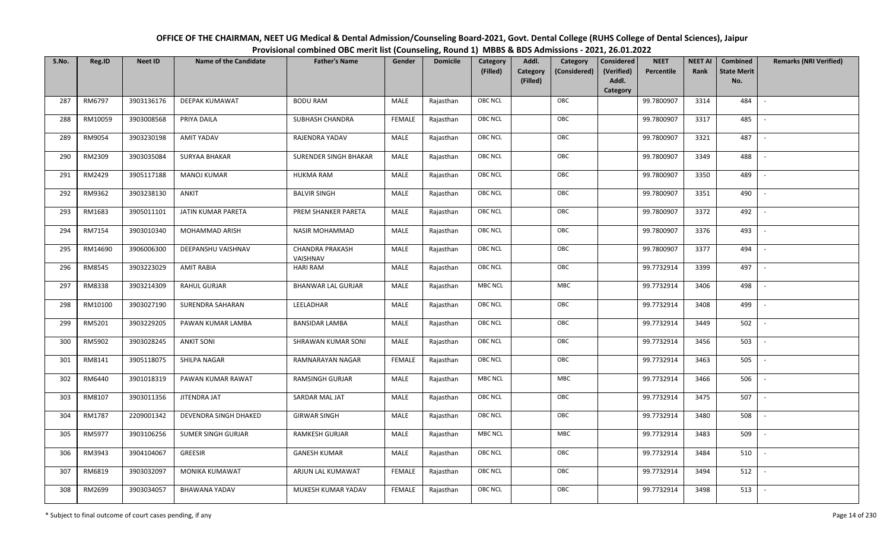# OFFICE OF THE CHAIRMAN, NEET UG Medical & Dental Admission/Counseling Board-2021, Govt. Dental College (RUHS College of Dental Sciences), Jaipur

## Provisional combined OBC merit list (Counseling, Round 1) MBBS & BDS Admissions - 2021, 26.01.2022

| S.No. | Reg.ID | Neet ID | Name of the Candidate | Father's Name | Gender | Domicile | Category (Filled) | Addl. Category (Filled) | Category (Considered) | Considered (Verified) Addl. Category | NEET Percentile | NEET AI Rank | Combined State Merit No. | Remarks (NRI Verified) |
|---|---|---|---|---|---|---|---|---|---|---|---|---|---|---|
| 287 | RM6797 | 3903136176 | DEEPAK KUMAWAT | BODU RAM | MALE | Rajasthan | OBC NCL | | OBC | | 99.7800907 | 3314 | 484 | - |
| 288 | RM10059 | 3903008568 | PRIYA DAILA | SUBHASH CHANDRA | FEMALE | Rajasthan | OBC NCL | | OBC | | 99.7800907 | 3317 | 485 | - |
| 289 | RM9054 | 3903230198 | AMIT YADAV | RAJENDRA YADAV | MALE | Rajasthan | OBC NCL | | OBC | | 99.7800907 | 3321 | 487 | - |
| 290 | RM2309 | 3903035084 | SURYAA BHAKAR | SURENDER SINGH BHAKAR | MALE | Rajasthan | OBC NCL | | OBC | | 99.7800907 | 3349 | 488 | - |
| 291 | RM2429 | 3905117188 | MANOJ KUMAR | HUKMA RAM | MALE | Rajasthan | OBC NCL | | OBC | | 99.7800907 | 3350 | 489 | - |
| 292 | RM9362 | 3903238130 | ANKIT | BALVIR SINGH | MALE | Rajasthan | OBC NCL | | OBC | | 99.7800907 | 3351 | 490 | - |
| 293 | RM1683 | 3905011101 | JATIN KUMAR PARETA | PREM SHANKER PARETA | MALE | Rajasthan | OBC NCL | | OBC | | 99.7800907 | 3372 | 492 | - |
| 294 | RM7154 | 3903010340 | MOHAMMAD ARISH | NASIR MOHAMMAD | MALE | Rajasthan | OBC NCL | | OBC | | 99.7800907 | 3376 | 493 | - |
| 295 | RM14690 | 3906006300 | DEEPANSHU VAISHNAV | CHANDRA PRAKASH VAISHNAV | MALE | Rajasthan | OBC NCL | | OBC | | 99.7800907 | 3377 | 494 | - |
| 296 | RM8545 | 3903223029 | AMIT RABIA | HARI RAM | MALE | Rajasthan | OBC NCL | | OBC | | 99.7732914 | 3399 | 497 | - |
| 297 | RM8338 | 3903214309 | RAHUL GURJAR | BHANWAR LAL GURJAR | MALE | Rajasthan | MBC NCL | | MBC | | 99.7732914 | 3406 | 498 | - |
| 298 | RM10100 | 3903027190 | SURENDRA SAHARAN | LEELADHAR | MALE | Rajasthan | OBC NCL | | OBC | | 99.7732914 | 3408 | 499 | - |
| 299 | RM5201 | 3903229205 | PAWAN KUMAR LAMBA | BANSIDAR LAMBA | MALE | Rajasthan | OBC NCL | | OBC | | 99.7732914 | 3449 | 502 | - |
| 300 | RM5902 | 3903028245 | ANKIT SONI | SHRAWAN KUMAR SONI | MALE | Rajasthan | OBC NCL | | OBC | | 99.7732914 | 3456 | 503 | - |
| 301 | RM8141 | 3905118075 | SHILPA NAGAR | RAMNARAYAN NAGAR | FEMALE | Rajasthan | OBC NCL | | OBC | | 99.7732914 | 3463 | 505 | - |
| 302 | RM6440 | 3901018319 | PAWAN KUMAR RAWAT | RAMSINGH GURJAR | MALE | Rajasthan | MBC NCL | | MBC | | 99.7732914 | 3466 | 506 | - |
| 303 | RM8107 | 3903011356 | JITENDRA JAT | SARDAR MAL JAT | MALE | Rajasthan | OBC NCL | | OBC | | 99.7732914 | 3475 | 507 | - |
| 304 | RM1787 | 2209001342 | DEVENDRA SINGH DHAKED | GIRWAR SINGH | MALE | Rajasthan | OBC NCL | | OBC | | 99.7732914 | 3480 | 508 | - |
| 305 | RM5977 | 3903106256 | SUMER SINGH GURJAR | RAMKESH GURJAR | MALE | Rajasthan | MBC NCL | | MBC | | 99.7732914 | 3483 | 509 | - |
| 306 | RM3943 | 3904104067 | GREESIR | GANESH KUMAR | MALE | Rajasthan | OBC NCL | | OBC | | 99.7732914 | 3484 | 510 | - |
| 307 | RM6819 | 3903032097 | MONIKA KUMAWAT | ARJUN LAL KUMAWAT | FEMALE | Rajasthan | OBC NCL | | OBC | | 99.7732914 | 3494 | 512 | - |
| 308 | RM2699 | 3903034057 | BHAWANA YADAV | MUKESH KUMAR YADAV | FEMALE | Rajasthan | OBC NCL | | OBC | | 99.7732914 | 3498 | 513 | - |

\* Subject to final outcome of court cases pending, if any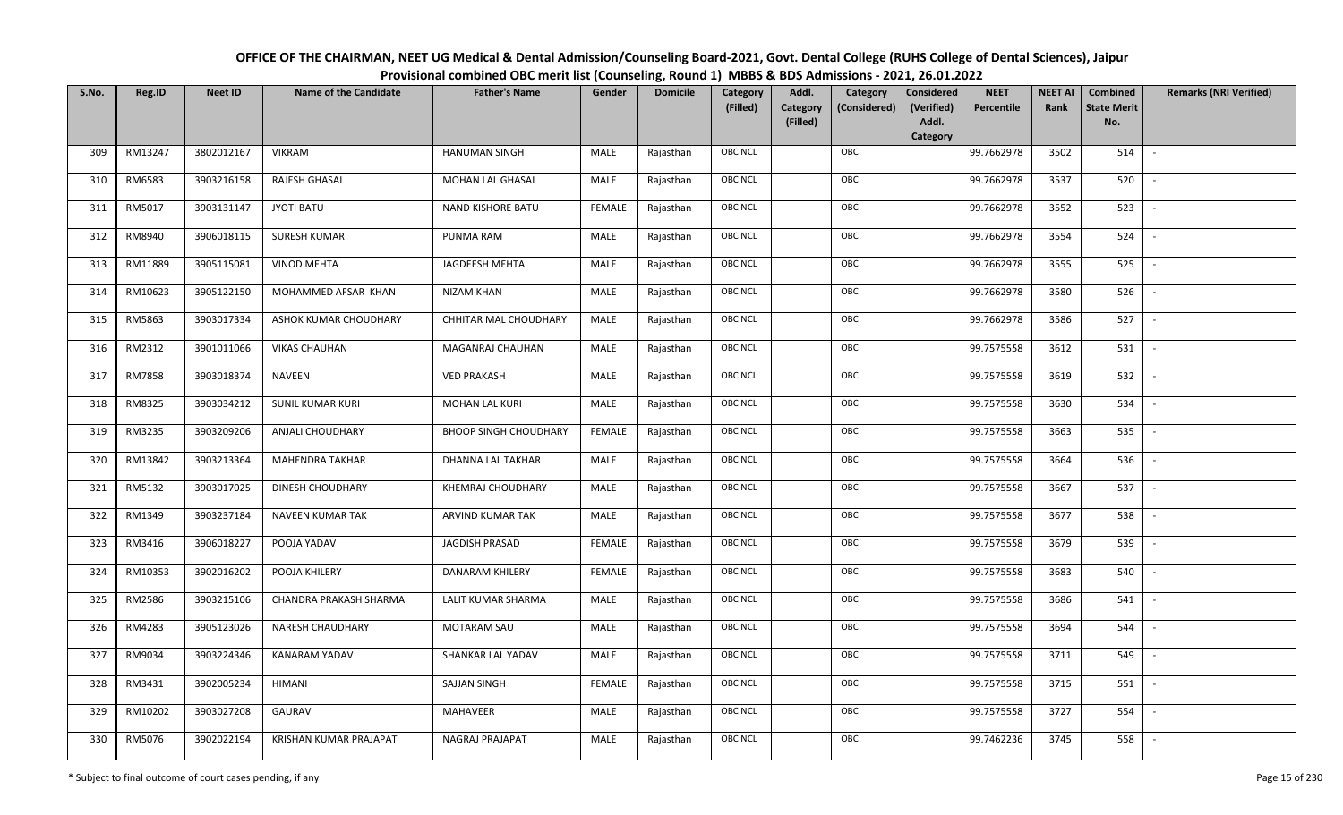# OFFICE OF THE CHAIRMAN, NEET UG Medical & Dental Admission/Counseling Board-2021, Govt. Dental College (RUHS College of Dental Sciences), Jaipur

## Provisional combined OBC merit list (Counseling, Round 1) MBBS & BDS Admissions - 2021, 26.01.2022

| S.No. | Reg.ID | Neet ID | Name of the Candidate | Father's Name | Gender | Domicile | Category (Filled) | Addl. Category (Filled) | Category (Considered) | Considered (Verified) Addl. Category | NEET Percentile | NEET AI Rank | Combined State Merit No. | Remarks (NRI Verified) |
|---|---|---|---|---|---|---|---|---|---|---|---|---|---|---|
| 309 | RM13247 | 3802012167 | VIKRAM | HANUMAN SINGH | MALE | Rajasthan | OBC NCL | | OBC | | 99.7662978 | 3502 | 514 | - |
| 310 | RM6583 | 3903216158 | RAJESH GHASAL | MOHAN LAL GHASAL | MALE | Rajasthan | OBC NCL | | OBC | | 99.7662978 | 3537 | 520 | - |
| 311 | RM5017 | 3903131147 | JYOTI BATU | NAND KISHORE BATU | FEMALE | Rajasthan | OBC NCL | | OBC | | 99.7662978 | 3552 | 523 | - |
| 312 | RM8940 | 3906018115 | SURESH KUMAR | PUNMA RAM | MALE | Rajasthan | OBC NCL | | OBC | | 99.7662978 | 3554 | 524 | - |
| 313 | RM11889 | 3905115081 | VINOD MEHTA | JAGDEESH MEHTA | MALE | Rajasthan | OBC NCL | | OBC | | 99.7662978 | 3555 | 525 | - |
| 314 | RM10623 | 3905122150 | MOHAMMED AFSAR KHAN | NIZAM KHAN | MALE | Rajasthan | OBC NCL | | OBC | | 99.7662978 | 3580 | 526 | - |
| 315 | RM5863 | 3903017334 | ASHOK KUMAR CHOUDHARY | CHHITAR MAL CHOUDHARY | MALE | Rajasthan | OBC NCL | | OBC | | 99.7662978 | 3586 | 527 | - |
| 316 | RM2312 | 3901011066 | VIKAS CHAUHAN | MAGANRAJ CHAUHAN | MALE | Rajasthan | OBC NCL | | OBC | | 99.7575558 | 3612 | 531 | - |
| 317 | RM7858 | 3903018374 | NAVEEN | VED PRAKASH | MALE | Rajasthan | OBC NCL | | OBC | | 99.7575558 | 3619 | 532 | - |
| 318 | RM8325 | 3903034212 | SUNIL KUMAR KURI | MOHAN LAL KURI | MALE | Rajasthan | OBC NCL | | OBC | | 99.7575558 | 3630 | 534 | - |
| 319 | RM3235 | 3903209206 | ANJALI CHOUDHARY | BHOOP SINGH CHOUDHARY | FEMALE | Rajasthan | OBC NCL | | OBC | | 99.7575558 | 3663 | 535 | - |
| 320 | RM13842 | 3903213364 | MAHENDRA TAKHAR | DHANNA LAL TAKHAR | MALE | Rajasthan | OBC NCL | | OBC | | 99.7575558 | 3664 | 536 | - |
| 321 | RM5132 | 3903017025 | DINESH CHOUDHARY | KHEMRAJ CHOUDHARY | MALE | Rajasthan | OBC NCL | | OBC | | 99.7575558 | 3667 | 537 | - |
| 322 | RM1349 | 3903237184 | NAVEEN KUMAR TAK | ARVIND KUMAR TAK | MALE | Rajasthan | OBC NCL | | OBC | | 99.7575558 | 3677 | 538 | - |
| 323 | RM3416 | 3906018227 | POOJA YADAV | JAGDISH PRASAD | FEMALE | Rajasthan | OBC NCL | | OBC | | 99.7575558 | 3679 | 539 | - |
| 324 | RM10353 | 3902016202 | POOJA KHILERY | DANARAM KHILERY | FEMALE | Rajasthan | OBC NCL | | OBC | | 99.7575558 | 3683 | 540 | - |
| 325 | RM2586 | 3903215106 | CHANDRA PRAKASH SHARMA | LALIT KUMAR SHARMA | MALE | Rajasthan | OBC NCL | | OBC | | 99.7575558 | 3686 | 541 | - |
| 326 | RM4283 | 3905123026 | NARESH CHAUDHARY | MOTARAM SAU | MALE | Rajasthan | OBC NCL | | OBC | | 99.7575558 | 3694 | 544 | - |
| 327 | RM9034 | 3903224346 | KANARAM YADAV | SHANKAR LAL YADAV | MALE | Rajasthan | OBC NCL | | OBC | | 99.7575558 | 3711 | 549 | - |
| 328 | RM3431 | 3902005234 | HIMANI | SAJJAN SINGH | FEMALE | Rajasthan | OBC NCL | | OBC | | 99.7575558 | 3715 | 551 | - |
| 329 | RM10202 | 3903027208 | GAURAV | MAHAVEER | MALE | Rajasthan | OBC NCL | | OBC | | 99.7575558 | 3727 | 554 | - |
| 330 | RM5076 | 3902022194 | KRISHAN KUMAR PRAJAPAT | NAGRAJ PRAJAPAT | MALE | Rajasthan | OBC NCL | | OBC | | 99.7462236 | 3745 | 558 | - |

\* Subject to final outcome of court cases pending, if any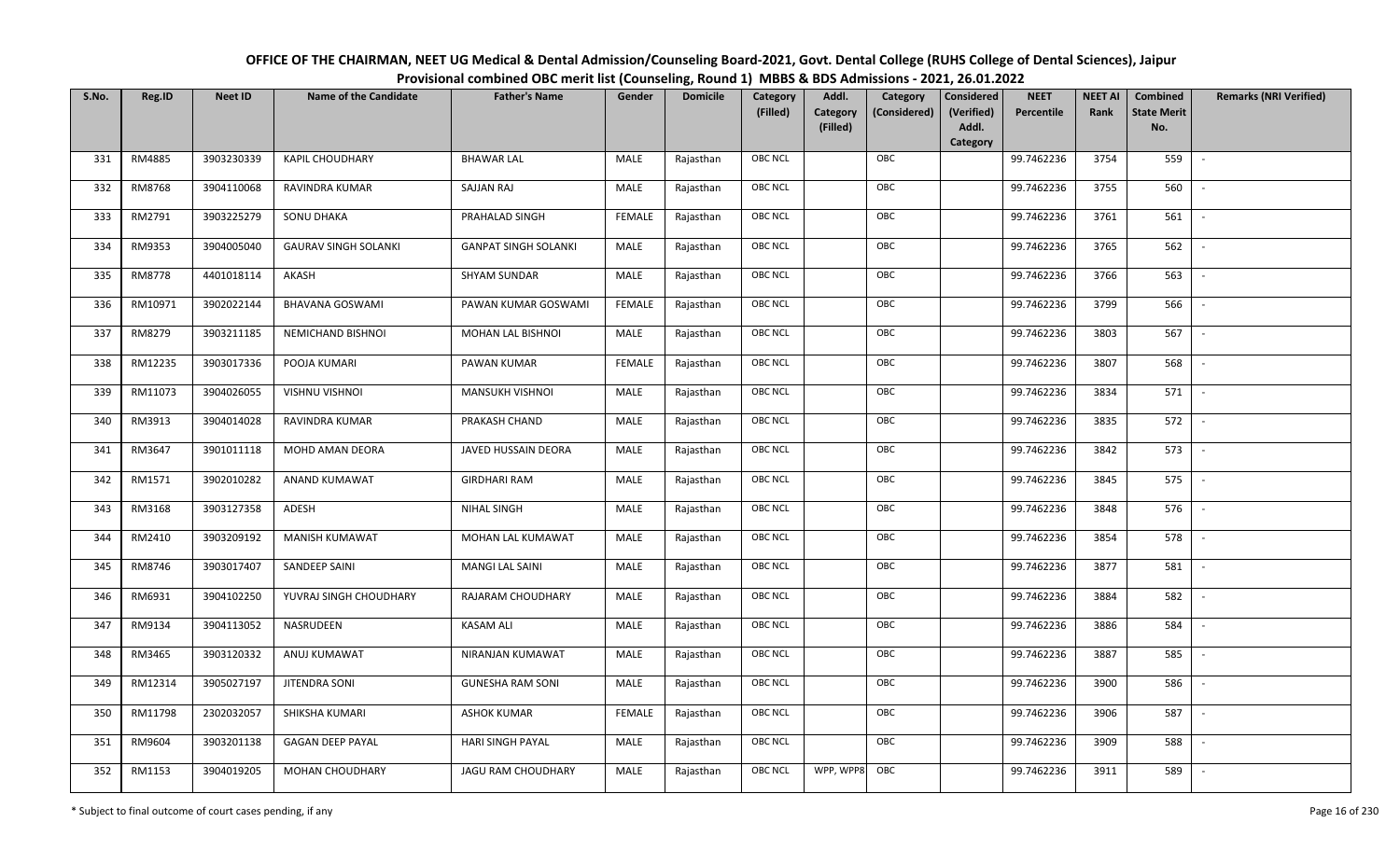# OFFICE OF THE CHAIRMAN, NEET UG Medical & Dental Admission/Counseling Board-2021, Govt. Dental College (RUHS College of Dental Sciences), Jaipur

## Provisional combined OBC merit list (Counseling, Round 1) MBBS & BDS Admissions - 2021, 26.01.2022

| S.No. | Reg.ID | Neet ID | Name of the Candidate | Father's Name | Gender | Domicile | Category (Filled) | Addl. Category (Filled) | Category (Considered) | Considered (Verified) Addl. Category | NEET Percentile | NEET AI Rank | Combined State Merit No. | Remarks (NRI Verified) |
|---|---|---|---|---|---|---|---|---|---|---|---|---|---|---|
| 331 | RM4885 | 3903230339 | KAPIL CHOUDHARY | BHAWAR LAL | MALE | Rajasthan | OBC NCL | | OBC | | 99.7462236 | 3754 | 559 | - |
| 332 | RM8768 | 3904110068 | RAVINDRA KUMAR | SAJJAN RAJ | MALE | Rajasthan | OBC NCL | | OBC | | 99.7462236 | 3755 | 560 | - |
| 333 | RM2791 | 3903225279 | SONU DHAKA | PRAHALAD SINGH | FEMALE | Rajasthan | OBC NCL | | OBC | | 99.7462236 | 3761 | 561 | - |
| 334 | RM9353 | 3904005040 | GAURAV SINGH SOLANKI | GANPAT SINGH SOLANKI | MALE | Rajasthan | OBC NCL | | OBC | | 99.7462236 | 3765 | 562 | - |
| 335 | RM8778 | 4401018114 | AKASH | SHYAM SUNDAR | MALE | Rajasthan | OBC NCL | | OBC | | 99.7462236 | 3766 | 563 | - |
| 336 | RM10971 | 3902022144 | BHAVANA GOSWAMI | PAWAN KUMAR GOSWAMI | FEMALE | Rajasthan | OBC NCL | | OBC | | 99.7462236 | 3799 | 566 | - |
| 337 | RM8279 | 3903211185 | NEMICHAND BISHNOI | MOHAN LAL BISHNOI | MALE | Rajasthan | OBC NCL | | OBC | | 99.7462236 | 3803 | 567 | - |
| 338 | RM12235 | 3903017336 | POOJA KUMARI | PAWAN KUMAR | FEMALE | Rajasthan | OBC NCL | | OBC | | 99.7462236 | 3807 | 568 | - |
| 339 | RM11073 | 3904026055 | VISHNU VISHNOI | MANSUKH VISHNOI | MALE | Rajasthan | OBC NCL | | OBC | | 99.7462236 | 3834 | 571 | - |
| 340 | RM3913 | 3904014028 | RAVINDRA KUMAR | PRAKASH CHAND | MALE | Rajasthan | OBC NCL | | OBC | | 99.7462236 | 3835 | 572 | - |
| 341 | RM3647 | 3901011118 | MOHD AMAN DEORA | JAVED HUSSAIN DEORA | MALE | Rajasthan | OBC NCL | | OBC | | 99.7462236 | 3842 | 573 | - |
| 342 | RM1571 | 3902010282 | ANAND KUMAWAT | GIRDHARI RAM | MALE | Rajasthan | OBC NCL | | OBC | | 99.7462236 | 3845 | 575 | - |
| 343 | RM3168 | 3903127358 | ADESH | NIHAL SINGH | MALE | Rajasthan | OBC NCL | | OBC | | 99.7462236 | 3848 | 576 | - |
| 344 | RM2410 | 3903209192 | MANISH KUMAWAT | MOHAN LAL KUMAWAT | MALE | Rajasthan | OBC NCL | | OBC | | 99.7462236 | 3854 | 578 | - |
| 345 | RM8746 | 3903017407 | SANDEEP SAINI | MANGI LAL SAINI | MALE | Rajasthan | OBC NCL | | OBC | | 99.7462236 | 3877 | 581 | - |
| 346 | RM6931 | 3904102250 | YUVRAJ SINGH CHOUDHARY | RAJARAM CHOUDHARY | MALE | Rajasthan | OBC NCL | | OBC | | 99.7462236 | 3884 | 582 | - |
| 347 | RM9134 | 3904113052 | NASRUDEEN | KASAM ALI | MALE | Rajasthan | OBC NCL | | OBC | | 99.7462236 | 3886 | 584 | - |
| 348 | RM3465 | 3903120332 | ANUJ KUMAWAT | NIRANJAN KUMAWAT | MALE | Rajasthan | OBC NCL | | OBC | | 99.7462236 | 3887 | 585 | - |
| 349 | RM12314 | 3905027197 | JITENDRA SONI | GUNESHA RAM SONI | MALE | Rajasthan | OBC NCL | | OBC | | 99.7462236 | 3900 | 586 | - |
| 350 | RM11798 | 2302032057 | SHIKSHA KUMARI | ASHOK KUMAR | FEMALE | Rajasthan | OBC NCL | | OBC | | 99.7462236 | 3906 | 587 | - |
| 351 | RM9604 | 3903201138 | GAGAN DEEP PAYAL | HARI SINGH PAYAL | MALE | Rajasthan | OBC NCL | | OBC | | 99.7462236 | 3909 | 588 | - |
| 352 | RM1153 | 3904019205 | MOHAN CHOUDHARY | JAGU RAM CHOUDHARY | MALE | Rajasthan | OBC NCL | WPP, WPP8 | OBC | | 99.7462236 | 3911 | 589 | - |

\* Subject to final outcome of court cases pending, if any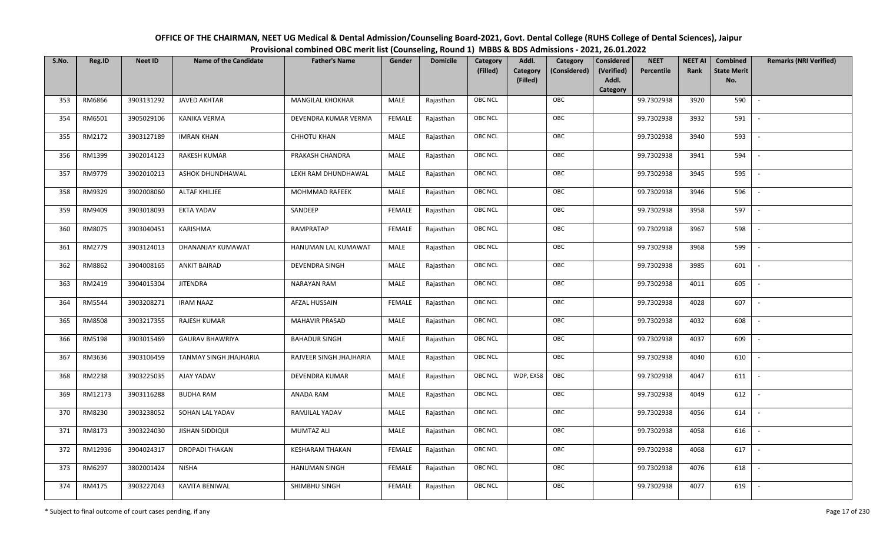OFFICE OF THE CHAIRMAN, NEET UG Medical & Dental Admission/Counseling Board-2021, Govt. Dental College (RUHS College of Dental Sciences), Jaipur
Provisional combined OBC merit list (Counseling, Round 1) MBBS & BDS Admissions - 2021, 26.01.2022

| S.No. | Reg.ID | Neet ID | Name of the Candidate | Father's Name | Gender | Domicile | Category (Filled) | Addl. Category (Filled) | Category (Considered) | Considered (Verified) Addl. Category | NEET Percentile | NEET AI Rank | Combined State Merit No. | Remarks (NRI Verified) |
|---|---|---|---|---|---|---|---|---|---|---|---|---|---|---|
| 353 | RM6866 | 3903131292 | JAVED AKHTAR | MANGILAL KHOKHAR | MALE | Rajasthan | OBC NCL | | OBC | | 99.7302938 | 3920 | 590 | - |
| 354 | RM6501 | 3905029106 | KANIKA VERMA | DEVENDRA KUMAR VERMA | FEMALE | Rajasthan | OBC NCL | | OBC | | 99.7302938 | 3932 | 591 | - |
| 355 | RM2172 | 3903127189 | IMRAN KHAN | CHHOTU KHAN | MALE | Rajasthan | OBC NCL | | OBC | | 99.7302938 | 3940 | 593 | - |
| 356 | RM1399 | 3902014123 | RAKESH KUMAR | PRAKASH CHANDRA | MALE | Rajasthan | OBC NCL | | OBC | | 99.7302938 | 3941 | 594 | - |
| 357 | RM9779 | 3902010213 | ASHOK DHUNDHAWAL | LEKH RAM DHUNDHAWAL | MALE | Rajasthan | OBC NCL | | OBC | | 99.7302938 | 3945 | 595 | - |
| 358 | RM9329 | 3902008060 | ALTAF KHILJEE | MOHMMAD RAFEEK | MALE | Rajasthan | OBC NCL | | OBC | | 99.7302938 | 3946 | 596 | - |
| 359 | RM9409 | 3903018093 | EKTA YADAV | SANDEEP | FEMALE | Rajasthan | OBC NCL | | OBC | | 99.7302938 | 3958 | 597 | - |
| 360 | RM8075 | 3903040451 | KARISHMA | RAMPRATAP | FEMALE | Rajasthan | OBC NCL | | OBC | | 99.7302938 | 3967 | 598 | - |
| 361 | RM2779 | 3903124013 | DHANANJAY KUMAWAT | HANUMAN LAL KUMAWAT | MALE | Rajasthan | OBC NCL | | OBC | | 99.7302938 | 3968 | 599 | - |
| 362 | RM8862 | 3904008165 | ANKIT BAIRAD | DEVENDRA SINGH | MALE | Rajasthan | OBC NCL | | OBC | | 99.7302938 | 3985 | 601 | - |
| 363 | RM2419 | 3904015304 | JITENDRA | NARAYAN RAM | MALE | Rajasthan | OBC NCL | | OBC | | 99.7302938 | 4011 | 605 | - |
| 364 | RM5544 | 3903208271 | IRAM NAAZ | AFZAL HUSSAIN | FEMALE | Rajasthan | OBC NCL | | OBC | | 99.7302938 | 4028 | 607 | - |
| 365 | RM8508 | 3903217355 | RAJESH KUMAR | MAHAVIR PRASAD | MALE | Rajasthan | OBC NCL | | OBC | | 99.7302938 | 4032 | 608 | - |
| 366 | RM5198 | 3903015469 | GAURAV BHAWRIYA | BAHADUR SINGH | MALE | Rajasthan | OBC NCL | | OBC | | 99.7302938 | 4037 | 609 | - |
| 367 | RM3636 | 3903106459 | TANMAY SINGH JHAJHARIA | RAJVEER SINGH JHAJHARIA | MALE | Rajasthan | OBC NCL | | OBC | | 99.7302938 | 4040 | 610 | - |
| 368 | RM2238 | 3903225035 | AJAY YADAV | DEVENDRA KUMAR | MALE | Rajasthan | OBC NCL | WDP, EXS8 | OBC | | 99.7302938 | 4047 | 611 | - |
| 369 | RM12173 | 3903116288 | BUDHA RAM | ANADA RAM | MALE | Rajasthan | OBC NCL | | OBC | | 99.7302938 | 4049 | 612 | - |
| 370 | RM8230 | 3903238052 | SOHAN LAL YADAV | RAMJILAL YADAV | MALE | Rajasthan | OBC NCL | | OBC | | 99.7302938 | 4056 | 614 | - |
| 371 | RM8173 | 3903224030 | JISHAN SIDDIQUI | MUMTAZ ALI | MALE | Rajasthan | OBC NCL | | OBC | | 99.7302938 | 4058 | 616 | - |
| 372 | RM12936 | 3904024317 | DROPADI THAKAN | KESHARAM THAKAN | FEMALE | Rajasthan | OBC NCL | | OBC | | 99.7302938 | 4068 | 617 | - |
| 373 | RM6297 | 3802001424 | NISHA | HANUMAN SINGH | FEMALE | Rajasthan | OBC NCL | | OBC | | 99.7302938 | 4076 | 618 | - |
| 374 | RM4175 | 3903227043 | KAVITA BENIWAL | SHIMBHU SINGH | FEMALE | Rajasthan | OBC NCL | | OBC | | 99.7302938 | 4077 | 619 | - |

\* Subject to final outcome of court cases pending, if any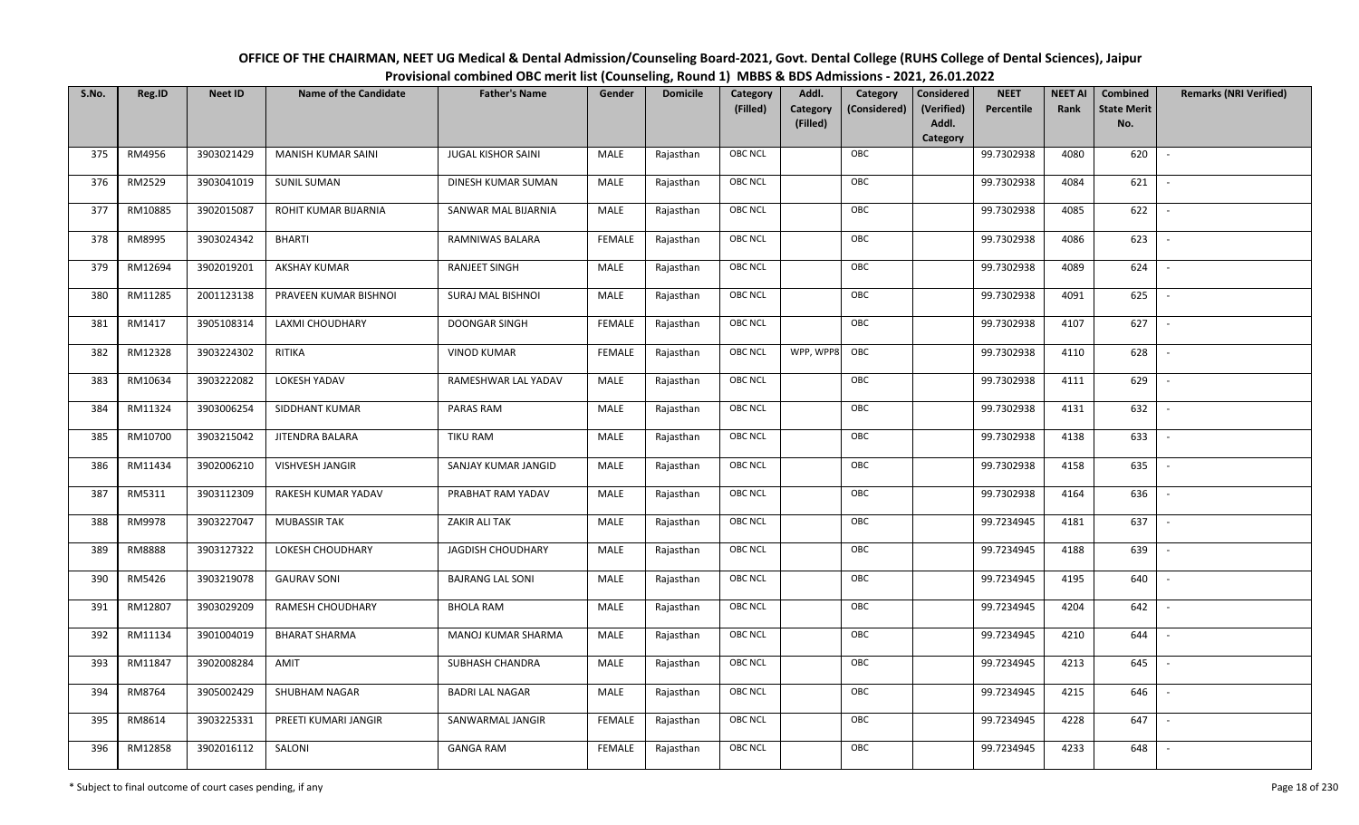# OFFICE OF THE CHAIRMAN, NEET UG Medical & Dental Admission/Counseling Board-2021, Govt. Dental College (RUHS College of Dental Sciences), Jaipur

## Provisional combined OBC merit list (Counseling, Round 1) MBBS & BDS Admissions - 2021, 26.01.2022

| S.No. | Reg.ID | Neet ID | Name of the Candidate | Father's Name | Gender | Domicile | Category (Filled) | Addl. Category (Filled) | Category (Considered) | Considered (Verified) Addl. Category | NEET Percentile | NEET AI Rank | Combined State Merit No. | Remarks (NRI Verified) |
|---|---|---|---|---|---|---|---|---|---|---|---|---|---|---|
| 375 | RM4956 | 3903021429 | MANISH KUMAR SAINI | JUGAL KISHOR SAINI | MALE | Rajasthan | OBC NCL | | OBC | | 99.7302938 | 4080 | 620 | - |
| 376 | RM2529 | 3903041019 | SUNIL SUMAN | DINESH KUMAR SUMAN | MALE | Rajasthan | OBC NCL | | OBC | | 99.7302938 | 4084 | 621 | - |
| 377 | RM10885 | 3902015087 | ROHIT KUMAR BIJARNIA | SANWAR MAL BIJARNIA | MALE | Rajasthan | OBC NCL | | OBC | | 99.7302938 | 4085 | 622 | - |
| 378 | RM8995 | 3903024342 | BHARTI | RAMNIWAS BALARA | FEMALE | Rajasthan | OBC NCL | | OBC | | 99.7302938 | 4086 | 623 | - |
| 379 | RM12694 | 3902019201 | AKSHAY KUMAR | RANJEET SINGH | MALE | Rajasthan | OBC NCL | | OBC | | 99.7302938 | 4089 | 624 | - |
| 380 | RM11285 | 2001123138 | PRAVEEN KUMAR BISHNOI | SURAJ MAL BISHNOI | MALE | Rajasthan | OBC NCL | | OBC | | 99.7302938 | 4091 | 625 | - |
| 381 | RM1417 | 3905108314 | LAXMI CHOUDHARY | DOONGAR SINGH | FEMALE | Rajasthan | OBC NCL | | OBC | | 99.7302938 | 4107 | 627 | - |
| 382 | RM12328 | 3903224302 | RITIKA | VINOD KUMAR | FEMALE | Rajasthan | OBC NCL | WPP, WPP8 | OBC | | 99.7302938 | 4110 | 628 | - |
| 383 | RM10634 | 3903222082 | LOKESH YADAV | RAMESHWAR LAL YADAV | MALE | Rajasthan | OBC NCL | | OBC | | 99.7302938 | 4111 | 629 | - |
| 384 | RM11324 | 3903006254 | SIDDHANT KUMAR | PARAS RAM | MALE | Rajasthan | OBC NCL | | OBC | | 99.7302938 | 4131 | 632 | - |
| 385 | RM10700 | 3903215042 | JITENDRA BALARA | TIKU RAM | MALE | Rajasthan | OBC NCL | | OBC | | 99.7302938 | 4138 | 633 | - |
| 386 | RM11434 | 3902006210 | VISHVESH JANGIR | SANJAY KUMAR JANGID | MALE | Rajasthan | OBC NCL | | OBC | | 99.7302938 | 4158 | 635 | - |
| 387 | RM5311 | 3903112309 | RAKESH KUMAR YADAV | PRABHAT RAM YADAV | MALE | Rajasthan | OBC NCL | | OBC | | 99.7302938 | 4164 | 636 | - |
| 388 | RM9978 | 3903227047 | MUBASSIR TAK | ZAKIR ALI TAK | MALE | Rajasthan | OBC NCL | | OBC | | 99.7234945 | 4181 | 637 | - |
| 389 | RM8888 | 3903127322 | LOKESH CHOUDHARY | JAGDISH CHOUDHARY | MALE | Rajasthan | OBC NCL | | OBC | | 99.7234945 | 4188 | 639 | - |
| 390 | RM5426 | 3903219078 | GAURAV SONI | BAJRANG LAL SONI | MALE | Rajasthan | OBC NCL | | OBC | | 99.7234945 | 4195 | 640 | - |
| 391 | RM12807 | 3903029209 | RAMESH CHOUDHARY | BHOLA RAM | MALE | Rajasthan | OBC NCL | | OBC | | 99.7234945 | 4204 | 642 | - |
| 392 | RM11134 | 3901004019 | BHARAT SHARMA | MANOJ KUMAR SHARMA | MALE | Rajasthan | OBC NCL | | OBC | | 99.7234945 | 4210 | 644 | - |
| 393 | RM11847 | 3902008284 | AMIT | SUBHASH CHANDRA | MALE | Rajasthan | OBC NCL | | OBC | | 99.7234945 | 4213 | 645 | - |
| 394 | RM8764 | 3905002429 | SHUBHAM NAGAR | BADRI LAL NAGAR | MALE | Rajasthan | OBC NCL | | OBC | | 99.7234945 | 4215 | 646 | - |
| 395 | RM8614 | 3903225331 | PREETI KUMARI JANGIR | SANWARMAL JANGIR | FEMALE | Rajasthan | OBC NCL | | OBC | | 99.7234945 | 4228 | 647 | - |
| 396 | RM12858 | 3902016112 | SALONI | GANGA RAM | FEMALE | Rajasthan | OBC NCL | | OBC | | 99.7234945 | 4233 | 648 | - |

\* Subject to final outcome of court cases pending, if any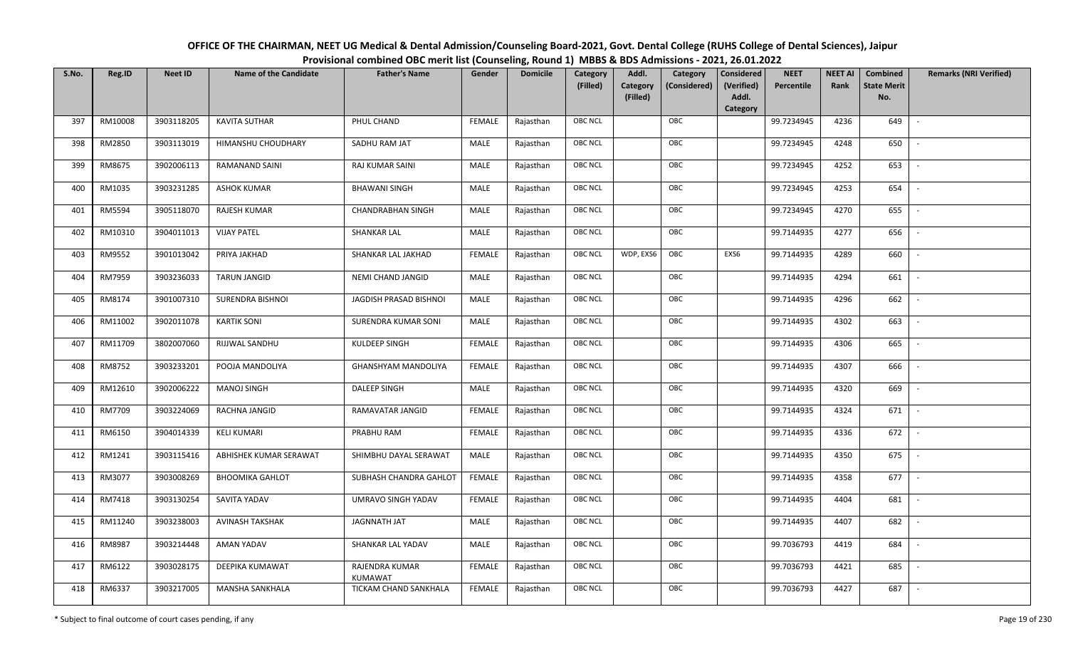# OFFICE OF THE CHAIRMAN, NEET UG Medical & Dental Admission/Counseling Board-2021, Govt. Dental College (RUHS College of Dental Sciences), Jaipur

## Provisional combined OBC merit list (Counseling, Round 1) MBBS & BDS Admissions - 2021, 26.01.2022

| S.No. | Reg.ID | Neet ID | Name of the Candidate | Father's Name | Gender | Domicile | Category (Filled) | Addl. Category (Filled) | Category (Considered) | Considered (Verified) Addl. Category | NEET Percentile | NEET AI Rank | Combined State Merit No. | Remarks (NRI Verified) |
|---|---|---|---|---|---|---|---|---|---|---|---|---|---|---|
| 397 | RM10008 | 3903118205 | KAVITA SUTHAR | PHUL CHAND | FEMALE | Rajasthan | OBC NCL | | OBC | | 99.7234945 | 4236 | 649 | - |
| 398 | RM2850 | 3903113019 | HIMANSHU CHOUDHARY | SADHU RAM JAT | MALE | Rajasthan | OBC NCL | | OBC | | 99.7234945 | 4248 | 650 | - |
| 399 | RM8675 | 3902006113 | RAMANAND SAINI | RAJ KUMAR SAINI | MALE | Rajasthan | OBC NCL | | OBC | | 99.7234945 | 4252 | 653 | - |
| 400 | RM1035 | 3903231285 | ASHOK KUMAR | BHAWANI SINGH | MALE | Rajasthan | OBC NCL | | OBC | | 99.7234945 | 4253 | 654 | - |
| 401 | RM5594 | 3905118070 | RAJESH KUMAR | CHANDRABHAN SINGH | MALE | Rajasthan | OBC NCL | | OBC | | 99.7234945 | 4270 | 655 | - |
| 402 | RM10310 | 3904011013 | VIJAY PATEL | SHANKAR LAL | MALE | Rajasthan | OBC NCL | | OBC | | 99.7144935 | 4277 | 656 | - |
| 403 | RM9552 | 3901013042 | PRIYA JAKHAD | SHANKAR LAL JAKHAD | FEMALE | Rajasthan | OBC NCL | WDP, EXS6 | OBC | EXS6 | 99.7144935 | 4289 | 660 | - |
| 404 | RM7959 | 3903236033 | TARUN JANGID | NEMI CHAND JANGID | MALE | Rajasthan | OBC NCL | | OBC | | 99.7144935 | 4294 | 661 | - |
| 405 | RM8174 | 3901007310 | SURENDRA BISHNOI | JAGDISH PRASAD BISHNOI | MALE | Rajasthan | OBC NCL | | OBC | | 99.7144935 | 4296 | 662 | - |
| 406 | RM11002 | 3902011078 | KARTIK SONI | SURENDRA KUMAR SONI | MALE | Rajasthan | OBC NCL | | OBC | | 99.7144935 | 4302 | 663 | - |
| 407 | RM11709 | 3802007060 | RIJJWAL SANDHU | KULDEEP SINGH | FEMALE | Rajasthan | OBC NCL | | OBC | | 99.7144935 | 4306 | 665 | - |
| 408 | RM8752 | 3903233201 | POOJA MANDOLIYA | GHANSHYAM MANDOLIYA | FEMALE | Rajasthan | OBC NCL | | OBC | | 99.7144935 | 4307 | 666 | - |
| 409 | RM12610 | 3902006222 | MANOJ SINGH | DALEEP SINGH | MALE | Rajasthan | OBC NCL | | OBC | | 99.7144935 | 4320 | 669 | - |
| 410 | RM7709 | 3903224069 | RACHNA JANGID | RAMAVATAR JANGID | FEMALE | Rajasthan | OBC NCL | | OBC | | 99.7144935 | 4324 | 671 | - |
| 411 | RM6150 | 3904014339 | KELI KUMARI | PRABHU RAM | FEMALE | Rajasthan | OBC NCL | | OBC | | 99.7144935 | 4336 | 672 | - |
| 412 | RM1241 | 3903115416 | ABHISHEK KUMAR SERAWAT | SHIMBHU DAYAL SERAWAT | MALE | Rajasthan | OBC NCL | | OBC | | 99.7144935 | 4350 | 675 | - |
| 413 | RM3077 | 3903008269 | BHOOMIKA GAHLOT | SUBHASH CHANDRA GAHLOT | FEMALE | Rajasthan | OBC NCL | | OBC | | 99.7144935 | 4358 | 677 | - |
| 414 | RM7418 | 3903130254 | SAVITA YADAV | UMRAVO SINGH YADAV | FEMALE | Rajasthan | OBC NCL | | OBC | | 99.7144935 | 4404 | 681 | - |
| 415 | RM11240 | 3903238003 | AVINASH TAKSHAK | JAGNNATH JAT | MALE | Rajasthan | OBC NCL | | OBC | | 99.7144935 | 4407 | 682 | - |
| 416 | RM8987 | 3903214448 | AMAN YADAV | SHANKAR LAL YADAV | MALE | Rajasthan | OBC NCL | | OBC | | 99.7036793 | 4419 | 684 | - |
| 417 | RM6122 | 3903028175 | DEEPIKA KUMAWAT | RAJENDRA KUMAR KUMAWAT | FEMALE | Rajasthan | OBC NCL | | OBC | | 99.7036793 | 4421 | 685 | - |
| 418 | RM6337 | 3903217005 | MANSHA SANKHALA | TICKAM CHAND SANKHALA | FEMALE | Rajasthan | OBC NCL | | OBC | | 99.7036793 | 4427 | 687 | - |

\* Subject to final outcome of court cases pending, if any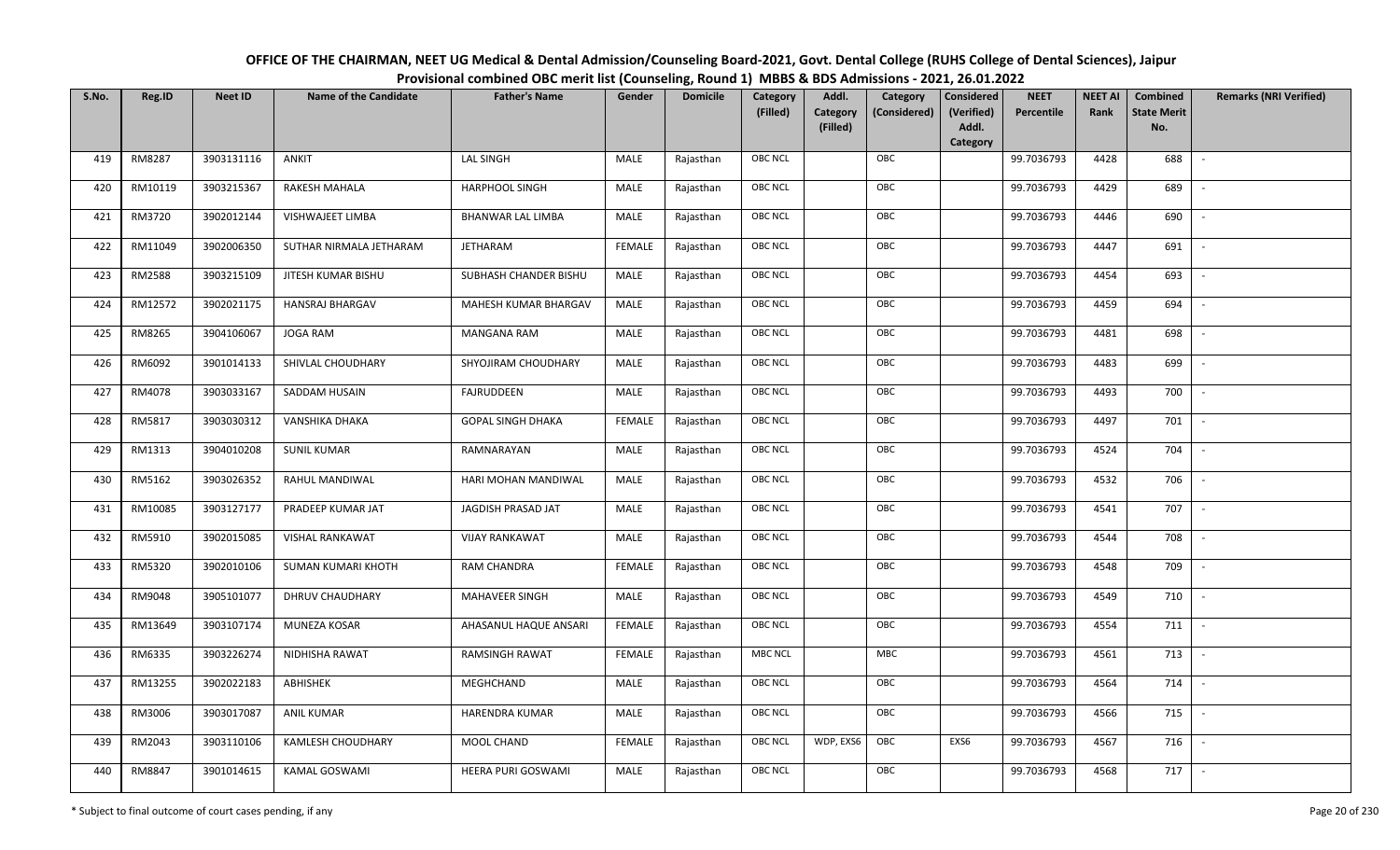# OFFICE OF THE CHAIRMAN, NEET UG Medical & Dental Admission/Counseling Board-2021, Govt. Dental College (RUHS College of Dental Sciences), Jaipur

## Provisional combined OBC merit list (Counseling, Round 1) MBBS & BDS Admissions - 2021, 26.01.2022

| S.No. | Reg.ID | Neet ID | Name of the Candidate | Father's Name | Gender | Domicile | Category (Filled) | Addl. Category (Filled) | Category (Considered) | Considered (Verified) Addl. Category | NEET Percentile | NEET AI Rank | Combined State Merit No. | Remarks (NRI Verified) |
|---|---|---|---|---|---|---|---|---|---|---|---|---|---|---|
| 419 | RM8287 | 3903131116 | ANKIT | LAL SINGH | MALE | Rajasthan | OBC NCL | | OBC | | 99.7036793 | 4428 | 688 | - |
| 420 | RM10119 | 3903215367 | RAKESH MAHALA | HARPHOOL SINGH | MALE | Rajasthan | OBC NCL | | OBC | | 99.7036793 | 4429 | 689 | - |
| 421 | RM3720 | 3902012144 | VISHWAJEET LIMBA | BHANWAR LAL LIMBA | MALE | Rajasthan | OBC NCL | | OBC | | 99.7036793 | 4446 | 690 | - |
| 422 | RM11049 | 3902006350 | SUTHAR NIRMALA JETHARAM | JETHARAM | FEMALE | Rajasthan | OBC NCL | | OBC | | 99.7036793 | 4447 | 691 | - |
| 423 | RM2588 | 3903215109 | JITESH KUMAR BISHU | SUBHASH CHANDER BISHU | MALE | Rajasthan | OBC NCL | | OBC | | 99.7036793 | 4454 | 693 | - |
| 424 | RM12572 | 3902021175 | HANSRAJ BHARGAV | MAHESH KUMAR BHARGAV | MALE | Rajasthan | OBC NCL | | OBC | | 99.7036793 | 4459 | 694 | - |
| 425 | RM8265 | 3904106067 | JOGA RAM | MANGANA RAM | MALE | Rajasthan | OBC NCL | | OBC | | 99.7036793 | 4481 | 698 | - |
| 426 | RM6092 | 3901014133 | SHIVLAL CHOUDHARY | SHYOJIRAM CHOUDHARY | MALE | Rajasthan | OBC NCL | | OBC | | 99.7036793 | 4483 | 699 | - |
| 427 | RM4078 | 3903033167 | SADDAM HUSAIN | FAJRUDDEEN | MALE | Rajasthan | OBC NCL | | OBC | | 99.7036793 | 4493 | 700 | - |
| 428 | RM5817 | 3903030312 | VANSHIKA DHAKA | GOPAL SINGH DHAKA | FEMALE | Rajasthan | OBC NCL | | OBC | | 99.7036793 | 4497 | 701 | - |
| 429 | RM1313 | 3904010208 | SUNIL KUMAR | RAMNARAYAN | MALE | Rajasthan | OBC NCL | | OBC | | 99.7036793 | 4524 | 704 | - |
| 430 | RM5162 | 3903026352 | RAHUL MANDIWAL | HARI MOHAN MANDIWAL | MALE | Rajasthan | OBC NCL | | OBC | | 99.7036793 | 4532 | 706 | - |
| 431 | RM10085 | 3903127177 | PRADEEP KUMAR JAT | JAGDISH PRASAD JAT | MALE | Rajasthan | OBC NCL | | OBC | | 99.7036793 | 4541 | 707 | - |
| 432 | RM5910 | 3902015085 | VISHAL RANKAWAT | VIJAY RANKAWAT | MALE | Rajasthan | OBC NCL | | OBC | | 99.7036793 | 4544 | 708 | - |
| 433 | RM5320 | 3902010106 | SUMAN KUMARI KHOTH | RAM CHANDRA | FEMALE | Rajasthan | OBC NCL | | OBC | | 99.7036793 | 4548 | 709 | - |
| 434 | RM9048 | 3905101077 | DHRUV CHAUDHARY | MAHAVEER SINGH | MALE | Rajasthan | OBC NCL | | OBC | | 99.7036793 | 4549 | 710 | - |
| 435 | RM13649 | 3903107174 | MUNEZA KOSAR | AHASANUL HAQUE ANSARI | FEMALE | Rajasthan | OBC NCL | | OBC | | 99.7036793 | 4554 | 711 | - |
| 436 | RM6335 | 3903226274 | NIDHISHA RAWAT | RAMSINGH RAWAT | FEMALE | Rajasthan | MBC NCL | | MBC | | 99.7036793 | 4561 | 713 | - |
| 437 | RM13255 | 3902022183 | ABHISHEK | MEGHCHAND | MALE | Rajasthan | OBC NCL | | OBC | | 99.7036793 | 4564 | 714 | - |
| 438 | RM3006 | 3903017087 | ANIL KUMAR | HARENDRA KUMAR | MALE | Rajasthan | OBC NCL | | OBC | | 99.7036793 | 4566 | 715 | - |
| 439 | RM2043 | 3903110106 | KAMLESH CHOUDHARY | MOOL CHAND | FEMALE | Rajasthan | OBC NCL | WDP, EXS6 | OBC | EXS6 | 99.7036793 | 4567 | 716 | - |
| 440 | RM8847 | 3901014615 | KAMAL GOSWAMI | HEERA PURI GOSWAMI | MALE | Rajasthan | OBC NCL | | OBC | | 99.7036793 | 4568 | 717 | - |

\* Subject to final outcome of court cases pending, if any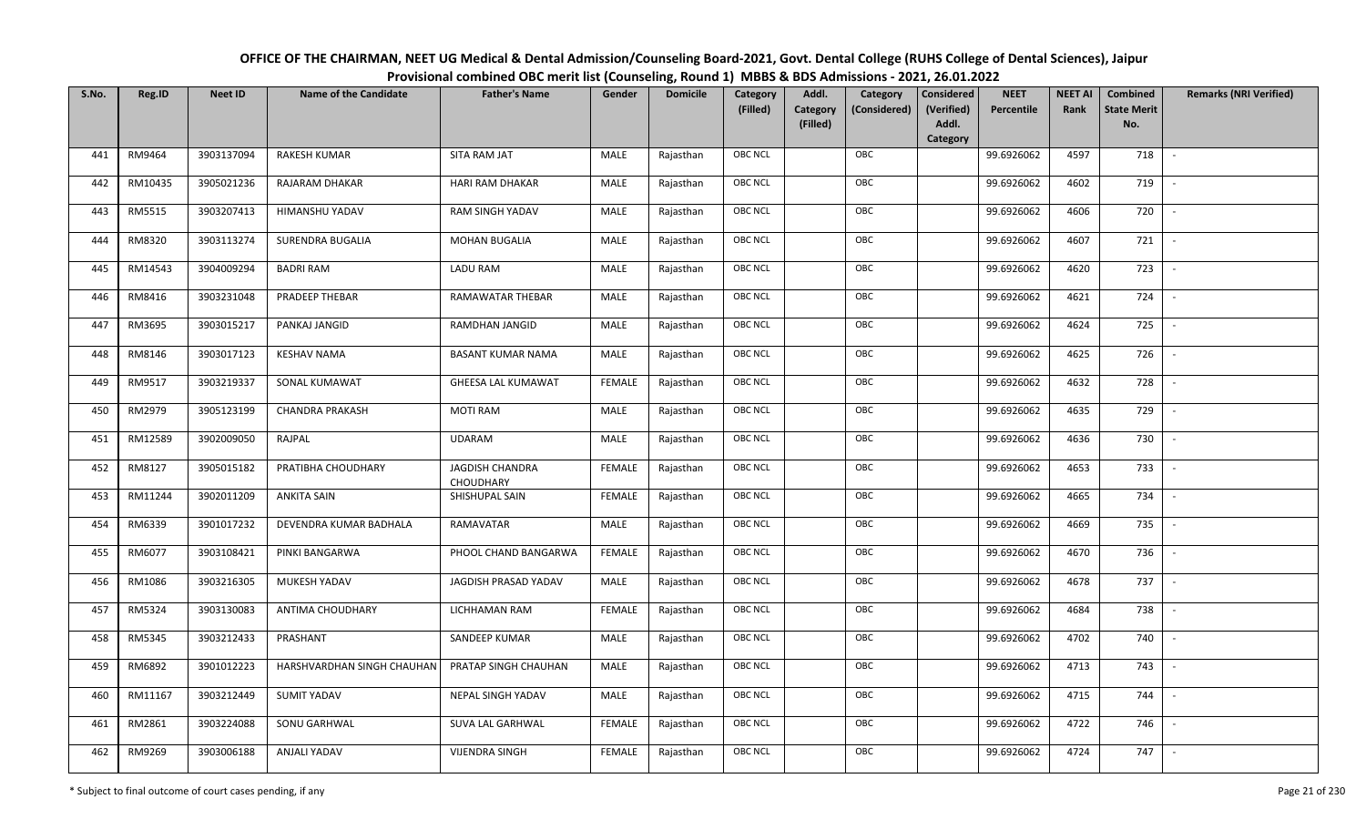**OFFICE OF THE CHAIRMAN, NEET UG Medical & Dental Admission/Counseling Board-2021, Govt. Dental College (RUHS College of Dental Sciences), Jaipur**

**Provisional combined OBC merit list (Counseling, Round 1) MBBS & BDS Admissions - 2021, 26.01.2022**

| S.No. | Reg.ID | Neet ID | Name of the Candidate | Father's Name | Gender | Domicile | Category (Filled) | Addl. Category (Filled) | Category (Considered) | Considered (Verified) Addl. Category | NEET Percentile | NEET AI Rank | Combined State Merit No. | Remarks (NRI Verified) |
|---|---|---|---|---|---|---|---|---|---|---|---|---|---|---|
| 441 | RM9464 | 3903137094 | RAKESH KUMAR | SITA RAM JAT | MALE | Rajasthan | OBC NCL | | OBC | | 99.6926062 | 4597 | 718 | - |
| 442 | RM10435 | 3905021236 | RAJARAM DHAKAR | HARI RAM DHAKAR | MALE | Rajasthan | OBC NCL | | OBC | | 99.6926062 | 4602 | 719 | - |
| 443 | RM5515 | 3903207413 | HIMANSHU YADAV | RAM SINGH YADAV | MALE | Rajasthan | OBC NCL | | OBC | | 99.6926062 | 4606 | 720 | - |
| 444 | RM8320 | 3903113274 | SURENDRA BUGALIA | MOHAN BUGALIA | MALE | Rajasthan | OBC NCL | | OBC | | 99.6926062 | 4607 | 721 | - |
| 445 | RM14543 | 3904009294 | BADRI RAM | LADU RAM | MALE | Rajasthan | OBC NCL | | OBC | | 99.6926062 | 4620 | 723 | - |
| 446 | RM8416 | 3903231048 | PRADEEP THEBAR | RAMAWATAR THEBAR | MALE | Rajasthan | OBC NCL | | OBC | | 99.6926062 | 4621 | 724 | - |
| 447 | RM3695 | 3903015217 | PANKAJ JANGID | RAMDHAN JANGID | MALE | Rajasthan | OBC NCL | | OBC | | 99.6926062 | 4624 | 725 | - |
| 448 | RM8146 | 3903017123 | KESHAV NAMA | BASANT KUMAR NAMA | MALE | Rajasthan | OBC NCL | | OBC | | 99.6926062 | 4625 | 726 | - |
| 449 | RM9517 | 3903219337 | SONAL KUMAWAT | GHEESA LAL KUMAWAT | FEMALE | Rajasthan | OBC NCL | | OBC | | 99.6926062 | 4632 | 728 | - |
| 450 | RM2979 | 3905123199 | CHANDRA PRAKASH | MOTI RAM | MALE | Rajasthan | OBC NCL | | OBC | | 99.6926062 | 4635 | 729 | - |
| 451 | RM12589 | 3902009050 | RAJPAL | UDARAM | MALE | Rajasthan | OBC NCL | | OBC | | 99.6926062 | 4636 | 730 | - |
| 452 | RM8127 | 3905015182 | PRATIBHA CHOUDHARY | JAGDISH CHANDRA CHOUDHARY | FEMALE | Rajasthan | OBC NCL | | OBC | | 99.6926062 | 4653 | 733 | - |
| 453 | RM11244 | 3902011209 | ANKITA SAIN | SHISHUPAL SAIN | FEMALE | Rajasthan | OBC NCL | | OBC | | 99.6926062 | 4665 | 734 | - |
| 454 | RM6339 | 3901017232 | DEVENDRA KUMAR BADHALA | RAMAVATAR | MALE | Rajasthan | OBC NCL | | OBC | | 99.6926062 | 4669 | 735 | - |
| 455 | RM6077 | 3903108421 | PINKI BANGARWA | PHOOL CHAND BANGARWA | FEMALE | Rajasthan | OBC NCL | | OBC | | 99.6926062 | 4670 | 736 | - |
| 456 | RM1086 | 3903216305 | MUKESH YADAV | JAGDISH PRASAD YADAV | MALE | Rajasthan | OBC NCL | | OBC | | 99.6926062 | 4678 | 737 | - |
| 457 | RM5324 | 3903130083 | ANTIMA CHOUDHARY | LICHHAMAN RAM | FEMALE | Rajasthan | OBC NCL | | OBC | | 99.6926062 | 4684 | 738 | - |
| 458 | RM5345 | 3903212433 | PRASHANT | SANDEEP KUMAR | MALE | Rajasthan | OBC NCL | | OBC | | 99.6926062 | 4702 | 740 | - |
| 459 | RM6892 | 3901012223 | HARSHVARDHAN SINGH CHAUHAN | PRATAP SINGH CHAUHAN | MALE | Rajasthan | OBC NCL | | OBC | | 99.6926062 | 4713 | 743 | - |
| 460 | RM11167 | 3903212449 | SUMIT YADAV | NEPAL SINGH YADAV | MALE | Rajasthan | OBC NCL | | OBC | | 99.6926062 | 4715 | 744 | - |
| 461 | RM2861 | 3903224088 | SONU GARHWAL | SUVA LAL GARHWAL | FEMALE | Rajasthan | OBC NCL | | OBC | | 99.6926062 | 4722 | 746 | - |
| 462 | RM9269 | 3903006188 | ANJALI YADAV | VIJENDRA SINGH | FEMALE | Rajasthan | OBC NCL | | OBC | | 99.6926062 | 4724 | 747 | - |

\* Subject to final outcome of court cases pending, if any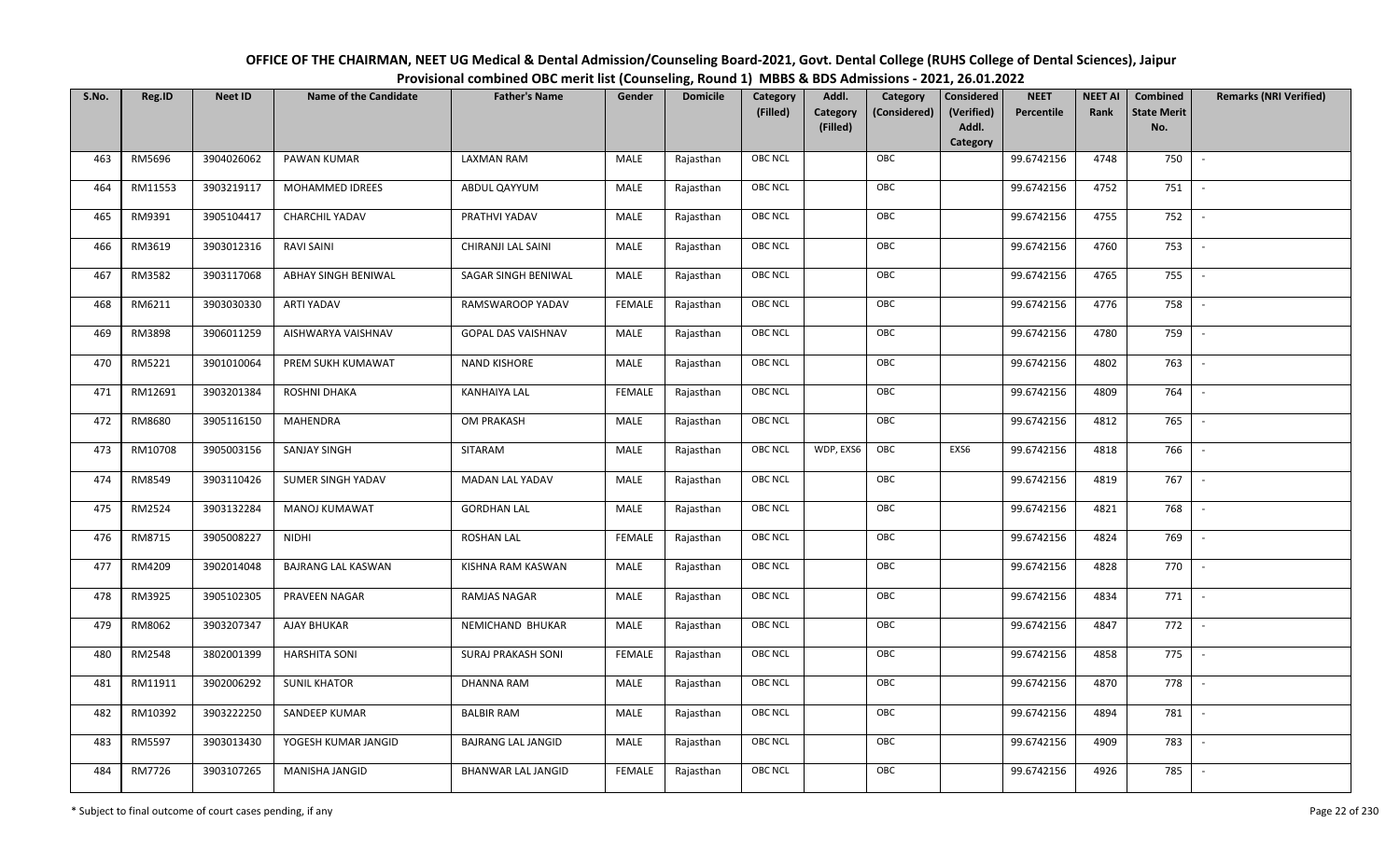# OFFICE OF THE CHAIRMAN, NEET UG Medical & Dental Admission/Counseling Board-2021, Govt. Dental College (RUHS College of Dental Sciences), Jaipur

## Provisional combined OBC merit list (Counseling, Round 1) MBBS & BDS Admissions - 2021, 26.01.2022

| S.No. | Reg.ID | Neet ID | Name of the Candidate | Father's Name | Gender | Domicile | Category (Filled) | Addl. Category (Filled) | Category (Considered) | Considered (Verified) Addl. Category | NEET Percentile | NEET AI Rank | Combined State Merit No. | Remarks (NRI Verified) |
|---|---|---|---|---|---|---|---|---|---|---|---|---|---|---|
| 463 | RM5696 | 3904026062 | PAWAN KUMAR | LAXMAN RAM | MALE | Rajasthan | OBC NCL | | OBC | | 99.6742156 | 4748 | 750 | - |
| 464 | RM11553 | 3903219117 | MOHAMMED IDREES | ABDUL QAYYUM | MALE | Rajasthan | OBC NCL | | OBC | | 99.6742156 | 4752 | 751 | - |
| 465 | RM9391 | 3905104417 | CHARCHIL YADAV | PRATHVI YADAV | MALE | Rajasthan | OBC NCL | | OBC | | 99.6742156 | 4755 | 752 | - |
| 466 | RM3619 | 3903012316 | RAVI SAINI | CHIRANJI LAL SAINI | MALE | Rajasthan | OBC NCL | | OBC | | 99.6742156 | 4760 | 753 | - |
| 467 | RM3582 | 3903117068 | ABHAY SINGH BENIWAL | SAGAR SINGH BENIWAL | MALE | Rajasthan | OBC NCL | | OBC | | 99.6742156 | 4765 | 755 | - |
| 468 | RM6211 | 3903030330 | ARTI YADAV | RAMSWAROOP YADAV | FEMALE | Rajasthan | OBC NCL | | OBC | | 99.6742156 | 4776 | 758 | - |
| 469 | RM3898 | 3906011259 | AISHWARYA VAISHNAV | GOPAL DAS VAISHNAV | MALE | Rajasthan | OBC NCL | | OBC | | 99.6742156 | 4780 | 759 | - |
| 470 | RM5221 | 3901010064 | PREM SUKH KUMAWAT | NAND KISHORE | MALE | Rajasthan | OBC NCL | | OBC | | 99.6742156 | 4802 | 763 | - |
| 471 | RM12691 | 3903201384 | ROSHNI DHAKA | KANHAIYA LAL | FEMALE | Rajasthan | OBC NCL | | OBC | | 99.6742156 | 4809 | 764 | - |
| 472 | RM8680 | 3905116150 | MAHENDRA | OM PRAKASH | MALE | Rajasthan | OBC NCL | | OBC | | 99.6742156 | 4812 | 765 | - |
| 473 | RM10708 | 3905003156 | SANJAY SINGH | SITARAM | MALE | Rajasthan | OBC NCL | WDP, EXS6 | OBC | EXS6 | 99.6742156 | 4818 | 766 | - |
| 474 | RM8549 | 3903110426 | SUMER SINGH YADAV | MADAN LAL YADAV | MALE | Rajasthan | OBC NCL | | OBC | | 99.6742156 | 4819 | 767 | - |
| 475 | RM2524 | 3903132284 | MANOJ KUMAWAT | GORDHAN LAL | MALE | Rajasthan | OBC NCL | | OBC | | 99.6742156 | 4821 | 768 | - |
| 476 | RM8715 | 3905008227 | NIDHI | ROSHAN LAL | FEMALE | Rajasthan | OBC NCL | | OBC | | 99.6742156 | 4824 | 769 | - |
| 477 | RM4209 | 3902014048 | BAJRANG LAL KASWAN | KISHNA RAM KASWAN | MALE | Rajasthan | OBC NCL | | OBC | | 99.6742156 | 4828 | 770 | - |
| 478 | RM3925 | 3905102305 | PRAVEEN NAGAR | RAMJAS NAGAR | MALE | Rajasthan | OBC NCL | | OBC | | 99.6742156 | 4834 | 771 | - |
| 479 | RM8062 | 3903207347 | AJAY BHUKAR | NEMICHAND BHUKAR | MALE | Rajasthan | OBC NCL | | OBC | | 99.6742156 | 4847 | 772 | - |
| 480 | RM2548 | 3802001399 | HARSHITA SONI | SURAJ PRAKASH SONI | FEMALE | Rajasthan | OBC NCL | | OBC | | 99.6742156 | 4858 | 775 | - |
| 481 | RM11911 | 3902006292 | SUNIL KHATOR | DHANNA RAM | MALE | Rajasthan | OBC NCL | | OBC | | 99.6742156 | 4870 | 778 | - |
| 482 | RM10392 | 3903222250 | SANDEEP KUMAR | BALBIR RAM | MALE | Rajasthan | OBC NCL | | OBC | | 99.6742156 | 4894 | 781 | - |
| 483 | RM5597 | 3903013430 | YOGESH KUMAR JANGID | BAJRANG LAL JANGID | MALE | Rajasthan | OBC NCL | | OBC | | 99.6742156 | 4909 | 783 | - |
| 484 | RM7726 | 3903107265 | MANISHA JANGID | BHANWAR LAL JANGID | FEMALE | Rajasthan | OBC NCL | | OBC | | 99.6742156 | 4926 | 785 | - |

\* Subject to final outcome of court cases pending, if any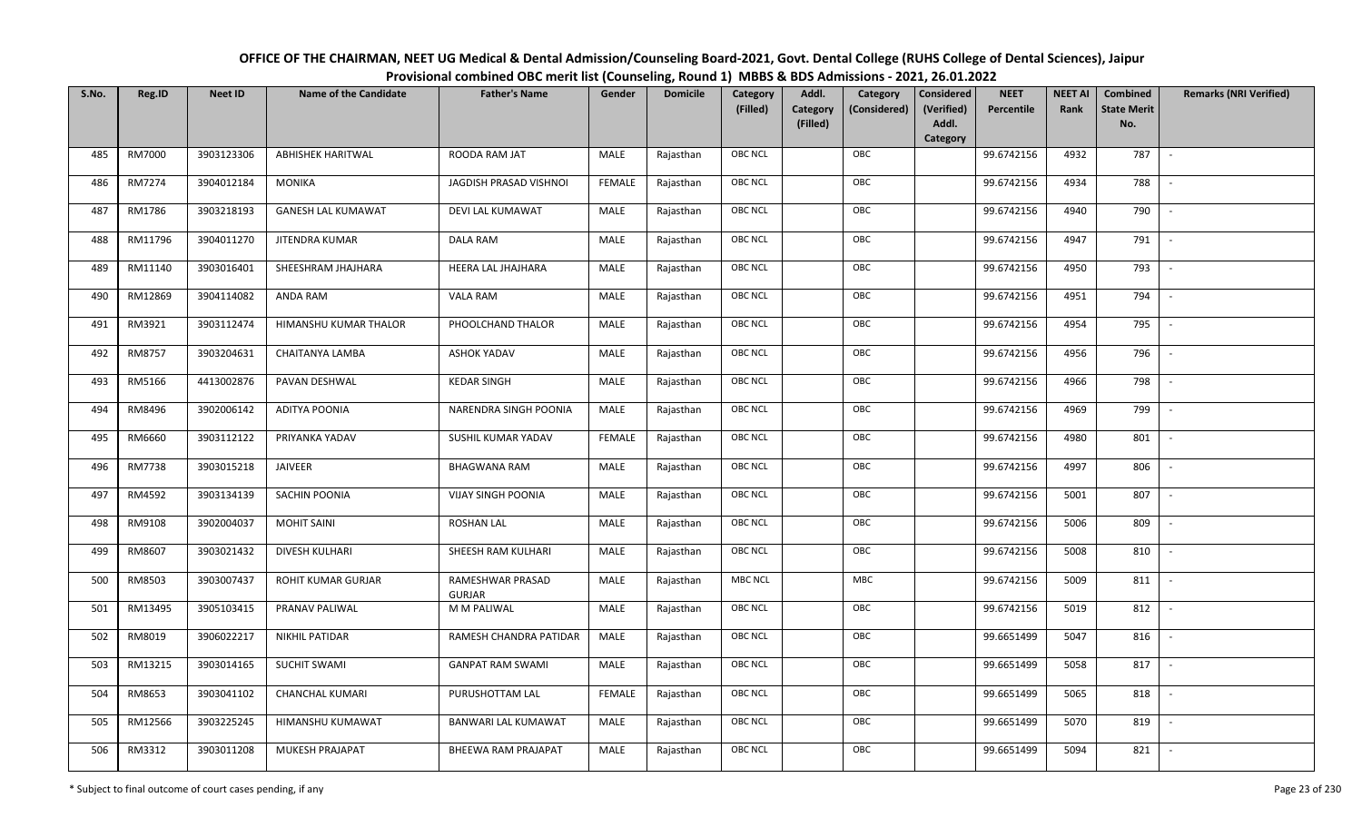# OFFICE OF THE CHAIRMAN, NEET UG Medical & Dental Admission/Counseling Board-2021, Govt. Dental College (RUHS College of Dental Sciences), Jaipur

## Provisional combined OBC merit list (Counseling, Round 1) MBBS & BDS Admissions - 2021, 26.01.2022

| S.No. | Reg.ID | Neet ID | Name of the Candidate | Father's Name | Gender | Domicile | Category (Filled) | Addl. Category (Filled) | Category (Considered) | Considered (Verified) Addl. Category | NEET Percentile | NEET AI Rank | Combined State Merit No. | Remarks (NRI Verified) |
|---|---|---|---|---|---|---|---|---|---|---|---|---|---|---|
| 485 | RM7000 | 3903123306 | ABHISHEK HARITWAL | ROODA RAM JAT | MALE | Rajasthan | OBC NCL | | OBC | | 99.6742156 | 4932 | 787 | - |
| 486 | RM7274 | 3904012184 | MONIKA | JAGDISH PRASAD VISHNOI | FEMALE | Rajasthan | OBC NCL | | OBC | | 99.6742156 | 4934 | 788 | - |
| 487 | RM1786 | 3903218193 | GANESH LAL KUMAWAT | DEVI LAL KUMAWAT | MALE | Rajasthan | OBC NCL | | OBC | | 99.6742156 | 4940 | 790 | - |
| 488 | RM11796 | 3904011270 | JITENDRA KUMAR | DALA RAM | MALE | Rajasthan | OBC NCL | | OBC | | 99.6742156 | 4947 | 791 | - |
| 489 | RM11140 | 3903016401 | SHEESHRAM JHAJHARA | HEERA LAL JHAJHARA | MALE | Rajasthan | OBC NCL | | OBC | | 99.6742156 | 4950 | 793 | - |
| 490 | RM12869 | 3904114082 | ANDA RAM | VALA RAM | MALE | Rajasthan | OBC NCL | | OBC | | 99.6742156 | 4951 | 794 | - |
| 491 | RM3921 | 3903112474 | HIMANSHU KUMAR THALOR | PHOOLCHAND THALOR | MALE | Rajasthan | OBC NCL | | OBC | | 99.6742156 | 4954 | 795 | - |
| 492 | RM8757 | 3903204631 | CHAITANYA LAMBA | ASHOK YADAV | MALE | Rajasthan | OBC NCL | | OBC | | 99.6742156 | 4956 | 796 | - |
| 493 | RM5166 | 4413002876 | PAVAN DESHWAL | KEDAR SINGH | MALE | Rajasthan | OBC NCL | | OBC | | 99.6742156 | 4966 | 798 | - |
| 494 | RM8496 | 3902006142 | ADITYA POONIA | NARENDRA SINGH POONIA | MALE | Rajasthan | OBC NCL | | OBC | | 99.6742156 | 4969 | 799 | - |
| 495 | RM6660 | 3903112122 | PRIYANKA YADAV | SUSHIL KUMAR YADAV | FEMALE | Rajasthan | OBC NCL | | OBC | | 99.6742156 | 4980 | 801 | - |
| 496 | RM7738 | 3903015218 | JAIVEER | BHAGWANA RAM | MALE | Rajasthan | OBC NCL | | OBC | | 99.6742156 | 4997 | 806 | - |
| 497 | RM4592 | 3903134139 | SACHIN POONIA | VIJAY SINGH POONIA | MALE | Rajasthan | OBC NCL | | OBC | | 99.6742156 | 5001 | 807 | - |
| 498 | RM9108 | 3902004037 | MOHIT SAINI | ROSHAN LAL | MALE | Rajasthan | OBC NCL | | OBC | | 99.6742156 | 5006 | 809 | - |
| 499 | RM8607 | 3903021432 | DIVESH KULHARI | SHEESH RAM KULHARI | MALE | Rajasthan | OBC NCL | | OBC | | 99.6742156 | 5008 | 810 | - |
| 500 | RM8503 | 3903007437 | ROHIT KUMAR GURJAR | RAMESHWAR PRASAD GURJAR | MALE | Rajasthan | MBC NCL | | MBC | | 99.6742156 | 5009 | 811 | - |
| 501 | RM13495 | 3905103415 | PRANAV PALIWAL | M M PALIWAL | MALE | Rajasthan | OBC NCL | | OBC | | 99.6742156 | 5019 | 812 | - |
| 502 | RM8019 | 3906022217 | NIKHIL PATIDAR | RAMESH CHANDRA PATIDAR | MALE | Rajasthan | OBC NCL | | OBC | | 99.6651499 | 5047 | 816 | - |
| 503 | RM13215 | 3903014165 | SUCHIT SWAMI | GANPAT RAM SWAMI | MALE | Rajasthan | OBC NCL | | OBC | | 99.6651499 | 5058 | 817 | - |
| 504 | RM8653 | 3903041102 | CHANCHAL KUMARI | PURUSHOTTAM LAL | FEMALE | Rajasthan | OBC NCL | | OBC | | 99.6651499 | 5065 | 818 | - |
| 505 | RM12566 | 3903225245 | HIMANSHU KUMAWAT | BANWARI LAL KUMAWAT | MALE | Rajasthan | OBC NCL | | OBC | | 99.6651499 | 5070 | 819 | - |
| 506 | RM3312 | 3903011208 | MUKESH PRAJAPAT | BHEEWA RAM PRAJAPAT | MALE | Rajasthan | OBC NCL | | OBC | | 99.6651499 | 5094 | 821 | - |

\* Subject to final outcome of court cases pending, if any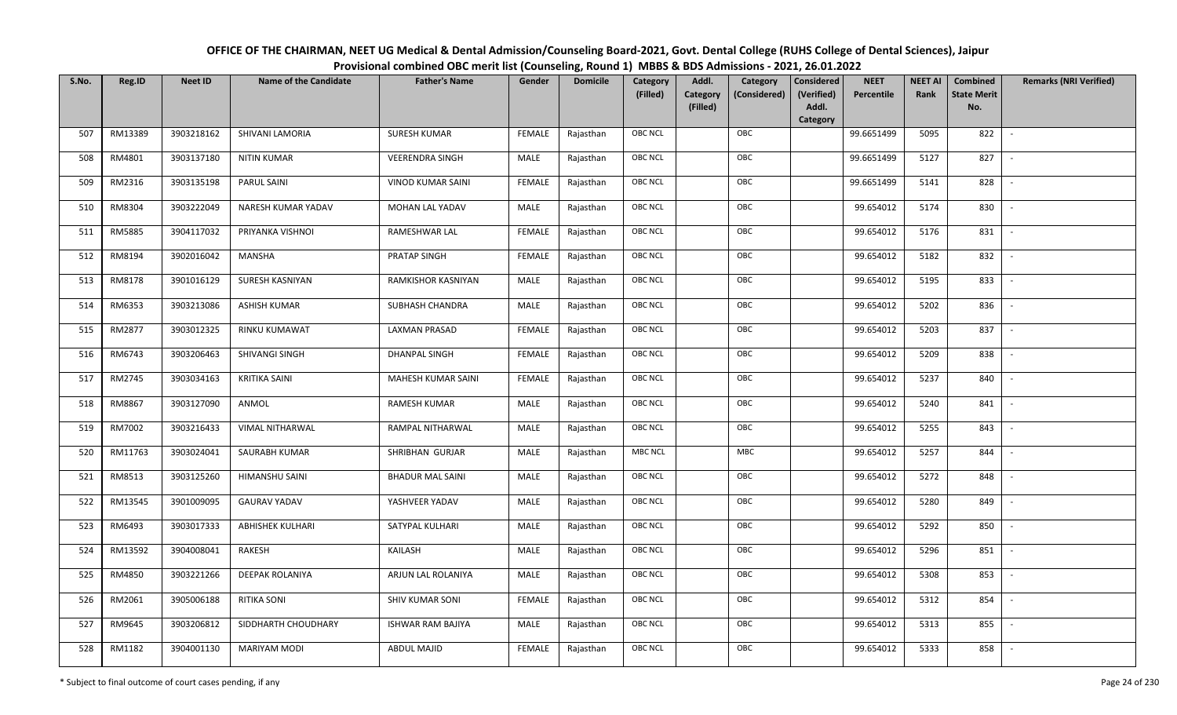# OFFICE OF THE CHAIRMAN, NEET UG Medical & Dental Admission/Counseling Board-2021, Govt. Dental College (RUHS College of Dental Sciences), Jaipur

## Provisional combined OBC merit list (Counseling, Round 1) MBBS & BDS Admissions - 2021, 26.01.2022

| S.No. | Reg.ID | Neet ID | Name of the Candidate | Father's Name | Gender | Domicile | Category (Filled) | Addl. Category (Filled) | Category (Considered) | Considered (Verified) Addl. Category | NEET Percentile | NEET AI Rank | Combined State Merit No. | Remarks (NRI Verified) |
|---|---|---|---|---|---|---|---|---|---|---|---|---|---|---|
| 507 | RM13389 | 3903218162 | SHIVANI LAMORIA | SURESH KUMAR | FEMALE | Rajasthan | OBC NCL | | OBC | | 99.6651499 | 5095 | 822 | - |
| 508 | RM4801 | 3903137180 | NITIN KUMAR | VEERENDRA SINGH | MALE | Rajasthan | OBC NCL | | OBC | | 99.6651499 | 5127 | 827 | - |
| 509 | RM2316 | 3903135198 | PARUL SAINI | VINOD KUMAR SAINI | FEMALE | Rajasthan | OBC NCL | | OBC | | 99.6651499 | 5141 | 828 | - |
| 510 | RM8304 | 3903222049 | NARESH KUMAR YADAV | MOHAN LAL YADAV | MALE | Rajasthan | OBC NCL | | OBC | | 99.654012 | 5174 | 830 | - |
| 511 | RM5885 | 3904117032 | PRIYANKA VISHNOI | RAMESHWAR LAL | FEMALE | Rajasthan | OBC NCL | | OBC | | 99.654012 | 5176 | 831 | - |
| 512 | RM8194 | 3902016042 | MANSHA | PRATAP SINGH | FEMALE | Rajasthan | OBC NCL | | OBC | | 99.654012 | 5182 | 832 | - |
| 513 | RM8178 | 3901016129 | SURESH KASNIYAN | RAMKISHOR KASNIYAN | MALE | Rajasthan | OBC NCL | | OBC | | 99.654012 | 5195 | 833 | - |
| 514 | RM6353 | 3903213086 | ASHISH KUMAR | SUBHASH CHANDRA | MALE | Rajasthan | OBC NCL | | OBC | | 99.654012 | 5202 | 836 | - |
| 515 | RM2877 | 3903012325 | RINKU KUMAWAT | LAXMAN PRASAD | FEMALE | Rajasthan | OBC NCL | | OBC | | 99.654012 | 5203 | 837 | - |
| 516 | RM6743 | 3903206463 | SHIVANGI SINGH | DHANPAL SINGH | FEMALE | Rajasthan | OBC NCL | | OBC | | 99.654012 | 5209 | 838 | - |
| 517 | RM2745 | 3903034163 | KRITIKA SAINI | MAHESH KUMAR SAINI | FEMALE | Rajasthan | OBC NCL | | OBC | | 99.654012 | 5237 | 840 | - |
| 518 | RM8867 | 3903127090 | ANMOL | RAMESH KUMAR | MALE | Rajasthan | OBC NCL | | OBC | | 99.654012 | 5240 | 841 | - |
| 519 | RM7002 | 3903216433 | VIMAL NITHARWAL | RAMPAL NITHARWAL | MALE | Rajasthan | OBC NCL | | OBC | | 99.654012 | 5255 | 843 | - |
| 520 | RM11763 | 3903024041 | SAURABH KUMAR | SHRIBHAN GURJAR | MALE | Rajasthan | MBC NCL | | MBC | | 99.654012 | 5257 | 844 | - |
| 521 | RM8513 | 3903125260 | HIMANSHU SAINI | BHADUR MAL SAINI | MALE | Rajasthan | OBC NCL | | OBC | | 99.654012 | 5272 | 848 | - |
| 522 | RM13545 | 3901009095 | GAURAV YADAV | YASHVEER YADAV | MALE | Rajasthan | OBC NCL | | OBC | | 99.654012 | 5280 | 849 | - |
| 523 | RM6493 | 3903017333 | ABHISHEK KULHARI | SATYPAL KULHARI | MALE | Rajasthan | OBC NCL | | OBC | | 99.654012 | 5292 | 850 | - |
| 524 | RM13592 | 3904008041 | RAKESH | KAILASH | MALE | Rajasthan | OBC NCL | | OBC | | 99.654012 | 5296 | 851 | - |
| 525 | RM4850 | 3903221266 | DEEPAK ROLANIYA | ARJUN LAL ROLANIYA | MALE | Rajasthan | OBC NCL | | OBC | | 99.654012 | 5308 | 853 | - |
| 526 | RM2061 | 3905006188 | RITIKA SONI | SHIV KUMAR SONI | FEMALE | Rajasthan | OBC NCL | | OBC | | 99.654012 | 5312 | 854 | - |
| 527 | RM9645 | 3903206812 | SIDDHARTH CHOUDHARY | ISHWAR RAM BAJIYA | MALE | Rajasthan | OBC NCL | | OBC | | 99.654012 | 5313 | 855 | - |
| 528 | RM1182 | 3904001130 | MARIYAM MODI | ABDUL MAJID | FEMALE | Rajasthan | OBC NCL | | OBC | | 99.654012 | 5333 | 858 | - |

\* Subject to final outcome of court cases pending, if any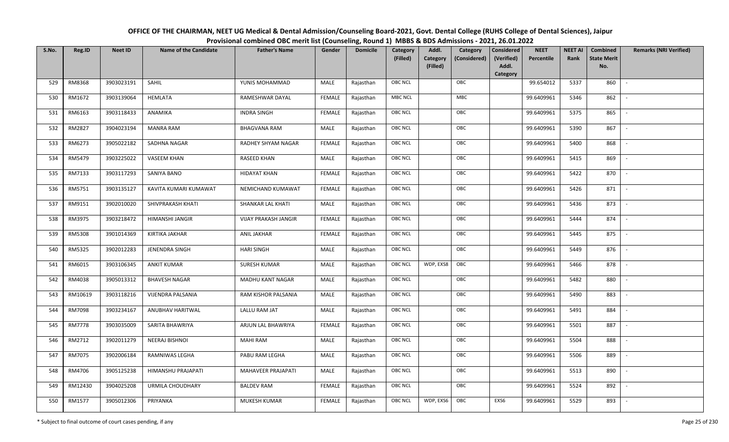# OFFICE OF THE CHAIRMAN, NEET UG Medical & Dental Admission/Counseling Board-2021, Govt. Dental College (RUHS College of Dental Sciences), Jaipur

## Provisional combined OBC merit list (Counseling, Round 1) MBBS & BDS Admissions - 2021, 26.01.2022

| S.No. | Reg.ID | Neet ID | Name of the Candidate | Father's Name | Gender | Domicile | Category (Filled) | Addl. Category (Filled) | Category (Considered) | Considered (Verified) Addl. Category | NEET Percentile | NEET AI Rank | Combined State Merit No. | Remarks (NRI Verified) |
|---|---|---|---|---|---|---|---|---|---|---|---|---|---|---|
| 529 | RM8368 | 3903023191 | SAHIL | YUNIS MOHAMMAD | MALE | Rajasthan | OBC NCL | | OBC | | 99.654012 | 5337 | 860 | - |
| 530 | RM1672 | 3903139064 | HEMLATA | RAMESHWAR DAYAL | FEMALE | Rajasthan | MBC NCL | | MBC | | 99.6409961 | 5346 | 862 | - |
| 531 | RM6163 | 3903118433 | ANAMIKA | INDRA SINGH | FEMALE | Rajasthan | OBC NCL | | OBC | | 99.6409961 | 5375 | 865 | - |
| 532 | RM2827 | 3904023194 | MANRA RAM | BHAGVANA RAM | MALE | Rajasthan | OBC NCL | | OBC | | 99.6409961 | 5390 | 867 | - |
| 533 | RM6273 | 3905022182 | SADHNA NAGAR | RADHEY SHYAM NAGAR | FEMALE | Rajasthan | OBC NCL | | OBC | | 99.6409961 | 5400 | 868 | - |
| 534 | RM5479 | 3903225022 | VASEEM KHAN | RASEED KHAN | MALE | Rajasthan | OBC NCL | | OBC | | 99.6409961 | 5415 | 869 | - |
| 535 | RM7133 | 3903117293 | SANIYA BANO | HIDAYAT KHAN | FEMALE | Rajasthan | OBC NCL | | OBC | | 99.6409961 | 5422 | 870 | - |
| 536 | RM5751 | 3903135127 | KAVITA KUMARI KUMAWAT | NEMICHAND KUMAWAT | FEMALE | Rajasthan | OBC NCL | | OBC | | 99.6409961 | 5426 | 871 | - |
| 537 | RM9151 | 3902010020 | SHIVPRAKASH KHATI | SHANKAR LAL KHATI | MALE | Rajasthan | OBC NCL | | OBC | | 99.6409961 | 5436 | 873 | - |
| 538 | RM3975 | 3903218472 | HIMANSHI JANGIR | VIJAY PRAKASH JANGIR | FEMALE | Rajasthan | OBC NCL | | OBC | | 99.6409961 | 5444 | 874 | - |
| 539 | RM5308 | 3901014369 | KIRTIKA JAKHAR | ANIL JAKHAR | FEMALE | Rajasthan | OBC NCL | | OBC | | 99.6409961 | 5445 | 875 | - |
| 540 | RM5325 | 3902012283 | JENENDRA SINGH | HARI SINGH | MALE | Rajasthan | OBC NCL | | OBC | | 99.6409961 | 5449 | 876 | - |
| 541 | RM6015 | 3903106345 | ANKIT KUMAR | SURESH KUMAR | MALE | Rajasthan | OBC NCL | WDP, EXS8 | OBC | | 99.6409961 | 5466 | 878 | - |
| 542 | RM4038 | 3905013312 | BHAVESH NAGAR | MADHU KANT NAGAR | MALE | Rajasthan | OBC NCL | | OBC | | 99.6409961 | 5482 | 880 | - |
| 543 | RM10619 | 3903118216 | VIJENDRA PALSANIA | RAM KISHOR PALSANIA | MALE | Rajasthan | OBC NCL | | OBC | | 99.6409961 | 5490 | 883 | - |
| 544 | RM7098 | 3903234167 | ANUBHAV HARITWAL | LALLU RAM JAT | MALE | Rajasthan | OBC NCL | | OBC | | 99.6409961 | 5491 | 884 | - |
| 545 | RM7778 | 3903035009 | SARITA BHAWRIYA | ARJUN LAL BHAWRIYA | FEMALE | Rajasthan | OBC NCL | | OBC | | 99.6409961 | 5501 | 887 | - |
| 546 | RM2712 | 3902011279 | NEERAJ BISHNOI | MAHI RAM | MALE | Rajasthan | OBC NCL | | OBC | | 99.6409961 | 5504 | 888 | - |
| 547 | RM7075 | 3902006184 | RAMNIWAS LEGHA | PABU RAM LEGHA | MALE | Rajasthan | OBC NCL | | OBC | | 99.6409961 | 5506 | 889 | - |
| 548 | RM4706 | 3905125238 | HIMANSHU PRAJAPATI | MAHAVEER PRAJAPATI | MALE | Rajasthan | OBC NCL | | OBC | | 99.6409961 | 5513 | 890 | - |
| 549 | RM12430 | 3904025208 | URMILA CHOUDHARY | BALDEV RAM | FEMALE | Rajasthan | OBC NCL | | OBC | | 99.6409961 | 5524 | 892 | - |
| 550 | RM1577 | 3905012306 | PRIYANKA | MUKESH KUMAR | FEMALE | Rajasthan | OBC NCL | WDP, EXS6 | OBC | EXS6 | 99.6409961 | 5529 | 893 | - |

\* Subject to final outcome of court cases pending, if any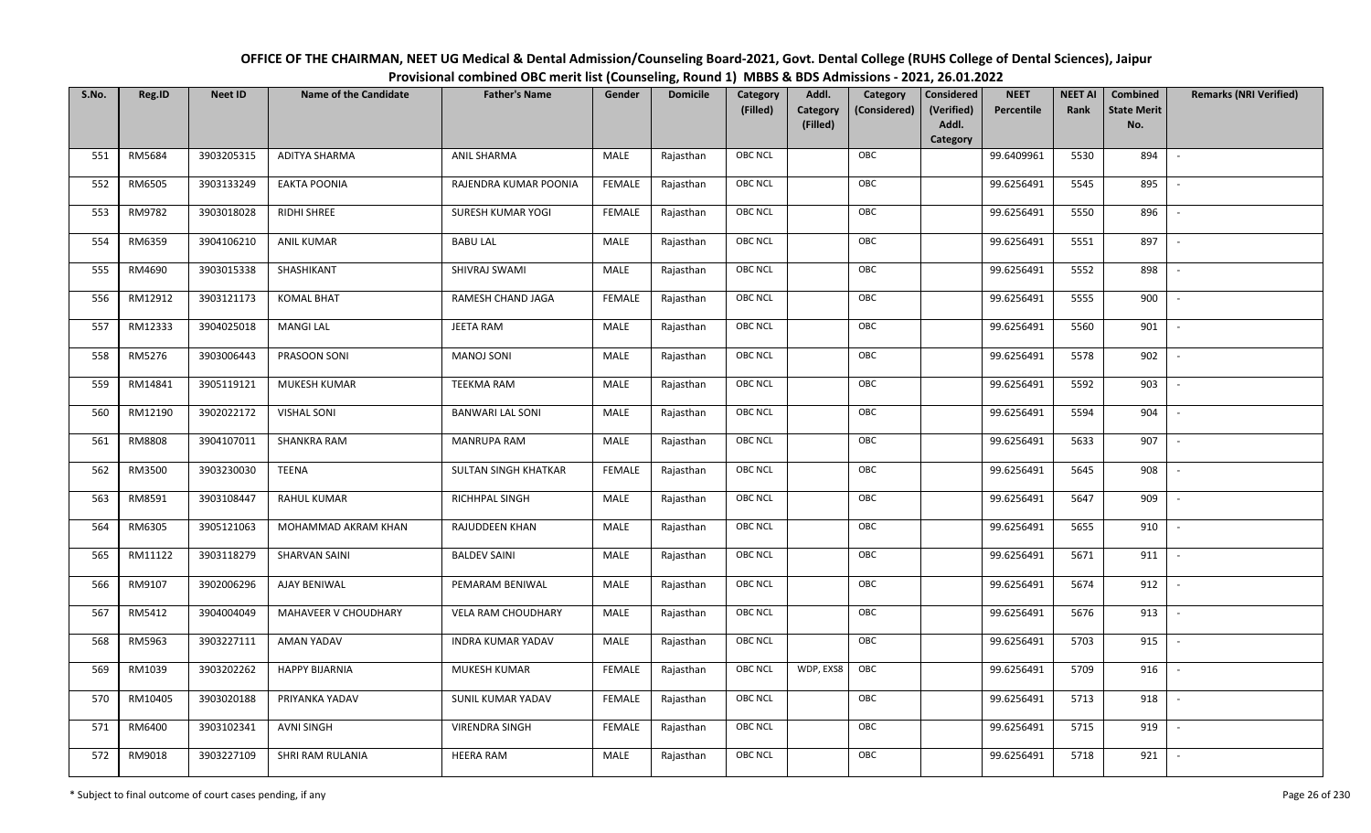# OFFICE OF THE CHAIRMAN, NEET UG Medical & Dental Admission/Counseling Board-2021, Govt. Dental College (RUHS College of Dental Sciences), Jaipur

## Provisional combined OBC merit list (Counseling, Round 1) MBBS & BDS Admissions - 2021, 26.01.2022

| S.No. | Reg.ID | Neet ID | Name of the Candidate | Father's Name | Gender | Domicile | Category (Filled) | Addl. Category (Filled) | Category (Considered) | Considered (Verified) Addl. Category | NEET Percentile | NEET AI Rank | Combined State Merit No. | Remarks (NRI Verified) |
|---|---|---|---|---|---|---|---|---|---|---|---|---|---|---|
| 551 | RM5684 | 3903205315 | ADITYA SHARMA | ANIL SHARMA | MALE | Rajasthan | OBC NCL | | OBC | | 99.6409961 | 5530 | 894 | - |
| 552 | RM6505 | 3903133249 | EAKTA POONIA | RAJENDRA KUMAR POONIA | FEMALE | Rajasthan | OBC NCL | | OBC | | 99.6256491 | 5545 | 895 | - |
| 553 | RM9782 | 3903018028 | RIDHI SHREE | SURESH KUMAR YOGI | FEMALE | Rajasthan | OBC NCL | | OBC | | 99.6256491 | 5550 | 896 | - |
| 554 | RM6359 | 3904106210 | ANIL KUMAR | BABU LAL | MALE | Rajasthan | OBC NCL | | OBC | | 99.6256491 | 5551 | 897 | - |
| 555 | RM4690 | 3903015338 | SHASHIKANT | SHIVRAJ SWAMI | MALE | Rajasthan | OBC NCL | | OBC | | 99.6256491 | 5552 | 898 | - |
| 556 | RM12912 | 3903121173 | KOMAL BHAT | RAMESH CHAND JAGA | FEMALE | Rajasthan | OBC NCL | | OBC | | 99.6256491 | 5555 | 900 | - |
| 557 | RM12333 | 3904025018 | MANGI LAL | JEETA RAM | MALE | Rajasthan | OBC NCL | | OBC | | 99.6256491 | 5560 | 901 | - |
| 558 | RM5276 | 3903006443 | PRASOON SONI | MANOJ SONI | MALE | Rajasthan | OBC NCL | | OBC | | 99.6256491 | 5578 | 902 | - |
| 559 | RM14841 | 3905119121 | MUKESH KUMAR | TEEKMA RAM | MALE | Rajasthan | OBC NCL | | OBC | | 99.6256491 | 5592 | 903 | - |
| 560 | RM12190 | 3902022172 | VISHAL SONI | BANWARI LAL SONI | MALE | Rajasthan | OBC NCL | | OBC | | 99.6256491 | 5594 | 904 | - |
| 561 | RM8808 | 3904107011 | SHANKRA RAM | MANRUPA RAM | MALE | Rajasthan | OBC NCL | | OBC | | 99.6256491 | 5633 | 907 | - |
| 562 | RM3500 | 3903230030 | TEENA | SULTAN SINGH KHATKAR | FEMALE | Rajasthan | OBC NCL | | OBC | | 99.6256491 | 5645 | 908 | - |
| 563 | RM8591 | 3903108447 | RAHUL KUMAR | RICHHPAL SINGH | MALE | Rajasthan | OBC NCL | | OBC | | 99.6256491 | 5647 | 909 | - |
| 564 | RM6305 | 3905121063 | MOHAMMAD AKRAM KHAN | RAJUDDEEN KHAN | MALE | Rajasthan | OBC NCL | | OBC | | 99.6256491 | 5655 | 910 | - |
| 565 | RM11122 | 3903118279 | SHARVAN SAINI | BALDEV SAINI | MALE | Rajasthan | OBC NCL | | OBC | | 99.6256491 | 5671 | 911 | - |
| 566 | RM9107 | 3902006296 | AJAY BENIWAL | PEMARAM BENIWAL | MALE | Rajasthan | OBC NCL | | OBC | | 99.6256491 | 5674 | 912 | - |
| 567 | RM5412 | 3904004049 | MAHAVEER V CHOUDHARY | VELA RAM CHOUDHARY | MALE | Rajasthan | OBC NCL | | OBC | | 99.6256491 | 5676 | 913 | - |
| 568 | RM5963 | 3903227111 | AMAN YADAV | INDRA KUMAR YADAV | MALE | Rajasthan | OBC NCL | | OBC | | 99.6256491 | 5703 | 915 | - |
| 569 | RM1039 | 3903202262 | HAPPY BIJARNIA | MUKESH KUMAR | FEMALE | Rajasthan | OBC NCL | WDP, EXS8 | OBC | | 99.6256491 | 5709 | 916 | - |
| 570 | RM10405 | 3903020188 | PRIYANKA YADAV | SUNIL KUMAR YADAV | FEMALE | Rajasthan | OBC NCL | | OBC | | 99.6256491 | 5713 | 918 | - |
| 571 | RM6400 | 3903102341 | AVNI SINGH | VIRENDRA SINGH | FEMALE | Rajasthan | OBC NCL | | OBC | | 99.6256491 | 5715 | 919 | - |
| 572 | RM9018 | 3903227109 | SHRI RAM RULANIA | HEERA RAM | MALE | Rajasthan | OBC NCL | | OBC | | 99.6256491 | 5718 | 921 | - |

\* Subject to final outcome of court cases pending, if any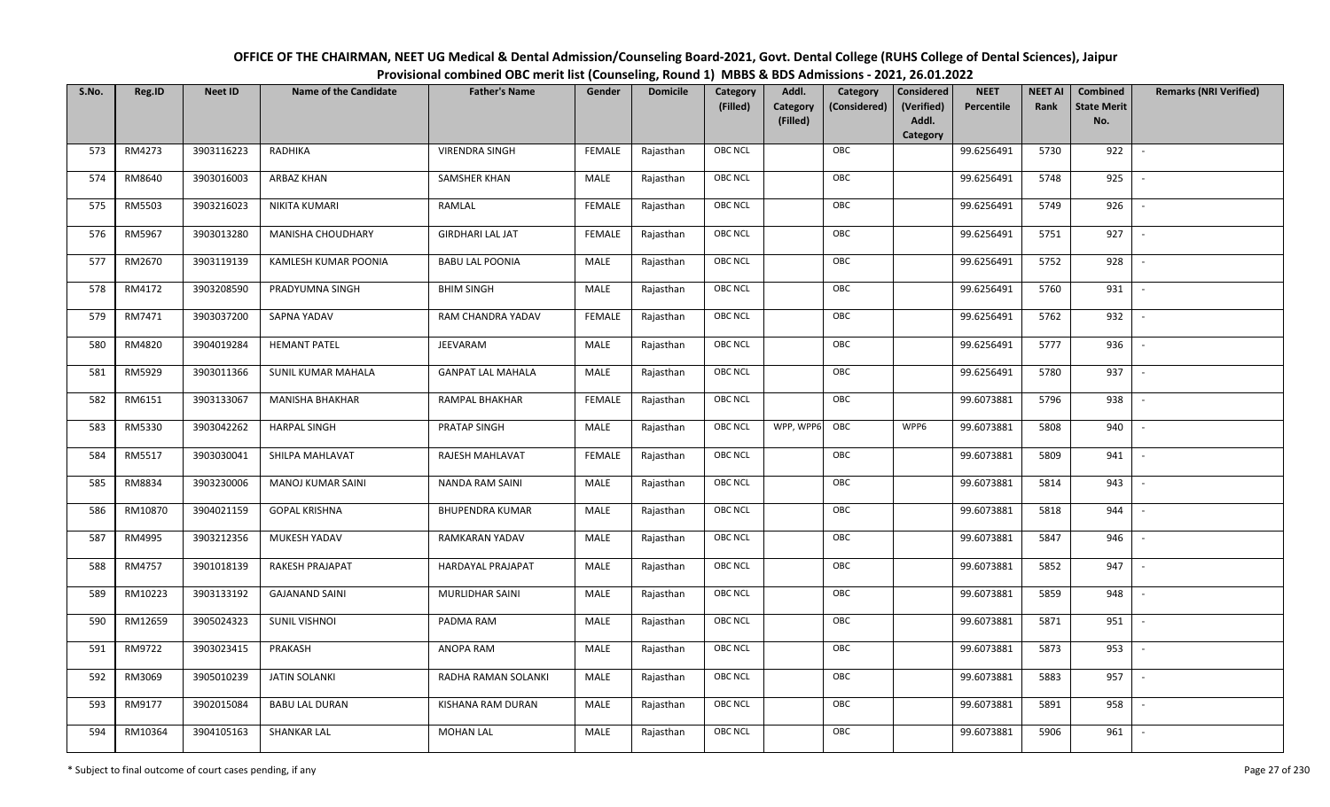**OFFICE OF THE CHAIRMAN, NEET UG Medical & Dental Admission/Counseling Board-2021, Govt. Dental College (RUHS College of Dental Sciences), Jaipur**

**Provisional combined OBC merit list (Counseling, Round 1) MBBS & BDS Admissions - 2021, 26.01.2022**

| S.No. | Reg.ID | Neet ID | Name of the Candidate | Father's Name | Gender | Domicile | Category (Filled) | Addl. Category (Filled) | Category (Considered) | Considered (Verified) Addl. Category | NEET Percentile | NEET AI Rank | Combined State Merit No. | Remarks (NRI Verified) |
|---|---|---|---|---|---|---|---|---|---|---|---|---|---|---|
| 573 | RM4273 | 3903116223 | RADHIKA | VIRENDRA SINGH | FEMALE | Rajasthan | OBC NCL | | OBC | | 99.6256491 | 5730 | 922 | - |
| 574 | RM8640 | 3903016003 | ARBAZ KHAN | SAMSHER KHAN | MALE | Rajasthan | OBC NCL | | OBC | | 99.6256491 | 5748 | 925 | - |
| 575 | RM5503 | 3903216023 | NIKITA KUMARI | RAMLAL | FEMALE | Rajasthan | OBC NCL | | OBC | | 99.6256491 | 5749 | 926 | - |
| 576 | RM5967 | 3903013280 | MANISHA CHOUDHARY | GIRDHARI LAL JAT | FEMALE | Rajasthan | OBC NCL | | OBC | | 99.6256491 | 5751 | 927 | - |
| 577 | RM2670 | 3903119139 | KAMLESH KUMAR POONIA | BABU LAL POONIA | MALE | Rajasthan | OBC NCL | | OBC | | 99.6256491 | 5752 | 928 | - |
| 578 | RM4172 | 3903208590 | PRADYUMNA SINGH | BHIM SINGH | MALE | Rajasthan | OBC NCL | | OBC | | 99.6256491 | 5760 | 931 | - |
| 579 | RM7471 | 3903037200 | SAPNA YADAV | RAM CHANDRA YADAV | FEMALE | Rajasthan | OBC NCL | | OBC | | 99.6256491 | 5762 | 932 | - |
| 580 | RM4820 | 3904019284 | HEMANT PATEL | JEEVARAM | MALE | Rajasthan | OBC NCL | | OBC | | 99.6256491 | 5777 | 936 | - |
| 581 | RM5929 | 3903011366 | SUNIL KUMAR MAHALA | GANPAT LAL MAHALA | MALE | Rajasthan | OBC NCL | | OBC | | 99.6256491 | 5780 | 937 | - |
| 582 | RM6151 | 3903133067 | MANISHA BHAKHAR | RAMPAL BHAKHAR | FEMALE | Rajasthan | OBC NCL | | OBC | | 99.6073881 | 5796 | 938 | - |
| 583 | RM5330 | 3903042262 | HARPAL SINGH | PRATAP SINGH | MALE | Rajasthan | OBC NCL | WPP, WPP6 | OBC | WPP6 | 99.6073881 | 5808 | 940 | - |
| 584 | RM5517 | 3903030041 | SHILPA MAHLAVAT | RAJESH MAHLAVAT | FEMALE | Rajasthan | OBC NCL | | OBC | | 99.6073881 | 5809 | 941 | - |
| 585 | RM8834 | 3903230006 | MANOJ KUMAR SAINI | NANDA RAM SAINI | MALE | Rajasthan | OBC NCL | | OBC | | 99.6073881 | 5814 | 943 | - |
| 586 | RM10870 | 3904021159 | GOPAL KRISHNA | BHUPENDRA KUMAR | MALE | Rajasthan | OBC NCL | | OBC | | 99.6073881 | 5818 | 944 | - |
| 587 | RM4995 | 3903212356 | MUKESH YADAV | RAMKARAN YADAV | MALE | Rajasthan | OBC NCL | | OBC | | 99.6073881 | 5847 | 946 | - |
| 588 | RM4757 | 3901018139 | RAKESH PRAJAPAT | HARDAYAL PRAJAPAT | MALE | Rajasthan | OBC NCL | | OBC | | 99.6073881 | 5852 | 947 | - |
| 589 | RM10223 | 3903133192 | GAJANAND SAINI | MURLIDHAR SAINI | MALE | Rajasthan | OBC NCL | | OBC | | 99.6073881 | 5859 | 948 | - |
| 590 | RM12659 | 3905024323 | SUNIL VISHNOI | PADMA RAM | MALE | Rajasthan | OBC NCL | | OBC | | 99.6073881 | 5871 | 951 | - |
| 591 | RM9722 | 3903023415 | PRAKASH | ANOPA RAM | MALE | Rajasthan | OBC NCL | | OBC | | 99.6073881 | 5873 | 953 | - |
| 592 | RM3069 | 3905010239 | JATIN SOLANKI | RADHA RAMAN SOLANKI | MALE | Rajasthan | OBC NCL | | OBC | | 99.6073881 | 5883 | 957 | - |
| 593 | RM9177 | 3902015084 | BABU LAL DURAN | KISHANA RAM DURAN | MALE | Rajasthan | OBC NCL | | OBC | | 99.6073881 | 5891 | 958 | - |
| 594 | RM10364 | 3904105163 | SHANKAR LAL | MOHAN LAL | MALE | Rajasthan | OBC NCL | | OBC | | 99.6073881 | 5906 | 961 | - |

\* Subject to final outcome of court cases pending, if any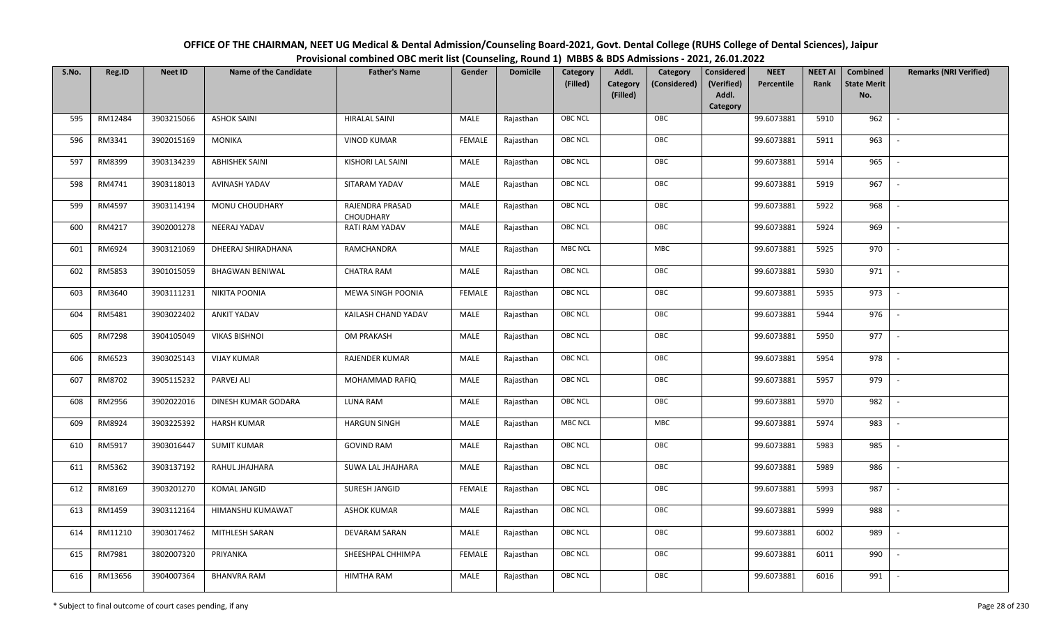OFFICE OF THE CHAIRMAN, NEET UG Medical & Dental Admission/Counseling Board-2021, Govt. Dental College (RUHS College of Dental Sciences), Jaipur
Provisional combined OBC merit list (Counseling, Round 1) MBBS & BDS Admissions - 2021, 26.01.2022

| S.No. | Reg.ID | Neet ID | Name of the Candidate | Father's Name | Gender | Domicile | Category (Filled) | Addl. Category (Filled) | Category (Considered) | Considered (Verified) Addl. Category | NEET Percentile | NEET AI Rank | Combined State Merit No. | Remarks (NRI Verified) |
|---|---|---|---|---|---|---|---|---|---|---|---|---|---|---|
| 595 | RM12484 | 3903215066 | ASHOK SAINI | HIRALAL SAINI | MALE | Rajasthan | OBC NCL | | OBC | | 99.6073881 | 5910 | 962 | - |
| 596 | RM3341 | 3902015169 | MONIKA | VINOD KUMAR | FEMALE | Rajasthan | OBC NCL | | OBC | | 99.6073881 | 5911 | 963 | - |
| 597 | RM8399 | 3903134239 | ABHISHEK SAINI | KISHORI LAL SAINI | MALE | Rajasthan | OBC NCL | | OBC | | 99.6073881 | 5914 | 965 | - |
| 598 | RM4741 | 3903118013 | AVINASH YADAV | SITARAM YADAV | MALE | Rajasthan | OBC NCL | | OBC | | 99.6073881 | 5919 | 967 | - |
| 599 | RM4597 | 3903114194 | MONU CHOUDHARY | RAJENDRA PRASAD CHOUDHARY | MALE | Rajasthan | OBC NCL | | OBC | | 99.6073881 | 5922 | 968 | - |
| 600 | RM4217 | 3902001278 | NEERAJ YADAV | RATI RAM YADAV | MALE | Rajasthan | OBC NCL | | OBC | | 99.6073881 | 5924 | 969 | - |
| 601 | RM6924 | 3903121069 | DHEERAJ SHIRADHANA | RAMCHANDRA | MALE | Rajasthan | MBC NCL | | MBC | | 99.6073881 | 5925 | 970 | - |
| 602 | RM5853 | 3901015059 | BHAGWAN BENIWAL | CHATRA RAM | MALE | Rajasthan | OBC NCL | | OBC | | 99.6073881 | 5930 | 971 | - |
| 603 | RM3640 | 3903111231 | NIKITA POONIA | MEWA SINGH POONIA | FEMALE | Rajasthan | OBC NCL | | OBC | | 99.6073881 | 5935 | 973 | - |
| 604 | RM5481 | 3903022402 | ANKIT YADAV | KAILASH CHAND YADAV | MALE | Rajasthan | OBC NCL | | OBC | | 99.6073881 | 5944 | 976 | - |
| 605 | RM7298 | 3904105049 | VIKAS BISHNOI | OM PRAKASH | MALE | Rajasthan | OBC NCL | | OBC | | 99.6073881 | 5950 | 977 | - |
| 606 | RM6523 | 3903025143 | VIJAY KUMAR | RAJENDER KUMAR | MALE | Rajasthan | OBC NCL | | OBC | | 99.6073881 | 5954 | 978 | - |
| 607 | RM8702 | 3905115232 | PARVEJ ALI | MOHAMMAD RAFIQ | MALE | Rajasthan | OBC NCL | | OBC | | 99.6073881 | 5957 | 979 | - |
| 608 | RM2956 | 3902022016 | DINESH KUMAR GODARA | LUNA RAM | MALE | Rajasthan | OBC NCL | | OBC | | 99.6073881 | 5970 | 982 | - |
| 609 | RM8924 | 3903225392 | HARSH KUMAR | HARGUN SINGH | MALE | Rajasthan | MBC NCL | | MBC | | 99.6073881 | 5974 | 983 | - |
| 610 | RM5917 | 3903016447 | SUMIT KUMAR | GOVIND RAM | MALE | Rajasthan | OBC NCL | | OBC | | 99.6073881 | 5983 | 985 | - |
| 611 | RM5362 | 3903137192 | RAHUL JHAJHARA | SUWA LAL JHAJHARA | MALE | Rajasthan | OBC NCL | | OBC | | 99.6073881 | 5989 | 986 | - |
| 612 | RM8169 | 3903201270 | KOMAL JANGID | SURESH JANGID | FEMALE | Rajasthan | OBC NCL | | OBC | | 99.6073881 | 5993 | 987 | - |
| 613 | RM1459 | 3903112164 | HIMANSHU KUMAWAT | ASHOK KUMAR | MALE | Rajasthan | OBC NCL | | OBC | | 99.6073881 | 5999 | 988 | - |
| 614 | RM11210 | 3903017462 | MITHLESH SARAN | DEVARAM SARAN | MALE | Rajasthan | OBC NCL | | OBC | | 99.6073881 | 6002 | 989 | - |
| 615 | RM7981 | 3802007320 | PRIYANKA | SHEESHPAL CHHIMPA | FEMALE | Rajasthan | OBC NCL | | OBC | | 99.6073881 | 6011 | 990 | - |
| 616 | RM13656 | 3904007364 | BHANVRA RAM | HIMTHA RAM | MALE | Rajasthan | OBC NCL | | OBC | | 99.6073881 | 6016 | 991 | - |

\* Subject to final outcome of court cases pending, if any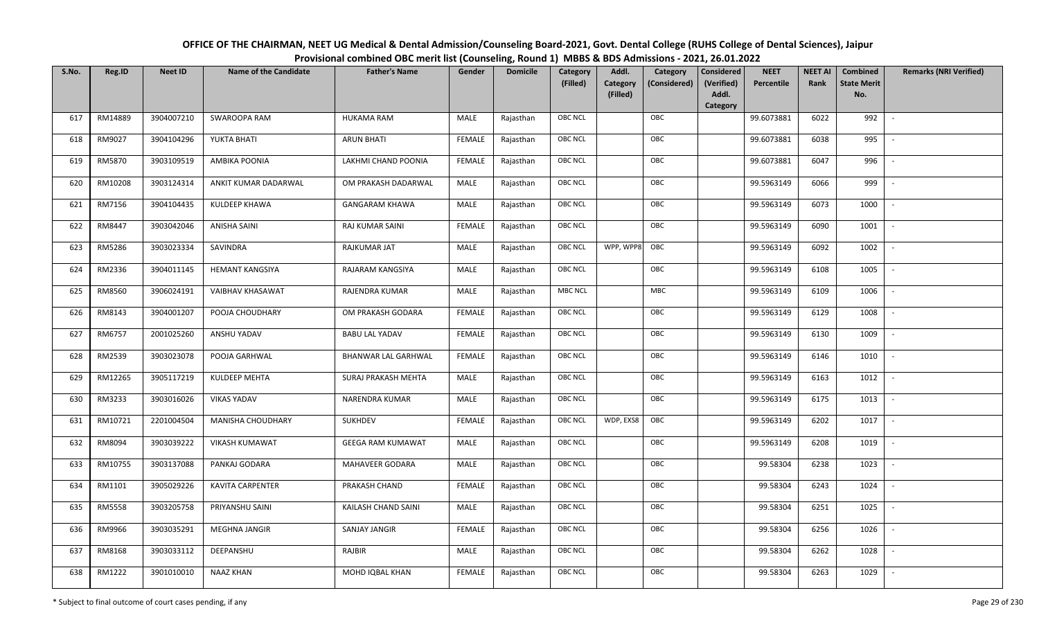# OFFICE OF THE CHAIRMAN, NEET UG Medical & Dental Admission/Counseling Board-2021, Govt. Dental College (RUHS College of Dental Sciences), Jaipur

## Provisional combined OBC merit list (Counseling, Round 1) MBBS & BDS Admissions - 2021, 26.01.2022

| S.No. | Reg.ID | Neet ID | Name of the Candidate | Father's Name | Gender | Domicile | Category (Filled) | Addl. Category (Filled) | Category (Considered) | Considered (Verified) Addl. Category | NEET Percentile | NEET AI Rank | Combined State Merit No. | Remarks (NRI Verified) |
|---|---|---|---|---|---|---|---|---|---|---|---|---|---|---|
| 617 | RM14889 | 3904007210 | SWAROOPA RAM | HUKAMA RAM | MALE | Rajasthan | OBC NCL | | OBC | | 99.6073881 | 6022 | 992 | - |
| 618 | RM9027 | 3904104296 | YUKTA BHATI | ARUN BHATI | FEMALE | Rajasthan | OBC NCL | | OBC | | 99.6073881 | 6038 | 995 | - |
| 619 | RM5870 | 3903109519 | AMBIKA POONIA | LAKHMI CHAND POONIA | FEMALE | Rajasthan | OBC NCL | | OBC | | 99.6073881 | 6047 | 996 | - |
| 620 | RM10208 | 3903124314 | ANKIT KUMAR DADARWAL | OM PRAKASH DADARWAL | MALE | Rajasthan | OBC NCL | | OBC | | 99.5963149 | 6066 | 999 | - |
| 621 | RM7156 | 3904104435 | KULDEEP KHAWA | GANGARAM KHAWA | MALE | Rajasthan | OBC NCL | | OBC | | 99.5963149 | 6073 | 1000 | - |
| 622 | RM8447 | 3903042046 | ANISHA SAINI | RAJ KUMAR SAINI | FEMALE | Rajasthan | OBC NCL | | OBC | | 99.5963149 | 6090 | 1001 | - |
| 623 | RM5286 | 3903023334 | SAVINDRA | RAJKUMAR JAT | MALE | Rajasthan | OBC NCL | WPP, WPP8 | OBC | | 99.5963149 | 6092 | 1002 | - |
| 624 | RM2336 | 3904011145 | HEMANT KANGSIYA | RAJARAM KANGSIYA | MALE | Rajasthan | OBC NCL | | OBC | | 99.5963149 | 6108 | 1005 | - |
| 625 | RM8560 | 3906024191 | VAIBHAV KHASAWAT | RAJENDRA KUMAR | MALE | Rajasthan | MBC NCL | | MBC | | 99.5963149 | 6109 | 1006 | - |
| 626 | RM8143 | 3904001207 | POOJA CHOUDHARY | OM PRAKASH GODARA | FEMALE | Rajasthan | OBC NCL | | OBC | | 99.5963149 | 6129 | 1008 | - |
| 627 | RM6757 | 2001025260 | ANSHU YADAV | BABU LAL YADAV | FEMALE | Rajasthan | OBC NCL | | OBC | | 99.5963149 | 6130 | 1009 | - |
| 628 | RM2539 | 3903023078 | POOJA GARHWAL | BHANWAR LAL GARHWAL | FEMALE | Rajasthan | OBC NCL | | OBC | | 99.5963149 | 6146 | 1010 | - |
| 629 | RM12265 | 3905117219 | KULDEEP MEHTA | SURAJ PRAKASH MEHTA | MALE | Rajasthan | OBC NCL | | OBC | | 99.5963149 | 6163 | 1012 | - |
| 630 | RM3233 | 3903016026 | VIKAS YADAV | NARENDRA KUMAR | MALE | Rajasthan | OBC NCL | | OBC | | 99.5963149 | 6175 | 1013 | - |
| 631 | RM10721 | 2201004504 | MANISHA CHOUDHARY | SUKHDEV | FEMALE | Rajasthan | OBC NCL | WDP, EXS8 | OBC | | 99.5963149 | 6202 | 1017 | - |
| 632 | RM8094 | 3903039222 | VIKASH KUMAWAT | GEEGA RAM KUMAWAT | MALE | Rajasthan | OBC NCL | | OBC | | 99.5963149 | 6208 | 1019 | - |
| 633 | RM10755 | 3903137088 | PANKAJ GODARA | MAHAVEER GODARA | MALE | Rajasthan | OBC NCL | | OBC | | 99.58304 | 6238 | 1023 | - |
| 634 | RM1101 | 3905029226 | KAVITA CARPENTER | PRAKASH CHAND | FEMALE | Rajasthan | OBC NCL | | OBC | | 99.58304 | 6243 | 1024 | - |
| 635 | RM5558 | 3903205758 | PRIYANSHU SAINI | KAILASH CHAND SAINI | MALE | Rajasthan | OBC NCL | | OBC | | 99.58304 | 6251 | 1025 | - |
| 636 | RM9966 | 3903035291 | MEGHNA JANGIR | SANJAY JANGIR | FEMALE | Rajasthan | OBC NCL | | OBC | | 99.58304 | 6256 | 1026 | - |
| 637 | RM8168 | 3903033112 | DEEPANSHU | RAJBIR | MALE | Rajasthan | OBC NCL | | OBC | | 99.58304 | 6262 | 1028 | - |
| 638 | RM1222 | 3901010010 | NAAZ KHAN | MOHD IQBAL KHAN | FEMALE | Rajasthan | OBC NCL | | OBC | | 99.58304 | 6263 | 1029 | - |

\* Subject to final outcome of court cases pending, if any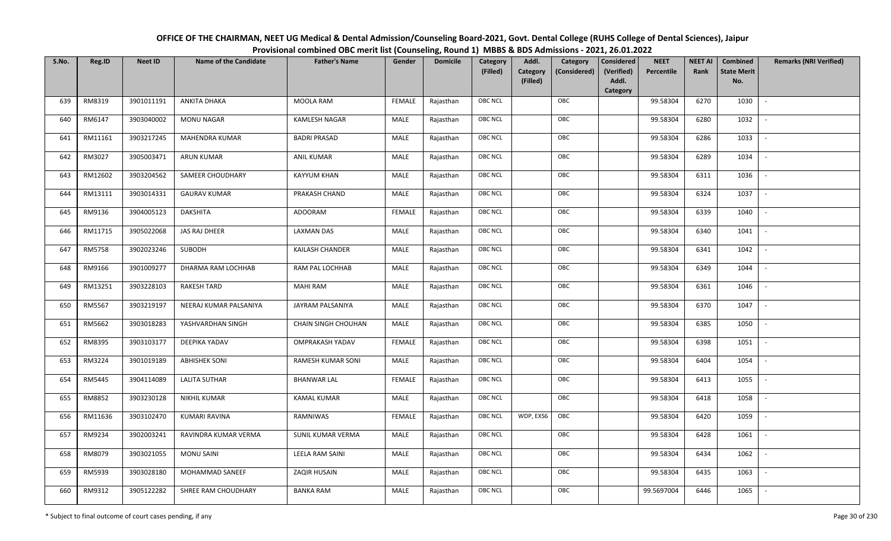# OFFICE OF THE CHAIRMAN, NEET UG Medical & Dental Admission/Counseling Board-2021, Govt. Dental College (RUHS College of Dental Sciences), Jaipur

## Provisional combined OBC merit list (Counseling, Round 1) MBBS & BDS Admissions - 2021, 26.01.2022

| S.No. | Reg.ID | Neet ID | Name of the Candidate | Father's Name | Gender | Domicile | Category (Filled) | Addl. Category (Filled) | Category (Considered) | Considered (Verified) Addl. Category | NEET Percentile | NEET AI Rank | Combined State Merit No. | Remarks (NRI Verified) |
|---|---|---|---|---|---|---|---|---|---|---|---|---|---|---|
| 639 | RM8319 | 3901011191 | ANKITA DHAKA | MOOLA RAM | FEMALE | Rajasthan | OBC NCL | | OBC | | 99.58304 | 6270 | 1030 | - |
| 640 | RM6147 | 3903040002 | MONU NAGAR | KAMLESH NAGAR | MALE | Rajasthan | OBC NCL | | OBC | | 99.58304 | 6280 | 1032 | - |
| 641 | RM11161 | 3903217245 | MAHENDRA KUMAR | BADRI PRASAD | MALE | Rajasthan | OBC NCL | | OBC | | 99.58304 | 6286 | 1033 | - |
| 642 | RM3027 | 3905003471 | ARUN KUMAR | ANIL KUMAR | MALE | Rajasthan | OBC NCL | | OBC | | 99.58304 | 6289 | 1034 | - |
| 643 | RM12602 | 3903204562 | SAMEER CHOUDHARY | KAYYUM KHAN | MALE | Rajasthan | OBC NCL | | OBC | | 99.58304 | 6311 | 1036 | - |
| 644 | RM13111 | 3903014331 | GAURAV KUMAR | PRAKASH CHAND | MALE | Rajasthan | OBC NCL | | OBC | | 99.58304 | 6324 | 1037 | - |
| 645 | RM9136 | 3904005123 | DAKSHITA | ADOORAM | FEMALE | Rajasthan | OBC NCL | | OBC | | 99.58304 | 6339 | 1040 | - |
| 646 | RM11715 | 3905022068 | JAS RAJ DHEER | LAXMAN DAS | MALE | Rajasthan | OBC NCL | | OBC | | 99.58304 | 6340 | 1041 | - |
| 647 | RM5758 | 3902023246 | SUBODH | KAILASH CHANDER | MALE | Rajasthan | OBC NCL | | OBC | | 99.58304 | 6341 | 1042 | - |
| 648 | RM9166 | 3901009277 | DHARMA RAM LOCHHAB | RAM PAL LOCHHAB | MALE | Rajasthan | OBC NCL | | OBC | | 99.58304 | 6349 | 1044 | - |
| 649 | RM13251 | 3903228103 | RAKESH TARD | MAHI RAM | MALE | Rajasthan | OBC NCL | | OBC | | 99.58304 | 6361 | 1046 | - |
| 650 | RM5567 | 3903219197 | NEERAJ KUMAR PALSANIYA | JAYRAM PALSANIYA | MALE | Rajasthan | OBC NCL | | OBC | | 99.58304 | 6370 | 1047 | - |
| 651 | RM5662 | 3903018283 | YASHVARDHAN SINGH | CHAIN SINGH CHOUHAN | MALE | Rajasthan | OBC NCL | | OBC | | 99.58304 | 6385 | 1050 | - |
| 652 | RM8395 | 3903103177 | DEEPIKA YADAV | OMPRAKASH YADAV | FEMALE | Rajasthan | OBC NCL | | OBC | | 99.58304 | 6398 | 1051 | - |
| 653 | RM3224 | 3901019189 | ABHISHEK SONI | RAMESH KUMAR SONI | MALE | Rajasthan | OBC NCL | | OBC | | 99.58304 | 6404 | 1054 | - |
| 654 | RM5445 | 3904114089 | LALITA SUTHAR | BHANWAR LAL | FEMALE | Rajasthan | OBC NCL | | OBC | | 99.58304 | 6413 | 1055 | - |
| 655 | RM8852 | 3903230128 | NIKHIL KUMAR | KAMAL KUMAR | MALE | Rajasthan | OBC NCL | | OBC | | 99.58304 | 6418 | 1058 | - |
| 656 | RM11636 | 3903102470 | KUMARI RAVINA | RAMNIWAS | FEMALE | Rajasthan | OBC NCL | WDP, EXS6 | OBC | | 99.58304 | 6420 | 1059 | - |
| 657 | RM9234 | 3902003241 | RAVINDRA KUMAR VERMA | SUNIL KUMAR VERMA | MALE | Rajasthan | OBC NCL | | OBC | | 99.58304 | 6428 | 1061 | - |
| 658 | RM8079 | 3903021055 | MONU SAINI | LEELA RAM SAINI | MALE | Rajasthan | OBC NCL | | OBC | | 99.58304 | 6434 | 1062 | - |
| 659 | RM5939 | 3903028180 | MOHAMMAD SANEEF | ZAQIR HUSAIN | MALE | Rajasthan | OBC NCL | | OBC | | 99.58304 | 6435 | 1063 | - |
| 660 | RM9312 | 3905122282 | SHREE RAM CHOUDHARY | BANKA RAM | MALE | Rajasthan | OBC NCL | | OBC | | 99.5697004 | 6446 | 1065 | - |

\* Subject to final outcome of court cases pending, if any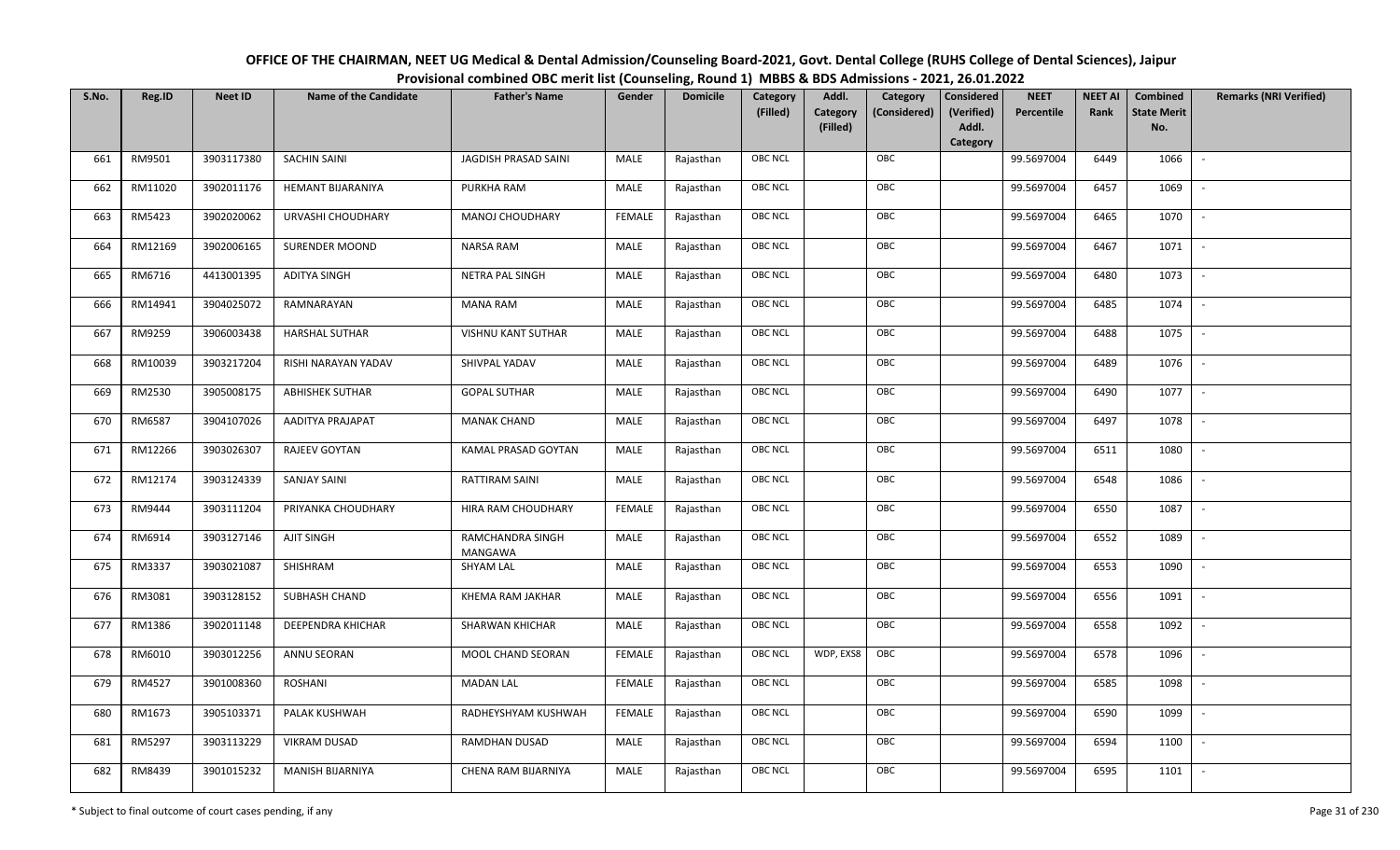# OFFICE OF THE CHAIRMAN, NEET UG Medical & Dental Admission/Counseling Board-2021, Govt. Dental College (RUHS College of Dental Sciences), Jaipur

## Provisional combined OBC merit list (Counseling, Round 1) MBBS & BDS Admissions - 2021, 26.01.2022

| S.No. | Reg.ID | Neet ID | Name of the Candidate | Father's Name | Gender | Domicile | Category (Filled) | Addl. Category (Filled) | Category (Considered) | Considered (Verified) Addl. Category | NEET Percentile | NEET AI Rank | Combined State Merit No. | Remarks (NRI Verified) |
|---|---|---|---|---|---|---|---|---|---|---|---|---|---|---|
| 661 | RM9501 | 3903117380 | SACHIN SAINI | JAGDISH PRASAD SAINI | MALE | Rajasthan | OBC NCL | | OBC | | 99.5697004 | 6449 | 1066 | - |
| 662 | RM11020 | 3902011176 | HEMANT BIJARANIYA | PURKHA RAM | MALE | Rajasthan | OBC NCL | | OBC | | 99.5697004 | 6457 | 1069 | - |
| 663 | RM5423 | 3902020062 | URVASHI CHOUDHARY | MANOJ CHOUDHARY | FEMALE | Rajasthan | OBC NCL | | OBC | | 99.5697004 | 6465 | 1070 | - |
| 664 | RM12169 | 3902006165 | SURENDER MOOND | NARSA RAM | MALE | Rajasthan | OBC NCL | | OBC | | 99.5697004 | 6467 | 1071 | - |
| 665 | RM6716 | 4413001395 | ADITYA SINGH | NETRA PAL SINGH | MALE | Rajasthan | OBC NCL | | OBC | | 99.5697004 | 6480 | 1073 | - |
| 666 | RM14941 | 3904025072 | RAMNARAYAN | MANA RAM | MALE | Rajasthan | OBC NCL | | OBC | | 99.5697004 | 6485 | 1074 | - |
| 667 | RM9259 | 3906003438 | HARSHAL SUTHAR | VISHNU KANT SUTHAR | MALE | Rajasthan | OBC NCL | | OBC | | 99.5697004 | 6488 | 1075 | - |
| 668 | RM10039 | 3903217204 | RISHI NARAYAN YADAV | SHIVPAL YADAV | MALE | Rajasthan | OBC NCL | | OBC | | 99.5697004 | 6489 | 1076 | - |
| 669 | RM2530 | 3905008175 | ABHISHEK SUTHAR | GOPAL SUTHAR | MALE | Rajasthan | OBC NCL | | OBC | | 99.5697004 | 6490 | 1077 | - |
| 670 | RM6587 | 3904107026 | AADITYA PRAJAPAT | MANAK CHAND | MALE | Rajasthan | OBC NCL | | OBC | | 99.5697004 | 6497 | 1078 | - |
| 671 | RM12266 | 3903026307 | RAJEEV GOYTAN | KAMAL PRASAD GOYTAN | MALE | Rajasthan | OBC NCL | | OBC | | 99.5697004 | 6511 | 1080 | - |
| 672 | RM12174 | 3903124339 | SANJAY SAINI | RATTIRAM SAINI | MALE | Rajasthan | OBC NCL | | OBC | | 99.5697004 | 6548 | 1086 | - |
| 673 | RM9444 | 3903111204 | PRIYANKA CHOUDHARY | HIRA RAM CHOUDHARY | FEMALE | Rajasthan | OBC NCL | | OBC | | 99.5697004 | 6550 | 1087 | - |
| 674 | RM6914 | 3903127146 | AJIT SINGH | RAMCHANDRA SINGH MANGAWA | MALE | Rajasthan | OBC NCL | | OBC | | 99.5697004 | 6552 | 1089 | - |
| 675 | RM3337 | 3903021087 | SHISHRAM | SHYAM LAL | MALE | Rajasthan | OBC NCL | | OBC | | 99.5697004 | 6553 | 1090 | - |
| 676 | RM3081 | 3903128152 | SUBHASH CHAND | KHEMA RAM JAKHAR | MALE | Rajasthan | OBC NCL | | OBC | | 99.5697004 | 6556 | 1091 | - |
| 677 | RM1386 | 3902011148 | DEEPENDRA KHICHAR | SHARWAN KHICHAR | MALE | Rajasthan | OBC NCL | | OBC | | 99.5697004 | 6558 | 1092 | - |
| 678 | RM6010 | 3903012256 | ANNU SEORAN | MOOL CHAND SEORAN | FEMALE | Rajasthan | OBC NCL | WDP, EXS8 | OBC | | 99.5697004 | 6578 | 1096 | - |
| 679 | RM4527 | 3901008360 | ROSHANI | MADAN LAL | FEMALE | Rajasthan | OBC NCL | | OBC | | 99.5697004 | 6585 | 1098 | - |
| 680 | RM1673 | 3905103371 | PALAK KUSHWAH | RADHEYSHYAM KUSHWAH | FEMALE | Rajasthan | OBC NCL | | OBC | | 99.5697004 | 6590 | 1099 | - |
| 681 | RM5297 | 3903113229 | VIKRAM DUSAD | RAMDHAN DUSAD | MALE | Rajasthan | OBC NCL | | OBC | | 99.5697004 | 6594 | 1100 | - |
| 682 | RM8439 | 3901015232 | MANISH BIJARNIYA | CHENA RAM BIJARNIYA | MALE | Rajasthan | OBC NCL | | OBC | | 99.5697004 | 6595 | 1101 | - |

\* Subject to final outcome of court cases pending, if any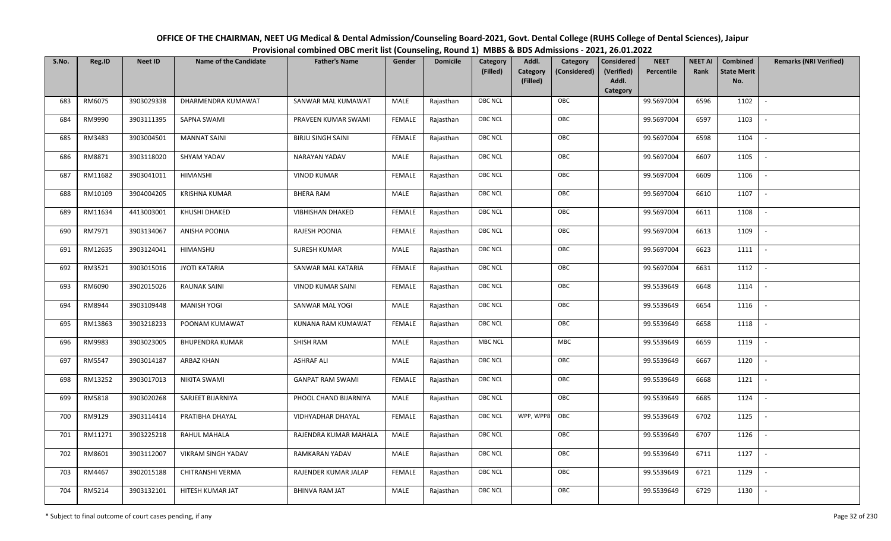# OFFICE OF THE CHAIRMAN, NEET UG Medical & Dental Admission/Counseling Board-2021, Govt. Dental College (RUHS College of Dental Sciences), Jaipur

## Provisional combined OBC merit list (Counseling, Round 1) MBBS & BDS Admissions - 2021, 26.01.2022

| S.No. | Reg.ID | Neet ID | Name of the Candidate | Father's Name | Gender | Domicile | Category (Filled) | Addl. Category (Filled) | Category (Considered) | Considered (Verified) Addl. Category | NEET Percentile | NEET AI Rank | Combined State Merit No. | Remarks (NRI Verified) |
|---|---|---|---|---|---|---|---|---|---|---|---|---|---|---|
| 683 | RM6075 | 3903029338 | DHARMENDRA KUMAWAT | SANWAR MAL KUMAWAT | MALE | Rajasthan | OBC NCL | | OBC | | 99.5697004 | 6596 | 1102 | - |
| 684 | RM9990 | 3903111395 | SAPNA SWAMI | PRAVEEN KUMAR SWAMI | FEMALE | Rajasthan | OBC NCL | | OBC | | 99.5697004 | 6597 | 1103 | - |
| 685 | RM3483 | 3903004501 | MANNAT SAINI | BIRJU SINGH SAINI | FEMALE | Rajasthan | OBC NCL | | OBC | | 99.5697004 | 6598 | 1104 | - |
| 686 | RM8871 | 3903118020 | SHYAM YADAV | NARAYAN YADAV | MALE | Rajasthan | OBC NCL | | OBC | | 99.5697004 | 6607 | 1105 | - |
| 687 | RM11682 | 3903041011 | HIMANSHI | VINOD KUMAR | FEMALE | Rajasthan | OBC NCL | | OBC | | 99.5697004 | 6609 | 1106 | - |
| 688 | RM10109 | 3904004205 | KRISHNA KUMAR | BHERA RAM | MALE | Rajasthan | OBC NCL | | OBC | | 99.5697004 | 6610 | 1107 | - |
| 689 | RM11634 | 4413003001 | KHUSHI DHAKED | VIBHISHAN DHAKED | FEMALE | Rajasthan | OBC NCL | | OBC | | 99.5697004 | 6611 | 1108 | - |
| 690 | RM7971 | 3903134067 | ANISHA POONIA | RAJESH POONIA | FEMALE | Rajasthan | OBC NCL | | OBC | | 99.5697004 | 6613 | 1109 | - |
| 691 | RM12635 | 3903124041 | HIMANSHU | SURESH KUMAR | MALE | Rajasthan | OBC NCL | | OBC | | 99.5697004 | 6623 | 1111 | - |
| 692 | RM3521 | 3903015016 | JYOTI KATARIA | SANWAR MAL KATARIA | FEMALE | Rajasthan | OBC NCL | | OBC | | 99.5697004 | 6631 | 1112 | - |
| 693 | RM6090 | 3902015026 | RAUNAK SAINI | VINOD KUMAR SAINI | FEMALE | Rajasthan | OBC NCL | | OBC | | 99.5539649 | 6648 | 1114 | - |
| 694 | RM8944 | 3903109448 | MANISH YOGI | SANWAR MAL YOGI | MALE | Rajasthan | OBC NCL | | OBC | | 99.5539649 | 6654 | 1116 | - |
| 695 | RM13863 | 3903218233 | POONAM KUMAWAT | KUNANA RAM KUMAWAT | FEMALE | Rajasthan | OBC NCL | | OBC | | 99.5539649 | 6658 | 1118 | - |
| 696 | RM9983 | 3903023005 | BHUPENDRA KUMAR | SHISH RAM | MALE | Rajasthan | MBC NCL | | MBC | | 99.5539649 | 6659 | 1119 | - |
| 697 | RM5547 | 3903014187 | ARBAZ KHAN | ASHRAF ALI | MALE | Rajasthan | OBC NCL | | OBC | | 99.5539649 | 6667 | 1120 | - |
| 698 | RM13252 | 3903017013 | NIKITA SWAMI | GANPAT RAM SWAMI | FEMALE | Rajasthan | OBC NCL | | OBC | | 99.5539649 | 6668 | 1121 | - |
| 699 | RM5818 | 3903020268 | SARJEET BIJARNIYA | PHOOL CHAND BIJARNIYA | MALE | Rajasthan | OBC NCL | | OBC | | 99.5539649 | 6685 | 1124 | - |
| 700 | RM9129 | 3903114414 | PRATIBHA DHAYAL | VIDHYADHAR DHAYAL | FEMALE | Rajasthan | OBC NCL | WPP, WPP8 | OBC | | 99.5539649 | 6702 | 1125 | - |
| 701 | RM11271 | 3903225218 | RAHUL MAHALA | RAJENDRA KUMAR MAHALA | MALE | Rajasthan | OBC NCL | | OBC | | 99.5539649 | 6707 | 1126 | - |
| 702 | RM8601 | 3903112007 | VIKRAM SINGH YADAV | RAMKARAN YADAV | MALE | Rajasthan | OBC NCL | | OBC | | 99.5539649 | 6711 | 1127 | - |
| 703 | RM4467 | 3902015188 | CHITRANSHI VERMA | RAJENDER KUMAR JALAP | FEMALE | Rajasthan | OBC NCL | | OBC | | 99.5539649 | 6721 | 1129 | - |
| 704 | RM5214 | 3903132101 | HITESH KUMAR JAT | BHINVA RAM JAT | MALE | Rajasthan | OBC NCL | | OBC | | 99.5539649 | 6729 | 1130 | - |

\* Subject to final outcome of court cases pending, if any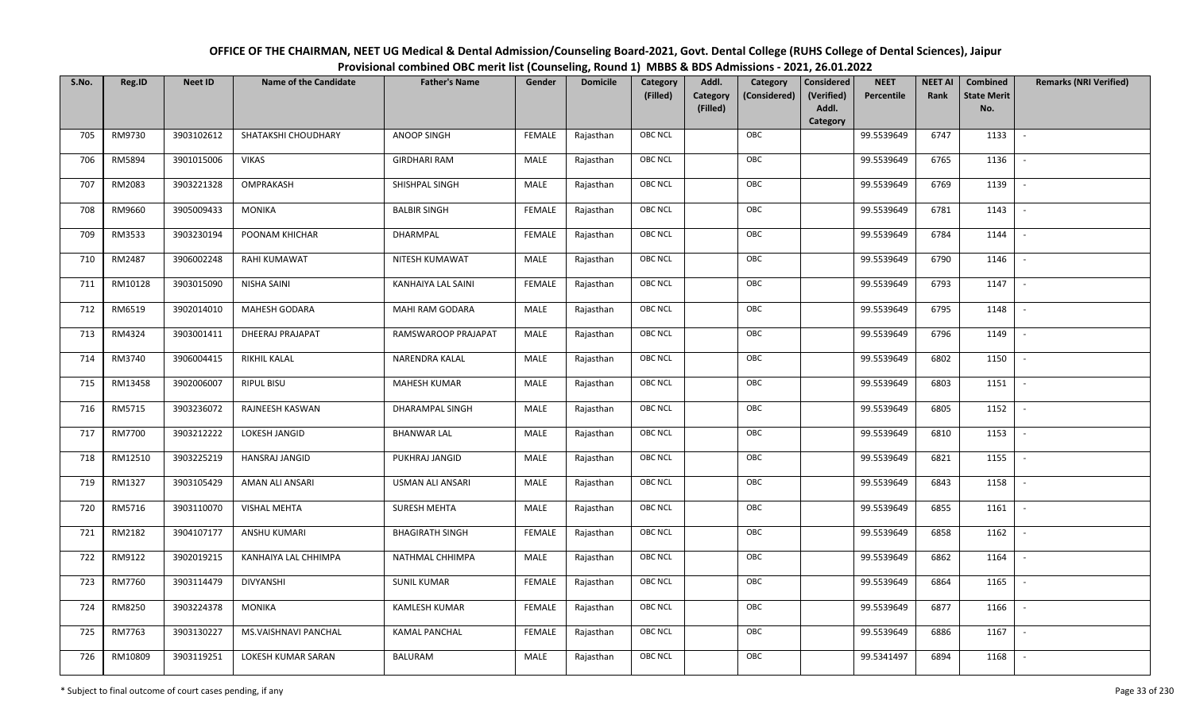# OFFICE OF THE CHAIRMAN, NEET UG Medical & Dental Admission/Counseling Board-2021, Govt. Dental College (RUHS College of Dental Sciences), Jaipur

## Provisional combined OBC merit list (Counseling, Round 1) MBBS & BDS Admissions - 2021, 26.01.2022

| S.No. | Reg.ID | Neet ID | Name of the Candidate | Father's Name | Gender | Domicile | Category (Filled) | Addl. Category (Filled) | Category (Considered) | Considered (Verified) Addl. Category | NEET Percentile | NEET AI Rank | Combined State Merit No. | Remarks (NRI Verified) |
|---|---|---|---|---|---|---|---|---|---|---|---|---|---|---|
| 705 | RM9730 | 3903102612 | SHATAKSHI CHOUDHARY | ANOOP SINGH | FEMALE | Rajasthan | OBC NCL | | OBC | | 99.5539649 | 6747 | 1133 | - |
| 706 | RM5894 | 3901015006 | VIKAS | GIRDHARI RAM | MALE | Rajasthan | OBC NCL | | OBC | | 99.5539649 | 6765 | 1136 | - |
| 707 | RM2083 | 3903221328 | OMPRAKASH | SHISHPAL SINGH | MALE | Rajasthan | OBC NCL | | OBC | | 99.5539649 | 6769 | 1139 | - |
| 708 | RM9660 | 3905009433 | MONIKA | BALBIR SINGH | FEMALE | Rajasthan | OBC NCL | | OBC | | 99.5539649 | 6781 | 1143 | - |
| 709 | RM3533 | 3903230194 | POONAM KHICHAR | DHARMPAL | FEMALE | Rajasthan | OBC NCL | | OBC | | 99.5539649 | 6784 | 1144 | - |
| 710 | RM2487 | 3906002248 | RAHI KUMAWAT | NITESH KUMAWAT | MALE | Rajasthan | OBC NCL | | OBC | | 99.5539649 | 6790 | 1146 | - |
| 711 | RM10128 | 3903015090 | NISHA SAINI | KANHAIYA LAL SAINI | FEMALE | Rajasthan | OBC NCL | | OBC | | 99.5539649 | 6793 | 1147 | - |
| 712 | RM6519 | 3902014010 | MAHESH GODARA | MAHI RAM GODARA | MALE | Rajasthan | OBC NCL | | OBC | | 99.5539649 | 6795 | 1148 | - |
| 713 | RM4324 | 3903001411 | DHEERAJ PRAJAPAT | RAMSWAROOP PRAJAPAT | MALE | Rajasthan | OBC NCL | | OBC | | 99.5539649 | 6796 | 1149 | - |
| 714 | RM3740 | 3906004415 | RIKHIL KALAL | NARENDRA KALAL | MALE | Rajasthan | OBC NCL | | OBC | | 99.5539649 | 6802 | 1150 | - |
| 715 | RM13458 | 3902006007 | RIPUL BISU | MAHESH KUMAR | MALE | Rajasthan | OBC NCL | | OBC | | 99.5539649 | 6803 | 1151 | - |
| 716 | RM5715 | 3903236072 | RAJNEESH KASWAN | DHARAMPAL SINGH | MALE | Rajasthan | OBC NCL | | OBC | | 99.5539649 | 6805 | 1152 | - |
| 717 | RM7700 | 3903212222 | LOKESH JANGID | BHANWAR LAL | MALE | Rajasthan | OBC NCL | | OBC | | 99.5539649 | 6810 | 1153 | - |
| 718 | RM12510 | 3903225219 | HANSRAJ JANGID | PUKHRAJ JANGID | MALE | Rajasthan | OBC NCL | | OBC | | 99.5539649 | 6821 | 1155 | - |
| 719 | RM1327 | 3903105429 | AMAN ALI ANSARI | USMAN ALI ANSARI | MALE | Rajasthan | OBC NCL | | OBC | | 99.5539649 | 6843 | 1158 | - |
| 720 | RM5716 | 3903110070 | VISHAL MEHTA | SURESH MEHTA | MALE | Rajasthan | OBC NCL | | OBC | | 99.5539649 | 6855 | 1161 | - |
| 721 | RM2182 | 3904107177 | ANSHU KUMARI | BHAGIRATH SINGH | FEMALE | Rajasthan | OBC NCL | | OBC | | 99.5539649 | 6858 | 1162 | - |
| 722 | RM9122 | 3902019215 | KANHAIYA LAL CHHIMPA | NATHMAL CHHIMPA | MALE | Rajasthan | OBC NCL | | OBC | | 99.5539649 | 6862 | 1164 | - |
| 723 | RM7760 | 3903114479 | DIVYANSHI | SUNIL KUMAR | FEMALE | Rajasthan | OBC NCL | | OBC | | 99.5539649 | 6864 | 1165 | - |
| 724 | RM8250 | 3903224378 | MONIKA | KAMLESH KUMAR | FEMALE | Rajasthan | OBC NCL | | OBC | | 99.5539649 | 6877 | 1166 | - |
| 725 | RM7763 | 3903130227 | MS.VAISHNAVI PANCHAL | KAMAL PANCHAL | FEMALE | Rajasthan | OBC NCL | | OBC | | 99.5539649 | 6886 | 1167 | - |
| 726 | RM10809 | 3903119251 | LOKESH KUMAR SARAN | BALURAM | MALE | Rajasthan | OBC NCL | | OBC | | 99.5341497 | 6894 | 1168 | - |

\* Subject to final outcome of court cases pending, if any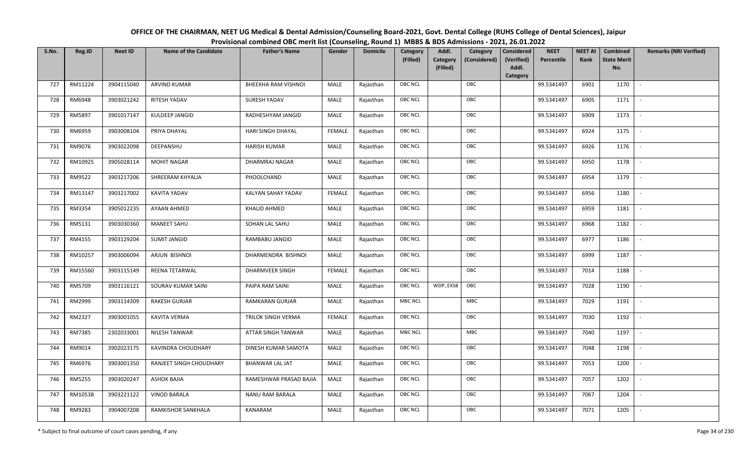# OFFICE OF THE CHAIRMAN, NEET UG Medical & Dental Admission/Counseling Board-2021, Govt. Dental College (RUHS College of Dental Sciences), Jaipur

## Provisional combined OBC merit list (Counseling, Round 1) MBBS & BDS Admissions - 2021, 26.01.2022

| S.No. | Reg.ID | Neet ID | Name of the Candidate | Father's Name | Gender | Domicile | Category (Filled) | Addl. Category (Filled) | Category (Considered) | Considered (Verified) Addl. Category | NEET Percentile | NEET AI Rank | Combined State Merit No. | Remarks (NRI Verified) |
|---|---|---|---|---|---|---|---|---|---|---|---|---|---|---|
| 727 | RM11224 | 3904115040 | ARVIND KUMAR | BHEEKHA RAM VISHNOI | MALE | Rajasthan | OBC NCL | | OBC | | 99.5341497 | 6901 | 1170 | - |
| 728 | RM6948 | 3903021242 | RITESH YADAV | SURESH YADAV | MALE | Rajasthan | OBC NCL | | OBC | | 99.5341497 | 6905 | 1171 | - |
| 729 | RM5897 | 3901017147 | KULDEEP JANGID | RADHESHYAM JANGID | MALE | Rajasthan | OBC NCL | | OBC | | 99.5341497 | 6909 | 1173 | - |
| 730 | RM6959 | 3903008104 | PRIYA DHAYAL | HARI SINGH DHAYAL | FEMALE | Rajasthan | OBC NCL | | OBC | | 99.5341497 | 6924 | 1175 | - |
| 731 | RM9076 | 3903022098 | DEEPANSHU | HARISH KUMAR | MALE | Rajasthan | OBC NCL | | OBC | | 99.5341497 | 6926 | 1176 | - |
| 732 | RM10925 | 3905028114 | MOHIT NAGAR | DHARMRAJ NAGAR | MALE | Rajasthan | OBC NCL | | OBC | | 99.5341497 | 6950 | 1178 | - |
| 733 | RM9522 | 3903217206 | SHREERAM KHYALIA | PHOOLCHAND | MALE | Rajasthan | OBC NCL | | OBC | | 99.5341497 | 6954 | 1179 | - |
| 734 | RM13147 | 3903217002 | KAVITA YADAV | KALYAN SAHAY YADAV | FEMALE | Rajasthan | OBC NCL | | OBC | | 99.5341497 | 6956 | 1180 | - |
| 735 | RM3354 | 3905012235 | AYAAN AHMED | KHALID AHMED | MALE | Rajasthan | OBC NCL | | OBC | | 99.5341497 | 6959 | 1181 | - |
| 736 | RM5131 | 3903030360 | MANEET SAHU | SOHAN LAL SAHU | MALE | Rajasthan | OBC NCL | | OBC | | 99.5341497 | 6968 | 1182 | - |
| 737 | RM4155 | 3903129204 | SUMIT JANGID | RAMBABU JANGID | MALE | Rajasthan | OBC NCL | | OBC | | 99.5341497 | 6977 | 1186 | - |
| 738 | RM10257 | 3903006094 | ARJUN BISHNOI | DHARMENDRA BISHNOI | MALE | Rajasthan | OBC NCL | | OBC | | 99.5341497 | 6999 | 1187 | - |
| 739 | RM15560 | 3903115149 | REENA TETARWAL | DHARMVEER SINGH | FEMALE | Rajasthan | OBC NCL | | OBC | | 99.5341497 | 7014 | 1188 | - |
| 740 | RM5709 | 3903116121 | SOURAV KUMAR SAINI | PAIPA RAM SAINI | MALE | Rajasthan | OBC NCL | WDP, EXS8 | OBC | | 99.5341497 | 7028 | 1190 | - |
| 741 | RM2999 | 3903114309 | RAKESH GURJAR | RAMKARAN GURJAR | MALE | Rajasthan | MBC NCL | | MBC | | 99.5341497 | 7029 | 1191 | - |
| 742 | RM2327 | 3903001055 | KAVITA VERMA | TRILOK SINGH VERMA | FEMALE | Rajasthan | OBC NCL | | OBC | | 99.5341497 | 7030 | 1192 | - |
| 743 | RM7385 | 2302033001 | NILESH TANWAR | ATTAR SINGH TANWAR | MALE | Rajasthan | MBC NCL | | MBC | | 99.5341497 | 7040 | 1197 | - |
| 744 | RM9014 | 3902023175 | KAVINDRA CHOUDHARY | DINESH KUMAR SAMOTA | MALE | Rajasthan | OBC NCL | | OBC | | 99.5341497 | 7048 | 1198 | - |
| 745 | RM6976 | 3903001350 | RANJEET SINGH CHOUDHARY | BHANWAR LAL JAT | MALE | Rajasthan | OBC NCL | | OBC | | 99.5341497 | 7053 | 1200 | - |
| 746 | RM5255 | 3903020247 | ASHOK BAJIA | RAMESHWAR PRASAD BAJIA | MALE | Rajasthan | OBC NCL | | OBC | | 99.5341497 | 7057 | 1202 | - |
| 747 | RM10538 | 3903221122 | VINOD BARALA | NANU RAM BARALA | MALE | Rajasthan | OBC NCL | | OBC | | 99.5341497 | 7067 | 1204 | - |
| 748 | RM9283 | 3904007208 | RAMKISHOR SANKHALA | KANARAM | MALE | Rajasthan | OBC NCL | | OBC | | 99.5341497 | 7071 | 1205 | - |

\* Subject to final outcome of court cases pending, if any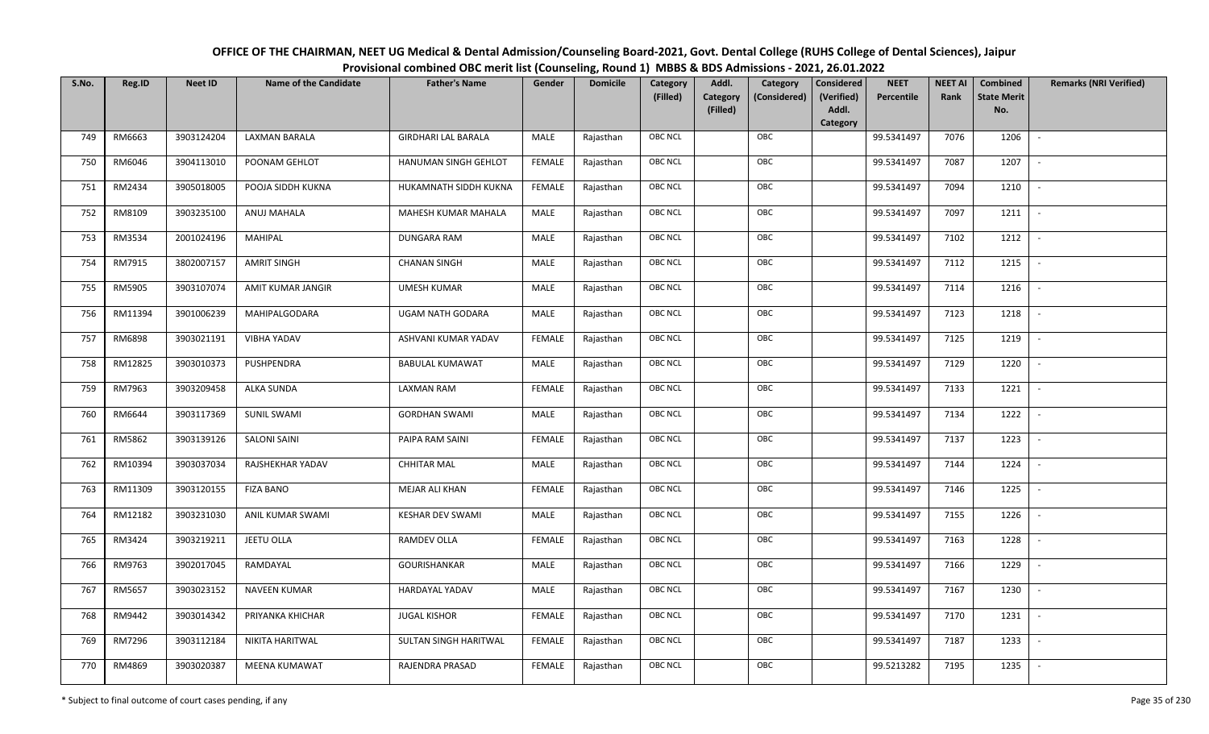# OFFICE OF THE CHAIRMAN, NEET UG Medical & Dental Admission/Counseling Board-2021, Govt. Dental College (RUHS College of Dental Sciences), Jaipur

## Provisional combined OBC merit list (Counseling, Round 1) MBBS & BDS Admissions - 2021, 26.01.2022

| S.No. | Reg.ID | Neet ID | Name of the Candidate | Father's Name | Gender | Domicile | Category (Filled) | Addl. Category (Filled) | Category (Considered) | Considered (Verified) Addl. Category | NEET Percentile | NEET AI Rank | Combined State Merit No. | Remarks (NRI Verified) |
|---|---|---|---|---|---|---|---|---|---|---|---|---|---|---|
| 749 | RM6663 | 3903124204 | LAXMAN BARALA | GIRDHARI LAL BARALA | MALE | Rajasthan | OBC NCL | | OBC | | 99.5341497 | 7076 | 1206 | - |
| 750 | RM6046 | 3904113010 | POONAM GEHLOT | HANUMAN SINGH GEHLOT | FEMALE | Rajasthan | OBC NCL | | OBC | | 99.5341497 | 7087 | 1207 | - |
| 751 | RM2434 | 3905018005 | POOJA SIDDH KUKNA | HUKAMNATH SIDDH KUKNA | FEMALE | Rajasthan | OBC NCL | | OBC | | 99.5341497 | 7094 | 1210 | - |
| 752 | RM8109 | 3903235100 | ANUJ MAHALA | MAHESH KUMAR MAHALA | MALE | Rajasthan | OBC NCL | | OBC | | 99.5341497 | 7097 | 1211 | - |
| 753 | RM3534 | 2001024196 | MAHIPAL | DUNGARA RAM | MALE | Rajasthan | OBC NCL | | OBC | | 99.5341497 | 7102 | 1212 | - |
| 754 | RM7915 | 3802007157 | AMRIT SINGH | CHANAN SINGH | MALE | Rajasthan | OBC NCL | | OBC | | 99.5341497 | 7112 | 1215 | - |
| 755 | RM5905 | 3903107074 | AMIT KUMAR JANGIR | UMESH KUMAR | MALE | Rajasthan | OBC NCL | | OBC | | 99.5341497 | 7114 | 1216 | - |
| 756 | RM11394 | 3901006239 | MAHIPALGODARA | UGAM NATH GODARA | MALE | Rajasthan | OBC NCL | | OBC | | 99.5341497 | 7123 | 1218 | - |
| 757 | RM6898 | 3903021191 | VIBHA YADAV | ASHVANI KUMAR YADAV | FEMALE | Rajasthan | OBC NCL | | OBC | | 99.5341497 | 7125 | 1219 | - |
| 758 | RM12825 | 3903010373 | PUSHPENDRA | BABULAL KUMAWAT | MALE | Rajasthan | OBC NCL | | OBC | | 99.5341497 | 7129 | 1220 | - |
| 759 | RM7963 | 3903209458 | ALKA SUNDA | LAXMAN RAM | FEMALE | Rajasthan | OBC NCL | | OBC | | 99.5341497 | 7133 | 1221 | - |
| 760 | RM6644 | 3903117369 | SUNIL SWAMI | GORDHAN SWAMI | MALE | Rajasthan | OBC NCL | | OBC | | 99.5341497 | 7134 | 1222 | - |
| 761 | RM5862 | 3903139126 | SALONI SAINI | PAIPA RAM SAINI | FEMALE | Rajasthan | OBC NCL | | OBC | | 99.5341497 | 7137 | 1223 | - |
| 762 | RM10394 | 3903037034 | RAJSHEKHAR YADAV | CHHITAR MAL | MALE | Rajasthan | OBC NCL | | OBC | | 99.5341497 | 7144 | 1224 | - |
| 763 | RM11309 | 3903120155 | FIZA BANO | MEJAR ALI KHAN | FEMALE | Rajasthan | OBC NCL | | OBC | | 99.5341497 | 7146 | 1225 | - |
| 764 | RM12182 | 3903231030 | ANIL KUMAR SWAMI | KESHAR DEV SWAMI | MALE | Rajasthan | OBC NCL | | OBC | | 99.5341497 | 7155 | 1226 | - |
| 765 | RM3424 | 3903219211 | JEETU OLLA | RAMDEV OLLA | FEMALE | Rajasthan | OBC NCL | | OBC | | 99.5341497 | 7163 | 1228 | - |
| 766 | RM9763 | 3902017045 | RAMDAYAL | GOURISHANKAR | MALE | Rajasthan | OBC NCL | | OBC | | 99.5341497 | 7166 | 1229 | - |
| 767 | RM5657 | 3903023152 | NAVEEN KUMAR | HARDAYAL YADAV | MALE | Rajasthan | OBC NCL | | OBC | | 99.5341497 | 7167 | 1230 | - |
| 768 | RM9442 | 3903014342 | PRIYANKA KHICHAR | JUGAL KISHOR | FEMALE | Rajasthan | OBC NCL | | OBC | | 99.5341497 | 7170 | 1231 | - |
| 769 | RM7296 | 3903112184 | NIKITA HARITWAL | SULTAN SINGH HARITWAL | FEMALE | Rajasthan | OBC NCL | | OBC | | 99.5341497 | 7187 | 1233 | - |
| 770 | RM4869 | 3903020387 | MEENA KUMAWAT | RAJENDRA PRASAD | FEMALE | Rajasthan | OBC NCL | | OBC | | 99.5213282 | 7195 | 1235 | - |

\* Subject to final outcome of court cases pending, if any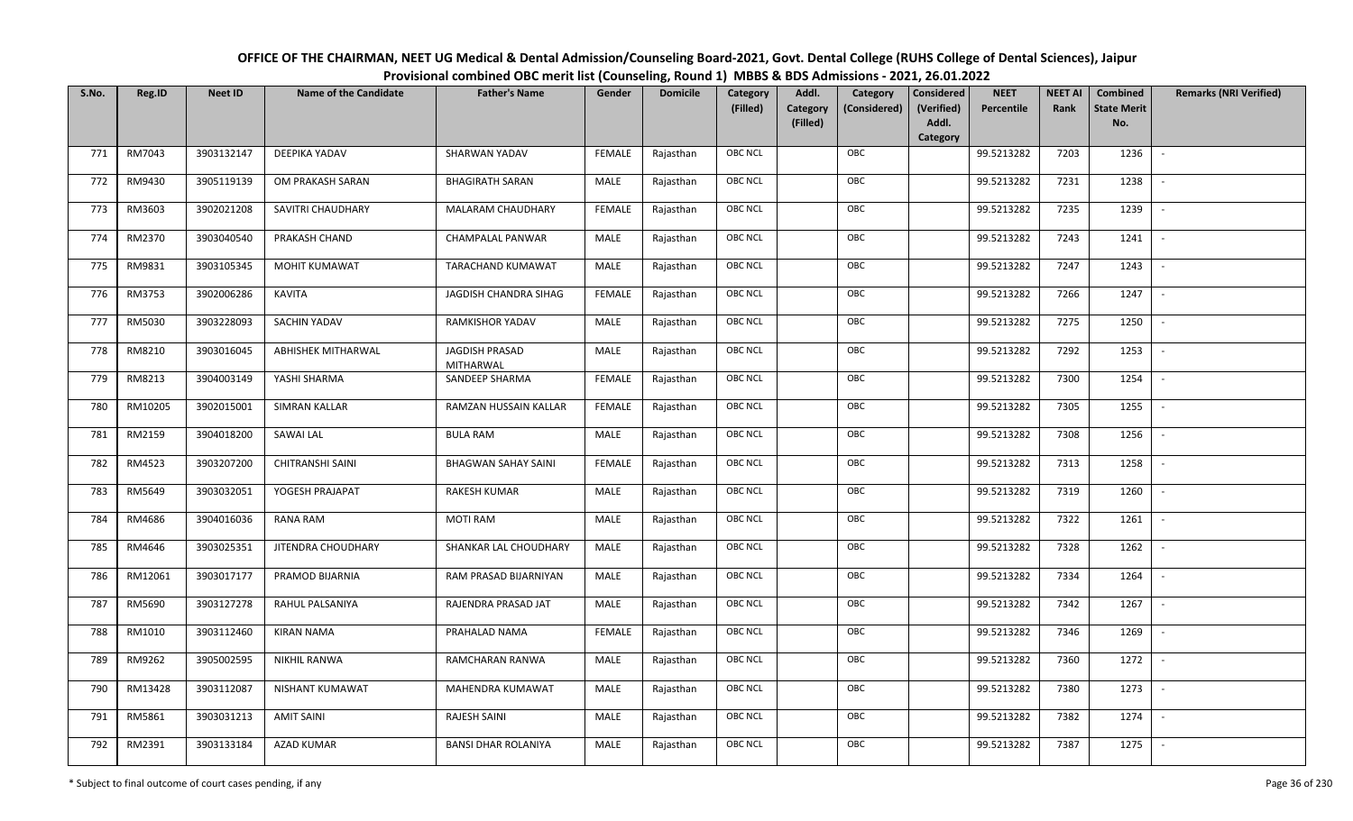OFFICE OF THE CHAIRMAN, NEET UG Medical & Dental Admission/Counseling Board-2021, Govt. Dental College (RUHS College of Dental Sciences), Jaipur
Provisional combined OBC merit list (Counseling, Round 1) MBBS & BDS Admissions - 2021, 26.01.2022

| S.No. | Reg.ID | Neet ID | Name of the Candidate | Father's Name | Gender | Domicile | Category (Filled) | Addl. Category (Filled) | Category (Considered) | Considered (Verified) Addl. Category | NEET Percentile | NEET AI Rank | Combined State Merit No. | Remarks (NRI Verified) |
|---|---|---|---|---|---|---|---|---|---|---|---|---|---|---|
| 771 | RM7043 | 3903132147 | DEEPIKA YADAV | SHARWAN YADAV | FEMALE | Rajasthan | OBC NCL | | OBC | | 99.5213282 | 7203 | 1236 | - |
| 772 | RM9430 | 3905119139 | OM PRAKASH SARAN | BHAGIRATH SARAN | MALE | Rajasthan | OBC NCL | | OBC | | 99.5213282 | 7231 | 1238 | - |
| 773 | RM3603 | 3902021208 | SAVITRI CHAUDHARY | MALARAM CHAUDHARY | FEMALE | Rajasthan | OBC NCL | | OBC | | 99.5213282 | 7235 | 1239 | - |
| 774 | RM2370 | 3903040540 | PRAKASH CHAND | CHAMPALAL PANWAR | MALE | Rajasthan | OBC NCL | | OBC | | 99.5213282 | 7243 | 1241 | - |
| 775 | RM9831 | 3903105345 | MOHIT KUMAWAT | TARACHAND KUMAWAT | MALE | Rajasthan | OBC NCL | | OBC | | 99.5213282 | 7247 | 1243 | - |
| 776 | RM3753 | 3902006286 | KAVITA | JAGDISH CHANDRA SIHAG | FEMALE | Rajasthan | OBC NCL | | OBC | | 99.5213282 | 7266 | 1247 | - |
| 777 | RM5030 | 3903228093 | SACHIN YADAV | RAMKISHOR YADAV | MALE | Rajasthan | OBC NCL | | OBC | | 99.5213282 | 7275 | 1250 | - |
| 778 | RM8210 | 3903016045 | ABHISHEK MITHARWAL | JAGDISH PRASAD MITHARWAL | MALE | Rajasthan | OBC NCL | | OBC | | 99.5213282 | 7292 | 1253 | - |
| 779 | RM8213 | 3904003149 | YASHI SHARMA | SANDEEP SHARMA | FEMALE | Rajasthan | OBC NCL | | OBC | | 99.5213282 | 7300 | 1254 | - |
| 780 | RM10205 | 3902015001 | SIMRAN KALLAR | RAMZAN HUSSAIN KALLAR | FEMALE | Rajasthan | OBC NCL | | OBC | | 99.5213282 | 7305 | 1255 | - |
| 781 | RM2159 | 3904018200 | SAWAI LAL | BULA RAM | MALE | Rajasthan | OBC NCL | | OBC | | 99.5213282 | 7308 | 1256 | - |
| 782 | RM4523 | 3903207200 | CHITRANSHI SAINI | BHAGWAN SAHAY SAINI | FEMALE | Rajasthan | OBC NCL | | OBC | | 99.5213282 | 7313 | 1258 | - |
| 783 | RM5649 | 3903032051 | YOGESH PRAJAPAT | RAKESH KUMAR | MALE | Rajasthan | OBC NCL | | OBC | | 99.5213282 | 7319 | 1260 | - |
| 784 | RM4686 | 3904016036 | RANA RAM | MOTI RAM | MALE | Rajasthan | OBC NCL | | OBC | | 99.5213282 | 7322 | 1261 | - |
| 785 | RM4646 | 3903025351 | JITENDRA CHOUDHARY | SHANKAR LAL CHOUDHARY | MALE | Rajasthan | OBC NCL | | OBC | | 99.5213282 | 7328 | 1262 | - |
| 786 | RM12061 | 3903017177 | PRAMOD BIJARNIA | RAM PRASAD BIJARNIYAN | MALE | Rajasthan | OBC NCL | | OBC | | 99.5213282 | 7334 | 1264 | - |
| 787 | RM5690 | 3903127278 | RAHUL PALSANIYA | RAJENDRA PRASAD JAT | MALE | Rajasthan | OBC NCL | | OBC | | 99.5213282 | 7342 | 1267 | - |
| 788 | RM1010 | 3903112460 | KIRAN NAMA | PRAHALAD NAMA | FEMALE | Rajasthan | OBC NCL | | OBC | | 99.5213282 | 7346 | 1269 | - |
| 789 | RM9262 | 3905002595 | NIKHIL RANWA | RAMCHARAN RANWA | MALE | Rajasthan | OBC NCL | | OBC | | 99.5213282 | 7360 | 1272 | - |
| 790 | RM13428 | 3903112087 | NISHANT KUMAWAT | MAHENDRA KUMAWAT | MALE | Rajasthan | OBC NCL | | OBC | | 99.5213282 | 7380 | 1273 | - |
| 791 | RM5861 | 3903031213 | AMIT SAINI | RAJESH SAINI | MALE | Rajasthan | OBC NCL | | OBC | | 99.5213282 | 7382 | 1274 | - |
| 792 | RM2391 | 3903133184 | AZAD KUMAR | BANSI DHAR ROLANIYA | MALE | Rajasthan | OBC NCL | | OBC | | 99.5213282 | 7387 | 1275 | - |

\* Subject to final outcome of court cases pending, if any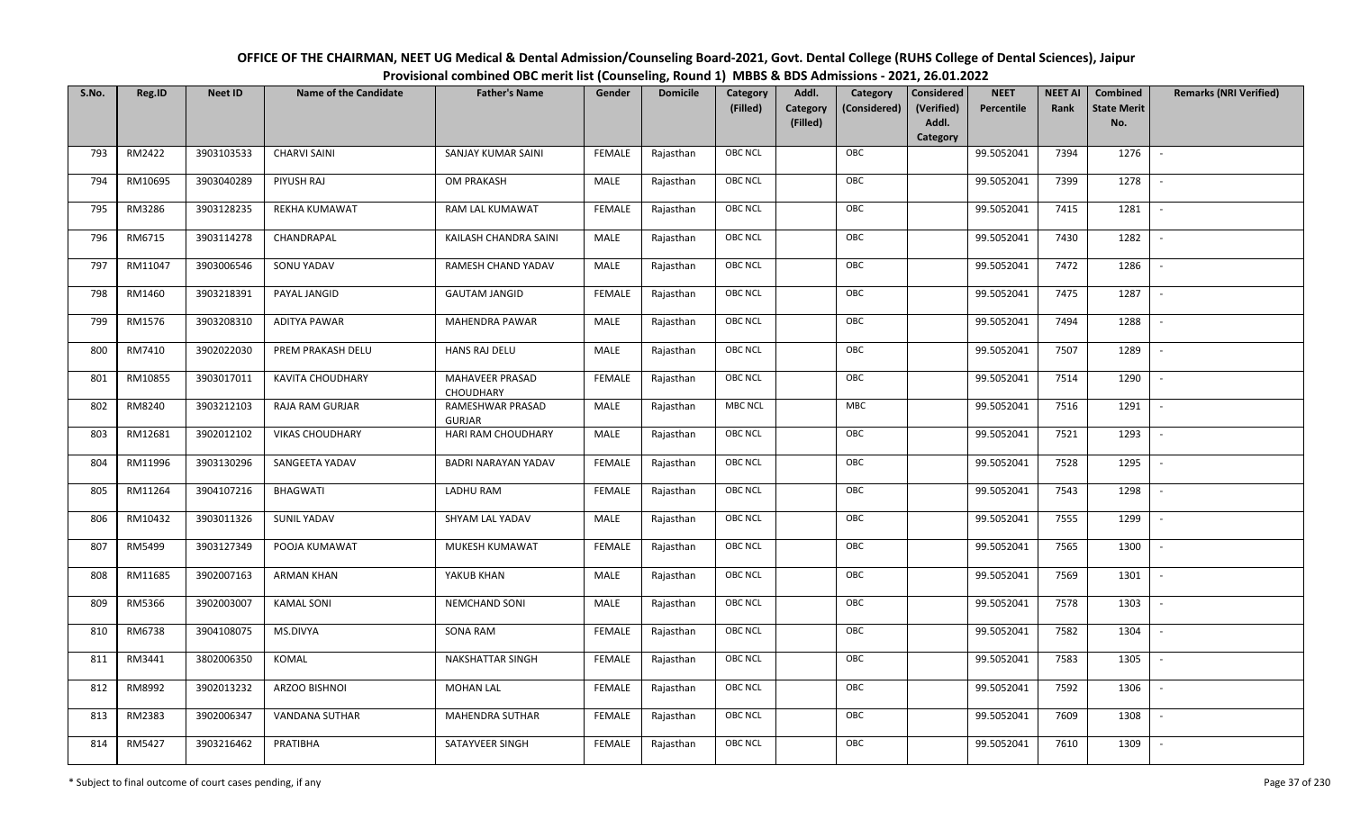# OFFICE OF THE CHAIRMAN, NEET UG Medical & Dental Admission/Counseling Board-2021, Govt. Dental College (RUHS College of Dental Sciences), Jaipur

## Provisional combined OBC merit list (Counseling, Round 1) MBBS & BDS Admissions - 2021, 26.01.2022

| S.No. | Reg.ID | Neet ID | Name of the Candidate | Father's Name | Gender | Domicile | Category (Filled) | Addl. Category (Filled) | Category (Considered) | Considered (Verified) Addl. Category | NEET Percentile | NEET AI Rank | Combined State Merit No. | Remarks (NRI Verified) |
|---|---|---|---|---|---|---|---|---|---|---|---|---|---|---|
| 793 | RM2422 | 3903103533 | CHARVI SAINI | SANJAY KUMAR SAINI | FEMALE | Rajasthan | OBC NCL | | OBC | | 99.5052041 | 7394 | 1276 | - |
| 794 | RM10695 | 3903040289 | PIYUSH RAJ | OM PRAKASH | MALE | Rajasthan | OBC NCL | | OBC | | 99.5052041 | 7399 | 1278 | - |
| 795 | RM3286 | 3903128235 | REKHA KUMAWAT | RAM LAL KUMAWAT | FEMALE | Rajasthan | OBC NCL | | OBC | | 99.5052041 | 7415 | 1281 | - |
| 796 | RM6715 | 3903114278 | CHANDRAPAL | KAILASH CHANDRA SAINI | MALE | Rajasthan | OBC NCL | | OBC | | 99.5052041 | 7430 | 1282 | - |
| 797 | RM11047 | 3903006546 | SONU YADAV | RAMESH CHAND YADAV | MALE | Rajasthan | OBC NCL | | OBC | | 99.5052041 | 7472 | 1286 | - |
| 798 | RM1460 | 3903218391 | PAYAL JANGID | GAUTAM JANGID | FEMALE | Rajasthan | OBC NCL | | OBC | | 99.5052041 | 7475 | 1287 | - |
| 799 | RM1576 | 3903208310 | ADITYA PAWAR | MAHENDRA PAWAR | MALE | Rajasthan | OBC NCL | | OBC | | 99.5052041 | 7494 | 1288 | - |
| 800 | RM7410 | 3902022030 | PREM PRAKASH DELU | HANS RAJ DELU | MALE | Rajasthan | OBC NCL | | OBC | | 99.5052041 | 7507 | 1289 | - |
| 801 | RM10855 | 3903017011 | KAVITA CHOUDHARY | MAHAVEER PRASAD CHOUDHARY | FEMALE | Rajasthan | OBC NCL | | OBC | | 99.5052041 | 7514 | 1290 | - |
| 802 | RM8240 | 3903212103 | RAJA RAM GURJAR | RAMESHWAR PRASAD GURJAR | MALE | Rajasthan | MBC NCL | | MBC | | 99.5052041 | 7516 | 1291 | - |
| 803 | RM12681 | 3902012102 | VIKAS CHOUDHARY | HARI RAM CHOUDHARY | MALE | Rajasthan | OBC NCL | | OBC | | 99.5052041 | 7521 | 1293 | - |
| 804 | RM11996 | 3903130296 | SANGEETA YADAV | BADRI NARAYAN YADAV | FEMALE | Rajasthan | OBC NCL | | OBC | | 99.5052041 | 7528 | 1295 | - |
| 805 | RM11264 | 3904107216 | BHAGWATI | LADHU RAM | FEMALE | Rajasthan | OBC NCL | | OBC | | 99.5052041 | 7543 | 1298 | - |
| 806 | RM10432 | 3903011326 | SUNIL YADAV | SHYAM LAL YADAV | MALE | Rajasthan | OBC NCL | | OBC | | 99.5052041 | 7555 | 1299 | - |
| 807 | RM5499 | 3903127349 | POOJA KUMAWAT | MUKESH KUMAWAT | FEMALE | Rajasthan | OBC NCL | | OBC | | 99.5052041 | 7565 | 1300 | - |
| 808 | RM11685 | 3902007163 | ARMAN KHAN | YAKUB KHAN | MALE | Rajasthan | OBC NCL | | OBC | | 99.5052041 | 7569 | 1301 | - |
| 809 | RM5366 | 3902003007 | KAMAL SONI | NEMCHAND SONI | MALE | Rajasthan | OBC NCL | | OBC | | 99.5052041 | 7578 | 1303 | - |
| 810 | RM6738 | 3904108075 | MS.DIVYA | SONA RAM | FEMALE | Rajasthan | OBC NCL | | OBC | | 99.5052041 | 7582 | 1304 | - |
| 811 | RM3441 | 3802006350 | KOMAL | NAKSHATTAR SINGH | FEMALE | Rajasthan | OBC NCL | | OBC | | 99.5052041 | 7583 | 1305 | - |
| 812 | RM8992 | 3902013232 | ARZOO BISHNOI | MOHAN LAL | FEMALE | Rajasthan | OBC NCL | | OBC | | 99.5052041 | 7592 | 1306 | - |
| 813 | RM2383 | 3902006347 | VANDANA SUTHAR | MAHENDRA SUTHAR | FEMALE | Rajasthan | OBC NCL | | OBC | | 99.5052041 | 7609 | 1308 | - |
| 814 | RM5427 | 3903216462 | PRATIBHA | SATAYVEER SINGH | FEMALE | Rajasthan | OBC NCL | | OBC | | 99.5052041 | 7610 | 1309 | - |

\* Subject to final outcome of court cases pending, if any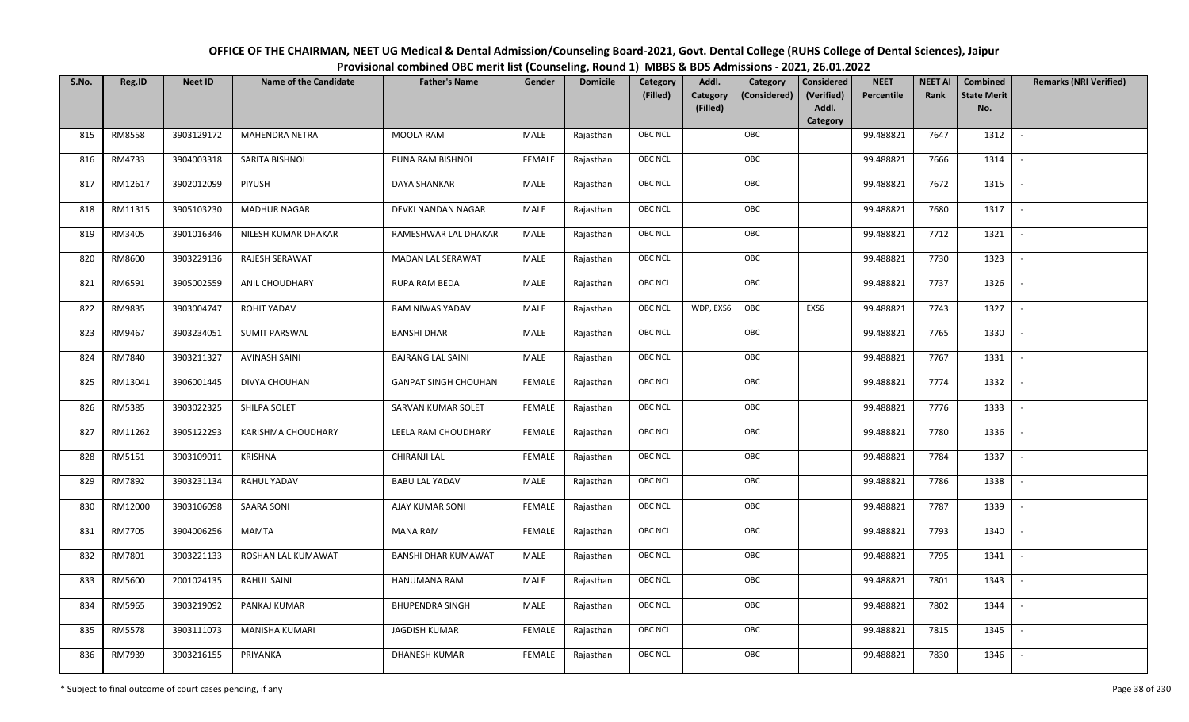# OFFICE OF THE CHAIRMAN, NEET UG Medical & Dental Admission/Counseling Board-2021, Govt. Dental College (RUHS College of Dental Sciences), Jaipur

## Provisional combined OBC merit list (Counseling, Round 1) MBBS & BDS Admissions - 2021, 26.01.2022

| S.No. | Reg.ID | Neet ID | Name of the Candidate | Father's Name | Gender | Domicile | Category (Filled) | Addl. Category (Filled) | Category (Considered) | Considered (Verified) Addl. Category | NEET Percentile | NEET AI Rank | Combined State Merit No. | Remarks (NRI Verified) |
|---|---|---|---|---|---|---|---|---|---|---|---|---|---|---|
| 815 | RM8558 | 3903129172 | MAHENDRA NETRA | MOOLA RAM | MALE | Rajasthan | OBC NCL | | OBC | | 99.488821 | 7647 | 1312 | - |
| 816 | RM4733 | 3904003318 | SARITA BISHNOI | PUNA RAM BISHNOI | FEMALE | Rajasthan | OBC NCL | | OBC | | 99.488821 | 7666 | 1314 | - |
| 817 | RM12617 | 3902012099 | PIYUSH | DAYA SHANKAR | MALE | Rajasthan | OBC NCL | | OBC | | 99.488821 | 7672 | 1315 | - |
| 818 | RM11315 | 3905103230 | MADHUR NAGAR | DEVKI NANDAN NAGAR | MALE | Rajasthan | OBC NCL | | OBC | | 99.488821 | 7680 | 1317 | - |
| 819 | RM3405 | 3901016346 | NILESH KUMAR DHAKAR | RAMESHWAR LAL DHAKAR | MALE | Rajasthan | OBC NCL | | OBC | | 99.488821 | 7712 | 1321 | - |
| 820 | RM8600 | 3903229136 | RAJESH SERAWAT | MADAN LAL SERAWAT | MALE | Rajasthan | OBC NCL | | OBC | | 99.488821 | 7730 | 1323 | - |
| 821 | RM6591 | 3905002559 | ANIL CHOUDHARY | RUPA RAM BEDA | MALE | Rajasthan | OBC NCL | | OBC | | 99.488821 | 7737 | 1326 | - |
| 822 | RM9835 | 3903004747 | ROHIT YADAV | RAM NIWAS YADAV | MALE | Rajasthan | OBC NCL | WDP, EXS6 | OBC | EXS6 | 99.488821 | 7743 | 1327 | - |
| 823 | RM9467 | 3903234051 | SUMIT PARSWAL | BANSHI DHAR | MALE | Rajasthan | OBC NCL | | OBC | | 99.488821 | 7765 | 1330 | - |
| 824 | RM7840 | 3903211327 | AVINASH SAINI | BAJRANG LAL SAINI | MALE | Rajasthan | OBC NCL | | OBC | | 99.488821 | 7767 | 1331 | - |
| 825 | RM13041 | 3906001445 | DIVYA CHOUHAN | GANPAT SINGH CHOUHAN | FEMALE | Rajasthan | OBC NCL | | OBC | | 99.488821 | 7774 | 1332 | - |
| 826 | RM5385 | 3903022325 | SHILPA SOLET | SARVAN KUMAR SOLET | FEMALE | Rajasthan | OBC NCL | | OBC | | 99.488821 | 7776 | 1333 | - |
| 827 | RM11262 | 3905122293 | KARISHMA CHOUDHARY | LEELA RAM CHOUDHARY | FEMALE | Rajasthan | OBC NCL | | OBC | | 99.488821 | 7780 | 1336 | - |
| 828 | RM5151 | 3903109011 | KRISHNA | CHIRANJI LAL | FEMALE | Rajasthan | OBC NCL | | OBC | | 99.488821 | 7784 | 1337 | - |
| 829 | RM7892 | 3903231134 | RAHUL YADAV | BABU LAL YADAV | MALE | Rajasthan | OBC NCL | | OBC | | 99.488821 | 7786 | 1338 | - |
| 830 | RM12000 | 3903106098 | SAARA SONI | AJAY KUMAR SONI | FEMALE | Rajasthan | OBC NCL | | OBC | | 99.488821 | 7787 | 1339 | - |
| 831 | RM7705 | 3904006256 | MAMTA | MANA RAM | FEMALE | Rajasthan | OBC NCL | | OBC | | 99.488821 | 7793 | 1340 | - |
| 832 | RM7801 | 3903221133 | ROSHAN LAL KUMAWAT | BANSHI DHAR KUMAWAT | MALE | Rajasthan | OBC NCL | | OBC | | 99.488821 | 7795 | 1341 | - |
| 833 | RM5600 | 2001024135 | RAHUL SAINI | HANUMANA RAM | MALE | Rajasthan | OBC NCL | | OBC | | 99.488821 | 7801 | 1343 | - |
| 834 | RM5965 | 3903219092 | PANKAJ KUMAR | BHUPENDRA SINGH | MALE | Rajasthan | OBC NCL | | OBC | | 99.488821 | 7802 | 1344 | - |
| 835 | RM5578 | 3903111073 | MANISHA KUMARI | JAGDISH KUMAR | FEMALE | Rajasthan | OBC NCL | | OBC | | 99.488821 | 7815 | 1345 | - |
| 836 | RM7939 | 3903216155 | PRIYANKA | DHANESH KUMAR | FEMALE | Rajasthan | OBC NCL | | OBC | | 99.488821 | 7830 | 1346 | - |

\* Subject to final outcome of court cases pending, if any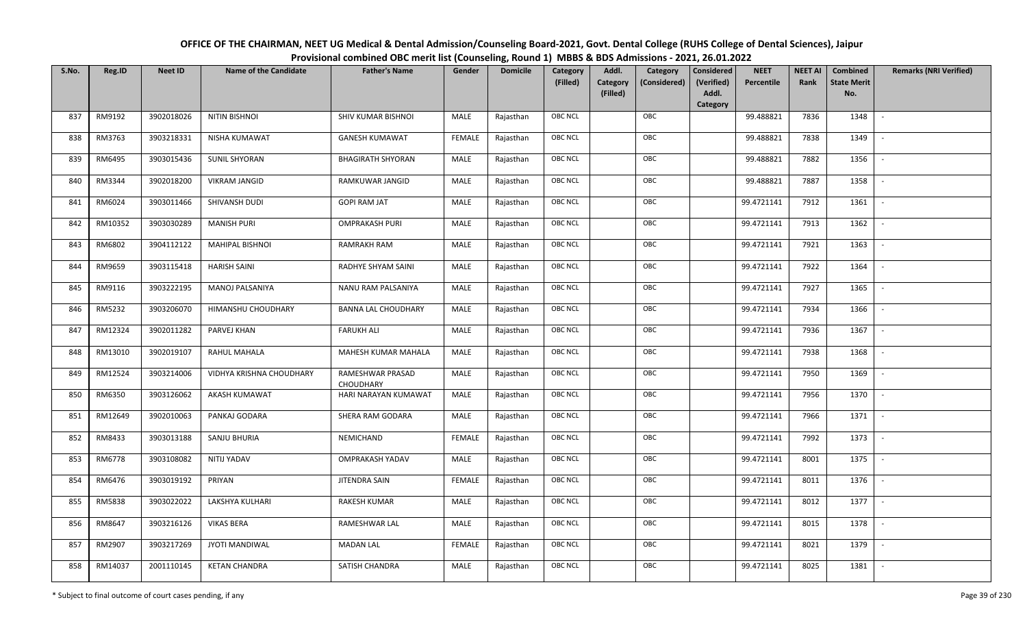# OFFICE OF THE CHAIRMAN, NEET UG Medical & Dental Admission/Counseling Board-2021, Govt. Dental College (RUHS College of Dental Sciences), Jaipur

## Provisional combined OBC merit list (Counseling, Round 1) MBBS & BDS Admissions - 2021, 26.01.2022

| S.No. | Reg.ID | Neet ID | Name of the Candidate | Father's Name | Gender | Domicile | Category (Filled) | Addl. Category (Filled) | Category (Considered) | Considered (Verified) Addl. Category | NEET Percentile | NEET AI Rank | Combined State Merit No. | Remarks (NRI Verified) |
|---|---|---|---|---|---|---|---|---|---|---|---|---|---|---|
| 837 | RM9192 | 3902018026 | NITIN BISHNOI | SHIV KUMAR BISHNOI | MALE | Rajasthan | OBC NCL | | OBC | | 99.488821 | 7836 | 1348 | - |
| 838 | RM3763 | 3903218331 | NISHA KUMAWAT | GANESH KUMAWAT | FEMALE | Rajasthan | OBC NCL | | OBC | | 99.488821 | 7838 | 1349 | - |
| 839 | RM6495 | 3903015436 | SUNIL SHYORAN | BHAGIRATH SHYORAN | MALE | Rajasthan | OBC NCL | | OBC | | 99.488821 | 7882 | 1356 | - |
| 840 | RM3344 | 3902018200 | VIKRAM JANGID | RAMKUWAR JANGID | MALE | Rajasthan | OBC NCL | | OBC | | 99.488821 | 7887 | 1358 | - |
| 841 | RM6024 | 3903011466 | SHIVANSH DUDI | GOPI RAM JAT | MALE | Rajasthan | OBC NCL | | OBC | | 99.4721141 | 7912 | 1361 | - |
| 842 | RM10352 | 3903030289 | MANISH PURI | OMPRAKASH PURI | MALE | Rajasthan | OBC NCL | | OBC | | 99.4721141 | 7913 | 1362 | - |
| 843 | RM6802 | 3904112122 | MAHIPAL BISHNOI | RAMRAKH RAM | MALE | Rajasthan | OBC NCL | | OBC | | 99.4721141 | 7921 | 1363 | - |
| 844 | RM9659 | 3903115418 | HARISH SAINI | RADHEY SHYAM SAINI | MALE | Rajasthan | OBC NCL | | OBC | | 99.4721141 | 7922 | 1364 | - |
| 845 | RM9116 | 3903222195 | MANOJ PALSANIYA | NANU RAM PALSANIYA | MALE | Rajasthan | OBC NCL | | OBC | | 99.4721141 | 7927 | 1365 | - |
| 846 | RM5232 | 3903206070 | HIMANSHU CHOUDHARY | BANNA LAL CHOUDHARY | MALE | Rajasthan | OBC NCL | | OBC | | 99.4721141 | 7934 | 1366 | - |
| 847 | RM12324 | 3902011282 | PARVEJ KHAN | FARUKH ALI | MALE | Rajasthan | OBC NCL | | OBC | | 99.4721141 | 7936 | 1367 | - |
| 848 | RM13010 | 3902019107 | RAHUL MAHALA | MAHESH KUMAR MAHALA | MALE | Rajasthan | OBC NCL | | OBC | | 99.4721141 | 7938 | 1368 | - |
| 849 | RM12524 | 3903214006 | VIDHYA KRISHNA CHOUDHARY | RAMESHWAR PRASAD CHOUDHARY | MALE | Rajasthan | OBC NCL | | OBC | | 99.4721141 | 7950 | 1369 | - |
| 850 | RM6350 | 3903126062 | AKASH KUMAWAT | HARI NARAYAN KUMAWAT | MALE | Rajasthan | OBC NCL | | OBC | | 99.4721141 | 7956 | 1370 | - |
| 851 | RM12649 | 3902010063 | PANKAJ GODARA | SHERA RAM GODARA | MALE | Rajasthan | OBC NCL | | OBC | | 99.4721141 | 7966 | 1371 | - |
| 852 | RM8433 | 3903013188 | SANJU BHURIA | NEMICHAND | FEMALE | Rajasthan | OBC NCL | | OBC | | 99.4721141 | 7992 | 1373 | - |
| 853 | RM6778 | 3903108082 | NITIJ YADAV | OMPRAKASH YADAV | MALE | Rajasthan | OBC NCL | | OBC | | 99.4721141 | 8001 | 1375 | - |
| 854 | RM6476 | 3903019192 | PRIYAN | JITENDRA SAIN | FEMALE | Rajasthan | OBC NCL | | OBC | | 99.4721141 | 8011 | 1376 | - |
| 855 | RM5838 | 3903022022 | LAKSHYA KULHARI | RAKESH KUMAR | MALE | Rajasthan | OBC NCL | | OBC | | 99.4721141 | 8012 | 1377 | - |
| 856 | RM8647 | 3903216126 | VIKAS BERA | RAMESHWAR LAL | MALE | Rajasthan | OBC NCL | | OBC | | 99.4721141 | 8015 | 1378 | - |
| 857 | RM2907 | 3903217269 | JYOTI MANDIWAL | MADAN LAL | FEMALE | Rajasthan | OBC NCL | | OBC | | 99.4721141 | 8021 | 1379 | - |
| 858 | RM14037 | 2001110145 | KETAN CHANDRA | SATISH CHANDRA | MALE | Rajasthan | OBC NCL | | OBC | | 99.4721141 | 8025 | 1381 | - |

\* Subject to final outcome of court cases pending, if any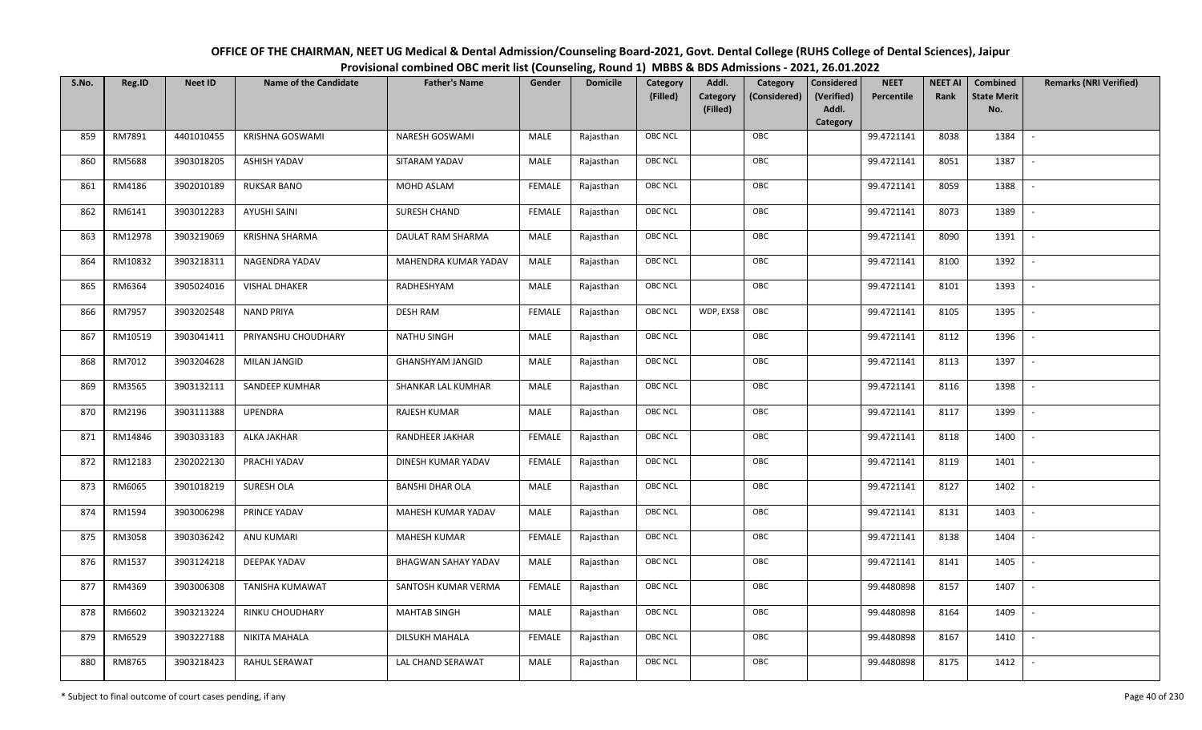# OFFICE OF THE CHAIRMAN, NEET UG Medical & Dental Admission/Counseling Board-2021, Govt. Dental College (RUHS College of Dental Sciences), Jaipur

## Provisional combined OBC merit list (Counseling, Round 1) MBBS & BDS Admissions - 2021, 26.01.2022

| S.No. | Reg.ID | Neet ID | Name of the Candidate | Father's Name | Gender | Domicile | Category (Filled) | Addl. Category (Filled) | Category (Considered) | Considered (Verified) Addl. Category | NEET Percentile | NEET AI Rank | Combined State Merit No. | Remarks (NRI Verified) |
|---|---|---|---|---|---|---|---|---|---|---|---|---|---|---|
| 859 | RM7891 | 4401010455 | KRISHNA GOSWAMI | NARESH GOSWAMI | MALE | Rajasthan | OBC NCL | | OBC | | 99.4721141 | 8038 | 1384 | - |
| 860 | RM5688 | 3903018205 | ASHISH YADAV | SITARAM YADAV | MALE | Rajasthan | OBC NCL | | OBC | | 99.4721141 | 8051 | 1387 | - |
| 861 | RM4186 | 3902010189 | RUKSAR BANO | MOHD ASLAM | FEMALE | Rajasthan | OBC NCL | | OBC | | 99.4721141 | 8059 | 1388 | - |
| 862 | RM6141 | 3903012283 | AYUSHI SAINI | SURESH CHAND | FEMALE | Rajasthan | OBC NCL | | OBC | | 99.4721141 | 8073 | 1389 | - |
| 863 | RM12978 | 3903219069 | KRISHNA SHARMA | DAULAT RAM SHARMA | MALE | Rajasthan | OBC NCL | | OBC | | 99.4721141 | 8090 | 1391 | - |
| 864 | RM10832 | 3903218311 | NAGENDRA YADAV | MAHENDRA KUMAR YADAV | MALE | Rajasthan | OBC NCL | | OBC | | 99.4721141 | 8100 | 1392 | - |
| 865 | RM6364 | 3905024016 | VISHAL DHAKER | RADHESHYAM | MALE | Rajasthan | OBC NCL | | OBC | | 99.4721141 | 8101 | 1393 | - |
| 866 | RM7957 | 3903202548 | NAND PRIYA | DESH RAM | FEMALE | Rajasthan | OBC NCL | WDP, EXS8 | OBC | | 99.4721141 | 8105 | 1395 | - |
| 867 | RM10519 | 3903041411 | PRIYANSHU CHOUDHARY | NATHU SINGH | MALE | Rajasthan | OBC NCL | | OBC | | 99.4721141 | 8112 | 1396 | - |
| 868 | RM7012 | 3903204628 | MILAN JANGID | GHANSHYAM JANGID | MALE | Rajasthan | OBC NCL | | OBC | | 99.4721141 | 8113 | 1397 | - |
| 869 | RM3565 | 3903132111 | SANDEEP KUMHAR | SHANKAR LAL KUMHAR | MALE | Rajasthan | OBC NCL | | OBC | | 99.4721141 | 8116 | 1398 | - |
| 870 | RM2196 | 3903111388 | UPENDRA | RAJESH KUMAR | MALE | Rajasthan | OBC NCL | | OBC | | 99.4721141 | 8117 | 1399 | - |
| 871 | RM14846 | 3903033183 | ALKA JAKHAR | RANDHEER JAKHAR | FEMALE | Rajasthan | OBC NCL | | OBC | | 99.4721141 | 8118 | 1400 | - |
| 872 | RM12183 | 2302022130 | PRACHI YADAV | DINESH KUMAR YADAV | FEMALE | Rajasthan | OBC NCL | | OBC | | 99.4721141 | 8119 | 1401 | - |
| 873 | RM6065 | 3901018219 | SURESH OLA | BANSHI DHAR OLA | MALE | Rajasthan | OBC NCL | | OBC | | 99.4721141 | 8127 | 1402 | - |
| 874 | RM1594 | 3903006298 | PRINCE YADAV | MAHESH KUMAR YADAV | MALE | Rajasthan | OBC NCL | | OBC | | 99.4721141 | 8131 | 1403 | - |
| 875 | RM3058 | 3903036242 | ANU KUMARI | MAHESH KUMAR | FEMALE | Rajasthan | OBC NCL | | OBC | | 99.4721141 | 8138 | 1404 | - |
| 876 | RM1537 | 3903124218 | DEEPAK YADAV | BHAGWAN SAHAY YADAV | MALE | Rajasthan | OBC NCL | | OBC | | 99.4721141 | 8141 | 1405 | - |
| 877 | RM4369 | 3903006308 | TANISHA KUMAWAT | SANTOSH KUMAR VERMA | FEMALE | Rajasthan | OBC NCL | | OBC | | 99.4480898 | 8157 | 1407 | - |
| 878 | RM6602 | 3903213224 | RINKU CHOUDHARY | MAHTAB SINGH | MALE | Rajasthan | OBC NCL | | OBC | | 99.4480898 | 8164 | 1409 | - |
| 879 | RM6529 | 3903227188 | NIKITA MAHALA | DILSUKH MAHALA | FEMALE | Rajasthan | OBC NCL | | OBC | | 99.4480898 | 8167 | 1410 | - |
| 880 | RM8765 | 3903218423 | RAHUL SERAWAT | LAL CHAND SERAWAT | MALE | Rajasthan | OBC NCL | | OBC | | 99.4480898 | 8175 | 1412 | - |

\* Subject to final outcome of court cases pending, if any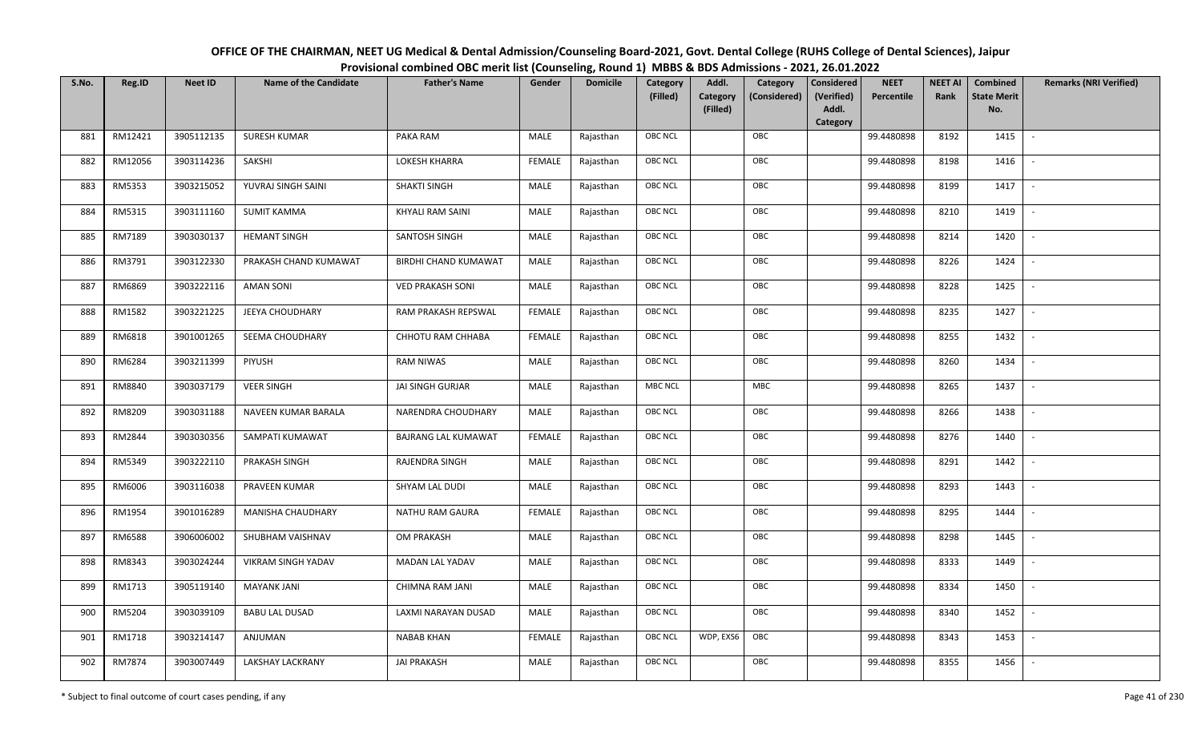# OFFICE OF THE CHAIRMAN, NEET UG Medical & Dental Admission/Counseling Board-2021, Govt. Dental College (RUHS College of Dental Sciences), Jaipur

## Provisional combined OBC merit list (Counseling, Round 1) MBBS & BDS Admissions - 2021, 26.01.2022

| S.No. | Reg.ID | Neet ID | Name of the Candidate | Father's Name | Gender | Domicile | Category (Filled) | Addl. Category (Filled) | Category (Considered) | Considered (Verified) Addl. Category | NEET Percentile | NEET AI Rank | Combined State Merit No. | Remarks (NRI Verified) |
|---|---|---|---|---|---|---|---|---|---|---|---|---|---|---|
| 881 | RM12421 | 3905112135 | SURESH KUMAR | PAKA RAM | MALE | Rajasthan | OBC NCL | | OBC | | 99.4480898 | 8192 | 1415 | - |
| 882 | RM12056 | 3903114236 | SAKSHI | LOKESH KHARRA | FEMALE | Rajasthan | OBC NCL | | OBC | | 99.4480898 | 8198 | 1416 | - |
| 883 | RM5353 | 3903215052 | YUVRAJ SINGH SAINI | SHAKTI SINGH | MALE | Rajasthan | OBC NCL | | OBC | | 99.4480898 | 8199 | 1417 | - |
| 884 | RM5315 | 3903111160 | SUMIT KAMMA | KHYALI RAM SAINI | MALE | Rajasthan | OBC NCL | | OBC | | 99.4480898 | 8210 | 1419 | - |
| 885 | RM7189 | 3903030137 | HEMANT SINGH | SANTOSH SINGH | MALE | Rajasthan | OBC NCL | | OBC | | 99.4480898 | 8214 | 1420 | - |
| 886 | RM3791 | 3903122330 | PRAKASH CHAND KUMAWAT | BIRDHI CHAND KUMAWAT | MALE | Rajasthan | OBC NCL | | OBC | | 99.4480898 | 8226 | 1424 | - |
| 887 | RM6869 | 3903222116 | AMAN SONI | VED PRAKASH SONI | MALE | Rajasthan | OBC NCL | | OBC | | 99.4480898 | 8228 | 1425 | - |
| 888 | RM1582 | 3903221225 | JEEYA CHOUDHARY | RAM PRAKASH REPSWAL | FEMALE | Rajasthan | OBC NCL | | OBC | | 99.4480898 | 8235 | 1427 | - |
| 889 | RM6818 | 3901001265 | SEEMA CHOUDHARY | CHHOTU RAM CHHABA | FEMALE | Rajasthan | OBC NCL | | OBC | | 99.4480898 | 8255 | 1432 | - |
| 890 | RM6284 | 3903211399 | PIYUSH | RAM NIWAS | MALE | Rajasthan | OBC NCL | | OBC | | 99.4480898 | 8260 | 1434 | - |
| 891 | RM8840 | 3903037179 | VEER SINGH | JAI SINGH GURJAR | MALE | Rajasthan | MBC NCL | | MBC | | 99.4480898 | 8265 | 1437 | - |
| 892 | RM8209 | 3903031188 | NAVEEN KUMAR BARALA | NARENDRA CHOUDHARY | MALE | Rajasthan | OBC NCL | | OBC | | 99.4480898 | 8266 | 1438 | - |
| 893 | RM2844 | 3903030356 | SAMPATI KUMAWAT | BAJRANG LAL KUMAWAT | FEMALE | Rajasthan | OBC NCL | | OBC | | 99.4480898 | 8276 | 1440 | - |
| 894 | RM5349 | 3903222110 | PRAKASH SINGH | RAJENDRA SINGH | MALE | Rajasthan | OBC NCL | | OBC | | 99.4480898 | 8291 | 1442 | - |
| 895 | RM6006 | 3903116038 | PRAVEEN KUMAR | SHYAM LAL DUDI | MALE | Rajasthan | OBC NCL | | OBC | | 99.4480898 | 8293 | 1443 | - |
| 896 | RM1954 | 3901016289 | MANISHA CHAUDHARY | NATHU RAM GAURA | FEMALE | Rajasthan | OBC NCL | | OBC | | 99.4480898 | 8295 | 1444 | - |
| 897 | RM6588 | 3906006002 | SHUBHAM VAISHNAV | OM PRAKASH | MALE | Rajasthan | OBC NCL | | OBC | | 99.4480898 | 8298 | 1445 | - |
| 898 | RM8343 | 3903024244 | VIKRAM SINGH YADAV | MADAN LAL YADAV | MALE | Rajasthan | OBC NCL | | OBC | | 99.4480898 | 8333 | 1449 | - |
| 899 | RM1713 | 3905119140 | MAYANK JANI | CHIMNA RAM JANI | MALE | Rajasthan | OBC NCL | | OBC | | 99.4480898 | 8334 | 1450 | - |
| 900 | RM5204 | 3903039109 | BABU LAL DUSAD | LAXMI NARAYAN DUSAD | MALE | Rajasthan | OBC NCL | | OBC | | 99.4480898 | 8340 | 1452 | - |
| 901 | RM1718 | 3903214147 | ANJUMAN | NABAB KHAN | FEMALE | Rajasthan | OBC NCL | WDP, EXS6 | OBC | | 99.4480898 | 8343 | 1453 | - |
| 902 | RM7874 | 3903007449 | LAKSHAY LACKRANY | JAI PRAKASH | MALE | Rajasthan | OBC NCL | | OBC | | 99.4480898 | 8355 | 1456 | - |

\* Subject to final outcome of court cases pending, if any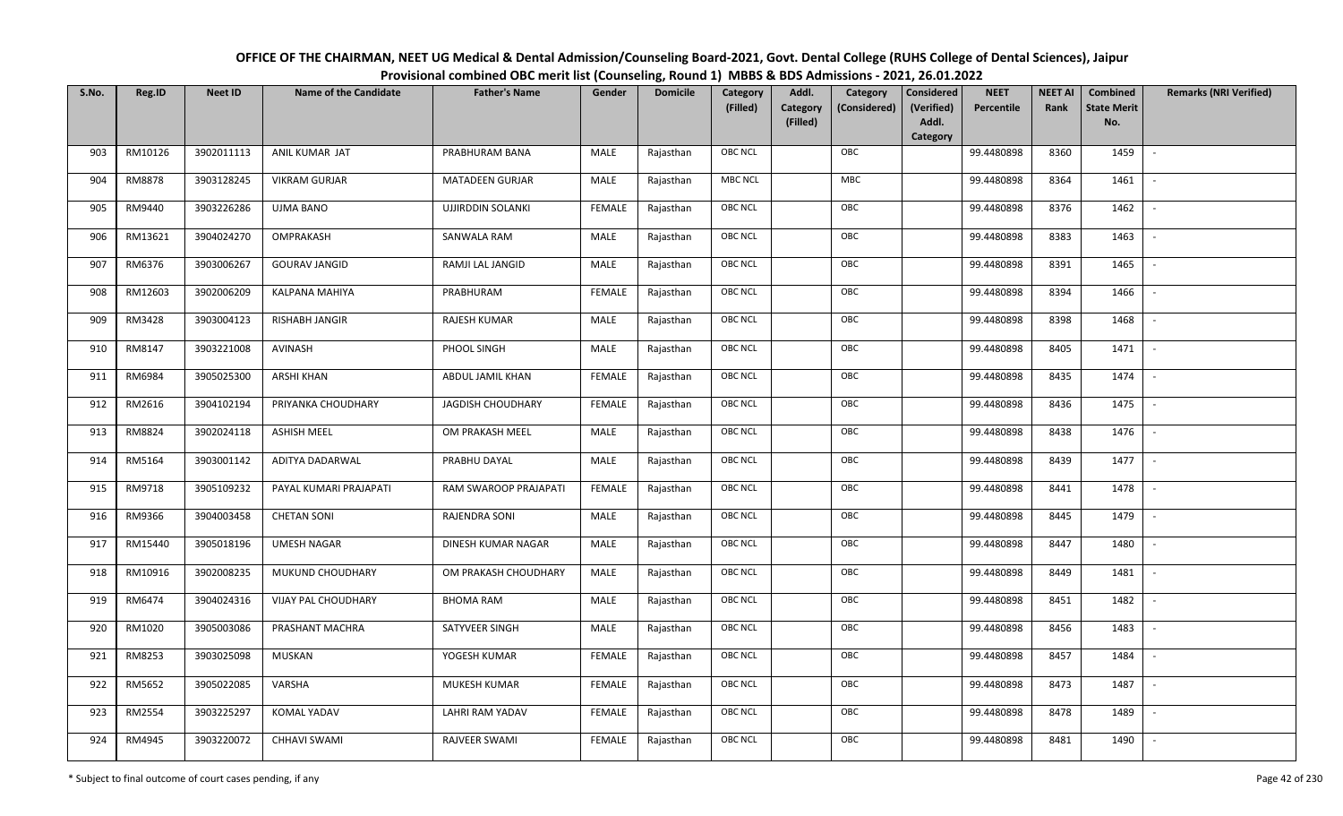# OFFICE OF THE CHAIRMAN, NEET UG Medical & Dental Admission/Counseling Board-2021, Govt. Dental College (RUHS College of Dental Sciences), Jaipur

## Provisional combined OBC merit list (Counseling, Round 1) MBBS & BDS Admissions - 2021, 26.01.2022

| S.No. | Reg.ID | Neet ID | Name of the Candidate | Father's Name | Gender | Domicile | Category (Filled) | Addl. Category (Filled) | Category (Considered) | Considered (Verified) Addl. Category | NEET Percentile | NEET AI Rank | Combined State Merit No. | Remarks (NRI Verified) |
|---|---|---|---|---|---|---|---|---|---|---|---|---|---|---|
| 903 | RM10126 | 3902011113 | ANIL KUMAR JAT | PRABHURAM BANA | MALE | Rajasthan | OBC NCL | | OBC | | 99.4480898 | 8360 | 1459 | - |
| 904 | RM8878 | 3903128245 | VIKRAM GURJAR | MATADEEN GURJAR | MALE | Rajasthan | MBC NCL | | MBC | | 99.4480898 | 8364 | 1461 | - |
| 905 | RM9440 | 3903226286 | UJMA BANO | UJJIRDDIN SOLANKI | FEMALE | Rajasthan | OBC NCL | | OBC | | 99.4480898 | 8376 | 1462 | - |
| 906 | RM13621 | 3904024270 | OMPRAKASH | SANWALA RAM | MALE | Rajasthan | OBC NCL | | OBC | | 99.4480898 | 8383 | 1463 | - |
| 907 | RM6376 | 3903006267 | GOURAV JANGID | RAMJI LAL JANGID | MALE | Rajasthan | OBC NCL | | OBC | | 99.4480898 | 8391 | 1465 | - |
| 908 | RM12603 | 3902006209 | KALPANA MAHIYA | PRABHURAM | FEMALE | Rajasthan | OBC NCL | | OBC | | 99.4480898 | 8394 | 1466 | - |
| 909 | RM3428 | 3903004123 | RISHABH JANGIR | RAJESH KUMAR | MALE | Rajasthan | OBC NCL | | OBC | | 99.4480898 | 8398 | 1468 | - |
| 910 | RM8147 | 3903221008 | AVINASH | PHOOL SINGH | MALE | Rajasthan | OBC NCL | | OBC | | 99.4480898 | 8405 | 1471 | - |
| 911 | RM6984 | 3905025300 | ARSHI KHAN | ABDUL JAMIL KHAN | FEMALE | Rajasthan | OBC NCL | | OBC | | 99.4480898 | 8435 | 1474 | - |
| 912 | RM2616 | 3904102194 | PRIYANKA CHOUDHARY | JAGDISH CHOUDHARY | FEMALE | Rajasthan | OBC NCL | | OBC | | 99.4480898 | 8436 | 1475 | - |
| 913 | RM8824 | 3902024118 | ASHISH MEEL | OM PRAKASH MEEL | MALE | Rajasthan | OBC NCL | | OBC | | 99.4480898 | 8438 | 1476 | - |
| 914 | RM5164 | 3903001142 | ADITYA DADARWAL | PRABHU DAYAL | MALE | Rajasthan | OBC NCL | | OBC | | 99.4480898 | 8439 | 1477 | - |
| 915 | RM9718 | 3905109232 | PAYAL KUMARI PRAJAPATI | RAM SWAROOP PRAJAPATI | FEMALE | Rajasthan | OBC NCL | | OBC | | 99.4480898 | 8441 | 1478 | - |
| 916 | RM9366 | 3904003458 | CHETAN SONI | RAJENDRA SONI | MALE | Rajasthan | OBC NCL | | OBC | | 99.4480898 | 8445 | 1479 | - |
| 917 | RM15440 | 3905018196 | UMESH NAGAR | DINESH KUMAR NAGAR | MALE | Rajasthan | OBC NCL | | OBC | | 99.4480898 | 8447 | 1480 | - |
| 918 | RM10916 | 3902008235 | MUKUND CHOUDHARY | OM PRAKASH CHOUDHARY | MALE | Rajasthan | OBC NCL | | OBC | | 99.4480898 | 8449 | 1481 | - |
| 919 | RM6474 | 3904024316 | VIJAY PAL CHOUDHARY | BHOMA RAM | MALE | Rajasthan | OBC NCL | | OBC | | 99.4480898 | 8451 | 1482 | - |
| 920 | RM1020 | 3905003086 | PRASHANT MACHRA | SATYVEER SINGH | MALE | Rajasthan | OBC NCL | | OBC | | 99.4480898 | 8456 | 1483 | - |
| 921 | RM8253 | 3903025098 | MUSKAN | YOGESH KUMAR | FEMALE | Rajasthan | OBC NCL | | OBC | | 99.4480898 | 8457 | 1484 | - |
| 922 | RM5652 | 3905022085 | VARSHA | MUKESH KUMAR | FEMALE | Rajasthan | OBC NCL | | OBC | | 99.4480898 | 8473 | 1487 | - |
| 923 | RM2554 | 3903225297 | KOMAL YADAV | LAHRI RAM YADAV | FEMALE | Rajasthan | OBC NCL | | OBC | | 99.4480898 | 8478 | 1489 | - |
| 924 | RM4945 | 3903220072 | CHHAVI SWAMI | RAJVEER SWAMI | FEMALE | Rajasthan | OBC NCL | | OBC | | 99.4480898 | 8481 | 1490 | - |

\* Subject to final outcome of court cases pending, if any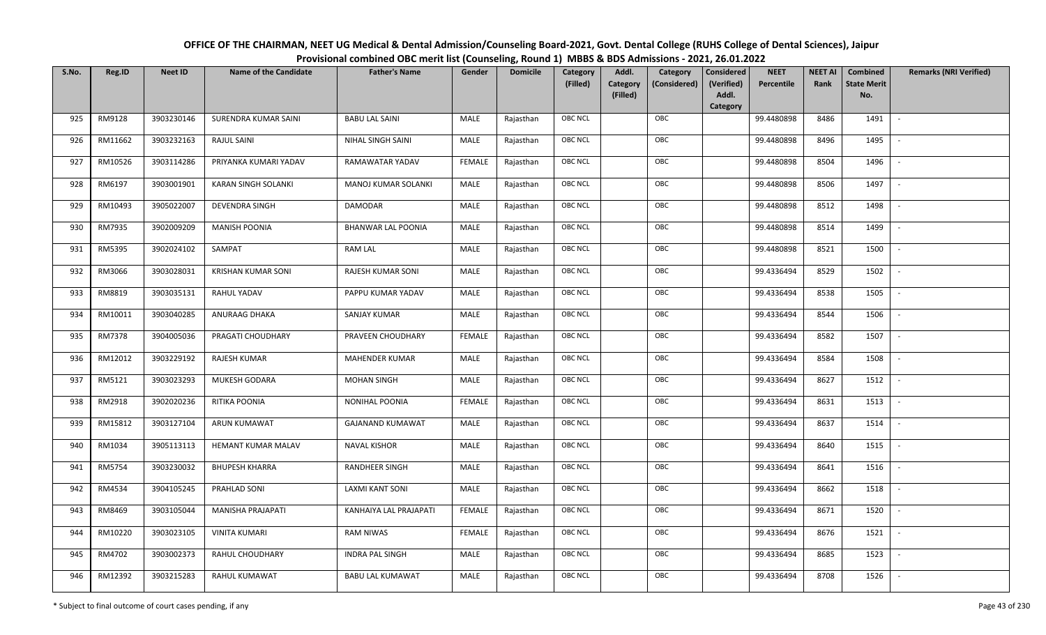# OFFICE OF THE CHAIRMAN, NEET UG Medical & Dental Admission/Counseling Board-2021, Govt. Dental College (RUHS College of Dental Sciences), Jaipur

## Provisional combined OBC merit list (Counseling, Round 1) MBBS & BDS Admissions - 2021, 26.01.2022

| S.No. | Reg.ID | Neet ID | Name of the Candidate | Father's Name | Gender | Domicile | Category (Filled) | Addl. Category (Filled) | Category (Considered) | Considered (Verified) Addl. Category | NEET Percentile | NEET AI Rank | Combined State Merit No. | Remarks (NRI Verified) |
|---|---|---|---|---|---|---|---|---|---|---|---|---|---|---|
| 925 | RM9128 | 3903230146 | SURENDRA KUMAR SAINI | BABU LAL SAINI | MALE | Rajasthan | OBC NCL | | OBC | | 99.4480898 | 8486 | 1491 | - |
| 926 | RM11662 | 3903232163 | RAJUL SAINI | NIHAL SINGH SAINI | MALE | Rajasthan | OBC NCL | | OBC | | 99.4480898 | 8496 | 1495 | - |
| 927 | RM10526 | 3903114286 | PRIYANKA KUMARI YADAV | RAMAWATAR YADAV | FEMALE | Rajasthan | OBC NCL | | OBC | | 99.4480898 | 8504 | 1496 | - |
| 928 | RM6197 | 3903001901 | KARAN SINGH SOLANKI | MANOJ KUMAR SOLANKI | MALE | Rajasthan | OBC NCL | | OBC | | 99.4480898 | 8506 | 1497 | - |
| 929 | RM10493 | 3905022007 | DEVENDRA SINGH | DAMODAR | MALE | Rajasthan | OBC NCL | | OBC | | 99.4480898 | 8512 | 1498 | - |
| 930 | RM7935 | 3902009209 | MANISH POONIA | BHANWAR LAL POONIA | MALE | Rajasthan | OBC NCL | | OBC | | 99.4480898 | 8514 | 1499 | - |
| 931 | RM5395 | 3902024102 | SAMPAT | RAM LAL | MALE | Rajasthan | OBC NCL | | OBC | | 99.4480898 | 8521 | 1500 | - |
| 932 | RM3066 | 3903028031 | KRISHAN KUMAR SONI | RAJESH KUMAR SONI | MALE | Rajasthan | OBC NCL | | OBC | | 99.4336494 | 8529 | 1502 | - |
| 933 | RM8819 | 3903035131 | RAHUL YADAV | PAPPU KUMAR YADAV | MALE | Rajasthan | OBC NCL | | OBC | | 99.4336494 | 8538 | 1505 | - |
| 934 | RM10011 | 3903040285 | ANURAAG DHAKA | SANJAY KUMAR | MALE | Rajasthan | OBC NCL | | OBC | | 99.4336494 | 8544 | 1506 | - |
| 935 | RM7378 | 3904005036 | PRAGATI CHOUDHARY | PRAVEEN CHOUDHARY | FEMALE | Rajasthan | OBC NCL | | OBC | | 99.4336494 | 8582 | 1507 | - |
| 936 | RM12012 | 3903229192 | RAJESH KUMAR | MAHENDER KUMAR | MALE | Rajasthan | OBC NCL | | OBC | | 99.4336494 | 8584 | 1508 | - |
| 937 | RM5121 | 3903023293 | MUKESH GODARA | MOHAN SINGH | MALE | Rajasthan | OBC NCL | | OBC | | 99.4336494 | 8627 | 1512 | - |
| 938 | RM2918 | 3902020236 | RITIKA POONIA | NONIHAL POONIA | FEMALE | Rajasthan | OBC NCL | | OBC | | 99.4336494 | 8631 | 1513 | - |
| 939 | RM15812 | 3903127104 | ARUN KUMAWAT | GAJANAND KUMAWAT | MALE | Rajasthan | OBC NCL | | OBC | | 99.4336494 | 8637 | 1514 | - |
| 940 | RM1034 | 3905113113 | HEMANT KUMAR MALAV | NAVAL KISHOR | MALE | Rajasthan | OBC NCL | | OBC | | 99.4336494 | 8640 | 1515 | - |
| 941 | RM5754 | 3903230032 | BHUPESH KHARRA | RANDHEER SINGH | MALE | Rajasthan | OBC NCL | | OBC | | 99.4336494 | 8641 | 1516 | - |
| 942 | RM4534 | 3904105245 | PRAHLAD SONI | LAXMI KANT SONI | MALE | Rajasthan | OBC NCL | | OBC | | 99.4336494 | 8662 | 1518 | - |
| 943 | RM8469 | 3903105044 | MANISHA PRAJAPATI | KANHAIYA LAL PRAJAPATI | FEMALE | Rajasthan | OBC NCL | | OBC | | 99.4336494 | 8671 | 1520 | - |
| 944 | RM10220 | 3903023105 | VINITA KUMARI | RAM NIWAS | FEMALE | Rajasthan | OBC NCL | | OBC | | 99.4336494 | 8676 | 1521 | - |
| 945 | RM4702 | 3903002373 | RAHUL CHOUDHARY | INDRA PAL SINGH | MALE | Rajasthan | OBC NCL | | OBC | | 99.4336494 | 8685 | 1523 | - |
| 946 | RM12392 | 3903215283 | RAHUL KUMAWAT | BABU LAL KUMAWAT | MALE | Rajasthan | OBC NCL | | OBC | | 99.4336494 | 8708 | 1526 | - |

\* Subject to final outcome of court cases pending, if any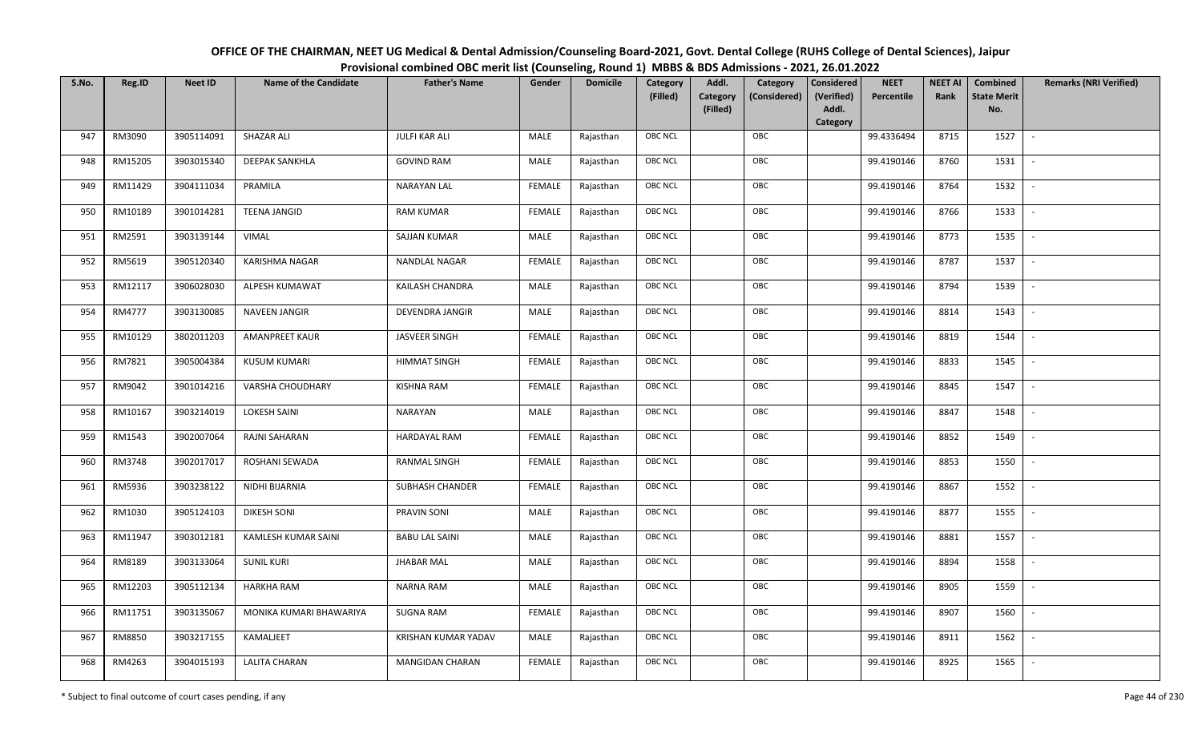# OFFICE OF THE CHAIRMAN, NEET UG Medical & Dental Admission/Counseling Board-2021, Govt. Dental College (RUHS College of Dental Sciences), Jaipur

## Provisional combined OBC merit list (Counseling, Round 1) MBBS & BDS Admissions - 2021, 26.01.2022

| S.No. | Reg.ID | Neet ID | Name of the Candidate | Father's Name | Gender | Domicile | Category (Filled) | Addl. Category (Filled) | Category (Considered) | Considered (Verified) Addl. Category | NEET Percentile | NEET AI Rank | Combined State Merit No. | Remarks (NRI Verified) |
|---|---|---|---|---|---|---|---|---|---|---|---|---|---|---|
| 947 | RM3090 | 3905114091 | SHAZAR ALI | JULFI KAR ALI | MALE | Rajasthan | OBC NCL | | OBC | | 99.4336494 | 8715 | 1527 | - |
| 948 | RM15205 | 3903015340 | DEEPAK SANKHLA | GOVIND RAM | MALE | Rajasthan | OBC NCL | | OBC | | 99.4190146 | 8760 | 1531 | - |
| 949 | RM11429 | 3904111034 | PRAMILA | NARAYAN LAL | FEMALE | Rajasthan | OBC NCL | | OBC | | 99.4190146 | 8764 | 1532 | - |
| 950 | RM10189 | 3901014281 | TEENA JANGID | RAM KUMAR | FEMALE | Rajasthan | OBC NCL | | OBC | | 99.4190146 | 8766 | 1533 | - |
| 951 | RM2591 | 3903139144 | VIMAL | SAJJAN KUMAR | MALE | Rajasthan | OBC NCL | | OBC | | 99.4190146 | 8773 | 1535 | - |
| 952 | RM5619 | 3905120340 | KARISHMA NAGAR | NANDLAL NAGAR | FEMALE | Rajasthan | OBC NCL | | OBC | | 99.4190146 | 8787 | 1537 | - |
| 953 | RM12117 | 3906028030 | ALPESH KUMAWAT | KAILASH CHANDRA | MALE | Rajasthan | OBC NCL | | OBC | | 99.4190146 | 8794 | 1539 | - |
| 954 | RM4777 | 3903130085 | NAVEEN JANGIR | DEVENDRA JANGIR | MALE | Rajasthan | OBC NCL | | OBC | | 99.4190146 | 8814 | 1543 | - |
| 955 | RM10129 | 3802011203 | AMANPREET KAUR | JASVEER SINGH | FEMALE | Rajasthan | OBC NCL | | OBC | | 99.4190146 | 8819 | 1544 | - |
| 956 | RM7821 | 3905004384 | KUSUM KUMARI | HIMMAT SINGH | FEMALE | Rajasthan | OBC NCL | | OBC | | 99.4190146 | 8833 | 1545 | - |
| 957 | RM9042 | 3901014216 | VARSHA CHOUDHARY | KISHNA RAM | FEMALE | Rajasthan | OBC NCL | | OBC | | 99.4190146 | 8845 | 1547 | - |
| 958 | RM10167 | 3903214019 | LOKESH SAINI | NARAYAN | MALE | Rajasthan | OBC NCL | | OBC | | 99.4190146 | 8847 | 1548 | - |
| 959 | RM1543 | 3902007064 | RAJNI SAHARAN | HARDAYAL RAM | FEMALE | Rajasthan | OBC NCL | | OBC | | 99.4190146 | 8852 | 1549 | - |
| 960 | RM3748 | 3902017017 | ROSHANI SEWADA | RANMAL SINGH | FEMALE | Rajasthan | OBC NCL | | OBC | | 99.4190146 | 8853 | 1550 | - |
| 961 | RM5936 | 3903238122 | NIDHI BIJARNIA | SUBHASH CHANDER | FEMALE | Rajasthan | OBC NCL | | OBC | | 99.4190146 | 8867 | 1552 | - |
| 962 | RM1030 | 3905124103 | DIKESH SONI | PRAVIN SONI | MALE | Rajasthan | OBC NCL | | OBC | | 99.4190146 | 8877 | 1555 | - |
| 963 | RM11947 | 3903012181 | KAMLESH KUMAR SAINI | BABU LAL SAINI | MALE | Rajasthan | OBC NCL | | OBC | | 99.4190146 | 8881 | 1557 | - |
| 964 | RM8189 | 3903133064 | SUNIL KURI | JHABAR MAL | MALE | Rajasthan | OBC NCL | | OBC | | 99.4190146 | 8894 | 1558 | - |
| 965 | RM12203 | 3905112134 | HARKHA RAM | NARNA RAM | MALE | Rajasthan | OBC NCL | | OBC | | 99.4190146 | 8905 | 1559 | - |
| 966 | RM11751 | 3903135067 | MONIKA KUMARI BHAWARIYA | SUGNA RAM | FEMALE | Rajasthan | OBC NCL | | OBC | | 99.4190146 | 8907 | 1560 | - |
| 967 | RM8850 | 3903217155 | KAMALJEET | KRISHAN KUMAR YADAV | MALE | Rajasthan | OBC NCL | | OBC | | 99.4190146 | 8911 | 1562 | - |
| 968 | RM4263 | 3904015193 | LALITA CHARAN | MANGIDAN CHARAN | FEMALE | Rajasthan | OBC NCL | | OBC | | 99.4190146 | 8925 | 1565 | - |

\* Subject to final outcome of court cases pending, if any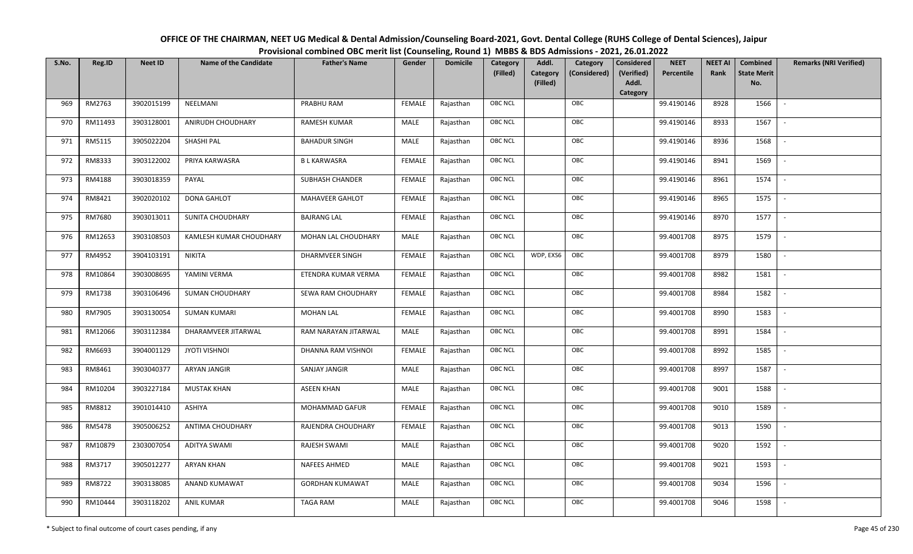OFFICE OF THE CHAIRMAN, NEET UG Medical & Dental Admission/Counseling Board-2021, Govt. Dental College (RUHS College of Dental Sciences), Jaipur
Provisional combined OBC merit list (Counseling, Round 1) MBBS & BDS Admissions - 2021, 26.01.2022

| S.No. | Reg.ID | Neet ID | Name of the Candidate | Father's Name | Gender | Domicile | Category (Filled) | Addl. Category (Filled) | Category (Considered) | Considered (Verified) Addl. Category | NEET Percentile | NEET AI Rank | Combined State Merit No. | Remarks (NRI Verified) |
|---|---|---|---|---|---|---|---|---|---|---|---|---|---|---|
| 969 | RM2763 | 3902015199 | NEELMANI | PRABHU RAM | FEMALE | Rajasthan | OBC NCL | | OBC | | 99.4190146 | 8928 | 1566 | - |
| 970 | RM11493 | 3903128001 | ANIRUDH CHOUDHARY | RAMESH KUMAR | MALE | Rajasthan | OBC NCL | | OBC | | 99.4190146 | 8933 | 1567 | - |
| 971 | RM5115 | 3905022204 | SHASHI PAL | BAHADUR SINGH | MALE | Rajasthan | OBC NCL | | OBC | | 99.4190146 | 8936 | 1568 | - |
| 972 | RM8333 | 3903122002 | PRIYA KARWASRA | B L KARWASRA | FEMALE | Rajasthan | OBC NCL | | OBC | | 99.4190146 | 8941 | 1569 | - |
| 973 | RM4188 | 3903018359 | PAYAL | SUBHASH CHANDER | FEMALE | Rajasthan | OBC NCL | | OBC | | 99.4190146 | 8961 | 1574 | - |
| 974 | RM8421 | 3902020102 | DONA GAHLOT | MAHAVEER GAHLOT | FEMALE | Rajasthan | OBC NCL | | OBC | | 99.4190146 | 8965 | 1575 | - |
| 975 | RM7680 | 3903013011 | SUNITA CHOUDHARY | BAJRANG LAL | FEMALE | Rajasthan | OBC NCL | | OBC | | 99.4190146 | 8970 | 1577 | - |
| 976 | RM12653 | 3903108503 | KAMLESH KUMAR CHOUDHARY | MOHAN LAL CHOUDHARY | MALE | Rajasthan | OBC NCL | | OBC | | 99.4001708 | 8975 | 1579 | - |
| 977 | RM4952 | 3904103191 | NIKITA | DHARMVEER SINGH | FEMALE | Rajasthan | OBC NCL | WDP, EXS6 | OBC | | 99.4001708 | 8979 | 1580 | - |
| 978 | RM10864 | 3903008695 | YAMINI VERMA | ETENDRA KUMAR VERMA | FEMALE | Rajasthan | OBC NCL | | OBC | | 99.4001708 | 8982 | 1581 | - |
| 979 | RM1738 | 3903106496 | SUMAN CHOUDHARY | SEWA RAM CHOUDHARY | FEMALE | Rajasthan | OBC NCL | | OBC | | 99.4001708 | 8984 | 1582 | - |
| 980 | RM7905 | 3903130054 | SUMAN KUMARI | MOHAN LAL | FEMALE | Rajasthan | OBC NCL | | OBC | | 99.4001708 | 8990 | 1583 | - |
| 981 | RM12066 | 3903112384 | DHARAMVEER JITARWAL | RAM NARAYAN JITARWAL | MALE | Rajasthan | OBC NCL | | OBC | | 99.4001708 | 8991 | 1584 | - |
| 982 | RM6693 | 3904001129 | JYOTI VISHNOI | DHANNA RAM VISHNOI | FEMALE | Rajasthan | OBC NCL | | OBC | | 99.4001708 | 8992 | 1585 | - |
| 983 | RM8461 | 3903040377 | ARYAN JANGIR | SANJAY JANGIR | MALE | Rajasthan | OBC NCL | | OBC | | 99.4001708 | 8997 | 1587 | - |
| 984 | RM10204 | 3903227184 | MUSTAK KHAN | ASEEN KHAN | MALE | Rajasthan | OBC NCL | | OBC | | 99.4001708 | 9001 | 1588 | - |
| 985 | RM8812 | 3901014410 | ASHIYA | MOHAMMAD GAFUR | FEMALE | Rajasthan | OBC NCL | | OBC | | 99.4001708 | 9010 | 1589 | - |
| 986 | RM5478 | 3905006252 | ANTIMA CHOUDHARY | RAJENDRA CHOUDHARY | FEMALE | Rajasthan | OBC NCL | | OBC | | 99.4001708 | 9013 | 1590 | - |
| 987 | RM10879 | 2303007054 | ADITYA SWAMI | RAJESH SWAMI | MALE | Rajasthan | OBC NCL | | OBC | | 99.4001708 | 9020 | 1592 | - |
| 988 | RM3717 | 3905012277 | ARYAN KHAN | NAFEES AHMED | MALE | Rajasthan | OBC NCL | | OBC | | 99.4001708 | 9021 | 1593 | - |
| 989 | RM8722 | 3903138085 | ANAND KUMAWAT | GORDHAN KUMAWAT | MALE | Rajasthan | OBC NCL | | OBC | | 99.4001708 | 9034 | 1596 | - |
| 990 | RM10444 | 3903118202 | ANIL KUMAR | TAGA RAM | MALE | Rajasthan | OBC NCL | | OBC | | 99.4001708 | 9046 | 1598 | - |

\* Subject to final outcome of court cases pending, if any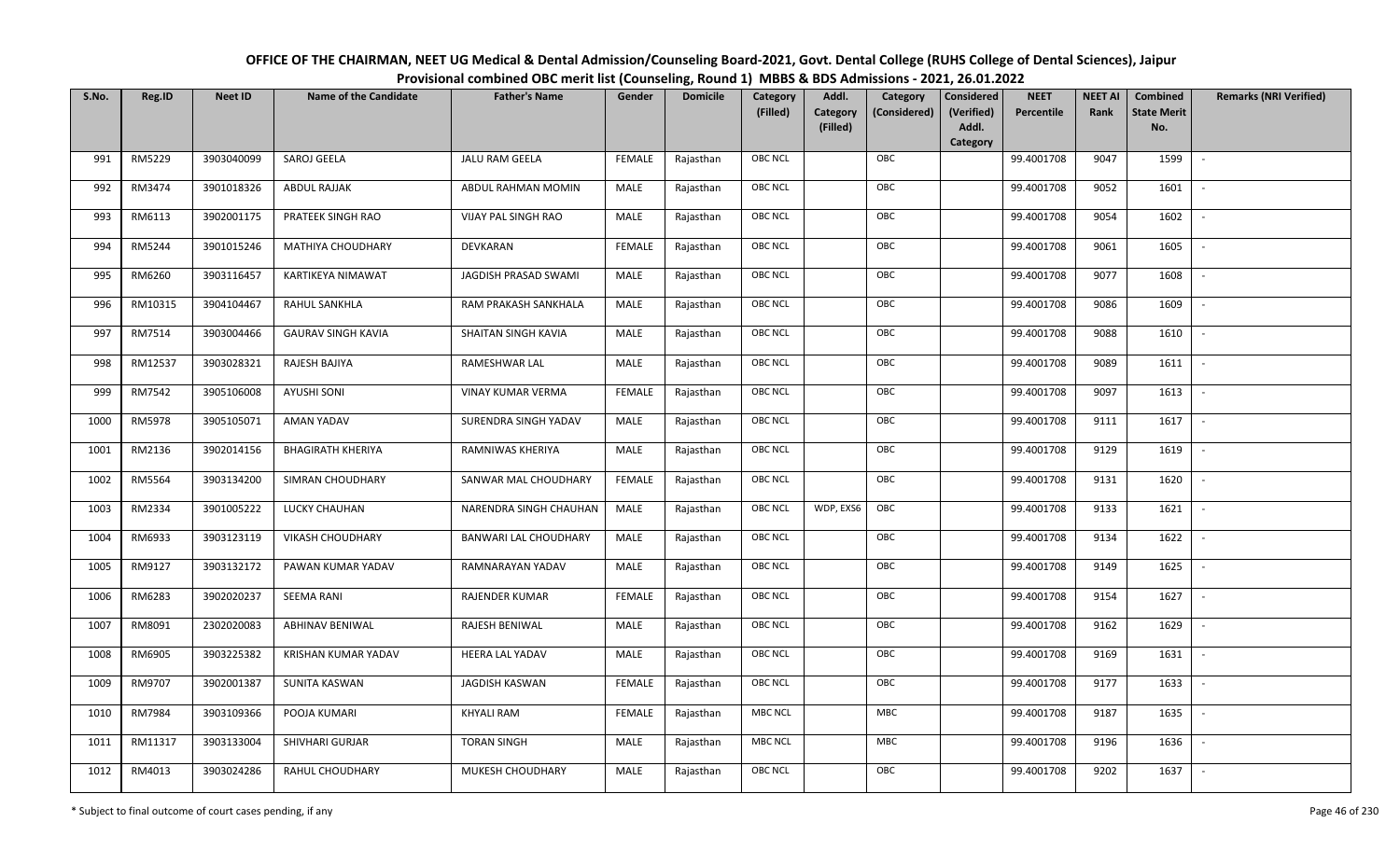# OFFICE OF THE CHAIRMAN, NEET UG Medical & Dental Admission/Counseling Board-2021, Govt. Dental College (RUHS College of Dental Sciences), Jaipur

## Provisional combined OBC merit list (Counseling, Round 1) MBBS & BDS Admissions - 2021, 26.01.2022

| S.No. | Reg.ID | Neet ID | Name of the Candidate | Father's Name | Gender | Domicile | Category (Filled) | Addl. Category (Filled) | Category (Considered) | Considered (Verified) Addl. Category | NEET Percentile | NEET AI Rank | Combined State Merit No. | Remarks (NRI Verified) |
|---|---|---|---|---|---|---|---|---|---|---|---|---|---|---|
| 991 | RM5229 | 3903040099 | SAROJ GEELA | JALU RAM GEELA | FEMALE | Rajasthan | OBC NCL | | OBC | | 99.4001708 | 9047 | 1599 | - |
| 992 | RM3474 | 3901018326 | ABDUL RAJJAK | ABDUL RAHMAN MOMIN | MALE | Rajasthan | OBC NCL | | OBC | | 99.4001708 | 9052 | 1601 | - |
| 993 | RM6113 | 3902001175 | PRATEEK SINGH RAO | VIJAY PAL SINGH RAO | MALE | Rajasthan | OBC NCL | | OBC | | 99.4001708 | 9054 | 1602 | - |
| 994 | RM5244 | 3901015246 | MATHIYA CHOUDHARY | DEVKARAN | FEMALE | Rajasthan | OBC NCL | | OBC | | 99.4001708 | 9061 | 1605 | - |
| 995 | RM6260 | 3903116457 | KARTIKEYA NIMAWAT | JAGDISH PRASAD SWAMI | MALE | Rajasthan | OBC NCL | | OBC | | 99.4001708 | 9077 | 1608 | - |
| 996 | RM10315 | 3904104467 | RAHUL SANKHLA | RAM PRAKASH SANKHALA | MALE | Rajasthan | OBC NCL | | OBC | | 99.4001708 | 9086 | 1609 | - |
| 997 | RM7514 | 3903004466 | GAURAV SINGH KAVIA | SHAITAN SINGH KAVIA | MALE | Rajasthan | OBC NCL | | OBC | | 99.4001708 | 9088 | 1610 | - |
| 998 | RM12537 | 3903028321 | RAJESH BAJIYA | RAMESHWAR LAL | MALE | Rajasthan | OBC NCL | | OBC | | 99.4001708 | 9089 | 1611 | - |
| 999 | RM7542 | 3905106008 | AYUSHI SONI | VINAY KUMAR VERMA | FEMALE | Rajasthan | OBC NCL | | OBC | | 99.4001708 | 9097 | 1613 | - |
| 1000 | RM5978 | 3905105071 | AMAN YADAV | SURENDRA SINGH YADAV | MALE | Rajasthan | OBC NCL | | OBC | | 99.4001708 | 9111 | 1617 | - |
| 1001 | RM2136 | 3902014156 | BHAGIRATH KHERIYA | RAMNIWAS KHERIYA | MALE | Rajasthan | OBC NCL | | OBC | | 99.4001708 | 9129 | 1619 | - |
| 1002 | RM5564 | 3903134200 | SIMRAN CHOUDHARY | SANWAR MAL CHOUDHARY | FEMALE | Rajasthan | OBC NCL | | OBC | | 99.4001708 | 9131 | 1620 | - |
| 1003 | RM2334 | 3901005222 | LUCKY CHAUHAN | NARENDRA SINGH CHAUHAN | MALE | Rajasthan | OBC NCL | WDP, EXS6 | OBC | | 99.4001708 | 9133 | 1621 | - |
| 1004 | RM6933 | 3903123119 | VIKASH CHOUDHARY | BANWARI LAL CHOUDHARY | MALE | Rajasthan | OBC NCL | | OBC | | 99.4001708 | 9134 | 1622 | - |
| 1005 | RM9127 | 3903132172 | PAWAN KUMAR YADAV | RAMNARAYAN YADAV | MALE | Rajasthan | OBC NCL | | OBC | | 99.4001708 | 9149 | 1625 | - |
| 1006 | RM6283 | 3902020237 | SEEMA RANI | RAJENDER KUMAR | FEMALE | Rajasthan | OBC NCL | | OBC | | 99.4001708 | 9154 | 1627 | - |
| 1007 | RM8091 | 2302020083 | ABHINAV BENIWAL | RAJESH BENIWAL | MALE | Rajasthan | OBC NCL | | OBC | | 99.4001708 | 9162 | 1629 | - |
| 1008 | RM6905 | 3903225382 | KRISHAN KUMAR YADAV | HEERA LAL YADAV | MALE | Rajasthan | OBC NCL | | OBC | | 99.4001708 | 9169 | 1631 | - |
| 1009 | RM9707 | 3902001387 | SUNITA KASWAN | JAGDISH KASWAN | FEMALE | Rajasthan | OBC NCL | | OBC | | 99.4001708 | 9177 | 1633 | - |
| 1010 | RM7984 | 3903109366 | POOJA KUMARI | KHYALI RAM | FEMALE | Rajasthan | MBC NCL | | MBC | | 99.4001708 | 9187 | 1635 | - |
| 1011 | RM11317 | 3903133004 | SHIVHARI GURJAR | TORAN SINGH | MALE | Rajasthan | MBC NCL | | MBC | | 99.4001708 | 9196 | 1636 | - |
| 1012 | RM4013 | 3903024286 | RAHUL CHOUDHARY | MUKESH CHOUDHARY | MALE | Rajasthan | OBC NCL | | OBC | | 99.4001708 | 9202 | 1637 | - |

\* Subject to final outcome of court cases pending, if any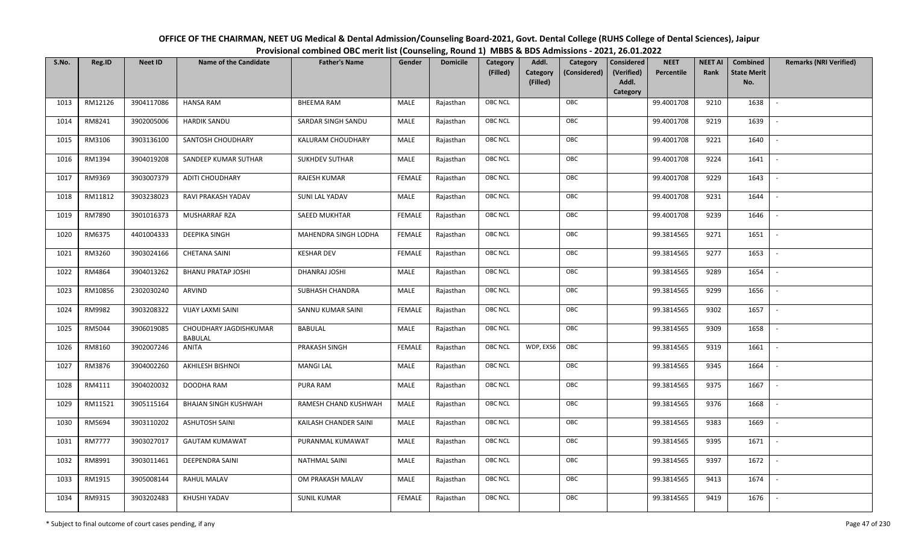# OFFICE OF THE CHAIRMAN, NEET UG Medical & Dental Admission/Counseling Board-2021, Govt. Dental College (RUHS College of Dental Sciences), Jaipur

## Provisional combined OBC merit list (Counseling, Round 1) MBBS & BDS Admissions - 2021, 26.01.2022

| S.No. | Reg.ID | Neet ID | Name of the Candidate | Father's Name | Gender | Domicile | Category (Filled) | Addl. Category (Filled) | Category (Considered) | Considered (Verified) Addl. Category | NEET Percentile | NEET AI Rank | Combined State Merit No. | Remarks (NRI Verified) |
|---|---|---|---|---|---|---|---|---|---|---|---|---|---|---|
| 1013 | RM12126 | 3904117086 | HANSA RAM | BHEEMA RAM | MALE | Rajasthan | OBC NCL | | OBC | | 99.4001708 | 9210 | 1638 | - |
| 1014 | RM8241 | 3902005006 | HARDIK SANDU | SARDAR SINGH SANDU | MALE | Rajasthan | OBC NCL | | OBC | | 99.4001708 | 9219 | 1639 | - |
| 1015 | RM3106 | 3903136100 | SANTOSH CHOUDHARY | KALURAM CHOUDHARY | MALE | Rajasthan | OBC NCL | | OBC | | 99.4001708 | 9221 | 1640 | - |
| 1016 | RM1394 | 3904019208 | SANDEEP KUMAR SUTHAR | SUKHDEV SUTHAR | MALE | Rajasthan | OBC NCL | | OBC | | 99.4001708 | 9224 | 1641 | - |
| 1017 | RM9369 | 3903007379 | ADITI CHOUDHARY | RAJESH KUMAR | FEMALE | Rajasthan | OBC NCL | | OBC | | 99.4001708 | 9229 | 1643 | - |
| 1018 | RM11812 | 3903238023 | RAVI PRAKASH YADAV | SUNI LAL YADAV | MALE | Rajasthan | OBC NCL | | OBC | | 99.4001708 | 9231 | 1644 | - |
| 1019 | RM7890 | 3901016373 | MUSHARRAF RZA | SAEED MUKHTAR | FEMALE | Rajasthan | OBC NCL | | OBC | | 99.4001708 | 9239 | 1646 | - |
| 1020 | RM6375 | 4401004333 | DEEPIKA SINGH | MAHENDRA SINGH LODHA | FEMALE | Rajasthan | OBC NCL | | OBC | | 99.3814565 | 9271 | 1651 | - |
| 1021 | RM3260 | 3903024166 | CHETANA SAINI | KESHAR DEV | FEMALE | Rajasthan | OBC NCL | | OBC | | 99.3814565 | 9277 | 1653 | - |
| 1022 | RM4864 | 3904013262 | BHANU PRATAP JOSHI | DHANRAJ JOSHI | MALE | Rajasthan | OBC NCL | | OBC | | 99.3814565 | 9289 | 1654 | - |
| 1023 | RM10856 | 2302030240 | ARVIND | SUBHASH CHANDRA | MALE | Rajasthan | OBC NCL | | OBC | | 99.3814565 | 9299 | 1656 | - |
| 1024 | RM9982 | 3903208322 | VIJAY LAXMI SAINI | SANNU KUMAR SAINI | FEMALE | Rajasthan | OBC NCL | | OBC | | 99.3814565 | 9302 | 1657 | - |
| 1025 | RM5044 | 3906019085 | CHOUDHARY JAGDISHKUMAR BABULAL | BABULAL | MALE | Rajasthan | OBC NCL | | OBC | | 99.3814565 | 9309 | 1658 | - |
| 1026 | RM8160 | 3902007246 | ANITA | PRAKASH SINGH | FEMALE | Rajasthan | OBC NCL | WDP, EXS6 | OBC | | 99.3814565 | 9319 | 1661 | - |
| 1027 | RM3876 | 3904002260 | AKHILESH BISHNOI | MANGI LAL | MALE | Rajasthan | OBC NCL | | OBC | | 99.3814565 | 9345 | 1664 | - |
| 1028 | RM4111 | 3904020032 | DOODHA RAM | PURA RAM | MALE | Rajasthan | OBC NCL | | OBC | | 99.3814565 | 9375 | 1667 | - |
| 1029 | RM11521 | 3905115164 | BHAJAN SINGH KUSHWAH | RAMESH CHAND KUSHWAH | MALE | Rajasthan | OBC NCL | | OBC | | 99.3814565 | 9376 | 1668 | - |
| 1030 | RM5694 | 3903110202 | ASHUTOSH SAINI | KAILASH CHANDER SAINI | MALE | Rajasthan | OBC NCL | | OBC | | 99.3814565 | 9383 | 1669 | - |
| 1031 | RM7777 | 3903027017 | GAUTAM KUMAWAT | PURANMAL KUMAWAT | MALE | Rajasthan | OBC NCL | | OBC | | 99.3814565 | 9395 | 1671 | - |
| 1032 | RM8991 | 3903011461 | DEEPENDRA SAINI | NATHMAL SAINI | MALE | Rajasthan | OBC NCL | | OBC | | 99.3814565 | 9397 | 1672 | - |
| 1033 | RM1915 | 3905008144 | RAHUL MALAV | OM PRAKASH MALAV | MALE | Rajasthan | OBC NCL | | OBC | | 99.3814565 | 9413 | 1674 | - |
| 1034 | RM9315 | 3903202483 | KHUSHI YADAV | SUNIL KUMAR | FEMALE | Rajasthan | OBC NCL | | OBC | | 99.3814565 | 9419 | 1676 | - |

\* Subject to final outcome of court cases pending, if any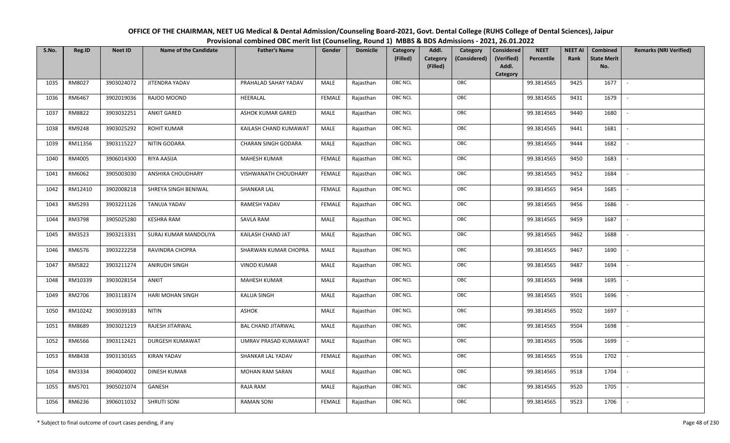# OFFICE OF THE CHAIRMAN, NEET UG Medical & Dental Admission/Counseling Board-2021, Govt. Dental College (RUHS College of Dental Sciences), Jaipur

## Provisional combined OBC merit list (Counseling, Round 1) MBBS & BDS Admissions - 2021, 26.01.2022

| S.No. | Reg.ID | Neet ID | Name of the Candidate | Father's Name | Gender | Domicile | Category (Filled) | Addl. Category (Filled) | Category (Considered) | Considered (Verified) Addl. Category | NEET Percentile | NEET AI Rank | Combined State Merit No. | Remarks (NRI Verified) |
|---|---|---|---|---|---|---|---|---|---|---|---|---|---|---|
| 1035 | RM8027 | 3903024072 | JITENDRA YADAV | PRAHALAD SAHAY YADAV | MALE | Rajasthan | OBC NCL | | OBC | | 99.3814565 | 9425 | 1677 | - |
| 1036 | RM6467 | 3902019036 | RAJOO MOOND | HEERALAL | FEMALE | Rajasthan | OBC NCL | | OBC | | 99.3814565 | 9431 | 1679 | - |
| 1037 | RM8822 | 3903032251 | ANKIT GARED | ASHOK KUMAR GARED | MALE | Rajasthan | OBC NCL | | OBC | | 99.3814565 | 9440 | 1680 | - |
| 1038 | RM9248 | 3903025292 | ROHIT KUMAR | KAILASH CHAND KUMAWAT | MALE | Rajasthan | OBC NCL | | OBC | | 99.3814565 | 9441 | 1681 | - |
| 1039 | RM11356 | 3903115227 | NITIN GODARA | CHARAN SINGH GODARA | MALE | Rajasthan | OBC NCL | | OBC | | 99.3814565 | 9444 | 1682 | - |
| 1040 | RM4005 | 3906014300 | RIYA AASIJA | MAHESH KUMAR | FEMALE | Rajasthan | OBC NCL | | OBC | | 99.3814565 | 9450 | 1683 | - |
| 1041 | RM6062 | 3905003030 | ANSHIKA CHOUDHARY | VISHWANATH CHOUDHARY | FEMALE | Rajasthan | OBC NCL | | OBC | | 99.3814565 | 9452 | 1684 | - |
| 1042 | RM12410 | 3902008218 | SHREYA SINGH BENIWAL | SHANKAR LAL | FEMALE | Rajasthan | OBC NCL | | OBC | | 99.3814565 | 9454 | 1685 | - |
| 1043 | RM5293 | 3903221126 | TANUJA YADAV | RAMESH YADAV | FEMALE | Rajasthan | OBC NCL | | OBC | | 99.3814565 | 9456 | 1686 | - |
| 1044 | RM3798 | 3905025280 | KESHRA RAM | SAVLA RAM | MALE | Rajasthan | OBC NCL | | OBC | | 99.3814565 | 9459 | 1687 | - |
| 1045 | RM3523 | 3903213331 | SURAJ KUMAR MANDOLIYA | KAILASH CHAND JAT | MALE | Rajasthan | OBC NCL | | OBC | | 99.3814565 | 9462 | 1688 | - |
| 1046 | RM6576 | 3903222258 | RAVINDRA CHOPRA | SHARWAN KUMAR CHOPRA | MALE | Rajasthan | OBC NCL | | OBC | | 99.3814565 | 9467 | 1690 | - |
| 1047 | RM5822 | 3903211274 | ANIRUDH SINGH | VINOD KUMAR | MALE | Rajasthan | OBC NCL | | OBC | | 99.3814565 | 9487 | 1694 | - |
| 1048 | RM10339 | 3903028154 | ANKIT | MAHESH KUMAR | MALE | Rajasthan | OBC NCL | | OBC | | 99.3814565 | 9498 | 1695 | - |
| 1049 | RM2706 | 3903118374 | HARI MOHAN SINGH | KALUA SINGH | MALE | Rajasthan | OBC NCL | | OBC | | 99.3814565 | 9501 | 1696 | - |
| 1050 | RM10242 | 3903039183 | NITIN | ASHOK | MALE | Rajasthan | OBC NCL | | OBC | | 99.3814565 | 9502 | 1697 | - |
| 1051 | RM8689 | 3903021219 | RAJESH JITARWAL | BAL CHAND JITARWAL | MALE | Rajasthan | OBC NCL | | OBC | | 99.3814565 | 9504 | 1698 | - |
| 1052 | RM6566 | 3903112421 | DURGESH KUMAWAT | UMRAV PRASAD KUMAWAT | MALE | Rajasthan | OBC NCL | | OBC | | 99.3814565 | 9506 | 1699 | - |
| 1053 | RM8438 | 3903130165 | KIRAN YADAV | SHANKAR LAL YADAV | FEMALE | Rajasthan | OBC NCL | | OBC | | 99.3814565 | 9516 | 1702 | - |
| 1054 | RM3334 | 3904004002 | DINESH KUMAR | MOHAN RAM SARAN | MALE | Rajasthan | OBC NCL | | OBC | | 99.3814565 | 9518 | 1704 | - |
| 1055 | RM5701 | 3905021074 | GANESH | RAJA RAM | MALE | Rajasthan | OBC NCL | | OBC | | 99.3814565 | 9520 | 1705 | - |
| 1056 | RM6236 | 3906011032 | SHRUTI SONI | RAMAN SONI | FEMALE | Rajasthan | OBC NCL | | OBC | | 99.3814565 | 9523 | 1706 | - |

\* Subject to final outcome of court cases pending, if any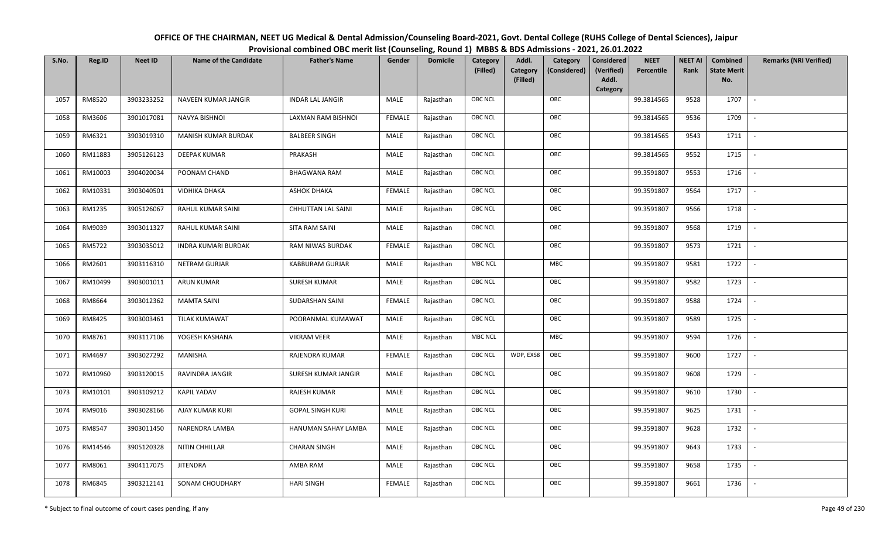# OFFICE OF THE CHAIRMAN, NEET UG Medical & Dental Admission/Counseling Board-2021, Govt. Dental College (RUHS College of Dental Sciences), Jaipur

## Provisional combined OBC merit list (Counseling, Round 1) MBBS & BDS Admissions - 2021, 26.01.2022

| S.No. | Reg.ID | Neet ID | Name of the Candidate | Father's Name | Gender | Domicile | Category (Filled) | Addl. Category (Filled) | Category (Considered) | Considered (Verified) Addl. Category | NEET Percentile | NEET AI Rank | Combined State Merit No. | Remarks (NRI Verified) |
|---|---|---|---|---|---|---|---|---|---|---|---|---|---|---|
| 1057 | RM8520 | 3903233252 | NAVEEN KUMAR JANGIR | INDAR LAL JANGIR | MALE | Rajasthan | OBC NCL | | OBC | | 99.3814565 | 9528 | 1707 | - |
| 1058 | RM3606 | 3901017081 | NAVYA BISHNOI | LAXMAN RAM BISHNOI | FEMALE | Rajasthan | OBC NCL | | OBC | | 99.3814565 | 9536 | 1709 | - |
| 1059 | RM6321 | 3903019310 | MANISH KUMAR BURDAK | BALBEER SINGH | MALE | Rajasthan | OBC NCL | | OBC | | 99.3814565 | 9543 | 1711 | - |
| 1060 | RM11883 | 3905126123 | DEEPAK KUMAR | PRAKASH | MALE | Rajasthan | OBC NCL | | OBC | | 99.3814565 | 9552 | 1715 | - |
| 1061 | RM10003 | 3904020034 | POONAM CHAND | BHAGWANA RAM | MALE | Rajasthan | OBC NCL | | OBC | | 99.3591807 | 9553 | 1716 | - |
| 1062 | RM10331 | 3903040501 | VIDHIKA DHAKA | ASHOK DHAKA | FEMALE | Rajasthan | OBC NCL | | OBC | | 99.3591807 | 9564 | 1717 | - |
| 1063 | RM1235 | 3905126067 | RAHUL KUMAR SAINI | CHHUTTAN LAL SAINI | MALE | Rajasthan | OBC NCL | | OBC | | 99.3591807 | 9566 | 1718 | - |
| 1064 | RM9039 | 3903011327 | RAHUL KUMAR SAINI | SITA RAM SAINI | MALE | Rajasthan | OBC NCL | | OBC | | 99.3591807 | 9568 | 1719 | - |
| 1065 | RM5722 | 3903035012 | INDRA KUMARI BURDAK | RAM NIWAS BURDAK | FEMALE | Rajasthan | OBC NCL | | OBC | | 99.3591807 | 9573 | 1721 | - |
| 1066 | RM2601 | 3903116310 | NETRAM GURJAR | KABBURAM GURJAR | MALE | Rajasthan | MBC NCL | | MBC | | 99.3591807 | 9581 | 1722 | - |
| 1067 | RM10499 | 3903001011 | ARUN KUMAR | SURESH KUMAR | MALE | Rajasthan | OBC NCL | | OBC | | 99.3591807 | 9582 | 1723 | - |
| 1068 | RM8664 | 3903012362 | MAMTA SAINI | SUDARSHAN SAINI | FEMALE | Rajasthan | OBC NCL | | OBC | | 99.3591807 | 9588 | 1724 | - |
| 1069 | RM8425 | 3903003461 | TILAK KUMAWAT | POORANMAL KUMAWAT | MALE | Rajasthan | OBC NCL | | OBC | | 99.3591807 | 9589 | 1725 | - |
| 1070 | RM8761 | 3903117106 | YOGESH KASHANA | VIKRAM VEER | MALE | Rajasthan | MBC NCL | | MBC | | 99.3591807 | 9594 | 1726 | - |
| 1071 | RM4697 | 3903027292 | MANISHA | RAJENDRA KUMAR | FEMALE | Rajasthan | OBC NCL | WDP, EXS8 | OBC | | 99.3591807 | 9600 | 1727 | - |
| 1072 | RM10960 | 3903120015 | RAVINDRA JANGIR | SURESH KUMAR JANGIR | MALE | Rajasthan | OBC NCL | | OBC | | 99.3591807 | 9608 | 1729 | - |
| 1073 | RM10101 | 3903109212 | KAPIL YADAV | RAJESH KUMAR | MALE | Rajasthan | OBC NCL | | OBC | | 99.3591807 | 9610 | 1730 | - |
| 1074 | RM9016 | 3903028166 | AJAY KUMAR KURI | GOPAL SINGH KURI | MALE | Rajasthan | OBC NCL | | OBC | | 99.3591807 | 9625 | 1731 | - |
| 1075 | RM8547 | 3903011450 | NARENDRA LAMBA | HANUMAN SAHAY LAMBA | MALE | Rajasthan | OBC NCL | | OBC | | 99.3591807 | 9628 | 1732 | - |
| 1076 | RM14546 | 3905120328 | NITIN CHHILLAR | CHARAN SINGH | MALE | Rajasthan | OBC NCL | | OBC | | 99.3591807 | 9643 | 1733 | - |
| 1077 | RM8061 | 3904117075 | JITENDRA | AMBA RAM | MALE | Rajasthan | OBC NCL | | OBC | | 99.3591807 | 9658 | 1735 | - |
| 1078 | RM6845 | 3903212141 | SONAM CHOUDHARY | HARI SINGH | FEMALE | Rajasthan | OBC NCL | | OBC | | 99.3591807 | 9661 | 1736 | - |

\* Subject to final outcome of court cases pending, if any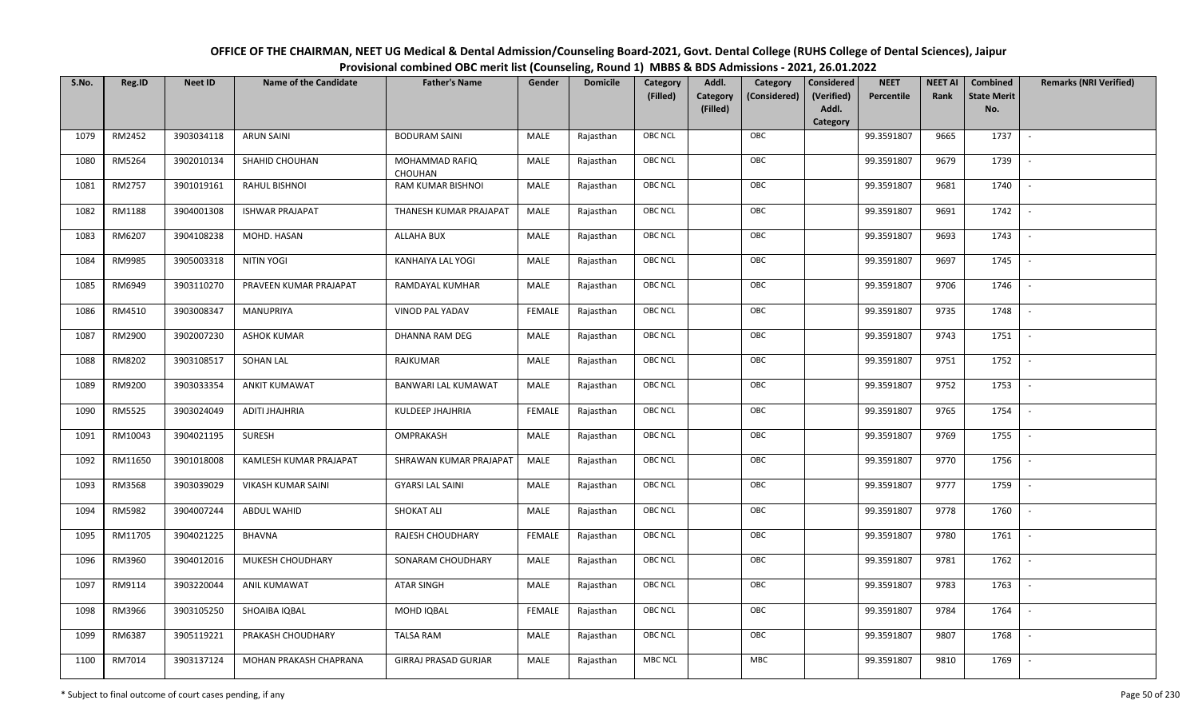**OFFICE OF THE CHAIRMAN, NEET UG Medical & Dental Admission/Counseling Board-2021, Govt. Dental College (RUHS College of Dental Sciences), Jaipur**

**Provisional combined OBC merit list (Counseling, Round 1) MBBS & BDS Admissions - 2021, 26.01.2022**

| S.No. | Reg.ID | Neet ID | Name of the Candidate | Father's Name | Gender | Domicile | Category (Filled) | Addl. Category (Filled) | Category (Considered) | Considered (Verified) Addl. Category | NEET Percentile | NEET AI Rank | Combined State Merit No. | Remarks (NRI Verified) |
|---|---|---|---|---|---|---|---|---|---|---|---|---|---|---|
| 1079 | RM2452 | 3903034118 | ARUN SAINI | BODURAM SAINI | MALE | Rajasthan | OBC NCL | | OBC | | 99.3591807 | 9665 | 1737 | - |
| 1080 | RM5264 | 3902010134 | SHAHID CHOUHAN | MOHAMMAD RAFIQ CHOUHAN | MALE | Rajasthan | OBC NCL | | OBC | | 99.3591807 | 9679 | 1739 | - |
| 1081 | RM2757 | 3901019161 | RAHUL BISHNOI | RAM KUMAR BISHNOI | MALE | Rajasthan | OBC NCL | | OBC | | 99.3591807 | 9681 | 1740 | - |
| 1082 | RM1188 | 3904001308 | ISHWAR PRAJAPAT | THANESH KUMAR PRAJAPAT | MALE | Rajasthan | OBC NCL | | OBC | | 99.3591807 | 9691 | 1742 | - |
| 1083 | RM6207 | 3904108238 | MOHD. HASAN | ALLAHA BUX | MALE | Rajasthan | OBC NCL | | OBC | | 99.3591807 | 9693 | 1743 | - |
| 1084 | RM9985 | 3905003318 | NITIN YOGI | KANHAIYA LAL YOGI | MALE | Rajasthan | OBC NCL | | OBC | | 99.3591807 | 9697 | 1745 | - |
| 1085 | RM6949 | 3903110270 | PRAVEEN KUMAR PRAJAPAT | RAMDAYAL KUMHAR | MALE | Rajasthan | OBC NCL | | OBC | | 99.3591807 | 9706 | 1746 | - |
| 1086 | RM4510 | 3903008347 | MANUPRIYA | VINOD PAL YADAV | FEMALE | Rajasthan | OBC NCL | | OBC | | 99.3591807 | 9735 | 1748 | - |
| 1087 | RM2900 | 3902007230 | ASHOK KUMAR | DHANNA RAM DEG | MALE | Rajasthan | OBC NCL | | OBC | | 99.3591807 | 9743 | 1751 | - |
| 1088 | RM8202 | 3903108517 | SOHAN LAL | RAJKUMAR | MALE | Rajasthan | OBC NCL | | OBC | | 99.3591807 | 9751 | 1752 | - |
| 1089 | RM9200 | 3903033354 | ANKIT KUMAWAT | BANWARI LAL KUMAWAT | MALE | Rajasthan | OBC NCL | | OBC | | 99.3591807 | 9752 | 1753 | - |
| 1090 | RM5525 | 3903024049 | ADITI JHAJHRIA | KULDEEP JHAJHRIA | FEMALE | Rajasthan | OBC NCL | | OBC | | 99.3591807 | 9765 | 1754 | - |
| 1091 | RM10043 | 3904021195 | SURESH | OMPRAKASH | MALE | Rajasthan | OBC NCL | | OBC | | 99.3591807 | 9769 | 1755 | - |
| 1092 | RM11650 | 3901018008 | KAMLESH KUMAR PRAJAPAT | SHRAWAN KUMAR PRAJAPAT | MALE | Rajasthan | OBC NCL | | OBC | | 99.3591807 | 9770 | 1756 | - |
| 1093 | RM3568 | 3903039029 | VIKASH KUMAR SAINI | GYARSI LAL SAINI | MALE | Rajasthan | OBC NCL | | OBC | | 99.3591807 | 9777 | 1759 | - |
| 1094 | RM5982 | 3904007244 | ABDUL WAHID | SHOKAT ALI | MALE | Rajasthan | OBC NCL | | OBC | | 99.3591807 | 9778 | 1760 | - |
| 1095 | RM11705 | 3904021225 | BHAVNA | RAJESH CHOUDHARY | FEMALE | Rajasthan | OBC NCL | | OBC | | 99.3591807 | 9780 | 1761 | - |
| 1096 | RM3960 | 3904012016 | MUKESH CHOUDHARY | SONARAM CHOUDHARY | MALE | Rajasthan | OBC NCL | | OBC | | 99.3591807 | 9781 | 1762 | - |
| 1097 | RM9114 | 3903220044 | ANIL KUMAWAT | ATAR SINGH | MALE | Rajasthan | OBC NCL | | OBC | | 99.3591807 | 9783 | 1763 | - |
| 1098 | RM3966 | 3903105250 | SHOAIBA IQBAL | MOHD IQBAL | FEMALE | Rajasthan | OBC NCL | | OBC | | 99.3591807 | 9784 | 1764 | - |
| 1099 | RM6387 | 3905119221 | PRAKASH CHOUDHARY | TALSA RAM | MALE | Rajasthan | OBC NCL | | OBC | | 99.3591807 | 9807 | 1768 | - |
| 1100 | RM7014 | 3903137124 | MOHAN PRAKASH CHAPRANA | GIRRAJ PRASAD GURJAR | MALE | Rajasthan | MBC NCL | | MBC | | 99.3591807 | 9810 | 1769 | - |

\* Subject to final outcome of court cases pending, if any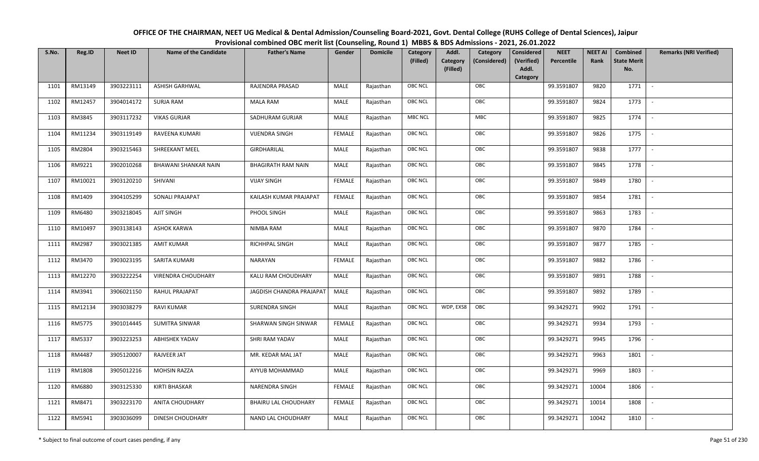# OFFICE OF THE CHAIRMAN, NEET UG Medical & Dental Admission/Counseling Board-2021, Govt. Dental College (RUHS College of Dental Sciences), Jaipur

## Provisional combined OBC merit list (Counseling, Round 1) MBBS & BDS Admissions - 2021, 26.01.2022

| S.No. | Reg.ID | Neet ID | Name of the Candidate | Father's Name | Gender | Domicile | Category (Filled) | Addl. Category (Filled) | Category (Considered) | Considered (Verified) Addl. Category | NEET Percentile | NEET AI Rank | Combined State Merit No. | Remarks (NRI Verified) |
|---|---|---|---|---|---|---|---|---|---|---|---|---|---|---|
| 1101 | RM13149 | 3903223111 | ASHISH GARHWAL | RAJENDRA PRASAD | MALE | Rajasthan | OBC NCL | | OBC | | 99.3591807 | 9820 | 1771 | - |
| 1102 | RM12457 | 3904014172 | SURJA RAM | MALA RAM | MALE | Rajasthan | OBC NCL | | OBC | | 99.3591807 | 9824 | 1773 | - |
| 1103 | RM3845 | 3903117232 | VIKAS GURJAR | SADHURAM GURJAR | MALE | Rajasthan | MBC NCL | | MBC | | 99.3591807 | 9825 | 1774 | - |
| 1104 | RM11234 | 3903119149 | RAVEENA KUMARI | VIJENDRA SINGH | FEMALE | Rajasthan | OBC NCL | | OBC | | 99.3591807 | 9826 | 1775 | - |
| 1105 | RM2804 | 3903215463 | SHREEKANT MEEL | GIRDHARILAL | MALE | Rajasthan | OBC NCL | | OBC | | 99.3591807 | 9838 | 1777 | - |
| 1106 | RM9221 | 3902010268 | BHAWANI SHANKAR NAIN | BHAGIRATH RAM NAIN | MALE | Rajasthan | OBC NCL | | OBC | | 99.3591807 | 9845 | 1778 | - |
| 1107 | RM10021 | 3903120210 | SHIVANI | VIJAY SINGH | FEMALE | Rajasthan | OBC NCL | | OBC | | 99.3591807 | 9849 | 1780 | - |
| 1108 | RM1409 | 3904105299 | SONALI PRAJAPAT | KAILASH KUMAR PRAJAPAT | FEMALE | Rajasthan | OBC NCL | | OBC | | 99.3591807 | 9854 | 1781 | - |
| 1109 | RM6480 | 3903218045 | AJIT SINGH | PHOOL SINGH | MALE | Rajasthan | OBC NCL | | OBC | | 99.3591807 | 9863 | 1783 | - |
| 1110 | RM10497 | 3903138143 | ASHOK KARWA | NIMBA RAM | MALE | Rajasthan | OBC NCL | | OBC | | 99.3591807 | 9870 | 1784 | - |
| 1111 | RM2987 | 3903021385 | AMIT KUMAR | RICHHPAL SINGH | MALE | Rajasthan | OBC NCL | | OBC | | 99.3591807 | 9877 | 1785 | - |
| 1112 | RM3470 | 3903023195 | SARITA KUMARI | NARAYAN | FEMALE | Rajasthan | OBC NCL | | OBC | | 99.3591807 | 9882 | 1786 | - |
| 1113 | RM12270 | 3903222254 | VIRENDRA CHOUDHARY | KALU RAM CHOUDHARY | MALE | Rajasthan | OBC NCL | | OBC | | 99.3591807 | 9891 | 1788 | - |
| 1114 | RM3941 | 3906021150 | RAHUL PRAJAPAT | JAGDISH CHANDRA PRAJAPAT | MALE | Rajasthan | OBC NCL | | OBC | | 99.3591807 | 9892 | 1789 | - |
| 1115 | RM12134 | 3903038279 | RAVI KUMAR | SURENDRA SINGH | MALE | Rajasthan | OBC NCL | WDP, EXS8 | OBC | | 99.3429271 | 9902 | 1791 | - |
| 1116 | RM5775 | 3901014445 | SUMITRA SINWAR | SHARWAN SINGH SINWAR | FEMALE | Rajasthan | OBC NCL | | OBC | | 99.3429271 | 9934 | 1793 | - |
| 1117 | RM5337 | 3903223253 | ABHISHEK YADAV | SHRI RAM YADAV | MALE | Rajasthan | OBC NCL | | OBC | | 99.3429271 | 9945 | 1796 | - |
| 1118 | RM4487 | 3905120007 | RAJVEER JAT | MR. KEDAR MAL JAT | MALE | Rajasthan | OBC NCL | | OBC | | 99.3429271 | 9963 | 1801 | - |
| 1119 | RM1808 | 3905012216 | MOHSIN RAZZA | AYYUB MOHAMMAD | MALE | Rajasthan | OBC NCL | | OBC | | 99.3429271 | 9969 | 1803 | - |
| 1120 | RM6880 | 3903125330 | KIRTI BHASKAR | NARENDRA SINGH | FEMALE | Rajasthan | OBC NCL | | OBC | | 99.3429271 | 10004 | 1806 | - |
| 1121 | RM8471 | 3903223170 | ANITA CHOUDHARY | BHAIRU LAL CHOUDHARY | FEMALE | Rajasthan | OBC NCL | | OBC | | 99.3429271 | 10014 | 1808 | - |
| 1122 | RM5941 | 3903036099 | DINESH CHOUDHARY | NAND LAL CHOUDHARY | MALE | Rajasthan | OBC NCL | | OBC | | 99.3429271 | 10042 | 1810 | - |

\* Subject to final outcome of court cases pending, if any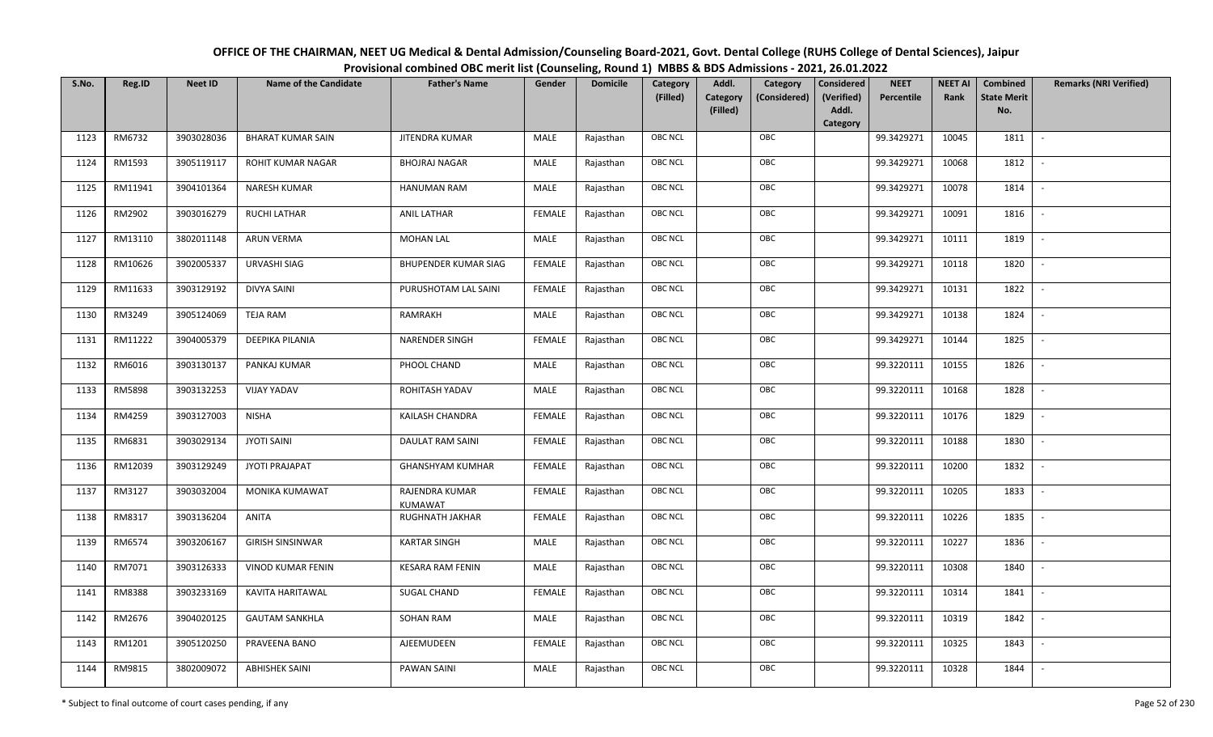# OFFICE OF THE CHAIRMAN, NEET UG Medical & Dental Admission/Counseling Board-2021, Govt. Dental College (RUHS College of Dental Sciences), Jaipur

## Provisional combined OBC merit list (Counseling, Round 1) MBBS & BDS Admissions - 2021, 26.01.2022

| S.No. | Reg.ID | Neet ID | Name of the Candidate | Father's Name | Gender | Domicile | Category (Filled) | Addl. Category (Filled) | Category (Considered) | Considered (Verified) Addl. Category | NEET Percentile | NEET AI Rank | Combined State Merit No. | Remarks (NRI Verified) |
|---|---|---|---|---|---|---|---|---|---|---|---|---|---|---|
| 1123 | RM6732 | 3903028036 | BHARAT KUMAR SAIN | JITENDRA KUMAR | MALE | Rajasthan | OBC NCL | | OBC | | 99.3429271 | 10045 | 1811 | - |
| 1124 | RM1593 | 3905119117 | ROHIT KUMAR NAGAR | BHOJRAJ NAGAR | MALE | Rajasthan | OBC NCL | | OBC | | 99.3429271 | 10068 | 1812 | - |
| 1125 | RM11941 | 3904101364 | NARESH KUMAR | HANUMAN RAM | MALE | Rajasthan | OBC NCL | | OBC | | 99.3429271 | 10078 | 1814 | - |
| 1126 | RM2902 | 3903016279 | RUCHI LATHAR | ANIL LATHAR | FEMALE | Rajasthan | OBC NCL | | OBC | | 99.3429271 | 10091 | 1816 | - |
| 1127 | RM13110 | 3802011148 | ARUN VERMA | MOHAN LAL | MALE | Rajasthan | OBC NCL | | OBC | | 99.3429271 | 10111 | 1819 | - |
| 1128 | RM10626 | 3902005337 | URVASHI SIAG | BHUPENDER KUMAR SIAG | FEMALE | Rajasthan | OBC NCL | | OBC | | 99.3429271 | 10118 | 1820 | - |
| 1129 | RM11633 | 3903129192 | DIVYA SAINI | PURUSHOTAM LAL SAINI | FEMALE | Rajasthan | OBC NCL | | OBC | | 99.3429271 | 10131 | 1822 | - |
| 1130 | RM3249 | 3905124069 | TEJA RAM | RAMRAKH | MALE | Rajasthan | OBC NCL | | OBC | | 99.3429271 | 10138 | 1824 | - |
| 1131 | RM11222 | 3904005379 | DEEPIKA PILANIA | NARENDER SINGH | FEMALE | Rajasthan | OBC NCL | | OBC | | 99.3429271 | 10144 | 1825 | - |
| 1132 | RM6016 | 3903130137 | PANKAJ KUMAR | PHOOL CHAND | MALE | Rajasthan | OBC NCL | | OBC | | 99.3220111 | 10155 | 1826 | - |
| 1133 | RM5898 | 3903132253 | VIJAY YADAV | ROHITASH YADAV | MALE | Rajasthan | OBC NCL | | OBC | | 99.3220111 | 10168 | 1828 | - |
| 1134 | RM4259 | 3903127003 | NISHA | KAILASH CHANDRA | FEMALE | Rajasthan | OBC NCL | | OBC | | 99.3220111 | 10176 | 1829 | - |
| 1135 | RM6831 | 3903029134 | JYOTI SAINI | DAULAT RAM SAINI | FEMALE | Rajasthan | OBC NCL | | OBC | | 99.3220111 | 10188 | 1830 | - |
| 1136 | RM12039 | 3903129249 | JYOTI PRAJAPAT | GHANSHYAM KUMHAR | FEMALE | Rajasthan | OBC NCL | | OBC | | 99.3220111 | 10200 | 1832 | - |
| 1137 | RM3127 | 3903032004 | MONIKA KUMAWAT | RAJENDRA KUMAR KUMAWAT | FEMALE | Rajasthan | OBC NCL | | OBC | | 99.3220111 | 10205 | 1833 | - |
| 1138 | RM8317 | 3903136204 | ANITA | RUGHNATH JAKHAR | FEMALE | Rajasthan | OBC NCL | | OBC | | 99.3220111 | 10226 | 1835 | - |
| 1139 | RM6574 | 3903206167 | GIRISH SINSINWAR | KARTAR SINGH | MALE | Rajasthan | OBC NCL | | OBC | | 99.3220111 | 10227 | 1836 | - |
| 1140 | RM7071 | 3903126333 | VINOD KUMAR FENIN | KESARA RAM FENIN | MALE | Rajasthan | OBC NCL | | OBC | | 99.3220111 | 10308 | 1840 | - |
| 1141 | RM8388 | 3903233169 | KAVITA HARITAWAL | SUGAL CHAND | FEMALE | Rajasthan | OBC NCL | | OBC | | 99.3220111 | 10314 | 1841 | - |
| 1142 | RM2676 | 3904020125 | GAUTAM SANKHLA | SOHAN RAM | MALE | Rajasthan | OBC NCL | | OBC | | 99.3220111 | 10319 | 1842 | - |
| 1143 | RM1201 | 3905120250 | PRAVEENA BANO | AJEEMUDEEN | FEMALE | Rajasthan | OBC NCL | | OBC | | 99.3220111 | 10325 | 1843 | - |
| 1144 | RM9815 | 3802009072 | ABHISHEK SAINI | PAWAN SAINI | MALE | Rajasthan | OBC NCL | | OBC | | 99.3220111 | 10328 | 1844 | - |

\* Subject to final outcome of court cases pending, if any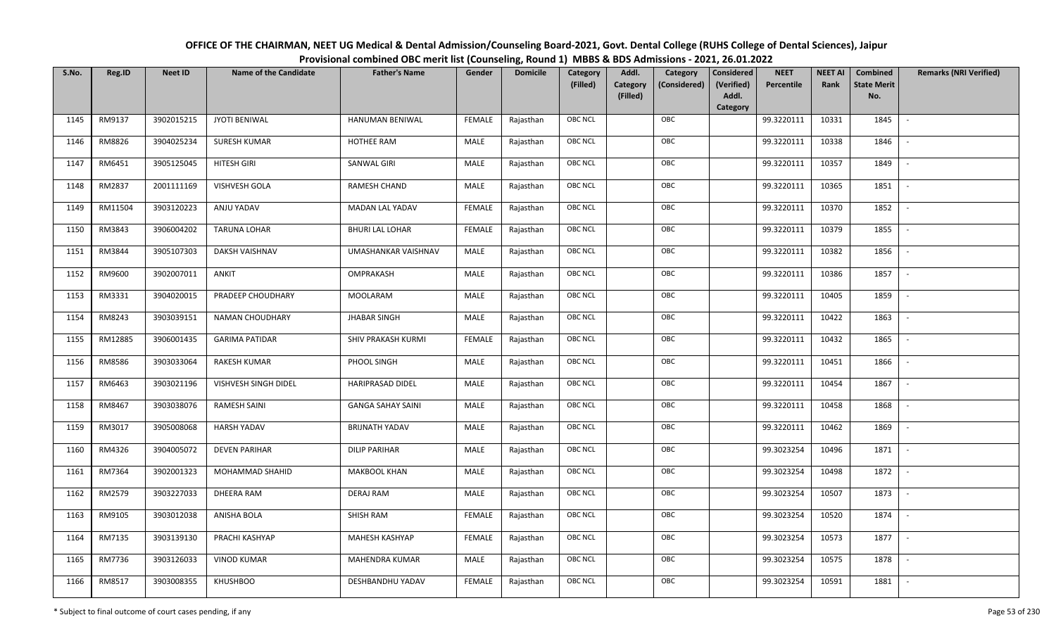# OFFICE OF THE CHAIRMAN, NEET UG Medical & Dental Admission/Counseling Board-2021, Govt. Dental College (RUHS College of Dental Sciences), Jaipur

## Provisional combined OBC merit list (Counseling, Round 1) MBBS & BDS Admissions - 2021, 26.01.2022

| S.No. | Reg.ID | Neet ID | Name of the Candidate | Father's Name | Gender | Domicile | Category (Filled) | Addl. Category (Filled) | Category (Considered) | Considered (Verified) Addl. Category | NEET Percentile | NEET AI Rank | Combined State Merit No. | Remarks (NRI Verified) |
|---|---|---|---|---|---|---|---|---|---|---|---|---|---|---|
| 1145 | RM9137 | 3902015215 | JYOTI BENIWAL | HANUMAN BENIWAL | FEMALE | Rajasthan | OBC NCL | | OBC | | 99.3220111 | 10331 | 1845 | - |
| 1146 | RM8826 | 3904025234 | SURESH KUMAR | HOTHEE RAM | MALE | Rajasthan | OBC NCL | | OBC | | 99.3220111 | 10338 | 1846 | - |
| 1147 | RM6451 | 3905125045 | HITESH GIRI | SANWAL GIRI | MALE | Rajasthan | OBC NCL | | OBC | | 99.3220111 | 10357 | 1849 | - |
| 1148 | RM2837 | 2001111169 | VISHVESH GOLA | RAMESH CHAND | MALE | Rajasthan | OBC NCL | | OBC | | 99.3220111 | 10365 | 1851 | - |
| 1149 | RM11504 | 3903120223 | ANJU YADAV | MADAN LAL YADAV | FEMALE | Rajasthan | OBC NCL | | OBC | | 99.3220111 | 10370 | 1852 | - |
| 1150 | RM3843 | 3906004202 | TARUNA LOHAR | BHURI LAL LOHAR | FEMALE | Rajasthan | OBC NCL | | OBC | | 99.3220111 | 10379 | 1855 | - |
| 1151 | RM3844 | 3905107303 | DAKSH VAISHNAV | UMASHANKAR VAISHNAV | MALE | Rajasthan | OBC NCL | | OBC | | 99.3220111 | 10382 | 1856 | - |
| 1152 | RM9600 | 3902007011 | ANKIT | OMPRAKASH | MALE | Rajasthan | OBC NCL | | OBC | | 99.3220111 | 10386 | 1857 | - |
| 1153 | RM3331 | 3904020015 | PRADEEP CHOUDHARY | MOOLARAM | MALE | Rajasthan | OBC NCL | | OBC | | 99.3220111 | 10405 | 1859 | - |
| 1154 | RM8243 | 3903039151 | NAMAN CHOUDHARY | JHABAR SINGH | MALE | Rajasthan | OBC NCL | | OBC | | 99.3220111 | 10422 | 1863 | - |
| 1155 | RM12885 | 3906001435 | GARIMA PATIDAR | SHIV PRAKASH KURMI | FEMALE | Rajasthan | OBC NCL | | OBC | | 99.3220111 | 10432 | 1865 | - |
| 1156 | RM8586 | 3903033064 | RAKESH KUMAR | PHOOL SINGH | MALE | Rajasthan | OBC NCL | | OBC | | 99.3220111 | 10451 | 1866 | - |
| 1157 | RM6463 | 3903021196 | VISHVESH SINGH DIDEL | HARIPRASAD DIDEL | MALE | Rajasthan | OBC NCL | | OBC | | 99.3220111 | 10454 | 1867 | - |
| 1158 | RM8467 | 3903038076 | RAMESH SAINI | GANGA SAHAY SAINI | MALE | Rajasthan | OBC NCL | | OBC | | 99.3220111 | 10458 | 1868 | - |
| 1159 | RM3017 | 3905008068 | HARSH YADAV | BRIJNATH YADAV | MALE | Rajasthan | OBC NCL | | OBC | | 99.3220111 | 10462 | 1869 | - |
| 1160 | RM4326 | 3904005072 | DEVEN PARIHAR | DILIP PARIHAR | MALE | Rajasthan | OBC NCL | | OBC | | 99.3023254 | 10496 | 1871 | - |
| 1161 | RM7364 | 3902001323 | MOHAMMAD SHAHID | MAKBOOL KHAN | MALE | Rajasthan | OBC NCL | | OBC | | 99.3023254 | 10498 | 1872 | - |
| 1162 | RM2579 | 3903227033 | DHEERA RAM | DERAJ RAM | MALE | Rajasthan | OBC NCL | | OBC | | 99.3023254 | 10507 | 1873 | - |
| 1163 | RM9105 | 3903012038 | ANISHA BOLA | SHISH RAM | FEMALE | Rajasthan | OBC NCL | | OBC | | 99.3023254 | 10520 | 1874 | - |
| 1164 | RM7135 | 3903139130 | PRACHI KASHYAP | MAHESH KASHYAP | FEMALE | Rajasthan | OBC NCL | | OBC | | 99.3023254 | 10573 | 1877 | - |
| 1165 | RM7736 | 3903126033 | VINOD KUMAR | MAHENDRA KUMAR | MALE | Rajasthan | OBC NCL | | OBC | | 99.3023254 | 10575 | 1878 | - |
| 1166 | RM8517 | 3903008355 | KHUSHBOO | DESHBANDHU YADAV | FEMALE | Rajasthan | OBC NCL | | OBC | | 99.3023254 | 10591 | 1881 | - |

\* Subject to final outcome of court cases pending, if any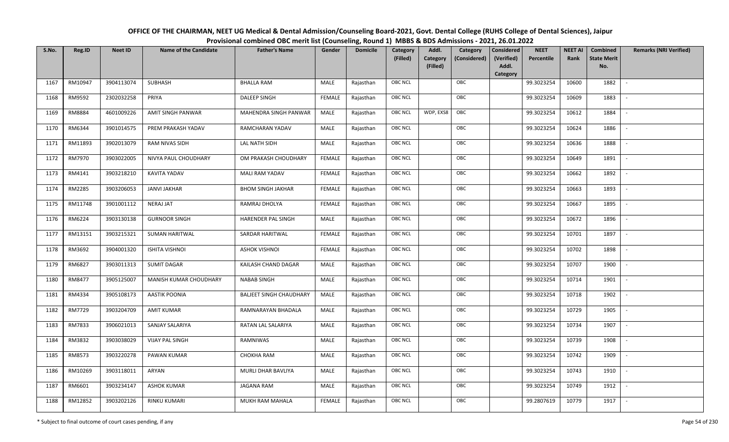# OFFICE OF THE CHAIRMAN, NEET UG Medical & Dental Admission/Counseling Board-2021, Govt. Dental College (RUHS College of Dental Sciences), Jaipur

## Provisional combined OBC merit list (Counseling, Round 1) MBBS & BDS Admissions - 2021, 26.01.2022

| S.No. | Reg.ID | Neet ID | Name of the Candidate | Father's Name | Gender | Domicile | Category (Filled) | Addl. Category (Filled) | Category (Considered) | Considered (Verified) Addl. Category | NEET Percentile | NEET AI Rank | Combined State Merit No. | Remarks (NRI Verified) |
|---|---|---|---|---|---|---|---|---|---|---|---|---|---|---|
| 1167 | RM10947 | 3904113074 | SUBHASH | BHALLA RAM | MALE | Rajasthan | OBC NCL | | OBC | | 99.3023254 | 10600 | 1882 | - |
| 1168 | RM9592 | 2302032258 | PRIYA | DALEEP SINGH | FEMALE | Rajasthan | OBC NCL | | OBC | | 99.3023254 | 10609 | 1883 | - |
| 1169 | RM8884 | 4601009226 | AMIT SINGH PANWAR | MAHENDRA SINGH PANWAR | MALE | Rajasthan | OBC NCL | WDP, EXS8 | OBC | | 99.3023254 | 10612 | 1884 | - |
| 1170 | RM6344 | 3901014575 | PREM PRAKASH YADAV | RAMCHARAN YADAV | MALE | Rajasthan | OBC NCL | | OBC | | 99.3023254 | 10624 | 1886 | - |
| 1171 | RM11893 | 3902013079 | RAM NIVAS SIDH | LAL NATH SIDH | MALE | Rajasthan | OBC NCL | | OBC | | 99.3023254 | 10636 | 1888 | - |
| 1172 | RM7970 | 3903022005 | NIVYA PAUL CHOUDHARY | OM PRAKASH CHOUDHARY | FEMALE | Rajasthan | OBC NCL | | OBC | | 99.3023254 | 10649 | 1891 | - |
| 1173 | RM4141 | 3903218210 | KAVITA YADAV | MALI RAM YADAV | FEMALE | Rajasthan | OBC NCL | | OBC | | 99.3023254 | 10662 | 1892 | - |
| 1174 | RM2285 | 3903206053 | JANVI JAKHAR | BHOM SINGH JAKHAR | FEMALE | Rajasthan | OBC NCL | | OBC | | 99.3023254 | 10663 | 1893 | - |
| 1175 | RM11748 | 3901001112 | NERAJ JAT | RAMRAJ DHOLYA | FEMALE | Rajasthan | OBC NCL | | OBC | | 99.3023254 | 10667 | 1895 | - |
| 1176 | RM6224 | 3903130138 | GURNOOR SINGH | HARENDER PAL SINGH | MALE | Rajasthan | OBC NCL | | OBC | | 99.3023254 | 10672 | 1896 | - |
| 1177 | RM13151 | 3903215321 | SUMAN HARITWAL | SARDAR HARITWAL | FEMALE | Rajasthan | OBC NCL | | OBC | | 99.3023254 | 10701 | 1897 | - |
| 1178 | RM3692 | 3904001320 | ISHITA VISHNOI | ASHOK VISHNOI | FEMALE | Rajasthan | OBC NCL | | OBC | | 99.3023254 | 10702 | 1898 | - |
| 1179 | RM6827 | 3903011313 | SUMIT DAGAR | KAILASH CHAND DAGAR | MALE | Rajasthan | OBC NCL | | OBC | | 99.3023254 | 10707 | 1900 | - |
| 1180 | RM8477 | 3905125007 | MANISH KUMAR CHOUDHARY | NABAB SINGH | MALE | Rajasthan | OBC NCL | | OBC | | 99.3023254 | 10714 | 1901 | - |
| 1181 | RM4334 | 3905108173 | AASTIK POONIA | BALJEET SINGH CHAUDHARY | MALE | Rajasthan | OBC NCL | | OBC | | 99.3023254 | 10718 | 1902 | - |
| 1182 | RM7729 | 3903204709 | AMIT KUMAR | RAMNARAYAN BHADALA | MALE | Rajasthan | OBC NCL | | OBC | | 99.3023254 | 10729 | 1905 | - |
| 1183 | RM7833 | 3906021013 | SANJAY SALARIYA | RATAN LAL SALARIYA | MALE | Rajasthan | OBC NCL | | OBC | | 99.3023254 | 10734 | 1907 | - |
| 1184 | RM3832 | 3903038029 | VIJAY PAL SINGH | RAMNIWAS | MALE | Rajasthan | OBC NCL | | OBC | | 99.3023254 | 10739 | 1908 | - |
| 1185 | RM8573 | 3903220278 | PAWAN KUMAR | CHOKHA RAM | MALE | Rajasthan | OBC NCL | | OBC | | 99.3023254 | 10742 | 1909 | - |
| 1186 | RM10269 | 3903118011 | ARYAN | MURLI DHAR BAVLIYA | MALE | Rajasthan | OBC NCL | | OBC | | 99.3023254 | 10743 | 1910 | - |
| 1187 | RM6601 | 3903234147 | ASHOK KUMAR | JAGANA RAM | MALE | Rajasthan | OBC NCL | | OBC | | 99.3023254 | 10749 | 1912 | - |
| 1188 | RM12852 | 3903202126 | RINKU KUMARI | MUKH RAM MAHALA | FEMALE | Rajasthan | OBC NCL | | OBC | | 99.2807619 | 10779 | 1917 | - |

\* Subject to final outcome of court cases pending, if any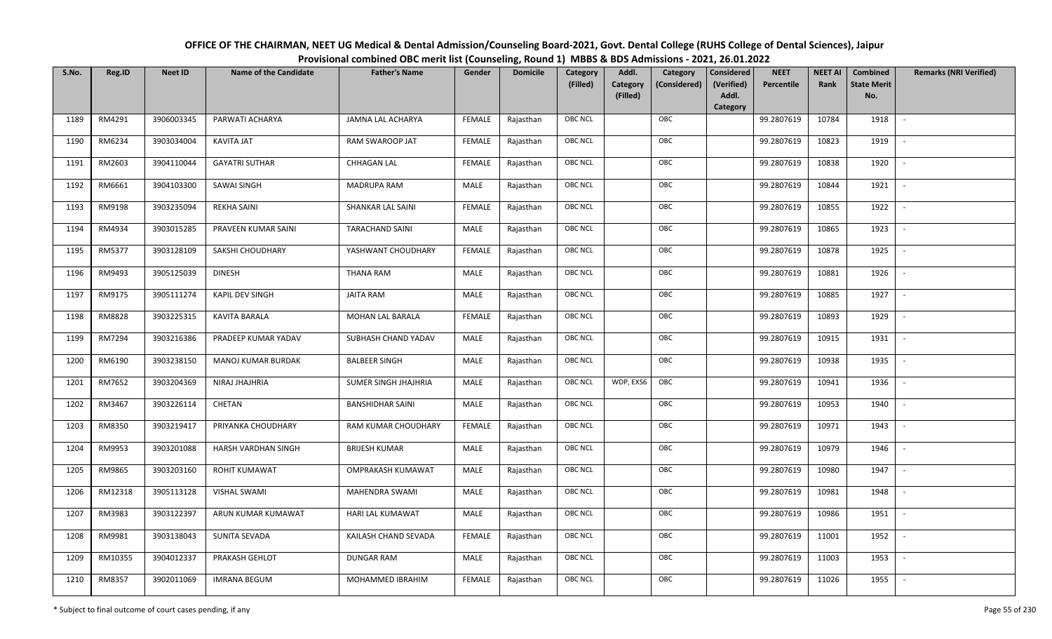# OFFICE OF THE CHAIRMAN, NEET UG Medical & Dental Admission/Counseling Board-2021, Govt. Dental College (RUHS College of Dental Sciences), Jaipur

## Provisional combined OBC merit list (Counseling, Round 1) MBBS & BDS Admissions - 2021, 26.01.2022

| S.No. | Reg.ID | Neet ID | Name of the Candidate | Father's Name | Gender | Domicile | Category (Filled) | Addl. Category (Filled) | Category (Considered) | Considered (Verified) Addl. Category | NEET Percentile | NEET AI Rank | Combined State Merit No. | Remarks (NRI Verified) |
|---|---|---|---|---|---|---|---|---|---|---|---|---|---|---|
| 1189 | RM4291 | 3906003345 | PARWATI ACHARYA | JAMNA LAL ACHARYA | FEMALE | Rajasthan | OBC NCL | | OBC | | 99.2807619 | 10784 | 1918 | - |
| 1190 | RM6234 | 3903034004 | KAVITA JAT | RAM SWAROOP JAT | FEMALE | Rajasthan | OBC NCL | | OBC | | 99.2807619 | 10823 | 1919 | - |
| 1191 | RM2603 | 3904110044 | GAYATRI SUTHAR | CHHAGAN LAL | FEMALE | Rajasthan | OBC NCL | | OBC | | 99.2807619 | 10838 | 1920 | - |
| 1192 | RM6661 | 3904103300 | SAWAI SINGH | MADRUPA RAM | MALE | Rajasthan | OBC NCL | | OBC | | 99.2807619 | 10844 | 1921 | - |
| 1193 | RM9198 | 3903235094 | REKHA SAINI | SHANKAR LAL SAINI | FEMALE | Rajasthan | OBC NCL | | OBC | | 99.2807619 | 10855 | 1922 | - |
| 1194 | RM4934 | 3903015285 | PRAVEEN KUMAR SAINI | TARACHAND SAINI | MALE | Rajasthan | OBC NCL | | OBC | | 99.2807619 | 10865 | 1923 | - |
| 1195 | RM5377 | 3903128109 | SAKSHI CHOUDHARY | YASHWANT CHOUDHARY | FEMALE | Rajasthan | OBC NCL | | OBC | | 99.2807619 | 10878 | 1925 | - |
| 1196 | RM9493 | 3905125039 | DINESH | THANA RAM | MALE | Rajasthan | OBC NCL | | OBC | | 99.2807619 | 10881 | 1926 | - |
| 1197 | RM9175 | 3905111274 | KAPIL DEV SINGH | JAITA RAM | MALE | Rajasthan | OBC NCL | | OBC | | 99.2807619 | 10885 | 1927 | - |
| 1198 | RM8828 | 3903225315 | KAVITA BARALA | MOHAN LAL BARALA | FEMALE | Rajasthan | OBC NCL | | OBC | | 99.2807619 | 10893 | 1929 | - |
| 1199 | RM7294 | 3903216386 | PRADEEP KUMAR YADAV | SUBHASH CHAND YADAV | MALE | Rajasthan | OBC NCL | | OBC | | 99.2807619 | 10915 | 1931 | - |
| 1200 | RM6190 | 3903238150 | MANOJ KUMAR BURDAK | BALBEER SINGH | MALE | Rajasthan | OBC NCL | | OBC | | 99.2807619 | 10938 | 1935 | - |
| 1201 | RM7652 | 3903204369 | NIRAJ JHAJHRIA | SUMER SINGH JHAJHRIA | MALE | Rajasthan | OBC NCL | WDP, EXS6 | OBC | | 99.2807619 | 10941 | 1936 | - |
| 1202 | RM3467 | 3903226114 | CHETAN | BANSHIDHAR SAINI | MALE | Rajasthan | OBC NCL | | OBC | | 99.2807619 | 10953 | 1940 | - |
| 1203 | RM8350 | 3903219417 | PRIYANKA CHOUDHARY | RAM KUMAR CHOUDHARY | FEMALE | Rajasthan | OBC NCL | | OBC | | 99.2807619 | 10971 | 1943 | - |
| 1204 | RM9953 | 3903201088 | HARSH VARDHAN SINGH | BRIJESH KUMAR | MALE | Rajasthan | OBC NCL | | OBC | | 99.2807619 | 10979 | 1946 | - |
| 1205 | RM9865 | 3903203160 | ROHIT KUMAWAT | OMPRAKASH KUMAWAT | MALE | Rajasthan | OBC NCL | | OBC | | 99.2807619 | 10980 | 1947 | - |
| 1206 | RM12318 | 3905113128 | VISHAL SWAMI | MAHENDRA SWAMI | MALE | Rajasthan | OBC NCL | | OBC | | 99.2807619 | 10981 | 1948 | - |
| 1207 | RM3983 | 3903122397 | ARUN KUMAR KUMAWAT | HARI LAL KUMAWAT | MALE | Rajasthan | OBC NCL | | OBC | | 99.2807619 | 10986 | 1951 | - |
| 1208 | RM9981 | 3903138043 | SUNITA SEVADA | KAILASH CHAND SEVADA | FEMALE | Rajasthan | OBC NCL | | OBC | | 99.2807619 | 11001 | 1952 | - |
| 1209 | RM10355 | 3904012337 | PRAKASH GEHLOT | DUNGAR RAM | MALE | Rajasthan | OBC NCL | | OBC | | 99.2807619 | 11003 | 1953 | - |
| 1210 | RM8357 | 3902011069 | IMRANA BEGUM | MOHAMMED IBRAHIM | FEMALE | Rajasthan | OBC NCL | | OBC | | 99.2807619 | 11026 | 1955 | - |

\* Subject to final outcome of court cases pending, if any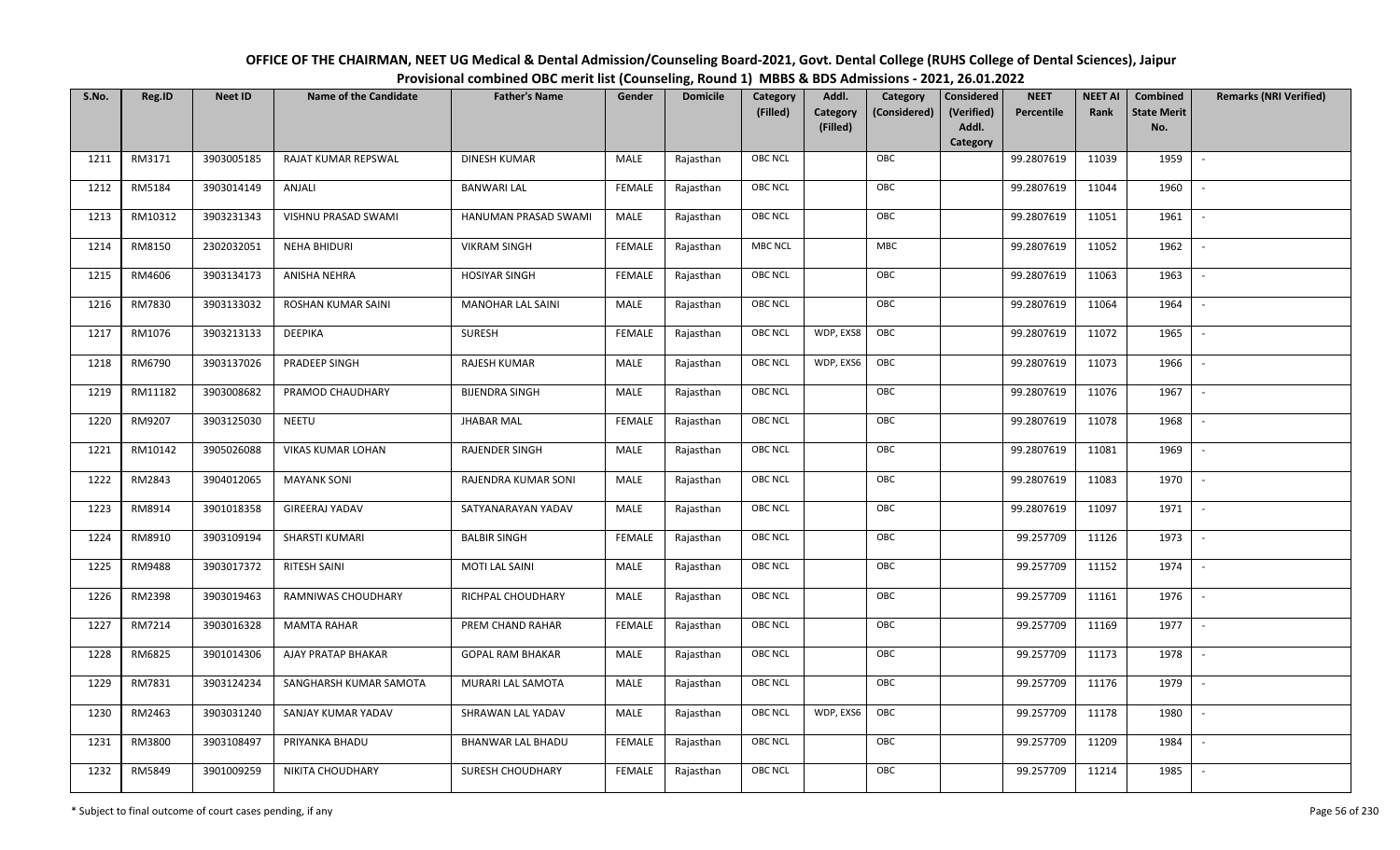# OFFICE OF THE CHAIRMAN, NEET UG Medical & Dental Admission/Counseling Board-2021, Govt. Dental College (RUHS College of Dental Sciences), Jaipur

## Provisional combined OBC merit list (Counseling, Round 1) MBBS & BDS Admissions - 2021, 26.01.2022

| S.No. | Reg.ID | Neet ID | Name of the Candidate | Father's Name | Gender | Domicile | Category (Filled) | Addl. Category (Filled) | Category (Considered) | Considered (Verified) Addl. Category | NEET Percentile | NEET AI Rank | Combined State Merit No. | Remarks (NRI Verified) |
|---|---|---|---|---|---|---|---|---|---|---|---|---|---|---|
| 1211 | RM3171 | 3903005185 | RAJAT KUMAR REPSWAL | DINESH KUMAR | MALE | Rajasthan | OBC NCL | | OBC | | 99.2807619 | 11039 | 1959 | - |
| 1212 | RM5184 | 3903014149 | ANJALI | BANWARI LAL | FEMALE | Rajasthan | OBC NCL | | OBC | | 99.2807619 | 11044 | 1960 | - |
| 1213 | RM10312 | 3903231343 | VISHNU PRASAD SWAMI | HANUMAN PRASAD SWAMI | MALE | Rajasthan | OBC NCL | | OBC | | 99.2807619 | 11051 | 1961 | - |
| 1214 | RM8150 | 2302032051 | NEHA BHIDURI | VIKRAM SINGH | FEMALE | Rajasthan | MBC NCL | | MBC | | 99.2807619 | 11052 | 1962 | - |
| 1215 | RM4606 | 3903134173 | ANISHA NEHRA | HOSIYAR SINGH | FEMALE | Rajasthan | OBC NCL | | OBC | | 99.2807619 | 11063 | 1963 | - |
| 1216 | RM7830 | 3903133032 | ROSHAN KUMAR SAINI | MANOHAR LAL SAINI | MALE | Rajasthan | OBC NCL | | OBC | | 99.2807619 | 11064 | 1964 | - |
| 1217 | RM1076 | 3903213133 | DEEPIKA | SURESH | FEMALE | Rajasthan | OBC NCL | WDP, EXS8 | OBC | | 99.2807619 | 11072 | 1965 | - |
| 1218 | RM6790 | 3903137026 | PRADEEP SINGH | RAJESH KUMAR | MALE | Rajasthan | OBC NCL | WDP, EXS6 | OBC | | 99.2807619 | 11073 | 1966 | - |
| 1219 | RM11182 | 3903008682 | PRAMOD CHAUDHARY | BIJENDRA SINGH | MALE | Rajasthan | OBC NCL | | OBC | | 99.2807619 | 11076 | 1967 | - |
| 1220 | RM9207 | 3903125030 | NEETU | JHABAR MAL | FEMALE | Rajasthan | OBC NCL | | OBC | | 99.2807619 | 11078 | 1968 | - |
| 1221 | RM10142 | 3905026088 | VIKAS KUMAR LOHAN | RAJENDER SINGH | MALE | Rajasthan | OBC NCL | | OBC | | 99.2807619 | 11081 | 1969 | - |
| 1222 | RM2843 | 3904012065 | MAYANK SONI | RAJENDRA KUMAR SONI | MALE | Rajasthan | OBC NCL | | OBC | | 99.2807619 | 11083 | 1970 | - |
| 1223 | RM8914 | 3901018358 | GIREERAJ YADAV | SATYANARAYAN YADAV | MALE | Rajasthan | OBC NCL | | OBC | | 99.2807619 | 11097 | 1971 | - |
| 1224 | RM8910 | 3903109194 | SHARSTI KUMARI | BALBIR SINGH | FEMALE | Rajasthan | OBC NCL | | OBC | | 99.257709 | 11126 | 1973 | - |
| 1225 | RM9488 | 3903017372 | RITESH SAINI | MOTI LAL SAINI | MALE | Rajasthan | OBC NCL | | OBC | | 99.257709 | 11152 | 1974 | - |
| 1226 | RM2398 | 3903019463 | RAMNIWAS CHOUDHARY | RICHPAL CHOUDHARY | MALE | Rajasthan | OBC NCL | | OBC | | 99.257709 | 11161 | 1976 | - |
| 1227 | RM7214 | 3903016328 | MAMTA RAHAR | PREM CHAND RAHAR | FEMALE | Rajasthan | OBC NCL | | OBC | | 99.257709 | 11169 | 1977 | - |
| 1228 | RM6825 | 3901014306 | AJAY PRATAP BHAKAR | GOPAL RAM BHAKAR | MALE | Rajasthan | OBC NCL | | OBC | | 99.257709 | 11173 | 1978 | - |
| 1229 | RM7831 | 3903124234 | SANGHARSH KUMAR SAMOTA | MURARI LAL SAMOTA | MALE | Rajasthan | OBC NCL | | OBC | | 99.257709 | 11176 | 1979 | - |
| 1230 | RM2463 | 3903031240 | SANJAY KUMAR YADAV | SHRAWAN LAL YADAV | MALE | Rajasthan | OBC NCL | WDP, EXS6 | OBC | | 99.257709 | 11178 | 1980 | - |
| 1231 | RM3800 | 3903108497 | PRIYANKA BHADU | BHANWAR LAL BHADU | FEMALE | Rajasthan | OBC NCL | | OBC | | 99.257709 | 11209 | 1984 | - |
| 1232 | RM5849 | 3901009259 | NIKITA CHOUDHARY | SURESH CHOUDHARY | FEMALE | Rajasthan | OBC NCL | | OBC | | 99.257709 | 11214 | 1985 | - |

\* Subject to final outcome of court cases pending, if any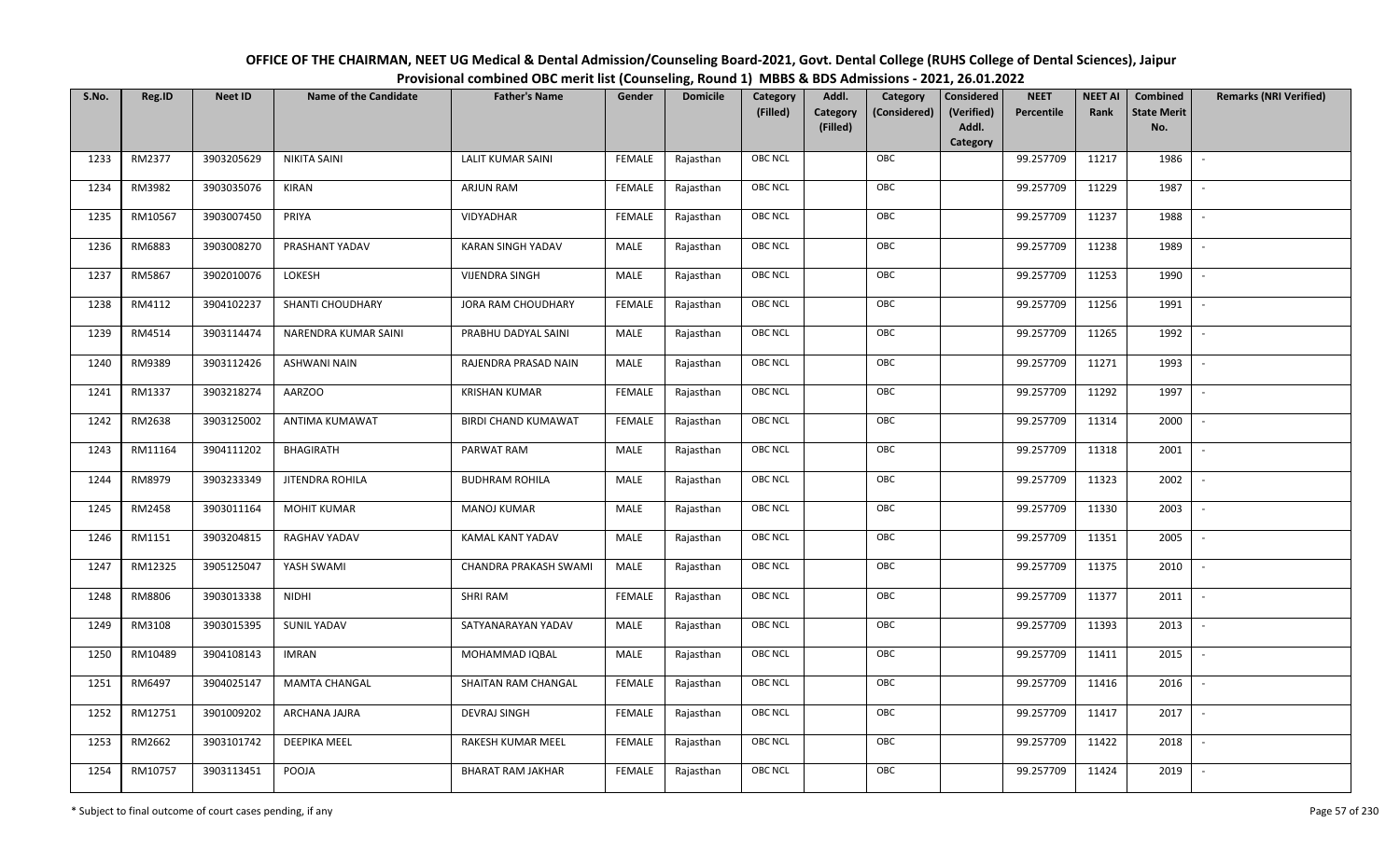# OFFICE OF THE CHAIRMAN, NEET UG Medical & Dental Admission/Counseling Board-2021, Govt. Dental College (RUHS College of Dental Sciences), Jaipur

## Provisional combined OBC merit list (Counseling, Round 1) MBBS & BDS Admissions - 2021, 26.01.2022

| S.No. | Reg.ID | Neet ID | Name of the Candidate | Father's Name | Gender | Domicile | Category (Filled) | Addl. Category (Filled) | Category (Considered) | Considered (Verified) Addl. Category | NEET Percentile | NEET AI Rank | Combined State Merit No. | Remarks (NRI Verified) |
|---|---|---|---|---|---|---|---|---|---|---|---|---|---|---|
| 1233 | RM2377 | 3903205629 | NIKITA SAINI | LALIT KUMAR SAINI | FEMALE | Rajasthan | OBC NCL | | OBC | | 99.257709 | 11217 | 1986 | - |
| 1234 | RM3982 | 3903035076 | KIRAN | ARJUN RAM | FEMALE | Rajasthan | OBC NCL | | OBC | | 99.257709 | 11229 | 1987 | - |
| 1235 | RM10567 | 3903007450 | PRIYA | VIDYADHAR | FEMALE | Rajasthan | OBC NCL | | OBC | | 99.257709 | 11237 | 1988 | - |
| 1236 | RM6883 | 3903008270 | PRASHANT YADAV | KARAN SINGH YADAV | MALE | Rajasthan | OBC NCL | | OBC | | 99.257709 | 11238 | 1989 | - |
| 1237 | RM5867 | 3902010076 | LOKESH | VIJENDRA SINGH | MALE | Rajasthan | OBC NCL | | OBC | | 99.257709 | 11253 | 1990 | - |
| 1238 | RM4112 | 3904102237 | SHANTI CHOUDHARY | JORA RAM CHOUDHARY | FEMALE | Rajasthan | OBC NCL | | OBC | | 99.257709 | 11256 | 1991 | - |
| 1239 | RM4514 | 3903114474 | NARENDRA KUMAR SAINI | PRABHU DADYAL SAINI | MALE | Rajasthan | OBC NCL | | OBC | | 99.257709 | 11265 | 1992 | - |
| 1240 | RM9389 | 3903112426 | ASHWANI NAIN | RAJENDRA PRASAD NAIN | MALE | Rajasthan | OBC NCL | | OBC | | 99.257709 | 11271 | 1993 | - |
| 1241 | RM1337 | 3903218274 | AARZOO | KRISHAN KUMAR | FEMALE | Rajasthan | OBC NCL | | OBC | | 99.257709 | 11292 | 1997 | - |
| 1242 | RM2638 | 3903125002 | ANTIMA KUMAWAT | BIRDI CHAND KUMAWAT | FEMALE | Rajasthan | OBC NCL | | OBC | | 99.257709 | 11314 | 2000 | - |
| 1243 | RM11164 | 3904111202 | BHAGIRATH | PARWAT RAM | MALE | Rajasthan | OBC NCL | | OBC | | 99.257709 | 11318 | 2001 | - |
| 1244 | RM8979 | 3903233349 | JITENDRA ROHILA | BUDHRAM ROHILA | MALE | Rajasthan | OBC NCL | | OBC | | 99.257709 | 11323 | 2002 | - |
| 1245 | RM2458 | 3903011164 | MOHIT KUMAR | MANOJ KUMAR | MALE | Rajasthan | OBC NCL | | OBC | | 99.257709 | 11330 | 2003 | - |
| 1246 | RM1151 | 3903204815 | RAGHAV YADAV | KAMAL KANT YADAV | MALE | Rajasthan | OBC NCL | | OBC | | 99.257709 | 11351 | 2005 | - |
| 1247 | RM12325 | 3905125047 | YASH SWAMI | CHANDRA PRAKASH SWAMI | MALE | Rajasthan | OBC NCL | | OBC | | 99.257709 | 11375 | 2010 | - |
| 1248 | RM8806 | 3903013338 | NIDHI | SHRI RAM | FEMALE | Rajasthan | OBC NCL | | OBC | | 99.257709 | 11377 | 2011 | - |
| 1249 | RM3108 | 3903015395 | SUNIL YADAV | SATYANARAYAN YADAV | MALE | Rajasthan | OBC NCL | | OBC | | 99.257709 | 11393 | 2013 | - |
| 1250 | RM10489 | 3904108143 | IMRAN | MOHAMMAD IQBAL | MALE | Rajasthan | OBC NCL | | OBC | | 99.257709 | 11411 | 2015 | - |
| 1251 | RM6497 | 3904025147 | MAMTA CHANGAL | SHAITAN RAM CHANGAL | FEMALE | Rajasthan | OBC NCL | | OBC | | 99.257709 | 11416 | 2016 | - |
| 1252 | RM12751 | 3901009202 | ARCHANA JAJRA | DEVRAJ SINGH | FEMALE | Rajasthan | OBC NCL | | OBC | | 99.257709 | 11417 | 2017 | - |
| 1253 | RM2662 | 3903101742 | DEEPIKA MEEL | RAKESH KUMAR MEEL | FEMALE | Rajasthan | OBC NCL | | OBC | | 99.257709 | 11422 | 2018 | - |
| 1254 | RM10757 | 3903113451 | POOJA | BHARAT RAM JAKHAR | FEMALE | Rajasthan | OBC NCL | | OBC | | 99.257709 | 11424 | 2019 | - |

\* Subject to final outcome of court cases pending, if any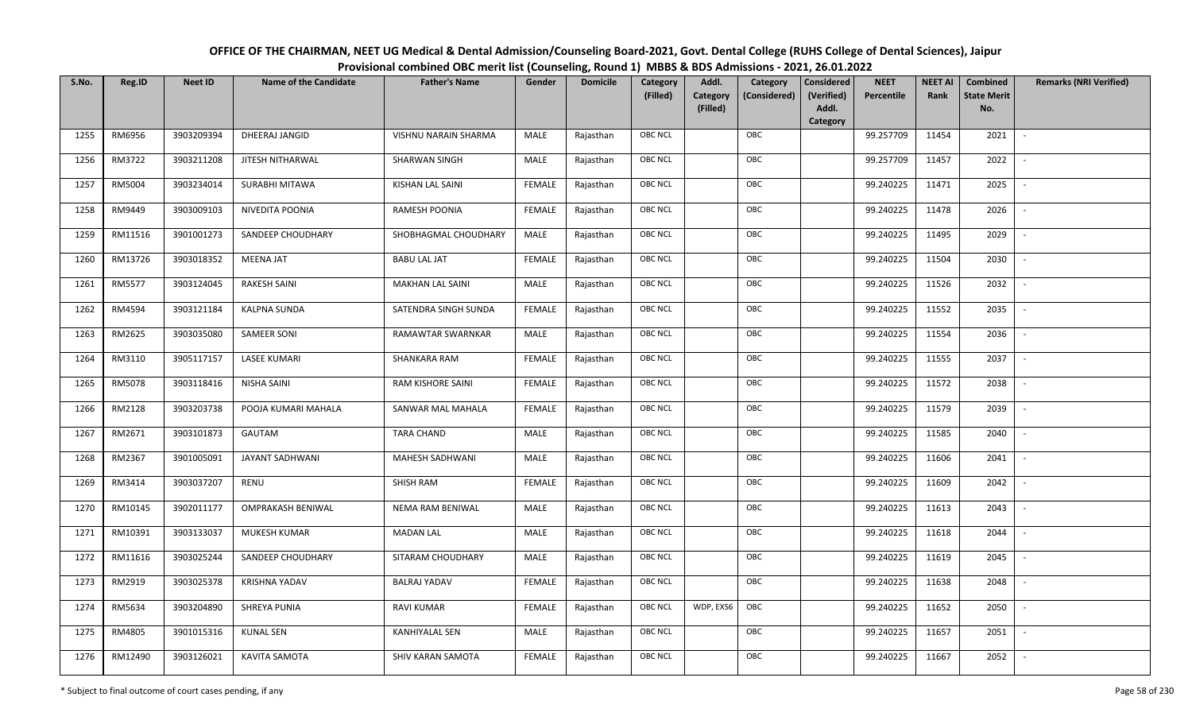# OFFICE OF THE CHAIRMAN, NEET UG Medical & Dental Admission/Counseling Board-2021, Govt. Dental College (RUHS College of Dental Sciences), Jaipur

## Provisional combined OBC merit list (Counseling, Round 1) MBBS & BDS Admissions - 2021, 26.01.2022

| S.No. | Reg.ID | Neet ID | Name of the Candidate | Father's Name | Gender | Domicile | Category (Filled) | Addl. Category (Filled) | Category (Considered) | Considered (Verified) Addl. Category | NEET Percentile | NEET AI Rank | Combined State Merit No. | Remarks (NRI Verified) |
|---|---|---|---|---|---|---|---|---|---|---|---|---|---|---|
| 1255 | RM6956 | 3903209394 | DHEERAJ JANGID | VISHNU NARAIN SHARMA | MALE | Rajasthan | OBC NCL | | OBC | | 99.257709 | 11454 | 2021 | - |
| 1256 | RM3722 | 3903211208 | JITESH NITHARWAL | SHARWAN SINGH | MALE | Rajasthan | OBC NCL | | OBC | | 99.257709 | 11457 | 2022 | - |
| 1257 | RM5004 | 3903234014 | SURABHI MITAWA | KISHAN LAL SAINI | FEMALE | Rajasthan | OBC NCL | | OBC | | 99.240225 | 11471 | 2025 | - |
| 1258 | RM9449 | 3903009103 | NIVEDITA POONIA | RAMESH POONIA | FEMALE | Rajasthan | OBC NCL | | OBC | | 99.240225 | 11478 | 2026 | - |
| 1259 | RM11516 | 3901001273 | SANDEEP CHOUDHARY | SHOBHAGMAL CHOUDHARY | MALE | Rajasthan | OBC NCL | | OBC | | 99.240225 | 11495 | 2029 | - |
| 1260 | RM13726 | 3903018352 | MEENA JAT | BABU LAL JAT | FEMALE | Rajasthan | OBC NCL | | OBC | | 99.240225 | 11504 | 2030 | - |
| 1261 | RM5577 | 3903124045 | RAKESH SAINI | MAKHAN LAL SAINI | MALE | Rajasthan | OBC NCL | | OBC | | 99.240225 | 11526 | 2032 | - |
| 1262 | RM4594 | 3903121184 | KALPNA SUNDA | SATENDRA SINGH SUNDA | FEMALE | Rajasthan | OBC NCL | | OBC | | 99.240225 | 11552 | 2035 | - |
| 1263 | RM2625 | 3903035080 | SAMEER SONI | RAMAWTAR SWARNKAR | MALE | Rajasthan | OBC NCL | | OBC | | 99.240225 | 11554 | 2036 | - |
| 1264 | RM3110 | 3905117157 | LASEE KUMARI | SHANKARA RAM | FEMALE | Rajasthan | OBC NCL | | OBC | | 99.240225 | 11555 | 2037 | - |
| 1265 | RM5078 | 3903118416 | NISHA SAINI | RAM KISHORE SAINI | FEMALE | Rajasthan | OBC NCL | | OBC | | 99.240225 | 11572 | 2038 | - |
| 1266 | RM2128 | 3903203738 | POOJA KUMARI MAHALA | SANWAR MAL MAHALA | FEMALE | Rajasthan | OBC NCL | | OBC | | 99.240225 | 11579 | 2039 | - |
| 1267 | RM2671 | 3903101873 | GAUTAM | TARA CHAND | MALE | Rajasthan | OBC NCL | | OBC | | 99.240225 | 11585 | 2040 | - |
| 1268 | RM2367 | 3901005091 | JAYANT SADHWANI | MAHESH SADHWANI | MALE | Rajasthan | OBC NCL | | OBC | | 99.240225 | 11606 | 2041 | - |
| 1269 | RM3414 | 3903037207 | RENU | SHISH RAM | FEMALE | Rajasthan | OBC NCL | | OBC | | 99.240225 | 11609 | 2042 | - |
| 1270 | RM10145 | 3902011177 | OMPRAKASH BENIWAL | NEMA RAM BENIWAL | MALE | Rajasthan | OBC NCL | | OBC | | 99.240225 | 11613 | 2043 | - |
| 1271 | RM10391 | 3903133037 | MUKESH KUMAR | MADAN LAL | MALE | Rajasthan | OBC NCL | | OBC | | 99.240225 | 11618 | 2044 | - |
| 1272 | RM11616 | 3903025244 | SANDEEP CHOUDHARY | SITARAM CHOUDHARY | MALE | Rajasthan | OBC NCL | | OBC | | 99.240225 | 11619 | 2045 | - |
| 1273 | RM2919 | 3903025378 | KRISHNA YADAV | BALRAJ YADAV | FEMALE | Rajasthan | OBC NCL | | OBC | | 99.240225 | 11638 | 2048 | - |
| 1274 | RM5634 | 3903204890 | SHREYA PUNIA | RAVI KUMAR | FEMALE | Rajasthan | OBC NCL | WDP, EXS6 | OBC | | 99.240225 | 11652 | 2050 | - |
| 1275 | RM4805 | 3901015316 | KUNAL SEN | KANHIYALAL SEN | MALE | Rajasthan | OBC NCL | | OBC | | 99.240225 | 11657 | 2051 | - |
| 1276 | RM12490 | 3903126021 | KAVITA SAMOTA | SHIV KARAN SAMOTA | FEMALE | Rajasthan | OBC NCL | | OBC | | 99.240225 | 11667 | 2052 | - |

\* Subject to final outcome of court cases pending, if any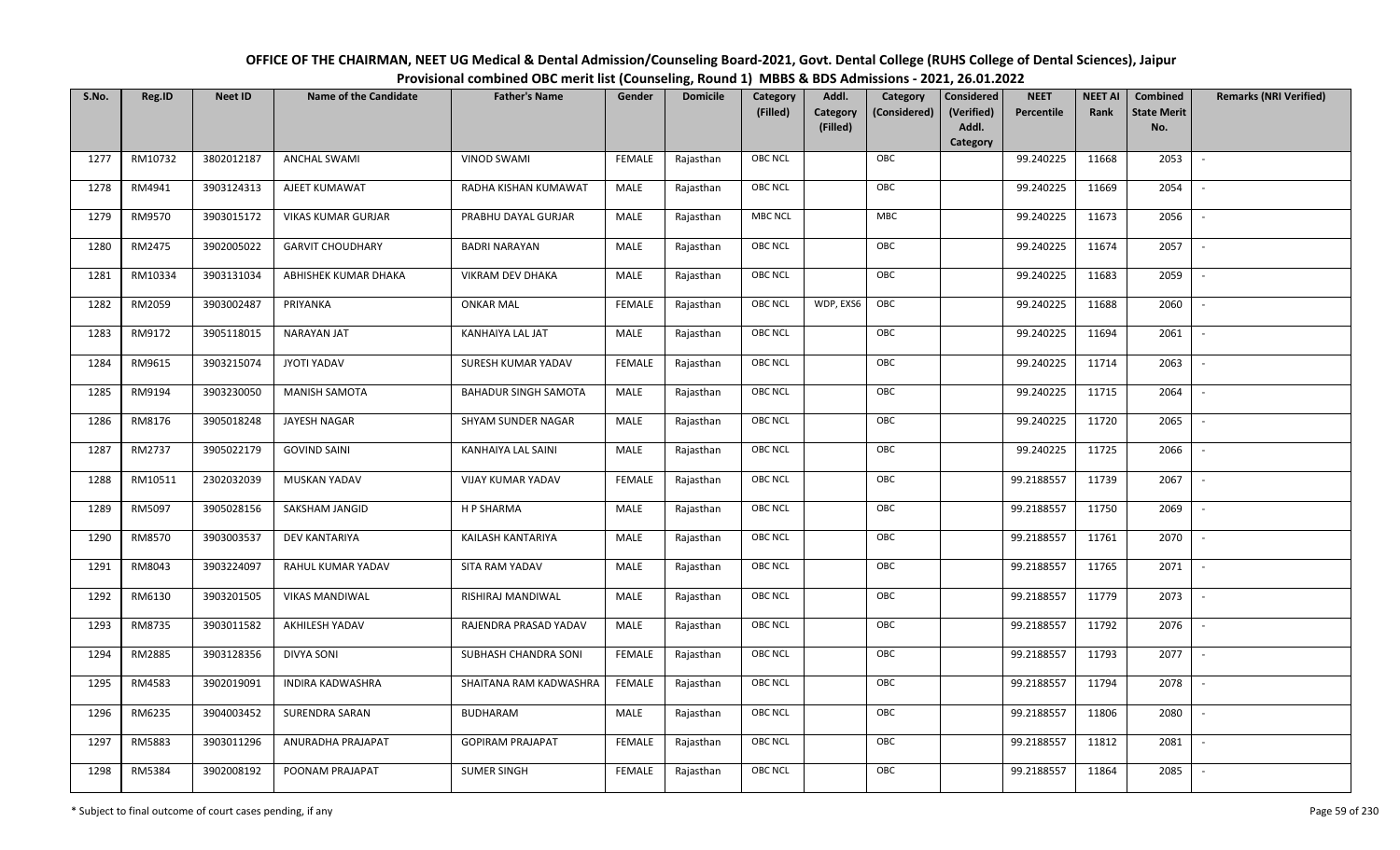# OFFICE OF THE CHAIRMAN, NEET UG Medical & Dental Admission/Counseling Board-2021, Govt. Dental College (RUHS College of Dental Sciences), Jaipur

## Provisional combined OBC merit list (Counseling, Round 1) MBBS & BDS Admissions - 2021, 26.01.2022

| S.No. | Reg.ID | Neet ID | Name of the Candidate | Father's Name | Gender | Domicile | Category (Filled) | Addl. Category (Filled) | Category (Considered) | Considered (Verified) Addl. Category | NEET Percentile | NEET AI Rank | Combined State Merit No. | Remarks (NRI Verified) |
|---|---|---|---|---|---|---|---|---|---|---|---|---|---|---|
| 1277 | RM10732 | 3802012187 | ANCHAL SWAMI | VINOD SWAMI | FEMALE | Rajasthan | OBC NCL | | OBC | | 99.240225 | 11668 | 2053 | - |
| 1278 | RM4941 | 3903124313 | AJEET KUMAWAT | RADHA KISHAN KUMAWAT | MALE | Rajasthan | OBC NCL | | OBC | | 99.240225 | 11669 | 2054 | - |
| 1279 | RM9570 | 3903015172 | VIKAS KUMAR GURJAR | PRABHU DAYAL GURJAR | MALE | Rajasthan | MBC NCL | | MBC | | 99.240225 | 11673 | 2056 | - |
| 1280 | RM2475 | 3902005022 | GARVIT CHOUDHARY | BADRI NARAYAN | MALE | Rajasthan | OBC NCL | | OBC | | 99.240225 | 11674 | 2057 | - |
| 1281 | RM10334 | 3903131034 | ABHISHEK KUMAR DHAKA | VIKRAM DEV DHAKA | MALE | Rajasthan | OBC NCL | | OBC | | 99.240225 | 11683 | 2059 | - |
| 1282 | RM2059 | 3903002487 | PRIYANKA | ONKAR MAL | FEMALE | Rajasthan | OBC NCL | WDP, EXS6 | OBC | | 99.240225 | 11688 | 2060 | - |
| 1283 | RM9172 | 3905118015 | NARAYAN JAT | KANHAIYA LAL JAT | MALE | Rajasthan | OBC NCL | | OBC | | 99.240225 | 11694 | 2061 | - |
| 1284 | RM9615 | 3903215074 | JYOTI YADAV | SURESH KUMAR YADAV | FEMALE | Rajasthan | OBC NCL | | OBC | | 99.240225 | 11714 | 2063 | - |
| 1285 | RM9194 | 3903230050 | MANISH SAMOTA | BAHADUR SINGH SAMOTA | MALE | Rajasthan | OBC NCL | | OBC | | 99.240225 | 11715 | 2064 | - |
| 1286 | RM8176 | 3905018248 | JAYESH NAGAR | SHYAM SUNDER NAGAR | MALE | Rajasthan | OBC NCL | | OBC | | 99.240225 | 11720 | 2065 | - |
| 1287 | RM2737 | 3905022179 | GOVIND SAINI | KANHAIYA LAL SAINI | MALE | Rajasthan | OBC NCL | | OBC | | 99.240225 | 11725 | 2066 | - |
| 1288 | RM10511 | 2302032039 | MUSKAN YADAV | VIJAY KUMAR YADAV | FEMALE | Rajasthan | OBC NCL | | OBC | | 99.2188557 | 11739 | 2067 | - |
| 1289 | RM5097 | 3905028156 | SAKSHAM JANGID | H P SHARMA | MALE | Rajasthan | OBC NCL | | OBC | | 99.2188557 | 11750 | 2069 | - |
| 1290 | RM8570 | 3903003537 | DEV KANTARIYA | KAILASH KANTARIYA | MALE | Rajasthan | OBC NCL | | OBC | | 99.2188557 | 11761 | 2070 | - |
| 1291 | RM8043 | 3903224097 | RAHUL KUMAR YADAV | SITA RAM YADAV | MALE | Rajasthan | OBC NCL | | OBC | | 99.2188557 | 11765 | 2071 | - |
| 1292 | RM6130 | 3903201505 | VIKAS MANDIWAL | RISHIRAJ MANDIWAL | MALE | Rajasthan | OBC NCL | | OBC | | 99.2188557 | 11779 | 2073 | - |
| 1293 | RM8735 | 3903011582 | AKHILESH YADAV | RAJENDRA PRASAD YADAV | MALE | Rajasthan | OBC NCL | | OBC | | 99.2188557 | 11792 | 2076 | - |
| 1294 | RM2885 | 3903128356 | DIVYA SONI | SUBHASH CHANDRA SONI | FEMALE | Rajasthan | OBC NCL | | OBC | | 99.2188557 | 11793 | 2077 | - |
| 1295 | RM4583 | 3902019091 | INDIRA KADWASHRA | SHAITANA RAM KADWASHRA | FEMALE | Rajasthan | OBC NCL | | OBC | | 99.2188557 | 11794 | 2078 | - |
| 1296 | RM6235 | 3904003452 | SURENDRA SARAN | BUDHARAM | MALE | Rajasthan | OBC NCL | | OBC | | 99.2188557 | 11806 | 2080 | - |
| 1297 | RM5883 | 3903011296 | ANURADHA PRAJAPAT | GOPIRAM PRAJAPAT | FEMALE | Rajasthan | OBC NCL | | OBC | | 99.2188557 | 11812 | 2081 | - |
| 1298 | RM5384 | 3902008192 | POONAM PRAJAPAT | SUMER SINGH | FEMALE | Rajasthan | OBC NCL | | OBC | | 99.2188557 | 11864 | 2085 | - |

\* Subject to final outcome of court cases pending, if any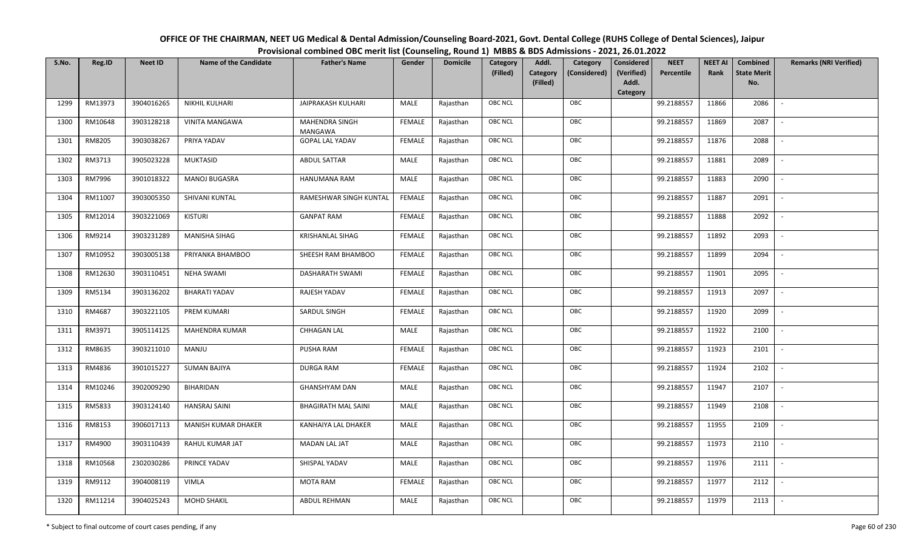OFFICE OF THE CHAIRMAN, NEET UG Medical & Dental Admission/Counseling Board-2021, Govt. Dental College (RUHS College of Dental Sciences), Jaipur
Provisional combined OBC merit list (Counseling, Round 1) MBBS & BDS Admissions - 2021, 26.01.2022

| S.No. | Reg.ID | Neet ID | Name of the Candidate | Father's Name | Gender | Domicile | Category (Filled) | Addl. Category (Filled) | Category (Considered) | Considered (Verified) Addl. Category | NEET Percentile | NEET AI Rank | Combined State Merit No. | Remarks (NRI Verified) |
|---|---|---|---|---|---|---|---|---|---|---|---|---|---|---|
| 1299 | RM13973 | 3904016265 | NIKHIL KULHARI | JAIPRAKASH KULHARI | MALE | Rajasthan | OBC NCL | | OBC | | 99.2188557 | 11866 | 2086 | - |
| 1300 | RM10648 | 3903128218 | VINITA MANGAWA | MAHENDRA SINGH MANGAWA | FEMALE | Rajasthan | OBC NCL | | OBC | | 99.2188557 | 11869 | 2087 | - |
| 1301 | RM8205 | 3903038267 | PRIYA YADAV | GOPAL LAL YADAV | FEMALE | Rajasthan | OBC NCL | | OBC | | 99.2188557 | 11876 | 2088 | - |
| 1302 | RM3713 | 3905023228 | MUKTASID | ABDUL SATTAR | MALE | Rajasthan | OBC NCL | | OBC | | 99.2188557 | 11881 | 2089 | - |
| 1303 | RM7996 | 3901018322 | MANOJ BUGASRA | HANUMANA RAM | MALE | Rajasthan | OBC NCL | | OBC | | 99.2188557 | 11883 | 2090 | - |
| 1304 | RM11007 | 3903005350 | SHIVANI KUNTAL | RAMESHWAR SINGH KUNTAL | FEMALE | Rajasthan | OBC NCL | | OBC | | 99.2188557 | 11887 | 2091 | - |
| 1305 | RM12014 | 3903221069 | KISTURI | GANPAT RAM | FEMALE | Rajasthan | OBC NCL | | OBC | | 99.2188557 | 11888 | 2092 | - |
| 1306 | RM9214 | 3903231289 | MANISHA SIHAG | KRISHANLAL SIHAG | FEMALE | Rajasthan | OBC NCL | | OBC | | 99.2188557 | 11892 | 2093 | - |
| 1307 | RM10952 | 3903005138 | PRIYANKA BHAMBOO | SHEESH RAM BHAMBOO | FEMALE | Rajasthan | OBC NCL | | OBC | | 99.2188557 | 11899 | 2094 | - |
| 1308 | RM12630 | 3903110451 | NEHA SWAMI | DASHARATH SWAMI | FEMALE | Rajasthan | OBC NCL | | OBC | | 99.2188557 | 11901 | 2095 | - |
| 1309 | RM5134 | 3903136202 | BHARATI YADAV | RAJESH YADAV | FEMALE | Rajasthan | OBC NCL | | OBC | | 99.2188557 | 11913 | 2097 | - |
| 1310 | RM4687 | 3903221105 | PREM KUMARI | SARDUL SINGH | FEMALE | Rajasthan | OBC NCL | | OBC | | 99.2188557 | 11920 | 2099 | - |
| 1311 | RM3971 | 3905114125 | MAHENDRA KUMAR | CHHAGAN LAL | MALE | Rajasthan | OBC NCL | | OBC | | 99.2188557 | 11922 | 2100 | - |
| 1312 | RM8635 | 3903211010 | MANJU | PUSHA RAM | FEMALE | Rajasthan | OBC NCL | | OBC | | 99.2188557 | 11923 | 2101 | - |
| 1313 | RM4836 | 3901015227 | SUMAN BAJIYA | DURGA RAM | FEMALE | Rajasthan | OBC NCL | | OBC | | 99.2188557 | 11924 | 2102 | - |
| 1314 | RM10246 | 3902009290 | BIHARIDAN | GHANSHYAM DAN | MALE | Rajasthan | OBC NCL | | OBC | | 99.2188557 | 11947 | 2107 | - |
| 1315 | RM5833 | 3903124140 | HANSRAJ SAINI | BHAGIRATH MAL SAINI | MALE | Rajasthan | OBC NCL | | OBC | | 99.2188557 | 11949 | 2108 | - |
| 1316 | RM8153 | 3906017113 | MANISH KUMAR DHAKER | KANHAIYA LAL DHAKER | MALE | Rajasthan | OBC NCL | | OBC | | 99.2188557 | 11955 | 2109 | - |
| 1317 | RM4900 | 3903110439 | RAHUL KUMAR JAT | MADAN LAL JAT | MALE | Rajasthan | OBC NCL | | OBC | | 99.2188557 | 11973 | 2110 | - |
| 1318 | RM10568 | 2302030286 | PRINCE YADAV | SHISPAL YADAV | MALE | Rajasthan | OBC NCL | | OBC | | 99.2188557 | 11976 | 2111 | - |
| 1319 | RM9112 | 3904008119 | VIMLA | MOTA RAM | FEMALE | Rajasthan | OBC NCL | | OBC | | 99.2188557 | 11977 | 2112 | - |
| 1320 | RM11214 | 3904025243 | MOHD SHAKIL | ABDUL REHMAN | MALE | Rajasthan | OBC NCL | | OBC | | 99.2188557 | 11979 | 2113 | - |

\* Subject to final outcome of court cases pending, if any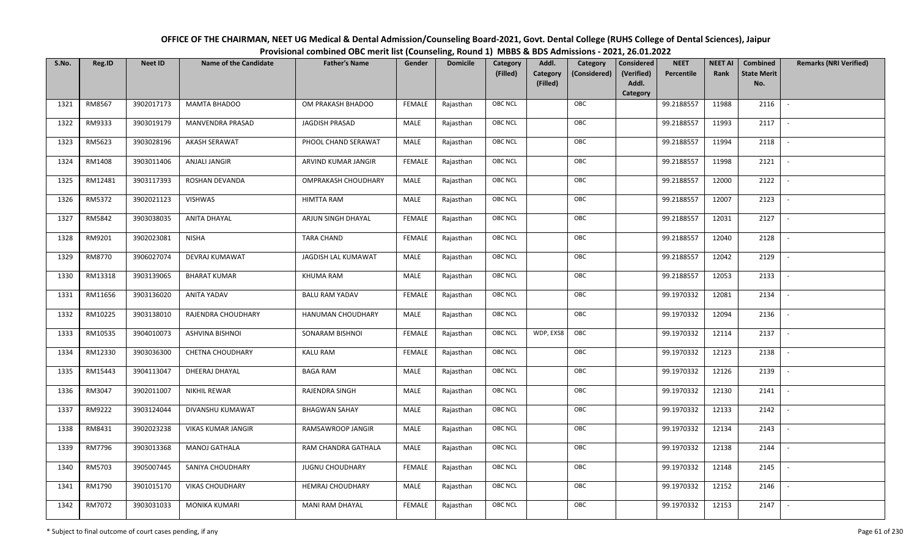# OFFICE OF THE CHAIRMAN, NEET UG Medical & Dental Admission/Counseling Board-2021, Govt. Dental College (RUHS College of Dental Sciences), Jaipur

## Provisional combined OBC merit list (Counseling, Round 1) MBBS & BDS Admissions - 2021, 26.01.2022

| S.No. | Reg.ID | Neet ID | Name of the Candidate | Father's Name | Gender | Domicile | Category (Filled) | Addl. Category (Filled) | Category (Considered) | Considered (Verified) Addl. Category | NEET Percentile | NEET AI Rank | Combined State Merit No. | Remarks (NRI Verified) |
|---|---|---|---|---|---|---|---|---|---|---|---|---|---|---|
| 1321 | RM8567 | 3902017173 | MAMTA BHADOO | OM PRAKASH BHADOO | FEMALE | Rajasthan | OBC NCL | | OBC | | 99.2188557 | 11988 | 2116 | - |
| 1322 | RM9333 | 3903019179 | MANVENDRA PRASAD | JAGDISH PRASAD | MALE | Rajasthan | OBC NCL | | OBC | | 99.2188557 | 11993 | 2117 | - |
| 1323 | RM5623 | 3903028196 | AKASH SERAWAT | PHOOL CHAND SERAWAT | MALE | Rajasthan | OBC NCL | | OBC | | 99.2188557 | 11994 | 2118 | - |
| 1324 | RM1408 | 3903011406 | ANJALI JANGIR | ARVIND KUMAR JANGIR | FEMALE | Rajasthan | OBC NCL | | OBC | | 99.2188557 | 11998 | 2121 | - |
| 1325 | RM12481 | 3903117393 | ROSHAN DEVANDA | OMPRAKASH CHOUDHARY | MALE | Rajasthan | OBC NCL | | OBC | | 99.2188557 | 12000 | 2122 | - |
| 1326 | RM5372 | 3902021123 | VISHWAS | HIMTTA RAM | MALE | Rajasthan | OBC NCL | | OBC | | 99.2188557 | 12007 | 2123 | - |
| 1327 | RM5842 | 3903038035 | ANITA DHAYAL | ARJUN SINGH DHAYAL | FEMALE | Rajasthan | OBC NCL | | OBC | | 99.2188557 | 12031 | 2127 | - |
| 1328 | RM9201 | 3902023081 | NISHA | TARA CHAND | FEMALE | Rajasthan | OBC NCL | | OBC | | 99.2188557 | 12040 | 2128 | - |
| 1329 | RM8770 | 3906027074 | DEVRAJ KUMAWAT | JAGDISH LAL KUMAWAT | MALE | Rajasthan | OBC NCL | | OBC | | 99.2188557 | 12042 | 2129 | - |
| 1330 | RM13318 | 3903139065 | BHARAT KUMAR | KHUMA RAM | MALE | Rajasthan | OBC NCL | | OBC | | 99.2188557 | 12053 | 2133 | - |
| 1331 | RM11656 | 3903136020 | ANITA YADAV | BALU RAM YADAV | FEMALE | Rajasthan | OBC NCL | | OBC | | 99.1970332 | 12081 | 2134 | - |
| 1332 | RM10225 | 3903138010 | RAJENDRA CHOUDHARY | HANUMAN CHOUDHARY | MALE | Rajasthan | OBC NCL | | OBC | | 99.1970332 | 12094 | 2136 | - |
| 1333 | RM10535 | 3904010073 | ASHVINA BISHNOI | SONARAM BISHNOI | FEMALE | Rajasthan | OBC NCL | WDP, EXS8 | OBC | | 99.1970332 | 12114 | 2137 | - |
| 1334 | RM12330 | 3903036300 | CHETNA CHOUDHARY | KALU RAM | FEMALE | Rajasthan | OBC NCL | | OBC | | 99.1970332 | 12123 | 2138 | - |
| 1335 | RM15443 | 3904113047 | DHEERAJ DHAYAL | BAGA RAM | MALE | Rajasthan | OBC NCL | | OBC | | 99.1970332 | 12126 | 2139 | - |
| 1336 | RM3047 | 3902011007 | NIKHIL REWAR | RAJENDRA SINGH | MALE | Rajasthan | OBC NCL | | OBC | | 99.1970332 | 12130 | 2141 | - |
| 1337 | RM9222 | 3903124044 | DIVANSHU KUMAWAT | BHAGWAN SAHAY | MALE | Rajasthan | OBC NCL | | OBC | | 99.1970332 | 12133 | 2142 | - |
| 1338 | RM8431 | 3902023238 | VIKAS KUMAR JANGIR | RAMSAWROOP JANGIR | MALE | Rajasthan | OBC NCL | | OBC | | 99.1970332 | 12134 | 2143 | - |
| 1339 | RM7796 | 3903013368 | MANOJ GATHALA | RAM CHANDRA GATHALA | MALE | Rajasthan | OBC NCL | | OBC | | 99.1970332 | 12138 | 2144 | - |
| 1340 | RM5703 | 3905007445 | SANIYA CHOUDHARY | JUGNU CHOUDHARY | FEMALE | Rajasthan | OBC NCL | | OBC | | 99.1970332 | 12148 | 2145 | - |
| 1341 | RM1790 | 3901015170 | VIKAS CHOUDHARY | HEMRAJ CHOUDHARY | MALE | Rajasthan | OBC NCL | | OBC | | 99.1970332 | 12152 | 2146 | - |
| 1342 | RM7072 | 3903031033 | MONIKA KUMARI | MANI RAM DHAYAL | FEMALE | Rajasthan | OBC NCL | | OBC | | 99.1970332 | 12153 | 2147 | - |

\* Subject to final outcome of court cases pending, if any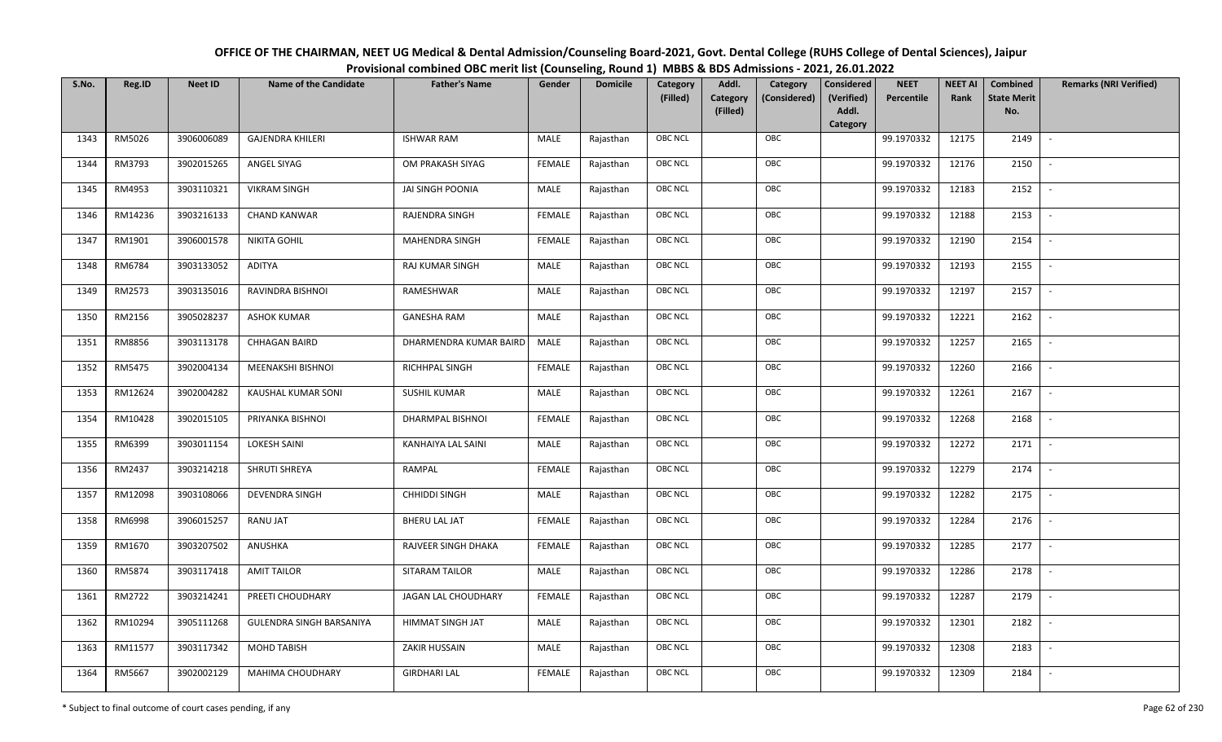# OFFICE OF THE CHAIRMAN, NEET UG Medical & Dental Admission/Counseling Board-2021, Govt. Dental College (RUHS College of Dental Sciences), Jaipur

## Provisional combined OBC merit list (Counseling, Round 1) MBBS & BDS Admissions - 2021, 26.01.2022

| S.No. | Reg.ID | Neet ID | Name of the Candidate | Father's Name | Gender | Domicile | Category (Filled) | Addl. Category (Filled) | Category (Considered) | Considered (Verified) Addl. Category | NEET Percentile | NEET AI Rank | Combined State Merit No. | Remarks (NRI Verified) |
|---|---|---|---|---|---|---|---|---|---|---|---|---|---|---|
| 1343 | RM5026 | 3906006089 | GAJENDRA KHILERI | ISHWAR RAM | MALE | Rajasthan | OBC NCL | | OBC | | 99.1970332 | 12175 | 2149 | - |
| 1344 | RM3793 | 3902015265 | ANGEL SIYAG | OM PRAKASH SIYAG | FEMALE | Rajasthan | OBC NCL | | OBC | | 99.1970332 | 12176 | 2150 | - |
| 1345 | RM4953 | 3903110321 | VIKRAM SINGH | JAI SINGH POONIA | MALE | Rajasthan | OBC NCL | | OBC | | 99.1970332 | 12183 | 2152 | - |
| 1346 | RM14236 | 3903216133 | CHAND KANWAR | RAJENDRA SINGH | FEMALE | Rajasthan | OBC NCL | | OBC | | 99.1970332 | 12188 | 2153 | - |
| 1347 | RM1901 | 3906001578 | NIKITA GOHIL | MAHENDRA SINGH | FEMALE | Rajasthan | OBC NCL | | OBC | | 99.1970332 | 12190 | 2154 | - |
| 1348 | RM6784 | 3903133052 | ADITYA | RAJ KUMAR SINGH | MALE | Rajasthan | OBC NCL | | OBC | | 99.1970332 | 12193 | 2155 | - |
| 1349 | RM2573 | 3903135016 | RAVINDRA BISHNOI | RAMESHWAR | MALE | Rajasthan | OBC NCL | | OBC | | 99.1970332 | 12197 | 2157 | - |
| 1350 | RM2156 | 3905028237 | ASHOK KUMAR | GANESHA RAM | MALE | Rajasthan | OBC NCL | | OBC | | 99.1970332 | 12221 | 2162 | - |
| 1351 | RM8856 | 3903113178 | CHHAGAN BAIRD | DHARMENDRA KUMAR BAIRD | MALE | Rajasthan | OBC NCL | | OBC | | 99.1970332 | 12257 | 2165 | - |
| 1352 | RM5475 | 3902004134 | MEENAKSHI BISHNOI | RICHHPAL SINGH | FEMALE | Rajasthan | OBC NCL | | OBC | | 99.1970332 | 12260 | 2166 | - |
| 1353 | RM12624 | 3902004282 | KAUSHAL KUMAR SONI | SUSHIL KUMAR | MALE | Rajasthan | OBC NCL | | OBC | | 99.1970332 | 12261 | 2167 | - |
| 1354 | RM10428 | 3902015105 | PRIYANKA BISHNOI | DHARMPAL BISHNOI | FEMALE | Rajasthan | OBC NCL | | OBC | | 99.1970332 | 12268 | 2168 | - |
| 1355 | RM6399 | 3903011154 | LOKESH SAINI | KANHAIYA LAL SAINI | MALE | Rajasthan | OBC NCL | | OBC | | 99.1970332 | 12272 | 2171 | - |
| 1356 | RM2437 | 3903214218 | SHRUTI SHREYA | RAMPAL | FEMALE | Rajasthan | OBC NCL | | OBC | | 99.1970332 | 12279 | 2174 | - |
| 1357 | RM12098 | 3903108066 | DEVENDRA SINGH | CHHIDDI SINGH | MALE | Rajasthan | OBC NCL | | OBC | | 99.1970332 | 12282 | 2175 | - |
| 1358 | RM6998 | 3906015257 | RANU JAT | BHERU LAL JAT | FEMALE | Rajasthan | OBC NCL | | OBC | | 99.1970332 | 12284 | 2176 | - |
| 1359 | RM1670 | 3903207502 | ANUSHKA | RAJVEER SINGH DHAKA | FEMALE | Rajasthan | OBC NCL | | OBC | | 99.1970332 | 12285 | 2177 | - |
| 1360 | RM5874 | 3903117418 | AMIT TAILOR | SITARAM TAILOR | MALE | Rajasthan | OBC NCL | | OBC | | 99.1970332 | 12286 | 2178 | - |
| 1361 | RM2722 | 3903214241 | PREETI CHOUDHARY | JAGAN LAL CHOUDHARY | FEMALE | Rajasthan | OBC NCL | | OBC | | 99.1970332 | 12287 | 2179 | - |
| 1362 | RM10294 | 3905111268 | GULENDRA SINGH BARSANIYA | HIMMAT SINGH JAT | MALE | Rajasthan | OBC NCL | | OBC | | 99.1970332 | 12301 | 2182 | - |
| 1363 | RM11577 | 3903117342 | MOHD TABISH | ZAKIR HUSSAIN | MALE | Rajasthan | OBC NCL | | OBC | | 99.1970332 | 12308 | 2183 | - |
| 1364 | RM5667 | 3902002129 | MAHIMA CHOUDHARY | GIRDHARI LAL | FEMALE | Rajasthan | OBC NCL | | OBC | | 99.1970332 | 12309 | 2184 | - |

\* Subject to final outcome of court cases pending, if any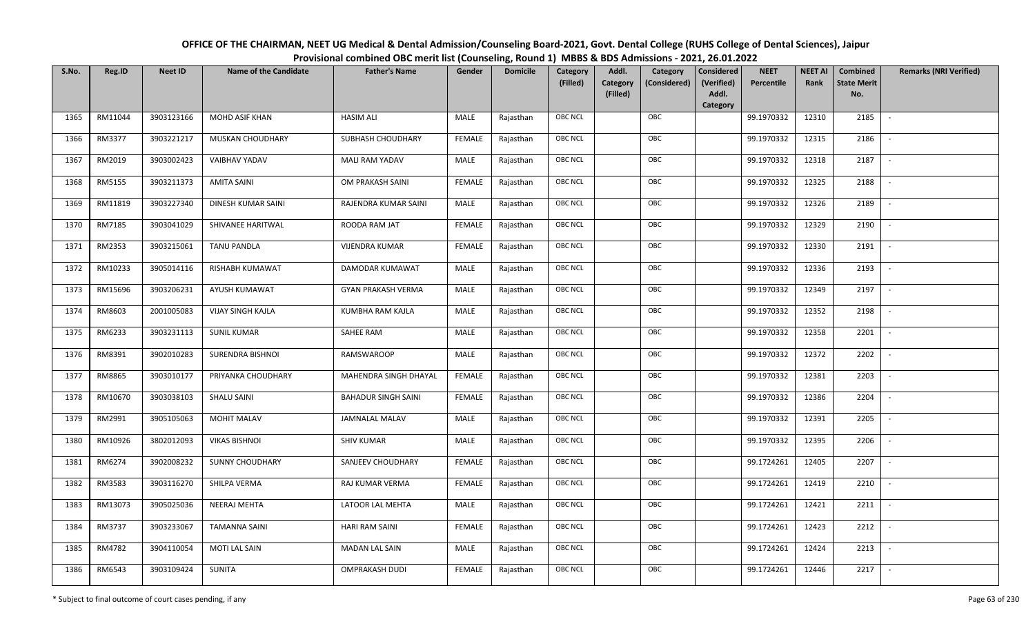# OFFICE OF THE CHAIRMAN, NEET UG Medical & Dental Admission/Counseling Board-2021, Govt. Dental College (RUHS College of Dental Sciences), Jaipur

## Provisional combined OBC merit list (Counseling, Round 1) MBBS & BDS Admissions - 2021, 26.01.2022

| S.No. | Reg.ID | Neet ID | Name of the Candidate | Father's Name | Gender | Domicile | Category (Filled) | Addl. Category (Filled) | Category (Considered) | Considered (Verified) Addl. Category | NEET Percentile | NEET AI Rank | Combined State Merit No. | Remarks (NRI Verified) |
|---|---|---|---|---|---|---|---|---|---|---|---|---|---|---|
| 1365 | RM11044 | 3903123166 | MOHD ASIF KHAN | HASIM ALI | MALE | Rajasthan | OBC NCL | | OBC | | 99.1970332 | 12310 | 2185 | - |
| 1366 | RM3377 | 3903221217 | MUSKAN CHOUDHARY | SUBHASH CHOUDHARY | FEMALE | Rajasthan | OBC NCL | | OBC | | 99.1970332 | 12315 | 2186 | - |
| 1367 | RM2019 | 3903002423 | VAIBHAV YADAV | MALI RAM YADAV | MALE | Rajasthan | OBC NCL | | OBC | | 99.1970332 | 12318 | 2187 | - |
| 1368 | RM5155 | 3903211373 | AMITA SAINI | OM PRAKASH SAINI | FEMALE | Rajasthan | OBC NCL | | OBC | | 99.1970332 | 12325 | 2188 | - |
| 1369 | RM11819 | 3903227340 | DINESH KUMAR SAINI | RAJENDRA KUMAR SAINI | MALE | Rajasthan | OBC NCL | | OBC | | 99.1970332 | 12326 | 2189 | - |
| 1370 | RM7185 | 3903041029 | SHIVANEE HARITWAL | ROODA RAM JAT | FEMALE | Rajasthan | OBC NCL | | OBC | | 99.1970332 | 12329 | 2190 | - |
| 1371 | RM2353 | 3903215061 | TANU PANDLA | VIJENDRA KUMAR | FEMALE | Rajasthan | OBC NCL | | OBC | | 99.1970332 | 12330 | 2191 | - |
| 1372 | RM10233 | 3905014116 | RISHABH KUMAWAT | DAMODAR KUMAWAT | MALE | Rajasthan | OBC NCL | | OBC | | 99.1970332 | 12336 | 2193 | - |
| 1373 | RM15696 | 3903206231 | AYUSH KUMAWAT | GYAN PRAKASH VERMA | MALE | Rajasthan | OBC NCL | | OBC | | 99.1970332 | 12349 | 2197 | - |
| 1374 | RM8603 | 2001005083 | VIJAY SINGH KAJLA | KUMBHA RAM KAJLA | MALE | Rajasthan | OBC NCL | | OBC | | 99.1970332 | 12352 | 2198 | - |
| 1375 | RM6233 | 3903231113 | SUNIL KUMAR | SAHEE RAM | MALE | Rajasthan | OBC NCL | | OBC | | 99.1970332 | 12358 | 2201 | - |
| 1376 | RM8391 | 3902010283 | SURENDRA BISHNOI | RAMSWAROOP | MALE | Rajasthan | OBC NCL | | OBC | | 99.1970332 | 12372 | 2202 | - |
| 1377 | RM8865 | 3903010177 | PRIYANKA CHOUDHARY | MAHENDRA SINGH DHAYAL | FEMALE | Rajasthan | OBC NCL | | OBC | | 99.1970332 | 12381 | 2203 | - |
| 1378 | RM10670 | 3903038103 | SHALU SAINI | BAHADUR SINGH SAINI | FEMALE | Rajasthan | OBC NCL | | OBC | | 99.1970332 | 12386 | 2204 | - |
| 1379 | RM2991 | 3905105063 | MOHIT MALAV | JAMNALAL MALAV | MALE | Rajasthan | OBC NCL | | OBC | | 99.1970332 | 12391 | 2205 | - |
| 1380 | RM10926 | 3802012093 | VIKAS BISHNOI | SHIV KUMAR | MALE | Rajasthan | OBC NCL | | OBC | | 99.1970332 | 12395 | 2206 | - |
| 1381 | RM6274 | 3902008232 | SUNNY CHOUDHARY | SANJEEV CHOUDHARY | FEMALE | Rajasthan | OBC NCL | | OBC | | 99.1724261 | 12405 | 2207 | - |
| 1382 | RM3583 | 3903116270 | SHILPA VERMA | RAJ KUMAR VERMA | FEMALE | Rajasthan | OBC NCL | | OBC | | 99.1724261 | 12419 | 2210 | - |
| 1383 | RM13073 | 3905025036 | NEERAJ MEHTA | LATOOR LAL MEHTA | MALE | Rajasthan | OBC NCL | | OBC | | 99.1724261 | 12421 | 2211 | - |
| 1384 | RM3737 | 3903233067 | TAMANNA SAINI | HARI RAM SAINI | FEMALE | Rajasthan | OBC NCL | | OBC | | 99.1724261 | 12423 | 2212 | - |
| 1385 | RM4782 | 3904110054 | MOTI LAL SAIN | MADAN LAL SAIN | MALE | Rajasthan | OBC NCL | | OBC | | 99.1724261 | 12424 | 2213 | - |
| 1386 | RM6543 | 3903109424 | SUNITA | OMPRAKASH DUDI | FEMALE | Rajasthan | OBC NCL | | OBC | | 99.1724261 | 12446 | 2217 | - |

\* Subject to final outcome of court cases pending, if any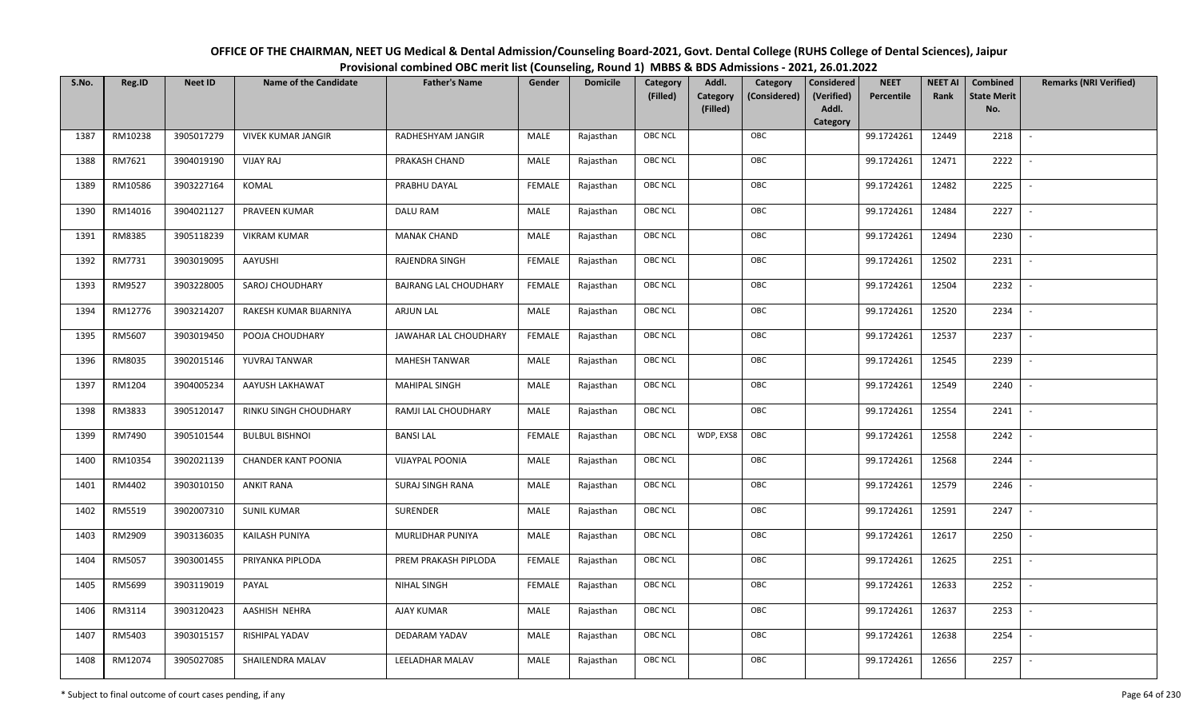# OFFICE OF THE CHAIRMAN, NEET UG Medical & Dental Admission/Counseling Board-2021, Govt. Dental College (RUHS College of Dental Sciences), Jaipur

## Provisional combined OBC merit list (Counseling, Round 1) MBBS & BDS Admissions - 2021, 26.01.2022

| S.No. | Reg.ID | Neet ID | Name of the Candidate | Father's Name | Gender | Domicile | Category (Filled) | Addl. Category (Filled) | Category (Considered) | Considered (Verified) Addl. Category | NEET Percentile | NEET AI Rank | Combined State Merit No. | Remarks (NRI Verified) |
|---|---|---|---|---|---|---|---|---|---|---|---|---|---|---|
| 1387 | RM10238 | 3905017279 | VIVEK KUMAR JANGIR | RADHESHYAM JANGIR | MALE | Rajasthan | OBC NCL | | OBC | | 99.1724261 | 12449 | 2218 | - |
| 1388 | RM7621 | 3904019190 | VIJAY RAJ | PRAKASH CHAND | MALE | Rajasthan | OBC NCL | | OBC | | 99.1724261 | 12471 | 2222 | - |
| 1389 | RM10586 | 3903227164 | KOMAL | PRABHU DAYAL | FEMALE | Rajasthan | OBC NCL | | OBC | | 99.1724261 | 12482 | 2225 | - |
| 1390 | RM14016 | 3904021127 | PRAVEEN KUMAR | DALU RAM | MALE | Rajasthan | OBC NCL | | OBC | | 99.1724261 | 12484 | 2227 | - |
| 1391 | RM8385 | 3905118239 | VIKRAM KUMAR | MANAK CHAND | MALE | Rajasthan | OBC NCL | | OBC | | 99.1724261 | 12494 | 2230 | - |
| 1392 | RM7731 | 3903019095 | AAYUSHI | RAJENDRA SINGH | FEMALE | Rajasthan | OBC NCL | | OBC | | 99.1724261 | 12502 | 2231 | - |
| 1393 | RM9527 | 3903228005 | SAROJ CHOUDHARY | BAJRANG LAL CHOUDHARY | FEMALE | Rajasthan | OBC NCL | | OBC | | 99.1724261 | 12504 | 2232 | - |
| 1394 | RM12776 | 3903214207 | RAKESH KUMAR BIJARNIYA | ARJUN LAL | MALE | Rajasthan | OBC NCL | | OBC | | 99.1724261 | 12520 | 2234 | - |
| 1395 | RM5607 | 3903019450 | POOJA CHOUDHARY | JAWAHAR LAL CHOUDHARY | FEMALE | Rajasthan | OBC NCL | | OBC | | 99.1724261 | 12537 | 2237 | - |
| 1396 | RM8035 | 3902015146 | YUVRAJ TANWAR | MAHESH TANWAR | MALE | Rajasthan | OBC NCL | | OBC | | 99.1724261 | 12545 | 2239 | - |
| 1397 | RM1204 | 3904005234 | AAYUSH LAKHAWAT | MAHIPAL SINGH | MALE | Rajasthan | OBC NCL | | OBC | | 99.1724261 | 12549 | 2240 | - |
| 1398 | RM3833 | 3905120147 | RINKU SINGH CHOUDHARY | RAMJI LAL CHOUDHARY | MALE | Rajasthan | OBC NCL | | OBC | | 99.1724261 | 12554 | 2241 | - |
| 1399 | RM7490 | 3905101544 | BULBUL BISHNOI | BANSI LAL | FEMALE | Rajasthan | OBC NCL | WDP, EXS8 | OBC | | 99.1724261 | 12558 | 2242 | - |
| 1400 | RM10354 | 3902021139 | CHANDER KANT POONIA | VIJAYPAL POONIA | MALE | Rajasthan | OBC NCL | | OBC | | 99.1724261 | 12568 | 2244 | - |
| 1401 | RM4402 | 3903010150 | ANKIT RANA | SURAJ SINGH RANA | MALE | Rajasthan | OBC NCL | | OBC | | 99.1724261 | 12579 | 2246 | - |
| 1402 | RM5519 | 3902007310 | SUNIL KUMAR | SURENDER | MALE | Rajasthan | OBC NCL | | OBC | | 99.1724261 | 12591 | 2247 | - |
| 1403 | RM2909 | 3903136035 | KAILASH PUNIYA | MURLIDHAR PUNIYA | MALE | Rajasthan | OBC NCL | | OBC | | 99.1724261 | 12617 | 2250 | - |
| 1404 | RM5057 | 3903001455 | PRIYANKA PIPLODA | PREM PRAKASH PIPLODA | FEMALE | Rajasthan | OBC NCL | | OBC | | 99.1724261 | 12625 | 2251 | - |
| 1405 | RM5699 | 3903119019 | PAYAL | NIHAL SINGH | FEMALE | Rajasthan | OBC NCL | | OBC | | 99.1724261 | 12633 | 2252 | - |
| 1406 | RM3114 | 3903120423 | AASHISH NEHRA | AJAY KUMAR | MALE | Rajasthan | OBC NCL | | OBC | | 99.1724261 | 12637 | 2253 | - |
| 1407 | RM5403 | 3903015157 | RISHIPAL YADAV | DEDARAM YADAV | MALE | Rajasthan | OBC NCL | | OBC | | 99.1724261 | 12638 | 2254 | - |
| 1408 | RM12074 | 3905027085 | SHAILENDRA MALAV | LEELADHAR MALAV | MALE | Rajasthan | OBC NCL | | OBC | | 99.1724261 | 12656 | 2257 | - |

\* Subject to final outcome of court cases pending, if any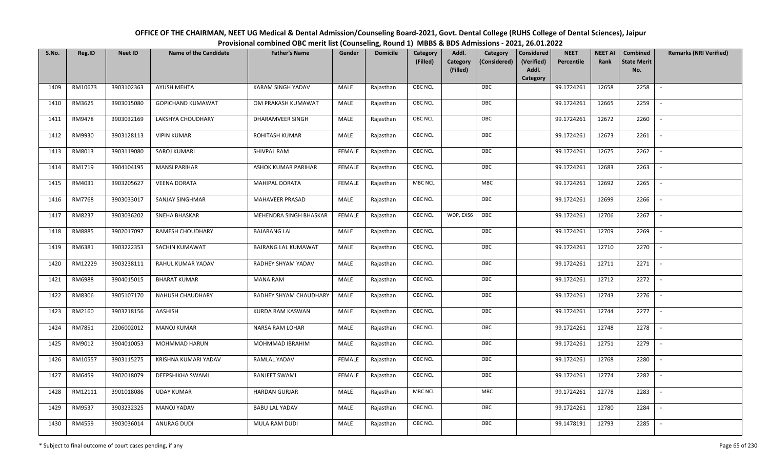# OFFICE OF THE CHAIRMAN, NEET UG Medical & Dental Admission/Counseling Board-2021, Govt. Dental College (RUHS College of Dental Sciences), Jaipur

## Provisional combined OBC merit list (Counseling, Round 1) MBBS & BDS Admissions - 2021, 26.01.2022

| S.No. | Reg.ID | Neet ID | Name of the Candidate | Father's Name | Gender | Domicile | Category (Filled) | Addl. Category (Filled) | Category (Considered) | Considered (Verified) Addl. Category | NEET Percentile | NEET AI Rank | Combined State Merit No. | Remarks (NRI Verified) |
|---|---|---|---|---|---|---|---|---|---|---|---|---|---|---|
| 1409 | RM10673 | 3903102363 | AYUSH MEHTA | KARAM SINGH YADAV | MALE | Rajasthan | OBC NCL | | OBC | | 99.1724261 | 12658 | 2258 | - |
| 1410 | RM3625 | 3903015080 | GOPICHAND KUMAWAT | OM PRAKASH KUMAWAT | MALE | Rajasthan | OBC NCL | | OBC | | 99.1724261 | 12665 | 2259 | - |
| 1411 | RM9478 | 3903032169 | LAKSHYA CHOUDHARY | DHARAMVEER SINGH | MALE | Rajasthan | OBC NCL | | OBC | | 99.1724261 | 12672 | 2260 | - |
| 1412 | RM9930 | 3903128113 | VIPIN KUMAR | ROHITASH KUMAR | MALE | Rajasthan | OBC NCL | | OBC | | 99.1724261 | 12673 | 2261 | - |
| 1413 | RM8013 | 3903119080 | SAROJ KUMARI | SHIVPAL RAM | FEMALE | Rajasthan | OBC NCL | | OBC | | 99.1724261 | 12675 | 2262 | - |
| 1414 | RM1719 | 3904104195 | MANSI PARIHAR | ASHOK KUMAR PARIHAR | FEMALE | Rajasthan | OBC NCL | | OBC | | 99.1724261 | 12683 | 2263 | - |
| 1415 | RM4031 | 3903205627 | VEENA DORATA | MAHIPAL DORATA | FEMALE | Rajasthan | MBC NCL | | MBC | | 99.1724261 | 12692 | 2265 | - |
| 1416 | RM7768 | 3903033017 | SANJAY SINGHMAR | MAHAVEER PRASAD | MALE | Rajasthan | OBC NCL | | OBC | | 99.1724261 | 12699 | 2266 | - |
| 1417 | RM8237 | 3903036202 | SNEHA BHASKAR | MEHENDRA SINGH BHASKAR | FEMALE | Rajasthan | OBC NCL | WDP, EXS6 | OBC | | 99.1724261 | 12706 | 2267 | - |
| 1418 | RM8885 | 3902017097 | RAMESH CHOUDHARY | BAJARANG LAL | MALE | Rajasthan | OBC NCL | | OBC | | 99.1724261 | 12709 | 2269 | - |
| 1419 | RM6381 | 3903222353 | SACHIN KUMAWAT | BAJRANG LAL KUMAWAT | MALE | Rajasthan | OBC NCL | | OBC | | 99.1724261 | 12710 | 2270 | - |
| 1420 | RM12229 | 3903238111 | RAHUL KUMAR YADAV | RADHEY SHYAM YADAV | MALE | Rajasthan | OBC NCL | | OBC | | 99.1724261 | 12711 | 2271 | - |
| 1421 | RM6988 | 3904015015 | BHARAT KUMAR | MANA RAM | MALE | Rajasthan | OBC NCL | | OBC | | 99.1724261 | 12712 | 2272 | - |
| 1422 | RM8306 | 3905107170 | NAHUSH CHAUDHARY | RADHEY SHYAM CHAUDHARY | MALE | Rajasthan | OBC NCL | | OBC | | 99.1724261 | 12743 | 2276 | - |
| 1423 | RM2160 | 3903218156 | AASHISH | KURDA RAM KASWAN | MALE | Rajasthan | OBC NCL | | OBC | | 99.1724261 | 12744 | 2277 | - |
| 1424 | RM7851 | 2206002012 | MANOJ KUMAR | NARSA RAM LOHAR | MALE | Rajasthan | OBC NCL | | OBC | | 99.1724261 | 12748 | 2278 | - |
| 1425 | RM9012 | 3904010053 | MOHMMAD HARUN | MOHMMAD IBRAHIM | MALE | Rajasthan | OBC NCL | | OBC | | 99.1724261 | 12751 | 2279 | - |
| 1426 | RM10557 | 3903115275 | KRISHNA KUMARI YADAV | RAMLAL YADAV | FEMALE | Rajasthan | OBC NCL | | OBC | | 99.1724261 | 12768 | 2280 | - |
| 1427 | RM6459 | 3902018079 | DEEPSHIKHA SWAMI | RANJEET SWAMI | FEMALE | Rajasthan | OBC NCL | | OBC | | 99.1724261 | 12774 | 2282 | - |
| 1428 | RM12111 | 3901018086 | UDAY KUMAR | HARDAN GURJAR | MALE | Rajasthan | MBC NCL | | MBC | | 99.1724261 | 12778 | 2283 | - |
| 1429 | RM9537 | 3903232325 | MANOJ YADAV | BABU LAL YADAV | MALE | Rajasthan | OBC NCL | | OBC | | 99.1724261 | 12780 | 2284 | - |
| 1430 | RM4559 | 3903036014 | ANURAG DUDI | MULA RAM DUDI | MALE | Rajasthan | OBC NCL | | OBC | | 99.1478191 | 12793 | 2285 | - |

\* Subject to final outcome of court cases pending, if any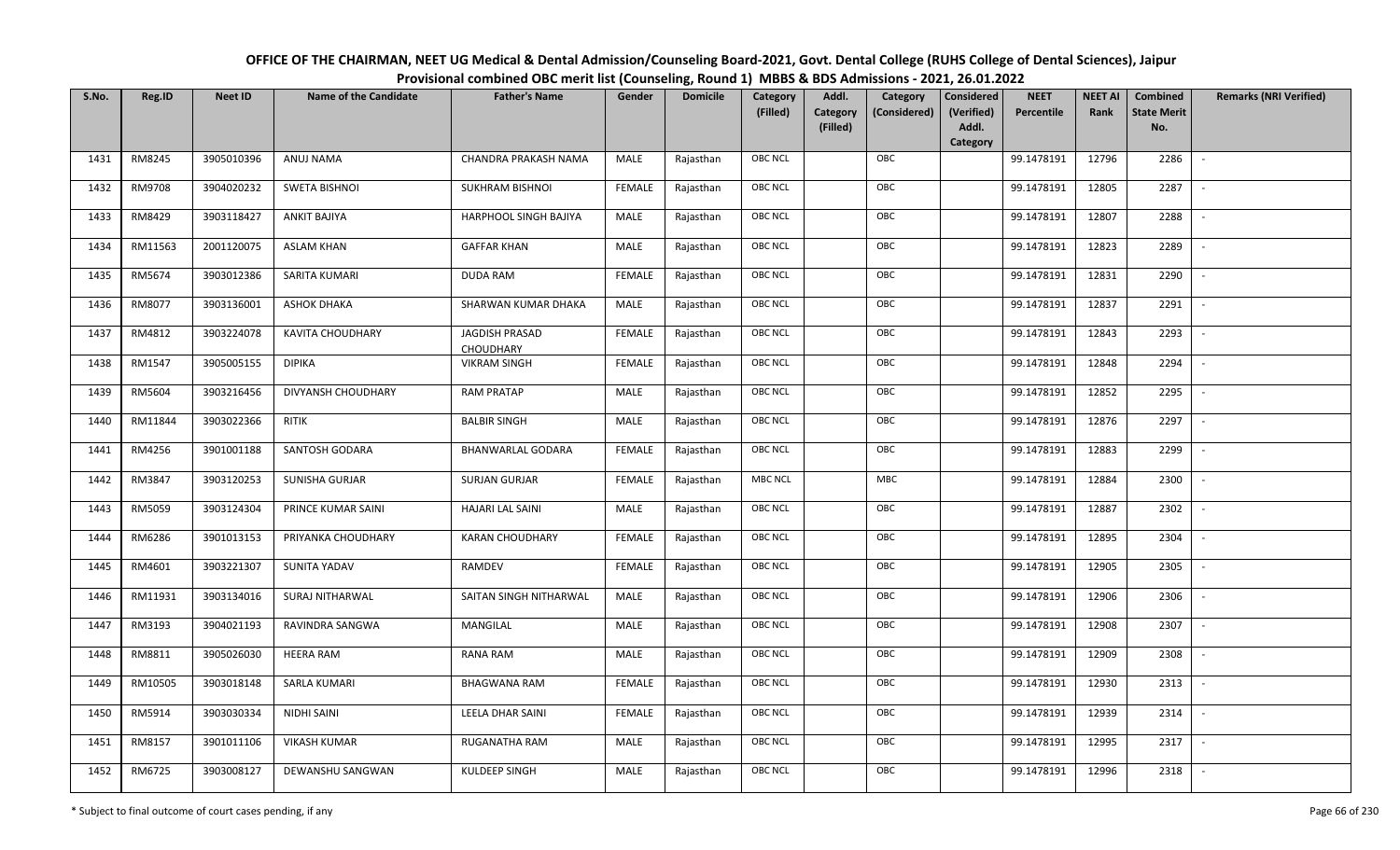# OFFICE OF THE CHAIRMAN, NEET UG Medical & Dental Admission/Counseling Board-2021, Govt. Dental College (RUHS College of Dental Sciences), Jaipur

## Provisional combined OBC merit list (Counseling, Round 1) MBBS & BDS Admissions - 2021, 26.01.2022

| S.No. | Reg.ID | Neet ID | Name of the Candidate | Father's Name | Gender | Domicile | Category (Filled) | Addl. Category (Filled) | Category (Considered) | Considered (Verified) Addl. Category | NEET Percentile | NEET AI Rank | Combined State Merit No. | Remarks (NRI Verified) |
|---|---|---|---|---|---|---|---|---|---|---|---|---|---|---|
| 1431 | RM8245 | 3905010396 | ANUJ NAMA | CHANDRA PRAKASH NAMA | MALE | Rajasthan | OBC NCL | | OBC | | 99.1478191 | 12796 | 2286 | - |
| 1432 | RM9708 | 3904020232 | SWETA BISHNOI | SUKHRAM BISHNOI | FEMALE | Rajasthan | OBC NCL | | OBC | | 99.1478191 | 12805 | 2287 | - |
| 1433 | RM8429 | 3903118427 | ANKIT BAJIYA | HARPHOOL SINGH BAJIYA | MALE | Rajasthan | OBC NCL | | OBC | | 99.1478191 | 12807 | 2288 | - |
| 1434 | RM11563 | 2001120075 | ASLAM KHAN | GAFFAR KHAN | MALE | Rajasthan | OBC NCL | | OBC | | 99.1478191 | 12823 | 2289 | - |
| 1435 | RM5674 | 3903012386 | SARITA KUMARI | DUDA RAM | FEMALE | Rajasthan | OBC NCL | | OBC | | 99.1478191 | 12831 | 2290 | - |
| 1436 | RM8077 | 3903136001 | ASHOK DHAKA | SHARWAN KUMAR DHAKA | MALE | Rajasthan | OBC NCL | | OBC | | 99.1478191 | 12837 | 2291 | - |
| 1437 | RM4812 | 3903224078 | KAVITA CHOUDHARY | JAGDISH PRASAD CHOUDHARY | FEMALE | Rajasthan | OBC NCL | | OBC | | 99.1478191 | 12843 | 2293 | - |
| 1438 | RM1547 | 3905005155 | DIPIKA | VIKRAM SINGH | FEMALE | Rajasthan | OBC NCL | | OBC | | 99.1478191 | 12848 | 2294 | - |
| 1439 | RM5604 | 3903216456 | DIVYANSH CHOUDHARY | RAM PRATAP | MALE | Rajasthan | OBC NCL | | OBC | | 99.1478191 | 12852 | 2295 | - |
| 1440 | RM11844 | 3903022366 | RITIK | BALBIR SINGH | MALE | Rajasthan | OBC NCL | | OBC | | 99.1478191 | 12876 | 2297 | - |
| 1441 | RM4256 | 3901001188 | SANTOSH GODARA | BHANWARLAL GODARA | FEMALE | Rajasthan | OBC NCL | | OBC | | 99.1478191 | 12883 | 2299 | - |
| 1442 | RM3847 | 3903120253 | SUNISHA GURJAR | SURJAN GURJAR | FEMALE | Rajasthan | MBC NCL | | MBC | | 99.1478191 | 12884 | 2300 | - |
| 1443 | RM5059 | 3903124304 | PRINCE KUMAR SAINI | HAJARI LAL SAINI | MALE | Rajasthan | OBC NCL | | OBC | | 99.1478191 | 12887 | 2302 | - |
| 1444 | RM6286 | 3901013153 | PRIYANKA CHOUDHARY | KARAN CHOUDHARY | FEMALE | Rajasthan | OBC NCL | | OBC | | 99.1478191 | 12895 | 2304 | - |
| 1445 | RM4601 | 3903221307 | SUNITA YADAV | RAMDEV | FEMALE | Rajasthan | OBC NCL | | OBC | | 99.1478191 | 12905 | 2305 | - |
| 1446 | RM11931 | 3903134016 | SURAJ NITHARWAL | SAITAN SINGH NITHARWAL | MALE | Rajasthan | OBC NCL | | OBC | | 99.1478191 | 12906 | 2306 | - |
| 1447 | RM3193 | 3904021193 | RAVINDRA SANGWA | MANGILAL | MALE | Rajasthan | OBC NCL | | OBC | | 99.1478191 | 12908 | 2307 | - |
| 1448 | RM8811 | 3905026030 | HEERA RAM | RANA RAM | MALE | Rajasthan | OBC NCL | | OBC | | 99.1478191 | 12909 | 2308 | - |
| 1449 | RM10505 | 3903018148 | SARLA KUMARI | BHAGWANA RAM | FEMALE | Rajasthan | OBC NCL | | OBC | | 99.1478191 | 12930 | 2313 | - |
| 1450 | RM5914 | 3903030334 | NIDHI SAINI | LEELA DHAR SAINI | FEMALE | Rajasthan | OBC NCL | | OBC | | 99.1478191 | 12939 | 2314 | - |
| 1451 | RM8157 | 3901011106 | VIKASH KUMAR | RUGANATHA RAM | MALE | Rajasthan | OBC NCL | | OBC | | 99.1478191 | 12995 | 2317 | - |
| 1452 | RM6725 | 3903008127 | DEWANSHU SANGWAN | KULDEEP SINGH | MALE | Rajasthan | OBC NCL | | OBC | | 99.1478191 | 12996 | 2318 | - |

\* Subject to final outcome of court cases pending, if any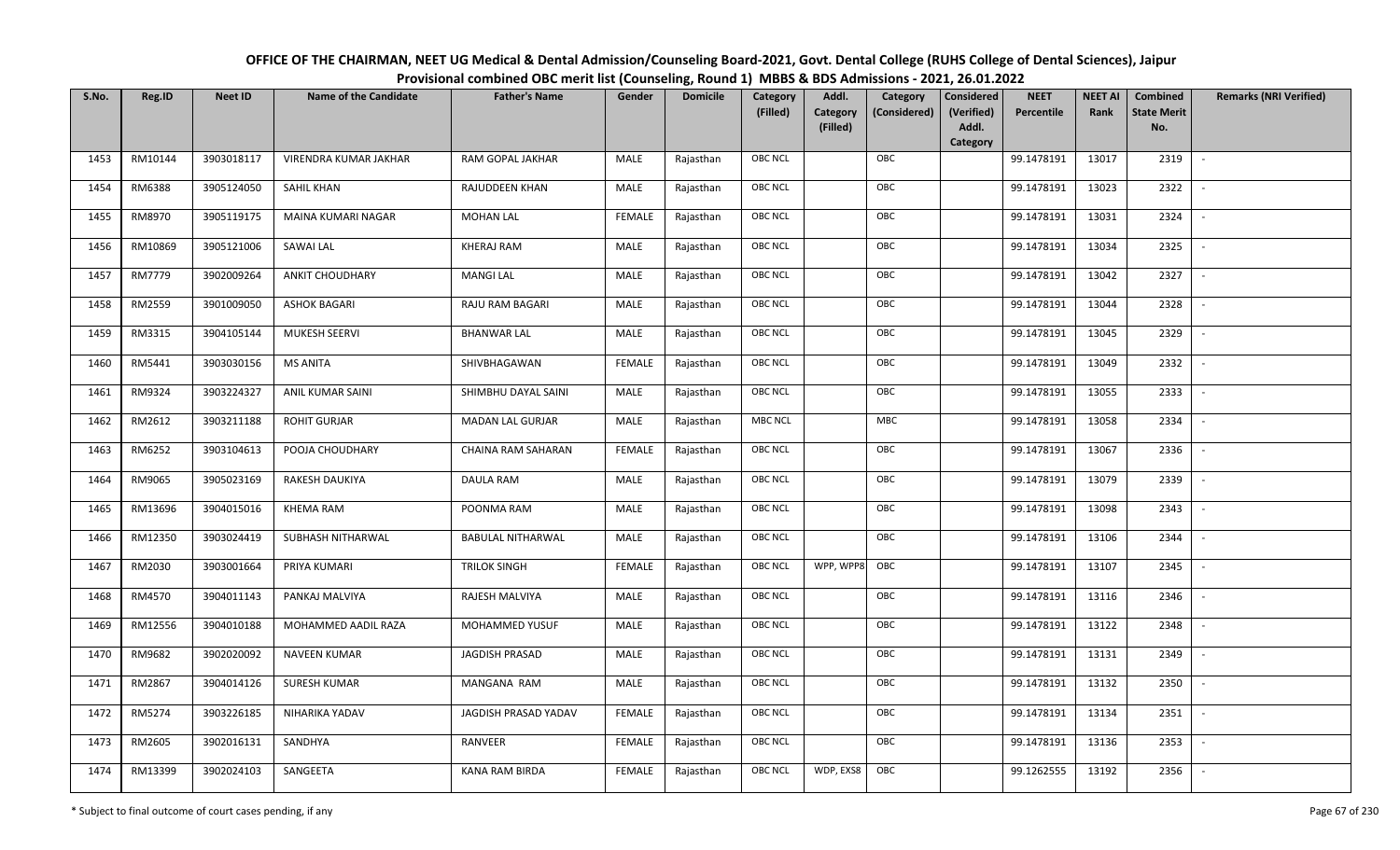# OFFICE OF THE CHAIRMAN, NEET UG Medical & Dental Admission/Counseling Board-2021, Govt. Dental College (RUHS College of Dental Sciences), Jaipur

## Provisional combined OBC merit list (Counseling, Round 1) MBBS & BDS Admissions - 2021, 26.01.2022

| S.No. | Reg.ID | Neet ID | Name of the Candidate | Father's Name | Gender | Domicile | Category (Filled) | Addl. Category (Filled) | Category (Considered) | Considered (Verified) Addl. Category | NEET Percentile | NEET AI Rank | Combined State Merit No. | Remarks (NRI Verified) |
|---|---|---|---|---|---|---|---|---|---|---|---|---|---|---|
| 1453 | RM10144 | 3903018117 | VIRENDRA KUMAR JAKHAR | RAM GOPAL JAKHAR | MALE | Rajasthan | OBC NCL | | OBC | | 99.1478191 | 13017 | 2319 | - |
| 1454 | RM6388 | 3905124050 | SAHIL KHAN | RAJUDDEEN KHAN | MALE | Rajasthan | OBC NCL | | OBC | | 99.1478191 | 13023 | 2322 | - |
| 1455 | RM8970 | 3905119175 | MAINA KUMARI NAGAR | MOHAN LAL | FEMALE | Rajasthan | OBC NCL | | OBC | | 99.1478191 | 13031 | 2324 | - |
| 1456 | RM10869 | 3905121006 | SAWAI LAL | KHERAJ RAM | MALE | Rajasthan | OBC NCL | | OBC | | 99.1478191 | 13034 | 2325 | - |
| 1457 | RM7779 | 3902009264 | ANKIT CHOUDHARY | MANGI LAL | MALE | Rajasthan | OBC NCL | | OBC | | 99.1478191 | 13042 | 2327 | - |
| 1458 | RM2559 | 3901009050 | ASHOK BAGARI | RAJU RAM BAGARI | MALE | Rajasthan | OBC NCL | | OBC | | 99.1478191 | 13044 | 2328 | - |
| 1459 | RM3315 | 3904105144 | MUKESH SEERVI | BHANWAR LAL | MALE | Rajasthan | OBC NCL | | OBC | | 99.1478191 | 13045 | 2329 | - |
| 1460 | RM5441 | 3903030156 | MS ANITA | SHIVBHAGAWAN | FEMALE | Rajasthan | OBC NCL | | OBC | | 99.1478191 | 13049 | 2332 | - |
| 1461 | RM9324 | 3903224327 | ANIL KUMAR SAINI | SHIMBHU DAYAL SAINI | MALE | Rajasthan | OBC NCL | | OBC | | 99.1478191 | 13055 | 2333 | - |
| 1462 | RM2612 | 3903211188 | ROHIT GURJAR | MADAN LAL GURJAR | MALE | Rajasthan | MBC NCL | | MBC | | 99.1478191 | 13058 | 2334 | - |
| 1463 | RM6252 | 3903104613 | POOJA CHOUDHARY | CHAINA RAM SAHARAN | FEMALE | Rajasthan | OBC NCL | | OBC | | 99.1478191 | 13067 | 2336 | - |
| 1464 | RM9065 | 3905023169 | RAKESH DAUKIYA | DAULA RAM | MALE | Rajasthan | OBC NCL | | OBC | | 99.1478191 | 13079 | 2339 | - |
| 1465 | RM13696 | 3904015016 | KHEMA RAM | POONMA RAM | MALE | Rajasthan | OBC NCL | | OBC | | 99.1478191 | 13098 | 2343 | - |
| 1466 | RM12350 | 3903024419 | SUBHASH NITHARWAL | BABULAL NITHARWAL | MALE | Rajasthan | OBC NCL | | OBC | | 99.1478191 | 13106 | 2344 | - |
| 1467 | RM2030 | 3903001664 | PRIYA KUMARI | TRILOK SINGH | FEMALE | Rajasthan | OBC NCL | WPP, WPP8 | OBC | | 99.1478191 | 13107 | 2345 | - |
| 1468 | RM4570 | 3904011143 | PANKAJ MALVIYA | RAJESH MALVIYA | MALE | Rajasthan | OBC NCL | | OBC | | 99.1478191 | 13116 | 2346 | - |
| 1469 | RM12556 | 3904010188 | MOHAMMED AADIL RAZA | MOHAMMED YUSUF | MALE | Rajasthan | OBC NCL | | OBC | | 99.1478191 | 13122 | 2348 | - |
| 1470 | RM9682 | 3902020092 | NAVEEN KUMAR | JAGDISH PRASAD | MALE | Rajasthan | OBC NCL | | OBC | | 99.1478191 | 13131 | 2349 | - |
| 1471 | RM2867 | 3904014126 | SURESH KUMAR | MANGANA RAM | MALE | Rajasthan | OBC NCL | | OBC | | 99.1478191 | 13132 | 2350 | - |
| 1472 | RM5274 | 3903226185 | NIHARIKA YADAV | JAGDISH PRASAD YADAV | FEMALE | Rajasthan | OBC NCL | | OBC | | 99.1478191 | 13134 | 2351 | - |
| 1473 | RM2605 | 3902016131 | SANDHYA | RANVEER | FEMALE | Rajasthan | OBC NCL | | OBC | | 99.1478191 | 13136 | 2353 | - |
| 1474 | RM13399 | 3902024103 | SANGEETA | KANA RAM BIRDA | FEMALE | Rajasthan | OBC NCL | WDP, EXS8 | OBC | | 99.1262555 | 13192 | 2356 | - |

\* Subject to final outcome of court cases pending, if any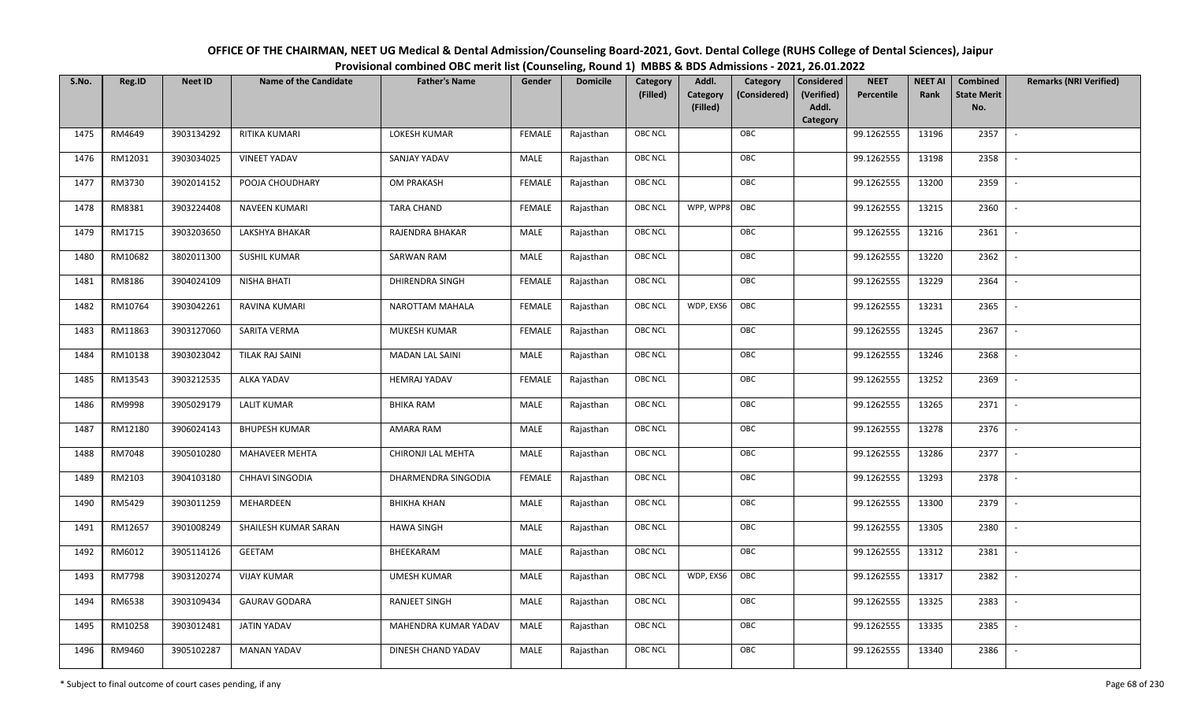**OFFICE OF THE CHAIRMAN, NEET UG Medical & Dental Admission/Counseling Board-2021, Govt. Dental College (RUHS College of Dental Sciences), Jaipur**
**Provisional combined OBC merit list (Counseling, Round 1) MBBS & BDS Admissions - 2021, 26.01.2022**

| S.No. | Reg.ID | Neet ID | Name of the Candidate | Father's Name | Gender | Domicile | Category (Filled) | Addl. Category (Filled) | Category (Considered) | Considered (Verified) Addl. Category | NEET Percentile | NEET AI Rank | Combined State Merit No. | Remarks (NRI Verified) |
|---|---|---|---|---|---|---|---|---|---|---|---|---|---|---|
| 1475 | RM4649 | 3903134292 | RITIKA KUMARI | LOKESH KUMAR | FEMALE | Rajasthan | OBC NCL | | OBC | | 99.1262555 | 13196 | 2357 | - |
| 1476 | RM12031 | 3903034025 | VINEET YADAV | SANJAY YADAV | MALE | Rajasthan | OBC NCL | | OBC | | 99.1262555 | 13198 | 2358 | - |
| 1477 | RM3730 | 3902014152 | POOJA CHOUDHARY | OM PRAKASH | FEMALE | Rajasthan | OBC NCL | | OBC | | 99.1262555 | 13200 | 2359 | - |
| 1478 | RM8381 | 3903224408 | NAVEEN KUMARI | TARA CHAND | FEMALE | Rajasthan | OBC NCL | WPP, WPP8 | OBC | | 99.1262555 | 13215 | 2360 | - |
| 1479 | RM1715 | 3903203650 | LAKSHYA BHAKAR | RAJENDRA BHAKAR | MALE | Rajasthan | OBC NCL | | OBC | | 99.1262555 | 13216 | 2361 | - |
| 1480 | RM10682 | 3802011300 | SUSHIL KUMAR | SARWAN RAM | MALE | Rajasthan | OBC NCL | | OBC | | 99.1262555 | 13220 | 2362 | - |
| 1481 | RM8186 | 3904024109 | NISHA BHATI | DHIRENDRA SINGH | FEMALE | Rajasthan | OBC NCL | | OBC | | 99.1262555 | 13229 | 2364 | - |
| 1482 | RM10764 | 3903042261 | RAVINA KUMARI | NAROTTAM MAHALA | FEMALE | Rajasthan | OBC NCL | WDP, EXS6 | OBC | | 99.1262555 | 13231 | 2365 | - |
| 1483 | RM11863 | 3903127060 | SARITA VERMA | MUKESH KUMAR | FEMALE | Rajasthan | OBC NCL | | OBC | | 99.1262555 | 13245 | 2367 | - |
| 1484 | RM10138 | 3903023042 | TILAK RAJ SAINI | MADAN LAL SAINI | MALE | Rajasthan | OBC NCL | | OBC | | 99.1262555 | 13246 | 2368 | - |
| 1485 | RM13543 | 3903212535 | ALKA YADAV | HEMRAJ YADAV | FEMALE | Rajasthan | OBC NCL | | OBC | | 99.1262555 | 13252 | 2369 | - |
| 1486 | RM9998 | 3905029179 | LALIT KUMAR | BHIKA RAM | MALE | Rajasthan | OBC NCL | | OBC | | 99.1262555 | 13265 | 2371 | - |
| 1487 | RM12180 | 3906024143 | BHUPESH KUMAR | AMARA RAM | MALE | Rajasthan | OBC NCL | | OBC | | 99.1262555 | 13278 | 2376 | - |
| 1488 | RM7048 | 3905010280 | MAHAVEER MEHTA | CHIRONJI LAL MEHTA | MALE | Rajasthan | OBC NCL | | OBC | | 99.1262555 | 13286 | 2377 | - |
| 1489 | RM2103 | 3904103180 | CHHAVI SINGODIA | DHARMENDRA SINGODIA | FEMALE | Rajasthan | OBC NCL | | OBC | | 99.1262555 | 13293 | 2378 | - |
| 1490 | RM5429 | 3903011259 | MEHARDEEN | BHIKHA KHAN | MALE | Rajasthan | OBC NCL | | OBC | | 99.1262555 | 13300 | 2379 | - |
| 1491 | RM12657 | 3901008249 | SHAILESH KUMAR SARAN | HAWA SINGH | MALE | Rajasthan | OBC NCL | | OBC | | 99.1262555 | 13305 | 2380 | - |
| 1492 | RM6012 | 3905114126 | GEETAM | BHEEKARAM | MALE | Rajasthan | OBC NCL | | OBC | | 99.1262555 | 13312 | 2381 | - |
| 1493 | RM7798 | 3903120274 | VIJAY KUMAR | UMESH KUMAR | MALE | Rajasthan | OBC NCL | WDP, EXS6 | OBC | | 99.1262555 | 13317 | 2382 | - |
| 1494 | RM6538 | 3903109434 | GAURAV GODARA | RANJEET SINGH | MALE | Rajasthan | OBC NCL | | OBC | | 99.1262555 | 13325 | 2383 | - |
| 1495 | RM10258 | 3903012481 | JATIN YADAV | MAHENDRA KUMAR YADAV | MALE | Rajasthan | OBC NCL | | OBC | | 99.1262555 | 13335 | 2385 | - |
| 1496 | RM9460 | 3905102287 | MANAN YADAV | DINESH CHAND YADAV | MALE | Rajasthan | OBC NCL | | OBC | | 99.1262555 | 13340 | 2386 | - |

\* Subject to final outcome of court cases pending, if any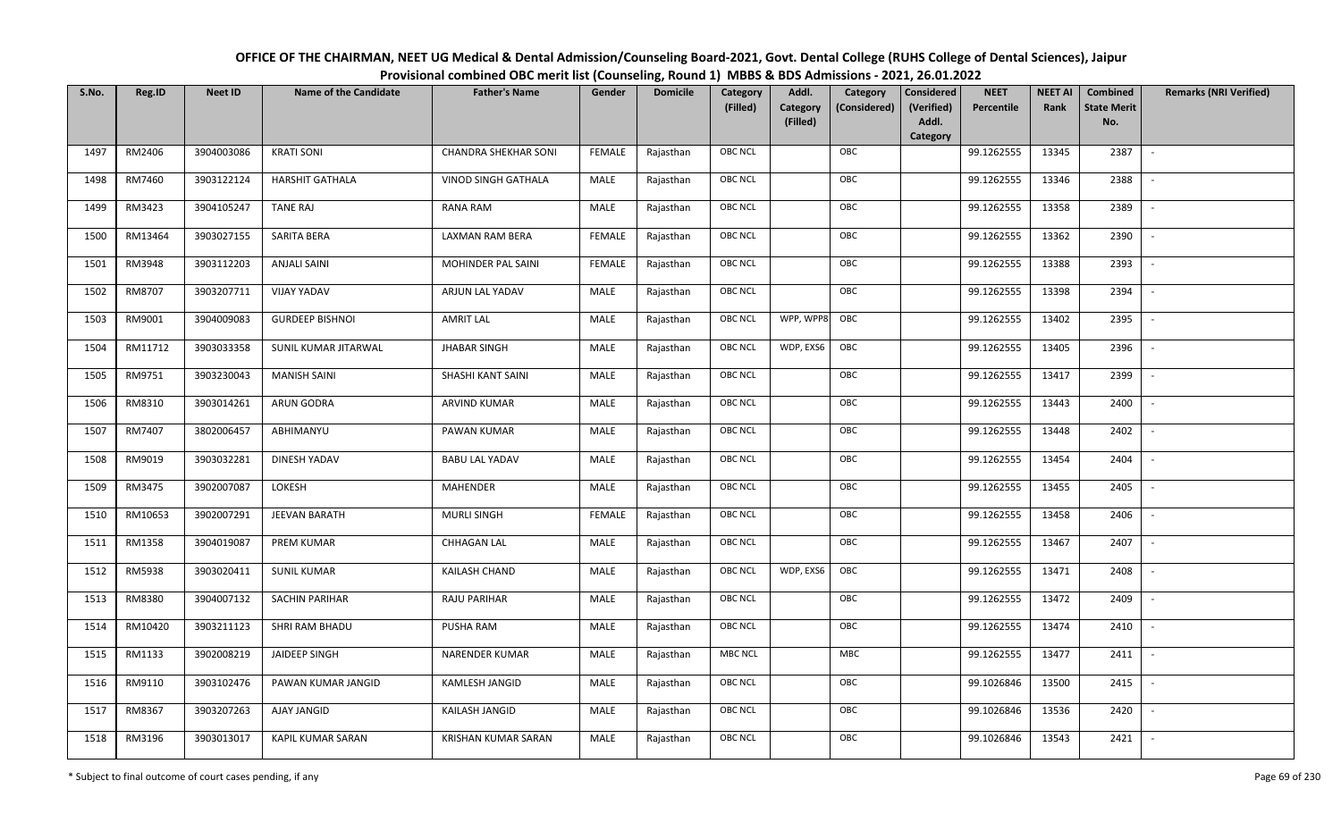# OFFICE OF THE CHAIRMAN, NEET UG Medical & Dental Admission/Counseling Board-2021, Govt. Dental College (RUHS College of Dental Sciences), Jaipur

## Provisional combined OBC merit list (Counseling, Round 1) MBBS & BDS Admissions - 2021, 26.01.2022

| S.No. | Reg.ID | Neet ID | Name of the Candidate | Father's Name | Gender | Domicile | Category (Filled) | Addl. Category (Filled) | Category (Considered) | Considered (Verified) Addl. Category | NEET Percentile | NEET AI Rank | Combined State Merit No. | Remarks (NRI Verified) |
|---|---|---|---|---|---|---|---|---|---|---|---|---|---|---|
| 1497 | RM2406 | 3904003086 | KRATI SONI | CHANDRA SHEKHAR SONI | FEMALE | Rajasthan | OBC NCL | | OBC | | 99.1262555 | 13345 | 2387 | - |
| 1498 | RM7460 | 3903122124 | HARSHIT GATHALA | VINOD SINGH GATHALA | MALE | Rajasthan | OBC NCL | | OBC | | 99.1262555 | 13346 | 2388 | - |
| 1499 | RM3423 | 3904105247 | TANE RAJ | RANA RAM | MALE | Rajasthan | OBC NCL | | OBC | | 99.1262555 | 13358 | 2389 | - |
| 1500 | RM13464 | 3903027155 | SARITA BERA | LAXMAN RAM BERA | FEMALE | Rajasthan | OBC NCL | | OBC | | 99.1262555 | 13362 | 2390 | - |
| 1501 | RM3948 | 3903112203 | ANJALI SAINI | MOHINDER PAL SAINI | FEMALE | Rajasthan | OBC NCL | | OBC | | 99.1262555 | 13388 | 2393 | - |
| 1502 | RM8707 | 3903207711 | VIJAY YADAV | ARJUN LAL YADAV | MALE | Rajasthan | OBC NCL | | OBC | | 99.1262555 | 13398 | 2394 | - |
| 1503 | RM9001 | 3904009083 | GURDEEP BISHNOI | AMRIT LAL | MALE | Rajasthan | OBC NCL | WPP, WPP8 | OBC | | 99.1262555 | 13402 | 2395 | - |
| 1504 | RM11712 | 3903033358 | SUNIL KUMAR JITARWAL | JHABAR SINGH | MALE | Rajasthan | OBC NCL | WDP, EXS6 | OBC | | 99.1262555 | 13405 | 2396 | - |
| 1505 | RM9751 | 3903230043 | MANISH SAINI | SHASHI KANT SAINI | MALE | Rajasthan | OBC NCL | | OBC | | 99.1262555 | 13417 | 2399 | - |
| 1506 | RM8310 | 3903014261 | ARUN GODRA | ARVIND KUMAR | MALE | Rajasthan | OBC NCL | | OBC | | 99.1262555 | 13443 | 2400 | - |
| 1507 | RM7407 | 3802006457 | ABHIMANYU | PAWAN KUMAR | MALE | Rajasthan | OBC NCL | | OBC | | 99.1262555 | 13448 | 2402 | - |
| 1508 | RM9019 | 3903032281 | DINESH YADAV | BABU LAL YADAV | MALE | Rajasthan | OBC NCL | | OBC | | 99.1262555 | 13454 | 2404 | - |
| 1509 | RM3475 | 3902007087 | LOKESH | MAHENDER | MALE | Rajasthan | OBC NCL | | OBC | | 99.1262555 | 13455 | 2405 | - |
| 1510 | RM10653 | 3902007291 | JEEVAN BARATH | MURLI SINGH | FEMALE | Rajasthan | OBC NCL | | OBC | | 99.1262555 | 13458 | 2406 | - |
| 1511 | RM1358 | 3904019087 | PREM KUMAR | CHHAGAN LAL | MALE | Rajasthan | OBC NCL | | OBC | | 99.1262555 | 13467 | 2407 | - |
| 1512 | RM5938 | 3903020411 | SUNIL KUMAR | KAILASH CHAND | MALE | Rajasthan | OBC NCL | WDP, EXS6 | OBC | | 99.1262555 | 13471 | 2408 | - |
| 1513 | RM8380 | 3904007132 | SACHIN PARIHAR | RAJU PARIHAR | MALE | Rajasthan | OBC NCL | | OBC | | 99.1262555 | 13472 | 2409 | - |
| 1514 | RM10420 | 3903211123 | SHRI RAM BHADU | PUSHA RAM | MALE | Rajasthan | OBC NCL | | OBC | | 99.1262555 | 13474 | 2410 | - |
| 1515 | RM1133 | 3902008219 | JAIDEEP SINGH | NARENDER KUMAR | MALE | Rajasthan | MBC NCL | | MBC | | 99.1262555 | 13477 | 2411 | - |
| 1516 | RM9110 | 3903102476 | PAWAN KUMAR JANGID | KAMLESH JANGID | MALE | Rajasthan | OBC NCL | | OBC | | 99.1026846 | 13500 | 2415 | - |
| 1517 | RM8367 | 3903207263 | AJAY JANGID | KAILASH JANGID | MALE | Rajasthan | OBC NCL | | OBC | | 99.1026846 | 13536 | 2420 | - |
| 1518 | RM3196 | 3903013017 | KAPIL KUMAR SARAN | KRISHAN KUMAR SARAN | MALE | Rajasthan | OBC NCL | | OBC | | 99.1026846 | 13543 | 2421 | - |

\* Subject to final outcome of court cases pending, if any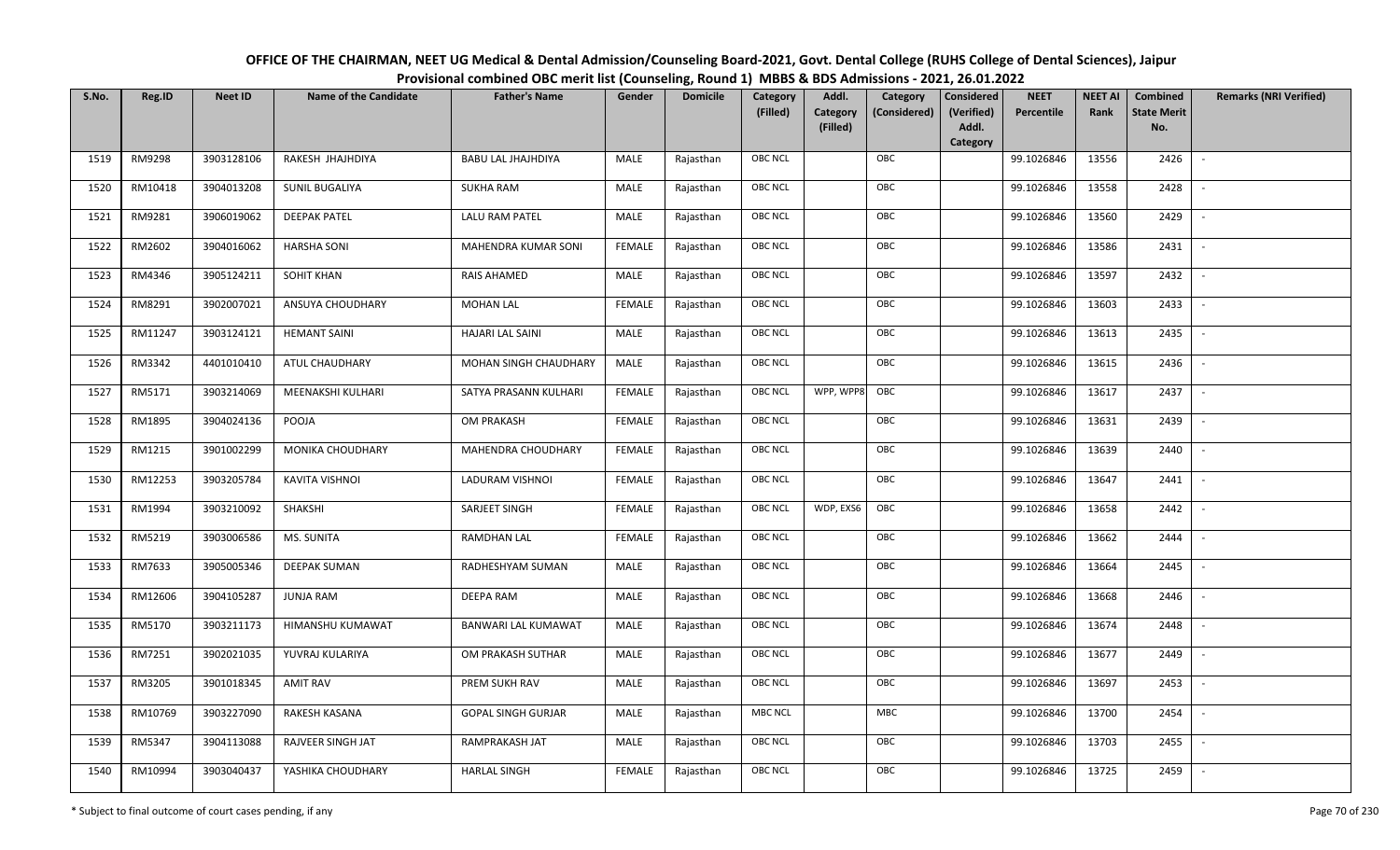# OFFICE OF THE CHAIRMAN, NEET UG Medical & Dental Admission/Counseling Board-2021, Govt. Dental College (RUHS College of Dental Sciences), Jaipur

## Provisional combined OBC merit list (Counseling, Round 1) MBBS & BDS Admissions - 2021, 26.01.2022

| S.No. | Reg.ID | Neet ID | Name of the Candidate | Father's Name | Gender | Domicile | Category (Filled) | Addl. Category (Filled) | Category (Considered) | Considered (Verified) Addl. Category | NEET Percentile | NEET AI Rank | Combined State Merit No. | Remarks (NRI Verified) |
|---|---|---|---|---|---|---|---|---|---|---|---|---|---|---|
| 1519 | RM9298 | 3903128106 | RAKESH JHAJHDIYA | BABU LAL JHAJHDIYA | MALE | Rajasthan | OBC NCL | | OBC | | 99.1026846 | 13556 | 2426 | - |
| 1520 | RM10418 | 3904013208 | SUNIL BUGALIYA | SUKHA RAM | MALE | Rajasthan | OBC NCL | | OBC | | 99.1026846 | 13558 | 2428 | - |
| 1521 | RM9281 | 3906019062 | DEEPAK PATEL | LALU RAM PATEL | MALE | Rajasthan | OBC NCL | | OBC | | 99.1026846 | 13560 | 2429 | - |
| 1522 | RM2602 | 3904016062 | HARSHA SONI | MAHENDRA KUMAR SONI | FEMALE | Rajasthan | OBC NCL | | OBC | | 99.1026846 | 13586 | 2431 | - |
| 1523 | RM4346 | 3905124211 | SOHIT KHAN | RAIS AHAMED | MALE | Rajasthan | OBC NCL | | OBC | | 99.1026846 | 13597 | 2432 | - |
| 1524 | RM8291 | 3902007021 | ANSUYA CHOUDHARY | MOHAN LAL | FEMALE | Rajasthan | OBC NCL | | OBC | | 99.1026846 | 13603 | 2433 | - |
| 1525 | RM11247 | 3903124121 | HEMANT SAINI | HAJARI LAL SAINI | MALE | Rajasthan | OBC NCL | | OBC | | 99.1026846 | 13613 | 2435 | - |
| 1526 | RM3342 | 4401010410 | ATUL CHAUDHARY | MOHAN SINGH CHAUDHARY | MALE | Rajasthan | OBC NCL | | OBC | | 99.1026846 | 13615 | 2436 | - |
| 1527 | RM5171 | 3903214069 | MEENAKSHI KULHARI | SATYA PRASANN KULHARI | FEMALE | Rajasthan | OBC NCL | WPP, WPP8 | OBC | | 99.1026846 | 13617 | 2437 | - |
| 1528 | RM1895 | 3904024136 | POOJA | OM PRAKASH | FEMALE | Rajasthan | OBC NCL | | OBC | | 99.1026846 | 13631 | 2439 | - |
| 1529 | RM1215 | 3901002299 | MONIKA CHOUDHARY | MAHENDRA CHOUDHARY | FEMALE | Rajasthan | OBC NCL | | OBC | | 99.1026846 | 13639 | 2440 | - |
| 1530 | RM12253 | 3903205784 | KAVITA VISHNOI | LADURAM VISHNOI | FEMALE | Rajasthan | OBC NCL | | OBC | | 99.1026846 | 13647 | 2441 | - |
| 1531 | RM1994 | 3903210092 | SHAKSHI | SARJEET SINGH | FEMALE | Rajasthan | OBC NCL | WDP, EXS6 | OBC | | 99.1026846 | 13658 | 2442 | - |
| 1532 | RM5219 | 3903006586 | MS. SUNITA | RAMDHAN LAL | FEMALE | Rajasthan | OBC NCL | | OBC | | 99.1026846 | 13662 | 2444 | - |
| 1533 | RM7633 | 3905005346 | DEEPAK SUMAN | RADHESHYAM SUMAN | MALE | Rajasthan | OBC NCL | | OBC | | 99.1026846 | 13664 | 2445 | - |
| 1534 | RM12606 | 3904105287 | JUNJA RAM | DEEPA RAM | MALE | Rajasthan | OBC NCL | | OBC | | 99.1026846 | 13668 | 2446 | - |
| 1535 | RM5170 | 3903211173 | HIMANSHU KUMAWAT | BANWARI LAL KUMAWAT | MALE | Rajasthan | OBC NCL | | OBC | | 99.1026846 | 13674 | 2448 | - |
| 1536 | RM7251 | 3902021035 | YUVRAJ KULARIYA | OM PRAKASH SUTHAR | MALE | Rajasthan | OBC NCL | | OBC | | 99.1026846 | 13677 | 2449 | - |
| 1537 | RM3205 | 3901018345 | AMIT RAV | PREM SUKH RAV | MALE | Rajasthan | OBC NCL | | OBC | | 99.1026846 | 13697 | 2453 | - |
| 1538 | RM10769 | 3903227090 | RAKESH KASANA | GOPAL SINGH GURJAR | MALE | Rajasthan | MBC NCL | | MBC | | 99.1026846 | 13700 | 2454 | - |
| 1539 | RM5347 | 3904113088 | RAJVEER SINGH JAT | RAMPRAKASH JAT | MALE | Rajasthan | OBC NCL | | OBC | | 99.1026846 | 13703 | 2455 | - |
| 1540 | RM10994 | 3903040437 | YASHIKA CHOUDHARY | HARLAL SINGH | FEMALE | Rajasthan | OBC NCL | | OBC | | 99.1026846 | 13725 | 2459 | - |

\* Subject to final outcome of court cases pending, if any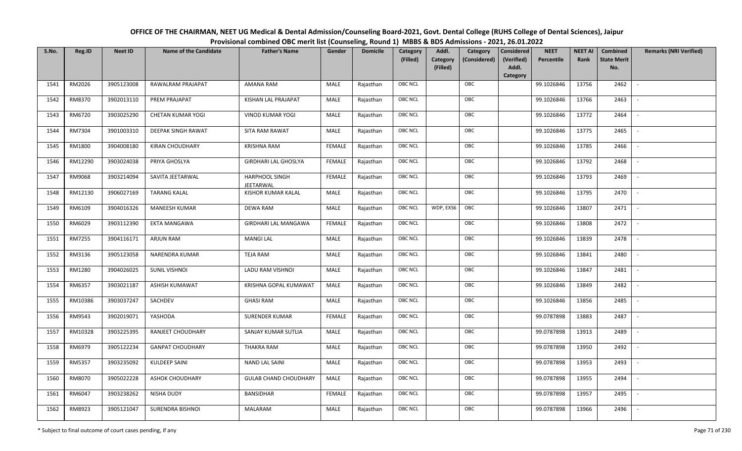**OFFICE OF THE CHAIRMAN, NEET UG Medical & Dental Admission/Counseling Board-2021, Govt. Dental College (RUHS College of Dental Sciences), Jaipur**

**Provisional combined OBC merit list (Counseling, Round 1) MBBS & BDS Admissions - 2021, 26.01.2022**

| S.No. | Reg.ID | Neet ID | Name of the Candidate | Father's Name | Gender | Domicile | Category (Filled) | Addl. Category (Filled) | Category (Considered) | Considered (Verified) Addl. Category | NEET Percentile | NEET AI Rank | Combined State Merit No. | Remarks (NRI Verified) |
|---|---|---|---|---|---|---|---|---|---|---|---|---|---|---|
| 1541 | RM2026 | 3905123008 | RAWALRAM PRAJAPAT | AMANA RAM | MALE | Rajasthan | OBC NCL | | OBC | | 99.1026846 | 13756 | 2462 | - |
| 1542 | RM8370 | 3902013110 | PREM PRAJAPAT | KISHAN LAL PRAJAPAT | MALE | Rajasthan | OBC NCL | | OBC | | 99.1026846 | 13766 | 2463 | - |
| 1543 | RM6720 | 3903025290 | CHETAN KUMAR YOGI | VINOD KUMAR YOGI | MALE | Rajasthan | OBC NCL | | OBC | | 99.1026846 | 13772 | 2464 | - |
| 1544 | RM7304 | 3901003310 | DEEPAK SINGH RAWAT | SITA RAM RAWAT | MALE | Rajasthan | OBC NCL | | OBC | | 99.1026846 | 13775 | 2465 | - |
| 1545 | RM1800 | 3904008180 | KIRAN CHOUDHARY | KRISHNA RAM | FEMALE | Rajasthan | OBC NCL | | OBC | | 99.1026846 | 13785 | 2466 | - |
| 1546 | RM12290 | 3903024038 | PRIYA GHOSLYA | GIRDHARI LAL GHOSLYA | FEMALE | Rajasthan | OBC NCL | | OBC | | 99.1026846 | 13792 | 2468 | - |
| 1547 | RM9068 | 3903214094 | SAVITA JEETARWAL | HARPHOOL SINGH JEETARWAL | FEMALE | Rajasthan | OBC NCL | | OBC | | 99.1026846 | 13793 | 2469 | - |
| 1548 | RM12130 | 3906027169 | TARANG KALAL | KISHOR KUMAR KALAL | MALE | Rajasthan | OBC NCL | | OBC | | 99.1026846 | 13795 | 2470 | - |
| 1549 | RM6109 | 3904016326 | MANEESH KUMAR | DEWA RAM | MALE | Rajasthan | OBC NCL | WDP, EXS6 | OBC | | 99.1026846 | 13807 | 2471 | - |
| 1550 | RM6029 | 3903112390 | EKTA MANGAWA | GIRDHARI LAL MANGAWA | FEMALE | Rajasthan | OBC NCL | | OBC | | 99.1026846 | 13808 | 2472 | - |
| 1551 | RM7255 | 3904116171 | ARJUN RAM | MANGI LAL | MALE | Rajasthan | OBC NCL | | OBC | | 99.1026846 | 13839 | 2478 | - |
| 1552 | RM3136 | 3905123058 | NARENDRA KUMAR | TEJA RAM | MALE | Rajasthan | OBC NCL | | OBC | | 99.1026846 | 13841 | 2480 | - |
| 1553 | RM1280 | 3904026025 | SUNIL VISHNOI | LADU RAM VISHNOI | MALE | Rajasthan | OBC NCL | | OBC | | 99.1026846 | 13847 | 2481 | - |
| 1554 | RM6357 | 3903021187 | ASHISH KUMAWAT | KRISHNA GOPAL KUMAWAT | MALE | Rajasthan | OBC NCL | | OBC | | 99.1026846 | 13849 | 2482 | - |
| 1555 | RM10386 | 3903037247 | SACHDEV | GHASI RAM | MALE | Rajasthan | OBC NCL | | OBC | | 99.1026846 | 13856 | 2485 | - |
| 1556 | RM9543 | 3902019071 | YASHODA | SURENDER KUMAR | FEMALE | Rajasthan | OBC NCL | | OBC | | 99.0787898 | 13883 | 2487 | - |
| 1557 | RM10328 | 3903225395 | RANJEET CHOUDHARY | SANJAY KUMAR SUTLIA | MALE | Rajasthan | OBC NCL | | OBC | | 99.0787898 | 13913 | 2489 | - |
| 1558 | RM6979 | 3905122234 | GANPAT CHOUDHARY | THAKRA RAM | MALE | Rajasthan | OBC NCL | | OBC | | 99.0787898 | 13950 | 2492 | - |
| 1559 | RM5357 | 3903235092 | KULDEEP SAINI | NAND LAL SAINI | MALE | Rajasthan | OBC NCL | | OBC | | 99.0787898 | 13953 | 2493 | - |
| 1560 | RM8070 | 3905022228 | ASHOK CHOUDHARY | GULAB CHAND CHOUDHARY | MALE | Rajasthan | OBC NCL | | OBC | | 99.0787898 | 13955 | 2494 | - |
| 1561 | RM6047 | 3903238262 | NISHA DUDY | BANSIDHAR | FEMALE | Rajasthan | OBC NCL | | OBC | | 99.0787898 | 13957 | 2495 | - |
| 1562 | RM8923 | 3905121047 | SURENDRA BISHNOI | MALARAM | MALE | Rajasthan | OBC NCL | | OBC | | 99.0787898 | 13966 | 2496 | - |

\* Subject to final outcome of court cases pending, if any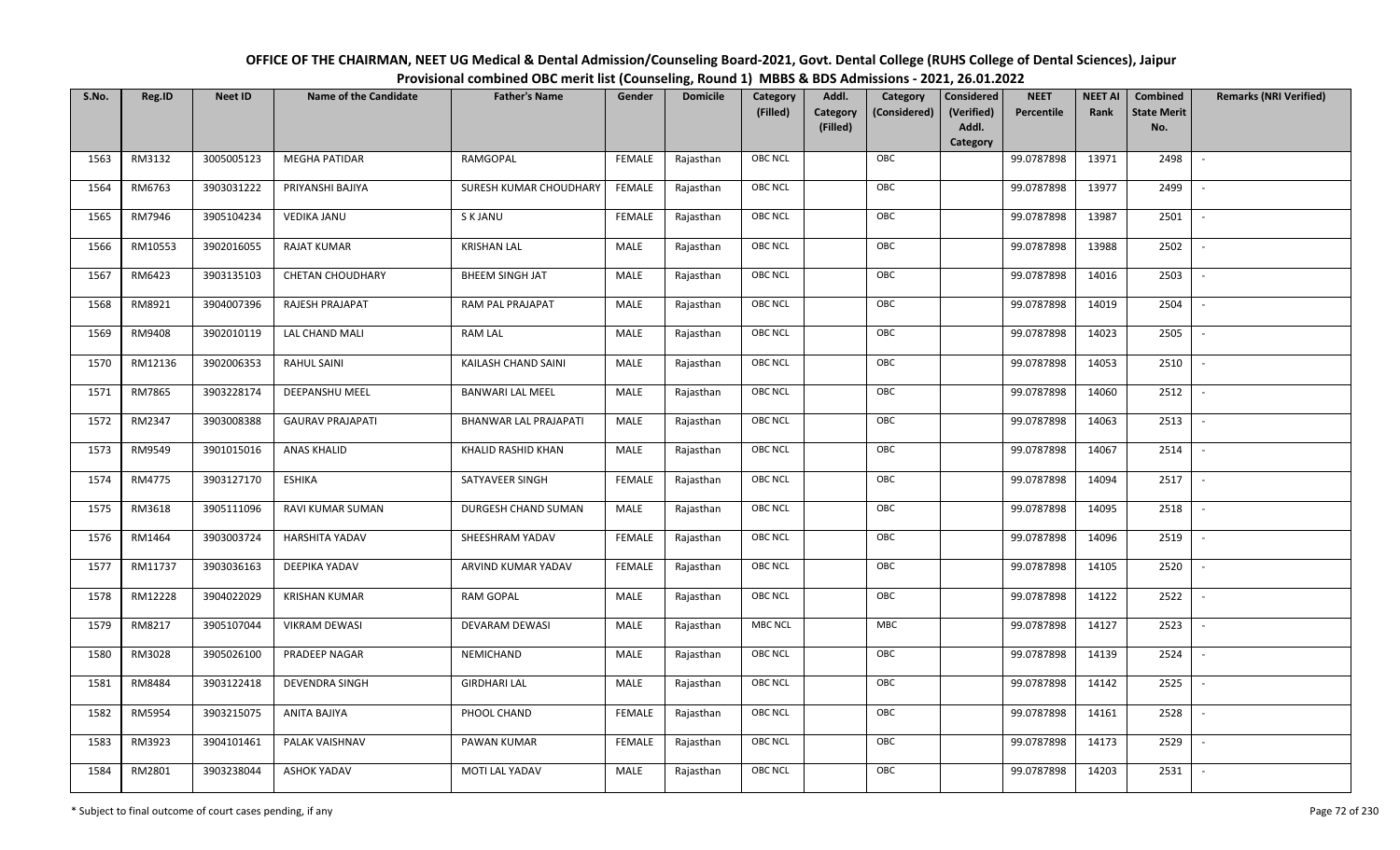OFFICE OF THE CHAIRMAN, NEET UG Medical & Dental Admission/Counseling Board-2021, Govt. Dental College (RUHS College of Dental Sciences), Jaipur

Provisional combined OBC merit list (Counseling, Round 1) MBBS & BDS Admissions - 2021, 26.01.2022

| S.No. | Reg.ID | Neet ID | Name of the Candidate | Father's Name | Gender | Domicile | Category (Filled) | Addl. Category (Filled) | Category (Considered) | Considered (Verified) Addl. Category | NEET Percentile | NEET AI Rank | Combined State Merit No. | Remarks (NRI Verified) |
|---|---|---|---|---|---|---|---|---|---|---|---|---|---|---|
| 1563 | RM3132 | 3005005123 | MEGHA PATIDAR | RAMGOPAL | FEMALE | Rajasthan | OBC NCL | | OBC | | 99.0787898 | 13971 | 2498 | - |
| 1564 | RM6763 | 3903031222 | PRIYANSHI BAJIYA | SURESH KUMAR CHOUDHARY | FEMALE | Rajasthan | OBC NCL | | OBC | | 99.0787898 | 13977 | 2499 | - |
| 1565 | RM7946 | 3905104234 | VEDIKA JANU | S K JANU | FEMALE | Rajasthan | OBC NCL | | OBC | | 99.0787898 | 13987 | 2501 | - |
| 1566 | RM10553 | 3902016055 | RAJAT KUMAR | KRISHAN LAL | MALE | Rajasthan | OBC NCL | | OBC | | 99.0787898 | 13988 | 2502 | - |
| 1567 | RM6423 | 3903135103 | CHETAN CHOUDHARY | BHEEM SINGH JAT | MALE | Rajasthan | OBC NCL | | OBC | | 99.0787898 | 14016 | 2503 | - |
| 1568 | RM8921 | 3904007396 | RAJESH PRAJAPAT | RAM PAL PRAJAPAT | MALE | Rajasthan | OBC NCL | | OBC | | 99.0787898 | 14019 | 2504 | - |
| 1569 | RM9408 | 3902010119 | LAL CHAND MALI | RAM LAL | MALE | Rajasthan | OBC NCL | | OBC | | 99.0787898 | 14023 | 2505 | - |
| 1570 | RM12136 | 3902006353 | RAHUL SAINI | KAILASH CHAND SAINI | MALE | Rajasthan | OBC NCL | | OBC | | 99.0787898 | 14053 | 2510 | - |
| 1571 | RM7865 | 3903228174 | DEEPANSHU MEEL | BANWARI LAL MEEL | MALE | Rajasthan | OBC NCL | | OBC | | 99.0787898 | 14060 | 2512 | - |
| 1572 | RM2347 | 3903008388 | GAURAV PRAJAPATI | BHANWAR LAL PRAJAPATI | MALE | Rajasthan | OBC NCL | | OBC | | 99.0787898 | 14063 | 2513 | - |
| 1573 | RM9549 | 3901015016 | ANAS KHALID | KHALID RASHID KHAN | MALE | Rajasthan | OBC NCL | | OBC | | 99.0787898 | 14067 | 2514 | - |
| 1574 | RM4775 | 3903127170 | ESHIKA | SATYAVEER SINGH | FEMALE | Rajasthan | OBC NCL | | OBC | | 99.0787898 | 14094 | 2517 | - |
| 1575 | RM3618 | 3905111096 | RAVI KUMAR SUMAN | DURGESH CHAND SUMAN | MALE | Rajasthan | OBC NCL | | OBC | | 99.0787898 | 14095 | 2518 | - |
| 1576 | RM1464 | 3903003724 | HARSHITA YADAV | SHEESHRAM YADAV | FEMALE | Rajasthan | OBC NCL | | OBC | | 99.0787898 | 14096 | 2519 | - |
| 1577 | RM11737 | 3903036163 | DEEPIKA YADAV | ARVIND KUMAR YADAV | FEMALE | Rajasthan | OBC NCL | | OBC | | 99.0787898 | 14105 | 2520 | - |
| 1578 | RM12228 | 3904022029 | KRISHAN KUMAR | RAM GOPAL | MALE | Rajasthan | OBC NCL | | OBC | | 99.0787898 | 14122 | 2522 | - |
| 1579 | RM8217 | 3905107044 | VIKRAM DEWASI | DEVARAM DEWASI | MALE | Rajasthan | MBC NCL | | MBC | | 99.0787898 | 14127 | 2523 | - |
| 1580 | RM3028 | 3905026100 | PRADEEP NAGAR | NEMICHAND | MALE | Rajasthan | OBC NCL | | OBC | | 99.0787898 | 14139 | 2524 | - |
| 1581 | RM8484 | 3903122418 | DEVENDRA SINGH | GIRDHARI LAL | MALE | Rajasthan | OBC NCL | | OBC | | 99.0787898 | 14142 | 2525 | - |
| 1582 | RM5954 | 3903215075 | ANITA BAJIYA | PHOOL CHAND | FEMALE | Rajasthan | OBC NCL | | OBC | | 99.0787898 | 14161 | 2528 | - |
| 1583 | RM3923 | 3904101461 | PALAK VAISHNAV | PAWAN KUMAR | FEMALE | Rajasthan | OBC NCL | | OBC | | 99.0787898 | 14173 | 2529 | - |
| 1584 | RM2801 | 3903238044 | ASHOK YADAV | MOTI LAL YADAV | MALE | Rajasthan | OBC NCL | | OBC | | 99.0787898 | 14203 | 2531 | - |

\* Subject to final outcome of court cases pending, if any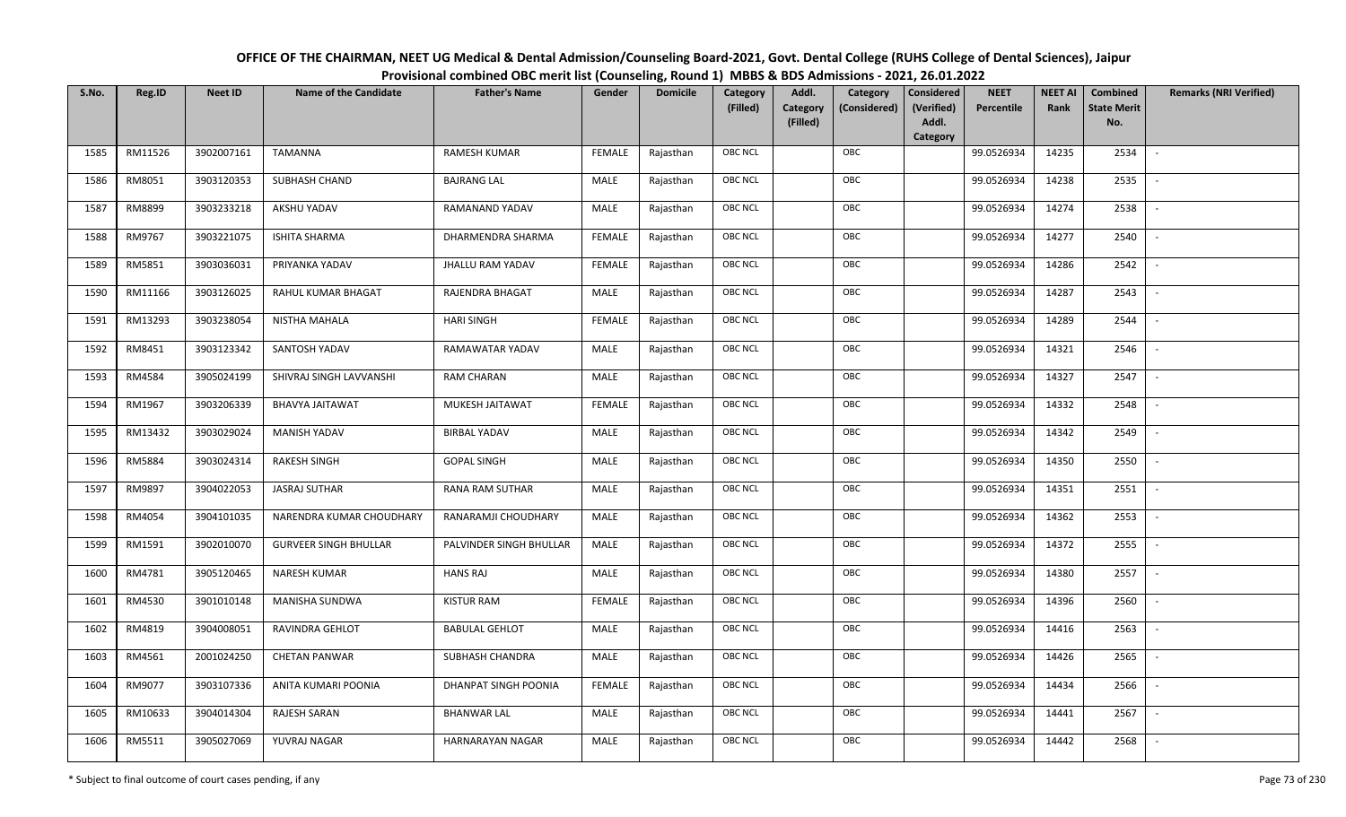# OFFICE OF THE CHAIRMAN, NEET UG Medical & Dental Admission/Counseling Board-2021, Govt. Dental College (RUHS College of Dental Sciences), Jaipur

## Provisional combined OBC merit list (Counseling, Round 1) MBBS & BDS Admissions - 2021, 26.01.2022

| S.No. | Reg.ID | Neet ID | Name of the Candidate | Father's Name | Gender | Domicile | Category (Filled) | Addl. Category (Filled) | Category (Considered) | Considered (Verified) Addl. Category | NEET Percentile | NEET AI Rank | Combined State Merit No. | Remarks (NRI Verified) |
|---|---|---|---|---|---|---|---|---|---|---|---|---|---|---|
| 1585 | RM11526 | 3902007161 | TAMANNA | RAMESH KUMAR | FEMALE | Rajasthan | OBC NCL | | OBC | | 99.0526934 | 14235 | 2534 | - |
| 1586 | RM8051 | 3903120353 | SUBHASH CHAND | BAJRANG LAL | MALE | Rajasthan | OBC NCL | | OBC | | 99.0526934 | 14238 | 2535 | - |
| 1587 | RM8899 | 3903233218 | AKSHU YADAV | RAMANAND YADAV | MALE | Rajasthan | OBC NCL | | OBC | | 99.0526934 | 14274 | 2538 | - |
| 1588 | RM9767 | 3903221075 | ISHITA SHARMA | DHARMENDRA SHARMA | FEMALE | Rajasthan | OBC NCL | | OBC | | 99.0526934 | 14277 | 2540 | - |
| 1589 | RM5851 | 3903036031 | PRIYANKA YADAV | JHALLU RAM YADAV | FEMALE | Rajasthan | OBC NCL | | OBC | | 99.0526934 | 14286 | 2542 | - |
| 1590 | RM11166 | 3903126025 | RAHUL KUMAR BHAGAT | RAJENDRA BHAGAT | MALE | Rajasthan | OBC NCL | | OBC | | 99.0526934 | 14287 | 2543 | - |
| 1591 | RM13293 | 3903238054 | NISTHA MAHALA | HARI SINGH | FEMALE | Rajasthan | OBC NCL | | OBC | | 99.0526934 | 14289 | 2544 | - |
| 1592 | RM8451 | 3903123342 | SANTOSH YADAV | RAMAWATAR YADAV | MALE | Rajasthan | OBC NCL | | OBC | | 99.0526934 | 14321 | 2546 | - |
| 1593 | RM4584 | 3905024199 | SHIVRAJ SINGH LAVVANSHI | RAM CHARAN | MALE | Rajasthan | OBC NCL | | OBC | | 99.0526934 | 14327 | 2547 | - |
| 1594 | RM1967 | 3903206339 | BHAVYA JAITAWAT | MUKESH JAITAWAT | FEMALE | Rajasthan | OBC NCL | | OBC | | 99.0526934 | 14332 | 2548 | - |
| 1595 | RM13432 | 3903029024 | MANISH YADAV | BIRBAL YADAV | MALE | Rajasthan | OBC NCL | | OBC | | 99.0526934 | 14342 | 2549 | - |
| 1596 | RM5884 | 3903024314 | RAKESH SINGH | GOPAL SINGH | MALE | Rajasthan | OBC NCL | | OBC | | 99.0526934 | 14350 | 2550 | - |
| 1597 | RM9897 | 3904022053 | JASRAJ SUTHAR | RANA RAM SUTHAR | MALE | Rajasthan | OBC NCL | | OBC | | 99.0526934 | 14351 | 2551 | - |
| 1598 | RM4054 | 3904101035 | NARENDRA KUMAR CHOUDHARY | RANARAMJI CHOUDHARY | MALE | Rajasthan | OBC NCL | | OBC | | 99.0526934 | 14362 | 2553 | - |
| 1599 | RM1591 | 3902010070 | GURVEER SINGH BHULLAR | PALVINDER SINGH BHULLAR | MALE | Rajasthan | OBC NCL | | OBC | | 99.0526934 | 14372 | 2555 | - |
| 1600 | RM4781 | 3905120465 | NARESH KUMAR | HANS RAJ | MALE | Rajasthan | OBC NCL | | OBC | | 99.0526934 | 14380 | 2557 | - |
| 1601 | RM4530 | 3901010148 | MANISHA SUNDWA | KISTUR RAM | FEMALE | Rajasthan | OBC NCL | | OBC | | 99.0526934 | 14396 | 2560 | - |
| 1602 | RM4819 | 3904008051 | RAVINDRA GEHLOT | BABULAL GEHLOT | MALE | Rajasthan | OBC NCL | | OBC | | 99.0526934 | 14416 | 2563 | - |
| 1603 | RM4561 | 2001024250 | CHETAN PANWAR | SUBHASH CHANDRA | MALE | Rajasthan | OBC NCL | | OBC | | 99.0526934 | 14426 | 2565 | - |
| 1604 | RM9077 | 3903107336 | ANITA KUMARI POONIA | DHANPAT SINGH POONIA | FEMALE | Rajasthan | OBC NCL | | OBC | | 99.0526934 | 14434 | 2566 | - |
| 1605 | RM10633 | 3904014304 | RAJESH SARAN | BHANWAR LAL | MALE | Rajasthan | OBC NCL | | OBC | | 99.0526934 | 14441 | 2567 | - |
| 1606 | RM5511 | 3905027069 | YUVRAJ NAGAR | HARNARAYAN NAGAR | MALE | Rajasthan | OBC NCL | | OBC | | 99.0526934 | 14442 | 2568 | - |

\* Subject to final outcome of court cases pending, if any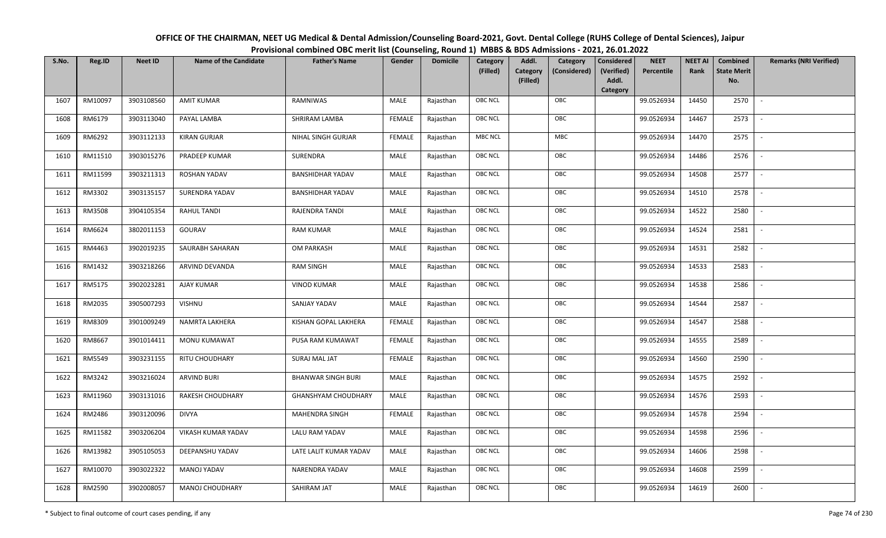**OFFICE OF THE CHAIRMAN, NEET UG Medical & Dental Admission/Counseling Board-2021, Govt. Dental College (RUHS College of Dental Sciences), Jaipur**

**Provisional combined OBC merit list (Counseling, Round 1) MBBS & BDS Admissions - 2021, 26.01.2022**

| S.No. | Reg.ID | Neet ID | Name of the Candidate | Father's Name | Gender | Domicile | Category (Filled) | Addl. Category (Filled) | Category (Considered) | Considered (Verified) Addl. Category | NEET Percentile | NEET AI Rank | Combined State Merit No. | Remarks (NRI Verified) |
|---|---|---|---|---|---|---|---|---|---|---|---|---|---|---|
| 1607 | RM10097 | 3903108560 | AMIT KUMAR | RAMNIWAS | MALE | Rajasthan | OBC NCL | | OBC | | 99.0526934 | 14450 | 2570 | - |
| 1608 | RM6179 | 3903113040 | PAYAL LAMBA | SHRIRAM LAMBA | FEMALE | Rajasthan | OBC NCL | | OBC | | 99.0526934 | 14467 | 2573 | - |
| 1609 | RM6292 | 3903112133 | KIRAN GURJAR | NIHAL SINGH GURJAR | FEMALE | Rajasthan | MBC NCL | | MBC | | 99.0526934 | 14470 | 2575 | - |
| 1610 | RM11510 | 3903015276 | PRADEEP KUMAR | SURENDRA | MALE | Rajasthan | OBC NCL | | OBC | | 99.0526934 | 14486 | 2576 | - |
| 1611 | RM11599 | 3903211313 | ROSHAN YADAV | BANSHIDHAR YADAV | MALE | Rajasthan | OBC NCL | | OBC | | 99.0526934 | 14508 | 2577 | - |
| 1612 | RM3302 | 3903135157 | SURENDRA YADAV | BANSHIDHAR YADAV | MALE | Rajasthan | OBC NCL | | OBC | | 99.0526934 | 14510 | 2578 | - |
| 1613 | RM3508 | 3904105354 | RAHUL TANDI | RAJENDRA TANDI | MALE | Rajasthan | OBC NCL | | OBC | | 99.0526934 | 14522 | 2580 | - |
| 1614 | RM6624 | 3802011153 | GOURAV | RAM KUMAR | MALE | Rajasthan | OBC NCL | | OBC | | 99.0526934 | 14524 | 2581 | - |
| 1615 | RM4463 | 3902019235 | SAURABH SAHARAN | OM PARKASH | MALE | Rajasthan | OBC NCL | | OBC | | 99.0526934 | 14531 | 2582 | - |
| 1616 | RM1432 | 3903218266 | ARVIND DEVANDA | RAM SINGH | MALE | Rajasthan | OBC NCL | | OBC | | 99.0526934 | 14533 | 2583 | - |
| 1617 | RM5175 | 3902023281 | AJAY KUMAR | VINOD KUMAR | MALE | Rajasthan | OBC NCL | | OBC | | 99.0526934 | 14538 | 2586 | - |
| 1618 | RM2035 | 3905007293 | VISHNU | SANJAY YADAV | MALE | Rajasthan | OBC NCL | | OBC | | 99.0526934 | 14544 | 2587 | - |
| 1619 | RM8309 | 3901009249 | NAMRTA LAKHERA | KISHAN GOPAL LAKHERA | FEMALE | Rajasthan | OBC NCL | | OBC | | 99.0526934 | 14547 | 2588 | - |
| 1620 | RM8667 | 3901014411 | MONU KUMAWAT | PUSA RAM KUMAWAT | FEMALE | Rajasthan | OBC NCL | | OBC | | 99.0526934 | 14555 | 2589 | - |
| 1621 | RM5549 | 3903231155 | RITU CHOUDHARY | SURAJ MAL JAT | FEMALE | Rajasthan | OBC NCL | | OBC | | 99.0526934 | 14560 | 2590 | - |
| 1622 | RM3242 | 3903216024 | ARVIND BURI | BHANWAR SINGH BURI | MALE | Rajasthan | OBC NCL | | OBC | | 99.0526934 | 14575 | 2592 | - |
| 1623 | RM11960 | 3903131016 | RAKESH CHOUDHARY | GHANSHYAM CHOUDHARY | MALE | Rajasthan | OBC NCL | | OBC | | 99.0526934 | 14576 | 2593 | - |
| 1624 | RM2486 | 3903120096 | DIVYA | MAHENDRA SINGH | FEMALE | Rajasthan | OBC NCL | | OBC | | 99.0526934 | 14578 | 2594 | - |
| 1625 | RM11582 | 3903206204 | VIKASH KUMAR YADAV | LALU RAM YADAV | MALE | Rajasthan | OBC NCL | | OBC | | 99.0526934 | 14598 | 2596 | - |
| 1626 | RM13982 | 3905105053 | DEEPANSHU YADAV | LATE LALIT KUMAR YADAV | MALE | Rajasthan | OBC NCL | | OBC | | 99.0526934 | 14606 | 2598 | - |
| 1627 | RM10070 | 3903022322 | MANOJ YADAV | NARENDRA YADAV | MALE | Rajasthan | OBC NCL | | OBC | | 99.0526934 | 14608 | 2599 | - |
| 1628 | RM2590 | 3902008057 | MANOJ CHOUDHARY | SAHIRAM JAT | MALE | Rajasthan | OBC NCL | | OBC | | 99.0526934 | 14619 | 2600 | - |

\* Subject to final outcome of court cases pending, if any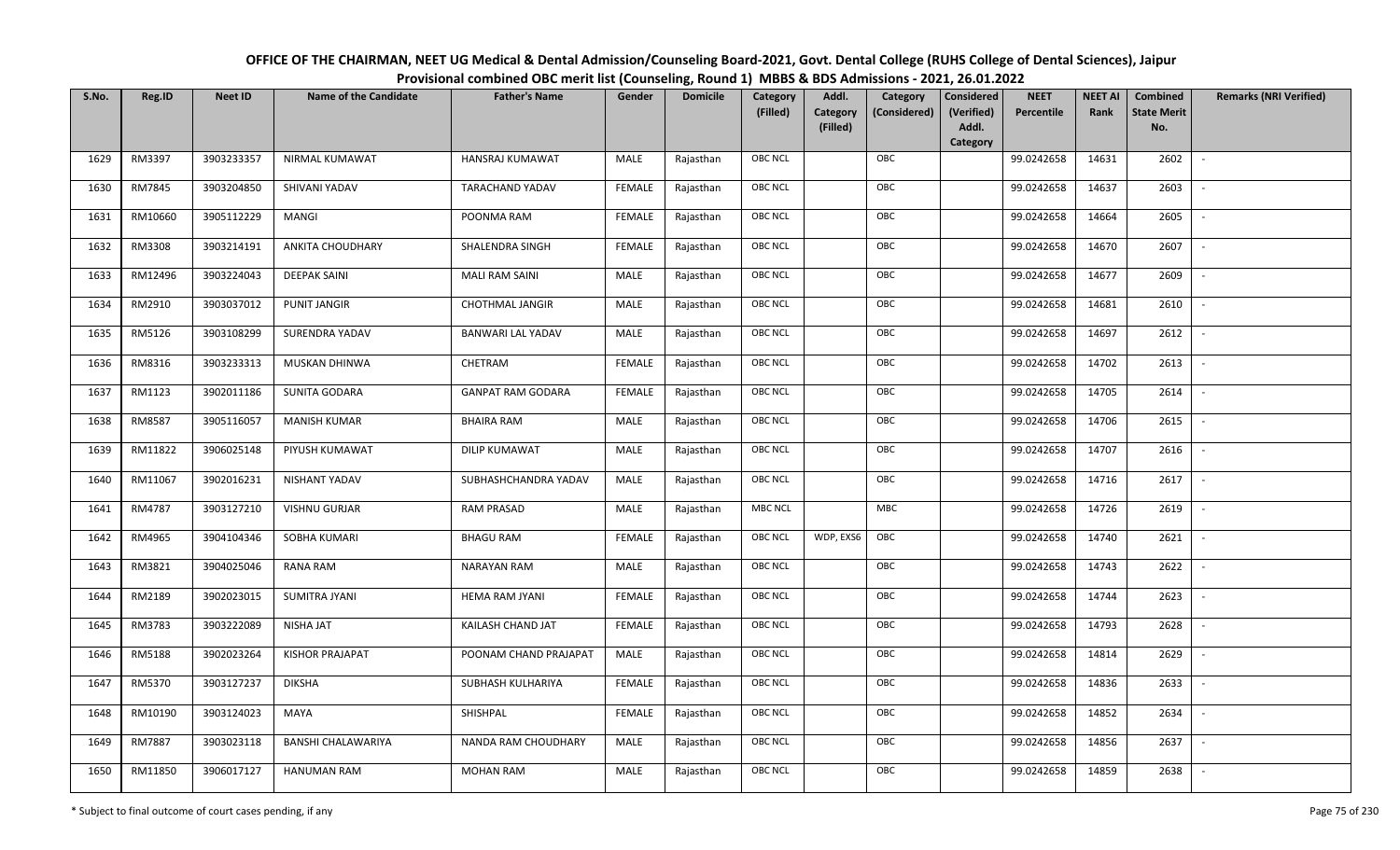# OFFICE OF THE CHAIRMAN, NEET UG Medical & Dental Admission/Counseling Board-2021, Govt. Dental College (RUHS College of Dental Sciences), Jaipur

## Provisional combined OBC merit list (Counseling, Round 1) MBBS & BDS Admissions - 2021, 26.01.2022

| S.No. | Reg.ID | Neet ID | Name of the Candidate | Father's Name | Gender | Domicile | Category (Filled) | Addl. Category (Filled) | Category (Considered) | Considered (Verified) Addl. Category | NEET Percentile | NEET AI Rank | Combined State Merit No. | Remarks (NRI Verified) |
|---|---|---|---|---|---|---|---|---|---|---|---|---|---|---|
| 1629 | RM3397 | 3903233357 | NIRMAL KUMAWAT | HANSRAJ KUMAWAT | MALE | Rajasthan | OBC NCL | | OBC | | 99.0242658 | 14631 | 2602 | - |
| 1630 | RM7845 | 3903204850 | SHIVANI YADAV | TARACHAND YADAV | FEMALE | Rajasthan | OBC NCL | | OBC | | 99.0242658 | 14637 | 2603 | - |
| 1631 | RM10660 | 3905112229 | MANGI | POONMA RAM | FEMALE | Rajasthan | OBC NCL | | OBC | | 99.0242658 | 14664 | 2605 | - |
| 1632 | RM3308 | 3903214191 | ANKITA CHOUDHARY | SHALENDRA SINGH | FEMALE | Rajasthan | OBC NCL | | OBC | | 99.0242658 | 14670 | 2607 | - |
| 1633 | RM12496 | 3903224043 | DEEPAK SAINI | MALI RAM SAINI | MALE | Rajasthan | OBC NCL | | OBC | | 99.0242658 | 14677 | 2609 | - |
| 1634 | RM2910 | 3903037012 | PUNIT JANGIR | CHOTHMAL JANGIR | MALE | Rajasthan | OBC NCL | | OBC | | 99.0242658 | 14681 | 2610 | - |
| 1635 | RM5126 | 3903108299 | SURENDRA YADAV | BANWARI LAL YADAV | MALE | Rajasthan | OBC NCL | | OBC | | 99.0242658 | 14697 | 2612 | - |
| 1636 | RM8316 | 3903233313 | MUSKAN DHINWA | CHETRAM | FEMALE | Rajasthan | OBC NCL | | OBC | | 99.0242658 | 14702 | 2613 | - |
| 1637 | RM1123 | 3902011186 | SUNITA GODARA | GANPAT RAM GODARA | FEMALE | Rajasthan | OBC NCL | | OBC | | 99.0242658 | 14705 | 2614 | - |
| 1638 | RM8587 | 3905116057 | MANISH KUMAR | BHAIRA RAM | MALE | Rajasthan | OBC NCL | | OBC | | 99.0242658 | 14706 | 2615 | - |
| 1639 | RM11822 | 3906025148 | PIYUSH KUMAWAT | DILIP KUMAWAT | MALE | Rajasthan | OBC NCL | | OBC | | 99.0242658 | 14707 | 2616 | - |
| 1640 | RM11067 | 3902016231 | NISHANT YADAV | SUBHASHCHANDRA YADAV | MALE | Rajasthan | OBC NCL | | OBC | | 99.0242658 | 14716 | 2617 | - |
| 1641 | RM4787 | 3903127210 | VISHNU GURJAR | RAM PRASAD | MALE | Rajasthan | MBC NCL | | MBC | | 99.0242658 | 14726 | 2619 | - |
| 1642 | RM4965 | 3904104346 | SOBHA KUMARI | BHAGU RAM | FEMALE | Rajasthan | OBC NCL | WDP, EXS6 | OBC | | 99.0242658 | 14740 | 2621 | - |
| 1643 | RM3821 | 3904025046 | RANA RAM | NARAYAN RAM | MALE | Rajasthan | OBC NCL | | OBC | | 99.0242658 | 14743 | 2622 | - |
| 1644 | RM2189 | 3902023015 | SUMITRA JYANI | HEMA RAM JYANI | FEMALE | Rajasthan | OBC NCL | | OBC | | 99.0242658 | 14744 | 2623 | - |
| 1645 | RM3783 | 3903222089 | NISHA JAT | KAILASH CHAND JAT | FEMALE | Rajasthan | OBC NCL | | OBC | | 99.0242658 | 14793 | 2628 | - |
| 1646 | RM5188 | 3902023264 | KISHOR PRAJAPAT | POONAM CHAND PRAJAPAT | MALE | Rajasthan | OBC NCL | | OBC | | 99.0242658 | 14814 | 2629 | - |
| 1647 | RM5370 | 3903127237 | DIKSHA | SUBHASH KULHARIYA | FEMALE | Rajasthan | OBC NCL | | OBC | | 99.0242658 | 14836 | 2633 | - |
| 1648 | RM10190 | 3903124023 | MAYA | SHISHPAL | FEMALE | Rajasthan | OBC NCL | | OBC | | 99.0242658 | 14852 | 2634 | - |
| 1649 | RM7887 | 3903023118 | BANSHI CHALAWARIYA | NANDA RAM CHOUDHARY | MALE | Rajasthan | OBC NCL | | OBC | | 99.0242658 | 14856 | 2637 | - |
| 1650 | RM11850 | 3906017127 | HANUMAN RAM | MOHAN RAM | MALE | Rajasthan | OBC NCL | | OBC | | 99.0242658 | 14859 | 2638 | - |

\* Subject to final outcome of court cases pending, if any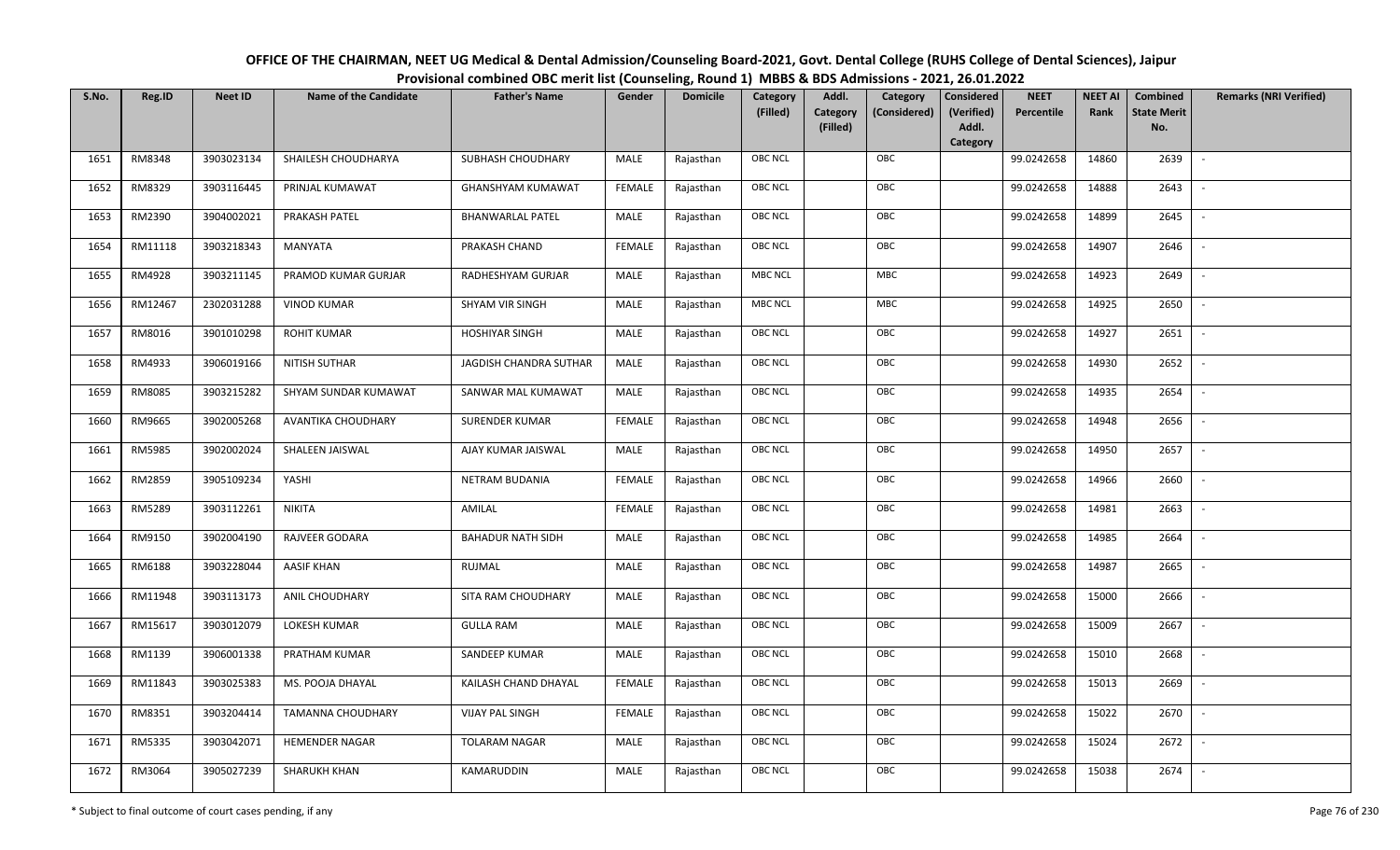# OFFICE OF THE CHAIRMAN, NEET UG Medical & Dental Admission/Counseling Board-2021, Govt. Dental College (RUHS College of Dental Sciences), Jaipur

## Provisional combined OBC merit list (Counseling, Round 1) MBBS & BDS Admissions - 2021, 26.01.2022

| S.No. | Reg.ID | Neet ID | Name of the Candidate | Father's Name | Gender | Domicile | Category (Filled) | Addl. Category (Filled) | Category (Considered) | Considered (Verified) Addl. Category | NEET Percentile | NEET AI Rank | Combined State Merit No. | Remarks (NRI Verified) |
|---|---|---|---|---|---|---|---|---|---|---|---|---|---|---|
| 1651 | RM8348 | 3903023134 | SHAILESH CHOUDHARYA | SUBHASH CHOUDHARY | MALE | Rajasthan | OBC NCL | | OBC | | 99.0242658 | 14860 | 2639 | - |
| 1652 | RM8329 | 3903116445 | PRINJAL KUMAWAT | GHANSHYAM KUMAWAT | FEMALE | Rajasthan | OBC NCL | | OBC | | 99.0242658 | 14888 | 2643 | - |
| 1653 | RM2390 | 3904002021 | PRAKASH PATEL | BHANWARLAL PATEL | MALE | Rajasthan | OBC NCL | | OBC | | 99.0242658 | 14899 | 2645 | - |
| 1654 | RM11118 | 3903218343 | MANYATA | PRAKASH CHAND | FEMALE | Rajasthan | OBC NCL | | OBC | | 99.0242658 | 14907 | 2646 | - |
| 1655 | RM4928 | 3903211145 | PRAMOD KUMAR GURJAR | RADHESHYAM GURJAR | MALE | Rajasthan | MBC NCL | | MBC | | 99.0242658 | 14923 | 2649 | - |
| 1656 | RM12467 | 2302031288 | VINOD KUMAR | SHYAM VIR SINGH | MALE | Rajasthan | MBC NCL | | MBC | | 99.0242658 | 14925 | 2650 | - |
| 1657 | RM8016 | 3901010298 | ROHIT KUMAR | HOSHIYAR SINGH | MALE | Rajasthan | OBC NCL | | OBC | | 99.0242658 | 14927 | 2651 | - |
| 1658 | RM4933 | 3906019166 | NITISH SUTHAR | JAGDISH CHANDRA SUTHAR | MALE | Rajasthan | OBC NCL | | OBC | | 99.0242658 | 14930 | 2652 | - |
| 1659 | RM8085 | 3903215282 | SHYAM SUNDAR KUMAWAT | SANWAR MAL KUMAWAT | MALE | Rajasthan | OBC NCL | | OBC | | 99.0242658 | 14935 | 2654 | - |
| 1660 | RM9665 | 3902005268 | AVANTIKA CHOUDHARY | SURENDER KUMAR | FEMALE | Rajasthan | OBC NCL | | OBC | | 99.0242658 | 14948 | 2656 | - |
| 1661 | RM5985 | 3902002024 | SHALEEN JAISWAL | AJAY KUMAR JAISWAL | MALE | Rajasthan | OBC NCL | | OBC | | 99.0242658 | 14950 | 2657 | - |
| 1662 | RM2859 | 3905109234 | YASHI | NETRAM BUDANIA | FEMALE | Rajasthan | OBC NCL | | OBC | | 99.0242658 | 14966 | 2660 | - |
| 1663 | RM5289 | 3903112261 | NIKITA | AMILAL | FEMALE | Rajasthan | OBC NCL | | OBC | | 99.0242658 | 14981 | 2663 | - |
| 1664 | RM9150 | 3902004190 | RAJVEER GODARA | BAHADUR NATH SIDH | MALE | Rajasthan | OBC NCL | | OBC | | 99.0242658 | 14985 | 2664 | - |
| 1665 | RM6188 | 3903228044 | AASIF KHAN | RUJMAL | MALE | Rajasthan | OBC NCL | | OBC | | 99.0242658 | 14987 | 2665 | - |
| 1666 | RM11948 | 3903113173 | ANIL CHOUDHARY | SITA RAM CHOUDHARY | MALE | Rajasthan | OBC NCL | | OBC | | 99.0242658 | 15000 | 2666 | - |
| 1667 | RM15617 | 3903012079 | LOKESH KUMAR | GULLA RAM | MALE | Rajasthan | OBC NCL | | OBC | | 99.0242658 | 15009 | 2667 | - |
| 1668 | RM1139 | 3906001338 | PRATHAM KUMAR | SANDEEP KUMAR | MALE | Rajasthan | OBC NCL | | OBC | | 99.0242658 | 15010 | 2668 | - |
| 1669 | RM11843 | 3903025383 | MS. POOJA DHAYAL | KAILASH CHAND DHAYAL | FEMALE | Rajasthan | OBC NCL | | OBC | | 99.0242658 | 15013 | 2669 | - |
| 1670 | RM8351 | 3903204414 | TAMANNA CHOUDHARY | VIJAY PAL SINGH | FEMALE | Rajasthan | OBC NCL | | OBC | | 99.0242658 | 15022 | 2670 | - |
| 1671 | RM5335 | 3903042071 | HEMENDER NAGAR | TOLARAM NAGAR | MALE | Rajasthan | OBC NCL | | OBC | | 99.0242658 | 15024 | 2672 | - |
| 1672 | RM3064 | 3905027239 | SHARUKH KHAN | KAMARUDDIN | MALE | Rajasthan | OBC NCL | | OBC | | 99.0242658 | 15038 | 2674 | - |

\* Subject to final outcome of court cases pending, if any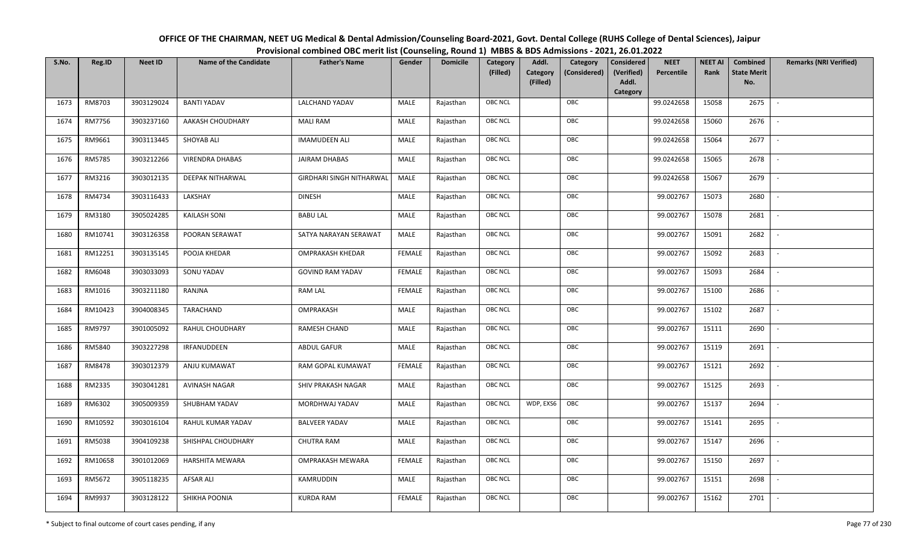**OFFICE OF THE CHAIRMAN, NEET UG Medical & Dental Admission/Counseling Board-2021, Govt. Dental College (RUHS College of Dental Sciences), Jaipur**

**Provisional combined OBC merit list (Counseling, Round 1) MBBS & BDS Admissions - 2021, 26.01.2022**

| S.No. | Reg.ID | Neet ID | Name of the Candidate | Father's Name | Gender | Domicile | Category (Filled) | Addl. Category (Filled) | Category (Considered) | Considered (Verified) Addl. Category | NEET Percentile | NEET AI Rank | Combined State Merit No. | Remarks (NRI Verified) |
|---|---|---|---|---|---|---|---|---|---|---|---|---|---|---|
| 1673 | RM8703 | 3903129024 | BANTI YADAV | LALCHAND YADAV | MALE | Rajasthan | OBC NCL | | OBC | | 99.0242658 | 15058 | 2675 | - |
| 1674 | RM7756 | 3903237160 | AAKASH CHOUDHARY | MALI RAM | MALE | Rajasthan | OBC NCL | | OBC | | 99.0242658 | 15060 | 2676 | - |
| 1675 | RM9661 | 3903113445 | SHOYAB ALI | IMAMUDEEN ALI | MALE | Rajasthan | OBC NCL | | OBC | | 99.0242658 | 15064 | 2677 | - |
| 1676 | RM5785 | 3903212266 | VIRENDRA DHABAS | JAIRAM DHABAS | MALE | Rajasthan | OBC NCL | | OBC | | 99.0242658 | 15065 | 2678 | - |
| 1677 | RM3216 | 3903012135 | DEEPAK NITHARWAL | GIRDHARI SINGH NITHARWAL | MALE | Rajasthan | OBC NCL | | OBC | | 99.0242658 | 15067 | 2679 | - |
| 1678 | RM4734 | 3903116433 | LAKSHAY | DINESH | MALE | Rajasthan | OBC NCL | | OBC | | 99.002767 | 15073 | 2680 | - |
| 1679 | RM3180 | 3905024285 | KAILASH SONI | BABU LAL | MALE | Rajasthan | OBC NCL | | OBC | | 99.002767 | 15078 | 2681 | - |
| 1680 | RM10741 | 3903126358 | POORAN SERAWAT | SATYA NARAYAN SERAWAT | MALE | Rajasthan | OBC NCL | | OBC | | 99.002767 | 15091 | 2682 | - |
| 1681 | RM12251 | 3903135145 | POOJA KHEDAR | OMPRAKASH KHEDAR | FEMALE | Rajasthan | OBC NCL | | OBC | | 99.002767 | 15092 | 2683 | - |
| 1682 | RM6048 | 3903033093 | SONU YADAV | GOVIND RAM YADAV | FEMALE | Rajasthan | OBC NCL | | OBC | | 99.002767 | 15093 | 2684 | - |
| 1683 | RM1016 | 3903211180 | RANJNA | RAM LAL | FEMALE | Rajasthan | OBC NCL | | OBC | | 99.002767 | 15100 | 2686 | - |
| 1684 | RM10423 | 3904008345 | TARACHAND | OMPRAKASH | MALE | Rajasthan | OBC NCL | | OBC | | 99.002767 | 15102 | 2687 | - |
| 1685 | RM9797 | 3901005092 | RAHUL CHOUDHARY | RAMESH CHAND | MALE | Rajasthan | OBC NCL | | OBC | | 99.002767 | 15111 | 2690 | - |
| 1686 | RM5840 | 3903227298 | IRFANUDDEEN | ABDUL GAFUR | MALE | Rajasthan | OBC NCL | | OBC | | 99.002767 | 15119 | 2691 | - |
| 1687 | RM8478 | 3903012379 | ANJU KUMAWAT | RAM GOPAL KUMAWAT | FEMALE | Rajasthan | OBC NCL | | OBC | | 99.002767 | 15121 | 2692 | - |
| 1688 | RM2335 | 3903041281 | AVINASH NAGAR | SHIV PRAKASH NAGAR | MALE | Rajasthan | OBC NCL | | OBC | | 99.002767 | 15125 | 2693 | - |
| 1689 | RM6302 | 3905009359 | SHUBHAM YADAV | MORDHWAJ YADAV | MALE | Rajasthan | OBC NCL | WDP, EXS6 | OBC | | 99.002767 | 15137 | 2694 | - |
| 1690 | RM10592 | 3903016104 | RAHUL KUMAR YADAV | BALVEER YADAV | MALE | Rajasthan | OBC NCL | | OBC | | 99.002767 | 15141 | 2695 | - |
| 1691 | RM5038 | 3904109238 | SHISHPAL CHOUDHARY | CHUTRA RAM | MALE | Rajasthan | OBC NCL | | OBC | | 99.002767 | 15147 | 2696 | - |
| 1692 | RM10658 | 3901012069 | HARSHITA MEWARA | OMPRAKASH MEWARA | FEMALE | Rajasthan | OBC NCL | | OBC | | 99.002767 | 15150 | 2697 | - |
| 1693 | RM5672 | 3905118235 | AFSAR ALI | KAMRUDDIN | MALE | Rajasthan | OBC NCL | | OBC | | 99.002767 | 15151 | 2698 | - |
| 1694 | RM9937 | 3903128122 | SHIKHA POONIA | KURDA RAM | FEMALE | Rajasthan | OBC NCL | | OBC | | 99.002767 | 15162 | 2701 | - |

\* Subject to final outcome of court cases pending, if any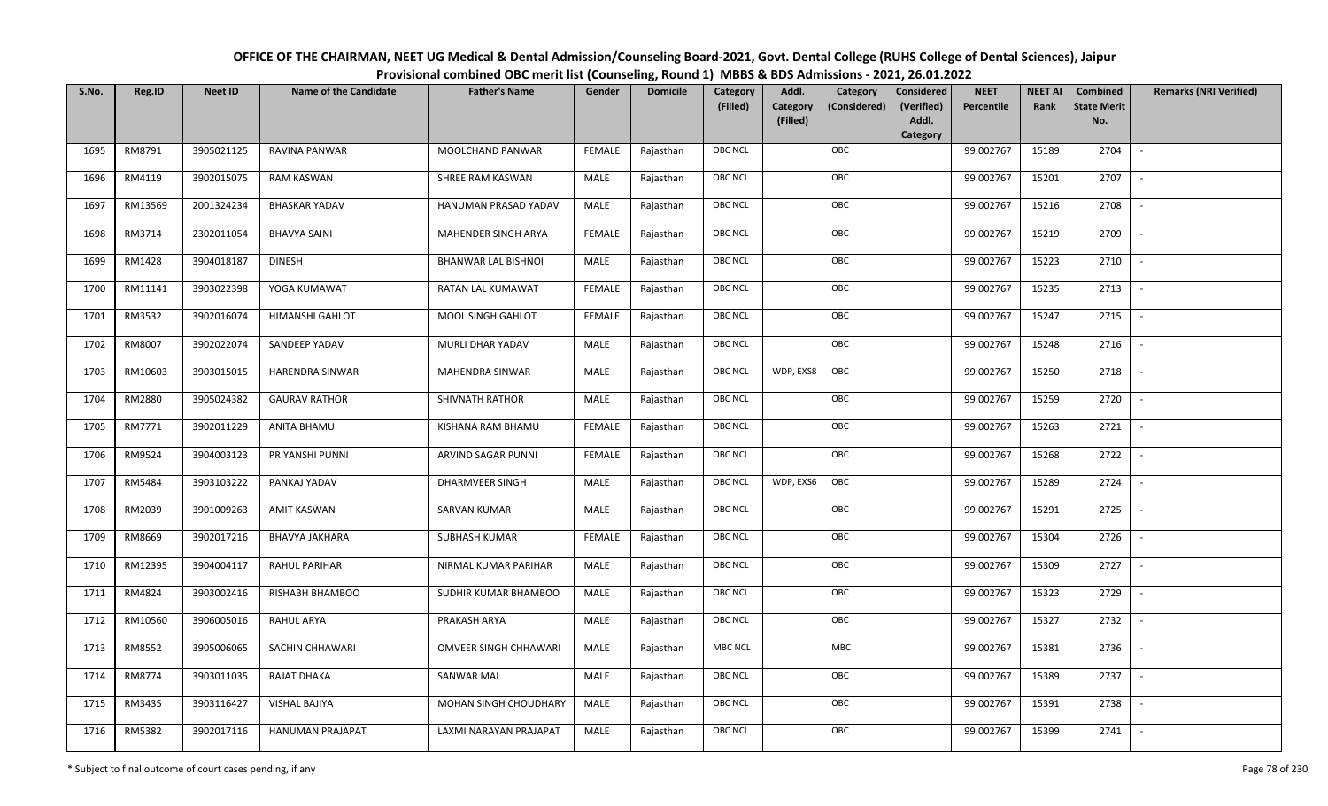# OFFICE OF THE CHAIRMAN, NEET UG Medical & Dental Admission/Counseling Board-2021, Govt. Dental College (RUHS College of Dental Sciences), Jaipur

## Provisional combined OBC merit list (Counseling, Round 1) MBBS & BDS Admissions - 2021, 26.01.2022

| S.No. | Reg.ID | Neet ID | Name of the Candidate | Father's Name | Gender | Domicile | Category (Filled) | Addl. Category (Filled) | Category (Considered) | Considered (Verified) Addl. Category | NEET Percentile | NEET AI Rank | Combined State Merit No. | Remarks (NRI Verified) |
|---|---|---|---|---|---|---|---|---|---|---|---|---|---|---|
| 1695 | RM8791 | 3905021125 | RAVINA PANWAR | MOOLCHAND PANWAR | FEMALE | Rajasthan | OBC NCL | | OBC | | 99.002767 | 15189 | 2704 | - |
| 1696 | RM4119 | 3902015075 | RAM KASWAN | SHREE RAM KASWAN | MALE | Rajasthan | OBC NCL | | OBC | | 99.002767 | 15201 | 2707 | - |
| 1697 | RM13569 | 2001324234 | BHASKAR YADAV | HANUMAN PRASAD YADAV | MALE | Rajasthan | OBC NCL | | OBC | | 99.002767 | 15216 | 2708 | - |
| 1698 | RM3714 | 2302011054 | BHAVYA SAINI | MAHENDER SINGH ARYA | FEMALE | Rajasthan | OBC NCL | | OBC | | 99.002767 | 15219 | 2709 | - |
| 1699 | RM1428 | 3904018187 | DINESH | BHANWAR LAL BISHNOI | MALE | Rajasthan | OBC NCL | | OBC | | 99.002767 | 15223 | 2710 | - |
| 1700 | RM11141 | 3903022398 | YOGA KUMAWAT | RATAN LAL KUMAWAT | FEMALE | Rajasthan | OBC NCL | | OBC | | 99.002767 | 15235 | 2713 | - |
| 1701 | RM3532 | 3902016074 | HIMANSHI GAHLOT | MOOL SINGH GAHLOT | FEMALE | Rajasthan | OBC NCL | | OBC | | 99.002767 | 15247 | 2715 | - |
| 1702 | RM8007 | 3902022074 | SANDEEP YADAV | MURLI DHAR YADAV | MALE | Rajasthan | OBC NCL | | OBC | | 99.002767 | 15248 | 2716 | - |
| 1703 | RM10603 | 3903015015 | HARENDRA SINWAR | MAHENDRA SINWAR | MALE | Rajasthan | OBC NCL | WDP, EXS8 | OBC | | 99.002767 | 15250 | 2718 | - |
| 1704 | RM2880 | 3905024382 | GAURAV RATHOR | SHIVNATH RATHOR | MALE | Rajasthan | OBC NCL | | OBC | | 99.002767 | 15259 | 2720 | - |
| 1705 | RM7771 | 3902011229 | ANITA BHAMU | KISHANA RAM BHAMU | FEMALE | Rajasthan | OBC NCL | | OBC | | 99.002767 | 15263 | 2721 | - |
| 1706 | RM9524 | 3904003123 | PRIYANSHI PUNNI | ARVIND SAGAR PUNNI | FEMALE | Rajasthan | OBC NCL | | OBC | | 99.002767 | 15268 | 2722 | - |
| 1707 | RM5484 | 3903103222 | PANKAJ YADAV | DHARMVEER SINGH | MALE | Rajasthan | OBC NCL | WDP, EXS6 | OBC | | 99.002767 | 15289 | 2724 | - |
| 1708 | RM2039 | 3901009263 | AMIT KASWAN | SARVAN KUMAR | MALE | Rajasthan | OBC NCL | | OBC | | 99.002767 | 15291 | 2725 | - |
| 1709 | RM8669 | 3902017216 | BHAVYA JAKHARA | SUBHASH KUMAR | FEMALE | Rajasthan | OBC NCL | | OBC | | 99.002767 | 15304 | 2726 | - |
| 1710 | RM12395 | 3904004117 | RAHUL PARIHAR | NIRMAL KUMAR PARIHAR | MALE | Rajasthan | OBC NCL | | OBC | | 99.002767 | 15309 | 2727 | - |
| 1711 | RM4824 | 3903002416 | RISHABH BHAMBOO | SUDHIR KUMAR BHAMBOO | MALE | Rajasthan | OBC NCL | | OBC | | 99.002767 | 15323 | 2729 | - |
| 1712 | RM10560 | 3906005016 | RAHUL ARYA | PRAKASH ARYA | MALE | Rajasthan | OBC NCL | | OBC | | 99.002767 | 15327 | 2732 | - |
| 1713 | RM8552 | 3905006065 | SACHIN CHHAWARI | OMVEER SINGH CHHAWARI | MALE | Rajasthan | MBC NCL | | MBC | | 99.002767 | 15381 | 2736 | - |
| 1714 | RM8774 | 3903011035 | RAJAT DHAKA | SANWAR MAL | MALE | Rajasthan | OBC NCL | | OBC | | 99.002767 | 15389 | 2737 | - |
| 1715 | RM3435 | 3903116427 | VISHAL BAJIYA | MOHAN SINGH CHOUDHARY | MALE | Rajasthan | OBC NCL | | OBC | | 99.002767 | 15391 | 2738 | - |
| 1716 | RM5382 | 3902017116 | HANUMAN PRAJAPAT | LAXMI NARAYAN PRAJAPAT | MALE | Rajasthan | OBC NCL | | OBC | | 99.002767 | 15399 | 2741 | - |

\* Subject to final outcome of court cases pending, if any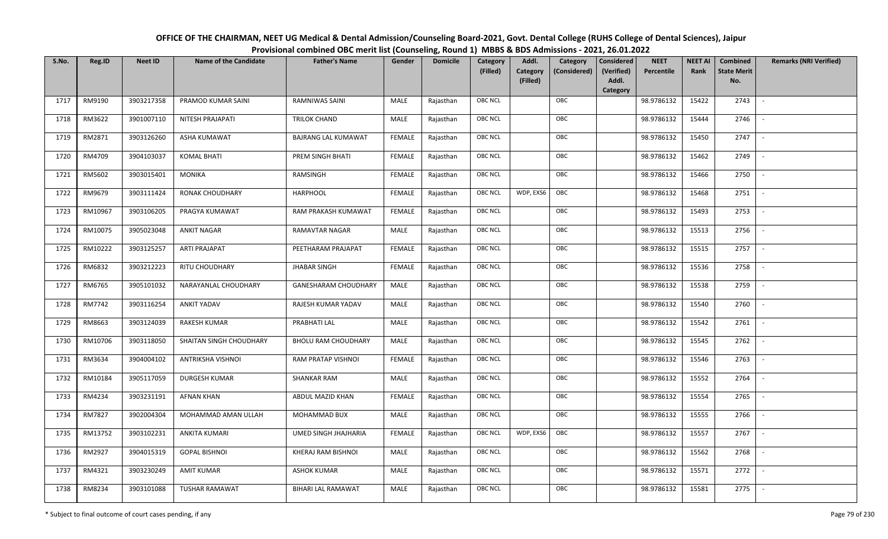# OFFICE OF THE CHAIRMAN, NEET UG Medical & Dental Admission/Counseling Board-2021, Govt. Dental College (RUHS College of Dental Sciences), Jaipur

## Provisional combined OBC merit list (Counseling, Round 1) MBBS & BDS Admissions - 2021, 26.01.2022

| S.No. | Reg.ID | Neet ID | Name of the Candidate | Father's Name | Gender | Domicile | Category (Filled) | Addl. Category (Filled) | Category (Considered) | Considered (Verified) Addl. Category | NEET Percentile | NEET AI Rank | Combined State Merit No. | Remarks (NRI Verified) |
|---|---|---|---|---|---|---|---|---|---|---|---|---|---|---|
| 1717 | RM9190 | 3903217358 | PRAMOD KUMAR SAINI | RAMNIWAS SAINI | MALE | Rajasthan | OBC NCL | | OBC | | 98.9786132 | 15422 | 2743 | - |
| 1718 | RM3622 | 3901007110 | NITESH PRAJAPATI | TRILOK CHAND | MALE | Rajasthan | OBC NCL | | OBC | | 98.9786132 | 15444 | 2746 | - |
| 1719 | RM2871 | 3903126260 | ASHA KUMAWAT | BAJRANG LAL KUMAWAT | FEMALE | Rajasthan | OBC NCL | | OBC | | 98.9786132 | 15450 | 2747 | - |
| 1720 | RM4709 | 3904103037 | KOMAL BHATI | PREM SINGH BHATI | FEMALE | Rajasthan | OBC NCL | | OBC | | 98.9786132 | 15462 | 2749 | - |
| 1721 | RM5602 | 3903015401 | MONIKA | RAMSINGH | FEMALE | Rajasthan | OBC NCL | | OBC | | 98.9786132 | 15466 | 2750 | - |
| 1722 | RM9679 | 3903111424 | RONAK CHOUDHARY | HARPHOOL | FEMALE | Rajasthan | OBC NCL | WDP, EXS6 | OBC | | 98.9786132 | 15468 | 2751 | - |
| 1723 | RM10967 | 3903106205 | PRAGYA KUMAWAT | RAM PRAKASH KUMAWAT | FEMALE | Rajasthan | OBC NCL | | OBC | | 98.9786132 | 15493 | 2753 | - |
| 1724 | RM10075 | 3905023048 | ANKIT NAGAR | RAMAVTAR NAGAR | MALE | Rajasthan | OBC NCL | | OBC | | 98.9786132 | 15513 | 2756 | - |
| 1725 | RM10222 | 3903125257 | ARTI PRAJAPAT | PEETHARAM PRAJAPAT | FEMALE | Rajasthan | OBC NCL | | OBC | | 98.9786132 | 15515 | 2757 | - |
| 1726 | RM6832 | 3903212223 | RITU CHOUDHARY | JHABAR SINGH | FEMALE | Rajasthan | OBC NCL | | OBC | | 98.9786132 | 15536 | 2758 | - |
| 1727 | RM6765 | 3905101032 | NARAYANLAL CHOUDHARY | GANESHARAM CHOUDHARY | MALE | Rajasthan | OBC NCL | | OBC | | 98.9786132 | 15538 | 2759 | - |
| 1728 | RM7742 | 3903116254 | ANKIT YADAV | RAJESH KUMAR YADAV | MALE | Rajasthan | OBC NCL | | OBC | | 98.9786132 | 15540 | 2760 | - |
| 1729 | RM8663 | 3903124039 | RAKESH KUMAR | PRABHATI LAL | MALE | Rajasthan | OBC NCL | | OBC | | 98.9786132 | 15542 | 2761 | - |
| 1730 | RM10706 | 3903118050 | SHAITAN SINGH CHOUDHARY | BHOLU RAM CHOUDHARY | MALE | Rajasthan | OBC NCL | | OBC | | 98.9786132 | 15545 | 2762 | - |
| 1731 | RM3634 | 3904004102 | ANTRIKSHA VISHNOI | RAM PRATAP VISHNOI | FEMALE | Rajasthan | OBC NCL | | OBC | | 98.9786132 | 15546 | 2763 | - |
| 1732 | RM10184 | 3905117059 | DURGESH KUMAR | SHANKAR RAM | MALE | Rajasthan | OBC NCL | | OBC | | 98.9786132 | 15552 | 2764 | - |
| 1733 | RM4234 | 3903231191 | AFNAN KHAN | ABDUL MAZID KHAN | FEMALE | Rajasthan | OBC NCL | | OBC | | 98.9786132 | 15554 | 2765 | - |
| 1734 | RM7827 | 3902004304 | MOHAMMAD AMAN ULLAH | MOHAMMAD BUX | MALE | Rajasthan | OBC NCL | | OBC | | 98.9786132 | 15555 | 2766 | - |
| 1735 | RM13752 | 3903102231 | ANKITA KUMARI | UMED SINGH JHAJHARIA | FEMALE | Rajasthan | OBC NCL | WDP, EXS6 | OBC | | 98.9786132 | 15557 | 2767 | - |
| 1736 | RM2927 | 3904015319 | GOPAL BISHNOI | KHERAJ RAM BISHNOI | MALE | Rajasthan | OBC NCL | | OBC | | 98.9786132 | 15562 | 2768 | - |
| 1737 | RM4321 | 3903230249 | AMIT KUMAR | ASHOK KUMAR | MALE | Rajasthan | OBC NCL | | OBC | | 98.9786132 | 15571 | 2772 | - |
| 1738 | RM8234 | 3903101088 | TUSHAR RAMAWAT | BIHARI LAL RAMAWAT | MALE | Rajasthan | OBC NCL | | OBC | | 98.9786132 | 15581 | 2775 | - |

\* Subject to final outcome of court cases pending, if any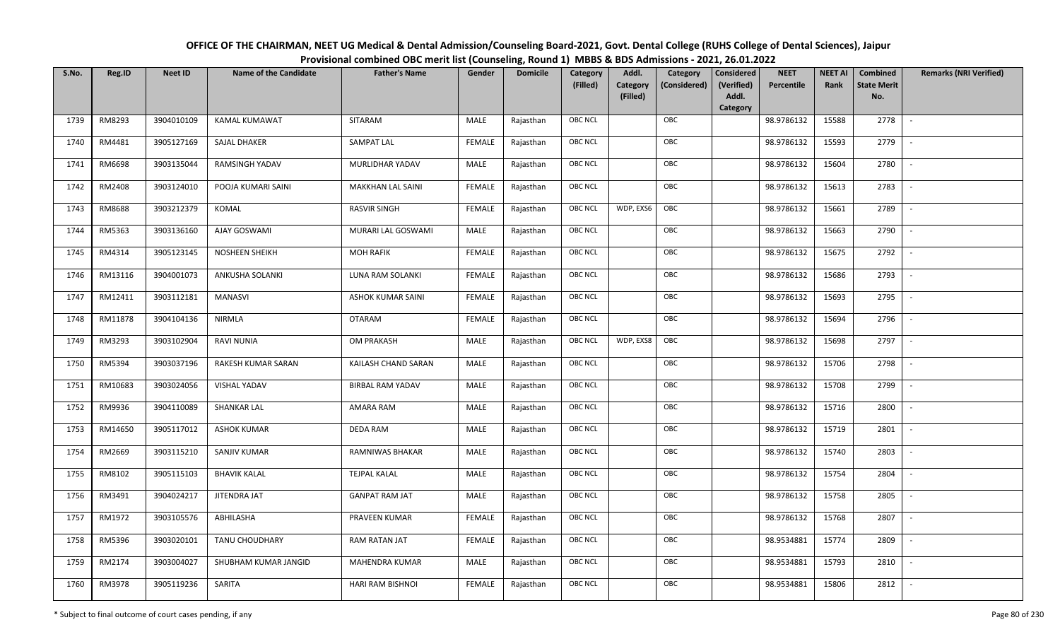# OFFICE OF THE CHAIRMAN, NEET UG Medical & Dental Admission/Counseling Board-2021, Govt. Dental College (RUHS College of Dental Sciences), Jaipur

## Provisional combined OBC merit list (Counseling, Round 1) MBBS & BDS Admissions - 2021, 26.01.2022

| S.No. | Reg.ID | Neet ID | Name of the Candidate | Father's Name | Gender | Domicile | Category (Filled) | Addl. Category (Filled) | Category (Considered) | Considered (Verified) Addl. Category | NEET Percentile | NEET AI Rank | Combined State Merit No. | Remarks (NRI Verified) |
|---|---|---|---|---|---|---|---|---|---|---|---|---|---|---|
| 1739 | RM8293 | 3904010109 | KAMAL KUMAWAT | SITARAM | MALE | Rajasthan | OBC NCL | | OBC | | 98.9786132 | 15588 | 2778 | - |
| 1740 | RM4481 | 3905127169 | SAJAL DHAKER | SAMPAT LAL | FEMALE | Rajasthan | OBC NCL | | OBC | | 98.9786132 | 15593 | 2779 | - |
| 1741 | RM6698 | 3903135044 | RAMSINGH YADAV | MURLIDHAR YADAV | MALE | Rajasthan | OBC NCL | | OBC | | 98.9786132 | 15604 | 2780 | - |
| 1742 | RM2408 | 3903124010 | POOJA KUMARI SAINI | MAKKHAN LAL SAINI | FEMALE | Rajasthan | OBC NCL | | OBC | | 98.9786132 | 15613 | 2783 | - |
| 1743 | RM8688 | 3903212379 | KOMAL | RASVIR SINGH | FEMALE | Rajasthan | OBC NCL | WDP, EXS6 | OBC | | 98.9786132 | 15661 | 2789 | - |
| 1744 | RM5363 | 3903136160 | AJAY GOSWAMI | MURARI LAL GOSWAMI | MALE | Rajasthan | OBC NCL | | OBC | | 98.9786132 | 15663 | 2790 | - |
| 1745 | RM4314 | 3905123145 | NOSHEEN SHEIKH | MOH RAFIK | FEMALE | Rajasthan | OBC NCL | | OBC | | 98.9786132 | 15675 | 2792 | - |
| 1746 | RM13116 | 3904001073 | ANKUSHA SOLANKI | LUNA RAM SOLANKI | FEMALE | Rajasthan | OBC NCL | | OBC | | 98.9786132 | 15686 | 2793 | - |
| 1747 | RM12411 | 3903112181 | MANASVI | ASHOK KUMAR SAINI | FEMALE | Rajasthan | OBC NCL | | OBC | | 98.9786132 | 15693 | 2795 | - |
| 1748 | RM11878 | 3904104136 | NIRMLA | OTARAM | FEMALE | Rajasthan | OBC NCL | | OBC | | 98.9786132 | 15694 | 2796 | - |
| 1749 | RM3293 | 3903102904 | RAVI NUNIA | OM PRAKASH | MALE | Rajasthan | OBC NCL | WDP, EXS8 | OBC | | 98.9786132 | 15698 | 2797 | - |
| 1750 | RM5394 | 3903037196 | RAKESH KUMAR SARAN | KAILASH CHAND SARAN | MALE | Rajasthan | OBC NCL | | OBC | | 98.9786132 | 15706 | 2798 | - |
| 1751 | RM10683 | 3903024056 | VISHAL YADAV | BIRBAL RAM YADAV | MALE | Rajasthan | OBC NCL | | OBC | | 98.9786132 | 15708 | 2799 | - |
| 1752 | RM9936 | 3904110089 | SHANKAR LAL | AMARA RAM | MALE | Rajasthan | OBC NCL | | OBC | | 98.9786132 | 15716 | 2800 | - |
| 1753 | RM14650 | 3905117012 | ASHOK KUMAR | DEDA RAM | MALE | Rajasthan | OBC NCL | | OBC | | 98.9786132 | 15719 | 2801 | - |
| 1754 | RM2669 | 3903115210 | SANJIV KUMAR | RAMNIWAS BHAKAR | MALE | Rajasthan | OBC NCL | | OBC | | 98.9786132 | 15740 | 2803 | - |
| 1755 | RM8102 | 3905115103 | BHAVIK KALAL | TEJPAL KALAL | MALE | Rajasthan | OBC NCL | | OBC | | 98.9786132 | 15754 | 2804 | - |
| 1756 | RM3491 | 3904024217 | JITENDRA JAT | GANPAT RAM JAT | MALE | Rajasthan | OBC NCL | | OBC | | 98.9786132 | 15758 | 2805 | - |
| 1757 | RM1972 | 3903105576 | ABHILASHA | PRAVEEN KUMAR | FEMALE | Rajasthan | OBC NCL | | OBC | | 98.9786132 | 15768 | 2807 | - |
| 1758 | RM5396 | 3903020101 | TANU CHOUDHARY | RAM RATAN JAT | FEMALE | Rajasthan | OBC NCL | | OBC | | 98.9534881 | 15774 | 2809 | - |
| 1759 | RM2174 | 3903004027 | SHUBHAM KUMAR JANGID | MAHENDRA KUMAR | MALE | Rajasthan | OBC NCL | | OBC | | 98.9534881 | 15793 | 2810 | - |
| 1760 | RM3978 | 3905119236 | SARITA | HARI RAM BISHNOI | FEMALE | Rajasthan | OBC NCL | | OBC | | 98.9534881 | 15806 | 2812 | - |

\* Subject to final outcome of court cases pending, if any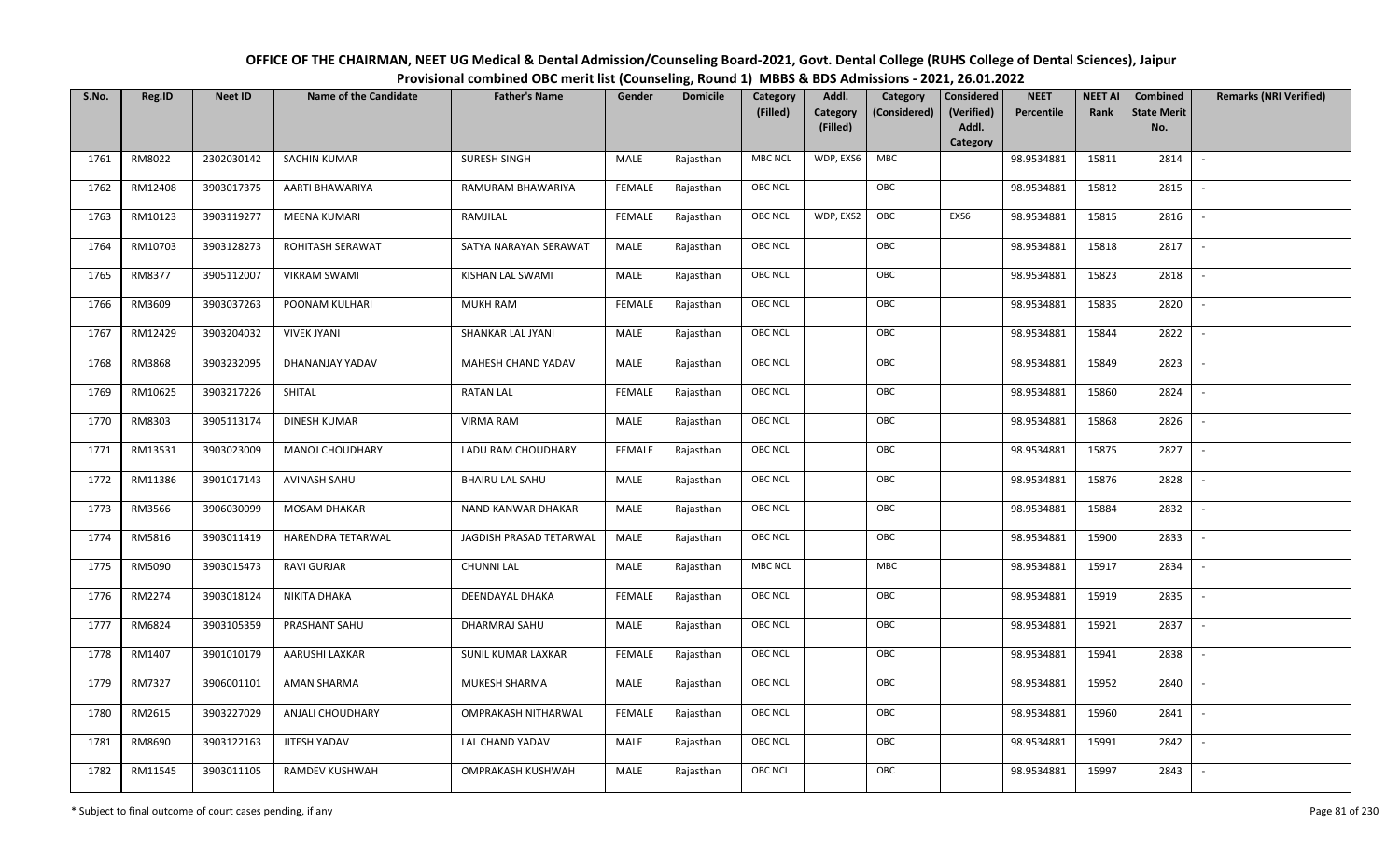# OFFICE OF THE CHAIRMAN, NEET UG Medical & Dental Admission/Counseling Board-2021, Govt. Dental College (RUHS College of Dental Sciences), Jaipur

## Provisional combined OBC merit list (Counseling, Round 1) MBBS & BDS Admissions - 2021, 26.01.2022

| S.No. | Reg.ID | Neet ID | Name of the Candidate | Father's Name | Gender | Domicile | Category (Filled) | Addl. Category (Filled) | Category (Considered) | Considered (Verified) Addl. Category | NEET Percentile | NEET AI Rank | Combined State Merit No. | Remarks (NRI Verified) |
|---|---|---|---|---|---|---|---|---|---|---|---|---|---|---|
| 1761 | RM8022 | 2302030142 | SACHIN KUMAR | SURESH SINGH | MALE | Rajasthan | MBC NCL | WDP, EXS6 | MBC | | 98.9534881 | 15811 | 2814 | - |
| 1762 | RM12408 | 3903017375 | AARTI BHAWARIYA | RAMURAM BHAWARIYA | FEMALE | Rajasthan | OBC NCL | | OBC | | 98.9534881 | 15812 | 2815 | - |
| 1763 | RM10123 | 3903119277 | MEENA KUMARI | RAMJILAL | FEMALE | Rajasthan | OBC NCL | WDP, EXS2 | OBC | EXS6 | 98.9534881 | 15815 | 2816 | - |
| 1764 | RM10703 | 3903128273 | ROHITASH SERAWAT | SATYA NARAYAN SERAWAT | MALE | Rajasthan | OBC NCL | | OBC | | 98.9534881 | 15818 | 2817 | - |
| 1765 | RM8377 | 3905112007 | VIKRAM SWAMI | KISHAN LAL SWAMI | MALE | Rajasthan | OBC NCL | | OBC | | 98.9534881 | 15823 | 2818 | - |
| 1766 | RM3609 | 3903037263 | POONAM KULHARI | MUKH RAM | FEMALE | Rajasthan | OBC NCL | | OBC | | 98.9534881 | 15835 | 2820 | - |
| 1767 | RM12429 | 3903204032 | VIVEK JYANI | SHANKAR LAL JYANI | MALE | Rajasthan | OBC NCL | | OBC | | 98.9534881 | 15844 | 2822 | - |
| 1768 | RM3868 | 3903232095 | DHANANJAY YADAV | MAHESH CHAND YADAV | MALE | Rajasthan | OBC NCL | | OBC | | 98.9534881 | 15849 | 2823 | - |
| 1769 | RM10625 | 3903217226 | SHITAL | RATAN LAL | FEMALE | Rajasthan | OBC NCL | | OBC | | 98.9534881 | 15860 | 2824 | - |
| 1770 | RM8303 | 3905113174 | DINESH KUMAR | VIRMA RAM | MALE | Rajasthan | OBC NCL | | OBC | | 98.9534881 | 15868 | 2826 | - |
| 1771 | RM13531 | 3903023009 | MANOJ CHOUDHARY | LADU RAM CHOUDHARY | FEMALE | Rajasthan | OBC NCL | | OBC | | 98.9534881 | 15875 | 2827 | - |
| 1772 | RM11386 | 3901017143 | AVINASH SAHU | BHAIRU LAL SAHU | MALE | Rajasthan | OBC NCL | | OBC | | 98.9534881 | 15876 | 2828 | - |
| 1773 | RM3566 | 3906030099 | MOSAM DHAKAR | NAND KANWAR DHAKAR | MALE | Rajasthan | OBC NCL | | OBC | | 98.9534881 | 15884 | 2832 | - |
| 1774 | RM5816 | 3903011419 | HARENDRA TETARWAL | JAGDISH PRASAD TETARWAL | MALE | Rajasthan | OBC NCL | | OBC | | 98.9534881 | 15900 | 2833 | - |
| 1775 | RM5090 | 3903015473 | RAVI GURJAR | CHUNNI LAL | MALE | Rajasthan | MBC NCL | | MBC | | 98.9534881 | 15917 | 2834 | - |
| 1776 | RM2274 | 3903018124 | NIKITA DHAKA | DEENDAYAL DHAKA | FEMALE | Rajasthan | OBC NCL | | OBC | | 98.9534881 | 15919 | 2835 | - |
| 1777 | RM6824 | 3903105359 | PRASHANT SAHU | DHARMRAJ SAHU | MALE | Rajasthan | OBC NCL | | OBC | | 98.9534881 | 15921 | 2837 | - |
| 1778 | RM1407 | 3901010179 | AARUSHI LAXKAR | SUNIL KUMAR LAXKAR | FEMALE | Rajasthan | OBC NCL | | OBC | | 98.9534881 | 15941 | 2838 | - |
| 1779 | RM7327 | 3906001101 | AMAN SHARMA | MUKESH SHARMA | MALE | Rajasthan | OBC NCL | | OBC | | 98.9534881 | 15952 | 2840 | - |
| 1780 | RM2615 | 3903227029 | ANJALI CHOUDHARY | OMPRAKASH NITHARWAL | FEMALE | Rajasthan | OBC NCL | | OBC | | 98.9534881 | 15960 | 2841 | - |
| 1781 | RM8690 | 3903122163 | JITESH YADAV | LAL CHAND YADAV | MALE | Rajasthan | OBC NCL | | OBC | | 98.9534881 | 15991 | 2842 | - |
| 1782 | RM11545 | 3903011105 | RAMDEV KUSHWAH | OMPRAKASH KUSHWAH | MALE | Rajasthan | OBC NCL | | OBC | | 98.9534881 | 15997 | 2843 | - |

\* Subject to final outcome of court cases pending, if any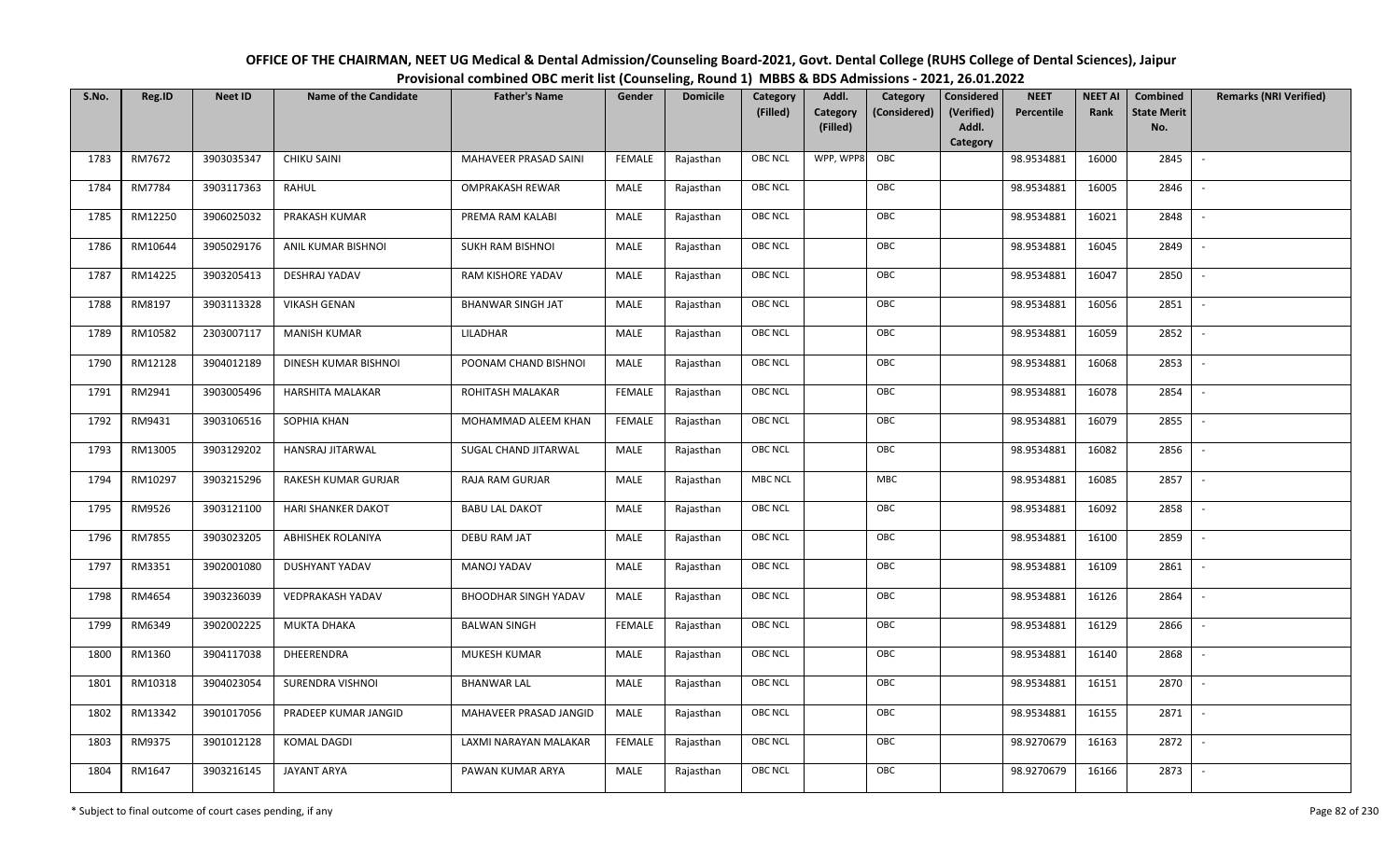# OFFICE OF THE CHAIRMAN, NEET UG Medical & Dental Admission/Counseling Board-2021, Govt. Dental College (RUHS College of Dental Sciences), Jaipur

## Provisional combined OBC merit list (Counseling, Round 1) MBBS & BDS Admissions - 2021, 26.01.2022

| S.No. | Reg.ID | Neet ID | Name of the Candidate | Father's Name | Gender | Domicile | Category (Filled) | Addl. Category (Filled) | Category (Considered) | Considered (Verified) Addl. Category | NEET Percentile | NEET AI Rank | Combined State Merit No. | Remarks (NRI Verified) |
|---|---|---|---|---|---|---|---|---|---|---|---|---|---|---|
| 1783 | RM7672 | 3903035347 | CHIKU SAINI | MAHAVEER PRASAD SAINI | FEMALE | Rajasthan | OBC NCL | WPP, WPP8 | OBC | | 98.9534881 | 16000 | 2845 | - |
| 1784 | RM7784 | 3903117363 | RAHUL | OMPRAKASH REWAR | MALE | Rajasthan | OBC NCL | | OBC | | 98.9534881 | 16005 | 2846 | - |
| 1785 | RM12250 | 3906025032 | PRAKASH KUMAR | PREMA RAM KALABI | MALE | Rajasthan | OBC NCL | | OBC | | 98.9534881 | 16021 | 2848 | - |
| 1786 | RM10644 | 3905029176 | ANIL KUMAR BISHNOI | SUKH RAM BISHNOI | MALE | Rajasthan | OBC NCL | | OBC | | 98.9534881 | 16045 | 2849 | - |
| 1787 | RM14225 | 3903205413 | DESHRAJ YADAV | RAM KISHORE YADAV | MALE | Rajasthan | OBC NCL | | OBC | | 98.9534881 | 16047 | 2850 | - |
| 1788 | RM8197 | 3903113328 | VIKASH GENAN | BHANWAR SINGH JAT | MALE | Rajasthan | OBC NCL | | OBC | | 98.9534881 | 16056 | 2851 | - |
| 1789 | RM10582 | 2303007117 | MANISH KUMAR | LILADHAR | MALE | Rajasthan | OBC NCL | | OBC | | 98.9534881 | 16059 | 2852 | - |
| 1790 | RM12128 | 3904012189 | DINESH KUMAR BISHNOI | POONAM CHAND BISHNOI | MALE | Rajasthan | OBC NCL | | OBC | | 98.9534881 | 16068 | 2853 | - |
| 1791 | RM2941 | 3903005496 | HARSHITA MALAKAR | ROHITASH MALAKAR | FEMALE | Rajasthan | OBC NCL | | OBC | | 98.9534881 | 16078 | 2854 | - |
| 1792 | RM9431 | 3903106516 | SOPHIA KHAN | MOHAMMAD ALEEM KHAN | FEMALE | Rajasthan | OBC NCL | | OBC | | 98.9534881 | 16079 | 2855 | - |
| 1793 | RM13005 | 3903129202 | HANSRAJ JITARWAL | SUGAL CHAND JITARWAL | MALE | Rajasthan | OBC NCL | | OBC | | 98.9534881 | 16082 | 2856 | - |
| 1794 | RM10297 | 3903215296 | RAKESH KUMAR GURJAR | RAJA RAM GURJAR | MALE | Rajasthan | MBC NCL | | MBC | | 98.9534881 | 16085 | 2857 | - |
| 1795 | RM9526 | 3903121100 | HARI SHANKER DAKOT | BABU LAL DAKOT | MALE | Rajasthan | OBC NCL | | OBC | | 98.9534881 | 16092 | 2858 | - |
| 1796 | RM7855 | 3903023205 | ABHISHEK ROLANIYA | DEBU RAM JAT | MALE | Rajasthan | OBC NCL | | OBC | | 98.9534881 | 16100 | 2859 | - |
| 1797 | RM3351 | 3902001080 | DUSHYANT YADAV | MANOJ YADAV | MALE | Rajasthan | OBC NCL | | OBC | | 98.9534881 | 16109 | 2861 | - |
| 1798 | RM4654 | 3903236039 | VEDPRAKASH YADAV | BHOODHAR SINGH YADAV | MALE | Rajasthan | OBC NCL | | OBC | | 98.9534881 | 16126 | 2864 | - |
| 1799 | RM6349 | 3902002225 | MUKTA DHAKA | BALWAN SINGH | FEMALE | Rajasthan | OBC NCL | | OBC | | 98.9534881 | 16129 | 2866 | - |
| 1800 | RM1360 | 3904117038 | DHEERENDRA | MUKESH KUMAR | MALE | Rajasthan | OBC NCL | | OBC | | 98.9534881 | 16140 | 2868 | - |
| 1801 | RM10318 | 3904023054 | SURENDRA VISHNOI | BHANWAR LAL | MALE | Rajasthan | OBC NCL | | OBC | | 98.9534881 | 16151 | 2870 | - |
| 1802 | RM13342 | 3901017056 | PRADEEP KUMAR JANGID | MAHAVEER PRASAD JANGID | MALE | Rajasthan | OBC NCL | | OBC | | 98.9534881 | 16155 | 2871 | - |
| 1803 | RM9375 | 3901012128 | KOMAL DAGDI | LAXMI NARAYAN MALAKAR | FEMALE | Rajasthan | OBC NCL | | OBC | | 98.9270679 | 16163 | 2872 | - |
| 1804 | RM1647 | 3903216145 | JAYANT ARYA | PAWAN KUMAR ARYA | MALE | Rajasthan | OBC NCL | | OBC | | 98.9270679 | 16166 | 2873 | - |

\* Subject to final outcome of court cases pending, if any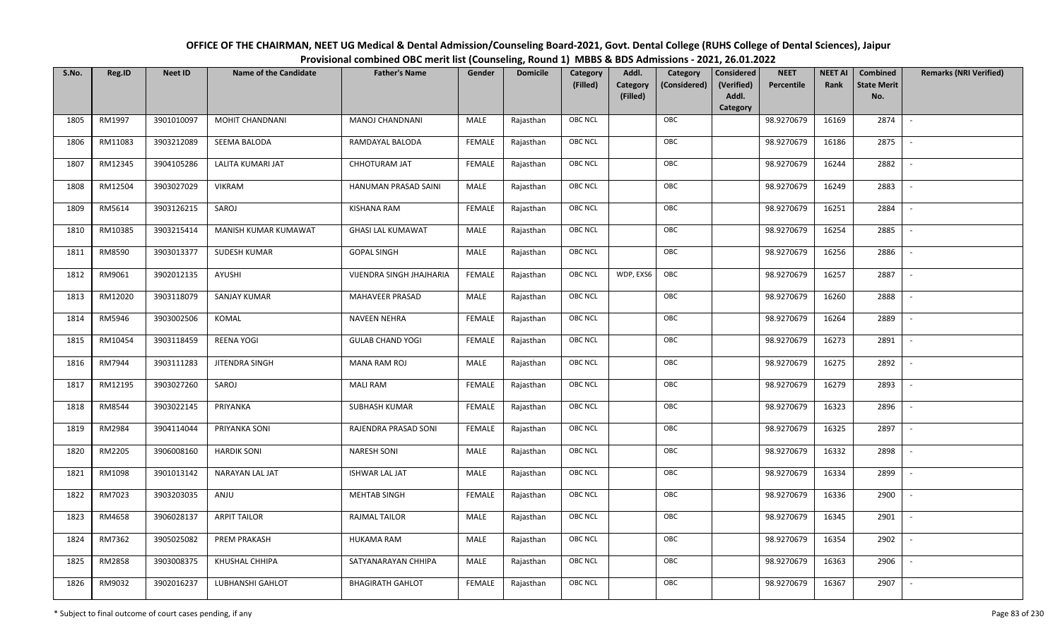# OFFICE OF THE CHAIRMAN, NEET UG Medical & Dental Admission/Counseling Board-2021, Govt. Dental College (RUHS College of Dental Sciences), Jaipur

## Provisional combined OBC merit list (Counseling, Round 1) MBBS & BDS Admissions - 2021, 26.01.2022

| S.No. | Reg.ID | Neet ID | Name of the Candidate | Father's Name | Gender | Domicile | Category (Filled) | Addl. Category (Filled) | Category (Considered) | Considered (Verified) Addl. Category | NEET Percentile | NEET AI Rank | Combined State Merit No. | Remarks (NRI Verified) |
|---|---|---|---|---|---|---|---|---|---|---|---|---|---|---|
| 1805 | RM1997 | 3901010097 | MOHIT CHANDNANI | MANOJ CHANDNANI | MALE | Rajasthan | OBC NCL | | OBC | | 98.9270679 | 16169 | 2874 | - |
| 1806 | RM11083 | 3903212089 | SEEMA BALODA | RAMDAYAL BALODA | FEMALE | Rajasthan | OBC NCL | | OBC | | 98.9270679 | 16186 | 2875 | - |
| 1807 | RM12345 | 3904105286 | LALITA KUMARI JAT | CHHOTURAM JAT | FEMALE | Rajasthan | OBC NCL | | OBC | | 98.9270679 | 16244 | 2882 | - |
| 1808 | RM12504 | 3903027029 | VIKRAM | HANUMAN PRASAD SAINI | MALE | Rajasthan | OBC NCL | | OBC | | 98.9270679 | 16249 | 2883 | - |
| 1809 | RM5614 | 3903126215 | SAROJ | KISHANA RAM | FEMALE | Rajasthan | OBC NCL | | OBC | | 98.9270679 | 16251 | 2884 | - |
| 1810 | RM10385 | 3903215414 | MANISH KUMAR KUMAWAT | GHASI LAL KUMAWAT | MALE | Rajasthan | OBC NCL | | OBC | | 98.9270679 | 16254 | 2885 | - |
| 1811 | RM8590 | 3903013377 | SUDESH KUMAR | GOPAL SINGH | MALE | Rajasthan | OBC NCL | | OBC | | 98.9270679 | 16256 | 2886 | - |
| 1812 | RM9061 | 3902012135 | AYUSHI | VIJENDRA SINGH JHAJHARIA | FEMALE | Rajasthan | OBC NCL | WDP, EXS6 | OBC | | 98.9270679 | 16257 | 2887 | - |
| 1813 | RM12020 | 3903118079 | SANJAY KUMAR | MAHAVEER PRASAD | MALE | Rajasthan | OBC NCL | | OBC | | 98.9270679 | 16260 | 2888 | - |
| 1814 | RM5946 | 3903002506 | KOMAL | NAVEEN NEHRA | FEMALE | Rajasthan | OBC NCL | | OBC | | 98.9270679 | 16264 | 2889 | - |
| 1815 | RM10454 | 3903118459 | REENA YOGI | GULAB CHAND YOGI | FEMALE | Rajasthan | OBC NCL | | OBC | | 98.9270679 | 16273 | 2891 | - |
| 1816 | RM7944 | 3903111283 | JITENDRA SINGH | MANA RAM ROJ | MALE | Rajasthan | OBC NCL | | OBC | | 98.9270679 | 16275 | 2892 | - |
| 1817 | RM12195 | 3903027260 | SAROJ | MALI RAM | FEMALE | Rajasthan | OBC NCL | | OBC | | 98.9270679 | 16279 | 2893 | - |
| 1818 | RM8544 | 3903022145 | PRIYANKA | SUBHASH KUMAR | FEMALE | Rajasthan | OBC NCL | | OBC | | 98.9270679 | 16323 | 2896 | - |
| 1819 | RM2984 | 3904114044 | PRIYANKA SONI | RAJENDRA PRASAD SONI | FEMALE | Rajasthan | OBC NCL | | OBC | | 98.9270679 | 16325 | 2897 | - |
| 1820 | RM2205 | 3906008160 | HARDIK SONI | NARESH SONI | MALE | Rajasthan | OBC NCL | | OBC | | 98.9270679 | 16332 | 2898 | - |
| 1821 | RM1098 | 3901013142 | NARAYAN LAL JAT | ISHWAR LAL JAT | MALE | Rajasthan | OBC NCL | | OBC | | 98.9270679 | 16334 | 2899 | - |
| 1822 | RM7023 | 3903203035 | ANJU | MEHTAB SINGH | FEMALE | Rajasthan | OBC NCL | | OBC | | 98.9270679 | 16336 | 2900 | - |
| 1823 | RM4658 | 3906028137 | ARPIT TAILOR | RAJMAL TAILOR | MALE | Rajasthan | OBC NCL | | OBC | | 98.9270679 | 16345 | 2901 | - |
| 1824 | RM7362 | 3905025082 | PREM PRAKASH | HUKAMA RAM | MALE | Rajasthan | OBC NCL | | OBC | | 98.9270679 | 16354 | 2902 | - |
| 1825 | RM2858 | 3903008375 | KHUSHAL CHHIPA | SATYANARAYAN CHHIPA | MALE | Rajasthan | OBC NCL | | OBC | | 98.9270679 | 16363 | 2906 | - |
| 1826 | RM9032 | 3902016237 | LUBHANSHI GAHLOT | BHAGIRATH GAHLOT | FEMALE | Rajasthan | OBC NCL | | OBC | | 98.9270679 | 16367 | 2907 | - |

\* Subject to final outcome of court cases pending, if any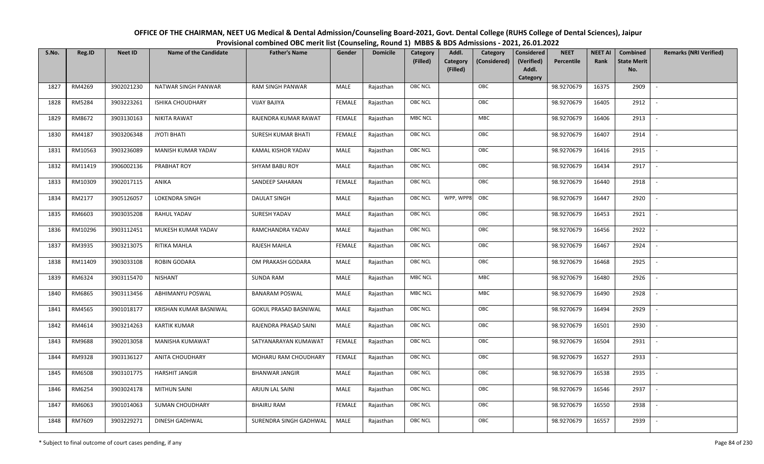# OFFICE OF THE CHAIRMAN, NEET UG Medical & Dental Admission/Counseling Board-2021, Govt. Dental College (RUHS College of Dental Sciences), Jaipur

## Provisional combined OBC merit list (Counseling, Round 1) MBBS & BDS Admissions - 2021, 26.01.2022

| S.No. | Reg.ID | Neet ID | Name of the Candidate | Father's Name | Gender | Domicile | Category (Filled) | Addl. Category (Filled) | Category (Considered) | Considered (Verified) Addl. Category | NEET Percentile | NEET AI Rank | Combined State Merit No. | Remarks (NRI Verified) |
|---|---|---|---|---|---|---|---|---|---|---|---|---|---|---|
| 1827 | RM4269 | 3902021230 | NATWAR SINGH PANWAR | RAM SINGH PANWAR | MALE | Rajasthan | OBC NCL | | OBC | | 98.9270679 | 16375 | 2909 | - |
| 1828 | RM5284 | 3903223261 | ISHIKA CHOUDHARY | VIJAY BAJIYA | FEMALE | Rajasthan | OBC NCL | | OBC | | 98.9270679 | 16405 | 2912 | - |
| 1829 | RM8672 | 3903130163 | NIKITA RAWAT | RAJENDRA KUMAR RAWAT | FEMALE | Rajasthan | MBC NCL | | MBC | | 98.9270679 | 16406 | 2913 | - |
| 1830 | RM4187 | 3903206348 | JYOTI BHATI | SURESH KUMAR BHATI | FEMALE | Rajasthan | OBC NCL | | OBC | | 98.9270679 | 16407 | 2914 | - |
| 1831 | RM10563 | 3903236089 | MANISH KUMAR YADAV | KAMAL KISHOR YADAV | MALE | Rajasthan | OBC NCL | | OBC | | 98.9270679 | 16416 | 2915 | - |
| 1832 | RM11419 | 3906002136 | PRABHAT ROY | SHYAM BABU ROY | MALE | Rajasthan | OBC NCL | | OBC | | 98.9270679 | 16434 | 2917 | - |
| 1833 | RM10309 | 3902017115 | ANIKA | SANDEEP SAHARAN | FEMALE | Rajasthan | OBC NCL | | OBC | | 98.9270679 | 16440 | 2918 | - |
| 1834 | RM2177 | 3905126057 | LOKENDRA SINGH | DAULAT SINGH | MALE | Rajasthan | OBC NCL | WPP, WPP8 | OBC | | 98.9270679 | 16447 | 2920 | - |
| 1835 | RM6603 | 3903035208 | RAHUL YADAV | SURESH YADAV | MALE | Rajasthan | OBC NCL | | OBC | | 98.9270679 | 16453 | 2921 | - |
| 1836 | RM10296 | 3903112451 | MUKESH KUMAR YADAV | RAMCHANDRA YADAV | MALE | Rajasthan | OBC NCL | | OBC | | 98.9270679 | 16456 | 2922 | - |
| 1837 | RM3935 | 3903213075 | RITIKA MAHLA | RAJESH MAHLA | FEMALE | Rajasthan | OBC NCL | | OBC | | 98.9270679 | 16467 | 2924 | - |
| 1838 | RM11409 | 3903033108 | ROBIN GODARA | OM PRAKASH GODARA | MALE | Rajasthan | OBC NCL | | OBC | | 98.9270679 | 16468 | 2925 | - |
| 1839 | RM6324 | 3903115470 | NISHANT | SUNDA RAM | MALE | Rajasthan | MBC NCL | | MBC | | 98.9270679 | 16480 | 2926 | - |
| 1840 | RM6865 | 3903113456 | ABHIMANYU POSWAL | BANARAM POSWAL | MALE | Rajasthan | MBC NCL | | MBC | | 98.9270679 | 16490 | 2928 | - |
| 1841 | RM4565 | 3901018177 | KRISHAN KUMAR BASNIWAL | GOKUL PRASAD BASNIWAL | MALE | Rajasthan | OBC NCL | | OBC | | 98.9270679 | 16494 | 2929 | - |
| 1842 | RM4614 | 3903214263 | KARTIK KUMAR | RAJENDRA PRASAD SAINI | MALE | Rajasthan | OBC NCL | | OBC | | 98.9270679 | 16501 | 2930 | - |
| 1843 | RM9688 | 3902013058 | MANISHA KUMAWAT | SATYANARAYAN KUMAWAT | FEMALE | Rajasthan | OBC NCL | | OBC | | 98.9270679 | 16504 | 2931 | - |
| 1844 | RM9328 | 3903136127 | ANITA CHOUDHARY | MOHARU RAM CHOUDHARY | FEMALE | Rajasthan | OBC NCL | | OBC | | 98.9270679 | 16527 | 2933 | - |
| 1845 | RM6508 | 3903101775 | HARSHIT JANGIR | BHANWAR JANGIR | MALE | Rajasthan | OBC NCL | | OBC | | 98.9270679 | 16538 | 2935 | - |
| 1846 | RM6254 | 3903024178 | MITHUN SAINI | ARJUN LAL SAINI | MALE | Rajasthan | OBC NCL | | OBC | | 98.9270679 | 16546 | 2937 | - |
| 1847 | RM6063 | 3901014063 | SUMAN CHOUDHARY | BHAIRU RAM | FEMALE | Rajasthan | OBC NCL | | OBC | | 98.9270679 | 16550 | 2938 | - |
| 1848 | RM7609 | 3903229271 | DINESH GADHWAL | SURENDRA SINGH GADHWAL | MALE | Rajasthan | OBC NCL | | OBC | | 98.9270679 | 16557 | 2939 | - |

\* Subject to final outcome of court cases pending, if any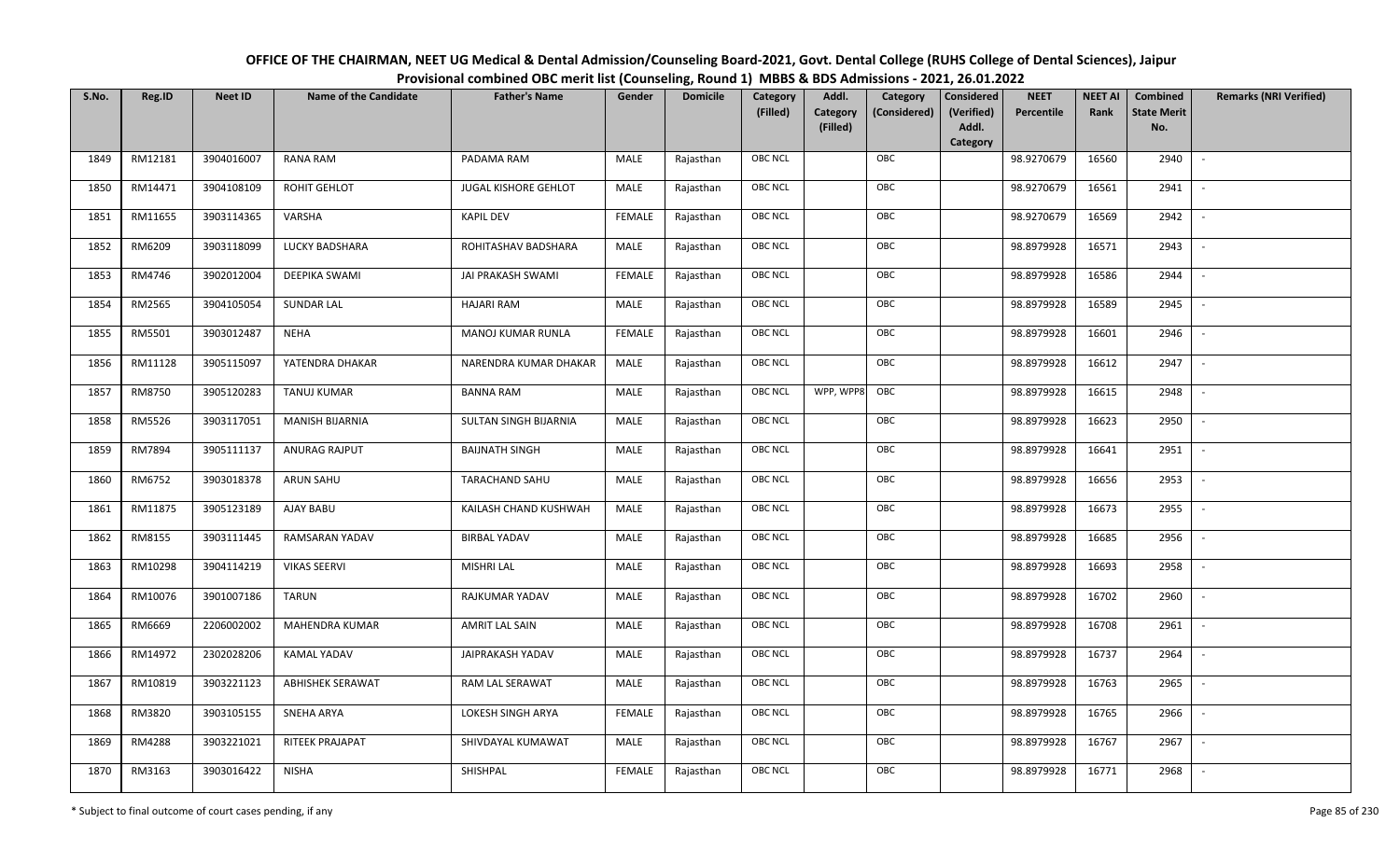# OFFICE OF THE CHAIRMAN, NEET UG Medical & Dental Admission/Counseling Board-2021, Govt. Dental College (RUHS College of Dental Sciences), Jaipur

## Provisional combined OBC merit list (Counseling, Round 1) MBBS & BDS Admissions - 2021, 26.01.2022

| S.No. | Reg.ID | Neet ID | Name of the Candidate | Father's Name | Gender | Domicile | Category (Filled) | Addl. Category (Filled) | Category (Considered) | Considered (Verified) Addl. Category | NEET Percentile | NEET AI Rank | Combined State Merit No. | Remarks (NRI Verified) |
|---|---|---|---|---|---|---|---|---|---|---|---|---|---|---|
| 1849 | RM12181 | 3904016007 | RANA RAM | PADAMA RAM | MALE | Rajasthan | OBC NCL | | OBC | | 98.9270679 | 16560 | 2940 | - |
| 1850 | RM14471 | 3904108109 | ROHIT GEHLOT | JUGAL KISHORE GEHLOT | MALE | Rajasthan | OBC NCL | | OBC | | 98.9270679 | 16561 | 2941 | - |
| 1851 | RM11655 | 3903114365 | VARSHA | KAPIL DEV | FEMALE | Rajasthan | OBC NCL | | OBC | | 98.9270679 | 16569 | 2942 | - |
| 1852 | RM6209 | 3903118099 | LUCKY BADSHARA | ROHITASHAV BADSHARA | MALE | Rajasthan | OBC NCL | | OBC | | 98.8979928 | 16571 | 2943 | - |
| 1853 | RM4746 | 3902012004 | DEEPIKA SWAMI | JAI PRAKASH SWAMI | FEMALE | Rajasthan | OBC NCL | | OBC | | 98.8979928 | 16586 | 2944 | - |
| 1854 | RM2565 | 3904105054 | SUNDAR LAL | HAJARI RAM | MALE | Rajasthan | OBC NCL | | OBC | | 98.8979928 | 16589 | 2945 | - |
| 1855 | RM5501 | 3903012487 | NEHA | MANOJ KUMAR RUNLA | FEMALE | Rajasthan | OBC NCL | | OBC | | 98.8979928 | 16601 | 2946 | - |
| 1856 | RM11128 | 3905115097 | YATENDRA DHAKAR | NARENDRA KUMAR DHAKAR | MALE | Rajasthan | OBC NCL | | OBC | | 98.8979928 | 16612 | 2947 | - |
| 1857 | RM8750 | 3905120283 | TANUJ KUMAR | BANNA RAM | MALE | Rajasthan | OBC NCL | WPP, WPP8 | OBC | | 98.8979928 | 16615 | 2948 | - |
| 1858 | RM5526 | 3903117051 | MANISH BIJARNIA | SULTAN SINGH BIJARNIA | MALE | Rajasthan | OBC NCL | | OBC | | 98.8979928 | 16623 | 2950 | - |
| 1859 | RM7894 | 3905111137 | ANURAG RAJPUT | BAIJNATH SINGH | MALE | Rajasthan | OBC NCL | | OBC | | 98.8979928 | 16641 | 2951 | - |
| 1860 | RM6752 | 3903018378 | ARUN SAHU | TARACHAND SAHU | MALE | Rajasthan | OBC NCL | | OBC | | 98.8979928 | 16656 | 2953 | - |
| 1861 | RM11875 | 3905123189 | AJAY BABU | KAILASH CHAND KUSHWAH | MALE | Rajasthan | OBC NCL | | OBC | | 98.8979928 | 16673 | 2955 | - |
| 1862 | RM8155 | 3903111445 | RAMSARAN YADAV | BIRBAL YADAV | MALE | Rajasthan | OBC NCL | | OBC | | 98.8979928 | 16685 | 2956 | - |
| 1863 | RM10298 | 3904114219 | VIKAS SEERVI | MISHRI LAL | MALE | Rajasthan | OBC NCL | | OBC | | 98.8979928 | 16693 | 2958 | - |
| 1864 | RM10076 | 3901007186 | TARUN | RAJKUMAR YADAV | MALE | Rajasthan | OBC NCL | | OBC | | 98.8979928 | 16702 | 2960 | - |
| 1865 | RM6669 | 2206002002 | MAHENDRA KUMAR | AMRIT LAL SAIN | MALE | Rajasthan | OBC NCL | | OBC | | 98.8979928 | 16708 | 2961 | - |
| 1866 | RM14972 | 2302028206 | KAMAL YADAV | JAIPRAKASH YADAV | MALE | Rajasthan | OBC NCL | | OBC | | 98.8979928 | 16737 | 2964 | - |
| 1867 | RM10819 | 3903221123 | ABHISHEK SERAWAT | RAM LAL SERAWAT | MALE | Rajasthan | OBC NCL | | OBC | | 98.8979928 | 16763 | 2965 | - |
| 1868 | RM3820 | 3903105155 | SNEHA ARYA | LOKESH SINGH ARYA | FEMALE | Rajasthan | OBC NCL | | OBC | | 98.8979928 | 16765 | 2966 | - |
| 1869 | RM4288 | 3903221021 | RITEEK PRAJAPAT | SHIVDAYAL KUMAWAT | MALE | Rajasthan | OBC NCL | | OBC | | 98.8979928 | 16767 | 2967 | - |
| 1870 | RM3163 | 3903016422 | NISHA | SHISHPAL | FEMALE | Rajasthan | OBC NCL | | OBC | | 98.8979928 | 16771 | 2968 | - |

\* Subject to final outcome of court cases pending, if any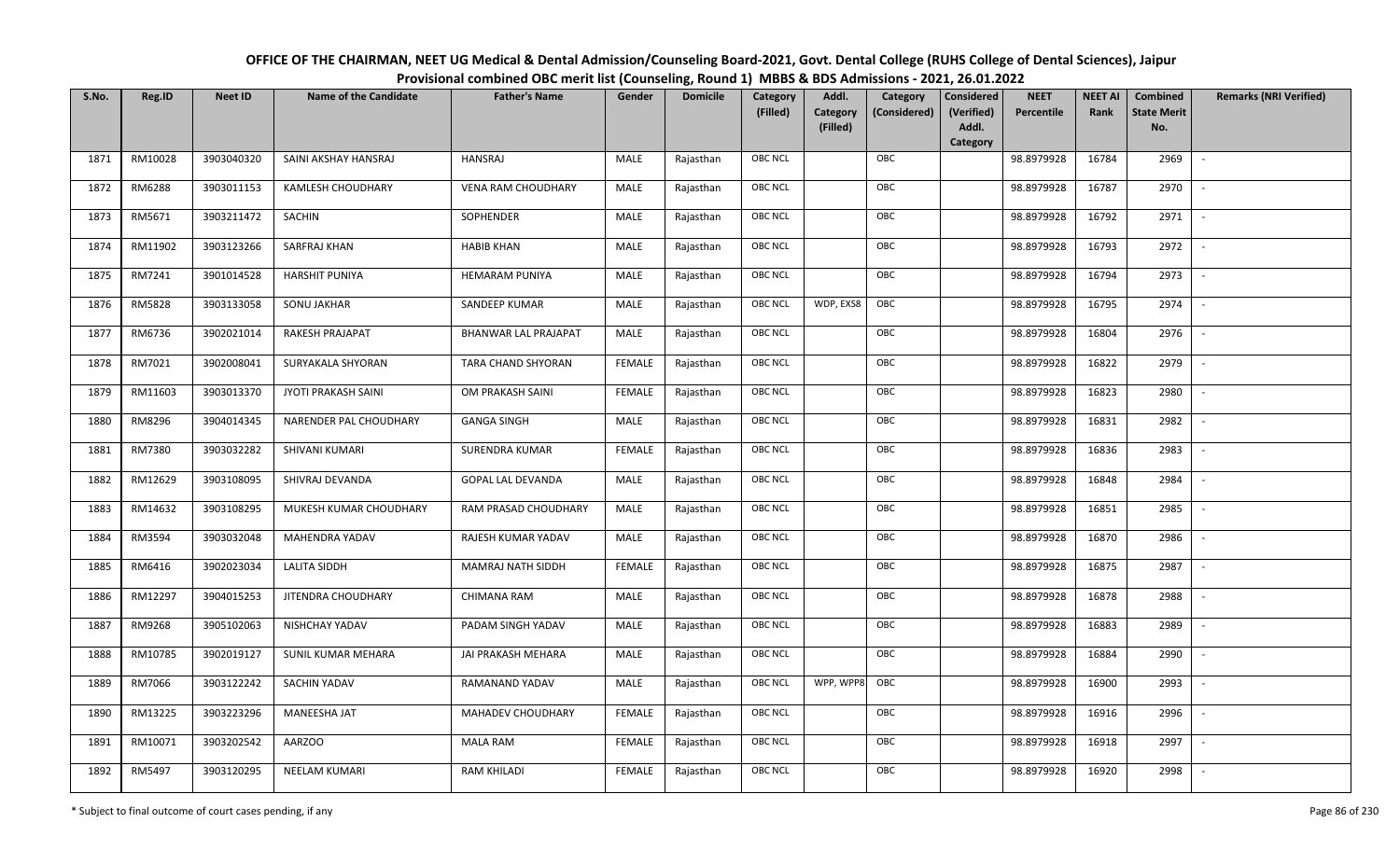**OFFICE OF THE CHAIRMAN, NEET UG Medical & Dental Admission/Counseling Board-2021, Govt. Dental College (RUHS College of Dental Sciences), Jaipur**

**Provisional combined OBC merit list (Counseling, Round 1) MBBS & BDS Admissions - 2021, 26.01.2022**

| S.No. | Reg.ID | Neet ID | Name of the Candidate | Father's Name | Gender | Domicile | Category (Filled) | Addl. Category (Filled) | Category (Considered) | Considered (Verified) Addl. Category | NEET Percentile | NEET AI Rank | Combined State Merit No. | Remarks (NRI Verified) |
|---|---|---|---|---|---|---|---|---|---|---|---|---|---|---|
| 1871 | RM10028 | 3903040320 | SAINI AKSHAY HANSRAJ | HANSRAJ | MALE | Rajasthan | OBC NCL | | OBC | | 98.8979928 | 16784 | 2969 | - |
| 1872 | RM6288 | 3903011153 | KAMLESH CHOUDHARY | VENA RAM CHOUDHARY | MALE | Rajasthan | OBC NCL | | OBC | | 98.8979928 | 16787 | 2970 | - |
| 1873 | RM5671 | 3903211472 | SACHIN | SOPHENDER | MALE | Rajasthan | OBC NCL | | OBC | | 98.8979928 | 16792 | 2971 | - |
| 1874 | RM11902 | 3903123266 | SARFRAJ KHAN | HABIB KHAN | MALE | Rajasthan | OBC NCL | | OBC | | 98.8979928 | 16793 | 2972 | - |
| 1875 | RM7241 | 3901014528 | HARSHIT PUNIYA | HEMARAM PUNIYA | MALE | Rajasthan | OBC NCL | | OBC | | 98.8979928 | 16794 | 2973 | - |
| 1876 | RM5828 | 3903133058 | SONU JAKHAR | SANDEEP KUMAR | MALE | Rajasthan | OBC NCL | WDP, EXS8 | OBC | | 98.8979928 | 16795 | 2974 | - |
| 1877 | RM6736 | 3902021014 | RAKESH PRAJAPAT | BHANWAR LAL PRAJAPAT | MALE | Rajasthan | OBC NCL | | OBC | | 98.8979928 | 16804 | 2976 | - |
| 1878 | RM7021 | 3902008041 | SURYAKALA SHYORAN | TARA CHAND SHYORAN | FEMALE | Rajasthan | OBC NCL | | OBC | | 98.8979928 | 16822 | 2979 | - |
| 1879 | RM11603 | 3903013370 | JYOTI PRAKASH SAINI | OM PRAKASH SAINI | FEMALE | Rajasthan | OBC NCL | | OBC | | 98.8979928 | 16823 | 2980 | - |
| 1880 | RM8296 | 3904014345 | NARENDER PAL CHOUDHARY | GANGA SINGH | MALE | Rajasthan | OBC NCL | | OBC | | 98.8979928 | 16831 | 2982 | - |
| 1881 | RM7380 | 3903032282 | SHIVANI KUMARI | SURENDRA KUMAR | FEMALE | Rajasthan | OBC NCL | | OBC | | 98.8979928 | 16836 | 2983 | - |
| 1882 | RM12629 | 3903108095 | SHIVRAJ DEVANDA | GOPAL LAL DEVANDA | MALE | Rajasthan | OBC NCL | | OBC | | 98.8979928 | 16848 | 2984 | - |
| 1883 | RM14632 | 3903108295 | MUKESH KUMAR CHOUDHARY | RAM PRASAD CHOUDHARY | MALE | Rajasthan | OBC NCL | | OBC | | 98.8979928 | 16851 | 2985 | - |
| 1884 | RM3594 | 3903032048 | MAHENDRA YADAV | RAJESH KUMAR YADAV | MALE | Rajasthan | OBC NCL | | OBC | | 98.8979928 | 16870 | 2986 | - |
| 1885 | RM6416 | 3902023034 | LALITA SIDDH | MAMRAJ NATH SIDDH | FEMALE | Rajasthan | OBC NCL | | OBC | | 98.8979928 | 16875 | 2987 | - |
| 1886 | RM12297 | 3904015253 | JITENDRA CHOUDHARY | CHIMANA RAM | MALE | Rajasthan | OBC NCL | | OBC | | 98.8979928 | 16878 | 2988 | - |
| 1887 | RM9268 | 3905102063 | NISHCHAY YADAV | PADAM SINGH YADAV | MALE | Rajasthan | OBC NCL | | OBC | | 98.8979928 | 16883 | 2989 | - |
| 1888 | RM10785 | 3902019127 | SUNIL KUMAR MEHARA | JAI PRAKASH MEHARA | MALE | Rajasthan | OBC NCL | | OBC | | 98.8979928 | 16884 | 2990 | - |
| 1889 | RM7066 | 3903122242 | SACHIN YADAV | RAMANAND YADAV | MALE | Rajasthan | OBC NCL | WPP, WPP8 | OBC | | 98.8979928 | 16900 | 2993 | - |
| 1890 | RM13225 | 3903223296 | MANEESHA JAT | MAHADEV CHOUDHARY | FEMALE | Rajasthan | OBC NCL | | OBC | | 98.8979928 | 16916 | 2996 | - |
| 1891 | RM10071 | 3903202542 | AARZOO | MALA RAM | FEMALE | Rajasthan | OBC NCL | | OBC | | 98.8979928 | 16918 | 2997 | - |
| 1892 | RM5497 | 3903120295 | NEELAM KUMARI | RAM KHILADI | FEMALE | Rajasthan | OBC NCL | | OBC | | 98.8979928 | 16920 | 2998 | - |

\* Subject to final outcome of court cases pending, if any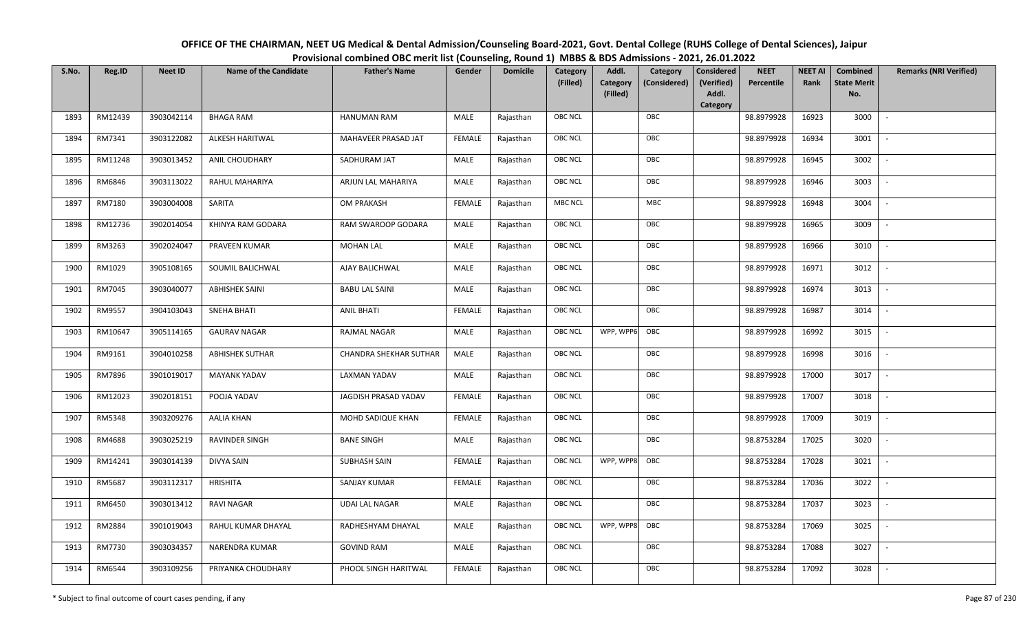# OFFICE OF THE CHAIRMAN, NEET UG Medical & Dental Admission/Counseling Board-2021, Govt. Dental College (RUHS College of Dental Sciences), Jaipur

## Provisional combined OBC merit list (Counseling, Round 1) MBBS & BDS Admissions - 2021, 26.01.2022

| S.No. | Reg.ID | Neet ID | Name of the Candidate | Father's Name | Gender | Domicile | Category (Filled) | Addl. Category (Filled) | Category (Considered) | Considered (Verified) Addl. Category | NEET Percentile | NEET AI Rank | Combined State Merit No. | Remarks (NRI Verified) |
|---|---|---|---|---|---|---|---|---|---|---|---|---|---|---|
| 1893 | RM12439 | 3903042114 | BHAGA RAM | HANUMAN RAM | MALE | Rajasthan | OBC NCL | | OBC | | 98.8979928 | 16923 | 3000 | - |
| 1894 | RM7341 | 3903122082 | ALKESH HARITWAL | MAHAVEER PRASAD JAT | FEMALE | Rajasthan | OBC NCL | | OBC | | 98.8979928 | 16934 | 3001 | - |
| 1895 | RM11248 | 3903013452 | ANIL CHOUDHARY | SADHURAM JAT | MALE | Rajasthan | OBC NCL | | OBC | | 98.8979928 | 16945 | 3002 | - |
| 1896 | RM6846 | 3903113022 | RAHUL MAHARIYA | ARJUN LAL MAHARIYA | MALE | Rajasthan | OBC NCL | | OBC | | 98.8979928 | 16946 | 3003 | - |
| 1897 | RM7180 | 3903004008 | SARITA | OM PRAKASH | FEMALE | Rajasthan | MBC NCL | | MBC | | 98.8979928 | 16948 | 3004 | - |
| 1898 | RM12736 | 3902014054 | KHINYA RAM GODARA | RAM SWAROOP GODARA | MALE | Rajasthan | OBC NCL | | OBC | | 98.8979928 | 16965 | 3009 | - |
| 1899 | RM3263 | 3902024047 | PRAVEEN KUMAR | MOHAN LAL | MALE | Rajasthan | OBC NCL | | OBC | | 98.8979928 | 16966 | 3010 | - |
| 1900 | RM1029 | 3905108165 | SOUMIL BALICHWAL | AJAY BALICHWAL | MALE | Rajasthan | OBC NCL | | OBC | | 98.8979928 | 16971 | 3012 | - |
| 1901 | RM7045 | 3903040077 | ABHISHEK SAINI | BABU LAL SAINI | MALE | Rajasthan | OBC NCL | | OBC | | 98.8979928 | 16974 | 3013 | - |
| 1902 | RM9557 | 3904103043 | SNEHA BHATI | ANIL BHATI | FEMALE | Rajasthan | OBC NCL | | OBC | | 98.8979928 | 16987 | 3014 | - |
| 1903 | RM10647 | 3905114165 | GAURAV NAGAR | RAJMAL NAGAR | MALE | Rajasthan | OBC NCL | WPP, WPP6 | OBC | | 98.8979928 | 16992 | 3015 | - |
| 1904 | RM9161 | 3904010258 | ABHISHEK SUTHAR | CHANDRA SHEKHAR SUTHAR | MALE | Rajasthan | OBC NCL | | OBC | | 98.8979928 | 16998 | 3016 | - |
| 1905 | RM7896 | 3901019017 | MAYANK YADAV | LAXMAN YADAV | MALE | Rajasthan | OBC NCL | | OBC | | 98.8979928 | 17000 | 3017 | - |
| 1906 | RM12023 | 3902018151 | POOJA YADAV | JAGDISH PRASAD YADAV | FEMALE | Rajasthan | OBC NCL | | OBC | | 98.8979928 | 17007 | 3018 | - |
| 1907 | RM5348 | 3903209276 | AALIA KHAN | MOHD SADIQUE KHAN | FEMALE | Rajasthan | OBC NCL | | OBC | | 98.8979928 | 17009 | 3019 | - |
| 1908 | RM4688 | 3903025219 | RAVINDER SINGH | BANE SINGH | MALE | Rajasthan | OBC NCL | | OBC | | 98.8753284 | 17025 | 3020 | - |
| 1909 | RM14241 | 3903014139 | DIVYA SAIN | SUBHASH SAIN | FEMALE | Rajasthan | OBC NCL | WPP, WPP8 | OBC | | 98.8753284 | 17028 | 3021 | - |
| 1910 | RM5687 | 3903112317 | HRISHITA | SANJAY KUMAR | FEMALE | Rajasthan | OBC NCL | | OBC | | 98.8753284 | 17036 | 3022 | - |
| 1911 | RM6450 | 3903013412 | RAVI NAGAR | UDAI LAL NAGAR | MALE | Rajasthan | OBC NCL | | OBC | | 98.8753284 | 17037 | 3023 | - |
| 1912 | RM2884 | 3901019043 | RAHUL KUMAR DHAYAL | RADHESHYAM DHAYAL | MALE | Rajasthan | OBC NCL | WPP, WPP8 | OBC | | 98.8753284 | 17069 | 3025 | - |
| 1913 | RM7730 | 3903034357 | NARENDRA KUMAR | GOVIND RAM | MALE | Rajasthan | OBC NCL | | OBC | | 98.8753284 | 17088 | 3027 | - |
| 1914 | RM6544 | 3903109256 | PRIYANKA CHOUDHARY | PHOOL SINGH HARITWAL | FEMALE | Rajasthan | OBC NCL | | OBC | | 98.8753284 | 17092 | 3028 | - |

\* Subject to final outcome of court cases pending, if any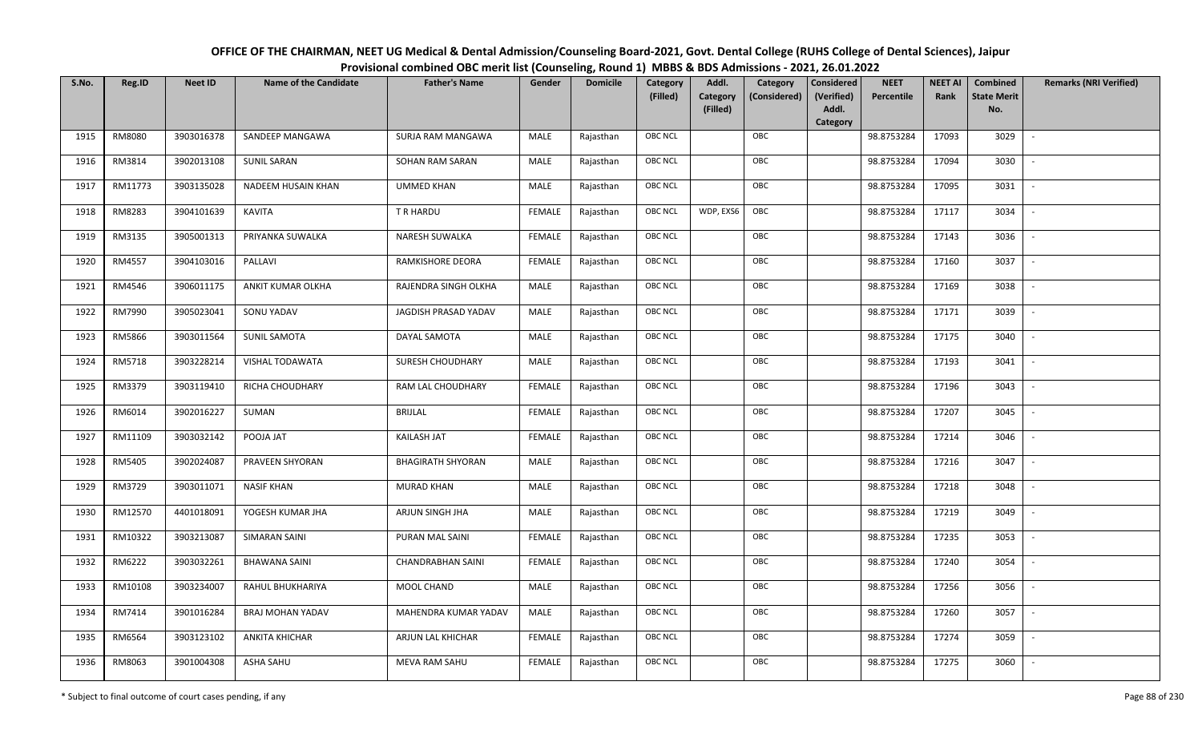**OFFICE OF THE CHAIRMAN, NEET UG Medical & Dental Admission/Counseling Board-2021, Govt. Dental College (RUHS College of Dental Sciences), Jaipur**

**Provisional combined OBC merit list (Counseling, Round 1) MBBS & BDS Admissions - 2021, 26.01.2022**

| S.No. | Reg.ID | Neet ID | Name of the Candidate | Father's Name | Gender | Domicile | Category (Filled) | Addl. Category (Filled) | Category (Considered) | Considered (Verified) Addl. Category | NEET Percentile | NEET AI Rank | Combined State Merit No. | Remarks (NRI Verified) |
|---|---|---|---|---|---|---|---|---|---|---|---|---|---|---|
| 1915 | RM8080 | 3903016378 | SANDEEP MANGAWA | SURJA RAM MANGAWA | MALE | Rajasthan | OBC NCL | | OBC | | 98.8753284 | 17093 | 3029 | - |
| 1916 | RM3814 | 3902013108 | SUNIL SARAN | SOHAN RAM SARAN | MALE | Rajasthan | OBC NCL | | OBC | | 98.8753284 | 17094 | 3030 | - |
| 1917 | RM11773 | 3903135028 | NADEEM HUSAIN KHAN | UMMED KHAN | MALE | Rajasthan | OBC NCL | | OBC | | 98.8753284 | 17095 | 3031 | - |
| 1918 | RM8283 | 3904101639 | KAVITA | T R HARDU | FEMALE | Rajasthan | OBC NCL | WDP, EXS6 | OBC | | 98.8753284 | 17117 | 3034 | - |
| 1919 | RM3135 | 3905001313 | PRIYANKA SUWALKA | NARESH SUWALKA | FEMALE | Rajasthan | OBC NCL | | OBC | | 98.8753284 | 17143 | 3036 | - |
| 1920 | RM4557 | 3904103016 | PALLAVI | RAMKISHORE DEORA | FEMALE | Rajasthan | OBC NCL | | OBC | | 98.8753284 | 17160 | 3037 | - |
| 1921 | RM4546 | 3906011175 | ANKIT KUMAR OLKHA | RAJENDRA SINGH OLKHA | MALE | Rajasthan | OBC NCL | | OBC | | 98.8753284 | 17169 | 3038 | - |
| 1922 | RM7990 | 3905023041 | SONU YADAV | JAGDISH PRASAD YADAV | MALE | Rajasthan | OBC NCL | | OBC | | 98.8753284 | 17171 | 3039 | - |
| 1923 | RM5866 | 3903011564 | SUNIL SAMOTA | DAYAL SAMOTA | MALE | Rajasthan | OBC NCL | | OBC | | 98.8753284 | 17175 | 3040 | - |
| 1924 | RM5718 | 3903228214 | VISHAL TODAWATA | SURESH CHOUDHARY | MALE | Rajasthan | OBC NCL | | OBC | | 98.8753284 | 17193 | 3041 | - |
| 1925 | RM3379 | 3903119410 | RICHA CHOUDHARY | RAM LAL CHOUDHARY | FEMALE | Rajasthan | OBC NCL | | OBC | | 98.8753284 | 17196 | 3043 | - |
| 1926 | RM6014 | 3902016227 | SUMAN | BRIJLAL | FEMALE | Rajasthan | OBC NCL | | OBC | | 98.8753284 | 17207 | 3045 | - |
| 1927 | RM11109 | 3903032142 | POOJA JAT | KAILASH JAT | FEMALE | Rajasthan | OBC NCL | | OBC | | 98.8753284 | 17214 | 3046 | - |
| 1928 | RM5405 | 3902024087 | PRAVEEN SHYORAN | BHAGIRATH SHYORAN | MALE | Rajasthan | OBC NCL | | OBC | | 98.8753284 | 17216 | 3047 | - |
| 1929 | RM3729 | 3903011071 | NASIF KHAN | MURAD KHAN | MALE | Rajasthan | OBC NCL | | OBC | | 98.8753284 | 17218 | 3048 | - |
| 1930 | RM12570 | 4401018091 | YOGESH KUMAR JHA | ARJUN SINGH JHA | MALE | Rajasthan | OBC NCL | | OBC | | 98.8753284 | 17219 | 3049 | - |
| 1931 | RM10322 | 3903213087 | SIMARAN SAINI | PURAN MAL SAINI | FEMALE | Rajasthan | OBC NCL | | OBC | | 98.8753284 | 17235 | 3053 | - |
| 1932 | RM6222 | 3903032261 | BHAWANA SAINI | CHANDRABHAN SAINI | FEMALE | Rajasthan | OBC NCL | | OBC | | 98.8753284 | 17240 | 3054 | - |
| 1933 | RM10108 | 3903234007 | RAHUL BHUKHARIYA | MOOL CHAND | MALE | Rajasthan | OBC NCL | | OBC | | 98.8753284 | 17256 | 3056 | - |
| 1934 | RM7414 | 3901016284 | BRAJ MOHAN YADAV | MAHENDRA KUMAR YADAV | MALE | Rajasthan | OBC NCL | | OBC | | 98.8753284 | 17260 | 3057 | - |
| 1935 | RM6564 | 3903123102 | ANKITA KHICHAR | ARJUN LAL KHICHAR | FEMALE | Rajasthan | OBC NCL | | OBC | | 98.8753284 | 17274 | 3059 | - |
| 1936 | RM8063 | 3901004308 | ASHA SAHU | MEVA RAM SAHU | FEMALE | Rajasthan | OBC NCL | | OBC | | 98.8753284 | 17275 | 3060 | - |

\* Subject to final outcome of court cases pending, if any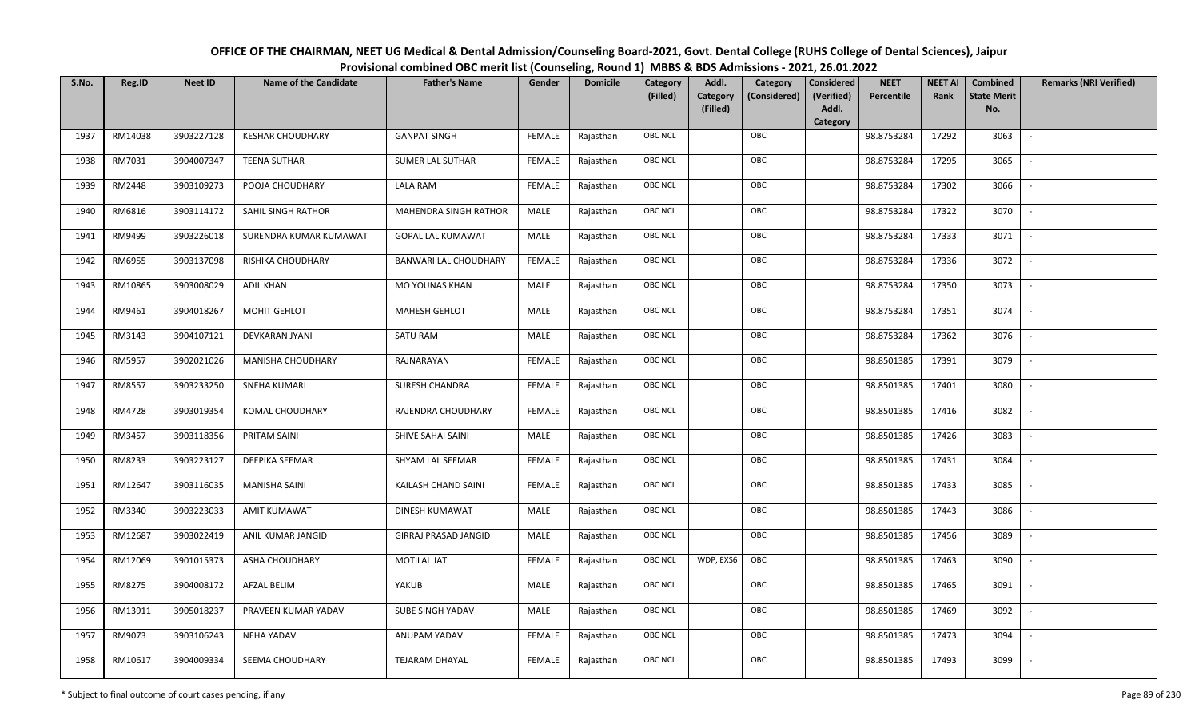# OFFICE OF THE CHAIRMAN, NEET UG Medical & Dental Admission/Counseling Board-2021, Govt. Dental College (RUHS College of Dental Sciences), Jaipur

## Provisional combined OBC merit list (Counseling, Round 1) MBBS & BDS Admissions - 2021, 26.01.2022

| S.No. | Reg.ID | Neet ID | Name of the Candidate | Father's Name | Gender | Domicile | Category (Filled) | Addl. Category (Filled) | Category (Considered) | Considered (Verified) Addl. Category | NEET Percentile | NEET AI Rank | Combined State Merit No. | Remarks (NRI Verified) |
|---|---|---|---|---|---|---|---|---|---|---|---|---|---|---|
| 1937 | RM14038 | 3903227128 | KESHAR CHOUDHARY | GANPAT SINGH | FEMALE | Rajasthan | OBC NCL | | OBC | | 98.8753284 | 17292 | 3063 | - |
| 1938 | RM7031 | 3904007347 | TEENA SUTHAR | SUMER LAL SUTHAR | FEMALE | Rajasthan | OBC NCL | | OBC | | 98.8753284 | 17295 | 3065 | - |
| 1939 | RM2448 | 3903109273 | POOJA CHOUDHARY | LALA RAM | FEMALE | Rajasthan | OBC NCL | | OBC | | 98.8753284 | 17302 | 3066 | - |
| 1940 | RM6816 | 3903114172 | SAHIL SINGH RATHOR | MAHENDRA SINGH RATHOR | MALE | Rajasthan | OBC NCL | | OBC | | 98.8753284 | 17322 | 3070 | - |
| 1941 | RM9499 | 3903226018 | SURENDRA KUMAR KUMAWAT | GOPAL LAL KUMAWAT | MALE | Rajasthan | OBC NCL | | OBC | | 98.8753284 | 17333 | 3071 | - |
| 1942 | RM6955 | 3903137098 | RISHIKA CHOUDHARY | BANWARI LAL CHOUDHARY | FEMALE | Rajasthan | OBC NCL | | OBC | | 98.8753284 | 17336 | 3072 | - |
| 1943 | RM10865 | 3903008029 | ADIL KHAN | MO YOUNAS KHAN | MALE | Rajasthan | OBC NCL | | OBC | | 98.8753284 | 17350 | 3073 | - |
| 1944 | RM9461 | 3904018267 | MOHIT GEHLOT | MAHESH GEHLOT | MALE | Rajasthan | OBC NCL | | OBC | | 98.8753284 | 17351 | 3074 | - |
| 1945 | RM3143 | 3904107121 | DEVKARAN JYANI | SATU RAM | MALE | Rajasthan | OBC NCL | | OBC | | 98.8753284 | 17362 | 3076 | - |
| 1946 | RM5957 | 3902021026 | MANISHA CHOUDHARY | RAJNARAYAN | FEMALE | Rajasthan | OBC NCL | | OBC | | 98.8501385 | 17391 | 3079 | - |
| 1947 | RM8557 | 3903233250 | SNEHA KUMARI | SURESH CHANDRA | FEMALE | Rajasthan | OBC NCL | | OBC | | 98.8501385 | 17401 | 3080 | - |
| 1948 | RM4728 | 3903019354 | KOMAL CHOUDHARY | RAJENDRA CHOUDHARY | FEMALE | Rajasthan | OBC NCL | | OBC | | 98.8501385 | 17416 | 3082 | - |
| 1949 | RM3457 | 3903118356 | PRITAM SAINI | SHIVE SAHAI SAINI | MALE | Rajasthan | OBC NCL | | OBC | | 98.8501385 | 17426 | 3083 | - |
| 1950 | RM8233 | 3903223127 | DEEPIKA SEEMAR | SHYAM LAL SEEMAR | FEMALE | Rajasthan | OBC NCL | | OBC | | 98.8501385 | 17431 | 3084 | - |
| 1951 | RM12647 | 3903116035 | MANISHA SAINI | KAILASH CHAND SAINI | FEMALE | Rajasthan | OBC NCL | | OBC | | 98.8501385 | 17433 | 3085 | - |
| 1952 | RM3340 | 3903223033 | AMIT KUMAWAT | DINESH KUMAWAT | MALE | Rajasthan | OBC NCL | | OBC | | 98.8501385 | 17443 | 3086 | - |
| 1953 | RM12687 | 3903022419 | ANIL KUMAR JANGID | GIRRAJ PRASAD JANGID | MALE | Rajasthan | OBC NCL | | OBC | | 98.8501385 | 17456 | 3089 | - |
| 1954 | RM12069 | 3901015373 | ASHA CHOUDHARY | MOTILAL JAT | FEMALE | Rajasthan | OBC NCL | WDP, EXS6 | OBC | | 98.8501385 | 17463 | 3090 | - |
| 1955 | RM8275 | 3904008172 | AFZAL BELIM | YAKUB | MALE | Rajasthan | OBC NCL | | OBC | | 98.8501385 | 17465 | 3091 | - |
| 1956 | RM13911 | 3905018237 | PRAVEEN KUMAR YADAV | SUBE SINGH YADAV | MALE | Rajasthan | OBC NCL | | OBC | | 98.8501385 | 17469 | 3092 | - |
| 1957 | RM9073 | 3903106243 | NEHA YADAV | ANUPAM YADAV | FEMALE | Rajasthan | OBC NCL | | OBC | | 98.8501385 | 17473 | 3094 | - |
| 1958 | RM10617 | 3904009334 | SEEMA CHOUDHARY | TEJARAM DHAYAL | FEMALE | Rajasthan | OBC NCL | | OBC | | 98.8501385 | 17493 | 3099 | - |

\* Subject to final outcome of court cases pending, if any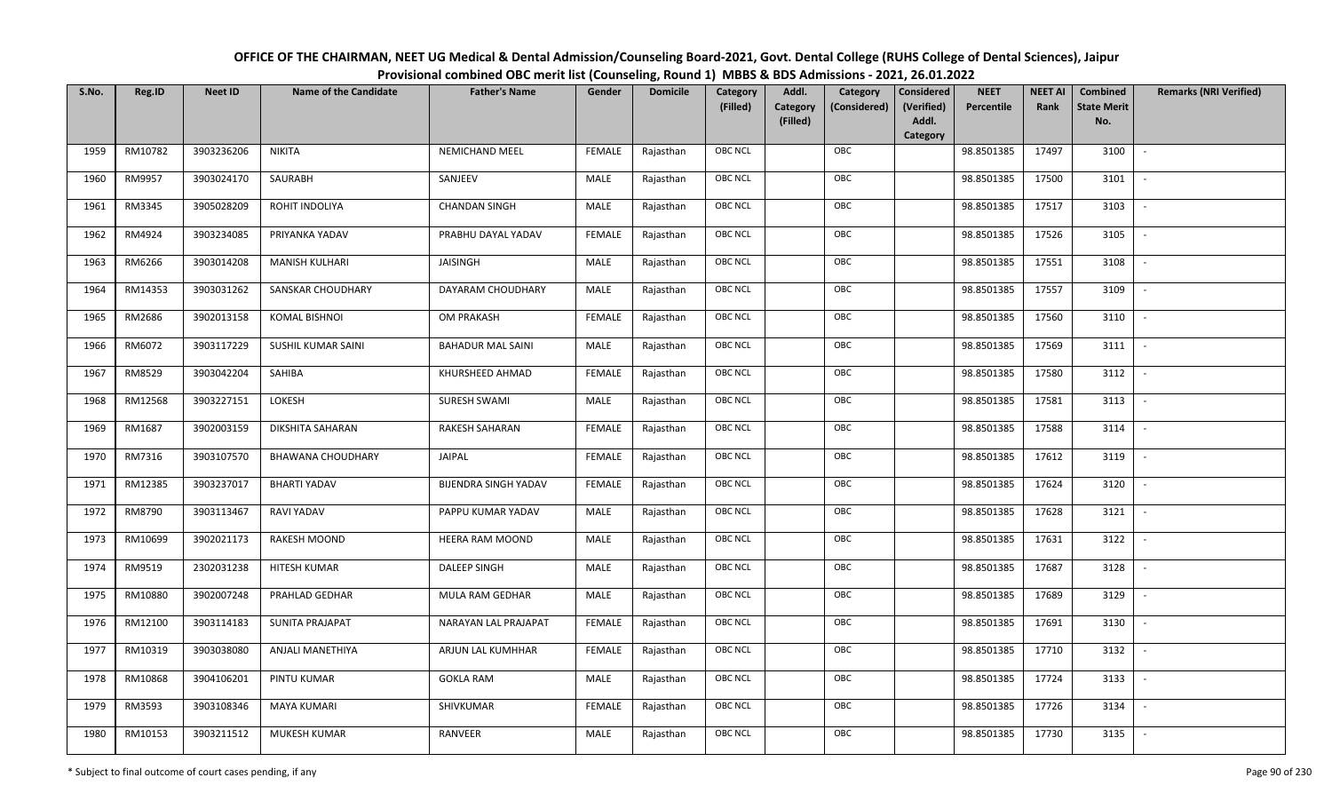# OFFICE OF THE CHAIRMAN, NEET UG Medical & Dental Admission/Counseling Board-2021, Govt. Dental College (RUHS College of Dental Sciences), Jaipur

## Provisional combined OBC merit list (Counseling, Round 1) MBBS & BDS Admissions - 2021, 26.01.2022

| S.No. | Reg.ID | Neet ID | Name of the Candidate | Father's Name | Gender | Domicile | Category (Filled) | Addl. Category (Filled) | Category (Considered) | Considered (Verified) Addl. Category | NEET Percentile | NEET AI Rank | Combined State Merit No. | Remarks (NRI Verified) |
|---|---|---|---|---|---|---|---|---|---|---|---|---|---|---|
| 1959 | RM10782 | 3903236206 | NIKITA | NEMICHAND MEEL | FEMALE | Rajasthan | OBC NCL | | OBC | | 98.8501385 | 17497 | 3100 | - |
| 1960 | RM9957 | 3903024170 | SAURABH | SANJEEV | MALE | Rajasthan | OBC NCL | | OBC | | 98.8501385 | 17500 | 3101 | - |
| 1961 | RM3345 | 3905028209 | ROHIT INDOLIYA | CHANDAN SINGH | MALE | Rajasthan | OBC NCL | | OBC | | 98.8501385 | 17517 | 3103 | - |
| 1962 | RM4924 | 3903234085 | PRIYANKA YADAV | PRABHU DAYAL YADAV | FEMALE | Rajasthan | OBC NCL | | OBC | | 98.8501385 | 17526 | 3105 | - |
| 1963 | RM6266 | 3903014208 | MANISH KULHARI | JAISINGH | MALE | Rajasthan | OBC NCL | | OBC | | 98.8501385 | 17551 | 3108 | - |
| 1964 | RM14353 | 3903031262 | SANSKAR CHOUDHARY | DAYARAM CHOUDHARY | MALE | Rajasthan | OBC NCL | | OBC | | 98.8501385 | 17557 | 3109 | - |
| 1965 | RM2686 | 3902013158 | KOMAL BISHNOI | OM PRAKASH | FEMALE | Rajasthan | OBC NCL | | OBC | | 98.8501385 | 17560 | 3110 | - |
| 1966 | RM6072 | 3903117229 | SUSHIL KUMAR SAINI | BAHADUR MAL SAINI | MALE | Rajasthan | OBC NCL | | OBC | | 98.8501385 | 17569 | 3111 | - |
| 1967 | RM8529 | 3903042204 | SAHIBA | KHURSHEED AHMAD | FEMALE | Rajasthan | OBC NCL | | OBC | | 98.8501385 | 17580 | 3112 | - |
| 1968 | RM12568 | 3903227151 | LOKESH | SURESH SWAMI | MALE | Rajasthan | OBC NCL | | OBC | | 98.8501385 | 17581 | 3113 | - |
| 1969 | RM1687 | 3902003159 | DIKSHITA SAHARAN | RAKESH SAHARAN | FEMALE | Rajasthan | OBC NCL | | OBC | | 98.8501385 | 17588 | 3114 | - |
| 1970 | RM7316 | 3903107570 | BHAWANA CHOUDHARY | JAIPAL | FEMALE | Rajasthan | OBC NCL | | OBC | | 98.8501385 | 17612 | 3119 | - |
| 1971 | RM12385 | 3903237017 | BHARTI YADAV | BIJENDRA SINGH YADAV | FEMALE | Rajasthan | OBC NCL | | OBC | | 98.8501385 | 17624 | 3120 | - |
| 1972 | RM8790 | 3903113467 | RAVI YADAV | PAPPU KUMAR YADAV | MALE | Rajasthan | OBC NCL | | OBC | | 98.8501385 | 17628 | 3121 | - |
| 1973 | RM10699 | 3902021173 | RAKESH MOOND | HEERA RAM MOOND | MALE | Rajasthan | OBC NCL | | OBC | | 98.8501385 | 17631 | 3122 | - |
| 1974 | RM9519 | 2302031238 | HITESH KUMAR | DALEEP SINGH | MALE | Rajasthan | OBC NCL | | OBC | | 98.8501385 | 17687 | 3128 | - |
| 1975 | RM10880 | 3902007248 | PRAHLAD GEDHAR | MULA RAM GEDHAR | MALE | Rajasthan | OBC NCL | | OBC | | 98.8501385 | 17689 | 3129 | - |
| 1976 | RM12100 | 3903114183 | SUNITA PRAJAPAT | NARAYAN LAL PRAJAPAT | FEMALE | Rajasthan | OBC NCL | | OBC | | 98.8501385 | 17691 | 3130 | - |
| 1977 | RM10319 | 3903038080 | ANJALI MANETHIYA | ARJUN LAL KUMHHAR | FEMALE | Rajasthan | OBC NCL | | OBC | | 98.8501385 | 17710 | 3132 | - |
| 1978 | RM10868 | 3904106201 | PINTU KUMAR | GOKLA RAM | MALE | Rajasthan | OBC NCL | | OBC | | 98.8501385 | 17724 | 3133 | - |
| 1979 | RM3593 | 3903108346 | MAYA KUMARI | SHIVKUMAR | FEMALE | Rajasthan | OBC NCL | | OBC | | 98.8501385 | 17726 | 3134 | - |
| 1980 | RM10153 | 3903211512 | MUKESH KUMAR | RANVEER | MALE | Rajasthan | OBC NCL | | OBC | | 98.8501385 | 17730 | 3135 | - |

\* Subject to final outcome of court cases pending, if any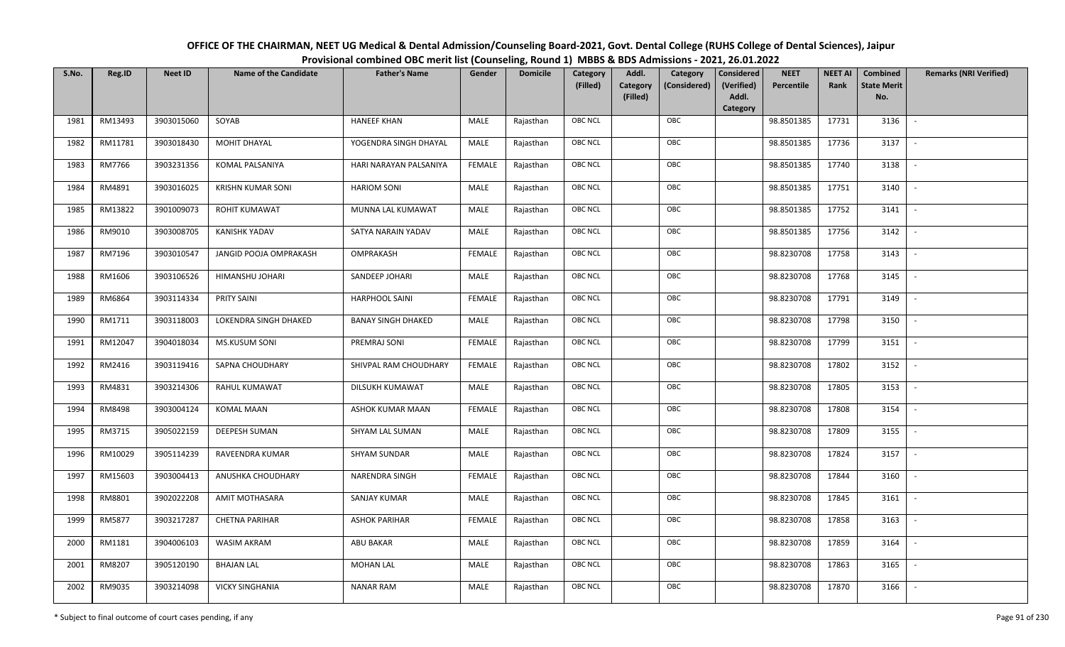OFFICE OF THE CHAIRMAN, NEET UG Medical & Dental Admission/Counseling Board-2021, Govt. Dental College (RUHS College of Dental Sciences), Jaipur
Provisional combined OBC merit list (Counseling, Round 1) MBBS & BDS Admissions - 2021, 26.01.2022

| S.No. | Reg.ID | Neet ID | Name of the Candidate | Father's Name | Gender | Domicile | Category (Filled) | Addl. Category (Filled) | Category (Considered) | Considered (Verified) Addl. Category | NEET Percentile | NEET AI Rank | Combined State Merit No. | Remarks (NRI Verified) |
|---|---|---|---|---|---|---|---|---|---|---|---|---|---|---|
| 1981 | RM13493 | 3903015060 | SOYAB | HANEEF KHAN | MALE | Rajasthan | OBC NCL | | OBC | | 98.8501385 | 17731 | 3136 | - |
| 1982 | RM11781 | 3903018430 | MOHIT DHAYAL | YOGENDRA SINGH DHAYAL | MALE | Rajasthan | OBC NCL | | OBC | | 98.8501385 | 17736 | 3137 | - |
| 1983 | RM7766 | 3903231356 | KOMAL PALSANIYA | HARI NARAYAN PALSANIYA | FEMALE | Rajasthan | OBC NCL | | OBC | | 98.8501385 | 17740 | 3138 | - |
| 1984 | RM4891 | 3903016025 | KRISHN KUMAR SONI | HARIOM SONI | MALE | Rajasthan | OBC NCL | | OBC | | 98.8501385 | 17751 | 3140 | - |
| 1985 | RM13822 | 3901009073 | ROHIT KUMAWAT | MUNNA LAL KUMAWAT | MALE | Rajasthan | OBC NCL | | OBC | | 98.8501385 | 17752 | 3141 | - |
| 1986 | RM9010 | 3903008705 | KANISHK YADAV | SATYA NARAIN YADAV | MALE | Rajasthan | OBC NCL | | OBC | | 98.8501385 | 17756 | 3142 | - |
| 1987 | RM7196 | 3903010547 | JANGID POOJA OMPRAKASH | OMPRAKASH | FEMALE | Rajasthan | OBC NCL | | OBC | | 98.8230708 | 17758 | 3143 | - |
| 1988 | RM1606 | 3903106526 | HIMANSHU JOHARI | SANDEEP JOHARI | MALE | Rajasthan | OBC NCL | | OBC | | 98.8230708 | 17768 | 3145 | - |
| 1989 | RM6864 | 3903114334 | PRITY SAINI | HARPHOOL SAINI | FEMALE | Rajasthan | OBC NCL | | OBC | | 98.8230708 | 17791 | 3149 | - |
| 1990 | RM1711 | 3903118003 | LOKENDRA SINGH DHAKED | BANAY SINGH DHAKED | MALE | Rajasthan | OBC NCL | | OBC | | 98.8230708 | 17798 | 3150 | - |
| 1991 | RM12047 | 3904018034 | MS.KUSUM SONI | PREMRAJ SONI | FEMALE | Rajasthan | OBC NCL | | OBC | | 98.8230708 | 17799 | 3151 | - |
| 1992 | RM2416 | 3903119416 | SAPNA CHOUDHARY | SHIVPAL RAM CHOUDHARY | FEMALE | Rajasthan | OBC NCL | | OBC | | 98.8230708 | 17802 | 3152 | - |
| 1993 | RM4831 | 3903214306 | RAHUL KUMAWAT | DILSUKH KUMAWAT | MALE | Rajasthan | OBC NCL | | OBC | | 98.8230708 | 17805 | 3153 | - |
| 1994 | RM8498 | 3903004124 | KOMAL MAAN | ASHOK KUMAR MAAN | FEMALE | Rajasthan | OBC NCL | | OBC | | 98.8230708 | 17808 | 3154 | - |
| 1995 | RM3715 | 3905022159 | DEEPESH SUMAN | SHYAM LAL SUMAN | MALE | Rajasthan | OBC NCL | | OBC | | 98.8230708 | 17809 | 3155 | - |
| 1996 | RM10029 | 3905114239 | RAVEENDRA KUMAR | SHYAM SUNDAR | MALE | Rajasthan | OBC NCL | | OBC | | 98.8230708 | 17824 | 3157 | - |
| 1997 | RM15603 | 3903004413 | ANUSHKA CHOUDHARY | NARENDRA SINGH | FEMALE | Rajasthan | OBC NCL | | OBC | | 98.8230708 | 17844 | 3160 | - |
| 1998 | RM8801 | 3902022208 | AMIT MOTHASARA | SANJAY KUMAR | MALE | Rajasthan | OBC NCL | | OBC | | 98.8230708 | 17845 | 3161 | - |
| 1999 | RM5877 | 3903217287 | CHETNA PARIHAR | ASHOK PARIHAR | FEMALE | Rajasthan | OBC NCL | | OBC | | 98.8230708 | 17858 | 3163 | - |
| 2000 | RM1181 | 3904006103 | WASIM AKRAM | ABU BAKAR | MALE | Rajasthan | OBC NCL | | OBC | | 98.8230708 | 17859 | 3164 | - |
| 2001 | RM8207 | 3905120190 | BHAJAN LAL | MOHAN LAL | MALE | Rajasthan | OBC NCL | | OBC | | 98.8230708 | 17863 | 3165 | - |
| 2002 | RM9035 | 3903214098 | VICKY SINGHANIA | NANAR RAM | MALE | Rajasthan | OBC NCL | | OBC | | 98.8230708 | 17870 | 3166 | - |

\* Subject to final outcome of court cases pending, if any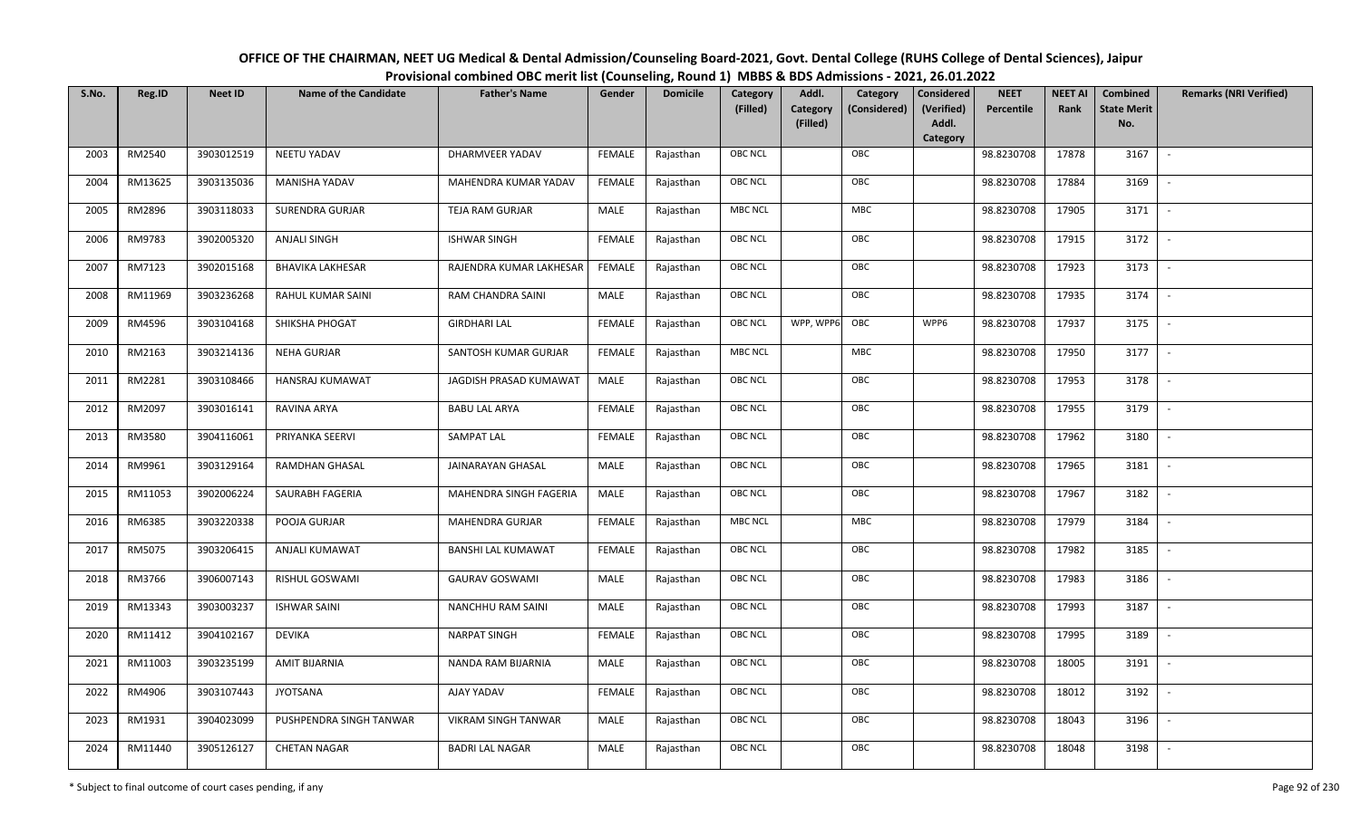# OFFICE OF THE CHAIRMAN, NEET UG Medical & Dental Admission/Counseling Board-2021, Govt. Dental College (RUHS College of Dental Sciences), Jaipur

## Provisional combined OBC merit list (Counseling, Round 1) MBBS & BDS Admissions - 2021, 26.01.2022

| S.No. | Reg.ID | Neet ID | Name of the Candidate | Father's Name | Gender | Domicile | Category (Filled) | Addl. Category (Filled) | Category (Considered) | Considered (Verified) Addl. Category | NEET Percentile | NEET AI Rank | Combined State Merit No. | Remarks (NRI Verified) |
|---|---|---|---|---|---|---|---|---|---|---|---|---|---|---|
| 2003 | RM2540 | 3903012519 | NEETU YADAV | DHARMVEER YADAV | FEMALE | Rajasthan | OBC NCL | | OBC | | 98.8230708 | 17878 | 3167 | - |
| 2004 | RM13625 | 3903135036 | MANISHA YADAV | MAHENDRA KUMAR YADAV | FEMALE | Rajasthan | OBC NCL | | OBC | | 98.8230708 | 17884 | 3169 | - |
| 2005 | RM2896 | 3903118033 | SURENDRA GURJAR | TEJA RAM GURJAR | MALE | Rajasthan | MBC NCL | | MBC | | 98.8230708 | 17905 | 3171 | - |
| 2006 | RM9783 | 3902005320 | ANJALI SINGH | ISHWAR SINGH | FEMALE | Rajasthan | OBC NCL | | OBC | | 98.8230708 | 17915 | 3172 | - |
| 2007 | RM7123 | 3902015168 | BHAVIKA LAKHESAR | RAJENDRA KUMAR LAKHESAR | FEMALE | Rajasthan | OBC NCL | | OBC | | 98.8230708 | 17923 | 3173 | - |
| 2008 | RM11969 | 3903236268 | RAHUL KUMAR SAINI | RAM CHANDRA SAINI | MALE | Rajasthan | OBC NCL | | OBC | | 98.8230708 | 17935 | 3174 | - |
| 2009 | RM4596 | 3903104168 | SHIKSHA PHOGAT | GIRDHARI LAL | FEMALE | Rajasthan | OBC NCL | WPP, WPP6 | OBC | WPP6 | 98.8230708 | 17937 | 3175 | - |
| 2010 | RM2163 | 3903214136 | NEHA GURJAR | SANTOSH KUMAR GURJAR | FEMALE | Rajasthan | MBC NCL | | MBC | | 98.8230708 | 17950 | 3177 | - |
| 2011 | RM2281 | 3903108466 | HANSRAJ KUMAWAT | JAGDISH PRASAD KUMAWAT | MALE | Rajasthan | OBC NCL | | OBC | | 98.8230708 | 17953 | 3178 | - |
| 2012 | RM2097 | 3903016141 | RAVINA ARYA | BABU LAL ARYA | FEMALE | Rajasthan | OBC NCL | | OBC | | 98.8230708 | 17955 | 3179 | - |
| 2013 | RM3580 | 3904116061 | PRIYANKA SEERVI | SAMPAT LAL | FEMALE | Rajasthan | OBC NCL | | OBC | | 98.8230708 | 17962 | 3180 | - |
| 2014 | RM9961 | 3903129164 | RAMDHAN GHASAL | JAINARAYAN GHASAL | MALE | Rajasthan | OBC NCL | | OBC | | 98.8230708 | 17965 | 3181 | - |
| 2015 | RM11053 | 3902006224 | SAURABH FAGERIA | MAHENDRA SINGH FAGERIA | MALE | Rajasthan | OBC NCL | | OBC | | 98.8230708 | 17967 | 3182 | - |
| 2016 | RM6385 | 3903220338 | POOJA GURJAR | MAHENDRA GURJAR | FEMALE | Rajasthan | MBC NCL | | MBC | | 98.8230708 | 17979 | 3184 | - |
| 2017 | RM5075 | 3903206415 | ANJALI KUMAWAT | BANSHI LAL KUMAWAT | FEMALE | Rajasthan | OBC NCL | | OBC | | 98.8230708 | 17982 | 3185 | - |
| 2018 | RM3766 | 3906007143 | RISHUL GOSWAMI | GAURAV GOSWAMI | MALE | Rajasthan | OBC NCL | | OBC | | 98.8230708 | 17983 | 3186 | - |
| 2019 | RM13343 | 3903003237 | ISHWAR SAINI | NANCHHU RAM SAINI | MALE | Rajasthan | OBC NCL | | OBC | | 98.8230708 | 17993 | 3187 | - |
| 2020 | RM11412 | 3904102167 | DEVIKA | NARPAT SINGH | FEMALE | Rajasthan | OBC NCL | | OBC | | 98.8230708 | 17995 | 3189 | - |
| 2021 | RM11003 | 3903235199 | AMIT BIJARNIA | NANDA RAM BIJARNIA | MALE | Rajasthan | OBC NCL | | OBC | | 98.8230708 | 18005 | 3191 | - |
| 2022 | RM4906 | 3903107443 | JYOTSANA | AJAY YADAV | FEMALE | Rajasthan | OBC NCL | | OBC | | 98.8230708 | 18012 | 3192 | - |
| 2023 | RM1931 | 3904023099 | PUSHPENDRA SINGH TANWAR | VIKRAM SINGH TANWAR | MALE | Rajasthan | OBC NCL | | OBC | | 98.8230708 | 18043 | 3196 | - |
| 2024 | RM11440 | 3905126127 | CHETAN NAGAR | BADRI LAL NAGAR | MALE | Rajasthan | OBC NCL | | OBC | | 98.8230708 | 18048 | 3198 | - |

\* Subject to final outcome of court cases pending, if any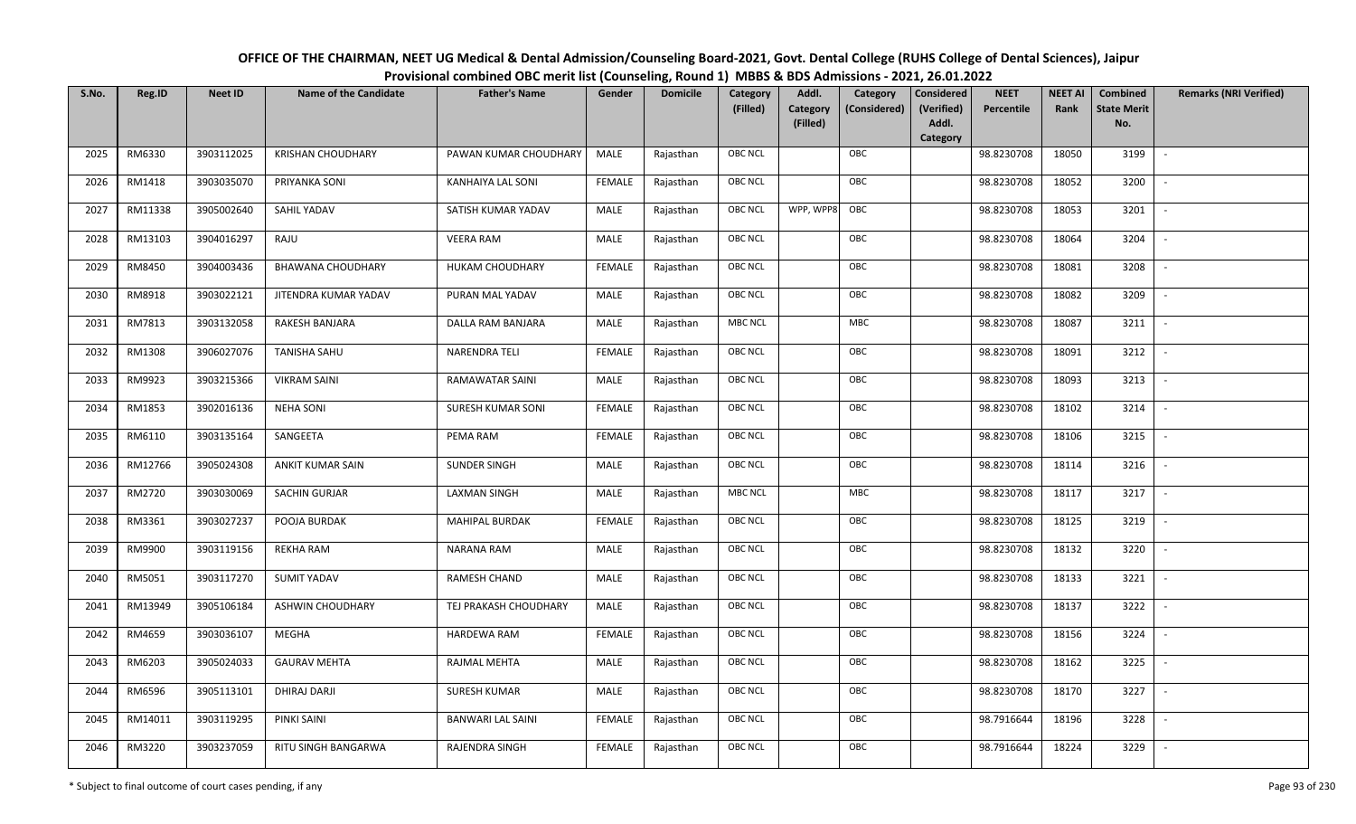# OFFICE OF THE CHAIRMAN, NEET UG Medical & Dental Admission/Counseling Board-2021, Govt. Dental College (RUHS College of Dental Sciences), Jaipur

## Provisional combined OBC merit list (Counseling, Round 1) MBBS & BDS Admissions - 2021, 26.01.2022

| S.No. | Reg.ID | Neet ID | Name of the Candidate | Father's Name | Gender | Domicile | Category (Filled) | Addl. Category (Filled) | Category (Considered) | Considered (Verified) Addl. Category | NEET Percentile | NEET AI Rank | Combined State Merit No. | Remarks (NRI Verified) |
|---|---|---|---|---|---|---|---|---|---|---|---|---|---|---|
| 2025 | RM6330 | 3903112025 | KRISHAN CHOUDHARY | PAWAN KUMAR CHOUDHARY | MALE | Rajasthan | OBC NCL | | OBC | | 98.8230708 | 18050 | 3199 | - |
| 2026 | RM1418 | 3903035070 | PRIYANKA SONI | KANHAIYA LAL SONI | FEMALE | Rajasthan | OBC NCL | | OBC | | 98.8230708 | 18052 | 3200 | - |
| 2027 | RM11338 | 3905002640 | SAHIL YADAV | SATISH KUMAR YADAV | MALE | Rajasthan | OBC NCL | WPP, WPP8 | OBC | | 98.8230708 | 18053 | 3201 | - |
| 2028 | RM13103 | 3904016297 | RAJU | VEERA RAM | MALE | Rajasthan | OBC NCL | | OBC | | 98.8230708 | 18064 | 3204 | - |
| 2029 | RM8450 | 3904003436 | BHAWANA CHOUDHARY | HUKAM CHOUDHARY | FEMALE | Rajasthan | OBC NCL | | OBC | | 98.8230708 | 18081 | 3208 | - |
| 2030 | RM8918 | 3903022121 | JITENDRA KUMAR YADAV | PURAN MAL YADAV | MALE | Rajasthan | OBC NCL | | OBC | | 98.8230708 | 18082 | 3209 | - |
| 2031 | RM7813 | 3903132058 | RAKESH BANJARA | DALLA RAM BANJARA | MALE | Rajasthan | MBC NCL | | MBC | | 98.8230708 | 18087 | 3211 | - |
| 2032 | RM1308 | 3906027076 | TANISHA SAHU | NARENDRA TELI | FEMALE | Rajasthan | OBC NCL | | OBC | | 98.8230708 | 18091 | 3212 | - |
| 2033 | RM9923 | 3903215366 | VIKRAM SAINI | RAMAWATAR SAINI | MALE | Rajasthan | OBC NCL | | OBC | | 98.8230708 | 18093 | 3213 | - |
| 2034 | RM1853 | 3902016136 | NEHA SONI | SURESH KUMAR SONI | FEMALE | Rajasthan | OBC NCL | | OBC | | 98.8230708 | 18102 | 3214 | - |
| 2035 | RM6110 | 3903135164 | SANGEETA | PEMA RAM | FEMALE | Rajasthan | OBC NCL | | OBC | | 98.8230708 | 18106 | 3215 | - |
| 2036 | RM12766 | 3905024308 | ANKIT KUMAR SAIN | SUNDER SINGH | MALE | Rajasthan | OBC NCL | | OBC | | 98.8230708 | 18114 | 3216 | - |
| 2037 | RM2720 | 3903030069 | SACHIN GURJAR | LAXMAN SINGH | MALE | Rajasthan | MBC NCL | | MBC | | 98.8230708 | 18117 | 3217 | - |
| 2038 | RM3361 | 3903027237 | POOJA BURDAK | MAHIPAL BURDAK | FEMALE | Rajasthan | OBC NCL | | OBC | | 98.8230708 | 18125 | 3219 | - |
| 2039 | RM9900 | 3903119156 | REKHA RAM | NARANA RAM | MALE | Rajasthan | OBC NCL | | OBC | | 98.8230708 | 18132 | 3220 | - |
| 2040 | RM5051 | 3903117270 | SUMIT YADAV | RAMESH CHAND | MALE | Rajasthan | OBC NCL | | OBC | | 98.8230708 | 18133 | 3221 | - |
| 2041 | RM13949 | 3905106184 | ASHWIN CHOUDHARY | TEJ PRAKASH CHOUDHARY | MALE | Rajasthan | OBC NCL | | OBC | | 98.8230708 | 18137 | 3222 | - |
| 2042 | RM4659 | 3903036107 | MEGHA | HARDEWA RAM | FEMALE | Rajasthan | OBC NCL | | OBC | | 98.8230708 | 18156 | 3224 | - |
| 2043 | RM6203 | 3905024033 | GAURAV MEHTA | RAJMAL MEHTA | MALE | Rajasthan | OBC NCL | | OBC | | 98.8230708 | 18162 | 3225 | - |
| 2044 | RM6596 | 3905113101 | DHIRAJ DARJI | SURESH KUMAR | MALE | Rajasthan | OBC NCL | | OBC | | 98.8230708 | 18170 | 3227 | - |
| 2045 | RM14011 | 3903119295 | PINKI SAINI | BANWARI LAL SAINI | FEMALE | Rajasthan | OBC NCL | | OBC | | 98.7916644 | 18196 | 3228 | - |
| 2046 | RM3220 | 3903237059 | RITU SINGH BANGARWA | RAJENDRA SINGH | FEMALE | Rajasthan | OBC NCL | | OBC | | 98.7916644 | 18224 | 3229 | - |

\* Subject to final outcome of court cases pending, if any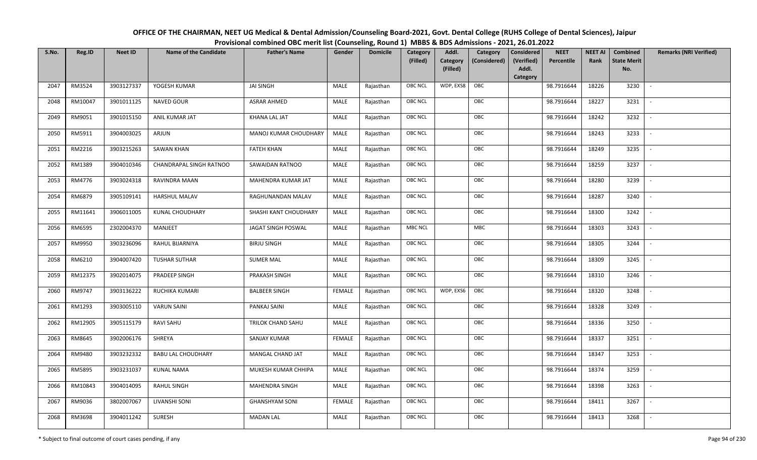# OFFICE OF THE CHAIRMAN, NEET UG Medical & Dental Admission/Counseling Board-2021, Govt. Dental College (RUHS College of Dental Sciences), Jaipur

## Provisional combined OBC merit list (Counseling, Round 1) MBBS & BDS Admissions - 2021, 26.01.2022

| S.No. | Reg.ID | Neet ID | Name of the Candidate | Father's Name | Gender | Domicile | Category (Filled) | Addl. Category (Filled) | Category (Considered) | Considered (Verified) Addl. Category | NEET Percentile | NEET AI Rank | Combined State Merit No. | Remarks (NRI Verified) |
|---|---|---|---|---|---|---|---|---|---|---|---|---|---|---|
| 2047 | RM3524 | 3903127337 | YOGESH KUMAR | JAI SINGH | MALE | Rajasthan | OBC NCL | WDP, EXS8 | OBC | | 98.7916644 | 18226 | 3230 | - |
| 2048 | RM10047 | 3901011125 | NAVED GOUR | ASRAR AHMED | MALE | Rajasthan | OBC NCL | | OBC | | 98.7916644 | 18227 | 3231 | - |
| 2049 | RM9051 | 3901015150 | ANIL KUMAR JAT | KHANA LAL JAT | MALE | Rajasthan | OBC NCL | | OBC | | 98.7916644 | 18242 | 3232 | - |
| 2050 | RM5911 | 3904003025 | ARJUN | MANOJ KUMAR CHOUDHARY | MALE | Rajasthan | OBC NCL | | OBC | | 98.7916644 | 18243 | 3233 | - |
| 2051 | RM2216 | 3903215263 | SAWAN KHAN | FATEH KHAN | MALE | Rajasthan | OBC NCL | | OBC | | 98.7916644 | 18249 | 3235 | - |
| 2052 | RM1389 | 3904010346 | CHANDRAPAL SINGH RATNOO | SAWAIDAN RATNOO | MALE | Rajasthan | OBC NCL | | OBC | | 98.7916644 | 18259 | 3237 | - |
| 2053 | RM4776 | 3903024318 | RAVINDRA MAAN | MAHENDRA KUMAR JAT | MALE | Rajasthan | OBC NCL | | OBC | | 98.7916644 | 18280 | 3239 | - |
| 2054 | RM6879 | 3905109141 | HARSHUL MALAV | RAGHUNANDAN MALAV | MALE | Rajasthan | OBC NCL | | OBC | | 98.7916644 | 18287 | 3240 | - |
| 2055 | RM11641 | 3906011005 | KUNAL CHOUDHARY | SHASHI KANT CHOUDHARY | MALE | Rajasthan | OBC NCL | | OBC | | 98.7916644 | 18300 | 3242 | - |
| 2056 | RM6595 | 2302004370 | MANJEET | JAGAT SINGH POSWAL | MALE | Rajasthan | MBC NCL | | MBC | | 98.7916644 | 18303 | 3243 | - |
| 2057 | RM9950 | 3903236096 | RAHUL BIJARNIYA | BIRJU SINGH | MALE | Rajasthan | OBC NCL | | OBC | | 98.7916644 | 18305 | 3244 | - |
| 2058 | RM6210 | 3904007420 | TUSHAR SUTHAR | SUMER MAL | MALE | Rajasthan | OBC NCL | | OBC | | 98.7916644 | 18309 | 3245 | - |
| 2059 | RM12375 | 3902014075 | PRADEEP SINGH | PRAKASH SINGH | MALE | Rajasthan | OBC NCL | | OBC | | 98.7916644 | 18310 | 3246 | - |
| 2060 | RM9747 | 3903136222 | RUCHIKA KUMARI | BALBEER SINGH | FEMALE | Rajasthan | OBC NCL | WDP, EXS6 | OBC | | 98.7916644 | 18320 | 3248 | - |
| 2061 | RM1293 | 3903005110 | VARUN SAINI | PANKAJ SAINI | MALE | Rajasthan | OBC NCL | | OBC | | 98.7916644 | 18328 | 3249 | - |
| 2062 | RM12905 | 3905115179 | RAVI SAHU | TRILOK CHAND SAHU | MALE | Rajasthan | OBC NCL | | OBC | | 98.7916644 | 18336 | 3250 | - |
| 2063 | RM8645 | 3902006176 | SHREYA | SANJAY KUMAR | FEMALE | Rajasthan | OBC NCL | | OBC | | 98.7916644 | 18337 | 3251 | - |
| 2064 | RM9480 | 3903232332 | BABU LAL CHOUDHARY | MANGAL CHAND JAT | MALE | Rajasthan | OBC NCL | | OBC | | 98.7916644 | 18347 | 3253 | - |
| 2065 | RM5895 | 3903231037 | KUNAL NAMA | MUKESH KUMAR CHHIPA | MALE | Rajasthan | OBC NCL | | OBC | | 98.7916644 | 18374 | 3259 | - |
| 2066 | RM10843 | 3904014095 | RAHUL SINGH | MAHENDRA SINGH | MALE | Rajasthan | OBC NCL | | OBC | | 98.7916644 | 18398 | 3263 | - |
| 2067 | RM9036 | 3802007067 | LIVANSHI SONI | GHANSHYAM SONI | FEMALE | Rajasthan | OBC NCL | | OBC | | 98.7916644 | 18411 | 3267 | - |
| 2068 | RM3698 | 3904011242 | SURESH | MADAN LAL | MALE | Rajasthan | OBC NCL | | OBC | | 98.7916644 | 18413 | 3268 | - |

\* Subject to final outcome of court cases pending, if any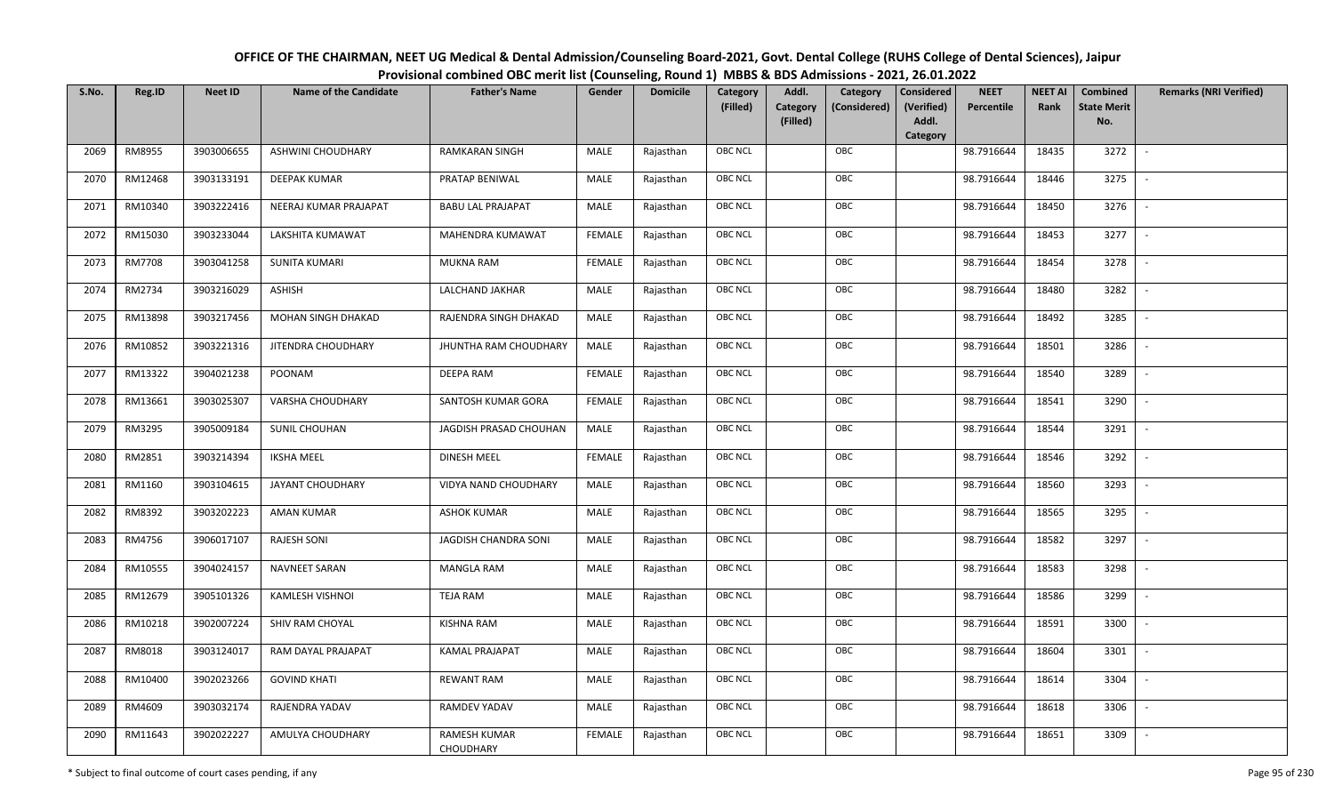# OFFICE OF THE CHAIRMAN, NEET UG Medical & Dental Admission/Counseling Board-2021, Govt. Dental College (RUHS College of Dental Sciences), Jaipur

## Provisional combined OBC merit list (Counseling, Round 1) MBBS & BDS Admissions - 2021, 26.01.2022

| S.No. | Reg.ID | Neet ID | Name of the Candidate | Father's Name | Gender | Domicile | Category (Filled) | Addl. Category (Filled) | Category (Considered) | Considered (Verified) Addl. Category | NEET Percentile | NEET AI Rank | Combined State Merit No. | Remarks (NRI Verified) |
|---|---|---|---|---|---|---|---|---|---|---|---|---|---|---|
| 2069 | RM8955 | 3903006655 | ASHWINI CHOUDHARY | RAMKARAN SINGH | MALE | Rajasthan | OBC NCL | | OBC | | 98.7916644 | 18435 | 3272 | - |
| 2070 | RM12468 | 3903133191 | DEEPAK KUMAR | PRATAP BENIWAL | MALE | Rajasthan | OBC NCL | | OBC | | 98.7916644 | 18446 | 3275 | - |
| 2071 | RM10340 | 3903222416 | NEERAJ KUMAR PRAJAPAT | BABU LAL PRAJAPAT | MALE | Rajasthan | OBC NCL | | OBC | | 98.7916644 | 18450 | 3276 | - |
| 2072 | RM15030 | 3903233044 | LAKSHITA KUMAWAT | MAHENDRA KUMAWAT | FEMALE | Rajasthan | OBC NCL | | OBC | | 98.7916644 | 18453 | 3277 | - |
| 2073 | RM7708 | 3903041258 | SUNITA KUMARI | MUKNA RAM | FEMALE | Rajasthan | OBC NCL | | OBC | | 98.7916644 | 18454 | 3278 | - |
| 2074 | RM2734 | 3903216029 | ASHISH | LALCHAND JAKHAR | MALE | Rajasthan | OBC NCL | | OBC | | 98.7916644 | 18480 | 3282 | - |
| 2075 | RM13898 | 3903217456 | MOHAN SINGH DHAKAD | RAJENDRA SINGH DHAKAD | MALE | Rajasthan | OBC NCL | | OBC | | 98.7916644 | 18492 | 3285 | - |
| 2076 | RM10852 | 3903221316 | JITENDRA CHOUDHARY | JHUNTHA RAM CHOUDHARY | MALE | Rajasthan | OBC NCL | | OBC | | 98.7916644 | 18501 | 3286 | - |
| 2077 | RM13322 | 3904021238 | POONAM | DEEPA RAM | FEMALE | Rajasthan | OBC NCL | | OBC | | 98.7916644 | 18540 | 3289 | - |
| 2078 | RM13661 | 3903025307 | VARSHA CHOUDHARY | SANTOSH KUMAR GORA | FEMALE | Rajasthan | OBC NCL | | OBC | | 98.7916644 | 18541 | 3290 | - |
| 2079 | RM3295 | 3905009184 | SUNIL CHOUHAN | JAGDISH PRASAD CHOUHAN | MALE | Rajasthan | OBC NCL | | OBC | | 98.7916644 | 18544 | 3291 | - |
| 2080 | RM2851 | 3903214394 | IKSHA MEEL | DINESH MEEL | FEMALE | Rajasthan | OBC NCL | | OBC | | 98.7916644 | 18546 | 3292 | - |
| 2081 | RM1160 | 3903104615 | JAYANT CHOUDHARY | VIDYA NAND CHOUDHARY | MALE | Rajasthan | OBC NCL | | OBC | | 98.7916644 | 18560 | 3293 | - |
| 2082 | RM8392 | 3903202223 | AMAN KUMAR | ASHOK KUMAR | MALE | Rajasthan | OBC NCL | | OBC | | 98.7916644 | 18565 | 3295 | - |
| 2083 | RM4756 | 3906017107 | RAJESH SONI | JAGDISH CHANDRA SONI | MALE | Rajasthan | OBC NCL | | OBC | | 98.7916644 | 18582 | 3297 | - |
| 2084 | RM10555 | 3904024157 | NAVNEET SARAN | MANGLA RAM | MALE | Rajasthan | OBC NCL | | OBC | | 98.7916644 | 18583 | 3298 | - |
| 2085 | RM12679 | 3905101326 | KAMLESH VISHNOI | TEJA RAM | MALE | Rajasthan | OBC NCL | | OBC | | 98.7916644 | 18586 | 3299 | - |
| 2086 | RM10218 | 3902007224 | SHIV RAM CHOYAL | KISHNA RAM | MALE | Rajasthan | OBC NCL | | OBC | | 98.7916644 | 18591 | 3300 | - |
| 2087 | RM8018 | 3903124017 | RAM DAYAL PRAJAPAT | KAMAL PRAJAPAT | MALE | Rajasthan | OBC NCL | | OBC | | 98.7916644 | 18604 | 3301 | - |
| 2088 | RM10400 | 3902023266 | GOVIND KHATI | REWANT RAM | MALE | Rajasthan | OBC NCL | | OBC | | 98.7916644 | 18614 | 3304 | - |
| 2089 | RM4609 | 3903032174 | RAJENDRA YADAV | RAMDEV YADAV | MALE | Rajasthan | OBC NCL | | OBC | | 98.7916644 | 18618 | 3306 | - |
| 2090 | RM11643 | 3902022227 | AMULYA CHOUDHARY | RAMESH KUMAR CHOUDHARY | FEMALE | Rajasthan | OBC NCL | | OBC | | 98.7916644 | 18651 | 3309 | - |

\* Subject to final outcome of court cases pending, if any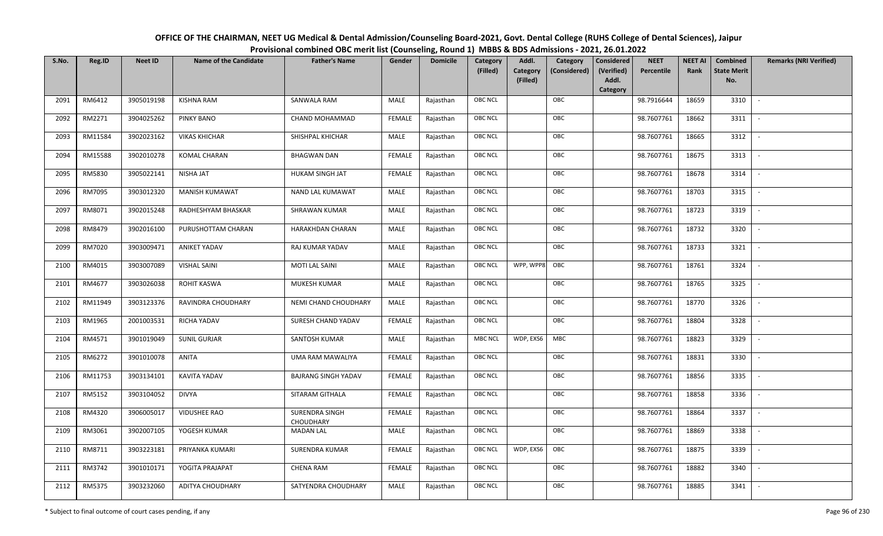# OFFICE OF THE CHAIRMAN, NEET UG Medical & Dental Admission/Counseling Board-2021, Govt. Dental College (RUHS College of Dental Sciences), Jaipur

## Provisional combined OBC merit list (Counseling, Round 1) MBBS & BDS Admissions - 2021, 26.01.2022

| S.No. | Reg.ID | Neet ID | Name of the Candidate | Father's Name | Gender | Domicile | Category (Filled) | Addl. Category (Filled) | Category (Considered) | Considered (Verified) Addl. Category | NEET Percentile | NEET AI Rank | Combined State Merit No. | Remarks (NRI Verified) |
|---|---|---|---|---|---|---|---|---|---|---|---|---|---|---|
| 2091 | RM6412 | 3905019198 | KISHNA RAM | SANWALA RAM | MALE | Rajasthan | OBC NCL | | OBC | | 98.7916644 | 18659 | 3310 | - |
| 2092 | RM2271 | 3904025262 | PINKY BANO | CHAND MOHAMMAD | FEMALE | Rajasthan | OBC NCL | | OBC | | 98.7607761 | 18662 | 3311 | - |
| 2093 | RM11584 | 3902023162 | VIKAS KHICHAR | SHISHPAL KHICHAR | MALE | Rajasthan | OBC NCL | | OBC | | 98.7607761 | 18665 | 3312 | - |
| 2094 | RM15588 | 3902010278 | KOMAL CHARAN | BHAGWAN DAN | FEMALE | Rajasthan | OBC NCL | | OBC | | 98.7607761 | 18675 | 3313 | - |
| 2095 | RM5830 | 3905022141 | NISHA JAT | HUKAM SINGH JAT | FEMALE | Rajasthan | OBC NCL | | OBC | | 98.7607761 | 18678 | 3314 | - |
| 2096 | RM7095 | 3903012320 | MANISH KUMAWAT | NAND LAL KUMAWAT | MALE | Rajasthan | OBC NCL | | OBC | | 98.7607761 | 18703 | 3315 | - |
| 2097 | RM8071 | 3902015248 | RADHESHYAM BHASKAR | SHRAWAN KUMAR | MALE | Rajasthan | OBC NCL | | OBC | | 98.7607761 | 18723 | 3319 | - |
| 2098 | RM8479 | 3902016100 | PURUSHOTTAM CHARAN | HARAKHDAN CHARAN | MALE | Rajasthan | OBC NCL | | OBC | | 98.7607761 | 18732 | 3320 | - |
| 2099 | RM7020 | 3903009471 | ANIKET YADAV | RAJ KUMAR YADAV | MALE | Rajasthan | OBC NCL | | OBC | | 98.7607761 | 18733 | 3321 | - |
| 2100 | RM4015 | 3903007089 | VISHAL SAINI | MOTI LAL SAINI | MALE | Rajasthan | OBC NCL | WPP, WPP8 | OBC | | 98.7607761 | 18761 | 3324 | - |
| 2101 | RM4677 | 3903026038 | ROHIT KASWA | MUKESH KUMAR | MALE | Rajasthan | OBC NCL | | OBC | | 98.7607761 | 18765 | 3325 | - |
| 2102 | RM11949 | 3903123376 | RAVINDRA CHOUDHARY | NEMI CHAND CHOUDHARY | MALE | Rajasthan | OBC NCL | | OBC | | 98.7607761 | 18770 | 3326 | - |
| 2103 | RM1965 | 2001003531 | RICHA YADAV | SURESH CHAND YADAV | FEMALE | Rajasthan | OBC NCL | | OBC | | 98.7607761 | 18804 | 3328 | - |
| 2104 | RM4571 | 3901019049 | SUNIL GURJAR | SANTOSH KUMAR | MALE | Rajasthan | MBC NCL | WDP, EXS6 | MBC | | 98.7607761 | 18823 | 3329 | - |
| 2105 | RM6272 | 3901010078 | ANITA | UMA RAM MAWALIYA | FEMALE | Rajasthan | OBC NCL | | OBC | | 98.7607761 | 18831 | 3330 | - |
| 2106 | RM11753 | 3903134101 | KAVITA YADAV | BAJRANG SINGH YADAV | FEMALE | Rajasthan | OBC NCL | | OBC | | 98.7607761 | 18856 | 3335 | - |
| 2107 | RM5152 | 3903104052 | DIVYA | SITARAM GITHALA | FEMALE | Rajasthan | OBC NCL | | OBC | | 98.7607761 | 18858 | 3336 | - |
| 2108 | RM4320 | 3906005017 | VIDUSHEE RAO | SURENDRA SINGH CHOUDHARY | FEMALE | Rajasthan | OBC NCL | | OBC | | 98.7607761 | 18864 | 3337 | - |
| 2109 | RM3061 | 3902007105 | YOGESH KUMAR | MADAN LAL | MALE | Rajasthan | OBC NCL | | OBC | | 98.7607761 | 18869 | 3338 | - |
| 2110 | RM8711 | 3903223181 | PRIYANKA KUMARI | SURENDRA KUMAR | FEMALE | Rajasthan | OBC NCL | WDP, EXS6 | OBC | | 98.7607761 | 18875 | 3339 | - |
| 2111 | RM3742 | 3901010171 | YOGITA PRAJAPAT | CHENA RAM | FEMALE | Rajasthan | OBC NCL | | OBC | | 98.7607761 | 18882 | 3340 | - |
| 2112 | RM5375 | 3903232060 | ADITYA CHOUDHARY | SATYENDRA CHOUDHARY | MALE | Rajasthan | OBC NCL | | OBC | | 98.7607761 | 18885 | 3341 | - |

\* Subject to final outcome of court cases pending, if any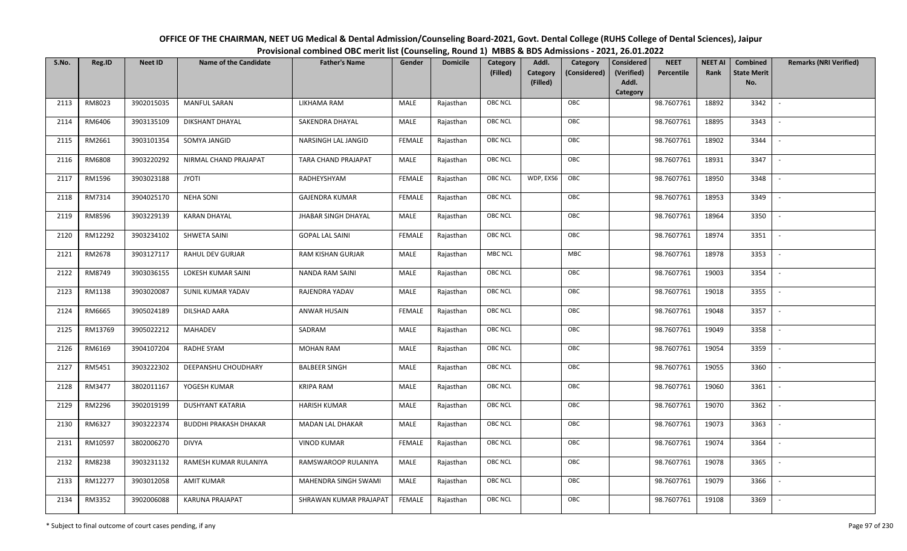# OFFICE OF THE CHAIRMAN, NEET UG Medical & Dental Admission/Counseling Board-2021, Govt. Dental College (RUHS College of Dental Sciences), Jaipur

## Provisional combined OBC merit list (Counseling, Round 1) MBBS & BDS Admissions - 2021, 26.01.2022

| S.No. | Reg.ID | Neet ID | Name of the Candidate | Father's Name | Gender | Domicile | Category (Filled) | Addl. Category (Filled) | Category (Considered) | Considered (Verified) Addl. Category | NEET Percentile | NEET AI Rank | Combined State Merit No. | Remarks (NRI Verified) |
|---|---|---|---|---|---|---|---|---|---|---|---|---|---|---|
| 2113 | RM8023 | 3902015035 | MANFUL SARAN | LIKHAMA RAM | MALE | Rajasthan | OBC NCL | | OBC | | 98.7607761 | 18892 | 3342 | - |
| 2114 | RM6406 | 3903135109 | DIKSHANT DHAYAL | SAKENDRA DHAYAL | MALE | Rajasthan | OBC NCL | | OBC | | 98.7607761 | 18895 | 3343 | - |
| 2115 | RM2661 | 3903101354 | SOMYA JANGID | NARSINGH LAL JANGID | FEMALE | Rajasthan | OBC NCL | | OBC | | 98.7607761 | 18902 | 3344 | - |
| 2116 | RM6808 | 3903220292 | NIRMAL CHAND PRAJAPAT | TARA CHAND PRAJAPAT | MALE | Rajasthan | OBC NCL | | OBC | | 98.7607761 | 18931 | 3347 | - |
| 2117 | RM1596 | 3903023188 | JYOTI | RADHEYSHYAM | FEMALE | Rajasthan | OBC NCL | WDP, EXS6 | OBC | | 98.7607761 | 18950 | 3348 | - |
| 2118 | RM7314 | 3904025170 | NEHA SONI | GAJENDRA KUMAR | FEMALE | Rajasthan | OBC NCL | | OBC | | 98.7607761 | 18953 | 3349 | - |
| 2119 | RM8596 | 3903229139 | KARAN DHAYAL | JHABAR SINGH DHAYAL | MALE | Rajasthan | OBC NCL | | OBC | | 98.7607761 | 18964 | 3350 | - |
| 2120 | RM12292 | 3903234102 | SHWETA SAINI | GOPAL LAL SAINI | FEMALE | Rajasthan | OBC NCL | | OBC | | 98.7607761 | 18974 | 3351 | - |
| 2121 | RM2678 | 3903127117 | RAHUL DEV GURJAR | RAM KISHAN GURJAR | MALE | Rajasthan | MBC NCL | | MBC | | 98.7607761 | 18978 | 3353 | - |
| 2122 | RM8749 | 3903036155 | LOKESH KUMAR SAINI | NANDA RAM SAINI | MALE | Rajasthan | OBC NCL | | OBC | | 98.7607761 | 19003 | 3354 | - |
| 2123 | RM1138 | 3903020087 | SUNIL KUMAR YADAV | RAJENDRA YADAV | MALE | Rajasthan | OBC NCL | | OBC | | 98.7607761 | 19018 | 3355 | - |
| 2124 | RM6665 | 3905024189 | DILSHAD AARA | ANWAR HUSAIN | FEMALE | Rajasthan | OBC NCL | | OBC | | 98.7607761 | 19048 | 3357 | - |
| 2125 | RM13769 | 3905022212 | MAHADEV | SADRAM | MALE | Rajasthan | OBC NCL | | OBC | | 98.7607761 | 19049 | 3358 | - |
| 2126 | RM6169 | 3904107204 | RADHE SYAM | MOHAN RAM | MALE | Rajasthan | OBC NCL | | OBC | | 98.7607761 | 19054 | 3359 | - |
| 2127 | RM5451 | 3903222302 | DEEPANSHU CHOUDHARY | BALBEER SINGH | MALE | Rajasthan | OBC NCL | | OBC | | 98.7607761 | 19055 | 3360 | - |
| 2128 | RM3477 | 3802011167 | YOGESH KUMAR | KRIPA RAM | MALE | Rajasthan | OBC NCL | | OBC | | 98.7607761 | 19060 | 3361 | - |
| 2129 | RM2296 | 3902019199 | DUSHYANT KATARIA | HARISH KUMAR | MALE | Rajasthan | OBC NCL | | OBC | | 98.7607761 | 19070 | 3362 | - |
| 2130 | RM6327 | 3903222374 | BUDDHI PRAKASH DHAKAR | MADAN LAL DHAKAR | MALE | Rajasthan | OBC NCL | | OBC | | 98.7607761 | 19073 | 3363 | - |
| 2131 | RM10597 | 3802006270 | DIVYA | VINOD KUMAR | FEMALE | Rajasthan | OBC NCL | | OBC | | 98.7607761 | 19074 | 3364 | - |
| 2132 | RM8238 | 3903231132 | RAMESH KUMAR RULANIYA | RAMSWAROOP RULANIYA | MALE | Rajasthan | OBC NCL | | OBC | | 98.7607761 | 19078 | 3365 | - |
| 2133 | RM12277 | 3903012058 | AMIT KUMAR | MAHENDRA SINGH SWAMI | MALE | Rajasthan | OBC NCL | | OBC | | 98.7607761 | 19079 | 3366 | - |
| 2134 | RM3352 | 3902006088 | KARUNA PRAJAPAT | SHRAWAN KUMAR PRAJAPAT | FEMALE | Rajasthan | OBC NCL | | OBC | | 98.7607761 | 19108 | 3369 | - |

\* Subject to final outcome of court cases pending, if any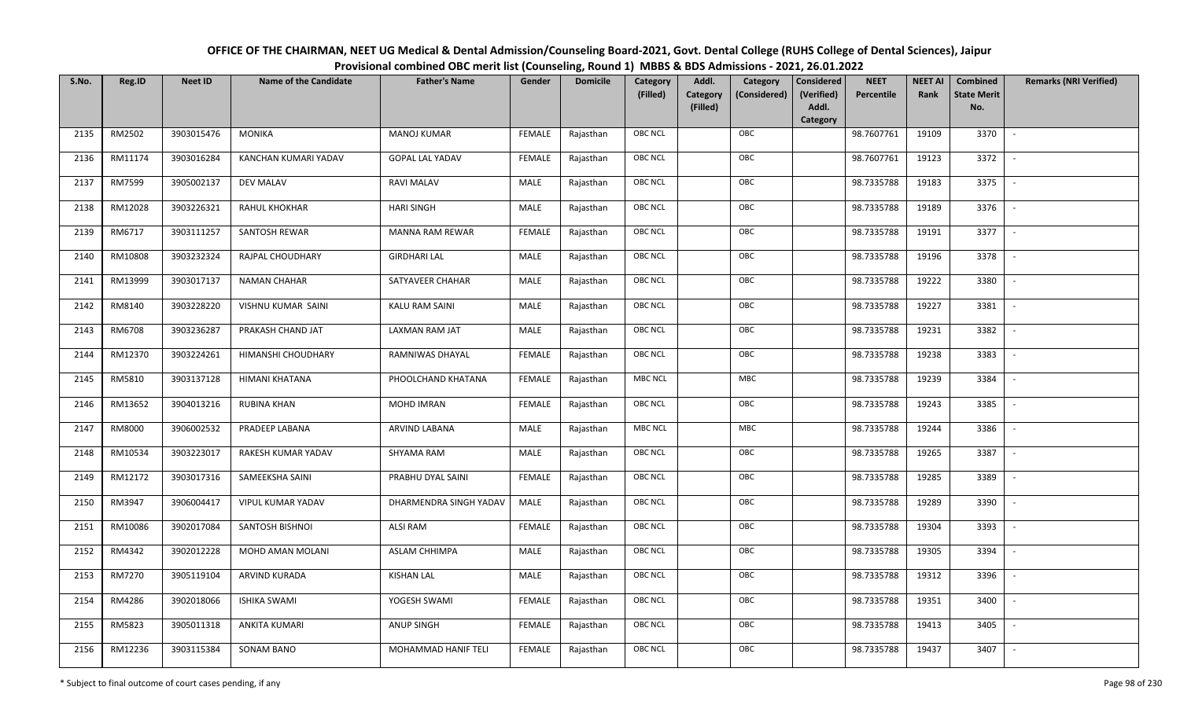# OFFICE OF THE CHAIRMAN, NEET UG Medical & Dental Admission/Counseling Board-2021, Govt. Dental College (RUHS College of Dental Sciences), Jaipur

## Provisional combined OBC merit list (Counseling, Round 1) MBBS & BDS Admissions - 2021, 26.01.2022

| S.No. | Reg.ID | Neet ID | Name of the Candidate | Father's Name | Gender | Domicile | Category (Filled) | Addl. Category (Filled) | Category (Considered) | Considered (Verified) Addl. Category | NEET Percentile | NEET AI Rank | Combined State Merit No. | Remarks (NRI Verified) |
|---|---|---|---|---|---|---|---|---|---|---|---|---|---|---|
| 2135 | RM2502 | 3903015476 | MONIKA | MANOJ KUMAR | FEMALE | Rajasthan | OBC NCL | | OBC | | 98.7607761 | 19109 | 3370 | - |
| 2136 | RM11174 | 3903016284 | KANCHAN KUMARI YADAV | GOPAL LAL YADAV | FEMALE | Rajasthan | OBC NCL | | OBC | | 98.7607761 | 19123 | 3372 | - |
| 2137 | RM7599 | 3905002137 | DEV MALAV | RAVI MALAV | MALE | Rajasthan | OBC NCL | | OBC | | 98.7335788 | 19183 | 3375 | - |
| 2138 | RM12028 | 3903226321 | RAHUL KHOKHAR | HARI SINGH | MALE | Rajasthan | OBC NCL | | OBC | | 98.7335788 | 19189 | 3376 | - |
| 2139 | RM6717 | 3903111257 | SANTOSH REWAR | MANNA RAM REWAR | FEMALE | Rajasthan | OBC NCL | | OBC | | 98.7335788 | 19191 | 3377 | - |
| 2140 | RM10808 | 3903232324 | RAJPAL CHOUDHARY | GIRDHARI LAL | MALE | Rajasthan | OBC NCL | | OBC | | 98.7335788 | 19196 | 3378 | - |
| 2141 | RM13999 | 3903017137 | NAMAN CHAHAR | SATYAVEER CHAHAR | MALE | Rajasthan | OBC NCL | | OBC | | 98.7335788 | 19222 | 3380 | - |
| 2142 | RM8140 | 3903228220 | VISHNU KUMAR SAINI | KALU RAM SAINI | MALE | Rajasthan | OBC NCL | | OBC | | 98.7335788 | 19227 | 3381 | - |
| 2143 | RM6708 | 3903236287 | PRAKASH CHAND JAT | LAXMAN RAM JAT | MALE | Rajasthan | OBC NCL | | OBC | | 98.7335788 | 19231 | 3382 | - |
| 2144 | RM12370 | 3903224261 | HIMANSHI CHOUDHARY | RAMNIWAS DHAYAL | FEMALE | Rajasthan | OBC NCL | | OBC | | 98.7335788 | 19238 | 3383 | - |
| 2145 | RM5810 | 3903137128 | HIMANI KHATANA | PHOOLCHAND KHATANA | FEMALE | Rajasthan | MBC NCL | | MBC | | 98.7335788 | 19239 | 3384 | - |
| 2146 | RM13652 | 3904013216 | RUBINA KHAN | MOHD IMRAN | FEMALE | Rajasthan | OBC NCL | | OBC | | 98.7335788 | 19243 | 3385 | - |
| 2147 | RM8000 | 3906002532 | PRADEEP LABANA | ARVIND LABANA | MALE | Rajasthan | MBC NCL | | MBC | | 98.7335788 | 19244 | 3386 | - |
| 2148 | RM10534 | 3903223017 | RAKESH KUMAR YADAV | SHYAMA RAM | MALE | Rajasthan | OBC NCL | | OBC | | 98.7335788 | 19265 | 3387 | - |
| 2149 | RM12172 | 3903017316 | SAMEEKSHA SAINI | PRABHU DYAL SAINI | FEMALE | Rajasthan | OBC NCL | | OBC | | 98.7335788 | 19285 | 3389 | - |
| 2150 | RM3947 | 3906004417 | VIPUL KUMAR YADAV | DHARMENDRA SINGH YADAV | MALE | Rajasthan | OBC NCL | | OBC | | 98.7335788 | 19289 | 3390 | - |
| 2151 | RM10086 | 3902017084 | SANTOSH BISHNOI | ALSI RAM | FEMALE | Rajasthan | OBC NCL | | OBC | | 98.7335788 | 19304 | 3393 | - |
| 2152 | RM4342 | 3902012228 | MOHD AMAN MOLANI | ASLAM CHHIMPA | MALE | Rajasthan | OBC NCL | | OBC | | 98.7335788 | 19305 | 3394 | - |
| 2153 | RM7270 | 3905119104 | ARVIND KURADA | KISHAN LAL | MALE | Rajasthan | OBC NCL | | OBC | | 98.7335788 | 19312 | 3396 | - |
| 2154 | RM4286 | 3902018066 | ISHIKA SWAMI | YOGESH SWAMI | FEMALE | Rajasthan | OBC NCL | | OBC | | 98.7335788 | 19351 | 3400 | - |
| 2155 | RM5823 | 3905011318 | ANKITA KUMARI | ANUP SINGH | FEMALE | Rajasthan | OBC NCL | | OBC | | 98.7335788 | 19413 | 3405 | - |
| 2156 | RM12236 | 3903115384 | SONAM BANO | MOHAMMAD HANIF TELI | FEMALE | Rajasthan | OBC NCL | | OBC | | 98.7335788 | 19437 | 3407 | - |

\* Subject to final outcome of court cases pending, if any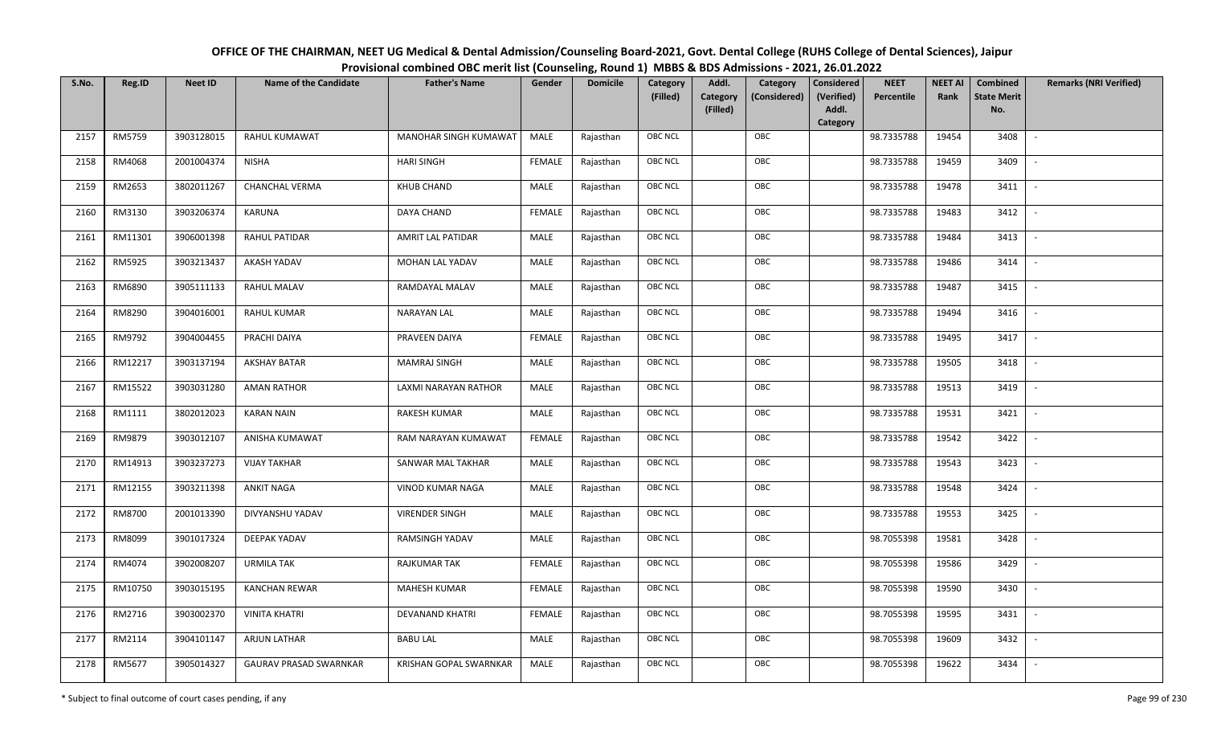# OFFICE OF THE CHAIRMAN, NEET UG Medical & Dental Admission/Counseling Board-2021, Govt. Dental College (RUHS College of Dental Sciences), Jaipur

## Provisional combined OBC merit list (Counseling, Round 1) MBBS & BDS Admissions - 2021, 26.01.2022

| S.No. | Reg.ID | Neet ID | Name of the Candidate | Father's Name | Gender | Domicile | Category (Filled) | Addl. Category (Filled) | Category (Considered) | Considered (Verified) Addl. Category | NEET Percentile | NEET AI Rank | Combined State Merit No. | Remarks (NRI Verified) |
|---|---|---|---|---|---|---|---|---|---|---|---|---|---|---|
| 2157 | RM5759 | 3903128015 | RAHUL KUMAWAT | MANOHAR SINGH KUMAWAT | MALE | Rajasthan | OBC NCL | | OBC | | 98.7335788 | 19454 | 3408 | - |
| 2158 | RM4068 | 2001004374 | NISHA | HARI SINGH | FEMALE | Rajasthan | OBC NCL | | OBC | | 98.7335788 | 19459 | 3409 | - |
| 2159 | RM2653 | 3802011267 | CHANCHAL VERMA | KHUB CHAND | MALE | Rajasthan | OBC NCL | | OBC | | 98.7335788 | 19478 | 3411 | - |
| 2160 | RM3130 | 3903206374 | KARUNA | DAYA CHAND | FEMALE | Rajasthan | OBC NCL | | OBC | | 98.7335788 | 19483 | 3412 | - |
| 2161 | RM11301 | 3906001398 | RAHUL PATIDAR | AMRIT LAL PATIDAR | MALE | Rajasthan | OBC NCL | | OBC | | 98.7335788 | 19484 | 3413 | - |
| 2162 | RM5925 | 3903213437 | AKASH YADAV | MOHAN LAL YADAV | MALE | Rajasthan | OBC NCL | | OBC | | 98.7335788 | 19486 | 3414 | - |
| 2163 | RM6890 | 3905111133 | RAHUL MALAV | RAMDAYAL MALAV | MALE | Rajasthan | OBC NCL | | OBC | | 98.7335788 | 19487 | 3415 | - |
| 2164 | RM8290 | 3904016001 | RAHUL KUMAR | NARAYAN LAL | MALE | Rajasthan | OBC NCL | | OBC | | 98.7335788 | 19494 | 3416 | - |
| 2165 | RM9792 | 3904004455 | PRACHI DAIYA | PRAVEEN DAIYA | FEMALE | Rajasthan | OBC NCL | | OBC | | 98.7335788 | 19495 | 3417 | - |
| 2166 | RM12217 | 3903137194 | AKSHAY BATAR | MAMRAJ SINGH | MALE | Rajasthan | OBC NCL | | OBC | | 98.7335788 | 19505 | 3418 | - |
| 2167 | RM15522 | 3903031280 | AMAN RATHOR | LAXMI NARAYAN RATHOR | MALE | Rajasthan | OBC NCL | | OBC | | 98.7335788 | 19513 | 3419 | - |
| 2168 | RM1111 | 3802012023 | KARAN NAIN | RAKESH KUMAR | MALE | Rajasthan | OBC NCL | | OBC | | 98.7335788 | 19531 | 3421 | - |
| 2169 | RM9879 | 3903012107 | ANISHA KUMAWAT | RAM NARAYAN KUMAWAT | FEMALE | Rajasthan | OBC NCL | | OBC | | 98.7335788 | 19542 | 3422 | - |
| 2170 | RM14913 | 3903237273 | VIJAY TAKHAR | SANWAR MAL TAKHAR | MALE | Rajasthan | OBC NCL | | OBC | | 98.7335788 | 19543 | 3423 | - |
| 2171 | RM12155 | 3903211398 | ANKIT NAGA | VINOD KUMAR NAGA | MALE | Rajasthan | OBC NCL | | OBC | | 98.7335788 | 19548 | 3424 | - |
| 2172 | RM8700 | 2001013390 | DIVYANSHU YADAV | VIRENDER SINGH | MALE | Rajasthan | OBC NCL | | OBC | | 98.7335788 | 19553 | 3425 | - |
| 2173 | RM8099 | 3901017324 | DEEPAK YADAV | RAMSINGH YADAV | MALE | Rajasthan | OBC NCL | | OBC | | 98.7055398 | 19581 | 3428 | - |
| 2174 | RM4074 | 3902008207 | URMILA TAK | RAJKUMAR TAK | FEMALE | Rajasthan | OBC NCL | | OBC | | 98.7055398 | 19586 | 3429 | - |
| 2175 | RM10750 | 3903015195 | KANCHAN REWAR | MAHESH KUMAR | FEMALE | Rajasthan | OBC NCL | | OBC | | 98.7055398 | 19590 | 3430 | - |
| 2176 | RM2716 | 3903002370 | VINITA KHATRI | DEVANAND KHATRI | FEMALE | Rajasthan | OBC NCL | | OBC | | 98.7055398 | 19595 | 3431 | - |
| 2177 | RM2114 | 3904101147 | ARJUN LATHAR | BABU LAL | MALE | Rajasthan | OBC NCL | | OBC | | 98.7055398 | 19609 | 3432 | - |
| 2178 | RM5677 | 3905014327 | GAURAV PRASAD SWARNKAR | KRISHAN GOPAL SWARNKAR | MALE | Rajasthan | OBC NCL | | OBC | | 98.7055398 | 19622 | 3434 | - |

\* Subject to final outcome of court cases pending, if any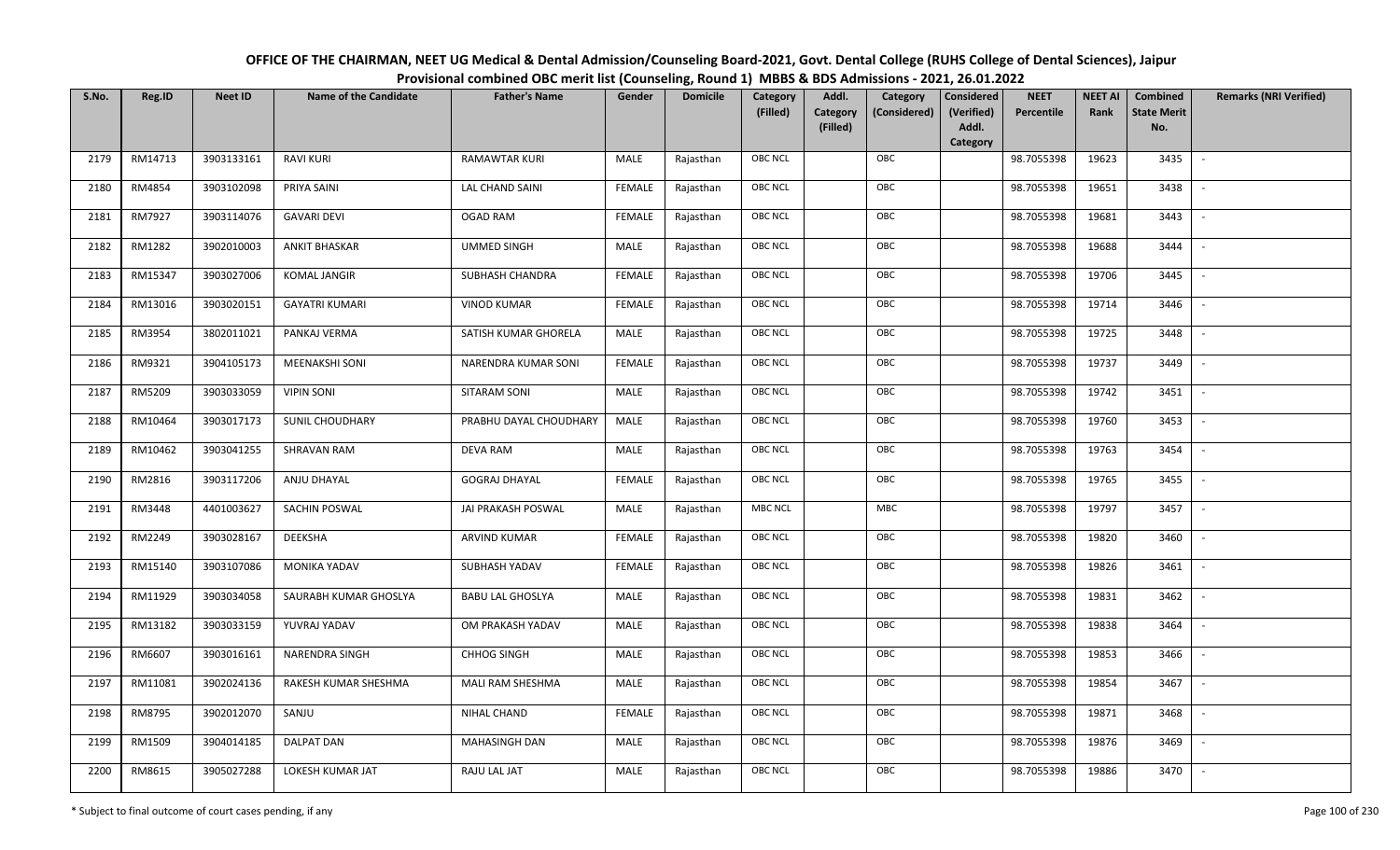# OFFICE OF THE CHAIRMAN, NEET UG Medical & Dental Admission/Counseling Board-2021, Govt. Dental College (RUHS College of Dental Sciences), Jaipur

## Provisional combined OBC merit list (Counseling, Round 1) MBBS & BDS Admissions - 2021, 26.01.2022

| S.No. | Reg.ID | Neet ID | Name of the Candidate | Father's Name | Gender | Domicile | Category (Filled) | Addl. Category (Filled) | Category (Considered) | Considered (Verified) Addl. Category | NEET Percentile | NEET AI Rank | Combined State Merit No. | Remarks (NRI Verified) |
|---|---|---|---|---|---|---|---|---|---|---|---|---|---|---|
| 2179 | RM14713 | 3903133161 | RAVI KURI | RAMAWTAR KURI | MALE | Rajasthan | OBC NCL | | OBC | | 98.7055398 | 19623 | 3435 | - |
| 2180 | RM4854 | 3903102098 | PRIYA SAINI | LAL CHAND SAINI | FEMALE | Rajasthan | OBC NCL | | OBC | | 98.7055398 | 19651 | 3438 | - |
| 2181 | RM7927 | 3903114076 | GAVARI DEVI | OGAD RAM | FEMALE | Rajasthan | OBC NCL | | OBC | | 98.7055398 | 19681 | 3443 | - |
| 2182 | RM1282 | 3902010003 | ANKIT BHASKAR | UMMED SINGH | MALE | Rajasthan | OBC NCL | | OBC | | 98.7055398 | 19688 | 3444 | - |
| 2183 | RM15347 | 3903027006 | KOMAL JANGIR | SUBHASH CHANDRA | FEMALE | Rajasthan | OBC NCL | | OBC | | 98.7055398 | 19706 | 3445 | - |
| 2184 | RM13016 | 3903020151 | GAYATRI KUMARI | VINOD KUMAR | FEMALE | Rajasthan | OBC NCL | | OBC | | 98.7055398 | 19714 | 3446 | - |
| 2185 | RM3954 | 3802011021 | PANKAJ VERMA | SATISH KUMAR GHORELA | MALE | Rajasthan | OBC NCL | | OBC | | 98.7055398 | 19725 | 3448 | - |
| 2186 | RM9321 | 3904105173 | MEENAKSHI SONI | NARENDRA KUMAR SONI | FEMALE | Rajasthan | OBC NCL | | OBC | | 98.7055398 | 19737 | 3449 | - |
| 2187 | RM5209 | 3903033059 | VIPIN SONI | SITARAM SONI | MALE | Rajasthan | OBC NCL | | OBC | | 98.7055398 | 19742 | 3451 | - |
| 2188 | RM10464 | 3903017173 | SUNIL CHOUDHARY | PRABHU DAYAL CHOUDHARY | MALE | Rajasthan | OBC NCL | | OBC | | 98.7055398 | 19760 | 3453 | - |
| 2189 | RM10462 | 3903041255 | SHRAVAN RAM | DEVA RAM | MALE | Rajasthan | OBC NCL | | OBC | | 98.7055398 | 19763 | 3454 | - |
| 2190 | RM2816 | 3903117206 | ANJU DHAYAL | GOGRAJ DHAYAL | FEMALE | Rajasthan | OBC NCL | | OBC | | 98.7055398 | 19765 | 3455 | - |
| 2191 | RM3448 | 4401003627 | SACHIN POSWAL | JAI PRAKASH POSWAL | MALE | Rajasthan | MBC NCL | | MBC | | 98.7055398 | 19797 | 3457 | - |
| 2192 | RM2249 | 3903028167 | DEEKSHA | ARVIND KUMAR | FEMALE | Rajasthan | OBC NCL | | OBC | | 98.7055398 | 19820 | 3460 | - |
| 2193 | RM15140 | 3903107086 | MONIKA YADAV | SUBHASH YADAV | FEMALE | Rajasthan | OBC NCL | | OBC | | 98.7055398 | 19826 | 3461 | - |
| 2194 | RM11929 | 3903034058 | SAURABH KUMAR GHOSLYA | BABU LAL GHOSLYA | MALE | Rajasthan | OBC NCL | | OBC | | 98.7055398 | 19831 | 3462 | - |
| 2195 | RM13182 | 3903033159 | YUVRAJ YADAV | OM PRAKASH YADAV | MALE | Rajasthan | OBC NCL | | OBC | | 98.7055398 | 19838 | 3464 | - |
| 2196 | RM6607 | 3903016161 | NARENDRA SINGH | CHHOG SINGH | MALE | Rajasthan | OBC NCL | | OBC | | 98.7055398 | 19853 | 3466 | - |
| 2197 | RM11081 | 3902024136 | RAKESH KUMAR SHESHMA | MALI RAM SHESHMA | MALE | Rajasthan | OBC NCL | | OBC | | 98.7055398 | 19854 | 3467 | - |
| 2198 | RM8795 | 3902012070 | SANJU | NIHAL CHAND | FEMALE | Rajasthan | OBC NCL | | OBC | | 98.7055398 | 19871 | 3468 | - |
| 2199 | RM1509 | 3904014185 | DALPAT DAN | MAHASINGH DAN | MALE | Rajasthan | OBC NCL | | OBC | | 98.7055398 | 19876 | 3469 | - |
| 2200 | RM8615 | 3905027288 | LOKESH KUMAR JAT | RAJU LAL JAT | MALE | Rajasthan | OBC NCL | | OBC | | 98.7055398 | 19886 | 3470 | - |

\* Subject to final outcome of court cases pending, if any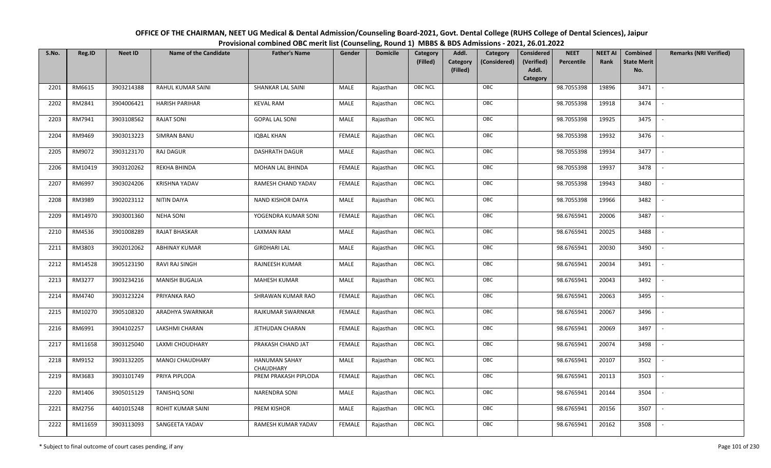OFFICE OF THE CHAIRMAN, NEET UG Medical & Dental Admission/Counseling Board-2021, Govt. Dental College (RUHS College of Dental Sciences), Jaipur

Provisional combined OBC merit list (Counseling, Round 1) MBBS & BDS Admissions - 2021, 26.01.2022

| S.No. | Reg.ID | Neet ID | Name of the Candidate | Father's Name | Gender | Domicile | Category (Filled) | Addl. Category (Filled) | Category (Considered) | Considered (Verified) Addl. Category | NEET Percentile | NEET AI Rank | Combined State Merit No. | Remarks (NRI Verified) |
|---|---|---|---|---|---|---|---|---|---|---|---|---|---|---|
| 2201 | RM6615 | 3903214388 | RAHUL KUMAR SAINI | SHANKAR LAL SAINI | MALE | Rajasthan | OBC NCL | | OBC | | 98.7055398 | 19896 | 3471 | - |
| 2202 | RM2841 | 3904006421 | HARISH PARIHAR | KEVAL RAM | MALE | Rajasthan | OBC NCL | | OBC | | 98.7055398 | 19918 | 3474 | - |
| 2203 | RM7941 | 3903108562 | RAJAT SONI | GOPAL LAL SONI | MALE | Rajasthan | OBC NCL | | OBC | | 98.7055398 | 19925 | 3475 | - |
| 2204 | RM9469 | 3903013223 | SIMRAN BANU | IQBAL KHAN | FEMALE | Rajasthan | OBC NCL | | OBC | | 98.7055398 | 19932 | 3476 | - |
| 2205 | RM9072 | 3903123170 | RAJ DAGUR | DASHRATH DAGUR | MALE | Rajasthan | OBC NCL | | OBC | | 98.7055398 | 19934 | 3477 | - |
| 2206 | RM10419 | 3903120262 | REKHA BHINDA | MOHAN LAL BHINDA | FEMALE | Rajasthan | OBC NCL | | OBC | | 98.7055398 | 19937 | 3478 | - |
| 2207 | RM6997 | 3903024206 | KRISHNA YADAV | RAMESH CHAND YADAV | FEMALE | Rajasthan | OBC NCL | | OBC | | 98.7055398 | 19943 | 3480 | - |
| 2208 | RM3989 | 3902023112 | NITIN DAIYA | NAND KISHOR DAIYA | MALE | Rajasthan | OBC NCL | | OBC | | 98.7055398 | 19966 | 3482 | - |
| 2209 | RM14970 | 3903001360 | NEHA SONI | YOGENDRA KUMAR SONI | FEMALE | Rajasthan | OBC NCL | | OBC | | 98.6765941 | 20006 | 3487 | - |
| 2210 | RM4536 | 3901008289 | RAJAT BHASKAR | LAXMAN RAM | MALE | Rajasthan | OBC NCL | | OBC | | 98.6765941 | 20025 | 3488 | - |
| 2211 | RM3803 | 3902012062 | ABHINAY KUMAR | GIRDHARI LAL | MALE | Rajasthan | OBC NCL | | OBC | | 98.6765941 | 20030 | 3490 | - |
| 2212 | RM14528 | 3905123190 | RAVI RAJ SINGH | RAJNEESH KUMAR | MALE | Rajasthan | OBC NCL | | OBC | | 98.6765941 | 20034 | 3491 | - |
| 2213 | RM3277 | 3903234216 | MANISH BUGALIA | MAHESH KUMAR | MALE | Rajasthan | OBC NCL | | OBC | | 98.6765941 | 20043 | 3492 | - |
| 2214 | RM4740 | 3903123224 | PRIYANKA RAO | SHRAWAN KUMAR RAO | FEMALE | Rajasthan | OBC NCL | | OBC | | 98.6765941 | 20063 | 3495 | - |
| 2215 | RM10270 | 3905108320 | ARADHYA SWARNKAR | RAJKUMAR SWARNKAR | FEMALE | Rajasthan | OBC NCL | | OBC | | 98.6765941 | 20067 | 3496 | - |
| 2216 | RM6991 | 3904102257 | LAKSHMI CHARAN | JETHUDAN CHARAN | FEMALE | Rajasthan | OBC NCL | | OBC | | 98.6765941 | 20069 | 3497 | - |
| 2217 | RM11658 | 3903125040 | LAXMI CHOUDHARY | PRAKASH CHAND JAT | FEMALE | Rajasthan | OBC NCL | | OBC | | 98.6765941 | 20074 | 3498 | - |
| 2218 | RM9152 | 3903132205 | MANOJ CHAUDHARY | HANUMAN SAHAY CHAUDHARY | MALE | Rajasthan | OBC NCL | | OBC | | 98.6765941 | 20107 | 3502 | - |
| 2219 | RM3683 | 3903101749 | PRIYA PIPLODA | PREM PRAKASH PIPLODA | FEMALE | Rajasthan | OBC NCL | | OBC | | 98.6765941 | 20113 | 3503 | - |
| 2220 | RM1406 | 3905015129 | TANISHQ SONI | NARENDRA SONI | MALE | Rajasthan | OBC NCL | | OBC | | 98.6765941 | 20144 | 3504 | - |
| 2221 | RM2756 | 4401015248 | ROHIT KUMAR SAINI | PREM KISHOR | MALE | Rajasthan | OBC NCL | | OBC | | 98.6765941 | 20156 | 3507 | - |
| 2222 | RM11659 | 3903113093 | SANGEETA YADAV | RAMESH KUMAR YADAV | FEMALE | Rajasthan | OBC NCL | | OBC | | 98.6765941 | 20162 | 3508 | - |

\* Subject to final outcome of court cases pending, if any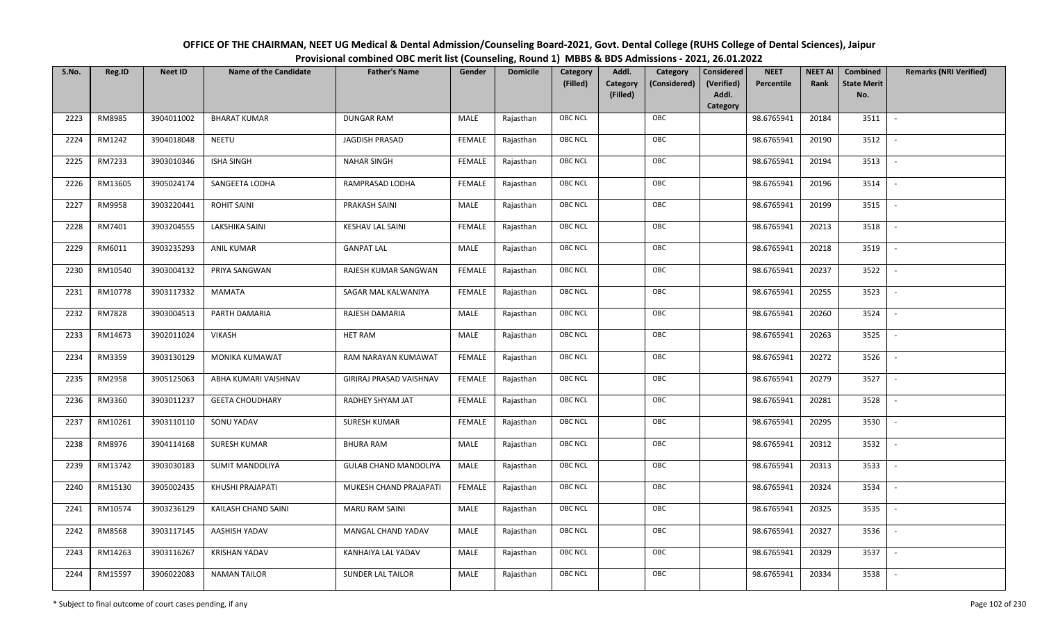# OFFICE OF THE CHAIRMAN, NEET UG Medical & Dental Admission/Counseling Board-2021, Govt. Dental College (RUHS College of Dental Sciences), Jaipur

## Provisional combined OBC merit list (Counseling, Round 1) MBBS & BDS Admissions - 2021, 26.01.2022

| S.No. | Reg.ID | Neet ID | Name of the Candidate | Father's Name | Gender | Domicile | Category (Filled) | Addl. Category (Filled) | Category (Considered) | Considered (Verified) Addl. Category | NEET Percentile | NEET AI Rank | Combined State Merit No. | Remarks (NRI Verified) |
|---|---|---|---|---|---|---|---|---|---|---|---|---|---|---|
| 2223 | RM8985 | 3904011002 | BHARAT KUMAR | DUNGAR RAM | MALE | Rajasthan | OBC NCL | | OBC | | 98.6765941 | 20184 | 3511 | - |
| 2224 | RM1242 | 3904018048 | NEETU | JAGDISH PRASAD | FEMALE | Rajasthan | OBC NCL | | OBC | | 98.6765941 | 20190 | 3512 | - |
| 2225 | RM7233 | 3903010346 | ISHA SINGH | NAHAR SINGH | FEMALE | Rajasthan | OBC NCL | | OBC | | 98.6765941 | 20194 | 3513 | - |
| 2226 | RM13605 | 3905024174 | SANGEETA LODHA | RAMPRASAD LODHA | FEMALE | Rajasthan | OBC NCL | | OBC | | 98.6765941 | 20196 | 3514 | - |
| 2227 | RM9958 | 3903220441 | ROHIT SAINI | PRAKASH SAINI | MALE | Rajasthan | OBC NCL | | OBC | | 98.6765941 | 20199 | 3515 | - |
| 2228 | RM7401 | 3903204555 | LAKSHIKA SAINI | KESHAV LAL SAINI | FEMALE | Rajasthan | OBC NCL | | OBC | | 98.6765941 | 20213 | 3518 | - |
| 2229 | RM6011 | 3903235293 | ANIL KUMAR | GANPAT LAL | MALE | Rajasthan | OBC NCL | | OBC | | 98.6765941 | 20218 | 3519 | - |
| 2230 | RM10540 | 3903004132 | PRIYA SANGWAN | RAJESH KUMAR SANGWAN | FEMALE | Rajasthan | OBC NCL | | OBC | | 98.6765941 | 20237 | 3522 | - |
| 2231 | RM10778 | 3903117332 | MAMATA | SAGAR MAL KALWANIYA | FEMALE | Rajasthan | OBC NCL | | OBC | | 98.6765941 | 20255 | 3523 | - |
| 2232 | RM7828 | 3903004513 | PARTH DAMARIA | RAJESH DAMARIA | MALE | Rajasthan | OBC NCL | | OBC | | 98.6765941 | 20260 | 3524 | - |
| 2233 | RM14673 | 3902011024 | VIKASH | HET RAM | MALE | Rajasthan | OBC NCL | | OBC | | 98.6765941 | 20263 | 3525 | - |
| 2234 | RM3359 | 3903130129 | MONIKA KUMAWAT | RAM NARAYAN KUMAWAT | FEMALE | Rajasthan | OBC NCL | | OBC | | 98.6765941 | 20272 | 3526 | - |
| 2235 | RM2958 | 3905125063 | ABHA KUMARI VAISHNAV | GIRIRAJ PRASAD VAISHNAV | FEMALE | Rajasthan | OBC NCL | | OBC | | 98.6765941 | 20279 | 3527 | - |
| 2236 | RM3360 | 3903011237 | GEETA CHOUDHARY | RADHEY SHYAM JAT | FEMALE | Rajasthan | OBC NCL | | OBC | | 98.6765941 | 20281 | 3528 | - |
| 2237 | RM10261 | 3903110110 | SONU YADAV | SURESH KUMAR | FEMALE | Rajasthan | OBC NCL | | OBC | | 98.6765941 | 20295 | 3530 | - |
| 2238 | RM8976 | 3904114168 | SURESH KUMAR | BHURA RAM | MALE | Rajasthan | OBC NCL | | OBC | | 98.6765941 | 20312 | 3532 | - |
| 2239 | RM13742 | 3903030183 | SUMIT MANDOLIYA | GULAB CHAND MANDOLIYA | MALE | Rajasthan | OBC NCL | | OBC | | 98.6765941 | 20313 | 3533 | - |
| 2240 | RM15130 | 3905002435 | KHUSHI PRAJAPATI | MUKESH CHAND PRAJAPATI | FEMALE | Rajasthan | OBC NCL | | OBC | | 98.6765941 | 20324 | 3534 | - |
| 2241 | RM10574 | 3903236129 | KAILASH CHAND SAINI | MARU RAM SAINI | MALE | Rajasthan | OBC NCL | | OBC | | 98.6765941 | 20325 | 3535 | - |
| 2242 | RM8568 | 3903117145 | AASHISH YADAV | MANGAL CHAND YADAV | MALE | Rajasthan | OBC NCL | | OBC | | 98.6765941 | 20327 | 3536 | - |
| 2243 | RM14263 | 3903116267 | KRISHAN YADAV | KANHAIYA LAL YADAV | MALE | Rajasthan | OBC NCL | | OBC | | 98.6765941 | 20329 | 3537 | - |
| 2244 | RM15597 | 3906022083 | NAMAN TAILOR | SUNDER LAL TAILOR | MALE | Rajasthan | OBC NCL | | OBC | | 98.6765941 | 20334 | 3538 | - |

\* Subject to final outcome of court cases pending, if any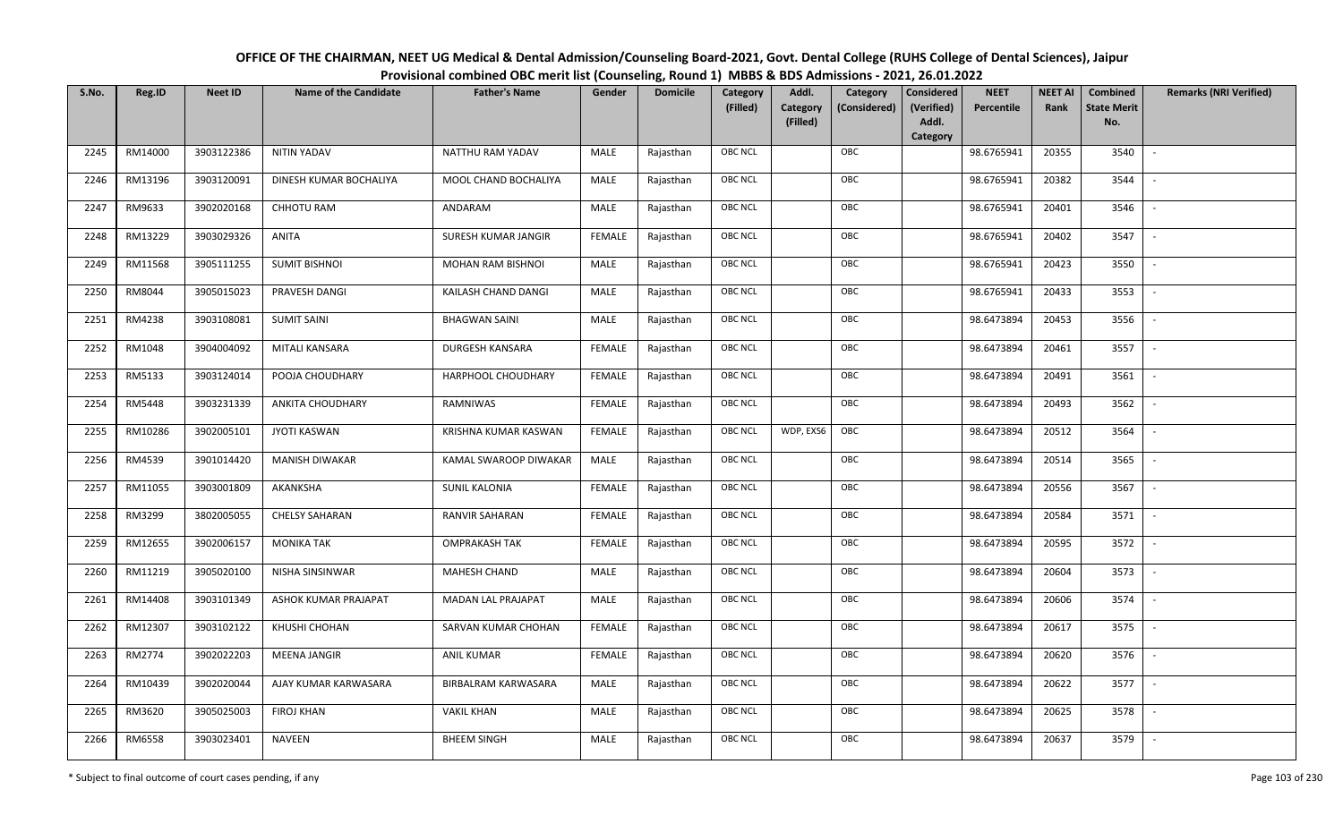# OFFICE OF THE CHAIRMAN, NEET UG Medical & Dental Admission/Counseling Board-2021, Govt. Dental College (RUHS College of Dental Sciences), Jaipur

## Provisional combined OBC merit list (Counseling, Round 1) MBBS & BDS Admissions - 2021, 26.01.2022

| S.No. | Reg.ID | Neet ID | Name of the Candidate | Father's Name | Gender | Domicile | Category (Filled) | Addl. Category (Filled) | Category (Considered) | Considered (Verified) Addl. Category | NEET Percentile | NEET AI Rank | Combined State Merit No. | Remarks (NRI Verified) |
|---|---|---|---|---|---|---|---|---|---|---|---|---|---|---|
| 2245 | RM14000 | 3903122386 | NITIN YADAV | NATTHU RAM YADAV | MALE | Rajasthan | OBC NCL | | OBC | | 98.6765941 | 20355 | 3540 | - |
| 2246 | RM13196 | 3903120091 | DINESH KUMAR BOCHALIYA | MOOL CHAND BOCHALIYA | MALE | Rajasthan | OBC NCL | | OBC | | 98.6765941 | 20382 | 3544 | - |
| 2247 | RM9633 | 3902020168 | CHHOTU RAM | ANDARAM | MALE | Rajasthan | OBC NCL | | OBC | | 98.6765941 | 20401 | 3546 | - |
| 2248 | RM13229 | 3903029326 | ANITA | SURESH KUMAR JANGIR | FEMALE | Rajasthan | OBC NCL | | OBC | | 98.6765941 | 20402 | 3547 | - |
| 2249 | RM11568 | 3905111255 | SUMIT BISHNOI | MOHAN RAM BISHNOI | MALE | Rajasthan | OBC NCL | | OBC | | 98.6765941 | 20423 | 3550 | - |
| 2250 | RM8044 | 3905015023 | PRAVESH DANGI | KAILASH CHAND DANGI | MALE | Rajasthan | OBC NCL | | OBC | | 98.6765941 | 20433 | 3553 | - |
| 2251 | RM4238 | 3903108081 | SUMIT SAINI | BHAGWAN SAINI | MALE | Rajasthan | OBC NCL | | OBC | | 98.6473894 | 20453 | 3556 | - |
| 2252 | RM1048 | 3904004092 | MITALI KANSARA | DURGESH KANSARA | FEMALE | Rajasthan | OBC NCL | | OBC | | 98.6473894 | 20461 | 3557 | - |
| 2253 | RM5133 | 3903124014 | POOJA CHOUDHARY | HARPHOOL CHOUDHARY | FEMALE | Rajasthan | OBC NCL | | OBC | | 98.6473894 | 20491 | 3561 | - |
| 2254 | RM5448 | 3903231339 | ANKITA CHOUDHARY | RAMNIWAS | FEMALE | Rajasthan | OBC NCL | | OBC | | 98.6473894 | 20493 | 3562 | - |
| 2255 | RM10286 | 3902005101 | JYOTI KASWAN | KRISHNA KUMAR KASWAN | FEMALE | Rajasthan | OBC NCL | WDP, EXS6 | OBC | | 98.6473894 | 20512 | 3564 | - |
| 2256 | RM4539 | 3901014420 | MANISH DIWAKAR | KAMAL SWAROOP DIWAKAR | MALE | Rajasthan | OBC NCL | | OBC | | 98.6473894 | 20514 | 3565 | - |
| 2257 | RM11055 | 3903001809 | AKANKSHA | SUNIL KALONIA | FEMALE | Rajasthan | OBC NCL | | OBC | | 98.6473894 | 20556 | 3567 | - |
| 2258 | RM3299 | 3802005055 | CHELSY SAHARAN | RANVIR SAHARAN | FEMALE | Rajasthan | OBC NCL | | OBC | | 98.6473894 | 20584 | 3571 | - |
| 2259 | RM12655 | 3902006157 | MONIKA TAK | OMPRAKASH TAK | FEMALE | Rajasthan | OBC NCL | | OBC | | 98.6473894 | 20595 | 3572 | - |
| 2260 | RM11219 | 3905020100 | NISHA SINSINWAR | MAHESH CHAND | MALE | Rajasthan | OBC NCL | | OBC | | 98.6473894 | 20604 | 3573 | - |
| 2261 | RM14408 | 3903101349 | ASHOK KUMAR PRAJAPAT | MADAN LAL PRAJAPAT | MALE | Rajasthan | OBC NCL | | OBC | | 98.6473894 | 20606 | 3574 | - |
| 2262 | RM12307 | 3903102122 | KHUSHI CHOHAN | SARVAN KUMAR CHOHAN | FEMALE | Rajasthan | OBC NCL | | OBC | | 98.6473894 | 20617 | 3575 | - |
| 2263 | RM2774 | 3902022203 | MEENA JANGIR | ANIL KUMAR | FEMALE | Rajasthan | OBC NCL | | OBC | | 98.6473894 | 20620 | 3576 | - |
| 2264 | RM10439 | 3902020044 | AJAY KUMAR KARWASARA | BIRBALRAM KARWASARA | MALE | Rajasthan | OBC NCL | | OBC | | 98.6473894 | 20622 | 3577 | - |
| 2265 | RM3620 | 3905025003 | FIROJ KHAN | VAKIL KHAN | MALE | Rajasthan | OBC NCL | | OBC | | 98.6473894 | 20625 | 3578 | - |
| 2266 | RM6558 | 3903023401 | NAVEEN | BHEEM SINGH | MALE | Rajasthan | OBC NCL | | OBC | | 98.6473894 | 20637 | 3579 | - |

\* Subject to final outcome of court cases pending, if any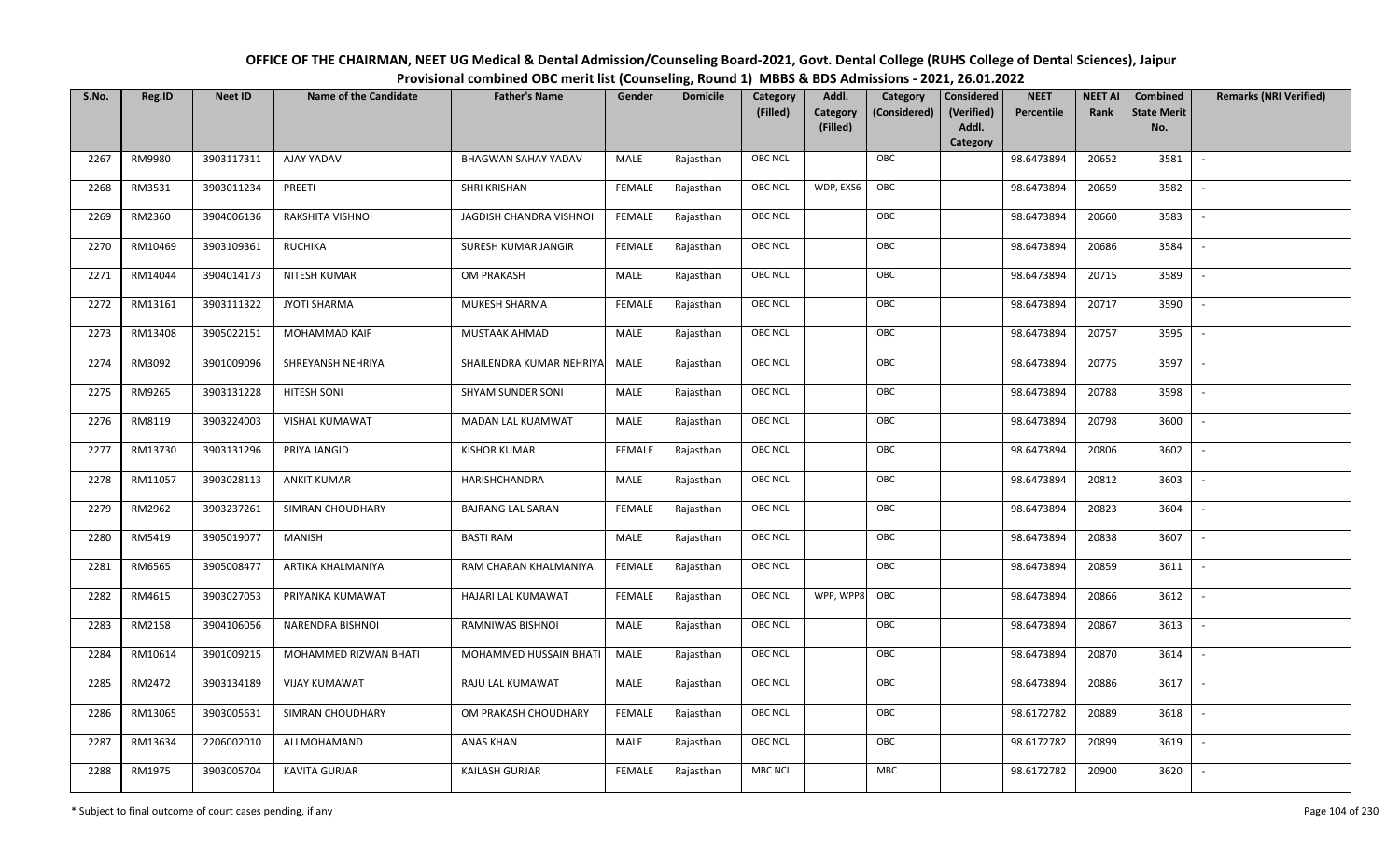**OFFICE OF THE CHAIRMAN, NEET UG Medical & Dental Admission/Counseling Board-2021, Govt. Dental College (RUHS College of Dental Sciences), Jaipur**

**Provisional combined OBC merit list (Counseling, Round 1) MBBS & BDS Admissions - 2021, 26.01.2022**

| S.No. | Reg.ID | Neet ID | Name of the Candidate | Father's Name | Gender | Domicile | Category (Filled) | Addl. Category (Filled) | Category (Considered) | Considered (Verified) Addl. Category | NEET Percentile | NEET AI Rank | Combined State Merit No. | Remarks (NRI Verified) |
|---|---|---|---|---|---|---|---|---|---|---|---|---|---|---|
| 2267 | RM9980 | 3903117311 | AJAY YADAV | BHAGWAN SAHAY YADAV | MALE | Rajasthan | OBC NCL | | OBC | | 98.6473894 | 20652 | 3581 | - |
| 2268 | RM3531 | 3903011234 | PREETI | SHRI KRISHAN | FEMALE | Rajasthan | OBC NCL | WDP, EXS6 | OBC | | 98.6473894 | 20659 | 3582 | - |
| 2269 | RM2360 | 3904006136 | RAKSHITA VISHNOI | JAGDISH CHANDRA VISHNOI | FEMALE | Rajasthan | OBC NCL | | OBC | | 98.6473894 | 20660 | 3583 | - |
| 2270 | RM10469 | 3903109361 | RUCHIKA | SURESH KUMAR JANGIR | FEMALE | Rajasthan | OBC NCL | | OBC | | 98.6473894 | 20686 | 3584 | - |
| 2271 | RM14044 | 3904014173 | NITESH KUMAR | OM PRAKASH | MALE | Rajasthan | OBC NCL | | OBC | | 98.6473894 | 20715 | 3589 | - |
| 2272 | RM13161 | 3903111322 | JYOTI SHARMA | MUKESH SHARMA | FEMALE | Rajasthan | OBC NCL | | OBC | | 98.6473894 | 20717 | 3590 | - |
| 2273 | RM13408 | 3905022151 | MOHAMMAD KAIF | MUSTAAK AHMAD | MALE | Rajasthan | OBC NCL | | OBC | | 98.6473894 | 20757 | 3595 | - |
| 2274 | RM3092 | 3901009096 | SHREYANSH NEHRIYA | SHAILENDRA KUMAR NEHRIYA | MALE | Rajasthan | OBC NCL | | OBC | | 98.6473894 | 20775 | 3597 | - |
| 2275 | RM9265 | 3903131228 | HITESH SONI | SHYAM SUNDER SONI | MALE | Rajasthan | OBC NCL | | OBC | | 98.6473894 | 20788 | 3598 | - |
| 2276 | RM8119 | 3903224003 | VISHAL KUMAWAT | MADAN LAL KUAMWAT | MALE | Rajasthan | OBC NCL | | OBC | | 98.6473894 | 20798 | 3600 | - |
| 2277 | RM13730 | 3903131296 | PRIYA JANGID | KISHOR KUMAR | FEMALE | Rajasthan | OBC NCL | | OBC | | 98.6473894 | 20806 | 3602 | - |
| 2278 | RM11057 | 3903028113 | ANKIT KUMAR | HARISHCHANDRA | MALE | Rajasthan | OBC NCL | | OBC | | 98.6473894 | 20812 | 3603 | - |
| 2279 | RM2962 | 3903237261 | SIMRAN CHOUDHARY | BAJRANG LAL SARAN | FEMALE | Rajasthan | OBC NCL | | OBC | | 98.6473894 | 20823 | 3604 | - |
| 2280 | RM5419 | 3905019077 | MANISH | BASTI RAM | MALE | Rajasthan | OBC NCL | | OBC | | 98.6473894 | 20838 | 3607 | - |
| 2281 | RM6565 | 3905008477 | ARTIKA KHALMANIYA | RAM CHARAN KHALMANIYA | FEMALE | Rajasthan | OBC NCL | | OBC | | 98.6473894 | 20859 | 3611 | - |
| 2282 | RM4615 | 3903027053 | PRIYANKA KUMAWAT | HAJARI LAL KUMAWAT | FEMALE | Rajasthan | OBC NCL | WPP, WPP8 | OBC | | 98.6473894 | 20866 | 3612 | - |
| 2283 | RM2158 | 3904106056 | NARENDRA BISHNOI | RAMNIWAS BISHNOI | MALE | Rajasthan | OBC NCL | | OBC | | 98.6473894 | 20867 | 3613 | - |
| 2284 | RM10614 | 3901009215 | MOHAMMED RIZWAN BHATI | MOHAMMED HUSSAIN BHATI | MALE | Rajasthan | OBC NCL | | OBC | | 98.6473894 | 20870 | 3614 | - |
| 2285 | RM2472 | 3903134189 | VIJAY KUMAWAT | RAJU LAL KUMAWAT | MALE | Rajasthan | OBC NCL | | OBC | | 98.6473894 | 20886 | 3617 | - |
| 2286 | RM13065 | 3903005631 | SIMRAN CHOUDHARY | OM PRAKASH CHOUDHARY | FEMALE | Rajasthan | OBC NCL | | OBC | | 98.6172782 | 20889 | 3618 | - |
| 2287 | RM13634 | 2206002010 | ALI MOHAMAND | ANAS KHAN | MALE | Rajasthan | OBC NCL | | OBC | | 98.6172782 | 20899 | 3619 | - |
| 2288 | RM1975 | 3903005704 | KAVITA GURJAR | KAILASH GURJAR | FEMALE | Rajasthan | MBC NCL | | MBC | | 98.6172782 | 20900 | 3620 | - |

\* Subject to final outcome of court cases pending, if any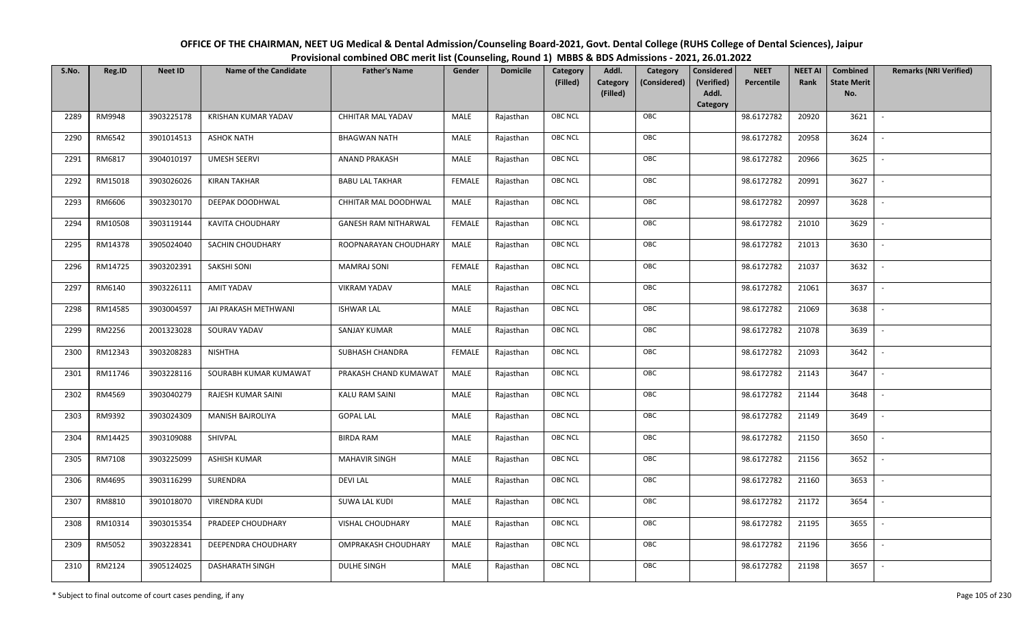# OFFICE OF THE CHAIRMAN, NEET UG Medical & Dental Admission/Counseling Board-2021, Govt. Dental College (RUHS College of Dental Sciences), Jaipur

## Provisional combined OBC merit list (Counseling, Round 1) MBBS & BDS Admissions - 2021, 26.01.2022

| S.No. | Reg.ID | Neet ID | Name of the Candidate | Father's Name | Gender | Domicile | Category (Filled) | Addl. Category (Filled) | Category (Considered) | Considered (Verified) Addl. Category | NEET Percentile | NEET AI Rank | Combined State Merit No. | Remarks (NRI Verified) |
|---|---|---|---|---|---|---|---|---|---|---|---|---|---|---|
| 2289 | RM9948 | 3903225178 | KRISHAN KUMAR YADAV | CHHITAR MAL YADAV | MALE | Rajasthan | OBC NCL | | OBC | | 98.6172782 | 20920 | 3621 | - |
| 2290 | RM6542 | 3901014513 | ASHOK NATH | BHAGWAN NATH | MALE | Rajasthan | OBC NCL | | OBC | | 98.6172782 | 20958 | 3624 | - |
| 2291 | RM6817 | 3904010197 | UMESH SEERVI | ANAND PRAKASH | MALE | Rajasthan | OBC NCL | | OBC | | 98.6172782 | 20966 | 3625 | - |
| 2292 | RM15018 | 3903026026 | KIRAN TAKHAR | BABU LAL TAKHAR | FEMALE | Rajasthan | OBC NCL | | OBC | | 98.6172782 | 20991 | 3627 | - |
| 2293 | RM6606 | 3903230170 | DEEPAK DOODHWAL | CHHITAR MAL DOODHWAL | MALE | Rajasthan | OBC NCL | | OBC | | 98.6172782 | 20997 | 3628 | - |
| 2294 | RM10508 | 3903119144 | KAVITA CHOUDHARY | GANESH RAM NITHARWAL | FEMALE | Rajasthan | OBC NCL | | OBC | | 98.6172782 | 21010 | 3629 | - |
| 2295 | RM14378 | 3905024040 | SACHIN CHOUDHARY | ROOPNARAYAN CHOUDHARY | MALE | Rajasthan | OBC NCL | | OBC | | 98.6172782 | 21013 | 3630 | - |
| 2296 | RM14725 | 3903202391 | SAKSHI SONI | MAMRAJ SONI | FEMALE | Rajasthan | OBC NCL | | OBC | | 98.6172782 | 21037 | 3632 | - |
| 2297 | RM6140 | 3903226111 | AMIT YADAV | VIKRAM YADAV | MALE | Rajasthan | OBC NCL | | OBC | | 98.6172782 | 21061 | 3637 | - |
| 2298 | RM14585 | 3903004597 | JAI PRAKASH METHWANI | ISHWAR LAL | MALE | Rajasthan | OBC NCL | | OBC | | 98.6172782 | 21069 | 3638 | - |
| 2299 | RM2256 | 2001323028 | SOURAV YADAV | SANJAY KUMAR | MALE | Rajasthan | OBC NCL | | OBC | | 98.6172782 | 21078 | 3639 | - |
| 2300 | RM12343 | 3903208283 | NISHTHA | SUBHASH CHANDRA | FEMALE | Rajasthan | OBC NCL | | OBC | | 98.6172782 | 21093 | 3642 | - |
| 2301 | RM11746 | 3903228116 | SOURABH KUMAR KUMAWAT | PRAKASH CHAND KUMAWAT | MALE | Rajasthan | OBC NCL | | OBC | | 98.6172782 | 21143 | 3647 | - |
| 2302 | RM4569 | 3903040279 | RAJESH KUMAR SAINI | KALU RAM SAINI | MALE | Rajasthan | OBC NCL | | OBC | | 98.6172782 | 21144 | 3648 | - |
| 2303 | RM9392 | 3903024309 | MANISH BAJROLIYA | GOPAL LAL | MALE | Rajasthan | OBC NCL | | OBC | | 98.6172782 | 21149 | 3649 | - |
| 2304 | RM14425 | 3903109088 | SHIVPAL | BIRDA RAM | MALE | Rajasthan | OBC NCL | | OBC | | 98.6172782 | 21150 | 3650 | - |
| 2305 | RM7108 | 3903225099 | ASHISH KUMAR | MAHAVIR SINGH | MALE | Rajasthan | OBC NCL | | OBC | | 98.6172782 | 21156 | 3652 | - |
| 2306 | RM4695 | 3903116299 | SURENDRA | DEVI LAL | MALE | Rajasthan | OBC NCL | | OBC | | 98.6172782 | 21160 | 3653 | - |
| 2307 | RM8810 | 3901018070 | VIRENDRA KUDI | SUWA LAL KUDI | MALE | Rajasthan | OBC NCL | | OBC | | 98.6172782 | 21172 | 3654 | - |
| 2308 | RM10314 | 3903015354 | PRADEEP CHOUDHARY | VISHAL CHOUDHARY | MALE | Rajasthan | OBC NCL | | OBC | | 98.6172782 | 21195 | 3655 | - |
| 2309 | RM5052 | 3903228341 | DEEPENDRA CHOUDHARY | OMPRAKASH CHOUDHARY | MALE | Rajasthan | OBC NCL | | OBC | | 98.6172782 | 21196 | 3656 | - |
| 2310 | RM2124 | 3905124025 | DASHARATH SINGH | DULHE SINGH | MALE | Rajasthan | OBC NCL | | OBC | | 98.6172782 | 21198 | 3657 | - |

\* Subject to final outcome of court cases pending, if any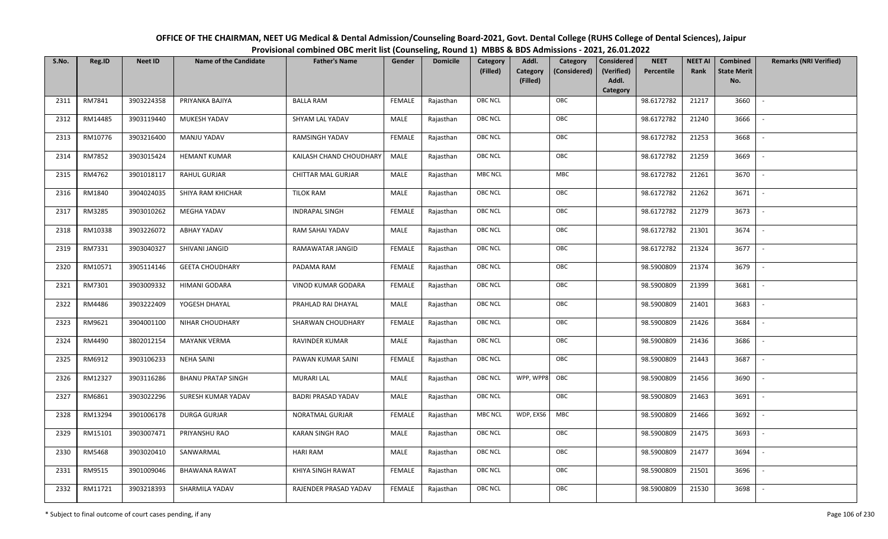OFFICE OF THE CHAIRMAN, NEET UG Medical & Dental Admission/Counseling Board-2021, Govt. Dental College (RUHS College of Dental Sciences), Jaipur
Provisional combined OBC merit list (Counseling, Round 1) MBBS & BDS Admissions - 2021, 26.01.2022

| S.No. | Reg.ID | Neet ID | Name of the Candidate | Father's Name | Gender | Domicile | Category (Filled) | Addl. Category (Filled) | Category (Considered) | Considered (Verified) Addl. Category | NEET Percentile | NEET AI Rank | Combined State Merit No. | Remarks (NRI Verified) |
|---|---|---|---|---|---|---|---|---|---|---|---|---|---|---|
| 2311 | RM7841 | 3903224358 | PRIYANKA BAJIYA | BALLA RAM | FEMALE | Rajasthan | OBC NCL | | OBC | | 98.6172782 | 21217 | 3660 | - |
| 2312 | RM14485 | 3903119440 | MUKESH YADAV | SHYAM LAL YADAV | MALE | Rajasthan | OBC NCL | | OBC | | 98.6172782 | 21240 | 3666 | - |
| 2313 | RM10776 | 3903216400 | MANJU YADAV | RAMSINGH YADAV | FEMALE | Rajasthan | OBC NCL | | OBC | | 98.6172782 | 21253 | 3668 | - |
| 2314 | RM7852 | 3903015424 | HEMANT KUMAR | KAILASH CHAND CHOUDHARY | MALE | Rajasthan | OBC NCL | | OBC | | 98.6172782 | 21259 | 3669 | - |
| 2315 | RM4762 | 3901018117 | RAHUL GURJAR | CHITTAR MAL GURJAR | MALE | Rajasthan | MBC NCL | | MBC | | 98.6172782 | 21261 | 3670 | - |
| 2316 | RM1840 | 3904024035 | SHIYA RAM KHICHAR | TILOK RAM | MALE | Rajasthan | OBC NCL | | OBC | | 98.6172782 | 21262 | 3671 | - |
| 2317 | RM3285 | 3903010262 | MEGHA YADAV | INDRAPAL SINGH | FEMALE | Rajasthan | OBC NCL | | OBC | | 98.6172782 | 21279 | 3673 | - |
| 2318 | RM10338 | 3903226072 | ABHAY YADAV | RAM SAHAI YADAV | MALE | Rajasthan | OBC NCL | | OBC | | 98.6172782 | 21301 | 3674 | - |
| 2319 | RM7331 | 3903040327 | SHIVANI JANGID | RAMAWATAR JANGID | FEMALE | Rajasthan | OBC NCL | | OBC | | 98.6172782 | 21324 | 3677 | - |
| 2320 | RM10571 | 3905114146 | GEETA CHOUDHARY | PADAMA RAM | FEMALE | Rajasthan | OBC NCL | | OBC | | 98.5900809 | 21374 | 3679 | - |
| 2321 | RM7301 | 3903009332 | HIMANI GODARA | VINOD KUMAR GODARA | FEMALE | Rajasthan | OBC NCL | | OBC | | 98.5900809 | 21399 | 3681 | - |
| 2322 | RM4486 | 3903222409 | YOGESH DHAYAL | PRAHLAD RAI DHAYAL | MALE | Rajasthan | OBC NCL | | OBC | | 98.5900809 | 21401 | 3683 | - |
| 2323 | RM9621 | 3904001100 | NIHAR CHOUDHARY | SHARWAN CHOUDHARY | FEMALE | Rajasthan | OBC NCL | | OBC | | 98.5900809 | 21426 | 3684 | - |
| 2324 | RM4490 | 3802012154 | MAYANK VERMA | RAVINDER KUMAR | MALE | Rajasthan | OBC NCL | | OBC | | 98.5900809 | 21436 | 3686 | - |
| 2325 | RM6912 | 3903106233 | NEHA SAINI | PAWAN KUMAR SAINI | FEMALE | Rajasthan | OBC NCL | | OBC | | 98.5900809 | 21443 | 3687 | - |
| 2326 | RM12327 | 3903116286 | BHANU PRATAP SINGH | MURARI LAL | MALE | Rajasthan | OBC NCL | WPP, WPP8 | OBC | | 98.5900809 | 21456 | 3690 | - |
| 2327 | RM6861 | 3903022296 | SURESH KUMAR YADAV | BADRI PRASAD YADAV | MALE | Rajasthan | OBC NCL | | OBC | | 98.5900809 | 21463 | 3691 | - |
| 2328 | RM13294 | 3901006178 | DURGA GURJAR | NORATMAL GURJAR | FEMALE | Rajasthan | MBC NCL | WDP, EXS6 | MBC | | 98.5900809 | 21466 | 3692 | - |
| 2329 | RM15101 | 3903007471 | PRIYANSHU RAO | KARAN SINGH RAO | MALE | Rajasthan | OBC NCL | | OBC | | 98.5900809 | 21475 | 3693 | - |
| 2330 | RM5468 | 3903020410 | SANWARMAL | HARI RAM | MALE | Rajasthan | OBC NCL | | OBC | | 98.5900809 | 21477 | 3694 | - |
| 2331 | RM9515 | 3901009046 | BHAWANA RAWAT | KHIYA SINGH RAWAT | FEMALE | Rajasthan | OBC NCL | | OBC | | 98.5900809 | 21501 | 3696 | - |
| 2332 | RM11721 | 3903218393 | SHARMILA YADAV | RAJENDER PRASAD YADAV | FEMALE | Rajasthan | OBC NCL | | OBC | | 98.5900809 | 21530 | 3698 | - |

\* Subject to final outcome of court cases pending, if any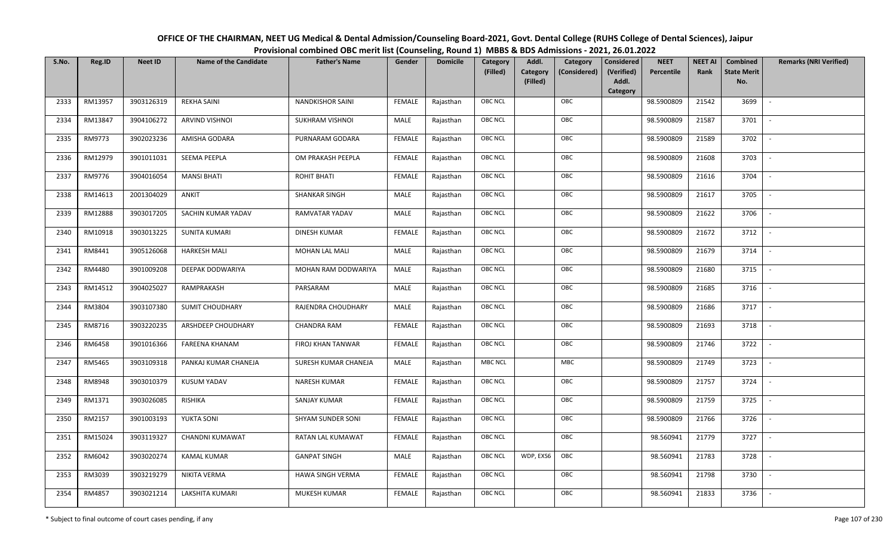OFFICE OF THE CHAIRMAN, NEET UG Medical & Dental Admission/Counseling Board-2021, Govt. Dental College (RUHS College of Dental Sciences), Jaipur
Provisional combined OBC merit list (Counseling, Round 1) MBBS & BDS Admissions - 2021, 26.01.2022

| S.No. | Reg.ID | Neet ID | Name of the Candidate | Father's Name | Gender | Domicile | Category (Filled) | Addl. Category (Filled) | Category (Considered) | Considered (Verified) Addl. Category | NEET Percentile | NEET AI Rank | Combined State Merit No. | Remarks (NRI Verified) |
|---|---|---|---|---|---|---|---|---|---|---|---|---|---|---|
| 2333 | RM13957 | 3903126319 | REKHA SAINI | NANDKISHOR SAINI | FEMALE | Rajasthan | OBC NCL | | OBC | | 98.5900809 | 21542 | 3699 | - |
| 2334 | RM13847 | 3904106272 | ARVIND VISHNOI | SUKHRAM VISHNOI | MALE | Rajasthan | OBC NCL | | OBC | | 98.5900809 | 21587 | 3701 | - |
| 2335 | RM9773 | 3902023236 | AMISHA GODARA | PURNARAM GODARA | FEMALE | Rajasthan | OBC NCL | | OBC | | 98.5900809 | 21589 | 3702 | - |
| 2336 | RM12979 | 3901011031 | SEEMA PEEPLA | OM PRAKASH PEEPLA | FEMALE | Rajasthan | OBC NCL | | OBC | | 98.5900809 | 21608 | 3703 | - |
| 2337 | RM9776 | 3904016054 | MANSI BHATI | ROHIT BHATI | FEMALE | Rajasthan | OBC NCL | | OBC | | 98.5900809 | 21616 | 3704 | - |
| 2338 | RM14613 | 2001304029 | ANKIT | SHANKAR SINGH | MALE | Rajasthan | OBC NCL | | OBC | | 98.5900809 | 21617 | 3705 | - |
| 2339 | RM12888 | 3903017205 | SACHIN KUMAR YADAV | RAMVATAR YADAV | MALE | Rajasthan | OBC NCL | | OBC | | 98.5900809 | 21622 | 3706 | - |
| 2340 | RM10918 | 3903013225 | SUNITA KUMARI | DINESH KUMAR | FEMALE | Rajasthan | OBC NCL | | OBC | | 98.5900809 | 21672 | 3712 | - |
| 2341 | RM8441 | 3905126068 | HARKESH MALI | MOHAN LAL MALI | MALE | Rajasthan | OBC NCL | | OBC | | 98.5900809 | 21679 | 3714 | - |
| 2342 | RM4480 | 3901009208 | DEEPAK DODWARIYA | MOHAN RAM DODWARIYA | MALE | Rajasthan | OBC NCL | | OBC | | 98.5900809 | 21680 | 3715 | - |
| 2343 | RM14512 | 3904025027 | RAMPRAKASH | PARSARAM | MALE | Rajasthan | OBC NCL | | OBC | | 98.5900809 | 21685 | 3716 | - |
| 2344 | RM3804 | 3903107380 | SUMIT CHOUDHARY | RAJENDRA CHOUDHARY | MALE | Rajasthan | OBC NCL | | OBC | | 98.5900809 | 21686 | 3717 | - |
| 2345 | RM8716 | 3903220235 | ARSHDEEP CHOUDHARY | CHANDRA RAM | FEMALE | Rajasthan | OBC NCL | | OBC | | 98.5900809 | 21693 | 3718 | - |
| 2346 | RM6458 | 3901016366 | FAREENA KHANAM | FIROJ KHAN TANWAR | FEMALE | Rajasthan | OBC NCL | | OBC | | 98.5900809 | 21746 | 3722 | - |
| 2347 | RM5465 | 3903109318 | PANKAJ KUMAR CHANEJA | SURESH KUMAR CHANEJA | MALE | Rajasthan | MBC NCL | | MBC | | 98.5900809 | 21749 | 3723 | - |
| 2348 | RM8948 | 3903010379 | KUSUM YADAV | NARESH KUMAR | FEMALE | Rajasthan | OBC NCL | | OBC | | 98.5900809 | 21757 | 3724 | - |
| 2349 | RM1371 | 3903026085 | RISHIKA | SANJAY KUMAR | FEMALE | Rajasthan | OBC NCL | | OBC | | 98.5900809 | 21759 | 3725 | - |
| 2350 | RM2157 | 3901003193 | YUKTA SONI | SHYAM SUNDER SONI | FEMALE | Rajasthan | OBC NCL | | OBC | | 98.5900809 | 21766 | 3726 | - |
| 2351 | RM15024 | 3903119327 | CHANDNI KUMAWAT | RATAN LAL KUMAWAT | FEMALE | Rajasthan | OBC NCL | | OBC | | 98.560941 | 21779 | 3727 | - |
| 2352 | RM6042 | 3903020274 | KAMAL KUMAR | GANPAT SINGH | MALE | Rajasthan | OBC NCL | WDP, EXS6 | OBC | | 98.560941 | 21783 | 3728 | - |
| 2353 | RM3039 | 3903219279 | NIKITA VERMA | HAWA SINGH VERMA | FEMALE | Rajasthan | OBC NCL | | OBC | | 98.560941 | 21798 | 3730 | - |
| 2354 | RM4857 | 3903021214 | LAKSHITA KUMARI | MUKESH KUMAR | FEMALE | Rajasthan | OBC NCL | | OBC | | 98.560941 | 21833 | 3736 | - |

\* Subject to final outcome of court cases pending, if any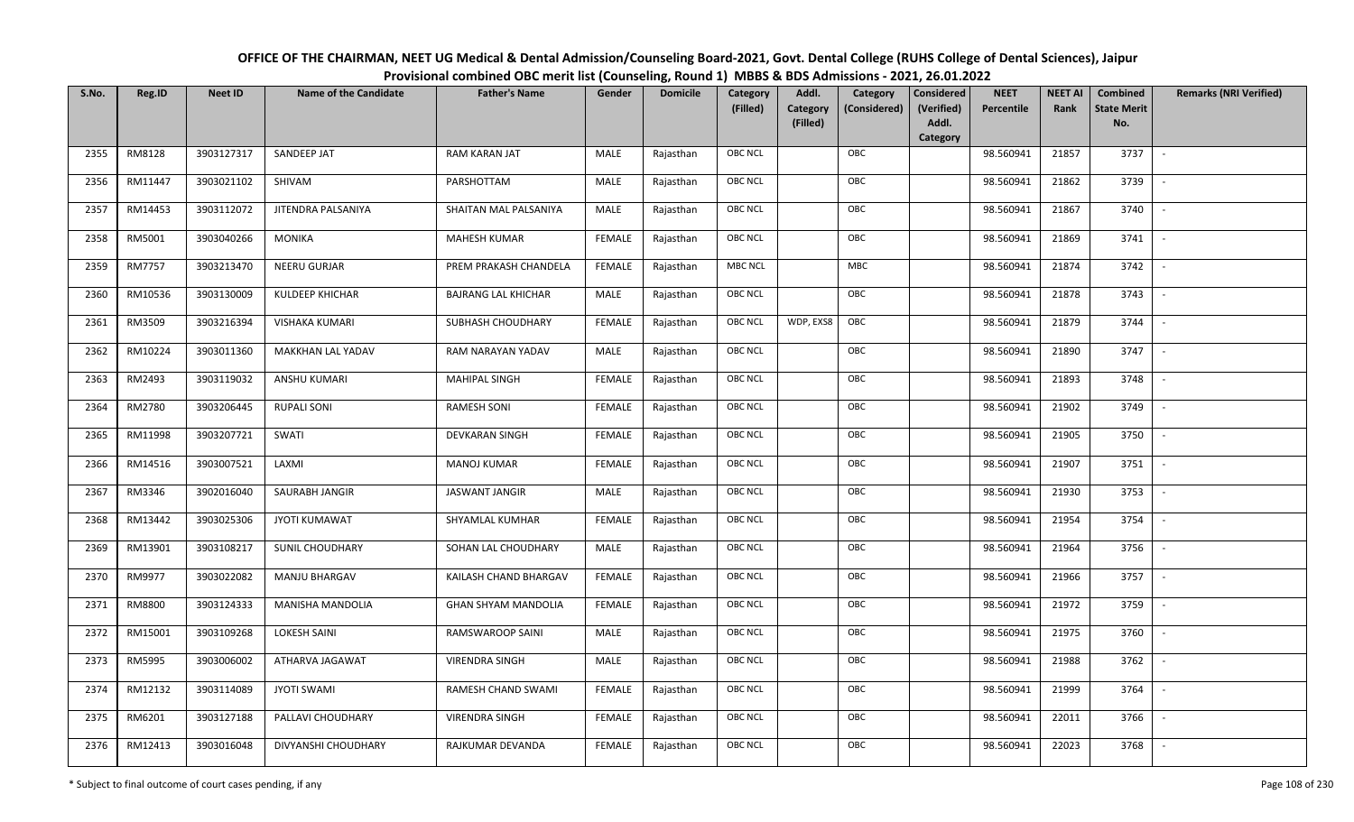# OFFICE OF THE CHAIRMAN, NEET UG Medical & Dental Admission/Counseling Board-2021, Govt. Dental College (RUHS College of Dental Sciences), Jaipur

## Provisional combined OBC merit list (Counseling, Round 1) MBBS & BDS Admissions - 2021, 26.01.2022

| S.No. | Reg.ID | Neet ID | Name of the Candidate | Father's Name | Gender | Domicile | Category (Filled) | Addl. Category (Filled) | Category (Considered) | Considered (Verified) Addl. Category | NEET Percentile | NEET AI Rank | Combined State Merit No. | Remarks (NRI Verified) |
|---|---|---|---|---|---|---|---|---|---|---|---|---|---|---|
| 2355 | RM8128 | 3903127317 | SANDEEP JAT | RAM KARAN JAT | MALE | Rajasthan | OBC NCL | | OBC | | 98.560941 | 21857 | 3737 | - |
| 2356 | RM11447 | 3903021102 | SHIVAM | PARSHOTTAM | MALE | Rajasthan | OBC NCL | | OBC | | 98.560941 | 21862 | 3739 | - |
| 2357 | RM14453 | 3903112072 | JITENDRA PALSANIYA | SHAITAN MAL PALSANIYA | MALE | Rajasthan | OBC NCL | | OBC | | 98.560941 | 21867 | 3740 | - |
| 2358 | RM5001 | 3903040266 | MONIKA | MAHESH KUMAR | FEMALE | Rajasthan | OBC NCL | | OBC | | 98.560941 | 21869 | 3741 | - |
| 2359 | RM7757 | 3903213470 | NEERU GURJAR | PREM PRAKASH CHANDELA | FEMALE | Rajasthan | MBC NCL | | MBC | | 98.560941 | 21874 | 3742 | - |
| 2360 | RM10536 | 3903130009 | KULDEEP KHICHAR | BAJRANG LAL KHICHAR | MALE | Rajasthan | OBC NCL | | OBC | | 98.560941 | 21878 | 3743 | - |
| 2361 | RM3509 | 3903216394 | VISHAKA KUMARI | SUBHASH CHOUDHARY | FEMALE | Rajasthan | OBC NCL | WDP, EXS8 | OBC | | 98.560941 | 21879 | 3744 | - |
| 2362 | RM10224 | 3903011360 | MAKKHAN LAL YADAV | RAM NARAYAN YADAV | MALE | Rajasthan | OBC NCL | | OBC | | 98.560941 | 21890 | 3747 | - |
| 2363 | RM2493 | 3903119032 | ANSHU KUMARI | MAHIPAL SINGH | FEMALE | Rajasthan | OBC NCL | | OBC | | 98.560941 | 21893 | 3748 | - |
| 2364 | RM2780 | 3903206445 | RUPALI SONI | RAMESH SONI | FEMALE | Rajasthan | OBC NCL | | OBC | | 98.560941 | 21902 | 3749 | - |
| 2365 | RM11998 | 3903207721 | SWATI | DEVKARAN SINGH | FEMALE | Rajasthan | OBC NCL | | OBC | | 98.560941 | 21905 | 3750 | - |
| 2366 | RM14516 | 3903007521 | LAXMI | MANOJ KUMAR | FEMALE | Rajasthan | OBC NCL | | OBC | | 98.560941 | 21907 | 3751 | - |
| 2367 | RM3346 | 3902016040 | SAURABH JANGIR | JASWANT JANGIR | MALE | Rajasthan | OBC NCL | | OBC | | 98.560941 | 21930 | 3753 | - |
| 2368 | RM13442 | 3903025306 | JYOTI KUMAWAT | SHYAMLAL KUMHAR | FEMALE | Rajasthan | OBC NCL | | OBC | | 98.560941 | 21954 | 3754 | - |
| 2369 | RM13901 | 3903108217 | SUNIL CHOUDHARY | SOHAN LAL CHOUDHARY | MALE | Rajasthan | OBC NCL | | OBC | | 98.560941 | 21964 | 3756 | - |
| 2370 | RM9977 | 3903022082 | MANJU BHARGAV | KAILASH CHAND BHARGAV | FEMALE | Rajasthan | OBC NCL | | OBC | | 98.560941 | 21966 | 3757 | - |
| 2371 | RM8800 | 3903124333 | MANISHA MANDOLIA | GHAN SHYAM MANDOLIA | FEMALE | Rajasthan | OBC NCL | | OBC | | 98.560941 | 21972 | 3759 | - |
| 2372 | RM15001 | 3903109268 | LOKESH SAINI | RAMSWAROOP SAINI | MALE | Rajasthan | OBC NCL | | OBC | | 98.560941 | 21975 | 3760 | - |
| 2373 | RM5995 | 3903006002 | ATHARVA JAGAWAT | VIRENDRA SINGH | MALE | Rajasthan | OBC NCL | | OBC | | 98.560941 | 21988 | 3762 | - |
| 2374 | RM12132 | 3903114089 | JYOTI SWAMI | RAMESH CHAND SWAMI | FEMALE | Rajasthan | OBC NCL | | OBC | | 98.560941 | 21999 | 3764 | - |
| 2375 | RM6201 | 3903127188 | PALLAVI CHOUDHARY | VIRENDRA SINGH | FEMALE | Rajasthan | OBC NCL | | OBC | | 98.560941 | 22011 | 3766 | - |
| 2376 | RM12413 | 3903016048 | DIVYANSHI CHOUDHARY | RAJKUMAR DEVANDA | FEMALE | Rajasthan | OBC NCL | | OBC | | 98.560941 | 22023 | 3768 | - |

\* Subject to final outcome of court cases pending, if any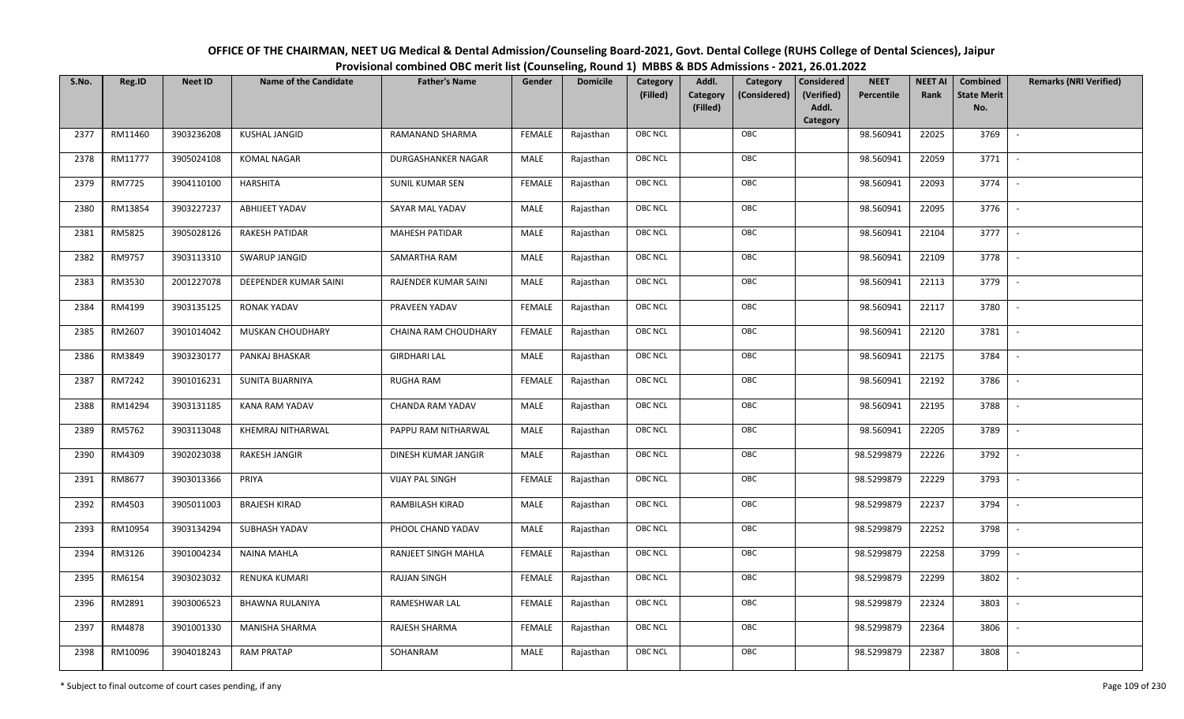OFFICE OF THE CHAIRMAN, NEET UG Medical & Dental Admission/Counseling Board-2021, Govt. Dental College (RUHS College of Dental Sciences), Jaipur
Provisional combined OBC merit list (Counseling, Round 1) MBBS & BDS Admissions - 2021, 26.01.2022

| S.No. | Reg.ID | Neet ID | Name of the Candidate | Father's Name | Gender | Domicile | Category (Filled) | Addl. Category (Filled) | Category (Considered) | Considered (Verified) Addl. Category | NEET Percentile | NEET AI Rank | Combined State Merit No. | Remarks (NRI Verified) |
|---|---|---|---|---|---|---|---|---|---|---|---|---|---|---|
| 2377 | RM11460 | 3903236208 | KUSHAL JANGID | RAMANAND SHARMA | FEMALE | Rajasthan | OBC NCL | | OBC | | 98.560941 | 22025 | 3769 | - |
| 2378 | RM11777 | 3905024108 | KOMAL NAGAR | DURGASHANKER NAGAR | MALE | Rajasthan | OBC NCL | | OBC | | 98.560941 | 22059 | 3771 | - |
| 2379 | RM7725 | 3904110100 | HARSHITA | SUNIL KUMAR SEN | FEMALE | Rajasthan | OBC NCL | | OBC | | 98.560941 | 22093 | 3774 | - |
| 2380 | RM13854 | 3903227237 | ABHIJEET YADAV | SAYAR MAL YADAV | MALE | Rajasthan | OBC NCL | | OBC | | 98.560941 | 22095 | 3776 | - |
| 2381 | RM5825 | 3905028126 | RAKESH PATIDAR | MAHESH PATIDAR | MALE | Rajasthan | OBC NCL | | OBC | | 98.560941 | 22104 | 3777 | - |
| 2382 | RM9757 | 3903113310 | SWARUP JANGID | SAMARTHA RAM | MALE | Rajasthan | OBC NCL | | OBC | | 98.560941 | 22109 | 3778 | - |
| 2383 | RM3530 | 2001227078 | DEEPENDER KUMAR SAINI | RAJENDER KUMAR SAINI | MALE | Rajasthan | OBC NCL | | OBC | | 98.560941 | 22113 | 3779 | - |
| 2384 | RM4199 | 3903135125 | RONAK YADAV | PRAVEEN YADAV | FEMALE | Rajasthan | OBC NCL | | OBC | | 98.560941 | 22117 | 3780 | - |
| 2385 | RM2607 | 3901014042 | MUSKAN CHOUDHARY | CHAINA RAM CHOUDHARY | FEMALE | Rajasthan | OBC NCL | | OBC | | 98.560941 | 22120 | 3781 | - |
| 2386 | RM3849 | 3903230177 | PANKAJ BHASKAR | GIRDHARI LAL | MALE | Rajasthan | OBC NCL | | OBC | | 98.560941 | 22175 | 3784 | - |
| 2387 | RM7242 | 3901016231 | SUNITA BIJARNIYA | RUGHA RAM | FEMALE | Rajasthan | OBC NCL | | OBC | | 98.560941 | 22192 | 3786 | - |
| 2388 | RM14294 | 3903131185 | KANA RAM YADAV | CHANDA RAM YADAV | MALE | Rajasthan | OBC NCL | | OBC | | 98.560941 | 22195 | 3788 | - |
| 2389 | RM5762 | 3903113048 | KHEMRAJ NITHARWAL | PAPPU RAM NITHARWAL | MALE | Rajasthan | OBC NCL | | OBC | | 98.560941 | 22205 | 3789 | - |
| 2390 | RM4309 | 3902023038 | RAKESH JANGIR | DINESH KUMAR JANGIR | MALE | Rajasthan | OBC NCL | | OBC | | 98.5299879 | 22226 | 3792 | - |
| 2391 | RM8677 | 3903013366 | PRIYA | VIJAY PAL SINGH | FEMALE | Rajasthan | OBC NCL | | OBC | | 98.5299879 | 22229 | 3793 | - |
| 2392 | RM4503 | 3905011003 | BRAJESH KIRAD | RAMBILASH KIRAD | MALE | Rajasthan | OBC NCL | | OBC | | 98.5299879 | 22237 | 3794 | - |
| 2393 | RM10954 | 3903134294 | SUBHASH YADAV | PHOOL CHAND YADAV | MALE | Rajasthan | OBC NCL | | OBC | | 98.5299879 | 22252 | 3798 | - |
| 2394 | RM3126 | 3901004234 | NAINA MAHLA | RANJEET SINGH MAHLA | FEMALE | Rajasthan | OBC NCL | | OBC | | 98.5299879 | 22258 | 3799 | - |
| 2395 | RM6154 | 3903023032 | RENUKA KUMARI | RAJJAN SINGH | FEMALE | Rajasthan | OBC NCL | | OBC | | 98.5299879 | 22299 | 3802 | - |
| 2396 | RM2891 | 3903006523 | BHAWNA RULANIYA | RAMESHWAR LAL | FEMALE | Rajasthan | OBC NCL | | OBC | | 98.5299879 | 22324 | 3803 | - |
| 2397 | RM4878 | 3901001330 | MANISHA SHARMA | RAJESH SHARMA | FEMALE | Rajasthan | OBC NCL | | OBC | | 98.5299879 | 22364 | 3806 | - |
| 2398 | RM10096 | 3904018243 | RAM PRATAP | SOHANRAM | MALE | Rajasthan | OBC NCL | | OBC | | 98.5299879 | 22387 | 3808 | - |

\* Subject to final outcome of court cases pending, if any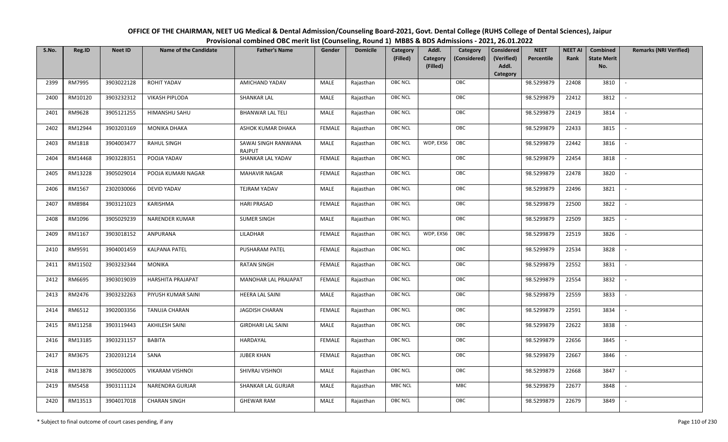**OFFICE OF THE CHAIRMAN, NEET UG Medical & Dental Admission/Counseling Board-2021, Govt. Dental College (RUHS College of Dental Sciences), Jaipur**

**Provisional combined OBC merit list (Counseling, Round 1) MBBS & BDS Admissions - 2021, 26.01.2022**

| S.No. | Reg.ID | Neet ID | Name of the Candidate | Father's Name | Gender | Domicile | Category (Filled) | Addl. Category (Filled) | Category (Considered) | Considered (Verified) Addl. Category | NEET Percentile | NEET AI Rank | Combined State Merit No. | Remarks (NRI Verified) |
|---|---|---|---|---|---|---|---|---|---|---|---|---|---|---|
| 2399 | RM7995 | 3903022128 | ROHIT YADAV | AMICHAND YADAV | MALE | Rajasthan | OBC NCL | | OBC | | 98.5299879 | 22408 | 3810 | - |
| 2400 | RM10120 | 3903232312 | VIKASH PIPLODA | SHANKAR LAL | MALE | Rajasthan | OBC NCL | | OBC | | 98.5299879 | 22412 | 3812 | - |
| 2401 | RM9628 | 3905121255 | HIMANSHU SAHU | BHANWAR LAL TELI | MALE | Rajasthan | OBC NCL | | OBC | | 98.5299879 | 22419 | 3814 | - |
| 2402 | RM12944 | 3903203169 | MONIKA DHAKA | ASHOK KUMAR DHAKA | FEMALE | Rajasthan | OBC NCL | | OBC | | 98.5299879 | 22433 | 3815 | - |
| 2403 | RM1818 | 3904003477 | RAHUL SINGH | SAWAI SINGH RANWANA RAJPUT | MALE | Rajasthan | OBC NCL | WDP, EXS6 | OBC | | 98.5299879 | 22442 | 3816 | - |
| 2404 | RM14468 | 3903228351 | POOJA YADAV | SHANKAR LAL YADAV | FEMALE | Rajasthan | OBC NCL | | OBC | | 98.5299879 | 22454 | 3818 | - |
| 2405 | RM13228 | 3905029014 | POOJA KUMARI NAGAR | MAHAVIR NAGAR | FEMALE | Rajasthan | OBC NCL | | OBC | | 98.5299879 | 22478 | 3820 | - |
| 2406 | RM1567 | 2302030066 | DEVID YADAV | TEJRAM YADAV | MALE | Rajasthan | OBC NCL | | OBC | | 98.5299879 | 22496 | 3821 | - |
| 2407 | RM8984 | 3903121023 | KARISHMA | HARI PRASAD | FEMALE | Rajasthan | OBC NCL | | OBC | | 98.5299879 | 22500 | 3822 | - |
| 2408 | RM1096 | 3905029239 | NARENDER KUMAR | SUMER SINGH | MALE | Rajasthan | OBC NCL | | OBC | | 98.5299879 | 22509 | 3825 | - |
| 2409 | RM1167 | 3903018152 | ANPURANA | LILADHAR | FEMALE | Rajasthan | OBC NCL | WDP, EXS6 | OBC | | 98.5299879 | 22519 | 3826 | - |
| 2410 | RM9591 | 3904001459 | KALPANA PATEL | PUSHARAM PATEL | FEMALE | Rajasthan | OBC NCL | | OBC | | 98.5299879 | 22534 | 3828 | - |
| 2411 | RM11502 | 3903232344 | MONIKA | RATAN SINGH | FEMALE | Rajasthan | OBC NCL | | OBC | | 98.5299879 | 22552 | 3831 | - |
| 2412 | RM6695 | 3903019039 | HARSHITA PRAJAPAT | MANOHAR LAL PRAJAPAT | FEMALE | Rajasthan | OBC NCL | | OBC | | 98.5299879 | 22554 | 3832 | - |
| 2413 | RM2476 | 3903232263 | PIYUSH KUMAR SAINI | HEERA LAL SAINI | MALE | Rajasthan | OBC NCL | | OBC | | 98.5299879 | 22559 | 3833 | - |
| 2414 | RM6512 | 3902003356 | TANUJA CHARAN | JAGDISH CHARAN | FEMALE | Rajasthan | OBC NCL | | OBC | | 98.5299879 | 22591 | 3834 | - |
| 2415 | RM11258 | 3903119443 | AKHILESH SAINI | GIRDHARI LAL SAINI | MALE | Rajasthan | OBC NCL | | OBC | | 98.5299879 | 22622 | 3838 | - |
| 2416 | RM13185 | 3903231157 | BABITA | HARDAYAL | FEMALE | Rajasthan | OBC NCL | | OBC | | 98.5299879 | 22656 | 3845 | - |
| 2417 | RM3675 | 2302031214 | SANA | JUBER KHAN | FEMALE | Rajasthan | OBC NCL | | OBC | | 98.5299879 | 22667 | 3846 | - |
| 2418 | RM13878 | 3905020005 | VIKARAM VISHNOI | SHIVRAJ VISHNOI | MALE | Rajasthan | OBC NCL | | OBC | | 98.5299879 | 22668 | 3847 | - |
| 2419 | RM5458 | 3903111124 | NARENDRA GURJAR | SHANKAR LAL GURJAR | MALE | Rajasthan | MBC NCL | | MBC | | 98.5299879 | 22677 | 3848 | - |
| 2420 | RM13513 | 3904017018 | CHARAN SINGH | GHEWAR RAM | MALE | Rajasthan | OBC NCL | | OBC | | 98.5299879 | 22679 | 3849 | - |

\* Subject to final outcome of court cases pending, if any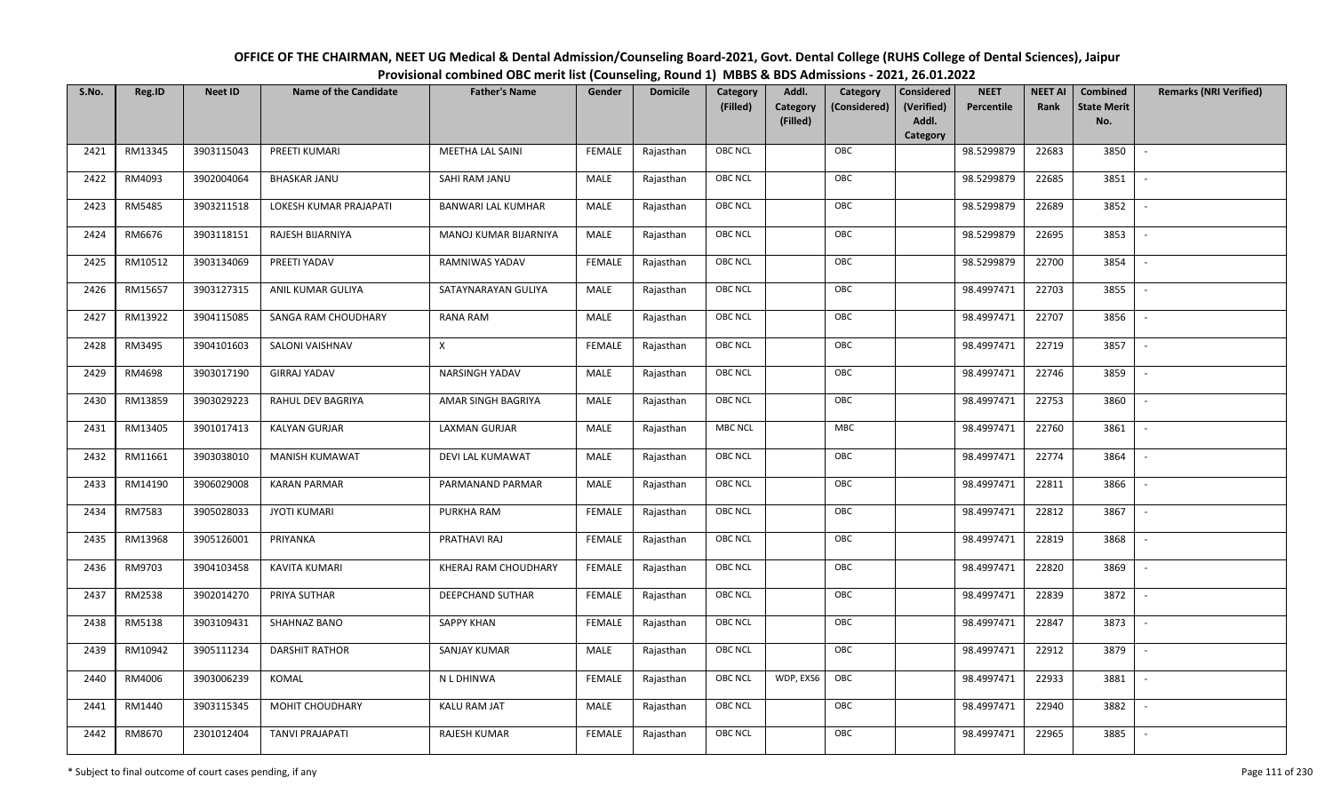**OFFICE OF THE CHAIRMAN, NEET UG Medical & Dental Admission/Counseling Board-2021, Govt. Dental College (RUHS College of Dental Sciences), Jaipur**

**Provisional combined OBC merit list (Counseling, Round 1) MBBS & BDS Admissions - 2021, 26.01.2022**

| S.No. | Reg.ID | Neet ID | Name of the Candidate | Father's Name | Gender | Domicile | Category (Filled) | Addl. Category (Filled) | Category (Considered) | Considered (Verified) Addl. Category | NEET Percentile | NEET AI Rank | Combined State Merit No. | Remarks (NRI Verified) |
|---|---|---|---|---|---|---|---|---|---|---|---|---|---|---|
| 2421 | RM13345 | 3903115043 | PREETI KUMARI | MEETHA LAL SAINI | FEMALE | Rajasthan | OBC NCL | | OBC | | 98.5299879 | 22683 | 3850 | - |
| 2422 | RM4093 | 3902004064 | BHASKAR JANU | SAHI RAM JANU | MALE | Rajasthan | OBC NCL | | OBC | | 98.5299879 | 22685 | 3851 | - |
| 2423 | RM5485 | 3903211518 | LOKESH KUMAR PRAJAPATI | BANWARI LAL KUMHAR | MALE | Rajasthan | OBC NCL | | OBC | | 98.5299879 | 22689 | 3852 | - |
| 2424 | RM6676 | 3903118151 | RAJESH BIJARNIYA | MANOJ KUMAR BIJARNIYA | MALE | Rajasthan | OBC NCL | | OBC | | 98.5299879 | 22695 | 3853 | - |
| 2425 | RM10512 | 3903134069 | PREETI YADAV | RAMNIWAS YADAV | FEMALE | Rajasthan | OBC NCL | | OBC | | 98.5299879 | 22700 | 3854 | - |
| 2426 | RM15657 | 3903127315 | ANIL KUMAR GULIYA | SATAYNARAYAN GULIYA | MALE | Rajasthan | OBC NCL | | OBC | | 98.4997471 | 22703 | 3855 | - |
| 2427 | RM13922 | 3904115085 | SANGA RAM CHOUDHARY | RANA RAM | MALE | Rajasthan | OBC NCL | | OBC | | 98.4997471 | 22707 | 3856 | - |
| 2428 | RM3495 | 3904101603 | SALONI VAISHNAV | X | FEMALE | Rajasthan | OBC NCL | | OBC | | 98.4997471 | 22719 | 3857 | - |
| 2429 | RM4698 | 3903017190 | GIRRAJ YADAV | NARSINGH YADAV | MALE | Rajasthan | OBC NCL | | OBC | | 98.4997471 | 22746 | 3859 | - |
| 2430 | RM13859 | 3903029223 | RAHUL DEV BAGRIYA | AMAR SINGH BAGRIYA | MALE | Rajasthan | OBC NCL | | OBC | | 98.4997471 | 22753 | 3860 | - |
| 2431 | RM13405 | 3901017413 | KALYAN GURJAR | LAXMAN GURJAR | MALE | Rajasthan | MBC NCL | | MBC | | 98.4997471 | 22760 | 3861 | - |
| 2432 | RM11661 | 3903038010 | MANISH KUMAWAT | DEVI LAL KUMAWAT | MALE | Rajasthan | OBC NCL | | OBC | | 98.4997471 | 22774 | 3864 | - |
| 2433 | RM14190 | 3906029008 | KARAN PARMAR | PARMANAND PARMAR | MALE | Rajasthan | OBC NCL | | OBC | | 98.4997471 | 22811 | 3866 | - |
| 2434 | RM7583 | 3905028033 | JYOTI KUMARI | PURKHA RAM | FEMALE | Rajasthan | OBC NCL | | OBC | | 98.4997471 | 22812 | 3867 | - |
| 2435 | RM13968 | 3905126001 | PRIYANKA | PRATHAVI RAJ | FEMALE | Rajasthan | OBC NCL | | OBC | | 98.4997471 | 22819 | 3868 | - |
| 2436 | RM9703 | 3904103458 | KAVITA KUMARI | KHERAJ RAM CHOUDHARY | FEMALE | Rajasthan | OBC NCL | | OBC | | 98.4997471 | 22820 | 3869 | - |
| 2437 | RM2538 | 3902014270 | PRIYA SUTHAR | DEEPCHAND SUTHAR | FEMALE | Rajasthan | OBC NCL | | OBC | | 98.4997471 | 22839 | 3872 | - |
| 2438 | RM5138 | 3903109431 | SHAHNAZ BANO | SAPPY KHAN | FEMALE | Rajasthan | OBC NCL | | OBC | | 98.4997471 | 22847 | 3873 | - |
| 2439 | RM10942 | 3905111234 | DARSHIT RATHOR | SANJAY KUMAR | MALE | Rajasthan | OBC NCL | | OBC | | 98.4997471 | 22912 | 3879 | - |
| 2440 | RM4006 | 3903006239 | KOMAL | N L DHINWA | FEMALE | Rajasthan | OBC NCL | WDP, EXS6 | OBC | | 98.4997471 | 22933 | 3881 | - |
| 2441 | RM1440 | 3903115345 | MOHIT CHOUDHARY | KALU RAM JAT | MALE | Rajasthan | OBC NCL | | OBC | | 98.4997471 | 22940 | 3882 | - |
| 2442 | RM8670 | 2301012404 | TANVI PRAJAPATI | RAJESH KUMAR | FEMALE | Rajasthan | OBC NCL | | OBC | | 98.4997471 | 22965 | 3885 | - |

\* Subject to final outcome of court cases pending, if any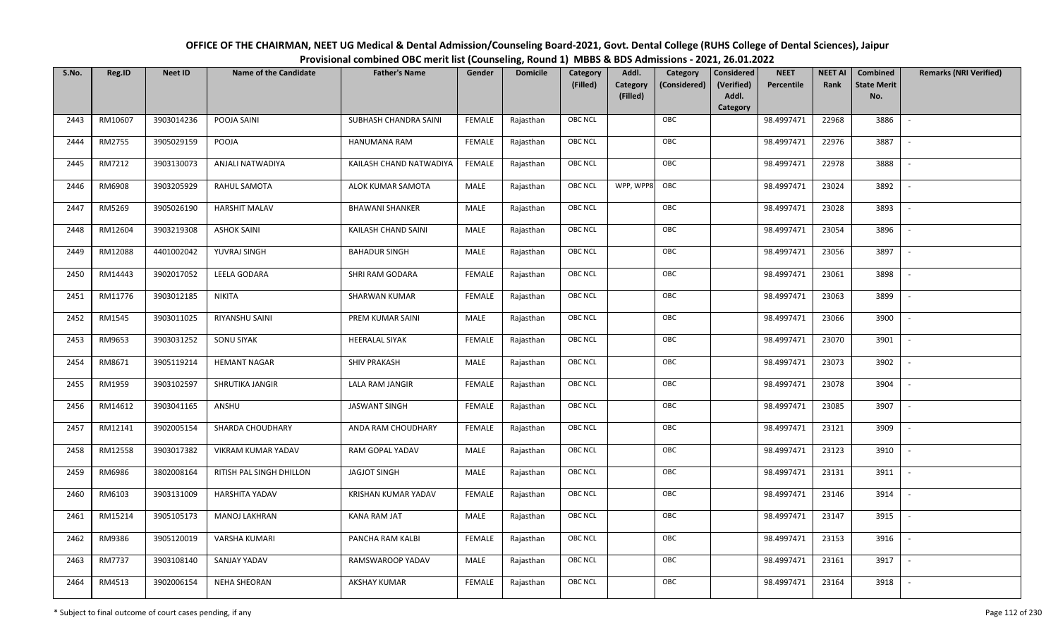# OFFICE OF THE CHAIRMAN, NEET UG Medical & Dental Admission/Counseling Board-2021, Govt. Dental College (RUHS College of Dental Sciences), Jaipur

## Provisional combined OBC merit list (Counseling, Round 1) MBBS & BDS Admissions - 2021, 26.01.2022

| S.No. | Reg.ID | Neet ID | Name of the Candidate | Father's Name | Gender | Domicile | Category (Filled) | Addl. Category (Filled) | Category (Considered) | Considered (Verified) Addl. Category | NEET Percentile | NEET AI Rank | Combined State Merit No. | Remarks (NRI Verified) |
|---|---|---|---|---|---|---|---|---|---|---|---|---|---|---|
| 2443 | RM10607 | 3903014236 | POOJA SAINI | SUBHASH CHANDRA SAINI | FEMALE | Rajasthan | OBC NCL | | OBC | | 98.4997471 | 22968 | 3886 | - |
| 2444 | RM2755 | 3905029159 | POOJA | HANUMANA RAM | FEMALE | Rajasthan | OBC NCL | | OBC | | 98.4997471 | 22976 | 3887 | - |
| 2445 | RM7212 | 3903130073 | ANJALI NATWADIYA | KAILASH CHAND NATWADIYA | FEMALE | Rajasthan | OBC NCL | | OBC | | 98.4997471 | 22978 | 3888 | - |
| 2446 | RM6908 | 3903205929 | RAHUL SAMOTA | ALOK KUMAR SAMOTA | MALE | Rajasthan | OBC NCL | WPP, WPP8 | OBC | | 98.4997471 | 23024 | 3892 | - |
| 2447 | RM5269 | 3905026190 | HARSHIT MALAV | BHAWANI SHANKER | MALE | Rajasthan | OBC NCL | | OBC | | 98.4997471 | 23028 | 3893 | - |
| 2448 | RM12604 | 3903219308 | ASHOK SAINI | KAILASH CHAND SAINI | MALE | Rajasthan | OBC NCL | | OBC | | 98.4997471 | 23054 | 3896 | - |
| 2449 | RM12088 | 4401002042 | YUVRAJ SINGH | BAHADUR SINGH | MALE | Rajasthan | OBC NCL | | OBC | | 98.4997471 | 23056 | 3897 | - |
| 2450 | RM14443 | 3902017052 | LEELA GODARA | SHRI RAM GODARA | FEMALE | Rajasthan | OBC NCL | | OBC | | 98.4997471 | 23061 | 3898 | - |
| 2451 | RM11776 | 3903012185 | NIKITA | SHARWAN KUMAR | FEMALE | Rajasthan | OBC NCL | | OBC | | 98.4997471 | 23063 | 3899 | - |
| 2452 | RM1545 | 3903011025 | RIYANSHU SAINI | PREM KUMAR SAINI | MALE | Rajasthan | OBC NCL | | OBC | | 98.4997471 | 23066 | 3900 | - |
| 2453 | RM9653 | 3903031252 | SONU SIYAK | HEERALAL SIYAK | FEMALE | Rajasthan | OBC NCL | | OBC | | 98.4997471 | 23070 | 3901 | - |
| 2454 | RM8671 | 3905119214 | HEMANT NAGAR | SHIV PRAKASH | MALE | Rajasthan | OBC NCL | | OBC | | 98.4997471 | 23073 | 3902 | - |
| 2455 | RM1959 | 3903102597 | SHRUTIKA JANGIR | LALA RAM JANGIR | FEMALE | Rajasthan | OBC NCL | | OBC | | 98.4997471 | 23078 | 3904 | - |
| 2456 | RM14612 | 3903041165 | ANSHU | JASWANT SINGH | FEMALE | Rajasthan | OBC NCL | | OBC | | 98.4997471 | 23085 | 3907 | - |
| 2457 | RM12141 | 3902005154 | SHARDA CHOUDHARY | ANDA RAM CHOUDHARY | FEMALE | Rajasthan | OBC NCL | | OBC | | 98.4997471 | 23121 | 3909 | - |
| 2458 | RM12558 | 3903017382 | VIKRAM KUMAR YADAV | RAM GOPAL YADAV | MALE | Rajasthan | OBC NCL | | OBC | | 98.4997471 | 23123 | 3910 | - |
| 2459 | RM6986 | 3802008164 | RITISH PAL SINGH DHILLON | JAGJOT SINGH | MALE | Rajasthan | OBC NCL | | OBC | | 98.4997471 | 23131 | 3911 | - |
| 2460 | RM6103 | 3903131009 | HARSHITA YADAV | KRISHAN KUMAR YADAV | FEMALE | Rajasthan | OBC NCL | | OBC | | 98.4997471 | 23146 | 3914 | - |
| 2461 | RM15214 | 3905105173 | MANOJ LAKHRAN | KANA RAM JAT | MALE | Rajasthan | OBC NCL | | OBC | | 98.4997471 | 23147 | 3915 | - |
| 2462 | RM9386 | 3905120019 | VARSHA KUMARI | PANCHA RAM KALBI | FEMALE | Rajasthan | OBC NCL | | OBC | | 98.4997471 | 23153 | 3916 | - |
| 2463 | RM7737 | 3903108140 | SANJAY YADAV | RAMSWAROOP YADAV | MALE | Rajasthan | OBC NCL | | OBC | | 98.4997471 | 23161 | 3917 | - |
| 2464 | RM4513 | 3902006154 | NEHA SHEORAN | AKSHAY KUMAR | FEMALE | Rajasthan | OBC NCL | | OBC | | 98.4997471 | 23164 | 3918 | - |

\* Subject to final outcome of court cases pending, if any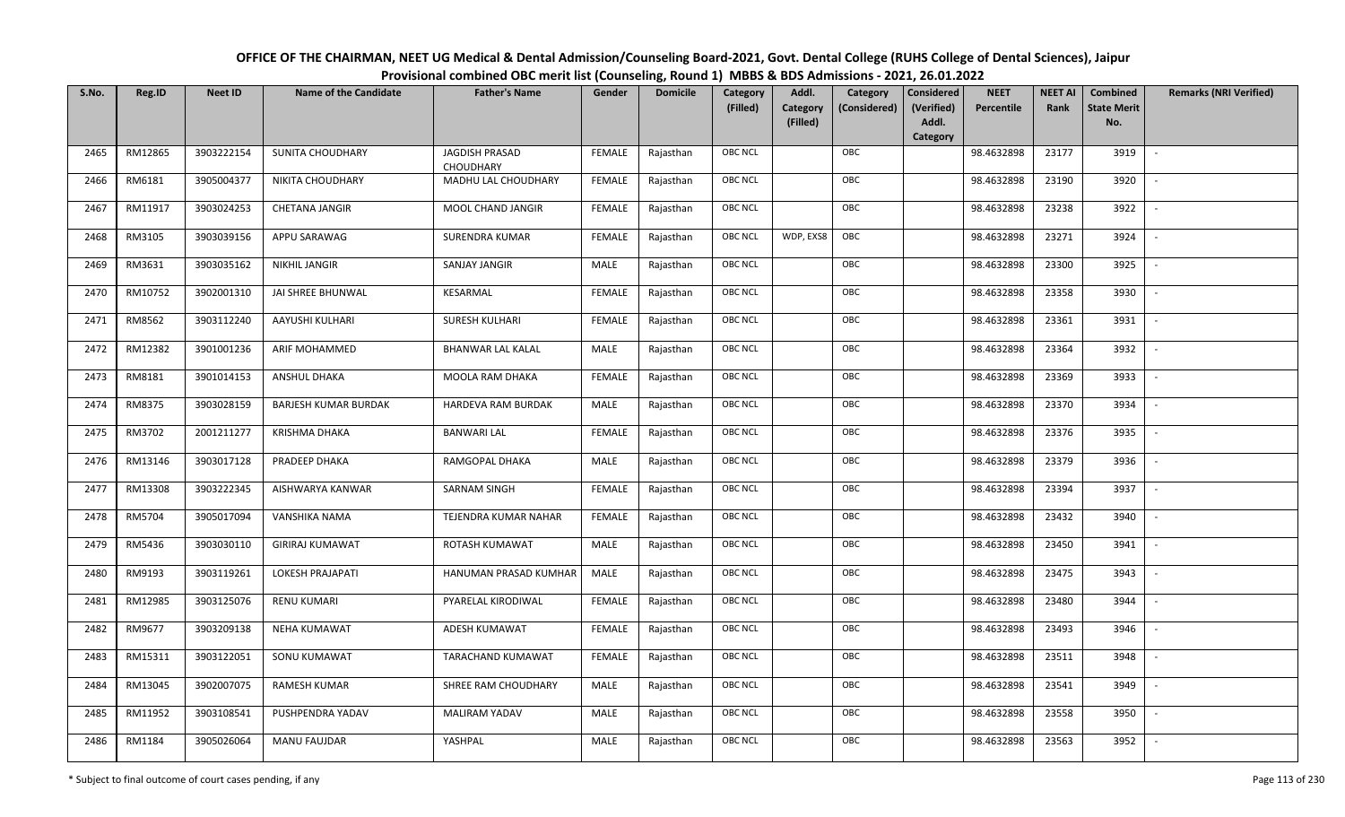# OFFICE OF THE CHAIRMAN, NEET UG Medical & Dental Admission/Counseling Board-2021, Govt. Dental College (RUHS College of Dental Sciences), Jaipur

## Provisional combined OBC merit list (Counseling, Round 1) MBBS & BDS Admissions - 2021, 26.01.2022

| S.No. | Reg.ID | Neet ID | Name of the Candidate | Father's Name | Gender | Domicile | Category (Filled) | Addl. Category (Filled) | Category (Considered) | Considered (Verified) Addl. Category | NEET Percentile | NEET AI Rank | Combined State Merit No. | Remarks (NRI Verified) |
|---|---|---|---|---|---|---|---|---|---|---|---|---|---|---|
| 2465 | RM12865 | 3903222154 | SUNITA CHOUDHARY | JAGDISH PRASAD CHOUDHARY | FEMALE | Rajasthan | OBC NCL | | OBC | | 98.4632898 | 23177 | 3919 | - |
| 2466 | RM6181 | 3905004377 | NIKITA CHOUDHARY | MADHU LAL CHOUDHARY | FEMALE | Rajasthan | OBC NCL | | OBC | | 98.4632898 | 23190 | 3920 | - |
| 2467 | RM11917 | 3903024253 | CHETANA JANGIR | MOOL CHAND JANGIR | FEMALE | Rajasthan | OBC NCL | | OBC | | 98.4632898 | 23238 | 3922 | - |
| 2468 | RM3105 | 3903039156 | APPU SARAWAG | SURENDRA KUMAR | FEMALE | Rajasthan | OBC NCL | WDP, EXS8 | OBC | | 98.4632898 | 23271 | 3924 | - |
| 2469 | RM3631 | 3903035162 | NIKHIL JANGIR | SANJAY JANGIR | MALE | Rajasthan | OBC NCL | | OBC | | 98.4632898 | 23300 | 3925 | - |
| 2470 | RM10752 | 3902001310 | JAI SHREE BHUNWAL | KESARMAL | FEMALE | Rajasthan | OBC NCL | | OBC | | 98.4632898 | 23358 | 3930 | - |
| 2471 | RM8562 | 3903112240 | AAYUSHI KULHARI | SURESH KULHARI | FEMALE | Rajasthan | OBC NCL | | OBC | | 98.4632898 | 23361 | 3931 | - |
| 2472 | RM12382 | 3901001236 | ARIF MOHAMMED | BHANWAR LAL KALAL | MALE | Rajasthan | OBC NCL | | OBC | | 98.4632898 | 23364 | 3932 | - |
| 2473 | RM8181 | 3901014153 | ANSHUL DHAKA | MOOLA RAM DHAKA | FEMALE | Rajasthan | OBC NCL | | OBC | | 98.4632898 | 23369 | 3933 | - |
| 2474 | RM8375 | 3903028159 | BARJESH KUMAR BURDAK | HARDEVA RAM BURDAK | MALE | Rajasthan | OBC NCL | | OBC | | 98.4632898 | 23370 | 3934 | - |
| 2475 | RM3702 | 2001211277 | KRISHMA DHAKA | BANWARI LAL | FEMALE | Rajasthan | OBC NCL | | OBC | | 98.4632898 | 23376 | 3935 | - |
| 2476 | RM13146 | 3903017128 | PRADEEP DHAKA | RAMGOPAL DHAKA | MALE | Rajasthan | OBC NCL | | OBC | | 98.4632898 | 23379 | 3936 | - |
| 2477 | RM13308 | 3903222345 | AISHWARYA KANWAR | SARNAM SINGH | FEMALE | Rajasthan | OBC NCL | | OBC | | 98.4632898 | 23394 | 3937 | - |
| 2478 | RM5704 | 3905017094 | VANSHIKA NAMA | TEJENDRA KUMAR NAHAR | FEMALE | Rajasthan | OBC NCL | | OBC | | 98.4632898 | 23432 | 3940 | - |
| 2479 | RM5436 | 3903030110 | GIRIRAJ KUMAWAT | ROTASH KUMAWAT | MALE | Rajasthan | OBC NCL | | OBC | | 98.4632898 | 23450 | 3941 | - |
| 2480 | RM9193 | 3903119261 | LOKESH PRAJAPATI | HANUMAN PRASAD KUMHAR | MALE | Rajasthan | OBC NCL | | OBC | | 98.4632898 | 23475 | 3943 | - |
| 2481 | RM12985 | 3903125076 | RENU KUMARI | PYARELAL KIRODIWAL | FEMALE | Rajasthan | OBC NCL | | OBC | | 98.4632898 | 23480 | 3944 | - |
| 2482 | RM9677 | 3903209138 | NEHA KUMAWAT | ADESH KUMAWAT | FEMALE | Rajasthan | OBC NCL | | OBC | | 98.4632898 | 23493 | 3946 | - |
| 2483 | RM15311 | 3903122051 | SONU KUMAWAT | TARACHAND KUMAWAT | FEMALE | Rajasthan | OBC NCL | | OBC | | 98.4632898 | 23511 | 3948 | - |
| 2484 | RM13045 | 3902007075 | RAMESH KUMAR | SHREE RAM CHOUDHARY | MALE | Rajasthan | OBC NCL | | OBC | | 98.4632898 | 23541 | 3949 | - |
| 2485 | RM11952 | 3903108541 | PUSHPENDRA YADAV | MALIRAM YADAV | MALE | Rajasthan | OBC NCL | | OBC | | 98.4632898 | 23558 | 3950 | - |
| 2486 | RM1184 | 3905026064 | MANU FAUJDAR | YASHPAL | MALE | Rajasthan | OBC NCL | | OBC | | 98.4632898 | 23563 | 3952 | - |

\* Subject to final outcome of court cases pending, if any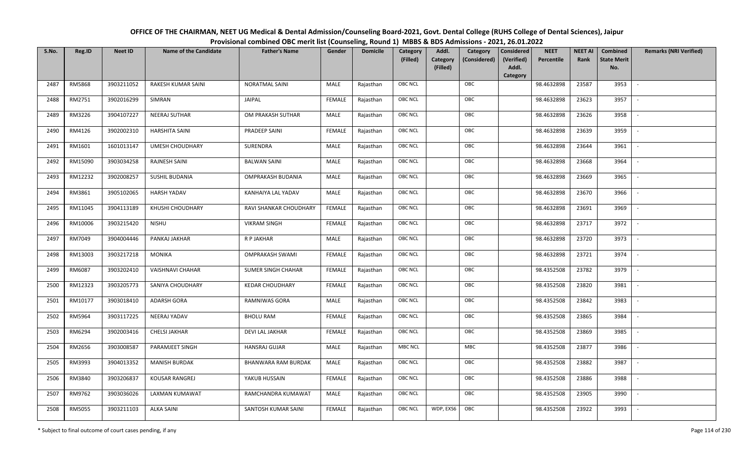# OFFICE OF THE CHAIRMAN, NEET UG Medical & Dental Admission/Counseling Board-2021, Govt. Dental College (RUHS College of Dental Sciences), Jaipur

## Provisional combined OBC merit list (Counseling, Round 1) MBBS & BDS Admissions - 2021, 26.01.2022

| S.No. | Reg.ID | Neet ID | Name of the Candidate | Father's Name | Gender | Domicile | Category (Filled) | Addl. Category (Filled) | Category (Considered) | Considered (Verified) Addl. Category | NEET Percentile | NEET AI Rank | Combined State Merit No. | Remarks (NRI Verified) |
|---|---|---|---|---|---|---|---|---|---|---|---|---|---|---|
| 2487 | RM5868 | 3903211052 | RAKESH KUMAR SAINI | NORATMAL SAINI | MALE | Rajasthan | OBC NCL | | OBC | | 98.4632898 | 23587 | 3953 | - |
| 2488 | RM2751 | 3902016299 | SIMRAN | JAIPAL | FEMALE | Rajasthan | OBC NCL | | OBC | | 98.4632898 | 23623 | 3957 | - |
| 2489 | RM3226 | 3904107227 | NEERAJ SUTHAR | OM PRAKASH SUTHAR | MALE | Rajasthan | OBC NCL | | OBC | | 98.4632898 | 23626 | 3958 | - |
| 2490 | RM4126 | 3902002310 | HARSHITA SAINI | PRADEEP SAINI | FEMALE | Rajasthan | OBC NCL | | OBC | | 98.4632898 | 23639 | 3959 | - |
| 2491 | RM1601 | 1601013147 | UMESH CHOUDHARY | SURENDRA | MALE | Rajasthan | OBC NCL | | OBC | | 98.4632898 | 23644 | 3961 | - |
| 2492 | RM15090 | 3903034258 | RAJNESH SAINI | BALWAN SAINI | MALE | Rajasthan | OBC NCL | | OBC | | 98.4632898 | 23668 | 3964 | - |
| 2493 | RM12232 | 3902008257 | SUSHIL BUDANIA | OMPRAKASH BUDANIA | MALE | Rajasthan | OBC NCL | | OBC | | 98.4632898 | 23669 | 3965 | - |
| 2494 | RM3861 | 3905102065 | HARSH YADAV | KANHAIYA LAL YADAV | MALE | Rajasthan | OBC NCL | | OBC | | 98.4632898 | 23670 | 3966 | - |
| 2495 | RM11045 | 3904113189 | KHUSHI CHOUDHARY | RAVI SHANKAR CHOUDHARY | FEMALE | Rajasthan | OBC NCL | | OBC | | 98.4632898 | 23691 | 3969 | - |
| 2496 | RM10006 | 3903215420 | NISHU | VIKRAM SINGH | FEMALE | Rajasthan | OBC NCL | | OBC | | 98.4632898 | 23717 | 3972 | - |
| 2497 | RM7049 | 3904004446 | PANKAJ JAKHAR | R P JAKHAR | MALE | Rajasthan | OBC NCL | | OBC | | 98.4632898 | 23720 | 3973 | - |
| 2498 | RM13003 | 3903217218 | MONIKA | OMPRAKASH SWAMI | FEMALE | Rajasthan | OBC NCL | | OBC | | 98.4632898 | 23721 | 3974 | - |
| 2499 | RM6087 | 3903202410 | VAISHNAVI CHAHAR | SUMER SINGH CHAHAR | FEMALE | Rajasthan | OBC NCL | | OBC | | 98.4352508 | 23782 | 3979 | - |
| 2500 | RM12323 | 3903205773 | SANIYA CHOUDHARY | KEDAR CHOUDHARY | FEMALE | Rajasthan | OBC NCL | | OBC | | 98.4352508 | 23820 | 3981 | - |
| 2501 | RM10177 | 3903018410 | ADARSH GORA | RAMNIWAS GORA | MALE | Rajasthan | OBC NCL | | OBC | | 98.4352508 | 23842 | 3983 | - |
| 2502 | RM5964 | 3903117225 | NEERAJ YADAV | BHOLU RAM | FEMALE | Rajasthan | OBC NCL | | OBC | | 98.4352508 | 23865 | 3984 | - |
| 2503 | RM6294 | 3902003416 | CHELSI JAKHAR | DEVI LAL JAKHAR | FEMALE | Rajasthan | OBC NCL | | OBC | | 98.4352508 | 23869 | 3985 | - |
| 2504 | RM2656 | 3903008587 | PARAMJEET SINGH | HANSRAJ GUJAR | MALE | Rajasthan | MBC NCL | | MBC | | 98.4352508 | 23877 | 3986 | - |
| 2505 | RM3993 | 3904013352 | MANISH BURDAK | BHANWARA RAM BURDAK | MALE | Rajasthan | OBC NCL | | OBC | | 98.4352508 | 23882 | 3987 | - |
| 2506 | RM3840 | 3903206837 | KOUSAR RANGREJ | YAKUB HUSSAIN | FEMALE | Rajasthan | OBC NCL | | OBC | | 98.4352508 | 23886 | 3988 | - |
| 2507 | RM9762 | 3903036026 | LAXMAN KUMAWAT | RAMCHANDRA KUMAWAT | MALE | Rajasthan | OBC NCL | | OBC | | 98.4352508 | 23905 | 3990 | - |
| 2508 | RM5055 | 3903211103 | ALKA SAINI | SANTOSH KUMAR SAINI | FEMALE | Rajasthan | OBC NCL | WDP, EXS6 | OBC | | 98.4352508 | 23922 | 3993 | - |

\* Subject to final outcome of court cases pending, if any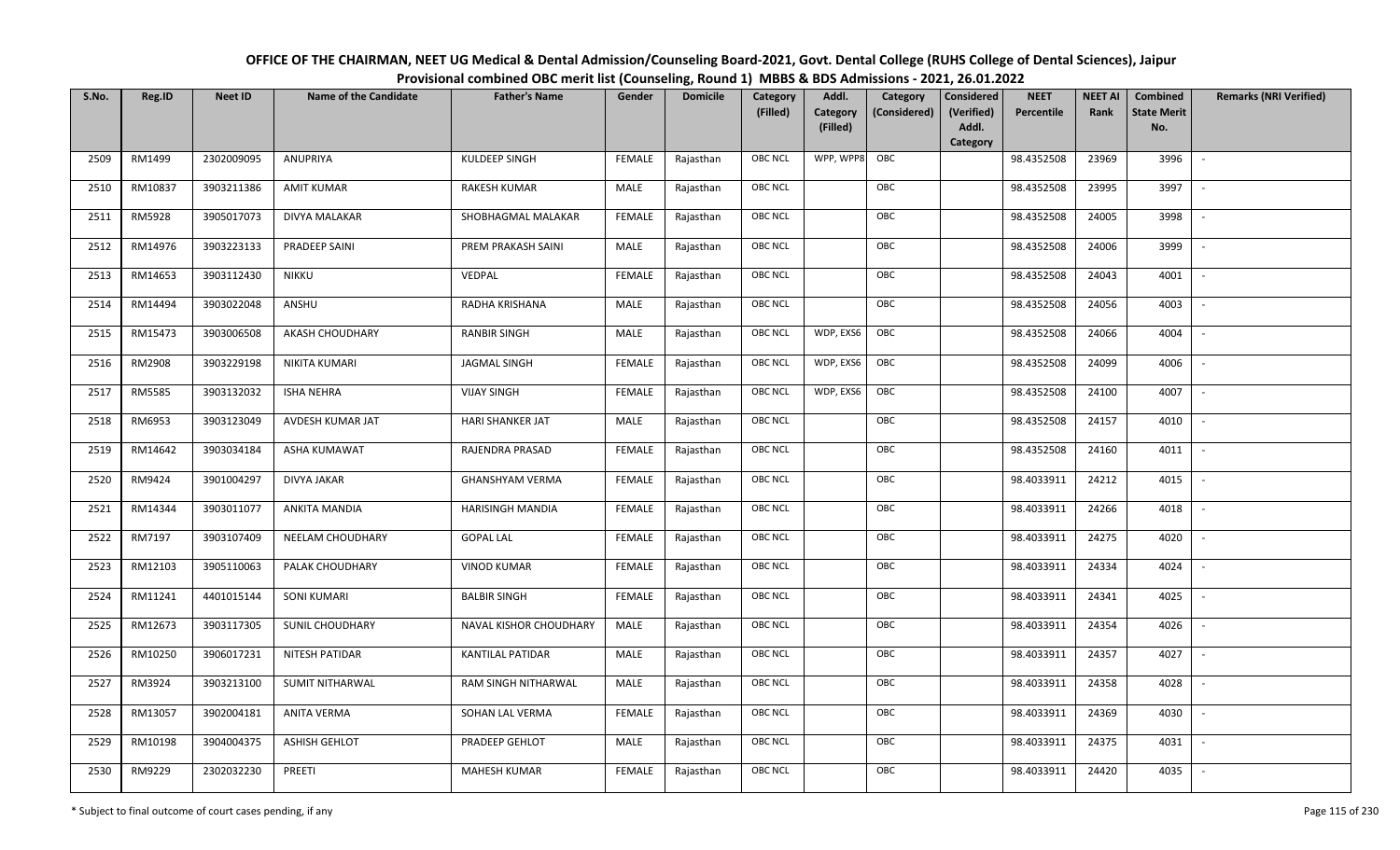# OFFICE OF THE CHAIRMAN, NEET UG Medical & Dental Admission/Counseling Board-2021, Govt. Dental College (RUHS College of Dental Sciences), Jaipur

## Provisional combined OBC merit list (Counseling, Round 1) MBBS & BDS Admissions - 2021, 26.01.2022

| S.No. | Reg.ID | Neet ID | Name of the Candidate | Father's Name | Gender | Domicile | Category (Filled) | Addl. Category (Filled) | Category (Considered) | Considered (Verified) Addl. Category | NEET Percentile | NEET AI Rank | Combined State Merit No. | Remarks (NRI Verified) |
|---|---|---|---|---|---|---|---|---|---|---|---|---|---|---|
| 2509 | RM1499 | 2302009095 | ANUPRIYA | KULDEEP SINGH | FEMALE | Rajasthan | OBC NCL | WPP, WPP8 | OBC | | 98.4352508 | 23969 | 3996 | - |
| 2510 | RM10837 | 3903211386 | AMIT KUMAR | RAKESH KUMAR | MALE | Rajasthan | OBC NCL | | OBC | | 98.4352508 | 23995 | 3997 | - |
| 2511 | RM5928 | 3905017073 | DIVYA MALAKAR | SHOBHAGMAL MALAKAR | FEMALE | Rajasthan | OBC NCL | | OBC | | 98.4352508 | 24005 | 3998 | - |
| 2512 | RM14976 | 3903223133 | PRADEEP SAINI | PREM PRAKASH SAINI | MALE | Rajasthan | OBC NCL | | OBC | | 98.4352508 | 24006 | 3999 | - |
| 2513 | RM14653 | 3903112430 | NIKKU | VEDPAL | FEMALE | Rajasthan | OBC NCL | | OBC | | 98.4352508 | 24043 | 4001 | - |
| 2514 | RM14494 | 3903022048 | ANSHU | RADHA KRISHANA | MALE | Rajasthan | OBC NCL | | OBC | | 98.4352508 | 24056 | 4003 | - |
| 2515 | RM15473 | 3903006508 | AKASH CHOUDHARY | RANBIR SINGH | MALE | Rajasthan | OBC NCL | WDP, EXS6 | OBC | | 98.4352508 | 24066 | 4004 | - |
| 2516 | RM2908 | 3903229198 | NIKITA KUMARI | JAGMAL SINGH | FEMALE | Rajasthan | OBC NCL | WDP, EXS6 | OBC | | 98.4352508 | 24099 | 4006 | - |
| 2517 | RM5585 | 3903132032 | ISHA NEHRA | VIJAY SINGH | FEMALE | Rajasthan | OBC NCL | WDP, EXS6 | OBC | | 98.4352508 | 24100 | 4007 | - |
| 2518 | RM6953 | 3903123049 | AVDESH KUMAR JAT | HARI SHANKER JAT | MALE | Rajasthan | OBC NCL | | OBC | | 98.4352508 | 24157 | 4010 | - |
| 2519 | RM14642 | 3903034184 | ASHA KUMAWAT | RAJENDRA PRASAD | FEMALE | Rajasthan | OBC NCL | | OBC | | 98.4352508 | 24160 | 4011 | - |
| 2520 | RM9424 | 3901004297 | DIVYA JAKAR | GHANSHYAM VERMA | FEMALE | Rajasthan | OBC NCL | | OBC | | 98.4033911 | 24212 | 4015 | - |
| 2521 | RM14344 | 3903011077 | ANKITA MANDIA | HARISINGH MANDIA | FEMALE | Rajasthan | OBC NCL | | OBC | | 98.4033911 | 24266 | 4018 | - |
| 2522 | RM7197 | 3903107409 | NEELAM CHOUDHARY | GOPAL LAL | FEMALE | Rajasthan | OBC NCL | | OBC | | 98.4033911 | 24275 | 4020 | - |
| 2523 | RM12103 | 3905110063 | PALAK CHOUDHARY | VINOD KUMAR | FEMALE | Rajasthan | OBC NCL | | OBC | | 98.4033911 | 24334 | 4024 | - |
| 2524 | RM11241 | 4401015144 | SONI KUMARI | BALBIR SINGH | FEMALE | Rajasthan | OBC NCL | | OBC | | 98.4033911 | 24341 | 4025 | - |
| 2525 | RM12673 | 3903117305 | SUNIL CHOUDHARY | NAVAL KISHOR CHOUDHARY | MALE | Rajasthan | OBC NCL | | OBC | | 98.4033911 | 24354 | 4026 | - |
| 2526 | RM10250 | 3906017231 | NITESH PATIDAR | KANTILAL PATIDAR | MALE | Rajasthan | OBC NCL | | OBC | | 98.4033911 | 24357 | 4027 | - |
| 2527 | RM3924 | 3903213100 | SUMIT NITHARWAL | RAM SINGH NITHARWAL | MALE | Rajasthan | OBC NCL | | OBC | | 98.4033911 | 24358 | 4028 | - |
| 2528 | RM13057 | 3902004181 | ANITA VERMA | SOHAN LAL VERMA | FEMALE | Rajasthan | OBC NCL | | OBC | | 98.4033911 | 24369 | 4030 | - |
| 2529 | RM10198 | 3904004375 | ASHISH GEHLOT | PRADEEP GEHLOT | MALE | Rajasthan | OBC NCL | | OBC | | 98.4033911 | 24375 | 4031 | - |
| 2530 | RM9229 | 2302032230 | PREETI | MAHESH KUMAR | FEMALE | Rajasthan | OBC NCL | | OBC | | 98.4033911 | 24420 | 4035 | - |

\* Subject to final outcome of court cases pending, if any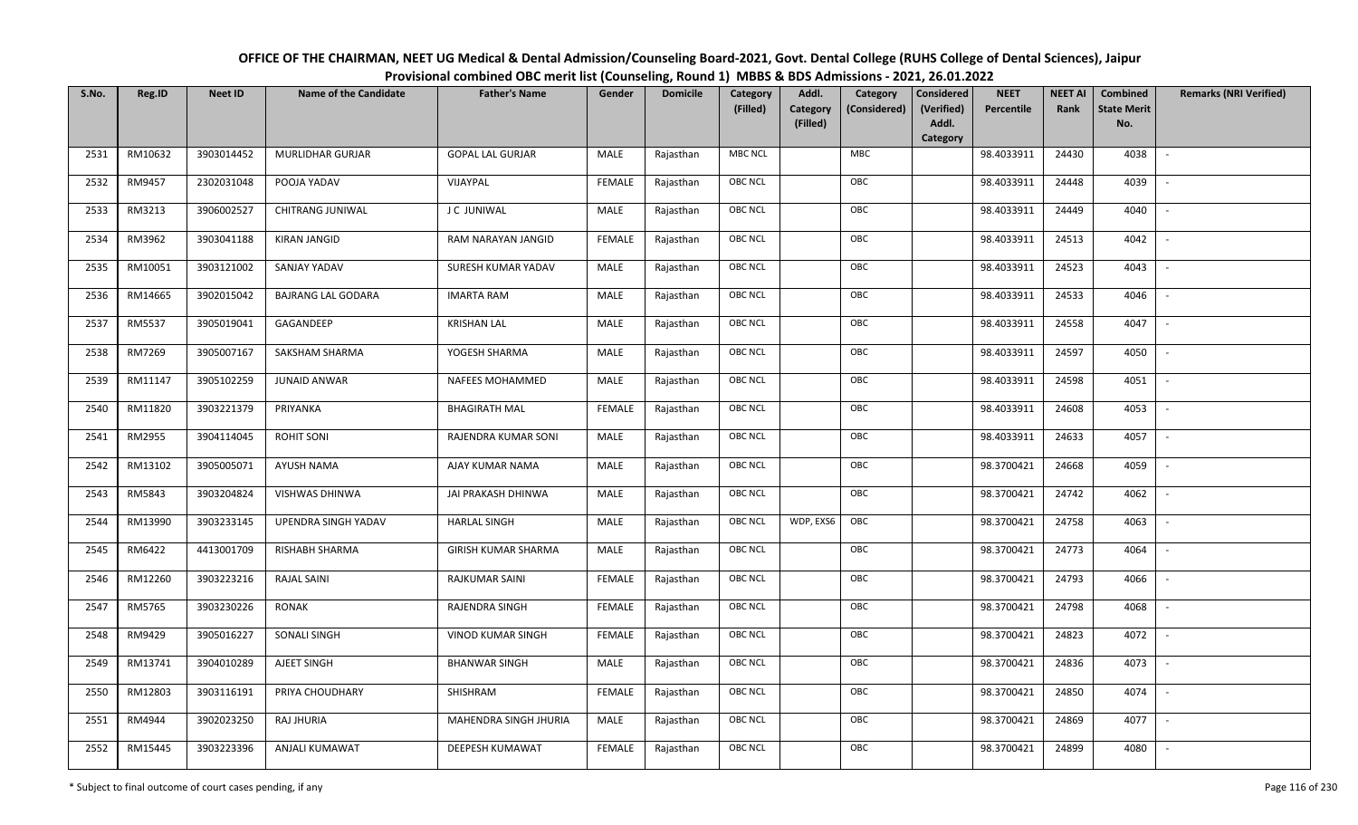# OFFICE OF THE CHAIRMAN, NEET UG Medical & Dental Admission/Counseling Board-2021, Govt. Dental College (RUHS College of Dental Sciences), Jaipur

## Provisional combined OBC merit list (Counseling, Round 1) MBBS & BDS Admissions - 2021, 26.01.2022

| S.No. | Reg.ID | Neet ID | Name of the Candidate | Father's Name | Gender | Domicile | Category (Filled) | Addl. Category (Filled) | Category (Considered) | Considered (Verified) Addl. Category | NEET Percentile | NEET AI Rank | Combined State Merit No. | Remarks (NRI Verified) |
|---|---|---|---|---|---|---|---|---|---|---|---|---|---|---|
| 2531 | RM10632 | 3903014452 | MURLIDHAR GURJAR | GOPAL LAL GURJAR | MALE | Rajasthan | MBC NCL | | MBC | | 98.4033911 | 24430 | 4038 | - |
| 2532 | RM9457 | 2302031048 | POOJA YADAV | VIJAYPAL | FEMALE | Rajasthan | OBC NCL | | OBC | | 98.4033911 | 24448 | 4039 | - |
| 2533 | RM3213 | 3906002527 | CHITRANG JUNIWAL | J C JUNIWAL | MALE | Rajasthan | OBC NCL | | OBC | | 98.4033911 | 24449 | 4040 | - |
| 2534 | RM3962 | 3903041188 | KIRAN JANGID | RAM NARAYAN JANGID | FEMALE | Rajasthan | OBC NCL | | OBC | | 98.4033911 | 24513 | 4042 | - |
| 2535 | RM10051 | 3903121002 | SANJAY YADAV | SURESH KUMAR YADAV | MALE | Rajasthan | OBC NCL | | OBC | | 98.4033911 | 24523 | 4043 | - |
| 2536 | RM14665 | 3902015042 | BAJRANG LAL GODARA | IMARTA RAM | MALE | Rajasthan | OBC NCL | | OBC | | 98.4033911 | 24533 | 4046 | - |
| 2537 | RM5537 | 3905019041 | GAGANDEEP | KRISHAN LAL | MALE | Rajasthan | OBC NCL | | OBC | | 98.4033911 | 24558 | 4047 | - |
| 2538 | RM7269 | 3905007167 | SAKSHAM SHARMA | YOGESH SHARMA | MALE | Rajasthan | OBC NCL | | OBC | | 98.4033911 | 24597 | 4050 | - |
| 2539 | RM11147 | 3905102259 | JUNAID ANWAR | NAFEES MOHAMMED | MALE | Rajasthan | OBC NCL | | OBC | | 98.4033911 | 24598 | 4051 | - |
| 2540 | RM11820 | 3903221379 | PRIYANKA | BHAGIRATH MAL | FEMALE | Rajasthan | OBC NCL | | OBC | | 98.4033911 | 24608 | 4053 | - |
| 2541 | RM2955 | 3904114045 | ROHIT SONI | RAJENDRA KUMAR SONI | MALE | Rajasthan | OBC NCL | | OBC | | 98.4033911 | 24633 | 4057 | - |
| 2542 | RM13102 | 3905005071 | AYUSH NAMA | AJAY KUMAR NAMA | MALE | Rajasthan | OBC NCL | | OBC | | 98.3700421 | 24668 | 4059 | - |
| 2543 | RM5843 | 3903204824 | VISHWAS DHINWA | JAI PRAKASH DHINWA | MALE | Rajasthan | OBC NCL | | OBC | | 98.3700421 | 24742 | 4062 | - |
| 2544 | RM13990 | 3903233145 | UPENDRA SINGH YADAV | HARLAL SINGH | MALE | Rajasthan | OBC NCL | WDP, EXS6 | OBC | | 98.3700421 | 24758 | 4063 | - |
| 2545 | RM6422 | 4413001709 | RISHABH SHARMA | GIRISH KUMAR SHARMA | MALE | Rajasthan | OBC NCL | | OBC | | 98.3700421 | 24773 | 4064 | - |
| 2546 | RM12260 | 3903223216 | RAJAL SAINI | RAJKUMAR SAINI | FEMALE | Rajasthan | OBC NCL | | OBC | | 98.3700421 | 24793 | 4066 | - |
| 2547 | RM5765 | 3903230226 | RONAK | RAJENDRA SINGH | FEMALE | Rajasthan | OBC NCL | | OBC | | 98.3700421 | 24798 | 4068 | - |
| 2548 | RM9429 | 3905016227 | SONALI SINGH | VINOD KUMAR SINGH | FEMALE | Rajasthan | OBC NCL | | OBC | | 98.3700421 | 24823 | 4072 | - |
| 2549 | RM13741 | 3904010289 | AJEET SINGH | BHANWAR SINGH | MALE | Rajasthan | OBC NCL | | OBC | | 98.3700421 | 24836 | 4073 | - |
| 2550 | RM12803 | 3903116191 | PRIYA CHOUDHARY | SHISHRAM | FEMALE | Rajasthan | OBC NCL | | OBC | | 98.3700421 | 24850 | 4074 | - |
| 2551 | RM4944 | 3902023250 | RAJ JHURIA | MAHENDRA SINGH JHURIA | MALE | Rajasthan | OBC NCL | | OBC | | 98.3700421 | 24869 | 4077 | - |
| 2552 | RM15445 | 3903223396 | ANJALI KUMAWAT | DEEPESH KUMAWAT | FEMALE | Rajasthan | OBC NCL | | OBC | | 98.3700421 | 24899 | 4080 | - |

\* Subject to final outcome of court cases pending, if any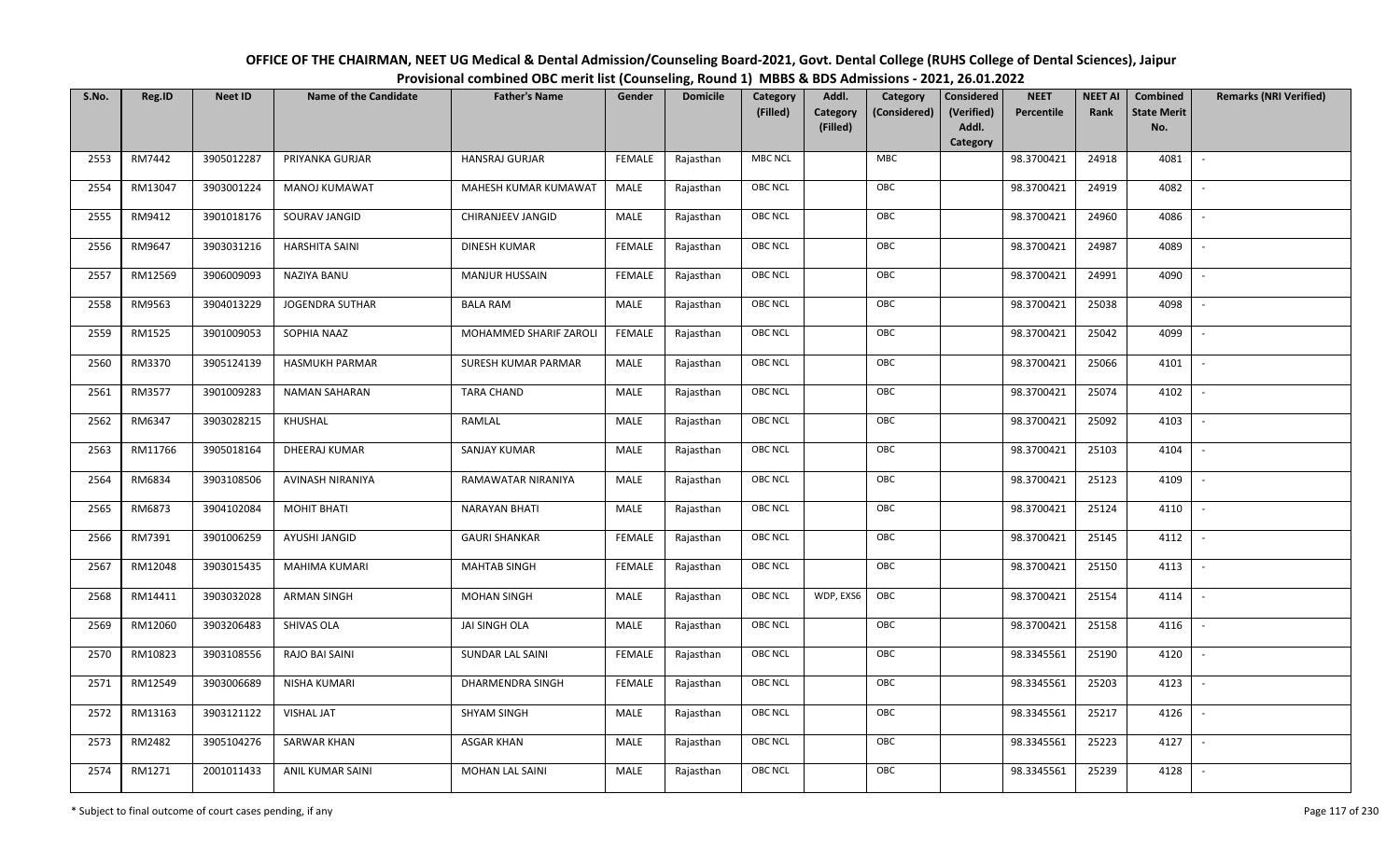# OFFICE OF THE CHAIRMAN, NEET UG Medical & Dental Admission/Counseling Board-2021, Govt. Dental College (RUHS College of Dental Sciences), Jaipur

## Provisional combined OBC merit list (Counseling, Round 1) MBBS & BDS Admissions - 2021, 26.01.2022

| S.No. | Reg.ID | Neet ID | Name of the Candidate | Father's Name | Gender | Domicile | Category (Filled) | Addl. Category (Filled) | Category (Considered) | Considered (Verified) Addl. Category | NEET Percentile | NEET AI Rank | Combined State Merit No. | Remarks (NRI Verified) |
|---|---|---|---|---|---|---|---|---|---|---|---|---|---|---|
| 2553 | RM7442 | 3905012287 | PRIYANKA GURJAR | HANSRAJ GURJAR | FEMALE | Rajasthan | MBC NCL | | MBC | | 98.3700421 | 24918 | 4081 | - |
| 2554 | RM13047 | 3903001224 | MANOJ KUMAWAT | MAHESH KUMAR KUMAWAT | MALE | Rajasthan | OBC NCL | | OBC | | 98.3700421 | 24919 | 4082 | - |
| 2555 | RM9412 | 3901018176 | SOURAV JANGID | CHIRANJEEV JANGID | MALE | Rajasthan | OBC NCL | | OBC | | 98.3700421 | 24960 | 4086 | - |
| 2556 | RM9647 | 3903031216 | HARSHITA SAINI | DINESH KUMAR | FEMALE | Rajasthan | OBC NCL | | OBC | | 98.3700421 | 24987 | 4089 | - |
| 2557 | RM12569 | 3906009093 | NAZIYA BANU | MANJUR HUSSAIN | FEMALE | Rajasthan | OBC NCL | | OBC | | 98.3700421 | 24991 | 4090 | - |
| 2558 | RM9563 | 3904013229 | JOGENDRA SUTHAR | BALA RAM | MALE | Rajasthan | OBC NCL | | OBC | | 98.3700421 | 25038 | 4098 | - |
| 2559 | RM1525 | 3901009053 | SOPHIA NAAZ | MOHAMMED SHARIF ZAROLI | FEMALE | Rajasthan | OBC NCL | | OBC | | 98.3700421 | 25042 | 4099 | - |
| 2560 | RM3370 | 3905124139 | HASMUKH PARMAR | SURESH KUMAR PARMAR | MALE | Rajasthan | OBC NCL | | OBC | | 98.3700421 | 25066 | 4101 | - |
| 2561 | RM3577 | 3901009283 | NAMAN SAHARAN | TARA CHAND | MALE | Rajasthan | OBC NCL | | OBC | | 98.3700421 | 25074 | 4102 | - |
| 2562 | RM6347 | 3903028215 | KHUSHAL | RAMLAL | MALE | Rajasthan | OBC NCL | | OBC | | 98.3700421 | 25092 | 4103 | - |
| 2563 | RM11766 | 3905018164 | DHEERAJ KUMAR | SANJAY KUMAR | MALE | Rajasthan | OBC NCL | | OBC | | 98.3700421 | 25103 | 4104 | - |
| 2564 | RM6834 | 3903108506 | AVINASH NIRANIYA | RAMAWATAR NIRANIYA | MALE | Rajasthan | OBC NCL | | OBC | | 98.3700421 | 25123 | 4109 | - |
| 2565 | RM6873 | 3904102084 | MOHIT BHATI | NARAYAN BHATI | MALE | Rajasthan | OBC NCL | | OBC | | 98.3700421 | 25124 | 4110 | - |
| 2566 | RM7391 | 3901006259 | AYUSHI JANGID | GAURI SHANKAR | FEMALE | Rajasthan | OBC NCL | | OBC | | 98.3700421 | 25145 | 4112 | - |
| 2567 | RM12048 | 3903015435 | MAHIMA KUMARI | MAHTAB SINGH | FEMALE | Rajasthan | OBC NCL | | OBC | | 98.3700421 | 25150 | 4113 | - |
| 2568 | RM14411 | 3903032028 | ARMAN SINGH | MOHAN SINGH | MALE | Rajasthan | OBC NCL | WDP, EXS6 | OBC | | 98.3700421 | 25154 | 4114 | - |
| 2569 | RM12060 | 3903206483 | SHIVAS OLA | JAI SINGH OLA | MALE | Rajasthan | OBC NCL | | OBC | | 98.3700421 | 25158 | 4116 | - |
| 2570 | RM10823 | 3903108556 | RAJO BAI SAINI | SUNDAR LAL SAINI | FEMALE | Rajasthan | OBC NCL | | OBC | | 98.3345561 | 25190 | 4120 | - |
| 2571 | RM12549 | 3903006689 | NISHA KUMARI | DHARMENDRA SINGH | FEMALE | Rajasthan | OBC NCL | | OBC | | 98.3345561 | 25203 | 4123 | - |
| 2572 | RM13163 | 3903121122 | VISHAL JAT | SHYAM SINGH | MALE | Rajasthan | OBC NCL | | OBC | | 98.3345561 | 25217 | 4126 | - |
| 2573 | RM2482 | 3905104276 | SARWAR KHAN | ASGAR KHAN | MALE | Rajasthan | OBC NCL | | OBC | | 98.3345561 | 25223 | 4127 | - |
| 2574 | RM1271 | 2001011433 | ANIL KUMAR SAINI | MOHAN LAL SAINI | MALE | Rajasthan | OBC NCL | | OBC | | 98.3345561 | 25239 | 4128 | - |

\* Subject to final outcome of court cases pending, if any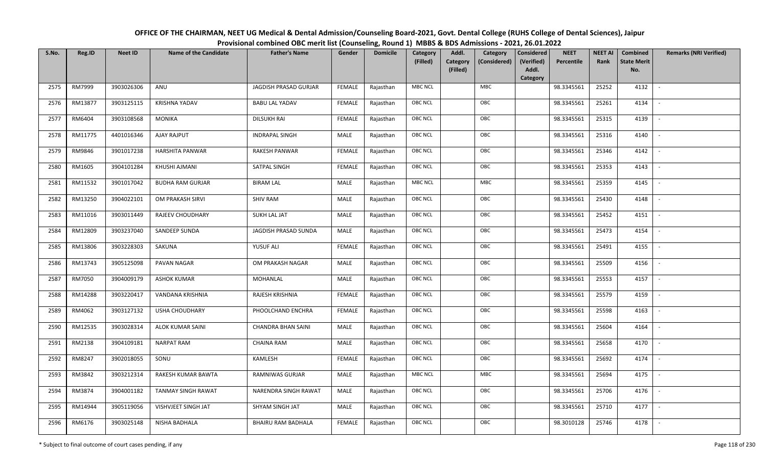# OFFICE OF THE CHAIRMAN, NEET UG Medical & Dental Admission/Counseling Board-2021, Govt. Dental College (RUHS College of Dental Sciences), Jaipur

## Provisional combined OBC merit list (Counseling, Round 1) MBBS & BDS Admissions - 2021, 26.01.2022

| S.No. | Reg.ID | Neet ID | Name of the Candidate | Father's Name | Gender | Domicile | Category (Filled) | Addl. Category (Filled) | Category (Considered) | Considered (Verified) Addl. Category | NEET Percentile | NEET AI Rank | Combined State Merit No. | Remarks (NRI Verified) |
|---|---|---|---|---|---|---|---|---|---|---|---|---|---|---|
| 2575 | RM7999 | 3903026306 | ANU | JAGDISH PRASAD GURJAR | FEMALE | Rajasthan | MBC NCL | | MBC | | 98.3345561 | 25252 | 4132 | - |
| 2576 | RM13877 | 3903125115 | KRISHNA YADAV | BABU LAL YADAV | FEMALE | Rajasthan | OBC NCL | | OBC | | 98.3345561 | 25261 | 4134 | - |
| 2577 | RM6404 | 3903108568 | MONIKA | DILSUKH RAI | FEMALE | Rajasthan | OBC NCL | | OBC | | 98.3345561 | 25315 | 4139 | - |
| 2578 | RM11775 | 4401016346 | AJAY RAJPUT | INDRAPAL SINGH | MALE | Rajasthan | OBC NCL | | OBC | | 98.3345561 | 25316 | 4140 | - |
| 2579 | RM9846 | 3901017238 | HARSHITA PANWAR | RAKESH PANWAR | FEMALE | Rajasthan | OBC NCL | | OBC | | 98.3345561 | 25346 | 4142 | - |
| 2580 | RM1605 | 3904101284 | KHUSHI AJMANI | SATPAL SINGH | FEMALE | Rajasthan | OBC NCL | | OBC | | 98.3345561 | 25353 | 4143 | - |
| 2581 | RM11532 | 3901017042 | BUDHA RAM GURJAR | BIRAM LAL | MALE | Rajasthan | MBC NCL | | MBC | | 98.3345561 | 25359 | 4145 | - |
| 2582 | RM13250 | 3904022101 | OM PRAKASH SIRVI | SHIV RAM | MALE | Rajasthan | OBC NCL | | OBC | | 98.3345561 | 25430 | 4148 | - |
| 2583 | RM11016 | 3903011449 | RAJEEV CHOUDHARY | SUKH LAL JAT | MALE | Rajasthan | OBC NCL | | OBC | | 98.3345561 | 25452 | 4151 | - |
| 2584 | RM12809 | 3903237040 | SANDEEP SUNDA | JAGDISH PRASAD SUNDA | MALE | Rajasthan | OBC NCL | | OBC | | 98.3345561 | 25473 | 4154 | - |
| 2585 | RM13806 | 3903228303 | SAKUNA | YUSUF ALI | FEMALE | Rajasthan | OBC NCL | | OBC | | 98.3345561 | 25491 | 4155 | - |
| 2586 | RM13743 | 3905125098 | PAVAN NAGAR | OM PRAKASH NAGAR | MALE | Rajasthan | OBC NCL | | OBC | | 98.3345561 | 25509 | 4156 | - |
| 2587 | RM7050 | 3904009179 | ASHOK KUMAR | MOHANLAL | MALE | Rajasthan | OBC NCL | | OBC | | 98.3345561 | 25553 | 4157 | - |
| 2588 | RM14288 | 3903220417 | VANDANA KRISHNIA | RAJESH KRISHNIA | FEMALE | Rajasthan | OBC NCL | | OBC | | 98.3345561 | 25579 | 4159 | - |
| 2589 | RM4062 | 3903127132 | USHA CHOUDHARY | PHOOLCHAND ENCHRA | FEMALE | Rajasthan | OBC NCL | | OBC | | 98.3345561 | 25598 | 4163 | - |
| 2590 | RM12535 | 3903028314 | ALOK KUMAR SAINI | CHANDRA BHAN SAINI | MALE | Rajasthan | OBC NCL | | OBC | | 98.3345561 | 25604 | 4164 | - |
| 2591 | RM2138 | 3904109181 | NARPAT RAM | CHAINA RAM | MALE | Rajasthan | OBC NCL | | OBC | | 98.3345561 | 25658 | 4170 | - |
| 2592 | RM8247 | 3902018055 | SONU | KAMLESH | FEMALE | Rajasthan | OBC NCL | | OBC | | 98.3345561 | 25692 | 4174 | - |
| 2593 | RM3842 | 3903212314 | RAKESH KUMAR BAWTA | RAMNIWAS GURJAR | MALE | Rajasthan | MBC NCL | | MBC | | 98.3345561 | 25694 | 4175 | - |
| 2594 | RM3874 | 3904001182 | TANMAY SINGH RAWAT | NARENDRA SINGH RAWAT | MALE | Rajasthan | OBC NCL | | OBC | | 98.3345561 | 25706 | 4176 | - |
| 2595 | RM14944 | 3905119056 | VISHVJEET SINGH JAT | SHYAM SINGH JAT | MALE | Rajasthan | OBC NCL | | OBC | | 98.3345561 | 25710 | 4177 | - |
| 2596 | RM6176 | 3903025148 | NISHA BADHALA | BHAIRU RAM BADHALA | FEMALE | Rajasthan | OBC NCL | | OBC | | 98.3010128 | 25746 | 4178 | - |

\* Subject to final outcome of court cases pending, if any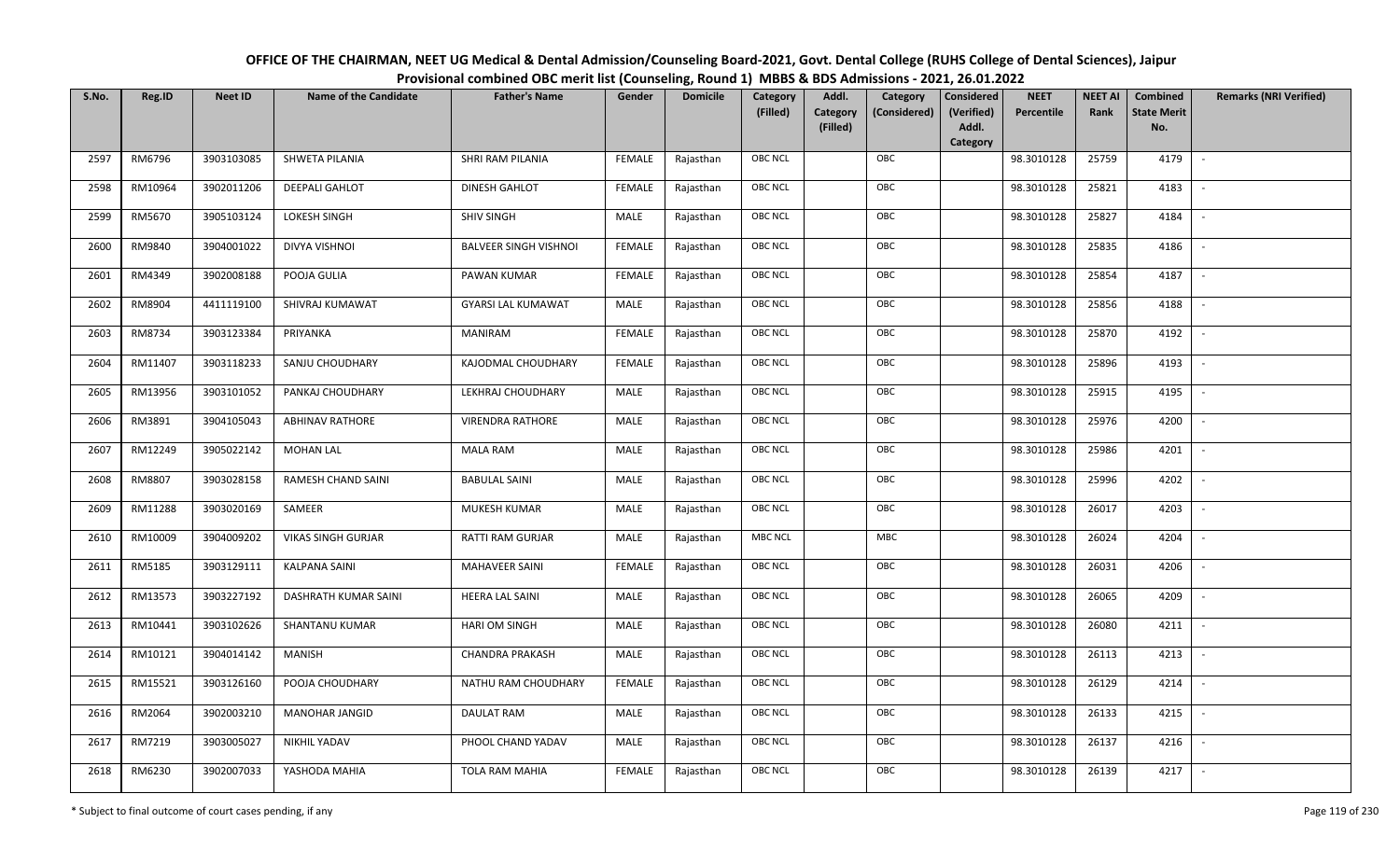# OFFICE OF THE CHAIRMAN, NEET UG Medical & Dental Admission/Counseling Board-2021, Govt. Dental College (RUHS College of Dental Sciences), Jaipur

## Provisional combined OBC merit list (Counseling, Round 1) MBBS & BDS Admissions - 2021, 26.01.2022

| S.No. | Reg.ID | Neet ID | Name of the Candidate | Father's Name | Gender | Domicile | Category (Filled) | Addl. Category (Filled) | Category (Considered) | Considered (Verified) Addl. Category | NEET Percentile | NEET AI Rank | Combined State Merit No. | Remarks (NRI Verified) |
|---|---|---|---|---|---|---|---|---|---|---|---|---|---|---|
| 2597 | RM6796 | 3903103085 | SHWETA PILANIA | SHRI RAM PILANIA | FEMALE | Rajasthan | OBC NCL | | OBC | | 98.3010128 | 25759 | 4179 | - |
| 2598 | RM10964 | 3902011206 | DEEPALI GAHLOT | DINESH GAHLOT | FEMALE | Rajasthan | OBC NCL | | OBC | | 98.3010128 | 25821 | 4183 | - |
| 2599 | RM5670 | 3905103124 | LOKESH SINGH | SHIV SINGH | MALE | Rajasthan | OBC NCL | | OBC | | 98.3010128 | 25827 | 4184 | - |
| 2600 | RM9840 | 3904001022 | DIVYA VISHNOI | BALVEER SINGH VISHNOI | FEMALE | Rajasthan | OBC NCL | | OBC | | 98.3010128 | 25835 | 4186 | - |
| 2601 | RM4349 | 3902008188 | POOJA GULIA | PAWAN KUMAR | FEMALE | Rajasthan | OBC NCL | | OBC | | 98.3010128 | 25854 | 4187 | - |
| 2602 | RM8904 | 4411119100 | SHIVRAJ KUMAWAT | GYARSI LAL KUMAWAT | MALE | Rajasthan | OBC NCL | | OBC | | 98.3010128 | 25856 | 4188 | - |
| 2603 | RM8734 | 3903123384 | PRIYANKA | MANIRAM | FEMALE | Rajasthan | OBC NCL | | OBC | | 98.3010128 | 25870 | 4192 | - |
| 2604 | RM11407 | 3903118233 | SANJU CHOUDHARY | KAJODMAL CHOUDHARY | FEMALE | Rajasthan | OBC NCL | | OBC | | 98.3010128 | 25896 | 4193 | - |
| 2605 | RM13956 | 3903101052 | PANKAJ CHOUDHARY | LEKHRAJ CHOUDHARY | MALE | Rajasthan | OBC NCL | | OBC | | 98.3010128 | 25915 | 4195 | - |
| 2606 | RM3891 | 3904105043 | ABHINAV RATHORE | VIRENDRA RATHORE | MALE | Rajasthan | OBC NCL | | OBC | | 98.3010128 | 25976 | 4200 | - |
| 2607 | RM12249 | 3905022142 | MOHAN LAL | MALA RAM | MALE | Rajasthan | OBC NCL | | OBC | | 98.3010128 | 25986 | 4201 | - |
| 2608 | RM8807 | 3903028158 | RAMESH CHAND SAINI | BABULAL SAINI | MALE | Rajasthan | OBC NCL | | OBC | | 98.3010128 | 25996 | 4202 | - |
| 2609 | RM11288 | 3903020169 | SAMEER | MUKESH KUMAR | MALE | Rajasthan | OBC NCL | | OBC | | 98.3010128 | 26017 | 4203 | - |
| 2610 | RM10009 | 3904009202 | VIKAS SINGH GURJAR | RATTI RAM GURJAR | MALE | Rajasthan | MBC NCL | | MBC | | 98.3010128 | 26024 | 4204 | - |
| 2611 | RM5185 | 3903129111 | KALPANA SAINI | MAHAVEER SAINI | FEMALE | Rajasthan | OBC NCL | | OBC | | 98.3010128 | 26031 | 4206 | - |
| 2612 | RM13573 | 3903227192 | DASHRATH KUMAR SAINI | HEERA LAL SAINI | MALE | Rajasthan | OBC NCL | | OBC | | 98.3010128 | 26065 | 4209 | - |
| 2613 | RM10441 | 3903102626 | SHANTANU KUMAR | HARI OM SINGH | MALE | Rajasthan | OBC NCL | | OBC | | 98.3010128 | 26080 | 4211 | - |
| 2614 | RM10121 | 3904014142 | MANISH | CHANDRA PRAKASH | MALE | Rajasthan | OBC NCL | | OBC | | 98.3010128 | 26113 | 4213 | - |
| 2615 | RM15521 | 3903126160 | POOJA CHOUDHARY | NATHU RAM CHOUDHARY | FEMALE | Rajasthan | OBC NCL | | OBC | | 98.3010128 | 26129 | 4214 | - |
| 2616 | RM2064 | 3902003210 | MANOHAR JANGID | DAULAT RAM | MALE | Rajasthan | OBC NCL | | OBC | | 98.3010128 | 26133 | 4215 | - |
| 2617 | RM7219 | 3903005027 | NIKHIL YADAV | PHOOL CHAND YADAV | MALE | Rajasthan | OBC NCL | | OBC | | 98.3010128 | 26137 | 4216 | - |
| 2618 | RM6230 | 3902007033 | YASHODA MAHIA | TOLA RAM MAHIA | FEMALE | Rajasthan | OBC NCL | | OBC | | 98.3010128 | 26139 | 4217 | - |

\* Subject to final outcome of court cases pending, if any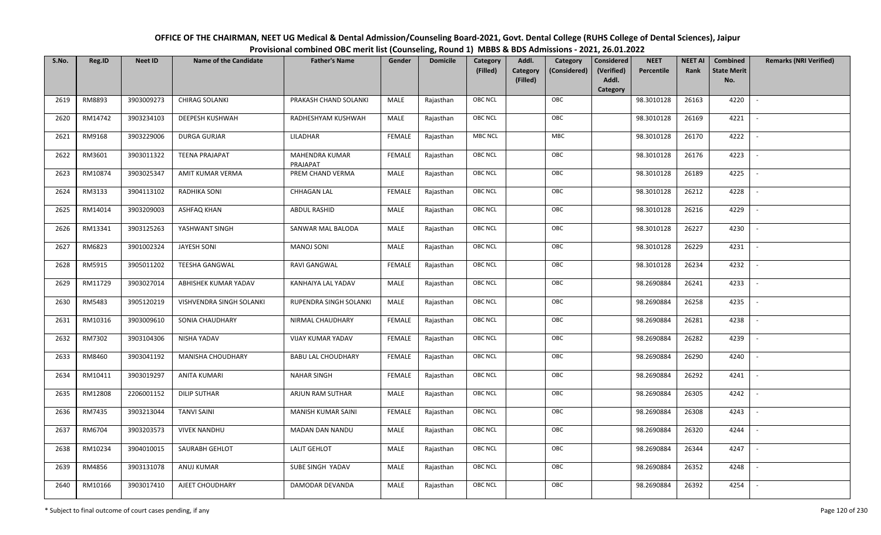# OFFICE OF THE CHAIRMAN, NEET UG Medical & Dental Admission/Counseling Board-2021, Govt. Dental College (RUHS College of Dental Sciences), Jaipur

## Provisional combined OBC merit list (Counseling, Round 1) MBBS & BDS Admissions - 2021, 26.01.2022

| S.No. | Reg.ID | Neet ID | Name of the Candidate | Father's Name | Gender | Domicile | Category (Filled) | Addl. Category (Filled) | Category (Considered) | Considered (Verified) Addl. Category | NEET Percentile | NEET AI Rank | Combined State Merit No. | Remarks (NRI Verified) |
|---|---|---|---|---|---|---|---|---|---|---|---|---|---|---|
| 2619 | RM8893 | 3903009273 | CHIRAG SOLANKI | PRAKASH CHAND SOLANKI | MALE | Rajasthan | OBC NCL | | OBC | | 98.3010128 | 26163 | 4220 | - |
| 2620 | RM14742 | 3903234103 | DEEPESH KUSHWAH | RADHESHYAM KUSHWAH | MALE | Rajasthan | OBC NCL | | OBC | | 98.3010128 | 26169 | 4221 | - |
| 2621 | RM9168 | 3903229006 | DURGA GURJAR | LILADHAR | FEMALE | Rajasthan | MBC NCL | | MBC | | 98.3010128 | 26170 | 4222 | - |
| 2622 | RM3601 | 3903011322 | TEENA PRAJAPAT | MAHENDRA KUMAR PRAJAPAT | FEMALE | Rajasthan | OBC NCL | | OBC | | 98.3010128 | 26176 | 4223 | - |
| 2623 | RM10874 | 3903025347 | AMIT KUMAR VERMA | PREM CHAND VERMA | MALE | Rajasthan | OBC NCL | | OBC | | 98.3010128 | 26189 | 4225 | - |
| 2624 | RM3133 | 3904113102 | RADHIKA SONI | CHHAGAN LAL | FEMALE | Rajasthan | OBC NCL | | OBC | | 98.3010128 | 26212 | 4228 | - |
| 2625 | RM14014 | 3903209003 | ASHFAQ KHAN | ABDUL RASHID | MALE | Rajasthan | OBC NCL | | OBC | | 98.3010128 | 26216 | 4229 | - |
| 2626 | RM13341 | 3903125263 | YASHWANT SINGH | SANWAR MAL BALODA | MALE | Rajasthan | OBC NCL | | OBC | | 98.3010128 | 26227 | 4230 | - |
| 2627 | RM6823 | 3901002324 | JAYESH SONI | MANOJ SONI | MALE | Rajasthan | OBC NCL | | OBC | | 98.3010128 | 26229 | 4231 | - |
| 2628 | RM5915 | 3905011202 | TEESHA GANGWAL | RAVI GANGWAL | FEMALE | Rajasthan | OBC NCL | | OBC | | 98.3010128 | 26234 | 4232 | - |
| 2629 | RM11729 | 3903027014 | ABHISHEK KUMAR YADAV | KANHAIYA LAL YADAV | MALE | Rajasthan | OBC NCL | | OBC | | 98.2690884 | 26241 | 4233 | - |
| 2630 | RM5483 | 3905120219 | VISHVENDRA SINGH SOLANKI | RUPENDRA SINGH SOLANKI | MALE | Rajasthan | OBC NCL | | OBC | | 98.2690884 | 26258 | 4235 | - |
| 2631 | RM10316 | 3903009610 | SONIA CHAUDHARY | NIRMAL CHAUDHARY | FEMALE | Rajasthan | OBC NCL | | OBC | | 98.2690884 | 26281 | 4238 | - |
| 2632 | RM7302 | 3903104306 | NISHA YADAV | VIJAY KUMAR YADAV | FEMALE | Rajasthan | OBC NCL | | OBC | | 98.2690884 | 26282 | 4239 | - |
| 2633 | RM8460 | 3903041192 | MANISHA CHOUDHARY | BABU LAL CHOUDHARY | FEMALE | Rajasthan | OBC NCL | | OBC | | 98.2690884 | 26290 | 4240 | - |
| 2634 | RM10411 | 3903019297 | ANITA KUMARI | NAHAR SINGH | FEMALE | Rajasthan | OBC NCL | | OBC | | 98.2690884 | 26292 | 4241 | - |
| 2635 | RM12808 | 2206001152 | DILIP SUTHAR | ARJUN RAM SUTHAR | MALE | Rajasthan | OBC NCL | | OBC | | 98.2690884 | 26305 | 4242 | - |
| 2636 | RM7435 | 3903213044 | TANVI SAINI | MANISH KUMAR SAINI | FEMALE | Rajasthan | OBC NCL | | OBC | | 98.2690884 | 26308 | 4243 | - |
| 2637 | RM6704 | 3903203573 | VIVEK NANDHU | MADAN DAN NANDU | MALE | Rajasthan | OBC NCL | | OBC | | 98.2690884 | 26320 | 4244 | - |
| 2638 | RM10234 | 3904010015 | SAURABH GEHLOT | LALIT GEHLOT | MALE | Rajasthan | OBC NCL | | OBC | | 98.2690884 | 26344 | 4247 | - |
| 2639 | RM4856 | 3903131078 | ANUJ KUMAR | SUBE SINGH YADAV | MALE | Rajasthan | OBC NCL | | OBC | | 98.2690884 | 26352 | 4248 | - |
| 2640 | RM10166 | 3903017410 | AJEET CHOUDHARY | DAMODAR DEVANDA | MALE | Rajasthan | OBC NCL | | OBC | | 98.2690884 | 26392 | 4254 | - |

\* Subject to final outcome of court cases pending, if any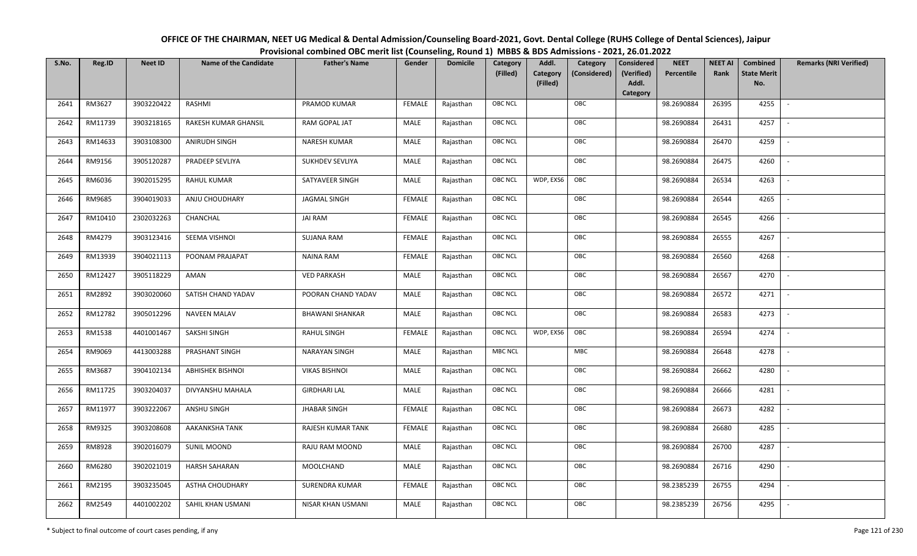# OFFICE OF THE CHAIRMAN, NEET UG Medical & Dental Admission/Counseling Board-2021, Govt. Dental College (RUHS College of Dental Sciences), Jaipur

## Provisional combined OBC merit list (Counseling, Round 1) MBBS & BDS Admissions - 2021, 26.01.2022

| S.No. | Reg.ID | Neet ID | Name of the Candidate | Father's Name | Gender | Domicile | Category (Filled) | Addl. Category (Filled) | Category (Considered) | Considered (Verified) Addl. Category | NEET Percentile | NEET AI Rank | Combined State Merit No. | Remarks (NRI Verified) |
|---|---|---|---|---|---|---|---|---|---|---|---|---|---|---|
| 2641 | RM3627 | 3903220422 | RASHMI | PRAMOD KUMAR | FEMALE | Rajasthan | OBC NCL | | OBC | | 98.2690884 | 26395 | 4255 | - |
| 2642 | RM11739 | 3903218165 | RAKESH KUMAR GHANSIL | RAM GOPAL JAT | MALE | Rajasthan | OBC NCL | | OBC | | 98.2690884 | 26431 | 4257 | - |
| 2643 | RM14633 | 3903108300 | ANIRUDH SINGH | NARESH KUMAR | MALE | Rajasthan | OBC NCL | | OBC | | 98.2690884 | 26470 | 4259 | - |
| 2644 | RM9156 | 3905120287 | PRADEEP SEVLIYA | SUKHDEV SEVLIYA | MALE | Rajasthan | OBC NCL | | OBC | | 98.2690884 | 26475 | 4260 | - |
| 2645 | RM6036 | 3902015295 | RAHUL KUMAR | SATYAVEER SINGH | MALE | Rajasthan | OBC NCL | WDP, EXS6 | OBC | | 98.2690884 | 26534 | 4263 | - |
| 2646 | RM9685 | 3904019033 | ANJU CHOUDHARY | JAGMAL SINGH | FEMALE | Rajasthan | OBC NCL | | OBC | | 98.2690884 | 26544 | 4265 | - |
| 2647 | RM10410 | 2302032263 | CHANCHAL | JAI RAM | FEMALE | Rajasthan | OBC NCL | | OBC | | 98.2690884 | 26545 | 4266 | - |
| 2648 | RM4279 | 3903123416 | SEEMA VISHNOI | SUJANA RAM | FEMALE | Rajasthan | OBC NCL | | OBC | | 98.2690884 | 26555 | 4267 | - |
| 2649 | RM13939 | 3904021113 | POONAM PRAJAPAT | NAINA RAM | FEMALE | Rajasthan | OBC NCL | | OBC | | 98.2690884 | 26560 | 4268 | - |
| 2650 | RM12427 | 3905118229 | AMAN | VED PARKASH | MALE | Rajasthan | OBC NCL | | OBC | | 98.2690884 | 26567 | 4270 | - |
| 2651 | RM2892 | 3903020060 | SATISH CHAND YADAV | POORAN CHAND YADAV | MALE | Rajasthan | OBC NCL | | OBC | | 98.2690884 | 26572 | 4271 | - |
| 2652 | RM12782 | 3905012296 | NAVEEN MALAV | BHAWANI SHANKAR | MALE | Rajasthan | OBC NCL | | OBC | | 98.2690884 | 26583 | 4273 | - |
| 2653 | RM1538 | 4401001467 | SAKSHI SINGH | RAHUL SINGH | FEMALE | Rajasthan | OBC NCL | WDP, EXS6 | OBC | | 98.2690884 | 26594 | 4274 | - |
| 2654 | RM9069 | 4413003288 | PRASHANT SINGH | NARAYAN SINGH | MALE | Rajasthan | MBC NCL | | MBC | | 98.2690884 | 26648 | 4278 | - |
| 2655 | RM3687 | 3904102134 | ABHISHEK BISHNOI | VIKAS BISHNOI | MALE | Rajasthan | OBC NCL | | OBC | | 98.2690884 | 26662 | 4280 | - |
| 2656 | RM11725 | 3903204037 | DIVYANSHU MAHALA | GIRDHARI LAL | MALE | Rajasthan | OBC NCL | | OBC | | 98.2690884 | 26666 | 4281 | - |
| 2657 | RM11977 | 3903222067 | ANSHU SINGH | JHABAR SINGH | FEMALE | Rajasthan | OBC NCL | | OBC | | 98.2690884 | 26673 | 4282 | - |
| 2658 | RM9325 | 3903208608 | AAKANKSHA TANK | RAJESH KUMAR TANK | FEMALE | Rajasthan | OBC NCL | | OBC | | 98.2690884 | 26680 | 4285 | - |
| 2659 | RM8928 | 3902016079 | SUNIL MOOND | RAJU RAM MOOND | MALE | Rajasthan | OBC NCL | | OBC | | 98.2690884 | 26700 | 4287 | - |
| 2660 | RM6280 | 3902021019 | HARSH SAHARAN | MOOLCHAND | MALE | Rajasthan | OBC NCL | | OBC | | 98.2690884 | 26716 | 4290 | - |
| 2661 | RM2195 | 3903235045 | ASTHA CHOUDHARY | SURENDRA KUMAR | FEMALE | Rajasthan | OBC NCL | | OBC | | 98.2385239 | 26755 | 4294 | - |
| 2662 | RM2549 | 4401002202 | SAHIL KHAN USMANI | NISAR KHAN USMANI | MALE | Rajasthan | OBC NCL | | OBC | | 98.2385239 | 26756 | 4295 | - |

\* Subject to final outcome of court cases pending, if any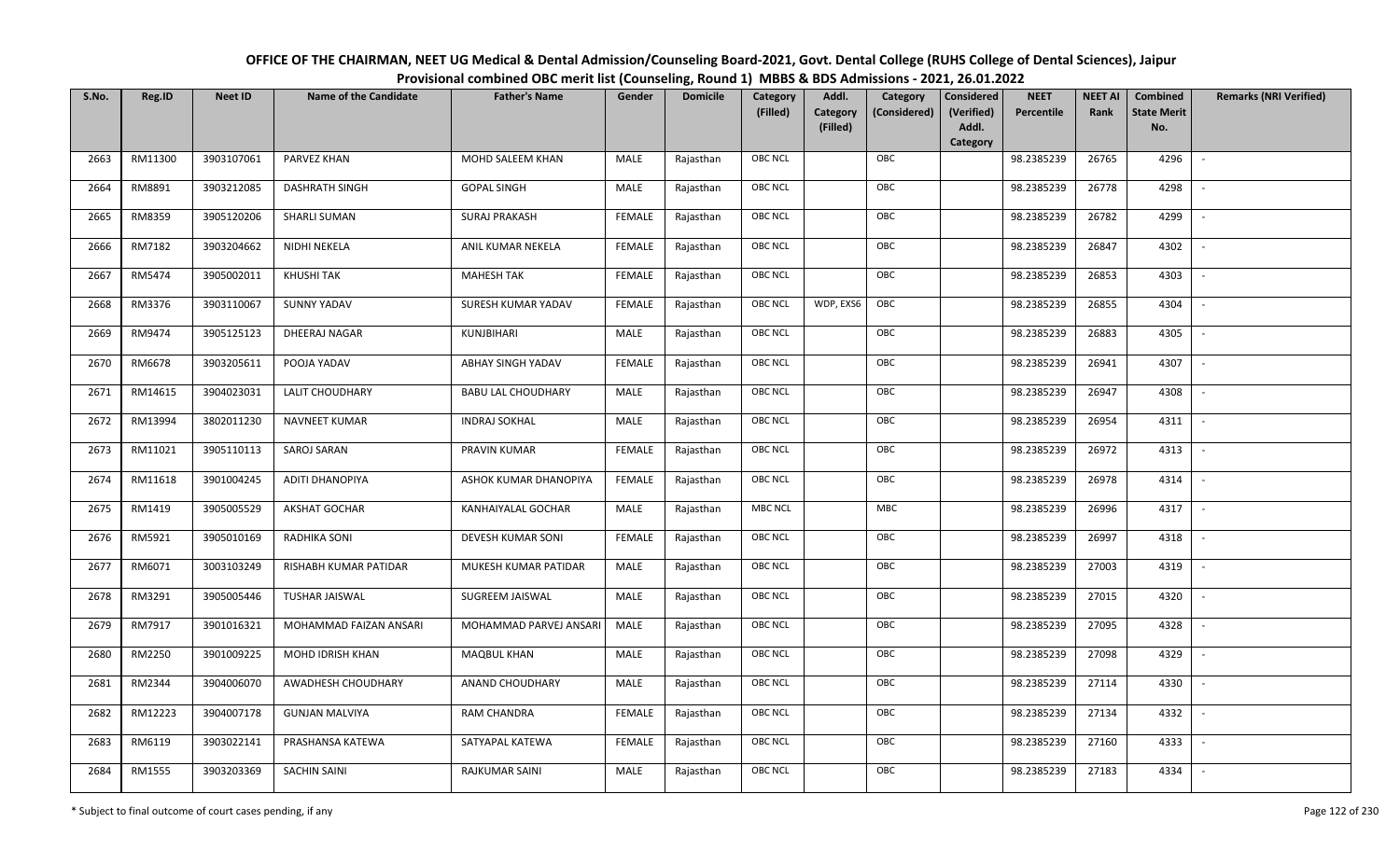# OFFICE OF THE CHAIRMAN, NEET UG Medical & Dental Admission/Counseling Board-2021, Govt. Dental College (RUHS College of Dental Sciences), Jaipur

## Provisional combined OBC merit list (Counseling, Round 1) MBBS & BDS Admissions - 2021, 26.01.2022

| S.No. | Reg.ID | Neet ID | Name of the Candidate | Father's Name | Gender | Domicile | Category (Filled) | Addl. Category (Filled) | Category (Considered) | Considered (Verified) Addl. Category | NEET Percentile | NEET AI Rank | Combined State Merit No. | Remarks (NRI Verified) |
|---|---|---|---|---|---|---|---|---|---|---|---|---|---|---|
| 2663 | RM11300 | 3903107061 | PARVEZ KHAN | MOHD SALEEM KHAN | MALE | Rajasthan | OBC NCL | | OBC | | 98.2385239 | 26765 | 4296 | - |
| 2664 | RM8891 | 3903212085 | DASHRATH SINGH | GOPAL SINGH | MALE | Rajasthan | OBC NCL | | OBC | | 98.2385239 | 26778 | 4298 | - |
| 2665 | RM8359 | 3905120206 | SHARLI SUMAN | SURAJ PRAKASH | FEMALE | Rajasthan | OBC NCL | | OBC | | 98.2385239 | 26782 | 4299 | - |
| 2666 | RM7182 | 3903204662 | NIDHI NEKELA | ANIL KUMAR NEKELA | FEMALE | Rajasthan | OBC NCL | | OBC | | 98.2385239 | 26847 | 4302 | - |
| 2667 | RM5474 | 3905002011 | KHUSHI TAK | MAHESH TAK | FEMALE | Rajasthan | OBC NCL | | OBC | | 98.2385239 | 26853 | 4303 | - |
| 2668 | RM3376 | 3903110067 | SUNNY YADAV | SURESH KUMAR YADAV | FEMALE | Rajasthan | OBC NCL | WDP, EXS6 | OBC | | 98.2385239 | 26855 | 4304 | - |
| 2669 | RM9474 | 3905125123 | DHEERAJ NAGAR | KUNJBIHARI | MALE | Rajasthan | OBC NCL | | OBC | | 98.2385239 | 26883 | 4305 | - |
| 2670 | RM6678 | 3903205611 | POOJA YADAV | ABHAY SINGH YADAV | FEMALE | Rajasthan | OBC NCL | | OBC | | 98.2385239 | 26941 | 4307 | - |
| 2671 | RM14615 | 3904023031 | LALIT CHOUDHARY | BABU LAL CHOUDHARY | MALE | Rajasthan | OBC NCL | | OBC | | 98.2385239 | 26947 | 4308 | - |
| 2672 | RM13994 | 3802011230 | NAVNEET KUMAR | INDRAJ SOKHAL | MALE | Rajasthan | OBC NCL | | OBC | | 98.2385239 | 26954 | 4311 | - |
| 2673 | RM11021 | 3905110113 | SAROJ SARAN | PRAVIN KUMAR | FEMALE | Rajasthan | OBC NCL | | OBC | | 98.2385239 | 26972 | 4313 | - |
| 2674 | RM11618 | 3901004245 | ADITI DHANOPIYA | ASHOK KUMAR DHANOPIYA | FEMALE | Rajasthan | OBC NCL | | OBC | | 98.2385239 | 26978 | 4314 | - |
| 2675 | RM1419 | 3905005529 | AKSHAT GOCHAR | KANHAIYALAL GOCHAR | MALE | Rajasthan | MBC NCL | | MBC | | 98.2385239 | 26996 | 4317 | - |
| 2676 | RM5921 | 3905010169 | RADHIKA SONI | DEVESH KUMAR SONI | FEMALE | Rajasthan | OBC NCL | | OBC | | 98.2385239 | 26997 | 4318 | - |
| 2677 | RM6071 | 3003103249 | RISHABH KUMAR PATIDAR | MUKESH KUMAR PATIDAR | MALE | Rajasthan | OBC NCL | | OBC | | 98.2385239 | 27003 | 4319 | - |
| 2678 | RM3291 | 3905005446 | TUSHAR JAISWAL | SUGREEM JAISWAL | MALE | Rajasthan | OBC NCL | | OBC | | 98.2385239 | 27015 | 4320 | - |
| 2679 | RM7917 | 3901016321 | MOHAMMAD FAIZAN ANSARI | MOHAMMAD PARVEJ ANSARI | MALE | Rajasthan | OBC NCL | | OBC | | 98.2385239 | 27095 | 4328 | - |
| 2680 | RM2250 | 3901009225 | MOHD IDRISH KHAN | MAQBUL KHAN | MALE | Rajasthan | OBC NCL | | OBC | | 98.2385239 | 27098 | 4329 | - |
| 2681 | RM2344 | 3904006070 | AWADHESH CHOUDHARY | ANAND CHOUDHARY | MALE | Rajasthan | OBC NCL | | OBC | | 98.2385239 | 27114 | 4330 | - |
| 2682 | RM12223 | 3904007178 | GUNJAN MALVIYA | RAM CHANDRA | FEMALE | Rajasthan | OBC NCL | | OBC | | 98.2385239 | 27134 | 4332 | - |
| 2683 | RM6119 | 3903022141 | PRASHANSA KATEWA | SATYAPAL KATEWA | FEMALE | Rajasthan | OBC NCL | | OBC | | 98.2385239 | 27160 | 4333 | - |
| 2684 | RM1555 | 3903203369 | SACHIN SAINI | RAJKUMAR SAINI | MALE | Rajasthan | OBC NCL | | OBC | | 98.2385239 | 27183 | 4334 | - |

\* Subject to final outcome of court cases pending, if any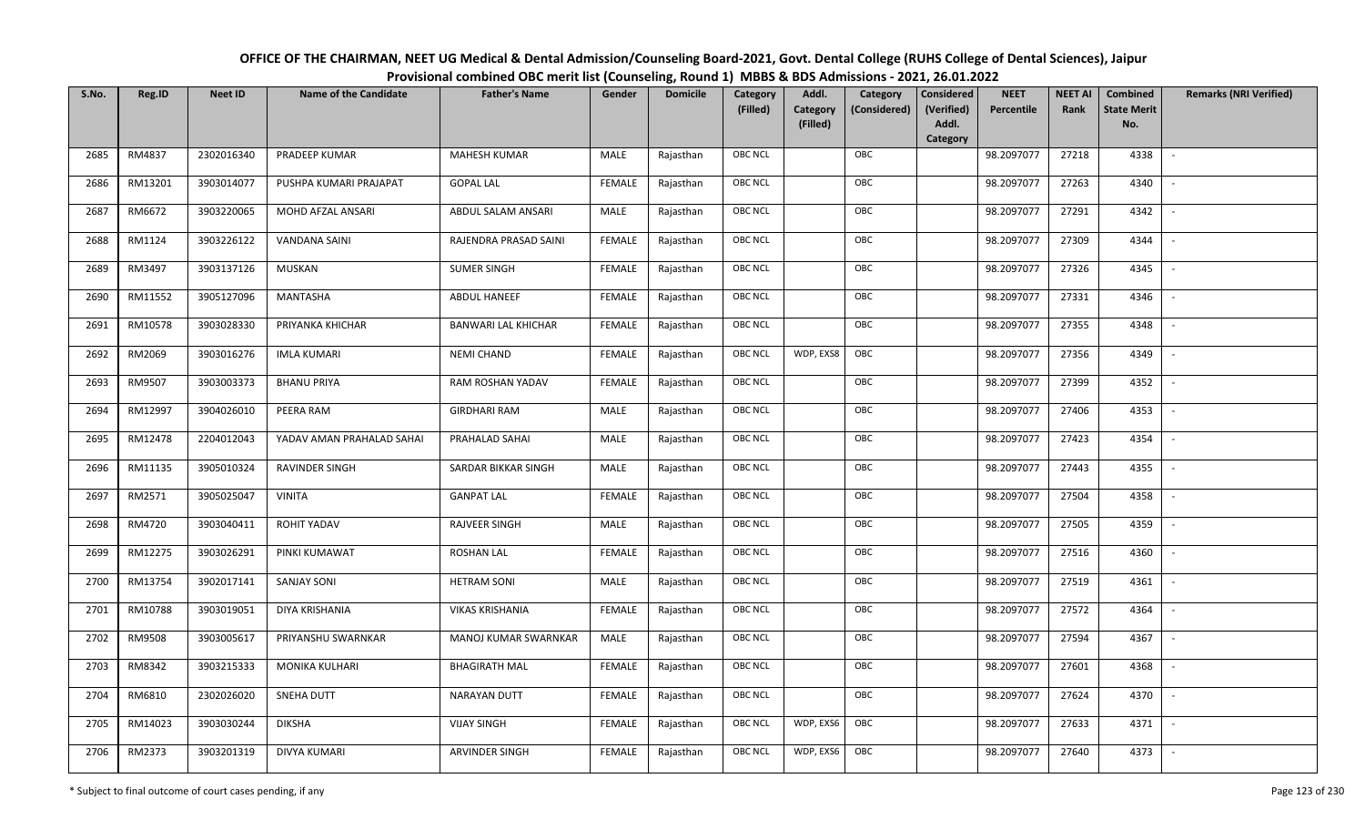# OFFICE OF THE CHAIRMAN, NEET UG Medical & Dental Admission/Counseling Board-2021, Govt. Dental College (RUHS College of Dental Sciences), Jaipur

## Provisional combined OBC merit list (Counseling, Round 1) MBBS & BDS Admissions - 2021, 26.01.2022

| S.No. | Reg.ID | Neet ID | Name of the Candidate | Father's Name | Gender | Domicile | Category (Filled) | Addl. Category (Filled) | Category (Considered) | Considered (Verified) Addl. Category | NEET Percentile | NEET AI Rank | Combined State Merit No. | Remarks (NRI Verified) |
|---|---|---|---|---|---|---|---|---|---|---|---|---|---|---|
| 2685 | RM4837 | 2302016340 | PRADEEP KUMAR | MAHESH KUMAR | MALE | Rajasthan | OBC NCL | | OBC | | 98.2097077 | 27218 | 4338 | - |
| 2686 | RM13201 | 3903014077 | PUSHPA KUMARI PRAJAPAT | GOPAL LAL | FEMALE | Rajasthan | OBC NCL | | OBC | | 98.2097077 | 27263 | 4340 | - |
| 2687 | RM6672 | 3903220065 | MOHD AFZAL ANSARI | ABDUL SALAM ANSARI | MALE | Rajasthan | OBC NCL | | OBC | | 98.2097077 | 27291 | 4342 | - |
| 2688 | RM1124 | 3903226122 | VANDANA SAINI | RAJENDRA PRASAD SAINI | FEMALE | Rajasthan | OBC NCL | | OBC | | 98.2097077 | 27309 | 4344 | - |
| 2689 | RM3497 | 3903137126 | MUSKAN | SUMER SINGH | FEMALE | Rajasthan | OBC NCL | | OBC | | 98.2097077 | 27326 | 4345 | - |
| 2690 | RM11552 | 3905127096 | MANTASHA | ABDUL HANEEF | FEMALE | Rajasthan | OBC NCL | | OBC | | 98.2097077 | 27331 | 4346 | - |
| 2691 | RM10578 | 3903028330 | PRIYANKA KHICHAR | BANWARI LAL KHICHAR | FEMALE | Rajasthan | OBC NCL | | OBC | | 98.2097077 | 27355 | 4348 | - |
| 2692 | RM2069 | 3903016276 | IMLA KUMARI | NEMI CHAND | FEMALE | Rajasthan | OBC NCL | WDP, EXS8 | OBC | | 98.2097077 | 27356 | 4349 | - |
| 2693 | RM9507 | 3903003373 | BHANU PRIYA | RAM ROSHAN YADAV | FEMALE | Rajasthan | OBC NCL | | OBC | | 98.2097077 | 27399 | 4352 | - |
| 2694 | RM12997 | 3904026010 | PEERA RAM | GIRDHARI RAM | MALE | Rajasthan | OBC NCL | | OBC | | 98.2097077 | 27406 | 4353 | - |
| 2695 | RM12478 | 2204012043 | YADAV AMAN PRAHALAD SAHAI | PRAHALAD SAHAI | MALE | Rajasthan | OBC NCL | | OBC | | 98.2097077 | 27423 | 4354 | - |
| 2696 | RM11135 | 3905010324 | RAVINDER SINGH | SARDAR BIKKAR SINGH | MALE | Rajasthan | OBC NCL | | OBC | | 98.2097077 | 27443 | 4355 | - |
| 2697 | RM2571 | 3905025047 | VINITA | GANPAT LAL | FEMALE | Rajasthan | OBC NCL | | OBC | | 98.2097077 | 27504 | 4358 | - |
| 2698 | RM4720 | 3903040411 | ROHIT YADAV | RAJVEER SINGH | MALE | Rajasthan | OBC NCL | | OBC | | 98.2097077 | 27505 | 4359 | - |
| 2699 | RM12275 | 3903026291 | PINKI KUMAWAT | ROSHAN LAL | FEMALE | Rajasthan | OBC NCL | | OBC | | 98.2097077 | 27516 | 4360 | - |
| 2700 | RM13754 | 3902017141 | SANJAY SONI | HETRAM SONI | MALE | Rajasthan | OBC NCL | | OBC | | 98.2097077 | 27519 | 4361 | - |
| 2701 | RM10788 | 3903019051 | DIYA KRISHANIA | VIKAS KRISHANIA | FEMALE | Rajasthan | OBC NCL | | OBC | | 98.2097077 | 27572 | 4364 | - |
| 2702 | RM9508 | 3903005617 | PRIYANSHU SWARNKAR | MANOJ KUMAR SWARNKAR | MALE | Rajasthan | OBC NCL | | OBC | | 98.2097077 | 27594 | 4367 | - |
| 2703 | RM8342 | 3903215333 | MONIKA KULHARI | BHAGIRATH MAL | FEMALE | Rajasthan | OBC NCL | | OBC | | 98.2097077 | 27601 | 4368 | - |
| 2704 | RM6810 | 2302026020 | SNEHA DUTT | NARAYAN DUTT | FEMALE | Rajasthan | OBC NCL | | OBC | | 98.2097077 | 27624 | 4370 | - |
| 2705 | RM14023 | 3903030244 | DIKSHA | VIJAY SINGH | FEMALE | Rajasthan | OBC NCL | WDP, EXS6 | OBC | | 98.2097077 | 27633 | 4371 | - |
| 2706 | RM2373 | 3903201319 | DIVYA KUMARI | ARVINDER SINGH | FEMALE | Rajasthan | OBC NCL | WDP, EXS6 | OBC | | 98.2097077 | 27640 | 4373 | - |

\* Subject to final outcome of court cases pending, if any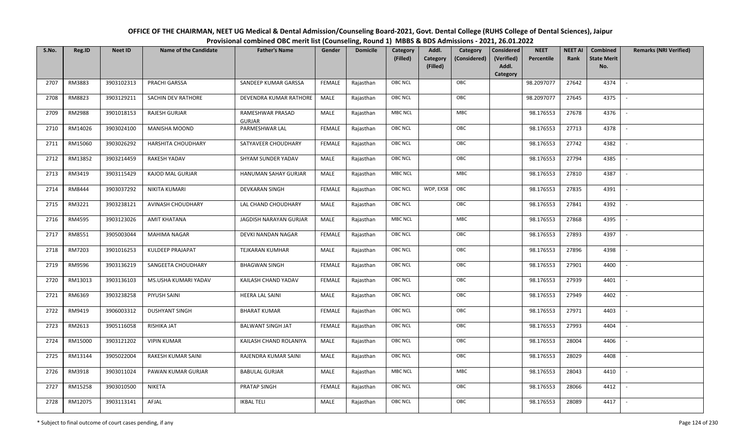# OFFICE OF THE CHAIRMAN, NEET UG Medical & Dental Admission/Counseling Board-2021, Govt. Dental College (RUHS College of Dental Sciences), Jaipur

## Provisional combined OBC merit list (Counseling, Round 1) MBBS & BDS Admissions - 2021, 26.01.2022

| S.No. | Reg.ID | Neet ID | Name of the Candidate | Father's Name | Gender | Domicile | Category (Filled) | Addl. Category (Filled) | Category (Considered) | Considered (Verified) Addl. Category | NEET Percentile | NEET AI Rank | Combined State Merit No. | Remarks (NRI Verified) |
|---|---|---|---|---|---|---|---|---|---|---|---|---|---|---|
| 2707 | RM3883 | 3903102313 | PRACHI GARSSA | SANDEEP KUMAR GARSSA | FEMALE | Rajasthan | OBC NCL | | OBC | | 98.2097077 | 27642 | 4374 | - |
| 2708 | RM8823 | 3903129211 | SACHIN DEV RATHORE | DEVENDRA KUMAR RATHORE | MALE | Rajasthan | OBC NCL | | OBC | | 98.2097077 | 27645 | 4375 | - |
| 2709 | RM2988 | 3901018153 | RAJESH GURJAR | RAMESHWAR PRASAD GURJAR | MALE | Rajasthan | MBC NCL | | MBC | | 98.176553 | 27678 | 4376 | - |
| 2710 | RM14026 | 3903024100 | MANISHA MOOND | PARMESHWAR LAL | FEMALE | Rajasthan | OBC NCL | | OBC | | 98.176553 | 27713 | 4378 | - |
| 2711 | RM15060 | 3903026292 | HARSHITA CHOUDHARY | SATYAVEER CHOUDHARY | FEMALE | Rajasthan | OBC NCL | | OBC | | 98.176553 | 27742 | 4382 | - |
| 2712 | RM13852 | 3903214459 | RAKESH YADAV | SHYAM SUNDER YADAV | MALE | Rajasthan | OBC NCL | | OBC | | 98.176553 | 27794 | 4385 | - |
| 2713 | RM3419 | 3903115429 | KAJOD MAL GURJAR | HANUMAN SAHAY GURJAR | MALE | Rajasthan | MBC NCL | | MBC | | 98.176553 | 27810 | 4387 | - |
| 2714 | RM8444 | 3903037292 | NIKITA KUMARI | DEVKARAN SINGH | FEMALE | Rajasthan | OBC NCL | WDP, EXS8 | OBC | | 98.176553 | 27835 | 4391 | - |
| 2715 | RM3221 | 3903238121 | AVINASH CHOUDHARY | LAL CHAND CHOUDHARY | MALE | Rajasthan | OBC NCL | | OBC | | 98.176553 | 27841 | 4392 | - |
| 2716 | RM4595 | 3903123026 | AMIT KHATANA | JAGDISH NARAYAN GURJAR | MALE | Rajasthan | MBC NCL | | MBC | | 98.176553 | 27868 | 4395 | - |
| 2717 | RM8551 | 3905003044 | MAHIMA NAGAR | DEVKI NANDAN NAGAR | FEMALE | Rajasthan | OBC NCL | | OBC | | 98.176553 | 27893 | 4397 | - |
| 2718 | RM7203 | 3901016253 | KULDEEP PRAJAPAT | TEJKARAN KUMHAR | MALE | Rajasthan | OBC NCL | | OBC | | 98.176553 | 27896 | 4398 | - |
| 2719 | RM9596 | 3903136219 | SANGEETA CHOUDHARY | BHAGWAN SINGH | FEMALE | Rajasthan | OBC NCL | | OBC | | 98.176553 | 27901 | 4400 | - |
| 2720 | RM13013 | 3903136103 | MS.USHA KUMARI YADAV | KAILASH CHAND YADAV | FEMALE | Rajasthan | OBC NCL | | OBC | | 98.176553 | 27939 | 4401 | - |
| 2721 | RM6369 | 3903238258 | PIYUSH SAINI | HEERA LAL SAINI | MALE | Rajasthan | OBC NCL | | OBC | | 98.176553 | 27949 | 4402 | - |
| 2722 | RM9419 | 3906003312 | DUSHYANT SINGH | BHARAT KUMAR | FEMALE | Rajasthan | OBC NCL | | OBC | | 98.176553 | 27971 | 4403 | - |
| 2723 | RM2613 | 3905116058 | RISHIKA JAT | BALWANT SINGH JAT | FEMALE | Rajasthan | OBC NCL | | OBC | | 98.176553 | 27993 | 4404 | - |
| 2724 | RM15000 | 3903121202 | VIPIN KUMAR | KAILASH CHAND ROLANIYA | MALE | Rajasthan | OBC NCL | | OBC | | 98.176553 | 28004 | 4406 | - |
| 2725 | RM13144 | 3905022004 | RAKESH KUMAR SAINI | RAJENDRA KUMAR SAINI | MALE | Rajasthan | OBC NCL | | OBC | | 98.176553 | 28029 | 4408 | - |
| 2726 | RM3918 | 3903011024 | PAWAN KUMAR GURJAR | BABULAL GURJAR | MALE | Rajasthan | MBC NCL | | MBC | | 98.176553 | 28043 | 4410 | - |
| 2727 | RM15258 | 3903010500 | NIKETA | PRATAP SINGH | FEMALE | Rajasthan | OBC NCL | | OBC | | 98.176553 | 28066 | 4412 | - |
| 2728 | RM12075 | 3903113141 | AFJAL | IKBAL TELI | MALE | Rajasthan | OBC NCL | | OBC | | 98.176553 | 28089 | 4417 | - |

\* Subject to final outcome of court cases pending, if any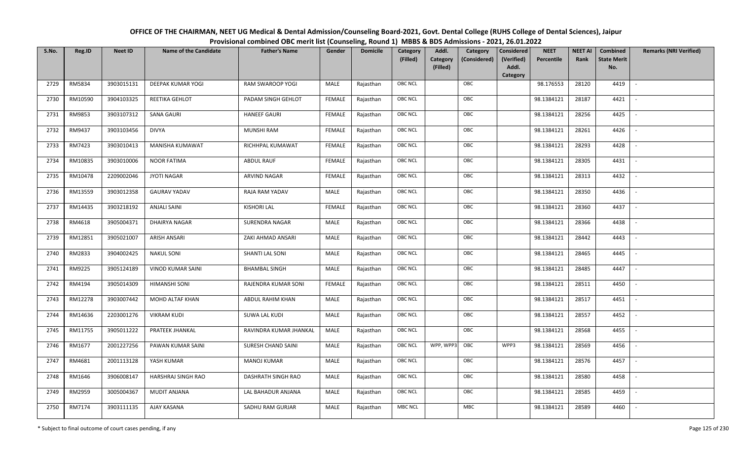# OFFICE OF THE CHAIRMAN, NEET UG Medical & Dental Admission/Counseling Board-2021, Govt. Dental College (RUHS College of Dental Sciences), Jaipur

## Provisional combined OBC merit list (Counseling, Round 1) MBBS & BDS Admissions - 2021, 26.01.2022

| S.No. | Reg.ID | Neet ID | Name of the Candidate | Father's Name | Gender | Domicile | Category (Filled) | Addl. Category (Filled) | Category (Considered) | Considered (Verified) Addl. Category | NEET Percentile | NEET AI Rank | Combined State Merit No. | Remarks (NRI Verified) |
|---|---|---|---|---|---|---|---|---|---|---|---|---|---|---|
| 2729 | RM5834 | 3903015131 | DEEPAK KUMAR YOGI | RAM SWAROOP YOGI | MALE | Rajasthan | OBC NCL | | OBC | | 98.176553 | 28120 | 4419 | - |
| 2730 | RM10590 | 3904103325 | REETIKA GEHLOT | PADAM SINGH GEHLOT | FEMALE | Rajasthan | OBC NCL | | OBC | | 98.1384121 | 28187 | 4421 | - |
| 2731 | RM9853 | 3903107312 | SANA GAURI | HANEEF GAURI | FEMALE | Rajasthan | OBC NCL | | OBC | | 98.1384121 | 28256 | 4425 | - |
| 2732 | RM9437 | 3903103456 | DIVYA | MUNSHI RAM | FEMALE | Rajasthan | OBC NCL | | OBC | | 98.1384121 | 28261 | 4426 | - |
| 2733 | RM7423 | 3903010413 | MANISHA KUMAWAT | RICHHPAL KUMAWAT | FEMALE | Rajasthan | OBC NCL | | OBC | | 98.1384121 | 28293 | 4428 | - |
| 2734 | RM10835 | 3903010006 | NOOR FATIMA | ABDUL RAUF | FEMALE | Rajasthan | OBC NCL | | OBC | | 98.1384121 | 28305 | 4431 | - |
| 2735 | RM10478 | 2209002046 | JYOTI NAGAR | ARVIND NAGAR | FEMALE | Rajasthan | OBC NCL | | OBC | | 98.1384121 | 28313 | 4432 | - |
| 2736 | RM13559 | 3903012358 | GAURAV YADAV | RAJA RAM YADAV | MALE | Rajasthan | OBC NCL | | OBC | | 98.1384121 | 28350 | 4436 | - |
| 2737 | RM14435 | 3903218192 | ANJALI SAINI | KISHORI LAL | FEMALE | Rajasthan | OBC NCL | | OBC | | 98.1384121 | 28360 | 4437 | - |
| 2738 | RM4618 | 3905004371 | DHAIRYA NAGAR | SURENDRA NAGAR | MALE | Rajasthan | OBC NCL | | OBC | | 98.1384121 | 28366 | 4438 | - |
| 2739 | RM12851 | 3905021007 | ARISH ANSARI | ZAKI AHMAD ANSARI | MALE | Rajasthan | OBC NCL | | OBC | | 98.1384121 | 28442 | 4443 | - |
| 2740 | RM2833 | 3904002425 | NAKUL SONI | SHANTI LAL SONI | MALE | Rajasthan | OBC NCL | | OBC | | 98.1384121 | 28465 | 4445 | - |
| 2741 | RM9225 | 3905124189 | VINOD KUMAR SAINI | BHAMBAL SINGH | MALE | Rajasthan | OBC NCL | | OBC | | 98.1384121 | 28485 | 4447 | - |
| 2742 | RM4194 | 3905014309 | HIMANSHI SONI | RAJENDRA KUMAR SONI | FEMALE | Rajasthan | OBC NCL | | OBC | | 98.1384121 | 28511 | 4450 | - |
| 2743 | RM12278 | 3903007442 | MOHD ALTAF KHAN | ABDUL RAHIM KHAN | MALE | Rajasthan | OBC NCL | | OBC | | 98.1384121 | 28517 | 4451 | - |
| 2744 | RM14636 | 2203001276 | VIKRAM KUDI | SUWA LAL KUDI | MALE | Rajasthan | OBC NCL | | OBC | | 98.1384121 | 28557 | 4452 | - |
| 2745 | RM11755 | 3905011222 | PRATEEK JHANKAL | RAVINDRA KUMAR JHANKAL | MALE | Rajasthan | OBC NCL | | OBC | | 98.1384121 | 28568 | 4455 | - |
| 2746 | RM1677 | 2001227256 | PAWAN KUMAR SAINI | SURESH CHAND SAINI | MALE | Rajasthan | OBC NCL | WPP, WPP3 | OBC | WPP3 | 98.1384121 | 28569 | 4456 | - |
| 2747 | RM4681 | 2001113128 | YASH KUMAR | MANOJ KUMAR | MALE | Rajasthan | OBC NCL | | OBC | | 98.1384121 | 28576 | 4457 | - |
| 2748 | RM1646 | 3906008147 | HARSHRAJ SINGH RAO | DASHRATH SINGH RAO | MALE | Rajasthan | OBC NCL | | OBC | | 98.1384121 | 28580 | 4458 | - |
| 2749 | RM2959 | 3005004367 | MUDIT ANJANA | LAL BAHADUR ANJANA | MALE | Rajasthan | OBC NCL | | OBC | | 98.1384121 | 28585 | 4459 | - |
| 2750 | RM7174 | 3903111135 | AJAY KASANA | SADHU RAM GURJAR | MALE | Rajasthan | MBC NCL | | MBC | | 98.1384121 | 28589 | 4460 | - |

\* Subject to final outcome of court cases pending, if any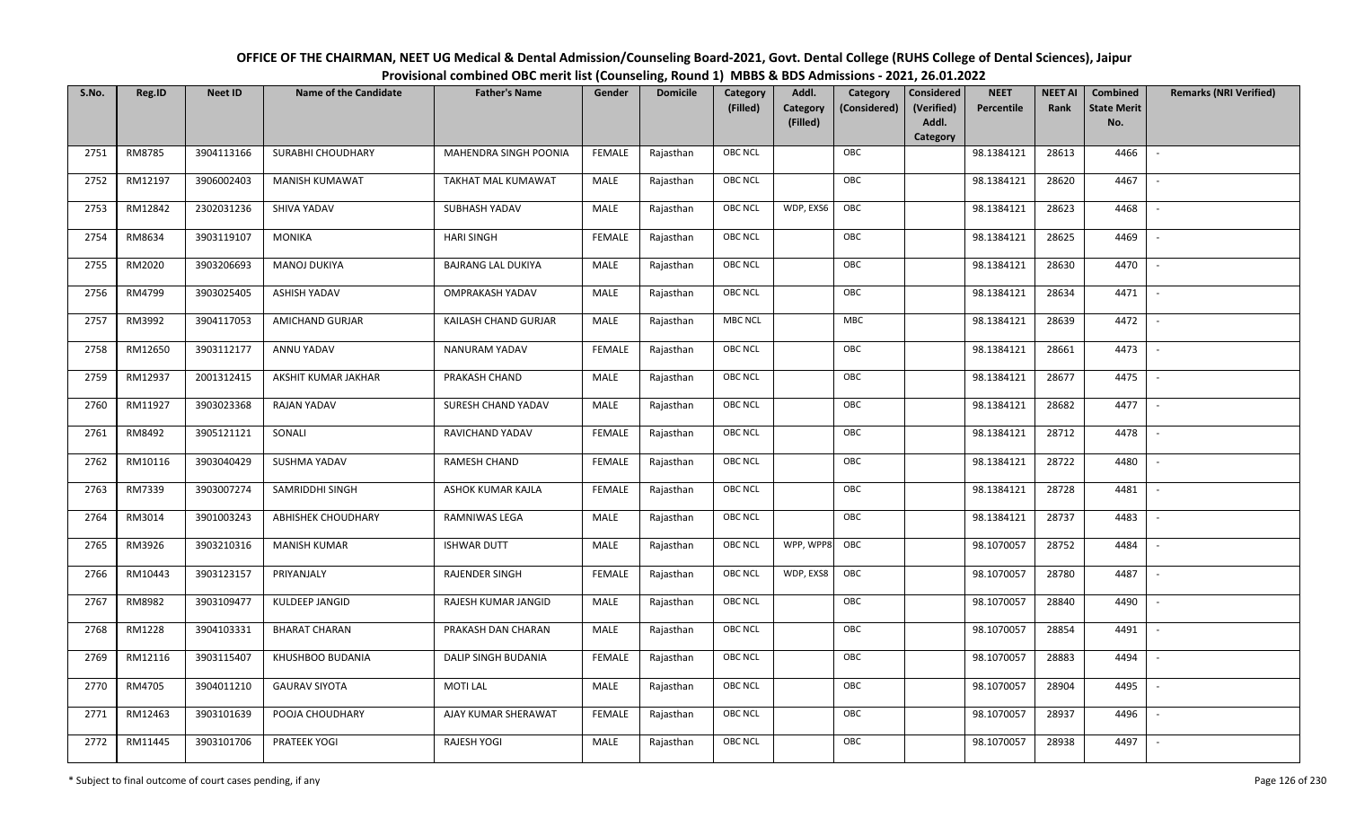# OFFICE OF THE CHAIRMAN, NEET UG Medical & Dental Admission/Counseling Board-2021, Govt. Dental College (RUHS College of Dental Sciences), Jaipur

## Provisional combined OBC merit list (Counseling, Round 1) MBBS & BDS Admissions - 2021, 26.01.2022

| S.No. | Reg.ID | Neet ID | Name of the Candidate | Father's Name | Gender | Domicile | Category (Filled) | Addl. Category (Filled) | Category (Considered) | Considered (Verified) Addl. Category | NEET Percentile | NEET AI Rank | Combined State Merit No. | Remarks (NRI Verified) |
|---|---|---|---|---|---|---|---|---|---|---|---|---|---|---|
| 2751 | RM8785 | 3904113166 | SURABHI CHOUDHARY | MAHENDRA SINGH POONIA | FEMALE | Rajasthan | OBC NCL | | OBC | | 98.1384121 | 28613 | 4466 | - |
| 2752 | RM12197 | 3906002403 | MANISH KUMAWAT | TAKHAT MAL KUMAWAT | MALE | Rajasthan | OBC NCL | | OBC | | 98.1384121 | 28620 | 4467 | - |
| 2753 | RM12842 | 2302031236 | SHIVA YADAV | SUBHASH YADAV | MALE | Rajasthan | OBC NCL | WDP, EXS6 | OBC | | 98.1384121 | 28623 | 4468 | - |
| 2754 | RM8634 | 3903119107 | MONIKA | HARI SINGH | FEMALE | Rajasthan | OBC NCL | | OBC | | 98.1384121 | 28625 | 4469 | - |
| 2755 | RM2020 | 3903206693 | MANOJ DUKIYA | BAJRANG LAL DUKIYA | MALE | Rajasthan | OBC NCL | | OBC | | 98.1384121 | 28630 | 4470 | - |
| 2756 | RM4799 | 3903025405 | ASHISH YADAV | OMPRAKASH YADAV | MALE | Rajasthan | OBC NCL | | OBC | | 98.1384121 | 28634 | 4471 | - |
| 2757 | RM3992 | 3904117053 | AMICHAND GURJAR | KAILASH CHAND GURJAR | MALE | Rajasthan | MBC NCL | | MBC | | 98.1384121 | 28639 | 4472 | - |
| 2758 | RM12650 | 3903112177 | ANNU YADAV | NANURAM YADAV | FEMALE | Rajasthan | OBC NCL | | OBC | | 98.1384121 | 28661 | 4473 | - |
| 2759 | RM12937 | 2001312415 | AKSHIT KUMAR JAKHAR | PRAKASH CHAND | MALE | Rajasthan | OBC NCL | | OBC | | 98.1384121 | 28677 | 4475 | - |
| 2760 | RM11927 | 3903023368 | RAJAN YADAV | SURESH CHAND YADAV | MALE | Rajasthan | OBC NCL | | OBC | | 98.1384121 | 28682 | 4477 | - |
| 2761 | RM8492 | 3905121121 | SONALI | RAVICHAND YADAV | FEMALE | Rajasthan | OBC NCL | | OBC | | 98.1384121 | 28712 | 4478 | - |
| 2762 | RM10116 | 3903040429 | SUSHMA YADAV | RAMESH CHAND | FEMALE | Rajasthan | OBC NCL | | OBC | | 98.1384121 | 28722 | 4480 | - |
| 2763 | RM7339 | 3903007274 | SAMRIDDHI SINGH | ASHOK KUMAR KAJLA | FEMALE | Rajasthan | OBC NCL | | OBC | | 98.1384121 | 28728 | 4481 | - |
| 2764 | RM3014 | 3901003243 | ABHISHEK CHOUDHARY | RAMNIWAS LEGA | MALE | Rajasthan | OBC NCL | | OBC | | 98.1384121 | 28737 | 4483 | - |
| 2765 | RM3926 | 3903210316 | MANISH KUMAR | ISHWAR DUTT | MALE | Rajasthan | OBC NCL | WPP, WPP8 | OBC | | 98.1070057 | 28752 | 4484 | - |
| 2766 | RM10443 | 3903123157 | PRIYANJALY | RAJENDER SINGH | FEMALE | Rajasthan | OBC NCL | WDP, EXS8 | OBC | | 98.1070057 | 28780 | 4487 | - |
| 2767 | RM8982 | 3903109477 | KULDEEP JANGID | RAJESH KUMAR JANGID | MALE | Rajasthan | OBC NCL | | OBC | | 98.1070057 | 28840 | 4490 | - |
| 2768 | RM1228 | 3904103331 | BHARAT CHARAN | PRAKASH DAN CHARAN | MALE | Rajasthan | OBC NCL | | OBC | | 98.1070057 | 28854 | 4491 | - |
| 2769 | RM12116 | 3903115407 | KHUSHBOO BUDANIA | DALIP SINGH BUDANIA | FEMALE | Rajasthan | OBC NCL | | OBC | | 98.1070057 | 28883 | 4494 | - |
| 2770 | RM4705 | 3904011210 | GAURAV SIYOTA | MOTI LAL | MALE | Rajasthan | OBC NCL | | OBC | | 98.1070057 | 28904 | 4495 | - |
| 2771 | RM12463 | 3903101639 | POOJA CHOUDHARY | AJAY KUMAR SHERAWAT | FEMALE | Rajasthan | OBC NCL | | OBC | | 98.1070057 | 28937 | 4496 | - |
| 2772 | RM11445 | 3903101706 | PRATEEK YOGI | RAJESH YOGI | MALE | Rajasthan | OBC NCL | | OBC | | 98.1070057 | 28938 | 4497 | - |

\* Subject to final outcome of court cases pending, if any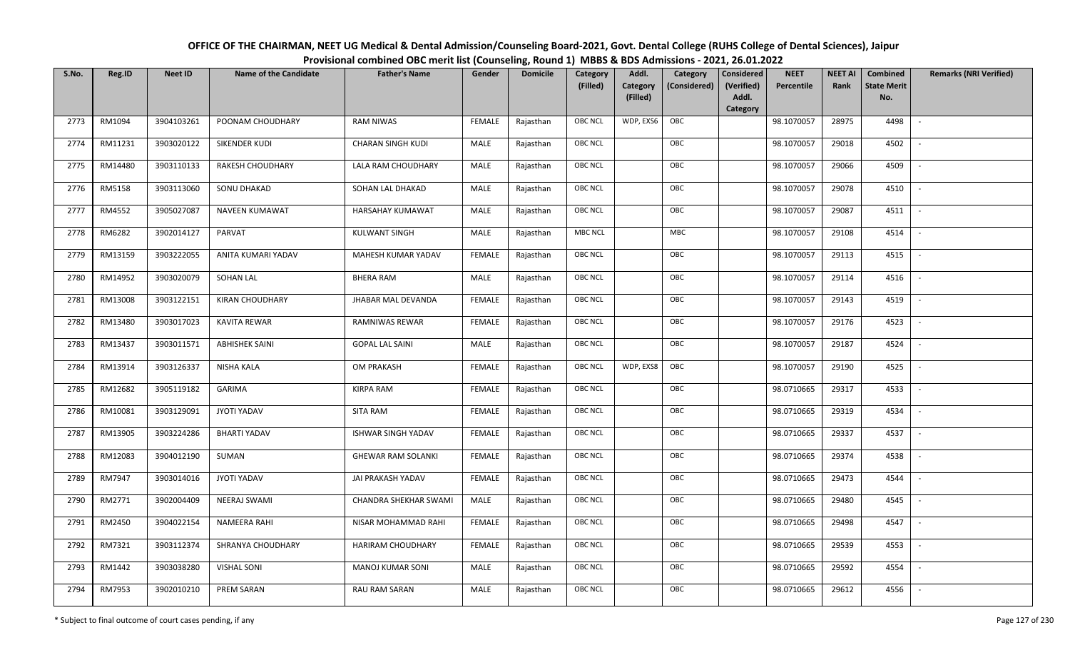# OFFICE OF THE CHAIRMAN, NEET UG Medical & Dental Admission/Counseling Board-2021, Govt. Dental College (RUHS College of Dental Sciences), Jaipur

## Provisional combined OBC merit list (Counseling, Round 1) MBBS & BDS Admissions - 2021, 26.01.2022

| S.No. | Reg.ID | Neet ID | Name of the Candidate | Father's Name | Gender | Domicile | Category (Filled) | Addl. Category (Filled) | Category (Considered) | Considered (Verified) Addl. Category | NEET Percentile | NEET AI Rank | Combined State Merit No. | Remarks (NRI Verified) |
|---|---|---|---|---|---|---|---|---|---|---|---|---|---|---|
| 2773 | RM1094 | 3904103261 | POONAM CHOUDHARY | RAM NIWAS | FEMALE | Rajasthan | OBC NCL | WDP, EXS6 | OBC | | 98.1070057 | 28975 | 4498 | - |
| 2774 | RM11231 | 3903020122 | SIKENDER KUDI | CHARAN SINGH KUDI | MALE | Rajasthan | OBC NCL | | OBC | | 98.1070057 | 29018 | 4502 | - |
| 2775 | RM14480 | 3903110133 | RAKESH CHOUDHARY | LALA RAM CHOUDHARY | MALE | Rajasthan | OBC NCL | | OBC | | 98.1070057 | 29066 | 4509 | - |
| 2776 | RM5158 | 3903113060 | SONU DHAKAD | SOHAN LAL DHAKAD | MALE | Rajasthan | OBC NCL | | OBC | | 98.1070057 | 29078 | 4510 | - |
| 2777 | RM4552 | 3905027087 | NAVEEN KUMAWAT | HARSAHAY KUMAWAT | MALE | Rajasthan | OBC NCL | | OBC | | 98.1070057 | 29087 | 4511 | - |
| 2778 | RM6282 | 3902014127 | PARVAT | KULWANT SINGH | MALE | Rajasthan | MBC NCL | | MBC | | 98.1070057 | 29108 | 4514 | - |
| 2779 | RM13159 | 3903222055 | ANITA KUMARI YADAV | MAHESH KUMAR YADAV | FEMALE | Rajasthan | OBC NCL | | OBC | | 98.1070057 | 29113 | 4515 | - |
| 2780 | RM14952 | 3903020079 | SOHAN LAL | BHERA RAM | MALE | Rajasthan | OBC NCL | | OBC | | 98.1070057 | 29114 | 4516 | - |
| 2781 | RM13008 | 3903122151 | KIRAN CHOUDHARY | JHABAR MAL DEVANDA | FEMALE | Rajasthan | OBC NCL | | OBC | | 98.1070057 | 29143 | 4519 | - |
| 2782 | RM13480 | 3903017023 | KAVITA REWAR | RAMNIWAS REWAR | FEMALE | Rajasthan | OBC NCL | | OBC | | 98.1070057 | 29176 | 4523 | - |
| 2783 | RM13437 | 3903011571 | ABHISHEK SAINI | GOPAL LAL SAINI | MALE | Rajasthan | OBC NCL | | OBC | | 98.1070057 | 29187 | 4524 | - |
| 2784 | RM13914 | 3903126337 | NISHA KALA | OM PRAKASH | FEMALE | Rajasthan | OBC NCL | WDP, EXS8 | OBC | | 98.1070057 | 29190 | 4525 | - |
| 2785 | RM12682 | 3905119182 | GARIMA | KIRPA RAM | FEMALE | Rajasthan | OBC NCL | | OBC | | 98.0710665 | 29317 | 4533 | - |
| 2786 | RM10081 | 3903129091 | JYOTI YADAV | SITA RAM | FEMALE | Rajasthan | OBC NCL | | OBC | | 98.0710665 | 29319 | 4534 | - |
| 2787 | RM13905 | 3903224286 | BHARTI YADAV | ISHWAR SINGH YADAV | FEMALE | Rajasthan | OBC NCL | | OBC | | 98.0710665 | 29337 | 4537 | - |
| 2788 | RM12083 | 3904012190 | SUMAN | GHEWAR RAM SOLANKI | FEMALE | Rajasthan | OBC NCL | | OBC | | 98.0710665 | 29374 | 4538 | - |
| 2789 | RM7947 | 3903014016 | JYOTI YADAV | JAI PRAKASH YADAV | FEMALE | Rajasthan | OBC NCL | | OBC | | 98.0710665 | 29473 | 4544 | - |
| 2790 | RM2771 | 3902004409 | NEERAJ SWAMI | CHANDRA SHEKHAR SWAMI | MALE | Rajasthan | OBC NCL | | OBC | | 98.0710665 | 29480 | 4545 | - |
| 2791 | RM2450 | 3904022154 | NAMEERA RAHI | NISAR MOHAMMAD RAHI | FEMALE | Rajasthan | OBC NCL | | OBC | | 98.0710665 | 29498 | 4547 | - |
| 2792 | RM7321 | 3903112374 | SHRANYA CHOUDHARY | HARIRAM CHOUDHARY | FEMALE | Rajasthan | OBC NCL | | OBC | | 98.0710665 | 29539 | 4553 | - |
| 2793 | RM1442 | 3903038280 | VISHAL SONI | MANOJ KUMAR SONI | MALE | Rajasthan | OBC NCL | | OBC | | 98.0710665 | 29592 | 4554 | - |
| 2794 | RM7953 | 3902010210 | PREM SARAN | RAU RAM SARAN | MALE | Rajasthan | OBC NCL | | OBC | | 98.0710665 | 29612 | 4556 | - |

\* Subject to final outcome of court cases pending, if any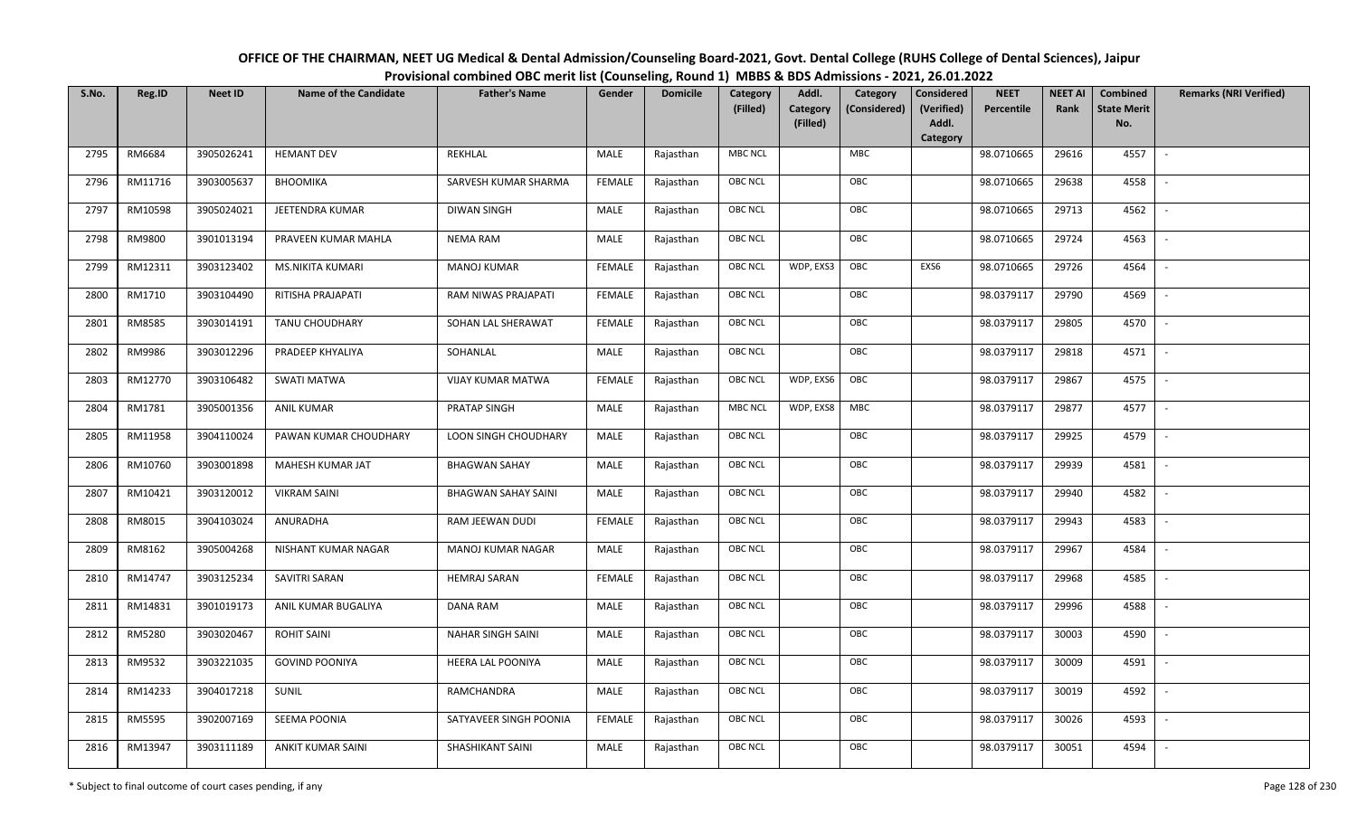# OFFICE OF THE CHAIRMAN, NEET UG Medical & Dental Admission/Counseling Board-2021, Govt. Dental College (RUHS College of Dental Sciences), Jaipur

## Provisional combined OBC merit list (Counseling, Round 1) MBBS & BDS Admissions - 2021, 26.01.2022

| S.No. | Reg.ID | Neet ID | Name of the Candidate | Father's Name | Gender | Domicile | Category (Filled) | Addl. Category (Filled) | Category (Considered) | Considered (Verified) Addl. Category | NEET Percentile | NEET AI Rank | Combined State Merit No. | Remarks (NRI Verified) |
|---|---|---|---|---|---|---|---|---|---|---|---|---|---|---|
| 2795 | RM6684 | 3905026241 | HEMANT DEV | REKHLAL | MALE | Rajasthan | MBC NCL | | MBC | | 98.0710665 | 29616 | 4557 | - |
| 2796 | RM11716 | 3903005637 | BHOOMIKA | SARVESH KUMAR SHARMA | FEMALE | Rajasthan | OBC NCL | | OBC | | 98.0710665 | 29638 | 4558 | - |
| 2797 | RM10598 | 3905024021 | JEETENDRA KUMAR | DIWAN SINGH | MALE | Rajasthan | OBC NCL | | OBC | | 98.0710665 | 29713 | 4562 | - |
| 2798 | RM9800 | 3901013194 | PRAVEEN KUMAR MAHLA | NEMA RAM | MALE | Rajasthan | OBC NCL | | OBC | | 98.0710665 | 29724 | 4563 | - |
| 2799 | RM12311 | 3903123402 | MS.NIKITA KUMARI | MANOJ KUMAR | FEMALE | Rajasthan | OBC NCL | WDP, EXS3 | OBC | EXS6 | 98.0710665 | 29726 | 4564 | - |
| 2800 | RM1710 | 3903104490 | RITISHA PRAJAPATI | RAM NIWAS PRAJAPATI | FEMALE | Rajasthan | OBC NCL | | OBC | | 98.0379117 | 29790 | 4569 | - |
| 2801 | RM8585 | 3903014191 | TANU CHOUDHARY | SOHAN LAL SHERAWAT | FEMALE | Rajasthan | OBC NCL | | OBC | | 98.0379117 | 29805 | 4570 | - |
| 2802 | RM9986 | 3903012296 | PRADEEP KHYALIYA | SOHANLAL | MALE | Rajasthan | OBC NCL | | OBC | | 98.0379117 | 29818 | 4571 | - |
| 2803 | RM12770 | 3903106482 | SWATI MATWA | VIJAY KUMAR MATWA | FEMALE | Rajasthan | OBC NCL | WDP, EXS6 | OBC | | 98.0379117 | 29867 | 4575 | - |
| 2804 | RM1781 | 3905001356 | ANIL KUMAR | PRATAP SINGH | MALE | Rajasthan | MBC NCL | WDP, EXS8 | MBC | | 98.0379117 | 29877 | 4577 | - |
| 2805 | RM11958 | 3904110024 | PAWAN KUMAR CHOUDHARY | LOON SINGH CHOUDHARY | MALE | Rajasthan | OBC NCL | | OBC | | 98.0379117 | 29925 | 4579 | - |
| 2806 | RM10760 | 3903001898 | MAHESH KUMAR JAT | BHAGWAN SAHAY | MALE | Rajasthan | OBC NCL | | OBC | | 98.0379117 | 29939 | 4581 | - |
| 2807 | RM10421 | 3903120012 | VIKRAM SAINI | BHAGWAN SAHAY SAINI | MALE | Rajasthan | OBC NCL | | OBC | | 98.0379117 | 29940 | 4582 | - |
| 2808 | RM8015 | 3904103024 | ANURADHA | RAM JEEWAN DUDI | FEMALE | Rajasthan | OBC NCL | | OBC | | 98.0379117 | 29943 | 4583 | - |
| 2809 | RM8162 | 3905004268 | NISHANT KUMAR NAGAR | MANOJ KUMAR NAGAR | MALE | Rajasthan | OBC NCL | | OBC | | 98.0379117 | 29967 | 4584 | - |
| 2810 | RM14747 | 3903125234 | SAVITRI SARAN | HEMRAJ SARAN | FEMALE | Rajasthan | OBC NCL | | OBC | | 98.0379117 | 29968 | 4585 | - |
| 2811 | RM14831 | 3901019173 | ANIL KUMAR BUGALIYA | DANA RAM | MALE | Rajasthan | OBC NCL | | OBC | | 98.0379117 | 29996 | 4588 | - |
| 2812 | RM5280 | 3903020467 | ROHIT SAINI | NAHAR SINGH SAINI | MALE | Rajasthan | OBC NCL | | OBC | | 98.0379117 | 30003 | 4590 | - |
| 2813 | RM9532 | 3903221035 | GOVIND POONIYA | HEERA LAL POONIYA | MALE | Rajasthan | OBC NCL | | OBC | | 98.0379117 | 30009 | 4591 | - |
| 2814 | RM14233 | 3904017218 | SUNIL | RAMCHANDRA | MALE | Rajasthan | OBC NCL | | OBC | | 98.0379117 | 30019 | 4592 | - |
| 2815 | RM5595 | 3902007169 | SEEMA POONIA | SATYAVEER SINGH POONIA | FEMALE | Rajasthan | OBC NCL | | OBC | | 98.0379117 | 30026 | 4593 | - |
| 2816 | RM13947 | 3903111189 | ANKIT KUMAR SAINI | SHASHIKANT SAINI | MALE | Rajasthan | OBC NCL | | OBC | | 98.0379117 | 30051 | 4594 | - |

\* Subject to final outcome of court cases pending, if any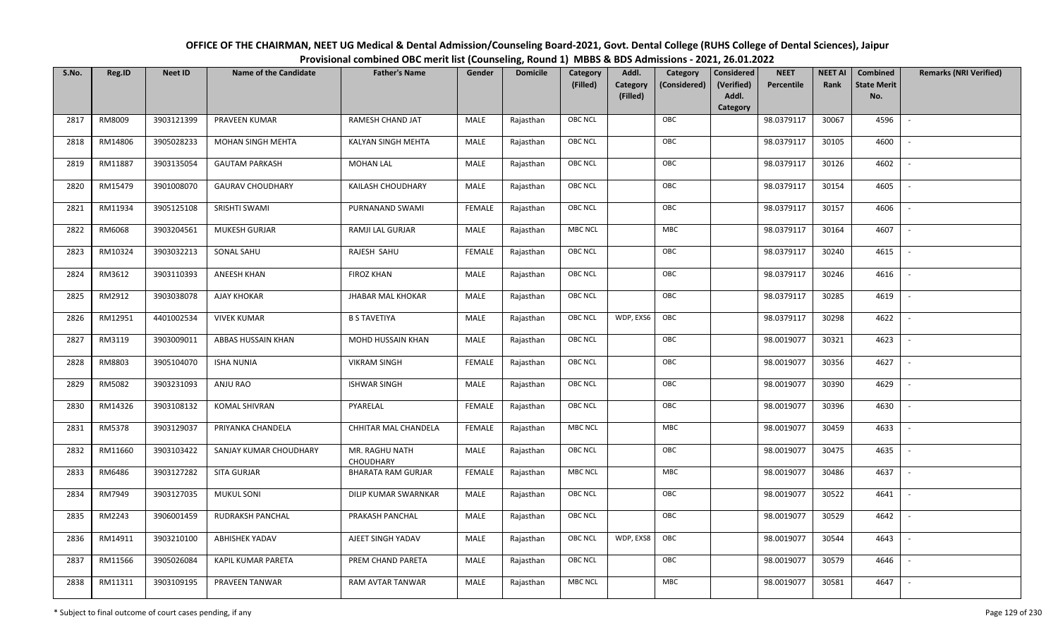# OFFICE OF THE CHAIRMAN, NEET UG Medical & Dental Admission/Counseling Board-2021, Govt. Dental College (RUHS College of Dental Sciences), Jaipur

## Provisional combined OBC merit list (Counseling, Round 1) MBBS & BDS Admissions - 2021, 26.01.2022

| S.No. | Reg.ID | Neet ID | Name of the Candidate | Father's Name | Gender | Domicile | Category (Filled) | Addl. Category (Filled) | Category (Considered) | Considered (Verified) Addl. Category | NEET Percentile | NEET AI Rank | Combined State Merit No. | Remarks (NRI Verified) |
|---|---|---|---|---|---|---|---|---|---|---|---|---|---|---|
| 2817 | RM8009 | 3903121399 | PRAVEEN KUMAR | RAMESH CHAND JAT | MALE | Rajasthan | OBC NCL | | OBC | | 98.0379117 | 30067 | 4596 | - |
| 2818 | RM14806 | 3905028233 | MOHAN SINGH MEHTA | KALYAN SINGH MEHTA | MALE | Rajasthan | OBC NCL | | OBC | | 98.0379117 | 30105 | 4600 | - |
| 2819 | RM11887 | 3903135054 | GAUTAM PARKASH | MOHAN LAL | MALE | Rajasthan | OBC NCL | | OBC | | 98.0379117 | 30126 | 4602 | - |
| 2820 | RM15479 | 3901008070 | GAURAV CHOUDHARY | KAILASH CHOUDHARY | MALE | Rajasthan | OBC NCL | | OBC | | 98.0379117 | 30154 | 4605 | - |
| 2821 | RM11934 | 3905125108 | SRISHTI SWAMI | PURNANAND SWAMI | FEMALE | Rajasthan | OBC NCL | | OBC | | 98.0379117 | 30157 | 4606 | - |
| 2822 | RM6068 | 3903204561 | MUKESH GURJAR | RAMJI LAL GURJAR | MALE | Rajasthan | MBC NCL | | MBC | | 98.0379117 | 30164 | 4607 | - |
| 2823 | RM10324 | 3903032213 | SONAL SAHU | RAJESH SAHU | FEMALE | Rajasthan | OBC NCL | | OBC | | 98.0379117 | 30240 | 4615 | - |
| 2824 | RM3612 | 3903110393 | ANEESH KHAN | FIROZ KHAN | MALE | Rajasthan | OBC NCL | | OBC | | 98.0379117 | 30246 | 4616 | - |
| 2825 | RM2912 | 3903038078 | AJAY KHOKAR | JHABAR MAL KHOKAR | MALE | Rajasthan | OBC NCL | | OBC | | 98.0379117 | 30285 | 4619 | - |
| 2826 | RM12951 | 4401002534 | VIVEK KUMAR | B S TAVETIYA | MALE | Rajasthan | OBC NCL | WDP, EXS6 | OBC | | 98.0379117 | 30298 | 4622 | - |
| 2827 | RM3119 | 3903009011 | ABBAS HUSSAIN KHAN | MOHD HUSSAIN KHAN | MALE | Rajasthan | OBC NCL | | OBC | | 98.0019077 | 30321 | 4623 | - |
| 2828 | RM8803 | 3905104070 | ISHA NUNIA | VIKRAM SINGH | FEMALE | Rajasthan | OBC NCL | | OBC | | 98.0019077 | 30356 | 4627 | - |
| 2829 | RM5082 | 3903231093 | ANJU RAO | ISHWAR SINGH | MALE | Rajasthan | OBC NCL | | OBC | | 98.0019077 | 30390 | 4629 | - |
| 2830 | RM14326 | 3903108132 | KOMAL SHIVRAN | PYARELAL | FEMALE | Rajasthan | OBC NCL | | OBC | | 98.0019077 | 30396 | 4630 | - |
| 2831 | RM5378 | 3903129037 | PRIYANKA CHANDELA | CHHITAR MAL CHANDELA | FEMALE | Rajasthan | MBC NCL | | MBC | | 98.0019077 | 30459 | 4633 | - |
| 2832 | RM11660 | 3903103422 | SANJAY KUMAR CHOUDHARY | MR. RAGHU NATH CHOUDHARY | MALE | Rajasthan | OBC NCL | | OBC | | 98.0019077 | 30475 | 4635 | - |
| 2833 | RM6486 | 3903127282 | SITA GURJAR | BHARATA RAM GURJAR | FEMALE | Rajasthan | MBC NCL | | MBC | | 98.0019077 | 30486 | 4637 | - |
| 2834 | RM7949 | 3903127035 | MUKUL SONI | DILIP KUMAR SWARNKAR | MALE | Rajasthan | OBC NCL | | OBC | | 98.0019077 | 30522 | 4641 | - |
| 2835 | RM2243 | 3906001459 | RUDRAKSH PANCHAL | PRAKASH PANCHAL | MALE | Rajasthan | OBC NCL | | OBC | | 98.0019077 | 30529 | 4642 | - |
| 2836 | RM14911 | 3903210100 | ABHISHEK YADAV | AJEET SINGH YADAV | MALE | Rajasthan | OBC NCL | WDP, EXS8 | OBC | | 98.0019077 | 30544 | 4643 | - |
| 2837 | RM11566 | 3905026084 | KAPIL KUMAR PARETA | PREM CHAND PARETA | MALE | Rajasthan | OBC NCL | | OBC | | 98.0019077 | 30579 | 4646 | - |
| 2838 | RM11311 | 3903109195 | PRAVEEN TANWAR | RAM AVTAR TANWAR | MALE | Rajasthan | MBC NCL | | MBC | | 98.0019077 | 30581 | 4647 | - |

\* Subject to final outcome of court cases pending, if any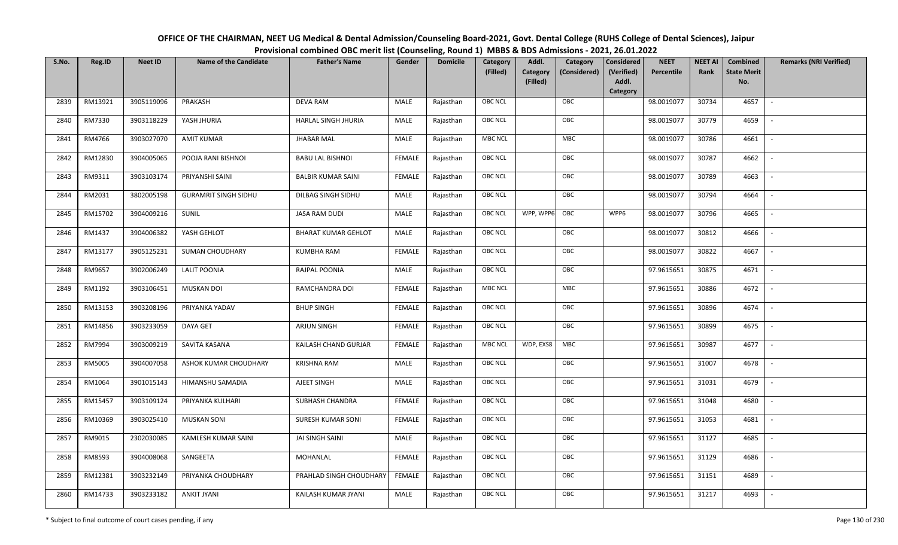# OFFICE OF THE CHAIRMAN, NEET UG Medical & Dental Admission/Counseling Board-2021, Govt. Dental College (RUHS College of Dental Sciences), Jaipur

## Provisional combined OBC merit list (Counseling, Round 1) MBBS & BDS Admissions - 2021, 26.01.2022

| S.No. | Reg.ID | Neet ID | Name of the Candidate | Father's Name | Gender | Domicile | Category (Filled) | Addl. Category (Filled) | Category (Considered) | Considered (Verified) Addl. Category | NEET Percentile | NEET AI Rank | Combined State Merit No. | Remarks (NRI Verified) |
|---|---|---|---|---|---|---|---|---|---|---|---|---|---|---|
| 2839 | RM13921 | 3905119096 | PRAKASH | DEVA RAM | MALE | Rajasthan | OBC NCL | | OBC | | 98.0019077 | 30734 | 4657 | - |
| 2840 | RM7330 | 3903118229 | YASH JHURIA | HARLAL SINGH JHURIA | MALE | Rajasthan | OBC NCL | | OBC | | 98.0019077 | 30779 | 4659 | - |
| 2841 | RM4766 | 3903027070 | AMIT KUMAR | JHABAR MAL | MALE | Rajasthan | MBC NCL | | MBC | | 98.0019077 | 30786 | 4661 | - |
| 2842 | RM12830 | 3904005065 | POOJA RANI BISHNOI | BABU LAL BISHNOI | FEMALE | Rajasthan | OBC NCL | | OBC | | 98.0019077 | 30787 | 4662 | - |
| 2843 | RM9311 | 3903103174 | PRIYANSHI SAINI | BALBIR KUMAR SAINI | FEMALE | Rajasthan | OBC NCL | | OBC | | 98.0019077 | 30789 | 4663 | - |
| 2844 | RM2031 | 3802005198 | GURAMRIT SINGH SIDHU | DILBAG SINGH SIDHU | MALE | Rajasthan | OBC NCL | | OBC | | 98.0019077 | 30794 | 4664 | - |
| 2845 | RM15702 | 3904009216 | SUNIL | JASA RAM DUDI | MALE | Rajasthan | OBC NCL | WPP, WPP6 | OBC | WPP6 | 98.0019077 | 30796 | 4665 | - |
| 2846 | RM1437 | 3904006382 | YASH GEHLOT | BHARAT KUMAR GEHLOT | MALE | Rajasthan | OBC NCL | | OBC | | 98.0019077 | 30812 | 4666 | - |
| 2847 | RM13177 | 3905125231 | SUMAN CHOUDHARY | KUMBHA RAM | FEMALE | Rajasthan | OBC NCL | | OBC | | 98.0019077 | 30822 | 4667 | - |
| 2848 | RM9657 | 3902006249 | LALIT POONIA | RAJPAL POONIA | MALE | Rajasthan | OBC NCL | | OBC | | 97.9615651 | 30875 | 4671 | - |
| 2849 | RM1192 | 3903106451 | MUSKAN DOI | RAMCHANDRA DOI | FEMALE | Rajasthan | MBC NCL | | MBC | | 97.9615651 | 30886 | 4672 | - |
| 2850 | RM13153 | 3903208196 | PRIYANKA YADAV | BHUP SINGH | FEMALE | Rajasthan | OBC NCL | | OBC | | 97.9615651 | 30896 | 4674 | - |
| 2851 | RM14856 | 3903233059 | DAYA GET | ARJUN SINGH | FEMALE | Rajasthan | OBC NCL | | OBC | | 97.9615651 | 30899 | 4675 | - |
| 2852 | RM7994 | 3903009219 | SAVITA KASANA | KAILASH CHAND GURJAR | FEMALE | Rajasthan | MBC NCL | WDP, EXS8 | MBC | | 97.9615651 | 30987 | 4677 | - |
| 2853 | RM5005 | 3904007058 | ASHOK KUMAR CHOUDHARY | KRISHNA RAM | MALE | Rajasthan | OBC NCL | | OBC | | 97.9615651 | 31007 | 4678 | - |
| 2854 | RM1064 | 3901015143 | HIMANSHU SAMADIA | AJEET SINGH | MALE | Rajasthan | OBC NCL | | OBC | | 97.9615651 | 31031 | 4679 | - |
| 2855 | RM15457 | 3903109124 | PRIYANKA KULHARI | SUBHASH CHANDRA | FEMALE | Rajasthan | OBC NCL | | OBC | | 97.9615651 | 31048 | 4680 | - |
| 2856 | RM10369 | 3903025410 | MUSKAN SONI | SURESH KUMAR SONI | FEMALE | Rajasthan | OBC NCL | | OBC | | 97.9615651 | 31053 | 4681 | - |
| 2857 | RM9015 | 2302030085 | KAMLESH KUMAR SAINI | JAI SINGH SAINI | MALE | Rajasthan | OBC NCL | | OBC | | 97.9615651 | 31127 | 4685 | - |
| 2858 | RM8593 | 3904008068 | SANGEETA | MOHANLAL | FEMALE | Rajasthan | OBC NCL | | OBC | | 97.9615651 | 31129 | 4686 | - |
| 2859 | RM12381 | 3903232149 | PRIYANKA CHOUDHARY | PRAHLAD SINGH CHOUDHARY | FEMALE | Rajasthan | OBC NCL | | OBC | | 97.9615651 | 31151 | 4689 | - |
| 2860 | RM14733 | 3903233182 | ANKIT JYANI | KAILASH KUMAR JYANI | MALE | Rajasthan | OBC NCL | | OBC | | 97.9615651 | 31217 | 4693 | - |

\* Subject to final outcome of court cases pending, if any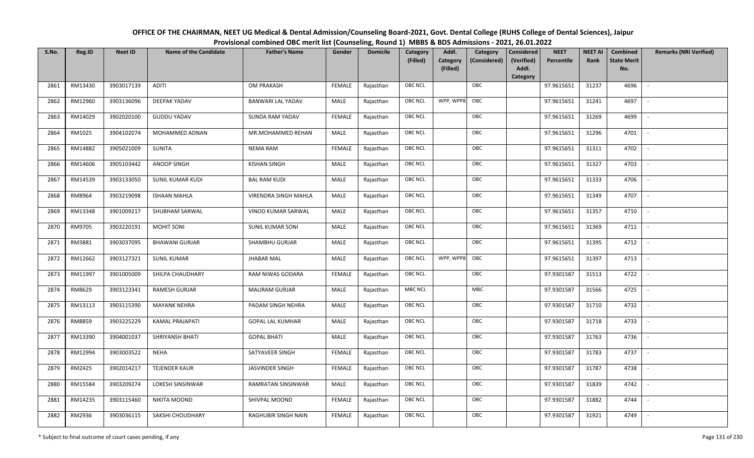# OFFICE OF THE CHAIRMAN, NEET UG Medical & Dental Admission/Counseling Board-2021, Govt. Dental College (RUHS College of Dental Sciences), Jaipur

## Provisional combined OBC merit list (Counseling, Round 1) MBBS & BDS Admissions - 2021, 26.01.2022

| S.No. | Reg.ID | Neet ID | Name of the Candidate | Father's Name | Gender | Domicile | Category (Filled) | Addl. Category (Filled) | Category (Considered) | Considered (Verified) Addl. Category | NEET Percentile | NEET AI Rank | Combined State Merit No. | Remarks (NRI Verified) |
|---|---|---|---|---|---|---|---|---|---|---|---|---|---|---|
| 2861 | RM13430 | 3903017139 | ADITI | OM PRAKASH | FEMALE | Rajasthan | OBC NCL | | OBC | | 97.9615651 | 31237 | 4696 | - |
| 2862 | RM12960 | 3903136096 | DEEPAK YADAV | BANWARI LAL YADAV | MALE | Rajasthan | OBC NCL | WPP, WPP8 | OBC | | 97.9615651 | 31241 | 4697 | - |
| 2863 | RM14029 | 3902020100 | GUDDU YADAV | SUNDA RAM YADAV | FEMALE | Rajasthan | OBC NCL | | OBC | | 97.9615651 | 31269 | 4699 | - |
| 2864 | RM1025 | 3904102074 | MOHAMMED ADNAN | MR.MOHAMMED REHAN | MALE | Rajasthan | OBC NCL | | OBC | | 97.9615651 | 31296 | 4701 | - |
| 2865 | RM14882 | 3905021009 | SUNITA | NEMA RAM | FEMALE | Rajasthan | OBC NCL | | OBC | | 97.9615651 | 31311 | 4702 | - |
| 2866 | RM14606 | 3905103442 | ANOOP SINGH | KISHAN SINGH | MALE | Rajasthan | OBC NCL | | OBC | | 97.9615651 | 31327 | 4703 | - |
| 2867 | RM14539 | 3903133050 | SUNIL KUMAR KUDI | BAL RAM KUDI | MALE | Rajasthan | OBC NCL | | OBC | | 97.9615651 | 31333 | 4706 | - |
| 2868 | RM8964 | 3903219098 | ISHAAN MAHLA | VIRENDRA SINGH MAHLA | MALE | Rajasthan | OBC NCL | | OBC | | 97.9615651 | 31349 | 4707 | - |
| 2869 | RM13348 | 3901009217 | SHUBHAM SARWAL | VINOD KUMAR SARWAL | MALE | Rajasthan | OBC NCL | | OBC | | 97.9615651 | 31357 | 4710 | - |
| 2870 | RM9705 | 3903220191 | MOHIT SONI | SUNIL KUMAR SONI | MALE | Rajasthan | OBC NCL | | OBC | | 97.9615651 | 31369 | 4711 | - |
| 2871 | RM3881 | 3903037095 | BHAWANI GURJAR | SHAMBHU GURJAR | MALE | Rajasthan | OBC NCL | | OBC | | 97.9615651 | 31395 | 4712 | - |
| 2872 | RM12662 | 3903127321 | SUNIL KUMAR | JHABAR MAL | MALE | Rajasthan | OBC NCL | WPP, WPP8 | OBC | | 97.9615651 | 31397 | 4713 | - |
| 2873 | RM11997 | 3901005009 | SHILPA CHAUDHARY | RAM NIWAS GODARA | FEMALE | Rajasthan | OBC NCL | | OBC | | 97.9301587 | 31513 | 4722 | - |
| 2874 | RM8629 | 3903123341 | RAMESH GURJAR | MALIRAM GURJAR | MALE | Rajasthan | MBC NCL | | MBC | | 97.9301587 | 31566 | 4725 | - |
| 2875 | RM13113 | 3903115390 | MAYANK NEHRA | PADAM SINGH NEHRA | MALE | Rajasthan | OBC NCL | | OBC | | 97.9301587 | 31710 | 4732 | - |
| 2876 | RM8859 | 3903225229 | KAMAL PRAJAPATI | GOPAL LAL KUMHAR | MALE | Rajasthan | OBC NCL | | OBC | | 97.9301587 | 31718 | 4733 | - |
| 2877 | RM13390 | 3904001037 | SHRIYANSH BHATI | GOPAL BHATI | MALE | Rajasthan | OBC NCL | | OBC | | 97.9301587 | 31763 | 4736 | - |
| 2878 | RM12994 | 3903003522 | NEHA | SATYAVEER SINGH | FEMALE | Rajasthan | OBC NCL | | OBC | | 97.9301587 | 31783 | 4737 | - |
| 2879 | RM2425 | 3902014217 | TEJENDER KAUR | JASVINDER SINGH | FEMALE | Rajasthan | OBC NCL | | OBC | | 97.9301587 | 31787 | 4738 | - |
| 2880 | RM15584 | 3903209274 | LOKESH SINSINWAR | RAMRATAN SINSINWAR | MALE | Rajasthan | OBC NCL | | OBC | | 97.9301587 | 31839 | 4742 | - |
| 2881 | RM14235 | 3903115460 | NIKITA MOOND | SHIVPAL MOOND | FEMALE | Rajasthan | OBC NCL | | OBC | | 97.9301587 | 31882 | 4744 | - |
| 2882 | RM2936 | 3903036115 | SAKSHI CHOUDHARY | RAGHUBIR SINGH NAIN | FEMALE | Rajasthan | OBC NCL | | OBC | | 97.9301587 | 31921 | 4749 | - |

\* Subject to final outcome of court cases pending, if any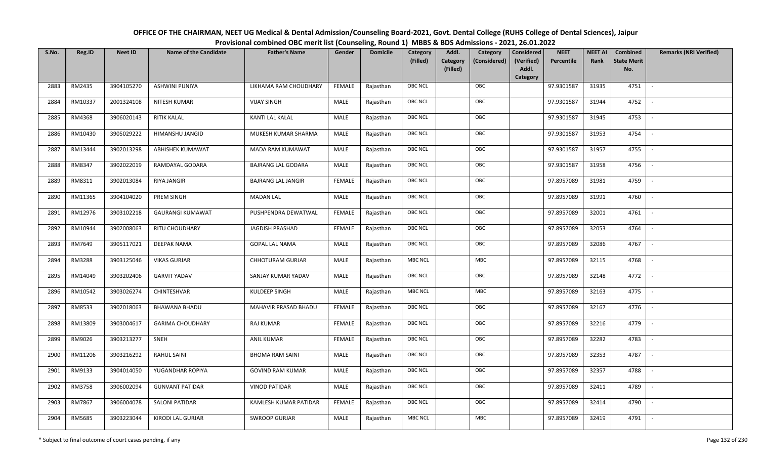# OFFICE OF THE CHAIRMAN, NEET UG Medical & Dental Admission/Counseling Board-2021, Govt. Dental College (RUHS College of Dental Sciences), Jaipur

## Provisional combined OBC merit list (Counseling, Round 1) MBBS & BDS Admissions - 2021, 26.01.2022

| S.No. | Reg.ID | Neet ID | Name of the Candidate | Father's Name | Gender | Domicile | Category (Filled) | Addl. Category (Filled) | Category (Considered) | Considered (Verified) Addl. Category | NEET Percentile | NEET AI Rank | Combined State Merit No. | Remarks (NRI Verified) |
|---|---|---|---|---|---|---|---|---|---|---|---|---|---|---|
| 2883 | RM2435 | 3904105270 | ASHWINI PUNIYA | LIKHAMA RAM CHOUDHARY | FEMALE | Rajasthan | OBC NCL | | OBC | | 97.9301587 | 31935 | 4751 | - |
| 2884 | RM10337 | 2001324108 | NITESH KUMAR | VIJAY SINGH | MALE | Rajasthan | OBC NCL | | OBC | | 97.9301587 | 31944 | 4752 | - |
| 2885 | RM4368 | 3906020143 | RITIK KALAL | KANTI LAL KALAL | MALE | Rajasthan | OBC NCL | | OBC | | 97.9301587 | 31945 | 4753 | - |
| 2886 | RM10430 | 3905029222 | HIMANSHU JANGID | MUKESH KUMAR SHARMA | MALE | Rajasthan | OBC NCL | | OBC | | 97.9301587 | 31953 | 4754 | - |
| 2887 | RM13444 | 3902013298 | ABHISHEK KUMAWAT | MADA RAM KUMAWAT | MALE | Rajasthan | OBC NCL | | OBC | | 97.9301587 | 31957 | 4755 | - |
| 2888 | RM8347 | 3902022019 | RAMDAYAL GODARA | BAJRANG LAL GODARA | MALE | Rajasthan | OBC NCL | | OBC | | 97.9301587 | 31958 | 4756 | - |
| 2889 | RM8311 | 3902013084 | RIYA JANGIR | BAJRANG LAL JANGIR | FEMALE | Rajasthan | OBC NCL | | OBC | | 97.8957089 | 31981 | 4759 | - |
| 2890 | RM11365 | 3904104020 | PREM SINGH | MADAN LAL | MALE | Rajasthan | OBC NCL | | OBC | | 97.8957089 | 31991 | 4760 | - |
| 2891 | RM12976 | 3903102218 | GAURANGI KUMAWAT | PUSHPENDRA DEWATWAL | FEMALE | Rajasthan | OBC NCL | | OBC | | 97.8957089 | 32001 | 4761 | - |
| 2892 | RM10944 | 3902008063 | RITU CHOUDHARY | JAGDISH PRASHAD | FEMALE | Rajasthan | OBC NCL | | OBC | | 97.8957089 | 32053 | 4764 | - |
| 2893 | RM7649 | 3905117021 | DEEPAK NAMA | GOPAL LAL NAMA | MALE | Rajasthan | OBC NCL | | OBC | | 97.8957089 | 32086 | 4767 | - |
| 2894 | RM3288 | 3903125046 | VIKAS GURJAR | CHHOTURAM GURJAR | MALE | Rajasthan | MBC NCL | | MBC | | 97.8957089 | 32115 | 4768 | - |
| 2895 | RM14049 | 3903202406 | GARVIT YADAV | SANJAY KUMAR YADAV | MALE | Rajasthan | OBC NCL | | OBC | | 97.8957089 | 32148 | 4772 | - |
| 2896 | RM10542 | 3903026274 | CHINTESHVAR | KULDEEP SINGH | MALE | Rajasthan | MBC NCL | | MBC | | 97.8957089 | 32163 | 4775 | - |
| 2897 | RM8533 | 3902018063 | BHAWANA BHADU | MAHAVIR PRASAD BHADU | FEMALE | Rajasthan | OBC NCL | | OBC | | 97.8957089 | 32167 | 4776 | - |
| 2898 | RM13809 | 3903004617 | GARIMA CHOUDHARY | RAJ KUMAR | FEMALE | Rajasthan | OBC NCL | | OBC | | 97.8957089 | 32216 | 4779 | - |
| 2899 | RM9026 | 3903213277 | SNEH | ANIL KUMAR | FEMALE | Rajasthan | OBC NCL | | OBC | | 97.8957089 | 32282 | 4783 | - |
| 2900 | RM11206 | 3903216292 | RAHUL SAINI | BHOMA RAM SAINI | MALE | Rajasthan | OBC NCL | | OBC | | 97.8957089 | 32353 | 4787 | - |
| 2901 | RM9133 | 3904014050 | YUGANDHAR ROPIYA | GOVIND RAM KUMAR | MALE | Rajasthan | OBC NCL | | OBC | | 97.8957089 | 32357 | 4788 | - |
| 2902 | RM3758 | 3906002094 | GUNVANT PATIDAR | VINOD PATIDAR | MALE | Rajasthan | OBC NCL | | OBC | | 97.8957089 | 32411 | 4789 | - |
| 2903 | RM7867 | 3906004078 | SALONI PATIDAR | KAMLESH KUMAR PATIDAR | FEMALE | Rajasthan | OBC NCL | | OBC | | 97.8957089 | 32414 | 4790 | - |
| 2904 | RM5685 | 3903223044 | KIRODI LAL GURJAR | SWROOP GURJAR | MALE | Rajasthan | MBC NCL | | MBC | | 97.8957089 | 32419 | 4791 | - |

\* Subject to final outcome of court cases pending, if any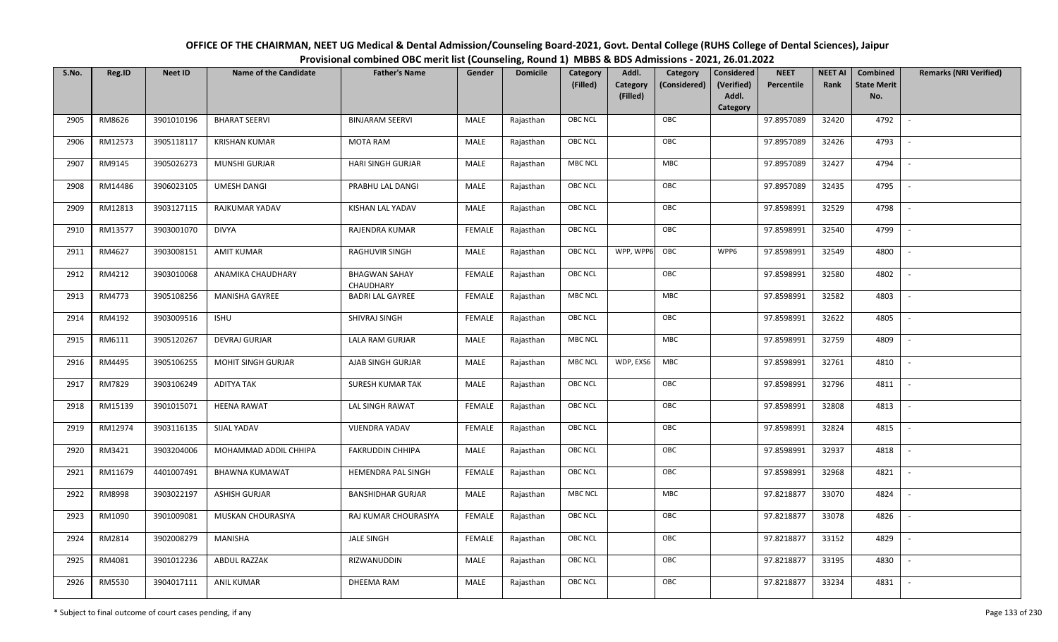# OFFICE OF THE CHAIRMAN, NEET UG Medical & Dental Admission/Counseling Board-2021, Govt. Dental College (RUHS College of Dental Sciences), Jaipur

## Provisional combined OBC merit list (Counseling, Round 1) MBBS & BDS Admissions - 2021, 26.01.2022

| S.No. | Reg.ID | Neet ID | Name of the Candidate | Father's Name | Gender | Domicile | Category (Filled) | Addl. Category (Filled) | Category (Considered) | Considered (Verified) Addl. Category | NEET Percentile | NEET AI Rank | Combined State Merit No. | Remarks (NRI Verified) |
|---|---|---|---|---|---|---|---|---|---|---|---|---|---|---|
| 2905 | RM8626 | 3901010196 | BHARAT SEERVI | BINJARAM SEERVI | MALE | Rajasthan | OBC NCL | | OBC | | 97.8957089 | 32420 | 4792 | - |
| 2906 | RM12573 | 3905118117 | KRISHAN KUMAR | MOTA RAM | MALE | Rajasthan | OBC NCL | | OBC | | 97.8957089 | 32426 | 4793 | - |
| 2907 | RM9145 | 3905026273 | MUNSHI GURJAR | HARI SINGH GURJAR | MALE | Rajasthan | MBC NCL | | MBC | | 97.8957089 | 32427 | 4794 | - |
| 2908 | RM14486 | 3906023105 | UMESH DANGI | PRABHU LAL DANGI | MALE | Rajasthan | OBC NCL | | OBC | | 97.8957089 | 32435 | 4795 | - |
| 2909 | RM12813 | 3903127115 | RAJKUMAR YADAV | KISHAN LAL YADAV | MALE | Rajasthan | OBC NCL | | OBC | | 97.8598991 | 32529 | 4798 | - |
| 2910 | RM13577 | 3903001070 | DIVYA | RAJENDRA KUMAR | FEMALE | Rajasthan | OBC NCL | | OBC | | 97.8598991 | 32540 | 4799 | - |
| 2911 | RM4627 | 3903008151 | AMIT KUMAR | RAGHUVIR SINGH | MALE | Rajasthan | OBC NCL | WPP, WPP6 | OBC | WPP6 | 97.8598991 | 32549 | 4800 | - |
| 2912 | RM4212 | 3903010068 | ANAMIKA CHAUDHARY | BHAGWAN SAHAY CHAUDHARY | FEMALE | Rajasthan | OBC NCL | | OBC | | 97.8598991 | 32580 | 4802 | - |
| 2913 | RM4773 | 3905108256 | MANISHA GAYREE | BADRI LAL GAYREE | FEMALE | Rajasthan | MBC NCL | | MBC | | 97.8598991 | 32582 | 4803 | - |
| 2914 | RM4192 | 3903009516 | ISHU | SHIVRAJ SINGH | FEMALE | Rajasthan | OBC NCL | | OBC | | 97.8598991 | 32622 | 4805 | - |
| 2915 | RM6111 | 3905120267 | DEVRAJ GURJAR | LALA RAM GURJAR | MALE | Rajasthan | MBC NCL | | MBC | | 97.8598991 | 32759 | 4809 | - |
| 2916 | RM4495 | 3905106255 | MOHIT SINGH GURJAR | AJAB SINGH GURJAR | MALE | Rajasthan | MBC NCL | WDP, EXS6 | MBC | | 97.8598991 | 32761 | 4810 | - |
| 2917 | RM7829 | 3903106249 | ADITYA TAK | SURESH KUMAR TAK | MALE | Rajasthan | OBC NCL | | OBC | | 97.8598991 | 32796 | 4811 | - |
| 2918 | RM15139 | 3901015071 | HEENA RAWAT | LAL SINGH RAWAT | FEMALE | Rajasthan | OBC NCL | | OBC | | 97.8598991 | 32808 | 4813 | - |
| 2919 | RM12974 | 3903116135 | SIJAL YADAV | VIJENDRA YADAV | FEMALE | Rajasthan | OBC NCL | | OBC | | 97.8598991 | 32824 | 4815 | - |
| 2920 | RM3421 | 3903204006 | MOHAMMAD ADDIL CHHIPA | FAKRUDDIN CHHIPA | MALE | Rajasthan | OBC NCL | | OBC | | 97.8598991 | 32937 | 4818 | - |
| 2921 | RM11679 | 4401007491 | BHAWNA KUMAWAT | HEMENDRA PAL SINGH | FEMALE | Rajasthan | OBC NCL | | OBC | | 97.8598991 | 32968 | 4821 | - |
| 2922 | RM8998 | 3903022197 | ASHISH GURJAR | BANSHIDHAR GURJAR | MALE | Rajasthan | MBC NCL | | MBC | | 97.8218877 | 33070 | 4824 | - |
| 2923 | RM1090 | 3901009081 | MUSKAN CHOURASIYA | RAJ KUMAR CHOURASIYA | FEMALE | Rajasthan | OBC NCL | | OBC | | 97.8218877 | 33078 | 4826 | - |
| 2924 | RM2814 | 3902008279 | MANISHA | JALE SINGH | FEMALE | Rajasthan | OBC NCL | | OBC | | 97.8218877 | 33152 | 4829 | - |
| 2925 | RM4081 | 3901012236 | ABDUL RAZZAK | RIZWANUDDIN | MALE | Rajasthan | OBC NCL | | OBC | | 97.8218877 | 33195 | 4830 | - |
| 2926 | RM5530 | 3904017111 | ANIL KUMAR | DHEEMA RAM | MALE | Rajasthan | OBC NCL | | OBC | | 97.8218877 | 33234 | 4831 | - |

\* Subject to final outcome of court cases pending, if any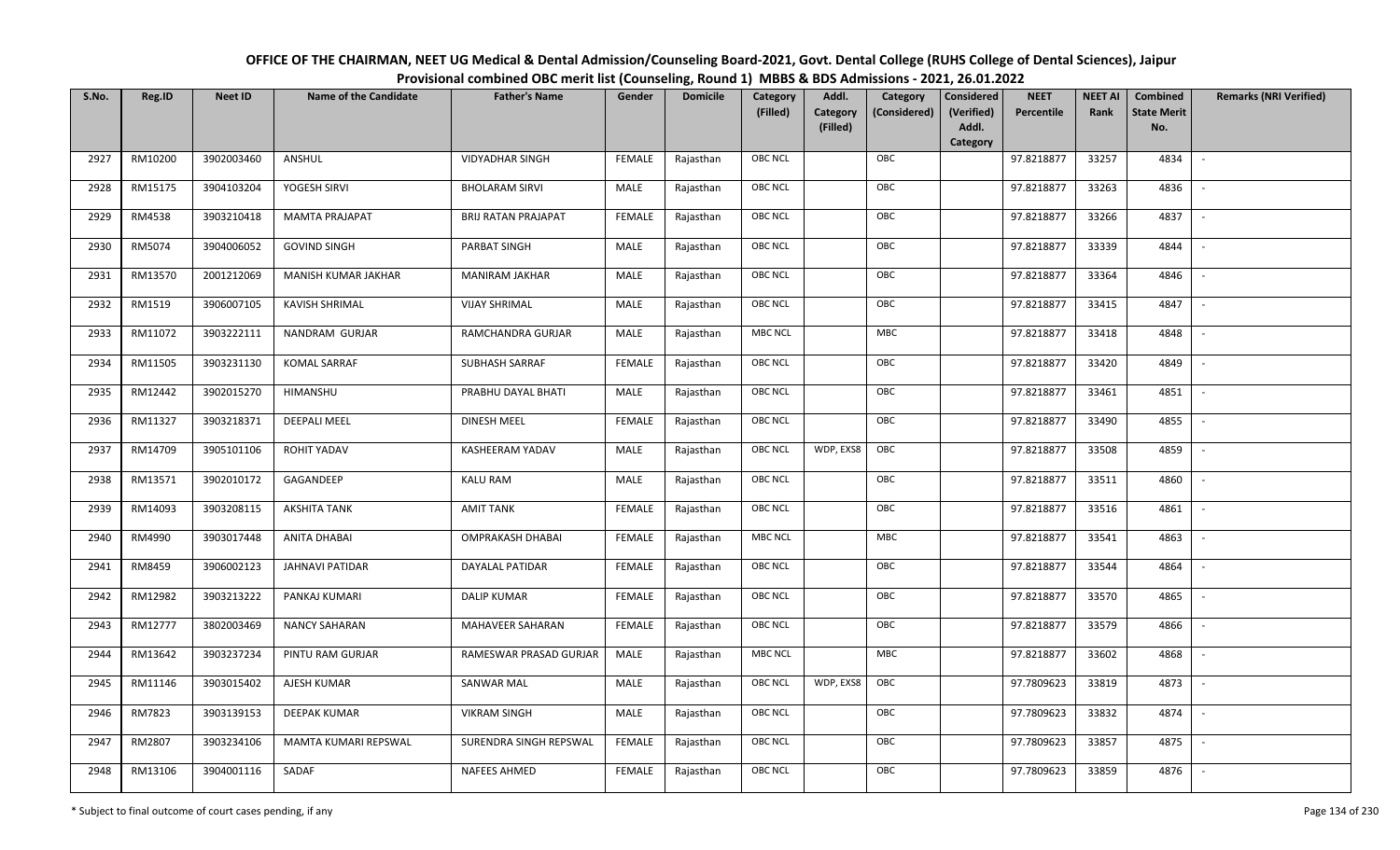# OFFICE OF THE CHAIRMAN, NEET UG Medical & Dental Admission/Counseling Board-2021, Govt. Dental College (RUHS College of Dental Sciences), Jaipur

## Provisional combined OBC merit list (Counseling, Round 1) MBBS & BDS Admissions - 2021, 26.01.2022

| S.No. | Reg.ID | Neet ID | Name of the Candidate | Father's Name | Gender | Domicile | Category (Filled) | Addl. Category (Filled) | Category (Considered) | Considered (Verified) Addl. Category | NEET Percentile | NEET AI Rank | Combined State Merit No. | Remarks (NRI Verified) |
|---|---|---|---|---|---|---|---|---|---|---|---|---|---|---|
| 2927 | RM10200 | 3902003460 | ANSHUL | VIDYADHAR SINGH | FEMALE | Rajasthan | OBC NCL | | OBC | | 97.8218877 | 33257 | 4834 | - |
| 2928 | RM15175 | 3904103204 | YOGESH SIRVI | BHOLARAM SIRVI | MALE | Rajasthan | OBC NCL | | OBC | | 97.8218877 | 33263 | 4836 | - |
| 2929 | RM4538 | 3903210418 | MAMTA PRAJAPAT | BRIJ RATAN PRAJAPAT | FEMALE | Rajasthan | OBC NCL | | OBC | | 97.8218877 | 33266 | 4837 | - |
| 2930 | RM5074 | 3904006052 | GOVIND SINGH | PARBAT SINGH | MALE | Rajasthan | OBC NCL | | OBC | | 97.8218877 | 33339 | 4844 | - |
| 2931 | RM13570 | 2001212069 | MANISH KUMAR JAKHAR | MANIRAM JAKHAR | MALE | Rajasthan | OBC NCL | | OBC | | 97.8218877 | 33364 | 4846 | - |
| 2932 | RM1519 | 3906007105 | KAVISH SHRIMAL | VIJAY SHRIMAL | MALE | Rajasthan | OBC NCL | | OBC | | 97.8218877 | 33415 | 4847 | - |
| 2933 | RM11072 | 3903222111 | NANDRAM GURJAR | RAMCHANDRA GURJAR | MALE | Rajasthan | MBC NCL | | MBC | | 97.8218877 | 33418 | 4848 | - |
| 2934 | RM11505 | 3903231130 | KOMAL SARRAF | SUBHASH SARRAF | FEMALE | Rajasthan | OBC NCL | | OBC | | 97.8218877 | 33420 | 4849 | - |
| 2935 | RM12442 | 3902015270 | HIMANSHU | PRABHU DAYAL BHATI | MALE | Rajasthan | OBC NCL | | OBC | | 97.8218877 | 33461 | 4851 | - |
| 2936 | RM11327 | 3903218371 | DEEPALI MEEL | DINESH MEEL | FEMALE | Rajasthan | OBC NCL | | OBC | | 97.8218877 | 33490 | 4855 | - |
| 2937 | RM14709 | 3905101106 | ROHIT YADAV | KASHEERAM YADAV | MALE | Rajasthan | OBC NCL | WDP, EXS8 | OBC | | 97.8218877 | 33508 | 4859 | - |
| 2938 | RM13571 | 3902010172 | GAGANDEEP | KALU RAM | MALE | Rajasthan | OBC NCL | | OBC | | 97.8218877 | 33511 | 4860 | - |
| 2939 | RM14093 | 3903208115 | AKSHITA TANK | AMIT TANK | FEMALE | Rajasthan | OBC NCL | | OBC | | 97.8218877 | 33516 | 4861 | - |
| 2940 | RM4990 | 3903017448 | ANITA DHABAI | OMPRAKASH DHABAI | FEMALE | Rajasthan | MBC NCL | | MBC | | 97.8218877 | 33541 | 4863 | - |
| 2941 | RM8459 | 3906002123 | JAHNAVI PATIDAR | DAYALAL PATIDAR | FEMALE | Rajasthan | OBC NCL | | OBC | | 97.8218877 | 33544 | 4864 | - |
| 2942 | RM12982 | 3903213222 | PANKAJ KUMARI | DALIP KUMAR | FEMALE | Rajasthan | OBC NCL | | OBC | | 97.8218877 | 33570 | 4865 | - |
| 2943 | RM12777 | 3802003469 | NANCY SAHARAN | MAHAVEER SAHARAN | FEMALE | Rajasthan | OBC NCL | | OBC | | 97.8218877 | 33579 | 4866 | - |
| 2944 | RM13642 | 3903237234 | PINTU RAM GURJAR | RAMESWAR PRASAD GURJAR | MALE | Rajasthan | MBC NCL | | MBC | | 97.8218877 | 33602 | 4868 | - |
| 2945 | RM11146 | 3903015402 | AJESH KUMAR | SANWAR MAL | MALE | Rajasthan | OBC NCL | WDP, EXS8 | OBC | | 97.7809623 | 33819 | 4873 | - |
| 2946 | RM7823 | 3903139153 | DEEPAK KUMAR | VIKRAM SINGH | MALE | Rajasthan | OBC NCL | | OBC | | 97.7809623 | 33832 | 4874 | - |
| 2947 | RM2807 | 3903234106 | MAMTA KUMARI REPSWAL | SURENDRA SINGH REPSWAL | FEMALE | Rajasthan | OBC NCL | | OBC | | 97.7809623 | 33857 | 4875 | - |
| 2948 | RM13106 | 3904001116 | SADAF | NAFEES AHMED | FEMALE | Rajasthan | OBC NCL | | OBC | | 97.7809623 | 33859 | 4876 | - |

\* Subject to final outcome of court cases pending, if any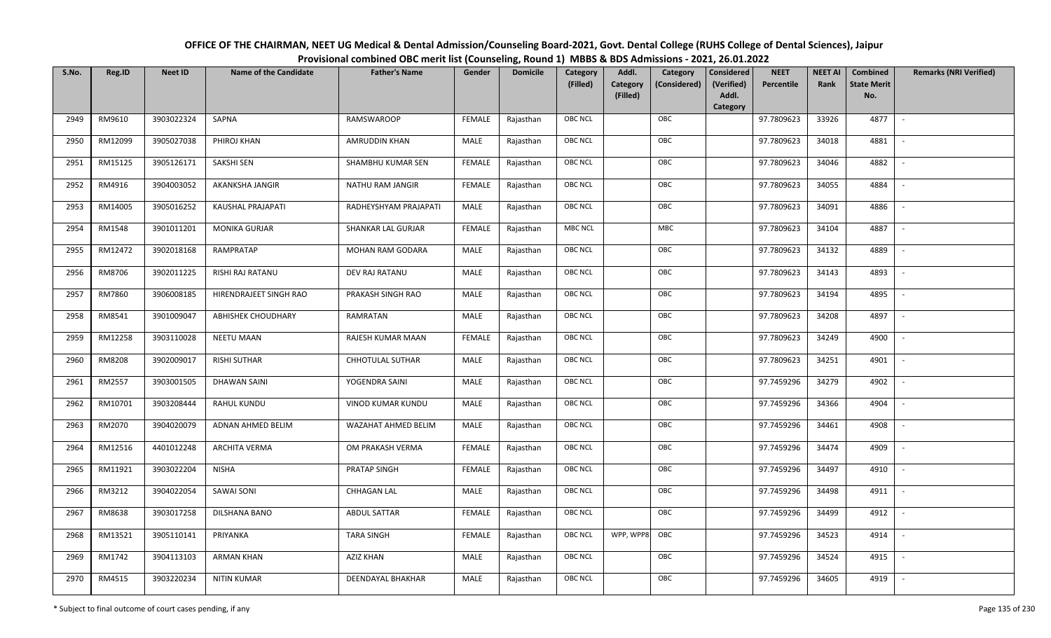# OFFICE OF THE CHAIRMAN, NEET UG Medical & Dental Admission/Counseling Board-2021, Govt. Dental College (RUHS College of Dental Sciences), Jaipur

## Provisional combined OBC merit list (Counseling, Round 1) MBBS & BDS Admissions - 2021, 26.01.2022

| S.No. | Reg.ID | Neet ID | Name of the Candidate | Father's Name | Gender | Domicile | Category (Filled) | Addl. Category (Filled) | Category (Considered) | Considered (Verified) Addl. Category | NEET Percentile | NEET AI Rank | Combined State Merit No. | Remarks (NRI Verified) |
|---|---|---|---|---|---|---|---|---|---|---|---|---|---|---|
| 2949 | RM9610 | 3903022324 | SAPNA | RAMSWAROOP | FEMALE | Rajasthan | OBC NCL | | OBC | | 97.7809623 | 33926 | 4877 | - |
| 2950 | RM12099 | 3905027038 | PHIROJ KHAN | AMRUDDIN KHAN | MALE | Rajasthan | OBC NCL | | OBC | | 97.7809623 | 34018 | 4881 | - |
| 2951 | RM15125 | 3905126171 | SAKSHI SEN | SHAMBHU KUMAR SEN | FEMALE | Rajasthan | OBC NCL | | OBC | | 97.7809623 | 34046 | 4882 | - |
| 2952 | RM4916 | 3904003052 | AKANKSHA JANGIR | NATHU RAM JANGIR | FEMALE | Rajasthan | OBC NCL | | OBC | | 97.7809623 | 34055 | 4884 | - |
| 2953 | RM14005 | 3905016252 | KAUSHAL PRAJAPATI | RADHEYSHYAM PRAJAPATI | MALE | Rajasthan | OBC NCL | | OBC | | 97.7809623 | 34091 | 4886 | - |
| 2954 | RM1548 | 3901011201 | MONIKA GURJAR | SHANKAR LAL GURJAR | FEMALE | Rajasthan | MBC NCL | | MBC | | 97.7809623 | 34104 | 4887 | - |
| 2955 | RM12472 | 3902018168 | RAMPRATAP | MOHAN RAM GODARA | MALE | Rajasthan | OBC NCL | | OBC | | 97.7809623 | 34132 | 4889 | - |
| 2956 | RM8706 | 3902011225 | RISHI RAJ RATANU | DEV RAJ RATANU | MALE | Rajasthan | OBC NCL | | OBC | | 97.7809623 | 34143 | 4893 | - |
| 2957 | RM7860 | 3906008185 | HIRENDRAJEET SINGH RAO | PRAKASH SINGH RAO | MALE | Rajasthan | OBC NCL | | OBC | | 97.7809623 | 34194 | 4895 | - |
| 2958 | RM8541 | 3901009047 | ABHISHEK CHOUDHARY | RAMRATAN | MALE | Rajasthan | OBC NCL | | OBC | | 97.7809623 | 34208 | 4897 | - |
| 2959 | RM12258 | 3903110028 | NEETU MAAN | RAJESH KUMAR MAAN | FEMALE | Rajasthan | OBC NCL | | OBC | | 97.7809623 | 34249 | 4900 | - |
| 2960 | RM8208 | 3902009017 | RISHI SUTHAR | CHHOTULAL SUTHAR | MALE | Rajasthan | OBC NCL | | OBC | | 97.7809623 | 34251 | 4901 | - |
| 2961 | RM2557 | 3903001505 | DHAWAN SAINI | YOGENDRA SAINI | MALE | Rajasthan | OBC NCL | | OBC | | 97.7459296 | 34279 | 4902 | - |
| 2962 | RM10701 | 3903208444 | RAHUL KUNDU | VINOD KUMAR KUNDU | MALE | Rajasthan | OBC NCL | | OBC | | 97.7459296 | 34366 | 4904 | - |
| 2963 | RM2070 | 3904020079 | ADNAN AHMED BELIM | WAZAHAT AHMED BELIM | MALE | Rajasthan | OBC NCL | | OBC | | 97.7459296 | 34461 | 4908 | - |
| 2964 | RM12516 | 4401012248 | ARCHITA VERMA | OM PRAKASH VERMA | FEMALE | Rajasthan | OBC NCL | | OBC | | 97.7459296 | 34474 | 4909 | - |
| 2965 | RM11921 | 3903022204 | NISHA | PRATAP SINGH | FEMALE | Rajasthan | OBC NCL | | OBC | | 97.7459296 | 34497 | 4910 | - |
| 2966 | RM3212 | 3904022054 | SAWAI SONI | CHHAGAN LAL | MALE | Rajasthan | OBC NCL | | OBC | | 97.7459296 | 34498 | 4911 | - |
| 2967 | RM8638 | 3903017258 | DILSHANA BANO | ABDUL SATTAR | FEMALE | Rajasthan | OBC NCL | | OBC | | 97.7459296 | 34499 | 4912 | - |
| 2968 | RM13521 | 3905110141 | PRIYANKA | TARA SINGH | FEMALE | Rajasthan | OBC NCL | WPP, WPP8 | OBC | | 97.7459296 | 34523 | 4914 | - |
| 2969 | RM1742 | 3904113103 | ARMAN KHAN | AZIZ KHAN | MALE | Rajasthan | OBC NCL | | OBC | | 97.7459296 | 34524 | 4915 | - |
| 2970 | RM4515 | 3903220234 | NITIN KUMAR | DEENDAYAL BHAKHAR | MALE | Rajasthan | OBC NCL | | OBC | | 97.7459296 | 34605 | 4919 | - |

\* Subject to final outcome of court cases pending, if any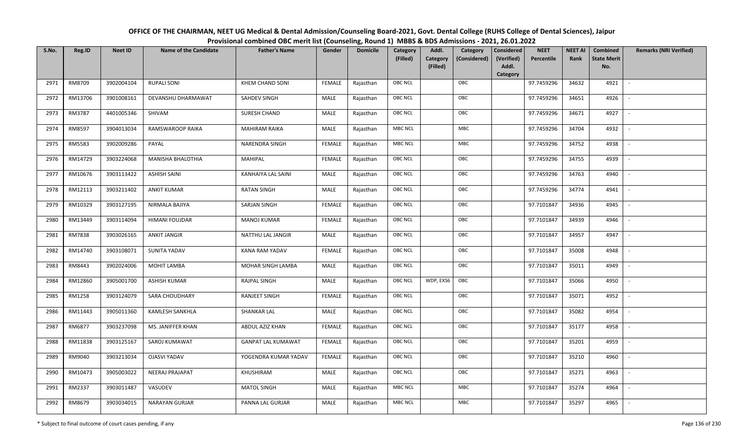# OFFICE OF THE CHAIRMAN, NEET UG Medical & Dental Admission/Counseling Board-2021, Govt. Dental College (RUHS College of Dental Sciences), Jaipur

## Provisional combined OBC merit list (Counseling, Round 1) MBBS & BDS Admissions - 2021, 26.01.2022

| S.No. | Reg.ID | Neet ID | Name of the Candidate | Father's Name | Gender | Domicile | Category (Filled) | Addl. Category (Filled) | Category (Considered) | Considered (Verified) Addl. Category | NEET Percentile | NEET AI Rank | Combined State Merit No. | Remarks (NRI Verified) |
|---|---|---|---|---|---|---|---|---|---|---|---|---|---|---|
| 2971 | RM8709 | 3902004104 | RUPALI SONI | KHEM CHAND SONI | FEMALE | Rajasthan | OBC NCL | | OBC | | 97.7459296 | 34632 | 4921 | - |
| 2972 | RM13706 | 3901008161 | DEVANSHU DHARMAWAT | SAHDEV SINGH | MALE | Rajasthan | OBC NCL | | OBC | | 97.7459296 | 34651 | 4926 | - |
| 2973 | RM3787 | 4401005346 | SHIVAM | SURESH CHAND | MALE | Rajasthan | OBC NCL | | OBC | | 97.7459296 | 34671 | 4927 | - |
| 2974 | RM8597 | 3904013034 | RAMSWAROOP RAIKA | MAHIRAM RAIKA | MALE | Rajasthan | MBC NCL | | MBC | | 97.7459296 | 34704 | 4932 | - |
| 2975 | RM5583 | 3902009286 | PAYAL | NARENDRA SINGH | FEMALE | Rajasthan | MBC NCL | | MBC | | 97.7459296 | 34752 | 4938 | - |
| 2976 | RM14729 | 3903224068 | MANISHA BHALOTHIA | MAHIPAL | FEMALE | Rajasthan | OBC NCL | | OBC | | 97.7459296 | 34755 | 4939 | - |
| 2977 | RM10676 | 3903113422 | ASHISH SAINI | KANHAIYA LAL SAINI | MALE | Rajasthan | OBC NCL | | OBC | | 97.7459296 | 34763 | 4940 | - |
| 2978 | RM12113 | 3903211402 | ANKIT KUMAR | RATAN SINGH | MALE | Rajasthan | OBC NCL | | OBC | | 97.7459296 | 34774 | 4941 | - |
| 2979 | RM10329 | 3903127195 | NIRMALA BAJIYA | SARJAN SINGH | FEMALE | Rajasthan | OBC NCL | | OBC | | 97.7101847 | 34936 | 4945 | - |
| 2980 | RM13449 | 3903114094 | HIMANI FOUJDAR | MANOJ KUMAR | FEMALE | Rajasthan | OBC NCL | | OBC | | 97.7101847 | 34939 | 4946 | - |
| 2981 | RM7838 | 3903026165 | ANKIT JANGIR | NATTHU LAL JANGIR | MALE | Rajasthan | OBC NCL | | OBC | | 97.7101847 | 34957 | 4947 | - |
| 2982 | RM14740 | 3903108071 | SUNITA YADAV | KANA RAM YADAV | FEMALE | Rajasthan | OBC NCL | | OBC | | 97.7101847 | 35008 | 4948 | - |
| 2983 | RM8443 | 3902024006 | MOHIT LAMBA | MOHAR SINGH LAMBA | MALE | Rajasthan | OBC NCL | | OBC | | 97.7101847 | 35011 | 4949 | - |
| 2984 | RM12860 | 3905001700 | ASHISH KUMAR | RAJPAL SINGH | MALE | Rajasthan | OBC NCL | WDP, EXS6 | OBC | | 97.7101847 | 35066 | 4950 | - |
| 2985 | RM1258 | 3903124079 | SARA CHOUDHARY | RANJEET SINGH | FEMALE | Rajasthan | OBC NCL | | OBC | | 97.7101847 | 35071 | 4952 | - |
| 2986 | RM11443 | 3905011360 | KAMLESH SANKHLA | SHANKAR LAL | MALE | Rajasthan | OBC NCL | | OBC | | 97.7101847 | 35082 | 4954 | - |
| 2987 | RM6877 | 3903237098 | MS. JANIFFER KHAN | ABDUL AZIZ KHAN | FEMALE | Rajasthan | OBC NCL | | OBC | | 97.7101847 | 35177 | 4958 | - |
| 2988 | RM11838 | 3903125167 | SAROJ KUMAWAT | GANPAT LAL KUMAWAT | FEMALE | Rajasthan | OBC NCL | | OBC | | 97.7101847 | 35201 | 4959 | - |
| 2989 | RM9040 | 3903213034 | OJASVI YADAV | YOGENDRA KUMAR YADAV | FEMALE | Rajasthan | OBC NCL | | OBC | | 97.7101847 | 35210 | 4960 | - |
| 2990 | RM10473 | 3905003022 | NEERAJ PRAJAPAT | KHUSHIRAM | MALE | Rajasthan | OBC NCL | | OBC | | 97.7101847 | 35271 | 4963 | - |
| 2991 | RM2337 | 3903011487 | VASUDEV | MATOL SINGH | MALE | Rajasthan | MBC NCL | | MBC | | 97.7101847 | 35274 | 4964 | - |
| 2992 | RM8679 | 3903034015 | NARAYAN GURJAR | PANNA LAL GURJAR | MALE | Rajasthan | MBC NCL | | MBC | | 97.7101847 | 35297 | 4965 | - |

\* Subject to final outcome of court cases pending, if any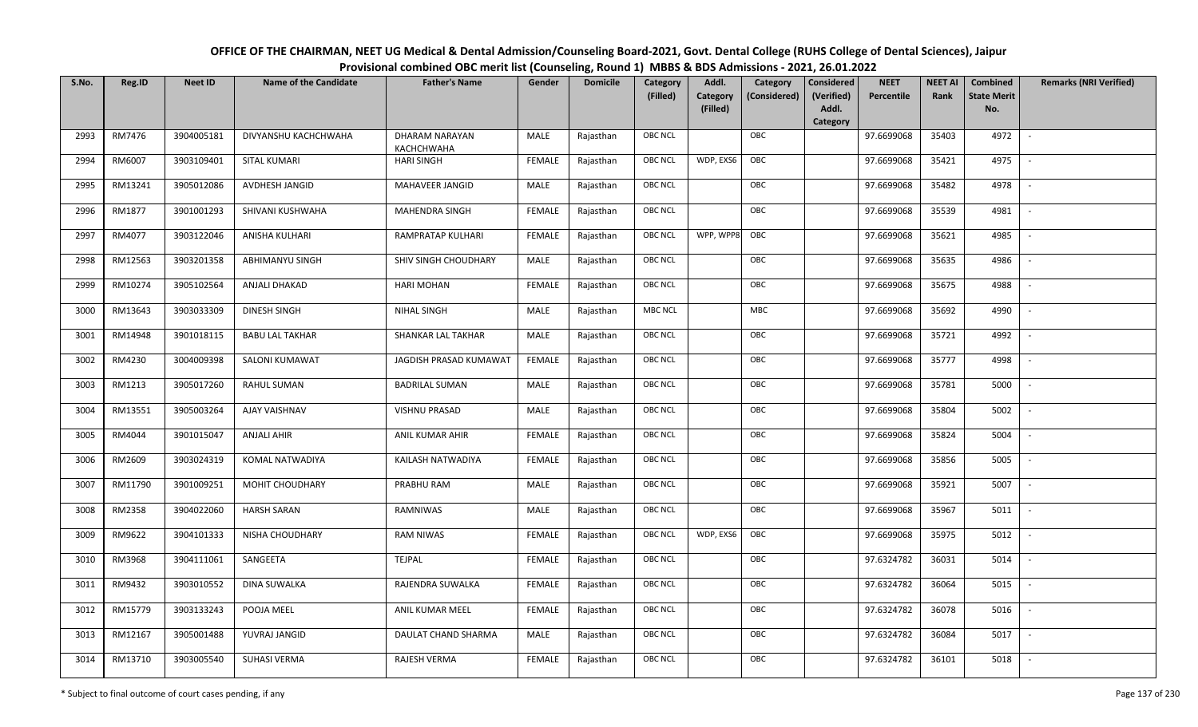# OFFICE OF THE CHAIRMAN, NEET UG Medical & Dental Admission/Counseling Board-2021, Govt. Dental College (RUHS College of Dental Sciences), Jaipur

## Provisional combined OBC merit list (Counseling, Round 1) MBBS & BDS Admissions - 2021, 26.01.2022

| S.No. | Reg.ID | Neet ID | Name of the Candidate | Father's Name | Gender | Domicile | Category (Filled) | Addl. Category (Filled) | Category (Considered) | Considered (Verified) Addl. Category | NEET Percentile | NEET AI Rank | Combined State Merit No. | Remarks (NRI Verified) |
|---|---|---|---|---|---|---|---|---|---|---|---|---|---|---|
| 2993 | RM7476 | 3904005181 | DIVYANSHU KACHCHWAHA | DHARAM NARAYAN KACHCHWAHA | MALE | Rajasthan | OBC NCL | | OBC | | 97.6699068 | 35403 | 4972 | - |
| 2994 | RM6007 | 3903109401 | SITAL KUMARI | HARI SINGH | FEMALE | Rajasthan | OBC NCL | WDP, EXS6 | OBC | | 97.6699068 | 35421 | 4975 | - |
| 2995 | RM13241 | 3905012086 | AVDHESH JANGID | MAHAVEER JANGID | MALE | Rajasthan | OBC NCL | | OBC | | 97.6699068 | 35482 | 4978 | - |
| 2996 | RM1877 | 3901001293 | SHIVANI KUSHWAHA | MAHENDRA SINGH | FEMALE | Rajasthan | OBC NCL | | OBC | | 97.6699068 | 35539 | 4981 | - |
| 2997 | RM4077 | 3903122046 | ANISHA KULHARI | RAMPRATAP KULHARI | FEMALE | Rajasthan | OBC NCL | WPP, WPP8 | OBC | | 97.6699068 | 35621 | 4985 | - |
| 2998 | RM12563 | 3903201358 | ABHIMANYU SINGH | SHIV SINGH CHOUDHARY | MALE | Rajasthan | OBC NCL | | OBC | | 97.6699068 | 35635 | 4986 | - |
| 2999 | RM10274 | 3905102564 | ANJALI DHAKAD | HARI MOHAN | FEMALE | Rajasthan | OBC NCL | | OBC | | 97.6699068 | 35675 | 4988 | - |
| 3000 | RM13643 | 3903033309 | DINESH SINGH | NIHAL SINGH | MALE | Rajasthan | MBC NCL | | MBC | | 97.6699068 | 35692 | 4990 | - |
| 3001 | RM14948 | 3901018115 | BABU LAL TAKHAR | SHANKAR LAL TAKHAR | MALE | Rajasthan | OBC NCL | | OBC | | 97.6699068 | 35721 | 4992 | - |
| 3002 | RM4230 | 3004009398 | SALONI KUMAWAT | JAGDISH PRASAD KUMAWAT | FEMALE | Rajasthan | OBC NCL | | OBC | | 97.6699068 | 35777 | 4998 | - |
| 3003 | RM1213 | 3905017260 | RAHUL SUMAN | BADRILAL SUMAN | MALE | Rajasthan | OBC NCL | | OBC | | 97.6699068 | 35781 | 5000 | - |
| 3004 | RM13551 | 3905003264 | AJAY VAISHNAV | VISHNU PRASAD | MALE | Rajasthan | OBC NCL | | OBC | | 97.6699068 | 35804 | 5002 | - |
| 3005 | RM4044 | 3901015047 | ANJALI AHIR | ANIL KUMAR AHIR | FEMALE | Rajasthan | OBC NCL | | OBC | | 97.6699068 | 35824 | 5004 | - |
| 3006 | RM2609 | 3903024319 | KOMAL NATWADIYA | KAILASH NATWADIYA | FEMALE | Rajasthan | OBC NCL | | OBC | | 97.6699068 | 35856 | 5005 | - |
| 3007 | RM11790 | 3901009251 | MOHIT CHOUDHARY | PRABHU RAM | MALE | Rajasthan | OBC NCL | | OBC | | 97.6699068 | 35921 | 5007 | - |
| 3008 | RM2358 | 3904022060 | HARSH SARAN | RAMNIWAS | MALE | Rajasthan | OBC NCL | | OBC | | 97.6699068 | 35967 | 5011 | - |
| 3009 | RM9622 | 3904101333 | NISHA CHOUDHARY | RAM NIWAS | FEMALE | Rajasthan | OBC NCL | WDP, EXS6 | OBC | | 97.6699068 | 35975 | 5012 | - |
| 3010 | RM3968 | 3904111061 | SANGEETA | TEJPAL | FEMALE | Rajasthan | OBC NCL | | OBC | | 97.6324782 | 36031 | 5014 | - |
| 3011 | RM9432 | 3903010552 | DINA SUWALKA | RAJENDRA SUWALKA | FEMALE | Rajasthan | OBC NCL | | OBC | | 97.6324782 | 36064 | 5015 | - |
| 3012 | RM15779 | 3903133243 | POOJA MEEL | ANIL KUMAR MEEL | FEMALE | Rajasthan | OBC NCL | | OBC | | 97.6324782 | 36078 | 5016 | - |
| 3013 | RM12167 | 3905001488 | YUVRAJ JANGID | DAULAT CHAND SHARMA | MALE | Rajasthan | OBC NCL | | OBC | | 97.6324782 | 36084 | 5017 | - |
| 3014 | RM13710 | 3903005540 | SUHASI VERMA | RAJESH VERMA | FEMALE | Rajasthan | OBC NCL | | OBC | | 97.6324782 | 36101 | 5018 | - |

\* Subject to final outcome of court cases pending, if any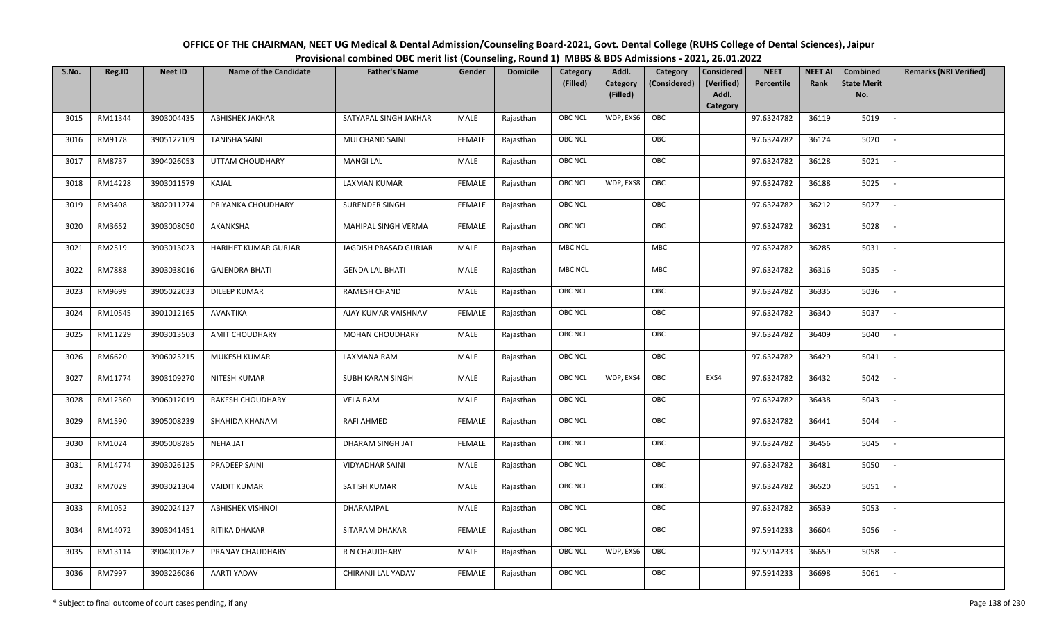OFFICE OF THE CHAIRMAN, NEET UG Medical & Dental Admission/Counseling Board-2021, Govt. Dental College (RUHS College of Dental Sciences), Jaipur
Provisional combined OBC merit list (Counseling, Round 1) MBBS & BDS Admissions - 2021, 26.01.2022

| S.No. | Reg.ID | Neet ID | Name of the Candidate | Father's Name | Gender | Domicile | Category (Filled) | Addl. Category (Filled) | Category (Considered) | Considered (Verified) Addl. Category | NEET Percentile | NEET AI Rank | Combined State Merit No. | Remarks (NRI Verified) |
|---|---|---|---|---|---|---|---|---|---|---|---|---|---|---|
| 3015 | RM11344 | 3903004435 | ABHISHEK JAKHAR | SATYAPAL SINGH JAKHAR | MALE | Rajasthan | OBC NCL | WDP, EXS6 | OBC | | 97.6324782 | 36119 | 5019 | - |
| 3016 | RM9178 | 3905122109 | TANISHA SAINI | MULCHAND SAINI | FEMALE | Rajasthan | OBC NCL | | OBC | | 97.6324782 | 36124 | 5020 | - |
| 3017 | RM8737 | 3904026053 | UTTAM CHOUDHARY | MANGI LAL | MALE | Rajasthan | OBC NCL | | OBC | | 97.6324782 | 36128 | 5021 | - |
| 3018 | RM14228 | 3903011579 | KAJAL | LAXMAN KUMAR | FEMALE | Rajasthan | OBC NCL | WDP, EXS8 | OBC | | 97.6324782 | 36188 | 5025 | - |
| 3019 | RM3408 | 3802011274 | PRIYANKA CHOUDHARY | SURENDER SINGH | FEMALE | Rajasthan | OBC NCL | | OBC | | 97.6324782 | 36212 | 5027 | - |
| 3020 | RM3652 | 3903008050 | AKANKSHA | MAHIPAL SINGH VERMA | FEMALE | Rajasthan | OBC NCL | | OBC | | 97.6324782 | 36231 | 5028 | - |
| 3021 | RM2519 | 3903013023 | HARIHET KUMAR GURJAR | JAGDISH PRASAD GURJAR | MALE | Rajasthan | MBC NCL | | MBC | | 97.6324782 | 36285 | 5031 | - |
| 3022 | RM7888 | 3903038016 | GAJENDRA BHATI | GENDA LAL BHATI | MALE | Rajasthan | MBC NCL | | MBC | | 97.6324782 | 36316 | 5035 | - |
| 3023 | RM9699 | 3905022033 | DILEEP KUMAR | RAMESH CHAND | MALE | Rajasthan | OBC NCL | | OBC | | 97.6324782 | 36335 | 5036 | - |
| 3024 | RM10545 | 3901012165 | AVANTIKA | AJAY KUMAR VAISHNAV | FEMALE | Rajasthan | OBC NCL | | OBC | | 97.6324782 | 36340 | 5037 | - |
| 3025 | RM11229 | 3903013503 | AMIT CHOUDHARY | MOHAN CHOUDHARY | MALE | Rajasthan | OBC NCL | | OBC | | 97.6324782 | 36409 | 5040 | - |
| 3026 | RM6620 | 3906025215 | MUKESH KUMAR | LAXMANA RAM | MALE | Rajasthan | OBC NCL | | OBC | | 97.6324782 | 36429 | 5041 | - |
| 3027 | RM11774 | 3903109270 | NITESH KUMAR | SUBH KARAN SINGH | MALE | Rajasthan | OBC NCL | WDP, EXS4 | OBC | EXS4 | 97.6324782 | 36432 | 5042 | - |
| 3028 | RM12360 | 3906012019 | RAKESH CHOUDHARY | VELA RAM | MALE | Rajasthan | OBC NCL | | OBC | | 97.6324782 | 36438 | 5043 | - |
| 3029 | RM1590 | 3905008239 | SHAHIDA KHANAM | RAFI AHMED | FEMALE | Rajasthan | OBC NCL | | OBC | | 97.6324782 | 36441 | 5044 | - |
| 3030 | RM1024 | 3905008285 | NEHA JAT | DHARAM SINGH JAT | FEMALE | Rajasthan | OBC NCL | | OBC | | 97.6324782 | 36456 | 5045 | - |
| 3031 | RM14774 | 3903026125 | PRADEEP SAINI | VIDYADHAR SAINI | MALE | Rajasthan | OBC NCL | | OBC | | 97.6324782 | 36481 | 5050 | - |
| 3032 | RM7029 | 3903021304 | VAIDIT KUMAR | SATISH KUMAR | MALE | Rajasthan | OBC NCL | | OBC | | 97.6324782 | 36520 | 5051 | - |
| 3033 | RM1052 | 3902024127 | ABHISHEK VISHNOI | DHARAMPAL | MALE | Rajasthan | OBC NCL | | OBC | | 97.6324782 | 36539 | 5053 | - |
| 3034 | RM14072 | 3903041451 | RITIKA DHAKAR | SITARAM DHAKAR | FEMALE | Rajasthan | OBC NCL | | OBC | | 97.5914233 | 36604 | 5056 | - |
| 3035 | RM13114 | 3904001267 | PRANAY CHAUDHARY | R N CHAUDHARY | MALE | Rajasthan | OBC NCL | WDP, EXS6 | OBC | | 97.5914233 | 36659 | 5058 | - |
| 3036 | RM7997 | 3903226086 | AARTI YADAV | CHIRANJI LAL YADAV | FEMALE | Rajasthan | OBC NCL | | OBC | | 97.5914233 | 36698 | 5061 | - |

\* Subject to final outcome of court cases pending, if any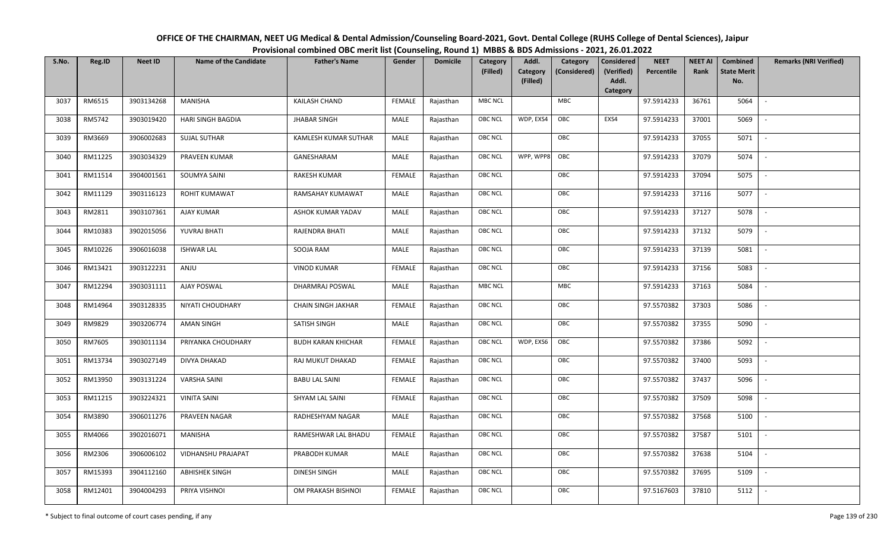# OFFICE OF THE CHAIRMAN, NEET UG Medical & Dental Admission/Counseling Board-2021, Govt. Dental College (RUHS College of Dental Sciences), Jaipur

## Provisional combined OBC merit list (Counseling, Round 1) MBBS & BDS Admissions - 2021, 26.01.2022

| S.No. | Reg.ID | Neet ID | Name of the Candidate | Father's Name | Gender | Domicile | Category (Filled) | Addl. Category (Filled) | Category (Considered) | Considered (Verified) Addl. Category | NEET Percentile | NEET AI Rank | Combined State Merit No. | Remarks (NRI Verified) |
|---|---|---|---|---|---|---|---|---|---|---|---|---|---|---|
| 3037 | RM6515 | 3903134268 | MANISHA | KAILASH CHAND | FEMALE | Rajasthan | MBC NCL | | MBC | | 97.5914233 | 36761 | 5064 | - |
| 3038 | RM5742 | 3903019420 | HARI SINGH BAGDIA | JHABAR SINGH | MALE | Rajasthan | OBC NCL | WDP, EXS4 | OBC | EXS4 | 97.5914233 | 37001 | 5069 | - |
| 3039 | RM3669 | 3906002683 | SUJAL SUTHAR | KAMLESH KUMAR SUTHAR | MALE | Rajasthan | OBC NCL | | OBC | | 97.5914233 | 37055 | 5071 | - |
| 3040 | RM11225 | 3903034329 | PRAVEEN KUMAR | GANESHARAM | MALE | Rajasthan | OBC NCL | WPP, WPP8 | OBC | | 97.5914233 | 37079 | 5074 | - |
| 3041 | RM11514 | 3904001561 | SOUMYA SAINI | RAKESH KUMAR | FEMALE | Rajasthan | OBC NCL | | OBC | | 97.5914233 | 37094 | 5075 | - |
| 3042 | RM11129 | 3903116123 | ROHIT KUMAWAT | RAMSAHAY KUMAWAT | MALE | Rajasthan | OBC NCL | | OBC | | 97.5914233 | 37116 | 5077 | - |
| 3043 | RM2811 | 3903107361 | AJAY KUMAR | ASHOK KUMAR YADAV | MALE | Rajasthan | OBC NCL | | OBC | | 97.5914233 | 37127 | 5078 | - |
| 3044 | RM10383 | 3902015056 | YUVRAJ BHATI | RAJENDRA BHATI | MALE | Rajasthan | OBC NCL | | OBC | | 97.5914233 | 37132 | 5079 | - |
| 3045 | RM10226 | 3906016038 | ISHWAR LAL | SOOJA RAM | MALE | Rajasthan | OBC NCL | | OBC | | 97.5914233 | 37139 | 5081 | - |
| 3046 | RM13421 | 3903122231 | ANJU | VINOD KUMAR | FEMALE | Rajasthan | OBC NCL | | OBC | | 97.5914233 | 37156 | 5083 | - |
| 3047 | RM12294 | 3903031111 | AJAY POSWAL | DHARMRAJ POSWAL | MALE | Rajasthan | MBC NCL | | MBC | | 97.5914233 | 37163 | 5084 | - |
| 3048 | RM14964 | 3903128335 | NIYATI CHOUDHARY | CHAIN SINGH JAKHAR | FEMALE | Rajasthan | OBC NCL | | OBC | | 97.5570382 | 37303 | 5086 | - |
| 3049 | RM9829 | 3903206774 | AMAN SINGH | SATISH SINGH | MALE | Rajasthan | OBC NCL | | OBC | | 97.5570382 | 37355 | 5090 | - |
| 3050 | RM7605 | 3903011134 | PRIYANKA CHOUDHARY | BUDH KARAN KHICHAR | FEMALE | Rajasthan | OBC NCL | WDP, EXS6 | OBC | | 97.5570382 | 37386 | 5092 | - |
| 3051 | RM13734 | 3903027149 | DIVYA DHAKAD | RAJ MUKUT DHAKAD | FEMALE | Rajasthan | OBC NCL | | OBC | | 97.5570382 | 37400 | 5093 | - |
| 3052 | RM13950 | 3903131224 | VARSHA SAINI | BABU LAL SAINI | FEMALE | Rajasthan | OBC NCL | | OBC | | 97.5570382 | 37437 | 5096 | - |
| 3053 | RM11215 | 3903224321 | VINITA SAINI | SHYAM LAL SAINI | FEMALE | Rajasthan | OBC NCL | | OBC | | 97.5570382 | 37509 | 5098 | - |
| 3054 | RM3890 | 3906011276 | PRAVEEN NAGAR | RADHESHYAM NAGAR | MALE | Rajasthan | OBC NCL | | OBC | | 97.5570382 | 37568 | 5100 | - |
| 3055 | RM4066 | 3902016071 | MANISHA | RAMESHWAR LAL BHADU | FEMALE | Rajasthan | OBC NCL | | OBC | | 97.5570382 | 37587 | 5101 | - |
| 3056 | RM2306 | 3906006102 | VIDHANSHU PRAJAPAT | PRABODH KUMAR | MALE | Rajasthan | OBC NCL | | OBC | | 97.5570382 | 37638 | 5104 | - |
| 3057 | RM15393 | 3904112160 | ABHISHEK SINGH | DINESH SINGH | MALE | Rajasthan | OBC NCL | | OBC | | 97.5570382 | 37695 | 5109 | - |
| 3058 | RM12401 | 3904004293 | PRIYA VISHNOI | OM PRAKASH BISHNOI | FEMALE | Rajasthan | OBC NCL | | OBC | | 97.5167603 | 37810 | 5112 | - |

\* Subject to final outcome of court cases pending, if any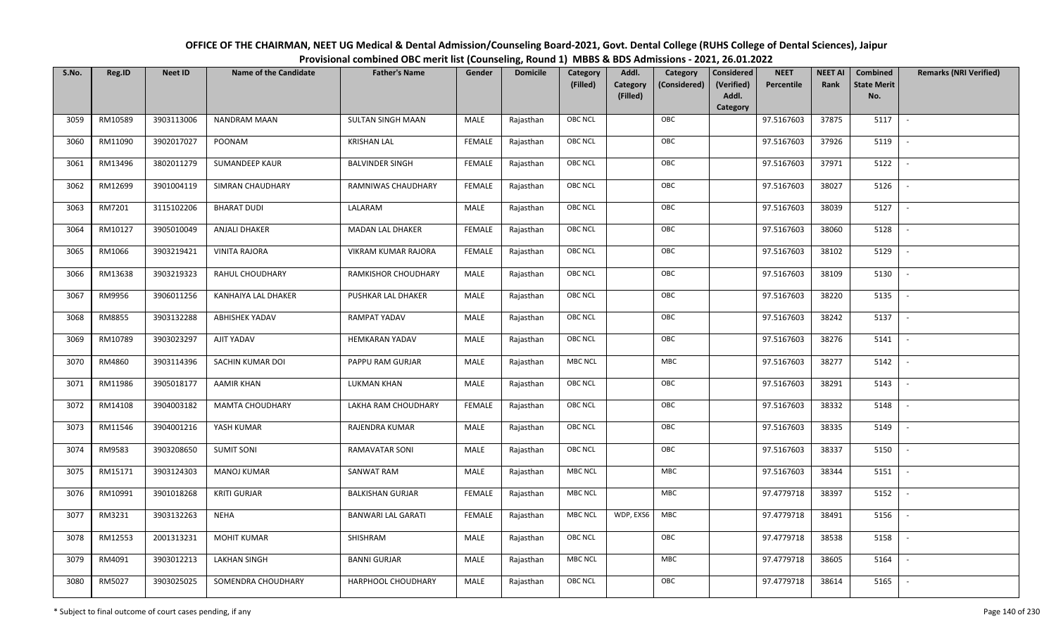# OFFICE OF THE CHAIRMAN, NEET UG Medical & Dental Admission/Counseling Board-2021, Govt. Dental College (RUHS College of Dental Sciences), Jaipur

## Provisional combined OBC merit list (Counseling, Round 1) MBBS & BDS Admissions - 2021, 26.01.2022

| S.No. | Reg.ID | Neet ID | Name of the Candidate | Father's Name | Gender | Domicile | Category (Filled) | Addl. Category (Filled) | Category (Considered) | Considered (Verified) Addl. Category | NEET Percentile | NEET AI Rank | Combined State Merit No. | Remarks (NRI Verified) |
|---|---|---|---|---|---|---|---|---|---|---|---|---|---|---|
| 3059 | RM10589 | 3903113006 | NANDRAM MAAN | SULTAN SINGH MAAN | MALE | Rajasthan | OBC NCL | | OBC | | 97.5167603 | 37875 | 5117 | - |
| 3060 | RM11090 | 3902017027 | POONAM | KRISHAN LAL | FEMALE | Rajasthan | OBC NCL | | OBC | | 97.5167603 | 37926 | 5119 | - |
| 3061 | RM13496 | 3802011279 | SUMANDEEP KAUR | BALVINDER SINGH | FEMALE | Rajasthan | OBC NCL | | OBC | | 97.5167603 | 37971 | 5122 | - |
| 3062 | RM12699 | 3901004119 | SIMRAN CHAUDHARY | RAMNIWAS CHAUDHARY | FEMALE | Rajasthan | OBC NCL | | OBC | | 97.5167603 | 38027 | 5126 | - |
| 3063 | RM7201 | 3115102206 | BHARAT DUDI | LALARAM | MALE | Rajasthan | OBC NCL | | OBC | | 97.5167603 | 38039 | 5127 | - |
| 3064 | RM10127 | 3905010049 | ANJALI DHAKER | MADAN LAL DHAKER | FEMALE | Rajasthan | OBC NCL | | OBC | | 97.5167603 | 38060 | 5128 | - |
| 3065 | RM1066 | 3903219421 | VINITA RAJORA | VIKRAM KUMAR RAJORA | FEMALE | Rajasthan | OBC NCL | | OBC | | 97.5167603 | 38102 | 5129 | - |
| 3066 | RM13638 | 3903219323 | RAHUL CHOUDHARY | RAMKISHOR CHOUDHARY | MALE | Rajasthan | OBC NCL | | OBC | | 97.5167603 | 38109 | 5130 | - |
| 3067 | RM9956 | 3906011256 | KANHAIYA LAL DHAKER | PUSHKAR LAL DHAKER | MALE | Rajasthan | OBC NCL | | OBC | | 97.5167603 | 38220 | 5135 | - |
| 3068 | RM8855 | 3903132288 | ABHISHEK YADAV | RAMPAT YADAV | MALE | Rajasthan | OBC NCL | | OBC | | 97.5167603 | 38242 | 5137 | - |
| 3069 | RM10789 | 3903023297 | AJIT YADAV | HEMKARAN YADAV | MALE | Rajasthan | OBC NCL | | OBC | | 97.5167603 | 38276 | 5141 | - |
| 3070 | RM4860 | 3903114396 | SACHIN KUMAR DOI | PAPPU RAM GURJAR | MALE | Rajasthan | MBC NCL | | MBC | | 97.5167603 | 38277 | 5142 | - |
| 3071 | RM11986 | 3905018177 | AAMIR KHAN | LUKMAN KHAN | MALE | Rajasthan | OBC NCL | | OBC | | 97.5167603 | 38291 | 5143 | - |
| 3072 | RM14108 | 3904003182 | MAMTA CHOUDHARY | LAKHA RAM CHOUDHARY | FEMALE | Rajasthan | OBC NCL | | OBC | | 97.5167603 | 38332 | 5148 | - |
| 3073 | RM11546 | 3904001216 | YASH KUMAR | RAJENDRA KUMAR | MALE | Rajasthan | OBC NCL | | OBC | | 97.5167603 | 38335 | 5149 | - |
| 3074 | RM9583 | 3903208650 | SUMIT SONI | RAMAVATAR SONI | MALE | Rajasthan | OBC NCL | | OBC | | 97.5167603 | 38337 | 5150 | - |
| 3075 | RM15171 | 3903124303 | MANOJ KUMAR | SANWAT RAM | MALE | Rajasthan | MBC NCL | | MBC | | 97.5167603 | 38344 | 5151 | - |
| 3076 | RM10991 | 3901018268 | KRITI GURJAR | BALKISHAN GURJAR | FEMALE | Rajasthan | MBC NCL | | MBC | | 97.4779718 | 38397 | 5152 | - |
| 3077 | RM3231 | 3903132263 | NEHA | BANWARI LAL GARATI | FEMALE | Rajasthan | MBC NCL | WDP, EXS6 | MBC | | 97.4779718 | 38491 | 5156 | - |
| 3078 | RM12553 | 2001313231 | MOHIT KUMAR | SHISHRAM | MALE | Rajasthan | OBC NCL | | OBC | | 97.4779718 | 38538 | 5158 | - |
| 3079 | RM4091 | 3903012213 | LAKHAN SINGH | BANNI GURJAR | MALE | Rajasthan | MBC NCL | | MBC | | 97.4779718 | 38605 | 5164 | - |
| 3080 | RM5027 | 3903025025 | SOMENDRA CHOUDHARY | HARPHOOL CHOUDHARY | MALE | Rajasthan | OBC NCL | | OBC | | 97.4779718 | 38614 | 5165 | - |

\* Subject to final outcome of court cases pending, if any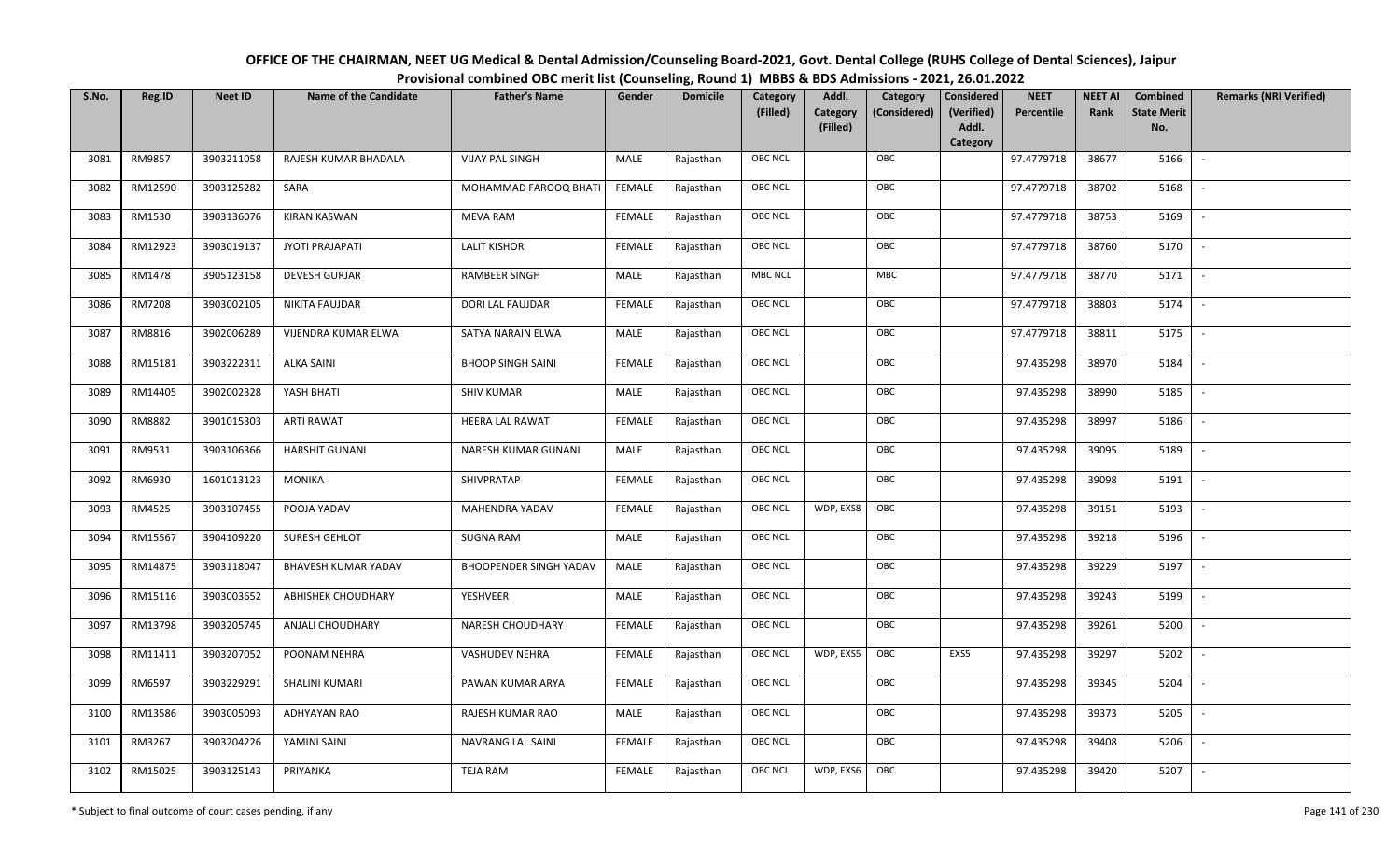# OFFICE OF THE CHAIRMAN, NEET UG Medical & Dental Admission/Counseling Board-2021, Govt. Dental College (RUHS College of Dental Sciences), Jaipur

## Provisional combined OBC merit list (Counseling, Round 1) MBBS & BDS Admissions - 2021, 26.01.2022

| S.No. | Reg.ID | Neet ID | Name of the Candidate | Father's Name | Gender | Domicile | Category (Filled) | Addl. Category (Filled) | Category (Considered) | Considered (Verified) Addl. Category | NEET Percentile | NEET AI Rank | Combined State Merit No. | Remarks (NRI Verified) |
|---|---|---|---|---|---|---|---|---|---|---|---|---|---|---|
| 3081 | RM9857 | 3903211058 | RAJESH KUMAR BHADALA | VIJAY PAL SINGH | MALE | Rajasthan | OBC NCL | | OBC | | 97.4779718 | 38677 | 5166 | - |
| 3082 | RM12590 | 3903125282 | SARA | MOHAMMAD FAROOQ BHATI | FEMALE | Rajasthan | OBC NCL | | OBC | | 97.4779718 | 38702 | 5168 | - |
| 3083 | RM1530 | 3903136076 | KIRAN KASWAN | MEVA RAM | FEMALE | Rajasthan | OBC NCL | | OBC | | 97.4779718 | 38753 | 5169 | - |
| 3084 | RM12923 | 3903019137 | JYOTI PRAJAPATI | LALIT KISHOR | FEMALE | Rajasthan | OBC NCL | | OBC | | 97.4779718 | 38760 | 5170 | - |
| 3085 | RM1478 | 3905123158 | DEVESH GURJAR | RAMBEER SINGH | MALE | Rajasthan | MBC NCL | | MBC | | 97.4779718 | 38770 | 5171 | - |
| 3086 | RM7208 | 3903002105 | NIKITA FAUJDAR | DORI LAL FAUJDAR | FEMALE | Rajasthan | OBC NCL | | OBC | | 97.4779718 | 38803 | 5174 | - |
| 3087 | RM8816 | 3902006289 | VIJENDRA KUMAR ELWA | SATYA NARAIN ELWA | MALE | Rajasthan | OBC NCL | | OBC | | 97.4779718 | 38811 | 5175 | - |
| 3088 | RM15181 | 3903222311 | ALKA SAINI | BHOOP SINGH SAINI | FEMALE | Rajasthan | OBC NCL | | OBC | | 97.435298 | 38970 | 5184 | - |
| 3089 | RM14405 | 3902002328 | YASH BHATI | SHIV KUMAR | MALE | Rajasthan | OBC NCL | | OBC | | 97.435298 | 38990 | 5185 | - |
| 3090 | RM8882 | 3901015303 | ARTI RAWAT | HEERA LAL RAWAT | FEMALE | Rajasthan | OBC NCL | | OBC | | 97.435298 | 38997 | 5186 | - |
| 3091 | RM9531 | 3903106366 | HARSHIT GUNANI | NARESH KUMAR GUNANI | MALE | Rajasthan | OBC NCL | | OBC | | 97.435298 | 39095 | 5189 | - |
| 3092 | RM6930 | 1601013123 | MONIKA | SHIVPRATAP | FEMALE | Rajasthan | OBC NCL | | OBC | | 97.435298 | 39098 | 5191 | - |
| 3093 | RM4525 | 3903107455 | POOJA YADAV | MAHENDRA YADAV | FEMALE | Rajasthan | OBC NCL | WDP, EXS8 | OBC | | 97.435298 | 39151 | 5193 | - |
| 3094 | RM15567 | 3904109220 | SURESH GEHLOT | SUGNA RAM | MALE | Rajasthan | OBC NCL | | OBC | | 97.435298 | 39218 | 5196 | - |
| 3095 | RM14875 | 3903118047 | BHAVESH KUMAR YADAV | BHOOPENDER SINGH YADAV | MALE | Rajasthan | OBC NCL | | OBC | | 97.435298 | 39229 | 5197 | - |
| 3096 | RM15116 | 3903003652 | ABHISHEK CHOUDHARY | YESHVEER | MALE | Rajasthan | OBC NCL | | OBC | | 97.435298 | 39243 | 5199 | - |
| 3097 | RM13798 | 3903205745 | ANJALI CHOUDHARY | NARESH CHOUDHARY | FEMALE | Rajasthan | OBC NCL | | OBC | | 97.435298 | 39261 | 5200 | - |
| 3098 | RM11411 | 3903207052 | POONAM NEHRA | VASHUDEV NEHRA | FEMALE | Rajasthan | OBC NCL | WDP, EXS5 | OBC | EXS5 | 97.435298 | 39297 | 5202 | - |
| 3099 | RM6597 | 3903229291 | SHALINI KUMARI | PAWAN KUMAR ARYA | FEMALE | Rajasthan | OBC NCL | | OBC | | 97.435298 | 39345 | 5204 | - |
| 3100 | RM13586 | 3903005093 | ADHYAYAN RAO | RAJESH KUMAR RAO | MALE | Rajasthan | OBC NCL | | OBC | | 97.435298 | 39373 | 5205 | - |
| 3101 | RM3267 | 3903204226 | YAMINI SAINI | NAVRANG LAL SAINI | FEMALE | Rajasthan | OBC NCL | | OBC | | 97.435298 | 39408 | 5206 | - |
| 3102 | RM15025 | 3903125143 | PRIYANKA | TEJA RAM | FEMALE | Rajasthan | OBC NCL | WDP, EXS6 | OBC | | 97.435298 | 39420 | 5207 | - |

\* Subject to final outcome of court cases pending, if any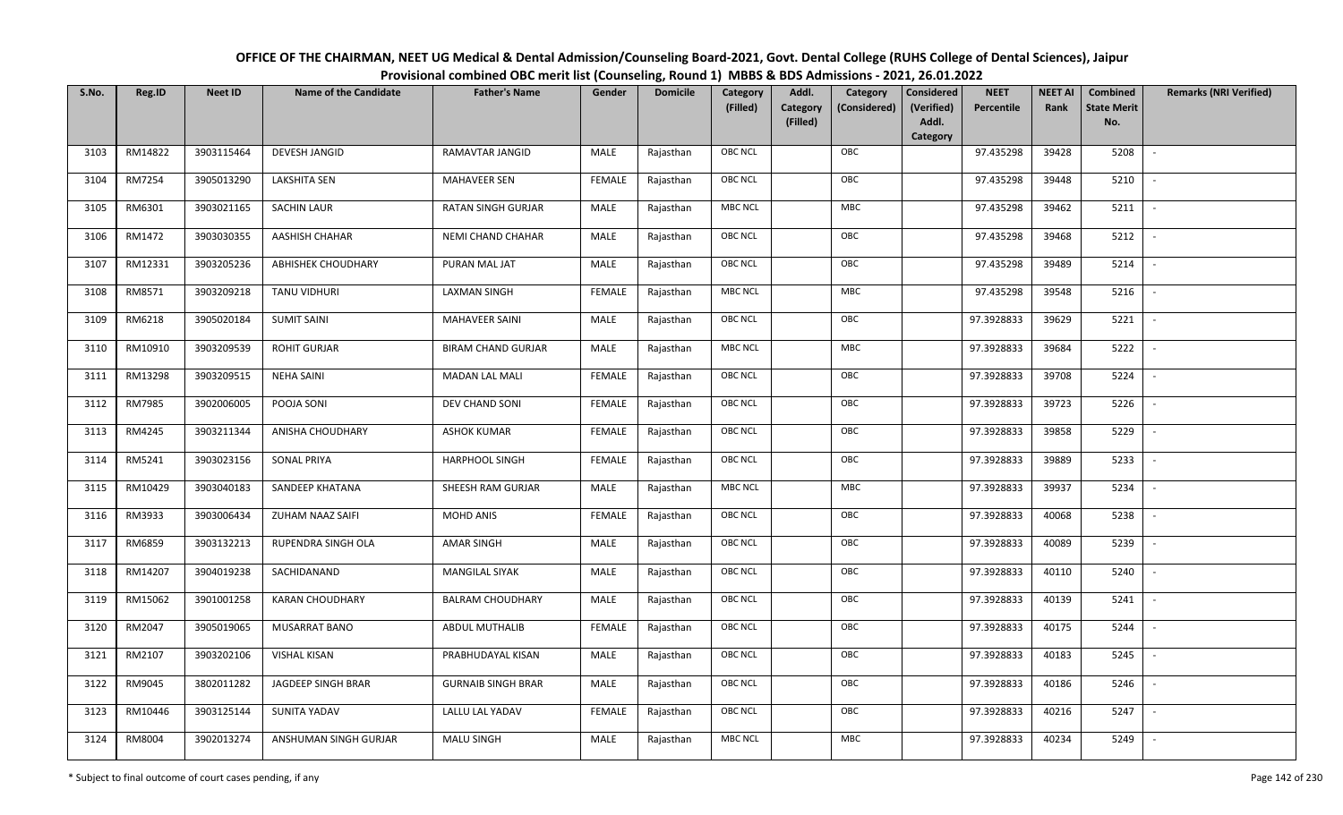# OFFICE OF THE CHAIRMAN, NEET UG Medical & Dental Admission/Counseling Board-2021, Govt. Dental College (RUHS College of Dental Sciences), Jaipur

## Provisional combined OBC merit list (Counseling, Round 1) MBBS & BDS Admissions - 2021, 26.01.2022

| S.No. | Reg.ID | Neet ID | Name of the Candidate | Father's Name | Gender | Domicile | Category (Filled) | Addl. Category (Filled) | Category (Considered) | Considered (Verified) Addl. Category | NEET Percentile | NEET AI Rank | Combined State Merit No. | Remarks (NRI Verified) |
|---|---|---|---|---|---|---|---|---|---|---|---|---|---|---|
| 3103 | RM14822 | 3903115464 | DEVESH JANGID | RAMAVTAR JANGID | MALE | Rajasthan | OBC NCL | | OBC | | 97.435298 | 39428 | 5208 | - |
| 3104 | RM7254 | 3905013290 | LAKSHITA SEN | MAHAVEER SEN | FEMALE | Rajasthan | OBC NCL | | OBC | | 97.435298 | 39448 | 5210 | - |
| 3105 | RM6301 | 3903021165 | SACHIN LAUR | RATAN SINGH GURJAR | MALE | Rajasthan | MBC NCL | | MBC | | 97.435298 | 39462 | 5211 | - |
| 3106 | RM1472 | 3903030355 | AASHISH CHAHAR | NEMI CHAND CHAHAR | MALE | Rajasthan | OBC NCL | | OBC | | 97.435298 | 39468 | 5212 | - |
| 3107 | RM12331 | 3903205236 | ABHISHEK CHOUDHARY | PURAN MAL JAT | MALE | Rajasthan | OBC NCL | | OBC | | 97.435298 | 39489 | 5214 | - |
| 3108 | RM8571 | 3903209218 | TANU VIDHURI | LAXMAN SINGH | FEMALE | Rajasthan | MBC NCL | | MBC | | 97.435298 | 39548 | 5216 | - |
| 3109 | RM6218 | 3905020184 | SUMIT SAINI | MAHAVEER SAINI | MALE | Rajasthan | OBC NCL | | OBC | | 97.3928833 | 39629 | 5221 | - |
| 3110 | RM10910 | 3903209539 | ROHIT GURJAR | BIRAM CHAND GURJAR | MALE | Rajasthan | MBC NCL | | MBC | | 97.3928833 | 39684 | 5222 | - |
| 3111 | RM13298 | 3903209515 | NEHA SAINI | MADAN LAL MALI | FEMALE | Rajasthan | OBC NCL | | OBC | | 97.3928833 | 39708 | 5224 | - |
| 3112 | RM7985 | 3902006005 | POOJA SONI | DEV CHAND SONI | FEMALE | Rajasthan | OBC NCL | | OBC | | 97.3928833 | 39723 | 5226 | - |
| 3113 | RM4245 | 3903211344 | ANISHA CHOUDHARY | ASHOK KUMAR | FEMALE | Rajasthan | OBC NCL | | OBC | | 97.3928833 | 39858 | 5229 | - |
| 3114 | RM5241 | 3903023156 | SONAL PRIYA | HARPHOOL SINGH | FEMALE | Rajasthan | OBC NCL | | OBC | | 97.3928833 | 39889 | 5233 | - |
| 3115 | RM10429 | 3903040183 | SANDEEP KHATANA | SHEESH RAM GURJAR | MALE | Rajasthan | MBC NCL | | MBC | | 97.3928833 | 39937 | 5234 | - |
| 3116 | RM3933 | 3903006434 | ZUHAM NAAZ SAIFI | MOHD ANIS | FEMALE | Rajasthan | OBC NCL | | OBC | | 97.3928833 | 40068 | 5238 | - |
| 3117 | RM6859 | 3903132213 | RUPENDRA SINGH OLA | AMAR SINGH | MALE | Rajasthan | OBC NCL | | OBC | | 97.3928833 | 40089 | 5239 | - |
| 3118 | RM14207 | 3904019238 | SACHIDANAND | MANGILAL SIYAK | MALE | Rajasthan | OBC NCL | | OBC | | 97.3928833 | 40110 | 5240 | - |
| 3119 | RM15062 | 3901001258 | KARAN CHOUDHARY | BALRAM CHOUDHARY | MALE | Rajasthan | OBC NCL | | OBC | | 97.3928833 | 40139 | 5241 | - |
| 3120 | RM2047 | 3905019065 | MUSARRAT BANO | ABDUL MUTHALIB | FEMALE | Rajasthan | OBC NCL | | OBC | | 97.3928833 | 40175 | 5244 | - |
| 3121 | RM2107 | 3903202106 | VISHAL KISAN | PRABHUDAYAL KISAN | MALE | Rajasthan | OBC NCL | | OBC | | 97.3928833 | 40183 | 5245 | - |
| 3122 | RM9045 | 3802011282 | JAGDEEP SINGH BRAR | GURNAIB SINGH BRAR | MALE | Rajasthan | OBC NCL | | OBC | | 97.3928833 | 40186 | 5246 | - |
| 3123 | RM10446 | 3903125144 | SUNITA YADAV | LALLU LAL YADAV | FEMALE | Rajasthan | OBC NCL | | OBC | | 97.3928833 | 40216 | 5247 | - |
| 3124 | RM8004 | 3902013274 | ANSHUMAN SINGH GURJAR | MALU SINGH | MALE | Rajasthan | MBC NCL | | MBC | | 97.3928833 | 40234 | 5249 | - |

\* Subject to final outcome of court cases pending, if any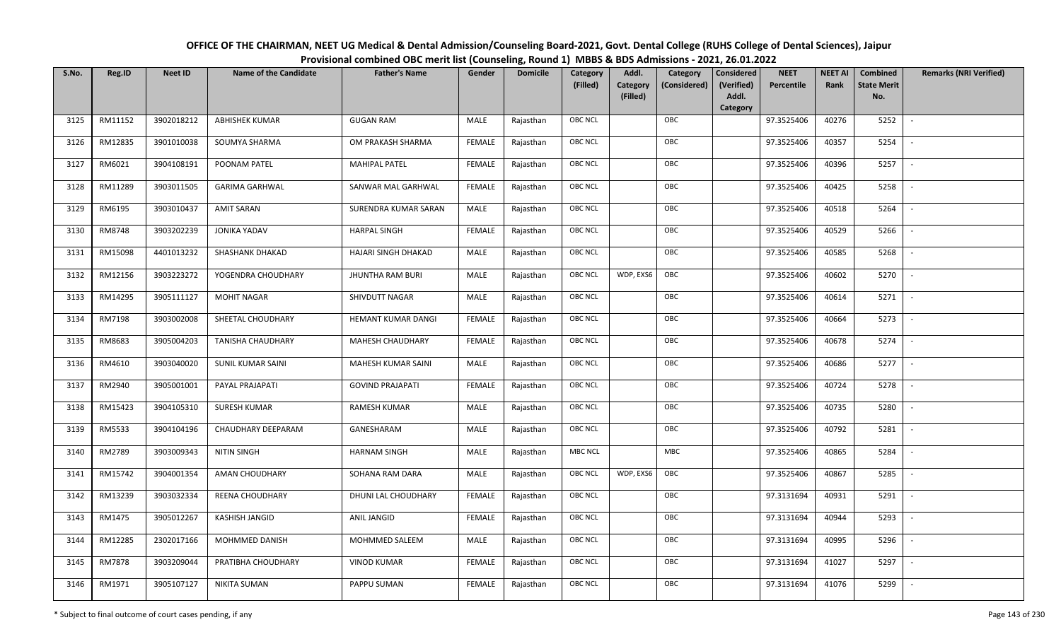# OFFICE OF THE CHAIRMAN, NEET UG Medical & Dental Admission/Counseling Board-2021, Govt. Dental College (RUHS College of Dental Sciences), Jaipur

## Provisional combined OBC merit list (Counseling, Round 1) MBBS & BDS Admissions - 2021, 26.01.2022

| S.No. | Reg.ID | Neet ID | Name of the Candidate | Father's Name | Gender | Domicile | Category (Filled) | Addl. Category (Filled) | Category (Considered) | Considered (Verified) Addl. Category | NEET Percentile | NEET AI Rank | Combined State Merit No. | Remarks (NRI Verified) |
|---|---|---|---|---|---|---|---|---|---|---|---|---|---|---|
| 3125 | RM11152 | 3902018212 | ABHISHEK KUMAR | GUGAN RAM | MALE | Rajasthan | OBC NCL | | OBC | | 97.3525406 | 40276 | 5252 | - |
| 3126 | RM12835 | 3901010038 | SOUMYA SHARMA | OM PRAKASH SHARMA | FEMALE | Rajasthan | OBC NCL | | OBC | | 97.3525406 | 40357 | 5254 | - |
| 3127 | RM6021 | 3904108191 | POONAM PATEL | MAHIPAL PATEL | FEMALE | Rajasthan | OBC NCL | | OBC | | 97.3525406 | 40396 | 5257 | - |
| 3128 | RM11289 | 3903011505 | GARIMA GARHWAL | SANWAR MAL GARHWAL | FEMALE | Rajasthan | OBC NCL | | OBC | | 97.3525406 | 40425 | 5258 | - |
| 3129 | RM6195 | 3903010437 | AMIT SARAN | SURENDRA KUMAR SARAN | MALE | Rajasthan | OBC NCL | | OBC | | 97.3525406 | 40518 | 5264 | - |
| 3130 | RM8748 | 3903202239 | JONIKA YADAV | HARPAL SINGH | FEMALE | Rajasthan | OBC NCL | | OBC | | 97.3525406 | 40529 | 5266 | - |
| 3131 | RM15098 | 4401013232 | SHASHANK DHAKAD | HAJARI SINGH DHAKAD | MALE | Rajasthan | OBC NCL | | OBC | | 97.3525406 | 40585 | 5268 | - |
| 3132 | RM12156 | 3903223272 | YOGENDRA CHOUDHARY | JHUNTHA RAM BURI | MALE | Rajasthan | OBC NCL | WDP, EXS6 | OBC | | 97.3525406 | 40602 | 5270 | - |
| 3133 | RM14295 | 3905111127 | MOHIT NAGAR | SHIVDUTT NAGAR | MALE | Rajasthan | OBC NCL | | OBC | | 97.3525406 | 40614 | 5271 | - |
| 3134 | RM7198 | 3903002008 | SHEETAL CHOUDHARY | HEMANT KUMAR DANGI | FEMALE | Rajasthan | OBC NCL | | OBC | | 97.3525406 | 40664 | 5273 | - |
| 3135 | RM8683 | 3905004203 | TANISHA CHAUDHARY | MAHESH CHAUDHARY | FEMALE | Rajasthan | OBC NCL | | OBC | | 97.3525406 | 40678 | 5274 | - |
| 3136 | RM4610 | 3903040020 | SUNIL KUMAR SAINI | MAHESH KUMAR SAINI | MALE | Rajasthan | OBC NCL | | OBC | | 97.3525406 | 40686 | 5277 | - |
| 3137 | RM2940 | 3905001001 | PAYAL PRAJAPATI | GOVIND PRAJAPATI | FEMALE | Rajasthan | OBC NCL | | OBC | | 97.3525406 | 40724 | 5278 | - |
| 3138 | RM15423 | 3904105310 | SURESH KUMAR | RAMESH KUMAR | MALE | Rajasthan | OBC NCL | | OBC | | 97.3525406 | 40735 | 5280 | - |
| 3139 | RM5533 | 3904104196 | CHAUDHARY DEEPARAM | GANESHARAM | MALE | Rajasthan | OBC NCL | | OBC | | 97.3525406 | 40792 | 5281 | - |
| 3140 | RM2789 | 3903009343 | NITIN SINGH | HARNAM SINGH | MALE | Rajasthan | MBC NCL | | MBC | | 97.3525406 | 40865 | 5284 | - |
| 3141 | RM15742 | 3904001354 | AMAN CHOUDHARY | SOHANA RAM DARA | MALE | Rajasthan | OBC NCL | WDP, EXS6 | OBC | | 97.3525406 | 40867 | 5285 | - |
| 3142 | RM13239 | 3903032334 | REENA CHOUDHARY | DHUNI LAL CHOUDHARY | FEMALE | Rajasthan | OBC NCL | | OBC | | 97.3131694 | 40931 | 5291 | - |
| 3143 | RM1475 | 3905012267 | KASHISH JANGID | ANIL JANGID | FEMALE | Rajasthan | OBC NCL | | OBC | | 97.3131694 | 40944 | 5293 | - |
| 3144 | RM12285 | 2302017166 | MOHMMED DANISH | MOHMMED SALEEM | MALE | Rajasthan | OBC NCL | | OBC | | 97.3131694 | 40995 | 5296 | - |
| 3145 | RM7878 | 3903209044 | PRATIBHA CHOUDHARY | VINOD KUMAR | FEMALE | Rajasthan | OBC NCL | | OBC | | 97.3131694 | 41027 | 5297 | - |
| 3146 | RM1971 | 3905107127 | NIKITA SUMAN | PAPPU SUMAN | FEMALE | Rajasthan | OBC NCL | | OBC | | 97.3131694 | 41076 | 5299 | - |

\* Subject to final outcome of court cases pending, if any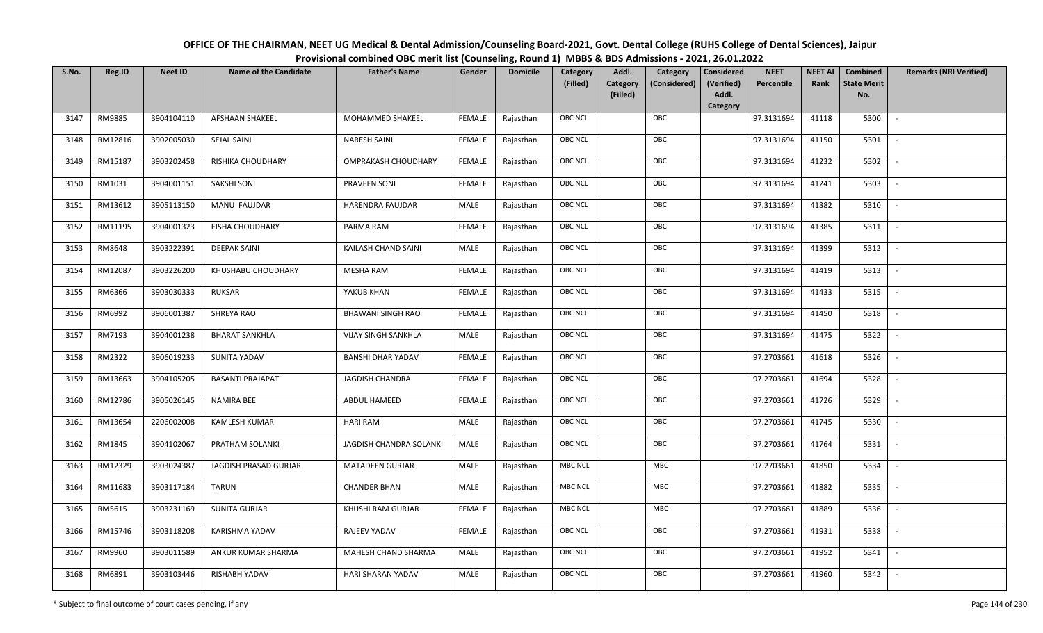# OFFICE OF THE CHAIRMAN, NEET UG Medical & Dental Admission/Counseling Board-2021, Govt. Dental College (RUHS College of Dental Sciences), Jaipur

## Provisional combined OBC merit list (Counseling, Round 1) MBBS & BDS Admissions - 2021, 26.01.2022

| S.No. | Reg.ID | Neet ID | Name of the Candidate | Father's Name | Gender | Domicile | Category (Filled) | Addl. Category (Filled) | Category (Considered) | Considered (Verified) Addl. Category | NEET Percentile | NEET AI Rank | Combined State Merit No. | Remarks (NRI Verified) |
|---|---|---|---|---|---|---|---|---|---|---|---|---|---|---|
| 3147 | RM9885 | 3904104110 | AFSHAAN SHAKEEL | MOHAMMED SHAKEEL | FEMALE | Rajasthan | OBC NCL | | OBC | | 97.3131694 | 41118 | 5300 | - |
| 3148 | RM12816 | 3902005030 | SEJAL SAINI | NARESH SAINI | FEMALE | Rajasthan | OBC NCL | | OBC | | 97.3131694 | 41150 | 5301 | - |
| 3149 | RM15187 | 3903202458 | RISHIKA CHOUDHARY | OMPRAKASH CHOUDHARY | FEMALE | Rajasthan | OBC NCL | | OBC | | 97.3131694 | 41232 | 5302 | - |
| 3150 | RM1031 | 3904001151 | SAKSHI SONI | PRAVEEN SONI | FEMALE | Rajasthan | OBC NCL | | OBC | | 97.3131694 | 41241 | 5303 | - |
| 3151 | RM13612 | 3905113150 | MANU FAUJDAR | HARENDRA FAUJDAR | MALE | Rajasthan | OBC NCL | | OBC | | 97.3131694 | 41382 | 5310 | - |
| 3152 | RM11195 | 3904001323 | EISHA CHOUDHARY | PARMA RAM | FEMALE | Rajasthan | OBC NCL | | OBC | | 97.3131694 | 41385 | 5311 | - |
| 3153 | RM8648 | 3903222391 | DEEPAK SAINI | KAILASH CHAND SAINI | MALE | Rajasthan | OBC NCL | | OBC | | 97.3131694 | 41399 | 5312 | - |
| 3154 | RM12087 | 3903226200 | KHUSHABU CHOUDHARY | MESHA RAM | FEMALE | Rajasthan | OBC NCL | | OBC | | 97.3131694 | 41419 | 5313 | - |
| 3155 | RM6366 | 3903030333 | RUKSAR | YAKUB KHAN | FEMALE | Rajasthan | OBC NCL | | OBC | | 97.3131694 | 41433 | 5315 | - |
| 3156 | RM6992 | 3906001387 | SHREYA RAO | BHAWANI SINGH RAO | FEMALE | Rajasthan | OBC NCL | | OBC | | 97.3131694 | 41450 | 5318 | - |
| 3157 | RM7193 | 3904001238 | BHARAT SANKHLA | VIJAY SINGH SANKHLA | MALE | Rajasthan | OBC NCL | | OBC | | 97.3131694 | 41475 | 5322 | - |
| 3158 | RM2322 | 3906019233 | SUNITA YADAV | BANSHI DHAR YADAV | FEMALE | Rajasthan | OBC NCL | | OBC | | 97.2703661 | 41618 | 5326 | - |
| 3159 | RM13663 | 3904105205 | BASANTI PRAJAPAT | JAGDISH CHANDRA | FEMALE | Rajasthan | OBC NCL | | OBC | | 97.2703661 | 41694 | 5328 | - |
| 3160 | RM12786 | 3905026145 | NAMIRA BEE | ABDUL HAMEED | FEMALE | Rajasthan | OBC NCL | | OBC | | 97.2703661 | 41726 | 5329 | - |
| 3161 | RM13654 | 2206002008 | KAMLESH KUMAR | HARI RAM | MALE | Rajasthan | OBC NCL | | OBC | | 97.2703661 | 41745 | 5330 | - |
| 3162 | RM1845 | 3904102067 | PRATHAM SOLANKI | JAGDISH CHANDRA SOLANKI | MALE | Rajasthan | OBC NCL | | OBC | | 97.2703661 | 41764 | 5331 | - |
| 3163 | RM12329 | 3903024387 | JAGDISH PRASAD GURJAR | MATADEEN GURJAR | MALE | Rajasthan | MBC NCL | | MBC | | 97.2703661 | 41850 | 5334 | - |
| 3164 | RM11683 | 3903117184 | TARUN | CHANDER BHAN | MALE | Rajasthan | MBC NCL | | MBC | | 97.2703661 | 41882 | 5335 | - |
| 3165 | RM5615 | 3903231169 | SUNITA GURJAR | KHUSHI RAM GURJAR | FEMALE | Rajasthan | MBC NCL | | MBC | | 97.2703661 | 41889 | 5336 | - |
| 3166 | RM15746 | 3903118208 | KARISHMA YADAV | RAJEEV YADAV | FEMALE | Rajasthan | OBC NCL | | OBC | | 97.2703661 | 41931 | 5338 | - |
| 3167 | RM9960 | 3903011589 | ANKUR KUMAR SHARMA | MAHESH CHAND SHARMA | MALE | Rajasthan | OBC NCL | | OBC | | 97.2703661 | 41952 | 5341 | - |
| 3168 | RM6891 | 3903103446 | RISHABH YADAV | HARI SHARAN YADAV | MALE | Rajasthan | OBC NCL | | OBC | | 97.2703661 | 41960 | 5342 | - |

\* Subject to final outcome of court cases pending, if any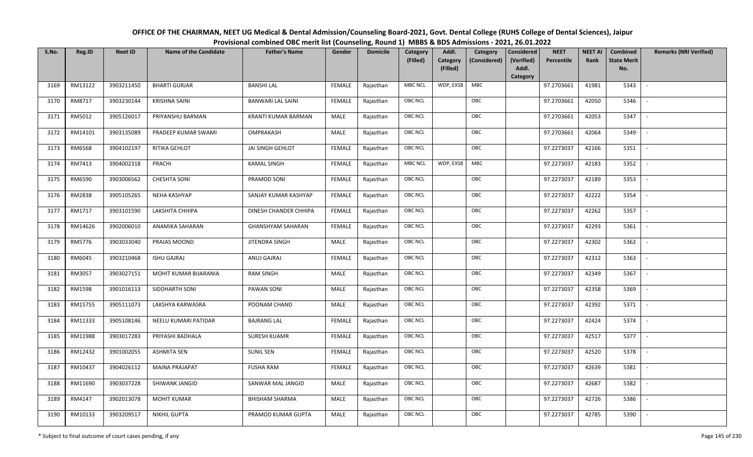# OFFICE OF THE CHAIRMAN, NEET UG Medical & Dental Admission/Counseling Board-2021, Govt. Dental College (RUHS College of Dental Sciences), Jaipur

## Provisional combined OBC merit list (Counseling, Round 1) MBBS & BDS Admissions - 2021, 26.01.2022

| S.No. | Reg.ID | Neet ID | Name of the Candidate | Father's Name | Gender | Domicile | Category (Filled) | Addl. Category (Filled) | Category (Considered) | Considered (Verified) Addl. Category | NEET Percentile | NEET AI Rank | Combined State Merit No. | Remarks (NRI Verified) |
|---|---|---|---|---|---|---|---|---|---|---|---|---|---|---|
| 3169 | RM13122 | 3903211450 | BHARTI GURJAR | BANSHI LAL | FEMALE | Rajasthan | MBC NCL | WDP, EXS8 | MBC | | 97.2703661 | 41981 | 5343 | - |
| 3170 | RM8717 | 3903230144 | KRISHNA SAINI | BANWARI LAL SAINI | FEMALE | Rajasthan | OBC NCL | | OBC | | 97.2703661 | 42050 | 5346 | - |
| 3171 | RM5012 | 3905126017 | PRIYANSHU BARMAN | KRANTI KUMAR BARMAN | MALE | Rajasthan | OBC NCL | | OBC | | 97.2703661 | 42053 | 5347 | - |
| 3172 | RM14101 | 3903135089 | PRADEEP KUMAR SWAMI | OMPRAKASH | MALE | Rajasthan | OBC NCL | | OBC | | 97.2703661 | 42064 | 5349 | - |
| 3173 | RM6568 | 3904102197 | RITIKA GEHLOT | JAI SINGH GEHLOT | FEMALE | Rajasthan | OBC NCL | | OBC | | 97.2273037 | 42166 | 5351 | - |
| 3174 | RM7413 | 3904002318 | PRACHI | KAMAL SINGH | FEMALE | Rajasthan | MBC NCL | WDP, EXS8 | MBC | | 97.2273037 | 42183 | 5352 | - |
| 3175 | RM6590 | 3903006562 | CHESHTA SONI | PRAMOD SONI | FEMALE | Rajasthan | OBC NCL | | OBC | | 97.2273037 | 42189 | 5353 | - |
| 3176 | RM2838 | 3905105265 | NEHA KASHYAP | SANJAY KUMAR KASHYAP | FEMALE | Rajasthan | OBC NCL | | OBC | | 97.2273037 | 42222 | 5354 | - |
| 3177 | RM1717 | 3903101590 | LAKSHITA CHHIPA | DINESH CHANDER CHHIPA | FEMALE | Rajasthan | OBC NCL | | OBC | | 97.2273037 | 42262 | 5357 | - |
| 3178 | RM14626 | 3902006010 | ANAMIKA SAHARAN | GHANSHYAM SAHARAN | FEMALE | Rajasthan | OBC NCL | | OBC | | 97.2273037 | 42293 | 5361 | - |
| 3179 | RM5776 | 3903033040 | PRAJAS MOOND | JITENDRA SINGH | MALE | Rajasthan | OBC NCL | | OBC | | 97.2273037 | 42302 | 5362 | - |
| 3180 | RM6045 | 3903210468 | ISHU GAJRAJ | ANUJ GAJRAJ | FEMALE | Rajasthan | OBC NCL | | OBC | | 97.2273037 | 42312 | 5363 | - |
| 3181 | RM3057 | 3903027151 | MOHIT KUMAR BIJARANIA | RAM SINGH | MALE | Rajasthan | OBC NCL | | OBC | | 97.2273037 | 42349 | 5367 | - |
| 3182 | RM1598 | 3901016113 | SIDDHARTH SONI | PAWAN SONI | MALE | Rajasthan | OBC NCL | | OBC | | 97.2273037 | 42358 | 5369 | - |
| 3183 | RM15755 | 3905111073 | LAKSHYA KARWASRA | POONAM CHAND | MALE | Rajasthan | OBC NCL | | OBC | | 97.2273037 | 42392 | 5371 | - |
| 3184 | RM11333 | 3905108146 | NEELU KUMARI PATIDAR | BAJRANG LAL | FEMALE | Rajasthan | OBC NCL | | OBC | | 97.2273037 | 42424 | 5374 | - |
| 3185 | RM11988 | 3903017283 | PRIYASHI BADHALA | SURESH KUAMR | FEMALE | Rajasthan | OBC NCL | | OBC | | 97.2273037 | 42517 | 5377 | - |
| 3186 | RM12432 | 3901002055 | ASHMITA SEN | SUNIL SEN | FEMALE | Rajasthan | OBC NCL | | OBC | | 97.2273037 | 42520 | 5378 | - |
| 3187 | RM10437 | 3904026112 | MAINA PRAJAPAT | FUSHA RAM | FEMALE | Rajasthan | OBC NCL | | OBC | | 97.2273037 | 42639 | 5381 | - |
| 3188 | RM11690 | 3903037228 | SHIWANK JANGID | SANWAR MAL JANGID | MALE | Rajasthan | OBC NCL | | OBC | | 97.2273037 | 42687 | 5382 | - |
| 3189 | RM4147 | 3902013078 | MOHIT KUMAR | BHISHAM SHARMA | MALE | Rajasthan | OBC NCL | | OBC | | 97.2273037 | 42726 | 5386 | - |
| 3190 | RM10133 | 3903209517 | NIKHIL GUPTA | PRAMOD KUMAR GUPTA | MALE | Rajasthan | OBC NCL | | OBC | | 97.2273037 | 42785 | 5390 | - |

\* Subject to final outcome of court cases pending, if any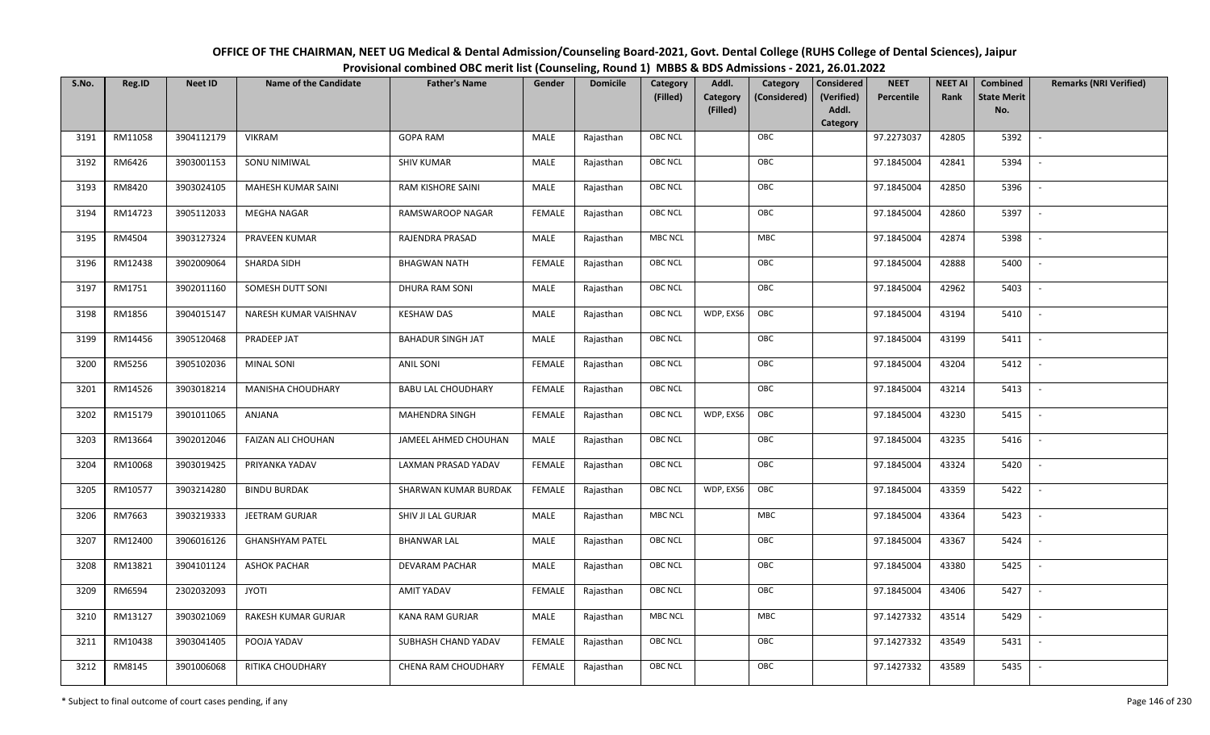# OFFICE OF THE CHAIRMAN, NEET UG Medical & Dental Admission/Counseling Board-2021, Govt. Dental College (RUHS College of Dental Sciences), Jaipur

## Provisional combined OBC merit list (Counseling, Round 1) MBBS & BDS Admissions - 2021, 26.01.2022

| S.No. | Reg.ID | Neet ID | Name of the Candidate | Father's Name | Gender | Domicile | Category (Filled) | Addl. Category (Filled) | Category (Considered) | Considered (Verified) Addl. Category | NEET Percentile | NEET AI Rank | Combined State Merit No. | Remarks (NRI Verified) |
|---|---|---|---|---|---|---|---|---|---|---|---|---|---|---|
| 3191 | RM11058 | 3904112179 | VIKRAM | GOPA RAM | MALE | Rajasthan | OBC NCL | | OBC | | 97.2273037 | 42805 | 5392 | - |
| 3192 | RM6426 | 3903001153 | SONU NIMIWAL | SHIV KUMAR | MALE | Rajasthan | OBC NCL | | OBC | | 97.1845004 | 42841 | 5394 | - |
| 3193 | RM8420 | 3903024105 | MAHESH KUMAR SAINI | RAM KISHORE SAINI | MALE | Rajasthan | OBC NCL | | OBC | | 97.1845004 | 42850 | 5396 | - |
| 3194 | RM14723 | 3905112033 | MEGHA NAGAR | RAMSWAROOP NAGAR | FEMALE | Rajasthan | OBC NCL | | OBC | | 97.1845004 | 42860 | 5397 | - |
| 3195 | RM4504 | 3903127324 | PRAVEEN KUMAR | RAJENDRA PRASAD | MALE | Rajasthan | MBC NCL | | MBC | | 97.1845004 | 42874 | 5398 | - |
| 3196 | RM12438 | 3902009064 | SHARDA SIDH | BHAGWAN NATH | FEMALE | Rajasthan | OBC NCL | | OBC | | 97.1845004 | 42888 | 5400 | - |
| 3197 | RM1751 | 3902011160 | SOMESH DUTT SONI | DHURA RAM SONI | MALE | Rajasthan | OBC NCL | | OBC | | 97.1845004 | 42962 | 5403 | - |
| 3198 | RM1856 | 3904015147 | NARESH KUMAR VAISHNAV | KESHAW DAS | MALE | Rajasthan | OBC NCL | WDP, EXS6 | OBC | | 97.1845004 | 43194 | 5410 | - |
| 3199 | RM14456 | 3905120468 | PRADEEP JAT | BAHADUR SINGH JAT | MALE | Rajasthan | OBC NCL | | OBC | | 97.1845004 | 43199 | 5411 | - |
| 3200 | RM5256 | 3905102036 | MINAL SONI | ANIL SONI | FEMALE | Rajasthan | OBC NCL | | OBC | | 97.1845004 | 43204 | 5412 | - |
| 3201 | RM14526 | 3903018214 | MANISHA CHOUDHARY | BABU LAL CHOUDHARY | FEMALE | Rajasthan | OBC NCL | | OBC | | 97.1845004 | 43214 | 5413 | - |
| 3202 | RM15179 | 3901011065 | ANJANA | MAHENDRA SINGH | FEMALE | Rajasthan | OBC NCL | WDP, EXS6 | OBC | | 97.1845004 | 43230 | 5415 | - |
| 3203 | RM13664 | 3902012046 | FAIZAN ALI CHOUHAN | JAMEEL AHMED CHOUHAN | MALE | Rajasthan | OBC NCL | | OBC | | 97.1845004 | 43235 | 5416 | - |
| 3204 | RM10068 | 3903019425 | PRIYANKA YADAV | LAXMAN PRASAD YADAV | FEMALE | Rajasthan | OBC NCL | | OBC | | 97.1845004 | 43324 | 5420 | - |
| 3205 | RM10577 | 3903214280 | BINDU BURDAK | SHARWAN KUMAR BURDAK | FEMALE | Rajasthan | OBC NCL | WDP, EXS6 | OBC | | 97.1845004 | 43359 | 5422 | - |
| 3206 | RM7663 | 3903219333 | JEETRAM GURJAR | SHIV JI LAL GURJAR | MALE | Rajasthan | MBC NCL | | MBC | | 97.1845004 | 43364 | 5423 | - |
| 3207 | RM12400 | 3906016126 | GHANSHYAM PATEL | BHANWAR LAL | MALE | Rajasthan | OBC NCL | | OBC | | 97.1845004 | 43367 | 5424 | - |
| 3208 | RM13821 | 3904101124 | ASHOK PACHAR | DEVARAM PACHAR | MALE | Rajasthan | OBC NCL | | OBC | | 97.1845004 | 43380 | 5425 | - |
| 3209 | RM6594 | 2302032093 | JYOTI | AMIT YADAV | FEMALE | Rajasthan | OBC NCL | | OBC | | 97.1845004 | 43406 | 5427 | - |
| 3210 | RM13127 | 3903021069 | RAKESH KUMAR GURJAR | KANA RAM GURJAR | MALE | Rajasthan | MBC NCL | | MBC | | 97.1427332 | 43514 | 5429 | - |
| 3211 | RM10438 | 3903041405 | POOJA YADAV | SUBHASH CHAND YADAV | FEMALE | Rajasthan | OBC NCL | | OBC | | 97.1427332 | 43549 | 5431 | - |
| 3212 | RM8145 | 3901006068 | RITIKA CHOUDHARY | CHENA RAM CHOUDHARY | FEMALE | Rajasthan | OBC NCL | | OBC | | 97.1427332 | 43589 | 5435 | - |

\* Subject to final outcome of court cases pending, if any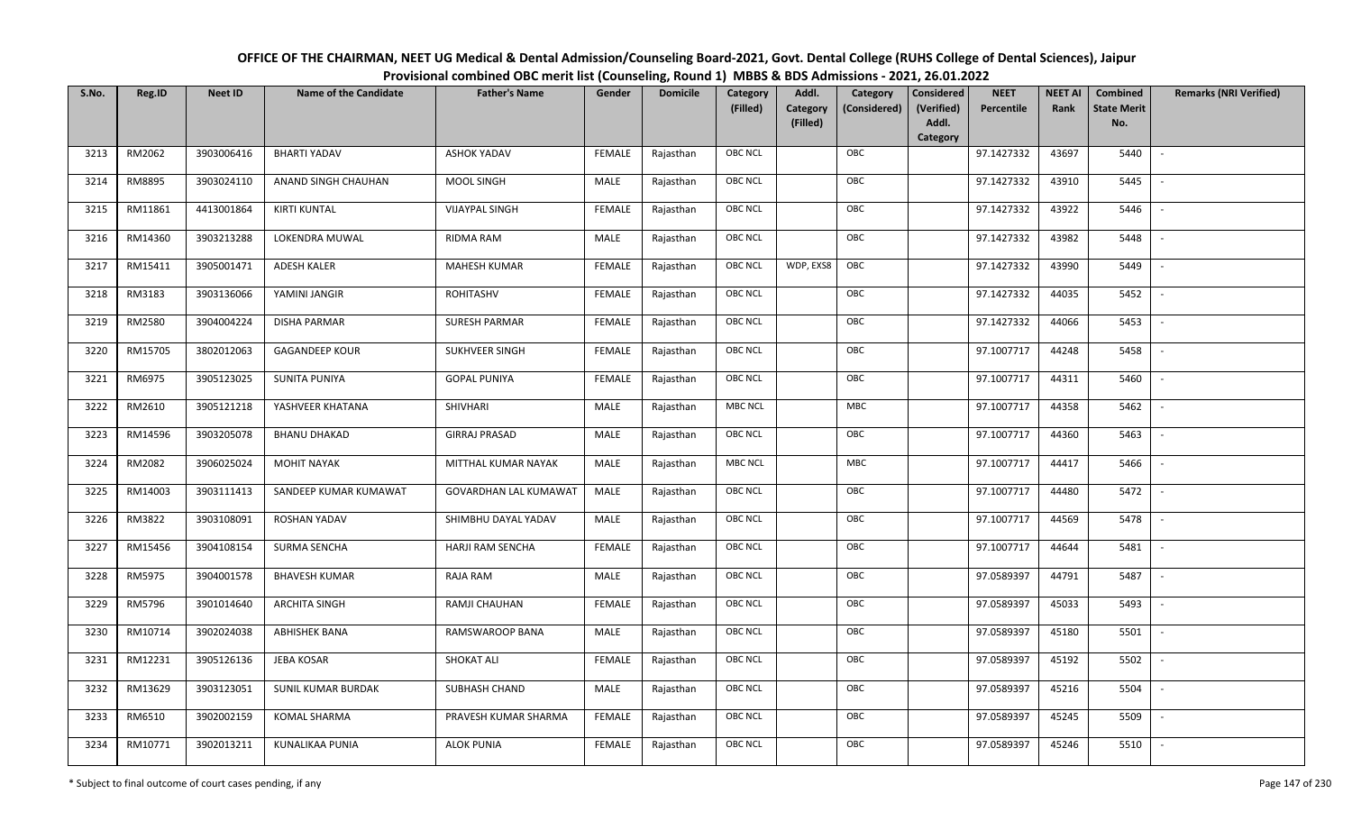# OFFICE OF THE CHAIRMAN, NEET UG Medical & Dental Admission/Counseling Board-2021, Govt. Dental College (RUHS College of Dental Sciences), Jaipur

## Provisional combined OBC merit list (Counseling, Round 1) MBBS & BDS Admissions - 2021, 26.01.2022

| S.No. | Reg.ID | Neet ID | Name of the Candidate | Father's Name | Gender | Domicile | Category (Filled) | Addl. Category (Filled) | Category (Considered) | Considered (Verified) Addl. Category | NEET Percentile | NEET AI Rank | Combined State Merit No. | Remarks (NRI Verified) |
|---|---|---|---|---|---|---|---|---|---|---|---|---|---|---|
| 3213 | RM2062 | 3903006416 | BHARTI YADAV | ASHOK YADAV | FEMALE | Rajasthan | OBC NCL | | OBC | | 97.1427332 | 43697 | 5440 | - |
| 3214 | RM8895 | 3903024110 | ANAND SINGH CHAUHAN | MOOL SINGH | MALE | Rajasthan | OBC NCL | | OBC | | 97.1427332 | 43910 | 5445 | - |
| 3215 | RM11861 | 4413001864 | KIRTI KUNTAL | VIJAYPAL SINGH | FEMALE | Rajasthan | OBC NCL | | OBC | | 97.1427332 | 43922 | 5446 | - |
| 3216 | RM14360 | 3903213288 | LOKENDRA MUWAL | RIDMA RAM | MALE | Rajasthan | OBC NCL | | OBC | | 97.1427332 | 43982 | 5448 | - |
| 3217 | RM15411 | 3905001471 | ADESH KALER | MAHESH KUMAR | FEMALE | Rajasthan | OBC NCL | WDP, EXS8 | OBC | | 97.1427332 | 43990 | 5449 | - |
| 3218 | RM3183 | 3903136066 | YAMINI JANGIR | ROHITASHV | FEMALE | Rajasthan | OBC NCL | | OBC | | 97.1427332 | 44035 | 5452 | - |
| 3219 | RM2580 | 3904004224 | DISHA PARMAR | SURESH PARMAR | FEMALE | Rajasthan | OBC NCL | | OBC | | 97.1427332 | 44066 | 5453 | - |
| 3220 | RM15705 | 3802012063 | GAGANDEEP KOUR | SUKHVEER SINGH | FEMALE | Rajasthan | OBC NCL | | OBC | | 97.1007717 | 44248 | 5458 | - |
| 3221 | RM6975 | 3905123025 | SUNITA PUNIYA | GOPAL PUNIYA | FEMALE | Rajasthan | OBC NCL | | OBC | | 97.1007717 | 44311 | 5460 | - |
| 3222 | RM2610 | 3905121218 | YASHVEER KHATANA | SHIVHARI | MALE | Rajasthan | MBC NCL | | MBC | | 97.1007717 | 44358 | 5462 | - |
| 3223 | RM14596 | 3903205078 | BHANU DHAKAD | GIRRAJ PRASAD | MALE | Rajasthan | OBC NCL | | OBC | | 97.1007717 | 44360 | 5463 | - |
| 3224 | RM2082 | 3906025024 | MOHIT NAYAK | MITTHAL KUMAR NAYAK | MALE | Rajasthan | MBC NCL | | MBC | | 97.1007717 | 44417 | 5466 | - |
| 3225 | RM14003 | 3903111413 | SANDEEP KUMAR KUMAWAT | GOVARDHAN LAL KUMAWAT | MALE | Rajasthan | OBC NCL | | OBC | | 97.1007717 | 44480 | 5472 | - |
| 3226 | RM3822 | 3903108091 | ROSHAN YADAV | SHIMBHU DAYAL YADAV | MALE | Rajasthan | OBC NCL | | OBC | | 97.1007717 | 44569 | 5478 | - |
| 3227 | RM15456 | 3904108154 | SURMA SENCHA | HARJI RAM SENCHA | FEMALE | Rajasthan | OBC NCL | | OBC | | 97.1007717 | 44644 | 5481 | - |
| 3228 | RM5975 | 3904001578 | BHAVESH KUMAR | RAJA RAM | MALE | Rajasthan | OBC NCL | | OBC | | 97.0589397 | 44791 | 5487 | - |
| 3229 | RM5796 | 3901014640 | ARCHITA SINGH | RAMJI CHAUHAN | FEMALE | Rajasthan | OBC NCL | | OBC | | 97.0589397 | 45033 | 5493 | - |
| 3230 | RM10714 | 3902024038 | ABHISHEK BANA | RAMSWAROOP BANA | MALE | Rajasthan | OBC NCL | | OBC | | 97.0589397 | 45180 | 5501 | - |
| 3231 | RM12231 | 3905126136 | JEBA KOSAR | SHOKAT ALI | FEMALE | Rajasthan | OBC NCL | | OBC | | 97.0589397 | 45192 | 5502 | - |
| 3232 | RM13629 | 3903123051 | SUNIL KUMAR BURDAK | SUBHASH CHAND | MALE | Rajasthan | OBC NCL | | OBC | | 97.0589397 | 45216 | 5504 | - |
| 3233 | RM6510 | 3902002159 | KOMAL SHARMA | PRAVESH KUMAR SHARMA | FEMALE | Rajasthan | OBC NCL | | OBC | | 97.0589397 | 45245 | 5509 | - |
| 3234 | RM10771 | 3902013211 | KUNALIKAA PUNIA | ALOK PUNIA | FEMALE | Rajasthan | OBC NCL | | OBC | | 97.0589397 | 45246 | 5510 | - |

\* Subject to final outcome of court cases pending, if any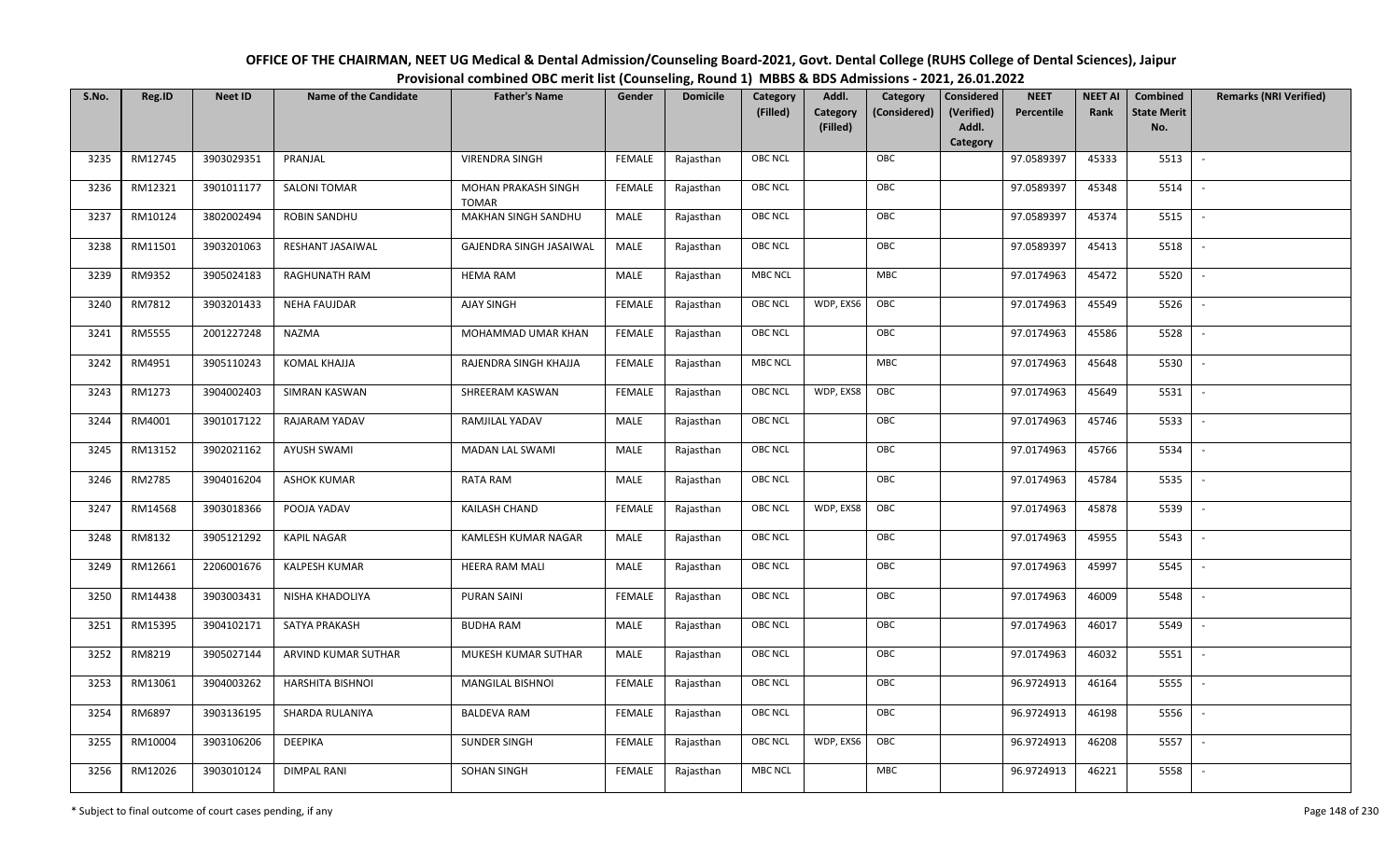# OFFICE OF THE CHAIRMAN, NEET UG Medical & Dental Admission/Counseling Board-2021, Govt. Dental College (RUHS College of Dental Sciences), Jaipur

## Provisional combined OBC merit list (Counseling, Round 1) MBBS & BDS Admissions - 2021, 26.01.2022

| S.No. | Reg.ID | Neet ID | Name of the Candidate | Father's Name | Gender | Domicile | Category (Filled) | Addl. Category (Filled) | Category (Considered) | Considered (Verified) Addl. Category | NEET Percentile | NEET AI Rank | Combined State Merit No. | Remarks (NRI Verified) |
|---|---|---|---|---|---|---|---|---|---|---|---|---|---|---|
| 3235 | RM12745 | 3903029351 | PRANJAL | VIRENDRA SINGH | FEMALE | Rajasthan | OBC NCL | | OBC | | 97.0589397 | 45333 | 5513 | - |
| 3236 | RM12321 | 3901011177 | SALONI TOMAR | MOHAN PRAKASH SINGH TOMAR | FEMALE | Rajasthan | OBC NCL | | OBC | | 97.0589397 | 45348 | 5514 | - |
| 3237 | RM10124 | 3802002494 | ROBIN SANDHU | MAKHAN SINGH SANDHU | MALE | Rajasthan | OBC NCL | | OBC | | 97.0589397 | 45374 | 5515 | - |
| 3238 | RM11501 | 3903201063 | RESHANT JASAIWAL | GAJENDRA SINGH JASAIWAL | MALE | Rajasthan | OBC NCL | | OBC | | 97.0589397 | 45413 | 5518 | - |
| 3239 | RM9352 | 3905024183 | RAGHUNATH RAM | HEMA RAM | MALE | Rajasthan | MBC NCL | | MBC | | 97.0174963 | 45472 | 5520 | - |
| 3240 | RM7812 | 3903201433 | NEHA FAUJDAR | AJAY SINGH | FEMALE | Rajasthan | OBC NCL | WDP, EXS6 | OBC | | 97.0174963 | 45549 | 5526 | - |
| 3241 | RM5555 | 2001227248 | NAZMA | MOHAMMAD UMAR KHAN | FEMALE | Rajasthan | OBC NCL | | OBC | | 97.0174963 | 45586 | 5528 | - |
| 3242 | RM4951 | 3905110243 | KOMAL KHAJJA | RAJENDRA SINGH KHAJJA | FEMALE | Rajasthan | MBC NCL | | MBC | | 97.0174963 | 45648 | 5530 | - |
| 3243 | RM1273 | 3904002403 | SIMRAN KASWAN | SHREERAM KASWAN | FEMALE | Rajasthan | OBC NCL | WDP, EXS8 | OBC | | 97.0174963 | 45649 | 5531 | - |
| 3244 | RM4001 | 3901017122 | RAJARAM YADAV | RAMJILAL YADAV | MALE | Rajasthan | OBC NCL | | OBC | | 97.0174963 | 45746 | 5533 | - |
| 3245 | RM13152 | 3902021162 | AYUSH SWAMI | MADAN LAL SWAMI | MALE | Rajasthan | OBC NCL | | OBC | | 97.0174963 | 45766 | 5534 | - |
| 3246 | RM2785 | 3904016204 | ASHOK KUMAR | RATA RAM | MALE | Rajasthan | OBC NCL | | OBC | | 97.0174963 | 45784 | 5535 | - |
| 3247 | RM14568 | 3903018366 | POOJA YADAV | KAILASH CHAND | FEMALE | Rajasthan | OBC NCL | WDP, EXS8 | OBC | | 97.0174963 | 45878 | 5539 | - |
| 3248 | RM8132 | 3905121292 | KAPIL NAGAR | KAMLESH KUMAR NAGAR | MALE | Rajasthan | OBC NCL | | OBC | | 97.0174963 | 45955 | 5543 | - |
| 3249 | RM12661 | 2206001676 | KALPESH KUMAR | HEERA RAM MALI | MALE | Rajasthan | OBC NCL | | OBC | | 97.0174963 | 45997 | 5545 | - |
| 3250 | RM14438 | 3903003431 | NISHA KHADOLIYA | PURAN SAINI | FEMALE | Rajasthan | OBC NCL | | OBC | | 97.0174963 | 46009 | 5548 | - |
| 3251 | RM15395 | 3904102171 | SATYA PRAKASH | BUDHA RAM | MALE | Rajasthan | OBC NCL | | OBC | | 97.0174963 | 46017 | 5549 | - |
| 3252 | RM8219 | 3905027144 | ARVIND KUMAR SUTHAR | MUKESH KUMAR SUTHAR | MALE | Rajasthan | OBC NCL | | OBC | | 97.0174963 | 46032 | 5551 | - |
| 3253 | RM13061 | 3904003262 | HARSHITA BISHNOI | MANGILAL BISHNOI | FEMALE | Rajasthan | OBC NCL | | OBC | | 96.9724913 | 46164 | 5555 | - |
| 3254 | RM6897 | 3903136195 | SHARDA RULANIYA | BALDEVA RAM | FEMALE | Rajasthan | OBC NCL | | OBC | | 96.9724913 | 46198 | 5556 | - |
| 3255 | RM10004 | 3903106206 | DEEPIKA | SUNDER SINGH | FEMALE | Rajasthan | OBC NCL | WDP, EXS6 | OBC | | 96.9724913 | 46208 | 5557 | - |
| 3256 | RM12026 | 3903010124 | DIMPAL RANI | SOHAN SINGH | FEMALE | Rajasthan | MBC NCL | | MBC | | 96.9724913 | 46221 | 5558 | - |

\* Subject to final outcome of court cases pending, if any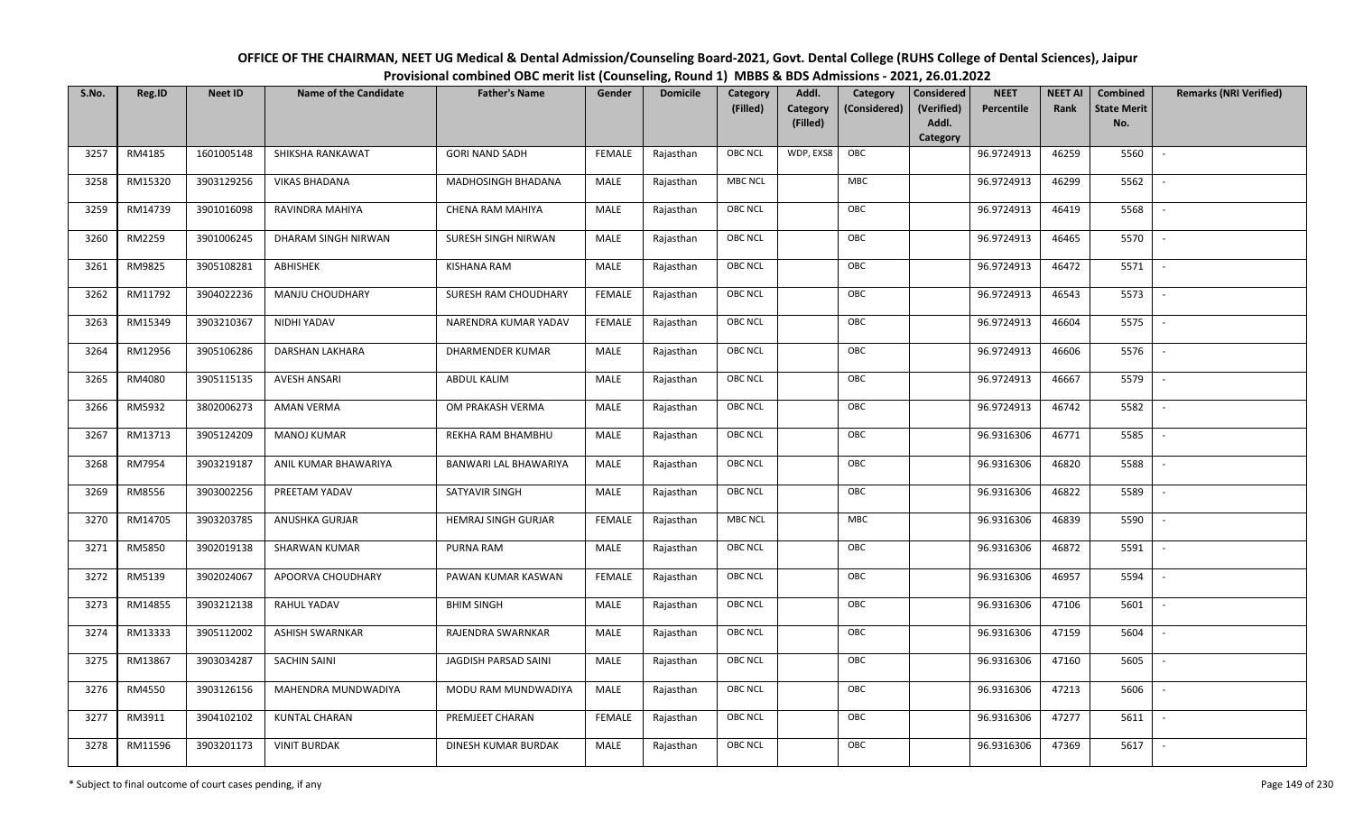# OFFICE OF THE CHAIRMAN, NEET UG Medical & Dental Admission/Counseling Board-2021, Govt. Dental College (RUHS College of Dental Sciences), Jaipur

## Provisional combined OBC merit list (Counseling, Round 1) MBBS & BDS Admissions - 2021, 26.01.2022

| S.No. | Reg.ID | Neet ID | Name of the Candidate | Father's Name | Gender | Domicile | Category (Filled) | Addl. Category (Filled) | Category (Considered) | Considered (Verified) Addl. Category | NEET Percentile | NEET AI Rank | Combined State Merit No. | Remarks (NRI Verified) |
|---|---|---|---|---|---|---|---|---|---|---|---|---|---|---|
| 3257 | RM4185 | 1601005148 | SHIKSHA RANKAWAT | GORI NAND SADH | FEMALE | Rajasthan | OBC NCL | WDP, EXS8 | OBC | | 96.9724913 | 46259 | 5560 | - |
| 3258 | RM15320 | 3903129256 | VIKAS BHADANA | MADHOSINGH BHADANA | MALE | Rajasthan | MBC NCL | | MBC | | 96.9724913 | 46299 | 5562 | - |
| 3259 | RM14739 | 3901016098 | RAVINDRA MAHIYA | CHENA RAM MAHIYA | MALE | Rajasthan | OBC NCL | | OBC | | 96.9724913 | 46419 | 5568 | - |
| 3260 | RM2259 | 3901006245 | DHARAM SINGH NIRWAN | SURESH SINGH NIRWAN | MALE | Rajasthan | OBC NCL | | OBC | | 96.9724913 | 46465 | 5570 | - |
| 3261 | RM9825 | 3905108281 | ABHISHEK | KISHANA RAM | MALE | Rajasthan | OBC NCL | | OBC | | 96.9724913 | 46472 | 5571 | - |
| 3262 | RM11792 | 3904022236 | MANJU CHOUDHARY | SURESH RAM CHOUDHARY | FEMALE | Rajasthan | OBC NCL | | OBC | | 96.9724913 | 46543 | 5573 | - |
| 3263 | RM15349 | 3903210367 | NIDHI YADAV | NARENDRA KUMAR YADAV | FEMALE | Rajasthan | OBC NCL | | OBC | | 96.9724913 | 46604 | 5575 | - |
| 3264 | RM12956 | 3905106286 | DARSHAN LAKHARA | DHARMENDER KUMAR | MALE | Rajasthan | OBC NCL | | OBC | | 96.9724913 | 46606 | 5576 | - |
| 3265 | RM4080 | 3905115135 | AVESH ANSARI | ABDUL KALIM | MALE | Rajasthan | OBC NCL | | OBC | | 96.9724913 | 46667 | 5579 | - |
| 3266 | RM5932 | 3802006273 | AMAN VERMA | OM PRAKASH VERMA | MALE | Rajasthan | OBC NCL | | OBC | | 96.9724913 | 46742 | 5582 | - |
| 3267 | RM13713 | 3905124209 | MANOJ KUMAR | REKHA RAM BHAMBHU | MALE | Rajasthan | OBC NCL | | OBC | | 96.9316306 | 46771 | 5585 | - |
| 3268 | RM7954 | 3903219187 | ANIL KUMAR BHAWARIYA | BANWARI LAL BHAWARIYA | MALE | Rajasthan | OBC NCL | | OBC | | 96.9316306 | 46820 | 5588 | - |
| 3269 | RM8556 | 3903002256 | PREETAM YADAV | SATYAVIR SINGH | MALE | Rajasthan | OBC NCL | | OBC | | 96.9316306 | 46822 | 5589 | - |
| 3270 | RM14705 | 3903203785 | ANUSHKA GURJAR | HEMRAJ SINGH GURJAR | FEMALE | Rajasthan | MBC NCL | | MBC | | 96.9316306 | 46839 | 5590 | - |
| 3271 | RM5850 | 3902019138 | SHARWAN KUMAR | PURNA RAM | MALE | Rajasthan | OBC NCL | | OBC | | 96.9316306 | 46872 | 5591 | - |
| 3272 | RM5139 | 3902024067 | APOORVA CHOUDHARY | PAWAN KUMAR KASWAN | FEMALE | Rajasthan | OBC NCL | | OBC | | 96.9316306 | 46957 | 5594 | - |
| 3273 | RM14855 | 3903212138 | RAHUL YADAV | BHIM SINGH | MALE | Rajasthan | OBC NCL | | OBC | | 96.9316306 | 47106 | 5601 | - |
| 3274 | RM13333 | 3905112002 | ASHISH SWARNKAR | RAJENDRA SWARNKAR | MALE | Rajasthan | OBC NCL | | OBC | | 96.9316306 | 47159 | 5604 | - |
| 3275 | RM13867 | 3903034287 | SACHIN SAINI | JAGDISH PARSAD SAINI | MALE | Rajasthan | OBC NCL | | OBC | | 96.9316306 | 47160 | 5605 | - |
| 3276 | RM4550 | 3903126156 | MAHENDRA MUNDWADIYA | MODU RAM MUNDWADIYA | MALE | Rajasthan | OBC NCL | | OBC | | 96.9316306 | 47213 | 5606 | - |
| 3277 | RM3911 | 3904102102 | KUNTAL CHARAN | PREMJEET CHARAN | FEMALE | Rajasthan | OBC NCL | | OBC | | 96.9316306 | 47277 | 5611 | - |
| 3278 | RM11596 | 3903201173 | VINIT BURDAK | DINESH KUMAR BURDAK | MALE | Rajasthan | OBC NCL | | OBC | | 96.9316306 | 47369 | 5617 | - |

\* Subject to final outcome of court cases pending, if any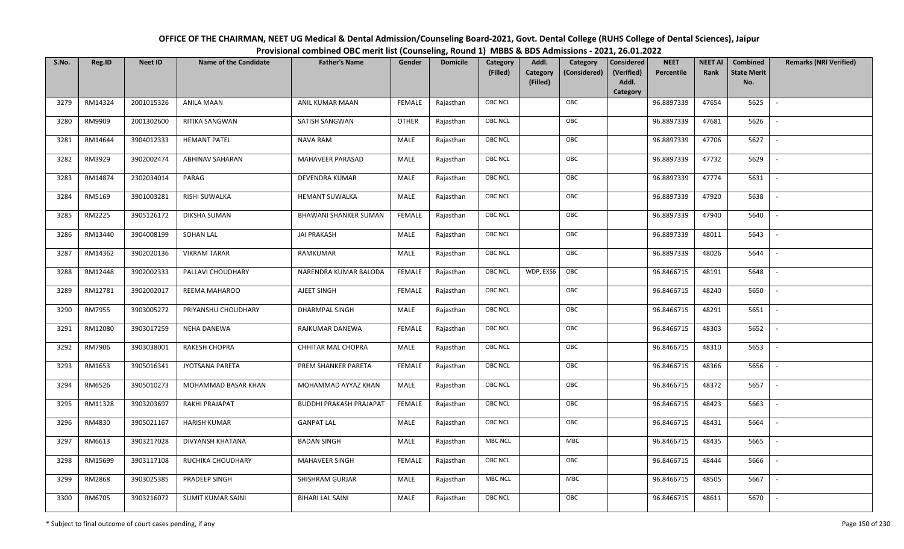# OFFICE OF THE CHAIRMAN, NEET UG Medical & Dental Admission/Counseling Board-2021, Govt. Dental College (RUHS College of Dental Sciences), Jaipur

## Provisional combined OBC merit list (Counseling, Round 1) MBBS & BDS Admissions - 2021, 26.01.2022

| S.No. | Reg.ID | Neet ID | Name of the Candidate | Father's Name | Gender | Domicile | Category (Filled) | Addl. Category (Filled) | Category (Considered) | Considered (Verified) Addl. Category | NEET Percentile | NEET AI Rank | Combined State Merit No. | Remarks (NRI Verified) |
|---|---|---|---|---|---|---|---|---|---|---|---|---|---|---|
| 3279 | RM14324 | 2001015326 | ANILA MAAN | ANIL KUMAR MAAN | FEMALE | Rajasthan | OBC NCL | | OBC | | 96.8897339 | 47654 | 5625 | - |
| 3280 | RM9909 | 2001302600 | RITIKA SANGWAN | SATISH SANGWAN | OTHER | Rajasthan | OBC NCL | | OBC | | 96.8897339 | 47681 | 5626 | - |
| 3281 | RM14644 | 3904012333 | HEMANT PATEL | NAVA RAM | MALE | Rajasthan | OBC NCL | | OBC | | 96.8897339 | 47706 | 5627 | - |
| 3282 | RM3929 | 3902002474 | ABHINAV SAHARAN | MAHAVEER PARASAD | MALE | Rajasthan | OBC NCL | | OBC | | 96.8897339 | 47732 | 5629 | - |
| 3283 | RM14874 | 2302034014 | PARAG | DEVENDRA KUMAR | MALE | Rajasthan | OBC NCL | | OBC | | 96.8897339 | 47774 | 5631 | - |
| 3284 | RM5169 | 3901003281 | RISHI SUWALKA | HEMANT SUWALKA | MALE | Rajasthan | OBC NCL | | OBC | | 96.8897339 | 47920 | 5638 | - |
| 3285 | RM2225 | 3905126172 | DIKSHA SUMAN | BHAWANI SHANKER SUMAN | FEMALE | Rajasthan | OBC NCL | | OBC | | 96.8897339 | 47940 | 5640 | - |
| 3286 | RM13440 | 3904008199 | SOHAN LAL | JAI PRAKASH | MALE | Rajasthan | OBC NCL | | OBC | | 96.8897339 | 48011 | 5643 | - |
| 3287 | RM14362 | 3902020136 | VIKRAM TARAR | RAMKUMAR | MALE | Rajasthan | OBC NCL | | OBC | | 96.8897339 | 48026 | 5644 | - |
| 3288 | RM12448 | 3902002333 | PALLAVI CHOUDHARY | NARENDRA KUMAR BALODA | FEMALE | Rajasthan | OBC NCL | WDP, EXS6 | OBC | | 96.8466715 | 48191 | 5648 | - |
| 3289 | RM12781 | 3902002017 | REEMA MAHAROO | AJEET SINGH | FEMALE | Rajasthan | OBC NCL | | OBC | | 96.8466715 | 48240 | 5650 | - |
| 3290 | RM7955 | 3903005272 | PRIYANSHU CHOUDHARY | DHARMPAL SINGH | MALE | Rajasthan | OBC NCL | | OBC | | 96.8466715 | 48291 | 5651 | - |
| 3291 | RM12080 | 3903017259 | NEHA DANEWA | RAJKUMAR DANEWA | FEMALE | Rajasthan | OBC NCL | | OBC | | 96.8466715 | 48303 | 5652 | - |
| 3292 | RM7906 | 3903038001 | RAKESH CHOPRA | CHHITAR MAL CHOPRA | MALE | Rajasthan | OBC NCL | | OBC | | 96.8466715 | 48310 | 5653 | - |
| 3293 | RM1653 | 3905016341 | JYOTSANA PARETA | PREM SHANKER PARETA | FEMALE | Rajasthan | OBC NCL | | OBC | | 96.8466715 | 48366 | 5656 | - |
| 3294 | RM6526 | 3905010273 | MOHAMMAD BASAR KHAN | MOHAMMAD AYYAZ KHAN | MALE | Rajasthan | OBC NCL | | OBC | | 96.8466715 | 48372 | 5657 | - |
| 3295 | RM11328 | 3903203697 | RAKHI PRAJAPAT | BUDDHI PRAKASH PRAJAPAT | FEMALE | Rajasthan | OBC NCL | | OBC | | 96.8466715 | 48423 | 5663 | - |
| 3296 | RM4830 | 3905021167 | HARISH KUMAR | GANPAT LAL | MALE | Rajasthan | OBC NCL | | OBC | | 96.8466715 | 48431 | 5664 | - |
| 3297 | RM6613 | 3903217028 | DIVYANSH KHATANA | BADAN SINGH | MALE | Rajasthan | MBC NCL | | MBC | | 96.8466715 | 48435 | 5665 | - |
| 3298 | RM15699 | 3903117108 | RUCHIKA CHOUDHARY | MAHAVEER SINGH | FEMALE | Rajasthan | OBC NCL | | OBC | | 96.8466715 | 48444 | 5666 | - |
| 3299 | RM2868 | 3903025385 | PRADEEP SINGH | SHISHRAM GURJAR | MALE | Rajasthan | MBC NCL | | MBC | | 96.8466715 | 48505 | 5667 | - |
| 3300 | RM6705 | 3903216072 | SUMIT KUMAR SAINI | BIHARI LAL SAINI | MALE | Rajasthan | OBC NCL | | OBC | | 96.8466715 | 48611 | 5670 | - |

\* Subject to final outcome of court cases pending, if any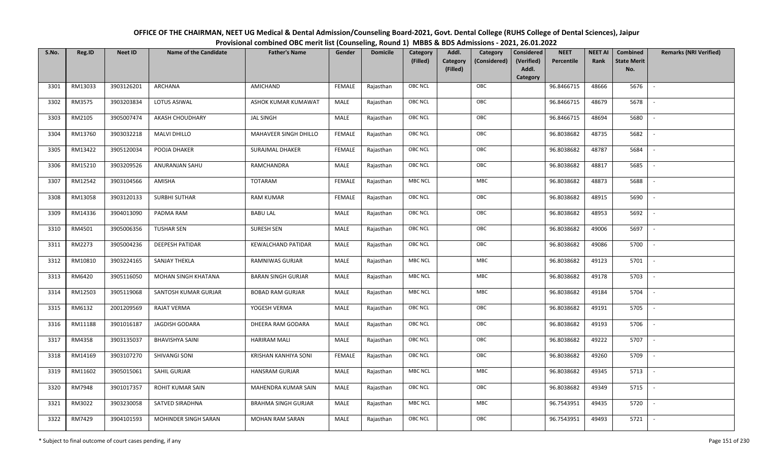# OFFICE OF THE CHAIRMAN, NEET UG Medical & Dental Admission/Counseling Board-2021, Govt. Dental College (RUHS College of Dental Sciences), Jaipur

## Provisional combined OBC merit list (Counseling, Round 1) MBBS & BDS Admissions - 2021, 26.01.2022

| S.No. | Reg.ID | Neet ID | Name of the Candidate | Father's Name | Gender | Domicile | Category (Filled) | Addl. Category (Filled) | Category (Considered) | Considered (Verified) Addl. Category | NEET Percentile | NEET AI Rank | Combined State Merit No. | Remarks (NRI Verified) |
|---|---|---|---|---|---|---|---|---|---|---|---|---|---|---|
| 3301 | RM13033 | 3903126201 | ARCHANA | AMICHAND | FEMALE | Rajasthan | OBC NCL | | OBC | | 96.8466715 | 48666 | 5676 | - |
| 3302 | RM3575 | 3903203834 | LOTUS ASIWAL | ASHOK KUMAR KUMAWAT | MALE | Rajasthan | OBC NCL | | OBC | | 96.8466715 | 48679 | 5678 | - |
| 3303 | RM2105 | 3905007474 | AKASH CHOUDHARY | JAL SINGH | MALE | Rajasthan | OBC NCL | | OBC | | 96.8466715 | 48694 | 5680 | - |
| 3304 | RM13760 | 3903032218 | MALVI DHILLO | MAHAVEER SINGH DHILLO | FEMALE | Rajasthan | OBC NCL | | OBC | | 96.8038682 | 48735 | 5682 | - |
| 3305 | RM13422 | 3905120034 | POOJA DHAKER | SURAJMAL DHAKER | FEMALE | Rajasthan | OBC NCL | | OBC | | 96.8038682 | 48787 | 5684 | - |
| 3306 | RM15210 | 3903209526 | ANURANJAN SAHU | RAMCHANDRA | MALE | Rajasthan | OBC NCL | | OBC | | 96.8038682 | 48817 | 5685 | - |
| 3307 | RM12542 | 3903104566 | AMISHA | TOTARAM | FEMALE | Rajasthan | MBC NCL | | MBC | | 96.8038682 | 48873 | 5688 | - |
| 3308 | RM13058 | 3903120133 | SURBHI SUTHAR | RAM KUMAR | FEMALE | Rajasthan | OBC NCL | | OBC | | 96.8038682 | 48915 | 5690 | - |
| 3309 | RM14336 | 3904013090 | PADMA RAM | BABU LAL | MALE | Rajasthan | OBC NCL | | OBC | | 96.8038682 | 48953 | 5692 | - |
| 3310 | RM4501 | 3905006356 | TUSHAR SEN | SURESH SEN | MALE | Rajasthan | OBC NCL | | OBC | | 96.8038682 | 49006 | 5697 | - |
| 3311 | RM2273 | 3905004236 | DEEPESH PATIDAR | KEWALCHAND PATIDAR | MALE | Rajasthan | OBC NCL | | OBC | | 96.8038682 | 49086 | 5700 | - |
| 3312 | RM10810 | 3903224165 | SANJAY THEKLA | RAMNIWAS GURJAR | MALE | Rajasthan | MBC NCL | | MBC | | 96.8038682 | 49123 | 5701 | - |
| 3313 | RM6420 | 3905116050 | MOHAN SINGH KHATANA | BARAN SINGH GURJAR | MALE | Rajasthan | MBC NCL | | MBC | | 96.8038682 | 49178 | 5703 | - |
| 3314 | RM12503 | 3905119068 | SANTOSH KUMAR GURJAR | BOBAD RAM GURJAR | MALE | Rajasthan | MBC NCL | | MBC | | 96.8038682 | 49184 | 5704 | - |
| 3315 | RM6132 | 2001209569 | RAJAT VERMA | YOGESH VERMA | MALE | Rajasthan | OBC NCL | | OBC | | 96.8038682 | 49191 | 5705 | - |
| 3316 | RM11188 | 3901016187 | JAGDISH GODARA | DHEERA RAM GODARA | MALE | Rajasthan | OBC NCL | | OBC | | 96.8038682 | 49193 | 5706 | - |
| 3317 | RM4358 | 3903135037 | BHAVISHYA SAINI | HARIRAM MALI | MALE | Rajasthan | OBC NCL | | OBC | | 96.8038682 | 49222 | 5707 | - |
| 3318 | RM14169 | 3903107270 | SHIVANGI SONI | KRISHAN KANHIYA SONI | FEMALE | Rajasthan | OBC NCL | | OBC | | 96.8038682 | 49260 | 5709 | - |
| 3319 | RM11602 | 3905015061 | SAHIL GURJAR | HANSRAM GURJAR | MALE | Rajasthan | MBC NCL | | MBC | | 96.8038682 | 49345 | 5713 | - |
| 3320 | RM7948 | 3901017357 | ROHIT KUMAR SAIN | MAHENDRA KUMAR SAIN | MALE | Rajasthan | OBC NCL | | OBC | | 96.8038682 | 49349 | 5715 | - |
| 3321 | RM3022 | 3903230058 | SATVED SIRADHNA | BRAHMA SINGH GURJAR | MALE | Rajasthan | MBC NCL | | MBC | | 96.7543951 | 49435 | 5720 | - |
| 3322 | RM7429 | 3904101593 | MOHINDER SINGH SARAN | MOHAN RAM SARAN | MALE | Rajasthan | OBC NCL | | OBC | | 96.7543951 | 49493 | 5721 | - |

\* Subject to final outcome of court cases pending, if any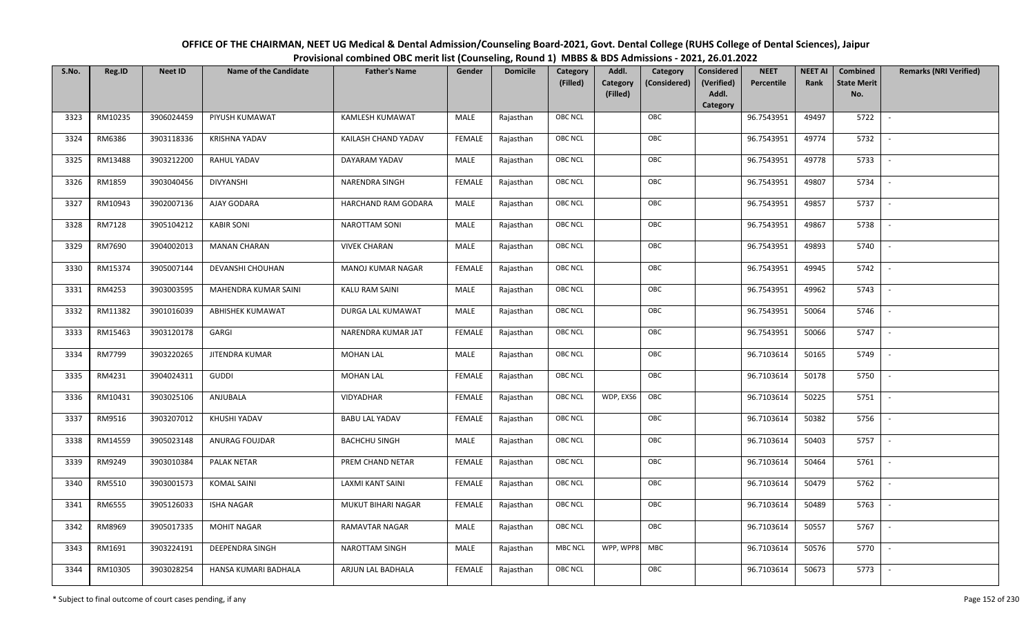OFFICE OF THE CHAIRMAN, NEET UG Medical & Dental Admission/Counseling Board-2021, Govt. Dental College (RUHS College of Dental Sciences), Jaipur
Provisional combined OBC merit list (Counseling, Round 1) MBBS & BDS Admissions - 2021, 26.01.2022

| S.No. | Reg.ID | Neet ID | Name of the Candidate | Father's Name | Gender | Domicile | Category (Filled) | Addl. Category (Filled) | Category (Considered) | Considered (Verified) Addl. Category | NEET Percentile | NEET AI Rank | Combined State Merit No. | Remarks (NRI Verified) |
|---|---|---|---|---|---|---|---|---|---|---|---|---|---|---|
| 3323 | RM10235 | 3906024459 | PIYUSH KUMAWAT | KAMLESH KUMAWAT | MALE | Rajasthan | OBC NCL | | OBC | | 96.7543951 | 49497 | 5722 | - |
| 3324 | RM6386 | 3903118336 | KRISHNA YADAV | KAILASH CHAND YADAV | FEMALE | Rajasthan | OBC NCL | | OBC | | 96.7543951 | 49774 | 5732 | - |
| 3325 | RM13488 | 3903212200 | RAHUL YADAV | DAYARAM YADAV | MALE | Rajasthan | OBC NCL | | OBC | | 96.7543951 | 49778 | 5733 | - |
| 3326 | RM1859 | 3903040456 | DIVYANSHI | NARENDRA SINGH | FEMALE | Rajasthan | OBC NCL | | OBC | | 96.7543951 | 49807 | 5734 | - |
| 3327 | RM10943 | 3902007136 | AJAY GODARA | HARCHAND RAM GODARA | MALE | Rajasthan | OBC NCL | | OBC | | 96.7543951 | 49857 | 5737 | - |
| 3328 | RM7128 | 3905104212 | KABIR SONI | NAROTTAM SONI | MALE | Rajasthan | OBC NCL | | OBC | | 96.7543951 | 49867 | 5738 | - |
| 3329 | RM7690 | 3904002013 | MANAN CHARAN | VIVEK CHARAN | MALE | Rajasthan | OBC NCL | | OBC | | 96.7543951 | 49893 | 5740 | - |
| 3330 | RM15374 | 3905007144 | DEVANSHI CHOUHAN | MANOJ KUMAR NAGAR | FEMALE | Rajasthan | OBC NCL | | OBC | | 96.7543951 | 49945 | 5742 | - |
| 3331 | RM4253 | 3903003595 | MAHENDRA KUMAR SAINI | KALU RAM SAINI | MALE | Rajasthan | OBC NCL | | OBC | | 96.7543951 | 49962 | 5743 | - |
| 3332 | RM11382 | 3901016039 | ABHISHEK KUMAWAT | DURGA LAL KUMAWAT | MALE | Rajasthan | OBC NCL | | OBC | | 96.7543951 | 50064 | 5746 | - |
| 3333 | RM15463 | 3903120178 | GARGI | NARENDRA KUMAR JAT | FEMALE | Rajasthan | OBC NCL | | OBC | | 96.7543951 | 50066 | 5747 | - |
| 3334 | RM7799 | 3903220265 | JITENDRA KUMAR | MOHAN LAL | MALE | Rajasthan | OBC NCL | | OBC | | 96.7103614 | 50165 | 5749 | - |
| 3335 | RM4231 | 3904024311 | GUDDI | MOHAN LAL | FEMALE | Rajasthan | OBC NCL | | OBC | | 96.7103614 | 50178 | 5750 | - |
| 3336 | RM10431 | 3903025106 | ANJUBALA | VIDYADHAR | FEMALE | Rajasthan | OBC NCL | WDP, EXS6 | OBC | | 96.7103614 | 50225 | 5751 | - |
| 3337 | RM9516 | 3903207012 | KHUSHI YADAV | BABU LAL YADAV | FEMALE | Rajasthan | OBC NCL | | OBC | | 96.7103614 | 50382 | 5756 | - |
| 3338 | RM14559 | 3905023148 | ANURAG FOUJDAR | BACHCHU SINGH | MALE | Rajasthan | OBC NCL | | OBC | | 96.7103614 | 50403 | 5757 | - |
| 3339 | RM9249 | 3903010384 | PALAK NETAR | PREM CHAND NETAR | FEMALE | Rajasthan | OBC NCL | | OBC | | 96.7103614 | 50464 | 5761 | - |
| 3340 | RM5510 | 3903001573 | KOMAL SAINI | LAXMI KANT SAINI | FEMALE | Rajasthan | OBC NCL | | OBC | | 96.7103614 | 50479 | 5762 | - |
| 3341 | RM6555 | 3905126033 | ISHA NAGAR | MUKUT BIHARI NAGAR | FEMALE | Rajasthan | OBC NCL | | OBC | | 96.7103614 | 50489 | 5763 | - |
| 3342 | RM8969 | 3905017335 | MOHIT NAGAR | RAMAVTAR NAGAR | MALE | Rajasthan | OBC NCL | | OBC | | 96.7103614 | 50557 | 5767 | - |
| 3343 | RM1691 | 3903224191 | DEEPENDRA SINGH | NAROTTAM SINGH | MALE | Rajasthan | MBC NCL | WPP, WPP8 | MBC | | 96.7103614 | 50576 | 5770 | - |
| 3344 | RM10305 | 3903028254 | HANSA KUMARI BADHALA | ARJUN LAL BADHALA | FEMALE | Rajasthan | OBC NCL | | OBC | | 96.7103614 | 50673 | 5773 | - |

\* Subject to final outcome of court cases pending, if any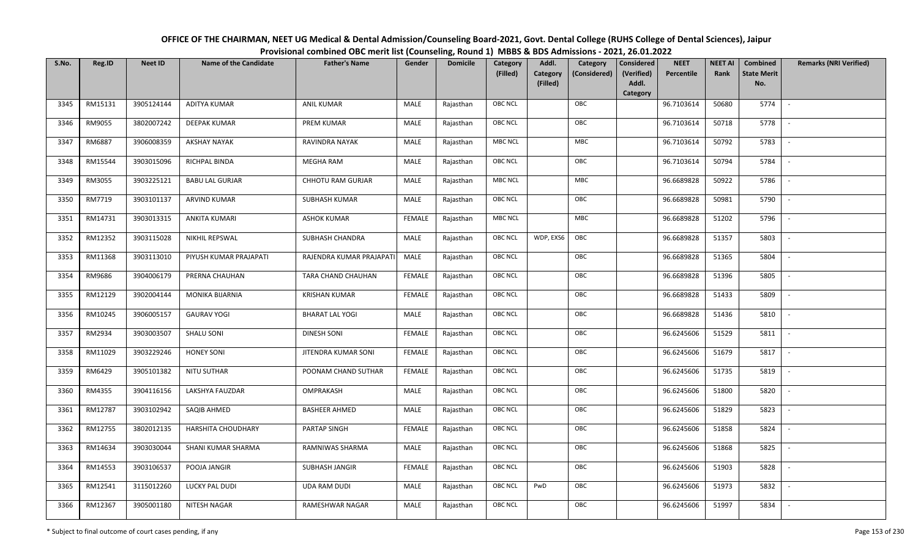# OFFICE OF THE CHAIRMAN, NEET UG Medical & Dental Admission/Counseling Board-2021, Govt. Dental College (RUHS College of Dental Sciences), Jaipur

## Provisional combined OBC merit list (Counseling, Round 1) MBBS & BDS Admissions - 2021, 26.01.2022

| S.No. | Reg.ID | Neet ID | Name of the Candidate | Father's Name | Gender | Domicile | Category (Filled) | Addl. Category (Filled) | Category (Considered) | Considered (Verified) Addl. Category | NEET Percentile | NEET AI Rank | Combined State Merit No. | Remarks (NRI Verified) |
|---|---|---|---|---|---|---|---|---|---|---|---|---|---|---|
| 3345 | RM15131 | 3905124144 | ADITYA KUMAR | ANIL KUMAR | MALE | Rajasthan | OBC NCL | | OBC | | 96.7103614 | 50680 | 5774 | - |
| 3346 | RM9055 | 3802007242 | DEEPAK KUMAR | PREM KUMAR | MALE | Rajasthan | OBC NCL | | OBC | | 96.7103614 | 50718 | 5778 | - |
| 3347 | RM6887 | 3906008359 | AKSHAY NAYAK | RAVINDRA NAYAK | MALE | Rajasthan | MBC NCL | | MBC | | 96.7103614 | 50792 | 5783 | - |
| 3348 | RM15544 | 3903015096 | RICHPAL BINDA | MEGHA RAM | MALE | Rajasthan | OBC NCL | | OBC | | 96.7103614 | 50794 | 5784 | - |
| 3349 | RM3055 | 3903225121 | BABU LAL GURJAR | CHHOTU RAM GURJAR | MALE | Rajasthan | MBC NCL | | MBC | | 96.6689828 | 50922 | 5786 | - |
| 3350 | RM7719 | 3903101137 | ARVIND KUMAR | SUBHASH KUMAR | MALE | Rajasthan | OBC NCL | | OBC | | 96.6689828 | 50981 | 5790 | - |
| 3351 | RM14731 | 3903013315 | ANKITA KUMARI | ASHOK KUMAR | FEMALE | Rajasthan | MBC NCL | | MBC | | 96.6689828 | 51202 | 5796 | - |
| 3352 | RM12352 | 3903115028 | NIKHIL REPSWAL | SUBHASH CHANDRA | MALE | Rajasthan | OBC NCL | WDP, EXS6 | OBC | | 96.6689828 | 51357 | 5803 | - |
| 3353 | RM11368 | 3903113010 | PIYUSH KUMAR PRAJAPATI | RAJENDRA KUMAR PRAJAPATI | MALE | Rajasthan | OBC NCL | | OBC | | 96.6689828 | 51365 | 5804 | - |
| 3354 | RM9686 | 3904006179 | PRERNA CHAUHAN | TARA CHAND CHAUHAN | FEMALE | Rajasthan | OBC NCL | | OBC | | 96.6689828 | 51396 | 5805 | - |
| 3355 | RM12129 | 3902004144 | MONIKA BIJARNIA | KRISHAN KUMAR | FEMALE | Rajasthan | OBC NCL | | OBC | | 96.6689828 | 51433 | 5809 | - |
| 3356 | RM10245 | 3906005157 | GAURAV YOGI | BHARAT LAL YOGI | MALE | Rajasthan | OBC NCL | | OBC | | 96.6689828 | 51436 | 5810 | - |
| 3357 | RM2934 | 3903003507 | SHALU SONI | DINESH SONI | FEMALE | Rajasthan | OBC NCL | | OBC | | 96.6245606 | 51529 | 5811 | - |
| 3358 | RM11029 | 3903229246 | HONEY SONI | JITENDRA KUMAR SONI | FEMALE | Rajasthan | OBC NCL | | OBC | | 96.6245606 | 51679 | 5817 | - |
| 3359 | RM6429 | 3905101382 | NITU SUTHAR | POONAM CHAND SUTHAR | FEMALE | Rajasthan | OBC NCL | | OBC | | 96.6245606 | 51735 | 5819 | - |
| 3360 | RM4355 | 3904116156 | LAKSHYA FAUZDAR | OMPRAKASH | MALE | Rajasthan | OBC NCL | | OBC | | 96.6245606 | 51800 | 5820 | - |
| 3361 | RM12787 | 3903102942 | SAQIB AHMED | BASHEER AHMED | MALE | Rajasthan | OBC NCL | | OBC | | 96.6245606 | 51829 | 5823 | - |
| 3362 | RM12755 | 3802012135 | HARSHITA CHOUDHARY | PARTAP SINGH | FEMALE | Rajasthan | OBC NCL | | OBC | | 96.6245606 | 51858 | 5824 | - |
| 3363 | RM14634 | 3903030044 | SHANI KUMAR SHARMA | RAMNIWAS SHARMA | MALE | Rajasthan | OBC NCL | | OBC | | 96.6245606 | 51868 | 5825 | - |
| 3364 | RM14553 | 3903106537 | POOJA JANGIR | SUBHASH JANGIR | FEMALE | Rajasthan | OBC NCL | | OBC | | 96.6245606 | 51903 | 5828 | - |
| 3365 | RM12541 | 3115012260 | LUCKY PAL DUDI | UDA RAM DUDI | MALE | Rajasthan | OBC NCL | PwD | OBC | | 96.6245606 | 51973 | 5832 | - |
| 3366 | RM12367 | 3905001180 | NITESH NAGAR | RAMESHWAR NAGAR | MALE | Rajasthan | OBC NCL | | OBC | | 96.6245606 | 51997 | 5834 | - |

\* Subject to final outcome of court cases pending, if any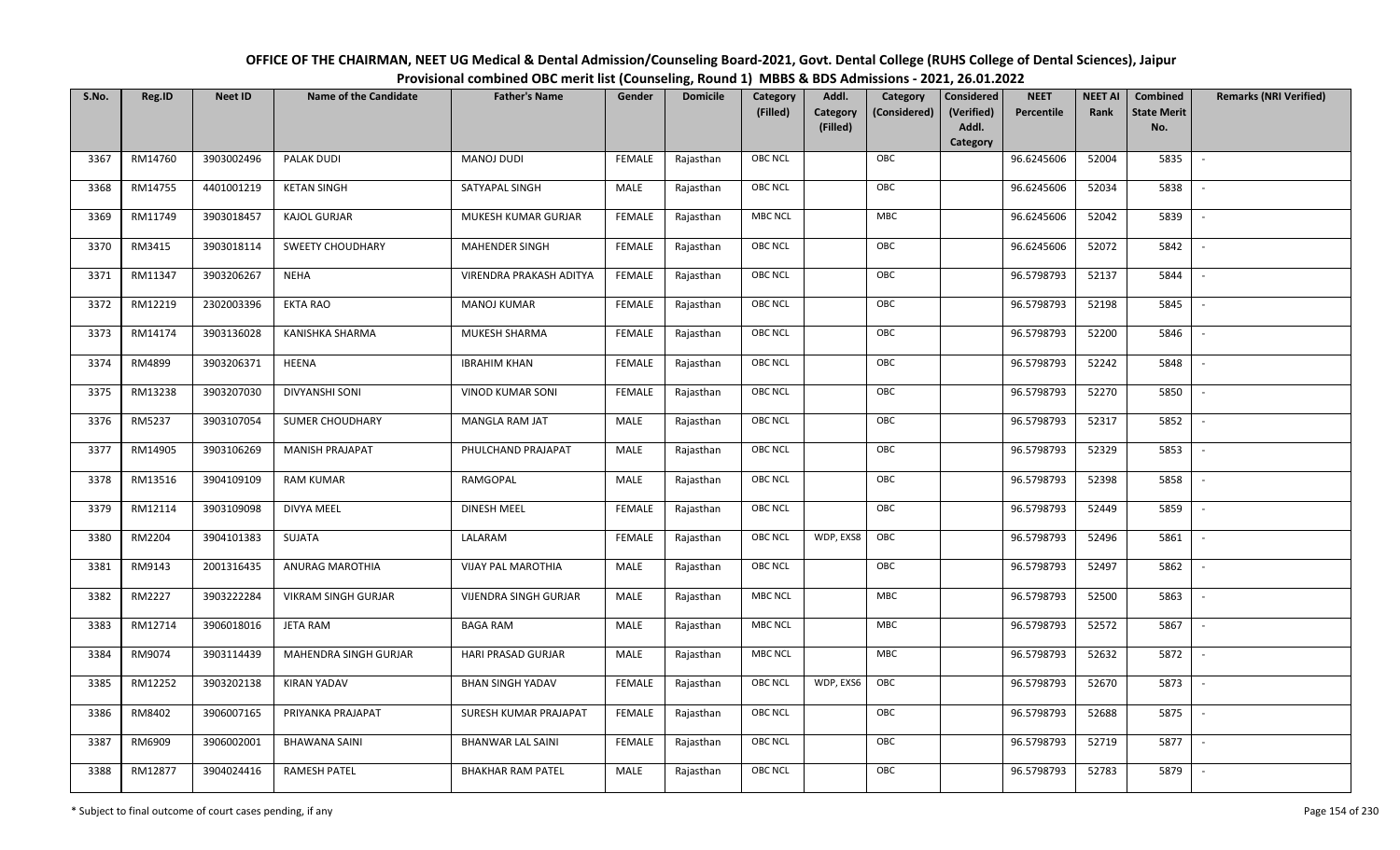# OFFICE OF THE CHAIRMAN, NEET UG Medical & Dental Admission/Counseling Board-2021, Govt. Dental College (RUHS College of Dental Sciences), Jaipur

## Provisional combined OBC merit list (Counseling, Round 1) MBBS & BDS Admissions - 2021, 26.01.2022

| S.No. | Reg.ID | Neet ID | Name of the Candidate | Father's Name | Gender | Domicile | Category (Filled) | Addl. Category (Filled) | Category (Considered) | Considered (Verified) Addl. Category | NEET Percentile | NEET AI Rank | Combined State Merit No. | Remarks (NRI Verified) |
|---|---|---|---|---|---|---|---|---|---|---|---|---|---|---|
| 3367 | RM14760 | 3903002496 | PALAK DUDI | MANOJ DUDI | FEMALE | Rajasthan | OBC NCL | | OBC | | 96.6245606 | 52004 | 5835 | - |
| 3368 | RM14755 | 4401001219 | KETAN SINGH | SATYAPAL SINGH | MALE | Rajasthan | OBC NCL | | OBC | | 96.6245606 | 52034 | 5838 | - |
| 3369 | RM11749 | 3903018457 | KAJOL GURJAR | MUKESH KUMAR GURJAR | FEMALE | Rajasthan | MBC NCL | | MBC | | 96.6245606 | 52042 | 5839 | - |
| 3370 | RM3415 | 3903018114 | SWEETY CHOUDHARY | MAHENDER SINGH | FEMALE | Rajasthan | OBC NCL | | OBC | | 96.6245606 | 52072 | 5842 | - |
| 3371 | RM11347 | 3903206267 | NEHA | VIRENDRA PRAKASH ADITYA | FEMALE | Rajasthan | OBC NCL | | OBC | | 96.5798793 | 52137 | 5844 | - |
| 3372 | RM12219 | 2302003396 | EKTA RAO | MANOJ KUMAR | FEMALE | Rajasthan | OBC NCL | | OBC | | 96.5798793 | 52198 | 5845 | - |
| 3373 | RM14174 | 3903136028 | KANISHKA SHARMA | MUKESH SHARMA | FEMALE | Rajasthan | OBC NCL | | OBC | | 96.5798793 | 52200 | 5846 | - |
| 3374 | RM4899 | 3903206371 | HEENA | IBRAHIM KHAN | FEMALE | Rajasthan | OBC NCL | | OBC | | 96.5798793 | 52242 | 5848 | - |
| 3375 | RM13238 | 3903207030 | DIVYANSHI SONI | VINOD KUMAR SONI | FEMALE | Rajasthan | OBC NCL | | OBC | | 96.5798793 | 52270 | 5850 | - |
| 3376 | RM5237 | 3903107054 | SUMER CHOUDHARY | MANGLA RAM JAT | MALE | Rajasthan | OBC NCL | | OBC | | 96.5798793 | 52317 | 5852 | - |
| 3377 | RM14905 | 3903106269 | MANISH PRAJAPAT | PHULCHAND PRAJAPAT | MALE | Rajasthan | OBC NCL | | OBC | | 96.5798793 | 52329 | 5853 | - |
| 3378 | RM13516 | 3904109109 | RAM KUMAR | RAMGOPAL | MALE | Rajasthan | OBC NCL | | OBC | | 96.5798793 | 52398 | 5858 | - |
| 3379 | RM12114 | 3903109098 | DIVYA MEEL | DINESH MEEL | FEMALE | Rajasthan | OBC NCL | | OBC | | 96.5798793 | 52449 | 5859 | - |
| 3380 | RM2204 | 3904101383 | SUJATA | LALARAM | FEMALE | Rajasthan | OBC NCL | WDP, EXS8 | OBC | | 96.5798793 | 52496 | 5861 | - |
| 3381 | RM9143 | 2001316435 | ANURAG MAROTHIA | VIJAY PAL MAROTHIA | MALE | Rajasthan | OBC NCL | | OBC | | 96.5798793 | 52497 | 5862 | - |
| 3382 | RM2227 | 3903222284 | VIKRAM SINGH GURJAR | VIJENDRA SINGH GURJAR | MALE | Rajasthan | MBC NCL | | MBC | | 96.5798793 | 52500 | 5863 | - |
| 3383 | RM12714 | 3906018016 | JETA RAM | BAGA RAM | MALE | Rajasthan | MBC NCL | | MBC | | 96.5798793 | 52572 | 5867 | - |
| 3384 | RM9074 | 3903114439 | MAHENDRA SINGH GURJAR | HARI PRASAD GURJAR | MALE | Rajasthan | MBC NCL | | MBC | | 96.5798793 | 52632 | 5872 | - |
| 3385 | RM12252 | 3903202138 | KIRAN YADAV | BHAN SINGH YADAV | FEMALE | Rajasthan | OBC NCL | WDP, EXS6 | OBC | | 96.5798793 | 52670 | 5873 | - |
| 3386 | RM8402 | 3906007165 | PRIYANKA PRAJAPAT | SURESH KUMAR PRAJAPAT | FEMALE | Rajasthan | OBC NCL | | OBC | | 96.5798793 | 52688 | 5875 | - |
| 3387 | RM6909 | 3906002001 | BHAWANA SAINI | BHANWAR LAL SAINI | FEMALE | Rajasthan | OBC NCL | | OBC | | 96.5798793 | 52719 | 5877 | - |
| 3388 | RM12877 | 3904024416 | RAMESH PATEL | BHAKHAR RAM PATEL | MALE | Rajasthan | OBC NCL | | OBC | | 96.5798793 | 52783 | 5879 | - |

\* Subject to final outcome of court cases pending, if any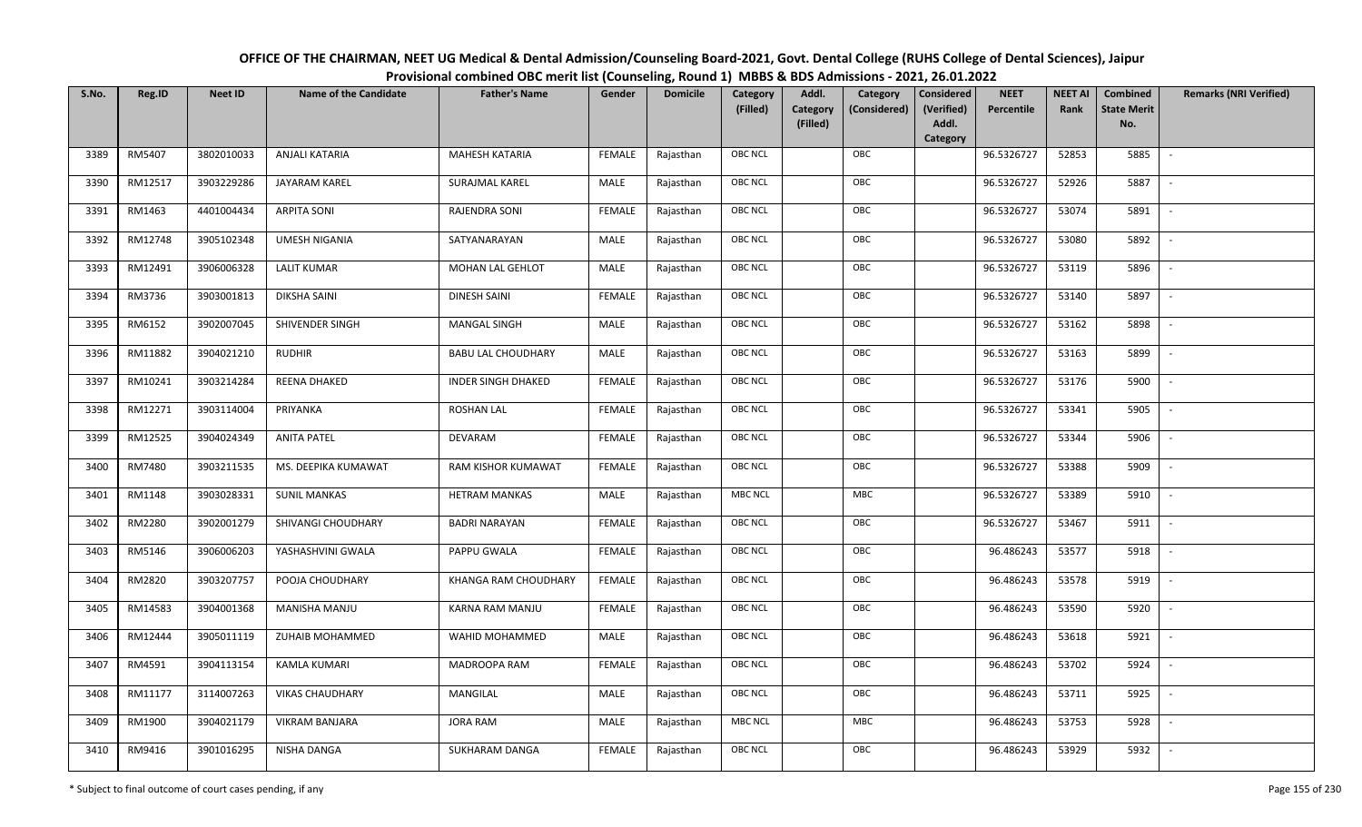**OFFICE OF THE CHAIRMAN, NEET UG Medical & Dental Admission/Counseling Board-2021, Govt. Dental College (RUHS College of Dental Sciences), Jaipur**

**Provisional combined OBC merit list (Counseling, Round 1) MBBS & BDS Admissions - 2021, 26.01.2022**

| S.No. | Reg.ID | Neet ID | Name of the Candidate | Father's Name | Gender | Domicile | Category (Filled) | Addl. Category (Filled) | Category (Considered) | Considered (Verified) Addl. Category | NEET Percentile | NEET AI Rank | Combined State Merit No. | Remarks (NRI Verified) |
|---|---|---|---|---|---|---|---|---|---|---|---|---|---|---|
| 3389 | RM5407 | 3802010033 | ANJALI KATARIA | MAHESH KATARIA | FEMALE | Rajasthan | OBC NCL | | OBC | | 96.5326727 | 52853 | 5885 | - |
| 3390 | RM12517 | 3903229286 | JAYARAM KAREL | SURAJMAL KAREL | MALE | Rajasthan | OBC NCL | | OBC | | 96.5326727 | 52926 | 5887 | - |
| 3391 | RM1463 | 4401004434 | ARPITA SONI | RAJENDRA SONI | FEMALE | Rajasthan | OBC NCL | | OBC | | 96.5326727 | 53074 | 5891 | - |
| 3392 | RM12748 | 3905102348 | UMESH NIGANIA | SATYANARAYAN | MALE | Rajasthan | OBC NCL | | OBC | | 96.5326727 | 53080 | 5892 | - |
| 3393 | RM12491 | 3906006328 | LALIT KUMAR | MOHAN LAL GEHLOT | MALE | Rajasthan | OBC NCL | | OBC | | 96.5326727 | 53119 | 5896 | - |
| 3394 | RM3736 | 3903001813 | DIKSHA SAINI | DINESH SAINI | FEMALE | Rajasthan | OBC NCL | | OBC | | 96.5326727 | 53140 | 5897 | - |
| 3395 | RM6152 | 3902007045 | SHIVENDER SINGH | MANGAL SINGH | MALE | Rajasthan | OBC NCL | | OBC | | 96.5326727 | 53162 | 5898 | - |
| 3396 | RM11882 | 3904021210 | RUDHIR | BABU LAL CHOUDHARY | MALE | Rajasthan | OBC NCL | | OBC | | 96.5326727 | 53163 | 5899 | - |
| 3397 | RM10241 | 3903214284 | REENA DHAKED | INDER SINGH DHAKED | FEMALE | Rajasthan | OBC NCL | | OBC | | 96.5326727 | 53176 | 5900 | - |
| 3398 | RM12271 | 3903114004 | PRIYANKA | ROSHAN LAL | FEMALE | Rajasthan | OBC NCL | | OBC | | 96.5326727 | 53341 | 5905 | - |
| 3399 | RM12525 | 3904024349 | ANITA PATEL | DEVARAM | FEMALE | Rajasthan | OBC NCL | | OBC | | 96.5326727 | 53344 | 5906 | - |
| 3400 | RM7480 | 3903211535 | MS. DEEPIKA KUMAWAT | RAM KISHOR KUMAWAT | FEMALE | Rajasthan | OBC NCL | | OBC | | 96.5326727 | 53388 | 5909 | - |
| 3401 | RM1148 | 3903028331 | SUNIL MANKAS | HETRAM MANKAS | MALE | Rajasthan | MBC NCL | | MBC | | 96.5326727 | 53389 | 5910 | - |
| 3402 | RM2280 | 3902001279 | SHIVANGI CHOUDHARY | BADRI NARAYAN | FEMALE | Rajasthan | OBC NCL | | OBC | | 96.5326727 | 53467 | 5911 | - |
| 3403 | RM5146 | 3906006203 | YASHASHVINI GWALA | PAPPU GWALA | FEMALE | Rajasthan | OBC NCL | | OBC | | 96.486243 | 53577 | 5918 | - |
| 3404 | RM2820 | 3903207757 | POOJA CHOUDHARY | KHANGA RAM CHOUDHARY | FEMALE | Rajasthan | OBC NCL | | OBC | | 96.486243 | 53578 | 5919 | - |
| 3405 | RM14583 | 3904001368 | MANISHA MANJU | KARNA RAM MANJU | FEMALE | Rajasthan | OBC NCL | | OBC | | 96.486243 | 53590 | 5920 | - |
| 3406 | RM12444 | 3905011119 | ZUHAIB MOHAMMED | WAHID MOHAMMED | MALE | Rajasthan | OBC NCL | | OBC | | 96.486243 | 53618 | 5921 | - |
| 3407 | RM4591 | 3904113154 | KAMLA KUMARI | MADROOPA RAM | FEMALE | Rajasthan | OBC NCL | | OBC | | 96.486243 | 53702 | 5924 | - |
| 3408 | RM11177 | 3114007263 | VIKAS CHAUDHARY | MANGILAL | MALE | Rajasthan | OBC NCL | | OBC | | 96.486243 | 53711 | 5925 | - |
| 3409 | RM1900 | 3904021179 | VIKRAM BANJARA | JORA RAM | MALE | Rajasthan | MBC NCL | | MBC | | 96.486243 | 53753 | 5928 | - |
| 3410 | RM9416 | 3901016295 | NISHA DANGA | SUKHARAM DANGA | FEMALE | Rajasthan | OBC NCL | | OBC | | 96.486243 | 53929 | 5932 | - |

\* Subject to final outcome of court cases pending, if any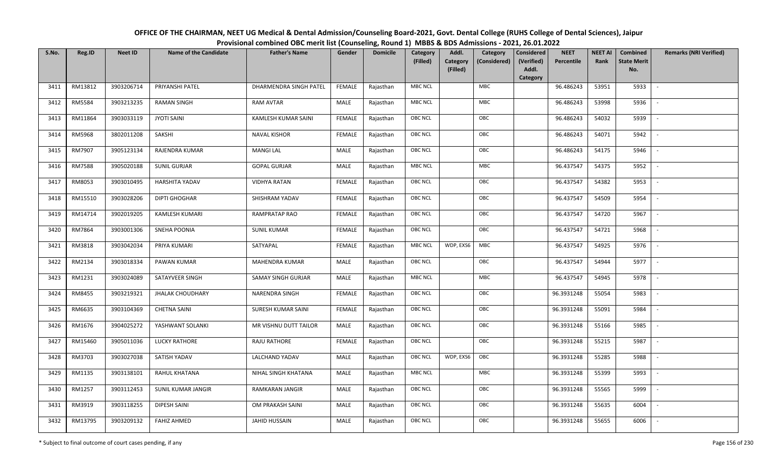**OFFICE OF THE CHAIRMAN, NEET UG Medical & Dental Admission/Counseling Board-2021, Govt. Dental College (RUHS College of Dental Sciences), Jaipur**

**Provisional combined OBC merit list (Counseling, Round 1) MBBS & BDS Admissions - 2021, 26.01.2022**

| S.No. | Reg.ID | Neet ID | Name of the Candidate | Father's Name | Gender | Domicile | Category (Filled) | Addl. Category (Filled) | Category (Considered) | Considered (Verified) Addl. Category | NEET Percentile | NEET AI Rank | Combined State Merit No. | Remarks (NRI Verified) |
|---|---|---|---|---|---|---|---|---|---|---|---|---|---|---|
| 3411 | RM13812 | 3903206714 | PRIYANSHI PATEL | DHARMENDRA SINGH PATEL | FEMALE | Rajasthan | MBC NCL | | MBC | | 96.486243 | 53951 | 5933 | - |
| 3412 | RM5584 | 3903213235 | RAMAN SINGH | RAM AVTAR | MALE | Rajasthan | MBC NCL | | MBC | | 96.486243 | 53998 | 5936 | - |
| 3413 | RM11864 | 3903033119 | JYOTI SAINI | KAMLESH KUMAR SAINI | FEMALE | Rajasthan | OBC NCL | | OBC | | 96.486243 | 54032 | 5939 | - |
| 3414 | RM5968 | 3802011208 | SAKSHI | NAVAL KISHOR | FEMALE | Rajasthan | OBC NCL | | OBC | | 96.486243 | 54071 | 5942 | - |
| 3415 | RM7907 | 3905123134 | RAJENDRA KUMAR | MANGI LAL | MALE | Rajasthan | OBC NCL | | OBC | | 96.486243 | 54175 | 5946 | - |
| 3416 | RM7588 | 3905020188 | SUNIL GURJAR | GOPAL GURJAR | MALE | Rajasthan | MBC NCL | | MBC | | 96.437547 | 54375 | 5952 | - |
| 3417 | RM8053 | 3903010495 | HARSHITA YADAV | VIDHYA RATAN | FEMALE | Rajasthan | OBC NCL | | OBC | | 96.437547 | 54382 | 5953 | - |
| 3418 | RM15510 | 3903028206 | DIPTI GHOGHAR | SHISHRAM YADAV | FEMALE | Rajasthan | OBC NCL | | OBC | | 96.437547 | 54509 | 5954 | - |
| 3419 | RM14714 | 3902019205 | KAMLESH KUMARI | RAMPRATAP RAO | FEMALE | Rajasthan | OBC NCL | | OBC | | 96.437547 | 54720 | 5967 | - |
| 3420 | RM7864 | 3903001306 | SNEHA POONIA | SUNIL KUMAR | FEMALE | Rajasthan | OBC NCL | | OBC | | 96.437547 | 54721 | 5968 | - |
| 3421 | RM3818 | 3903042034 | PRIYA KUMARI | SATYAPAL | FEMALE | Rajasthan | MBC NCL | WDP, EXS6 | MBC | | 96.437547 | 54925 | 5976 | - |
| 3422 | RM2134 | 3903018334 | PAWAN KUMAR | MAHENDRA KUMAR | MALE | Rajasthan | OBC NCL | | OBC | | 96.437547 | 54944 | 5977 | - |
| 3423 | RM1231 | 3903024089 | SATAYVEER SINGH | SAMAY SINGH GURJAR | MALE | Rajasthan | MBC NCL | | MBC | | 96.437547 | 54945 | 5978 | - |
| 3424 | RM8455 | 3903219321 | JHALAK CHOUDHARY | NARENDRA SINGH | FEMALE | Rajasthan | OBC NCL | | OBC | | 96.3931248 | 55054 | 5983 | - |
| 3425 | RM6635 | 3903104369 | CHETNA SAINI | SURESH KUMAR SAINI | FEMALE | Rajasthan | OBC NCL | | OBC | | 96.3931248 | 55091 | 5984 | - |
| 3426 | RM1676 | 3904025272 | YASHWANT SOLANKI | MR VISHNU DUTT TAILOR | MALE | Rajasthan | OBC NCL | | OBC | | 96.3931248 | 55166 | 5985 | - |
| 3427 | RM15460 | 3905011036 | LUCKY RATHORE | RAJU RATHORE | FEMALE | Rajasthan | OBC NCL | | OBC | | 96.3931248 | 55215 | 5987 | - |
| 3428 | RM3703 | 3903027038 | SATISH YADAV | LALCHAND YADAV | MALE | Rajasthan | OBC NCL | WDP, EXS6 | OBC | | 96.3931248 | 55285 | 5988 | - |
| 3429 | RM1135 | 3903138101 | RAHUL KHATANA | NIHAL SINGH KHATANA | MALE | Rajasthan | MBC NCL | | MBC | | 96.3931248 | 55399 | 5993 | - |
| 3430 | RM1257 | 3903112453 | SUNIL KUMAR JANGIR | RAMKARAN JANGIR | MALE | Rajasthan | OBC NCL | | OBC | | 96.3931248 | 55565 | 5999 | - |
| 3431 | RM3919 | 3903118255 | DIPESH SAINI | OM PRAKASH SAINI | MALE | Rajasthan | OBC NCL | | OBC | | 96.3931248 | 55635 | 6004 | - |
| 3432 | RM13795 | 3903209132 | FAHIZ AHMED | JAHID HUSSAIN | MALE | Rajasthan | OBC NCL | | OBC | | 96.3931248 | 55655 | 6006 | - |

\* Subject to final outcome of court cases pending, if any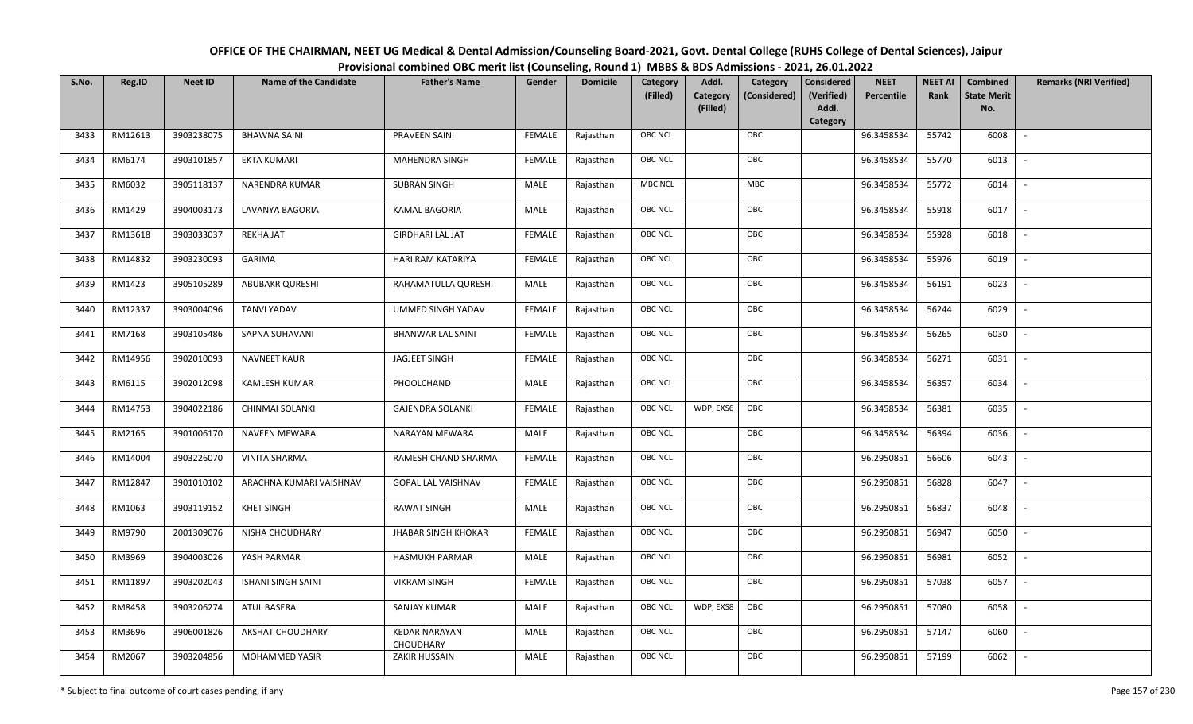OFFICE OF THE CHAIRMAN, NEET UG Medical & Dental Admission/Counseling Board-2021, Govt. Dental College (RUHS College of Dental Sciences), Jaipur
Provisional combined OBC merit list (Counseling, Round 1) MBBS & BDS Admissions - 2021, 26.01.2022

| S.No. | Reg.ID | Neet ID | Name of the Candidate | Father's Name | Gender | Domicile | Category (Filled) | Addl. Category (Filled) | Category (Considered) | Considered (Verified) Addl. Category | NEET Percentile | NEET AI Rank | Combined State Merit No. | Remarks (NRI Verified) |
|---|---|---|---|---|---|---|---|---|---|---|---|---|---|---|
| 3433 | RM12613 | 3903238075 | BHAWNA SAINI | PRAVEEN SAINI | FEMALE | Rajasthan | OBC NCL | | OBC | | 96.3458534 | 55742 | 6008 | - |
| 3434 | RM6174 | 3903101857 | EKTA KUMARI | MAHENDRA SINGH | FEMALE | Rajasthan | OBC NCL | | OBC | | 96.3458534 | 55770 | 6013 | - |
| 3435 | RM6032 | 3905118137 | NARENDRA KUMAR | SUBRAN SINGH | MALE | Rajasthan | MBC NCL | | MBC | | 96.3458534 | 55772 | 6014 | - |
| 3436 | RM1429 | 3904003173 | LAVANYA BAGORIA | KAMAL BAGORIA | MALE | Rajasthan | OBC NCL | | OBC | | 96.3458534 | 55918 | 6017 | - |
| 3437 | RM13618 | 3903033037 | REKHA JAT | GIRDHARI LAL JAT | FEMALE | Rajasthan | OBC NCL | | OBC | | 96.3458534 | 55928 | 6018 | - |
| 3438 | RM14832 | 3903230093 | GARIMA | HARI RAM KATARIYA | FEMALE | Rajasthan | OBC NCL | | OBC | | 96.3458534 | 55976 | 6019 | - |
| 3439 | RM1423 | 3905105289 | ABUBAKR QURESHI | RAHAMATULLA QURESHI | MALE | Rajasthan | OBC NCL | | OBC | | 96.3458534 | 56191 | 6023 | - |
| 3440 | RM12337 | 3903004096 | TANVI YADAV | UMMED SINGH YADAV | FEMALE | Rajasthan | OBC NCL | | OBC | | 96.3458534 | 56244 | 6029 | - |
| 3441 | RM7168 | 3903105486 | SAPNA SUHAVANI | BHANWAR LAL SAINI | FEMALE | Rajasthan | OBC NCL | | OBC | | 96.3458534 | 56265 | 6030 | - |
| 3442 | RM14956 | 3902010093 | NAVNEET KAUR | JAGJEET SINGH | FEMALE | Rajasthan | OBC NCL | | OBC | | 96.3458534 | 56271 | 6031 | - |
| 3443 | RM6115 | 3902012098 | KAMLESH KUMAR | PHOOLCHAND | MALE | Rajasthan | OBC NCL | | OBC | | 96.3458534 | 56357 | 6034 | - |
| 3444 | RM14753 | 3904022186 | CHINMAI SOLANKI | GAJENDRA SOLANKI | FEMALE | Rajasthan | OBC NCL | WDP, EXS6 | OBC | | 96.3458534 | 56381 | 6035 | - |
| 3445 | RM2165 | 3901006170 | NAVEEN MEWARA | NARAYAN MEWARA | MALE | Rajasthan | OBC NCL | | OBC | | 96.3458534 | 56394 | 6036 | - |
| 3446 | RM14004 | 3903226070 | VINITA SHARMA | RAMESH CHAND SHARMA | FEMALE | Rajasthan | OBC NCL | | OBC | | 96.2950851 | 56606 | 6043 | - |
| 3447 | RM12847 | 3901010102 | ARACHNA KUMARI VAISHNAV | GOPAL LAL VAISHNAV | FEMALE | Rajasthan | OBC NCL | | OBC | | 96.2950851 | 56828 | 6047 | - |
| 3448 | RM1063 | 3903119152 | KHET SINGH | RAWAT SINGH | MALE | Rajasthan | OBC NCL | | OBC | | 96.2950851 | 56837 | 6048 | - |
| 3449 | RM9790 | 2001309076 | NISHA CHOUDHARY | JHABAR SINGH KHOKAR | FEMALE | Rajasthan | OBC NCL | | OBC | | 96.2950851 | 56947 | 6050 | - |
| 3450 | RM3969 | 3904003026 | YASH PARMAR | HASMUKH PARMAR | MALE | Rajasthan | OBC NCL | | OBC | | 96.2950851 | 56981 | 6052 | - |
| 3451 | RM11897 | 3903202043 | ISHANI SINGH SAINI | VIKRAM SINGH | FEMALE | Rajasthan | OBC NCL | | OBC | | 96.2950851 | 57038 | 6057 | - |
| 3452 | RM8458 | 3903206274 | ATUL BASERA | SANJAY KUMAR | MALE | Rajasthan | OBC NCL | WDP, EXS8 | OBC | | 96.2950851 | 57080 | 6058 | - |
| 3453 | RM3696 | 3906001826 | AKSHAT CHOUDHARY | KEDAR NARAYAN CHOUDHARY | MALE | Rajasthan | OBC NCL | | OBC | | 96.2950851 | 57147 | 6060 | - |
| 3454 | RM2067 | 3903204856 | MOHAMMED YASIR | ZAKIR HUSSAIN | MALE | Rajasthan | OBC NCL | | OBC | | 96.2950851 | 57199 | 6062 | - |

\* Subject to final outcome of court cases pending, if any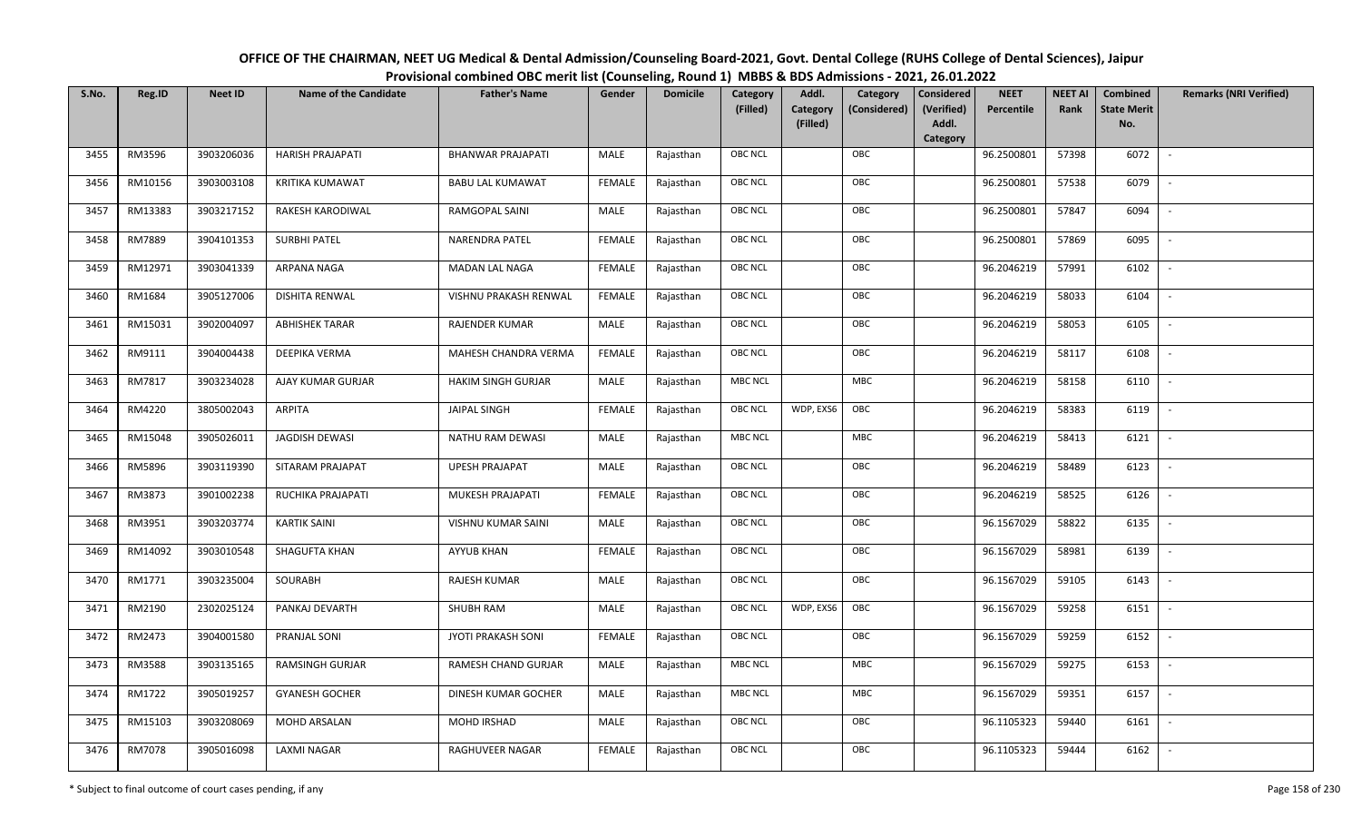**OFFICE OF THE CHAIRMAN, NEET UG Medical & Dental Admission/Counseling Board-2021, Govt. Dental College (RUHS College of Dental Sciences), Jaipur**
**Provisional combined OBC merit list (Counseling, Round 1) MBBS & BDS Admissions - 2021, 26.01.2022**

| S.No. | Reg.ID | Neet ID | Name of the Candidate | Father's Name | Gender | Domicile | Category (Filled) | Addl. Category (Filled) | Category (Considered) | Considered (Verified) Addl. Category | NEET Percentile | NEET AI Rank | Combined State Merit No. | Remarks (NRI Verified) |
|---|---|---|---|---|---|---|---|---|---|---|---|---|---|---|
| 3455 | RM3596 | 3903206036 | HARISH PRAJAPATI | BHANWAR PRAJAPATI | MALE | Rajasthan | OBC NCL | | OBC | | 96.2500801 | 57398 | 6072 | - |
| 3456 | RM10156 | 3903003108 | KRITIKA KUMAWAT | BABU LAL KUMAWAT | FEMALE | Rajasthan | OBC NCL | | OBC | | 96.2500801 | 57538 | 6079 | - |
| 3457 | RM13383 | 3903217152 | RAKESH KARODIWAL | RAMGOPAL SAINI | MALE | Rajasthan | OBC NCL | | OBC | | 96.2500801 | 57847 | 6094 | - |
| 3458 | RM7889 | 3904101353 | SURBHI PATEL | NARENDRA PATEL | FEMALE | Rajasthan | OBC NCL | | OBC | | 96.2500801 | 57869 | 6095 | - |
| 3459 | RM12971 | 3903041339 | ARPANA NAGA | MADAN LAL NAGA | FEMALE | Rajasthan | OBC NCL | | OBC | | 96.2046219 | 57991 | 6102 | - |
| 3460 | RM1684 | 3905127006 | DISHITA RENWAL | VISHNU PRAKASH RENWAL | FEMALE | Rajasthan | OBC NCL | | OBC | | 96.2046219 | 58033 | 6104 | - |
| 3461 | RM15031 | 3902004097 | ABHISHEK TARAR | RAJENDER KUMAR | MALE | Rajasthan | OBC NCL | | OBC | | 96.2046219 | 58053 | 6105 | - |
| 3462 | RM9111 | 3904004438 | DEEPIKA VERMA | MAHESH CHANDRA VERMA | FEMALE | Rajasthan | OBC NCL | | OBC | | 96.2046219 | 58117 | 6108 | - |
| 3463 | RM7817 | 3903234028 | AJAY KUMAR GURJAR | HAKIM SINGH GURJAR | MALE | Rajasthan | MBC NCL | | MBC | | 96.2046219 | 58158 | 6110 | - |
| 3464 | RM4220 | 3805002043 | ARPITA | JAIPAL SINGH | FEMALE | Rajasthan | OBC NCL | WDP, EXS6 | OBC | | 96.2046219 | 58383 | 6119 | - |
| 3465 | RM15048 | 3905026011 | JAGDISH DEWASI | NATHU RAM DEWASI | MALE | Rajasthan | MBC NCL | | MBC | | 96.2046219 | 58413 | 6121 | - |
| 3466 | RM5896 | 3903119390 | SITARAM PRAJAPAT | UPESH PRAJAPAT | MALE | Rajasthan | OBC NCL | | OBC | | 96.2046219 | 58489 | 6123 | - |
| 3467 | RM3873 | 3901002238 | RUCHIKA PRAJAPATI | MUKESH PRAJAPATI | FEMALE | Rajasthan | OBC NCL | | OBC | | 96.2046219 | 58525 | 6126 | - |
| 3468 | RM3951 | 3903203774 | KARTIK SAINI | VISHNU KUMAR SAINI | MALE | Rajasthan | OBC NCL | | OBC | | 96.1567029 | 58822 | 6135 | - |
| 3469 | RM14092 | 3903010548 | SHAGUFTA KHAN | AYYUB KHAN | FEMALE | Rajasthan | OBC NCL | | OBC | | 96.1567029 | 58981 | 6139 | - |
| 3470 | RM1771 | 3903235004 | SOURABH | RAJESH KUMAR | MALE | Rajasthan | OBC NCL | | OBC | | 96.1567029 | 59105 | 6143 | - |
| 3471 | RM2190 | 2302025124 | PANKAJ DEVARTH | SHUBH RAM | MALE | Rajasthan | OBC NCL | WDP, EXS6 | OBC | | 96.1567029 | 59258 | 6151 | - |
| 3472 | RM2473 | 3904001580 | PRANJAL SONI | JYOTI PRAKASH SONI | FEMALE | Rajasthan | OBC NCL | | OBC | | 96.1567029 | 59259 | 6152 | - |
| 3473 | RM3588 | 3903135165 | RAMSINGH GURJAR | RAMESH CHAND GURJAR | MALE | Rajasthan | MBC NCL | | MBC | | 96.1567029 | 59275 | 6153 | - |
| 3474 | RM1722 | 3905019257 | GYANESH GOCHER | DINESH KUMAR GOCHER | MALE | Rajasthan | MBC NCL | | MBC | | 96.1567029 | 59351 | 6157 | - |
| 3475 | RM15103 | 3903208069 | MOHD ARSALAN | MOHD IRSHAD | MALE | Rajasthan | OBC NCL | | OBC | | 96.1105323 | 59440 | 6161 | - |
| 3476 | RM7078 | 3905016098 | LAXMI NAGAR | RAGHUVEER NAGAR | FEMALE | Rajasthan | OBC NCL | | OBC | | 96.1105323 | 59444 | 6162 | - |

\* Subject to final outcome of court cases pending, if any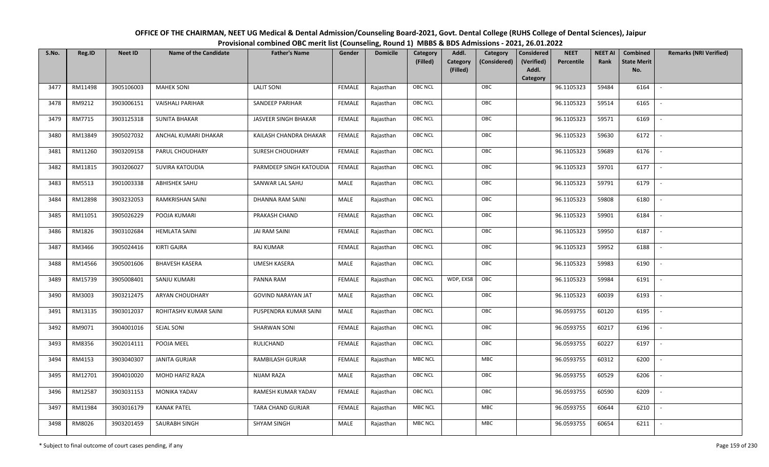# OFFICE OF THE CHAIRMAN, NEET UG Medical & Dental Admission/Counseling Board-2021, Govt. Dental College (RUHS College of Dental Sciences), Jaipur

## Provisional combined OBC merit list (Counseling, Round 1) MBBS & BDS Admissions - 2021, 26.01.2022

| S.No. | Reg.ID | Neet ID | Name of the Candidate | Father's Name | Gender | Domicile | Category (Filled) | Addl. Category (Filled) | Category (Considered) | Considered (Verified) Addl. Category | NEET Percentile | NEET AI Rank | Combined State Merit No. | Remarks (NRI Verified) |
|---|---|---|---|---|---|---|---|---|---|---|---|---|---|---|
| 3477 | RM11498 | 3905106003 | MAHEK SONI | LALIT SONI | FEMALE | Rajasthan | OBC NCL | | OBC | | 96.1105323 | 59484 | 6164 | - |
| 3478 | RM9212 | 3903006151 | VAISHALI PARIHAR | SANDEEP PARIHAR | FEMALE | Rajasthan | OBC NCL | | OBC | | 96.1105323 | 59514 | 6165 | - |
| 3479 | RM7715 | 3903125318 | SUNITA BHAKAR | JASVEER SINGH BHAKAR | FEMALE | Rajasthan | OBC NCL | | OBC | | 96.1105323 | 59571 | 6169 | - |
| 3480 | RM13849 | 3905027032 | ANCHAL KUMARI DHAKAR | KAILASH CHANDRA DHAKAR | FEMALE | Rajasthan | OBC NCL | | OBC | | 96.1105323 | 59630 | 6172 | - |
| 3481 | RM11260 | 3903209158 | PARUL CHOUDHARY | SURESH CHOUDHARY | FEMALE | Rajasthan | OBC NCL | | OBC | | 96.1105323 | 59689 | 6176 | - |
| 3482 | RM11815 | 3903206027 | SUVIRA KATOUDIA | PARMDEEP SINGH KATOUDIA | FEMALE | Rajasthan | OBC NCL | | OBC | | 96.1105323 | 59701 | 6177 | - |
| 3483 | RM5513 | 3901003338 | ABHISHEK SAHU | SANWAR LAL SAHU | MALE | Rajasthan | OBC NCL | | OBC | | 96.1105323 | 59791 | 6179 | - |
| 3484 | RM12898 | 3903232053 | RAMKRISHAN SAINI | DHANNA RAM SAINI | MALE | Rajasthan | OBC NCL | | OBC | | 96.1105323 | 59808 | 6180 | - |
| 3485 | RM11051 | 3905026229 | POOJA KUMARI | PRAKASH CHAND | FEMALE | Rajasthan | OBC NCL | | OBC | | 96.1105323 | 59901 | 6184 | - |
| 3486 | RM1826 | 3903102684 | HEMLATA SAINI | JAI RAM SAINI | FEMALE | Rajasthan | OBC NCL | | OBC | | 96.1105323 | 59950 | 6187 | - |
| 3487 | RM3466 | 3905024416 | KIRTI GAJRA | RAJ KUMAR | FEMALE | Rajasthan | OBC NCL | | OBC | | 96.1105323 | 59952 | 6188 | - |
| 3488 | RM14566 | 3905001606 | BHAVESH KASERA | UMESH KASERA | MALE | Rajasthan | OBC NCL | | OBC | | 96.1105323 | 59983 | 6190 | - |
| 3489 | RM15739 | 3905008401 | SANJU KUMARI | PANNA RAM | FEMALE | Rajasthan | OBC NCL | WDP, EXS8 | OBC | | 96.1105323 | 59984 | 6191 | - |
| 3490 | RM3003 | 3903212475 | ARYAN CHOUDHARY | GOVIND NARAYAN JAT | MALE | Rajasthan | OBC NCL | | OBC | | 96.1105323 | 60039 | 6193 | - |
| 3491 | RM13135 | 3903012037 | ROHITASHV KUMAR SAINI | PUSPENDRA KUMAR SAINI | MALE | Rajasthan | OBC NCL | | OBC | | 96.0593755 | 60120 | 6195 | - |
| 3492 | RM9071 | 3904001016 | SEJAL SONI | SHARWAN SONI | FEMALE | Rajasthan | OBC NCL | | OBC | | 96.0593755 | 60217 | 6196 | - |
| 3493 | RM8356 | 3902014111 | POOJA MEEL | RULICHAND | FEMALE | Rajasthan | OBC NCL | | OBC | | 96.0593755 | 60227 | 6197 | - |
| 3494 | RM4153 | 3903040307 | JANITA GURJAR | RAMBILASH GURJAR | FEMALE | Rajasthan | MBC NCL | | MBC | | 96.0593755 | 60312 | 6200 | - |
| 3495 | RM12701 | 3904010020 | MOHD HAFIZ RAZA | NIJAM RAZA | MALE | Rajasthan | OBC NCL | | OBC | | 96.0593755 | 60529 | 6206 | - |
| 3496 | RM12587 | 3903031153 | MONIKA YADAV | RAMESH KUMAR YADAV | FEMALE | Rajasthan | OBC NCL | | OBC | | 96.0593755 | 60590 | 6209 | - |
| 3497 | RM11984 | 3903016179 | KANAK PATEL | TARA CHAND GURJAR | FEMALE | Rajasthan | MBC NCL | | MBC | | 96.0593755 | 60644 | 6210 | - |
| 3498 | RM8026 | 3903201459 | SAURABH SINGH | SHYAM SINGH | MALE | Rajasthan | MBC NCL | | MBC | | 96.0593755 | 60654 | 6211 | - |

\* Subject to final outcome of court cases pending, if any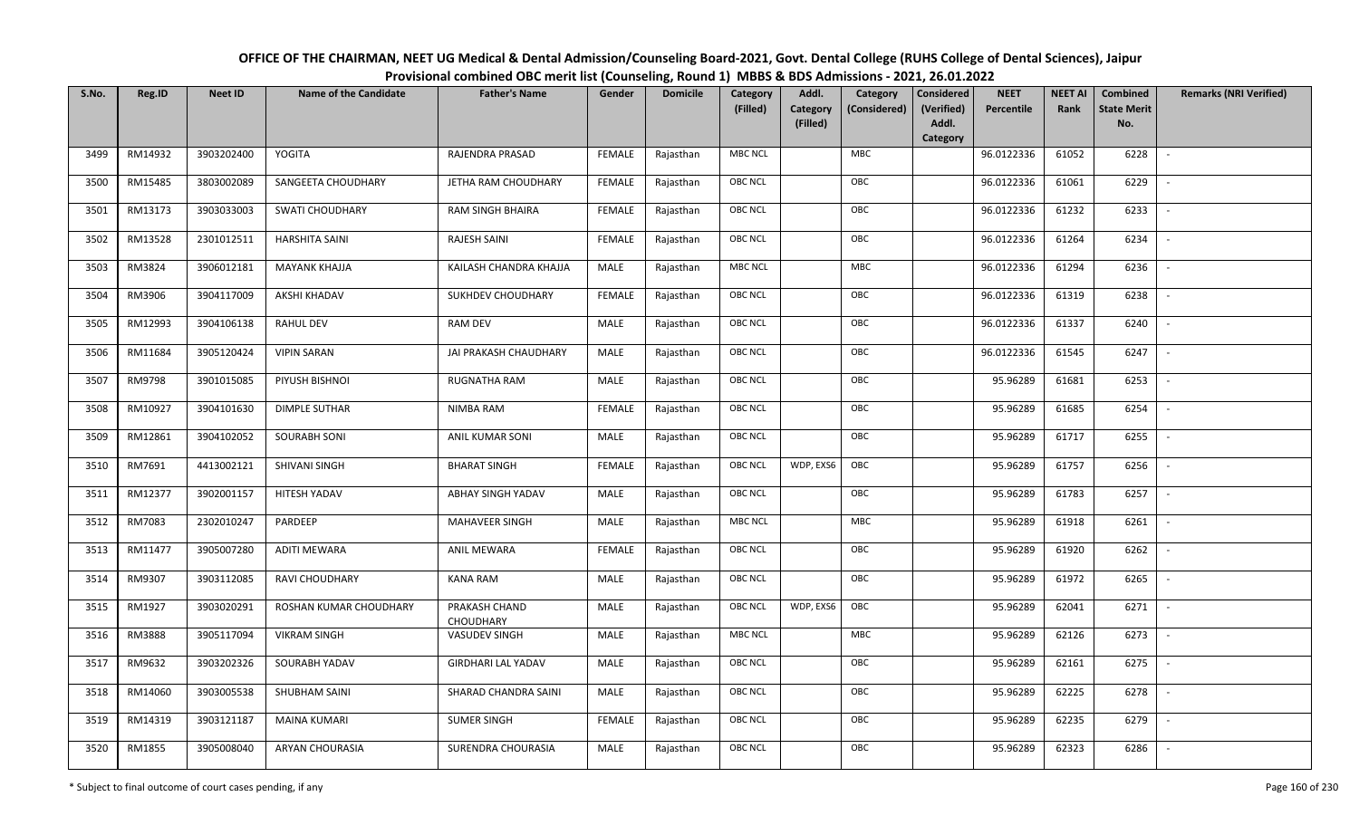# OFFICE OF THE CHAIRMAN, NEET UG Medical & Dental Admission/Counseling Board-2021, Govt. Dental College (RUHS College of Dental Sciences), Jaipur

## Provisional combined OBC merit list (Counseling, Round 1) MBBS & BDS Admissions - 2021, 26.01.2022

| S.No. | Reg.ID | Neet ID | Name of the Candidate | Father's Name | Gender | Domicile | Category (Filled) | Addl. Category (Filled) | Category (Considered) | Considered (Verified) Addl. Category | NEET Percentile | NEET AI Rank | Combined State Merit No. | Remarks (NRI Verified) |
|---|---|---|---|---|---|---|---|---|---|---|---|---|---|---|
| 3499 | RM14932 | 3903202400 | YOGITA | RAJENDRA PRASAD | FEMALE | Rajasthan | MBC NCL | | MBC | | 96.0122336 | 61052 | 6228 | - |
| 3500 | RM15485 | 3803002089 | SANGEETA CHOUDHARY | JETHA RAM CHOUDHARY | FEMALE | Rajasthan | OBC NCL | | OBC | | 96.0122336 | 61061 | 6229 | - |
| 3501 | RM13173 | 3903033003 | SWATI CHOUDHARY | RAM SINGH BHAIRA | FEMALE | Rajasthan | OBC NCL | | OBC | | 96.0122336 | 61232 | 6233 | - |
| 3502 | RM13528 | 2301012511 | HARSHITA SAINI | RAJESH SAINI | FEMALE | Rajasthan | OBC NCL | | OBC | | 96.0122336 | 61264 | 6234 | - |
| 3503 | RM3824 | 3906012181 | MAYANK KHAJJA | KAILASH CHANDRA KHAJJA | MALE | Rajasthan | MBC NCL | | MBC | | 96.0122336 | 61294 | 6236 | - |
| 3504 | RM3906 | 3904117009 | AKSHI KHADAV | SUKHDEV CHOUDHARY | FEMALE | Rajasthan | OBC NCL | | OBC | | 96.0122336 | 61319 | 6238 | - |
| 3505 | RM12993 | 3904106138 | RAHUL DEV | RAM DEV | MALE | Rajasthan | OBC NCL | | OBC | | 96.0122336 | 61337 | 6240 | - |
| 3506 | RM11684 | 3905120424 | VIPIN SARAN | JAI PRAKASH CHAUDHARY | MALE | Rajasthan | OBC NCL | | OBC | | 96.0122336 | 61545 | 6247 | - |
| 3507 | RM9798 | 3901015085 | PIYUSH BISHNOI | RUGNATHA RAM | MALE | Rajasthan | OBC NCL | | OBC | | 95.96289 | 61681 | 6253 | - |
| 3508 | RM10927 | 3904101630 | DIMPLE SUTHAR | NIMBA RAM | FEMALE | Rajasthan | OBC NCL | | OBC | | 95.96289 | 61685 | 6254 | - |
| 3509 | RM12861 | 3904102052 | SOURABH SONI | ANIL KUMAR SONI | MALE | Rajasthan | OBC NCL | | OBC | | 95.96289 | 61717 | 6255 | - |
| 3510 | RM7691 | 4413002121 | SHIVANI SINGH | BHARAT SINGH | FEMALE | Rajasthan | OBC NCL | WDP, EXS6 | OBC | | 95.96289 | 61757 | 6256 | - |
| 3511 | RM12377 | 3902001157 | HITESH YADAV | ABHAY SINGH YADAV | MALE | Rajasthan | OBC NCL | | OBC | | 95.96289 | 61783 | 6257 | - |
| 3512 | RM7083 | 2302010247 | PARDEEP | MAHAVEER SINGH | MALE | Rajasthan | MBC NCL | | MBC | | 95.96289 | 61918 | 6261 | - |
| 3513 | RM11477 | 3905007280 | ADITI MEWARA | ANIL MEWARA | FEMALE | Rajasthan | OBC NCL | | OBC | | 95.96289 | 61920 | 6262 | - |
| 3514 | RM9307 | 3903112085 | RAVI CHOUDHARY | KANA RAM | MALE | Rajasthan | OBC NCL | | OBC | | 95.96289 | 61972 | 6265 | - |
| 3515 | RM1927 | 3903020291 | ROSHAN KUMAR CHOUDHARY | PRAKASH CHAND CHOUDHARY | MALE | Rajasthan | OBC NCL | WDP, EXS6 | OBC | | 95.96289 | 62041 | 6271 | - |
| 3516 | RM3888 | 3905117094 | VIKRAM SINGH | VASUDEV SINGH | MALE | Rajasthan | MBC NCL | | MBC | | 95.96289 | 62126 | 6273 | - |
| 3517 | RM9632 | 3903202326 | SOURABH YADAV | GIRDHARI LAL YADAV | MALE | Rajasthan | OBC NCL | | OBC | | 95.96289 | 62161 | 6275 | - |
| 3518 | RM14060 | 3903005538 | SHUBHAM SAINI | SHARAD CHANDRA SAINI | MALE | Rajasthan | OBC NCL | | OBC | | 95.96289 | 62225 | 6278 | - |
| 3519 | RM14319 | 3903121187 | MAINA KUMARI | SUMER SINGH | FEMALE | Rajasthan | OBC NCL | | OBC | | 95.96289 | 62235 | 6279 | - |
| 3520 | RM1855 | 3905008040 | ARYAN CHOURASIA | SURENDRA CHOURASIA | MALE | Rajasthan | OBC NCL | | OBC | | 95.96289 | 62323 | 6286 | - |

\* Subject to final outcome of court cases pending, if any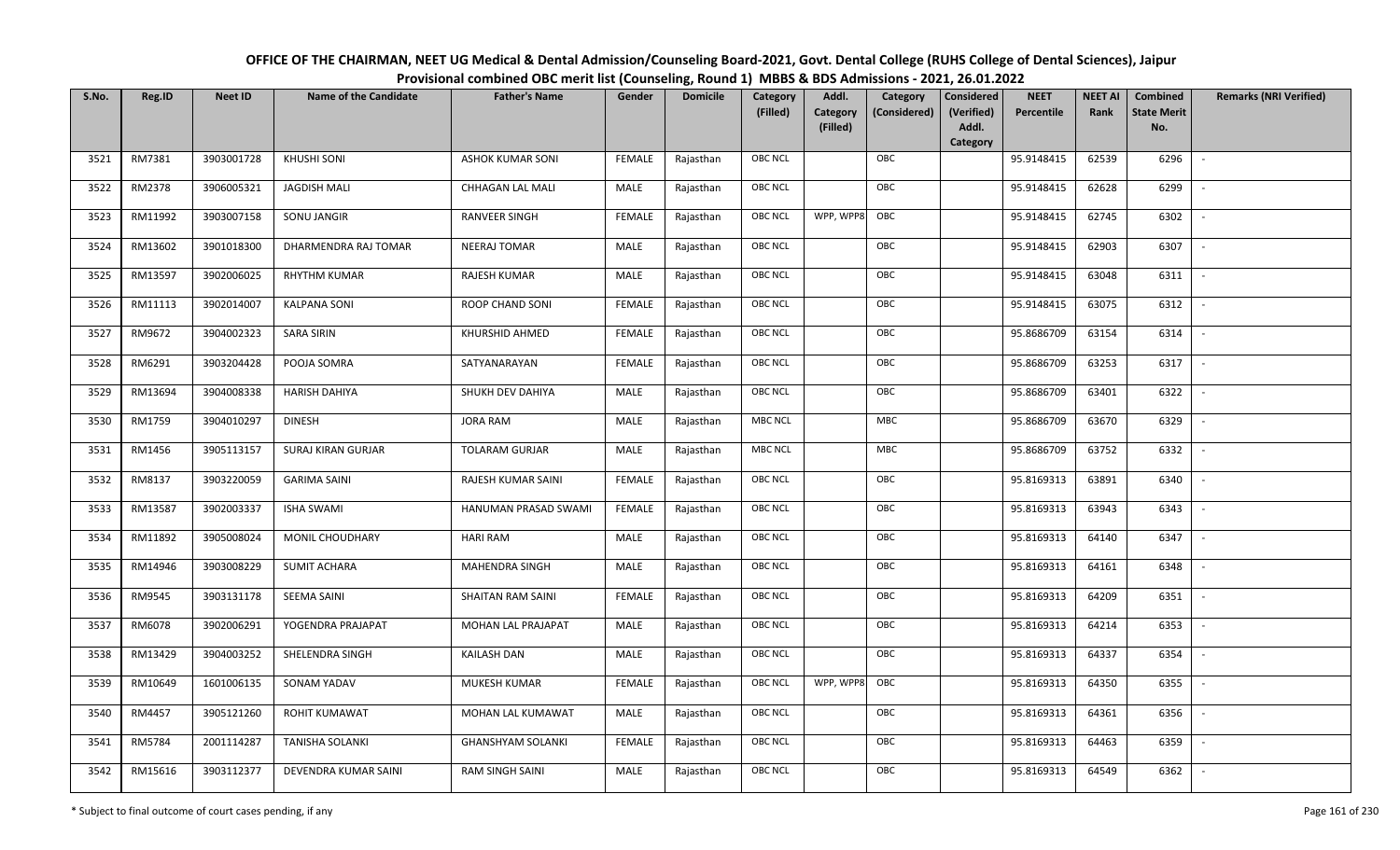# OFFICE OF THE CHAIRMAN, NEET UG Medical & Dental Admission/Counseling Board-2021, Govt. Dental College (RUHS College of Dental Sciences), Jaipur

## Provisional combined OBC merit list (Counseling, Round 1) MBBS & BDS Admissions - 2021, 26.01.2022

| S.No. | Reg.ID | Neet ID | Name of the Candidate | Father's Name | Gender | Domicile | Category (Filled) | Addl. Category (Filled) | Category (Considered) | Considered (Verified) Addl. Category | NEET Percentile | NEET AI Rank | Combined State Merit No. | Remarks (NRI Verified) |
|---|---|---|---|---|---|---|---|---|---|---|---|---|---|---|
| 3521 | RM7381 | 3903001728 | KHUSHI SONI | ASHOK KUMAR SONI | FEMALE | Rajasthan | OBC NCL | | OBC | | 95.9148415 | 62539 | 6296 | - |
| 3522 | RM2378 | 3906005321 | JAGDISH MALI | CHHAGAN LAL MALI | MALE | Rajasthan | OBC NCL | | OBC | | 95.9148415 | 62628 | 6299 | - |
| 3523 | RM11992 | 3903007158 | SONU JANGIR | RANVEER SINGH | FEMALE | Rajasthan | OBC NCL | WPP, WPP8 | OBC | | 95.9148415 | 62745 | 6302 | - |
| 3524 | RM13602 | 3901018300 | DHARMENDRA RAJ TOMAR | NEERAJ TOMAR | MALE | Rajasthan | OBC NCL | | OBC | | 95.9148415 | 62903 | 6307 | - |
| 3525 | RM13597 | 3902006025 | RHYTHM KUMAR | RAJESH KUMAR | MALE | Rajasthan | OBC NCL | | OBC | | 95.9148415 | 63048 | 6311 | - |
| 3526 | RM11113 | 3902014007 | KALPANA SONI | ROOP CHAND SONI | FEMALE | Rajasthan | OBC NCL | | OBC | | 95.9148415 | 63075 | 6312 | - |
| 3527 | RM9672 | 3904002323 | SARA SIRIN | KHURSHID AHMED | FEMALE | Rajasthan | OBC NCL | | OBC | | 95.8686709 | 63154 | 6314 | - |
| 3528 | RM6291 | 3903204428 | POOJA SOMRA | SATYANARAYAN | FEMALE | Rajasthan | OBC NCL | | OBC | | 95.8686709 | 63253 | 6317 | - |
| 3529 | RM13694 | 3904008338 | HARISH DAHIYA | SHUKH DEV DAHIYA | MALE | Rajasthan | OBC NCL | | OBC | | 95.8686709 | 63401 | 6322 | - |
| 3530 | RM1759 | 3904010297 | DINESH | JORA RAM | MALE | Rajasthan | MBC NCL | | MBC | | 95.8686709 | 63670 | 6329 | - |
| 3531 | RM1456 | 3905113157 | SURAJ KIRAN GURJAR | TOLARAM GURJAR | MALE | Rajasthan | MBC NCL | | MBC | | 95.8686709 | 63752 | 6332 | - |
| 3532 | RM8137 | 3903220059 | GARIMA SAINI | RAJESH KUMAR SAINI | FEMALE | Rajasthan | OBC NCL | | OBC | | 95.8169313 | 63891 | 6340 | - |
| 3533 | RM13587 | 3902003337 | ISHA SWAMI | HANUMAN PRASAD SWAMI | FEMALE | Rajasthan | OBC NCL | | OBC | | 95.8169313 | 63943 | 6343 | - |
| 3534 | RM11892 | 3905008024 | MONIL CHOUDHARY | HARI RAM | MALE | Rajasthan | OBC NCL | | OBC | | 95.8169313 | 64140 | 6347 | - |
| 3535 | RM14946 | 3903008229 | SUMIT ACHARA | MAHENDRA SINGH | MALE | Rajasthan | OBC NCL | | OBC | | 95.8169313 | 64161 | 6348 | - |
| 3536 | RM9545 | 3903131178 | SEEMA SAINI | SHAITAN RAM SAINI | FEMALE | Rajasthan | OBC NCL | | OBC | | 95.8169313 | 64209 | 6351 | - |
| 3537 | RM6078 | 3902006291 | YOGENDRA PRAJAPAT | MOHAN LAL PRAJAPAT | MALE | Rajasthan | OBC NCL | | OBC | | 95.8169313 | 64214 | 6353 | - |
| 3538 | RM13429 | 3904003252 | SHELENDRA SINGH | KAILASH DAN | MALE | Rajasthan | OBC NCL | | OBC | | 95.8169313 | 64337 | 6354 | - |
| 3539 | RM10649 | 1601006135 | SONAM YADAV | MUKESH KUMAR | FEMALE | Rajasthan | OBC NCL | WPP, WPP8 | OBC | | 95.8169313 | 64350 | 6355 | - |
| 3540 | RM4457 | 3905121260 | ROHIT KUMAWAT | MOHAN LAL KUMAWAT | MALE | Rajasthan | OBC NCL | | OBC | | 95.8169313 | 64361 | 6356 | - |
| 3541 | RM5784 | 2001114287 | TANISHA SOLANKI | GHANSHYAM SOLANKI | FEMALE | Rajasthan | OBC NCL | | OBC | | 95.8169313 | 64463 | 6359 | - |
| 3542 | RM15616 | 3903112377 | DEVENDRA KUMAR SAINI | RAM SINGH SAINI | MALE | Rajasthan | OBC NCL | | OBC | | 95.8169313 | 64549 | 6362 | - |

\* Subject to final outcome of court cases pending, if any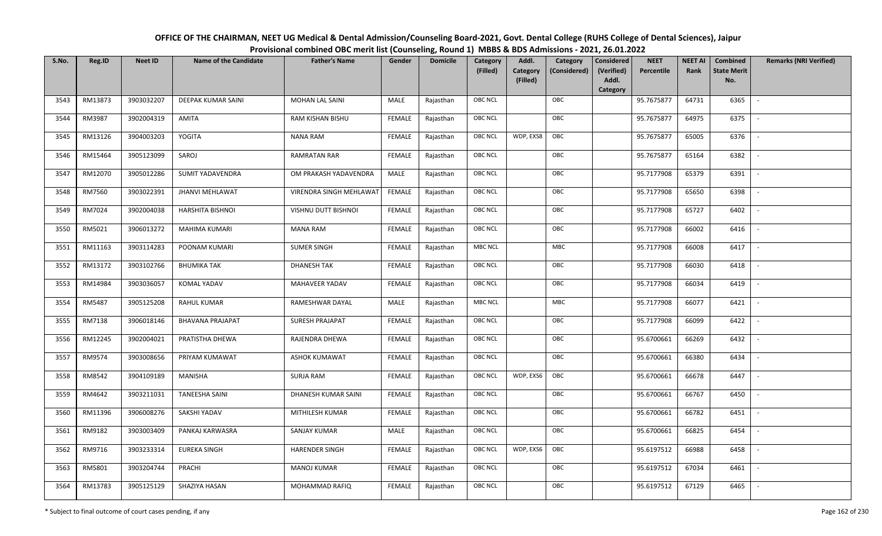# OFFICE OF THE CHAIRMAN, NEET UG Medical & Dental Admission/Counseling Board-2021, Govt. Dental College (RUHS College of Dental Sciences), Jaipur

## Provisional combined OBC merit list (Counseling, Round 1) MBBS & BDS Admissions - 2021, 26.01.2022

| S.No. | Reg.ID | Neet ID | Name of the Candidate | Father's Name | Gender | Domicile | Category (Filled) | Addl. Category (Filled) | Category (Considered) | Considered (Verified) Addl. Category | NEET Percentile | NEET AI Rank | Combined State Merit No. | Remarks (NRI Verified) |
|---|---|---|---|---|---|---|---|---|---|---|---|---|---|---|
| 3543 | RM13873 | 3903032207 | DEEPAK KUMAR SAINI | MOHAN LAL SAINI | MALE | Rajasthan | OBC NCL | | OBC | | 95.7675877 | 64731 | 6365 | - |
| 3544 | RM3987 | 3902004319 | AMITA | RAM KISHAN BISHU | FEMALE | Rajasthan | OBC NCL | | OBC | | 95.7675877 | 64975 | 6375 | - |
| 3545 | RM13126 | 3904003203 | YOGITA | NANA RAM | FEMALE | Rajasthan | OBC NCL | WDP, EXS8 | OBC | | 95.7675877 | 65005 | 6376 | - |
| 3546 | RM15464 | 3905123099 | SAROJ | RAMRATAN RAR | FEMALE | Rajasthan | OBC NCL | | OBC | | 95.7675877 | 65164 | 6382 | - |
| 3547 | RM12070 | 3905012286 | SUMIT YADAVENDRA | OM PRAKASH YADAVENDRA | MALE | Rajasthan | OBC NCL | | OBC | | 95.7177908 | 65379 | 6391 | - |
| 3548 | RM7560 | 3903022391 | JHANVI MEHLAWAT | VIRENDRA SINGH MEHLAWAT | FEMALE | Rajasthan | OBC NCL | | OBC | | 95.7177908 | 65650 | 6398 | - |
| 3549 | RM7024 | 3902004038 | HARSHITA BISHNOI | VISHNU DUTT BISHNOI | FEMALE | Rajasthan | OBC NCL | | OBC | | 95.7177908 | 65727 | 6402 | - |
| 3550 | RM5021 | 3906013272 | MAHIMA KUMARI | MANA RAM | FEMALE | Rajasthan | OBC NCL | | OBC | | 95.7177908 | 66002 | 6416 | - |
| 3551 | RM11163 | 3903114283 | POONAM KUMARI | SUMER SINGH | FEMALE | Rajasthan | MBC NCL | | MBC | | 95.7177908 | 66008 | 6417 | - |
| 3552 | RM13172 | 3903102766 | BHUMIKA TAK | DHANESH TAK | FEMALE | Rajasthan | OBC NCL | | OBC | | 95.7177908 | 66030 | 6418 | - |
| 3553 | RM14984 | 3903036057 | KOMAL YADAV | MAHAVEER YADAV | FEMALE | Rajasthan | OBC NCL | | OBC | | 95.7177908 | 66034 | 6419 | - |
| 3554 | RM5487 | 3905125208 | RAHUL KUMAR | RAMESHWAR DAYAL | MALE | Rajasthan | MBC NCL | | MBC | | 95.7177908 | 66077 | 6421 | - |
| 3555 | RM7138 | 3906018146 | BHAVANA PRAJAPAT | SURESH PRAJAPAT | FEMALE | Rajasthan | OBC NCL | | OBC | | 95.7177908 | 66099 | 6422 | - |
| 3556 | RM12245 | 3902004021 | PRATISTHA DHEWA | RAJENDRA DHEWA | FEMALE | Rajasthan | OBC NCL | | OBC | | 95.6700661 | 66269 | 6432 | - |
| 3557 | RM9574 | 3903008656 | PRIYAM KUMAWAT | ASHOK KUMAWAT | FEMALE | Rajasthan | OBC NCL | | OBC | | 95.6700661 | 66380 | 6434 | - |
| 3558 | RM8542 | 3904109189 | MANISHA | SURJA RAM | FEMALE | Rajasthan | OBC NCL | WDP, EXS6 | OBC | | 95.6700661 | 66678 | 6447 | - |
| 3559 | RM4642 | 3903211031 | TANEESHA SAINI | DHANESH KUMAR SAINI | FEMALE | Rajasthan | OBC NCL | | OBC | | 95.6700661 | 66767 | 6450 | - |
| 3560 | RM11396 | 3906008276 | SAKSHI YADAV | MITHILESH KUMAR | FEMALE | Rajasthan | OBC NCL | | OBC | | 95.6700661 | 66782 | 6451 | - |
| 3561 | RM9182 | 3903003409 | PANKAJ KARWASRA | SANJAY KUMAR | MALE | Rajasthan | OBC NCL | | OBC | | 95.6700661 | 66825 | 6454 | - |
| 3562 | RM9716 | 3903233314 | EUREKA SINGH | HARENDER SINGH | FEMALE | Rajasthan | OBC NCL | WDP, EXS6 | OBC | | 95.6197512 | 66988 | 6458 | - |
| 3563 | RM5801 | 3903204744 | PRACHI | MANOJ KUMAR | FEMALE | Rajasthan | OBC NCL | | OBC | | 95.6197512 | 67034 | 6461 | - |
| 3564 | RM13783 | 3905125129 | SHAZIYA HASAN | MOHAMMAD RAFIQ | FEMALE | Rajasthan | OBC NCL | | OBC | | 95.6197512 | 67129 | 6465 | - |

\* Subject to final outcome of court cases pending, if any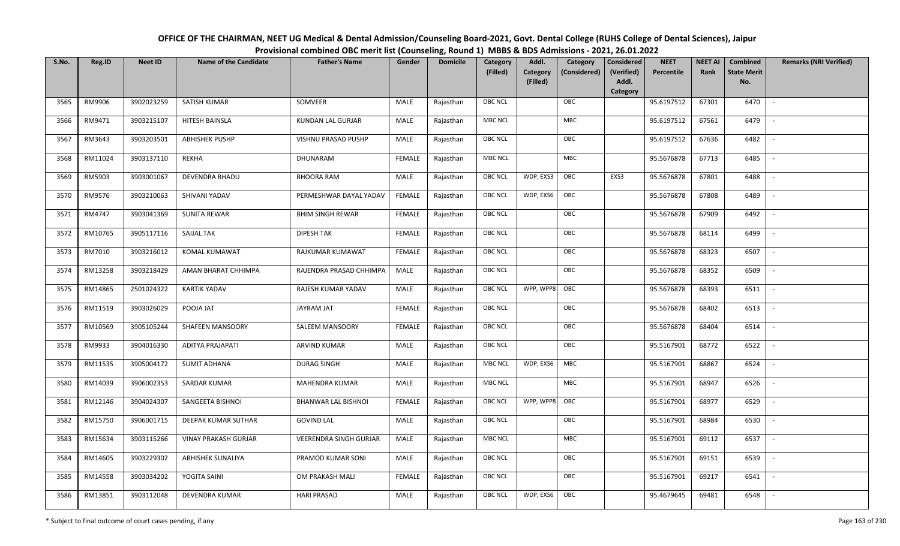# OFFICE OF THE CHAIRMAN, NEET UG Medical & Dental Admission/Counseling Board-2021, Govt. Dental College (RUHS College of Dental Sciences), Jaipur

## Provisional combined OBC merit list (Counseling, Round 1) MBBS & BDS Admissions - 2021, 26.01.2022

| S.No. | Reg.ID | Neet ID | Name of the Candidate | Father's Name | Gender | Domicile | Category (Filled) | Addl. Category (Filled) | Category (Considered) | Considered (Verified) Addl. Category | NEET Percentile | NEET AI Rank | Combined State Merit No. | Remarks (NRI Verified) |
|---|---|---|---|---|---|---|---|---|---|---|---|---|---|---|
| 3565 | RM9906 | 3902023259 | SATISH KUMAR | SOMVEER | MALE | Rajasthan | OBC NCL | | OBC | | 95.6197512 | 67301 | 6470 | - |
| 3566 | RM9471 | 3903215107 | HITESH BAINSLA | KUNDAN LAL GURJAR | MALE | Rajasthan | MBC NCL | | MBC | | 95.6197512 | 67561 | 6479 | - |
| 3567 | RM3643 | 3903203501 | ABHISHEK PUSHP | VISHNU PRASAD PUSHP | MALE | Rajasthan | OBC NCL | | OBC | | 95.6197512 | 67636 | 6482 | - |
| 3568 | RM11024 | 3903137110 | REKHA | DHUNARAM | FEMALE | Rajasthan | MBC NCL | | MBC | | 95.5676878 | 67713 | 6485 | - |
| 3569 | RM5903 | 3903001067 | DEVENDRA BHADU | BHOORA RAM | MALE | Rajasthan | OBC NCL | WDP, EXS3 | OBC | EXS3 | 95.5676878 | 67801 | 6488 | - |
| 3570 | RM9576 | 3903210063 | SHIVANI YADAV | PERMESHWAR DAYAL YADAV | FEMALE | Rajasthan | OBC NCL | WDP, EXS6 | OBC | | 95.5676878 | 67808 | 6489 | - |
| 3571 | RM4747 | 3903041369 | SUNITA REWAR | BHIM SINGH REWAR | FEMALE | Rajasthan | OBC NCL | | OBC | | 95.5676878 | 67909 | 6492 | - |
| 3572 | RM10765 | 3905117116 | SAIJAL TAK | DIPESH TAK | FEMALE | Rajasthan | OBC NCL | | OBC | | 95.5676878 | 68114 | 6499 | - |
| 3573 | RM7010 | 3903216012 | KOMAL KUMAWAT | RAJKUMAR KUMAWAT | FEMALE | Rajasthan | OBC NCL | | OBC | | 95.5676878 | 68323 | 6507 | - |
| 3574 | RM13258 | 3903218429 | AMAN BHARAT CHHIMPA | RAJENDRA PRASAD CHHIMPA | MALE | Rajasthan | OBC NCL | | OBC | | 95.5676878 | 68352 | 6509 | - |
| 3575 | RM14865 | 2501024322 | KARTIK YADAV | RAJESH KUMAR YADAV | MALE | Rajasthan | OBC NCL | WPP, WPP8 | OBC | | 95.5676878 | 68393 | 6511 | - |
| 3576 | RM11519 | 3903026029 | POOJA JAT | JAYRAM JAT | FEMALE | Rajasthan | OBC NCL | | OBC | | 95.5676878 | 68402 | 6513 | - |
| 3577 | RM10569 | 3905105244 | SHAFEEN MANSOORY | SALEEM MANSOORY | FEMALE | Rajasthan | OBC NCL | | OBC | | 95.5676878 | 68404 | 6514 | - |
| 3578 | RM9933 | 3904016330 | ADITYA PRAJAPATI | ARVIND KUMAR | MALE | Rajasthan | OBC NCL | | OBC | | 95.5167901 | 68772 | 6522 | - |
| 3579 | RM11535 | 3905004172 | SUMIT ADHANA | DURAG SINGH | MALE | Rajasthan | MBC NCL | WDP, EXS6 | MBC | | 95.5167901 | 68867 | 6524 | - |
| 3580 | RM14039 | 3906002353 | SARDAR KUMAR | MAHENDRA KUMAR | MALE | Rajasthan | MBC NCL | | MBC | | 95.5167901 | 68947 | 6526 | - |
| 3581 | RM12146 | 3904024307 | SANGEETA BISHNOI | BHANWAR LAL BISHNOI | FEMALE | Rajasthan | OBC NCL | WPP, WPP8 | OBC | | 95.5167901 | 68977 | 6529 | - |
| 3582 | RM15750 | 3906001715 | DEEPAK KUMAR SUTHAR | GOVIND LAL | MALE | Rajasthan | OBC NCL | | OBC | | 95.5167901 | 68984 | 6530 | - |
| 3583 | RM15634 | 3903115266 | VINAY PRAKASH GURJAR | VEERENDRA SINGH GURJAR | MALE | Rajasthan | MBC NCL | | MBC | | 95.5167901 | 69112 | 6537 | - |
| 3584 | RM14605 | 3903229302 | ABHISHEK SUNALIYA | PRAMOD KUMAR SONI | MALE | Rajasthan | OBC NCL | | OBC | | 95.5167901 | 69151 | 6539 | - |
| 3585 | RM14558 | 3903034202 | YOGITA SAINI | OM PRAKASH MALI | FEMALE | Rajasthan | OBC NCL | | OBC | | 95.5167901 | 69217 | 6541 | - |
| 3586 | RM13851 | 3903112048 | DEVENDRA KUMAR | HARI PRASAD | MALE | Rajasthan | OBC NCL | WDP, EXS6 | OBC | | 95.4679645 | 69481 | 6548 | - |

\* Subject to final outcome of court cases pending, if any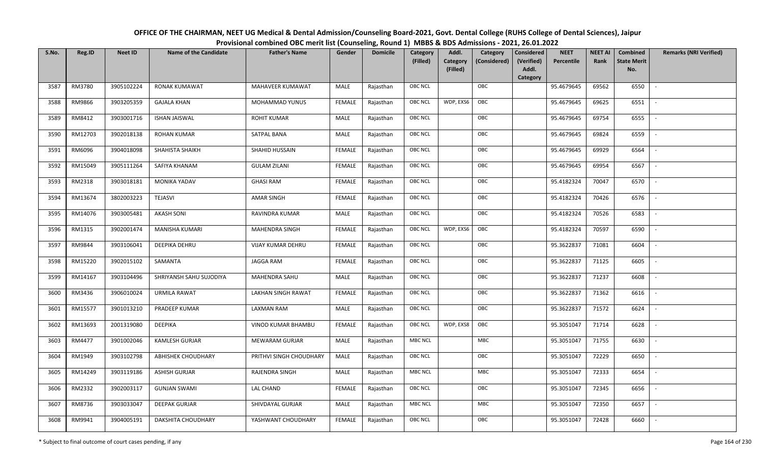**OFFICE OF THE CHAIRMAN, NEET UG Medical & Dental Admission/Counseling Board-2021, Govt. Dental College (RUHS College of Dental Sciences), Jaipur**

**Provisional combined OBC merit list (Counseling, Round 1) MBBS & BDS Admissions - 2021, 26.01.2022**

| S.No. | Reg.ID | Neet ID | Name of the Candidate | Father's Name | Gender | Domicile | Category (Filled) | Addl. Category (Filled) | Category (Considered) | Considered (Verified) Addl. Category | NEET Percentile | NEET AI Rank | Combined State Merit No. | Remarks (NRI Verified) |
|---|---|---|---|---|---|---|---|---|---|---|---|---|---|---|
| 3587 | RM3780 | 3905102224 | RONAK KUMAWAT | MAHAVEER KUMAWAT | MALE | Rajasthan | OBC NCL | | OBC | | 95.4679645 | 69562 | 6550 | - |
| 3588 | RM9866 | 3903205359 | GAJALA KHAN | MOHAMMAD YUNUS | FEMALE | Rajasthan | OBC NCL | WDP, EXS6 | OBC | | 95.4679645 | 69625 | 6551 | - |
| 3589 | RM8412 | 3903001716 | ISHAN JAISWAL | ROHIT KUMAR | MALE | Rajasthan | OBC NCL | | OBC | | 95.4679645 | 69754 | 6555 | - |
| 3590 | RM12703 | 3902018138 | ROHAN KUMAR | SATPAL BANA | MALE | Rajasthan | OBC NCL | | OBC | | 95.4679645 | 69824 | 6559 | - |
| 3591 | RM6096 | 3904018098 | SHAHISTA SHAIKH | SHAHID HUSSAIN | FEMALE | Rajasthan | OBC NCL | | OBC | | 95.4679645 | 69929 | 6564 | - |
| 3592 | RM15049 | 3905111264 | SAFIYA KHANAM | GULAM ZILANI | FEMALE | Rajasthan | OBC NCL | | OBC | | 95.4679645 | 69954 | 6567 | - |
| 3593 | RM2318 | 3903018181 | MONIKA YADAV | GHASI RAM | FEMALE | Rajasthan | OBC NCL | | OBC | | 95.4182324 | 70047 | 6570 | - |
| 3594 | RM13674 | 3802003223 | TEJASVI | AMAR SINGH | FEMALE | Rajasthan | OBC NCL | | OBC | | 95.4182324 | 70426 | 6576 | - |
| 3595 | RM14076 | 3903005481 | AKASH SONI | RAVINDRA KUMAR | MALE | Rajasthan | OBC NCL | | OBC | | 95.4182324 | 70526 | 6583 | - |
| 3596 | RM1315 | 3902001474 | MANISHA KUMARI | MAHENDRA SINGH | FEMALE | Rajasthan | OBC NCL | WDP, EXS6 | OBC | | 95.4182324 | 70597 | 6590 | - |
| 3597 | RM9844 | 3903106041 | DEEPIKA DEHRU | VIJAY KUMAR DEHRU | FEMALE | Rajasthan | OBC NCL | | OBC | | 95.3622837 | 71081 | 6604 | - |
| 3598 | RM15220 | 3902015102 | SAMANTA | JAGGA RAM | FEMALE | Rajasthan | OBC NCL | | OBC | | 95.3622837 | 71125 | 6605 | - |
| 3599 | RM14167 | 3903104496 | SHRIYANSH SAHU SUJODIYA | MAHENDRA SAHU | MALE | Rajasthan | OBC NCL | | OBC | | 95.3622837 | 71237 | 6608 | - |
| 3600 | RM3436 | 3906010024 | URMILA RAWAT | LAKHAN SINGH RAWAT | FEMALE | Rajasthan | OBC NCL | | OBC | | 95.3622837 | 71362 | 6616 | - |
| 3601 | RM15577 | 3901013210 | PRADEEP KUMAR | LAXMAN RAM | MALE | Rajasthan | OBC NCL | | OBC | | 95.3622837 | 71572 | 6624 | - |
| 3602 | RM13693 | 2001319080 | DEEPIKA | VINOD KUMAR BHAMBU | FEMALE | Rajasthan | OBC NCL | WDP, EXS8 | OBC | | 95.3051047 | 71714 | 6628 | - |
| 3603 | RM4477 | 3901002046 | KAMLESH GURJAR | MEWARAM GURJAR | MALE | Rajasthan | MBC NCL | | MBC | | 95.3051047 | 71755 | 6630 | - |
| 3604 | RM1949 | 3903102798 | ABHISHEK CHOUDHARY | PRITHVI SINGH CHOUDHARY | MALE | Rajasthan | OBC NCL | | OBC | | 95.3051047 | 72229 | 6650 | - |
| 3605 | RM14249 | 3903119186 | ASHISH GURJAR | RAJENDRA SINGH | MALE | Rajasthan | MBC NCL | | MBC | | 95.3051047 | 72333 | 6654 | - |
| 3606 | RM2332 | 3902003117 | GUNJAN SWAMI | LAL CHAND | FEMALE | Rajasthan | OBC NCL | | OBC | | 95.3051047 | 72345 | 6656 | - |
| 3607 | RM8736 | 3903033047 | DEEPAK GURJAR | SHIVDAYAL GURJAR | MALE | Rajasthan | MBC NCL | | MBC | | 95.3051047 | 72350 | 6657 | - |
| 3608 | RM9941 | 3904005191 | DAKSHITA CHOUDHARY | YASHWANT CHOUDHARY | FEMALE | Rajasthan | OBC NCL | | OBC | | 95.3051047 | 72428 | 6660 | - |

\* Subject to final outcome of court cases pending, if any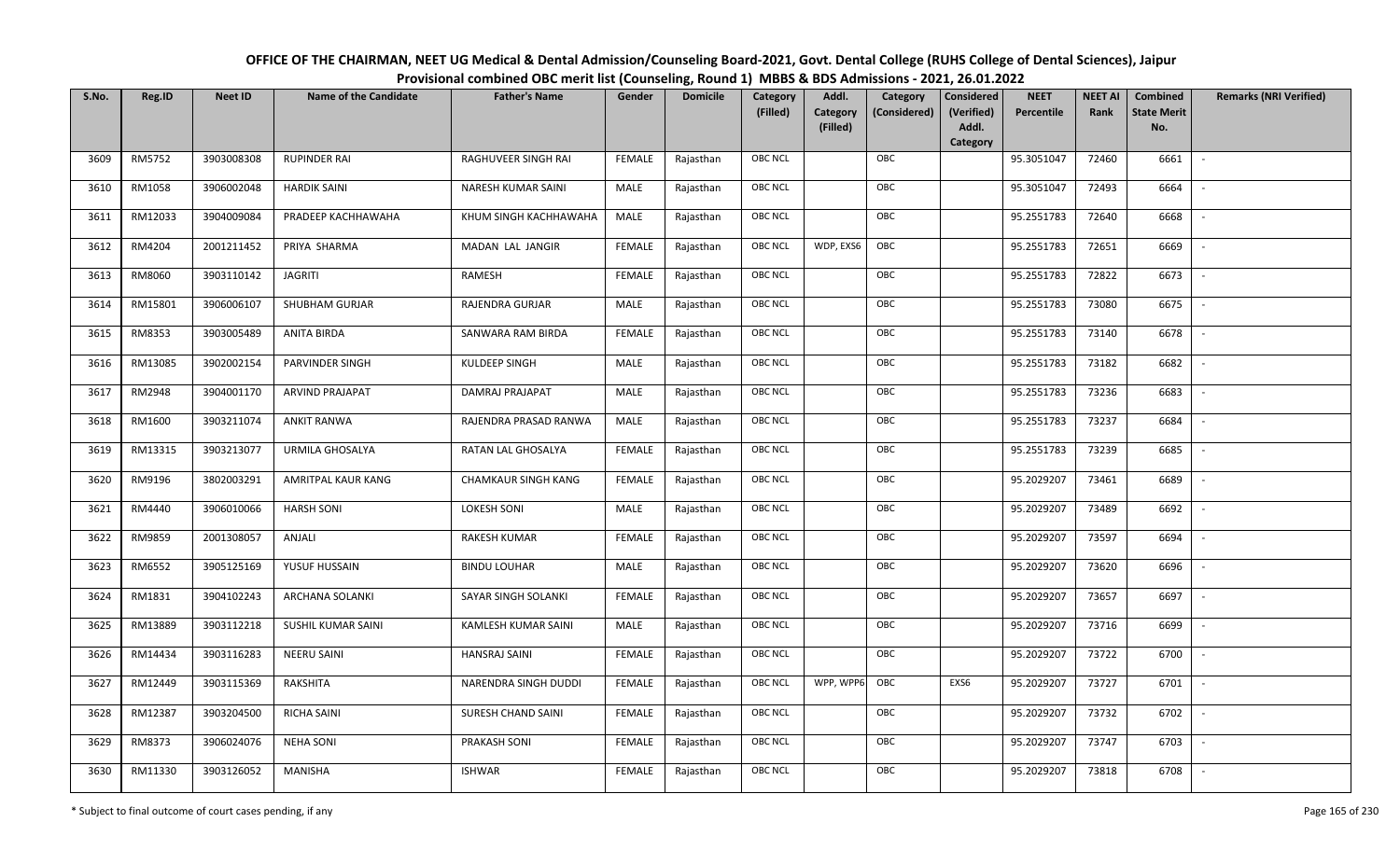# OFFICE OF THE CHAIRMAN, NEET UG Medical & Dental Admission/Counseling Board-2021, Govt. Dental College (RUHS College of Dental Sciences), Jaipur

## Provisional combined OBC merit list (Counseling, Round 1) MBBS & BDS Admissions - 2021, 26.01.2022

| S.No. | Reg.ID | Neet ID | Name of the Candidate | Father's Name | Gender | Domicile | Category (Filled) | Addl. Category (Filled) | Category (Considered) | Considered (Verified) Addl. Category | NEET Percentile | NEET AI Rank | Combined State Merit No. | Remarks (NRI Verified) |
|---|---|---|---|---|---|---|---|---|---|---|---|---|---|---|
| 3609 | RM5752 | 3903008308 | RUPINDER RAI | RAGHUVEER SINGH RAI | FEMALE | Rajasthan | OBC NCL | | OBC | | 95.3051047 | 72460 | 6661 | - |
| 3610 | RM1058 | 3906002048 | HARDIK SAINI | NARESH KUMAR SAINI | MALE | Rajasthan | OBC NCL | | OBC | | 95.3051047 | 72493 | 6664 | - |
| 3611 | RM12033 | 3904009084 | PRADEEP KACHHAWAHA | KHUM SINGH KACHHAWAHA | MALE | Rajasthan | OBC NCL | | OBC | | 95.2551783 | 72640 | 6668 | - |
| 3612 | RM4204 | 2001211452 | PRIYA SHARMA | MADAN LAL JANGIR | FEMALE | Rajasthan | OBC NCL | WDP, EXS6 | OBC | | 95.2551783 | 72651 | 6669 | - |
| 3613 | RM8060 | 3903110142 | JAGRITI | RAMESH | FEMALE | Rajasthan | OBC NCL | | OBC | | 95.2551783 | 72822 | 6673 | - |
| 3614 | RM15801 | 3906006107 | SHUBHAM GURJAR | RAJENDRA GURJAR | MALE | Rajasthan | OBC NCL | | OBC | | 95.2551783 | 73080 | 6675 | - |
| 3615 | RM8353 | 3903005489 | ANITA BIRDA | SANWARA RAM BIRDA | FEMALE | Rajasthan | OBC NCL | | OBC | | 95.2551783 | 73140 | 6678 | - |
| 3616 | RM13085 | 3902002154 | PARVINDER SINGH | KULDEEP SINGH | MALE | Rajasthan | OBC NCL | | OBC | | 95.2551783 | 73182 | 6682 | - |
| 3617 | RM2948 | 3904001170 | ARVIND PRAJAPAT | DAMRAJ PRAJAPAT | MALE | Rajasthan | OBC NCL | | OBC | | 95.2551783 | 73236 | 6683 | - |
| 3618 | RM1600 | 3903211074 | ANKIT RANWA | RAJENDRA PRASAD RANWA | MALE | Rajasthan | OBC NCL | | OBC | | 95.2551783 | 73237 | 6684 | - |
| 3619 | RM13315 | 3903213077 | URMILA GHOSALYA | RATAN LAL GHOSALYA | FEMALE | Rajasthan | OBC NCL | | OBC | | 95.2551783 | 73239 | 6685 | - |
| 3620 | RM9196 | 3802003291 | AMRITPAL KAUR KANG | CHAMKAUR SINGH KANG | FEMALE | Rajasthan | OBC NCL | | OBC | | 95.2029207 | 73461 | 6689 | - |
| 3621 | RM4440 | 3906010066 | HARSH SONI | LOKESH SONI | MALE | Rajasthan | OBC NCL | | OBC | | 95.2029207 | 73489 | 6692 | - |
| 3622 | RM9859 | 2001308057 | ANJALI | RAKESH KUMAR | FEMALE | Rajasthan | OBC NCL | | OBC | | 95.2029207 | 73597 | 6694 | - |
| 3623 | RM6552 | 3905125169 | YUSUF HUSSAIN | BINDU LOUHAR | MALE | Rajasthan | OBC NCL | | OBC | | 95.2029207 | 73620 | 6696 | - |
| 3624 | RM1831 | 3904102243 | ARCHANA SOLANKI | SAYAR SINGH SOLANKI | FEMALE | Rajasthan | OBC NCL | | OBC | | 95.2029207 | 73657 | 6697 | - |
| 3625 | RM13889 | 3903112218 | SUSHIL KUMAR SAINI | KAMLESH KUMAR SAINI | MALE | Rajasthan | OBC NCL | | OBC | | 95.2029207 | 73716 | 6699 | - |
| 3626 | RM14434 | 3903116283 | NEERU SAINI | HANSRAJ SAINI | FEMALE | Rajasthan | OBC NCL | | OBC | | 95.2029207 | 73722 | 6700 | - |
| 3627 | RM12449 | 3903115369 | RAKSHITA | NARENDRA SINGH DUDDI | FEMALE | Rajasthan | OBC NCL | WPP, WPP6 | OBC | EXS6 | 95.2029207 | 73727 | 6701 | - |
| 3628 | RM12387 | 3903204500 | RICHA SAINI | SURESH CHAND SAINI | FEMALE | Rajasthan | OBC NCL | | OBC | | 95.2029207 | 73732 | 6702 | - |
| 3629 | RM8373 | 3906024076 | NEHA SONI | PRAKASH SONI | FEMALE | Rajasthan | OBC NCL | | OBC | | 95.2029207 | 73747 | 6703 | - |
| 3630 | RM11330 | 3903126052 | MANISHA | ISHWAR | FEMALE | Rajasthan | OBC NCL | | OBC | | 95.2029207 | 73818 | 6708 | - |

\* Subject to final outcome of court cases pending, if any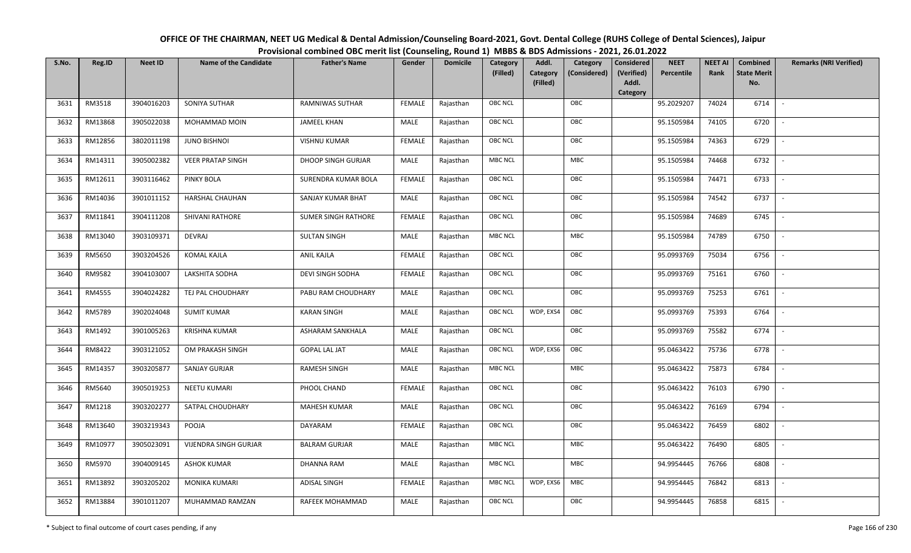OFFICE OF THE CHAIRMAN, NEET UG Medical & Dental Admission/Counseling Board-2021, Govt. Dental College (RUHS College of Dental Sciences), Jaipur
Provisional combined OBC merit list (Counseling, Round 1) MBBS & BDS Admissions - 2021, 26.01.2022

| S.No. | Reg.ID | Neet ID | Name of the Candidate | Father's Name | Gender | Domicile | Category (Filled) | Addl. Category (Filled) | Category (Considered) | Considered (Verified) Addl. Category | NEET Percentile | NEET AI Rank | Combined State Merit No. | Remarks (NRI Verified) |
|---|---|---|---|---|---|---|---|---|---|---|---|---|---|---|
| 3631 | RM3518 | 3904016203 | SONIYA SUTHAR | RAMNIWAS SUTHAR | FEMALE | Rajasthan | OBC NCL | | OBC | | 95.2029207 | 74024 | 6714 | - |
| 3632 | RM13868 | 3905022038 | MOHAMMAD MOIN | JAMEEL KHAN | MALE | Rajasthan | OBC NCL | | OBC | | 95.1505984 | 74105 | 6720 | - |
| 3633 | RM12856 | 3802011198 | JUNO BISHNOI | VISHNU KUMAR | FEMALE | Rajasthan | OBC NCL | | OBC | | 95.1505984 | 74363 | 6729 | - |
| 3634 | RM14311 | 3905002382 | VEER PRATAP SINGH | DHOOP SINGH GURJAR | MALE | Rajasthan | MBC NCL | | MBC | | 95.1505984 | 74468 | 6732 | - |
| 3635 | RM12611 | 3903116462 | PINKY BOLA | SURENDRA KUMAR BOLA | FEMALE | Rajasthan | OBC NCL | | OBC | | 95.1505984 | 74471 | 6733 | - |
| 3636 | RM14036 | 3901011152 | HARSHAL CHAUHAN | SANJAY KUMAR BHAT | MALE | Rajasthan | OBC NCL | | OBC | | 95.1505984 | 74542 | 6737 | - |
| 3637 | RM11841 | 3904111208 | SHIVANI RATHORE | SUMER SINGH RATHORE | FEMALE | Rajasthan | OBC NCL | | OBC | | 95.1505984 | 74689 | 6745 | - |
| 3638 | RM13040 | 3903109371 | DEVRAJ | SULTAN SINGH | MALE | Rajasthan | MBC NCL | | MBC | | 95.1505984 | 74789 | 6750 | - |
| 3639 | RM5650 | 3903204526 | KOMAL KAJLA | ANIL KAJLA | FEMALE | Rajasthan | OBC NCL | | OBC | | 95.0993769 | 75034 | 6756 | - |
| 3640 | RM9582 | 3904103007 | LAKSHITA SODHA | DEVI SINGH SODHA | FEMALE | Rajasthan | OBC NCL | | OBC | | 95.0993769 | 75161 | 6760 | - |
| 3641 | RM4555 | 3904024282 | TEJ PAL CHOUDHARY | PABU RAM CHOUDHARY | MALE | Rajasthan | OBC NCL | | OBC | | 95.0993769 | 75253 | 6761 | - |
| 3642 | RM5789 | 3902024048 | SUMIT KUMAR | KARAN SINGH | MALE | Rajasthan | OBC NCL | WDP, EXS4 | OBC | | 95.0993769 | 75393 | 6764 | - |
| 3643 | RM1492 | 3901005263 | KRISHNA KUMAR | ASHARAM SANKHALA | MALE | Rajasthan | OBC NCL | | OBC | | 95.0993769 | 75582 | 6774 | - |
| 3644 | RM8422 | 3903121052 | OM PRAKASH SINGH | GOPAL LAL JAT | MALE | Rajasthan | OBC NCL | WDP, EXS6 | OBC | | 95.0463422 | 75736 | 6778 | - |
| 3645 | RM14357 | 3903205877 | SANJAY GURJAR | RAMESH SINGH | MALE | Rajasthan | MBC NCL | | MBC | | 95.0463422 | 75873 | 6784 | - |
| 3646 | RM5640 | 3905019253 | NEETU KUMARI | PHOOL CHAND | FEMALE | Rajasthan | OBC NCL | | OBC | | 95.0463422 | 76103 | 6790 | - |
| 3647 | RM1218 | 3903202277 | SATPAL CHOUDHARY | MAHESH KUMAR | MALE | Rajasthan | OBC NCL | | OBC | | 95.0463422 | 76169 | 6794 | - |
| 3648 | RM13640 | 3903219343 | POOJA | DAYARAM | FEMALE | Rajasthan | OBC NCL | | OBC | | 95.0463422 | 76459 | 6802 | - |
| 3649 | RM10977 | 3905023091 | VIJENDRA SINGH GURJAR | BALRAM GURJAR | MALE | Rajasthan | MBC NCL | | MBC | | 95.0463422 | 76490 | 6805 | - |
| 3650 | RM5970 | 3904009145 | ASHOK KUMAR | DHANNA RAM | MALE | Rajasthan | MBC NCL | | MBC | | 94.9954445 | 76766 | 6808 | - |
| 3651 | RM13892 | 3903205202 | MONIKA KUMARI | ADISAL SINGH | FEMALE | Rajasthan | MBC NCL | WDP, EXS6 | MBC | | 94.9954445 | 76842 | 6813 | - |
| 3652 | RM13884 | 3901011207 | MUHAMMAD RAMZAN | RAFEEK MOHAMMAD | MALE | Rajasthan | OBC NCL | | OBC | | 94.9954445 | 76858 | 6815 | - |

\* Subject to final outcome of court cases pending, if any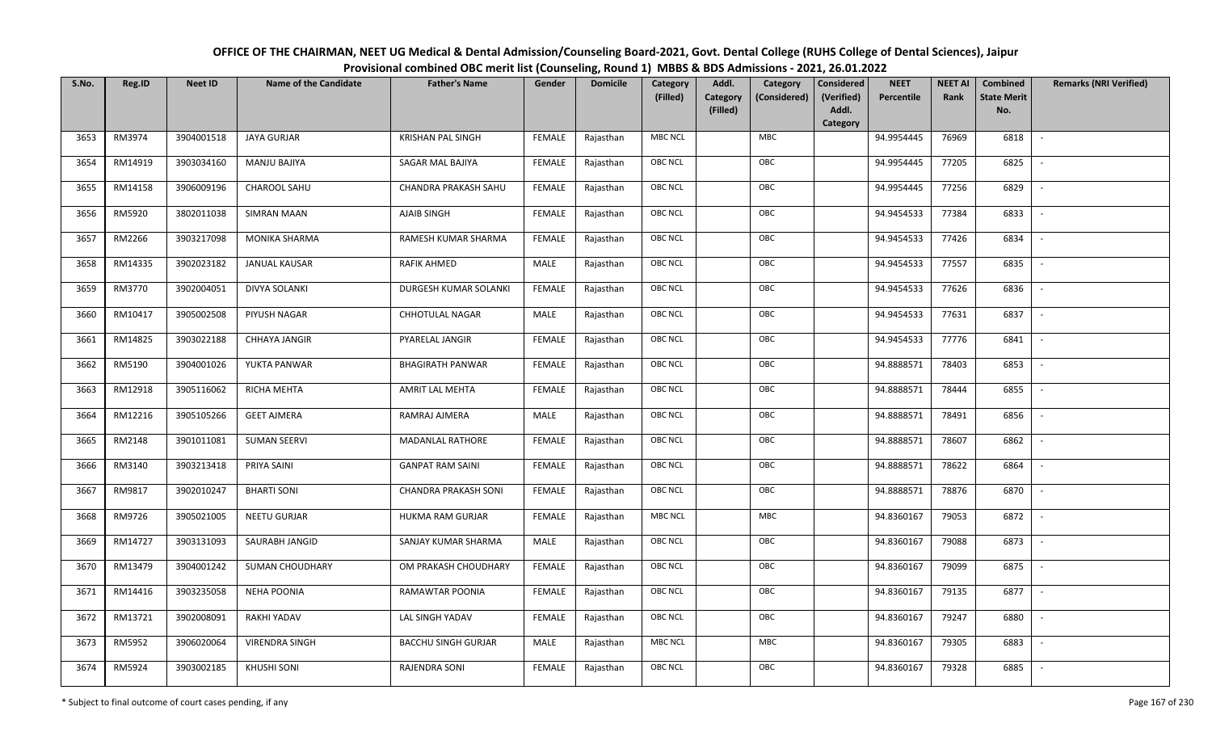# OFFICE OF THE CHAIRMAN, NEET UG Medical & Dental Admission/Counseling Board-2021, Govt. Dental College (RUHS College of Dental Sciences), Jaipur

## Provisional combined OBC merit list (Counseling, Round 1) MBBS & BDS Admissions - 2021, 26.01.2022

| S.No. | Reg.ID | Neet ID | Name of the Candidate | Father's Name | Gender | Domicile | Category (Filled) | Addl. Category (Filled) | Category (Considered) | Considered (Verified) Addl. Category | NEET Percentile | NEET AI Rank | Combined State Merit No. | Remarks (NRI Verified) |
|---|---|---|---|---|---|---|---|---|---|---|---|---|---|---|
| 3653 | RM3974 | 3904001518 | JAYA GURJAR | KRISHAN PAL SINGH | FEMALE | Rajasthan | MBC NCL | | MBC | | 94.9954445 | 76969 | 6818 | - |
| 3654 | RM14919 | 3903034160 | MANJU BAJIYA | SAGAR MAL BAJIYA | FEMALE | Rajasthan | OBC NCL | | OBC | | 94.9954445 | 77205 | 6825 | - |
| 3655 | RM14158 | 3906009196 | CHAROOL SAHU | CHANDRA PRAKASH SAHU | FEMALE | Rajasthan | OBC NCL | | OBC | | 94.9954445 | 77256 | 6829 | - |
| 3656 | RM5920 | 3802011038 | SIMRAN MAAN | AJAIB SINGH | FEMALE | Rajasthan | OBC NCL | | OBC | | 94.9454533 | 77384 | 6833 | - |
| 3657 | RM2266 | 3903217098 | MONIKA SHARMA | RAMESH KUMAR SHARMA | FEMALE | Rajasthan | OBC NCL | | OBC | | 94.9454533 | 77426 | 6834 | - |
| 3658 | RM14335 | 3902023182 | JANUAL KAUSAR | RAFIK AHMED | MALE | Rajasthan | OBC NCL | | OBC | | 94.9454533 | 77557 | 6835 | - |
| 3659 | RM3770 | 3902004051 | DIVYA SOLANKI | DURGESH KUMAR SOLANKI | FEMALE | Rajasthan | OBC NCL | | OBC | | 94.9454533 | 77626 | 6836 | - |
| 3660 | RM10417 | 3905002508 | PIYUSH NAGAR | CHHOTULAL NAGAR | MALE | Rajasthan | OBC NCL | | OBC | | 94.9454533 | 77631 | 6837 | - |
| 3661 | RM14825 | 3903022188 | CHHAYA JANGIR | PYARELAL JANGIR | FEMALE | Rajasthan | OBC NCL | | OBC | | 94.9454533 | 77776 | 6841 | - |
| 3662 | RM5190 | 3904001026 | YUKTA PANWAR | BHAGIRATH PANWAR | FEMALE | Rajasthan | OBC NCL | | OBC | | 94.8888571 | 78403 | 6853 | - |
| 3663 | RM12918 | 3905116062 | RICHA MEHTA | AMRIT LAL MEHTA | FEMALE | Rajasthan | OBC NCL | | OBC | | 94.8888571 | 78444 | 6855 | - |
| 3664 | RM12216 | 3905105266 | GEET AJMERA | RAMRAJ AJMERA | MALE | Rajasthan | OBC NCL | | OBC | | 94.8888571 | 78491 | 6856 | - |
| 3665 | RM2148 | 3901011081 | SUMAN SEERVI | MADANLAL RATHORE | FEMALE | Rajasthan | OBC NCL | | OBC | | 94.8888571 | 78607 | 6862 | - |
| 3666 | RM3140 | 3903213418 | PRIYA SAINI | GANPAT RAM SAINI | FEMALE | Rajasthan | OBC NCL | | OBC | | 94.8888571 | 78622 | 6864 | - |
| 3667 | RM9817 | 3902010247 | BHARTI SONI | CHANDRA PRAKASH SONI | FEMALE | Rajasthan | OBC NCL | | OBC | | 94.8888571 | 78876 | 6870 | - |
| 3668 | RM9726 | 3905021005 | NEETU GURJAR | HUKMA RAM GURJAR | FEMALE | Rajasthan | MBC NCL | | MBC | | 94.8360167 | 79053 | 6872 | - |
| 3669 | RM14727 | 3903131093 | SAURABH JANGID | SANJAY KUMAR SHARMA | MALE | Rajasthan | OBC NCL | | OBC | | 94.8360167 | 79088 | 6873 | - |
| 3670 | RM13479 | 3904001242 | SUMAN CHOUDHARY | OM PRAKASH CHOUDHARY | FEMALE | Rajasthan | OBC NCL | | OBC | | 94.8360167 | 79099 | 6875 | - |
| 3671 | RM14416 | 3903235058 | NEHA POONIA | RAMAWTAR POONIA | FEMALE | Rajasthan | OBC NCL | | OBC | | 94.8360167 | 79135 | 6877 | - |
| 3672 | RM13721 | 3902008091 | RAKHI YADAV | LAL SINGH YADAV | FEMALE | Rajasthan | OBC NCL | | OBC | | 94.8360167 | 79247 | 6880 | - |
| 3673 | RM5952 | 3906020064 | VIRENDRA SINGH | BACCHU SINGH GURJAR | MALE | Rajasthan | MBC NCL | | MBC | | 94.8360167 | 79305 | 6883 | - |
| 3674 | RM5924 | 3903002185 | KHUSHI SONI | RAJENDRA SONI | FEMALE | Rajasthan | OBC NCL | | OBC | | 94.8360167 | 79328 | 6885 | - |

\* Subject to final outcome of court cases pending, if any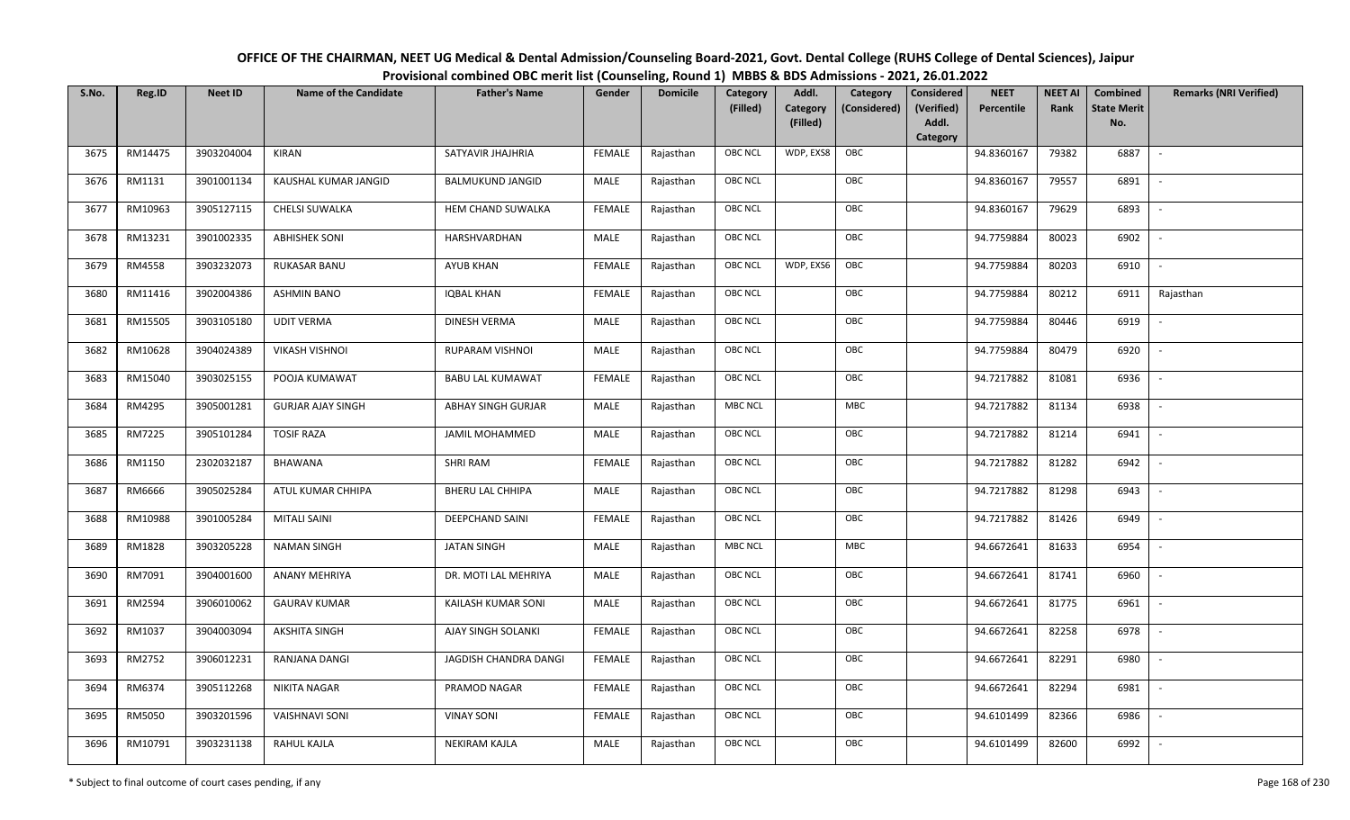# OFFICE OF THE CHAIRMAN, NEET UG Medical & Dental Admission/Counseling Board-2021, Govt. Dental College (RUHS College of Dental Sciences), Jaipur

## Provisional combined OBC merit list (Counseling, Round 1) MBBS & BDS Admissions - 2021, 26.01.2022

| S.No. | Reg.ID | Neet ID | Name of the Candidate | Father's Name | Gender | Domicile | Category (Filled) | Addl. Category (Filled) | Category (Considered) | Considered (Verified) Addl. Category | NEET Percentile | NEET AI Rank | Combined State Merit No. | Remarks (NRI Verified) |
|---|---|---|---|---|---|---|---|---|---|---|---|---|---|---|
| 3675 | RM14475 | 3903204004 | KIRAN | SATYAVIR JHAJHRIA | FEMALE | Rajasthan | OBC NCL | WDP, EXS8 | OBC | | 94.8360167 | 79382 | 6887 | - |
| 3676 | RM1131 | 3901001134 | KAUSHAL KUMAR JANGID | BALMUKUND JANGID | MALE | Rajasthan | OBC NCL | | OBC | | 94.8360167 | 79557 | 6891 | - |
| 3677 | RM10963 | 3905127115 | CHELSI SUWALKA | HEM CHAND SUWALKA | FEMALE | Rajasthan | OBC NCL | | OBC | | 94.8360167 | 79629 | 6893 | - |
| 3678 | RM13231 | 3901002335 | ABHISHEK SONI | HARSHVARDHAN | MALE | Rajasthan | OBC NCL | | OBC | | 94.7759884 | 80023 | 6902 | - |
| 3679 | RM4558 | 3903232073 | RUKASAR BANU | AYUB KHAN | FEMALE | Rajasthan | OBC NCL | WDP, EXS6 | OBC | | 94.7759884 | 80203 | 6910 | - |
| 3680 | RM11416 | 3902004386 | ASHMIN BANO | IQBAL KHAN | FEMALE | Rajasthan | OBC NCL | | OBC | | 94.7759884 | 80212 | 6911 | Rajasthan |
| 3681 | RM15505 | 3903105180 | UDIT VERMA | DINESH VERMA | MALE | Rajasthan | OBC NCL | | OBC | | 94.7759884 | 80446 | 6919 | - |
| 3682 | RM10628 | 3904024389 | VIKASH VISHNOI | RUPARAM VISHNOI | MALE | Rajasthan | OBC NCL | | OBC | | 94.7759884 | 80479 | 6920 | - |
| 3683 | RM15040 | 3903025155 | POOJA KUMAWAT | BABU LAL KUMAWAT | FEMALE | Rajasthan | OBC NCL | | OBC | | 94.7217882 | 81081 | 6936 | - |
| 3684 | RM4295 | 3905001281 | GURJAR AJAY SINGH | ABHAY SINGH GURJAR | MALE | Rajasthan | MBC NCL | | MBC | | 94.7217882 | 81134 | 6938 | - |
| 3685 | RM7225 | 3905101284 | TOSIF RAZA | JAMIL MOHAMMED | MALE | Rajasthan | OBC NCL | | OBC | | 94.7217882 | 81214 | 6941 | - |
| 3686 | RM1150 | 2302032187 | BHAWANA | SHRI RAM | FEMALE | Rajasthan | OBC NCL | | OBC | | 94.7217882 | 81282 | 6942 | - |
| 3687 | RM6666 | 3905025284 | ATUL KUMAR CHHIPA | BHERU LAL CHHIPA | MALE | Rajasthan | OBC NCL | | OBC | | 94.7217882 | 81298 | 6943 | - |
| 3688 | RM10988 | 3901005284 | MITALI SAINI | DEEPCHAND SAINI | FEMALE | Rajasthan | OBC NCL | | OBC | | 94.7217882 | 81426 | 6949 | - |
| 3689 | RM1828 | 3903205228 | NAMAN SINGH | JATAN SINGH | MALE | Rajasthan | MBC NCL | | MBC | | 94.6672641 | 81633 | 6954 | - |
| 3690 | RM7091 | 3904001600 | ANANY MEHRIYA | DR. MOTI LAL MEHRIYA | MALE | Rajasthan | OBC NCL | | OBC | | 94.6672641 | 81741 | 6960 | - |
| 3691 | RM2594 | 3906010062 | GAURAV KUMAR | KAILASH KUMAR SONI | MALE | Rajasthan | OBC NCL | | OBC | | 94.6672641 | 81775 | 6961 | - |
| 3692 | RM1037 | 3904003094 | AKSHITA SINGH | AJAY SINGH SOLANKI | FEMALE | Rajasthan | OBC NCL | | OBC | | 94.6672641 | 82258 | 6978 | - |
| 3693 | RM2752 | 3906012231 | RANJANA DANGI | JAGDISH CHANDRA DANGI | FEMALE | Rajasthan | OBC NCL | | OBC | | 94.6672641 | 82291 | 6980 | - |
| 3694 | RM6374 | 3905112268 | NIKITA NAGAR | PRAMOD NAGAR | FEMALE | Rajasthan | OBC NCL | | OBC | | 94.6672641 | 82294 | 6981 | - |
| 3695 | RM5050 | 3903201596 | VAISHNAVI SONI | VINAY SONI | FEMALE | Rajasthan | OBC NCL | | OBC | | 94.6101499 | 82366 | 6986 | - |
| 3696 | RM10791 | 3903231138 | RAHUL KAJLA | NEKIRAM KAJLA | MALE | Rajasthan | OBC NCL | | OBC | | 94.6101499 | 82600 | 6992 | - |

\* Subject to final outcome of court cases pending, if any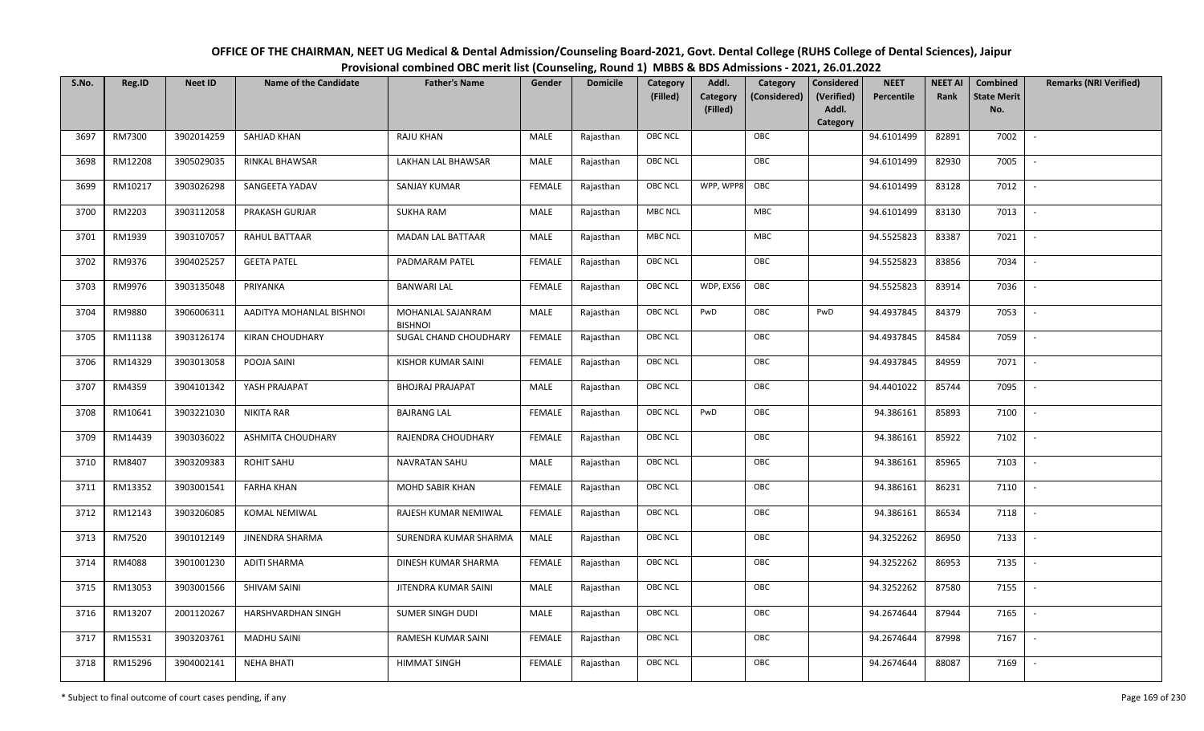# OFFICE OF THE CHAIRMAN, NEET UG Medical & Dental Admission/Counseling Board-2021, Govt. Dental College (RUHS College of Dental Sciences), Jaipur

## Provisional combined OBC merit list (Counseling, Round 1) MBBS & BDS Admissions - 2021, 26.01.2022

| S.No. | Reg.ID | Neet ID | Name of the Candidate | Father's Name | Gender | Domicile | Category (Filled) | Addl. Category (Filled) | Category (Considered) | Considered (Verified) Addl. Category | NEET Percentile | NEET AI Rank | Combined State Merit No. | Remarks (NRI Verified) |
|---|---|---|---|---|---|---|---|---|---|---|---|---|---|---|
| 3697 | RM7300 | 3902014259 | SAHJAD KHAN | RAJU KHAN | MALE | Rajasthan | OBC NCL | | OBC | | 94.6101499 | 82891 | 7002 | - |
| 3698 | RM12208 | 3905029035 | RINKAL BHAWSAR | LAKHAN LAL BHAWSAR | MALE | Rajasthan | OBC NCL | | OBC | | 94.6101499 | 82930 | 7005 | - |
| 3699 | RM10217 | 3903026298 | SANGEETA YADAV | SANJAY KUMAR | FEMALE | Rajasthan | OBC NCL | WPP, WPP8 | OBC | | 94.6101499 | 83128 | 7012 | - |
| 3700 | RM2203 | 3903112058 | PRAKASH GURJAR | SUKHA RAM | MALE | Rajasthan | MBC NCL | | MBC | | 94.6101499 | 83130 | 7013 | - |
| 3701 | RM1939 | 3903107057 | RAHUL BATTAAR | MADAN LAL BATTAAR | MALE | Rajasthan | MBC NCL | | MBC | | 94.5525823 | 83387 | 7021 | - |
| 3702 | RM9376 | 3904025257 | GEETA PATEL | PADMARAM PATEL | FEMALE | Rajasthan | OBC NCL | | OBC | | 94.5525823 | 83856 | 7034 | - |
| 3703 | RM9976 | 3903135048 | PRIYANKA | BANWARI LAL | FEMALE | Rajasthan | OBC NCL | WDP, EXS6 | OBC | | 94.5525823 | 83914 | 7036 | - |
| 3704 | RM9880 | 3906006311 | AADITYA MOHANLAL BISHNOI | MOHANLAL SAJANRAM BISHNOI | MALE | Rajasthan | OBC NCL | PwD | OBC | PwD | 94.4937845 | 84379 | 7053 | - |
| 3705 | RM11138 | 3903126174 | KIRAN CHOUDHARY | SUGAL CHAND CHOUDHARY | FEMALE | Rajasthan | OBC NCL | | OBC | | 94.4937845 | 84584 | 7059 | - |
| 3706 | RM14329 | 3903013058 | POOJA SAINI | KISHOR KUMAR SAINI | FEMALE | Rajasthan | OBC NCL | | OBC | | 94.4937845 | 84959 | 7071 | - |
| 3707 | RM4359 | 3904101342 | YASH PRAJAPAT | BHOJRAJ PRAJAPAT | MALE | Rajasthan | OBC NCL | | OBC | | 94.4401022 | 85744 | 7095 | - |
| 3708 | RM10641 | 3903221030 | NIKITA RAR | BAJRANG LAL | FEMALE | Rajasthan | OBC NCL | PwD | OBC | | 94.386161 | 85893 | 7100 | - |
| 3709 | RM14439 | 3903036022 | ASHMITA CHOUDHARY | RAJENDRA CHOUDHARY | FEMALE | Rajasthan | OBC NCL | | OBC | | 94.386161 | 85922 | 7102 | - |
| 3710 | RM8407 | 3903209383 | ROHIT SAHU | NAVRATAN SAHU | MALE | Rajasthan | OBC NCL | | OBC | | 94.386161 | 85965 | 7103 | - |
| 3711 | RM13352 | 3903001541 | FARHA KHAN | MOHD SABIR KHAN | FEMALE | Rajasthan | OBC NCL | | OBC | | 94.386161 | 86231 | 7110 | - |
| 3712 | RM12143 | 3903206085 | KOMAL NEMIWAL | RAJESH KUMAR NEMIWAL | FEMALE | Rajasthan | OBC NCL | | OBC | | 94.386161 | 86534 | 7118 | - |
| 3713 | RM7520 | 3901012149 | JINENDRA SHARMA | SURENDRA KUMAR SHARMA | MALE | Rajasthan | OBC NCL | | OBC | | 94.3252262 | 86950 | 7133 | - |
| 3714 | RM4088 | 3901001230 | ADITI SHARMA | DINESH KUMAR SHARMA | FEMALE | Rajasthan | OBC NCL | | OBC | | 94.3252262 | 86953 | 7135 | - |
| 3715 | RM13053 | 3903001566 | SHIVAM SAINI | JITENDRA KUMAR SAINI | MALE | Rajasthan | OBC NCL | | OBC | | 94.3252262 | 87580 | 7155 | - |
| 3716 | RM13207 | 2001120267 | HARSHVARDHAN SINGH | SUMER SINGH DUDI | MALE | Rajasthan | OBC NCL | | OBC | | 94.2674644 | 87944 | 7165 | - |
| 3717 | RM15531 | 3903203761 | MADHU SAINI | RAMESH KUMAR SAINI | FEMALE | Rajasthan | OBC NCL | | OBC | | 94.2674644 | 87998 | 7167 | - |
| 3718 | RM15296 | 3904002141 | NEHA BHATI | HIMMAT SINGH | FEMALE | Rajasthan | OBC NCL | | OBC | | 94.2674644 | 88087 | 7169 | - |

\* Subject to final outcome of court cases pending, if any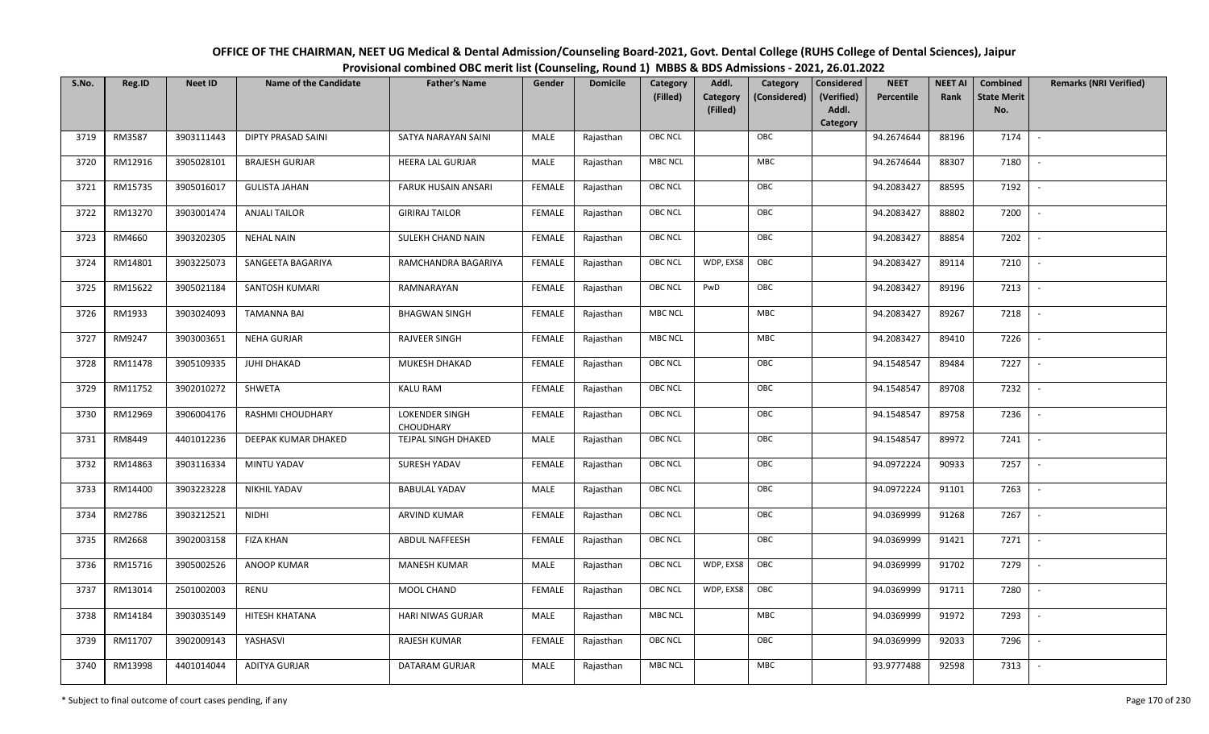# OFFICE OF THE CHAIRMAN, NEET UG Medical & Dental Admission/Counseling Board-2021, Govt. Dental College (RUHS College of Dental Sciences), Jaipur

## Provisional combined OBC merit list (Counseling, Round 1) MBBS & BDS Admissions - 2021, 26.01.2022

| S.No. | Reg.ID | Neet ID | Name of the Candidate | Father's Name | Gender | Domicile | Category (Filled) | Addl. Category (Filled) | Category (Considered) | Considered (Verified) Addl. Category | NEET Percentile | NEET AI Rank | Combined State Merit No. | Remarks (NRI Verified) |
|---|---|---|---|---|---|---|---|---|---|---|---|---|---|---|
| 3719 | RM3587 | 3903111443 | DIPTY PRASAD SAINI | SATYA NARAYAN SAINI | MALE | Rajasthan | OBC NCL | | OBC | | 94.2674644 | 88196 | 7174 | - |
| 3720 | RM12916 | 3905028101 | BRAJESH GURJAR | HEERA LAL GURJAR | MALE | Rajasthan | MBC NCL | | MBC | | 94.2674644 | 88307 | 7180 | - |
| 3721 | RM15735 | 3905016017 | GULISTA JAHAN | FARUK HUSAIN ANSARI | FEMALE | Rajasthan | OBC NCL | | OBC | | 94.2083427 | 88595 | 7192 | - |
| 3722 | RM13270 | 3903001474 | ANJALI TAILOR | GIRIRAJ TAILOR | FEMALE | Rajasthan | OBC NCL | | OBC | | 94.2083427 | 88802 | 7200 | - |
| 3723 | RM4660 | 3903202305 | NEHAL NAIN | SULEKH CHAND NAIN | FEMALE | Rajasthan | OBC NCL | | OBC | | 94.2083427 | 88854 | 7202 | - |
| 3724 | RM14801 | 3903225073 | SANGEETA BAGARIYA | RAMCHANDRA BAGARIYA | FEMALE | Rajasthan | OBC NCL | WDP, EXS8 | OBC | | 94.2083427 | 89114 | 7210 | - |
| 3725 | RM15622 | 3905021184 | SANTOSH KUMARI | RAMNARAYAN | FEMALE | Rajasthan | OBC NCL | PwD | OBC | | 94.2083427 | 89196 | 7213 | - |
| 3726 | RM1933 | 3903024093 | TAMANNA BAI | BHAGWAN SINGH | FEMALE | Rajasthan | MBC NCL | | MBC | | 94.2083427 | 89267 | 7218 | - |
| 3727 | RM9247 | 3903003651 | NEHA GURJAR | RAJVEER SINGH | FEMALE | Rajasthan | MBC NCL | | MBC | | 94.2083427 | 89410 | 7226 | - |
| 3728 | RM11478 | 3905109335 | JUHI DHAKAD | MUKESH DHAKAD | FEMALE | Rajasthan | OBC NCL | | OBC | | 94.1548547 | 89484 | 7227 | - |
| 3729 | RM11752 | 3902010272 | SHWETA | KALU RAM | FEMALE | Rajasthan | OBC NCL | | OBC | | 94.1548547 | 89708 | 7232 | - |
| 3730 | RM12969 | 3906004176 | RASHMI CHOUDHARY | LOKENDER SINGH CHOUDHARY | FEMALE | Rajasthan | OBC NCL | | OBC | | 94.1548547 | 89758 | 7236 | - |
| 3731 | RM8449 | 4401012236 | DEEPAK KUMAR DHAKED | TEJPAL SINGH DHAKED | MALE | Rajasthan | OBC NCL | | OBC | | 94.1548547 | 89972 | 7241 | - |
| 3732 | RM14863 | 3903116334 | MINTU YADAV | SURESH YADAV | FEMALE | Rajasthan | OBC NCL | | OBC | | 94.0972224 | 90933 | 7257 | - |
| 3733 | RM14400 | 3903223228 | NIKHIL YADAV | BABULAL YADAV | MALE | Rajasthan | OBC NCL | | OBC | | 94.0972224 | 91101 | 7263 | - |
| 3734 | RM2786 | 3903212521 | NIDHI | ARVIND KUMAR | FEMALE | Rajasthan | OBC NCL | | OBC | | 94.0369999 | 91268 | 7267 | - |
| 3735 | RM2668 | 3902003158 | FIZA KHAN | ABDUL NAFFEESH | FEMALE | Rajasthan | OBC NCL | | OBC | | 94.0369999 | 91421 | 7271 | - |
| 3736 | RM15716 | 3905002526 | ANOOP KUMAR | MANESH KUMAR | MALE | Rajasthan | OBC NCL | WDP, EXS8 | OBC | | 94.0369999 | 91702 | 7279 | - |
| 3737 | RM13014 | 2501002003 | RENU | MOOL CHAND | FEMALE | Rajasthan | OBC NCL | WDP, EXS8 | OBC | | 94.0369999 | 91711 | 7280 | - |
| 3738 | RM14184 | 3903035149 | HITESH KHATANA | HARI NIWAS GURJAR | MALE | Rajasthan | MBC NCL | | MBC | | 94.0369999 | 91972 | 7293 | - |
| 3739 | RM11707 | 3902009143 | YASHASVI | RAJESH KUMAR | FEMALE | Rajasthan | OBC NCL | | OBC | | 94.0369999 | 92033 | 7296 | - |
| 3740 | RM13998 | 4401014044 | ADITYA GURJAR | DATARAM GURJAR | MALE | Rajasthan | MBC NCL | | MBC | | 93.9777488 | 92598 | 7313 | - |

\* Subject to final outcome of court cases pending, if any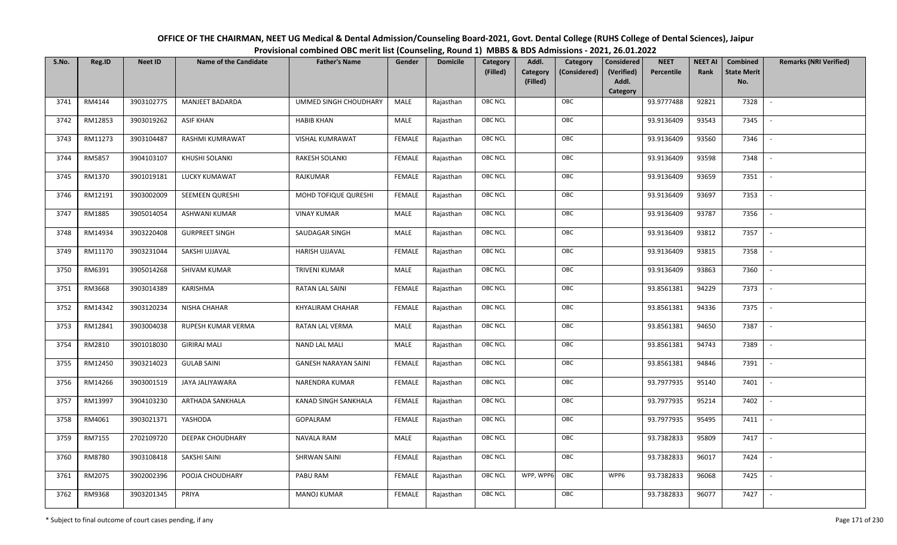OFFICE OF THE CHAIRMAN, NEET UG Medical & Dental Admission/Counseling Board-2021, Govt. Dental College (RUHS College of Dental Sciences), Jaipur
Provisional combined OBC merit list (Counseling, Round 1) MBBS & BDS Admissions - 2021, 26.01.2022

| S.No. | Reg.ID | Neet ID | Name of the Candidate | Father's Name | Gender | Domicile | Category (Filled) | Addl. Category (Filled) | Category (Considered) | Considered (Verified) Addl. Category | NEET Percentile | NEET AI Rank | Combined State Merit No. | Remarks (NRI Verified) |
|---|---|---|---|---|---|---|---|---|---|---|---|---|---|---|
| 3741 | RM4144 | 3903102775 | MANJEET BADARDA | UMMED SINGH CHOUDHARY | MALE | Rajasthan | OBC NCL | | OBC | | 93.9777488 | 92821 | 7328 | - |
| 3742 | RM12853 | 3903019262 | ASIF KHAN | HABIB KHAN | MALE | Rajasthan | OBC NCL | | OBC | | 93.9136409 | 93543 | 7345 | - |
| 3743 | RM11273 | 3903104487 | RASHMI KUMRAWAT | VISHAL KUMRAWAT | FEMALE | Rajasthan | OBC NCL | | OBC | | 93.9136409 | 93560 | 7346 | - |
| 3744 | RM5857 | 3904103107 | KHUSHI SOLANKI | RAKESH SOLANKI | FEMALE | Rajasthan | OBC NCL | | OBC | | 93.9136409 | 93598 | 7348 | - |
| 3745 | RM1370 | 3901019181 | LUCKY KUMAWAT | RAJKUMAR | FEMALE | Rajasthan | OBC NCL | | OBC | | 93.9136409 | 93659 | 7351 | - |
| 3746 | RM12191 | 3903002009 | SEEMEEN QURESHI | MOHD TOFIQUE QURESHI | FEMALE | Rajasthan | OBC NCL | | OBC | | 93.9136409 | 93697 | 7353 | - |
| 3747 | RM1885 | 3905014054 | ASHWANI KUMAR | VINAY KUMAR | MALE | Rajasthan | OBC NCL | | OBC | | 93.9136409 | 93787 | 7356 | - |
| 3748 | RM14934 | 3903220408 | GURPREET SINGH | SAUDAGAR SINGH | MALE | Rajasthan | OBC NCL | | OBC | | 93.9136409 | 93812 | 7357 | - |
| 3749 | RM11170 | 3903231044 | SAKSHI UJJAVAL | HARISH UJJAVAL | FEMALE | Rajasthan | OBC NCL | | OBC | | 93.9136409 | 93815 | 7358 | - |
| 3750 | RM6391 | 3905014268 | SHIVAM KUMAR | TRIVENI KUMAR | MALE | Rajasthan | OBC NCL | | OBC | | 93.9136409 | 93863 | 7360 | - |
| 3751 | RM3668 | 3903014389 | KARISHMA | RATAN LAL SAINI | FEMALE | Rajasthan | OBC NCL | | OBC | | 93.8561381 | 94229 | 7373 | - |
| 3752 | RM14342 | 3903120234 | NISHA CHAHAR | KHYALIRAM CHAHAR | FEMALE | Rajasthan | OBC NCL | | OBC | | 93.8561381 | 94336 | 7375 | - |
| 3753 | RM12841 | 3903004038 | RUPESH KUMAR VERMA | RATAN LAL VERMA | MALE | Rajasthan | OBC NCL | | OBC | | 93.8561381 | 94650 | 7387 | - |
| 3754 | RM2810 | 3901018030 | GIRIRAJ MALI | NAND LAL MALI | MALE | Rajasthan | OBC NCL | | OBC | | 93.8561381 | 94743 | 7389 | - |
| 3755 | RM12450 | 3903214023 | GULAB SAINI | GANESH NARAYAN SAINI | FEMALE | Rajasthan | OBC NCL | | OBC | | 93.8561381 | 94846 | 7391 | - |
| 3756 | RM14266 | 3903001519 | JAYA JALIYAWARA | NARENDRA KUMAR | FEMALE | Rajasthan | OBC NCL | | OBC | | 93.7977935 | 95140 | 7401 | - |
| 3757 | RM13997 | 3904103230 | ARTHADA SANKHALA | KANAD SINGH SANKHALA | FEMALE | Rajasthan | OBC NCL | | OBC | | 93.7977935 | 95214 | 7402 | - |
| 3758 | RM4061 | 3903021371 | YASHODA | GOPALRAM | FEMALE | Rajasthan | OBC NCL | | OBC | | 93.7977935 | 95495 | 7411 | - |
| 3759 | RM7155 | 2702109720 | DEEPAK CHOUDHARY | NAVALA RAM | MALE | Rajasthan | OBC NCL | | OBC | | 93.7382833 | 95809 | 7417 | - |
| 3760 | RM8780 | 3903108418 | SAKSHI SAINI | SHRWAN SAINI | FEMALE | Rajasthan | OBC NCL | | OBC | | 93.7382833 | 96017 | 7424 | - |
| 3761 | RM2075 | 3902002396 | POOJA CHOUDHARY | PABU RAM | FEMALE | Rajasthan | OBC NCL | WPP, WPP6 | OBC | WPP6 | 93.7382833 | 96068 | 7425 | - |
| 3762 | RM9368 | 3903201345 | PRIYA | MANOJ KUMAR | FEMALE | Rajasthan | OBC NCL | | OBC | | 93.7382833 | 96077 | 7427 | - |

\* Subject to final outcome of court cases pending, if any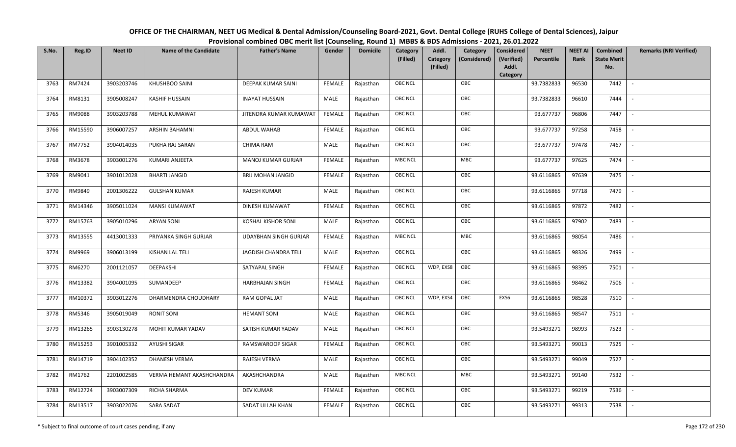# OFFICE OF THE CHAIRMAN, NEET UG Medical & Dental Admission/Counseling Board-2021, Govt. Dental College (RUHS College of Dental Sciences), Jaipur

## Provisional combined OBC merit list (Counseling, Round 1) MBBS & BDS Admissions - 2021, 26.01.2022

| S.No. | Reg.ID | Neet ID | Name of the Candidate | Father's Name | Gender | Domicile | Category (Filled) | Addl. Category (Filled) | Category (Considered) | Considered (Verified) Addl. Category | NEET Percentile | NEET AI Rank | Combined State Merit No. | Remarks (NRI Verified) |
|---|---|---|---|---|---|---|---|---|---|---|---|---|---|---|
| 3763 | RM7424 | 3903203746 | KHUSHBOO SAINI | DEEPAK KUMAR SAINI | FEMALE | Rajasthan | OBC NCL | | OBC | | 93.7382833 | 96530 | 7442 | - |
| 3764 | RM8131 | 3905008247 | KASHIF HUSSAIN | INAYAT HUSSAIN | MALE | Rajasthan | OBC NCL | | OBC | | 93.7382833 | 96610 | 7444 | - |
| 3765 | RM9088 | 3903203788 | MEHUL KUMAWAT | JITENDRA KUMAR KUMAWAT | FEMALE | Rajasthan | OBC NCL | | OBC | | 93.677737 | 96806 | 7447 | - |
| 3766 | RM15590 | 3906007257 | ARSHIN BAHAMNI | ABDUL WAHAB | FEMALE | Rajasthan | OBC NCL | | OBC | | 93.677737 | 97258 | 7458 | - |
| 3767 | RM7752 | 3904014035 | PUKHA RAJ SARAN | CHIMA RAM | MALE | Rajasthan | OBC NCL | | OBC | | 93.677737 | 97478 | 7467 | - |
| 3768 | RM3678 | 3903001276 | KUMARI ANJEETA | MANOJ KUMAR GURJAR | FEMALE | Rajasthan | MBC NCL | | MBC | | 93.677737 | 97625 | 7474 | - |
| 3769 | RM9041 | 3901012028 | BHARTI JANGID | BRIJ MOHAN JANGID | FEMALE | Rajasthan | OBC NCL | | OBC | | 93.6116865 | 97639 | 7475 | - |
| 3770 | RM9849 | 2001306222 | GULSHAN KUMAR | RAJESH KUMAR | MALE | Rajasthan | OBC NCL | | OBC | | 93.6116865 | 97718 | 7479 | - |
| 3771 | RM14346 | 3905011024 | MANSI KUMAWAT | DINESH KUMAWAT | FEMALE | Rajasthan | OBC NCL | | OBC | | 93.6116865 | 97872 | 7482 | - |
| 3772 | RM15763 | 3905010296 | ARYAN SONI | KOSHAL KISHOR SONI | MALE | Rajasthan | OBC NCL | | OBC | | 93.6116865 | 97902 | 7483 | - |
| 3773 | RM13555 | 4413001333 | PRIYANKA SINGH GURJAR | UDAYBHAN SINGH GURJAR | FEMALE | Rajasthan | MBC NCL | | MBC | | 93.6116865 | 98054 | 7486 | - |
| 3774 | RM9969 | 3906013199 | KISHAN LAL TELI | JAGDISH CHANDRA TELI | MALE | Rajasthan | OBC NCL | | OBC | | 93.6116865 | 98326 | 7499 | - |
| 3775 | RM6270 | 2001121057 | DEEPAKSHI | SATYAPAL SINGH | FEMALE | Rajasthan | OBC NCL | WDP, EXS8 | OBC | | 93.6116865 | 98395 | 7501 | - |
| 3776 | RM13382 | 3904001095 | SUMANDEEP | HARBHAJAN SINGH | FEMALE | Rajasthan | OBC NCL | | OBC | | 93.6116865 | 98462 | 7506 | - |
| 3777 | RM10372 | 3903012276 | DHARMENDRA CHOUDHARY | RAM GOPAL JAT | MALE | Rajasthan | OBC NCL | WDP, EXS4 | OBC | EXS6 | 93.6116865 | 98528 | 7510 | - |
| 3778 | RM5346 | 3905019049 | RONIT SONI | HEMANT SONI | MALE | Rajasthan | OBC NCL | | OBC | | 93.6116865 | 98547 | 7511 | - |
| 3779 | RM13265 | 3903130278 | MOHIT KUMAR YADAV | SATISH KUMAR YADAV | MALE | Rajasthan | OBC NCL | | OBC | | 93.5493271 | 98993 | 7523 | - |
| 3780 | RM15253 | 3901005332 | AYUSHI SIGAR | RAMSWAROOP SIGAR | FEMALE | Rajasthan | OBC NCL | | OBC | | 93.5493271 | 99013 | 7525 | - |
| 3781 | RM14719 | 3904102352 | DHANESH VERMA | RAJESH VERMA | MALE | Rajasthan | OBC NCL | | OBC | | 93.5493271 | 99049 | 7527 | - |
| 3782 | RM1762 | 2201002585 | VERMA HEMANT AKASHCHANDRA | AKASHCHANDRA | MALE | Rajasthan | MBC NCL | | MBC | | 93.5493271 | 99140 | 7532 | - |
| 3783 | RM12724 | 3903007309 | RICHA SHARMA | DEV KUMAR | FEMALE | Rajasthan | OBC NCL | | OBC | | 93.5493271 | 99219 | 7536 | - |
| 3784 | RM13517 | 3903022076 | SARA SADAT | SADAT ULLAH KHAN | FEMALE | Rajasthan | OBC NCL | | OBC | | 93.5493271 | 99313 | 7538 | - |

\* Subject to final outcome of court cases pending, if any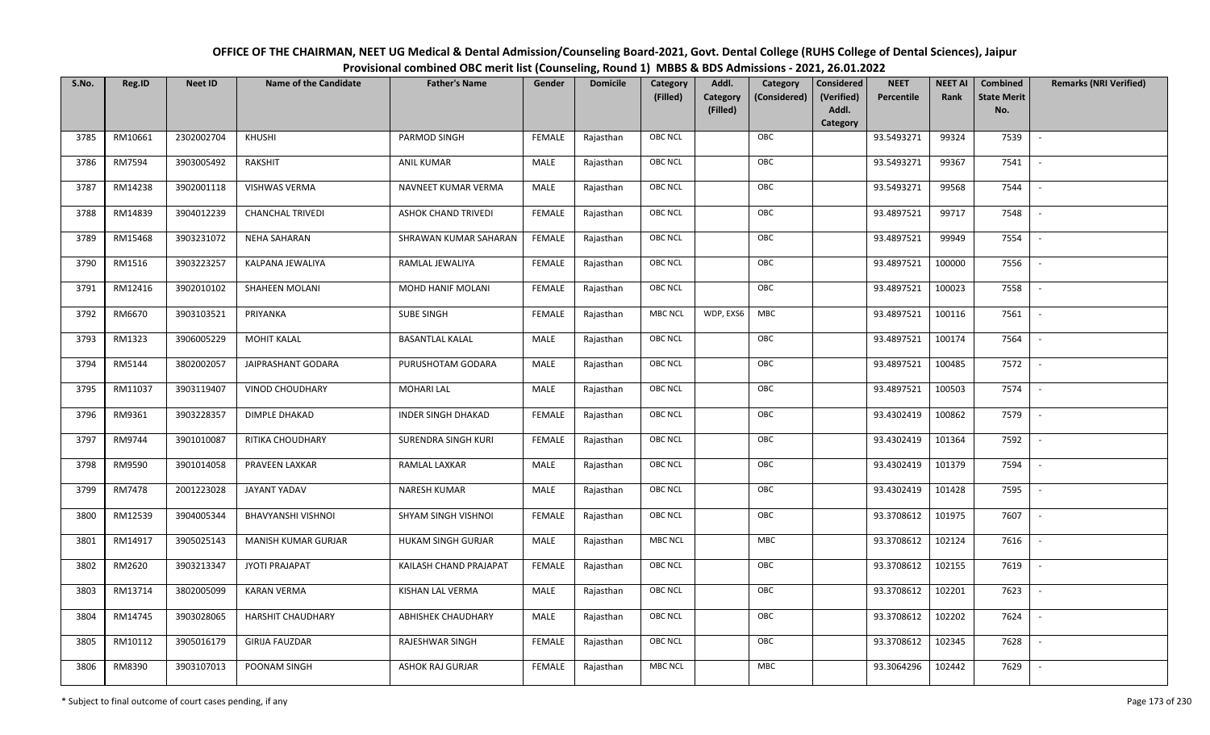OFFICE OF THE CHAIRMAN, NEET UG Medical & Dental Admission/Counseling Board-2021, Govt. Dental College (RUHS College of Dental Sciences), Jaipur
Provisional combined OBC merit list (Counseling, Round 1) MBBS & BDS Admissions - 2021, 26.01.2022

| S.No. | Reg.ID | Neet ID | Name of the Candidate | Father's Name | Gender | Domicile | Category (Filled) | Addl. Category (Filled) | Category (Considered) | Considered (Verified) Addl. Category | NEET Percentile | NEET AI Rank | Combined State Merit No. | Remarks (NRI Verified) |
|---|---|---|---|---|---|---|---|---|---|---|---|---|---|---|
| 3785 | RM10661 | 2302002704 | KHUSHI | PARMOD SINGH | FEMALE | Rajasthan | OBC NCL | | OBC | | 93.5493271 | 99324 | 7539 | - |
| 3786 | RM7594 | 3903005492 | RAKSHIT | ANIL KUMAR | MALE | Rajasthan | OBC NCL | | OBC | | 93.5493271 | 99367 | 7541 | - |
| 3787 | RM14238 | 3902001118 | VISHWAS VERMA | NAVNEET KUMAR VERMA | MALE | Rajasthan | OBC NCL | | OBC | | 93.5493271 | 99568 | 7544 | - |
| 3788 | RM14839 | 3904012239 | CHANCHAL TRIVEDI | ASHOK CHAND TRIVEDI | FEMALE | Rajasthan | OBC NCL | | OBC | | 93.4897521 | 99717 | 7548 | - |
| 3789 | RM15468 | 3903231072 | NEHA SAHARAN | SHRAWAN KUMAR SAHARAN | FEMALE | Rajasthan | OBC NCL | | OBC | | 93.4897521 | 99949 | 7554 | - |
| 3790 | RM1516 | 3903223257 | KALPANA JEWALIYA | RAMLAL JEWALIYA | FEMALE | Rajasthan | OBC NCL | | OBC | | 93.4897521 | 100000 | 7556 | - |
| 3791 | RM12416 | 3902010102 | SHAHEEN MOLANI | MOHD HANIF MOLANI | FEMALE | Rajasthan | OBC NCL | | OBC | | 93.4897521 | 100023 | 7558 | - |
| 3792 | RM6670 | 3903103521 | PRIYANKA | SUBE SINGH | FEMALE | Rajasthan | MBC NCL | WDP, EXS6 | MBC | | 93.4897521 | 100116 | 7561 | - |
| 3793 | RM1323 | 3906005229 | MOHIT KALAL | BASANTLAL KALAL | MALE | Rajasthan | OBC NCL | | OBC | | 93.4897521 | 100174 | 7564 | - |
| 3794 | RM5144 | 3802002057 | JAIPRASHANT GODARA | PURUSHOTAM GODARA | MALE | Rajasthan | OBC NCL | | OBC | | 93.4897521 | 100485 | 7572 | - |
| 3795 | RM11037 | 3903119407 | VINOD CHOUDHARY | MOHARI LAL | MALE | Rajasthan | OBC NCL | | OBC | | 93.4897521 | 100503 | 7574 | - |
| 3796 | RM9361 | 3903228357 | DIMPLE DHAKAD | INDER SINGH DHAKAD | FEMALE | Rajasthan | OBC NCL | | OBC | | 93.4302419 | 100862 | 7579 | - |
| 3797 | RM9744 | 3901010087 | RITIKA CHOUDHARY | SURENDRA SINGH KURI | FEMALE | Rajasthan | OBC NCL | | OBC | | 93.4302419 | 101364 | 7592 | - |
| 3798 | RM9590 | 3901014058 | PRAVEEN LAXKAR | RAMLAL LAXKAR | MALE | Rajasthan | OBC NCL | | OBC | | 93.4302419 | 101379 | 7594 | - |
| 3799 | RM7478 | 2001223028 | JAYANT YADAV | NARESH KUMAR | MALE | Rajasthan | OBC NCL | | OBC | | 93.4302419 | 101428 | 7595 | - |
| 3800 | RM12539 | 3904005344 | BHAVYANSHI VISHNOI | SHYAM SINGH VISHNOI | FEMALE | Rajasthan | OBC NCL | | OBC | | 93.3708612 | 101975 | 7607 | - |
| 3801 | RM14917 | 3905025143 | MANISH KUMAR GURJAR | HUKAM SINGH GURJAR | MALE | Rajasthan | MBC NCL | | MBC | | 93.3708612 | 102124 | 7616 | - |
| 3802 | RM2620 | 3903213347 | JYOTI PRAJAPAT | KAILASH CHAND PRAJAPAT | FEMALE | Rajasthan | OBC NCL | | OBC | | 93.3708612 | 102155 | 7619 | - |
| 3803 | RM13714 | 3802005099 | KARAN VERMA | KISHAN LAL VERMA | MALE | Rajasthan | OBC NCL | | OBC | | 93.3708612 | 102201 | 7623 | - |
| 3804 | RM14745 | 3903028065 | HARSHIT CHAUDHARY | ABHISHEK CHAUDHARY | MALE | Rajasthan | OBC NCL | | OBC | | 93.3708612 | 102202 | 7624 | - |
| 3805 | RM10112 | 3905016179 | GIRIJA FAUZDAR | RAJESHWAR SINGH | FEMALE | Rajasthan | OBC NCL | | OBC | | 93.3708612 | 102345 | 7628 | - |
| 3806 | RM8390 | 3903107013 | POONAM SINGH | ASHOK RAJ GURJAR | FEMALE | Rajasthan | MBC NCL | | MBC | | 93.3064296 | 102442 | 7629 | - |

\* Subject to final outcome of court cases pending, if any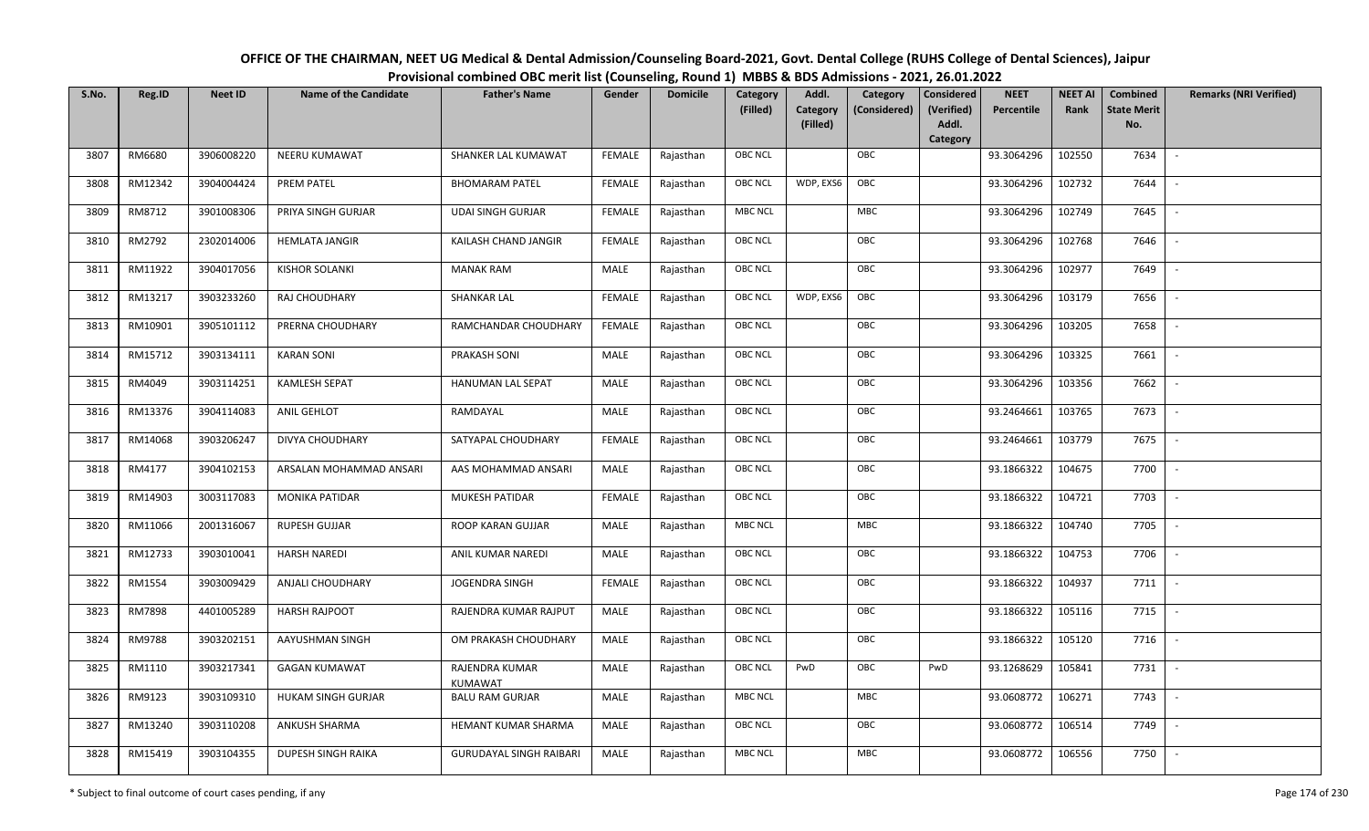# OFFICE OF THE CHAIRMAN, NEET UG Medical & Dental Admission/Counseling Board-2021, Govt. Dental College (RUHS College of Dental Sciences), Jaipur

## Provisional combined OBC merit list (Counseling, Round 1) MBBS & BDS Admissions - 2021, 26.01.2022

| S.No. | Reg.ID | Neet ID | Name of the Candidate | Father's Name | Gender | Domicile | Category (Filled) | Addl. Category (Filled) | Category (Considered) | Considered (Verified) Addl. Category | NEET Percentile | NEET AI Rank | Combined State Merit No. | Remarks (NRI Verified) |
|---|---|---|---|---|---|---|---|---|---|---|---|---|---|---|
| 3807 | RM6680 | 3906008220 | NEERU KUMAWAT | SHANKER LAL KUMAWAT | FEMALE | Rajasthan | OBC NCL | | OBC | | 93.3064296 | 102550 | 7634 | - |
| 3808 | RM12342 | 3904004424 | PREM PATEL | BHOMARAM PATEL | FEMALE | Rajasthan | OBC NCL | WDP, EXS6 | OBC | | 93.3064296 | 102732 | 7644 | - |
| 3809 | RM8712 | 3901008306 | PRIYA SINGH GURJAR | UDAI SINGH GURJAR | FEMALE | Rajasthan | MBC NCL | | MBC | | 93.3064296 | 102749 | 7645 | - |
| 3810 | RM2792 | 2302014006 | HEMLATA JANGIR | KAILASH CHAND JANGIR | FEMALE | Rajasthan | OBC NCL | | OBC | | 93.3064296 | 102768 | 7646 | - |
| 3811 | RM11922 | 3904017056 | KISHOR SOLANKI | MANAK RAM | MALE | Rajasthan | OBC NCL | | OBC | | 93.3064296 | 102977 | 7649 | - |
| 3812 | RM13217 | 3903233260 | RAJ CHOUDHARY | SHANKAR LAL | FEMALE | Rajasthan | OBC NCL | WDP, EXS6 | OBC | | 93.3064296 | 103179 | 7656 | - |
| 3813 | RM10901 | 3905101112 | PRERNA CHOUDHARY | RAMCHANDAR CHOUDHARY | FEMALE | Rajasthan | OBC NCL | | OBC | | 93.3064296 | 103205 | 7658 | - |
| 3814 | RM15712 | 3903134111 | KARAN SONI | PRAKASH SONI | MALE | Rajasthan | OBC NCL | | OBC | | 93.3064296 | 103325 | 7661 | - |
| 3815 | RM4049 | 3903114251 | KAMLESH SEPAT | HANUMAN LAL SEPAT | MALE | Rajasthan | OBC NCL | | OBC | | 93.3064296 | 103356 | 7662 | - |
| 3816 | RM13376 | 3904114083 | ANIL GEHLOT | RAMDAYAL | MALE | Rajasthan | OBC NCL | | OBC | | 93.2464661 | 103765 | 7673 | - |
| 3817 | RM14068 | 3903206247 | DIVYA CHOUDHARY | SATYAPAL CHOUDHARY | FEMALE | Rajasthan | OBC NCL | | OBC | | 93.2464661 | 103779 | 7675 | - |
| 3818 | RM4177 | 3904102153 | ARSALAN MOHAMMAD ANSARI | AAS MOHAMMAD ANSARI | MALE | Rajasthan | OBC NCL | | OBC | | 93.1866322 | 104675 | 7700 | - |
| 3819 | RM14903 | 3003117083 | MONIKA PATIDAR | MUKESH PATIDAR | FEMALE | Rajasthan | OBC NCL | | OBC | | 93.1866322 | 104721 | 7703 | - |
| 3820 | RM11066 | 2001316067 | RUPESH GUJJAR | ROOP KARAN GUJJAR | MALE | Rajasthan | MBC NCL | | MBC | | 93.1866322 | 104740 | 7705 | - |
| 3821 | RM12733 | 3903010041 | HARSH NAREDI | ANIL KUMAR NAREDI | MALE | Rajasthan | OBC NCL | | OBC | | 93.1866322 | 104753 | 7706 | - |
| 3822 | RM1554 | 3903009429 | ANJALI CHOUDHARY | JOGENDRA SINGH | FEMALE | Rajasthan | OBC NCL | | OBC | | 93.1866322 | 104937 | 7711 | - |
| 3823 | RM7898 | 4401005289 | HARSH RAJPOOT | RAJENDRA KUMAR RAJPUT | MALE | Rajasthan | OBC NCL | | OBC | | 93.1866322 | 105116 | 7715 | - |
| 3824 | RM9788 | 3903202151 | AAYUSHMAN SINGH | OM PRAKASH CHOUDHARY | MALE | Rajasthan | OBC NCL | | OBC | | 93.1866322 | 105120 | 7716 | - |
| 3825 | RM1110 | 3903217341 | GAGAN KUMAWAT | RAJENDRA KUMAR KUMAWAT | MALE | Rajasthan | OBC NCL | PwD | OBC | PwD | 93.1268629 | 105841 | 7731 | - |
| 3826 | RM9123 | 3903109310 | HUKAM SINGH GURJAR | BALU RAM GURJAR | MALE | Rajasthan | MBC NCL | | MBC | | 93.0608772 | 106271 | 7743 | - |
| 3827 | RM13240 | 3903110208 | ANKUSH SHARMA | HEMANT KUMAR SHARMA | MALE | Rajasthan | OBC NCL | | OBC | | 93.0608772 | 106514 | 7749 | - |
| 3828 | RM15419 | 3903104355 | DUPESH SINGH RAIKA | GURUDAYAL SINGH RAIBARI | MALE | Rajasthan | MBC NCL | | MBC | | 93.0608772 | 106556 | 7750 | - |

\* Subject to final outcome of court cases pending, if any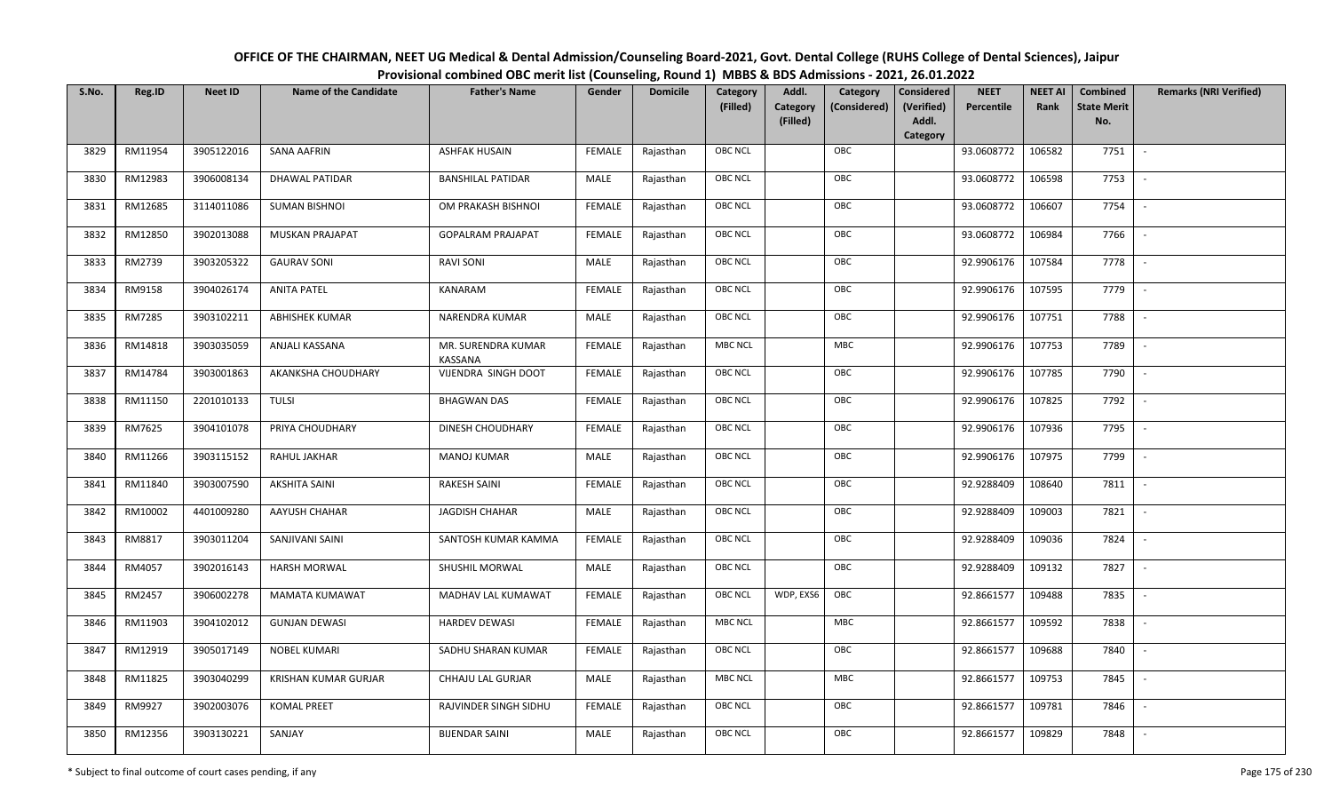# OFFICE OF THE CHAIRMAN, NEET UG Medical & Dental Admission/Counseling Board-2021, Govt. Dental College (RUHS College of Dental Sciences), Jaipur

## Provisional combined OBC merit list (Counseling, Round 1) MBBS & BDS Admissions - 2021, 26.01.2022

| S.No. | Reg.ID | Neet ID | Name of the Candidate | Father's Name | Gender | Domicile | Category (Filled) | Addl. Category (Filled) | Category (Considered) | Considered (Verified) Addl. Category | NEET Percentile | NEET AI Rank | Combined State Merit No. | Remarks (NRI Verified) |
|---|---|---|---|---|---|---|---|---|---|---|---|---|---|---|
| 3829 | RM11954 | 3905122016 | SANA AAFRIN | ASHFAK HUSAIN | FEMALE | Rajasthan | OBC NCL | | OBC | | 93.0608772 | 106582 | 7751 | - |
| 3830 | RM12983 | 3906008134 | DHAWAL PATIDAR | BANSHILAL PATIDAR | MALE | Rajasthan | OBC NCL | | OBC | | 93.0608772 | 106598 | 7753 | - |
| 3831 | RM12685 | 3114011086 | SUMAN BISHNOI | OM PRAKASH BISHNOI | FEMALE | Rajasthan | OBC NCL | | OBC | | 93.0608772 | 106607 | 7754 | - |
| 3832 | RM12850 | 3902013088 | MUSKAN PRAJAPAT | GOPALRAM PRAJAPAT | FEMALE | Rajasthan | OBC NCL | | OBC | | 93.0608772 | 106984 | 7766 | - |
| 3833 | RM2739 | 3903205322 | GAURAV SONI | RAVI SONI | MALE | Rajasthan | OBC NCL | | OBC | | 92.9906176 | 107584 | 7778 | - |
| 3834 | RM9158 | 3904026174 | ANITA PATEL | KANARAM | FEMALE | Rajasthan | OBC NCL | | OBC | | 92.9906176 | 107595 | 7779 | - |
| 3835 | RM7285 | 3903102211 | ABHISHEK KUMAR | NARENDRA KUMAR | MALE | Rajasthan | OBC NCL | | OBC | | 92.9906176 | 107751 | 7788 | - |
| 3836 | RM14818 | 3903035059 | ANJALI KASSANA | MR. SURENDRA KUMAR KASSANA | FEMALE | Rajasthan | MBC NCL | | MBC | | 92.9906176 | 107753 | 7789 | - |
| 3837 | RM14784 | 3903001863 | AKANKSHA CHOUDHARY | VIJENDRA SINGH DOOT | FEMALE | Rajasthan | OBC NCL | | OBC | | 92.9906176 | 107785 | 7790 | - |
| 3838 | RM11150 | 2201010133 | TULSI | BHAGWAN DAS | FEMALE | Rajasthan | OBC NCL | | OBC | | 92.9906176 | 107825 | 7792 | - |
| 3839 | RM7625 | 3904101078 | PRIYA CHOUDHARY | DINESH CHOUDHARY | FEMALE | Rajasthan | OBC NCL | | OBC | | 92.9906176 | 107936 | 7795 | - |
| 3840 | RM11266 | 3903115152 | RAHUL JAKHAR | MANOJ KUMAR | MALE | Rajasthan | OBC NCL | | OBC | | 92.9906176 | 107975 | 7799 | - |
| 3841 | RM11840 | 3903007590 | AKSHITA SAINI | RAKESH SAINI | FEMALE | Rajasthan | OBC NCL | | OBC | | 92.9288409 | 108640 | 7811 | - |
| 3842 | RM10002 | 4401009280 | AAYUSH CHAHAR | JAGDISH CHAHAR | MALE | Rajasthan | OBC NCL | | OBC | | 92.9288409 | 109003 | 7821 | - |
| 3843 | RM8817 | 3903011204 | SANJIVANI SAINI | SANTOSH KUMAR KAMMA | FEMALE | Rajasthan | OBC NCL | | OBC | | 92.9288409 | 109036 | 7824 | - |
| 3844 | RM4057 | 3902016143 | HARSH MORWAL | SHUSHIL MORWAL | MALE | Rajasthan | OBC NCL | | OBC | | 92.9288409 | 109132 | 7827 | - |
| 3845 | RM2457 | 3906002278 | MAMATA KUMAWAT | MADHAV LAL KUMAWAT | FEMALE | Rajasthan | OBC NCL | WDP, EXS6 | OBC | | 92.8661577 | 109488 | 7835 | - |
| 3846 | RM11903 | 3904102012 | GUNJAN DEWASI | HARDEV DEWASI | FEMALE | Rajasthan | MBC NCL | | MBC | | 92.8661577 | 109592 | 7838 | - |
| 3847 | RM12919 | 3905017149 | NOBEL KUMARI | SADHU SHARAN KUMAR | FEMALE | Rajasthan | OBC NCL | | OBC | | 92.8661577 | 109688 | 7840 | - |
| 3848 | RM11825 | 3903040299 | KRISHAN KUMAR GURJAR | CHHAJU LAL GURJAR | MALE | Rajasthan | MBC NCL | | MBC | | 92.8661577 | 109753 | 7845 | - |
| 3849 | RM9927 | 3902003076 | KOMAL PREET | RAJVINDER SINGH SIDHU | FEMALE | Rajasthan | OBC NCL | | OBC | | 92.8661577 | 109781 | 7846 | - |
| 3850 | RM12356 | 3903130221 | SANJAY | BIJENDAR SAINI | MALE | Rajasthan | OBC NCL | | OBC | | 92.8661577 | 109829 | 7848 | - |

\* Subject to final outcome of court cases pending, if any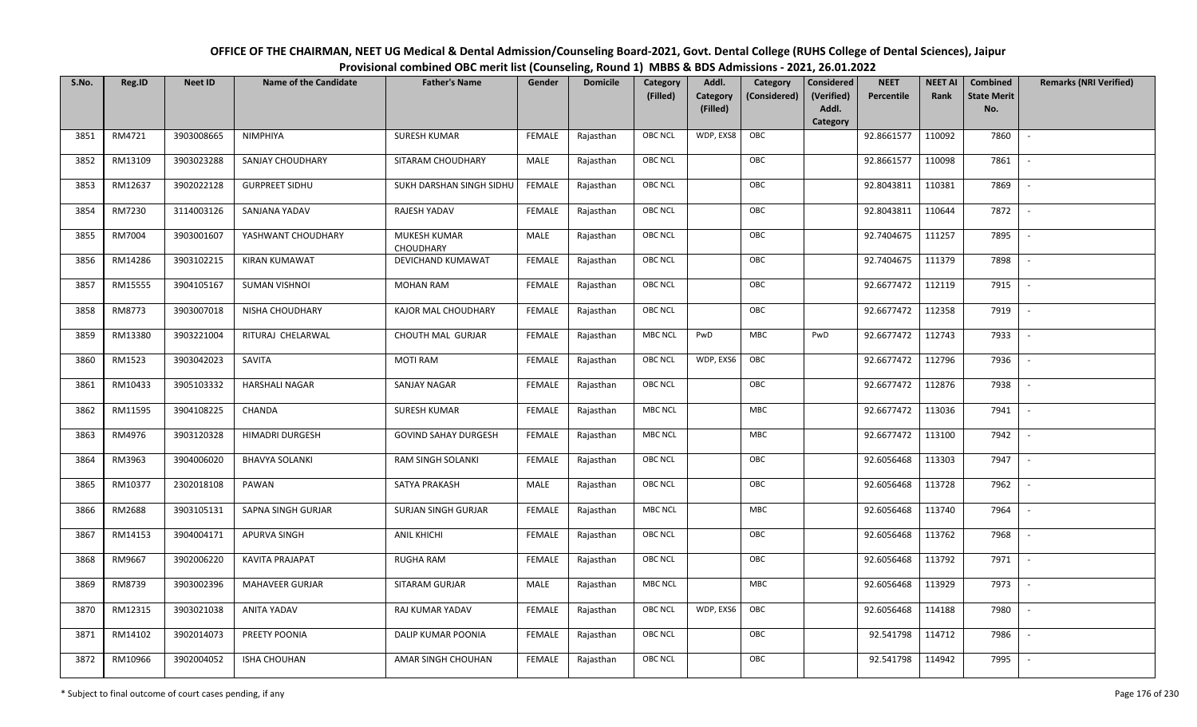# OFFICE OF THE CHAIRMAN, NEET UG Medical & Dental Admission/Counseling Board-2021, Govt. Dental College (RUHS College of Dental Sciences), Jaipur

## Provisional combined OBC merit list (Counseling, Round 1) MBBS & BDS Admissions - 2021, 26.01.2022

| S.No. | Reg.ID | Neet ID | Name of the Candidate | Father's Name | Gender | Domicile | Category (Filled) | Addl. Category (Filled) | Category (Considered) | Considered (Verified) Addl. Category | NEET Percentile | NEET AI Rank | Combined State Merit No. | Remarks (NRI Verified) |
|---|---|---|---|---|---|---|---|---|---|---|---|---|---|---|
| 3851 | RM4721 | 3903008665 | NIMPHIYA | SURESH KUMAR | FEMALE | Rajasthan | OBC NCL | WDP, EXS8 | OBC | | 92.8661577 | 110092 | 7860 | - |
| 3852 | RM13109 | 3903023288 | SANJAY CHOUDHARY | SITARAM CHOUDHARY | MALE | Rajasthan | OBC NCL | | OBC | | 92.8661577 | 110098 | 7861 | - |
| 3853 | RM12637 | 3902022128 | GURPREET SIDHU | SUKH DARSHAN SINGH SIDHU | FEMALE | Rajasthan | OBC NCL | | OBC | | 92.8043811 | 110381 | 7869 | - |
| 3854 | RM7230 | 3114003126 | SANJANA YADAV | RAJESH YADAV | FEMALE | Rajasthan | OBC NCL | | OBC | | 92.8043811 | 110644 | 7872 | - |
| 3855 | RM7004 | 3903001607 | YASHWANT CHOUDHARY | MUKESH KUMAR CHOUDHARY | MALE | Rajasthan | OBC NCL | | OBC | | 92.7404675 | 111257 | 7895 | - |
| 3856 | RM14286 | 3903102215 | KIRAN KUMAWAT | DEVICHAND KUMAWAT | FEMALE | Rajasthan | OBC NCL | | OBC | | 92.7404675 | 111379 | 7898 | - |
| 3857 | RM15555 | 3904105167 | SUMAN VISHNOI | MOHAN RAM | FEMALE | Rajasthan | OBC NCL | | OBC | | 92.6677472 | 112119 | 7915 | - |
| 3858 | RM8773 | 3903007018 | NISHA CHOUDHARY | KAJOR MAL CHOUDHARY | FEMALE | Rajasthan | OBC NCL | | OBC | | 92.6677472 | 112358 | 7919 | - |
| 3859 | RM13380 | 3903221004 | RITURAJ CHELARWAL | CHOUTH MAL GURJAR | FEMALE | Rajasthan | MBC NCL | PwD | MBC | PwD | 92.6677472 | 112743 | 7933 | - |
| 3860 | RM1523 | 3903042023 | SAVITA | MOTI RAM | FEMALE | Rajasthan | OBC NCL | WDP, EXS6 | OBC | | 92.6677472 | 112796 | 7936 | - |
| 3861 | RM10433 | 3905103332 | HARSHALI NAGAR | SANJAY NAGAR | FEMALE | Rajasthan | OBC NCL | | OBC | | 92.6677472 | 112876 | 7938 | - |
| 3862 | RM11595 | 3904108225 | CHANDA | SURESH KUMAR | FEMALE | Rajasthan | MBC NCL | | MBC | | 92.6677472 | 113036 | 7941 | - |
| 3863 | RM4976 | 3903120328 | HIMADRI DURGESH | GOVIND SAHAY DURGESH | FEMALE | Rajasthan | MBC NCL | | MBC | | 92.6677472 | 113100 | 7942 | - |
| 3864 | RM3963 | 3904006020 | BHAVYA SOLANKI | RAM SINGH SOLANKI | FEMALE | Rajasthan | OBC NCL | | OBC | | 92.6056468 | 113303 | 7947 | - |
| 3865 | RM10377 | 2302018108 | PAWAN | SATYA PRAKASH | MALE | Rajasthan | OBC NCL | | OBC | | 92.6056468 | 113728 | 7962 | - |
| 3866 | RM2688 | 3903105131 | SAPNA SINGH GURJAR | SURJAN SINGH GURJAR | FEMALE | Rajasthan | MBC NCL | | MBC | | 92.6056468 | 113740 | 7964 | - |
| 3867 | RM14153 | 3904004171 | APURVA SINGH | ANIL KHICHI | FEMALE | Rajasthan | OBC NCL | | OBC | | 92.6056468 | 113762 | 7968 | - |
| 3868 | RM9667 | 3902006220 | KAVITA PRAJAPAT | RUGHA RAM | FEMALE | Rajasthan | OBC NCL | | OBC | | 92.6056468 | 113792 | 7971 | - |
| 3869 | RM8739 | 3903002396 | MAHAVEER GURJAR | SITARAM GURJAR | MALE | Rajasthan | MBC NCL | | MBC | | 92.6056468 | 113929 | 7973 | - |
| 3870 | RM12315 | 3903021038 | ANITA YADAV | RAJ KUMAR YADAV | FEMALE | Rajasthan | OBC NCL | WDP, EXS6 | OBC | | 92.6056468 | 114188 | 7980 | - |
| 3871 | RM14102 | 3902014073 | PREETY POONIA | DALIP KUMAR POONIA | FEMALE | Rajasthan | OBC NCL | | OBC | | 92.541798 | 114712 | 7986 | - |
| 3872 | RM10966 | 3902004052 | ISHA CHOUHAN | AMAR SINGH CHOUHAN | FEMALE | Rajasthan | OBC NCL | | OBC | | 92.541798 | 114942 | 7995 | - |

\* Subject to final outcome of court cases pending, if any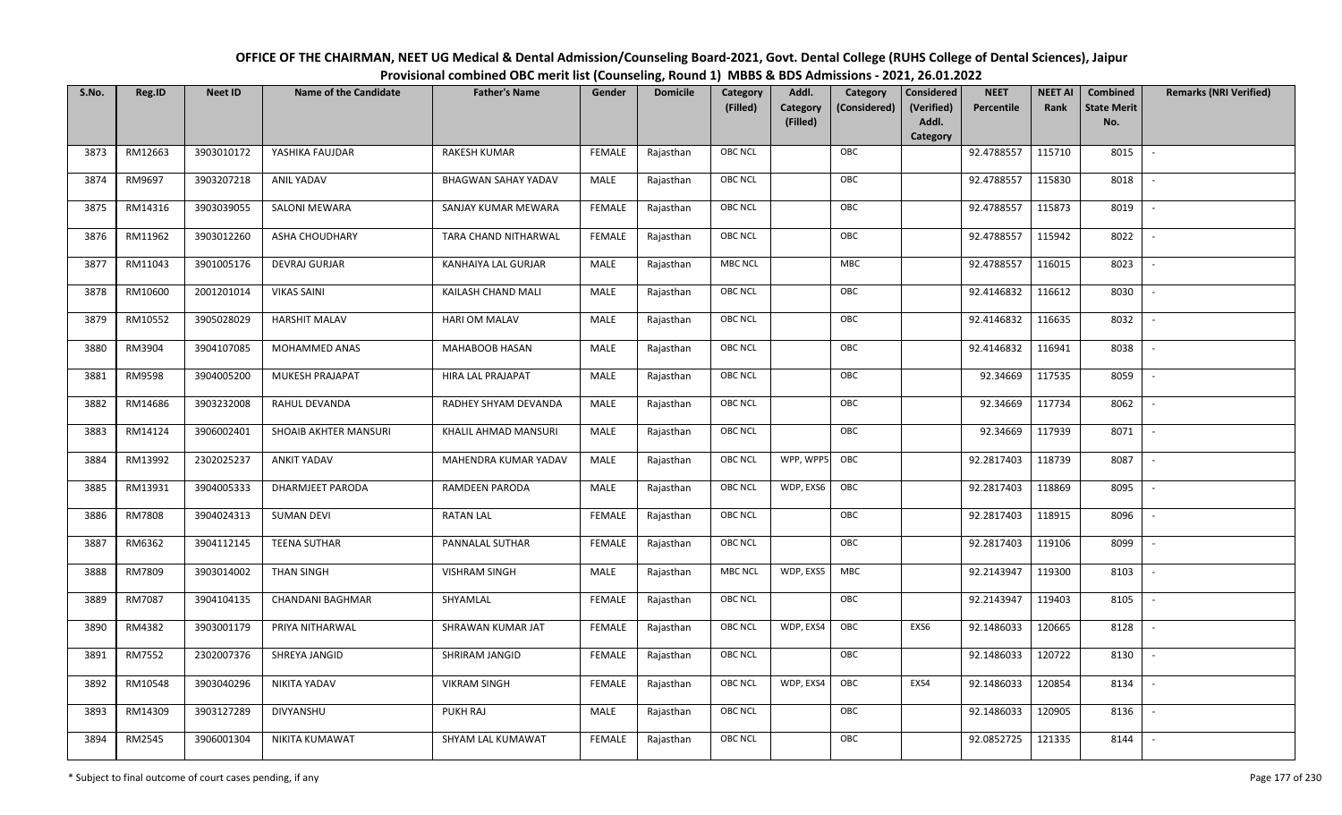# OFFICE OF THE CHAIRMAN, NEET UG Medical & Dental Admission/Counseling Board-2021, Govt. Dental College (RUHS College of Dental Sciences), Jaipur

## Provisional combined OBC merit list (Counseling, Round 1) MBBS & BDS Admissions - 2021, 26.01.2022

| S.No. | Reg.ID | Neet ID | Name of the Candidate | Father's Name | Gender | Domicile | Category (Filled) | Addl. Category (Filled) | Category (Considered) | Considered (Verified) Addl. Category | NEET Percentile | NEET AI Rank | Combined State Merit No. | Remarks (NRI Verified) |
|---|---|---|---|---|---|---|---|---|---|---|---|---|---|---|
| 3873 | RM12663 | 3903010172 | YASHIKA FAUJDAR | RAKESH KUMAR | FEMALE | Rajasthan | OBC NCL | | OBC | | 92.4788557 | 115710 | 8015 | - |
| 3874 | RM9697 | 3903207218 | ANIL YADAV | BHAGWAN SAHAY YADAV | MALE | Rajasthan | OBC NCL | | OBC | | 92.4788557 | 115830 | 8018 | - |
| 3875 | RM14316 | 3903039055 | SALONI MEWARA | SANJAY KUMAR MEWARA | FEMALE | Rajasthan | OBC NCL | | OBC | | 92.4788557 | 115873 | 8019 | - |
| 3876 | RM11962 | 3903012260 | ASHA CHOUDHARY | TARA CHAND NITHARWAL | FEMALE | Rajasthan | OBC NCL | | OBC | | 92.4788557 | 115942 | 8022 | - |
| 3877 | RM11043 | 3901005176 | DEVRAJ GURJAR | KANHAIYA LAL GURJAR | MALE | Rajasthan | MBC NCL | | MBC | | 92.4788557 | 116015 | 8023 | - |
| 3878 | RM10600 | 2001201014 | VIKAS SAINI | KAILASH CHAND MALI | MALE | Rajasthan | OBC NCL | | OBC | | 92.4146832 | 116612 | 8030 | - |
| 3879 | RM10552 | 3905028029 | HARSHIT MALAV | HARI OM MALAV | MALE | Rajasthan | OBC NCL | | OBC | | 92.4146832 | 116635 | 8032 | - |
| 3880 | RM3904 | 3904107085 | MOHAMMED ANAS | MAHABOOB HASAN | MALE | Rajasthan | OBC NCL | | OBC | | 92.4146832 | 116941 | 8038 | - |
| 3881 | RM9598 | 3904005200 | MUKESH PRAJAPAT | HIRA LAL PRAJAPAT | MALE | Rajasthan | OBC NCL | | OBC | | 92.34669 | 117535 | 8059 | - |
| 3882 | RM14686 | 3903232008 | RAHUL DEVANDA | RADHEY SHYAM DEVANDA | MALE | Rajasthan | OBC NCL | | OBC | | 92.34669 | 117734 | 8062 | - |
| 3883 | RM14124 | 3906002401 | SHOAIB AKHTER MANSURI | KHALIL AHMAD MANSURI | MALE | Rajasthan | OBC NCL | | OBC | | 92.34669 | 117939 | 8071 | - |
| 3884 | RM13992 | 2302025237 | ANKIT YADAV | MAHENDRA KUMAR YADAV | MALE | Rajasthan | OBC NCL | WPP, WPP5 | OBC | | 92.2817403 | 118739 | 8087 | - |
| 3885 | RM13931 | 3904005333 | DHARMJEET PARODA | RAMDEEN PARODA | MALE | Rajasthan | OBC NCL | WDP, EXS6 | OBC | | 92.2817403 | 118869 | 8095 | - |
| 3886 | RM7808 | 3904024313 | SUMAN DEVI | RATAN LAL | FEMALE | Rajasthan | OBC NCL | | OBC | | 92.2817403 | 118915 | 8096 | - |
| 3887 | RM6362 | 3904112145 | TEENA SUTHAR | PANNALAL SUTHAR | FEMALE | Rajasthan | OBC NCL | | OBC | | 92.2817403 | 119106 | 8099 | - |
| 3888 | RM7809 | 3903014002 | THAN SINGH | VISHRAM SINGH | MALE | Rajasthan | MBC NCL | WDP, EXS5 | MBC | | 92.2143947 | 119300 | 8103 | - |
| 3889 | RM7087 | 3904104135 | CHANDANI BAGHMAR | SHYAMLAL | FEMALE | Rajasthan | OBC NCL | | OBC | | 92.2143947 | 119403 | 8105 | - |
| 3890 | RM4382 | 3903001179 | PRIYA NITHARWAL | SHRAWAN KUMAR JAT | FEMALE | Rajasthan | OBC NCL | WDP, EXS4 | OBC | EXS6 | 92.1486033 | 120665 | 8128 | - |
| 3891 | RM7552 | 2302007376 | SHREYA JANGID | SHRIRAM JANGID | FEMALE | Rajasthan | OBC NCL | | OBC | | 92.1486033 | 120722 | 8130 | - |
| 3892 | RM10548 | 3903040296 | NIKITA YADAV | VIKRAM SINGH | FEMALE | Rajasthan | OBC NCL | WDP, EXS4 | OBC | EXS4 | 92.1486033 | 120854 | 8134 | - |
| 3893 | RM14309 | 3903127289 | DIVYANSHU | PUKH RAJ | MALE | Rajasthan | OBC NCL | | OBC | | 92.1486033 | 120905 | 8136 | - |
| 3894 | RM2545 | 3906001304 | NIKITA KUMAWAT | SHYAM LAL KUMAWAT | FEMALE | Rajasthan | OBC NCL | | OBC | | 92.0852725 | 121335 | 8144 | - |

\* Subject to final outcome of court cases pending, if any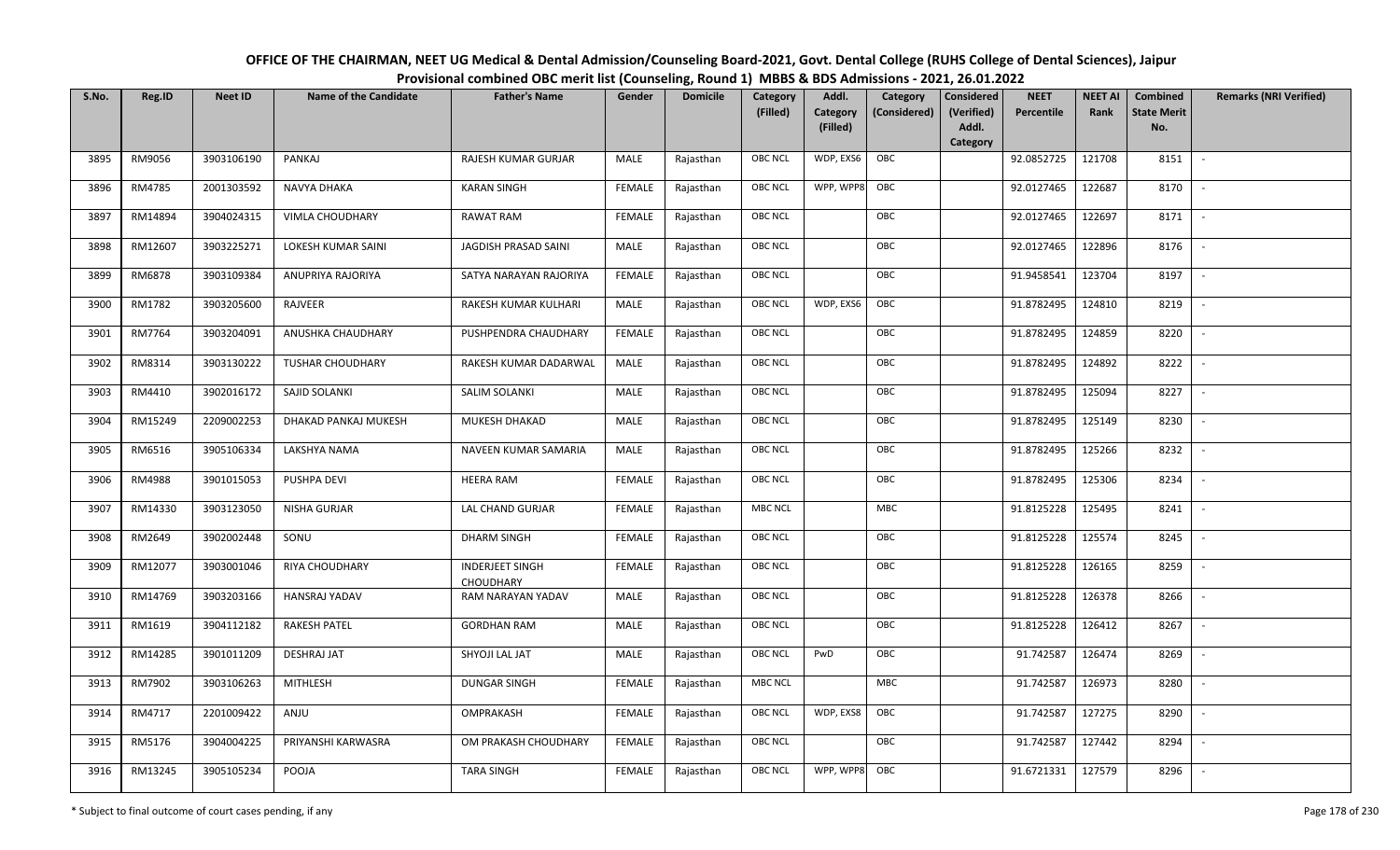# OFFICE OF THE CHAIRMAN, NEET UG Medical & Dental Admission/Counseling Board-2021, Govt. Dental College (RUHS College of Dental Sciences), Jaipur

## Provisional combined OBC merit list (Counseling, Round 1) MBBS & BDS Admissions - 2021, 26.01.2022

| S.No. | Reg.ID | Neet ID | Name of the Candidate | Father's Name | Gender | Domicile | Category (Filled) | Addl. Category (Filled) | Category (Considered) | Considered (Verified) Addl. Category | NEET Percentile | NEET AI Rank | Combined State Merit No. | Remarks (NRI Verified) |
|---|---|---|---|---|---|---|---|---|---|---|---|---|---|---|
| 3895 | RM9056 | 3903106190 | PANKAJ | RAJESH KUMAR GURJAR | MALE | Rajasthan | OBC NCL | WDP, EXS6 | OBC | | 92.0852725 | 121708 | 8151 | - |
| 3896 | RM4785 | 2001303592 | NAVYA DHAKA | KARAN SINGH | FEMALE | Rajasthan | OBC NCL | WPP, WPP8 | OBC | | 92.0127465 | 122687 | 8170 | - |
| 3897 | RM14894 | 3904024315 | VIMLA CHOUDHARY | RAWAT RAM | FEMALE | Rajasthan | OBC NCL | | OBC | | 92.0127465 | 122697 | 8171 | - |
| 3898 | RM12607 | 3903225271 | LOKESH KUMAR SAINI | JAGDISH PRASAD SAINI | MALE | Rajasthan | OBC NCL | | OBC | | 92.0127465 | 122896 | 8176 | - |
| 3899 | RM6878 | 3903109384 | ANUPRIYA RAJORIYA | SATYA NARAYAN RAJORIYA | FEMALE | Rajasthan | OBC NCL | | OBC | | 91.9458541 | 123704 | 8197 | - |
| 3900 | RM1782 | 3903205600 | RAJVEER | RAKESH KUMAR KULHARI | MALE | Rajasthan | OBC NCL | WDP, EXS6 | OBC | | 91.8782495 | 124810 | 8219 | - |
| 3901 | RM7764 | 3903204091 | ANUSHKA CHAUDHARY | PUSHPENDRA CHAUDHARY | FEMALE | Rajasthan | OBC NCL | | OBC | | 91.8782495 | 124859 | 8220 | - |
| 3902 | RM8314 | 3903130222 | TUSHAR CHOUDHARY | RAKESH KUMAR DADARWAL | MALE | Rajasthan | OBC NCL | | OBC | | 91.8782495 | 124892 | 8222 | - |
| 3903 | RM4410 | 3902016172 | SAJID SOLANKI | SALIM SOLANKI | MALE | Rajasthan | OBC NCL | | OBC | | 91.8782495 | 125094 | 8227 | - |
| 3904 | RM15249 | 2209002253 | DHAKAD PANKAJ MUKESH | MUKESH DHAKAD | MALE | Rajasthan | OBC NCL | | OBC | | 91.8782495 | 125149 | 8230 | - |
| 3905 | RM6516 | 3905106334 | LAKSHYA NAMA | NAVEEN KUMAR SAMARIA | MALE | Rajasthan | OBC NCL | | OBC | | 91.8782495 | 125266 | 8232 | - |
| 3906 | RM4988 | 3901015053 | PUSHPA DEVI | HEERA RAM | FEMALE | Rajasthan | OBC NCL | | OBC | | 91.8782495 | 125306 | 8234 | - |
| 3907 | RM14330 | 3903123050 | NISHA GURJAR | LAL CHAND GURJAR | FEMALE | Rajasthan | MBC NCL | | MBC | | 91.8125228 | 125495 | 8241 | - |
| 3908 | RM2649 | 3902002448 | SONU | DHARM SINGH | FEMALE | Rajasthan | OBC NCL | | OBC | | 91.8125228 | 125574 | 8245 | - |
| 3909 | RM12077 | 3903001046 | RIYA CHOUDHARY | INDERJEET SINGH CHOUDHARY | FEMALE | Rajasthan | OBC NCL | | OBC | | 91.8125228 | 126165 | 8259 | - |
| 3910 | RM14769 | 3903203166 | HANSRAJ YADAV | RAM NARAYAN YADAV | MALE | Rajasthan | OBC NCL | | OBC | | 91.8125228 | 126378 | 8266 | - |
| 3911 | RM1619 | 3904112182 | RAKESH PATEL | GORDHAN RAM | MALE | Rajasthan | OBC NCL | | OBC | | 91.8125228 | 126412 | 8267 | - |
| 3912 | RM14285 | 3901011209 | DESHRAJ JAT | SHYOJI LAL JAT | MALE | Rajasthan | OBC NCL | PwD | OBC | | 91.742587 | 126474 | 8269 | - |
| 3913 | RM7902 | 3903106263 | MITHLESH | DUNGAR SINGH | FEMALE | Rajasthan | MBC NCL | | MBC | | 91.742587 | 126973 | 8280 | - |
| 3914 | RM4717 | 2201009422 | ANJU | OMPRAKASH | FEMALE | Rajasthan | OBC NCL | WDP, EXS8 | OBC | | 91.742587 | 127275 | 8290 | - |
| 3915 | RM5176 | 3904004225 | PRIYANSHI KARWASRA | OM PRAKASH CHOUDHARY | FEMALE | Rajasthan | OBC NCL | | OBC | | 91.742587 | 127442 | 8294 | - |
| 3916 | RM13245 | 3905105234 | POOJA | TARA SINGH | FEMALE | Rajasthan | OBC NCL | WPP, WPP8 | OBC | | 91.6721331 | 127579 | 8296 | - |

\* Subject to final outcome of court cases pending, if any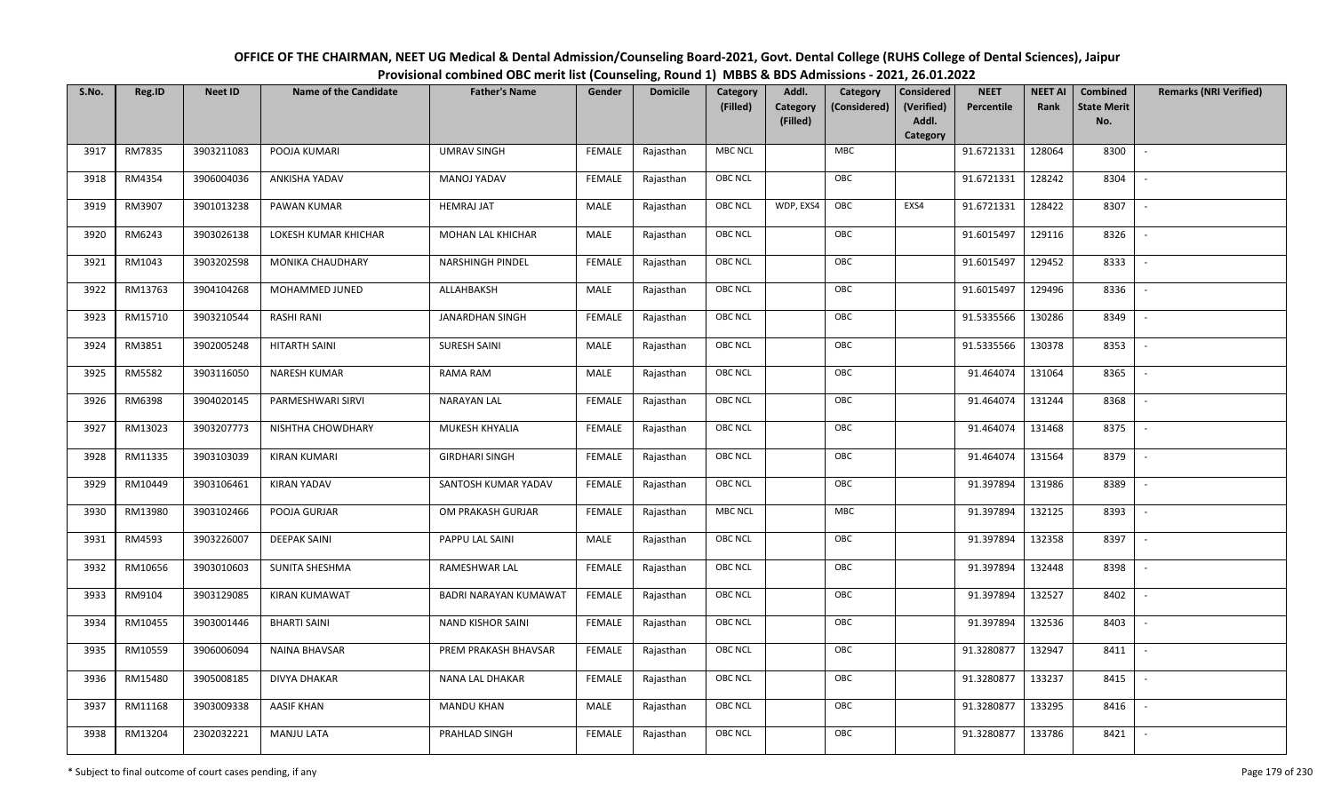# OFFICE OF THE CHAIRMAN, NEET UG Medical & Dental Admission/Counseling Board-2021, Govt. Dental College (RUHS College of Dental Sciences), Jaipur

## Provisional combined OBC merit list (Counseling, Round 1) MBBS & BDS Admissions - 2021, 26.01.2022

| S.No. | Reg.ID | Neet ID | Name of the Candidate | Father's Name | Gender | Domicile | Category (Filled) | Addl. Category (Filled) | Category (Considered) | Considered (Verified) Addl. Category | NEET Percentile | NEET AI Rank | Combined State Merit No. | Remarks (NRI Verified) |
|---|---|---|---|---|---|---|---|---|---|---|---|---|---|---|
| 3917 | RM7835 | 3903211083 | POOJA KUMARI | UMRAV SINGH | FEMALE | Rajasthan | MBC NCL | | MBC | | 91.6721331 | 128064 | 8300 | - |
| 3918 | RM4354 | 3906004036 | ANKISHA YADAV | MANOJ YADAV | FEMALE | Rajasthan | OBC NCL | | OBC | | 91.6721331 | 128242 | 8304 | - |
| 3919 | RM3907 | 3901013238 | PAWAN KUMAR | HEMRAJ JAT | MALE | Rajasthan | OBC NCL | WDP, EXS4 | OBC | EXS4 | 91.6721331 | 128422 | 8307 | - |
| 3920 | RM6243 | 3903026138 | LOKESH KUMAR KHICHAR | MOHAN LAL KHICHAR | MALE | Rajasthan | OBC NCL | | OBC | | 91.6015497 | 129116 | 8326 | - |
| 3921 | RM1043 | 3903202598 | MONIKA CHAUDHARY | NARSHINGH PINDEL | FEMALE | Rajasthan | OBC NCL | | OBC | | 91.6015497 | 129452 | 8333 | - |
| 3922 | RM13763 | 3904104268 | MOHAMMED JUNED | ALLAHBAKSH | MALE | Rajasthan | OBC NCL | | OBC | | 91.6015497 | 129496 | 8336 | - |
| 3923 | RM15710 | 3903210544 | RASHI RANI | JANARDHAN SINGH | FEMALE | Rajasthan | OBC NCL | | OBC | | 91.5335566 | 130286 | 8349 | - |
| 3924 | RM3851 | 3902005248 | HITARTH SAINI | SURESH SAINI | MALE | Rajasthan | OBC NCL | | OBC | | 91.5335566 | 130378 | 8353 | - |
| 3925 | RM5582 | 3903116050 | NARESH KUMAR | RAMA RAM | MALE | Rajasthan | OBC NCL | | OBC | | 91.464074 | 131064 | 8365 | - |
| 3926 | RM6398 | 3904020145 | PARMESHWARI SIRVI | NARAYAN LAL | FEMALE | Rajasthan | OBC NCL | | OBC | | 91.464074 | 131244 | 8368 | - |
| 3927 | RM13023 | 3903207773 | NISHTHA CHOWDHARY | MUKESH KHYALIA | FEMALE | Rajasthan | OBC NCL | | OBC | | 91.464074 | 131468 | 8375 | - |
| 3928 | RM11335 | 3903103039 | KIRAN KUMARI | GIRDHARI SINGH | FEMALE | Rajasthan | OBC NCL | | OBC | | 91.464074 | 131564 | 8379 | - |
| 3929 | RM10449 | 3903106461 | KIRAN YADAV | SANTOSH KUMAR YADAV | FEMALE | Rajasthan | OBC NCL | | OBC | | 91.397894 | 131986 | 8389 | - |
| 3930 | RM13980 | 3903102466 | POOJA GURJAR | OM PRAKASH GURJAR | FEMALE | Rajasthan | MBC NCL | | MBC | | 91.397894 | 132125 | 8393 | - |
| 3931 | RM4593 | 3903226007 | DEEPAK SAINI | PAPPU LAL SAINI | MALE | Rajasthan | OBC NCL | | OBC | | 91.397894 | 132358 | 8397 | - |
| 3932 | RM10656 | 3903010603 | SUNITA SHESHMA | RAMESHWAR LAL | FEMALE | Rajasthan | OBC NCL | | OBC | | 91.397894 | 132448 | 8398 | - |
| 3933 | RM9104 | 3903129085 | KIRAN KUMAWAT | BADRI NARAYAN KUMAWAT | FEMALE | Rajasthan | OBC NCL | | OBC | | 91.397894 | 132527 | 8402 | - |
| 3934 | RM10455 | 3903001446 | BHARTI SAINI | NAND KISHOR SAINI | FEMALE | Rajasthan | OBC NCL | | OBC | | 91.397894 | 132536 | 8403 | - |
| 3935 | RM10559 | 3906006094 | NAINA BHAVSAR | PREM PRAKASH BHAVSAR | FEMALE | Rajasthan | OBC NCL | | OBC | | 91.3280877 | 132947 | 8411 | - |
| 3936 | RM15480 | 3905008185 | DIVYA DHAKAR | NANA LAL DHAKAR | FEMALE | Rajasthan | OBC NCL | | OBC | | 91.3280877 | 133237 | 8415 | - |
| 3937 | RM11168 | 3903009338 | AASIF KHAN | MANDU KHAN | MALE | Rajasthan | OBC NCL | | OBC | | 91.3280877 | 133295 | 8416 | - |
| 3938 | RM13204 | 2302032221 | MANJU LATA | PRAHLAD SINGH | FEMALE | Rajasthan | OBC NCL | | OBC | | 91.3280877 | 133786 | 8421 | - |

\* Subject to final outcome of court cases pending, if any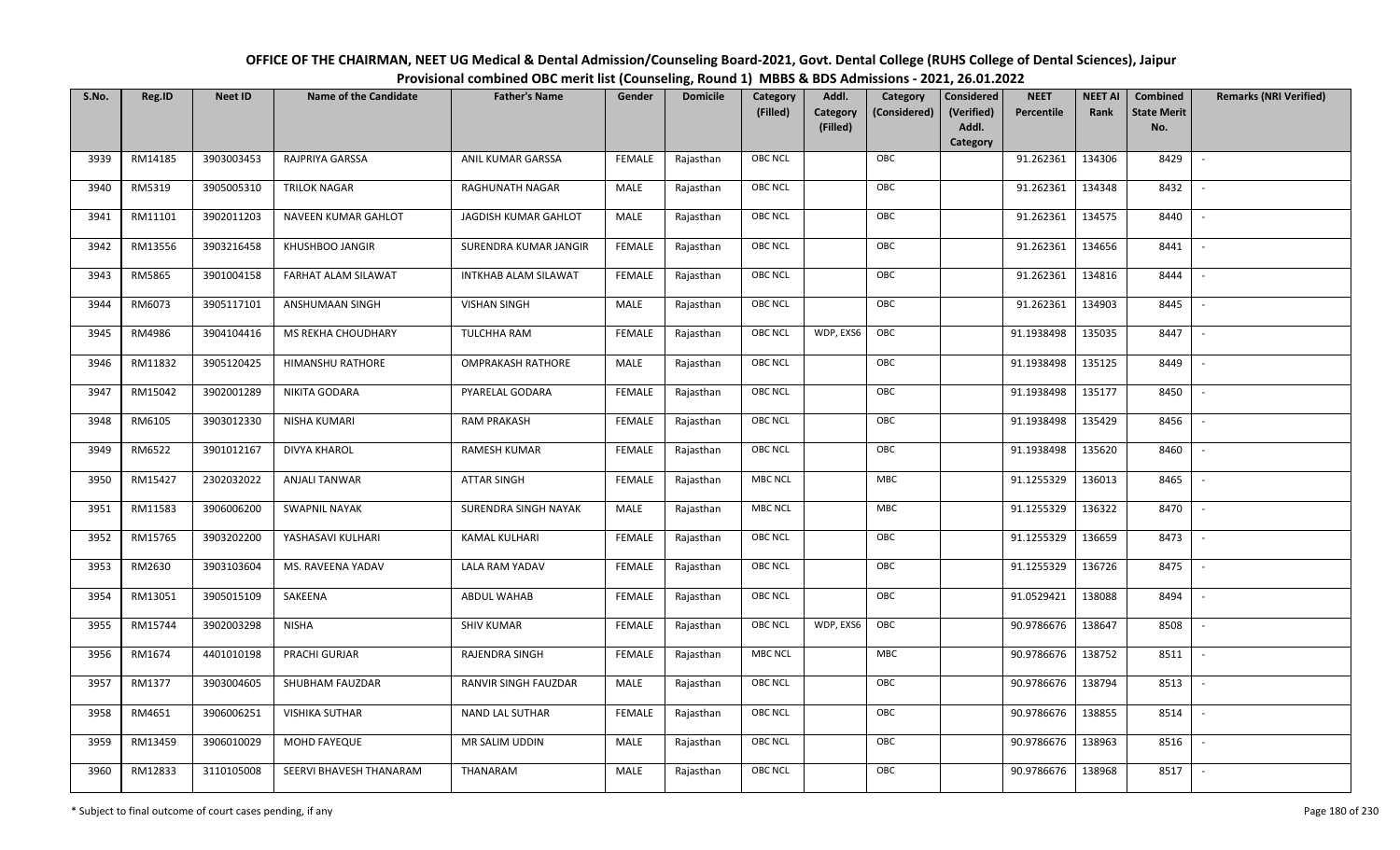**OFFICE OF THE CHAIRMAN, NEET UG Medical & Dental Admission/Counseling Board-2021, Govt. Dental College (RUHS College of Dental Sciences), Jaipur**
**Provisional combined OBC merit list (Counseling, Round 1) MBBS & BDS Admissions - 2021, 26.01.2022**

| S.No. | Reg.ID | Neet ID | Name of the Candidate | Father's Name | Gender | Domicile | Category (Filled) | Addl. Category (Filled) | Category (Considered) | Considered (Verified) Addl. Category | NEET Percentile | NEET AI Rank | Combined State Merit No. | Remarks (NRI Verified) |
|---|---|---|---|---|---|---|---|---|---|---|---|---|---|---|
| 3939 | RM14185 | 3903003453 | RAJPRIYA GARSSA | ANIL KUMAR GARSSA | FEMALE | Rajasthan | OBC NCL | | OBC | | 91.262361 | 134306 | 8429 | - |
| 3940 | RM5319 | 3905005310 | TRILOK NAGAR | RAGHUNATH NAGAR | MALE | Rajasthan | OBC NCL | | OBC | | 91.262361 | 134348 | 8432 | - |
| 3941 | RM11101 | 3902011203 | NAVEEN KUMAR GAHLOT | JAGDISH KUMAR GAHLOT | MALE | Rajasthan | OBC NCL | | OBC | | 91.262361 | 134575 | 8440 | - |
| 3942 | RM13556 | 3903216458 | KHUSHBOO JANGIR | SURENDRA KUMAR JANGIR | FEMALE | Rajasthan | OBC NCL | | OBC | | 91.262361 | 134656 | 8441 | - |
| 3943 | RM5865 | 3901004158 | FARHAT ALAM SILAWAT | INTKHAB ALAM SILAWAT | FEMALE | Rajasthan | OBC NCL | | OBC | | 91.262361 | 134816 | 8444 | - |
| 3944 | RM6073 | 3905117101 | ANSHUMAAN SINGH | VISHAN SINGH | MALE | Rajasthan | OBC NCL | | OBC | | 91.262361 | 134903 | 8445 | - |
| 3945 | RM4986 | 3904104416 | MS REKHA CHOUDHARY | TULCHHA RAM | FEMALE | Rajasthan | OBC NCL | WDP, EXS6 | OBC | | 91.1938498 | 135035 | 8447 | - |
| 3946 | RM11832 | 3905120425 | HIMANSHU RATHORE | OMPRAKASH RATHORE | MALE | Rajasthan | OBC NCL | | OBC | | 91.1938498 | 135125 | 8449 | - |
| 3947 | RM15042 | 3902001289 | NIKITA GODARA | PYARELAL GODARA | FEMALE | Rajasthan | OBC NCL | | OBC | | 91.1938498 | 135177 | 8450 | - |
| 3948 | RM6105 | 3903012330 | NISHA KUMARI | RAM PRAKASH | FEMALE | Rajasthan | OBC NCL | | OBC | | 91.1938498 | 135429 | 8456 | - |
| 3949 | RM6522 | 3901012167 | DIVYA KHAROL | RAMESH KUMAR | FEMALE | Rajasthan | OBC NCL | | OBC | | 91.1938498 | 135620 | 8460 | - |
| 3950 | RM15427 | 2302032022 | ANJALI TANWAR | ATTAR SINGH | FEMALE | Rajasthan | MBC NCL | | MBC | | 91.1255329 | 136013 | 8465 | - |
| 3951 | RM11583 | 3906006200 | SWAPNIL NAYAK | SURENDRA SINGH NAYAK | MALE | Rajasthan | MBC NCL | | MBC | | 91.1255329 | 136322 | 8470 | - |
| 3952 | RM15765 | 3903202200 | YASHASAVI KULHARI | KAMAL KULHARI | FEMALE | Rajasthan | OBC NCL | | OBC | | 91.1255329 | 136659 | 8473 | - |
| 3953 | RM2630 | 3903103604 | MS. RAVEENA YADAV | LALA RAM YADAV | FEMALE | Rajasthan | OBC NCL | | OBC | | 91.1255329 | 136726 | 8475 | - |
| 3954 | RM13051 | 3905015109 | SAKEENA | ABDUL WAHAB | FEMALE | Rajasthan | OBC NCL | | OBC | | 91.0529421 | 138088 | 8494 | - |
| 3955 | RM15744 | 3902003298 | NISHA | SHIV KUMAR | FEMALE | Rajasthan | OBC NCL | WDP, EXS6 | OBC | | 90.9786676 | 138647 | 8508 | - |
| 3956 | RM1674 | 4401010198 | PRACHI GURJAR | RAJENDRA SINGH | FEMALE | Rajasthan | MBC NCL | | MBC | | 90.9786676 | 138752 | 8511 | - |
| 3957 | RM1377 | 3903004605 | SHUBHAM FAUZDAR | RANVIR SINGH FAUZDAR | MALE | Rajasthan | OBC NCL | | OBC | | 90.9786676 | 138794 | 8513 | - |
| 3958 | RM4651 | 3906006251 | VISHIKA SUTHAR | NAND LAL SUTHAR | FEMALE | Rajasthan | OBC NCL | | OBC | | 90.9786676 | 138855 | 8514 | - |
| 3959 | RM13459 | 3906010029 | MOHD FAYEQUE | MR SALIM UDDIN | MALE | Rajasthan | OBC NCL | | OBC | | 90.9786676 | 138963 | 8516 | - |
| 3960 | RM12833 | 3110105008 | SEERVI BHAVESH THANARAM | THANARAM | MALE | Rajasthan | OBC NCL | | OBC | | 90.9786676 | 138968 | 8517 | - |

\* Subject to final outcome of court cases pending, if any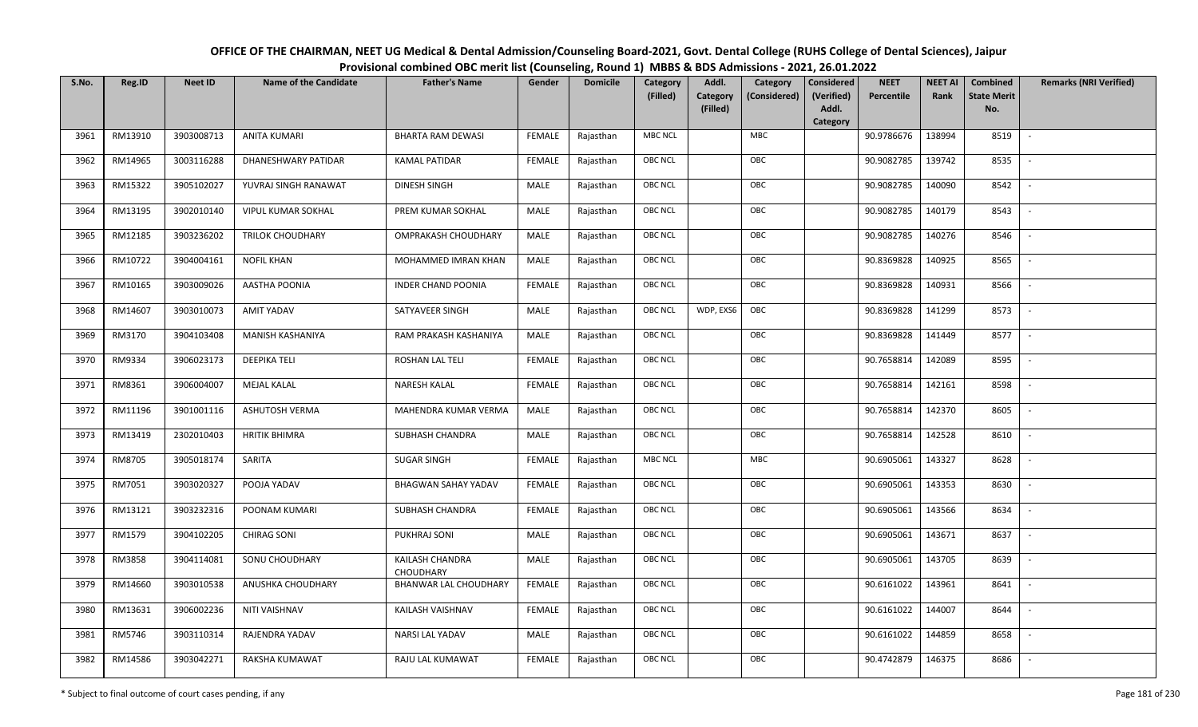# OFFICE OF THE CHAIRMAN, NEET UG Medical & Dental Admission/Counseling Board-2021, Govt. Dental College (RUHS College of Dental Sciences), Jaipur

## Provisional combined OBC merit list (Counseling, Round 1) MBBS & BDS Admissions - 2021, 26.01.2022

| S.No. | Reg.ID | Neet ID | Name of the Candidate | Father's Name | Gender | Domicile | Category (Filled) | Addl. Category (Filled) | Category (Considered) | Considered (Verified) Addl. Category | NEET Percentile | NEET AI Rank | Combined State Merit No. | Remarks (NRI Verified) |
|---|---|---|---|---|---|---|---|---|---|---|---|---|---|---|
| 3961 | RM13910 | 3903008713 | ANITA KUMARI | BHARTA RAM DEWASI | FEMALE | Rajasthan | MBC NCL | | MBC | | 90.9786676 | 138994 | 8519 | - |
| 3962 | RM14965 | 3003116288 | DHANESHWARY PATIDAR | KAMAL PATIDAR | FEMALE | Rajasthan | OBC NCL | | OBC | | 90.9082785 | 139742 | 8535 | - |
| 3963 | RM15322 | 3905102027 | YUVRAJ SINGH RANAWAT | DINESH SINGH | MALE | Rajasthan | OBC NCL | | OBC | | 90.9082785 | 140090 | 8542 | - |
| 3964 | RM13195 | 3902010140 | VIPUL KUMAR SOKHAL | PREM KUMAR SOKHAL | MALE | Rajasthan | OBC NCL | | OBC | | 90.9082785 | 140179 | 8543 | - |
| 3965 | RM12185 | 3903236202 | TRILOK CHOUDHARY | OMPRAKASH CHOUDHARY | MALE | Rajasthan | OBC NCL | | OBC | | 90.9082785 | 140276 | 8546 | - |
| 3966 | RM10722 | 3904004161 | NOFIL KHAN | MOHAMMED IMRAN KHAN | MALE | Rajasthan | OBC NCL | | OBC | | 90.8369828 | 140925 | 8565 | - |
| 3967 | RM10165 | 3903009026 | AASTHA POONIA | INDER CHAND POONIA | FEMALE | Rajasthan | OBC NCL | | OBC | | 90.8369828 | 140931 | 8566 | - |
| 3968 | RM14607 | 3903010073 | AMIT YADAV | SATYAVEER SINGH | MALE | Rajasthan | OBC NCL | WDP, EXS6 | OBC | | 90.8369828 | 141299 | 8573 | - |
| 3969 | RM3170 | 3904103408 | MANISH KASHANIYA | RAM PRAKASH KASHANIYA | MALE | Rajasthan | OBC NCL | | OBC | | 90.8369828 | 141449 | 8577 | - |
| 3970 | RM9334 | 3906023173 | DEEPIKA TELI | ROSHAN LAL TELI | FEMALE | Rajasthan | OBC NCL | | OBC | | 90.7658814 | 142089 | 8595 | - |
| 3971 | RM8361 | 3906004007 | MEJAL KALAL | NARESH KALAL | FEMALE | Rajasthan | OBC NCL | | OBC | | 90.7658814 | 142161 | 8598 | - |
| 3972 | RM11196 | 3901001116 | ASHUTOSH VERMA | MAHENDRA KUMAR VERMA | MALE | Rajasthan | OBC NCL | | OBC | | 90.7658814 | 142370 | 8605 | - |
| 3973 | RM13419 | 2302010403 | HRITIK BHIMRA | SUBHASH CHANDRA | MALE | Rajasthan | OBC NCL | | OBC | | 90.7658814 | 142528 | 8610 | - |
| 3974 | RM8705 | 3905018174 | SARITA | SUGAR SINGH | FEMALE | Rajasthan | MBC NCL | | MBC | | 90.6905061 | 143327 | 8628 | - |
| 3975 | RM7051 | 3903020327 | POOJA YADAV | BHAGWAN SAHAY YADAV | FEMALE | Rajasthan | OBC NCL | | OBC | | 90.6905061 | 143353 | 8630 | - |
| 3976 | RM13121 | 3903232316 | POONAM KUMARI | SUBHASH CHANDRA | FEMALE | Rajasthan | OBC NCL | | OBC | | 90.6905061 | 143566 | 8634 | - |
| 3977 | RM1579 | 3904102205 | CHIRAG SONI | PUKHRAJ SONI | MALE | Rajasthan | OBC NCL | | OBC | | 90.6905061 | 143671 | 8637 | - |
| 3978 | RM3858 | 3904114081 | SONU CHOUDHARY | KAILASH CHANDRA CHOUDHARY | MALE | Rajasthan | OBC NCL | | OBC | | 90.6905061 | 143705 | 8639 | - |
| 3979 | RM14660 | 3903010538 | ANUSHKA CHOUDHARY | BHANWAR LAL CHOUDHARY | FEMALE | Rajasthan | OBC NCL | | OBC | | 90.6161022 | 143961 | 8641 | - |
| 3980 | RM13631 | 3906002236 | NITI VAISHNAV | KAILASH VAISHNAV | FEMALE | Rajasthan | OBC NCL | | OBC | | 90.6161022 | 144007 | 8644 | - |
| 3981 | RM5746 | 3903110314 | RAJENDRA YADAV | NARSI LAL YADAV | MALE | Rajasthan | OBC NCL | | OBC | | 90.6161022 | 144859 | 8658 | - |
| 3982 | RM14586 | 3903042271 | RAKSHA KUMAWAT | RAJU LAL KUMAWAT | FEMALE | Rajasthan | OBC NCL | | OBC | | 90.4742879 | 146375 | 8686 | - |

\* Subject to final outcome of court cases pending, if any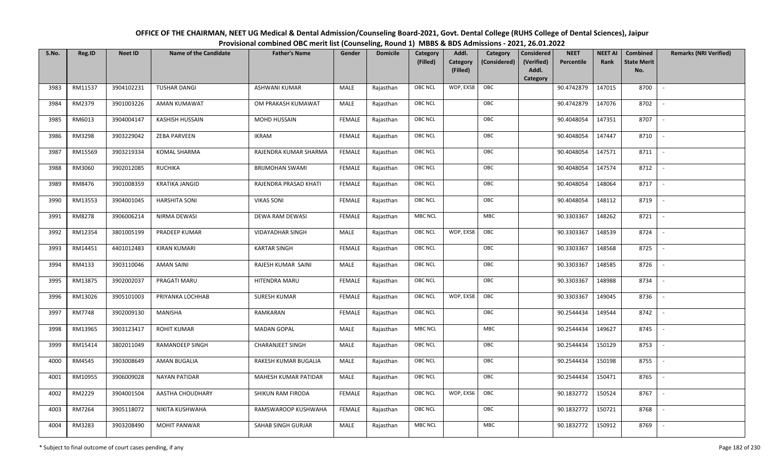# OFFICE OF THE CHAIRMAN, NEET UG Medical & Dental Admission/Counseling Board-2021, Govt. Dental College (RUHS College of Dental Sciences), Jaipur

## Provisional combined OBC merit list (Counseling, Round 1) MBBS & BDS Admissions - 2021, 26.01.2022

| S.No. | Reg.ID | Neet ID | Name of the Candidate | Father's Name | Gender | Domicile | Category (Filled) | Addl. Category (Filled) | Category (Considered) | Considered (Verified) Addl. Category | NEET Percentile | NEET AI Rank | Combined State Merit No. | Remarks (NRI Verified) |
|---|---|---|---|---|---|---|---|---|---|---|---|---|---|---|
| 3983 | RM11537 | 3904102231 | TUSHAR DANGI | ASHWANI KUMAR | MALE | Rajasthan | OBC NCL | WDP, EXS8 | OBC | | 90.4742879 | 147015 | 8700 | - |
| 3984 | RM2379 | 3901003226 | AMAN KUMAWAT | OM PRAKASH KUMAWAT | MALE | Rajasthan | OBC NCL | | OBC | | 90.4742879 | 147076 | 8702 | - |
| 3985 | RM6013 | 3904004147 | KASHISH HUSSAIN | MOHD HUSSAIN | FEMALE | Rajasthan | OBC NCL | | OBC | | 90.4048054 | 147351 | 8707 | - |
| 3986 | RM3298 | 3903229042 | ZEBA PARVEEN | IKRAM | FEMALE | Rajasthan | OBC NCL | | OBC | | 90.4048054 | 147447 | 8710 | - |
| 3987 | RM15569 | 3903219334 | KOMAL SHARMA | RAJENDRA KUMAR SHARMA | FEMALE | Rajasthan | OBC NCL | | OBC | | 90.4048054 | 147571 | 8711 | - |
| 3988 | RM3060 | 3902012085 | RUCHIKA | BRIJMOHAN SWAMI | FEMALE | Rajasthan | OBC NCL | | OBC | | 90.4048054 | 147574 | 8712 | - |
| 3989 | RM8476 | 3901008359 | KRATIKA JANGID | RAJENDRA PRASAD KHATI | FEMALE | Rajasthan | OBC NCL | | OBC | | 90.4048054 | 148064 | 8717 | - |
| 3990 | RM13553 | 3904001045 | HARSHITA SONI | VIKAS SONI | FEMALE | Rajasthan | OBC NCL | | OBC | | 90.4048054 | 148112 | 8719 | - |
| 3991 | RM8278 | 3906006214 | NIRMA DEWASI | DEWA RAM DEWASI | FEMALE | Rajasthan | MBC NCL | | MBC | | 90.3303367 | 148262 | 8721 | - |
| 3992 | RM12354 | 3801005199 | PRADEEP KUMAR | VIDAYADHAR SINGH | MALE | Rajasthan | OBC NCL | WDP, EXS8 | OBC | | 90.3303367 | 148539 | 8724 | - |
| 3993 | RM14451 | 4401012483 | KIRAN KUMARI | KARTAR SINGH | FEMALE | Rajasthan | OBC NCL | | OBC | | 90.3303367 | 148568 | 8725 | - |
| 3994 | RM4133 | 3903110046 | AMAN SAINI | RAJESH KUMAR SAINI | MALE | Rajasthan | OBC NCL | | OBC | | 90.3303367 | 148585 | 8726 | - |
| 3995 | RM13875 | 3902002037 | PRAGATI MARU | HITENDRA MARU | FEMALE | Rajasthan | OBC NCL | | OBC | | 90.3303367 | 148988 | 8734 | - |
| 3996 | RM13026 | 3905101003 | PRIYANKA LOCHHAB | SURESH KUMAR | FEMALE | Rajasthan | OBC NCL | WDP, EXS8 | OBC | | 90.3303367 | 149045 | 8736 | - |
| 3997 | RM7748 | 3902009130 | MANISHA | RAMKARAN | FEMALE | Rajasthan | OBC NCL | | OBC | | 90.2544434 | 149544 | 8742 | - |
| 3998 | RM13965 | 3903123417 | ROHIT KUMAR | MADAN GOPAL | MALE | Rajasthan | MBC NCL | | MBC | | 90.2544434 | 149627 | 8745 | - |
| 3999 | RM15414 | 3802011049 | RAMANDEEP SINGH | CHARANJEET SINGH | MALE | Rajasthan | OBC NCL | | OBC | | 90.2544434 | 150129 | 8753 | - |
| 4000 | RM4545 | 3903008649 | AMAN BUGALIA | RAKESH KUMAR BUGALIA | MALE | Rajasthan | OBC NCL | | OBC | | 90.2544434 | 150198 | 8755 | - |
| 4001 | RM10955 | 3906009028 | NAYAN PATIDAR | MAHESH KUMAR PATIDAR | MALE | Rajasthan | OBC NCL | | OBC | | 90.2544434 | 150471 | 8765 | - |
| 4002 | RM2229 | 3904001504 | AASTHA CHOUDHARY | SHIKUN RAM FIRODA | FEMALE | Rajasthan | OBC NCL | WDP, EXS6 | OBC | | 90.1832772 | 150524 | 8767 | - |
| 4003 | RM7264 | 3905118072 | NIKITA KUSHWAHA | RAMSWAROOP KUSHWAHA | FEMALE | Rajasthan | OBC NCL | | OBC | | 90.1832772 | 150721 | 8768 | - |
| 4004 | RM3283 | 3903208490 | MOHIT PANWAR | SAHAB SINGH GURJAR | MALE | Rajasthan | MBC NCL | | MBC | | 90.1832772 | 150912 | 8769 | - |

\* Subject to final outcome of court cases pending, if any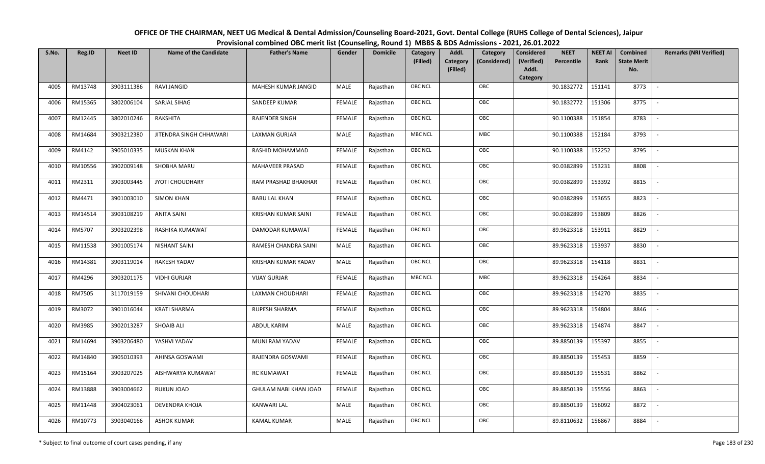# OFFICE OF THE CHAIRMAN, NEET UG Medical & Dental Admission/Counseling Board-2021, Govt. Dental College (RUHS College of Dental Sciences), Jaipur

## Provisional combined OBC merit list (Counseling, Round 1) MBBS & BDS Admissions - 2021, 26.01.2022

| S.No. | Reg.ID | Neet ID | Name of the Candidate | Father's Name | Gender | Domicile | Category (Filled) | Addl. Category (Filled) | Category (Considered) | Considered (Verified) Addl. Category | NEET Percentile | NEET AI Rank | Combined State Merit No. | Remarks (NRI Verified) |
|---|---|---|---|---|---|---|---|---|---|---|---|---|---|---|
| 4005 | RM13748 | 3903111386 | RAVI JANGID | MAHESH KUMAR JANGID | MALE | Rajasthan | OBC NCL | | OBC | | 90.1832772 | 151141 | 8773 | - |
| 4006 | RM15365 | 3802006104 | SARJAL SIHAG | SANDEEP KUMAR | FEMALE | Rajasthan | OBC NCL | | OBC | | 90.1832772 | 151306 | 8775 | - |
| 4007 | RM12445 | 3802010246 | RAKSHITA | RAJENDER SINGH | FEMALE | Rajasthan | OBC NCL | | OBC | | 90.1100388 | 151854 | 8783 | - |
| 4008 | RM14684 | 3903212380 | JITENDRA SINGH CHHAWARI | LAXMAN GURJAR | MALE | Rajasthan | MBC NCL | | MBC | | 90.1100388 | 152184 | 8793 | - |
| 4009 | RM4142 | 3905010335 | MUSKAN KHAN | RASHID MOHAMMAD | FEMALE | Rajasthan | OBC NCL | | OBC | | 90.1100388 | 152252 | 8795 | - |
| 4010 | RM10556 | 3902009148 | SHOBHA MARU | MAHAVEER PRASAD | FEMALE | Rajasthan | OBC NCL | | OBC | | 90.0382899 | 153231 | 8808 | - |
| 4011 | RM2311 | 3903003445 | JYOTI CHOUDHARY | RAM PRASHAD BHAKHAR | FEMALE | Rajasthan | OBC NCL | | OBC | | 90.0382899 | 153392 | 8815 | - |
| 4012 | RM4471 | 3901003010 | SIMON KHAN | BABU LAL KHAN | FEMALE | Rajasthan | OBC NCL | | OBC | | 90.0382899 | 153655 | 8823 | - |
| 4013 | RM14514 | 3903108219 | ANITA SAINI | KRISHAN KUMAR SAINI | FEMALE | Rajasthan | OBC NCL | | OBC | | 90.0382899 | 153809 | 8826 | - |
| 4014 | RM5707 | 3903202398 | RASHIKA KUMAWAT | DAMODAR KUMAWAT | FEMALE | Rajasthan | OBC NCL | | OBC | | 89.9623318 | 153911 | 8829 | - |
| 4015 | RM11538 | 3901005174 | NISHANT SAINI | RAMESH CHANDRA SAINI | MALE | Rajasthan | OBC NCL | | OBC | | 89.9623318 | 153937 | 8830 | - |
| 4016 | RM14381 | 3903119014 | RAKESH YADAV | KRISHAN KUMAR YADAV | MALE | Rajasthan | OBC NCL | | OBC | | 89.9623318 | 154118 | 8831 | - |
| 4017 | RM4296 | 3903201175 | VIDHI GURJAR | VIJAY GURJAR | FEMALE | Rajasthan | MBC NCL | | MBC | | 89.9623318 | 154264 | 8834 | - |
| 4018 | RM7505 | 3117019159 | SHIVANI CHOUDHARI | LAXMAN CHOUDHARI | FEMALE | Rajasthan | OBC NCL | | OBC | | 89.9623318 | 154270 | 8835 | - |
| 4019 | RM3072 | 3901016044 | KRATI SHARMA | RUPESH SHARMA | FEMALE | Rajasthan | OBC NCL | | OBC | | 89.9623318 | 154804 | 8846 | - |
| 4020 | RM3985 | 3902013287 | SHOAIB ALI | ABDUL KARIM | MALE | Rajasthan | OBC NCL | | OBC | | 89.9623318 | 154874 | 8847 | - |
| 4021 | RM14694 | 3903206480 | YASHVI YADAV | MUNI RAM YADAV | FEMALE | Rajasthan | OBC NCL | | OBC | | 89.8850139 | 155397 | 8855 | - |
| 4022 | RM14840 | 3905010393 | AHINSA GOSWAMI | RAJENDRA GOSWAMI | FEMALE | Rajasthan | OBC NCL | | OBC | | 89.8850139 | 155453 | 8859 | - |
| 4023 | RM15164 | 3903207025 | AISHWARYA KUMAWAT | RC KUMAWAT | FEMALE | Rajasthan | OBC NCL | | OBC | | 89.8850139 | 155531 | 8862 | - |
| 4024 | RM13888 | 3903004662 | RUKUN JOAD | GHULAM NABI KHAN JOAD | FEMALE | Rajasthan | OBC NCL | | OBC | | 89.8850139 | 155556 | 8863 | - |
| 4025 | RM11448 | 3904023061 | DEVENDRA KHOJA | KANWARI LAL | MALE | Rajasthan | OBC NCL | | OBC | | 89.8850139 | 156092 | 8872 | - |
| 4026 | RM10773 | 3903040166 | ASHOK KUMAR | KAMAL KUMAR | MALE | Rajasthan | OBC NCL | | OBC | | 89.8110632 | 156867 | 8884 | - |

\* Subject to final outcome of court cases pending, if any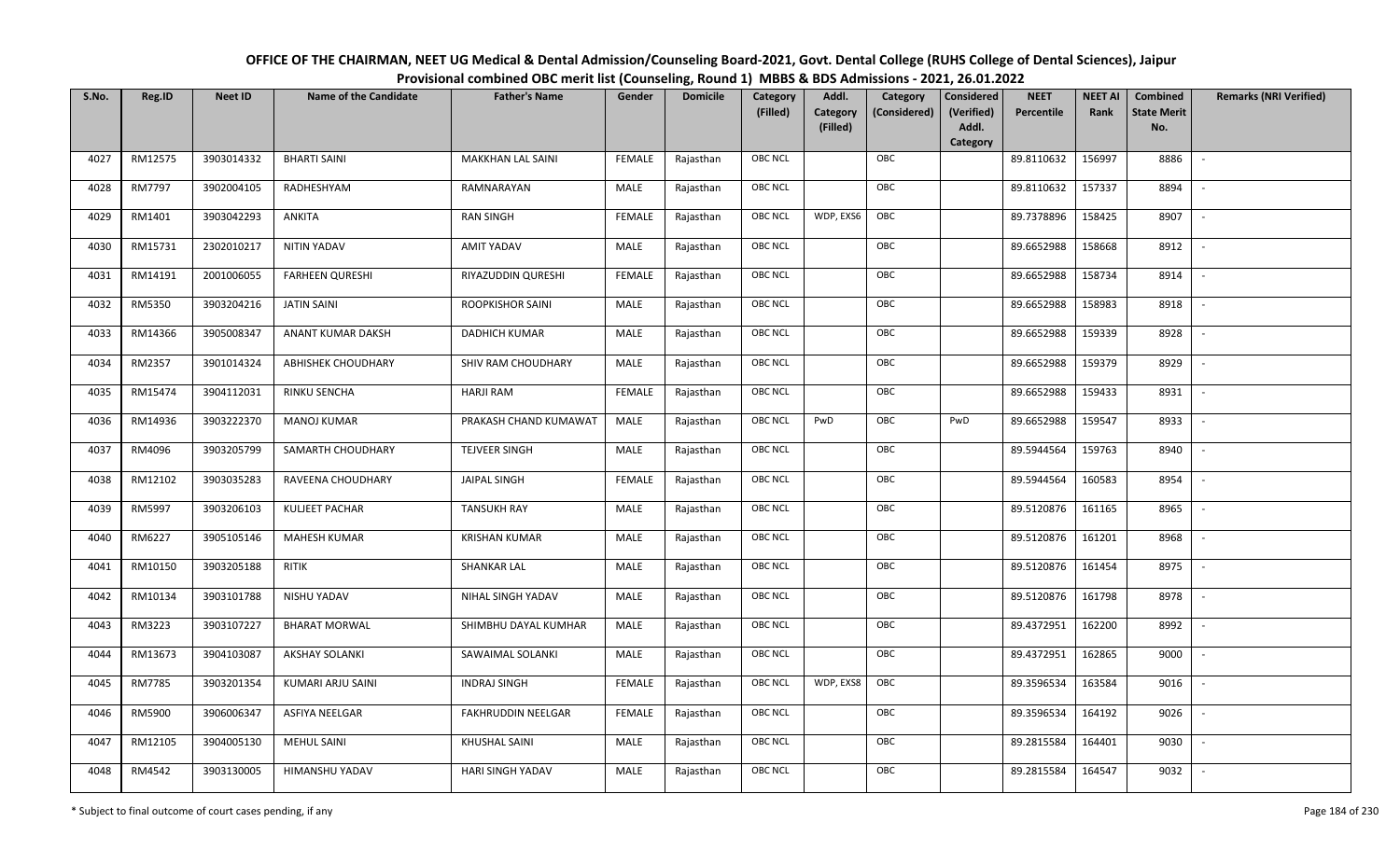OFFICE OF THE CHAIRMAN, NEET UG Medical & Dental Admission/Counseling Board-2021, Govt. Dental College (RUHS College of Dental Sciences), Jaipur

Provisional combined OBC merit list (Counseling, Round 1) MBBS & BDS Admissions - 2021, 26.01.2022

| S.No. | Reg.ID | Neet ID | Name of the Candidate | Father's Name | Gender | Domicile | Category (Filled) | Addl. Category (Filled) | Category (Considered) | Considered (Verified) Addl. Category | NEET Percentile | NEET AI Rank | Combined State Merit No. | Remarks (NRI Verified) |
|---|---|---|---|---|---|---|---|---|---|---|---|---|---|---|
| 4027 | RM12575 | 3903014332 | BHARTI SAINI | MAKKHAN LAL SAINI | FEMALE | Rajasthan | OBC NCL | | OBC | | 89.8110632 | 156997 | 8886 | - |
| 4028 | RM7797 | 3902004105 | RADHESHYAM | RAMNARAYAN | MALE | Rajasthan | OBC NCL | | OBC | | 89.8110632 | 157337 | 8894 | - |
| 4029 | RM1401 | 3903042293 | ANKITA | RAN SINGH | FEMALE | Rajasthan | OBC NCL | WDP, EXS6 | OBC | | 89.7378896 | 158425 | 8907 | - |
| 4030 | RM15731 | 2302010217 | NITIN YADAV | AMIT YADAV | MALE | Rajasthan | OBC NCL | | OBC | | 89.6652988 | 158668 | 8912 | - |
| 4031 | RM14191 | 2001006055 | FARHEEN QURESHI | RIYAZUDDIN QURESHI | FEMALE | Rajasthan | OBC NCL | | OBC | | 89.6652988 | 158734 | 8914 | - |
| 4032 | RM5350 | 3903204216 | JATIN SAINI | ROOPKISHOR SAINI | MALE | Rajasthan | OBC NCL | | OBC | | 89.6652988 | 158983 | 8918 | - |
| 4033 | RM14366 | 3905008347 | ANANT KUMAR DAKSH | DADHICH KUMAR | MALE | Rajasthan | OBC NCL | | OBC | | 89.6652988 | 159339 | 8928 | - |
| 4034 | RM2357 | 3901014324 | ABHISHEK CHOUDHARY | SHIV RAM CHOUDHARY | MALE | Rajasthan | OBC NCL | | OBC | | 89.6652988 | 159379 | 8929 | - |
| 4035 | RM15474 | 3904112031 | RINKU SENCHA | HARJI RAM | FEMALE | Rajasthan | OBC NCL | | OBC | | 89.6652988 | 159433 | 8931 | - |
| 4036 | RM14936 | 3903222370 | MANOJ KUMAR | PRAKASH CHAND KUMAWAT | MALE | Rajasthan | OBC NCL | PwD | OBC | PwD | 89.6652988 | 159547 | 8933 | - |
| 4037 | RM4096 | 3903205799 | SAMARTH CHOUDHARY | TEJVEER SINGH | MALE | Rajasthan | OBC NCL | | OBC | | 89.5944564 | 159763 | 8940 | - |
| 4038 | RM12102 | 3903035283 | RAVEENA CHOUDHARY | JAIPAL SINGH | FEMALE | Rajasthan | OBC NCL | | OBC | | 89.5944564 | 160583 | 8954 | - |
| 4039 | RM5997 | 3903206103 | KULJEET PACHAR | TANSUKH RAY | MALE | Rajasthan | OBC NCL | | OBC | | 89.5120876 | 161165 | 8965 | - |
| 4040 | RM6227 | 3905105146 | MAHESH KUMAR | KRISHAN KUMAR | MALE | Rajasthan | OBC NCL | | OBC | | 89.5120876 | 161201 | 8968 | - |
| 4041 | RM10150 | 3903205188 | RITIK | SHANKAR LAL | MALE | Rajasthan | OBC NCL | | OBC | | 89.5120876 | 161454 | 8975 | - |
| 4042 | RM10134 | 3903101788 | NISHU YADAV | NIHAL SINGH YADAV | MALE | Rajasthan | OBC NCL | | OBC | | 89.5120876 | 161798 | 8978 | - |
| 4043 | RM3223 | 3903107227 | BHARAT MORWAL | SHIMBHU DAYAL KUMHAR | MALE | Rajasthan | OBC NCL | | OBC | | 89.4372951 | 162200 | 8992 | - |
| 4044 | RM13673 | 3904103087 | AKSHAY SOLANKI | SAWAIMAL SOLANKI | MALE | Rajasthan | OBC NCL | | OBC | | 89.4372951 | 162865 | 9000 | - |
| 4045 | RM7785 | 3903201354 | KUMARI ARJU SAINI | INDRAJ SINGH | FEMALE | Rajasthan | OBC NCL | WDP, EXS8 | OBC | | 89.3596534 | 163584 | 9016 | - |
| 4046 | RM5900 | 3906006347 | ASFIYA NEELGAR | FAKHRUDDIN NEELGAR | FEMALE | Rajasthan | OBC NCL | | OBC | | 89.3596534 | 164192 | 9026 | - |
| 4047 | RM12105 | 3904005130 | MEHUL SAINI | KHUSHAL SAINI | MALE | Rajasthan | OBC NCL | | OBC | | 89.2815584 | 164401 | 9030 | - |
| 4048 | RM4542 | 3903130005 | HIMANSHU YADAV | HARI SINGH YADAV | MALE | Rajasthan | OBC NCL | | OBC | | 89.2815584 | 164547 | 9032 | - |

\* Subject to final outcome of court cases pending, if any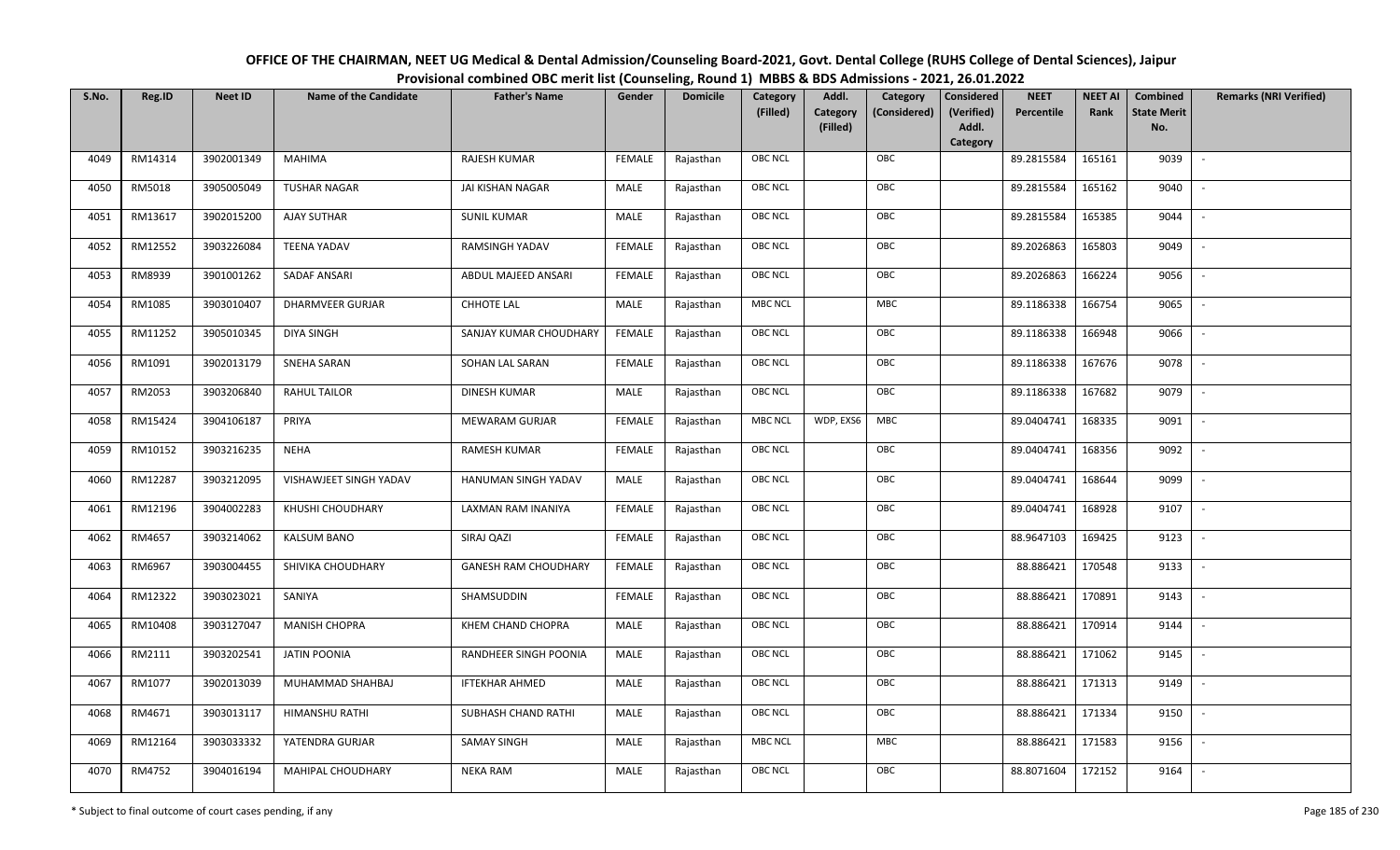# OFFICE OF THE CHAIRMAN, NEET UG Medical & Dental Admission/Counseling Board-2021, Govt. Dental College (RUHS College of Dental Sciences), Jaipur

## Provisional combined OBC merit list (Counseling, Round 1) MBBS & BDS Admissions - 2021, 26.01.2022

| S.No. | Reg.ID | Neet ID | Name of the Candidate | Father's Name | Gender | Domicile | Category (Filled) | Addl. Category (Filled) | Category (Considered) | Considered (Verified) Addl. Category | NEET Percentile | NEET AI Rank | Combined State Merit No. | Remarks (NRI Verified) |
|---|---|---|---|---|---|---|---|---|---|---|---|---|---|---|
| 4049 | RM14314 | 3902001349 | MAHIMA | RAJESH KUMAR | FEMALE | Rajasthan | OBC NCL | | OBC | | 89.2815584 | 165161 | 9039 | - |
| 4050 | RM5018 | 3905005049 | TUSHAR NAGAR | JAI KISHAN NAGAR | MALE | Rajasthan | OBC NCL | | OBC | | 89.2815584 | 165162 | 9040 | - |
| 4051 | RM13617 | 3902015200 | AJAY SUTHAR | SUNIL KUMAR | MALE | Rajasthan | OBC NCL | | OBC | | 89.2815584 | 165385 | 9044 | - |
| 4052 | RM12552 | 3903226084 | TEENA YADAV | RAMSINGH YADAV | FEMALE | Rajasthan | OBC NCL | | OBC | | 89.2026863 | 165803 | 9049 | - |
| 4053 | RM8939 | 3901001262 | SADAF ANSARI | ABDUL MAJEED ANSARI | FEMALE | Rajasthan | OBC NCL | | OBC | | 89.2026863 | 166224 | 9056 | - |
| 4054 | RM1085 | 3903010407 | DHARMVEER GURJAR | CHHOTE LAL | MALE | Rajasthan | MBC NCL | | MBC | | 89.1186338 | 166754 | 9065 | - |
| 4055 | RM11252 | 3905010345 | DIYA SINGH | SANJAY KUMAR CHOUDHARY | FEMALE | Rajasthan | OBC NCL | | OBC | | 89.1186338 | 166948 | 9066 | - |
| 4056 | RM1091 | 3902013179 | SNEHA SARAN | SOHAN LAL SARAN | FEMALE | Rajasthan | OBC NCL | | OBC | | 89.1186338 | 167676 | 9078 | - |
| 4057 | RM2053 | 3903206840 | RAHUL TAILOR | DINESH KUMAR | MALE | Rajasthan | OBC NCL | | OBC | | 89.1186338 | 167682 | 9079 | - |
| 4058 | RM15424 | 3904106187 | PRIYA | MEWARAM GURJAR | FEMALE | Rajasthan | MBC NCL | WDP, EXS6 | MBC | | 89.0404741 | 168335 | 9091 | - |
| 4059 | RM10152 | 3903216235 | NEHA | RAMESH KUMAR | FEMALE | Rajasthan | OBC NCL | | OBC | | 89.0404741 | 168356 | 9092 | - |
| 4060 | RM12287 | 3903212095 | VISHAWJEET SINGH YADAV | HANUMAN SINGH YADAV | MALE | Rajasthan | OBC NCL | | OBC | | 89.0404741 | 168644 | 9099 | - |
| 4061 | RM12196 | 3904002283 | KHUSHI CHOUDHARY | LAXMAN RAM INANIYA | FEMALE | Rajasthan | OBC NCL | | OBC | | 89.0404741 | 168928 | 9107 | - |
| 4062 | RM4657 | 3903214062 | KALSUM BANO | SIRAJ QAZI | FEMALE | Rajasthan | OBC NCL | | OBC | | 88.9647103 | 169425 | 9123 | - |
| 4063 | RM6967 | 3903004455 | SHIVIKA CHOUDHARY | GANESH RAM CHOUDHARY | FEMALE | Rajasthan | OBC NCL | | OBC | | 88.886421 | 170548 | 9133 | - |
| 4064 | RM12322 | 3903023021 | SANIYA | SHAMSUDDIN | FEMALE | Rajasthan | OBC NCL | | OBC | | 88.886421 | 170891 | 9143 | - |
| 4065 | RM10408 | 3903127047 | MANISH CHOPRA | KHEM CHAND CHOPRA | MALE | Rajasthan | OBC NCL | | OBC | | 88.886421 | 170914 | 9144 | - |
| 4066 | RM2111 | 3903202541 | JATIN POONIA | RANDHEER SINGH POONIA | MALE | Rajasthan | OBC NCL | | OBC | | 88.886421 | 171062 | 9145 | - |
| 4067 | RM1077 | 3902013039 | MUHAMMAD SHAHBAJ | IFTEKHAR AHMED | MALE | Rajasthan | OBC NCL | | OBC | | 88.886421 | 171313 | 9149 | - |
| 4068 | RM4671 | 3903013117 | HIMANSHU RATHI | SUBHASH CHAND RATHI | MALE | Rajasthan | OBC NCL | | OBC | | 88.886421 | 171334 | 9150 | - |
| 4069 | RM12164 | 3903033332 | YATENDRA GURJAR | SAMAY SINGH | MALE | Rajasthan | MBC NCL | | MBC | | 88.886421 | 171583 | 9156 | - |
| 4070 | RM4752 | 3904016194 | MAHIPAL CHOUDHARY | NEKA RAM | MALE | Rajasthan | OBC NCL | | OBC | | 88.8071604 | 172152 | 9164 | - |

\* Subject to final outcome of court cases pending, if any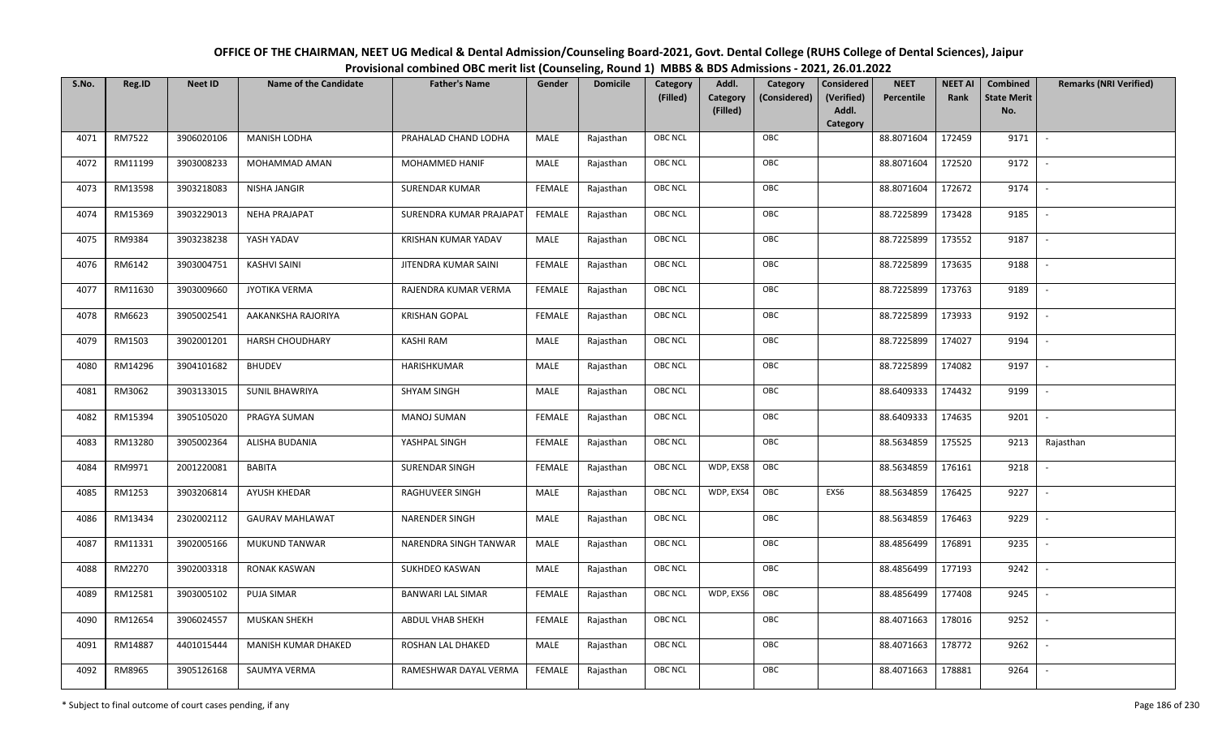# OFFICE OF THE CHAIRMAN, NEET UG Medical & Dental Admission/Counseling Board-2021, Govt. Dental College (RUHS College of Dental Sciences), Jaipur

## Provisional combined OBC merit list (Counseling, Round 1) MBBS & BDS Admissions - 2021, 26.01.2022

| S.No. | Reg.ID | Neet ID | Name of the Candidate | Father's Name | Gender | Domicile | Category (Filled) | Addl. Category (Filled) | Category (Considered) | Considered (Verified) Addl. Category | NEET Percentile | NEET AI Rank | Combined State Merit No. | Remarks (NRI Verified) |
|---|---|---|---|---|---|---|---|---|---|---|---|---|---|---|
| 4071 | RM7522 | 3906020106 | MANISH LODHA | PRAHALAD CHAND LODHA | MALE | Rajasthan | OBC NCL | | OBC | | 88.8071604 | 172459 | 9171 | - |
| 4072 | RM11199 | 3903008233 | MOHAMMAD AMAN | MOHAMMED HANIF | MALE | Rajasthan | OBC NCL | | OBC | | 88.8071604 | 172520 | 9172 | - |
| 4073 | RM13598 | 3903218083 | NISHA JANGIR | SURENDAR KUMAR | FEMALE | Rajasthan | OBC NCL | | OBC | | 88.8071604 | 172672 | 9174 | - |
| 4074 | RM15369 | 3903229013 | NEHA PRAJAPAT | SURENDRA KUMAR PRAJAPAT | FEMALE | Rajasthan | OBC NCL | | OBC | | 88.7225899 | 173428 | 9185 | - |
| 4075 | RM9384 | 3903238238 | YASH YADAV | KRISHAN KUMAR YADAV | MALE | Rajasthan | OBC NCL | | OBC | | 88.7225899 | 173552 | 9187 | - |
| 4076 | RM6142 | 3903004751 | KASHVI SAINI | JITENDRA KUMAR SAINI | FEMALE | Rajasthan | OBC NCL | | OBC | | 88.7225899 | 173635 | 9188 | - |
| 4077 | RM11630 | 3903009660 | JYOTIKA VERMA | RAJENDRA KUMAR VERMA | FEMALE | Rajasthan | OBC NCL | | OBC | | 88.7225899 | 173763 | 9189 | - |
| 4078 | RM6623 | 3905002541 | AAKANKSHA RAJORIYA | KRISHAN GOPAL | FEMALE | Rajasthan | OBC NCL | | OBC | | 88.7225899 | 173933 | 9192 | - |
| 4079 | RM1503 | 3902001201 | HARSH CHOUDHARY | KASHI RAM | MALE | Rajasthan | OBC NCL | | OBC | | 88.7225899 | 174027 | 9194 | - |
| 4080 | RM14296 | 3904101682 | BHUDEV | HARISHKUMAR | MALE | Rajasthan | OBC NCL | | OBC | | 88.7225899 | 174082 | 9197 | - |
| 4081 | RM3062 | 3903133015 | SUNIL BHAWRIYA | SHYAM SINGH | MALE | Rajasthan | OBC NCL | | OBC | | 88.6409333 | 174432 | 9199 | - |
| 4082 | RM15394 | 3905105020 | PRAGYA SUMAN | MANOJ SUMAN | FEMALE | Rajasthan | OBC NCL | | OBC | | 88.6409333 | 174635 | 9201 | - |
| 4083 | RM13280 | 3905002364 | ALISHA BUDANIA | YASHPAL SINGH | FEMALE | Rajasthan | OBC NCL | | OBC | | 88.5634859 | 175525 | 9213 | Rajasthan |
| 4084 | RM9971 | 2001220081 | BABITA | SURENDAR SINGH | FEMALE | Rajasthan | OBC NCL | WDP, EXS8 | OBC | | 88.5634859 | 176161 | 9218 | - |
| 4085 | RM1253 | 3903206814 | AYUSH KHEDAR | RAGHUVEER SINGH | MALE | Rajasthan | OBC NCL | WDP, EXS4 | OBC | EXS6 | 88.5634859 | 176425 | 9227 | - |
| 4086 | RM13434 | 2302002112 | GAURAV MAHLAWAT | NARENDER SINGH | MALE | Rajasthan | OBC NCL | | OBC | | 88.5634859 | 176463 | 9229 | - |
| 4087 | RM11331 | 3902005166 | MUKUND TANWAR | NARENDRA SINGH TANWAR | MALE | Rajasthan | OBC NCL | | OBC | | 88.4856499 | 176891 | 9235 | - |
| 4088 | RM2270 | 3902003318 | RONAK KASWAN | SUKHDEO KASWAN | MALE | Rajasthan | OBC NCL | | OBC | | 88.4856499 | 177193 | 9242 | - |
| 4089 | RM12581 | 3903005102 | PUJA SIMAR | BANWARI LAL SIMAR | FEMALE | Rajasthan | OBC NCL | WDP, EXS6 | OBC | | 88.4856499 | 177408 | 9245 | - |
| 4090 | RM12654 | 3906024557 | MUSKAN SHEKH | ABDUL VHAB SHEKH | FEMALE | Rajasthan | OBC NCL | | OBC | | 88.4071663 | 178016 | 9252 | - |
| 4091 | RM14887 | 4401015444 | MANISH KUMAR DHAKED | ROSHAN LAL DHAKED | MALE | Rajasthan | OBC NCL | | OBC | | 88.4071663 | 178772 | 9262 | - |
| 4092 | RM8965 | 3905126168 | SAUMYA VERMA | RAMESHWAR DAYAL VERMA | FEMALE | Rajasthan | OBC NCL | | OBC | | 88.4071663 | 178881 | 9264 | - |

\* Subject to final outcome of court cases pending, if any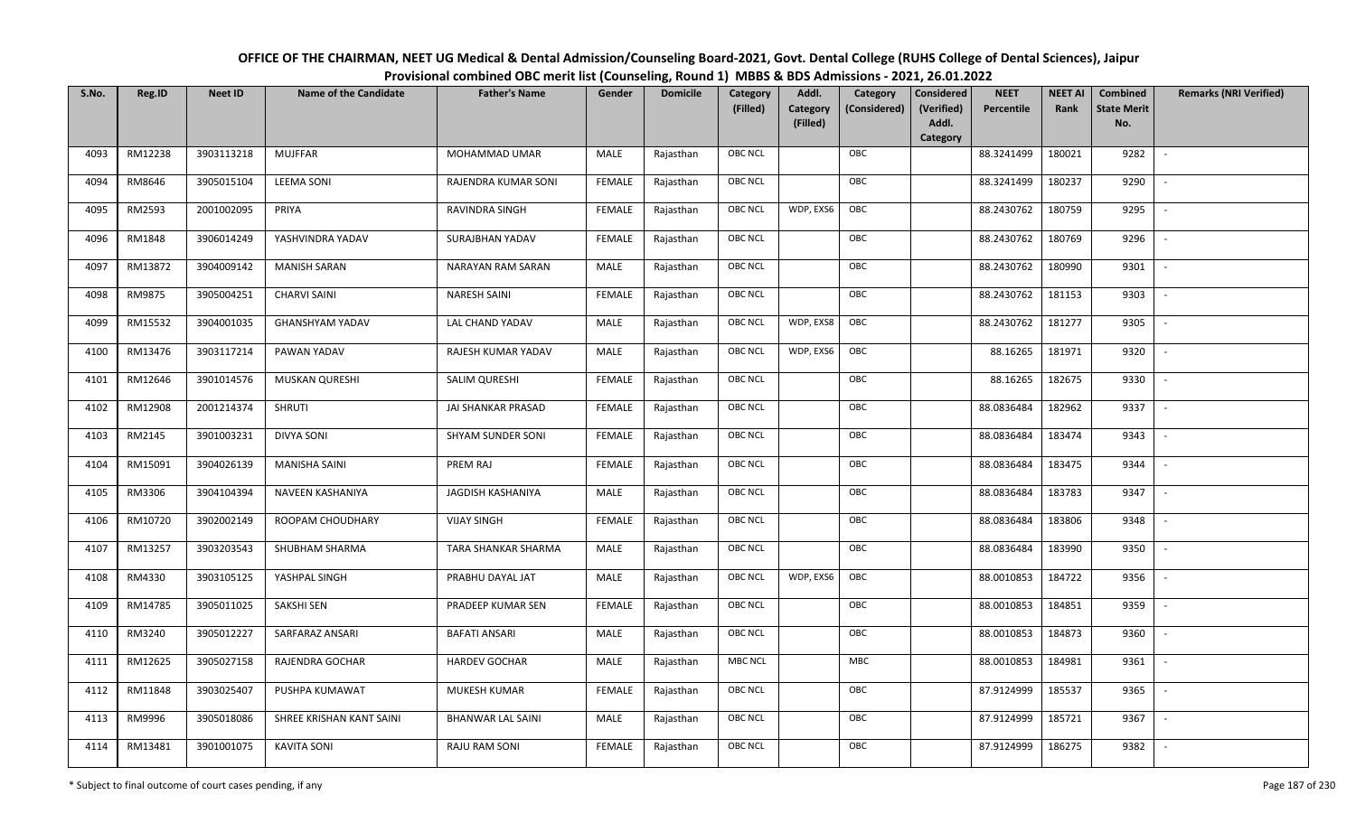# OFFICE OF THE CHAIRMAN, NEET UG Medical & Dental Admission/Counseling Board-2021, Govt. Dental College (RUHS College of Dental Sciences), Jaipur

## Provisional combined OBC merit list (Counseling, Round 1) MBBS & BDS Admissions - 2021, 26.01.2022

| S.No. | Reg.ID | Neet ID | Name of the Candidate | Father's Name | Gender | Domicile | Category (Filled) | Addl. Category (Filled) | Category (Considered) | Considered (Verified) Addl. Category | NEET Percentile | NEET AI Rank | Combined State Merit No. | Remarks (NRI Verified) |
|---|---|---|---|---|---|---|---|---|---|---|---|---|---|---|
| 4093 | RM12238 | 3903113218 | MUJFFAR | MOHAMMAD UMAR | MALE | Rajasthan | OBC NCL | | OBC | | 88.3241499 | 180021 | 9282 | - |
| 4094 | RM8646 | 3905015104 | LEEMA SONI | RAJENDRA KUMAR SONI | FEMALE | Rajasthan | OBC NCL | | OBC | | 88.3241499 | 180237 | 9290 | - |
| 4095 | RM2593 | 2001002095 | PRIYA | RAVINDRA SINGH | FEMALE | Rajasthan | OBC NCL | WDP, EXS6 | OBC | | 88.2430762 | 180759 | 9295 | - |
| 4096 | RM1848 | 3906014249 | YASHVINDRA YADAV | SURAJBHAN YADAV | FEMALE | Rajasthan | OBC NCL | | OBC | | 88.2430762 | 180769 | 9296 | - |
| 4097 | RM13872 | 3904009142 | MANISH SARAN | NARAYAN RAM SARAN | MALE | Rajasthan | OBC NCL | | OBC | | 88.2430762 | 180990 | 9301 | - |
| 4098 | RM9875 | 3905004251 | CHARVI SAINI | NARESH SAINI | FEMALE | Rajasthan | OBC NCL | | OBC | | 88.2430762 | 181153 | 9303 | - |
| 4099 | RM15532 | 3904001035 | GHANSHYAM YADAV | LAL CHAND YADAV | MALE | Rajasthan | OBC NCL | WDP, EXS8 | OBC | | 88.2430762 | 181277 | 9305 | - |
| 4100 | RM13476 | 3903117214 | PAWAN YADAV | RAJESH KUMAR YADAV | MALE | Rajasthan | OBC NCL | WDP, EXS6 | OBC | | 88.16265 | 181971 | 9320 | - |
| 4101 | RM12646 | 3901014576 | MUSKAN QURESHI | SALIM QURESHI | FEMALE | Rajasthan | OBC NCL | | OBC | | 88.16265 | 182675 | 9330 | - |
| 4102 | RM12908 | 2001214374 | SHRUTI | JAI SHANKAR PRASAD | FEMALE | Rajasthan | OBC NCL | | OBC | | 88.0836484 | 182962 | 9337 | - |
| 4103 | RM2145 | 3901003231 | DIVYA SONI | SHYAM SUNDER SONI | FEMALE | Rajasthan | OBC NCL | | OBC | | 88.0836484 | 183474 | 9343 | - |
| 4104 | RM15091 | 3904026139 | MANISHA SAINI | PREM RAJ | FEMALE | Rajasthan | OBC NCL | | OBC | | 88.0836484 | 183475 | 9344 | - |
| 4105 | RM3306 | 3904104394 | NAVEEN KASHANIYA | JAGDISH KASHANIYA | MALE | Rajasthan | OBC NCL | | OBC | | 88.0836484 | 183783 | 9347 | - |
| 4106 | RM10720 | 3902002149 | ROOPAM CHOUDHARY | VIJAY SINGH | FEMALE | Rajasthan | OBC NCL | | OBC | | 88.0836484 | 183806 | 9348 | - |
| 4107 | RM13257 | 3903203543 | SHUBHAM SHARMA | TARA SHANKAR SHARMA | MALE | Rajasthan | OBC NCL | | OBC | | 88.0836484 | 183990 | 9350 | - |
| 4108 | RM4330 | 3903105125 | YASHPAL SINGH | PRABHU DAYAL JAT | MALE | Rajasthan | OBC NCL | WDP, EXS6 | OBC | | 88.0010853 | 184722 | 9356 | - |
| 4109 | RM14785 | 3905011025 | SAKSHI SEN | PRADEEP KUMAR SEN | FEMALE | Rajasthan | OBC NCL | | OBC | | 88.0010853 | 184851 | 9359 | - |
| 4110 | RM3240 | 3905012227 | SARFARAZ ANSARI | BAFATI ANSARI | MALE | Rajasthan | OBC NCL | | OBC | | 88.0010853 | 184873 | 9360 | - |
| 4111 | RM12625 | 3905027158 | RAJENDRA GOCHAR | HARDEV GOCHAR | MALE | Rajasthan | MBC NCL | | MBC | | 88.0010853 | 184981 | 9361 | - |
| 4112 | RM11848 | 3903025407 | PUSHPA KUMAWAT | MUKESH KUMAR | FEMALE | Rajasthan | OBC NCL | | OBC | | 87.9124999 | 185537 | 9365 | - |
| 4113 | RM9996 | 3905018086 | SHREE KRISHAN KANT SAINI | BHANWAR LAL SAINI | MALE | Rajasthan | OBC NCL | | OBC | | 87.9124999 | 185721 | 9367 | - |
| 4114 | RM13481 | 3901001075 | KAVITA SONI | RAJU RAM SONI | FEMALE | Rajasthan | OBC NCL | | OBC | | 87.9124999 | 186275 | 9382 | - |

\* Subject to final outcome of court cases pending, if any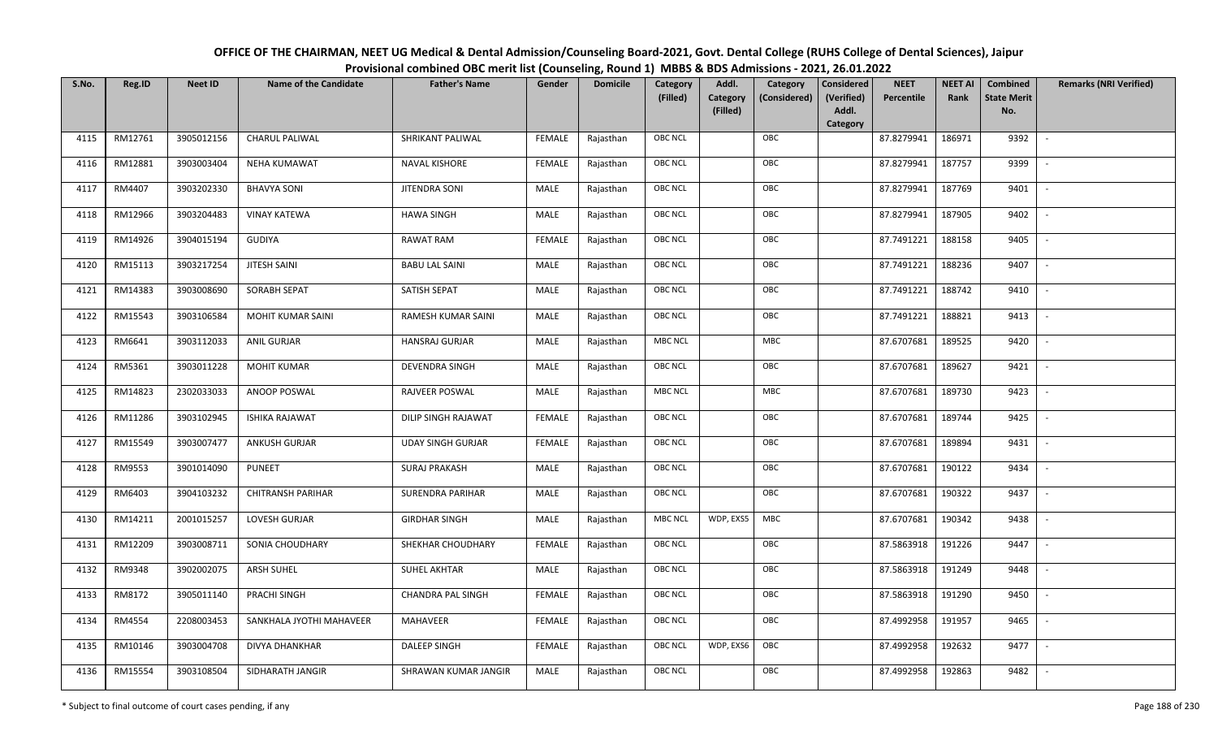# OFFICE OF THE CHAIRMAN, NEET UG Medical & Dental Admission/Counseling Board-2021, Govt. Dental College (RUHS College of Dental Sciences), Jaipur

## Provisional combined OBC merit list (Counseling, Round 1) MBBS & BDS Admissions - 2021, 26.01.2022

| S.No. | Reg.ID | Neet ID | Name of the Candidate | Father's Name | Gender | Domicile | Category (Filled) | Addl. Category (Filled) | Category (Considered) | Considered (Verified) Addl. Category | NEET Percentile | NEET AI Rank | Combined State Merit No. | Remarks (NRI Verified) |
|---|---|---|---|---|---|---|---|---|---|---|---|---|---|---|
| 4115 | RM12761 | 3905012156 | CHARUL PALIWAL | SHRIKANT PALIWAL | FEMALE | Rajasthan | OBC NCL | | OBC | | 87.8279941 | 186971 | 9392 | - |
| 4116 | RM12881 | 3903003404 | NEHA KUMAWAT | NAVAL KISHORE | FEMALE | Rajasthan | OBC NCL | | OBC | | 87.8279941 | 187757 | 9399 | - |
| 4117 | RM4407 | 3903202330 | BHAVYA SONI | JITENDRA SONI | MALE | Rajasthan | OBC NCL | | OBC | | 87.8279941 | 187769 | 9401 | - |
| 4118 | RM12966 | 3903204483 | VINAY KATEWA | HAWA SINGH | MALE | Rajasthan | OBC NCL | | OBC | | 87.8279941 | 187905 | 9402 | - |
| 4119 | RM14926 | 3904015194 | GUDIYA | RAWAT RAM | FEMALE | Rajasthan | OBC NCL | | OBC | | 87.7491221 | 188158 | 9405 | - |
| 4120 | RM15113 | 3903217254 | JITESH SAINI | BABU LAL SAINI | MALE | Rajasthan | OBC NCL | | OBC | | 87.7491221 | 188236 | 9407 | - |
| 4121 | RM14383 | 3903008690 | SORABH SEPAT | SATISH SEPAT | MALE | Rajasthan | OBC NCL | | OBC | | 87.7491221 | 188742 | 9410 | - |
| 4122 | RM15543 | 3903106584 | MOHIT KUMAR SAINI | RAMESH KUMAR SAINI | MALE | Rajasthan | OBC NCL | | OBC | | 87.7491221 | 188821 | 9413 | - |
| 4123 | RM6641 | 3903112033 | ANIL GURJAR | HANSRAJ GURJAR | MALE | Rajasthan | MBC NCL | | MBC | | 87.6707681 | 189525 | 9420 | - |
| 4124 | RM5361 | 3903011228 | MOHIT KUMAR | DEVENDRA SINGH | MALE | Rajasthan | OBC NCL | | OBC | | 87.6707681 | 189627 | 9421 | - |
| 4125 | RM14823 | 2302033033 | ANOOP POSWAL | RAJVEER POSWAL | MALE | Rajasthan | MBC NCL | | MBC | | 87.6707681 | 189730 | 9423 | - |
| 4126 | RM11286 | 3903102945 | ISHIKA RAJAWAT | DILIP SINGH RAJAWAT | FEMALE | Rajasthan | OBC NCL | | OBC | | 87.6707681 | 189744 | 9425 | - |
| 4127 | RM15549 | 3903007477 | ANKUSH GURJAR | UDAY SINGH GURJAR | FEMALE | Rajasthan | OBC NCL | | OBC | | 87.6707681 | 189894 | 9431 | - |
| 4128 | RM9553 | 3901014090 | PUNEET | SURAJ PRAKASH | MALE | Rajasthan | OBC NCL | | OBC | | 87.6707681 | 190122 | 9434 | - |
| 4129 | RM6403 | 3904103232 | CHITRANSH PARIHAR | SURENDRA PARIHAR | MALE | Rajasthan | OBC NCL | | OBC | | 87.6707681 | 190322 | 9437 | - |
| 4130 | RM14211 | 2001015257 | LOVESH GURJAR | GIRDHAR SINGH | MALE | Rajasthan | MBC NCL | WDP, EXS5 | MBC | | 87.6707681 | 190342 | 9438 | - |
| 4131 | RM12209 | 3903008711 | SONIA CHOUDHARY | SHEKHAR CHOUDHARY | FEMALE | Rajasthan | OBC NCL | | OBC | | 87.5863918 | 191226 | 9447 | - |
| 4132 | RM9348 | 3902002075 | ARSH SUHEL | SUHEL AKHTAR | MALE | Rajasthan | OBC NCL | | OBC | | 87.5863918 | 191249 | 9448 | - |
| 4133 | RM8172 | 3905011140 | PRACHI SINGH | CHANDRA PAL SINGH | FEMALE | Rajasthan | OBC NCL | | OBC | | 87.5863918 | 191290 | 9450 | - |
| 4134 | RM4554 | 2208003453 | SANKHALA JYOTHI MAHAVEER | MAHAVEER | FEMALE | Rajasthan | OBC NCL | | OBC | | 87.4992958 | 191957 | 9465 | - |
| 4135 | RM10146 | 3903004708 | DIVYA DHANKHAR | DALEEP SINGH | FEMALE | Rajasthan | OBC NCL | WDP, EXS6 | OBC | | 87.4992958 | 192632 | 9477 | - |
| 4136 | RM15554 | 3903108504 | SIDHARATH JANGIR | SHRAWAN KUMAR JANGIR | MALE | Rajasthan | OBC NCL | | OBC | | 87.4992958 | 192863 | 9482 | - |

\* Subject to final outcome of court cases pending, if any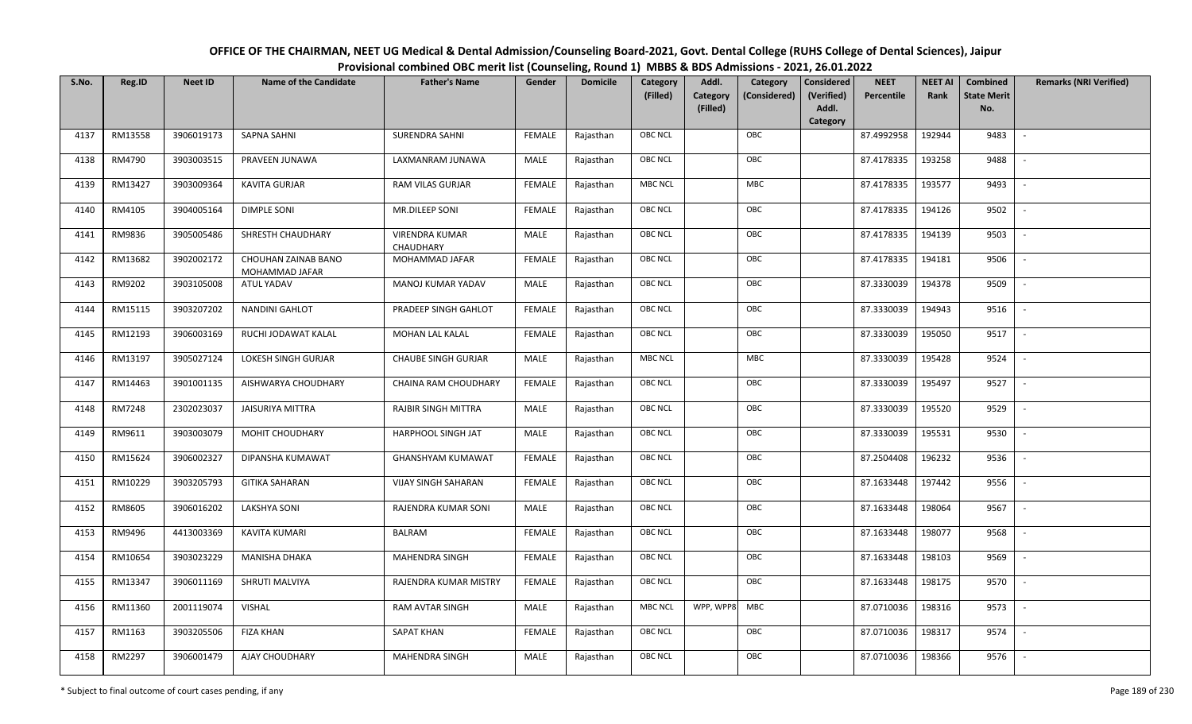# OFFICE OF THE CHAIRMAN, NEET UG Medical & Dental Admission/Counseling Board-2021, Govt. Dental College (RUHS College of Dental Sciences), Jaipur

## Provisional combined OBC merit list (Counseling, Round 1) MBBS & BDS Admissions - 2021, 26.01.2022

| S.No. | Reg.ID | Neet ID | Name of the Candidate | Father's Name | Gender | Domicile | Category (Filled) | Addl. Category (Filled) | Category (Considered) | Considered (Verified) Addl. Category | NEET Percentile | NEET AI Rank | Combined State Merit No. | Remarks (NRI Verified) |
|---|---|---|---|---|---|---|---|---|---|---|---|---|---|---|
| 4137 | RM13558 | 3906019173 | SAPNA SAHNI | SURENDRA SAHNI | FEMALE | Rajasthan | OBC NCL | | OBC | | 87.4992958 | 192944 | 9483 | - |
| 4138 | RM4790 | 3903003515 | PRAVEEN JUNAWA | LAXMANRAM JUNAWA | MALE | Rajasthan | OBC NCL | | OBC | | 87.4178335 | 193258 | 9488 | - |
| 4139 | RM13427 | 3903009364 | KAVITA GURJAR | RAM VILAS GURJAR | FEMALE | Rajasthan | MBC NCL | | MBC | | 87.4178335 | 193577 | 9493 | - |
| 4140 | RM4105 | 3904005164 | DIMPLE SONI | MR.DILEEP SONI | FEMALE | Rajasthan | OBC NCL | | OBC | | 87.4178335 | 194126 | 9502 | - |
| 4141 | RM9836 | 3905005486 | SHRESTH CHAUDHARY | VIRENDRA KUMAR CHAUDHARY | MALE | Rajasthan | OBC NCL | | OBC | | 87.4178335 | 194139 | 9503 | - |
| 4142 | RM13682 | 3902002172 | CHOUHAN ZAINAB BANO MOHAMMAD JAFAR | MOHAMMAD JAFAR | FEMALE | Rajasthan | OBC NCL | | OBC | | 87.4178335 | 194181 | 9506 | - |
| 4143 | RM9202 | 3903105008 | ATUL YADAV | MANOJ KUMAR YADAV | MALE | Rajasthan | OBC NCL | | OBC | | 87.3330039 | 194378 | 9509 | - |
| 4144 | RM15115 | 3903207202 | NANDINI GAHLOT | PRADEEP SINGH GAHLOT | FEMALE | Rajasthan | OBC NCL | | OBC | | 87.3330039 | 194943 | 9516 | - |
| 4145 | RM12193 | 3906003169 | RUCHI JODAWAT KALAL | MOHAN LAL KALAL | FEMALE | Rajasthan | OBC NCL | | OBC | | 87.3330039 | 195050 | 9517 | - |
| 4146 | RM13197 | 3905027124 | LOKESH SINGH GURJAR | CHAUBE SINGH GURJAR | MALE | Rajasthan | MBC NCL | | MBC | | 87.3330039 | 195428 | 9524 | - |
| 4147 | RM14463 | 3901001135 | AISHWARYA CHOUDHARY | CHAINA RAM CHOUDHARY | FEMALE | Rajasthan | OBC NCL | | OBC | | 87.3330039 | 195497 | 9527 | - |
| 4148 | RM7248 | 2302023037 | JAISURIYA MITTRA | RAJBIR SINGH MITTRA | MALE | Rajasthan | OBC NCL | | OBC | | 87.3330039 | 195520 | 9529 | - |
| 4149 | RM9611 | 3903003079 | MOHIT CHOUDHARY | HARPHOOL SINGH JAT | MALE | Rajasthan | OBC NCL | | OBC | | 87.3330039 | 195531 | 9530 | - |
| 4150 | RM15624 | 3906002327 | DIPANSHA KUMAWAT | GHANSHYAM KUMAWAT | FEMALE | Rajasthan | OBC NCL | | OBC | | 87.2504408 | 196232 | 9536 | - |
| 4151 | RM10229 | 3903205793 | GITIKA SAHARAN | VIJAY SINGH SAHARAN | FEMALE | Rajasthan | OBC NCL | | OBC | | 87.1633448 | 197442 | 9556 | - |
| 4152 | RM8605 | 3906016202 | LAKSHYA SONI | RAJENDRA KUMAR SONI | MALE | Rajasthan | OBC NCL | | OBC | | 87.1633448 | 198064 | 9567 | - |
| 4153 | RM9496 | 4413003369 | KAVITA KUMARI | BALRAM | FEMALE | Rajasthan | OBC NCL | | OBC | | 87.1633448 | 198077 | 9568 | - |
| 4154 | RM10654 | 3903023229 | MANISHA DHAKA | MAHENDRA SINGH | FEMALE | Rajasthan | OBC NCL | | OBC | | 87.1633448 | 198103 | 9569 | - |
| 4155 | RM13347 | 3906011169 | SHRUTI MALVIYA | RAJENDRA KUMAR MISTRY | FEMALE | Rajasthan | OBC NCL | | OBC | | 87.1633448 | 198175 | 9570 | - |
| 4156 | RM11360 | 2001119074 | VISHAL | RAM AVTAR SINGH | MALE | Rajasthan | MBC NCL | WPP, WPP8 | MBC | | 87.0710036 | 198316 | 9573 | - |
| 4157 | RM1163 | 3903205506 | FIZA KHAN | SAPAT KHAN | FEMALE | Rajasthan | OBC NCL | | OBC | | 87.0710036 | 198317 | 9574 | - |
| 4158 | RM2297 | 3906001479 | AJAY CHOUDHARY | MAHENDRA SINGH | MALE | Rajasthan | OBC NCL | | OBC | | 87.0710036 | 198366 | 9576 | - |

\* Subject to final outcome of court cases pending, if any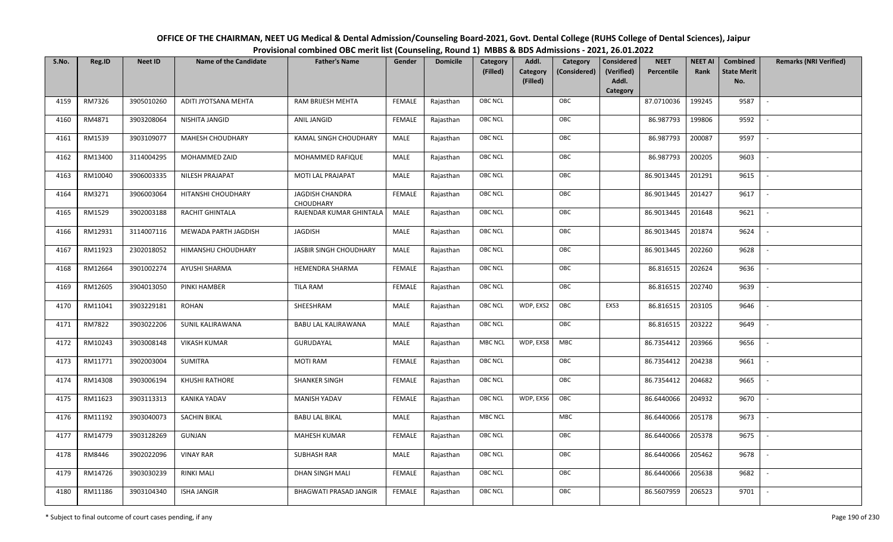# OFFICE OF THE CHAIRMAN, NEET UG Medical & Dental Admission/Counseling Board-2021, Govt. Dental College (RUHS College of Dental Sciences), Jaipur

## Provisional combined OBC merit list (Counseling, Round 1) MBBS & BDS Admissions - 2021, 26.01.2022

| S.No. | Reg.ID | Neet ID | Name of the Candidate | Father's Name | Gender | Domicile | Category (Filled) | Addl. Category (Filled) | Category (Considered) | Considered (Verified) Addl. Category | NEET Percentile | NEET AI Rank | Combined State Merit No. | Remarks (NRI Verified) |
|---|---|---|---|---|---|---|---|---|---|---|---|---|---|---|
| 4159 | RM7326 | 3905010260 | ADITI JYOTSANA MEHTA | RAM BRIJESH MEHTA | FEMALE | Rajasthan | OBC NCL | | OBC | | 87.0710036 | 199245 | 9587 | - |
| 4160 | RM4871 | 3903208064 | NISHITA JANGID | ANIL JANGID | FEMALE | Rajasthan | OBC NCL | | OBC | | 86.987793 | 199806 | 9592 | - |
| 4161 | RM1539 | 3903109077 | MAHESH CHOUDHARY | KAMAL SINGH CHOUDHARY | MALE | Rajasthan | OBC NCL | | OBC | | 86.987793 | 200087 | 9597 | - |
| 4162 | RM13400 | 3114004295 | MOHAMMED ZAID | MOHAMMED RAFIQUE | MALE | Rajasthan | OBC NCL | | OBC | | 86.987793 | 200205 | 9603 | - |
| 4163 | RM10040 | 3906003335 | NILESH PRAJAPAT | MOTI LAL PRAJAPAT | MALE | Rajasthan | OBC NCL | | OBC | | 86.9013445 | 201291 | 9615 | - |
| 4164 | RM3271 | 3906003064 | HITANSHI CHOUDHARY | JAGDISH CHANDRA CHOUDHARY | FEMALE | Rajasthan | OBC NCL | | OBC | | 86.9013445 | 201427 | 9617 | - |
| 4165 | RM1529 | 3902003188 | RACHIT GHINTALA | RAJENDAR KUMAR GHINTALA | MALE | Rajasthan | OBC NCL | | OBC | | 86.9013445 | 201648 | 9621 | - |
| 4166 | RM12931 | 3114007116 | MEWADA PARTH JAGDISH | JAGDISH | MALE | Rajasthan | OBC NCL | | OBC | | 86.9013445 | 201874 | 9624 | - |
| 4167 | RM11923 | 2302018052 | HIMANSHU CHOUDHARY | JASBIR SINGH CHOUDHARY | MALE | Rajasthan | OBC NCL | | OBC | | 86.9013445 | 202260 | 9628 | - |
| 4168 | RM12664 | 3901002274 | AYUSHI SHARMA | HEMENDRA SHARMA | FEMALE | Rajasthan | OBC NCL | | OBC | | 86.816515 | 202624 | 9636 | - |
| 4169 | RM12605 | 3904013050 | PINKI HAMBER | TILA RAM | FEMALE | Rajasthan | OBC NCL | | OBC | | 86.816515 | 202740 | 9639 | - |
| 4170 | RM11041 | 3903229181 | ROHAN | SHEESHRAM | MALE | Rajasthan | OBC NCL | WDP, EXS2 | OBC | EXS3 | 86.816515 | 203105 | 9646 | - |
| 4171 | RM7822 | 3903022206 | SUNIL KALIRAWANA | BABU LAL KALIRAWANA | MALE | Rajasthan | OBC NCL | | OBC | | 86.816515 | 203222 | 9649 | - |
| 4172 | RM10243 | 3903008148 | VIKASH KUMAR | GURUDAYAL | MALE | Rajasthan | MBC NCL | WDP, EXS8 | MBC | | 86.7354412 | 203966 | 9656 | - |
| 4173 | RM11771 | 3902003004 | SUMITRA | MOTI RAM | FEMALE | Rajasthan | OBC NCL | | OBC | | 86.7354412 | 204238 | 9661 | - |
| 4174 | RM14308 | 3903006194 | KHUSHI RATHORE | SHANKER SINGH | FEMALE | Rajasthan | OBC NCL | | OBC | | 86.7354412 | 204682 | 9665 | - |
| 4175 | RM11623 | 3903113313 | KANIKA YADAV | MANISH YADAV | FEMALE | Rajasthan | OBC NCL | WDP, EXS6 | OBC | | 86.6440066 | 204932 | 9670 | - |
| 4176 | RM11192 | 3903040073 | SACHIN BIKAL | BABU LAL BIKAL | MALE | Rajasthan | MBC NCL | | MBC | | 86.6440066 | 205178 | 9673 | - |
| 4177 | RM14779 | 3903128269 | GUNJAN | MAHESH KUMAR | FEMALE | Rajasthan | OBC NCL | | OBC | | 86.6440066 | 205378 | 9675 | - |
| 4178 | RM8446 | 3902022096 | VINAY RAR | SUBHASH RAR | MALE | Rajasthan | OBC NCL | | OBC | | 86.6440066 | 205462 | 9678 | - |
| 4179 | RM14726 | 3903030239 | RINKI MALI | DHAN SINGH MALI | FEMALE | Rajasthan | OBC NCL | | OBC | | 86.6440066 | 205638 | 9682 | - |
| 4180 | RM11186 | 3903104340 | ISHA JANGIR | BHAGWATI PRASAD JANGIR | FEMALE | Rajasthan | OBC NCL | | OBC | | 86.5607959 | 206523 | 9701 | - |

\* Subject to final outcome of court cases pending, if any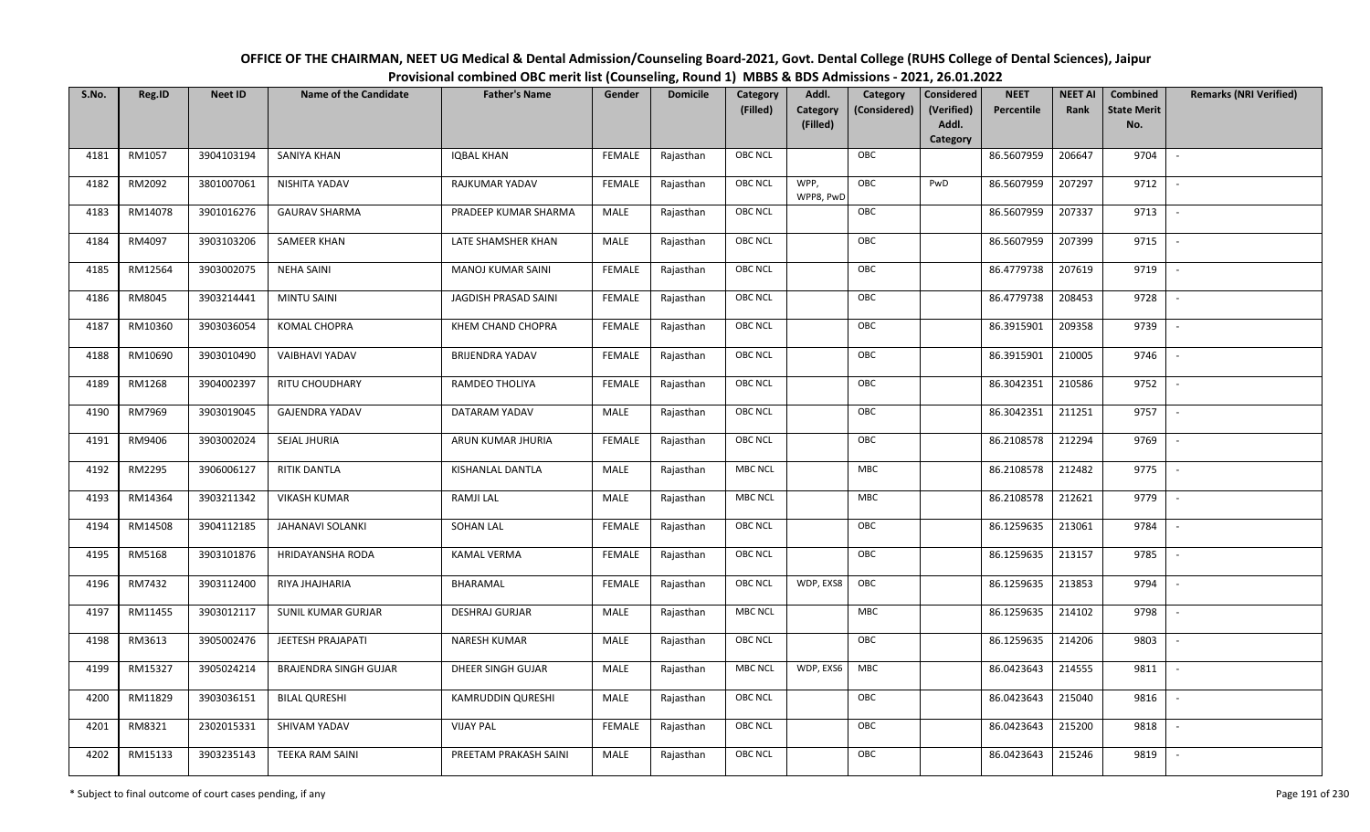# OFFICE OF THE CHAIRMAN, NEET UG Medical & Dental Admission/Counseling Board-2021, Govt. Dental College (RUHS College of Dental Sciences), Jaipur

## Provisional combined OBC merit list (Counseling, Round 1) MBBS & BDS Admissions - 2021, 26.01.2022

| S.No. | Reg.ID | Neet ID | Name of the Candidate | Father's Name | Gender | Domicile | Category (Filled) | Addl. Category (Filled) | Category (Considered) | Considered (Verified) Addl. Category | NEET Percentile | NEET AI Rank | Combined State Merit No. | Remarks (NRI Verified) |
|---|---|---|---|---|---|---|---|---|---|---|---|---|---|---|
| 4181 | RM1057 | 3904103194 | SANIYA KHAN | IQBAL KHAN | FEMALE | Rajasthan | OBC NCL | | OBC | | 86.5607959 | 206647 | 9704 | - |
| 4182 | RM2092 | 3801007061 | NISHITA YADAV | RAJKUMAR YADAV | FEMALE | Rajasthan | OBC NCL | WPP, WPP8, PwD | OBC | PwD | 86.5607959 | 207297 | 9712 | - |
| 4183 | RM14078 | 3901016276 | GAURAV SHARMA | PRADEEP KUMAR SHARMA | MALE | Rajasthan | OBC NCL | | OBC | | 86.5607959 | 207337 | 9713 | - |
| 4184 | RM4097 | 3903103206 | SAMEER KHAN | LATE SHAMSHER KHAN | MALE | Rajasthan | OBC NCL | | OBC | | 86.5607959 | 207399 | 9715 | - |
| 4185 | RM12564 | 3903002075 | NEHA SAINI | MANOJ KUMAR SAINI | FEMALE | Rajasthan | OBC NCL | | OBC | | 86.4779738 | 207619 | 9719 | - |
| 4186 | RM8045 | 3903214441 | MINTU SAINI | JAGDISH PRASAD SAINI | FEMALE | Rajasthan | OBC NCL | | OBC | | 86.4779738 | 208453 | 9728 | - |
| 4187 | RM10360 | 3903036054 | KOMAL CHOPRA | KHEM CHAND CHOPRA | FEMALE | Rajasthan | OBC NCL | | OBC | | 86.3915901 | 209358 | 9739 | - |
| 4188 | RM10690 | 3903010490 | VAIBHAVI YADAV | BRIJENDRA YADAV | FEMALE | Rajasthan | OBC NCL | | OBC | | 86.3915901 | 210005 | 9746 | - |
| 4189 | RM1268 | 3904002397 | RITU CHOUDHARY | RAMDEO THOLIYA | FEMALE | Rajasthan | OBC NCL | | OBC | | 86.3042351 | 210586 | 9752 | - |
| 4190 | RM7969 | 3903019045 | GAJENDRA YADAV | DATARAM YADAV | MALE | Rajasthan | OBC NCL | | OBC | | 86.3042351 | 211251 | 9757 | - |
| 4191 | RM9406 | 3903002024 | SEJAL JHURIA | ARUN KUMAR JHURIA | FEMALE | Rajasthan | OBC NCL | | OBC | | 86.2108578 | 212294 | 9769 | - |
| 4192 | RM2295 | 3906006127 | RITIK DANTLA | KISHANLAL DANTLA | MALE | Rajasthan | MBC NCL | | MBC | | 86.2108578 | 212482 | 9775 | - |
| 4193 | RM14364 | 3903211342 | VIKASH KUMAR | RAMJI LAL | MALE | Rajasthan | MBC NCL | | MBC | | 86.2108578 | 212621 | 9779 | - |
| 4194 | RM14508 | 3904112185 | JAHANAVI SOLANKI | SOHAN LAL | FEMALE | Rajasthan | OBC NCL | | OBC | | 86.1259635 | 213061 | 9784 | - |
| 4195 | RM5168 | 3903101876 | HRIDAYANSHA RODA | KAMAL VERMA | FEMALE | Rajasthan | OBC NCL | | OBC | | 86.1259635 | 213157 | 9785 | - |
| 4196 | RM7432 | 3903112400 | RIYA JHAJHARIA | BHARAMAL | FEMALE | Rajasthan | OBC NCL | WDP, EXS8 | OBC | | 86.1259635 | 213853 | 9794 | - |
| 4197 | RM11455 | 3903012117 | SUNIL KUMAR GURJAR | DESHRAJ GURJAR | MALE | Rajasthan | MBC NCL | | MBC | | 86.1259635 | 214102 | 9798 | - |
| 4198 | RM3613 | 3905002476 | JEETESH PRAJAPATI | NARESH KUMAR | MALE | Rajasthan | OBC NCL | | OBC | | 86.1259635 | 214206 | 9803 | - |
| 4199 | RM15327 | 3905024214 | BRAJENDRA SINGH GUJAR | DHEER SINGH GUJAR | MALE | Rajasthan | MBC NCL | WDP, EXS6 | MBC | | 86.0423643 | 214555 | 9811 | - |
| 4200 | RM11829 | 3903036151 | BILAL QURESHI | KAMRUDDIN QURESHI | MALE | Rajasthan | OBC NCL | | OBC | | 86.0423643 | 215040 | 9816 | - |
| 4201 | RM8321 | 2302015331 | SHIVAM YADAV | VIJAY PAL | FEMALE | Rajasthan | OBC NCL | | OBC | | 86.0423643 | 215200 | 9818 | - |
| 4202 | RM15133 | 3903235143 | TEEKA RAM SAINI | PREETAM PRAKASH SAINI | MALE | Rajasthan | OBC NCL | | OBC | | 86.0423643 | 215246 | 9819 | - |

\* Subject to final outcome of court cases pending, if any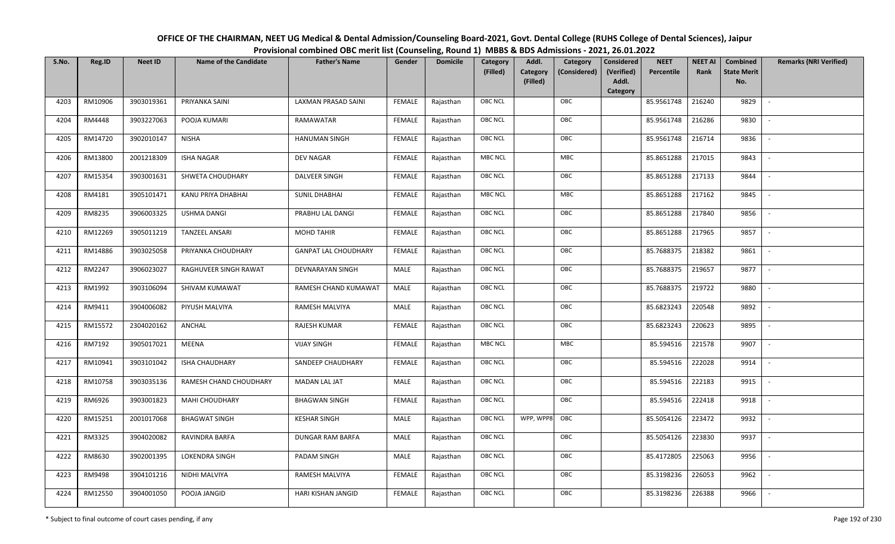# OFFICE OF THE CHAIRMAN, NEET UG Medical & Dental Admission/Counseling Board-2021, Govt. Dental College (RUHS College of Dental Sciences), Jaipur

## Provisional combined OBC merit list (Counseling, Round 1) MBBS & BDS Admissions - 2021, 26.01.2022

| S.No. | Reg.ID | Neet ID | Name of the Candidate | Father's Name | Gender | Domicile | Category (Filled) | Addl. Category (Filled) | Category (Considered) | Considered (Verified) Addl. Category | NEET Percentile | NEET AI Rank | Combined State Merit No. | Remarks (NRI Verified) |
|---|---|---|---|---|---|---|---|---|---|---|---|---|---|---|
| 4203 | RM10906 | 3903019361 | PRIYANKA SAINI | LAXMAN PRASAD SAINI | FEMALE | Rajasthan | OBC NCL | | OBC | | 85.9561748 | 216240 | 9829 | - |
| 4204 | RM4448 | 3903227063 | POOJA KUMARI | RAMAWATAR | FEMALE | Rajasthan | OBC NCL | | OBC | | 85.9561748 | 216286 | 9830 | - |
| 4205 | RM14720 | 3902010147 | NISHA | HANUMAN SINGH | FEMALE | Rajasthan | OBC NCL | | OBC | | 85.9561748 | 216714 | 9836 | - |
| 4206 | RM13800 | 2001218309 | ISHA NAGAR | DEV NAGAR | FEMALE | Rajasthan | MBC NCL | | MBC | | 85.8651288 | 217015 | 9843 | - |
| 4207 | RM15354 | 3903001631 | SHWETA CHOUDHARY | DALVEER SINGH | FEMALE | Rajasthan | OBC NCL | | OBC | | 85.8651288 | 217133 | 9844 | - |
| 4208 | RM4181 | 3905101471 | KANU PRIYA DHABHAI | SUNIL DHABHAI | FEMALE | Rajasthan | MBC NCL | | MBC | | 85.8651288 | 217162 | 9845 | - |
| 4209 | RM8235 | 3906003325 | USHMA DANGI | PRABHU LAL DANGI | FEMALE | Rajasthan | OBC NCL | | OBC | | 85.8651288 | 217840 | 9856 | - |
| 4210 | RM12269 | 3905011219 | TANZEEL ANSARI | MOHD TAHIR | FEMALE | Rajasthan | OBC NCL | | OBC | | 85.8651288 | 217965 | 9857 | - |
| 4211 | RM14886 | 3903025058 | PRIYANKA CHOUDHARY | GANPAT LAL CHOUDHARY | FEMALE | Rajasthan | OBC NCL | | OBC | | 85.7688375 | 218382 | 9861 | - |
| 4212 | RM2247 | 3906023027 | RAGHUVEER SINGH RAWAT | DEVNARAYAN SINGH | MALE | Rajasthan | OBC NCL | | OBC | | 85.7688375 | 219657 | 9877 | - |
| 4213 | RM1992 | 3903106094 | SHIVAM KUMAWAT | RAMESH CHAND KUMAWAT | MALE | Rajasthan | OBC NCL | | OBC | | 85.7688375 | 219722 | 9880 | - |
| 4214 | RM9411 | 3904006082 | PIYUSH MALVIYA | RAMESH MALVIYA | MALE | Rajasthan | OBC NCL | | OBC | | 85.6823243 | 220548 | 9892 | - |
| 4215 | RM15572 | 2304020162 | ANCHAL | RAJESH KUMAR | FEMALE | Rajasthan | OBC NCL | | OBC | | 85.6823243 | 220623 | 9895 | - |
| 4216 | RM7192 | 3905017021 | MEENA | VIJAY SINGH | FEMALE | Rajasthan | MBC NCL | | MBC | | 85.594516 | 221578 | 9907 | - |
| 4217 | RM10941 | 3903101042 | ISHA CHAUDHARY | SANDEEP CHAUDHARY | FEMALE | Rajasthan | OBC NCL | | OBC | | 85.594516 | 222028 | 9914 | - |
| 4218 | RM10758 | 3903035136 | RAMESH CHAND CHOUDHARY | MADAN LAL JAT | MALE | Rajasthan | OBC NCL | | OBC | | 85.594516 | 222183 | 9915 | - |
| 4219 | RM6926 | 3903001823 | MAHI CHOUDHARY | BHAGWAN SINGH | FEMALE | Rajasthan | OBC NCL | | OBC | | 85.594516 | 222418 | 9918 | - |
| 4220 | RM15251 | 2001017068 | BHAGWAT SINGH | KESHAR SINGH | MALE | Rajasthan | OBC NCL | WPP, WPP8 | OBC | | 85.5054126 | 223472 | 9932 | - |
| 4221 | RM3325 | 3904020082 | RAVINDRA BARFA | DUNGAR RAM BARFA | MALE | Rajasthan | OBC NCL | | OBC | | 85.5054126 | 223830 | 9937 | - |
| 4222 | RM8630 | 3902001395 | LOKENDRA SINGH | PADAM SINGH | MALE | Rajasthan | OBC NCL | | OBC | | 85.4172805 | 225063 | 9956 | - |
| 4223 | RM9498 | 3904101216 | NIDHI MALVIYA | RAMESH MALVIYA | FEMALE | Rajasthan | OBC NCL | | OBC | | 85.3198236 | 226053 | 9962 | - |
| 4224 | RM12550 | 3904001050 | POOJA JANGID | HARI KISHAN JANGID | FEMALE | Rajasthan | OBC NCL | | OBC | | 85.3198236 | 226388 | 9966 | - |

\* Subject to final outcome of court cases pending, if any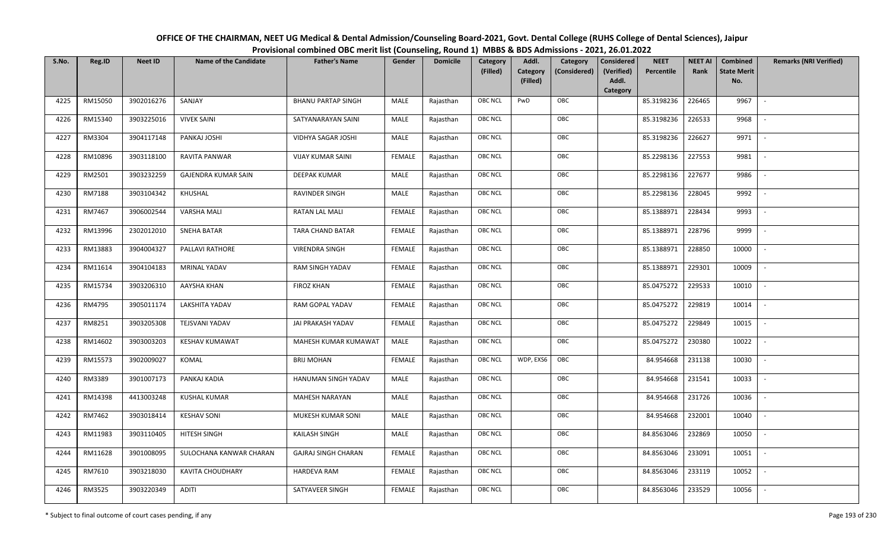# OFFICE OF THE CHAIRMAN, NEET UG Medical & Dental Admission/Counseling Board-2021, Govt. Dental College (RUHS College of Dental Sciences), Jaipur

## Provisional combined OBC merit list (Counseling, Round 1) MBBS & BDS Admissions - 2021, 26.01.2022

| S.No. | Reg.ID | Neet ID | Name of the Candidate | Father's Name | Gender | Domicile | Category (Filled) | Addl. Category (Filled) | Category (Considered) | Considered (Verified) Addl. Category | NEET Percentile | NEET AI Rank | Combined State Merit No. | Remarks (NRI Verified) |
|---|---|---|---|---|---|---|---|---|---|---|---|---|---|---|
| 4225 | RM15050 | 3902016276 | SANJAY | BHANU PARTAP SINGH | MALE | Rajasthan | OBC NCL | PwD | OBC | | 85.3198236 | 226465 | 9967 | - |
| 4226 | RM15340 | 3903225016 | VIVEK SAINI | SATYANARAYAN SAINI | MALE | Rajasthan | OBC NCL | | OBC | | 85.3198236 | 226533 | 9968 | - |
| 4227 | RM3304 | 3904117148 | PANKAJ JOSHI | VIDHYA SAGAR JOSHI | MALE | Rajasthan | OBC NCL | | OBC | | 85.3198236 | 226627 | 9971 | - |
| 4228 | RM10896 | 3903118100 | RAVITA PANWAR | VIJAY KUMAR SAINI | FEMALE | Rajasthan | OBC NCL | | OBC | | 85.2298136 | 227553 | 9981 | - |
| 4229 | RM2501 | 3903232259 | GAJENDRA KUMAR SAIN | DEEPAK KUMAR | MALE | Rajasthan | OBC NCL | | OBC | | 85.2298136 | 227677 | 9986 | - |
| 4230 | RM7188 | 3903104342 | KHUSHAL | RAVINDER SINGH | MALE | Rajasthan | OBC NCL | | OBC | | 85.2298136 | 228045 | 9992 | - |
| 4231 | RM7467 | 3906002544 | VARSHA MALI | RATAN LAL MALI | FEMALE | Rajasthan | OBC NCL | | OBC | | 85.1388971 | 228434 | 9993 | - |
| 4232 | RM13996 | 2302012010 | SNEHA BATAR | TARA CHAND BATAR | FEMALE | Rajasthan | OBC NCL | | OBC | | 85.1388971 | 228796 | 9999 | - |
| 4233 | RM13883 | 3904004327 | PALLAVI RATHORE | VIRENDRA SINGH | FEMALE | Rajasthan | OBC NCL | | OBC | | 85.1388971 | 228850 | 10000 | - |
| 4234 | RM11614 | 3904104183 | MRINAL YADAV | RAM SINGH YADAV | FEMALE | Rajasthan | OBC NCL | | OBC | | 85.1388971 | 229301 | 10009 | - |
| 4235 | RM15734 | 3903206310 | AAYSHA KHAN | FIROZ KHAN | FEMALE | Rajasthan | OBC NCL | | OBC | | 85.0475272 | 229533 | 10010 | - |
| 4236 | RM4795 | 3905011174 | LAKSHITA YADAV | RAM GOPAL YADAV | FEMALE | Rajasthan | OBC NCL | | OBC | | 85.0475272 | 229819 | 10014 | - |
| 4237 | RM8251 | 3903205308 | TEJSVANI YADAV | JAI PRAKASH YADAV | FEMALE | Rajasthan | OBC NCL | | OBC | | 85.0475272 | 229849 | 10015 | - |
| 4238 | RM14602 | 3903003203 | KESHAV KUMAWAT | MAHESH KUMAR KUMAWAT | MALE | Rajasthan | OBC NCL | | OBC | | 85.0475272 | 230380 | 10022 | - |
| 4239 | RM15573 | 3902009027 | KOMAL | BRIJ MOHAN | FEMALE | Rajasthan | OBC NCL | WDP, EXS6 | OBC | | 84.954668 | 231138 | 10030 | - |
| 4240 | RM3389 | 3901007173 | PANKAJ KADIA | HANUMAN SINGH YADAV | MALE | Rajasthan | OBC NCL | | OBC | | 84.954668 | 231541 | 10033 | - |
| 4241 | RM14398 | 4413003248 | KUSHAL KUMAR | MAHESH NARAYAN | MALE | Rajasthan | OBC NCL | | OBC | | 84.954668 | 231726 | 10036 | - |
| 4242 | RM7462 | 3903018414 | KESHAV SONI | MUKESH KUMAR SONI | MALE | Rajasthan | OBC NCL | | OBC | | 84.954668 | 232001 | 10040 | - |
| 4243 | RM11983 | 3903110405 | HITESH SINGH | KAILASH SINGH | MALE | Rajasthan | OBC NCL | | OBC | | 84.8563046 | 232869 | 10050 | - |
| 4244 | RM11628 | 3901008095 | SULOCHANA KANWAR CHARAN | GAJRAJ SINGH CHARAN | FEMALE | Rajasthan | OBC NCL | | OBC | | 84.8563046 | 233091 | 10051 | - |
| 4245 | RM7610 | 3903218030 | KAVITA CHOUDHARY | HARDEVA RAM | FEMALE | Rajasthan | OBC NCL | | OBC | | 84.8563046 | 233119 | 10052 | - |
| 4246 | RM3525 | 3903220349 | ADITI | SATYAVEER SINGH | FEMALE | Rajasthan | OBC NCL | | OBC | | 84.8563046 | 233529 | 10056 | - |

\* Subject to final outcome of court cases pending, if any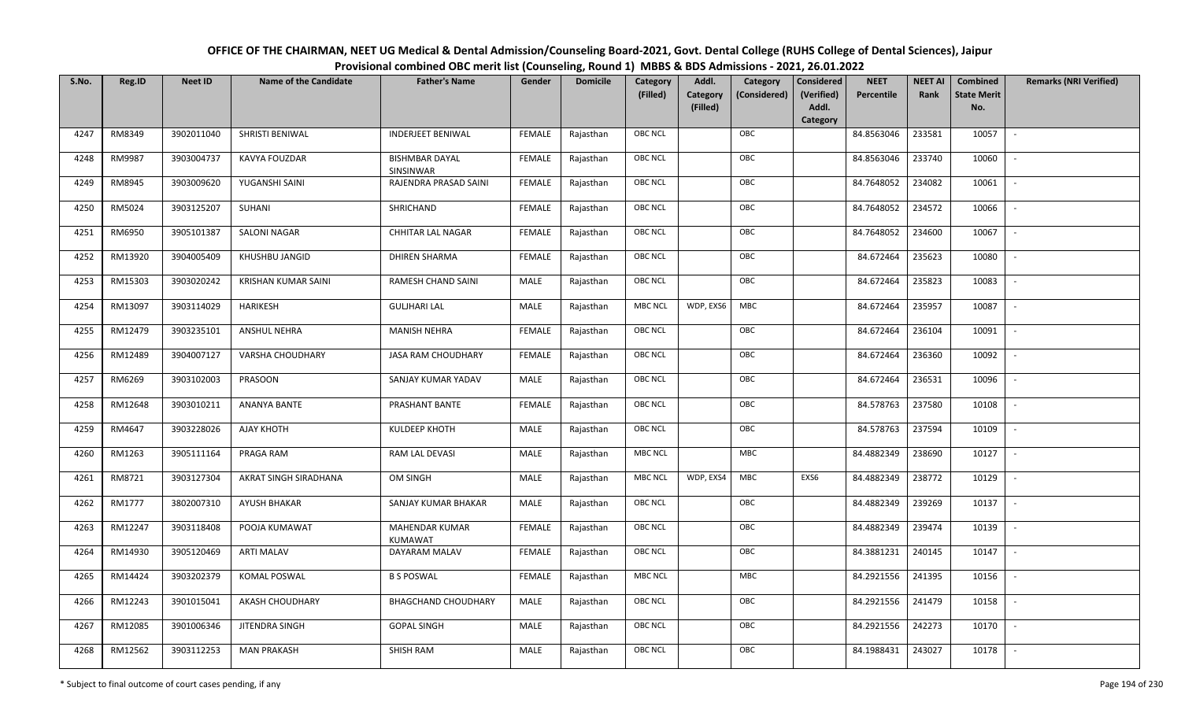# OFFICE OF THE CHAIRMAN, NEET UG Medical & Dental Admission/Counseling Board-2021, Govt. Dental College (RUHS College of Dental Sciences), Jaipur

## Provisional combined OBC merit list (Counseling, Round 1) MBBS & BDS Admissions - 2021, 26.01.2022

| S.No. | Reg.ID | Neet ID | Name of the Candidate | Father's Name | Gender | Domicile | Category (Filled) | Addl. Category (Filled) | Category (Considered) | Considered (Verified) Addl. Category | NEET Percentile | NEET AI Rank | Combined State Merit No. | Remarks (NRI Verified) |
|---|---|---|---|---|---|---|---|---|---|---|---|---|---|---|
| 4247 | RM8349 | 3902011040 | SHRISTI BENIWAL | INDERJEET BENIWAL | FEMALE | Rajasthan | OBC NCL | | OBC | | 84.8563046 | 233581 | 10057 | - |
| 4248 | RM9987 | 3903004737 | KAVYA FOUZDAR | BISHMBAR DAYAL SINSINWAR | FEMALE | Rajasthan | OBC NCL | | OBC | | 84.8563046 | 233740 | 10060 | - |
| 4249 | RM8945 | 3903009620 | YUGANSHI SAINI | RAJENDRA PRASAD SAINI | FEMALE | Rajasthan | OBC NCL | | OBC | | 84.7648052 | 234082 | 10061 | - |
| 4250 | RM5024 | 3903125207 | SUHANI | SHRICHAND | FEMALE | Rajasthan | OBC NCL | | OBC | | 84.7648052 | 234572 | 10066 | - |
| 4251 | RM6950 | 3905101387 | SALONI NAGAR | CHHITAR LAL NAGAR | FEMALE | Rajasthan | OBC NCL | | OBC | | 84.7648052 | 234600 | 10067 | - |
| 4252 | RM13920 | 3904005409 | KHUSHBU JANGID | DHIREN SHARMA | FEMALE | Rajasthan | OBC NCL | | OBC | | 84.672464 | 235623 | 10080 | - |
| 4253 | RM15303 | 3903020242 | KRISHAN KUMAR SAINI | RAMESH CHAND SAINI | MALE | Rajasthan | OBC NCL | | OBC | | 84.672464 | 235823 | 10083 | - |
| 4254 | RM13097 | 3903114029 | HARIKESH | GULJHARI LAL | MALE | Rajasthan | MBC NCL | WDP, EXS6 | MBC | | 84.672464 | 235957 | 10087 | - |
| 4255 | RM12479 | 3903235101 | ANSHUL NEHRA | MANISH NEHRA | FEMALE | Rajasthan | OBC NCL | | OBC | | 84.672464 | 236104 | 10091 | - |
| 4256 | RM12489 | 3904007127 | VARSHA CHOUDHARY | JASA RAM CHOUDHARY | FEMALE | Rajasthan | OBC NCL | | OBC | | 84.672464 | 236360 | 10092 | - |
| 4257 | RM6269 | 3903102003 | PRASOON | SANJAY KUMAR YADAV | MALE | Rajasthan | OBC NCL | | OBC | | 84.672464 | 236531 | 10096 | - |
| 4258 | RM12648 | 3903010211 | ANANYA BANTE | PRASHANT BANTE | FEMALE | Rajasthan | OBC NCL | | OBC | | 84.578763 | 237580 | 10108 | - |
| 4259 | RM4647 | 3903228026 | AJAY KHOTH | KULDEEP KHOTH | MALE | Rajasthan | OBC NCL | | OBC | | 84.578763 | 237594 | 10109 | - |
| 4260 | RM1263 | 3905111164 | PRAGA RAM | RAM LAL DEVASI | MALE | Rajasthan | MBC NCL | | MBC | | 84.4882349 | 238690 | 10127 | - |
| 4261 | RM8721 | 3903127304 | AKRAT SINGH SIRADHANA | OM SINGH | MALE | Rajasthan | MBC NCL | WDP, EXS4 | MBC | EXS6 | 84.4882349 | 238772 | 10129 | - |
| 4262 | RM1777 | 3802007310 | AYUSH BHAKAR | SANJAY KUMAR BHAKAR | MALE | Rajasthan | OBC NCL | | OBC | | 84.4882349 | 239269 | 10137 | - |
| 4263 | RM12247 | 3903118408 | POOJA KUMAWAT | MAHENDAR KUMAR KUMAWAT | FEMALE | Rajasthan | OBC NCL | | OBC | | 84.4882349 | 239474 | 10139 | - |
| 4264 | RM14930 | 3905120469 | ARTI MALAV | DAYARAM MALAV | FEMALE | Rajasthan | OBC NCL | | OBC | | 84.3881231 | 240145 | 10147 | - |
| 4265 | RM14424 | 3903202379 | KOMAL POSWAL | B S POSWAL | FEMALE | Rajasthan | MBC NCL | | MBC | | 84.2921556 | 241395 | 10156 | - |
| 4266 | RM12243 | 3901015041 | AKASH CHOUDHARY | BHAGCHAND CHOUDHARY | MALE | Rajasthan | OBC NCL | | OBC | | 84.2921556 | 241479 | 10158 | - |
| 4267 | RM12085 | 3901006346 | JITENDRA SINGH | GOPAL SINGH | MALE | Rajasthan | OBC NCL | | OBC | | 84.2921556 | 242273 | 10170 | - |
| 4268 | RM12562 | 3903112253 | MAN PRAKASH | SHISH RAM | MALE | Rajasthan | OBC NCL | | OBC | | 84.1988431 | 243027 | 10178 | - |

\* Subject to final outcome of court cases pending, if any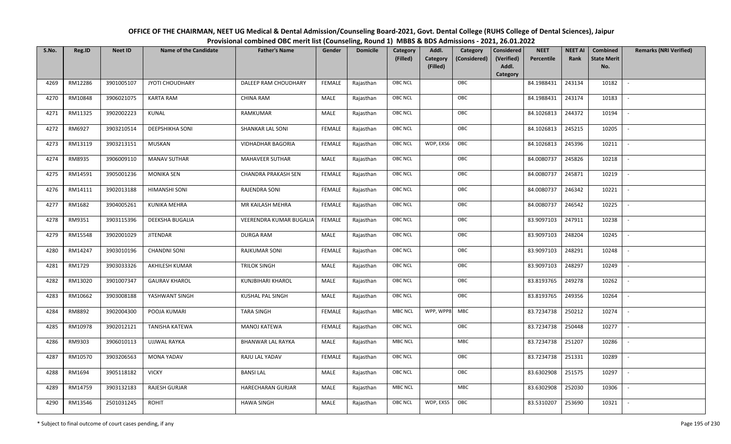# OFFICE OF THE CHAIRMAN, NEET UG Medical & Dental Admission/Counseling Board-2021, Govt. Dental College (RUHS College of Dental Sciences), Jaipur

## Provisional combined OBC merit list (Counseling, Round 1) MBBS & BDS Admissions - 2021, 26.01.2022

| S.No. | Reg.ID | Neet ID | Name of the Candidate | Father's Name | Gender | Domicile | Category (Filled) | Addl. Category (Filled) | Category (Considered) | Considered (Verified) Addl. Category | NEET Percentile | NEET AI Rank | Combined State Merit No. | Remarks (NRI Verified) |
|---|---|---|---|---|---|---|---|---|---|---|---|---|---|---|
| 4269 | RM12286 | 3901005107 | JYOTI CHOUDHARY | DALEEP RAM CHOUDHARY | FEMALE | Rajasthan | OBC NCL | | OBC | | 84.1988431 | 243134 | 10182 | - |
| 4270 | RM10848 | 3906021075 | KARTA RAM | CHINA RAM | MALE | Rajasthan | OBC NCL | | OBC | | 84.1988431 | 243174 | 10183 | - |
| 4271 | RM11325 | 3902002223 | KUNAL | RAMKUMAR | MALE | Rajasthan | OBC NCL | | OBC | | 84.1026813 | 244372 | 10194 | - |
| 4272 | RM6927 | 3903210514 | DEEPSHIKHA SONI | SHANKAR LAL SONI | FEMALE | Rajasthan | OBC NCL | | OBC | | 84.1026813 | 245215 | 10205 | - |
| 4273 | RM13119 | 3903213151 | MUSKAN | VIDHADHAR BAGORIA | FEMALE | Rajasthan | OBC NCL | WDP, EXS6 | OBC | | 84.1026813 | 245396 | 10211 | - |
| 4274 | RM8935 | 3906009110 | MANAV SUTHAR | MAHAVEER SUTHAR | MALE | Rajasthan | OBC NCL | | OBC | | 84.0080737 | 245826 | 10218 | - |
| 4275 | RM14591 | 3905001236 | MONIKA SEN | CHANDRA PRAKASH SEN | FEMALE | Rajasthan | OBC NCL | | OBC | | 84.0080737 | 245871 | 10219 | - |
| 4276 | RM14111 | 3902013188 | HIMANSHI SONI | RAJENDRA SONI | FEMALE | Rajasthan | OBC NCL | | OBC | | 84.0080737 | 246342 | 10221 | - |
| 4277 | RM1682 | 3904005261 | KUNIKA MEHRA | MR KAILASH MEHRA | FEMALE | Rajasthan | OBC NCL | | OBC | | 84.0080737 | 246542 | 10225 | - |
| 4278 | RM9351 | 3903115396 | DEEKSHA BUGALIA | VEERENDRA KUMAR BUGALIA | FEMALE | Rajasthan | OBC NCL | | OBC | | 83.9097103 | 247911 | 10238 | - |
| 4279 | RM15548 | 3902001029 | JITENDAR | DURGA RAM | MALE | Rajasthan | OBC NCL | | OBC | | 83.9097103 | 248204 | 10245 | - |
| 4280 | RM14247 | 3903010196 | CHANDNI SONI | RAJKUMAR SONI | FEMALE | Rajasthan | OBC NCL | | OBC | | 83.9097103 | 248291 | 10248 | - |
| 4281 | RM1729 | 3903033326 | AKHILESH KUMAR | TRILOK SINGH | MALE | Rajasthan | OBC NCL | | OBC | | 83.9097103 | 248297 | 10249 | - |
| 4282 | RM13020 | 3901007347 | GAURAV KHAROL | KUNJBIHARI KHAROL | MALE | Rajasthan | OBC NCL | | OBC | | 83.8193765 | 249278 | 10262 | - |
| 4283 | RM10662 | 3903008188 | YASHWANT SINGH | KUSHAL PAL SINGH | MALE | Rajasthan | OBC NCL | | OBC | | 83.8193765 | 249356 | 10264 | - |
| 4284 | RM8892 | 3902004300 | POOJA KUMARI | TARA SINGH | FEMALE | Rajasthan | MBC NCL | WPP, WPP8 | MBC | | 83.7234738 | 250212 | 10274 | - |
| 4285 | RM10978 | 3902012121 | TANISHA KATEWA | MANOJ KATEWA | FEMALE | Rajasthan | OBC NCL | | OBC | | 83.7234738 | 250448 | 10277 | - |
| 4286 | RM9303 | 3906010113 | UJJWAL RAYKA | BHANWAR LAL RAYKA | MALE | Rajasthan | MBC NCL | | MBC | | 83.7234738 | 251207 | 10286 | - |
| 4287 | RM10570 | 3903206563 | MONA YADAV | RAJU LAL YADAV | FEMALE | Rajasthan | OBC NCL | | OBC | | 83.7234738 | 251331 | 10289 | - |
| 4288 | RM1694 | 3905118182 | VICKY | BANSI LAL | MALE | Rajasthan | OBC NCL | | OBC | | 83.6302908 | 251575 | 10297 | - |
| 4289 | RM14759 | 3903132183 | RAJESH GURJAR | HARECHARAN GURJAR | MALE | Rajasthan | MBC NCL | | MBC | | 83.6302908 | 252030 | 10306 | - |
| 4290 | RM13546 | 2501031245 | ROHIT | HAWA SINGH | MALE | Rajasthan | OBC NCL | WDP, EXS5 | OBC | | 83.5310207 | 253690 | 10321 | - |

\* Subject to final outcome of court cases pending, if any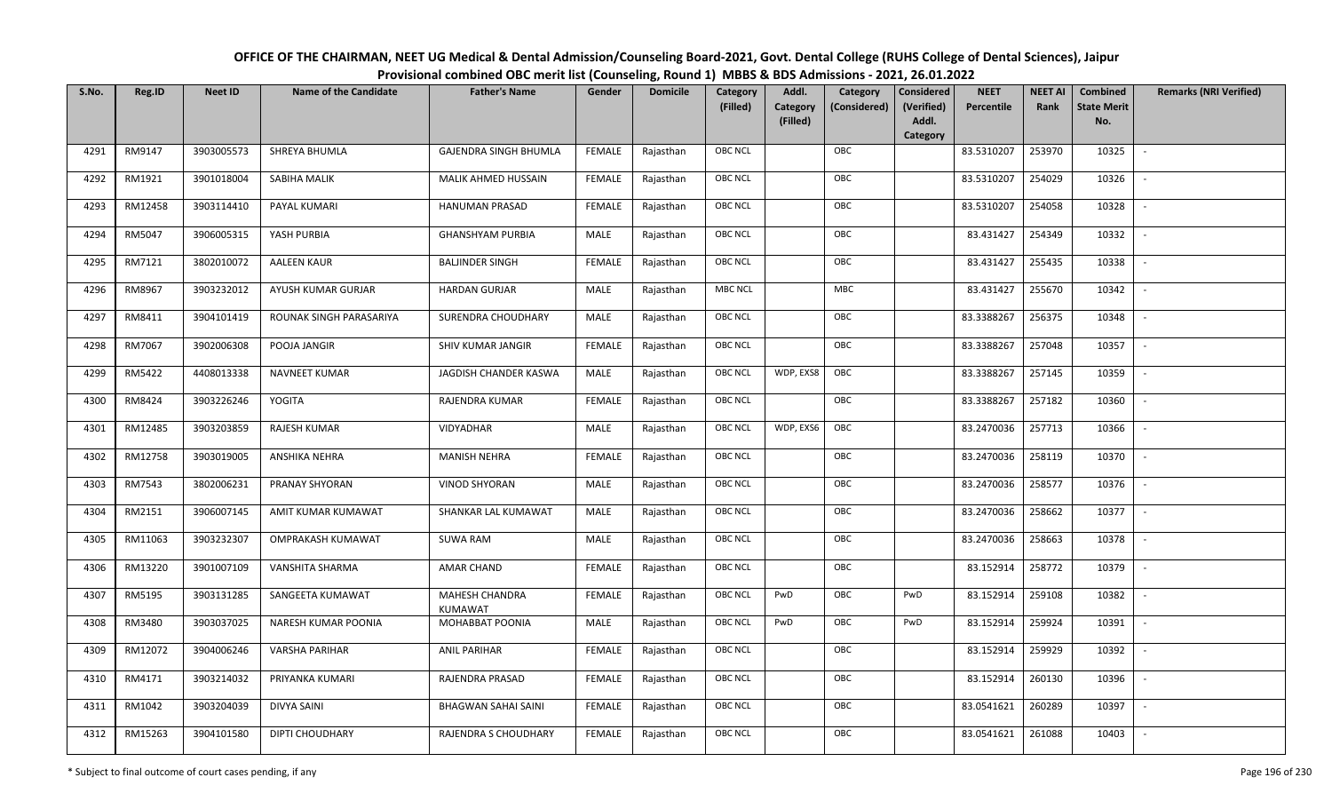# OFFICE OF THE CHAIRMAN, NEET UG Medical & Dental Admission/Counseling Board-2021, Govt. Dental College (RUHS College of Dental Sciences), Jaipur

## Provisional combined OBC merit list (Counseling, Round 1) MBBS & BDS Admissions - 2021, 26.01.2022

| S.No. | Reg.ID | Neet ID | Name of the Candidate | Father's Name | Gender | Domicile | Category (Filled) | Addl. Category (Filled) | Category (Considered) | Considered (Verified) Addl. Category | NEET Percentile | NEET AI Rank | Combined State Merit No. | Remarks (NRI Verified) |
|---|---|---|---|---|---|---|---|---|---|---|---|---|---|---|
| 4291 | RM9147 | 3903005573 | SHREYA BHUMLA | GAJENDRA SINGH BHUMLA | FEMALE | Rajasthan | OBC NCL | | OBC | | 83.5310207 | 253970 | 10325 | - |
| 4292 | RM1921 | 3901018004 | SABIHA MALIK | MALIK AHMED HUSSAIN | FEMALE | Rajasthan | OBC NCL | | OBC | | 83.5310207 | 254029 | 10326 | - |
| 4293 | RM12458 | 3903114410 | PAYAL KUMARI | HANUMAN PRASAD | FEMALE | Rajasthan | OBC NCL | | OBC | | 83.5310207 | 254058 | 10328 | - |
| 4294 | RM5047 | 3906005315 | YASH PURBIA | GHANSHYAM PURBIA | MALE | Rajasthan | OBC NCL | | OBC | | 83.431427 | 254349 | 10332 | - |
| 4295 | RM7121 | 3802010072 | AALEEN KAUR | BALJINDER SINGH | FEMALE | Rajasthan | OBC NCL | | OBC | | 83.431427 | 255435 | 10338 | - |
| 4296 | RM8967 | 3903232012 | AYUSH KUMAR GURJAR | HARDAN GURJAR | MALE | Rajasthan | MBC NCL | | MBC | | 83.431427 | 255670 | 10342 | - |
| 4297 | RM8411 | 3904101419 | ROUNAK SINGH PARASARIYA | SURENDRA CHOUDHARY | MALE | Rajasthan | OBC NCL | | OBC | | 83.3388267 | 256375 | 10348 | - |
| 4298 | RM7067 | 3902006308 | POOJA JANGIR | SHIV KUMAR JANGIR | FEMALE | Rajasthan | OBC NCL | | OBC | | 83.3388267 | 257048 | 10357 | - |
| 4299 | RM5422 | 4408013338 | NAVNEET KUMAR | JAGDISH CHANDER KASWA | MALE | Rajasthan | OBC NCL | WDP, EXS8 | OBC | | 83.3388267 | 257145 | 10359 | - |
| 4300 | RM8424 | 3903226246 | YOGITA | RAJENDRA KUMAR | FEMALE | Rajasthan | OBC NCL | | OBC | | 83.3388267 | 257182 | 10360 | - |
| 4301 | RM12485 | 3903203859 | RAJESH KUMAR | VIDYADHAR | MALE | Rajasthan | OBC NCL | WDP, EXS6 | OBC | | 83.2470036 | 257713 | 10366 | - |
| 4302 | RM12758 | 3903019005 | ANSHIKA NEHRA | MANISH NEHRA | FEMALE | Rajasthan | OBC NCL | | OBC | | 83.2470036 | 258119 | 10370 | - |
| 4303 | RM7543 | 3802006231 | PRANAY SHYORAN | VINOD SHYORAN | MALE | Rajasthan | OBC NCL | | OBC | | 83.2470036 | 258577 | 10376 | - |
| 4304 | RM2151 | 3906007145 | AMIT KUMAR KUMAWAT | SHANKAR LAL KUMAWAT | MALE | Rajasthan | OBC NCL | | OBC | | 83.2470036 | 258662 | 10377 | - |
| 4305 | RM11063 | 3903232307 | OMPRAKASH KUMAWAT | SUWA RAM | MALE | Rajasthan | OBC NCL | | OBC | | 83.2470036 | 258663 | 10378 | - |
| 4306 | RM13220 | 3901007109 | VANSHITA SHARMA | AMAR CHAND | FEMALE | Rajasthan | OBC NCL | | OBC | | 83.152914 | 258772 | 10379 | - |
| 4307 | RM5195 | 3903131285 | SANGEETA KUMAWAT | MAHESH CHANDRA KUMAWAT | FEMALE | Rajasthan | OBC NCL | PwD | OBC | PwD | 83.152914 | 259108 | 10382 | - |
| 4308 | RM3480 | 3903037025 | NARESH KUMAR POONIA | MOHABBAT POONIA | MALE | Rajasthan | OBC NCL | PwD | OBC | PwD | 83.152914 | 259924 | 10391 | - |
| 4309 | RM12072 | 3904006246 | VARSHA PARIHAR | ANIL PARIHAR | FEMALE | Rajasthan | OBC NCL | | OBC | | 83.152914 | 259929 | 10392 | - |
| 4310 | RM4171 | 3903214032 | PRIYANKA KUMARI | RAJENDRA PRASAD | FEMALE | Rajasthan | OBC NCL | | OBC | | 83.152914 | 260130 | 10396 | - |
| 4311 | RM1042 | 3903204039 | DIVYA SAINI | BHAGWAN SAHAI SAINI | FEMALE | Rajasthan | OBC NCL | | OBC | | 83.0541621 | 260289 | 10397 | - |
| 4312 | RM15263 | 3904101580 | DIPTI CHOUDHARY | RAJENDRA S CHOUDHARY | FEMALE | Rajasthan | OBC NCL | | OBC | | 83.0541621 | 261088 | 10403 | - |

\* Subject to final outcome of court cases pending, if any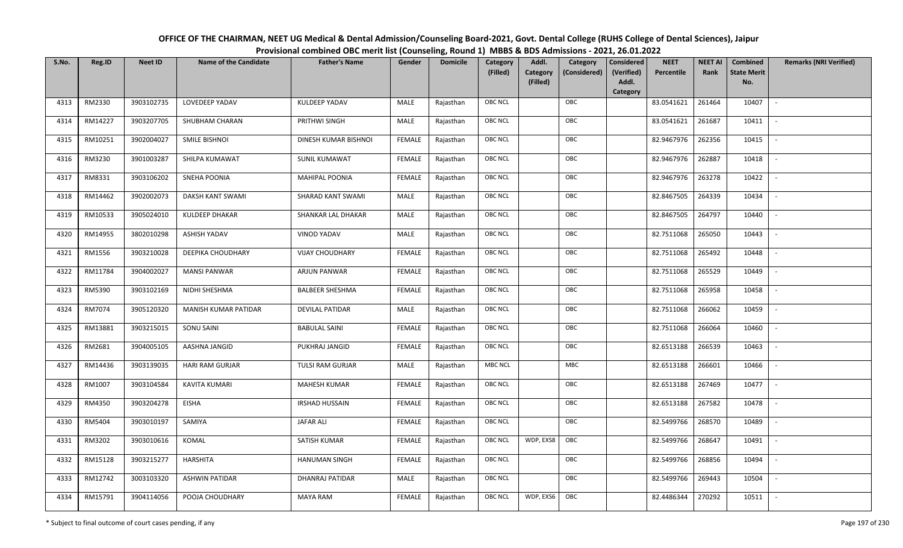# OFFICE OF THE CHAIRMAN, NEET UG Medical & Dental Admission/Counseling Board-2021, Govt. Dental College (RUHS College of Dental Sciences), Jaipur

## Provisional combined OBC merit list (Counseling, Round 1) MBBS & BDS Admissions - 2021, 26.01.2022

| S.No. | Reg.ID | Neet ID | Name of the Candidate | Father's Name | Gender | Domicile | Category (Filled) | Addl. Category (Filled) | Category (Considered) | Considered (Verified) Addl. Category | NEET Percentile | NEET AI Rank | Combined State Merit No. | Remarks (NRI Verified) |
|---|---|---|---|---|---|---|---|---|---|---|---|---|---|---|
| 4313 | RM2330 | 3903102735 | LOVEDEEP YADAV | KULDEEP YADAV | MALE | Rajasthan | OBC NCL | | OBC | | 83.0541621 | 261464 | 10407 | - |
| 4314 | RM14227 | 3903207705 | SHUBHAM CHARAN | PRITHWI SINGH | MALE | Rajasthan | OBC NCL | | OBC | | 83.0541621 | 261687 | 10411 | - |
| 4315 | RM10251 | 3902004027 | SMILE BISHNOI | DINESH KUMAR BISHNOI | FEMALE | Rajasthan | OBC NCL | | OBC | | 82.9467976 | 262356 | 10415 | - |
| 4316 | RM3230 | 3901003287 | SHILPA KUMAWAT | SUNIL KUMAWAT | FEMALE | Rajasthan | OBC NCL | | OBC | | 82.9467976 | 262887 | 10418 | - |
| 4317 | RM8331 | 3903106202 | SNEHA POONIA | MAHIPAL POONIA | FEMALE | Rajasthan | OBC NCL | | OBC | | 82.9467976 | 263278 | 10422 | - |
| 4318 | RM14462 | 3902002073 | DAKSH KANT SWAMI | SHARAD KANT SWAMI | MALE | Rajasthan | OBC NCL | | OBC | | 82.8467505 | 264339 | 10434 | - |
| 4319 | RM10533 | 3905024010 | KULDEEP DHAKAR | SHANKAR LAL DHAKAR | MALE | Rajasthan | OBC NCL | | OBC | | 82.8467505 | 264797 | 10440 | - |
| 4320 | RM14955 | 3802010298 | ASHISH YADAV | VINOD YADAV | MALE | Rajasthan | OBC NCL | | OBC | | 82.7511068 | 265050 | 10443 | - |
| 4321 | RM1556 | 3903210028 | DEEPIKA CHOUDHARY | VIJAY CHOUDHARY | FEMALE | Rajasthan | OBC NCL | | OBC | | 82.7511068 | 265492 | 10448 | - |
| 4322 | RM11784 | 3904002027 | MANSI PANWAR | ARJUN PANWAR | FEMALE | Rajasthan | OBC NCL | | OBC | | 82.7511068 | 265529 | 10449 | - |
| 4323 | RM5390 | 3903102169 | NIDHI SHESHMA | BALBEER SHESHMA | FEMALE | Rajasthan | OBC NCL | | OBC | | 82.7511068 | 265958 | 10458 | - |
| 4324 | RM7074 | 3905120320 | MANISH KUMAR PATIDAR | DEVILAL PATIDAR | MALE | Rajasthan | OBC NCL | | OBC | | 82.7511068 | 266062 | 10459 | - |
| 4325 | RM13881 | 3903215015 | SONU SAINI | BABULAL SAINI | FEMALE | Rajasthan | OBC NCL | | OBC | | 82.7511068 | 266064 | 10460 | - |
| 4326 | RM2681 | 3904005105 | AASHNA JANGID | PUKHRAJ JANGID | FEMALE | Rajasthan | OBC NCL | | OBC | | 82.6513188 | 266539 | 10463 | - |
| 4327 | RM14436 | 3903139035 | HARI RAM GURJAR | TULSI RAM GURJAR | MALE | Rajasthan | MBC NCL | | MBC | | 82.6513188 | 266601 | 10466 | - |
| 4328 | RM1007 | 3903104584 | KAVITA KUMARI | MAHESH KUMAR | FEMALE | Rajasthan | OBC NCL | | OBC | | 82.6513188 | 267469 | 10477 | - |
| 4329 | RM4350 | 3903204278 | EISHA | IRSHAD HUSSAIN | FEMALE | Rajasthan | OBC NCL | | OBC | | 82.6513188 | 267582 | 10478 | - |
| 4330 | RM5404 | 3903010197 | SAMIYA | JAFAR ALI | FEMALE | Rajasthan | OBC NCL | | OBC | | 82.5499766 | 268570 | 10489 | - |
| 4331 | RM3202 | 3903010616 | KOMAL | SATISH KUMAR | FEMALE | Rajasthan | OBC NCL | WDP, EXS8 | OBC | | 82.5499766 | 268647 | 10491 | - |
| 4332 | RM15128 | 3903215277 | HARSHITA | HANUMAN SINGH | FEMALE | Rajasthan | OBC NCL | | OBC | | 82.5499766 | 268856 | 10494 | - |
| 4333 | RM12742 | 3003103320 | ASHWIN PATIDAR | DHANRAJ PATIDAR | MALE | Rajasthan | OBC NCL | | OBC | | 82.5499766 | 269443 | 10504 | - |
| 4334 | RM15791 | 3904114056 | POOJA CHOUDHARY | MAYA RAM | FEMALE | Rajasthan | OBC NCL | WDP, EXS6 | OBC | | 82.4486344 | 270292 | 10511 | - |

\* Subject to final outcome of court cases pending, if any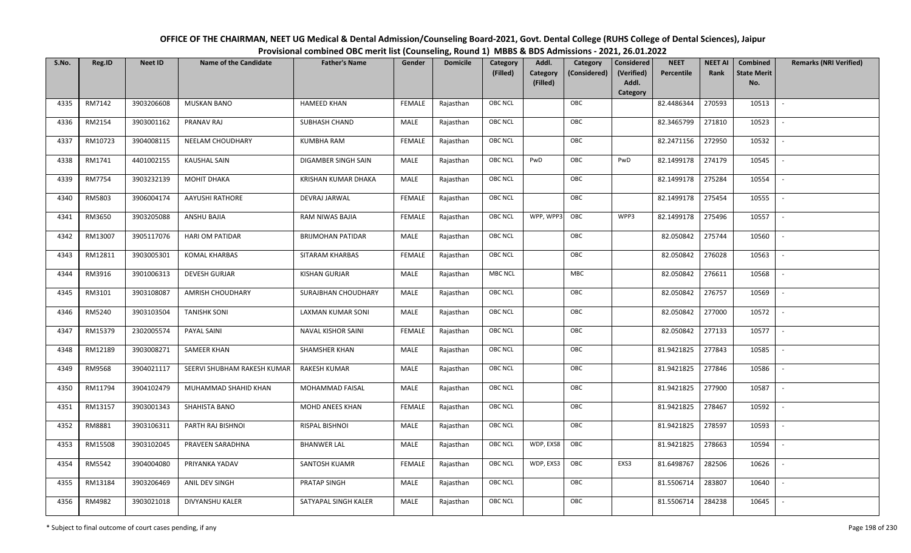# OFFICE OF THE CHAIRMAN, NEET UG Medical & Dental Admission/Counseling Board-2021, Govt. Dental College (RUHS College of Dental Sciences), Jaipur

## Provisional combined OBC merit list (Counseling, Round 1) MBBS & BDS Admissions - 2021, 26.01.2022

| S.No. | Reg.ID | Neet ID | Name of the Candidate | Father's Name | Gender | Domicile | Category (Filled) | Addl. Category (Filled) | Category (Considered) | Considered (Verified) Addl. Category | NEET Percentile | NEET AI Rank | Combined State Merit No. | Remarks (NRI Verified) |
|---|---|---|---|---|---|---|---|---|---|---|---|---|---|---|
| 4335 | RM7142 | 3903206608 | MUSKAN BANO | HAMEED KHAN | FEMALE | Rajasthan | OBC NCL | | OBC | | 82.4486344 | 270593 | 10513 | - |
| 4336 | RM2154 | 3903001162 | PRANAV RAJ | SUBHASH CHAND | MALE | Rajasthan | OBC NCL | | OBC | | 82.3465799 | 271810 | 10523 | - |
| 4337 | RM10723 | 3904008115 | NEELAM CHOUDHARY | KUMBHA RAM | FEMALE | Rajasthan | OBC NCL | | OBC | | 82.2471156 | 272950 | 10532 | - |
| 4338 | RM1741 | 4401002155 | KAUSHAL SAIN | DIGAMBER SINGH SAIN | MALE | Rajasthan | OBC NCL | PwD | OBC | PwD | 82.1499178 | 274179 | 10545 | - |
| 4339 | RM7754 | 3903232139 | MOHIT DHAKA | KRISHAN KUMAR DHAKA | MALE | Rajasthan | OBC NCL | | OBC | | 82.1499178 | 275284 | 10554 | - |
| 4340 | RM5803 | 3906004174 | AAYUSHI RATHORE | DEVRAJ JARWAL | FEMALE | Rajasthan | OBC NCL | | OBC | | 82.1499178 | 275454 | 10555 | - |
| 4341 | RM3650 | 3903205088 | ANSHU BAJIA | RAM NIWAS BAJIA | FEMALE | Rajasthan | OBC NCL | WPP, WPP3 | OBC | WPP3 | 82.1499178 | 275496 | 10557 | - |
| 4342 | RM13007 | 3905117076 | HARI OM PATIDAR | BRIJMOHAN PATIDAR | MALE | Rajasthan | OBC NCL | | OBC | | 82.050842 | 275744 | 10560 | - |
| 4343 | RM12811 | 3903005301 | KOMAL KHARBAS | SITARAM KHARBAS | FEMALE | Rajasthan | OBC NCL | | OBC | | 82.050842 | 276028 | 10563 | - |
| 4344 | RM3916 | 3901006313 | DEVESH GURJAR | KISHAN GURJAR | MALE | Rajasthan | MBC NCL | | MBC | | 82.050842 | 276611 | 10568 | - |
| 4345 | RM3101 | 3903108087 | AMRISH CHOUDHARY | SURAJBHAN CHOUDHARY | MALE | Rajasthan | OBC NCL | | OBC | | 82.050842 | 276757 | 10569 | - |
| 4346 | RM5240 | 3903103504 | TANISHK SONI | LAXMAN KUMAR SONI | MALE | Rajasthan | OBC NCL | | OBC | | 82.050842 | 277000 | 10572 | - |
| 4347 | RM15379 | 2302005574 | PAYAL SAINI | NAVAL KISHOR SAINI | FEMALE | Rajasthan | OBC NCL | | OBC | | 82.050842 | 277133 | 10577 | - |
| 4348 | RM12189 | 3903008271 | SAMEER KHAN | SHAMSHER KHAN | MALE | Rajasthan | OBC NCL | | OBC | | 81.9421825 | 277843 | 10585 | - |
| 4349 | RM9568 | 3904021117 | SEERVI SHUBHAM RAKESH KUMAR | RAKESH KUMAR | MALE | Rajasthan | OBC NCL | | OBC | | 81.9421825 | 277846 | 10586 | - |
| 4350 | RM11794 | 3904102479 | MUHAMMAD SHAHID KHAN | MOHAMMAD FAISAL | MALE | Rajasthan | OBC NCL | | OBC | | 81.9421825 | 277900 | 10587 | - |
| 4351 | RM13157 | 3903001343 | SHAHISTA BANO | MOHD ANEES KHAN | FEMALE | Rajasthan | OBC NCL | | OBC | | 81.9421825 | 278467 | 10592 | - |
| 4352 | RM8881 | 3903106311 | PARTH RAJ BISHNOI | RISPAL BISHNOI | MALE | Rajasthan | OBC NCL | | OBC | | 81.9421825 | 278597 | 10593 | - |
| 4353 | RM15508 | 3903102045 | PRAVEEN SARADHNA | BHANWER LAL | MALE | Rajasthan | OBC NCL | WDP, EXS8 | OBC | | 81.9421825 | 278663 | 10594 | - |
| 4354 | RM5542 | 3904004080 | PRIYANKA YADAV | SANTOSH KUAMR | FEMALE | Rajasthan | OBC NCL | WDP, EXS3 | OBC | EXS3 | 81.6498767 | 282506 | 10626 | - |
| 4355 | RM13184 | 3903206469 | ANIL DEV SINGH | PRATAP SINGH | MALE | Rajasthan | OBC NCL | | OBC | | 81.5506714 | 283807 | 10640 | - |
| 4356 | RM4982 | 3903021018 | DIVYANSHU KALER | SATYAPAL SINGH KALER | MALE | Rajasthan | OBC NCL | | OBC | | 81.5506714 | 284238 | 10645 | - |

\* Subject to final outcome of court cases pending, if any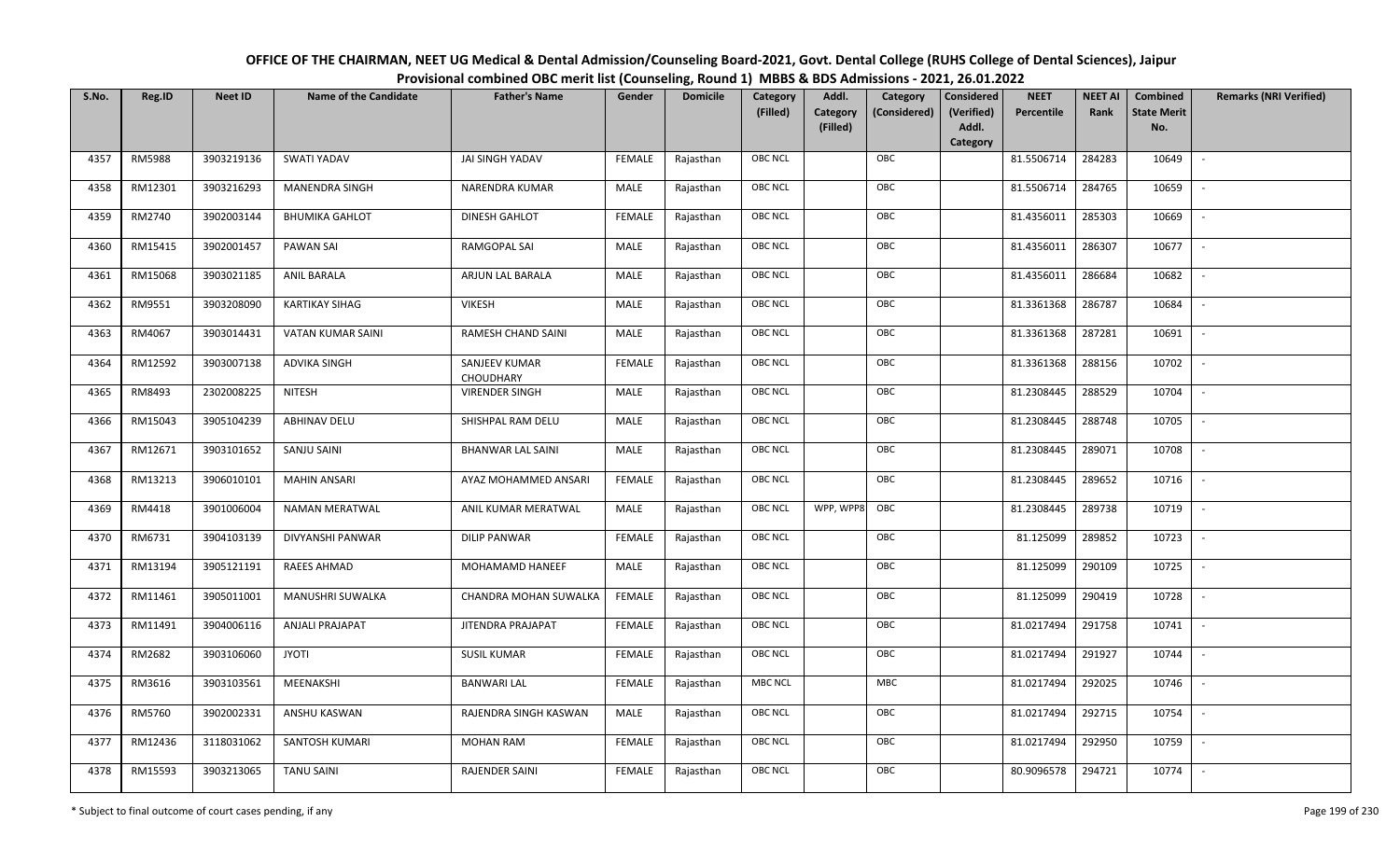# OFFICE OF THE CHAIRMAN, NEET UG Medical & Dental Admission/Counseling Board-2021, Govt. Dental College (RUHS College of Dental Sciences), Jaipur

## Provisional combined OBC merit list (Counseling, Round 1) MBBS & BDS Admissions - 2021, 26.01.2022

| S.No. | Reg.ID | Neet ID | Name of the Candidate | Father's Name | Gender | Domicile | Category (Filled) | Addl. Category (Filled) | Category (Considered) | Considered (Verified) Addl. Category | NEET Percentile | NEET AI Rank | Combined State Merit No. | Remarks (NRI Verified) |
|---|---|---|---|---|---|---|---|---|---|---|---|---|---|---|
| 4357 | RM5988 | 3903219136 | SWATI YADAV | JAI SINGH YADAV | FEMALE | Rajasthan | OBC NCL | | OBC | | 81.5506714 | 284283 | 10649 | - |
| 4358 | RM12301 | 3903216293 | MANENDRA SINGH | NARENDRA KUMAR | MALE | Rajasthan | OBC NCL | | OBC | | 81.5506714 | 284765 | 10659 | - |
| 4359 | RM2740 | 3902003144 | BHUMIKA GAHLOT | DINESH GAHLOT | FEMALE | Rajasthan | OBC NCL | | OBC | | 81.4356011 | 285303 | 10669 | - |
| 4360 | RM15415 | 3902001457 | PAWAN SAI | RAMGOPAL SAI | MALE | Rajasthan | OBC NCL | | OBC | | 81.4356011 | 286307 | 10677 | - |
| 4361 | RM15068 | 3903021185 | ANIL BARALA | ARJUN LAL BARALA | MALE | Rajasthan | OBC NCL | | OBC | | 81.4356011 | 286684 | 10682 | - |
| 4362 | RM9551 | 3903208090 | KARTIKAY SIHAG | VIKESH | MALE | Rajasthan | OBC NCL | | OBC | | 81.3361368 | 286787 | 10684 | - |
| 4363 | RM4067 | 3903014431 | VATAN KUMAR SAINI | RAMESH CHAND SAINI | MALE | Rajasthan | OBC NCL | | OBC | | 81.3361368 | 287281 | 10691 | - |
| 4364 | RM12592 | 3903007138 | ADVIKA SINGH | SANJEEV KUMAR CHOUDHARY | FEMALE | Rajasthan | OBC NCL | | OBC | | 81.3361368 | 288156 | 10702 | - |
| 4365 | RM8493 | 2302008225 | NITESH | VIRENDER SINGH | MALE | Rajasthan | OBC NCL | | OBC | | 81.2308445 | 288529 | 10704 | - |
| 4366 | RM15043 | 3905104239 | ABHINAV DELU | SHISHPAL RAM DELU | MALE | Rajasthan | OBC NCL | | OBC | | 81.2308445 | 288748 | 10705 | - |
| 4367 | RM12671 | 3903101652 | SANJU SAINI | BHANWAR LAL SAINI | MALE | Rajasthan | OBC NCL | | OBC | | 81.2308445 | 289071 | 10708 | - |
| 4368 | RM13213 | 3906010101 | MAHIN ANSARI | AYAZ MOHAMMED ANSARI | FEMALE | Rajasthan | OBC NCL | | OBC | | 81.2308445 | 289652 | 10716 | - |
| 4369 | RM4418 | 3901006004 | NAMAN MERATWAL | ANIL KUMAR MERATWAL | MALE | Rajasthan | OBC NCL | WPP, WPP8 | OBC | | 81.2308445 | 289738 | 10719 | - |
| 4370 | RM6731 | 3904103139 | DIVYANSHI PANWAR | DILIP PANWAR | FEMALE | Rajasthan | OBC NCL | | OBC | | 81.125099 | 289852 | 10723 | - |
| 4371 | RM13194 | 3905121191 | RAEES AHMAD | MOHAMAMD HANEEF | MALE | Rajasthan | OBC NCL | | OBC | | 81.125099 | 290109 | 10725 | - |
| 4372 | RM11461 | 3905011001 | MANUSHRI SUWALKA | CHANDRA MOHAN SUWALKA | FEMALE | Rajasthan | OBC NCL | | OBC | | 81.125099 | 290419 | 10728 | - |
| 4373 | RM11491 | 3904006116 | ANJALI PRAJAPAT | JITENDRA PRAJAPAT | FEMALE | Rajasthan | OBC NCL | | OBC | | 81.0217494 | 291758 | 10741 | - |
| 4374 | RM2682 | 3903106060 | JYOTI | SUSIL KUMAR | FEMALE | Rajasthan | OBC NCL | | OBC | | 81.0217494 | 291927 | 10744 | - |
| 4375 | RM3616 | 3903103561 | MEENAKSHI | BANWARI LAL | FEMALE | Rajasthan | MBC NCL | | MBC | | 81.0217494 | 292025 | 10746 | - |
| 4376 | RM5760 | 3902002331 | ANSHU KASWAN | RAJENDRA SINGH KASWAN | MALE | Rajasthan | OBC NCL | | OBC | | 81.0217494 | 292715 | 10754 | - |
| 4377 | RM12436 | 3118031062 | SANTOSH KUMARI | MOHAN RAM | FEMALE | Rajasthan | OBC NCL | | OBC | | 81.0217494 | 292950 | 10759 | - |
| 4378 | RM15593 | 3903213065 | TANU SAINI | RAJENDER SAINI | FEMALE | Rajasthan | OBC NCL | | OBC | | 80.9096578 | 294721 | 10774 | - |

\* Subject to final outcome of court cases pending, if any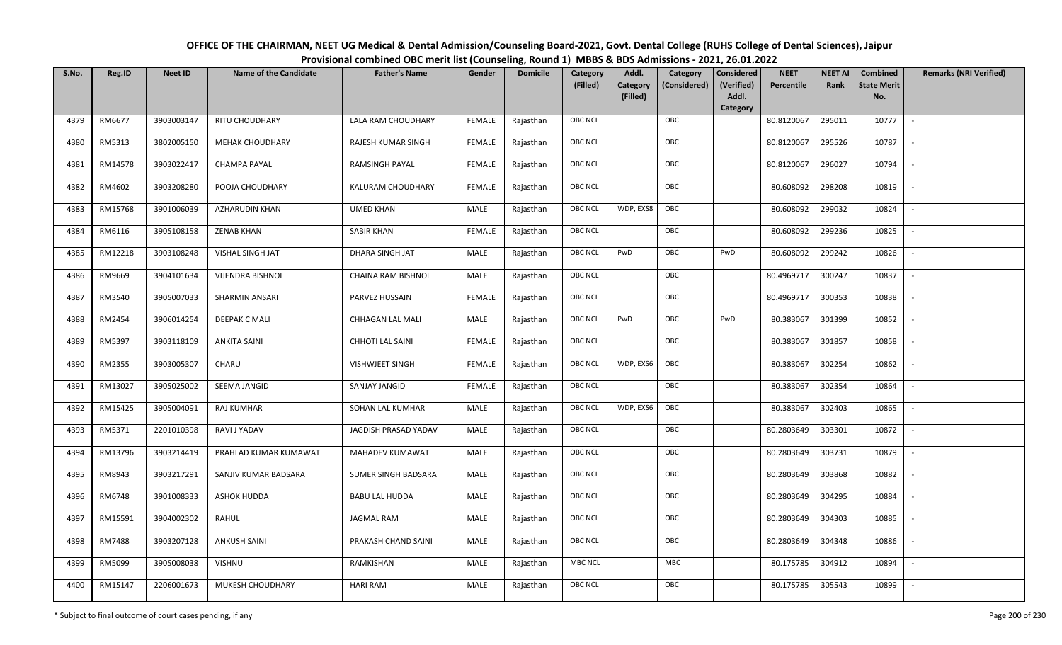**OFFICE OF THE CHAIRMAN, NEET UG Medical & Dental Admission/Counseling Board-2021, Govt. Dental College (RUHS College of Dental Sciences), Jaipur**
**Provisional combined OBC merit list (Counseling, Round 1) MBBS & BDS Admissions - 2021, 26.01.2022**

| S.No. | Reg.ID | Neet ID | Name of the Candidate | Father's Name | Gender | Domicile | Category (Filled) | Addl. Category (Filled) | Category (Considered) | Considered (Verified) Addl. Category | NEET Percentile | NEET AI Rank | Combined State Merit No. | Remarks (NRI Verified) |
|---|---|---|---|---|---|---|---|---|---|---|---|---|---|---|
| 4379 | RM6677 | 3903003147 | RITU CHOUDHARY | LALA RAM CHOUDHARY | FEMALE | Rajasthan | OBC NCL | | OBC | | 80.8120067 | 295011 | 10777 | - |
| 4380 | RM5313 | 3802005150 | MEHAK CHOUDHARY | RAJESH KUMAR SINGH | FEMALE | Rajasthan | OBC NCL | | OBC | | 80.8120067 | 295526 | 10787 | - |
| 4381 | RM14578 | 3903022417 | CHAMPA PAYAL | RAMSINGH PAYAL | FEMALE | Rajasthan | OBC NCL | | OBC | | 80.8120067 | 296027 | 10794 | - |
| 4382 | RM4602 | 3903208280 | POOJA CHOUDHARY | KALURAM CHOUDHARY | FEMALE | Rajasthan | OBC NCL | | OBC | | 80.608092 | 298208 | 10819 | - |
| 4383 | RM15768 | 3901006039 | AZHARUDIN KHAN | UMED KHAN | MALE | Rajasthan | OBC NCL | WDP, EXS8 | OBC | | 80.608092 | 299032 | 10824 | - |
| 4384 | RM6116 | 3905108158 | ZENAB KHAN | SABIR KHAN | FEMALE | Rajasthan | OBC NCL | | OBC | | 80.608092 | 299236 | 10825 | - |
| 4385 | RM12218 | 3903108248 | VISHAL SINGH JAT | DHARA SINGH JAT | MALE | Rajasthan | OBC NCL | PwD | OBC | PwD | 80.608092 | 299242 | 10826 | - |
| 4386 | RM9669 | 3904101634 | VIJENDRA BISHNOI | CHAINA RAM BISHNOI | MALE | Rajasthan | OBC NCL | | OBC | | 80.4969717 | 300247 | 10837 | - |
| 4387 | RM3540 | 3905007033 | SHARMIN ANSARI | PARVEZ HUSSAIN | FEMALE | Rajasthan | OBC NCL | | OBC | | 80.4969717 | 300353 | 10838 | - |
| 4388 | RM2454 | 3906014254 | DEEPAK C MALI | CHHAGAN LAL MALI | MALE | Rajasthan | OBC NCL | PwD | OBC | PwD | 80.383067 | 301399 | 10852 | - |
| 4389 | RM5397 | 3903118109 | ANKITA SAINI | CHHOTI LAL SAINI | FEMALE | Rajasthan | OBC NCL | | OBC | | 80.383067 | 301857 | 10858 | - |
| 4390 | RM2355 | 3903005307 | CHARU | VISHWJEET SINGH | FEMALE | Rajasthan | OBC NCL | WDP, EXS6 | OBC | | 80.383067 | 302254 | 10862 | - |
| 4391 | RM13027 | 3905025002 | SEEMA JANGID | SANJAY JANGID | FEMALE | Rajasthan | OBC NCL | | OBC | | 80.383067 | 302354 | 10864 | - |
| 4392 | RM15425 | 3905004091 | RAJ KUMHAR | SOHAN LAL KUMHAR | MALE | Rajasthan | OBC NCL | WDP, EXS6 | OBC | | 80.383067 | 302403 | 10865 | - |
| 4393 | RM5371 | 2201010398 | RAVI J YADAV | JAGDISH PRASAD YADAV | MALE | Rajasthan | OBC NCL | | OBC | | 80.2803649 | 303301 | 10872 | - |
| 4394 | RM13796 | 3903214419 | PRAHLAD KUMAR KUMAWAT | MAHADEV KUMAWAT | MALE | Rajasthan | OBC NCL | | OBC | | 80.2803649 | 303731 | 10879 | - |
| 4395 | RM8943 | 3903217291 | SANJIV KUMAR BADSARA | SUMER SINGH BADSARA | MALE | Rajasthan | OBC NCL | | OBC | | 80.2803649 | 303868 | 10882 | - |
| 4396 | RM6748 | 3901008333 | ASHOK HUDDA | BABU LAL HUDDA | MALE | Rajasthan | OBC NCL | | OBC | | 80.2803649 | 304295 | 10884 | - |
| 4397 | RM15591 | 3904002302 | RAHUL | JAGMAL RAM | MALE | Rajasthan | OBC NCL | | OBC | | 80.2803649 | 304303 | 10885 | - |
| 4398 | RM7488 | 3903207128 | ANKUSH SAINI | PRAKASH CHAND SAINI | MALE | Rajasthan | OBC NCL | | OBC | | 80.2803649 | 304348 | 10886 | - |
| 4399 | RM5099 | 3905008038 | VISHNU | RAMKISHAN | MALE | Rajasthan | MBC NCL | | MBC | | 80.175785 | 304912 | 10894 | - |
| 4400 | RM15147 | 2206001673 | MUKESH CHOUDHARY | HARI RAM | MALE | Rajasthan | OBC NCL | | OBC | | 80.175785 | 305543 | 10899 | - |

\* Subject to final outcome of court cases pending, if any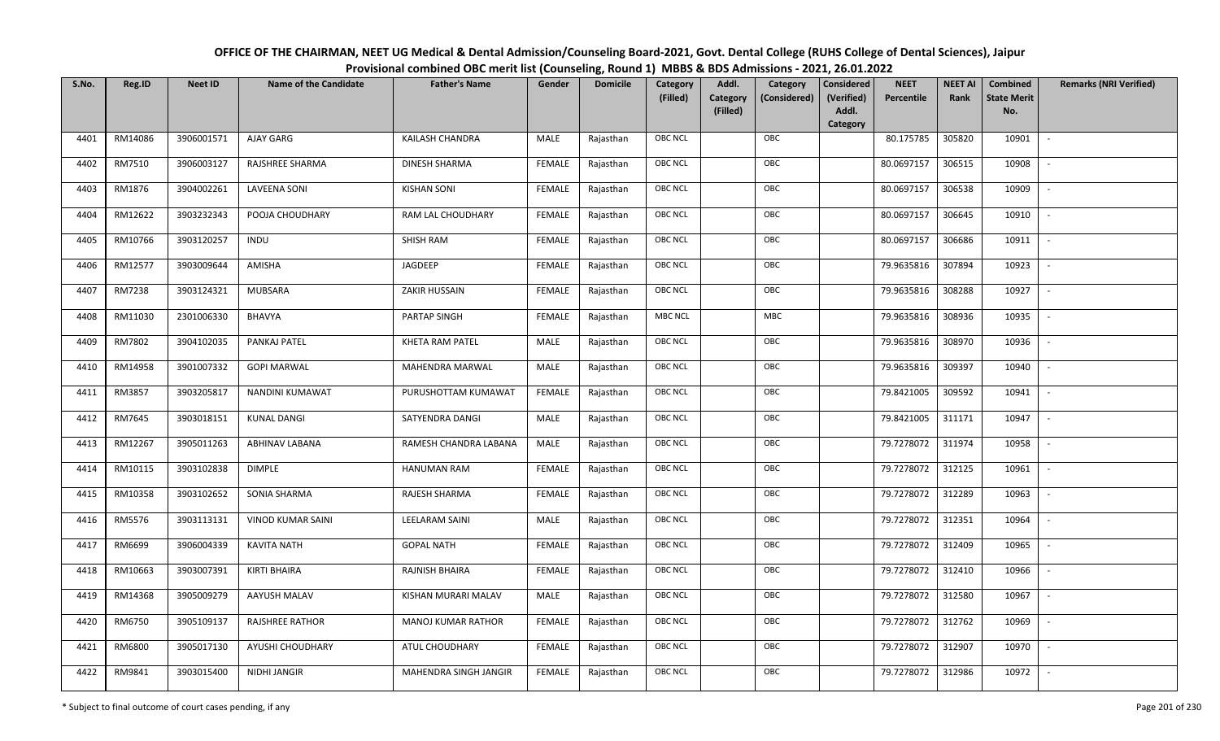# OFFICE OF THE CHAIRMAN, NEET UG Medical & Dental Admission/Counseling Board-2021, Govt. Dental College (RUHS College of Dental Sciences), Jaipur

## Provisional combined OBC merit list (Counseling, Round 1) MBBS & BDS Admissions - 2021, 26.01.2022

| S.No. | Reg.ID | Neet ID | Name of the Candidate | Father's Name | Gender | Domicile | Category (Filled) | Addl. Category (Filled) | Category (Considered) | Considered (Verified) Addl. Category | NEET Percentile | NEET AI Rank | Combined State Merit No. | Remarks (NRI Verified) |
|---|---|---|---|---|---|---|---|---|---|---|---|---|---|---|
| 4401 | RM14086 | 3906001571 | AJAY GARG | KAILASH CHANDRA | MALE | Rajasthan | OBC NCL | | OBC | | 80.175785 | 305820 | 10901 | - |
| 4402 | RM7510 | 3906003127 | RAJSHREE SHARMA | DINESH SHARMA | FEMALE | Rajasthan | OBC NCL | | OBC | | 80.0697157 | 306515 | 10908 | - |
| 4403 | RM1876 | 3904002261 | LAVEENA SONI | KISHAN SONI | FEMALE | Rajasthan | OBC NCL | | OBC | | 80.0697157 | 306538 | 10909 | - |
| 4404 | RM12622 | 3903232343 | POOJA CHOUDHARY | RAM LAL CHOUDHARY | FEMALE | Rajasthan | OBC NCL | | OBC | | 80.0697157 | 306645 | 10910 | - |
| 4405 | RM10766 | 3903120257 | INDU | SHISH RAM | FEMALE | Rajasthan | OBC NCL | | OBC | | 80.0697157 | 306686 | 10911 | - |
| 4406 | RM12577 | 3903009644 | AMISHA | JAGDEEP | FEMALE | Rajasthan | OBC NCL | | OBC | | 79.9635816 | 307894 | 10923 | - |
| 4407 | RM7238 | 3903124321 | MUBSARA | ZAKIR HUSSAIN | FEMALE | Rajasthan | OBC NCL | | OBC | | 79.9635816 | 308288 | 10927 | - |
| 4408 | RM11030 | 2301006330 | BHAVYA | PARTAP SINGH | FEMALE | Rajasthan | MBC NCL | | MBC | | 79.9635816 | 308936 | 10935 | - |
| 4409 | RM7802 | 3904102035 | PANKAJ PATEL | KHETA RAM PATEL | MALE | Rajasthan | OBC NCL | | OBC | | 79.9635816 | 308970 | 10936 | - |
| 4410 | RM14958 | 3901007332 | GOPI MARWAL | MAHENDRA MARWAL | MALE | Rajasthan | OBC NCL | | OBC | | 79.9635816 | 309397 | 10940 | - |
| 4411 | RM3857 | 3903205817 | NANDINI KUMAWAT | PURUSHOTTAM KUMAWAT | FEMALE | Rajasthan | OBC NCL | | OBC | | 79.8421005 | 309592 | 10941 | - |
| 4412 | RM7645 | 3903018151 | KUNAL DANGI | SATYENDRA DANGI | MALE | Rajasthan | OBC NCL | | OBC | | 79.8421005 | 311171 | 10947 | - |
| 4413 | RM12267 | 3905011263 | ABHINAV LABANA | RAMESH CHANDRA LABANA | MALE | Rajasthan | OBC NCL | | OBC | | 79.7278072 | 311974 | 10958 | - |
| 4414 | RM10115 | 3903102838 | DIMPLE | HANUMAN RAM | FEMALE | Rajasthan | OBC NCL | | OBC | | 79.7278072 | 312125 | 10961 | - |
| 4415 | RM10358 | 3903102652 | SONIA SHARMA | RAJESH SHARMA | FEMALE | Rajasthan | OBC NCL | | OBC | | 79.7278072 | 312289 | 10963 | - |
| 4416 | RM5576 | 3903113131 | VINOD KUMAR SAINI | LEELARAM SAINI | MALE | Rajasthan | OBC NCL | | OBC | | 79.7278072 | 312351 | 10964 | - |
| 4417 | RM6699 | 3906004339 | KAVITA NATH | GOPAL NATH | FEMALE | Rajasthan | OBC NCL | | OBC | | 79.7278072 | 312409 | 10965 | - |
| 4418 | RM10663 | 3903007391 | KIRTI BHAIRA | RAJNISH BHAIRA | FEMALE | Rajasthan | OBC NCL | | OBC | | 79.7278072 | 312410 | 10966 | - |
| 4419 | RM14368 | 3905009279 | AAYUSH MALAV | KISHAN MURARI MALAV | MALE | Rajasthan | OBC NCL | | OBC | | 79.7278072 | 312580 | 10967 | - |
| 4420 | RM6750 | 3905109137 | RAJSHREE RATHOR | MANOJ KUMAR RATHOR | FEMALE | Rajasthan | OBC NCL | | OBC | | 79.7278072 | 312762 | 10969 | - |
| 4421 | RM6800 | 3905017130 | AYUSHI CHOUDHARY | ATUL CHOUDHARY | FEMALE | Rajasthan | OBC NCL | | OBC | | 79.7278072 | 312907 | 10970 | - |
| 4422 | RM9841 | 3903015400 | NIDHI JANGIR | MAHENDRA SINGH JANGIR | FEMALE | Rajasthan | OBC NCL | | OBC | | 79.7278072 | 312986 | 10972 | - |

\* Subject to final outcome of court cases pending, if any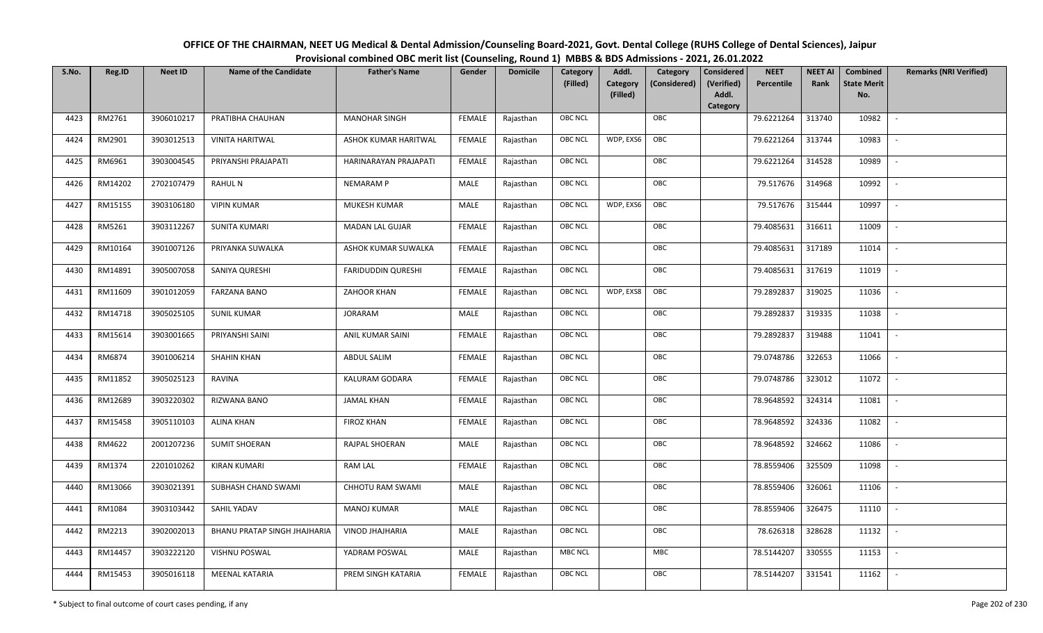# OFFICE OF THE CHAIRMAN, NEET UG Medical & Dental Admission/Counseling Board-2021, Govt. Dental College (RUHS College of Dental Sciences), Jaipur

## Provisional combined OBC merit list (Counseling, Round 1) MBBS & BDS Admissions - 2021, 26.01.2022

| S.No. | Reg.ID | Neet ID | Name of the Candidate | Father's Name | Gender | Domicile | Category (Filled) | Addl. Category (Filled) | Category (Considered) | Considered (Verified) Addl. Category | NEET Percentile | NEET AI Rank | Combined State Merit No. | Remarks (NRI Verified) |
|---|---|---|---|---|---|---|---|---|---|---|---|---|---|---|
| 4423 | RM2761 | 3906010217 | PRATIBHA CHAUHAN | MANOHAR SINGH | FEMALE | Rajasthan | OBC NCL | | OBC | | 79.6221264 | 313740 | 10982 | - |
| 4424 | RM2901 | 3903012513 | VINITA HARITWAL | ASHOK KUMAR HARITWAL | FEMALE | Rajasthan | OBC NCL | WDP, EXS6 | OBC | | 79.6221264 | 313744 | 10983 | - |
| 4425 | RM6961 | 3903004545 | PRIYANSHI PRAJAPATI | HARINARAYAN PRAJAPATI | FEMALE | Rajasthan | OBC NCL | | OBC | | 79.6221264 | 314528 | 10989 | - |
| 4426 | RM14202 | 2702107479 | RAHUL N | NEMARAM P | MALE | Rajasthan | OBC NCL | | OBC | | 79.517676 | 314968 | 10992 | - |
| 4427 | RM15155 | 3903106180 | VIPIN KUMAR | MUKESH KUMAR | MALE | Rajasthan | OBC NCL | WDP, EXS6 | OBC | | 79.517676 | 315444 | 10997 | - |
| 4428 | RM5261 | 3903112267 | SUNITA KUMARI | MADAN LAL GUJAR | FEMALE | Rajasthan | OBC NCL | | OBC | | 79.4085631 | 316611 | 11009 | - |
| 4429 | RM10164 | 3901007126 | PRIYANKA SUWALKA | ASHOK KUMAR SUWALKA | FEMALE | Rajasthan | OBC NCL | | OBC | | 79.4085631 | 317189 | 11014 | - |
| 4430 | RM14891 | 3905007058 | SANIYA QURESHI | FARIDUDDIN QURESHI | FEMALE | Rajasthan | OBC NCL | | OBC | | 79.4085631 | 317619 | 11019 | - |
| 4431 | RM11609 | 3901012059 | FARZANA BANO | ZAHOOR KHAN | FEMALE | Rajasthan | OBC NCL | WDP, EXS8 | OBC | | 79.2892837 | 319025 | 11036 | - |
| 4432 | RM14718 | 3905025105 | SUNIL KUMAR | JORARAM | MALE | Rajasthan | OBC NCL | | OBC | | 79.2892837 | 319335 | 11038 | - |
| 4433 | RM15614 | 3903001665 | PRIYANSHI SAINI | ANIL KUMAR SAINI | FEMALE | Rajasthan | OBC NCL | | OBC | | 79.2892837 | 319488 | 11041 | - |
| 4434 | RM6874 | 3901006214 | SHAHIN KHAN | ABDUL SALIM | FEMALE | Rajasthan | OBC NCL | | OBC | | 79.0748786 | 322653 | 11066 | - |
| 4435 | RM11852 | 3905025123 | RAVINA | KALURAM GODARA | FEMALE | Rajasthan | OBC NCL | | OBC | | 79.0748786 | 323012 | 11072 | - |
| 4436 | RM12689 | 3903220302 | RIZWANA BANO | JAMAL KHAN | FEMALE | Rajasthan | OBC NCL | | OBC | | 78.9648592 | 324314 | 11081 | - |
| 4437 | RM15458 | 3905110103 | ALINA KHAN | FIROZ KHAN | FEMALE | Rajasthan | OBC NCL | | OBC | | 78.9648592 | 324336 | 11082 | - |
| 4438 | RM4622 | 2001207236 | SUMIT SHOERAN | RAJPAL SHOERAN | MALE | Rajasthan | OBC NCL | | OBC | | 78.9648592 | 324662 | 11086 | - |
| 4439 | RM1374 | 2201010262 | KIRAN KUMARI | RAM LAL | FEMALE | Rajasthan | OBC NCL | | OBC | | 78.8559406 | 325509 | 11098 | - |
| 4440 | RM13066 | 3903021391 | SUBHASH CHAND SWAMI | CHHOTU RAM SWAMI | MALE | Rajasthan | OBC NCL | | OBC | | 78.8559406 | 326061 | 11106 | - |
| 4441 | RM1084 | 3903103442 | SAHIL YADAV | MANOJ KUMAR | MALE | Rajasthan | OBC NCL | | OBC | | 78.8559406 | 326475 | 11110 | - |
| 4442 | RM2213 | 3902002013 | BHANU PRATAP SINGH JHAJHARIA | VINOD JHAJHARIA | MALE | Rajasthan | OBC NCL | | OBC | | 78.626318 | 328628 | 11132 | - |
| 4443 | RM14457 | 3903222120 | VISHNU POSWAL | YADRAM POSWAL | MALE | Rajasthan | MBC NCL | | MBC | | 78.5144207 | 330555 | 11153 | - |
| 4444 | RM15453 | 3905016118 | MEENAL KATARIA | PREM SINGH KATARIA | FEMALE | Rajasthan | OBC NCL | | OBC | | 78.5144207 | 331541 | 11162 | - |

\* Subject to final outcome of court cases pending, if any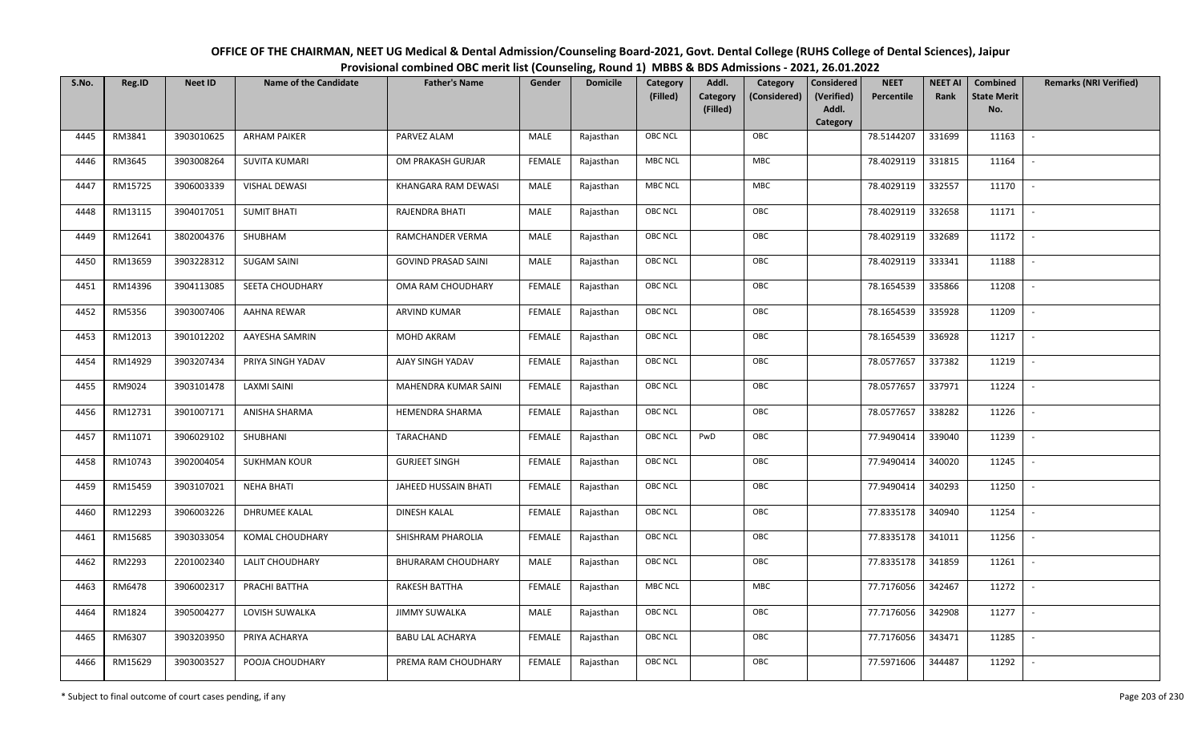OFFICE OF THE CHAIRMAN, NEET UG Medical & Dental Admission/Counseling Board-2021, Govt. Dental College (RUHS College of Dental Sciences), Jaipur
Provisional combined OBC merit list (Counseling, Round 1) MBBS & BDS Admissions - 2021, 26.01.2022

| S.No. | Reg.ID | Neet ID | Name of the Candidate | Father's Name | Gender | Domicile | Category (Filled) | Addl. Category (Filled) | Category (Considered) | Considered (Verified) Addl. Category | NEET Percentile | NEET AI Rank | Combined State Merit No. | Remarks (NRI Verified) |
|---|---|---|---|---|---|---|---|---|---|---|---|---|---|---|
| 4445 | RM3841 | 3903010625 | ARHAM PAIKER | PARVEZ ALAM | MALE | Rajasthan | OBC NCL | | OBC | | 78.5144207 | 331699 | 11163 | - |
| 4446 | RM3645 | 3903008264 | SUVITA KUMARI | OM PRAKASH GURJAR | FEMALE | Rajasthan | MBC NCL | | MBC | | 78.4029119 | 331815 | 11164 | - |
| 4447 | RM15725 | 3906003339 | VISHAL DEWASI | KHANGARA RAM DEWASI | MALE | Rajasthan | MBC NCL | | MBC | | 78.4029119 | 332557 | 11170 | - |
| 4448 | RM13115 | 3904017051 | SUMIT BHATI | RAJENDRA BHATI | MALE | Rajasthan | OBC NCL | | OBC | | 78.4029119 | 332658 | 11171 | - |
| 4449 | RM12641 | 3802004376 | SHUBHAM | RAMCHANDER VERMA | MALE | Rajasthan | OBC NCL | | OBC | | 78.4029119 | 332689 | 11172 | - |
| 4450 | RM13659 | 3903228312 | SUGAM SAINI | GOVIND PRASAD SAINI | MALE | Rajasthan | OBC NCL | | OBC | | 78.4029119 | 333341 | 11188 | - |
| 4451 | RM14396 | 3904113085 | SEETA CHOUDHARY | OMA RAM CHOUDHARY | FEMALE | Rajasthan | OBC NCL | | OBC | | 78.1654539 | 335866 | 11208 | - |
| 4452 | RM5356 | 3903007406 | AAHNA REWAR | ARVIND KUMAR | FEMALE | Rajasthan | OBC NCL | | OBC | | 78.1654539 | 335928 | 11209 | - |
| 4453 | RM12013 | 3901012202 | AAYESHA SAMRIN | MOHD AKRAM | FEMALE | Rajasthan | OBC NCL | | OBC | | 78.1654539 | 336928 | 11217 | - |
| 4454 | RM14929 | 3903207434 | PRIYA SINGH YADAV | AJAY SINGH YADAV | FEMALE | Rajasthan | OBC NCL | | OBC | | 78.0577657 | 337382 | 11219 | - |
| 4455 | RM9024 | 3903101478 | LAXMI SAINI | MAHENDRA KUMAR SAINI | FEMALE | Rajasthan | OBC NCL | | OBC | | 78.0577657 | 337971 | 11224 | - |
| 4456 | RM12731 | 3901007171 | ANISHA SHARMA | HEMENDRA SHARMA | FEMALE | Rajasthan | OBC NCL | | OBC | | 78.0577657 | 338282 | 11226 | - |
| 4457 | RM11071 | 3906029102 | SHUBHANI | TARACHAND | FEMALE | Rajasthan | OBC NCL | PwD | OBC | | 77.9490414 | 339040 | 11239 | - |
| 4458 | RM10743 | 3902004054 | SUKHMAN KOUR | GURJEET SINGH | FEMALE | Rajasthan | OBC NCL | | OBC | | 77.9490414 | 340020 | 11245 | - |
| 4459 | RM15459 | 3903107021 | NEHA BHATI | JAHEED HUSSAIN BHATI | FEMALE | Rajasthan | OBC NCL | | OBC | | 77.9490414 | 340293 | 11250 | - |
| 4460 | RM12293 | 3906003226 | DHRUMEE KALAL | DINESH KALAL | FEMALE | Rajasthan | OBC NCL | | OBC | | 77.8335178 | 340940 | 11254 | - |
| 4461 | RM15685 | 3903033054 | KOMAL CHOUDHARY | SHISHRAM PHAROLIA | FEMALE | Rajasthan | OBC NCL | | OBC | | 77.8335178 | 341011 | 11256 | - |
| 4462 | RM2293 | 2201002340 | LALIT CHOUDHARY | BHURARAM CHOUDHARY | MALE | Rajasthan | OBC NCL | | OBC | | 77.8335178 | 341859 | 11261 | - |
| 4463 | RM6478 | 3906002317 | PRACHI BATTHA | RAKESH BATTHA | FEMALE | Rajasthan | MBC NCL | | MBC | | 77.7176056 | 342467 | 11272 | - |
| 4464 | RM1824 | 3905004277 | LOVISH SUWALKA | JIMMY SUWALKA | MALE | Rajasthan | OBC NCL | | OBC | | 77.7176056 | 342908 | 11277 | - |
| 4465 | RM6307 | 3903203950 | PRIYA ACHARYA | BABU LAL ACHARYA | FEMALE | Rajasthan | OBC NCL | | OBC | | 77.7176056 | 343471 | 11285 | - |
| 4466 | RM15629 | 3903003527 | POOJA CHOUDHARY | PREMA RAM CHOUDHARY | FEMALE | Rajasthan | OBC NCL | | OBC | | 77.5971606 | 344487 | 11292 | - |

\* Subject to final outcome of court cases pending, if any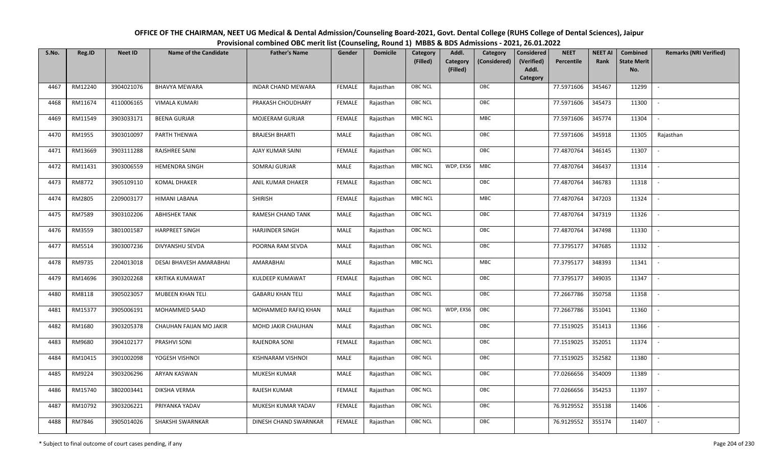# OFFICE OF THE CHAIRMAN, NEET UG Medical & Dental Admission/Counseling Board-2021, Govt. Dental College (RUHS College of Dental Sciences), Jaipur

## Provisional combined OBC merit list (Counseling, Round 1) MBBS & BDS Admissions - 2021, 26.01.2022

| S.No. | Reg.ID | Neet ID | Name of the Candidate | Father's Name | Gender | Domicile | Category (Filled) | Addl. Category (Filled) | Category (Considered) | Considered (Verified) Addl. Category | NEET Percentile | NEET AI Rank | Combined State Merit No. | Remarks (NRI Verified) |
|---|---|---|---|---|---|---|---|---|---|---|---|---|---|---|
| 4467 | RM12240 | 3904021076 | BHAVYA MEWARA | INDAR CHAND MEWARA | FEMALE | Rajasthan | OBC NCL | | OBC | | 77.5971606 | 345467 | 11299 | - |
| 4468 | RM11674 | 4110006165 | VIMALA KUMARI | PRAKASH CHOUDHARY | FEMALE | Rajasthan | OBC NCL | | OBC | | 77.5971606 | 345473 | 11300 | - |
| 4469 | RM11549 | 3903033171 | BEENA GURJAR | MOJEERAM GURJAR | FEMALE | Rajasthan | MBC NCL | | MBC | | 77.5971606 | 345774 | 11304 | - |
| 4470 | RM1955 | 3903010097 | PARTH THENWA | BRAJESH BHARTI | MALE | Rajasthan | OBC NCL | | OBC | | 77.5971606 | 345918 | 11305 | Rajasthan |
| 4471 | RM13669 | 3903111288 | RAJSHREE SAINI | AJAY KUMAR SAINI | FEMALE | Rajasthan | OBC NCL | | OBC | | 77.4870764 | 346145 | 11307 | - |
| 4472 | RM11431 | 3903006559 | HEMENDRA SINGH | SOMRAJ GURJAR | MALE | Rajasthan | MBC NCL | WDP, EXS6 | MBC | | 77.4870764 | 346437 | 11314 | - |
| 4473 | RM8772 | 3905109110 | KOMAL DHAKER | ANIL KUMAR DHAKER | FEMALE | Rajasthan | OBC NCL | | OBC | | 77.4870764 | 346783 | 11318 | - |
| 4474 | RM2805 | 2209003177 | HIMANI LABANA | SHIRISH | FEMALE | Rajasthan | MBC NCL | | MBC | | 77.4870764 | 347203 | 11324 | - |
| 4475 | RM7589 | 3903102206 | ABHISHEK TANK | RAMESH CHAND TANK | MALE | Rajasthan | OBC NCL | | OBC | | 77.4870764 | 347319 | 11326 | - |
| 4476 | RM3559 | 3801001587 | HARPREET SINGH | HARJINDER SINGH | MALE | Rajasthan | OBC NCL | | OBC | | 77.4870764 | 347498 | 11330 | - |
| 4477 | RM5514 | 3903007236 | DIVYANSHU SEVDA | POORNA RAM SEVDA | MALE | Rajasthan | OBC NCL | | OBC | | 77.3795177 | 347685 | 11332 | - |
| 4478 | RM9735 | 2204013018 | DESAI BHAVESH AMARABHAI | AMARABHAI | MALE | Rajasthan | MBC NCL | | MBC | | 77.3795177 | 348393 | 11341 | - |
| 4479 | RM14696 | 3903202268 | KRITIKA KUMAWAT | KULDEEP KUMAWAT | FEMALE | Rajasthan | OBC NCL | | OBC | | 77.3795177 | 349035 | 11347 | - |
| 4480 | RM8118 | 3905023057 | MUBEEN KHAN TELI | GABARU KHAN TELI | MALE | Rajasthan | OBC NCL | | OBC | | 77.2667786 | 350758 | 11358 | - |
| 4481 | RM15377 | 3905006191 | MOHAMMED SAAD | MOHAMMED RAFIQ KHAN | MALE | Rajasthan | OBC NCL | WDP, EXS6 | OBC | | 77.2667786 | 351041 | 11360 | - |
| 4482 | RM1680 | 3903205378 | CHAUHAN FAIJAN MO JAKIR | MOHD JAKIR CHAUHAN | MALE | Rajasthan | OBC NCL | | OBC | | 77.1519025 | 351413 | 11366 | - |
| 4483 | RM9680 | 3904102177 | PRASHVI SONI | RAJENDRA SONI | FEMALE | Rajasthan | OBC NCL | | OBC | | 77.1519025 | 352051 | 11374 | - |
| 4484 | RM10415 | 3901002098 | YOGESH VISHNOI | KISHNARAM VISHNOI | MALE | Rajasthan | OBC NCL | | OBC | | 77.1519025 | 352582 | 11380 | - |
| 4485 | RM9224 | 3903206296 | ARYAN KASWAN | MUKESH KUMAR | MALE | Rajasthan | OBC NCL | | OBC | | 77.0266656 | 354009 | 11389 | - |
| 4486 | RM15740 | 3802003441 | DIKSHA VERMA | RAJESH KUMAR | FEMALE | Rajasthan | OBC NCL | | OBC | | 77.0266656 | 354253 | 11397 | - |
| 4487 | RM10792 | 3903206221 | PRIYANKA YADAV | MUKESH KUMAR YADAV | FEMALE | Rajasthan | OBC NCL | | OBC | | 76.9129552 | 355138 | 11406 | - |
| 4488 | RM7846 | 3905014026 | SHAKSHI SWARNKAR | DINESH CHAND SWARNKAR | FEMALE | Rajasthan | OBC NCL | | OBC | | 76.9129552 | 355174 | 11407 | - |

\* Subject to final outcome of court cases pending, if any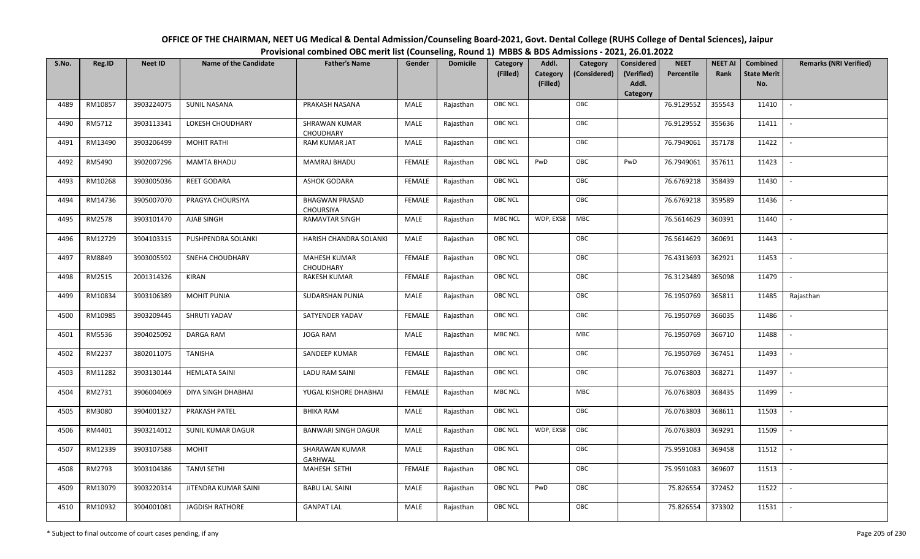# OFFICE OF THE CHAIRMAN, NEET UG Medical & Dental Admission/Counseling Board-2021, Govt. Dental College (RUHS College of Dental Sciences), Jaipur

## Provisional combined OBC merit list (Counseling, Round 1) MBBS & BDS Admissions - 2021, 26.01.2022

| S.No. | Reg.ID | Neet ID | Name of the Candidate | Father's Name | Gender | Domicile | Category (Filled) | Addl. Category (Filled) | Category (Considered) | Considered (Verified) Addl. Category | NEET Percentile | NEET AI Rank | Combined State Merit No. | Remarks (NRI Verified) |
|---|---|---|---|---|---|---|---|---|---|---|---|---|---|---|
| 4489 | RM10857 | 3903224075 | SUNIL NASANA | PRAKASH NASANA | MALE | Rajasthan | OBC NCL | | OBC | | 76.9129552 | 355543 | 11410 | - |
| 4490 | RM5712 | 3903113341 | LOKESH CHOUDHARY | SHRAWAN KUMAR CHOUDHARY | MALE | Rajasthan | OBC NCL | | OBC | | 76.9129552 | 355636 | 11411 | - |
| 4491 | RM13490 | 3903206499 | MOHIT RATHI | RAM KUMAR JAT | MALE | Rajasthan | OBC NCL | | OBC | | 76.7949061 | 357178 | 11422 | - |
| 4492 | RM5490 | 3902007296 | MAMTA BHADU | MAMRAJ BHADU | FEMALE | Rajasthan | OBC NCL | PwD | OBC | PwD | 76.7949061 | 357611 | 11423 | - |
| 4493 | RM10268 | 3903005036 | REET GODARA | ASHOK GODARA | FEMALE | Rajasthan | OBC NCL | | OBC | | 76.6769218 | 358439 | 11430 | - |
| 4494 | RM14736 | 3905007070 | PRAGYA CHOURSIYA | BHAGWAN PRASAD CHOURSIYA | FEMALE | Rajasthan | OBC NCL | | OBC | | 76.6769218 | 359589 | 11436 | - |
| 4495 | RM2578 | 3903101470 | AJAB SINGH | RAMAVTAR SINGH | MALE | Rajasthan | MBC NCL | WDP, EXS8 | MBC | | 76.5614629 | 360391 | 11440 | - |
| 4496 | RM12729 | 3904103315 | PUSHPENDRA SOLANKI | HARISH CHANDRA SOLANKI | MALE | Rajasthan | OBC NCL | | OBC | | 76.5614629 | 360691 | 11443 | - |
| 4497 | RM8849 | 3903005592 | SNEHA CHOUDHARY | MAHESH KUMAR CHOUDHARY | FEMALE | Rajasthan | OBC NCL | | OBC | | 76.4313693 | 362921 | 11453 | - |
| 4498 | RM2515 | 2001314326 | KIRAN | RAKESH KUMAR | FEMALE | Rajasthan | OBC NCL | | OBC | | 76.3123489 | 365098 | 11479 | - |
| 4499 | RM10834 | 3903106389 | MOHIT PUNIA | SUDARSHAN PUNIA | MALE | Rajasthan | OBC NCL | | OBC | | 76.1950769 | 365811 | 11485 | Rajasthan |
| 4500 | RM10985 | 3903209445 | SHRUTI YADAV | SATYENDER YADAV | FEMALE | Rajasthan | OBC NCL | | OBC | | 76.1950769 | 366035 | 11486 | - |
| 4501 | RM5536 | 3904025092 | DARGA RAM | JOGA RAM | MALE | Rajasthan | MBC NCL | | MBC | | 76.1950769 | 366710 | 11488 | - |
| 4502 | RM2237 | 3802011075 | TANISHA | SANDEEP KUMAR | FEMALE | Rajasthan | OBC NCL | | OBC | | 76.1950769 | 367451 | 11493 | - |
| 4503 | RM11282 | 3903130144 | HEMLATA SAINI | LADU RAM SAINI | FEMALE | Rajasthan | OBC NCL | | OBC | | 76.0763803 | 368271 | 11497 | - |
| 4504 | RM2731 | 3906004069 | DIYA SINGH DHABHAI | YUGAL KISHORE DHABHAI | FEMALE | Rajasthan | MBC NCL | | MBC | | 76.0763803 | 368435 | 11499 | - |
| 4505 | RM3080 | 3904001327 | PRAKASH PATEL | BHIKA RAM | MALE | Rajasthan | OBC NCL | | OBC | | 76.0763803 | 368611 | 11503 | - |
| 4506 | RM4401 | 3903214012 | SUNIL KUMAR DAGUR | BANWARI SINGH DAGUR | MALE | Rajasthan | OBC NCL | WDP, EXS8 | OBC | | 76.0763803 | 369291 | 11509 | - |
| 4507 | RM12339 | 3903107588 | MOHIT | SHARAWAN KUMAR GARHWAL | MALE | Rajasthan | OBC NCL | | OBC | | 75.9591083 | 369458 | 11512 | - |
| 4508 | RM2793 | 3903104386 | TANVI SETHI | MAHESH SETHI | FEMALE | Rajasthan | OBC NCL | | OBC | | 75.9591083 | 369607 | 11513 | - |
| 4509 | RM13079 | 3903220314 | JITENDRA KUMAR SAINI | BABU LAL SAINI | MALE | Rajasthan | OBC NCL | PwD | OBC | | 75.826554 | 372452 | 11522 | - |
| 4510 | RM10932 | 3904001081 | JAGDISH RATHORE | GANPAT LAL | MALE | Rajasthan | OBC NCL | | OBC | | 75.826554 | 373302 | 11531 | - |

\* Subject to final outcome of court cases pending, if any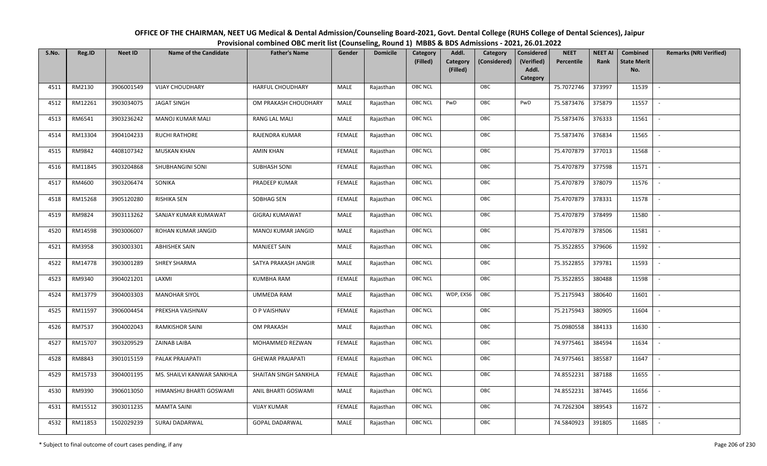# OFFICE OF THE CHAIRMAN, NEET UG Medical & Dental Admission/Counseling Board-2021, Govt. Dental College (RUHS College of Dental Sciences), Jaipur

## Provisional combined OBC merit list (Counseling, Round 1) MBBS & BDS Admissions - 2021, 26.01.2022

| S.No. | Reg.ID | Neet ID | Name of the Candidate | Father's Name | Gender | Domicile | Category (Filled) | Addl. Category (Filled) | Category (Considered) | Considered (Verified) Addl. Category | NEET Percentile | NEET AI Rank | Combined State Merit No. | Remarks (NRI Verified) |
|---|---|---|---|---|---|---|---|---|---|---|---|---|---|---|
| 4511 | RM2130 | 3906001549 | VIJAY CHOUDHARY | HARFUL CHOUDHARY | MALE | Rajasthan | OBC NCL | | OBC | | 75.7072746 | 373997 | 11539 | - |
| 4512 | RM12261 | 3903034075 | JAGAT SINGH | OM PRAKASH CHOUDHARY | MALE | Rajasthan | OBC NCL | PwD | OBC | PwD | 75.5873476 | 375879 | 11557 | - |
| 4513 | RM6541 | 3903236242 | MANOJ KUMAR MALI | RANG LAL MALI | MALE | Rajasthan | OBC NCL | | OBC | | 75.5873476 | 376333 | 11561 | - |
| 4514 | RM13304 | 3904104233 | RUCHI RATHORE | RAJENDRA KUMAR | FEMALE | Rajasthan | OBC NCL | | OBC | | 75.5873476 | 376834 | 11565 | - |
| 4515 | RM9842 | 4408107342 | MUSKAN KHAN | AMIN KHAN | FEMALE | Rajasthan | OBC NCL | | OBC | | 75.4707879 | 377013 | 11568 | - |
| 4516 | RM11845 | 3903204868 | SHUBHANGINI SONI | SUBHASH SONI | FEMALE | Rajasthan | OBC NCL | | OBC | | 75.4707879 | 377598 | 11571 | - |
| 4517 | RM4600 | 3903206474 | SONIKA | PRADEEP KUMAR | FEMALE | Rajasthan | OBC NCL | | OBC | | 75.4707879 | 378079 | 11576 | - |
| 4518 | RM15268 | 3905120280 | RISHIKA SEN | SOBHAG SEN | FEMALE | Rajasthan | OBC NCL | | OBC | | 75.4707879 | 378331 | 11578 | - |
| 4519 | RM9824 | 3903113262 | SANJAY KUMAR KUMAWAT | GIGRAJ KUMAWAT | MALE | Rajasthan | OBC NCL | | OBC | | 75.4707879 | 378499 | 11580 | - |
| 4520 | RM14598 | 3903006007 | ROHAN KUMAR JANGID | MANOJ KUMAR JANGID | MALE | Rajasthan | OBC NCL | | OBC | | 75.4707879 | 378506 | 11581 | - |
| 4521 | RM3958 | 3903003301 | ABHISHEK SAIN | MANJEET SAIN | MALE | Rajasthan | OBC NCL | | OBC | | 75.3522855 | 379606 | 11592 | - |
| 4522 | RM14778 | 3903001289 | SHREY SHARMA | SATYA PRAKASH JANGIR | MALE | Rajasthan | OBC NCL | | OBC | | 75.3522855 | 379781 | 11593 | - |
| 4523 | RM9340 | 3904021201 | LAXMI | KUMBHA RAM | FEMALE | Rajasthan | OBC NCL | | OBC | | 75.3522855 | 380488 | 11598 | - |
| 4524 | RM13779 | 3904003303 | MANOHAR SIYOL | UMMEDA RAM | MALE | Rajasthan | OBC NCL | WDP, EXS6 | OBC | | 75.2175943 | 380640 | 11601 | - |
| 4525 | RM11597 | 3906004454 | PREKSHA VAISHNAV | O P VAISHNAV | FEMALE | Rajasthan | OBC NCL | | OBC | | 75.2175943 | 380905 | 11604 | - |
| 4526 | RM7537 | 3904002043 | RAMKISHOR SAINI | OM PRAKASH | MALE | Rajasthan | OBC NCL | | OBC | | 75.0980558 | 384133 | 11630 | - |
| 4527 | RM15707 | 3903209529 | ZAINAB LAIBA | MOHAMMED REZWAN | FEMALE | Rajasthan | OBC NCL | | OBC | | 74.9775461 | 384594 | 11634 | - |
| 4528 | RM8843 | 3901015159 | PALAK PRAJAPATI | GHEWAR PRAJAPATI | FEMALE | Rajasthan | OBC NCL | | OBC | | 74.9775461 | 385587 | 11647 | - |
| 4529 | RM15733 | 3904001195 | MS. SHAILVI KANWAR SANKHLA | SHAITAN SINGH SANKHLA | FEMALE | Rajasthan | OBC NCL | | OBC | | 74.8552231 | 387188 | 11655 | - |
| 4530 | RM9390 | 3906013050 | HIMANSHU BHARTI GOSWAMI | ANIL BHARTI GOSWAMI | MALE | Rajasthan | OBC NCL | | OBC | | 74.8552231 | 387445 | 11656 | - |
| 4531 | RM15512 | 3903011235 | MAMTA SAINI | VIJAY KUMAR | FEMALE | Rajasthan | OBC NCL | | OBC | | 74.7262304 | 389543 | 11672 | - |
| 4532 | RM11853 | 1502029239 | SURAJ DADARWAL | GOPAL DADARWAL | MALE | Rajasthan | OBC NCL | | OBC | | 74.5840923 | 391805 | 11685 | - |

\* Subject to final outcome of court cases pending, if any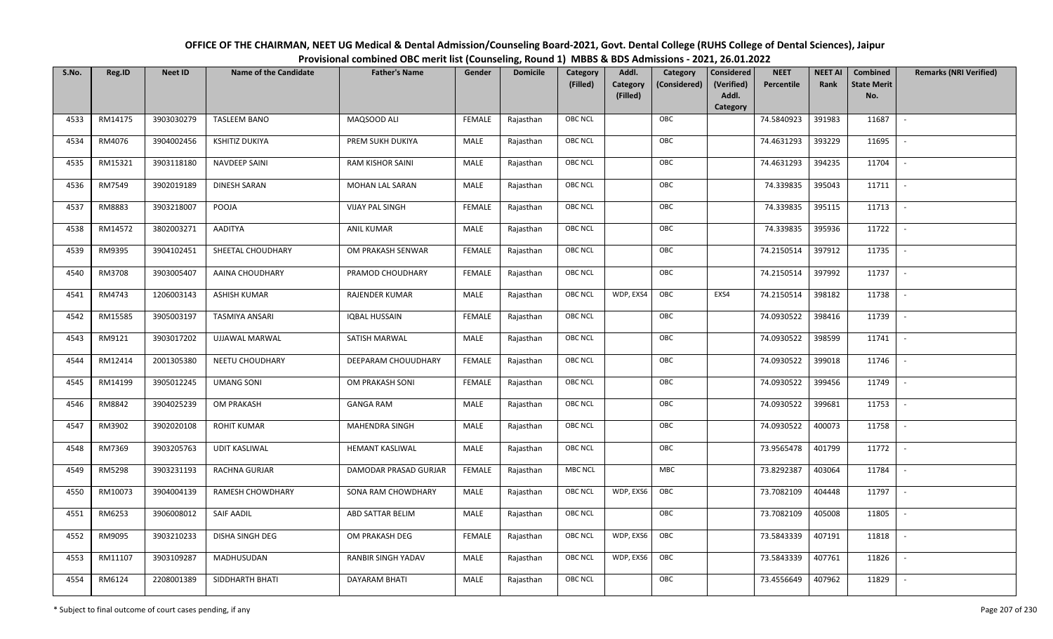# OFFICE OF THE CHAIRMAN, NEET UG Medical & Dental Admission/Counseling Board-2021, Govt. Dental College (RUHS College of Dental Sciences), Jaipur

## Provisional combined OBC merit list (Counseling, Round 1) MBBS & BDS Admissions - 2021, 26.01.2022

| S.No. | Reg.ID | Neet ID | Name of the Candidate | Father's Name | Gender | Domicile | Category (Filled) | Addl. Category (Filled) | Category (Considered) | Considered (Verified) Addl. Category | NEET Percentile | NEET AI Rank | Combined State Merit No. | Remarks (NRI Verified) |
|---|---|---|---|---|---|---|---|---|---|---|---|---|---|---|
| 4533 | RM14175 | 3903030279 | TASLEEM BANO | MAQSOOD ALI | FEMALE | Rajasthan | OBC NCL | | OBC | | 74.5840923 | 391983 | 11687 | - |
| 4534 | RM4076 | 3904002456 | KSHITIZ DUKIYA | PREM SUKH DUKIYA | MALE | Rajasthan | OBC NCL | | OBC | | 74.4631293 | 393229 | 11695 | - |
| 4535 | RM15321 | 3903118180 | NAVDEEP SAINI | RAM KISHOR SAINI | MALE | Rajasthan | OBC NCL | | OBC | | 74.4631293 | 394235 | 11704 | - |
| 4536 | RM7549 | 3902019189 | DINESH SARAN | MOHAN LAL SARAN | MALE | Rajasthan | OBC NCL | | OBC | | 74.339835 | 395043 | 11711 | - |
| 4537 | RM8883 | 3903218007 | POOJA | VIJAY PAL SINGH | FEMALE | Rajasthan | OBC NCL | | OBC | | 74.339835 | 395115 | 11713 | - |
| 4538 | RM14572 | 3802003271 | AADITYA | ANIL KUMAR | MALE | Rajasthan | OBC NCL | | OBC | | 74.339835 | 395936 | 11722 | - |
| 4539 | RM9395 | 3904102451 | SHEETAL CHOUDHARY | OM PRAKASH SENWAR | FEMALE | Rajasthan | OBC NCL | | OBC | | 74.2150514 | 397912 | 11735 | - |
| 4540 | RM3708 | 3903005407 | AAINA CHOUDHARY | PRAMOD CHOUDHARY | FEMALE | Rajasthan | OBC NCL | | OBC | | 74.2150514 | 397992 | 11737 | - |
| 4541 | RM4743 | 1206003143 | ASHISH KUMAR | RAJENDER KUMAR | MALE | Rajasthan | OBC NCL | WDP, EXS4 | OBC | EXS4 | 74.2150514 | 398182 | 11738 | - |
| 4542 | RM15585 | 3905003197 | TASMIYA ANSARI | IQBAL HUSSAIN | FEMALE | Rajasthan | OBC NCL | | OBC | | 74.0930522 | 398416 | 11739 | - |
| 4543 | RM9121 | 3903017202 | UJJAWAL MARWAL | SATISH MARWAL | MALE | Rajasthan | OBC NCL | | OBC | | 74.0930522 | 398599 | 11741 | - |
| 4544 | RM12414 | 2001305380 | NEETU CHOUDHARY | DEEPARAM CHOUUDHARY | FEMALE | Rajasthan | OBC NCL | | OBC | | 74.0930522 | 399018 | 11746 | - |
| 4545 | RM14199 | 3905012245 | UMANG SONI | OM PRAKASH SONI | FEMALE | Rajasthan | OBC NCL | | OBC | | 74.0930522 | 399456 | 11749 | - |
| 4546 | RM8842 | 3904025239 | OM PRAKASH | GANGA RAM | MALE | Rajasthan | OBC NCL | | OBC | | 74.0930522 | 399681 | 11753 | - |
| 4547 | RM3902 | 3902020108 | ROHIT KUMAR | MAHENDRA SINGH | MALE | Rajasthan | OBC NCL | | OBC | | 74.0930522 | 400073 | 11758 | - |
| 4548 | RM7369 | 3903205763 | UDIT KASLIWAL | HEMANT KASLIWAL | MALE | Rajasthan | OBC NCL | | OBC | | 73.9565478 | 401799 | 11772 | - |
| 4549 | RM5298 | 3903231193 | RACHNA GURJAR | DAMODAR PRASAD GURJAR | FEMALE | Rajasthan | MBC NCL | | MBC | | 73.8292387 | 403064 | 11784 | - |
| 4550 | RM10073 | 3904004139 | RAMESH CHOWDHARY | SONA RAM CHOWDHARY | MALE | Rajasthan | OBC NCL | WDP, EXS6 | OBC | | 73.7082109 | 404448 | 11797 | - |
| 4551 | RM6253 | 3906008012 | SAIF AADIL | ABD SATTAR BELIM | MALE | Rajasthan | OBC NCL | | OBC | | 73.7082109 | 405008 | 11805 | - |
| 4552 | RM9095 | 3903210233 | DISHA SINGH DEG | OM PRAKASH DEG | FEMALE | Rajasthan | OBC NCL | WDP, EXS6 | OBC | | 73.5843339 | 407191 | 11818 | - |
| 4553 | RM11107 | 3903109287 | MADHUSUDAN | RANBIR SINGH YADAV | MALE | Rajasthan | OBC NCL | WDP, EXS6 | OBC | | 73.5843339 | 407761 | 11826 | - |
| 4554 | RM6124 | 2208001389 | SIDDHARTH BHATI | DAYARAM BHATI | MALE | Rajasthan | OBC NCL | | OBC | | 73.4556649 | 407962 | 11829 | - |

\* Subject to final outcome of court cases pending, if any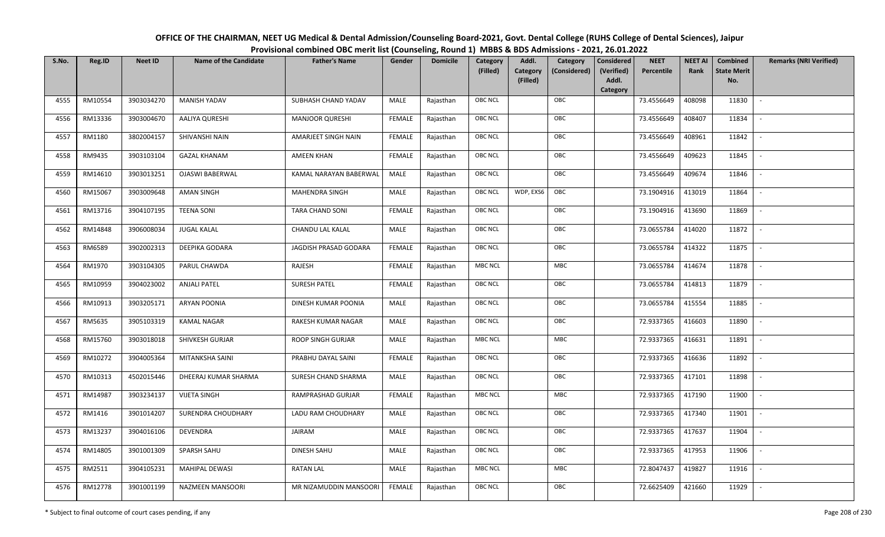**OFFICE OF THE CHAIRMAN, NEET UG Medical & Dental Admission/Counseling Board-2021, Govt. Dental College (RUHS College of Dental Sciences), Jaipur**

**Provisional combined OBC merit list (Counseling, Round 1) MBBS & BDS Admissions - 2021, 26.01.2022**

| S.No. | Reg.ID | Neet ID | Name of the Candidate | Father's Name | Gender | Domicile | Category (Filled) | Addl. Category (Filled) | Category (Considered) | Considered (Verified) Addl. Category | NEET Percentile | NEET AI Rank | Combined State Merit No. | Remarks (NRI Verified) |
|---|---|---|---|---|---|---|---|---|---|---|---|---|---|---|
| 4555 | RM10554 | 3903034270 | MANISH YADAV | SUBHASH CHAND YADAV | MALE | Rajasthan | OBC NCL | | OBC | | 73.4556649 | 408098 | 11830 | - |
| 4556 | RM13336 | 3903004670 | AALIYA QURESHI | MANJOOR QURESHI | FEMALE | Rajasthan | OBC NCL | | OBC | | 73.4556649 | 408407 | 11834 | - |
| 4557 | RM1180 | 3802004157 | SHIVANSHI NAIN | AMARJEET SINGH NAIN | FEMALE | Rajasthan | OBC NCL | | OBC | | 73.4556649 | 408961 | 11842 | - |
| 4558 | RM9435 | 3903103104 | GAZAL KHANAM | AMEEN KHAN | FEMALE | Rajasthan | OBC NCL | | OBC | | 73.4556649 | 409623 | 11845 | - |
| 4559 | RM14610 | 3903013251 | OJASWI BABERWAL | KAMAL NARAYAN BABERWAL | MALE | Rajasthan | OBC NCL | | OBC | | 73.4556649 | 409674 | 11846 | - |
| 4560 | RM15067 | 3903009648 | AMAN SINGH | MAHENDRA SINGH | MALE | Rajasthan | OBC NCL | WDP, EXS6 | OBC | | 73.1904916 | 413019 | 11864 | - |
| 4561 | RM13716 | 3904107195 | TEENA SONI | TARA CHAND SONI | FEMALE | Rajasthan | OBC NCL | | OBC | | 73.1904916 | 413690 | 11869 | - |
| 4562 | RM14848 | 3906008034 | JUGAL KALAL | CHANDU LAL KALAL | MALE | Rajasthan | OBC NCL | | OBC | | 73.0655784 | 414020 | 11872 | - |
| 4563 | RM6589 | 3902002313 | DEEPIKA GODARA | JAGDISH PRASAD GODARA | FEMALE | Rajasthan | OBC NCL | | OBC | | 73.0655784 | 414322 | 11875 | - |
| 4564 | RM1970 | 3903104305 | PARUL CHAWDA | RAJESH | FEMALE | Rajasthan | MBC NCL | | MBC | | 73.0655784 | 414674 | 11878 | - |
| 4565 | RM10959 | 3904023002 | ANJALI PATEL | SURESH PATEL | FEMALE | Rajasthan | OBC NCL | | OBC | | 73.0655784 | 414813 | 11879 | - |
| 4566 | RM10913 | 3903205171 | ARYAN POONIA | DINESH KUMAR POONIA | MALE | Rajasthan | OBC NCL | | OBC | | 73.0655784 | 415554 | 11885 | - |
| 4567 | RM5635 | 3905103319 | KAMAL NAGAR | RAKESH KUMAR NAGAR | MALE | Rajasthan | OBC NCL | | OBC | | 72.9337365 | 416603 | 11890 | - |
| 4568 | RM15760 | 3903018018 | SHIVKESH GURJAR | ROOP SINGH GURJAR | MALE | Rajasthan | MBC NCL | | MBC | | 72.9337365 | 416631 | 11891 | - |
| 4569 | RM10272 | 3904005364 | MITANKSHA SAINI | PRABHU DAYAL SAINI | FEMALE | Rajasthan | OBC NCL | | OBC | | 72.9337365 | 416636 | 11892 | - |
| 4570 | RM10313 | 4502015446 | DHEERAJ KUMAR SHARMA | SURESH CHAND SHARMA | MALE | Rajasthan | OBC NCL | | OBC | | 72.9337365 | 417101 | 11898 | - |
| 4571 | RM14987 | 3903234137 | VIJETA SINGH | RAMPRASHAD GURJAR | FEMALE | Rajasthan | MBC NCL | | MBC | | 72.9337365 | 417190 | 11900 | - |
| 4572 | RM1416 | 3901014207 | SURENDRA CHOUDHARY | LADU RAM CHOUDHARY | MALE | Rajasthan | OBC NCL | | OBC | | 72.9337365 | 417340 | 11901 | - |
| 4573 | RM13237 | 3904016106 | DEVENDRA | JAIRAM | MALE | Rajasthan | OBC NCL | | OBC | | 72.9337365 | 417637 | 11904 | - |
| 4574 | RM14805 | 3901001309 | SPARSH SAHU | DINESH SAHU | MALE | Rajasthan | OBC NCL | | OBC | | 72.9337365 | 417953 | 11906 | - |
| 4575 | RM2511 | 3904105231 | MAHIPAL DEWASI | RATAN LAL | MALE | Rajasthan | MBC NCL | | MBC | | 72.8047437 | 419827 | 11916 | - |
| 4576 | RM12778 | 3901001199 | NAZMEEN MANSOORI | MR NIZAMUDDIN MANSOORI | FEMALE | Rajasthan | OBC NCL | | OBC | | 72.6625409 | 421660 | 11929 | - |

\* Subject to final outcome of court cases pending, if any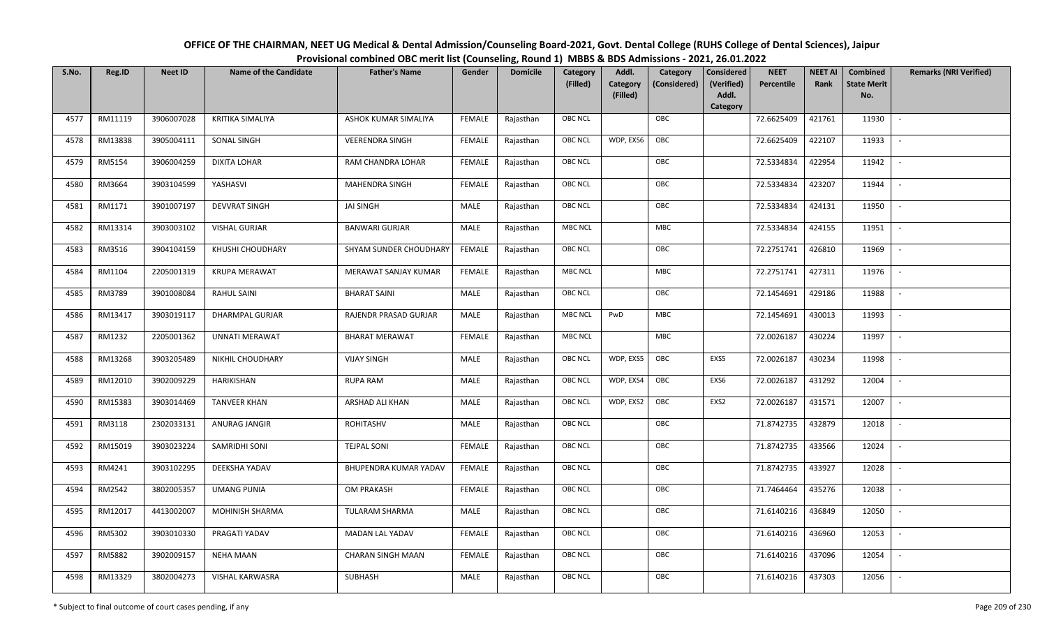# OFFICE OF THE CHAIRMAN, NEET UG Medical & Dental Admission/Counseling Board-2021, Govt. Dental College (RUHS College of Dental Sciences), Jaipur

## Provisional combined OBC merit list (Counseling, Round 1) MBBS & BDS Admissions - 2021, 26.01.2022

| S.No. | Reg.ID | Neet ID | Name of the Candidate | Father's Name | Gender | Domicile | Category (Filled) | Addl. Category (Filled) | Category (Considered) | Considered (Verified) Addl. Category | NEET Percentile | NEET AI Rank | Combined State Merit No. | Remarks (NRI Verified) |
|---|---|---|---|---|---|---|---|---|---|---|---|---|---|---|
| 4577 | RM11119 | 3906007028 | KRITIKA SIMALIYA | ASHOK KUMAR SIMALIYA | FEMALE | Rajasthan | OBC NCL | | OBC | | 72.6625409 | 421761 | 11930 | - |
| 4578 | RM13838 | 3905004111 | SONAL SINGH | VEERENDRA SINGH | FEMALE | Rajasthan | OBC NCL | WDP, EXS6 | OBC | | 72.6625409 | 422107 | 11933 | - |
| 4579 | RM5154 | 3906004259 | DIXITA LOHAR | RAM CHANDRA LOHAR | FEMALE | Rajasthan | OBC NCL | | OBC | | 72.5334834 | 422954 | 11942 | - |
| 4580 | RM3664 | 3903104599 | YASHASVI | MAHENDRA SINGH | FEMALE | Rajasthan | OBC NCL | | OBC | | 72.5334834 | 423207 | 11944 | - |
| 4581 | RM1171 | 3901007197 | DEVVRAT SINGH | JAI SINGH | MALE | Rajasthan | OBC NCL | | OBC | | 72.5334834 | 424131 | 11950 | - |
| 4582 | RM13314 | 3903003102 | VISHAL GURJAR | BANWARI GURJAR | MALE | Rajasthan | MBC NCL | | MBC | | 72.5334834 | 424155 | 11951 | - |
| 4583 | RM3516 | 3904104159 | KHUSHI CHOUDHARY | SHYAM SUNDER CHOUDHARY | FEMALE | Rajasthan | OBC NCL | | OBC | | 72.2751741 | 426810 | 11969 | - |
| 4584 | RM1104 | 2205001319 | KRUPA MERAWAT | MERAWAT SANJAY KUMAR | FEMALE | Rajasthan | MBC NCL | | MBC | | 72.2751741 | 427311 | 11976 | - |
| 4585 | RM3789 | 3901008084 | RAHUL SAINI | BHARAT SAINI | MALE | Rajasthan | OBC NCL | | OBC | | 72.1454691 | 429186 | 11988 | - |
| 4586 | RM13417 | 3903019117 | DHARMPAL GURJAR | RAJENDR PRASAD GURJAR | MALE | Rajasthan | MBC NCL | PwD | MBC | | 72.1454691 | 430013 | 11993 | - |
| 4587 | RM1232 | 2205001362 | UNNATI MERAWAT | BHARAT MERAWAT | FEMALE | Rajasthan | MBC NCL | | MBC | | 72.0026187 | 430224 | 11997 | - |
| 4588 | RM13268 | 3903205489 | NIKHIL CHOUDHARY | VIJAY SINGH | MALE | Rajasthan | OBC NCL | WDP, EXS5 | OBC | EXS5 | 72.0026187 | 430234 | 11998 | - |
| 4589 | RM12010 | 3902009229 | HARIKISHAN | RUPA RAM | MALE | Rajasthan | OBC NCL | WDP, EXS4 | OBC | EXS6 | 72.0026187 | 431292 | 12004 | - |
| 4590 | RM15383 | 3903014469 | TANVEER KHAN | ARSHAD ALI KHAN | MALE | Rajasthan | OBC NCL | WDP, EXS2 | OBC | EXS2 | 72.0026187 | 431571 | 12007 | - |
| 4591 | RM3118 | 2302033131 | ANURAG JANGIR | ROHITASHV | MALE | Rajasthan | OBC NCL | | OBC | | 71.8742735 | 432879 | 12018 | - |
| 4592 | RM15019 | 3903023224 | SAMRIDHI SONI | TEJPAL SONI | FEMALE | Rajasthan | OBC NCL | | OBC | | 71.8742735 | 433566 | 12024 | - |
| 4593 | RM4241 | 3903102295 | DEEKSHA YADAV | BHUPENDRA KUMAR YADAV | FEMALE | Rajasthan | OBC NCL | | OBC | | 71.8742735 | 433927 | 12028 | - |
| 4594 | RM2542 | 3802005357 | UMANG PUNIA | OM PRAKASH | FEMALE | Rajasthan | OBC NCL | | OBC | | 71.7464464 | 435276 | 12038 | - |
| 4595 | RM12017 | 4413002007 | MOHINISH SHARMA | TULARAM SHARMA | MALE | Rajasthan | OBC NCL | | OBC | | 71.6140216 | 436849 | 12050 | - |
| 4596 | RM5302 | 3903010330 | PRAGATI YADAV | MADAN LAL YADAV | FEMALE | Rajasthan | OBC NCL | | OBC | | 71.6140216 | 436960 | 12053 | - |
| 4597 | RM5882 | 3902009157 | NEHA MAAN | CHARAN SINGH MAAN | FEMALE | Rajasthan | OBC NCL | | OBC | | 71.6140216 | 437096 | 12054 | - |
| 4598 | RM13329 | 3802004273 | VISHAL KARWASRA | SUBHASH | MALE | Rajasthan | OBC NCL | | OBC | | 71.6140216 | 437303 | 12056 | - |

\* Subject to final outcome of court cases pending, if any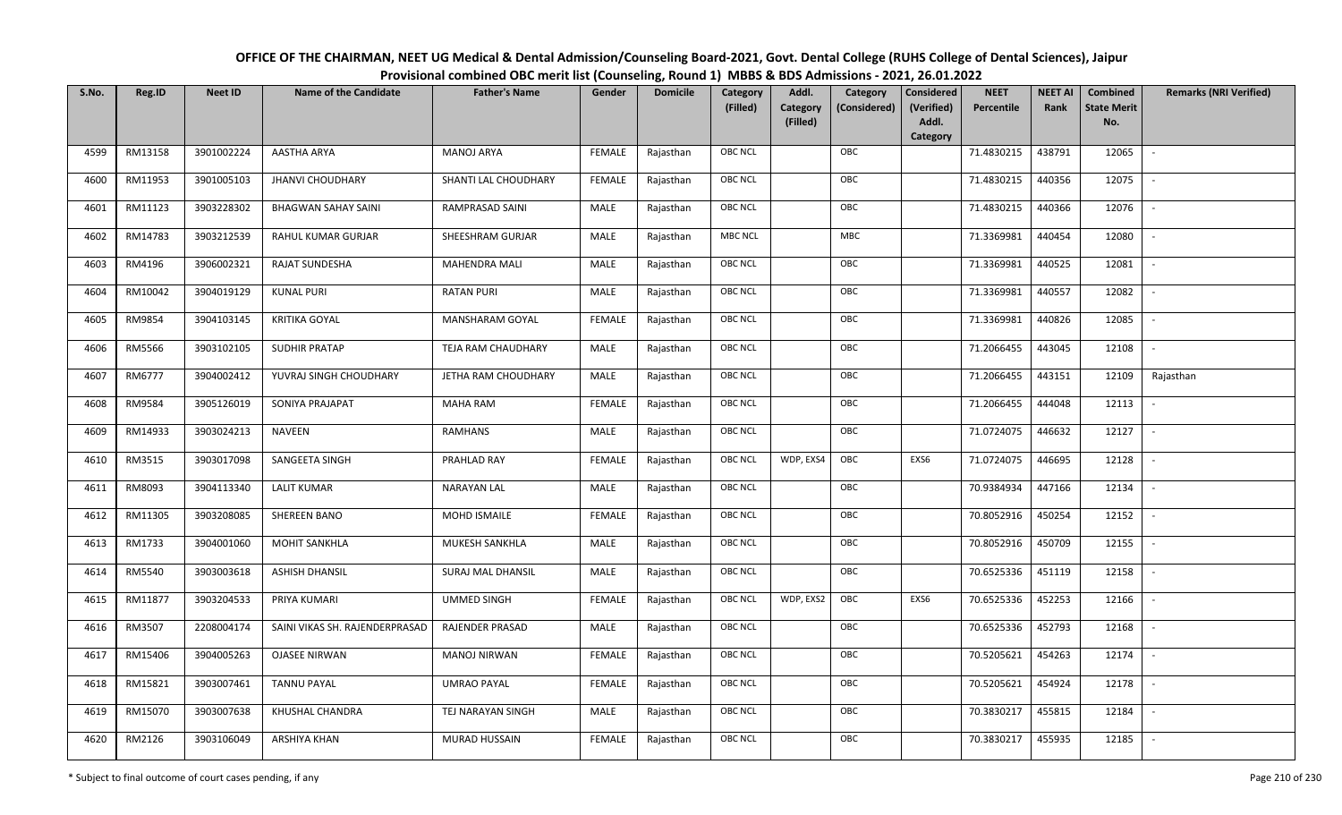# OFFICE OF THE CHAIRMAN, NEET UG Medical & Dental Admission/Counseling Board-2021, Govt. Dental College (RUHS College of Dental Sciences), Jaipur

## Provisional combined OBC merit list (Counseling, Round 1) MBBS & BDS Admissions - 2021, 26.01.2022

| S.No. | Reg.ID | Neet ID | Name of the Candidate | Father's Name | Gender | Domicile | Category (Filled) | Addl. Category (Filled) | Category (Considered) | Considered (Verified) Addl. Category | NEET Percentile | NEET AI Rank | Combined State Merit No. | Remarks (NRI Verified) |
|---|---|---|---|---|---|---|---|---|---|---|---|---|---|---|
| 4599 | RM13158 | 3901002224 | AASTHA ARYA | MANOJ ARYA | FEMALE | Rajasthan | OBC NCL | | OBC | | 71.4830215 | 438791 | 12065 | - |
| 4600 | RM11953 | 3901005103 | JHANVI CHOUDHARY | SHANTI LAL CHOUDHARY | FEMALE | Rajasthan | OBC NCL | | OBC | | 71.4830215 | 440356 | 12075 | - |
| 4601 | RM11123 | 3903228302 | BHAGWAN SAHAY SAINI | RAMPRASAD SAINI | MALE | Rajasthan | OBC NCL | | OBC | | 71.4830215 | 440366 | 12076 | - |
| 4602 | RM14783 | 3903212539 | RAHUL KUMAR GURJAR | SHEESHRAM GURJAR | MALE | Rajasthan | MBC NCL | | MBC | | 71.3369981 | 440454 | 12080 | - |
| 4603 | RM4196 | 3906002321 | RAJAT SUNDESHA | MAHENDRA MALI | MALE | Rajasthan | OBC NCL | | OBC | | 71.3369981 | 440525 | 12081 | - |
| 4604 | RM10042 | 3904019129 | KUNAL PURI | RATAN PURI | MALE | Rajasthan | OBC NCL | | OBC | | 71.3369981 | 440557 | 12082 | - |
| 4605 | RM9854 | 3904103145 | KRITIKA GOYAL | MANSHARAM GOYAL | FEMALE | Rajasthan | OBC NCL | | OBC | | 71.3369981 | 440826 | 12085 | - |
| 4606 | RM5566 | 3903102105 | SUDHIR PRATAP | TEJA RAM CHAUDHARY | MALE | Rajasthan | OBC NCL | | OBC | | 71.2066455 | 443045 | 12108 | - |
| 4607 | RM6777 | 3904002412 | YUVRAJ SINGH CHOUDHARY | JETHA RAM CHOUDHARY | MALE | Rajasthan | OBC NCL | | OBC | | 71.2066455 | 443151 | 12109 | Rajasthan |
| 4608 | RM9584 | 3905126019 | SONIYA PRAJAPAT | MAHA RAM | FEMALE | Rajasthan | OBC NCL | | OBC | | 71.2066455 | 444048 | 12113 | - |
| 4609 | RM14933 | 3903024213 | NAVEEN | RAMHANS | MALE | Rajasthan | OBC NCL | | OBC | | 71.0724075 | 446632 | 12127 | - |
| 4610 | RM3515 | 3903017098 | SANGEETA SINGH | PRAHLAD RAY | FEMALE | Rajasthan | OBC NCL | WDP, EXS4 | OBC | EXS6 | 71.0724075 | 446695 | 12128 | - |
| 4611 | RM8093 | 3904113340 | LALIT KUMAR | NARAYAN LAL | MALE | Rajasthan | OBC NCL | | OBC | | 70.9384934 | 447166 | 12134 | - |
| 4612 | RM11305 | 3903208085 | SHEREEN BANO | MOHD ISMAILE | FEMALE | Rajasthan | OBC NCL | | OBC | | 70.8052916 | 450254 | 12152 | - |
| 4613 | RM1733 | 3904001060 | MOHIT SANKHLA | MUKESH SANKHLA | MALE | Rajasthan | OBC NCL | | OBC | | 70.8052916 | 450709 | 12155 | - |
| 4614 | RM5540 | 3903003618 | ASHISH DHANSIL | SURAJ MAL DHANSIL | MALE | Rajasthan | OBC NCL | | OBC | | 70.6525336 | 451119 | 12158 | - |
| 4615 | RM11877 | 3903204533 | PRIYA KUMARI | UMMED SINGH | FEMALE | Rajasthan | OBC NCL | WDP, EXS2 | OBC | EXS6 | 70.6525336 | 452253 | 12166 | - |
| 4616 | RM3507 | 2208004174 | SAINI VIKAS SH. RAJENDERPRASAD | RAJENDER PRASAD | MALE | Rajasthan | OBC NCL | | OBC | | 70.6525336 | 452793 | 12168 | - |
| 4617 | RM15406 | 3904005263 | OJASEE NIRWAN | MANOJ NIRWAN | FEMALE | Rajasthan | OBC NCL | | OBC | | 70.5205621 | 454263 | 12174 | - |
| 4618 | RM15821 | 3903007461 | TANNU PAYAL | UMRAO PAYAL | FEMALE | Rajasthan | OBC NCL | | OBC | | 70.5205621 | 454924 | 12178 | - |
| 4619 | RM15070 | 3903007638 | KHUSHAL CHANDRA | TEJ NARAYAN SINGH | MALE | Rajasthan | OBC NCL | | OBC | | 70.3830217 | 455815 | 12184 | - |
| 4620 | RM2126 | 3903106049 | ARSHIYA KHAN | MURAD HUSSAIN | FEMALE | Rajasthan | OBC NCL | | OBC | | 70.3830217 | 455935 | 12185 | - |

\* Subject to final outcome of court cases pending, if any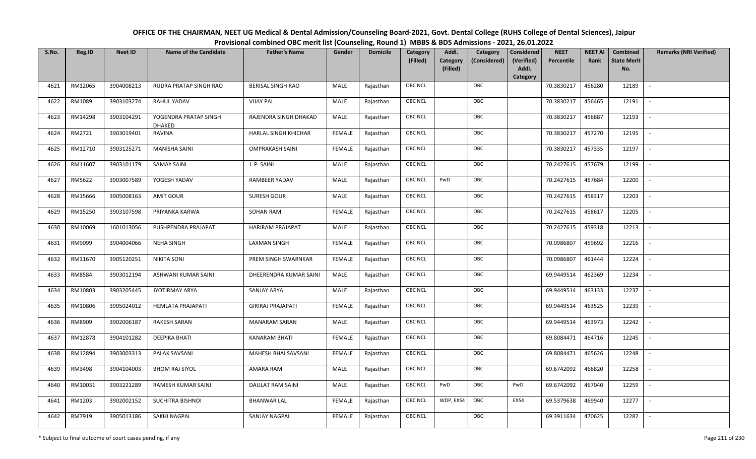# OFFICE OF THE CHAIRMAN, NEET UG Medical & Dental Admission/Counseling Board-2021, Govt. Dental College (RUHS College of Dental Sciences), Jaipur

## Provisional combined OBC merit list (Counseling, Round 1) MBBS & BDS Admissions - 2021, 26.01.2022

| S.No. | Reg.ID | Neet ID | Name of the Candidate | Father's Name | Gender | Domicile | Category (Filled) | Addl. Category (Filled) | Category (Considered) | Considered (Verified) Addl. Category | NEET Percentile | NEET AI Rank | Combined State Merit No. | Remarks (NRI Verified) |
|---|---|---|---|---|---|---|---|---|---|---|---|---|---|---|
| 4621 | RM12065 | 3904008213 | RUDRA PRATAP SINGH RAO | BERISAL SINGH RAO | MALE | Rajasthan | OBC NCL | | OBC | | 70.3830217 | 456280 | 12189 | - |
| 4622 | RM1089 | 3903103274 | RAHUL YADAV | VIJAY PAL | MALE | Rajasthan | OBC NCL | | OBC | | 70.3830217 | 456465 | 12191 | - |
| 4623 | RM14298 | 3903104291 | YOGENDRA PRATAP SINGH DHAKED | RAJENDRA SINGH DHAKAD | MALE | Rajasthan | OBC NCL | | OBC | | 70.3830217 | 456887 | 12193 | - |
| 4624 | RM2721 | 3903019401 | RAVINA | HARLAL SINGH KHICHAR | FEMALE | Rajasthan | OBC NCL | | OBC | | 70.3830217 | 457270 | 12195 | - |
| 4625 | RM12710 | 3903125271 | MANISHA SAINI | OMPRAKASH SAINI | FEMALE | Rajasthan | OBC NCL | | OBC | | 70.3830217 | 457335 | 12197 | - |
| 4626 | RM11607 | 3903101179 | SAMAY SAINI | J. P. SAINI | MALE | Rajasthan | OBC NCL | | OBC | | 70.2427615 | 457679 | 12199 | - |
| 4627 | RM5622 | 3903007589 | YOGESH YADAV | RAMBEER YADAV | MALE | Rajasthan | OBC NCL | PwD | OBC | | 70.2427615 | 457684 | 12200 | - |
| 4628 | RM15666 | 3905008163 | AMIT GOUR | SURESH GOUR | MALE | Rajasthan | OBC NCL | | OBC | | 70.2427615 | 458317 | 12203 | - |
| 4629 | RM15250 | 3903107598 | PRIYANKA KARWA | SOHAN RAM | FEMALE | Rajasthan | OBC NCL | | OBC | | 70.2427615 | 458617 | 12205 | - |
| 4630 | RM10069 | 1601013056 | PUSHPENDRA PRAJAPAT | HARIRAM PRAJAPAT | MALE | Rajasthan | OBC NCL | | OBC | | 70.2427615 | 459318 | 12213 | - |
| 4631 | RM9099 | 3904004066 | NEHA SINGH | LAXMAN SINGH | FEMALE | Rajasthan | OBC NCL | | OBC | | 70.0986807 | 459692 | 12216 | - |
| 4632 | RM11670 | 3905120251 | NIKITA SONI | PREM SINGH SWARNKAR | FEMALE | Rajasthan | OBC NCL | | OBC | | 70.0986807 | 461444 | 12224 | - |
| 4633 | RM8584 | 3903012194 | ASHWANI KUMAR SAINI | DHEERENDRA KUMAR SAINI | MALE | Rajasthan | OBC NCL | | OBC | | 69.9449514 | 462369 | 12234 | - |
| 4634 | RM10803 | 3903205445 | JYOTIRMAY ARYA | SANJAY ARYA | MALE | Rajasthan | OBC NCL | | OBC | | 69.9449514 | 463133 | 12237 | - |
| 4635 | RM10806 | 3905024012 | HEMLATA PRAJAPATI | GIRIRAJ PRAJAPATI | FEMALE | Rajasthan | OBC NCL | | OBC | | 69.9449514 | 463525 | 12239 | - |
| 4636 | RM8909 | 3902006187 | RAKESH SARAN | MANARAM SARAN | MALE | Rajasthan | OBC NCL | | OBC | | 69.9449514 | 463973 | 12242 | - |
| 4637 | RM12878 | 3904101282 | DEEPIKA BHATI | KANARAM BHATI | FEMALE | Rajasthan | OBC NCL | | OBC | | 69.8084471 | 464716 | 12245 | - |
| 4638 | RM12894 | 3903003313 | PALAK SAVSANI | MAHESH BHAI SAVSANI | FEMALE | Rajasthan | OBC NCL | | OBC | | 69.8084471 | 465626 | 12248 | - |
| 4639 | RM3498 | 3904104003 | BHOM RAJ SIYOL | AMARA RAM | MALE | Rajasthan | OBC NCL | | OBC | | 69.6742092 | 466820 | 12258 | - |
| 4640 | RM10031 | 3903221289 | RAMESH KUMAR SAINI | DAULAT RAM SAINI | MALE | Rajasthan | OBC NCL | PwD | OBC | PwD | 69.6742092 | 467040 | 12259 | - |
| 4641 | RM1203 | 3902002152 | SUCHITRA BISHNOI | BHANWAR LAL | FEMALE | Rajasthan | OBC NCL | WDP, EXS4 | OBC | EXS4 | 69.5379638 | 469940 | 12277 | - |
| 4642 | RM7919 | 3905013186 | SAKHI NAGPAL | SANJAY NAGPAL | FEMALE | Rajasthan | OBC NCL | | OBC | | 69.3911634 | 470625 | 12282 | - |

\* Subject to final outcome of court cases pending, if any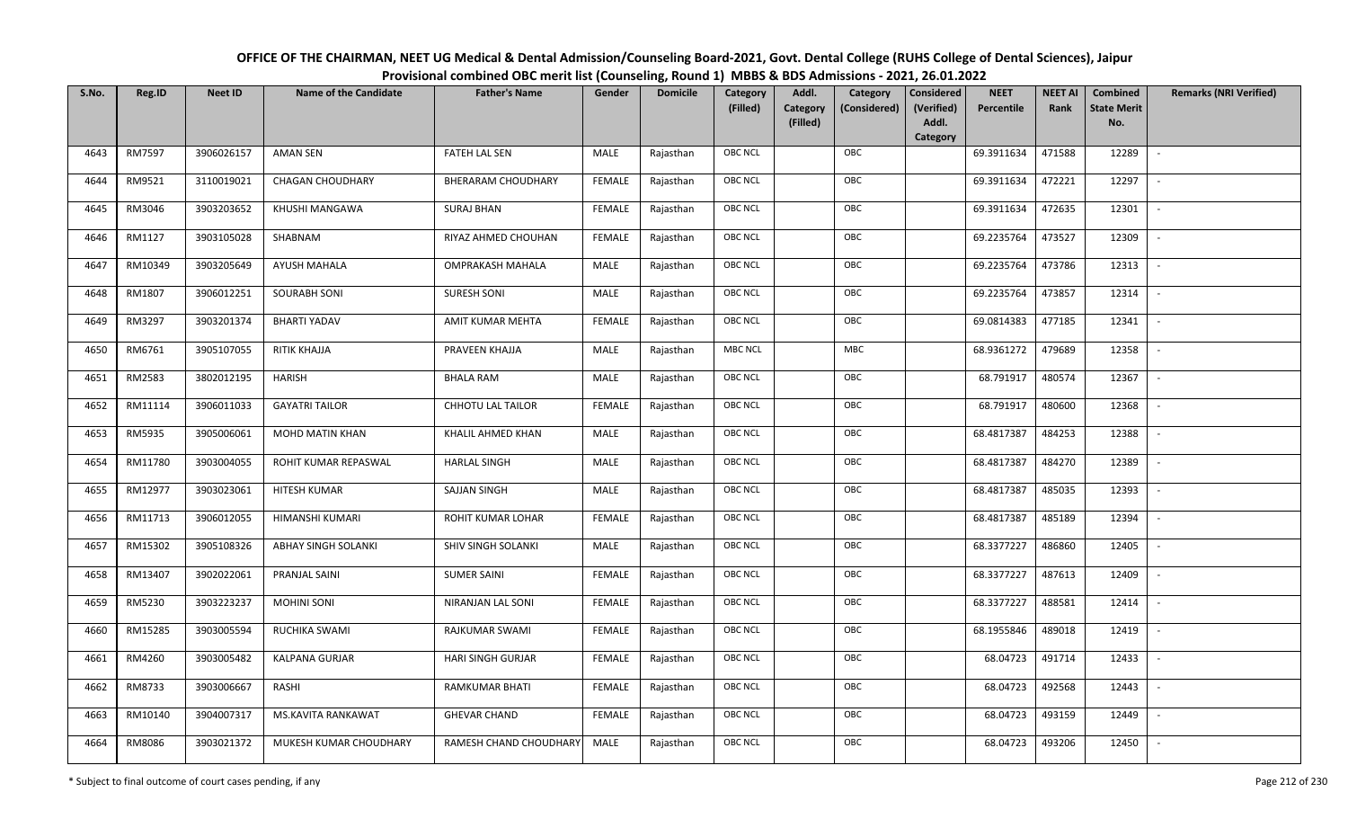OFFICE OF THE CHAIRMAN, NEET UG Medical & Dental Admission/Counseling Board-2021, Govt. Dental College (RUHS College of Dental Sciences), Jaipur
Provisional combined OBC merit list (Counseling, Round 1) MBBS & BDS Admissions - 2021, 26.01.2022

| S.No. | Reg.ID | Neet ID | Name of the Candidate | Father's Name | Gender | Domicile | Category (Filled) | Addl. Category (Filled) | Category (Considered) | Considered (Verified) Addl. Category | NEET Percentile | NEET AI Rank | Combined State Merit No. | Remarks (NRI Verified) |
|---|---|---|---|---|---|---|---|---|---|---|---|---|---|---|
| 4643 | RM7597 | 3906026157 | AMAN SEN | FATEH LAL SEN | MALE | Rajasthan | OBC NCL | | OBC | | 69.3911634 | 471588 | 12289 | - |
| 4644 | RM9521 | 3110019021 | CHAGAN CHOUDHARY | BHERARAM CHOUDHARY | FEMALE | Rajasthan | OBC NCL | | OBC | | 69.3911634 | 472221 | 12297 | - |
| 4645 | RM3046 | 3903203652 | KHUSHI MANGAWA | SURAJ BHAN | FEMALE | Rajasthan | OBC NCL | | OBC | | 69.3911634 | 472635 | 12301 | - |
| 4646 | RM1127 | 3903105028 | SHABNAM | RIYAZ AHMED CHOUHAN | FEMALE | Rajasthan | OBC NCL | | OBC | | 69.2235764 | 473527 | 12309 | - |
| 4647 | RM10349 | 3903205649 | AYUSH MAHALA | OMPRAKASH MAHALA | MALE | Rajasthan | OBC NCL | | OBC | | 69.2235764 | 473786 | 12313 | - |
| 4648 | RM1807 | 3906012251 | SOURABH SONI | SURESH SONI | MALE | Rajasthan | OBC NCL | | OBC | | 69.2235764 | 473857 | 12314 | - |
| 4649 | RM3297 | 3903201374 | BHARTI YADAV | AMIT KUMAR MEHTA | FEMALE | Rajasthan | OBC NCL | | OBC | | 69.0814383 | 477185 | 12341 | - |
| 4650 | RM6761 | 3905107055 | RITIK KHAJJA | PRAVEEN KHAJJA | MALE | Rajasthan | MBC NCL | | MBC | | 68.9361272 | 479689 | 12358 | - |
| 4651 | RM2583 | 3802012195 | HARISH | BHALA RAM | MALE | Rajasthan | OBC NCL | | OBC | | 68.791917 | 480574 | 12367 | - |
| 4652 | RM11114 | 3906011033 | GAYATRI TAILOR | CHHOTU LAL TAILOR | FEMALE | Rajasthan | OBC NCL | | OBC | | 68.791917 | 480600 | 12368 | - |
| 4653 | RM5935 | 3905006061 | MOHD MATIN KHAN | KHALIL AHMED KHAN | MALE | Rajasthan | OBC NCL | | OBC | | 68.4817387 | 484253 | 12388 | - |
| 4654 | RM11780 | 3903004055 | ROHIT KUMAR REPASWAL | HARLAL SINGH | MALE | Rajasthan | OBC NCL | | OBC | | 68.4817387 | 484270 | 12389 | - |
| 4655 | RM12977 | 3903023061 | HITESH KUMAR | SAJJAN SINGH | MALE | Rajasthan | OBC NCL | | OBC | | 68.4817387 | 485035 | 12393 | - |
| 4656 | RM11713 | 3906012055 | HIMANSHI KUMARI | ROHIT KUMAR LOHAR | FEMALE | Rajasthan | OBC NCL | | OBC | | 68.4817387 | 485189 | 12394 | - |
| 4657 | RM15302 | 3905108326 | ABHAY SINGH SOLANKI | SHIV SINGH SOLANKI | MALE | Rajasthan | OBC NCL | | OBC | | 68.3377227 | 486860 | 12405 | - |
| 4658 | RM13407 | 3902022061 | PRANJAL SAINI | SUMER SAINI | FEMALE | Rajasthan | OBC NCL | | OBC | | 68.3377227 | 487613 | 12409 | - |
| 4659 | RM5230 | 3903223237 | MOHINI SONI | NIRANJAN LAL SONI | FEMALE | Rajasthan | OBC NCL | | OBC | | 68.3377227 | 488581 | 12414 | - |
| 4660 | RM15285 | 3903005594 | RUCHIKA SWAMI | RAJKUMAR SWAMI | FEMALE | Rajasthan | OBC NCL | | OBC | | 68.1955846 | 489018 | 12419 | - |
| 4661 | RM4260 | 3903005482 | KALPANA GURJAR | HARI SINGH GURJAR | FEMALE | Rajasthan | OBC NCL | | OBC | | 68.04723 | 491714 | 12433 | - |
| 4662 | RM8733 | 3903006667 | RASHI | RAMKUMAR BHATI | FEMALE | Rajasthan | OBC NCL | | OBC | | 68.04723 | 492568 | 12443 | - |
| 4663 | RM10140 | 3904007317 | MS.KAVITA RANKAWAT | GHEVAR CHAND | FEMALE | Rajasthan | OBC NCL | | OBC | | 68.04723 | 493159 | 12449 | - |
| 4664 | RM8086 | 3903021372 | MUKESH KUMAR CHOUDHARY | RAMESH CHAND CHOUDHARY | MALE | Rajasthan | OBC NCL | | OBC | | 68.04723 | 493206 | 12450 | - |

\* Subject to final outcome of court cases pending, if any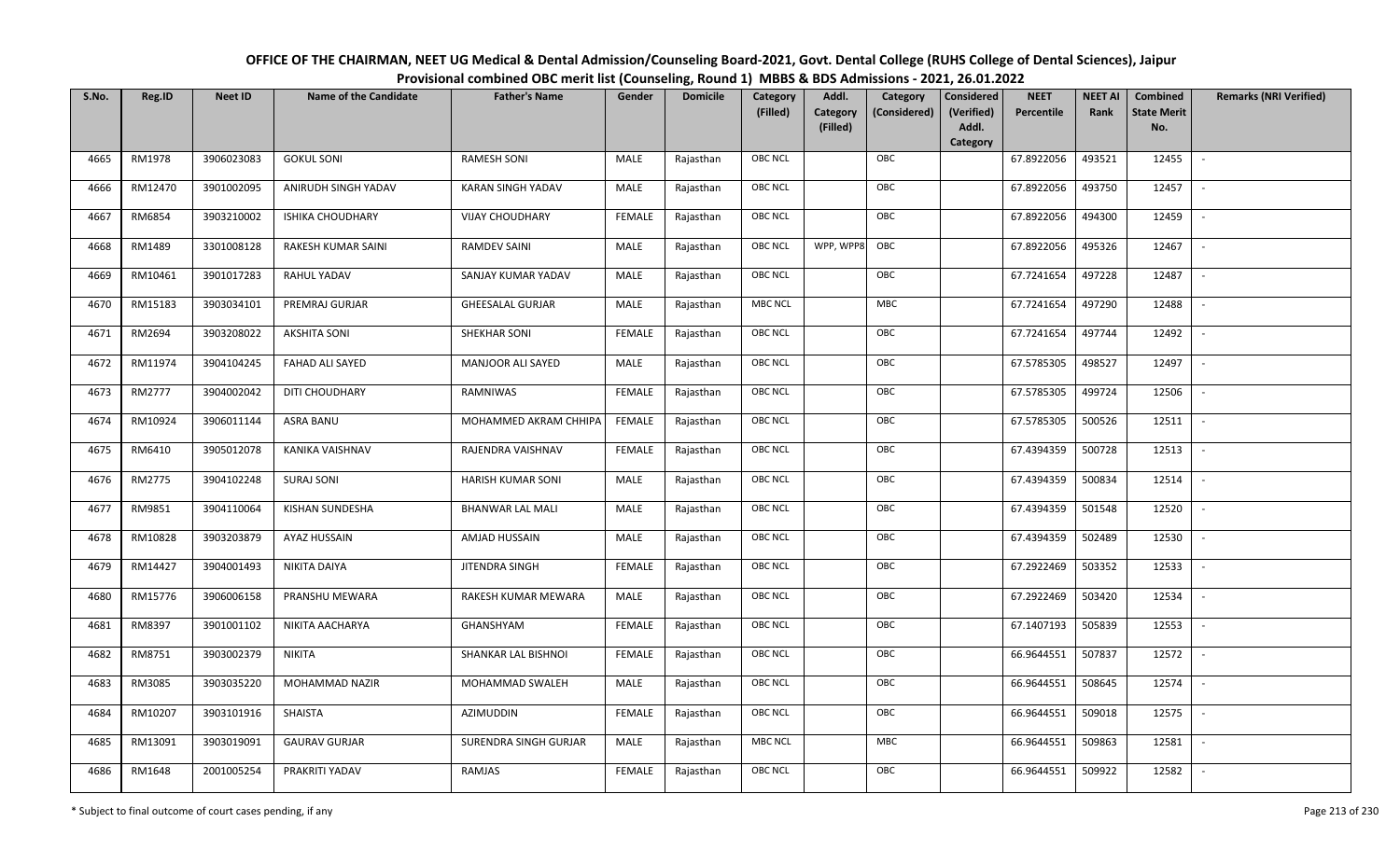**OFFICE OF THE CHAIRMAN, NEET UG Medical & Dental Admission/Counseling Board-2021, Govt. Dental College (RUHS College of Dental Sciences), Jaipur**

**Provisional combined OBC merit list (Counseling, Round 1) MBBS & BDS Admissions - 2021, 26.01.2022**

| S.No. | Reg.ID | Neet ID | Name of the Candidate | Father's Name | Gender | Domicile | Category (Filled) | Addl. Category (Filled) | Category (Considered) | Considered (Verified) Addl. Category | NEET Percentile | NEET AI Rank | Combined State Merit No. | Remarks (NRI Verified) |
|---|---|---|---|---|---|---|---|---|---|---|---|---|---|---|
| 4665 | RM1978 | 3906023083 | GOKUL SONI | RAMESH SONI | MALE | Rajasthan | OBC NCL | | OBC | | 67.8922056 | 493521 | 12455 | - |
| 4666 | RM12470 | 3901002095 | ANIRUDH SINGH YADAV | KARAN SINGH YADAV | MALE | Rajasthan | OBC NCL | | OBC | | 67.8922056 | 493750 | 12457 | - |
| 4667 | RM6854 | 3903210002 | ISHIKA CHOUDHARY | VIJAY CHOUDHARY | FEMALE | Rajasthan | OBC NCL | | OBC | | 67.8922056 | 494300 | 12459 | - |
| 4668 | RM1489 | 3301008128 | RAKESH KUMAR SAINI | RAMDEV SAINI | MALE | Rajasthan | OBC NCL | WPP, WPP8 | OBC | | 67.8922056 | 495326 | 12467 | - |
| 4669 | RM10461 | 3901017283 | RAHUL YADAV | SANJAY KUMAR YADAV | MALE | Rajasthan | OBC NCL | | OBC | | 67.7241654 | 497228 | 12487 | - |
| 4670 | RM15183 | 3903034101 | PREMRAJ GURJAR | GHEESALAL GURJAR | MALE | Rajasthan | MBC NCL | | MBC | | 67.7241654 | 497290 | 12488 | - |
| 4671 | RM2694 | 3903208022 | AKSHITA SONI | SHEKHAR SONI | FEMALE | Rajasthan | OBC NCL | | OBC | | 67.7241654 | 497744 | 12492 | - |
| 4672 | RM11974 | 3904104245 | FAHAD ALI SAYED | MANJOOR ALI SAYED | MALE | Rajasthan | OBC NCL | | OBC | | 67.5785305 | 498527 | 12497 | - |
| 4673 | RM2777 | 3904002042 | DITI CHOUDHARY | RAMNIWAS | FEMALE | Rajasthan | OBC NCL | | OBC | | 67.5785305 | 499724 | 12506 | - |
| 4674 | RM10924 | 3906011144 | ASRA BANU | MOHAMMED AKRAM CHHIPA | FEMALE | Rajasthan | OBC NCL | | OBC | | 67.5785305 | 500526 | 12511 | - |
| 4675 | RM6410 | 3905012078 | KANIKA VAISHNAV | RAJENDRA VAISHNAV | FEMALE | Rajasthan | OBC NCL | | OBC | | 67.4394359 | 500728 | 12513 | - |
| 4676 | RM2775 | 3904102248 | SURAJ SONI | HARISH KUMAR SONI | MALE | Rajasthan | OBC NCL | | OBC | | 67.4394359 | 500834 | 12514 | - |
| 4677 | RM9851 | 3904110064 | KISHAN SUNDESHA | BHANWAR LAL MALI | MALE | Rajasthan | OBC NCL | | OBC | | 67.4394359 | 501548 | 12520 | - |
| 4678 | RM10828 | 3903203879 | AYAZ HUSSAIN | AMJAD HUSSAIN | MALE | Rajasthan | OBC NCL | | OBC | | 67.4394359 | 502489 | 12530 | - |
| 4679 | RM14427 | 3904001493 | NIKITA DAIYA | JITENDRA SINGH | FEMALE | Rajasthan | OBC NCL | | OBC | | 67.2922469 | 503352 | 12533 | - |
| 4680 | RM15776 | 3906006158 | PRANSHU MEWARA | RAKESH KUMAR MEWARA | MALE | Rajasthan | OBC NCL | | OBC | | 67.2922469 | 503420 | 12534 | - |
| 4681 | RM8397 | 3901001102 | NIKITA AACHARYA | GHANSHYAM | FEMALE | Rajasthan | OBC NCL | | OBC | | 67.1407193 | 505839 | 12553 | - |
| 4682 | RM8751 | 3903002379 | NIKITA | SHANKAR LAL BISHNOI | FEMALE | Rajasthan | OBC NCL | | OBC | | 66.9644551 | 507837 | 12572 | - |
| 4683 | RM3085 | 3903035220 | MOHAMMAD NAZIR | MOHAMMAD SWALEH | MALE | Rajasthan | OBC NCL | | OBC | | 66.9644551 | 508645 | 12574 | - |
| 4684 | RM10207 | 3903101916 | SHAISTA | AZIMUDDIN | FEMALE | Rajasthan | OBC NCL | | OBC | | 66.9644551 | 509018 | 12575 | - |
| 4685 | RM13091 | 3903019091 | GAURAV GURJAR | SURENDRA SINGH GURJAR | MALE | Rajasthan | MBC NCL | | MBC | | 66.9644551 | 509863 | 12581 | - |
| 4686 | RM1648 | 2001005254 | PRAKRITI YADAV | RAMJAS | FEMALE | Rajasthan | OBC NCL | | OBC | | 66.9644551 | 509922 | 12582 | - |

\* Subject to final outcome of court cases pending, if any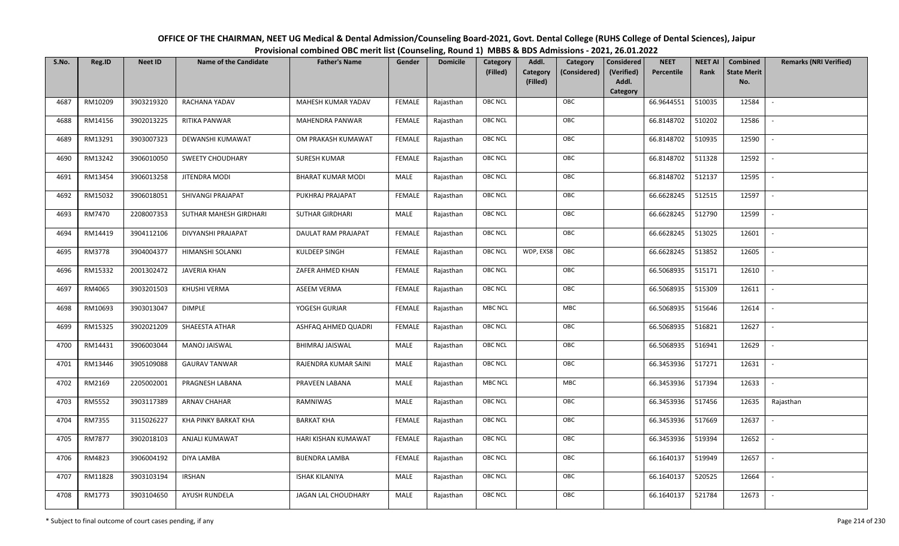# OFFICE OF THE CHAIRMAN, NEET UG Medical & Dental Admission/Counseling Board-2021, Govt. Dental College (RUHS College of Dental Sciences), Jaipur

## Provisional combined OBC merit list (Counseling, Round 1) MBBS & BDS Admissions - 2021, 26.01.2022

| S.No. | Reg.ID | Neet ID | Name of the Candidate | Father's Name | Gender | Domicile | Category (Filled) | Addl. Category (Filled) | Category (Considered) | Considered (Verified) Addl. Category | NEET Percentile | NEET AI Rank | Combined State Merit No. | Remarks (NRI Verified) |
|---|---|---|---|---|---|---|---|---|---|---|---|---|---|---|
| 4687 | RM10209 | 3903219320 | RACHANA YADAV | MAHESH KUMAR YADAV | FEMALE | Rajasthan | OBC NCL | | OBC | | 66.9644551 | 510035 | 12584 | - |
| 4688 | RM14156 | 3902013225 | RITIKA PANWAR | MAHENDRA PANWAR | FEMALE | Rajasthan | OBC NCL | | OBC | | 66.8148702 | 510202 | 12586 | - |
| 4689 | RM13291 | 3903007323 | DEWANSHI KUMAWAT | OM PRAKASH KUMAWAT | FEMALE | Rajasthan | OBC NCL | | OBC | | 66.8148702 | 510935 | 12590 | - |
| 4690 | RM13242 | 3906010050 | SWEETY CHOUDHARY | SURESH KUMAR | FEMALE | Rajasthan | OBC NCL | | OBC | | 66.8148702 | 511328 | 12592 | - |
| 4691 | RM13454 | 3906013258 | JITENDRA MODI | BHARAT KUMAR MODI | MALE | Rajasthan | OBC NCL | | OBC | | 66.8148702 | 512137 | 12595 | - |
| 4692 | RM15032 | 3906018051 | SHIVANGI PRAJAPAT | PUKHRAJ PRAJAPAT | FEMALE | Rajasthan | OBC NCL | | OBC | | 66.6628245 | 512515 | 12597 | - |
| 4693 | RM7470 | 2208007353 | SUTHAR MAHESH GIRDHARI | SUTHAR GIRDHARI | MALE | Rajasthan | OBC NCL | | OBC | | 66.6628245 | 512790 | 12599 | - |
| 4694 | RM14419 | 3904112106 | DIVYANSHI PRAJAPAT | DAULAT RAM PRAJAPAT | FEMALE | Rajasthan | OBC NCL | | OBC | | 66.6628245 | 513025 | 12601 | - |
| 4695 | RM3778 | 3904004377 | HIMANSHI SOLANKI | KULDEEP SINGH | FEMALE | Rajasthan | OBC NCL | WDP, EXS8 | OBC | | 66.6628245 | 513852 | 12605 | - |
| 4696 | RM15332 | 2001302472 | JAVERIA KHAN | ZAFER AHMED KHAN | FEMALE | Rajasthan | OBC NCL | | OBC | | 66.5068935 | 515171 | 12610 | - |
| 4697 | RM4065 | 3903201503 | KHUSHI VERMA | ASEEM VERMA | FEMALE | Rajasthan | OBC NCL | | OBC | | 66.5068935 | 515309 | 12611 | - |
| 4698 | RM10693 | 3903013047 | DIMPLE | YOGESH GURJAR | FEMALE | Rajasthan | MBC NCL | | MBC | | 66.5068935 | 515646 | 12614 | - |
| 4699 | RM15325 | 3902021209 | SHAEESTA ATHAR | ASHFAQ AHMED QUADRI | FEMALE | Rajasthan | OBC NCL | | OBC | | 66.5068935 | 516821 | 12627 | - |
| 4700 | RM14431 | 3906003044 | MANOJ JAISWAL | BHIMRAJ JAISWAL | MALE | Rajasthan | OBC NCL | | OBC | | 66.5068935 | 516941 | 12629 | - |
| 4701 | RM13446 | 3905109088 | GAURAV TANWAR | RAJENDRA KUMAR SAINI | MALE | Rajasthan | OBC NCL | | OBC | | 66.3453936 | 517271 | 12631 | - |
| 4702 | RM2169 | 2205002001 | PRAGNESH LABANA | PRAVEEN LABANA | MALE | Rajasthan | MBC NCL | | MBC | | 66.3453936 | 517394 | 12633 | - |
| 4703 | RM5552 | 3903117389 | ARNAV CHAHAR | RAMNIWAS | MALE | Rajasthan | OBC NCL | | OBC | | 66.3453936 | 517456 | 12635 | Rajasthan |
| 4704 | RM7355 | 3115026227 | KHA PINKY BARKAT KHA | BARKAT KHA | FEMALE | Rajasthan | OBC NCL | | OBC | | 66.3453936 | 517669 | 12637 | - |
| 4705 | RM7877 | 3902018103 | ANJALI KUMAWAT | HARI KISHAN KUMAWAT | FEMALE | Rajasthan | OBC NCL | | OBC | | 66.3453936 | 519394 | 12652 | - |
| 4706 | RM4823 | 3906004192 | DIYA LAMBA | BIJENDRA LAMBA | FEMALE | Rajasthan | OBC NCL | | OBC | | 66.1640137 | 519949 | 12657 | - |
| 4707 | RM11828 | 3903103194 | IRSHAN | ISHAK KILANIYA | MALE | Rajasthan | OBC NCL | | OBC | | 66.1640137 | 520525 | 12664 | - |
| 4708 | RM1773 | 3903104650 | AYUSH RUNDELA | JAGAN LAL CHOUDHARY | MALE | Rajasthan | OBC NCL | | OBC | | 66.1640137 | 521784 | 12673 | - |

\* Subject to final outcome of court cases pending, if any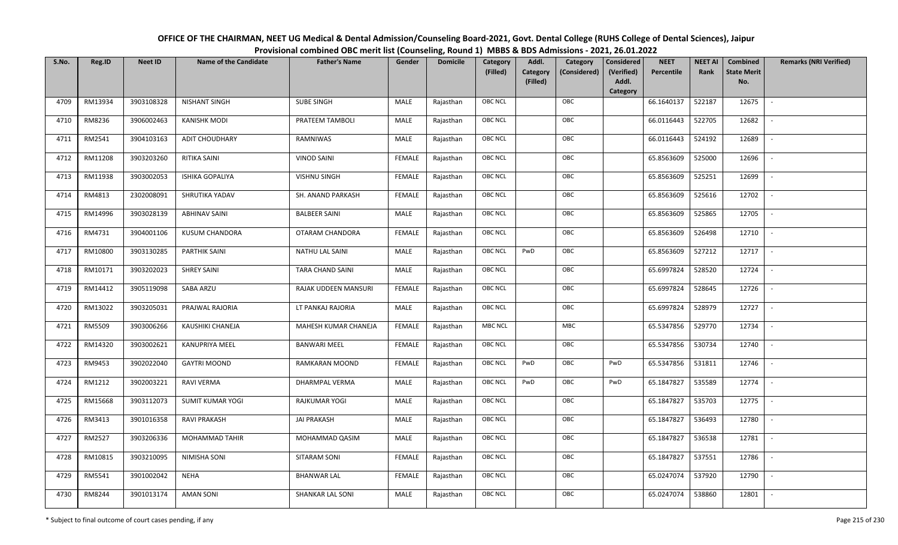# OFFICE OF THE CHAIRMAN, NEET UG Medical & Dental Admission/Counseling Board-2021, Govt. Dental College (RUHS College of Dental Sciences), Jaipur

## Provisional combined OBC merit list (Counseling, Round 1) MBBS & BDS Admissions - 2021, 26.01.2022

| S.No. | Reg.ID | Neet ID | Name of the Candidate | Father's Name | Gender | Domicile | Category (Filled) | Addl. Category (Filled) | Category (Considered) | Considered (Verified) Addl. Category | NEET Percentile | NEET AI Rank | Combined State Merit No. | Remarks (NRI Verified) |
|---|---|---|---|---|---|---|---|---|---|---|---|---|---|---|
| 4709 | RM13934 | 3903108328 | NISHANT SINGH | SUBE SINGH | MALE | Rajasthan | OBC NCL | | OBC | | 66.1640137 | 522187 | 12675 | - |
| 4710 | RM8236 | 3906002463 | KANISHK MODI | PRATEEM TAMBOLI | MALE | Rajasthan | OBC NCL | | OBC | | 66.0116443 | 522705 | 12682 | - |
| 4711 | RM2541 | 3904103163 | ADIT CHOUDHARY | RAMNIWAS | MALE | Rajasthan | OBC NCL | | OBC | | 66.0116443 | 524192 | 12689 | - |
| 4712 | RM11208 | 3903203260 | RITIKA SAINI | VINOD SAINI | FEMALE | Rajasthan | OBC NCL | | OBC | | 65.8563609 | 525000 | 12696 | - |
| 4713 | RM11938 | 3903002053 | ISHIKA GOPALIYA | VISHNU SINGH | FEMALE | Rajasthan | OBC NCL | | OBC | | 65.8563609 | 525251 | 12699 | - |
| 4714 | RM4813 | 2302008091 | SHRUTIKA YADAV | SH. ANAND PARKASH | FEMALE | Rajasthan | OBC NCL | | OBC | | 65.8563609 | 525616 | 12702 | - |
| 4715 | RM14996 | 3903028139 | ABHINAV SAINI | BALBEER SAINI | MALE | Rajasthan | OBC NCL | | OBC | | 65.8563609 | 525865 | 12705 | - |
| 4716 | RM4731 | 3904001106 | KUSUM CHANDORA | OTARAM CHANDORA | FEMALE | Rajasthan | OBC NCL | | OBC | | 65.8563609 | 526498 | 12710 | - |
| 4717 | RM10800 | 3903130285 | PARTHIK SAINI | NATHU LAL SAINI | MALE | Rajasthan | OBC NCL | PwD | OBC | | 65.8563609 | 527212 | 12717 | - |
| 4718 | RM10171 | 3903202023 | SHREY SAINI | TARA CHAND SAINI | MALE | Rajasthan | OBC NCL | | OBC | | 65.6997824 | 528520 | 12724 | - |
| 4719 | RM14412 | 3905119098 | SABA ARZU | RAJAK UDDEEN MANSURI | FEMALE | Rajasthan | OBC NCL | | OBC | | 65.6997824 | 528645 | 12726 | - |
| 4720 | RM13022 | 3903205031 | PRAJWAL RAJORIA | LT PANKAJ RAJORIA | MALE | Rajasthan | OBC NCL | | OBC | | 65.6997824 | 528979 | 12727 | - |
| 4721 | RM5509 | 3903006266 | KAUSHIKI CHANEJA | MAHESH KUMAR CHANEJA | FEMALE | Rajasthan | MBC NCL | | MBC | | 65.5347856 | 529770 | 12734 | - |
| 4722 | RM14320 | 3903002621 | KANUPRIYA MEEL | BANWARI MEEL | FEMALE | Rajasthan | OBC NCL | | OBC | | 65.5347856 | 530734 | 12740 | - |
| 4723 | RM9453 | 3902022040 | GAYTRI MOOND | RAMKARAN MOOND | FEMALE | Rajasthan | OBC NCL | PwD | OBC | PwD | 65.5347856 | 531811 | 12746 | - |
| 4724 | RM1212 | 3902003221 | RAVI VERMA | DHARMPAL VERMA | MALE | Rajasthan | OBC NCL | PwD | OBC | PwD | 65.1847827 | 535589 | 12774 | - |
| 4725 | RM15668 | 3903112073 | SUMIT KUMAR YOGI | RAJKUMAR YOGI | MALE | Rajasthan | OBC NCL | | OBC | | 65.1847827 | 535703 | 12775 | - |
| 4726 | RM3413 | 3901016358 | RAVI PRAKASH | JAI PRAKASH | MALE | Rajasthan | OBC NCL | | OBC | | 65.1847827 | 536493 | 12780 | - |
| 4727 | RM2527 | 3903206336 | MOHAMMAD TAHIR | MOHAMMAD QASIM | MALE | Rajasthan | OBC NCL | | OBC | | 65.1847827 | 536538 | 12781 | - |
| 4728 | RM10815 | 3903210095 | NIMISHA SONI | SITARAM SONI | FEMALE | Rajasthan | OBC NCL | | OBC | | 65.1847827 | 537551 | 12786 | - |
| 4729 | RM5541 | 3901002042 | NEHA | BHANWAR LAL | FEMALE | Rajasthan | OBC NCL | | OBC | | 65.0247074 | 537920 | 12790 | - |
| 4730 | RM8244 | 3901013174 | AMAN SONI | SHANKAR LAL SONI | MALE | Rajasthan | OBC NCL | | OBC | | 65.0247074 | 538860 | 12801 | - |

\* Subject to final outcome of court cases pending, if any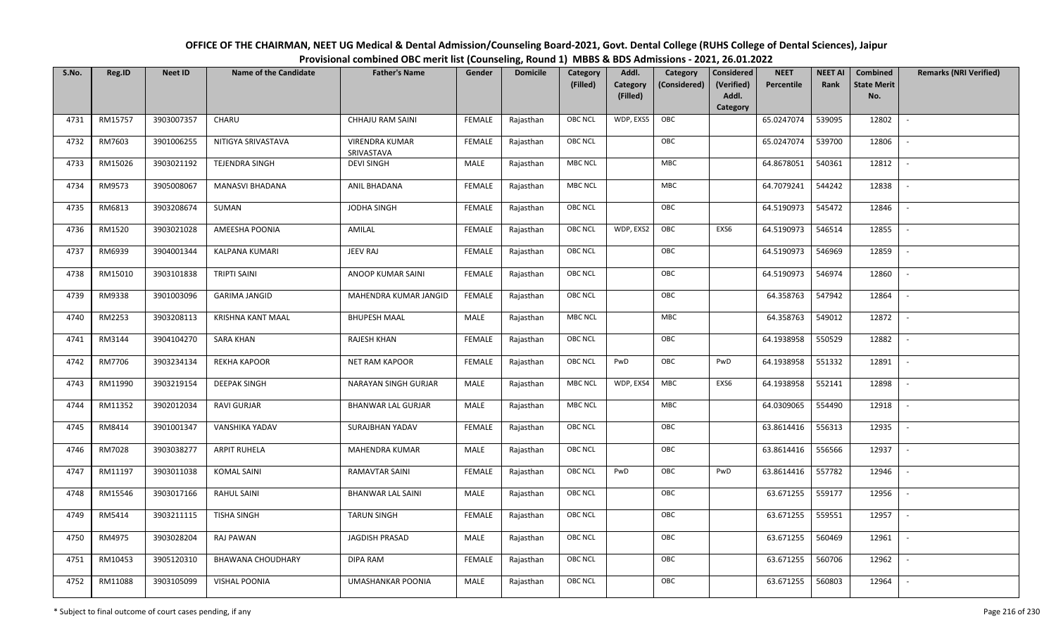**OFFICE OF THE CHAIRMAN, NEET UG Medical & Dental Admission/Counseling Board-2021, Govt. Dental College (RUHS College of Dental Sciences), Jaipur**

**Provisional combined OBC merit list (Counseling, Round 1) MBBS & BDS Admissions - 2021, 26.01.2022**

| S.No. | Reg.ID | Neet ID | Name of the Candidate | Father's Name | Gender | Domicile | Category (Filled) | Addl. Category (Filled) | Category (Considered) | Considered (Verified) Addl. Category | NEET Percentile | NEET AI Rank | Combined State Merit No. | Remarks (NRI Verified) |
|---|---|---|---|---|---|---|---|---|---|---|---|---|---|---|
| 4731 | RM15757 | 3903007357 | CHARU | CHHAJU RAM SAINI | FEMALE | Rajasthan | OBC NCL | WDP, EXS5 | OBC | | 65.0247074 | 539095 | 12802 | - |
| 4732 | RM7603 | 3901006255 | NITIGYA SRIVASTAVA | VIRENDRA KUMAR SRIVASTAVA | FEMALE | Rajasthan | OBC NCL | | OBC | | 65.0247074 | 539700 | 12806 | - |
| 4733 | RM15026 | 3903021192 | TEJENDRA SINGH | DEVI SINGH | MALE | Rajasthan | MBC NCL | | MBC | | 64.8678051 | 540361 | 12812 | - |
| 4734 | RM9573 | 3905008067 | MANASVI BHADANA | ANIL BHADANA | FEMALE | Rajasthan | MBC NCL | | MBC | | 64.7079241 | 544242 | 12838 | - |
| 4735 | RM6813 | 3903208674 | SUMAN | JODHA SINGH | FEMALE | Rajasthan | OBC NCL | | OBC | | 64.5190973 | 545472 | 12846 | - |
| 4736 | RM1520 | 3903021028 | AMEESHA POONIA | AMILAL | FEMALE | Rajasthan | OBC NCL | WDP, EXS2 | OBC | EXS6 | 64.5190973 | 546514 | 12855 | - |
| 4737 | RM6939 | 3904001344 | KALPANA KUMARI | JEEV RAJ | FEMALE | Rajasthan | OBC NCL | | OBC | | 64.5190973 | 546969 | 12859 | - |
| 4738 | RM15010 | 3903101838 | TRIPTI SAINI | ANOOP KUMAR SAINI | FEMALE | Rajasthan | OBC NCL | | OBC | | 64.5190973 | 546974 | 12860 | - |
| 4739 | RM9338 | 3901003096 | GARIMA JANGID | MAHENDRA KUMAR JANGID | FEMALE | Rajasthan | OBC NCL | | OBC | | 64.358763 | 547942 | 12864 | - |
| 4740 | RM2253 | 3903208113 | KRISHNA KANT MAAL | BHUPESH MAAL | MALE | Rajasthan | MBC NCL | | MBC | | 64.358763 | 549012 | 12872 | - |
| 4741 | RM3144 | 3904104270 | SARA KHAN | RAJESH KHAN | FEMALE | Rajasthan | OBC NCL | | OBC | | 64.1938958 | 550529 | 12882 | - |
| 4742 | RM7706 | 3903234134 | REKHA KAPOOR | NET RAM KAPOOR | FEMALE | Rajasthan | OBC NCL | PwD | OBC | PwD | 64.1938958 | 551332 | 12891 | - |
| 4743 | RM11990 | 3903219154 | DEEPAK SINGH | NARAYAN SINGH GURJAR | MALE | Rajasthan | MBC NCL | WDP, EXS4 | MBC | EXS6 | 64.1938958 | 552141 | 12898 | - |
| 4744 | RM11352 | 3902012034 | RAVI GURJAR | BHANWAR LAL GURJAR | MALE | Rajasthan | MBC NCL | | MBC | | 64.0309065 | 554490 | 12918 | - |
| 4745 | RM8414 | 3901001347 | VANSHIKA YADAV | SURAJBHAN YADAV | FEMALE | Rajasthan | OBC NCL | | OBC | | 63.8614416 | 556313 | 12935 | - |
| 4746 | RM7028 | 3903038277 | ARPIT RUHELA | MAHENDRA KUMAR | MALE | Rajasthan | OBC NCL | | OBC | | 63.8614416 | 556566 | 12937 | - |
| 4747 | RM11197 | 3903011038 | KOMAL SAINI | RAMAVTAR SAINI | FEMALE | Rajasthan | OBC NCL | PwD | OBC | PwD | 63.8614416 | 557782 | 12946 | - |
| 4748 | RM15546 | 3903017166 | RAHUL SAINI | BHANWAR LAL SAINI | MALE | Rajasthan | OBC NCL | | OBC | | 63.671255 | 559177 | 12956 | - |
| 4749 | RM5414 | 3903211115 | TISHA SINGH | TARUN SINGH | FEMALE | Rajasthan | OBC NCL | | OBC | | 63.671255 | 559551 | 12957 | - |
| 4750 | RM4975 | 3903028204 | RAJ PAWAN | JAGDISH PRASAD | MALE | Rajasthan | OBC NCL | | OBC | | 63.671255 | 560469 | 12961 | - |
| 4751 | RM10453 | 3905120310 | BHAWANA CHOUDHARY | DIPA RAM | FEMALE | Rajasthan | OBC NCL | | OBC | | 63.671255 | 560706 | 12962 | - |
| 4752 | RM11088 | 3903105099 | VISHAL POONIA | UMASHANKAR POONIA | MALE | Rajasthan | OBC NCL | | OBC | | 63.671255 | 560803 | 12964 | - |

\* Subject to final outcome of court cases pending, if any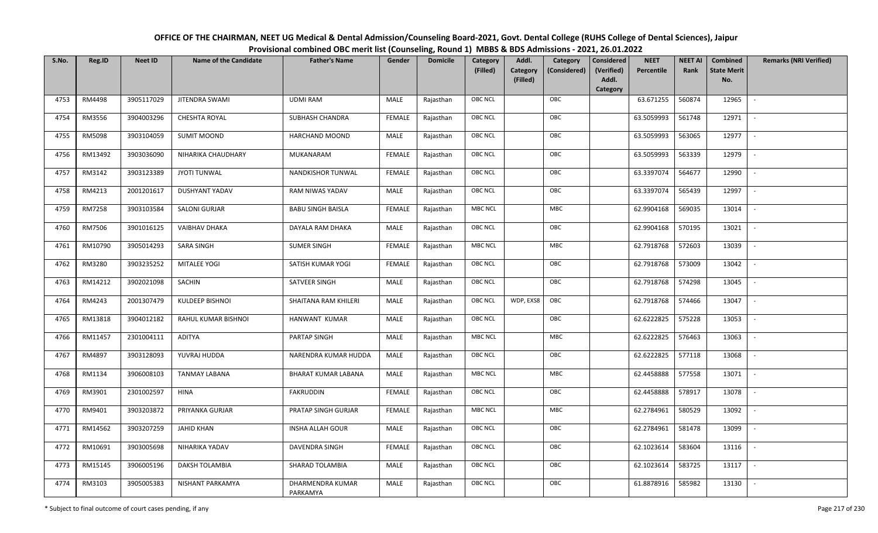# OFFICE OF THE CHAIRMAN, NEET UG Medical & Dental Admission/Counseling Board-2021, Govt. Dental College (RUHS College of Dental Sciences), Jaipur

## Provisional combined OBC merit list (Counseling, Round 1) MBBS & BDS Admissions - 2021, 26.01.2022

| S.No. | Reg.ID | Neet ID | Name of the Candidate | Father's Name | Gender | Domicile | Category (Filled) | Addl. Category (Filled) | Category (Considered) | Considered (Verified) Addl. Category | NEET Percentile | NEET AI Rank | Combined State Merit No. | Remarks (NRI Verified) |
|---|---|---|---|---|---|---|---|---|---|---|---|---|---|---|
| 4753 | RM4498 | 3905117029 | JITENDRA SWAMI | UDMI RAM | MALE | Rajasthan | OBC NCL | | OBC | | 63.671255 | 560874 | 12965 | - |
| 4754 | RM3556 | 3904003296 | CHESHTA ROYAL | SUBHASH CHANDRA | FEMALE | Rajasthan | OBC NCL | | OBC | | 63.5059993 | 561748 | 12971 | - |
| 4755 | RM5098 | 3903104059 | SUMIT MOOND | HARCHAND MOOND | MALE | Rajasthan | OBC NCL | | OBC | | 63.5059993 | 563065 | 12977 | - |
| 4756 | RM13492 | 3903036090 | NIHARIKA CHAUDHARY | MUKANARAM | FEMALE | Rajasthan | OBC NCL | | OBC | | 63.5059993 | 563339 | 12979 | - |
| 4757 | RM3142 | 3903123389 | JYOTI TUNWAL | NANDKISHOR TUNWAL | FEMALE | Rajasthan | OBC NCL | | OBC | | 63.3397074 | 564677 | 12990 | - |
| 4758 | RM4213 | 2001201617 | DUSHYANT YADAV | RAM NIWAS YADAV | MALE | Rajasthan | OBC NCL | | OBC | | 63.3397074 | 565439 | 12997 | - |
| 4759 | RM7258 | 3903103584 | SALONI GURJAR | BABU SINGH BAISLA | FEMALE | Rajasthan | MBC NCL | | MBC | | 62.9904168 | 569035 | 13014 | - |
| 4760 | RM7506 | 3901016125 | VAIBHAV DHAKA | DAYALA RAM DHAKA | MALE | Rajasthan | OBC NCL | | OBC | | 62.9904168 | 570195 | 13021 | - |
| 4761 | RM10790 | 3905014293 | SARA SINGH | SUMER SINGH | FEMALE | Rajasthan | MBC NCL | | MBC | | 62.7918768 | 572603 | 13039 | - |
| 4762 | RM3280 | 3903235252 | MITALEE YOGI | SATISH KUMAR YOGI | FEMALE | Rajasthan | OBC NCL | | OBC | | 62.7918768 | 573009 | 13042 | - |
| 4763 | RM14212 | 3902021098 | SACHIN | SATVEER SINGH | MALE | Rajasthan | OBC NCL | | OBC | | 62.7918768 | 574298 | 13045 | - |
| 4764 | RM4243 | 2001307479 | KULDEEP BISHNOI | SHAITANA RAM KHILERI | MALE | Rajasthan | OBC NCL | WDP, EXS8 | OBC | | 62.7918768 | 574466 | 13047 | - |
| 4765 | RM13818 | 3904012182 | RAHUL KUMAR BISHNOI | HANWANT KUMAR | MALE | Rajasthan | OBC NCL | | OBC | | 62.6222825 | 575228 | 13053 | - |
| 4766 | RM11457 | 2301004111 | ADITYA | PARTAP SINGH | MALE | Rajasthan | MBC NCL | | MBC | | 62.6222825 | 576463 | 13063 | - |
| 4767 | RM4897 | 3903128093 | YUVRAJ HUDDA | NARENDRA KUMAR HUDDA | MALE | Rajasthan | OBC NCL | | OBC | | 62.6222825 | 577118 | 13068 | - |
| 4768 | RM1134 | 3906008103 | TANMAY LABANA | BHARAT KUMAR LABANA | MALE | Rajasthan | MBC NCL | | MBC | | 62.4458888 | 577558 | 13071 | - |
| 4769 | RM3901 | 2301002597 | HINA | FAKRUDDIN | FEMALE | Rajasthan | OBC NCL | | OBC | | 62.4458888 | 578917 | 13078 | - |
| 4770 | RM9401 | 3903203872 | PRIYANKA GURJAR | PRATAP SINGH GURJAR | FEMALE | Rajasthan | MBC NCL | | MBC | | 62.2784961 | 580529 | 13092 | - |
| 4771 | RM14562 | 3903207259 | JAHID KHAN | INSHA ALLAH GOUR | MALE | Rajasthan | OBC NCL | | OBC | | 62.2784961 | 581478 | 13099 | - |
| 4772 | RM10691 | 3903005698 | NIHARIKA YADAV | DAVENDRA SINGH | FEMALE | Rajasthan | OBC NCL | | OBC | | 62.1023614 | 583604 | 13116 | - |
| 4773 | RM15145 | 3906005196 | DAKSH TOLAMBIA | SHARAD TOLAMBIA | MALE | Rajasthan | OBC NCL | | OBC | | 62.1023614 | 583725 | 13117 | - |
| 4774 | RM3103 | 3905005383 | NISHANT PARKAMYA | DHARMENDRA KUMAR PARKAMYA | MALE | Rajasthan | OBC NCL | | OBC | | 61.8878916 | 585982 | 13130 | - |

\* Subject to final outcome of court cases pending, if any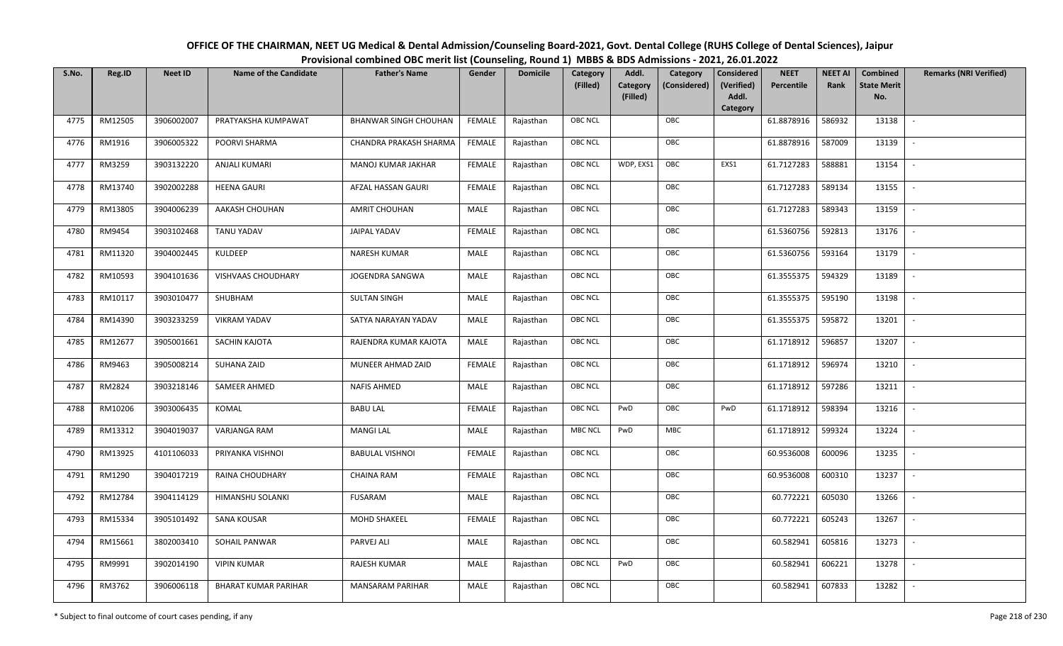# OFFICE OF THE CHAIRMAN, NEET UG Medical & Dental Admission/Counseling Board-2021, Govt. Dental College (RUHS College of Dental Sciences), Jaipur

## Provisional combined OBC merit list (Counseling, Round 1) MBBS & BDS Admissions - 2021, 26.01.2022

| S.No. | Reg.ID | Neet ID | Name of the Candidate | Father's Name | Gender | Domicile | Category (Filled) | Addl. Category (Filled) | Category (Considered) | Considered (Verified) Addl. Category | NEET Percentile | NEET AI Rank | Combined State Merit No. | Remarks (NRI Verified) |
|---|---|---|---|---|---|---|---|---|---|---|---|---|---|---|
| 4775 | RM12505 | 3906002007 | PRATYAKSHA KUMPAWAT | BHANWAR SINGH CHOUHAN | FEMALE | Rajasthan | OBC NCL | | OBC | | 61.8878916 | 586932 | 13138 | - |
| 4776 | RM1916 | 3906005322 | POORVI SHARMA | CHANDRA PRAKASH SHARMA | FEMALE | Rajasthan | OBC NCL | | OBC | | 61.8878916 | 587009 | 13139 | - |
| 4777 | RM3259 | 3903132220 | ANJALI KUMARI | MANOJ KUMAR JAKHAR | FEMALE | Rajasthan | OBC NCL | WDP, EXS1 | OBC | EXS1 | 61.7127283 | 588881 | 13154 | - |
| 4778 | RM13740 | 3902002288 | HEENA GAURI | AFZAL HASSAN GAURI | FEMALE | Rajasthan | OBC NCL | | OBC | | 61.7127283 | 589134 | 13155 | - |
| 4779 | RM13805 | 3904006239 | AAKASH CHOUHAN | AMRIT CHOUHAN | MALE | Rajasthan | OBC NCL | | OBC | | 61.7127283 | 589343 | 13159 | - |
| 4780 | RM9454 | 3903102468 | TANU YADAV | JAIPAL YADAV | FEMALE | Rajasthan | OBC NCL | | OBC | | 61.5360756 | 592813 | 13176 | - |
| 4781 | RM11320 | 3904002445 | KULDEEP | NARESH KUMAR | MALE | Rajasthan | OBC NCL | | OBC | | 61.5360756 | 593164 | 13179 | - |
| 4782 | RM10593 | 3904101636 | VISHVAAS CHOUDHARY | JOGENDRA SANGWA | MALE | Rajasthan | OBC NCL | | OBC | | 61.3555375 | 594329 | 13189 | - |
| 4783 | RM10117 | 3903010477 | SHUBHAM | SULTAN SINGH | MALE | Rajasthan | OBC NCL | | OBC | | 61.3555375 | 595190 | 13198 | - |
| 4784 | RM14390 | 3903233259 | VIKRAM YADAV | SATYA NARAYAN YADAV | MALE | Rajasthan | OBC NCL | | OBC | | 61.3555375 | 595872 | 13201 | - |
| 4785 | RM12677 | 3905001661 | SACHIN KAJOTA | RAJENDRA KUMAR KAJOTA | MALE | Rajasthan | OBC NCL | | OBC | | 61.1718912 | 596857 | 13207 | - |
| 4786 | RM9463 | 3905008214 | SUHANA ZAID | MUNEER AHMAD ZAID | FEMALE | Rajasthan | OBC NCL | | OBC | | 61.1718912 | 596974 | 13210 | - |
| 4787 | RM2824 | 3903218146 | SAMEER AHMED | NAFIS AHMED | MALE | Rajasthan | OBC NCL | | OBC | | 61.1718912 | 597286 | 13211 | - |
| 4788 | RM10206 | 3903006435 | KOMAL | BABU LAL | FEMALE | Rajasthan | OBC NCL | PwD | OBC | PwD | 61.1718912 | 598394 | 13216 | - |
| 4789 | RM13312 | 3904019037 | VARJANGA RAM | MANGI LAL | MALE | Rajasthan | MBC NCL | PwD | MBC | | 61.1718912 | 599324 | 13224 | - |
| 4790 | RM13925 | 4101106033 | PRIYANKA VISHNOI | BABULAL VISHNOI | FEMALE | Rajasthan | OBC NCL | | OBC | | 60.9536008 | 600096 | 13235 | - |
| 4791 | RM1290 | 3904017219 | RAINA CHOUDHARY | CHAINA RAM | FEMALE | Rajasthan | OBC NCL | | OBC | | 60.9536008 | 600310 | 13237 | - |
| 4792 | RM12784 | 3904114129 | HIMANSHU SOLANKI | FUSARAM | MALE | Rajasthan | OBC NCL | | OBC | | 60.772221 | 605030 | 13266 | - |
| 4793 | RM15334 | 3905101492 | SANA KOUSAR | MOHD SHAKEEL | FEMALE | Rajasthan | OBC NCL | | OBC | | 60.772221 | 605243 | 13267 | - |
| 4794 | RM15661 | 3802003410 | SOHAIL PANWAR | PARVEJ ALI | MALE | Rajasthan | OBC NCL | | OBC | | 60.582941 | 605816 | 13273 | - |
| 4795 | RM9991 | 3902014190 | VIPIN KUMAR | RAJESH KUMAR | MALE | Rajasthan | OBC NCL | PwD | OBC | | 60.582941 | 606221 | 13278 | - |
| 4796 | RM3762 | 3906006118 | BHARAT KUMAR PARIHAR | MANSARAM PARIHAR | MALE | Rajasthan | OBC NCL | | OBC | | 60.582941 | 607833 | 13282 | - |

\* Subject to final outcome of court cases pending, if any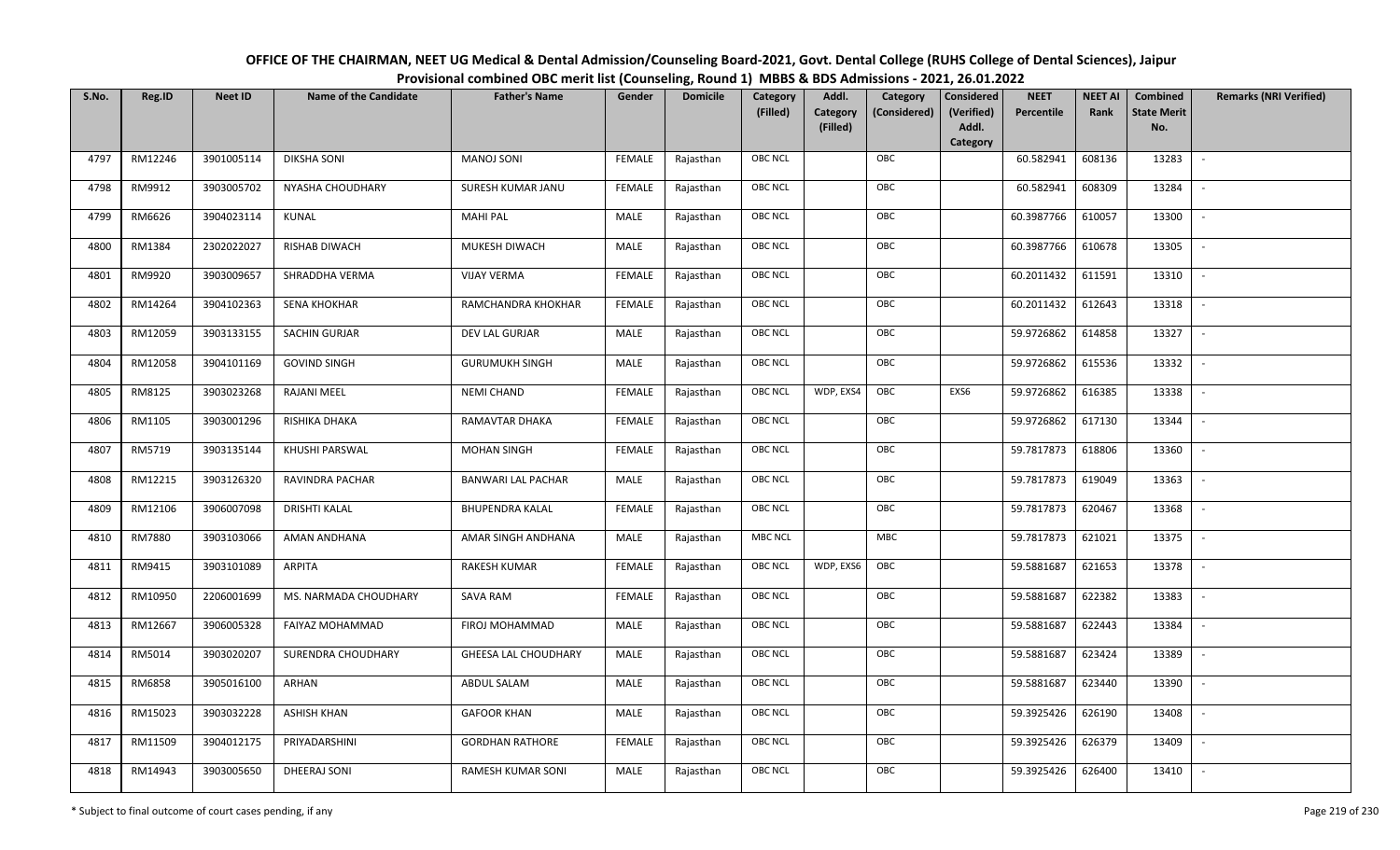OFFICE OF THE CHAIRMAN, NEET UG Medical & Dental Admission/Counseling Board-2021, Govt. Dental College (RUHS College of Dental Sciences), Jaipur
Provisional combined OBC merit list (Counseling, Round 1) MBBS & BDS Admissions - 2021, 26.01.2022

| S.No. | Reg.ID | Neet ID | Name of the Candidate | Father's Name | Gender | Domicile | Category (Filled) | Addl. Category (Filled) | Category (Considered) | Considered (Verified) Addl. Category | NEET Percentile | NEET AI Rank | Combined State Merit No. | Remarks (NRI Verified) |
|---|---|---|---|---|---|---|---|---|---|---|---|---|---|---|
| 4797 | RM12246 | 3901005114 | DIKSHA SONI | MANOJ SONI | FEMALE | Rajasthan | OBC NCL | | OBC | | 60.582941 | 608136 | 13283 | - |
| 4798 | RM9912 | 3903005702 | NYASHA CHOUDHARY | SURESH KUMAR JANU | FEMALE | Rajasthan | OBC NCL | | OBC | | 60.582941 | 608309 | 13284 | - |
| 4799 | RM6626 | 3904023114 | KUNAL | MAHI PAL | MALE | Rajasthan | OBC NCL | | OBC | | 60.3987766 | 610057 | 13300 | - |
| 4800 | RM1384 | 2302022027 | RISHAB DIWACH | MUKESH DIWACH | MALE | Rajasthan | OBC NCL | | OBC | | 60.3987766 | 610678 | 13305 | - |
| 4801 | RM9920 | 3903009657 | SHRADDHA VERMA | VIJAY VERMA | FEMALE | Rajasthan | OBC NCL | | OBC | | 60.2011432 | 611591 | 13310 | - |
| 4802 | RM14264 | 3904102363 | SENA KHOKHAR | RAMCHANDRA KHOKHAR | FEMALE | Rajasthan | OBC NCL | | OBC | | 60.2011432 | 612643 | 13318 | - |
| 4803 | RM12059 | 3903133155 | SACHIN GURJAR | DEV LAL GURJAR | MALE | Rajasthan | OBC NCL | | OBC | | 59.9726862 | 614858 | 13327 | - |
| 4804 | RM12058 | 3904101169 | GOVIND SINGH | GURUMUKH SINGH | MALE | Rajasthan | OBC NCL | | OBC | | 59.9726862 | 615536 | 13332 | - |
| 4805 | RM8125 | 3903023268 | RAJANI MEEL | NEMI CHAND | FEMALE | Rajasthan | OBC NCL | WDP, EXS4 | OBC | EXS6 | 59.9726862 | 616385 | 13338 | - |
| 4806 | RM1105 | 3903001296 | RISHIKA DHAKA | RAMAVTAR DHAKA | FEMALE | Rajasthan | OBC NCL | | OBC | | 59.9726862 | 617130 | 13344 | - |
| 4807 | RM5719 | 3903135144 | KHUSHI PARSWAL | MOHAN SINGH | FEMALE | Rajasthan | OBC NCL | | OBC | | 59.7817873 | 618806 | 13360 | - |
| 4808 | RM12215 | 3903126320 | RAVINDRA PACHAR | BANWARI LAL PACHAR | MALE | Rajasthan | OBC NCL | | OBC | | 59.7817873 | 619049 | 13363 | - |
| 4809 | RM12106 | 3906007098 | DRISHTI KALAL | BHUPENDRA KALAL | FEMALE | Rajasthan | OBC NCL | | OBC | | 59.7817873 | 620467 | 13368 | - |
| 4810 | RM7880 | 3903103066 | AMAN ANDHANA | AMAR SINGH ANDHANA | MALE | Rajasthan | MBC NCL | | MBC | | 59.7817873 | 621021 | 13375 | - |
| 4811 | RM9415 | 3903101089 | ARPITA | RAKESH KUMAR | FEMALE | Rajasthan | OBC NCL | WDP, EXS6 | OBC | | 59.5881687 | 621653 | 13378 | - |
| 4812 | RM10950 | 2206001699 | MS. NARMADA CHOUDHARY | SAVA RAM | FEMALE | Rajasthan | OBC NCL | | OBC | | 59.5881687 | 622382 | 13383 | - |
| 4813 | RM12667 | 3906005328 | FAIYAZ MOHAMMAD | FIROJ MOHAMMAD | MALE | Rajasthan | OBC NCL | | OBC | | 59.5881687 | 622443 | 13384 | - |
| 4814 | RM5014 | 3903020207 | SURENDRA CHOUDHARY | GHEESA LAL CHOUDHARY | MALE | Rajasthan | OBC NCL | | OBC | | 59.5881687 | 623424 | 13389 | - |
| 4815 | RM6858 | 3905016100 | ARHAN | ABDUL SALAM | MALE | Rajasthan | OBC NCL | | OBC | | 59.5881687 | 623440 | 13390 | - |
| 4816 | RM15023 | 3903032228 | ASHISH KHAN | GAFOOR KHAN | MALE | Rajasthan | OBC NCL | | OBC | | 59.3925426 | 626190 | 13408 | - |
| 4817 | RM11509 | 3904012175 | PRIYADARSHINI | GORDHAN RATHORE | FEMALE | Rajasthan | OBC NCL | | OBC | | 59.3925426 | 626379 | 13409 | - |
| 4818 | RM14943 | 3903005650 | DHEERAJ SONI | RAMESH KUMAR SONI | MALE | Rajasthan | OBC NCL | | OBC | | 59.3925426 | 626400 | 13410 | - |

\* Subject to final outcome of court cases pending, if any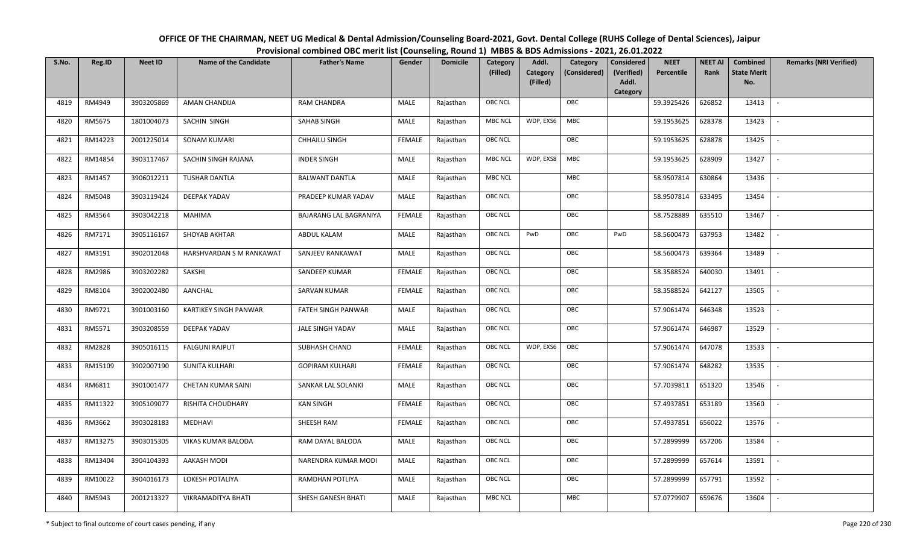# OFFICE OF THE CHAIRMAN, NEET UG Medical & Dental Admission/Counseling Board-2021, Govt. Dental College (RUHS College of Dental Sciences), Jaipur

## Provisional combined OBC merit list (Counseling, Round 1) MBBS & BDS Admissions - 2021, 26.01.2022

| S.No. | Reg.ID | Neet ID | Name of the Candidate | Father's Name | Gender | Domicile | Category (Filled) | Addl. Category (Filled) | Category (Considered) | Considered (Verified) Addl. Category | NEET Percentile | NEET AI Rank | Combined State Merit No. | Remarks (NRI Verified) |
|---|---|---|---|---|---|---|---|---|---|---|---|---|---|---|
| 4819 | RM4949 | 3903205869 | AMAN CHANDIJA | RAM CHANDRA | MALE | Rajasthan | OBC NCL | | OBC | | 59.3925426 | 626852 | 13413 | - |
| 4820 | RM5675 | 1801004073 | SACHIN SINGH | SAHAB SINGH | MALE | Rajasthan | MBC NCL | WDP, EXS6 | MBC | | 59.1953625 | 628378 | 13423 | - |
| 4821 | RM14223 | 2001225014 | SONAM KUMARI | CHHAILU SINGH | FEMALE | Rajasthan | OBC NCL | | OBC | | 59.1953625 | 628878 | 13425 | - |
| 4822 | RM14854 | 3903117467 | SACHIN SINGH RAJANA | INDER SINGH | MALE | Rajasthan | MBC NCL | WDP, EXS8 | MBC | | 59.1953625 | 628909 | 13427 | - |
| 4823 | RM1457 | 3906012211 | TUSHAR DANTLA | BALWANT DANTLA | MALE | Rajasthan | MBC NCL | | MBC | | 58.9507814 | 630864 | 13436 | - |
| 4824 | RM5048 | 3903119424 | DEEPAK YADAV | PRADEEP KUMAR YADAV | MALE | Rajasthan | OBC NCL | | OBC | | 58.9507814 | 633495 | 13454 | - |
| 4825 | RM3564 | 3903042218 | MAHIMA | BAJARANG LAL BAGRANIYA | FEMALE | Rajasthan | OBC NCL | | OBC | | 58.7528889 | 635510 | 13467 | - |
| 4826 | RM7171 | 3905116167 | SHOYAB AKHTAR | ABDUL KALAM | MALE | Rajasthan | OBC NCL | PwD | OBC | PwD | 58.5600473 | 637953 | 13482 | - |
| 4827 | RM3191 | 3902012048 | HARSHVARDAN S M RANKAWAT | SANJEEV RANKAWAT | MALE | Rajasthan | OBC NCL | | OBC | | 58.5600473 | 639364 | 13489 | - |
| 4828 | RM2986 | 3903202282 | SAKSHI | SANDEEP KUMAR | FEMALE | Rajasthan | OBC NCL | | OBC | | 58.3588524 | 640030 | 13491 | - |
| 4829 | RM8104 | 3902002480 | AANCHAL | SARVAN KUMAR | FEMALE | Rajasthan | OBC NCL | | OBC | | 58.3588524 | 642127 | 13505 | - |
| 4830 | RM9721 | 3901003160 | KARTIKEY SINGH PANWAR | FATEH SINGH PANWAR | MALE | Rajasthan | OBC NCL | | OBC | | 57.9061474 | 646348 | 13523 | - |
| 4831 | RM5571 | 3903208559 | DEEPAK YADAV | JALE SINGH YADAV | MALE | Rajasthan | OBC NCL | | OBC | | 57.9061474 | 646987 | 13529 | - |
| 4832 | RM2828 | 3905016115 | FALGUNI RAJPUT | SUBHASH CHAND | FEMALE | Rajasthan | OBC NCL | WDP, EXS6 | OBC | | 57.9061474 | 647078 | 13533 | - |
| 4833 | RM15109 | 3902007190 | SUNITA KULHARI | GOPIRAM KULHARI | FEMALE | Rajasthan | OBC NCL | | OBC | | 57.9061474 | 648282 | 13535 | - |
| 4834 | RM6811 | 3901001477 | CHETAN KUMAR SAINI | SANKAR LAL SOLANKI | MALE | Rajasthan | OBC NCL | | OBC | | 57.7039811 | 651320 | 13546 | - |
| 4835 | RM11322 | 3905109077 | RISHITA CHOUDHARY | KAN SINGH | FEMALE | Rajasthan | OBC NCL | | OBC | | 57.4937851 | 653189 | 13560 | - |
| 4836 | RM3662 | 3903028183 | MEDHAVI | SHEESH RAM | FEMALE | Rajasthan | OBC NCL | | OBC | | 57.4937851 | 656022 | 13576 | - |
| 4837 | RM13275 | 3903015305 | VIKAS KUMAR BALODA | RAM DAYAL BALODA | MALE | Rajasthan | OBC NCL | | OBC | | 57.2899999 | 657206 | 13584 | - |
| 4838 | RM13404 | 3904104393 | AAKASH MODI | NARENDRA KUMAR MODI | MALE | Rajasthan | OBC NCL | | OBC | | 57.2899999 | 657614 | 13591 | - |
| 4839 | RM10022 | 3904016173 | LOKESH POTALIYA | RAMDHAN POTLIYA | MALE | Rajasthan | OBC NCL | | OBC | | 57.2899999 | 657791 | 13592 | - |
| 4840 | RM5943 | 2001213327 | VIKRAMADITYA BHATI | SHESH GANESH BHATI | MALE | Rajasthan | MBC NCL | | MBC | | 57.0779907 | 659676 | 13604 | - |

\* Subject to final outcome of court cases pending, if any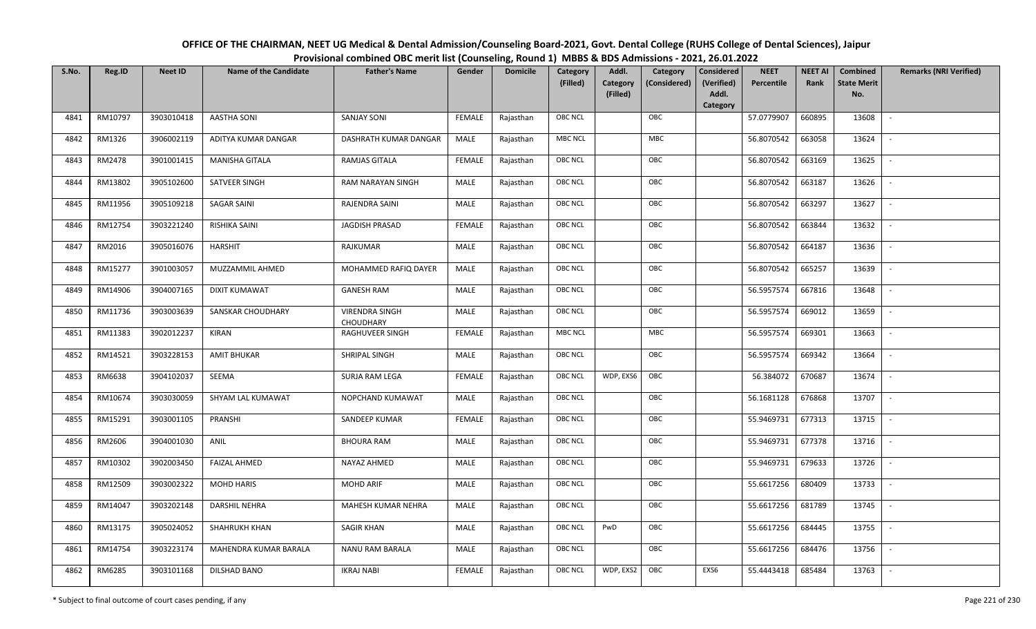# OFFICE OF THE CHAIRMAN, NEET UG Medical & Dental Admission/Counseling Board-2021, Govt. Dental College (RUHS College of Dental Sciences), Jaipur

## Provisional combined OBC merit list (Counseling, Round 1) MBBS & BDS Admissions - 2021, 26.01.2022

| S.No. | Reg.ID | Neet ID | Name of the Candidate | Father's Name | Gender | Domicile | Category (Filled) | Addl. Category (Filled) | Category (Considered) | Considered (Verified) Addl. Category | NEET Percentile | NEET AI Rank | Combined State Merit No. | Remarks (NRI Verified) |
|---|---|---|---|---|---|---|---|---|---|---|---|---|---|---|
| 4841 | RM10797 | 3903010418 | AASTHA SONI | SANJAY SONI | FEMALE | Rajasthan | OBC NCL | | OBC | | 57.0779907 | 660895 | 13608 | - |
| 4842 | RM1326 | 3906002119 | ADITYA KUMAR DANGAR | DASHRATH KUMAR DANGAR | MALE | Rajasthan | MBC NCL | | MBC | | 56.8070542 | 663058 | 13624 | - |
| 4843 | RM2478 | 3901001415 | MANISHA GITALA | RAMJAS GITALA | FEMALE | Rajasthan | OBC NCL | | OBC | | 56.8070542 | 663169 | 13625 | - |
| 4844 | RM13802 | 3905102600 | SATVEER SINGH | RAM NARAYAN SINGH | MALE | Rajasthan | OBC NCL | | OBC | | 56.8070542 | 663187 | 13626 | - |
| 4845 | RM11956 | 3905109218 | SAGAR SAINI | RAJENDRA SAINI | MALE | Rajasthan | OBC NCL | | OBC | | 56.8070542 | 663297 | 13627 | - |
| 4846 | RM12754 | 3903221240 | RISHIKA SAINI | JAGDISH PRASAD | FEMALE | Rajasthan | OBC NCL | | OBC | | 56.8070542 | 663844 | 13632 | - |
| 4847 | RM2016 | 3905016076 | HARSHIT | RAJKUMAR | MALE | Rajasthan | OBC NCL | | OBC | | 56.8070542 | 664187 | 13636 | - |
| 4848 | RM15277 | 3901003057 | MUZZAMMIL AHMED | MOHAMMED RAFIQ DAYER | MALE | Rajasthan | OBC NCL | | OBC | | 56.8070542 | 665257 | 13639 | - |
| 4849 | RM14906 | 3904007165 | DIXIT KUMAWAT | GANESH RAM | MALE | Rajasthan | OBC NCL | | OBC | | 56.5957574 | 667816 | 13648 | - |
| 4850 | RM11736 | 3903003639 | SANSKAR CHOUDHARY | VIRENDRA SINGH CHOUDHARY | MALE | Rajasthan | OBC NCL | | OBC | | 56.5957574 | 669012 | 13659 | - |
| 4851 | RM11383 | 3902012237 | KIRAN | RAGHUVEER SINGH | FEMALE | Rajasthan | MBC NCL | | MBC | | 56.5957574 | 669301 | 13663 | - |
| 4852 | RM14521 | 3903228153 | AMIT BHUKAR | SHRIPAL SINGH | MALE | Rajasthan | OBC NCL | | OBC | | 56.5957574 | 669342 | 13664 | - |
| 4853 | RM6638 | 3904102037 | SEEMA | SURJA RAM LEGA | FEMALE | Rajasthan | OBC NCL | WDP, EXS6 | OBC | | 56.384072 | 670687 | 13674 | - |
| 4854 | RM10674 | 3903030059 | SHYAM LAL KUMAWAT | NOPCHAND KUMAWAT | MALE | Rajasthan | OBC NCL | | OBC | | 56.1681128 | 676868 | 13707 | - |
| 4855 | RM15291 | 3903001105 | PRANSHI | SANDEEP KUMAR | FEMALE | Rajasthan | OBC NCL | | OBC | | 55.9469731 | 677313 | 13715 | - |
| 4856 | RM2606 | 3904001030 | ANIL | BHOURA RAM | MALE | Rajasthan | OBC NCL | | OBC | | 55.9469731 | 677378 | 13716 | - |
| 4857 | RM10302 | 3902003450 | FAIZAL AHMED | NAYAZ AHMED | MALE | Rajasthan | OBC NCL | | OBC | | 55.9469731 | 679633 | 13726 | - |
| 4858 | RM12509 | 3903002322 | MOHD HARIS | MOHD ARIF | MALE | Rajasthan | OBC NCL | | OBC | | 55.6617256 | 680409 | 13733 | - |
| 4859 | RM14047 | 3903202148 | DARSHIL NEHRA | MAHESH KUMAR NEHRA | MALE | Rajasthan | OBC NCL | | OBC | | 55.6617256 | 681789 | 13745 | - |
| 4860 | RM13175 | 3905024052 | SHAHRUKH KHAN | SAGIR KHAN | MALE | Rajasthan | OBC NCL | PwD | OBC | | 55.6617256 | 684445 | 13755 | - |
| 4861 | RM14754 | 3903223174 | MAHENDRA KUMAR BARALA | NANU RAM BARALA | MALE | Rajasthan | OBC NCL | | OBC | | 55.6617256 | 684476 | 13756 | - |
| 4862 | RM6285 | 3903101168 | DILSHAD BANO | IKRAJ NABI | FEMALE | Rajasthan | OBC NCL | WDP, EXS2 | OBC | EXS6 | 55.4443418 | 685484 | 13763 | - |

\* Subject to final outcome of court cases pending, if any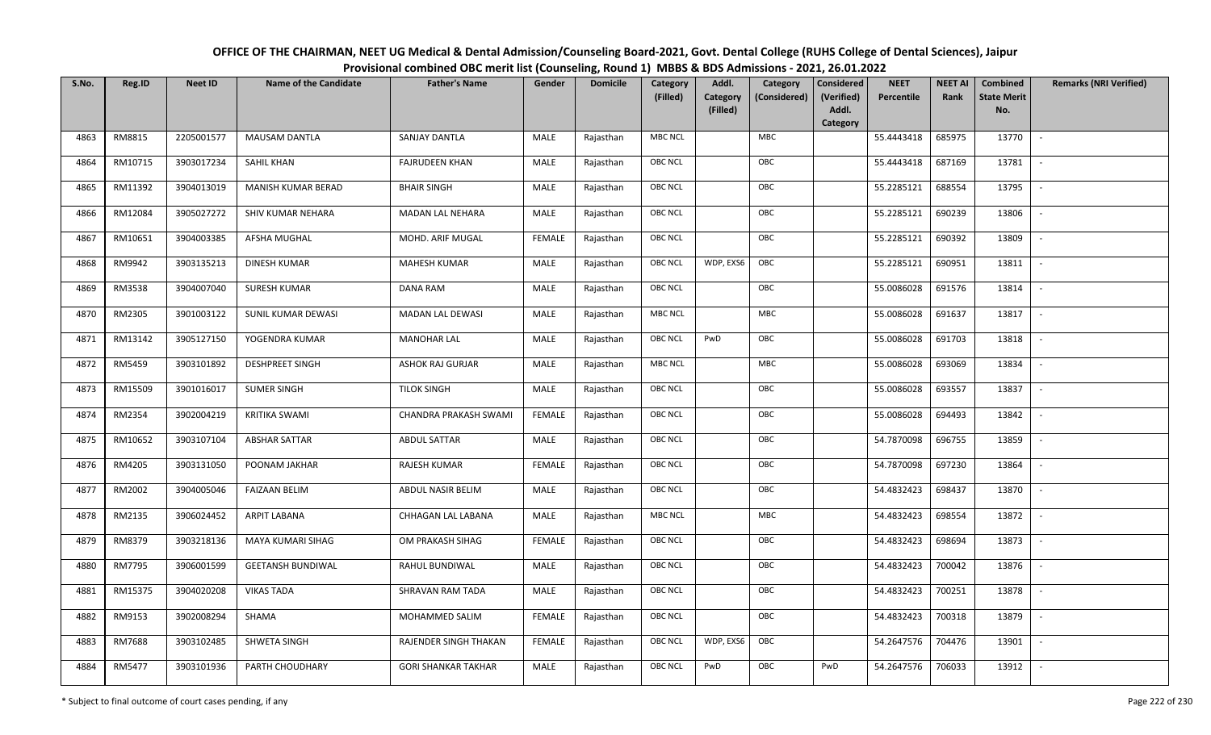# OFFICE OF THE CHAIRMAN, NEET UG Medical & Dental Admission/Counseling Board-2021, Govt. Dental College (RUHS College of Dental Sciences), Jaipur

## Provisional combined OBC merit list (Counseling, Round 1) MBBS & BDS Admissions - 2021, 26.01.2022

| S.No. | Reg.ID | Neet ID | Name of the Candidate | Father's Name | Gender | Domicile | Category (Filled) | Addl. Category (Filled) | Category (Considered) | Considered (Verified) Addl. Category | NEET Percentile | NEET AI Rank | Combined State Merit No. | Remarks (NRI Verified) |
|---|---|---|---|---|---|---|---|---|---|---|---|---|---|---|
| 4863 | RM8815 | 2205001577 | MAUSAM DANTLA | SANJAY DANTLA | MALE | Rajasthan | MBC NCL | | MBC | | 55.4443418 | 685975 | 13770 | - |
| 4864 | RM10715 | 3903017234 | SAHIL KHAN | FAJRUDEEN KHAN | MALE | Rajasthan | OBC NCL | | OBC | | 55.4443418 | 687169 | 13781 | - |
| 4865 | RM11392 | 3904013019 | MANISH KUMAR BERAD | BHAIR SINGH | MALE | Rajasthan | OBC NCL | | OBC | | 55.2285121 | 688554 | 13795 | - |
| 4866 | RM12084 | 3905027272 | SHIV KUMAR NEHARA | MADAN LAL NEHARA | MALE | Rajasthan | OBC NCL | | OBC | | 55.2285121 | 690239 | 13806 | - |
| 4867 | RM10651 | 3904003385 | AFSHA MUGHAL | MOHD. ARIF MUGAL | FEMALE | Rajasthan | OBC NCL | | OBC | | 55.2285121 | 690392 | 13809 | - |
| 4868 | RM9942 | 3903135213 | DINESH KUMAR | MAHESH KUMAR | MALE | Rajasthan | OBC NCL | WDP, EXS6 | OBC | | 55.2285121 | 690951 | 13811 | - |
| 4869 | RM3538 | 3904007040 | SURESH KUMAR | DANA RAM | MALE | Rajasthan | OBC NCL | | OBC | | 55.0086028 | 691576 | 13814 | - |
| 4870 | RM2305 | 3901003122 | SUNIL KUMAR DEWASI | MADAN LAL DEWASI | MALE | Rajasthan | MBC NCL | | MBC | | 55.0086028 | 691637 | 13817 | - |
| 4871 | RM13142 | 3905127150 | YOGENDRA KUMAR | MANOHAR LAL | MALE | Rajasthan | OBC NCL | PwD | OBC | | 55.0086028 | 691703 | 13818 | - |
| 4872 | RM5459 | 3903101892 | DESHPREET SINGH | ASHOK RAJ GURJAR | MALE | Rajasthan | MBC NCL | | MBC | | 55.0086028 | 693069 | 13834 | - |
| 4873 | RM15509 | 3901016017 | SUMER SINGH | TILOK SINGH | MALE | Rajasthan | OBC NCL | | OBC | | 55.0086028 | 693557 | 13837 | - |
| 4874 | RM2354 | 3902004219 | KRITIKA SWAMI | CHANDRA PRAKASH SWAMI | FEMALE | Rajasthan | OBC NCL | | OBC | | 55.0086028 | 694493 | 13842 | - |
| 4875 | RM10652 | 3903107104 | ABSHAR SATTAR | ABDUL SATTAR | MALE | Rajasthan | OBC NCL | | OBC | | 54.7870098 | 696755 | 13859 | - |
| 4876 | RM4205 | 3903131050 | POONAM JAKHAR | RAJESH KUMAR | FEMALE | Rajasthan | OBC NCL | | OBC | | 54.7870098 | 697230 | 13864 | - |
| 4877 | RM2002 | 3904005046 | FAIZAAN BELIM | ABDUL NASIR BELIM | MALE | Rajasthan | OBC NCL | | OBC | | 54.4832423 | 698437 | 13870 | - |
| 4878 | RM2135 | 3906024452 | ARPIT LABANA | CHHAGAN LAL LABANA | MALE | Rajasthan | MBC NCL | | MBC | | 54.4832423 | 698554 | 13872 | - |
| 4879 | RM8379 | 3903218136 | MAYA KUMARI SIHAG | OM PRAKASH SIHAG | FEMALE | Rajasthan | OBC NCL | | OBC | | 54.4832423 | 698694 | 13873 | - |
| 4880 | RM7795 | 3906001599 | GEETANSH BUNDIWAL | RAHUL BUNDIWAL | MALE | Rajasthan | OBC NCL | | OBC | | 54.4832423 | 700042 | 13876 | - |
| 4881 | RM15375 | 3904020208 | VIKAS TADA | SHRAVAN RAM TADA | MALE | Rajasthan | OBC NCL | | OBC | | 54.4832423 | 700251 | 13878 | - |
| 4882 | RM9153 | 3902008294 | SHAMA | MOHAMMED SALIM | FEMALE | Rajasthan | OBC NCL | | OBC | | 54.4832423 | 700318 | 13879 | - |
| 4883 | RM7688 | 3903102485 | SHWETA SINGH | RAJENDER SINGH THAKAN | FEMALE | Rajasthan | OBC NCL | WDP, EXS6 | OBC | | 54.2647576 | 704476 | 13901 | - |
| 4884 | RM5477 | 3903101936 | PARTH CHOUDHARY | GORI SHANKAR TAKHAR | MALE | Rajasthan | OBC NCL | PwD | OBC | PwD | 54.2647576 | 706033 | 13912 | - |

\* Subject to final outcome of court cases pending, if any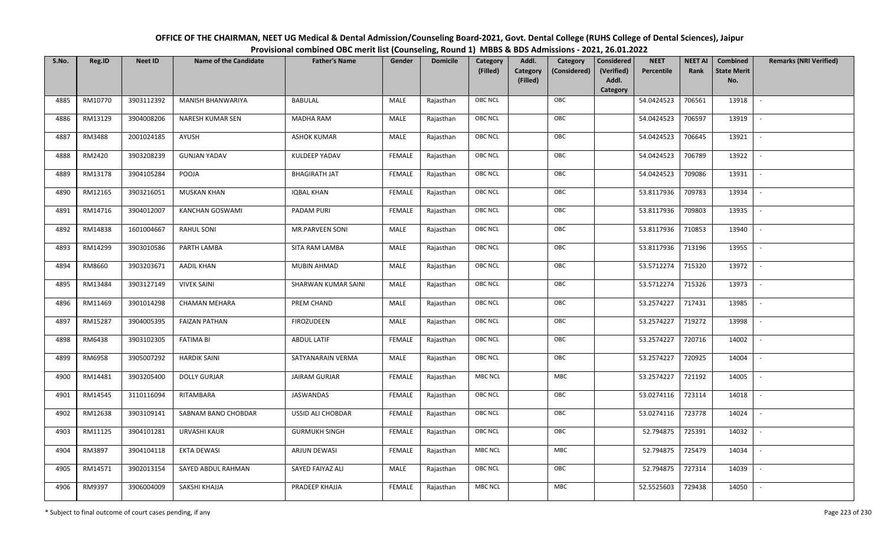# OFFICE OF THE CHAIRMAN, NEET UG Medical & Dental Admission/Counseling Board-2021, Govt. Dental College (RUHS College of Dental Sciences), Jaipur

## Provisional combined OBC merit list (Counseling, Round 1) MBBS & BDS Admissions - 2021, 26.01.2022

| S.No. | Reg.ID | Neet ID | Name of the Candidate | Father's Name | Gender | Domicile | Category (Filled) | Addl. Category (Filled) | Category (Considered) | Considered (Verified) Addl. Category | NEET Percentile | NEET AI Rank | Combined State Merit No. | Remarks (NRI Verified) |
|---|---|---|---|---|---|---|---|---|---|---|---|---|---|---|
| 4885 | RM10770 | 3903112392 | MANISH BHANWARIYA | BABULAL | MALE | Rajasthan | OBC NCL | | OBC | | 54.0424523 | 706561 | 13918 | - |
| 4886 | RM13129 | 3904008206 | NARESH KUMAR SEN | MADHA RAM | MALE | Rajasthan | OBC NCL | | OBC | | 54.0424523 | 706597 | 13919 | - |
| 4887 | RM3488 | 2001024185 | AYUSH | ASHOK KUMAR | MALE | Rajasthan | OBC NCL | | OBC | | 54.0424523 | 706645 | 13921 | - |
| 4888 | RM2420 | 3903208239 | GUNJAN YADAV | KULDEEP YADAV | FEMALE | Rajasthan | OBC NCL | | OBC | | 54.0424523 | 706789 | 13922 | - |
| 4889 | RM13178 | 3904105284 | POOJA | BHAGIRATH JAT | FEMALE | Rajasthan | OBC NCL | | OBC | | 54.0424523 | 709086 | 13931 | - |
| 4890 | RM12165 | 3903216051 | MUSKAN KHAN | IQBAL KHAN | FEMALE | Rajasthan | OBC NCL | | OBC | | 53.8117936 | 709783 | 13934 | - |
| 4891 | RM14716 | 3904012007 | KANCHAN GOSWAMI | PADAM PURI | FEMALE | Rajasthan | OBC NCL | | OBC | | 53.8117936 | 709803 | 13935 | - |
| 4892 | RM14838 | 1601004667 | RAHUL SONI | MR.PARVEEN SONI | MALE | Rajasthan | OBC NCL | | OBC | | 53.8117936 | 710853 | 13940 | - |
| 4893 | RM14299 | 3903010586 | PARTH LAMBA | SITA RAM LAMBA | MALE | Rajasthan | OBC NCL | | OBC | | 53.8117936 | 713196 | 13955 | - |
| 4894 | RM8660 | 3903203671 | AADIL KHAN | MUBIN AHMAD | MALE | Rajasthan | OBC NCL | | OBC | | 53.5712274 | 715320 | 13972 | - |
| 4895 | RM13484 | 3903127149 | VIVEK SAINI | SHARWAN KUMAR SAINI | MALE | Rajasthan | OBC NCL | | OBC | | 53.5712274 | 715326 | 13973 | - |
| 4896 | RM11469 | 3901014298 | CHAMAN MEHARA | PREM CHAND | MALE | Rajasthan | OBC NCL | | OBC | | 53.2574227 | 717431 | 13985 | - |
| 4897 | RM15287 | 3904005395 | FAIZAN PATHAN | FIROZUDEEN | MALE | Rajasthan | OBC NCL | | OBC | | 53.2574227 | 719272 | 13998 | - |
| 4898 | RM6438 | 3903102305 | FATIMA BI | ABDUL LATIF | FEMALE | Rajasthan | OBC NCL | | OBC | | 53.2574227 | 720716 | 14002 | - |
| 4899 | RM6958 | 3905007292 | HARDIK SAINI | SATYANARAIN VERMA | MALE | Rajasthan | OBC NCL | | OBC | | 53.2574227 | 720925 | 14004 | - |
| 4900 | RM14481 | 3903205400 | DOLLY GURJAR | JAIRAM GURJAR | FEMALE | Rajasthan | MBC NCL | | MBC | | 53.2574227 | 721192 | 14005 | - |
| 4901 | RM14545 | 3110116094 | RITAMBARA | JASWANDAS | FEMALE | Rajasthan | OBC NCL | | OBC | | 53.0274116 | 723114 | 14018 | - |
| 4902 | RM12638 | 3903109141 | SABNAM BANO CHOBDAR | USSID ALI CHOBDAR | FEMALE | Rajasthan | OBC NCL | | OBC | | 53.0274116 | 723778 | 14024 | - |
| 4903 | RM11125 | 3904101281 | URVASHI KAUR | GURMUKH SINGH | FEMALE | Rajasthan | OBC NCL | | OBC | | 52.794875 | 725391 | 14032 | - |
| 4904 | RM3897 | 3904104118 | EKTA DEWASI | ARJUN DEWASI | FEMALE | Rajasthan | MBC NCL | | MBC | | 52.794875 | 725479 | 14034 | - |
| 4905 | RM14571 | 3902013154 | SAYED ABDUL RAHMAN | SAYED FAIYAZ ALI | MALE | Rajasthan | OBC NCL | | OBC | | 52.794875 | 727314 | 14039 | - |
| 4906 | RM9397 | 3906004009 | SAKSHI KHAJJA | PRADEEP KHAJJA | FEMALE | Rajasthan | MBC NCL | | MBC | | 52.5525603 | 729438 | 14050 | - |

\* Subject to final outcome of court cases pending, if any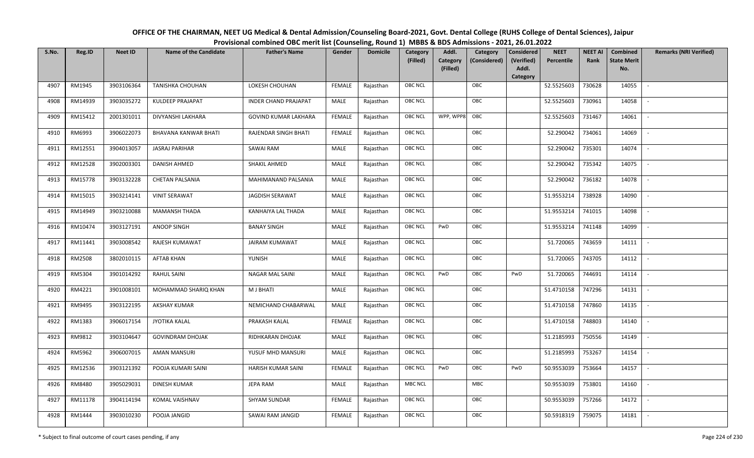# OFFICE OF THE CHAIRMAN, NEET UG Medical & Dental Admission/Counseling Board-2021, Govt. Dental College (RUHS College of Dental Sciences), Jaipur

## Provisional combined OBC merit list (Counseling, Round 1) MBBS & BDS Admissions - 2021, 26.01.2022

| S.No. | Reg.ID | Neet ID | Name of the Candidate | Father's Name | Gender | Domicile | Category (Filled) | Addl. Category (Filled) | Category (Considered) | Considered (Verified) Addl. Category | NEET Percentile | NEET AI Rank | Combined State Merit No. | Remarks (NRI Verified) |
|---|---|---|---|---|---|---|---|---|---|---|---|---|---|---|
| 4907 | RM1945 | 3903106364 | TANISHKA CHOUHAN | LOKESH CHOUHAN | FEMALE | Rajasthan | OBC NCL | | OBC | | 52.5525603 | 730628 | 14055 | - |
| 4908 | RM14939 | 3903035272 | KULDEEP PRAJAPAT | INDER CHAND PRAJAPAT | MALE | Rajasthan | OBC NCL | | OBC | | 52.5525603 | 730961 | 14058 | - |
| 4909 | RM15412 | 2001301011 | DIVYANSHI LAKHARA | GOVIND KUMAR LAKHARA | FEMALE | Rajasthan | OBC NCL | WPP, WPP8 | OBC | | 52.5525603 | 731467 | 14061 | - |
| 4910 | RM6993 | 3906022073 | BHAVANA KANWAR BHATI | RAJENDAR SINGH BHATI | FEMALE | Rajasthan | OBC NCL | | OBC | | 52.290042 | 734061 | 14069 | - |
| 4911 | RM12551 | 3904013057 | JASRAJ PARIHAR | SAWAI RAM | MALE | Rajasthan | OBC NCL | | OBC | | 52.290042 | 735301 | 14074 | - |
| 4912 | RM12528 | 3902003301 | DANISH AHMED | SHAKIL AHMED | MALE | Rajasthan | OBC NCL | | OBC | | 52.290042 | 735342 | 14075 | - |
| 4913 | RM15778 | 3903132228 | CHETAN PALSANIA | MAHIMANAND PALSANIA | MALE | Rajasthan | OBC NCL | | OBC | | 52.290042 | 736182 | 14078 | - |
| 4914 | RM15015 | 3903214141 | VINIT SERAWAT | JAGDISH SERAWAT | MALE | Rajasthan | OBC NCL | | OBC | | 51.9553214 | 738928 | 14090 | - |
| 4915 | RM14949 | 3903210088 | MAMANSH THADA | KANHAIYA LAL THADA | MALE | Rajasthan | OBC NCL | | OBC | | 51.9553214 | 741015 | 14098 | - |
| 4916 | RM10474 | 3903127191 | ANOOP SINGH | BANAY SINGH | MALE | Rajasthan | OBC NCL | PwD | OBC | | 51.9553214 | 741148 | 14099 | - |
| 4917 | RM11441 | 3903008542 | RAJESH KUMAWAT | JAIRAM KUMAWAT | MALE | Rajasthan | OBC NCL | | OBC | | 51.720065 | 743659 | 14111 | - |
| 4918 | RM2508 | 3802010115 | AFTAB KHAN | YUNISH | MALE | Rajasthan | OBC NCL | | OBC | | 51.720065 | 743705 | 14112 | - |
| 4919 | RM5304 | 3901014292 | RAHUL SAINI | NAGAR MAL SAINI | MALE | Rajasthan | OBC NCL | PwD | OBC | PwD | 51.720065 | 744691 | 14114 | - |
| 4920 | RM4221 | 3901008101 | MOHAMMAD SHARIQ KHAN | M J BHATI | MALE | Rajasthan | OBC NCL | | OBC | | 51.4710158 | 747296 | 14131 | - |
| 4921 | RM9495 | 3903122195 | AKSHAY KUMAR | NEMICHAND CHABARWAL | MALE | Rajasthan | OBC NCL | | OBC | | 51.4710158 | 747860 | 14135 | - |
| 4922 | RM1383 | 3906017154 | JYOTIKA KALAL | PRAKASH KALAL | FEMALE | Rajasthan | OBC NCL | | OBC | | 51.4710158 | 748803 | 14140 | - |
| 4923 | RM9812 | 3903104647 | GOVINDRAM DHOJAK | RIDHKARAN DHOJAK | MALE | Rajasthan | OBC NCL | | OBC | | 51.2185993 | 750556 | 14149 | - |
| 4924 | RM5962 | 3906007015 | AMAN MANSURI | YUSUF MHD MANSURI | MALE | Rajasthan | OBC NCL | | OBC | | 51.2185993 | 753267 | 14154 | - |
| 4925 | RM12536 | 3903121392 | POOJA KUMARI SAINI | HARISH KUMAR SAINI | FEMALE | Rajasthan | OBC NCL | PwD | OBC | PwD | 50.9553039 | 753664 | 14157 | - |
| 4926 | RM8480 | 3905029031 | DINESH KUMAR | JEPA RAM | MALE | Rajasthan | MBC NCL | | MBC | | 50.9553039 | 753801 | 14160 | - |
| 4927 | RM11178 | 3904114194 | KOMAL VAISHNAV | SHYAM SUNDAR | FEMALE | Rajasthan | OBC NCL | | OBC | | 50.9553039 | 757266 | 14172 | - |
| 4928 | RM1444 | 3903010230 | POOJA JANGID | SAWAI RAM JANGID | FEMALE | Rajasthan | OBC NCL | | OBC | | 50.5918319 | 759075 | 14181 | - |

\* Subject to final outcome of court cases pending, if any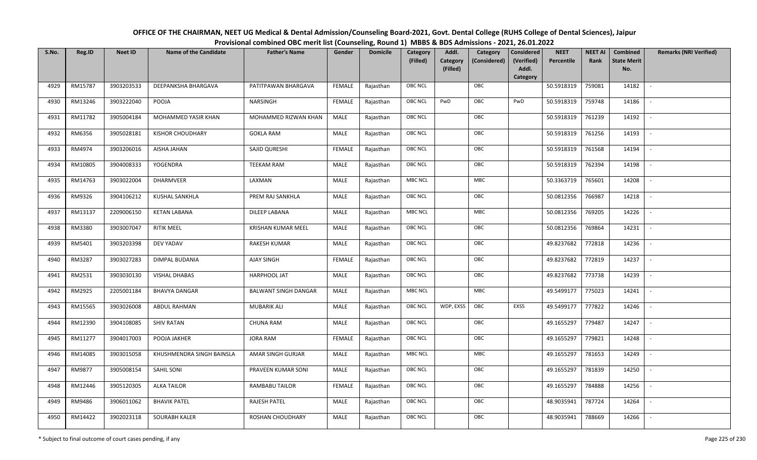# OFFICE OF THE CHAIRMAN, NEET UG Medical & Dental Admission/Counseling Board-2021, Govt. Dental College (RUHS College of Dental Sciences), Jaipur

## Provisional combined OBC merit list (Counseling, Round 1) MBBS & BDS Admissions - 2021, 26.01.2022

| S.No. | Reg.ID | Neet ID | Name of the Candidate | Father's Name | Gender | Domicile | Category (Filled) | Addl. Category (Filled) | Category (Considered) | Considered (Verified) Addl. Category | NEET Percentile | NEET AI Rank | Combined State Merit No. | Remarks (NRI Verified) |
|---|---|---|---|---|---|---|---|---|---|---|---|---|---|---|
| 4929 | RM15787 | 3903203533 | DEEPANKSHA BHARGAVA | PATITPAWAN BHARGAVA | FEMALE | Rajasthan | OBC NCL | | OBC | | 50.5918319 | 759081 | 14182 | - |
| 4930 | RM13246 | 3903222040 | POOJA | NARSINGH | FEMALE | Rajasthan | OBC NCL | PwD | OBC | PwD | 50.5918319 | 759748 | 14186 | - |
| 4931 | RM11782 | 3905004184 | MOHAMMED YASIR KHAN | MOHAMMED RIZWAN KHAN | MALE | Rajasthan | OBC NCL | | OBC | | 50.5918319 | 761239 | 14192 | - |
| 4932 | RM6356 | 3905028181 | KISHOR CHOUDHARY | GOKLA RAM | MALE | Rajasthan | OBC NCL | | OBC | | 50.5918319 | 761256 | 14193 | - |
| 4933 | RM4974 | 3903206016 | AISHA JAHAN | SAJID QURESHI | FEMALE | Rajasthan | OBC NCL | | OBC | | 50.5918319 | 761568 | 14194 | - |
| 4934 | RM10805 | 3904008333 | YOGENDRA | TEEKAM RAM | MALE | Rajasthan | OBC NCL | | OBC | | 50.5918319 | 762394 | 14198 | - |
| 4935 | RM14763 | 3903022004 | DHARMVEER | LAXMAN | MALE | Rajasthan | MBC NCL | | MBC | | 50.3363719 | 765601 | 14208 | - |
| 4936 | RM9326 | 3904106212 | KUSHAL SANKHLA | PREM RAJ SANKHLA | MALE | Rajasthan | OBC NCL | | OBC | | 50.0812356 | 766987 | 14218 | - |
| 4937 | RM13137 | 2209006150 | KETAN LABANA | DILEEP LABANA | MALE | Rajasthan | MBC NCL | | MBC | | 50.0812356 | 769205 | 14226 | - |
| 4938 | RM3380 | 3903007047 | RITIK MEEL | KRISHAN KUMAR MEEL | MALE | Rajasthan | OBC NCL | | OBC | | 50.0812356 | 769864 | 14231 | - |
| 4939 | RM5401 | 3903203398 | DEV YADAV | RAKESH KUMAR | MALE | Rajasthan | OBC NCL | | OBC | | 49.8237682 | 772818 | 14236 | - |
| 4940 | RM3287 | 3903027283 | DIMPAL BUDANIA | AJAY SINGH | FEMALE | Rajasthan | OBC NCL | | OBC | | 49.8237682 | 772819 | 14237 | - |
| 4941 | RM2531 | 3903030130 | VISHAL DHABAS | HARPHOOL JAT | MALE | Rajasthan | OBC NCL | | OBC | | 49.8237682 | 773738 | 14239 | - |
| 4942 | RM2925 | 2205001184 | BHAVYA DANGAR | BALWANT SINGH DANGAR | MALE | Rajasthan | MBC NCL | | MBC | | 49.5499177 | 775023 | 14241 | - |
| 4943 | RM15565 | 3903026008 | ABDUL RAHMAN | MUBARIK ALI | MALE | Rajasthan | OBC NCL | WDP, EXS5 | OBC | EXS5 | 49.5499177 | 777822 | 14246 | - |
| 4944 | RM12390 | 3904108085 | SHIV RATAN | CHUNA RAM | MALE | Rajasthan | OBC NCL | | OBC | | 49.1655297 | 779487 | 14247 | - |
| 4945 | RM11277 | 3904017003 | POOJA JAKHER | JORA RAM | FEMALE | Rajasthan | OBC NCL | | OBC | | 49.1655297 | 779821 | 14248 | - |
| 4946 | RM14085 | 3903015058 | KHUSHMENDRA SINGH BAINSLA | AMAR SINGH GURJAR | MALE | Rajasthan | MBC NCL | | MBC | | 49.1655297 | 781653 | 14249 | - |
| 4947 | RM9877 | 3905008154 | SAHIL SONI | PRAVEEN KUMAR SONI | MALE | Rajasthan | OBC NCL | | OBC | | 49.1655297 | 781839 | 14250 | - |
| 4948 | RM12446 | 3905120305 | ALKA TAILOR | RAMBABU TAILOR | FEMALE | Rajasthan | OBC NCL | | OBC | | 49.1655297 | 784888 | 14256 | - |
| 4949 | RM9486 | 3906011062 | BHAVIK PATEL | RAJESH PATEL | MALE | Rajasthan | OBC NCL | | OBC | | 48.9035941 | 787724 | 14264 | - |
| 4950 | RM14422 | 3902023118 | SOURABH KALER | ROSHAN CHOUDHARY | MALE | Rajasthan | OBC NCL | | OBC | | 48.9035941 | 788669 | 14266 | - |

\* Subject to final outcome of court cases pending, if any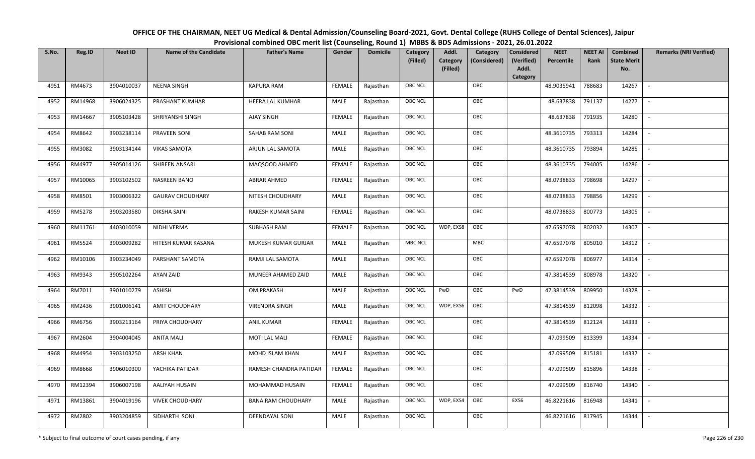# OFFICE OF THE CHAIRMAN, NEET UG Medical & Dental Admission/Counseling Board-2021, Govt. Dental College (RUHS College of Dental Sciences), Jaipur

## Provisional combined OBC merit list (Counseling, Round 1) MBBS & BDS Admissions - 2021, 26.01.2022

| S.No. | Reg.ID | Neet ID | Name of the Candidate | Father's Name | Gender | Domicile | Category (Filled) | Addl. Category (Filled) | Category (Considered) | Considered (Verified) Addl. Category | NEET Percentile | NEET AI Rank | Combined State Merit No. | Remarks (NRI Verified) |
|---|---|---|---|---|---|---|---|---|---|---|---|---|---|---|
| 4951 | RM4673 | 3904010037 | NEENA SINGH | KAPURA RAM | FEMALE | Rajasthan | OBC NCL | | OBC | | 48.9035941 | 788683 | 14267 | - |
| 4952 | RM14968 | 3906024325 | PRASHANT KUMHAR | HEERA LAL KUMHAR | MALE | Rajasthan | OBC NCL | | OBC | | 48.637838 | 791137 | 14277 | - |
| 4953 | RM14667 | 3905103428 | SHRIYANSHI SINGH | AJAY SINGH | FEMALE | Rajasthan | OBC NCL | | OBC | | 48.637838 | 791935 | 14280 | - |
| 4954 | RM8642 | 3903238114 | PRAVEEN SONI | SAHAB RAM SONI | MALE | Rajasthan | OBC NCL | | OBC | | 48.3610735 | 793313 | 14284 | - |
| 4955 | RM3082 | 3903134144 | VIKAS SAMOTA | ARJUN LAL SAMOTA | MALE | Rajasthan | OBC NCL | | OBC | | 48.3610735 | 793894 | 14285 | - |
| 4956 | RM4977 | 3905014126 | SHIREEN ANSARI | MAQSOOD AHMED | FEMALE | Rajasthan | OBC NCL | | OBC | | 48.3610735 | 794005 | 14286 | - |
| 4957 | RM10065 | 3903102502 | NASREEN BANO | ABRAR AHMED | FEMALE | Rajasthan | OBC NCL | | OBC | | 48.0738833 | 798698 | 14297 | - |
| 4958 | RM8501 | 3903006322 | GAURAV CHOUDHARY | NITESH CHOUDHARY | MALE | Rajasthan | OBC NCL | | OBC | | 48.0738833 | 798856 | 14299 | - |
| 4959 | RM5278 | 3903203580 | DIKSHA SAINI | RAKESH KUMAR SAINI | FEMALE | Rajasthan | OBC NCL | | OBC | | 48.0738833 | 800773 | 14305 | - |
| 4960 | RM11761 | 4403010059 | NIDHI VERMA | SUBHASH RAM | FEMALE | Rajasthan | OBC NCL | WDP, EXS8 | OBC | | 47.6597078 | 802032 | 14307 | - |
| 4961 | RM5524 | 3903009282 | HITESH KUMAR KASANA | MUKESH KUMAR GURJAR | MALE | Rajasthan | MBC NCL | | MBC | | 47.6597078 | 805010 | 14312 | - |
| 4962 | RM10106 | 3903234049 | PARSHANT SAMOTA | RAMJI LAL SAMOTA | MALE | Rajasthan | OBC NCL | | OBC | | 47.6597078 | 806977 | 14314 | - |
| 4963 | RM9343 | 3905102264 | AYAN ZAID | MUNEER AHAMED ZAID | MALE | Rajasthan | OBC NCL | | OBC | | 47.3814539 | 808978 | 14320 | - |
| 4964 | RM7011 | 3901010279 | ASHISH | OM PRAKASH | MALE | Rajasthan | OBC NCL | PwD | OBC | PwD | 47.3814539 | 809950 | 14328 | - |
| 4965 | RM2436 | 3901006141 | AMIT CHOUDHARY | VIRENDRA SINGH | MALE | Rajasthan | OBC NCL | WDP, EXS6 | OBC | | 47.3814539 | 812098 | 14332 | - |
| 4966 | RM6756 | 3903213164 | PRIYA CHOUDHARY | ANIL KUMAR | FEMALE | Rajasthan | OBC NCL | | OBC | | 47.3814539 | 812124 | 14333 | - |
| 4967 | RM2604 | 3904004045 | ANITA MALI | MOTI LAL MALI | FEMALE | Rajasthan | OBC NCL | | OBC | | 47.099509 | 813399 | 14334 | - |
| 4968 | RM4954 | 3903103250 | ARSH KHAN | MOHD ISLAM KHAN | MALE | Rajasthan | OBC NCL | | OBC | | 47.099509 | 815181 | 14337 | - |
| 4969 | RM8668 | 3906010300 | YACHIKA PATIDAR | RAMESH CHANDRA PATIDAR | FEMALE | Rajasthan | OBC NCL | | OBC | | 47.099509 | 815896 | 14338 | - |
| 4970 | RM12394 | 3906007198 | AALIYAH HUSAIN | MOHAMMAD HUSAIN | FEMALE | Rajasthan | OBC NCL | | OBC | | 47.099509 | 816740 | 14340 | - |
| 4971 | RM13861 | 3904019196 | VIVEK CHOUDHARY | BANA RAM CHOUDHARY | MALE | Rajasthan | OBC NCL | WDP, EXS4 | OBC | EXS6 | 46.8221616 | 816948 | 14341 | - |
| 4972 | RM2802 | 3903204859 | SIDHARTH SONI | DEENDAYAL SONI | MALE | Rajasthan | OBC NCL | | OBC | | 46.8221616 | 817945 | 14344 | - |

\* Subject to final outcome of court cases pending, if any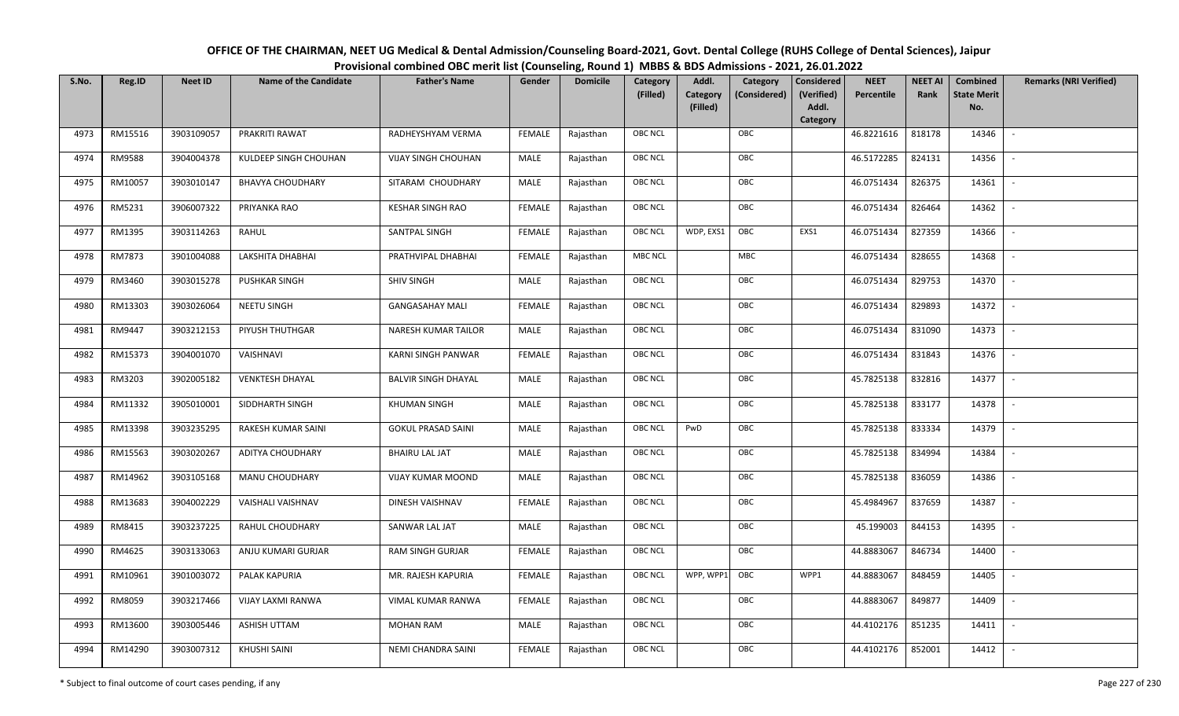# OFFICE OF THE CHAIRMAN, NEET UG Medical & Dental Admission/Counseling Board-2021, Govt. Dental College (RUHS College of Dental Sciences), Jaipur

## Provisional combined OBC merit list (Counseling, Round 1) MBBS & BDS Admissions - 2021, 26.01.2022

| S.No. | Reg.ID | Neet ID | Name of the Candidate | Father's Name | Gender | Domicile | Category (Filled) | Addl. Category (Filled) | Category (Considered) | Considered (Verified) Addl. Category | NEET Percentile | NEET AI Rank | Combined State Merit No. | Remarks (NRI Verified) |
|---|---|---|---|---|---|---|---|---|---|---|---|---|---|---|
| 4973 | RM15516 | 3903109057 | PRAKRITI RAWAT | RADHEYSHYAM VERMA | FEMALE | Rajasthan | OBC NCL | | OBC | | 46.8221616 | 818178 | 14346 | - |
| 4974 | RM9588 | 3904004378 | KULDEEP SINGH CHOUHAN | VIJAY SINGH CHOUHAN | MALE | Rajasthan | OBC NCL | | OBC | | 46.5172285 | 824131 | 14356 | - |
| 4975 | RM10057 | 3903010147 | BHAVYA CHOUDHARY | SITARAM CHOUDHARY | MALE | Rajasthan | OBC NCL | | OBC | | 46.0751434 | 826375 | 14361 | - |
| 4976 | RM5231 | 3906007322 | PRIYANKA RAO | KESHAR SINGH RAO | FEMALE | Rajasthan | OBC NCL | | OBC | | 46.0751434 | 826464 | 14362 | - |
| 4977 | RM1395 | 3903114263 | RAHUL | SANTPAL SINGH | FEMALE | Rajasthan | OBC NCL | WDP, EXS1 | OBC | EXS1 | 46.0751434 | 827359 | 14366 | - |
| 4978 | RM7873 | 3901004088 | LAKSHITA DHABHAI | PRATHVIPAL DHABHAI | FEMALE | Rajasthan | MBC NCL | | MBC | | 46.0751434 | 828655 | 14368 | - |
| 4979 | RM3460 | 3903015278 | PUSHKAR SINGH | SHIV SINGH | MALE | Rajasthan | OBC NCL | | OBC | | 46.0751434 | 829753 | 14370 | - |
| 4980 | RM13303 | 3903026064 | NEETU SINGH | GANGASAHAY MALI | FEMALE | Rajasthan | OBC NCL | | OBC | | 46.0751434 | 829893 | 14372 | - |
| 4981 | RM9447 | 3903212153 | PIYUSH THUTHGAR | NARESH KUMAR TAILOR | MALE | Rajasthan | OBC NCL | | OBC | | 46.0751434 | 831090 | 14373 | - |
| 4982 | RM15373 | 3904001070 | VAISHNAVI | KARNI SINGH PANWAR | FEMALE | Rajasthan | OBC NCL | | OBC | | 46.0751434 | 831843 | 14376 | - |
| 4983 | RM3203 | 3902005182 | VENKTESH DHAYAL | BALVIR SINGH DHAYAL | MALE | Rajasthan | OBC NCL | | OBC | | 45.7825138 | 832816 | 14377 | - |
| 4984 | RM11332 | 3905010001 | SIDDHARTH SINGH | KHUMAN SINGH | MALE | Rajasthan | OBC NCL | | OBC | | 45.7825138 | 833177 | 14378 | - |
| 4985 | RM13398 | 3903235295 | RAKESH KUMAR SAINI | GOKUL PRASAD SAINI | MALE | Rajasthan | OBC NCL | PwD | OBC | | 45.7825138 | 833334 | 14379 | - |
| 4986 | RM15563 | 3903020267 | ADITYA CHOUDHARY | BHAIRU LAL JAT | MALE | Rajasthan | OBC NCL | | OBC | | 45.7825138 | 834994 | 14384 | - |
| 4987 | RM14962 | 3903105168 | MANU CHOUDHARY | VIJAY KUMAR MOOND | MALE | Rajasthan | OBC NCL | | OBC | | 45.7825138 | 836059 | 14386 | - |
| 4988 | RM13683 | 3904002229 | VAISHALI VAISHNAV | DINESH VAISHNAV | FEMALE | Rajasthan | OBC NCL | | OBC | | 45.4984967 | 837659 | 14387 | - |
| 4989 | RM8415 | 3903237225 | RAHUL CHOUDHARY | SANWAR LAL JAT | MALE | Rajasthan | OBC NCL | | OBC | | 45.199003 | 844153 | 14395 | - |
| 4990 | RM4625 | 3903133063 | ANJU KUMARI GURJAR | RAM SINGH GURJAR | FEMALE | Rajasthan | OBC NCL | | OBC | | 44.8883067 | 846734 | 14400 | - |
| 4991 | RM10961 | 3901003072 | PALAK KAPURIA | MR. RAJESH KAPURIA | FEMALE | Rajasthan | OBC NCL | WPP, WPP1 | OBC | WPP1 | 44.8883067 | 848459 | 14405 | - |
| 4992 | RM8059 | 3903217466 | VIJAY LAXMI RANWA | VIMAL KUMAR RANWA | FEMALE | Rajasthan | OBC NCL | | OBC | | 44.8883067 | 849877 | 14409 | - |
| 4993 | RM13600 | 3903005446 | ASHISH UTTAM | MOHAN RAM | MALE | Rajasthan | OBC NCL | | OBC | | 44.4102176 | 851235 | 14411 | - |
| 4994 | RM14290 | 3903007312 | KHUSHI SAINI | NEMI CHANDRA SAINI | FEMALE | Rajasthan | OBC NCL | | OBC | | 44.4102176 | 852001 | 14412 | - |

\* Subject to final outcome of court cases pending, if any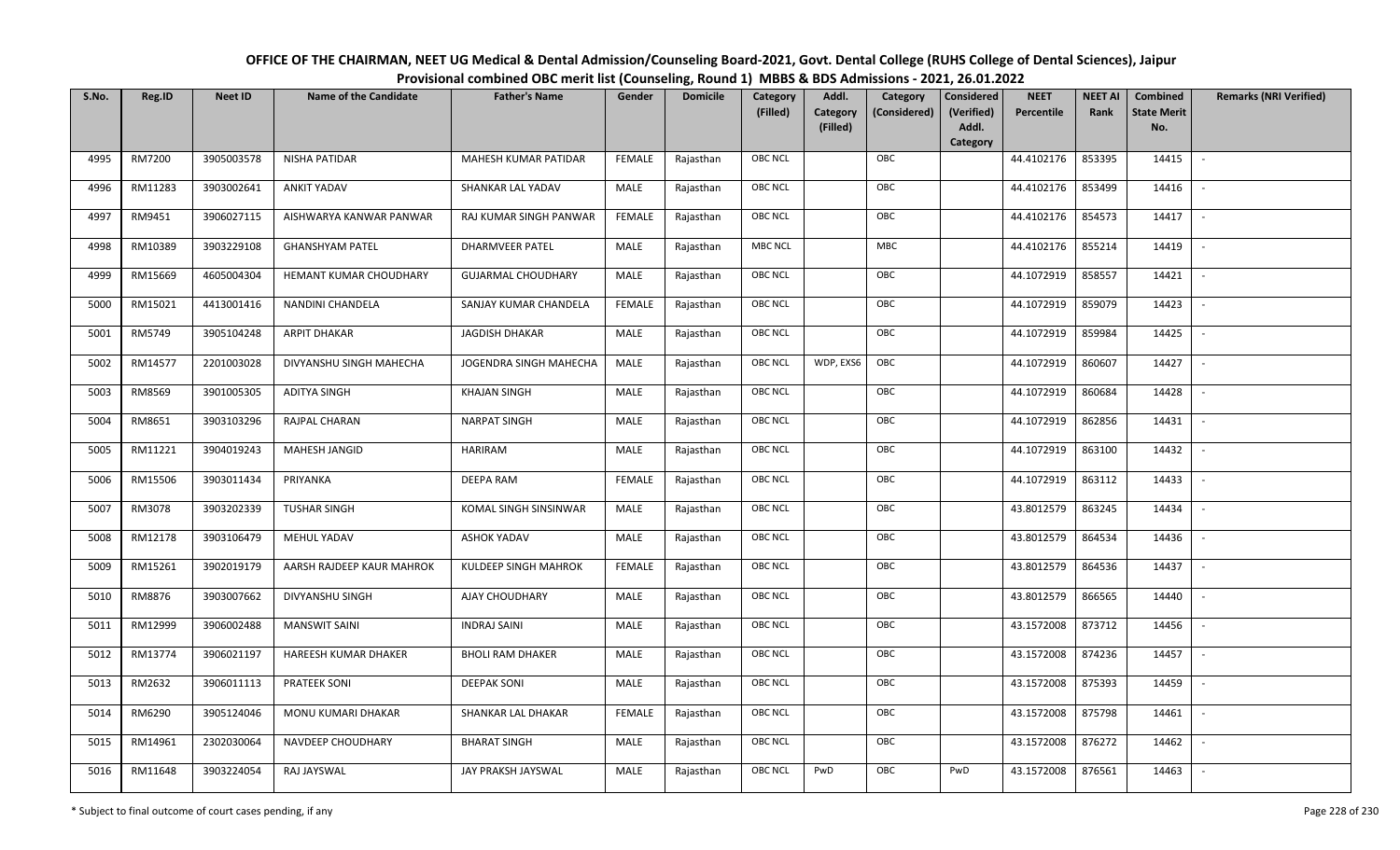# OFFICE OF THE CHAIRMAN, NEET UG Medical & Dental Admission/Counseling Board-2021, Govt. Dental College (RUHS College of Dental Sciences), Jaipur

## Provisional combined OBC merit list (Counseling, Round 1) MBBS & BDS Admissions - 2021, 26.01.2022

| S.No. | Reg.ID | Neet ID | Name of the Candidate | Father's Name | Gender | Domicile | Category (Filled) | Addl. Category (Filled) | Category (Considered) | Considered (Verified) Addl. Category | NEET Percentile | NEET AI Rank | Combined State Merit No. | Remarks (NRI Verified) |
|---|---|---|---|---|---|---|---|---|---|---|---|---|---|---|
| 4995 | RM7200 | 3905003578 | NISHA PATIDAR | MAHESH KUMAR PATIDAR | FEMALE | Rajasthan | OBC NCL | | OBC | | 44.4102176 | 853395 | 14415 | - |
| 4996 | RM11283 | 3903002641 | ANKIT YADAV | SHANKAR LAL YADAV | MALE | Rajasthan | OBC NCL | | OBC | | 44.4102176 | 853499 | 14416 | - |
| 4997 | RM9451 | 3906027115 | AISHWARYA KANWAR PANWAR | RAJ KUMAR SINGH PANWAR | FEMALE | Rajasthan | OBC NCL | | OBC | | 44.4102176 | 854573 | 14417 | - |
| 4998 | RM10389 | 3903229108 | GHANSHYAM PATEL | DHARMVEER PATEL | MALE | Rajasthan | MBC NCL | | MBC | | 44.4102176 | 855214 | 14419 | - |
| 4999 | RM15669 | 4605004304 | HEMANT KUMAR CHOUDHARY | GUJARMAL CHOUDHARY | MALE | Rajasthan | OBC NCL | | OBC | | 44.1072919 | 858557 | 14421 | - |
| 5000 | RM15021 | 4413001416 | NANDINI CHANDELA | SANJAY KUMAR CHANDELA | FEMALE | Rajasthan | OBC NCL | | OBC | | 44.1072919 | 859079 | 14423 | - |
| 5001 | RM5749 | 3905104248 | ARPIT DHAKAR | JAGDISH DHAKAR | MALE | Rajasthan | OBC NCL | | OBC | | 44.1072919 | 859984 | 14425 | - |
| 5002 | RM14577 | 2201003028 | DIVYANSHU SINGH MAHECHA | JOGENDRA SINGH MAHECHA | MALE | Rajasthan | OBC NCL | WDP, EXS6 | OBC | | 44.1072919 | 860607 | 14427 | - |
| 5003 | RM8569 | 3901005305 | ADITYA SINGH | KHAJAN SINGH | MALE | Rajasthan | OBC NCL | | OBC | | 44.1072919 | 860684 | 14428 | - |
| 5004 | RM8651 | 3903103296 | RAJPAL CHARAN | NARPAT SINGH | MALE | Rajasthan | OBC NCL | | OBC | | 44.1072919 | 862856 | 14431 | - |
| 5005 | RM11221 | 3904019243 | MAHESH JANGID | HARIRAM | MALE | Rajasthan | OBC NCL | | OBC | | 44.1072919 | 863100 | 14432 | - |
| 5006 | RM15506 | 3903011434 | PRIYANKA | DEEPA RAM | FEMALE | Rajasthan | OBC NCL | | OBC | | 44.1072919 | 863112 | 14433 | - |
| 5007 | RM3078 | 3903202339 | TUSHAR SINGH | KOMAL SINGH SINSINWAR | MALE | Rajasthan | OBC NCL | | OBC | | 43.8012579 | 863245 | 14434 | - |
| 5008 | RM12178 | 3903106479 | MEHUL YADAV | ASHOK YADAV | MALE | Rajasthan | OBC NCL | | OBC | | 43.8012579 | 864534 | 14436 | - |
| 5009 | RM15261 | 3902019179 | AARSH RAJDEEP KAUR MAHROK | KULDEEP SINGH MAHROK | FEMALE | Rajasthan | OBC NCL | | OBC | | 43.8012579 | 864536 | 14437 | - |
| 5010 | RM8876 | 3903007662 | DIVYANSHU SINGH | AJAY CHOUDHARY | MALE | Rajasthan | OBC NCL | | OBC | | 43.8012579 | 866565 | 14440 | - |
| 5011 | RM12999 | 3906002488 | MANSWIT SAINI | INDRAJ SAINI | MALE | Rajasthan | OBC NCL | | OBC | | 43.1572008 | 873712 | 14456 | - |
| 5012 | RM13774 | 3906021197 | HAREESH KUMAR DHAKER | BHOLI RAM DHAKER | MALE | Rajasthan | OBC NCL | | OBC | | 43.1572008 | 874236 | 14457 | - |
| 5013 | RM2632 | 3906011113 | PRATEEK SONI | DEEPAK SONI | MALE | Rajasthan | OBC NCL | | OBC | | 43.1572008 | 875393 | 14459 | - |
| 5014 | RM6290 | 3905124046 | MONU KUMARI DHAKAR | SHANKAR LAL DHAKAR | FEMALE | Rajasthan | OBC NCL | | OBC | | 43.1572008 | 875798 | 14461 | - |
| 5015 | RM14961 | 2302030064 | NAVDEEP CHOUDHARY | BHARAT SINGH | MALE | Rajasthan | OBC NCL | | OBC | | 43.1572008 | 876272 | 14462 | - |
| 5016 | RM11648 | 3903224054 | RAJ JAYSWAL | JAY PRAKSH JAYSWAL | MALE | Rajasthan | OBC NCL | PwD | OBC | PwD | 43.1572008 | 876561 | 14463 | - |

\* Subject to final outcome of court cases pending, if any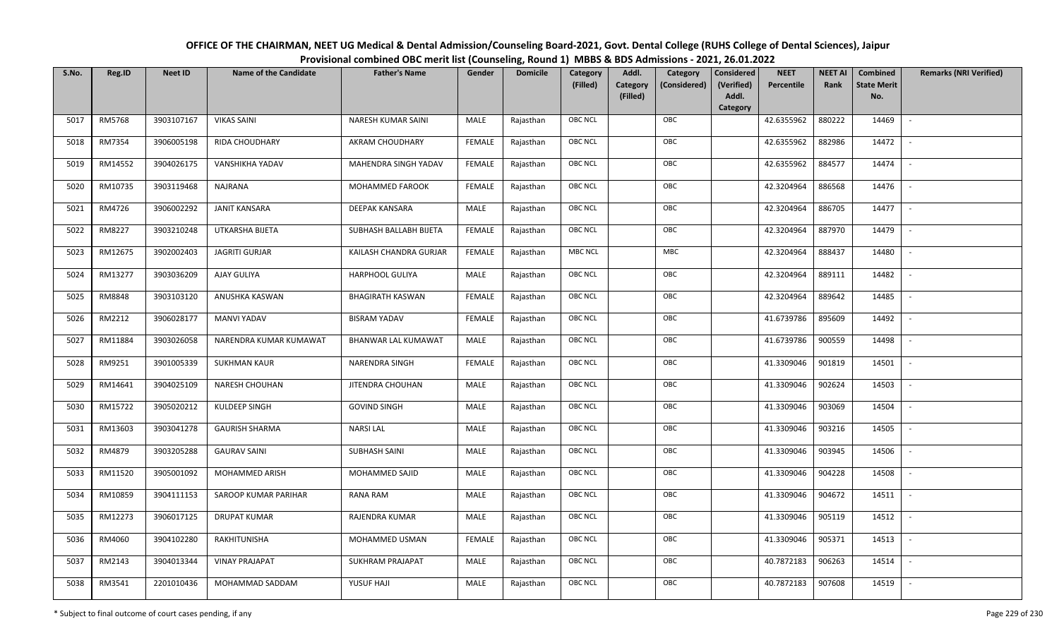# OFFICE OF THE CHAIRMAN, NEET UG Medical & Dental Admission/Counseling Board-2021, Govt. Dental College (RUHS College of Dental Sciences), Jaipur

## Provisional combined OBC merit list (Counseling, Round 1) MBBS & BDS Admissions - 2021, 26.01.2022

| S.No. | Reg.ID | Neet ID | Name of the Candidate | Father's Name | Gender | Domicile | Category (Filled) | Addl. Category (Filled) | Category (Considered) | Considered (Verified) Addl. Category | NEET Percentile | NEET AI Rank | Combined State Merit No. | Remarks (NRI Verified) |
|---|---|---|---|---|---|---|---|---|---|---|---|---|---|---|
| 5017 | RM5768 | 3903107167 | VIKAS SAINI | NARESH KUMAR SAINI | MALE | Rajasthan | OBC NCL | | OBC | | 42.6355962 | 880222 | 14469 | - |
| 5018 | RM7354 | 3906005198 | RIDA CHOUDHARY | AKRAM CHOUDHARY | FEMALE | Rajasthan | OBC NCL | | OBC | | 42.6355962 | 882986 | 14472 | - |
| 5019 | RM14552 | 3904026175 | VANSHIKHA YADAV | MAHENDRA SINGH YADAV | FEMALE | Rajasthan | OBC NCL | | OBC | | 42.6355962 | 884577 | 14474 | - |
| 5020 | RM10735 | 3903119468 | NAJRANA | MOHAMMED FAROOK | FEMALE | Rajasthan | OBC NCL | | OBC | | 42.3204964 | 886568 | 14476 | - |
| 5021 | RM4726 | 3906002292 | JANIT KANSARA | DEEPAK KANSARA | MALE | Rajasthan | OBC NCL | | OBC | | 42.3204964 | 886705 | 14477 | - |
| 5022 | RM8227 | 3903210248 | UTKARSHA BIJETA | SUBHASH BALLABH BIJETA | FEMALE | Rajasthan | OBC NCL | | OBC | | 42.3204964 | 887970 | 14479 | - |
| 5023 | RM12675 | 3902002403 | JAGRITI GURJAR | KAILASH CHANDRA GURJAR | FEMALE | Rajasthan | MBC NCL | | MBC | | 42.3204964 | 888437 | 14480 | - |
| 5024 | RM13277 | 3903036209 | AJAY GULIYA | HARPHOOL GULIYA | MALE | Rajasthan | OBC NCL | | OBC | | 42.3204964 | 889111 | 14482 | - |
| 5025 | RM8848 | 3903103120 | ANUSHKA KASWAN | BHAGIRATH KASWAN | FEMALE | Rajasthan | OBC NCL | | OBC | | 42.3204964 | 889642 | 14485 | - |
| 5026 | RM2212 | 3906028177 | MANVI YADAV | BISRAM YADAV | FEMALE | Rajasthan | OBC NCL | | OBC | | 41.6739786 | 895609 | 14492 | - |
| 5027 | RM11884 | 3903026058 | NARENDRA KUMAR KUMAWAT | BHANWAR LAL KUMAWAT | MALE | Rajasthan | OBC NCL | | OBC | | 41.6739786 | 900559 | 14498 | - |
| 5028 | RM9251 | 3901005339 | SUKHMAN KAUR | NARENDRA SINGH | FEMALE | Rajasthan | OBC NCL | | OBC | | 41.3309046 | 901819 | 14501 | - |
| 5029 | RM14641 | 3904025109 | NARESH CHOUHAN | JITENDRA CHOUHAN | MALE | Rajasthan | OBC NCL | | OBC | | 41.3309046 | 902624 | 14503 | - |
| 5030 | RM15722 | 3905020212 | KULDEEP SINGH | GOVIND SINGH | MALE | Rajasthan | OBC NCL | | OBC | | 41.3309046 | 903069 | 14504 | - |
| 5031 | RM13603 | 3903041278 | GAURISH SHARMA | NARSI LAL | MALE | Rajasthan | OBC NCL | | OBC | | 41.3309046 | 903216 | 14505 | - |
| 5032 | RM4879 | 3903205288 | GAURAV SAINI | SUBHASH SAINI | MALE | Rajasthan | OBC NCL | | OBC | | 41.3309046 | 903945 | 14506 | - |
| 5033 | RM11520 | 3905001092 | MOHAMMED ARISH | MOHAMMED SAJID | MALE | Rajasthan | OBC NCL | | OBC | | 41.3309046 | 904228 | 14508 | - |
| 5034 | RM10859 | 3904111153 | SAROOP KUMAR PARIHAR | RANA RAM | MALE | Rajasthan | OBC NCL | | OBC | | 41.3309046 | 904672 | 14511 | - |
| 5035 | RM12273 | 3906017125 | DRUPAT KUMAR | RAJENDRA KUMAR | MALE | Rajasthan | OBC NCL | | OBC | | 41.3309046 | 905119 | 14512 | - |
| 5036 | RM4060 | 3904102280 | RAKHITUNISHA | MOHAMMED USMAN | FEMALE | Rajasthan | OBC NCL | | OBC | | 41.3309046 | 905371 | 14513 | - |
| 5037 | RM2143 | 3904013344 | VINAY PRAJAPAT | SUKHRAM PRAJAPAT | MALE | Rajasthan | OBC NCL | | OBC | | 40.7872183 | 906263 | 14514 | - |
| 5038 | RM3541 | 2201010436 | MOHAMMAD SADDAM | YUSUF HAJI | MALE | Rajasthan | OBC NCL | | OBC | | 40.7872183 | 907608 | 14519 | - |

\* Subject to final outcome of court cases pending, if any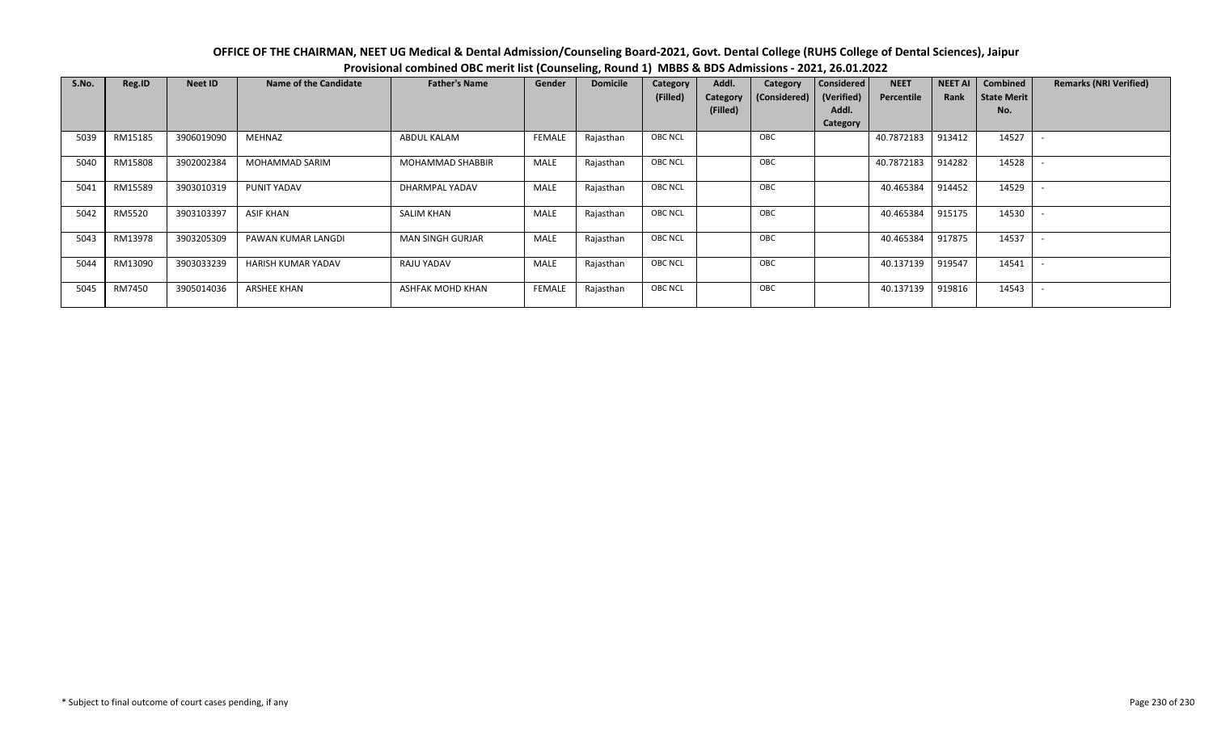**OFFICE OF THE CHAIRMAN, NEET UG Medical & Dental Admission/Counseling Board-2021, Govt. Dental College (RUHS College of Dental Sciences), Jaipur**

**Provisional combined OBC merit list (Counseling, Round 1) MBBS & BDS Admissions - 2021, 26.01.2022**

| S.No. | Reg.ID | Neet ID | Name of the Candidate | Father's Name | Gender | Domicile | Category (Filled) | Addl. Category (Filled) | Category (Considered) | Considered (Verified) Addl. Category | NEET Percentile | NEET AI Rank | Combined State Merit No. | Remarks (NRI Verified) |
|---|---|---|---|---|---|---|---|---|---|---|---|---|---|---|
| 5039 | RM15185 | 3906019090 | MEHNAZ | ABDUL KALAM | FEMALE | Rajasthan | OBC NCL | | OBC | | 40.7872183 | 913412 | 14527 | - |
| 5040 | RM15808 | 3902002384 | MOHAMMAD SARIM | MOHAMMAD SHABBIR | MALE | Rajasthan | OBC NCL | | OBC | | 40.7872183 | 914282 | 14528 | - |
| 5041 | RM15589 | 3903010319 | PUNIT YADAV | DHARMPAL YADAV | MALE | Rajasthan | OBC NCL | | OBC | | 40.465384 | 914452 | 14529 | - |
| 5042 | RM5520 | 3903103397 | ASIF KHAN | SALIM KHAN | MALE | Rajasthan | OBC NCL | | OBC | | 40.465384 | 915175 | 14530 | - |
| 5043 | RM13978 | 3903205309 | PAWAN KUMAR LANGDI | MAN SINGH GURJAR | MALE | Rajasthan | OBC NCL | | OBC | | 40.465384 | 917875 | 14537 | - |
| 5044 | RM13090 | 3903033239 | HARISH KUMAR YADAV | RAJU YADAV | MALE | Rajasthan | OBC NCL | | OBC | | 40.137139 | 919547 | 14541 | - |
| 5045 | RM7450 | 3905014036 | ARSHEE KHAN | ASHFAK MOHD KHAN | FEMALE | Rajasthan | OBC NCL | | OBC | | 40.137139 | 919816 | 14543 | - |

\* Subject to final outcome of court cases pending, if any